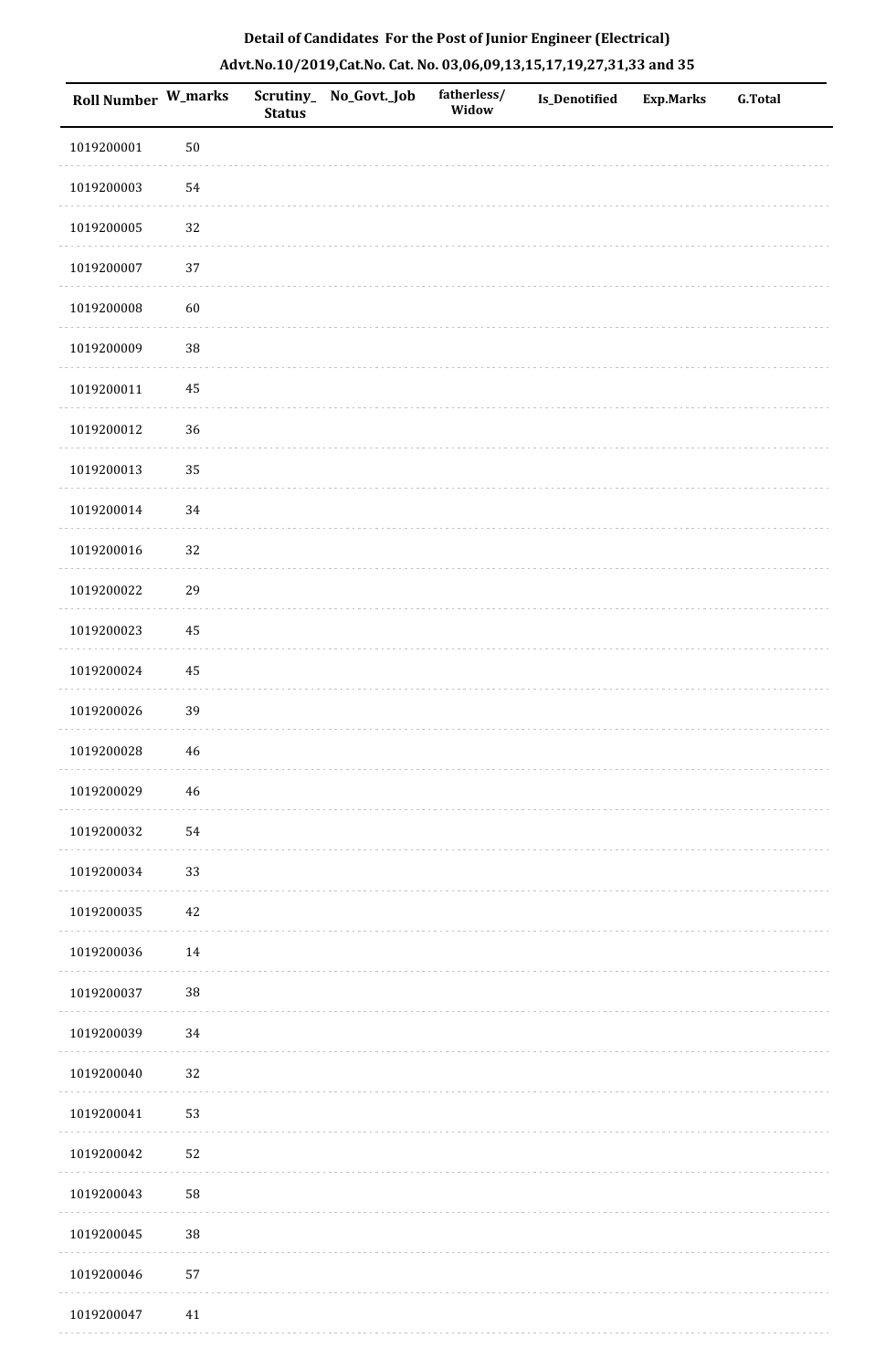**Detail of Candidates For the Post of Junior Engineer (Electrical)**

**Advt.No.10/2019,Cat.No. Cat. No. 03,06,09,13,15,17,19,27,31,33 and 35**

| Roll Number | W_marks | Scrutiny_ Status | No_Govt._Job | fatherless/ Widow | Is_Denotified | Exp.Marks | G.Total |
|---|---|---|---|---|---|---|---|
| 1019200001 | 50 | | | | | | |
| 1019200003 | 54 | | | | | | |
| 1019200005 | 32 | | | | | | |
| 1019200007 | 37 | | | | | | |
| 1019200008 | 60 | | | | | | |
| 1019200009 | 38 | | | | | | |
| 1019200011 | 45 | | | | | | |
| 1019200012 | 36 | | | | | | |
| 1019200013 | 35 | | | | | | |
| 1019200014 | 34 | | | | | | |
| 1019200016 | 32 | | | | | | |
| 1019200022 | 29 | | | | | | |
| 1019200023 | 45 | | | | | | |
| 1019200024 | 45 | | | | | | |
| 1019200026 | 39 | | | | | | |
| 1019200028 | 46 | | | | | | |
| 1019200029 | 46 | | | | | | |
| 1019200032 | 54 | | | | | | |
| 1019200034 | 33 | | | | | | |
| 1019200035 | 42 | | | | | | |
| 1019200036 | 14 | | | | | | |
| 1019200037 | 38 | | | | | | |
| 1019200039 | 34 | | | | | | |
| 1019200040 | 32 | | | | | | |
| 1019200041 | 53 | | | | | | |
| 1019200042 | 52 | | | | | | |
| 1019200043 | 58 | | | | | | |
| 1019200045 | 38 | | | | | | |
| 1019200046 | 57 | | | | | | |
| 1019200047 | 41 | | | | | | |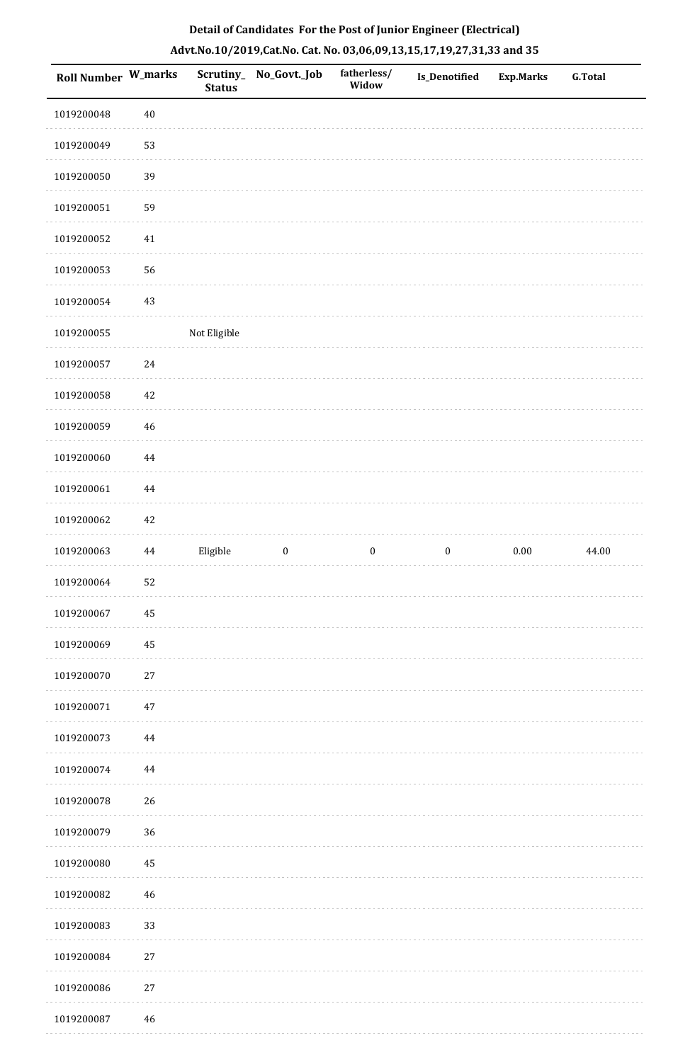**Detail of Candidates For the Post of Junior Engineer (Electrical)**

**Advt.No.10/2019,Cat.No. Cat. No. 03,06,09,13,15,17,19,27,31,33 and 35**

| Roll Number | W_marks | Scrutiny_ Status | No_Govt._Job | fatherless/ Widow | Is_Denotified | Exp.Marks | G.Total |
|---|---|---|---|---|---|---|---|
| 1019200048 | 40 | | | | | | |
| 1019200049 | 53 | | | | | | |
| 1019200050 | 39 | | | | | | |
| 1019200051 | 59 | | | | | | |
| 1019200052 | 41 | | | | | | |
| 1019200053 | 56 | | | | | | |
| 1019200054 | 43 | | | | | | |
| 1019200055 | | Not Eligible | | | | | |
| 1019200057 | 24 | | | | | | |
| 1019200058 | 42 | | | | | | |
| 1019200059 | 46 | | | | | | |
| 1019200060 | 44 | | | | | | |
| 1019200061 | 44 | | | | | | |
| 1019200062 | 42 | | | | | | |
| 1019200063 | 44 | Eligible | 0 | 0 | 0 | 0.00 | 44.00 |
| 1019200064 | 52 | | | | | | |
| 1019200067 | 45 | | | | | | |
| 1019200069 | 45 | | | | | | |
| 1019200070 | 27 | | | | | | |
| 1019200071 | 47 | | | | | | |
| 1019200073 | 44 | | | | | | |
| 1019200074 | 44 | | | | | | |
| 1019200078 | 26 | | | | | | |
| 1019200079 | 36 | | | | | | |
| 1019200080 | 45 | | | | | | |
| 1019200082 | 46 | | | | | | |
| 1019200083 | 33 | | | | | | |
| 1019200084 | 27 | | | | | | |
| 1019200086 | 27 | | | | | | |
| 1019200087 | 46 | | | | | | |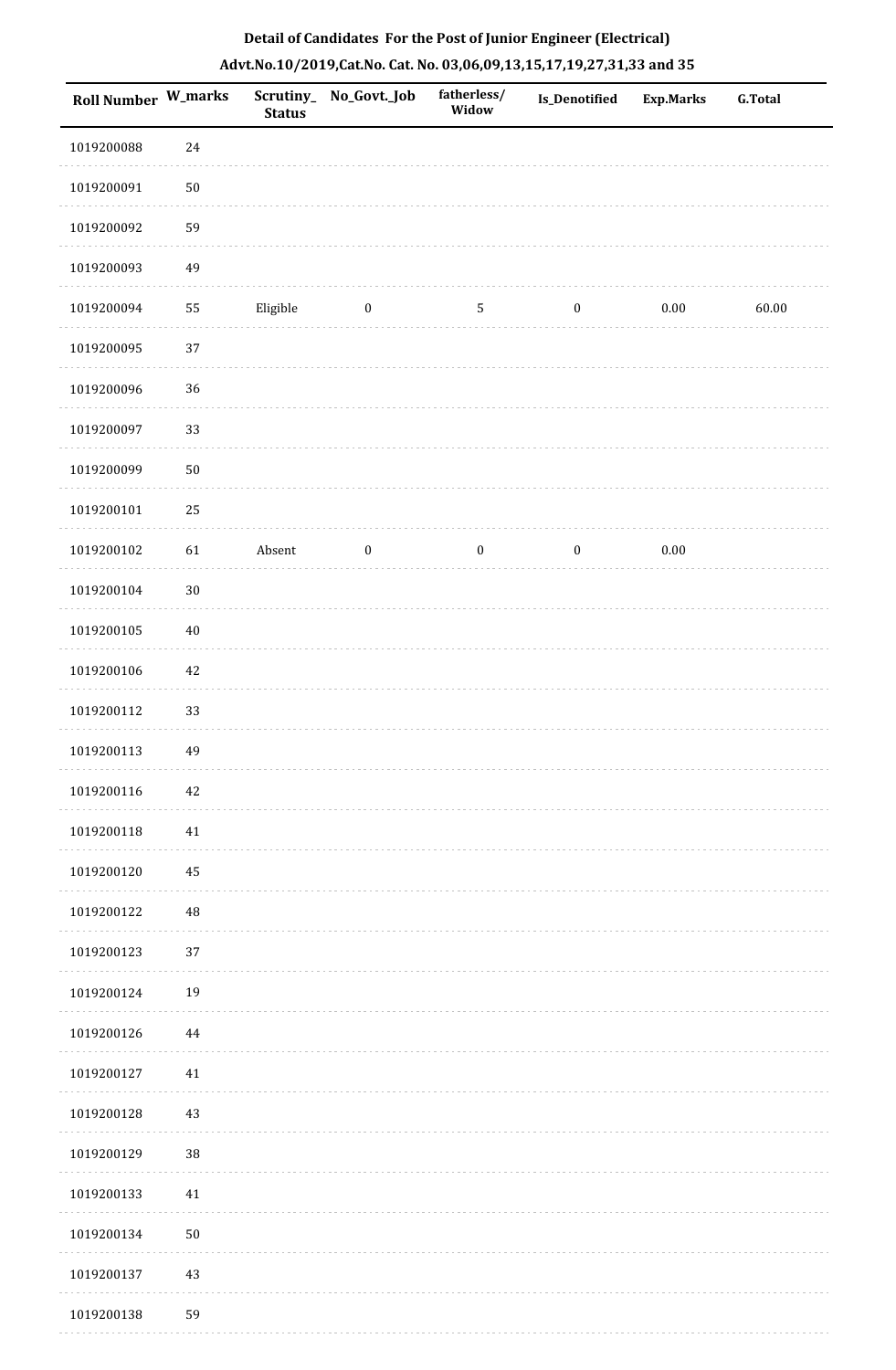**Detail of Candidates For the Post of Junior Engineer (Electrical)**

**Advt.No.10/2019,Cat.No. Cat. No. 03,06,09,13,15,17,19,27,31,33 and 35**

| Roll Number | W_marks | Scrutiny_ Status | No_Govt._Job | fatherless/ Widow | Is_Denotified | Exp.Marks | G.Total |
|---|---|---|---|---|---|---|---|
| 1019200088 | 24 | | | | | | |
| 1019200091 | 50 | | | | | | |
| 1019200092 | 59 | | | | | | |
| 1019200093 | 49 | | | | | | |
| 1019200094 | 55 | Eligible | 0 | 5 | 0 | 0.00 | 60.00 |
| 1019200095 | 37 | | | | | | |
| 1019200096 | 36 | | | | | | |
| 1019200097 | 33 | | | | | | |
| 1019200099 | 50 | | | | | | |
| 1019200101 | 25 | | | | | | |
| 1019200102 | 61 | Absent | 0 | 0 | 0 | 0.00 | |
| 1019200104 | 30 | | | | | | |
| 1019200105 | 40 | | | | | | |
| 1019200106 | 42 | | | | | | |
| 1019200112 | 33 | | | | | | |
| 1019200113 | 49 | | | | | | |
| 1019200116 | 42 | | | | | | |
| 1019200118 | 41 | | | | | | |
| 1019200120 | 45 | | | | | | |
| 1019200122 | 48 | | | | | | |
| 1019200123 | 37 | | | | | | |
| 1019200124 | 19 | | | | | | |
| 1019200126 | 44 | | | | | | |
| 1019200127 | 41 | | | | | | |
| 1019200128 | 43 | | | | | | |
| 1019200129 | 38 | | | | | | |
| 1019200133 | 41 | | | | | | |
| 1019200134 | 50 | | | | | | |
| 1019200137 | 43 | | | | | | |
| 1019200138 | 59 | | | | | | |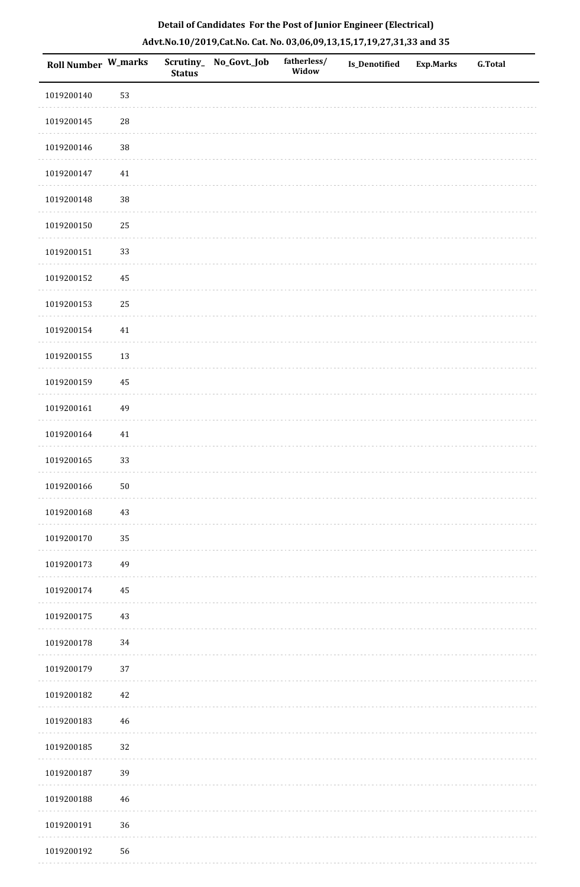**Detail of Candidates For the Post of Junior Engineer (Electrical)**

**Advt.No.10/2019,Cat.No. Cat. No. 03,06,09,13,15,17,19,27,31,33 and 35**

| Roll Number | W_marks | Scrutiny_Status | No_Govt._Job | fatherless/Widow | Is_Denotified | Exp.Marks | G.Total |
|---|---|---|---|---|---|---|---|
| 1019200140 | 53 | | | | | | |
| 1019200145 | 28 | | | | | | |
| 1019200146 | 38 | | | | | | |
| 1019200147 | 41 | | | | | | |
| 1019200148 | 38 | | | | | | |
| 1019200150 | 25 | | | | | | |
| 1019200151 | 33 | | | | | | |
| 1019200152 | 45 | | | | | | |
| 1019200153 | 25 | | | | | | |
| 1019200154 | 41 | | | | | | |
| 1019200155 | 13 | | | | | | |
| 1019200159 | 45 | | | | | | |
| 1019200161 | 49 | | | | | | |
| 1019200164 | 41 | | | | | | |
| 1019200165 | 33 | | | | | | |
| 1019200166 | 50 | | | | | | |
| 1019200168 | 43 | | | | | | |
| 1019200170 | 35 | | | | | | |
| 1019200173 | 49 | | | | | | |
| 1019200174 | 45 | | | | | | |
| 1019200175 | 43 | | | | | | |
| 1019200178 | 34 | | | | | | |
| 1019200179 | 37 | | | | | | |
| 1019200182 | 42 | | | | | | |
| 1019200183 | 46 | | | | | | |
| 1019200185 | 32 | | | | | | |
| 1019200187 | 39 | | | | | | |
| 1019200188 | 46 | | | | | | |
| 1019200191 | 36 | | | | | | |
| 1019200192 | 56 | | | | | | |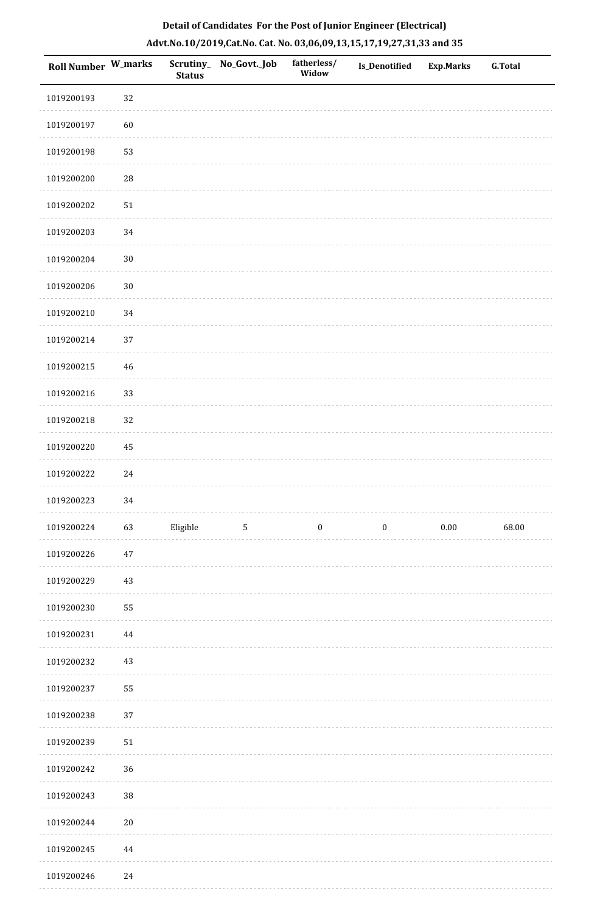**Detail of Candidates For the Post of Junior Engineer (Electrical)**

**Advt.No.10/2019,Cat.No. Cat. No. 03,06,09,13,15,17,19,27,31,33 and 35**

| Roll Number | W_marks | Scrutiny_Status | No_Govt._Job | fatherless/Widow | Is_Denotified | Exp.Marks | G.Total |
|---|---|---|---|---|---|---|---|
| 1019200193 | 32 | | | | | | |
| 1019200197 | 60 | | | | | | |
| 1019200198 | 53 | | | | | | |
| 1019200200 | 28 | | | | | | |
| 1019200202 | 51 | | | | | | |
| 1019200203 | 34 | | | | | | |
| 1019200204 | 30 | | | | | | |
| 1019200206 | 30 | | | | | | |
| 1019200210 | 34 | | | | | | |
| 1019200214 | 37 | | | | | | |
| 1019200215 | 46 | | | | | | |
| 1019200216 | 33 | | | | | | |
| 1019200218 | 32 | | | | | | |
| 1019200220 | 45 | | | | | | |
| 1019200222 | 24 | | | | | | |
| 1019200223 | 34 | | | | | | |
| 1019200224 | 63 | Eligible | 5 | 0 | 0 | 0.00 | 68.00 |
| 1019200226 | 47 | | | | | | |
| 1019200229 | 43 | | | | | | |
| 1019200230 | 55 | | | | | | |
| 1019200231 | 44 | | | | | | |
| 1019200232 | 43 | | | | | | |
| 1019200237 | 55 | | | | | | |
| 1019200238 | 37 | | | | | | |
| 1019200239 | 51 | | | | | | |
| 1019200242 | 36 | | | | | | |
| 1019200243 | 38 | | | | | | |
| 1019200244 | 20 | | | | | | |
| 1019200245 | 44 | | | | | | |
| 1019200246 | 24 | | | | | | |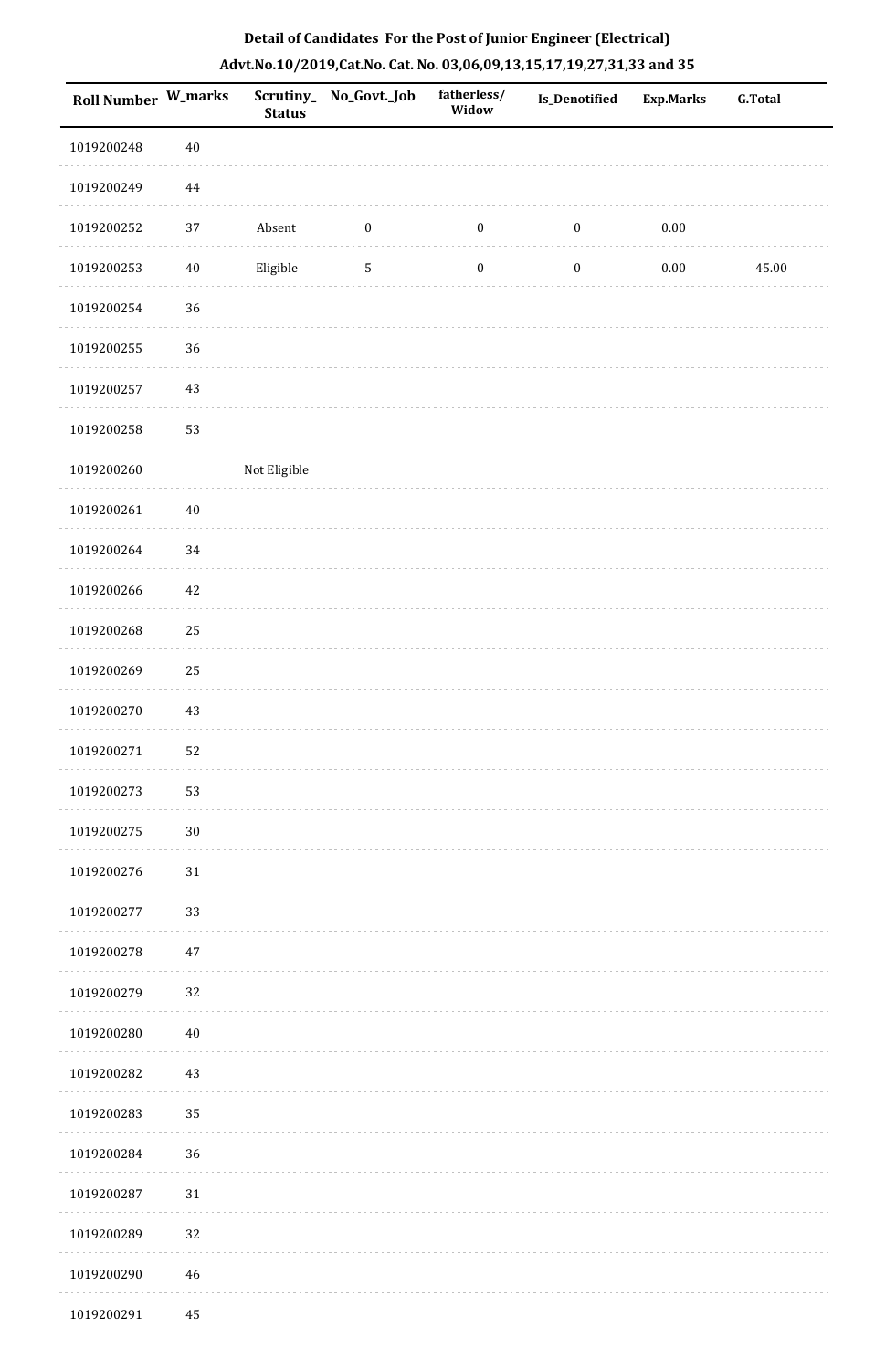**Detail of Candidates For the Post of Junior Engineer (Electrical)**

**Advt.No.10/2019,Cat.No. Cat. No. 03,06,09,13,15,17,19,27,31,33 and 35**

| Roll Number | W_marks | Scrutiny_ Status | No_Govt._Job | fatherless/ Widow | Is_Denotified | Exp.Marks | G.Total |
|---|---|---|---|---|---|---|---|
| 1019200248 | 40 | | | | | | |
| 1019200249 | 44 | | | | | | |
| 1019200252 | 37 | Absent | 0 | 0 | 0 | 0.00 | |
| 1019200253 | 40 | Eligible | 5 | 0 | 0 | 0.00 | 45.00 |
| 1019200254 | 36 | | | | | | |
| 1019200255 | 36 | | | | | | |
| 1019200257 | 43 | | | | | | |
| 1019200258 | 53 | | | | | | |
| 1019200260 | | Not Eligible | | | | | |
| 1019200261 | 40 | | | | | | |
| 1019200264 | 34 | | | | | | |
| 1019200266 | 42 | | | | | | |
| 1019200268 | 25 | | | | | | |
| 1019200269 | 25 | | | | | | |
| 1019200270 | 43 | | | | | | |
| 1019200271 | 52 | | | | | | |
| 1019200273 | 53 | | | | | | |
| 1019200275 | 30 | | | | | | |
| 1019200276 | 31 | | | | | | |
| 1019200277 | 33 | | | | | | |
| 1019200278 | 47 | | | | | | |
| 1019200279 | 32 | | | | | | |
| 1019200280 | 40 | | | | | | |
| 1019200282 | 43 | | | | | | |
| 1019200283 | 35 | | | | | | |
| 1019200284 | 36 | | | | | | |
| 1019200287 | 31 | | | | | | |
| 1019200289 | 32 | | | | | | |
| 1019200290 | 46 | | | | | | |
| 1019200291 | 45 | | | | | | |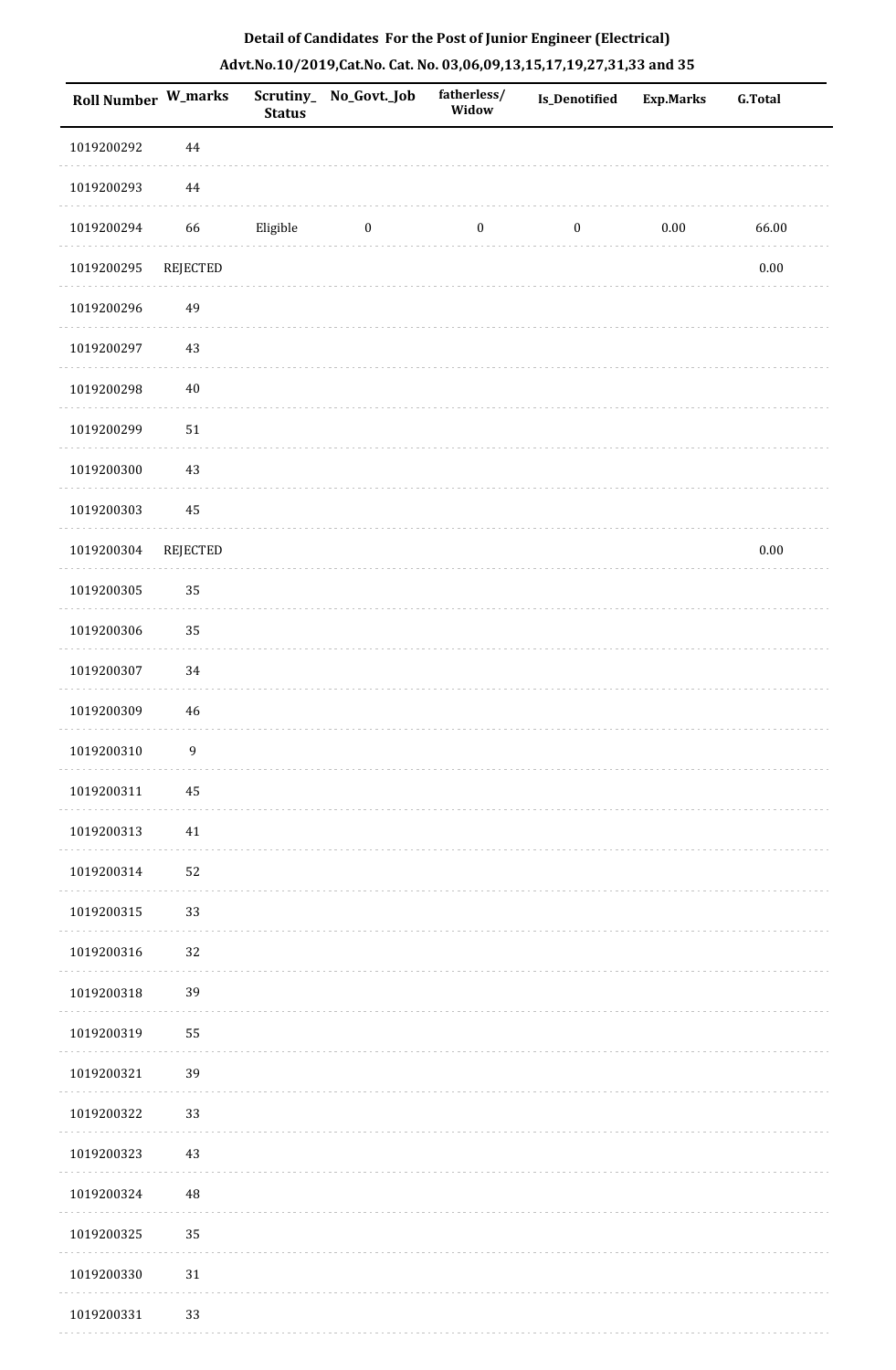**Detail of Candidates For the Post of Junior Engineer (Electrical)**

**Advt.No.10/2019,Cat.No. Cat. No. 03,06,09,13,15,17,19,27,31,33 and 35**

| Roll Number | W_marks | Scrutiny_ Status | No_Govt._Job | fatherless/ Widow | Is_Denotified | Exp.Marks | G.Total |
|---|---|---|---|---|---|---|---|
| 1019200292 | 44 | | | | | | |
| 1019200293 | 44 | | | | | | |
| 1019200294 | 66 | Eligible | 0 | 0 | 0 | 0.00 | 66.00 |
| 1019200295 | REJECTED | | | | | | 0.00 |
| 1019200296 | 49 | | | | | | |
| 1019200297 | 43 | | | | | | |
| 1019200298 | 40 | | | | | | |
| 1019200299 | 51 | | | | | | |
| 1019200300 | 43 | | | | | | |
| 1019200303 | 45 | | | | | | |
| 1019200304 | REJECTED | | | | | | 0.00 |
| 1019200305 | 35 | | | | | | |
| 1019200306 | 35 | | | | | | |
| 1019200307 | 34 | | | | | | |
| 1019200309 | 46 | | | | | | |
| 1019200310 | 9 | | | | | | |
| 1019200311 | 45 | | | | | | |
| 1019200313 | 41 | | | | | | |
| 1019200314 | 52 | | | | | | |
| 1019200315 | 33 | | | | | | |
| 1019200316 | 32 | | | | | | |
| 1019200318 | 39 | | | | | | |
| 1019200319 | 55 | | | | | | |
| 1019200321 | 39 | | | | | | |
| 1019200322 | 33 | | | | | | |
| 1019200323 | 43 | | | | | | |
| 1019200324 | 48 | | | | | | |
| 1019200325 | 35 | | | | | | |
| 1019200330 | 31 | | | | | | |
| 1019200331 | 33 | | | | | | |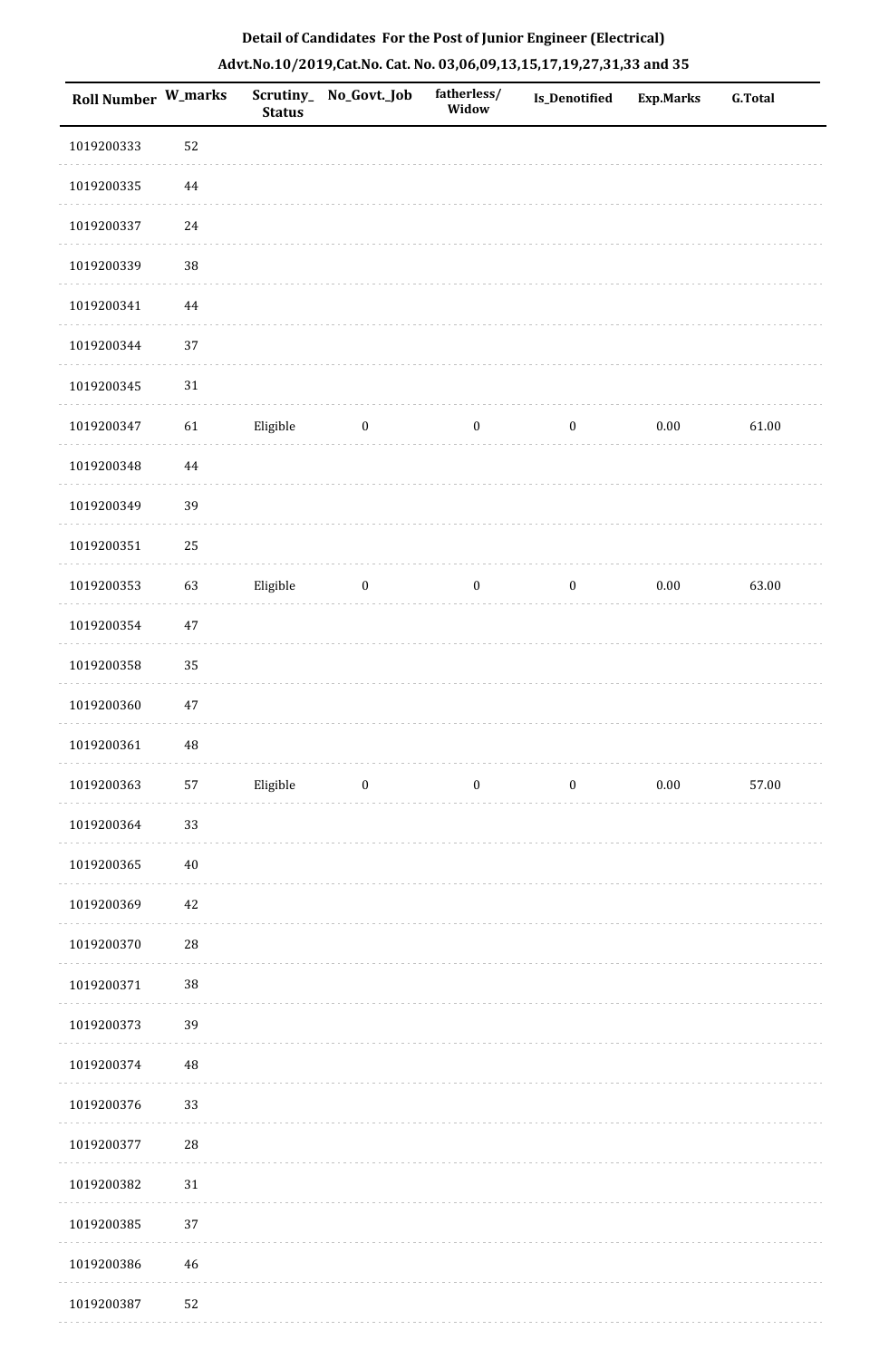**Detail of Candidates For the Post of Junior Engineer (Electrical)**

**Advt.No.10/2019,Cat.No. Cat. No. 03,06,09,13,15,17,19,27,31,33 and 35**

| Roll Number | W_marks | Scrutiny_Status | No_Govt._Job | fatherless/Widow | Is_Denotified | Exp.Marks | G.Total |
|---|---|---|---|---|---|---|---|
| 1019200333 | 52 | | | | | | |
| 1019200335 | 44 | | | | | | |
| 1019200337 | 24 | | | | | | |
| 1019200339 | 38 | | | | | | |
| 1019200341 | 44 | | | | | | |
| 1019200344 | 37 | | | | | | |
| 1019200345 | 31 | | | | | | |
| 1019200347 | 61 | Eligible | 0 | 0 | 0 | 0.00 | 61.00 |
| 1019200348 | 44 | | | | | | |
| 1019200349 | 39 | | | | | | |
| 1019200351 | 25 | | | | | | |
| 1019200353 | 63 | Eligible | 0 | 0 | 0 | 0.00 | 63.00 |
| 1019200354 | 47 | | | | | | |
| 1019200358 | 35 | | | | | | |
| 1019200360 | 47 | | | | | | |
| 1019200361 | 48 | | | | | | |
| 1019200363 | 57 | Eligible | 0 | 0 | 0 | 0.00 | 57.00 |
| 1019200364 | 33 | | | | | | |
| 1019200365 | 40 | | | | | | |
| 1019200369 | 42 | | | | | | |
| 1019200370 | 28 | | | | | | |
| 1019200371 | 38 | | | | | | |
| 1019200373 | 39 | | | | | | |
| 1019200374 | 48 | | | | | | |
| 1019200376 | 33 | | | | | | |
| 1019200377 | 28 | | | | | | |
| 1019200382 | 31 | | | | | | |
| 1019200385 | 37 | | | | | | |
| 1019200386 | 46 | | | | | | |
| 1019200387 | 52 | | | | | | |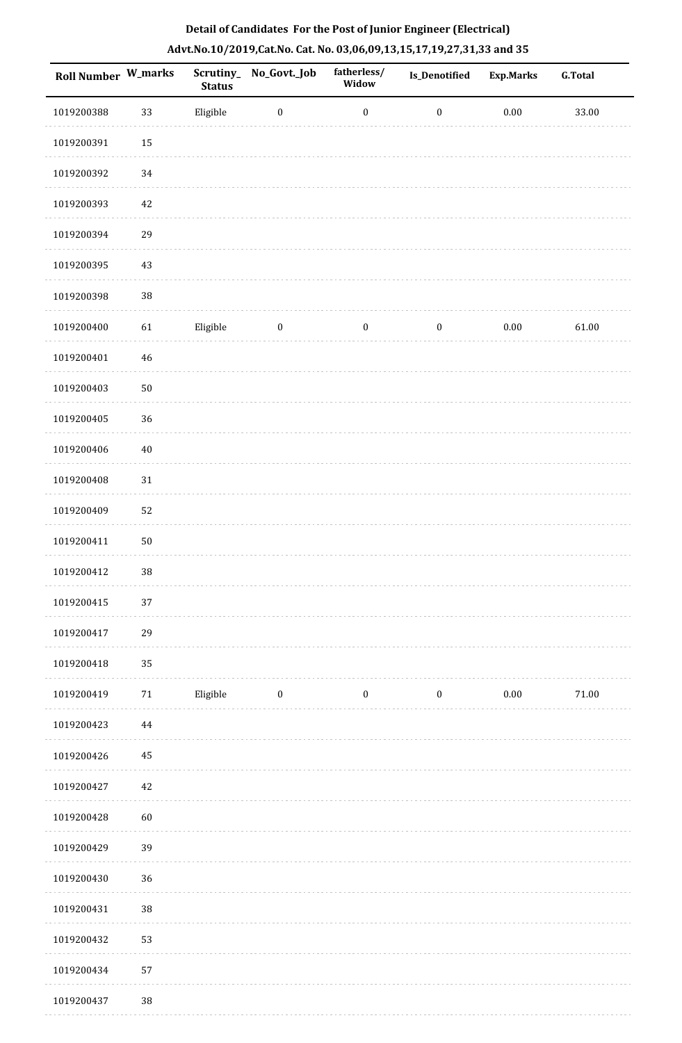## Detail of Candidates For the Post of Junior Engineer (Electrical)

## Advt.No.10/2019,Cat.No. Cat. No. 03,06,09,13,15,17,19,27,31,33 and 35

| Roll Number | W_marks | Scrutiny_ Status | No_Govt._Job | fatherless/ Widow | Is_Denotified | Exp.Marks | G.Total |
|---|---|---|---|---|---|---|---|
| 1019200388 | 33 | Eligible | 0 | 0 | 0 | 0.00 | 33.00 |
| 1019200391 | 15 | | | | | | |
| 1019200392 | 34 | | | | | | |
| 1019200393 | 42 | | | | | | |
| 1019200394 | 29 | | | | | | |
| 1019200395 | 43 | | | | | | |
| 1019200398 | 38 | | | | | | |
| 1019200400 | 61 | Eligible | 0 | 0 | 0 | 0.00 | 61.00 |
| 1019200401 | 46 | | | | | | |
| 1019200403 | 50 | | | | | | |
| 1019200405 | 36 | | | | | | |
| 1019200406 | 40 | | | | | | |
| 1019200408 | 31 | | | | | | |
| 1019200409 | 52 | | | | | | |
| 1019200411 | 50 | | | | | | |
| 1019200412 | 38 | | | | | | |
| 1019200415 | 37 | | | | | | |
| 1019200417 | 29 | | | | | | |
| 1019200418 | 35 | | | | | | |
| 1019200419 | 71 | Eligible | 0 | 0 | 0 | 0.00 | 71.00 |
| 1019200423 | 44 | | | | | | |
| 1019200426 | 45 | | | | | | |
| 1019200427 | 42 | | | | | | |
| 1019200428 | 60 | | | | | | |
| 1019200429 | 39 | | | | | | |
| 1019200430 | 36 | | | | | | |
| 1019200431 | 38 | | | | | | |
| 1019200432 | 53 | | | | | | |
| 1019200434 | 57 | | | | | | |
| 1019200437 | 38 | | | | | | |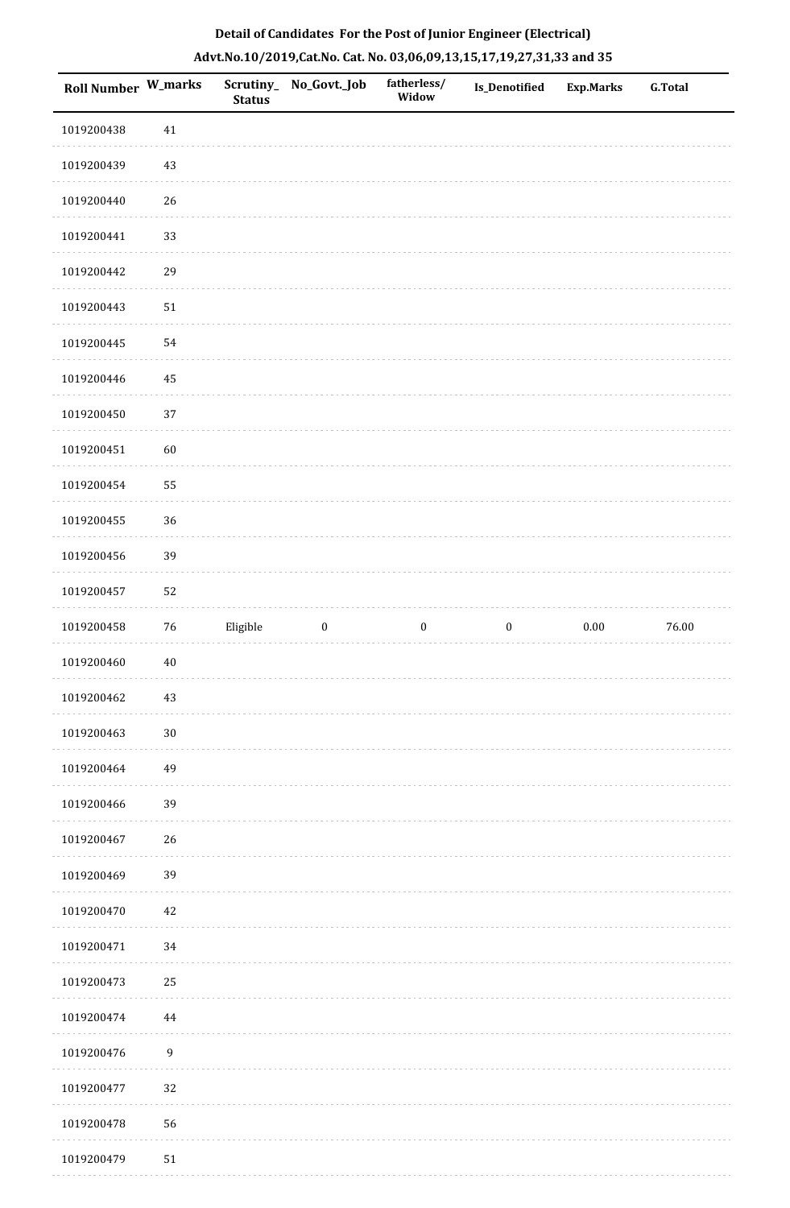**Detail of Candidates For the Post of Junior Engineer (Electrical)**

**Advt.No.10/2019,Cat.No. Cat. No. 03,06,09,13,15,17,19,27,31,33 and 35**

| Roll Number | W_marks | Scrutiny_ Status | No_Govt._Job | fatherless/ Widow | Is_Denotified | Exp.Marks | G.Total |
|---|---|---|---|---|---|---|---|
| 1019200438 | 41 | | | | | | |
| 1019200439 | 43 | | | | | | |
| 1019200440 | 26 | | | | | | |
| 1019200441 | 33 | | | | | | |
| 1019200442 | 29 | | | | | | |
| 1019200443 | 51 | | | | | | |
| 1019200445 | 54 | | | | | | |
| 1019200446 | 45 | | | | | | |
| 1019200450 | 37 | | | | | | |
| 1019200451 | 60 | | | | | | |
| 1019200454 | 55 | | | | | | |
| 1019200455 | 36 | | | | | | |
| 1019200456 | 39 | | | | | | |
| 1019200457 | 52 | | | | | | |
| 1019200458 | 76 | Eligible | 0 | 0 | 0 | 0.00 | 76.00 |
| 1019200460 | 40 | | | | | | |
| 1019200462 | 43 | | | | | | |
| 1019200463 | 30 | | | | | | |
| 1019200464 | 49 | | | | | | |
| 1019200466 | 39 | | | | | | |
| 1019200467 | 26 | | | | | | |
| 1019200469 | 39 | | | | | | |
| 1019200470 | 42 | | | | | | |
| 1019200471 | 34 | | | | | | |
| 1019200473 | 25 | | | | | | |
| 1019200474 | 44 | | | | | | |
| 1019200476 | 9 | | | | | | |
| 1019200477 | 32 | | | | | | |
| 1019200478 | 56 | | | | | | |
| 1019200479 | 51 | | | | | | |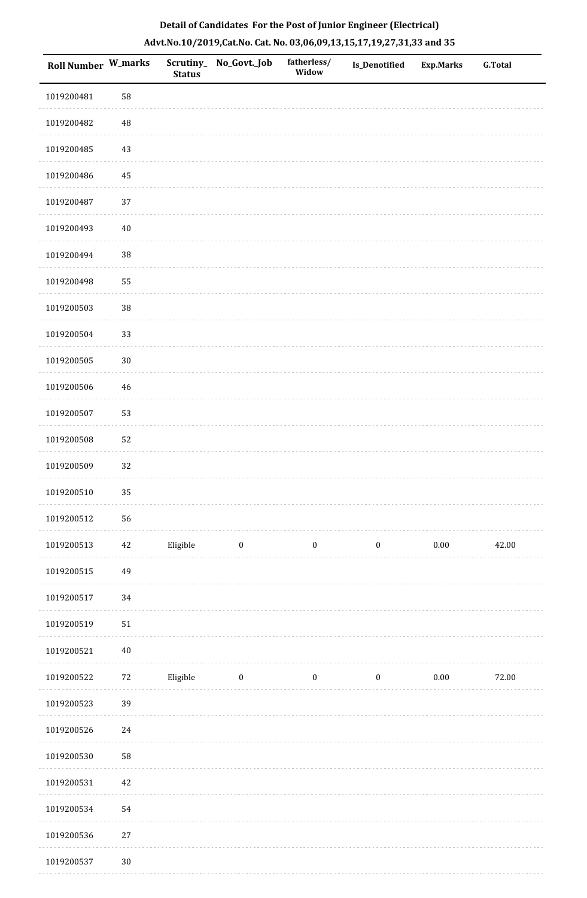**Detail of Candidates For the Post of Junior Engineer (Electrical)**

**Advt.No.10/2019,Cat.No. Cat. No. 03,06,09,13,15,17,19,27,31,33 and 35**

| Roll Number | W_marks | Scrutiny_Status | No_Govt._Job | fatherless/Widow | Is_Denotified | Exp.Marks | G.Total |
|---|---|---|---|---|---|---|---|
| 1019200481 | 58 | | | | | | |
| 1019200482 | 48 | | | | | | |
| 1019200485 | 43 | | | | | | |
| 1019200486 | 45 | | | | | | |
| 1019200487 | 37 | | | | | | |
| 1019200493 | 40 | | | | | | |
| 1019200494 | 38 | | | | | | |
| 1019200498 | 55 | | | | | | |
| 1019200503 | 38 | | | | | | |
| 1019200504 | 33 | | | | | | |
| 1019200505 | 30 | | | | | | |
| 1019200506 | 46 | | | | | | |
| 1019200507 | 53 | | | | | | |
| 1019200508 | 52 | | | | | | |
| 1019200509 | 32 | | | | | | |
| 1019200510 | 35 | | | | | | |
| 1019200512 | 56 | | | | | | |
| 1019200513 | 42 | Eligible | 0 | 0 | 0 | 0.00 | 42.00 |
| 1019200515 | 49 | | | | | | |
| 1019200517 | 34 | | | | | | |
| 1019200519 | 51 | | | | | | |
| 1019200521 | 40 | | | | | | |
| 1019200522 | 72 | Eligible | 0 | 0 | 0 | 0.00 | 72.00 |
| 1019200523 | 39 | | | | | | |
| 1019200526 | 24 | | | | | | |
| 1019200530 | 58 | | | | | | |
| 1019200531 | 42 | | | | | | |
| 1019200534 | 54 | | | | | | |
| 1019200536 | 27 | | | | | | |
| 1019200537 | 30 | | | | | | |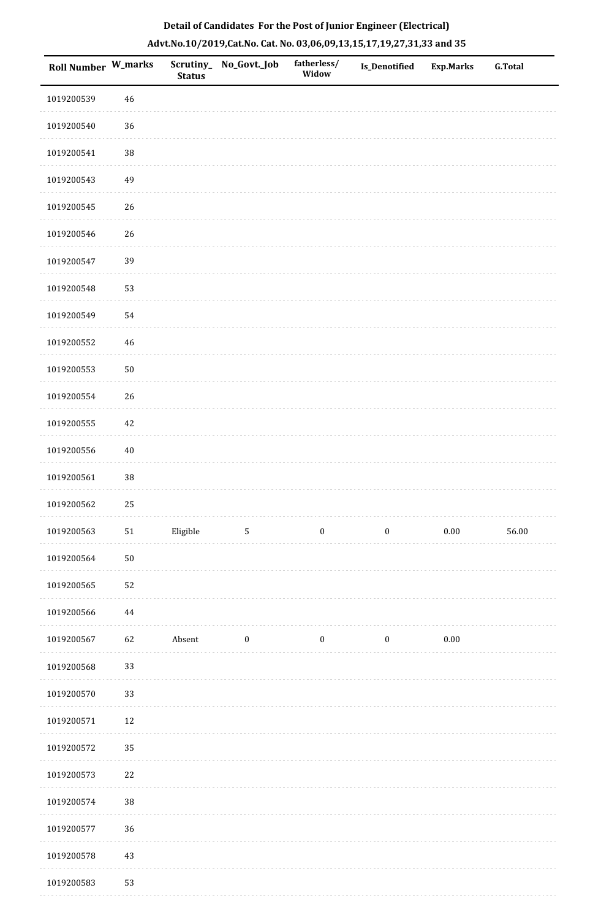**Detail of Candidates For the Post of Junior Engineer (Electrical)**

**Advt.No.10/2019,Cat.No. Cat. No. 03,06,09,13,15,17,19,27,31,33 and 35**

| Roll Number | W_marks | Scrutiny_Status | No_Govt._Job | fatherless/Widow | Is_Denotified | Exp.Marks | G.Total |
|---|---|---|---|---|---|---|---|
| 1019200539 | 46 | | | | | | |
| 1019200540 | 36 | | | | | | |
| 1019200541 | 38 | | | | | | |
| 1019200543 | 49 | | | | | | |
| 1019200545 | 26 | | | | | | |
| 1019200546 | 26 | | | | | | |
| 1019200547 | 39 | | | | | | |
| 1019200548 | 53 | | | | | | |
| 1019200549 | 54 | | | | | | |
| 1019200552 | 46 | | | | | | |
| 1019200553 | 50 | | | | | | |
| 1019200554 | 26 | | | | | | |
| 1019200555 | 42 | | | | | | |
| 1019200556 | 40 | | | | | | |
| 1019200561 | 38 | | | | | | |
| 1019200562 | 25 | | | | | | |
| 1019200563 | 51 | Eligible | 5 | 0 | 0 | 0.00 | 56.00 |
| 1019200564 | 50 | | | | | | |
| 1019200565 | 52 | | | | | | |
| 1019200566 | 44 | | | | | | |
| 1019200567 | 62 | Absent | 0 | 0 | 0 | 0.00 | |
| 1019200568 | 33 | | | | | | |
| 1019200570 | 33 | | | | | | |
| 1019200571 | 12 | | | | | | |
| 1019200572 | 35 | | | | | | |
| 1019200573 | 22 | | | | | | |
| 1019200574 | 38 | | | | | | |
| 1019200577 | 36 | | | | | | |
| 1019200578 | 43 | | | | | | |
| 1019200583 | 53 | | | | | | |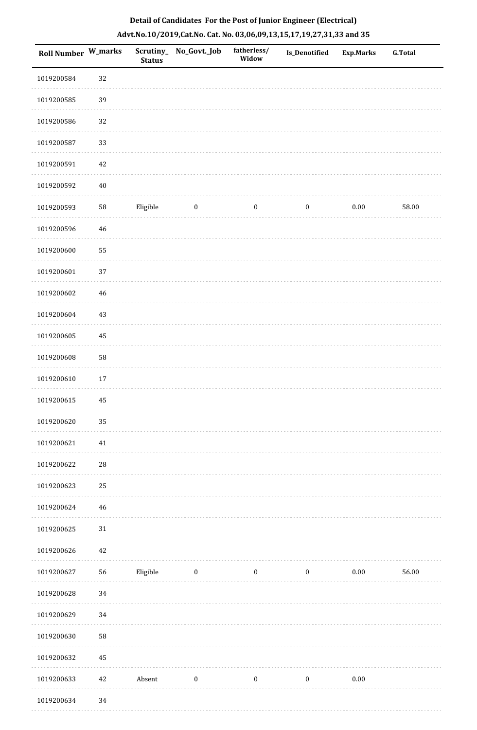**Detail of Candidates For the Post of Junior Engineer (Electrical)**

**Advt.No.10/2019,Cat.No. Cat. No. 03,06,09,13,15,17,19,27,31,33 and 35**

| Roll Number | W_marks | Scrutiny_Status | No_Govt._Job | fatherless/Widow | Is_Denotified | Exp.Marks | G.Total |
|---|---|---|---|---|---|---|---|
| 1019200584 | 32 | | | | | | |
| 1019200585 | 39 | | | | | | |
| 1019200586 | 32 | | | | | | |
| 1019200587 | 33 | | | | | | |
| 1019200591 | 42 | | | | | | |
| 1019200592 | 40 | | | | | | |
| 1019200593 | 58 | Eligible | 0 | 0 | 0 | 0.00 | 58.00 |
| 1019200596 | 46 | | | | | | |
| 1019200600 | 55 | | | | | | |
| 1019200601 | 37 | | | | | | |
| 1019200602 | 46 | | | | | | |
| 1019200604 | 43 | | | | | | |
| 1019200605 | 45 | | | | | | |
| 1019200608 | 58 | | | | | | |
| 1019200610 | 17 | | | | | | |
| 1019200615 | 45 | | | | | | |
| 1019200620 | 35 | | | | | | |
| 1019200621 | 41 | | | | | | |
| 1019200622 | 28 | | | | | | |
| 1019200623 | 25 | | | | | | |
| 1019200624 | 46 | | | | | | |
| 1019200625 | 31 | | | | | | |
| 1019200626 | 42 | | | | | | |
| 1019200627 | 56 | Eligible | 0 | 0 | 0 | 0.00 | 56.00 |
| 1019200628 | 34 | | | | | | |
| 1019200629 | 34 | | | | | | |
| 1019200630 | 58 | | | | | | |
| 1019200632 | 45 | | | | | | |
| 1019200633 | 42 | Absent | 0 | 0 | 0 | 0.00 | |
| 1019200634 | 34 | | | | | | |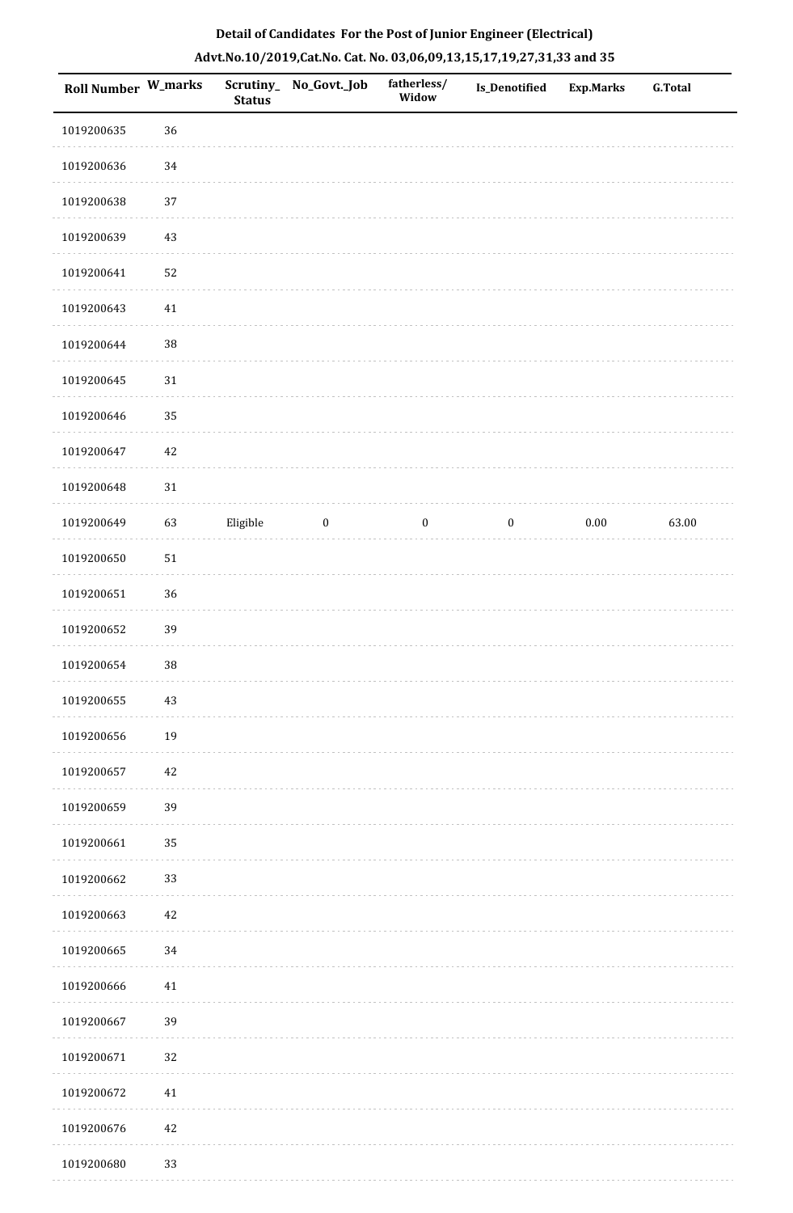**Detail of Candidates For the Post of Junior Engineer (Electrical)**

**Advt.No.10/2019,Cat.No. Cat. No. 03,06,09,13,15,17,19,27,31,33 and 35**

| Roll Number | W_marks | Scrutiny_ Status | No_Govt._Job | fatherless/ Widow | Is_Denotified | Exp.Marks | G.Total |
|---|---|---|---|---|---|---|---|
| 1019200635 | 36 | | | | | | |
| 1019200636 | 34 | | | | | | |
| 1019200638 | 37 | | | | | | |
| 1019200639 | 43 | | | | | | |
| 1019200641 | 52 | | | | | | |
| 1019200643 | 41 | | | | | | |
| 1019200644 | 38 | | | | | | |
| 1019200645 | 31 | | | | | | |
| 1019200646 | 35 | | | | | | |
| 1019200647 | 42 | | | | | | |
| 1019200648 | 31 | | | | | | |
| 1019200649 | 63 | Eligible | 0 | 0 | 0 | 0.00 | 63.00 |
| 1019200650 | 51 | | | | | | |
| 1019200651 | 36 | | | | | | |
| 1019200652 | 39 | | | | | | |
| 1019200654 | 38 | | | | | | |
| 1019200655 | 43 | | | | | | |
| 1019200656 | 19 | | | | | | |
| 1019200657 | 42 | | | | | | |
| 1019200659 | 39 | | | | | | |
| 1019200661 | 35 | | | | | | |
| 1019200662 | 33 | | | | | | |
| 1019200663 | 42 | | | | | | |
| 1019200665 | 34 | | | | | | |
| 1019200666 | 41 | | | | | | |
| 1019200667 | 39 | | | | | | |
| 1019200671 | 32 | | | | | | |
| 1019200672 | 41 | | | | | | |
| 1019200676 | 42 | | | | | | |
| 1019200680 | 33 | | | | | | |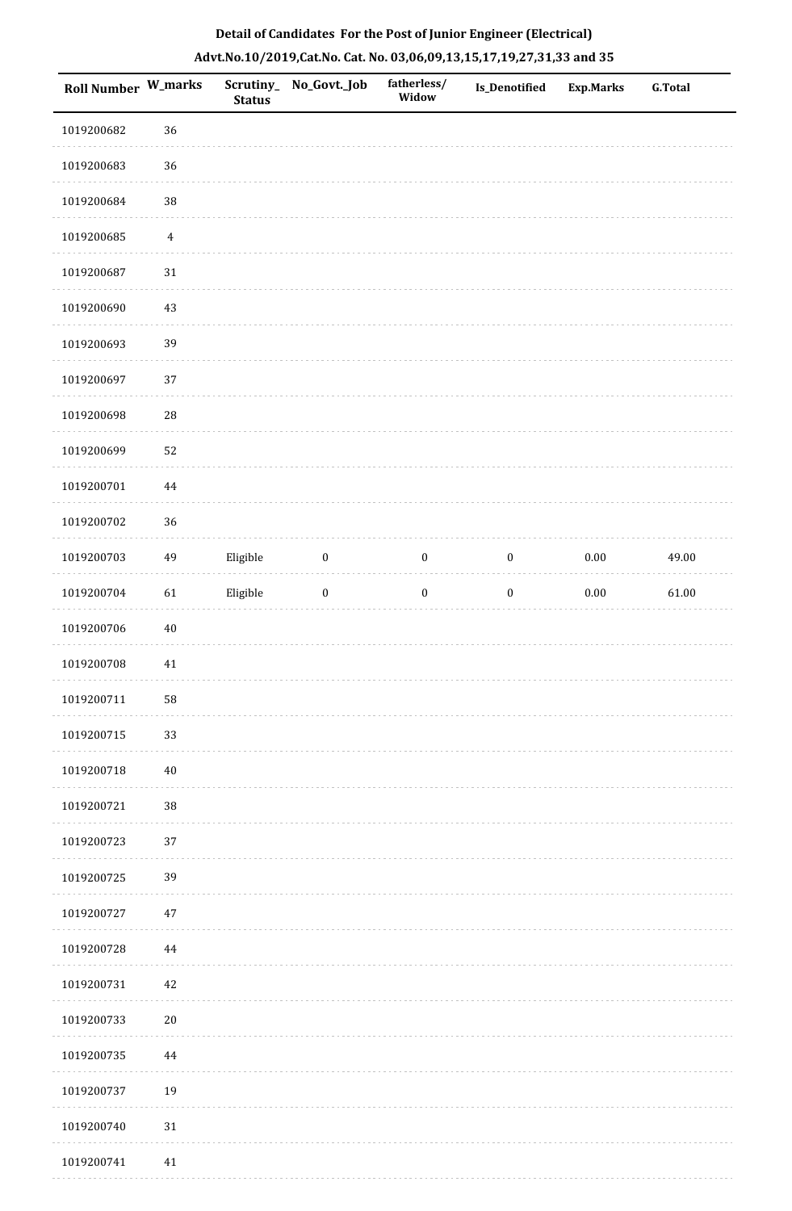**Detail of Candidates For the Post of Junior Engineer (Electrical)**

**Advt.No.10/2019,Cat.No. Cat. No. 03,06,09,13,15,17,19,27,31,33 and 35**

| Roll Number | W_marks | Scrutiny_ Status | No_Govt._Job | fatherless/ Widow | Is_Denotified | Exp.Marks | G.Total |
|---|---|---|---|---|---|---|---|
| 1019200682 | 36 | | | | | | |
| 1019200683 | 36 | | | | | | |
| 1019200684 | 38 | | | | | | |
| 1019200685 | 4 | | | | | | |
| 1019200687 | 31 | | | | | | |
| 1019200690 | 43 | | | | | | |
| 1019200693 | 39 | | | | | | |
| 1019200697 | 37 | | | | | | |
| 1019200698 | 28 | | | | | | |
| 1019200699 | 52 | | | | | | |
| 1019200701 | 44 | | | | | | |
| 1019200702 | 36 | | | | | | |
| 1019200703 | 49 | Eligible | 0 | 0 | 0 | 0.00 | 49.00 |
| 1019200704 | 61 | Eligible | 0 | 0 | 0 | 0.00 | 61.00 |
| 1019200706 | 40 | | | | | | |
| 1019200708 | 41 | | | | | | |
| 1019200711 | 58 | | | | | | |
| 1019200715 | 33 | | | | | | |
| 1019200718 | 40 | | | | | | |
| 1019200721 | 38 | | | | | | |
| 1019200723 | 37 | | | | | | |
| 1019200725 | 39 | | | | | | |
| 1019200727 | 47 | | | | | | |
| 1019200728 | 44 | | | | | | |
| 1019200731 | 42 | | | | | | |
| 1019200733 | 20 | | | | | | |
| 1019200735 | 44 | | | | | | |
| 1019200737 | 19 | | | | | | |
| 1019200740 | 31 | | | | | | |
| 1019200741 | 41 | | | | | | |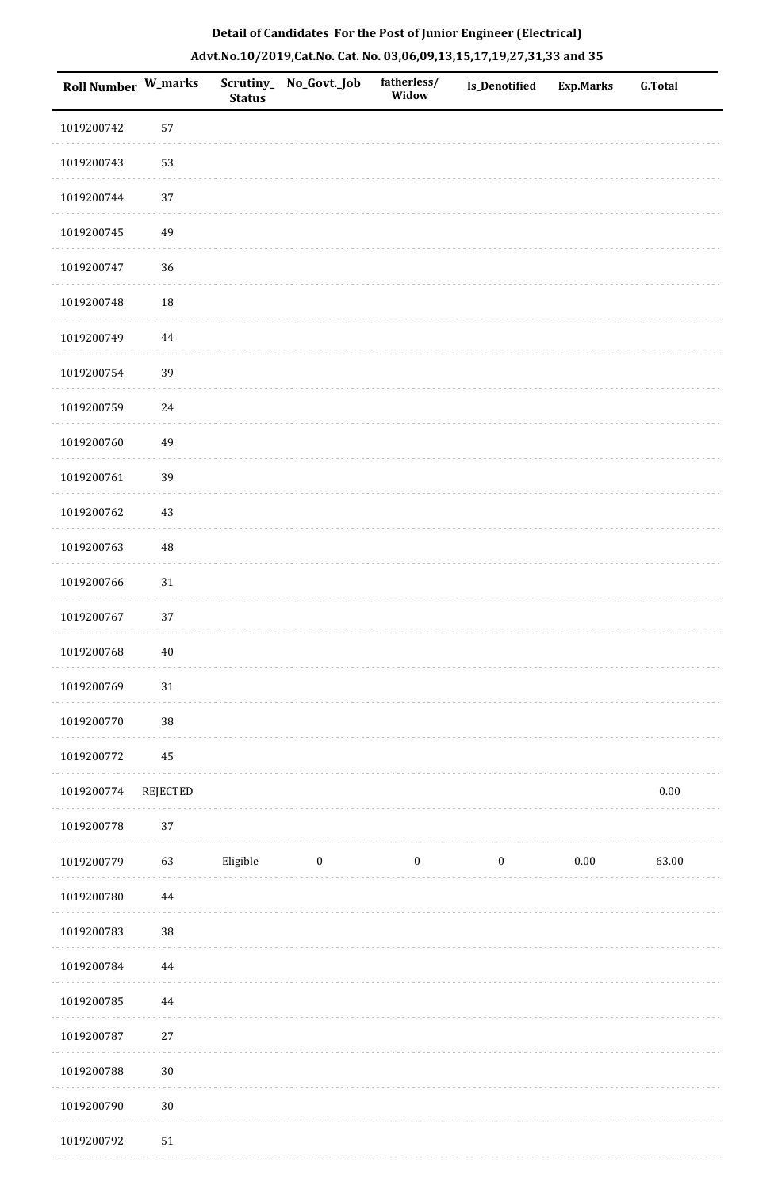**Detail of Candidates For the Post of Junior Engineer (Electrical)**

**Advt.No.10/2019,Cat.No. Cat. No. 03,06,09,13,15,17,19,27,31,33 and 35**

| Roll Number | W_marks | Scrutiny_Status | No_Govt._Job | fatherless/Widow | Is_Denotified | Exp.Marks | G.Total |
|---|---|---|---|---|---|---|---|
| 1019200742 | 57 | | | | | | |
| 1019200743 | 53 | | | | | | |
| 1019200744 | 37 | | | | | | |
| 1019200745 | 49 | | | | | | |
| 1019200747 | 36 | | | | | | |
| 1019200748 | 18 | | | | | | |
| 1019200749 | 44 | | | | | | |
| 1019200754 | 39 | | | | | | |
| 1019200759 | 24 | | | | | | |
| 1019200760 | 49 | | | | | | |
| 1019200761 | 39 | | | | | | |
| 1019200762 | 43 | | | | | | |
| 1019200763 | 48 | | | | | | |
| 1019200766 | 31 | | | | | | |
| 1019200767 | 37 | | | | | | |
| 1019200768 | 40 | | | | | | |
| 1019200769 | 31 | | | | | | |
| 1019200770 | 38 | | | | | | |
| 1019200772 | 45 | | | | | | |
| 1019200774 | REJECTED | | | | | | 0.00 |
| 1019200778 | 37 | | | | | | |
| 1019200779 | 63 | Eligible | 0 | 0 | 0 | 0.00 | 63.00 |
| 1019200780 | 44 | | | | | | |
| 1019200783 | 38 | | | | | | |
| 1019200784 | 44 | | | | | | |
| 1019200785 | 44 | | | | | | |
| 1019200787 | 27 | | | | | | |
| 1019200788 | 30 | | | | | | |
| 1019200790 | 30 | | | | | | |
| 1019200792 | 51 | | | | | | |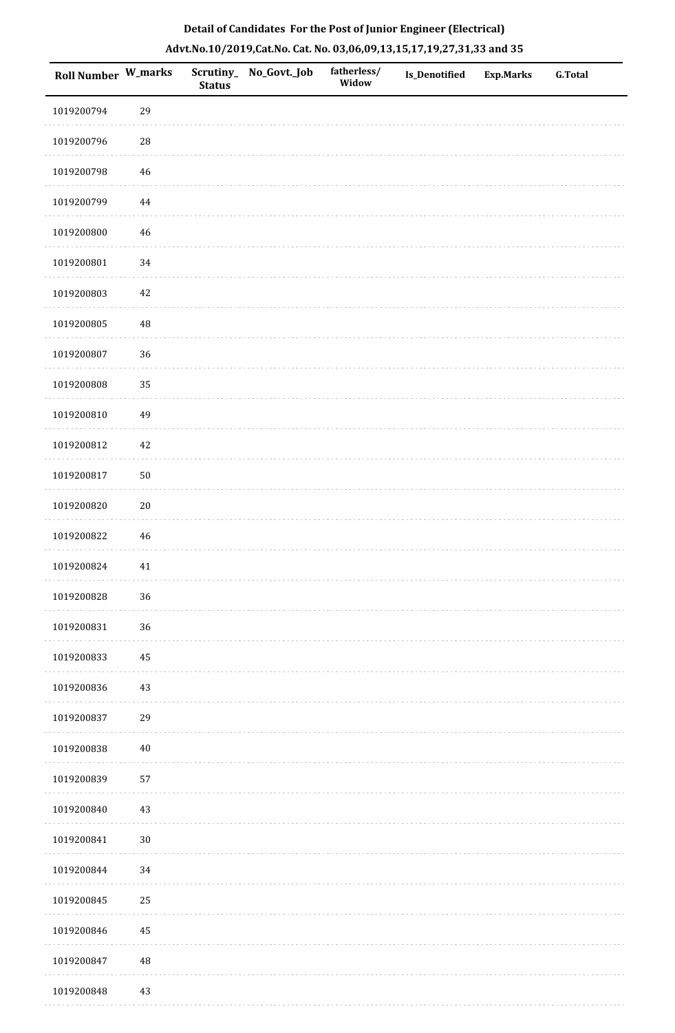**Detail of Candidates For the Post of Junior Engineer (Electrical)**

**Advt.No.10/2019,Cat.No. Cat. No. 03,06,09,13,15,17,19,27,31,33 and 35**

| Roll Number | W_marks | Scrutiny_Status | No_Govt._Job | fatherless/Widow | Is_Denotified | Exp.Marks | G.Total |
|---|---|---|---|---|---|---|---|
| 1019200794 | 29 | | | | | | |
| 1019200796 | 28 | | | | | | |
| 1019200798 | 46 | | | | | | |
| 1019200799 | 44 | | | | | | |
| 1019200800 | 46 | | | | | | |
| 1019200801 | 34 | | | | | | |
| 1019200803 | 42 | | | | | | |
| 1019200805 | 48 | | | | | | |
| 1019200807 | 36 | | | | | | |
| 1019200808 | 35 | | | | | | |
| 1019200810 | 49 | | | | | | |
| 1019200812 | 42 | | | | | | |
| 1019200817 | 50 | | | | | | |
| 1019200820 | 20 | | | | | | |
| 1019200822 | 46 | | | | | | |
| 1019200824 | 41 | | | | | | |
| 1019200828 | 36 | | | | | | |
| 1019200831 | 36 | | | | | | |
| 1019200833 | 45 | | | | | | |
| 1019200836 | 43 | | | | | | |
| 1019200837 | 29 | | | | | | |
| 1019200838 | 40 | | | | | | |
| 1019200839 | 57 | | | | | | |
| 1019200840 | 43 | | | | | | |
| 1019200841 | 30 | | | | | | |
| 1019200844 | 34 | | | | | | |
| 1019200845 | 25 | | | | | | |
| 1019200846 | 45 | | | | | | |
| 1019200847 | 48 | | | | | | |
| 1019200848 | 43 | | | | | | |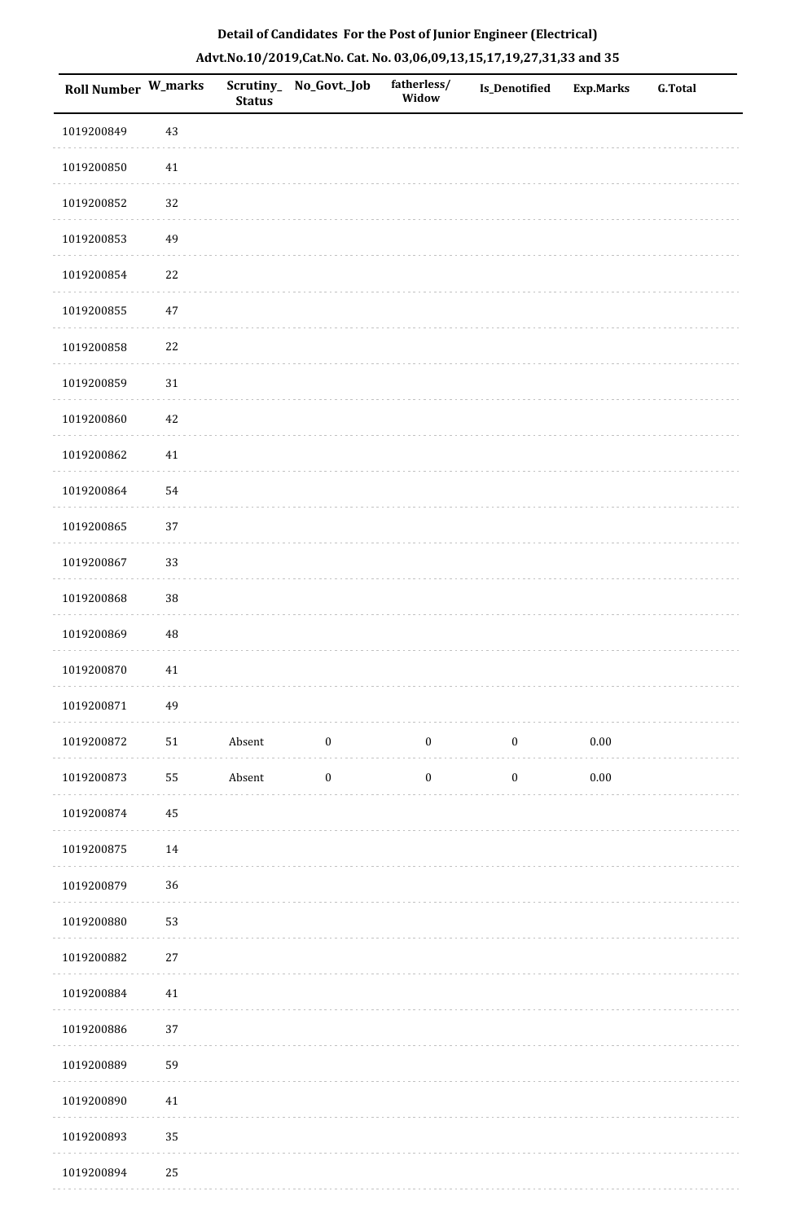**Detail of Candidates For the Post of Junior Engineer (Electrical)**

**Advt.No.10/2019,Cat.No. Cat. No. 03,06,09,13,15,17,19,27,31,33 and 35**

| Roll Number | W_marks | Scrutiny_Status | No_Govt._Job | fatherless/Widow | Is_Denotified | Exp.Marks | G.Total |
|---|---|---|---|---|---|---|---|
| 1019200849 | 43 | | | | | | |
| 1019200850 | 41 | | | | | | |
| 1019200852 | 32 | | | | | | |
| 1019200853 | 49 | | | | | | |
| 1019200854 | 22 | | | | | | |
| 1019200855 | 47 | | | | | | |
| 1019200858 | 22 | | | | | | |
| 1019200859 | 31 | | | | | | |
| 1019200860 | 42 | | | | | | |
| 1019200862 | 41 | | | | | | |
| 1019200864 | 54 | | | | | | |
| 1019200865 | 37 | | | | | | |
| 1019200867 | 33 | | | | | | |
| 1019200868 | 38 | | | | | | |
| 1019200869 | 48 | | | | | | |
| 1019200870 | 41 | | | | | | |
| 1019200871 | 49 | | | | | | |
| 1019200872 | 51 | Absent | 0 | 0 | 0 | 0.00 | |
| 1019200873 | 55 | Absent | 0 | 0 | 0 | 0.00 | |
| 1019200874 | 45 | | | | | | |
| 1019200875 | 14 | | | | | | |
| 1019200879 | 36 | | | | | | |
| 1019200880 | 53 | | | | | | |
| 1019200882 | 27 | | | | | | |
| 1019200884 | 41 | | | | | | |
| 1019200886 | 37 | | | | | | |
| 1019200889 | 59 | | | | | | |
| 1019200890 | 41 | | | | | | |
| 1019200893 | 35 | | | | | | |
| 1019200894 | 25 | | | | | | |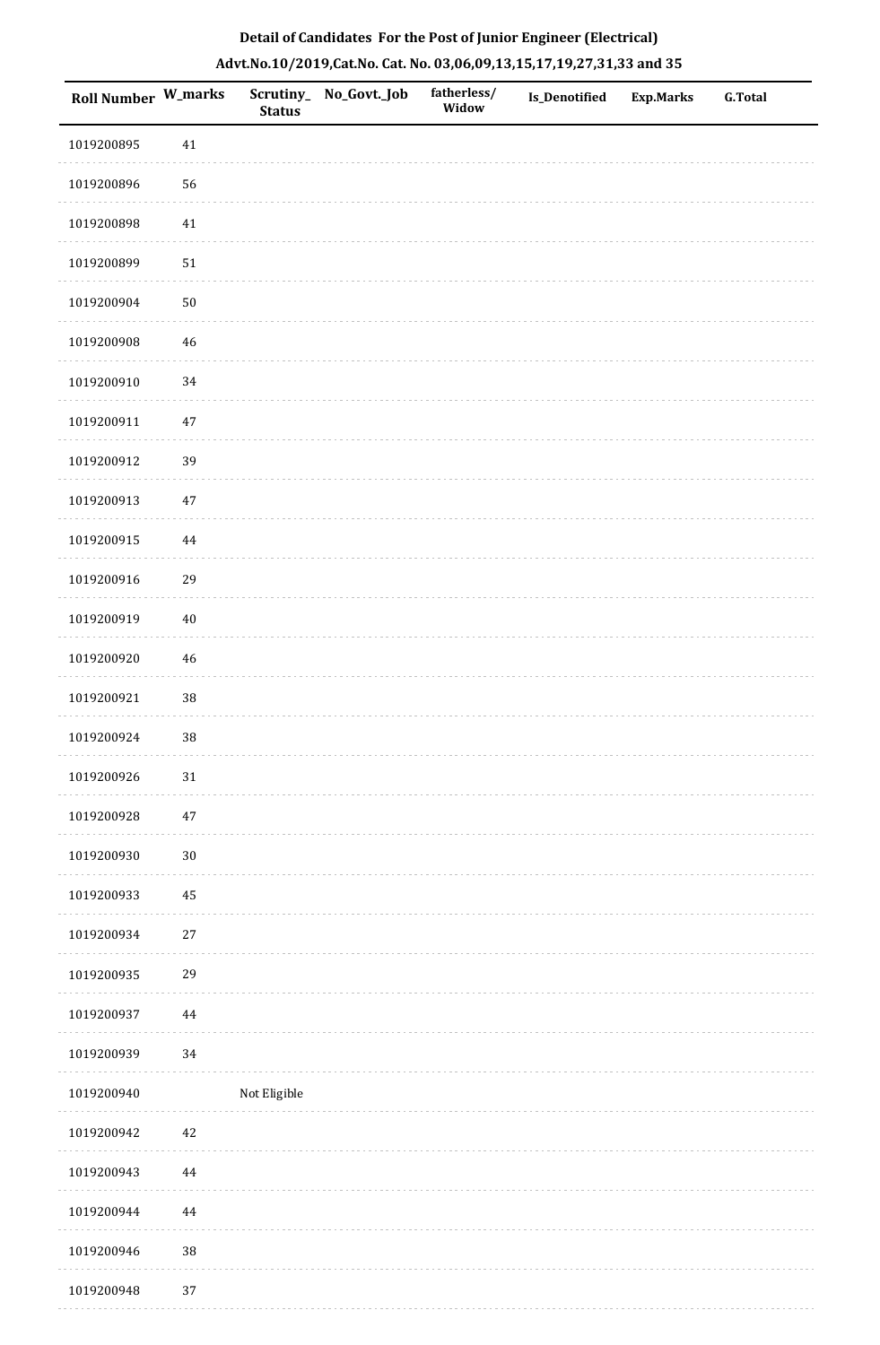**Detail of Candidates For the Post of Junior Engineer (Electrical)**

**Advt.No.10/2019,Cat.No. Cat. No. 03,06,09,13,15,17,19,27,31,33 and 35**

| Roll Number | W_marks | Scrutiny_ Status | No_Govt._Job | fatherless/ Widow | Is_Denotified | Exp.Marks | G.Total |
|---|---|---|---|---|---|---|---|
| 1019200895 | 41 | | | | | | |
| 1019200896 | 56 | | | | | | |
| 1019200898 | 41 | | | | | | |
| 1019200899 | 51 | | | | | | |
| 1019200904 | 50 | | | | | | |
| 1019200908 | 46 | | | | | | |
| 1019200910 | 34 | | | | | | |
| 1019200911 | 47 | | | | | | |
| 1019200912 | 39 | | | | | | |
| 1019200913 | 47 | | | | | | |
| 1019200915 | 44 | | | | | | |
| 1019200916 | 29 | | | | | | |
| 1019200919 | 40 | | | | | | |
| 1019200920 | 46 | | | | | | |
| 1019200921 | 38 | | | | | | |
| 1019200924 | 38 | | | | | | |
| 1019200926 | 31 | | | | | | |
| 1019200928 | 47 | | | | | | |
| 1019200930 | 30 | | | | | | |
| 1019200933 | 45 | | | | | | |
| 1019200934 | 27 | | | | | | |
| 1019200935 | 29 | | | | | | |
| 1019200937 | 44 | | | | | | |
| 1019200939 | 34 | | | | | | |
| 1019200940 | | Not Eligible | | | | | |
| 1019200942 | 42 | | | | | | |
| 1019200943 | 44 | | | | | | |
| 1019200944 | 44 | | | | | | |
| 1019200946 | 38 | | | | | | |
| 1019200948 | 37 | | | | | | |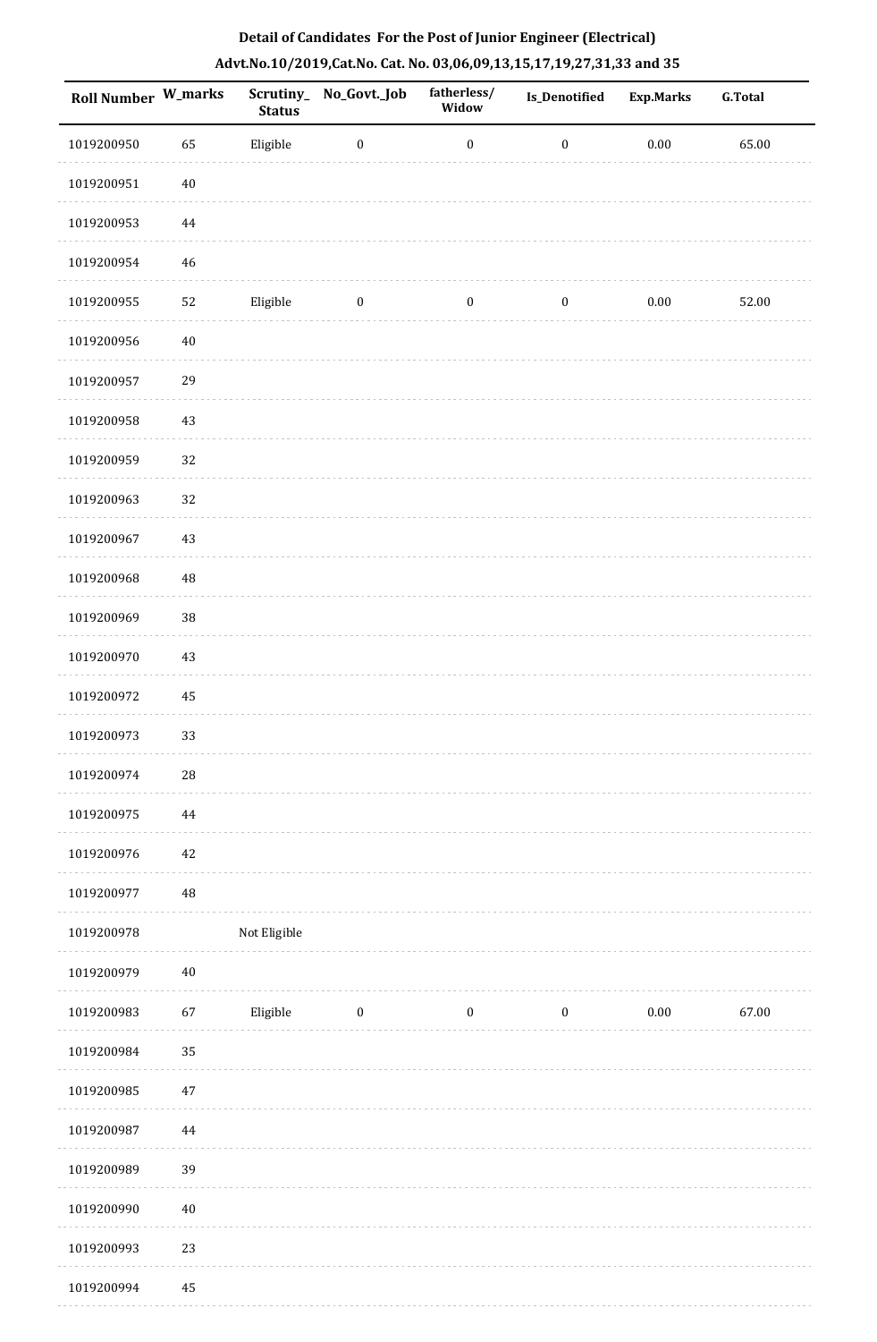**Detail of Candidates For the Post of Junior Engineer (Electrical)**

**Advt.No.10/2019,Cat.No. Cat. No. 03,06,09,13,15,17,19,27,31,33 and 35**

| Roll Number | W_marks | Scrutiny_Status | No_Govt._Job | fatherless/Widow | Is_Denotified | Exp.Marks | G.Total |
|---|---|---|---|---|---|---|---|
| 1019200950 | 65 | Eligible | 0 | 0 | 0 | 0.00 | 65.00 |
| 1019200951 | 40 | | | | | | |
| 1019200953 | 44 | | | | | | |
| 1019200954 | 46 | | | | | | |
| 1019200955 | 52 | Eligible | 0 | 0 | 0 | 0.00 | 52.00 |
| 1019200956 | 40 | | | | | | |
| 1019200957 | 29 | | | | | | |
| 1019200958 | 43 | | | | | | |
| 1019200959 | 32 | | | | | | |
| 1019200963 | 32 | | | | | | |
| 1019200967 | 43 | | | | | | |
| 1019200968 | 48 | | | | | | |
| 1019200969 | 38 | | | | | | |
| 1019200970 | 43 | | | | | | |
| 1019200972 | 45 | | | | | | |
| 1019200973 | 33 | | | | | | |
| 1019200974 | 28 | | | | | | |
| 1019200975 | 44 | | | | | | |
| 1019200976 | 42 | | | | | | |
| 1019200977 | 48 | | | | | | |
| 1019200978 | | Not Eligible | | | | | |
| 1019200979 | 40 | | | | | | |
| 1019200983 | 67 | Eligible | 0 | 0 | 0 | 0.00 | 67.00 |
| 1019200984 | 35 | | | | | | |
| 1019200985 | 47 | | | | | | |
| 1019200987 | 44 | | | | | | |
| 1019200989 | 39 | | | | | | |
| 1019200990 | 40 | | | | | | |
| 1019200993 | 23 | | | | | | |
| 1019200994 | 45 | | | | | | |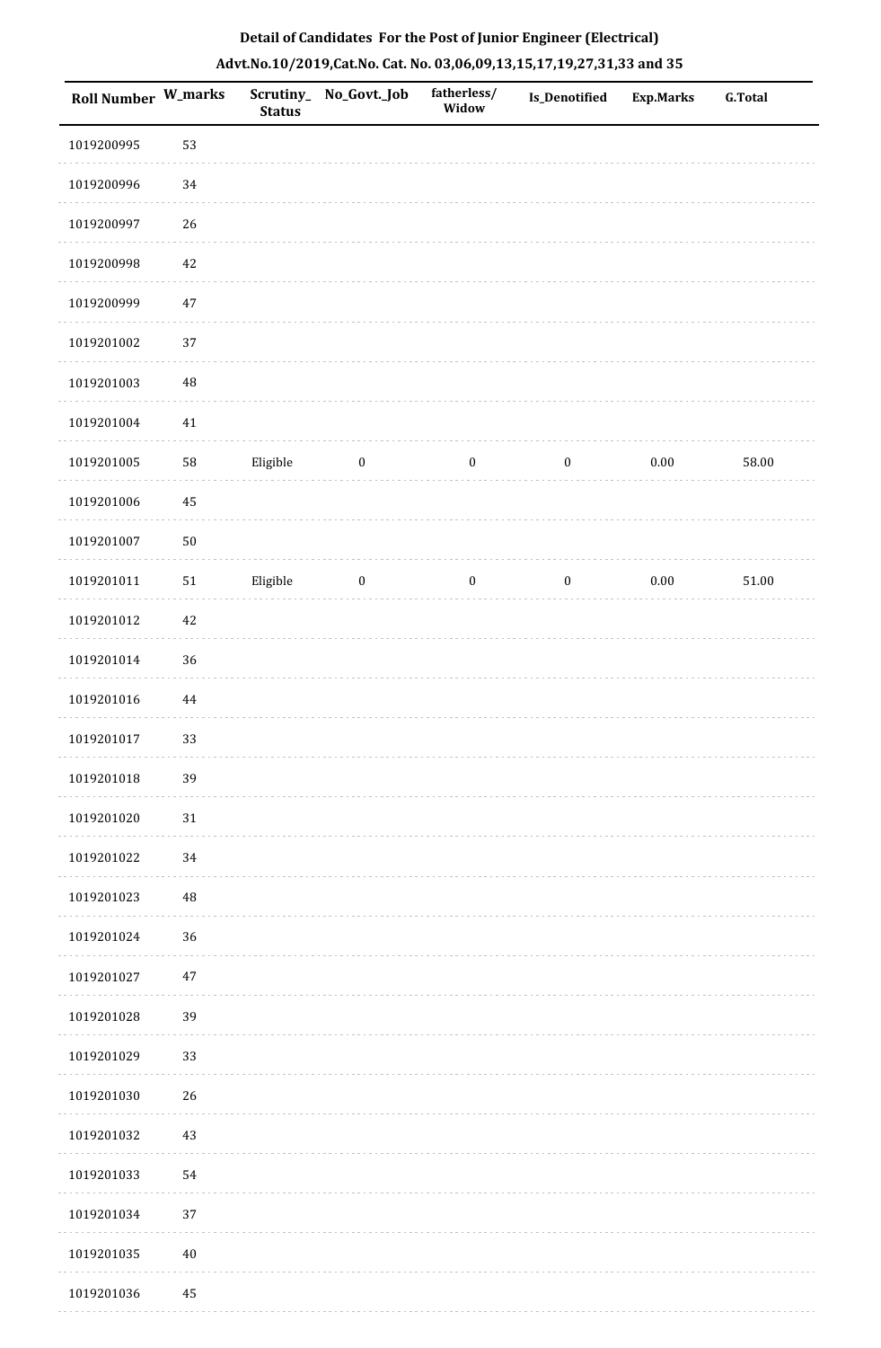**Detail of Candidates For the Post of Junior Engineer (Electrical)**

**Advt.No.10/2019,Cat.No. Cat. No. 03,06,09,13,15,17,19,27,31,33 and 35**

| Roll Number | W_marks | Scrutiny_Status | No_Govt._Job | fatherless/Widow | Is_Denotified | Exp.Marks | G.Total |
|---|---|---|---|---|---|---|---|
| 1019200995 | 53 | | | | | | |
| 1019200996 | 34 | | | | | | |
| 1019200997 | 26 | | | | | | |
| 1019200998 | 42 | | | | | | |
| 1019200999 | 47 | | | | | | |
| 1019201002 | 37 | | | | | | |
| 1019201003 | 48 | | | | | | |
| 1019201004 | 41 | | | | | | |
| 1019201005 | 58 | Eligible | 0 | 0 | 0 | 0.00 | 58.00 |
| 1019201006 | 45 | | | | | | |
| 1019201007 | 50 | | | | | | |
| 1019201011 | 51 | Eligible | 0 | 0 | 0 | 0.00 | 51.00 |
| 1019201012 | 42 | | | | | | |
| 1019201014 | 36 | | | | | | |
| 1019201016 | 44 | | | | | | |
| 1019201017 | 33 | | | | | | |
| 1019201018 | 39 | | | | | | |
| 1019201020 | 31 | | | | | | |
| 1019201022 | 34 | | | | | | |
| 1019201023 | 48 | | | | | | |
| 1019201024 | 36 | | | | | | |
| 1019201027 | 47 | | | | | | |
| 1019201028 | 39 | | | | | | |
| 1019201029 | 33 | | | | | | |
| 1019201030 | 26 | | | | | | |
| 1019201032 | 43 | | | | | | |
| 1019201033 | 54 | | | | | | |
| 1019201034 | 37 | | | | | | |
| 1019201035 | 40 | | | | | | |
| 1019201036 | 45 | | | | | | |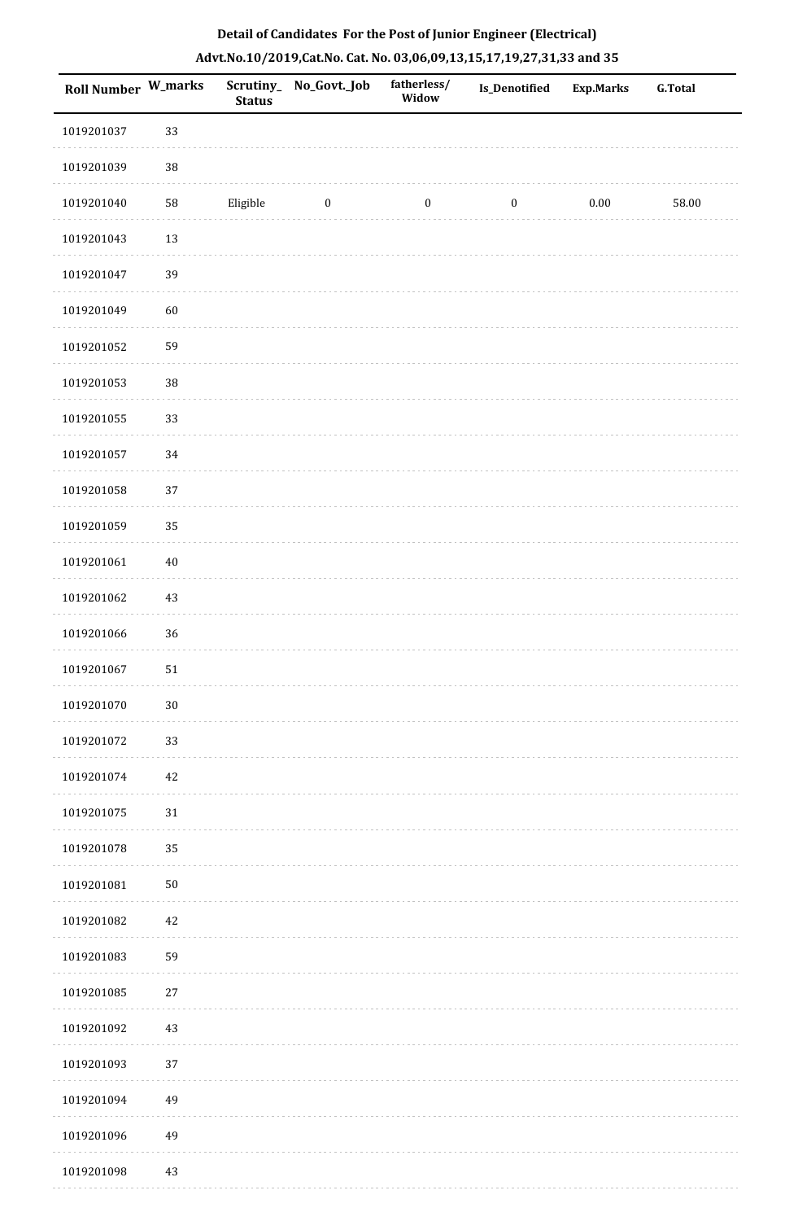**Detail of Candidates For the Post of Junior Engineer (Electrical)**

**Advt.No.10/2019,Cat.No. Cat. No. 03,06,09,13,15,17,19,27,31,33 and 35**

| Roll Number | W_marks | Scrutiny_Status | No_Govt._Job | fatherless/Widow | Is_Denotified | Exp.Marks | G.Total |
|---|---|---|---|---|---|---|---|
| 1019201037 | 33 | | | | | | |
| 1019201039 | 38 | | | | | | |
| 1019201040 | 58 | Eligible | 0 | 0 | 0 | 0.00 | 58.00 |
| 1019201043 | 13 | | | | | | |
| 1019201047 | 39 | | | | | | |
| 1019201049 | 60 | | | | | | |
| 1019201052 | 59 | | | | | | |
| 1019201053 | 38 | | | | | | |
| 1019201055 | 33 | | | | | | |
| 1019201057 | 34 | | | | | | |
| 1019201058 | 37 | | | | | | |
| 1019201059 | 35 | | | | | | |
| 1019201061 | 40 | | | | | | |
| 1019201062 | 43 | | | | | | |
| 1019201066 | 36 | | | | | | |
| 1019201067 | 51 | | | | | | |
| 1019201070 | 30 | | | | | | |
| 1019201072 | 33 | | | | | | |
| 1019201074 | 42 | | | | | | |
| 1019201075 | 31 | | | | | | |
| 1019201078 | 35 | | | | | | |
| 1019201081 | 50 | | | | | | |
| 1019201082 | 42 | | | | | | |
| 1019201083 | 59 | | | | | | |
| 1019201085 | 27 | | | | | | |
| 1019201092 | 43 | | | | | | |
| 1019201093 | 37 | | | | | | |
| 1019201094 | 49 | | | | | | |
| 1019201096 | 49 | | | | | | |
| 1019201098 | 43 | | | | | | |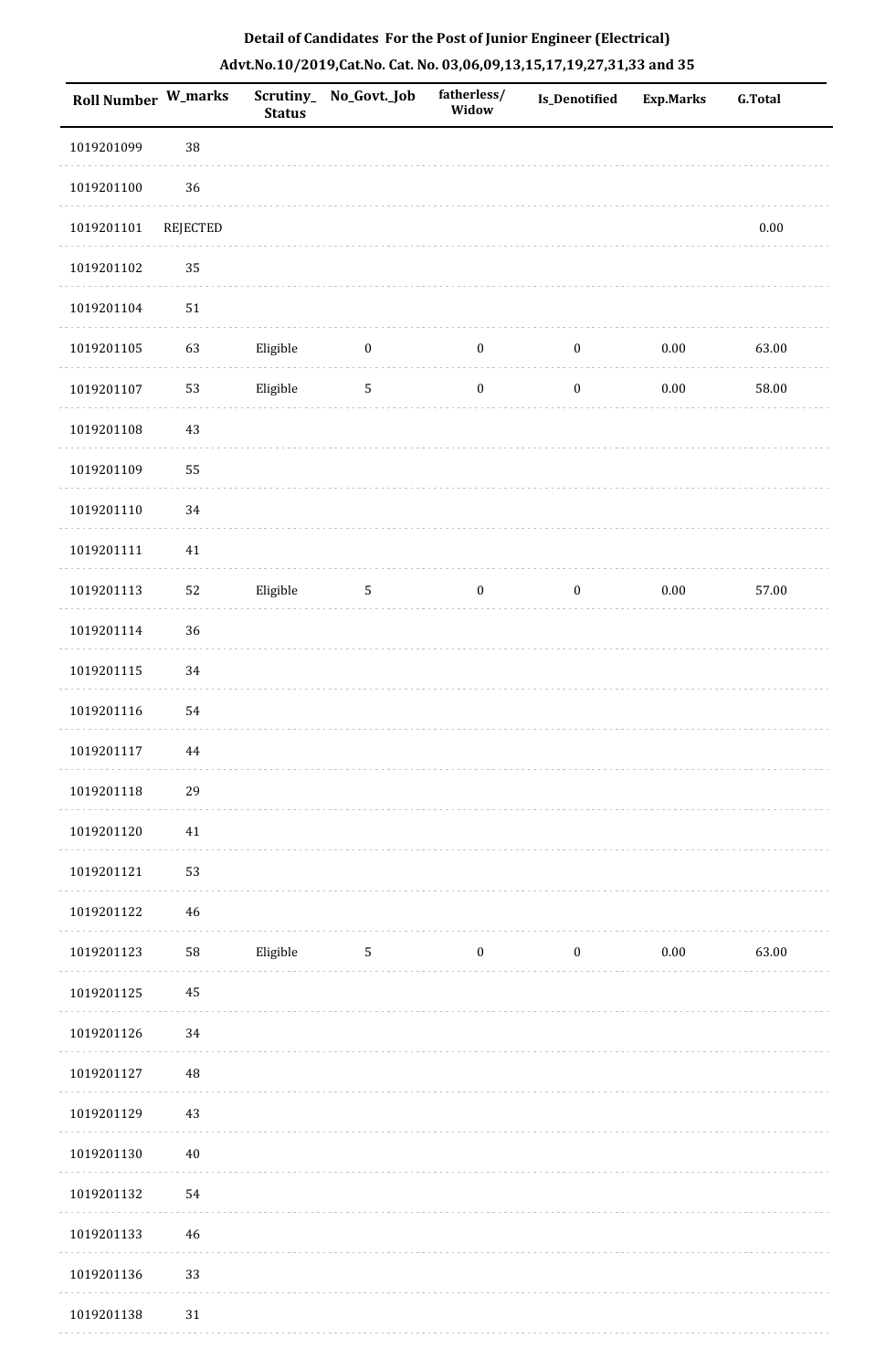**Detail of Candidates For the Post of Junior Engineer (Electrical)**

**Advt.No.10/2019,Cat.No. Cat. No. 03,06,09,13,15,17,19,27,31,33 and 35**

| Roll Number | W_marks | Scrutiny_ Status | No_Govt._Job | fatherless/ Widow | Is_Denotified | Exp.Marks | G.Total |
|---|---|---|---|---|---|---|---|
| 1019201099 | 38 | | | | | | |
| 1019201100 | 36 | | | | | | |
| 1019201101 | REJECTED | | | | | | 0.00 |
| 1019201102 | 35 | | | | | | |
| 1019201104 | 51 | | | | | | |
| 1019201105 | 63 | Eligible | 0 | 0 | 0 | 0.00 | 63.00 |
| 1019201107 | 53 | Eligible | 5 | 0 | 0 | 0.00 | 58.00 |
| 1019201108 | 43 | | | | | | |
| 1019201109 | 55 | | | | | | |
| 1019201110 | 34 | | | | | | |
| 1019201111 | 41 | | | | | | |
| 1019201113 | 52 | Eligible | 5 | 0 | 0 | 0.00 | 57.00 |
| 1019201114 | 36 | | | | | | |
| 1019201115 | 34 | | | | | | |
| 1019201116 | 54 | | | | | | |
| 1019201117 | 44 | | | | | | |
| 1019201118 | 29 | | | | | | |
| 1019201120 | 41 | | | | | | |
| 1019201121 | 53 | | | | | | |
| 1019201122 | 46 | | | | | | |
| 1019201123 | 58 | Eligible | 5 | 0 | 0 | 0.00 | 63.00 |
| 1019201125 | 45 | | | | | | |
| 1019201126 | 34 | | | | | | |
| 1019201127 | 48 | | | | | | |
| 1019201129 | 43 | | | | | | |
| 1019201130 | 40 | | | | | | |
| 1019201132 | 54 | | | | | | |
| 1019201133 | 46 | | | | | | |
| 1019201136 | 33 | | | | | | |
| 1019201138 | 31 | | | | | | |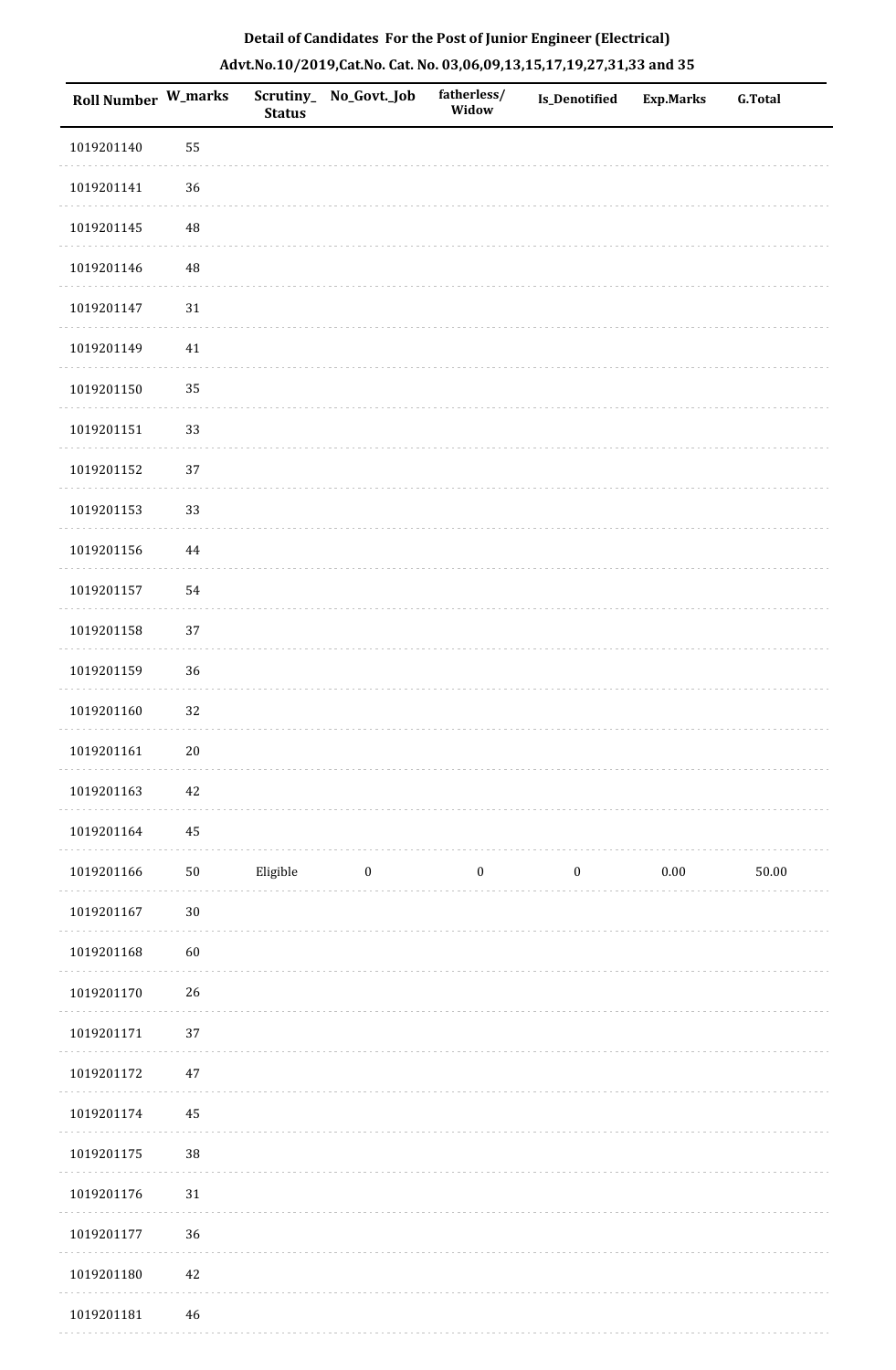**Detail of Candidates For the Post of Junior Engineer (Electrical)**

**Advt.No.10/2019,Cat.No. Cat. No. 03,06,09,13,15,17,19,27,31,33 and 35**

| Roll Number | W_marks | Scrutiny_Status | No_Govt._Job | fatherless/Widow | Is_Denotified | Exp.Marks | G.Total |
|---|---|---|---|---|---|---|---|
| 1019201140 | 55 | | | | | | |
| 1019201141 | 36 | | | | | | |
| 1019201145 | 48 | | | | | | |
| 1019201146 | 48 | | | | | | |
| 1019201147 | 31 | | | | | | |
| 1019201149 | 41 | | | | | | |
| 1019201150 | 35 | | | | | | |
| 1019201151 | 33 | | | | | | |
| 1019201152 | 37 | | | | | | |
| 1019201153 | 33 | | | | | | |
| 1019201156 | 44 | | | | | | |
| 1019201157 | 54 | | | | | | |
| 1019201158 | 37 | | | | | | |
| 1019201159 | 36 | | | | | | |
| 1019201160 | 32 | | | | | | |
| 1019201161 | 20 | | | | | | |
| 1019201163 | 42 | | | | | | |
| 1019201164 | 45 | | | | | | |
| 1019201166 | 50 | Eligible | 0 | 0 | 0 | 0.00 | 50.00 |
| 1019201167 | 30 | | | | | | |
| 1019201168 | 60 | | | | | | |
| 1019201170 | 26 | | | | | | |
| 1019201171 | 37 | | | | | | |
| 1019201172 | 47 | | | | | | |
| 1019201174 | 45 | | | | | | |
| 1019201175 | 38 | | | | | | |
| 1019201176 | 31 | | | | | | |
| 1019201177 | 36 | | | | | | |
| 1019201180 | 42 | | | | | | |
| 1019201181 | 46 | | | | | | |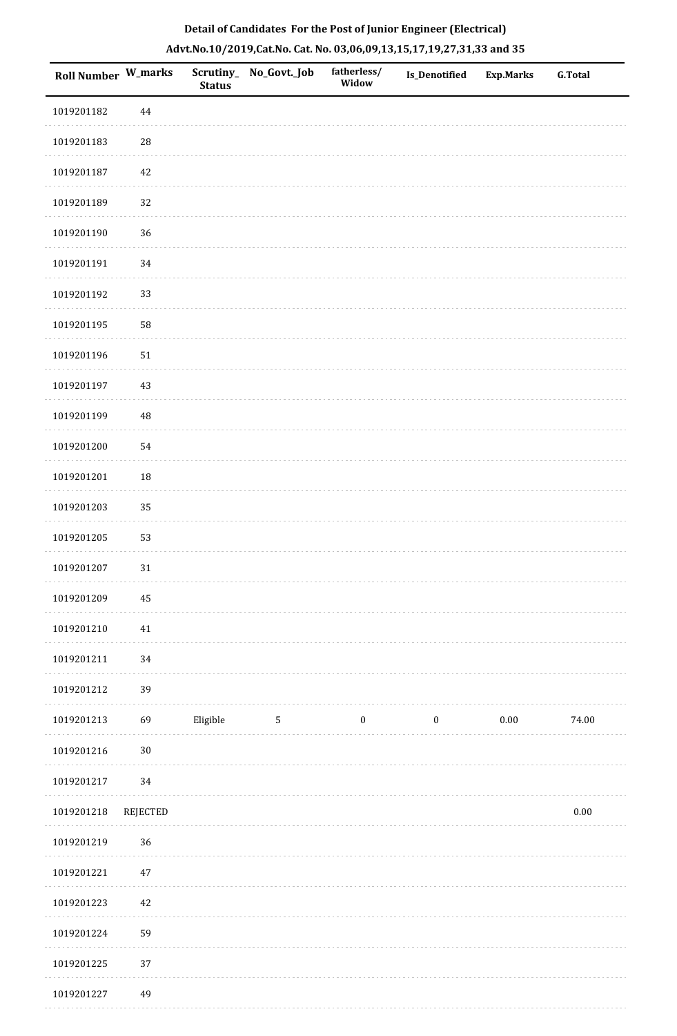**Detail of Candidates For the Post of Junior Engineer (Electrical)**

**Advt.No.10/2019,Cat.No. Cat. No. 03,06,09,13,15,17,19,27,31,33 and 35**

| Roll Number | W_marks | Scrutiny_ Status | No_Govt._Job | fatherless/ Widow | Is_Denotified | Exp.Marks | G.Total |
|---|---|---|---|---|---|---|---|
| 1019201182 | 44 | | | | | | |
| 1019201183 | 28 | | | | | | |
| 1019201187 | 42 | | | | | | |
| 1019201189 | 32 | | | | | | |
| 1019201190 | 36 | | | | | | |
| 1019201191 | 34 | | | | | | |
| 1019201192 | 33 | | | | | | |
| 1019201195 | 58 | | | | | | |
| 1019201196 | 51 | | | | | | |
| 1019201197 | 43 | | | | | | |
| 1019201199 | 48 | | | | | | |
| 1019201200 | 54 | | | | | | |
| 1019201201 | 18 | | | | | | |
| 1019201203 | 35 | | | | | | |
| 1019201205 | 53 | | | | | | |
| 1019201207 | 31 | | | | | | |
| 1019201209 | 45 | | | | | | |
| 1019201210 | 41 | | | | | | |
| 1019201211 | 34 | | | | | | |
| 1019201212 | 39 | | | | | | |
| 1019201213 | 69 | Eligible | 5 | 0 | 0 | 0.00 | 74.00 |
| 1019201216 | 30 | | | | | | |
| 1019201217 | 34 | | | | | | |
| 1019201218 | REJECTED | | | | | | 0.00 |
| 1019201219 | 36 | | | | | | |
| 1019201221 | 47 | | | | | | |
| 1019201223 | 42 | | | | | | |
| 1019201224 | 59 | | | | | | |
| 1019201225 | 37 | | | | | | |
| 1019201227 | 49 | | | | | | |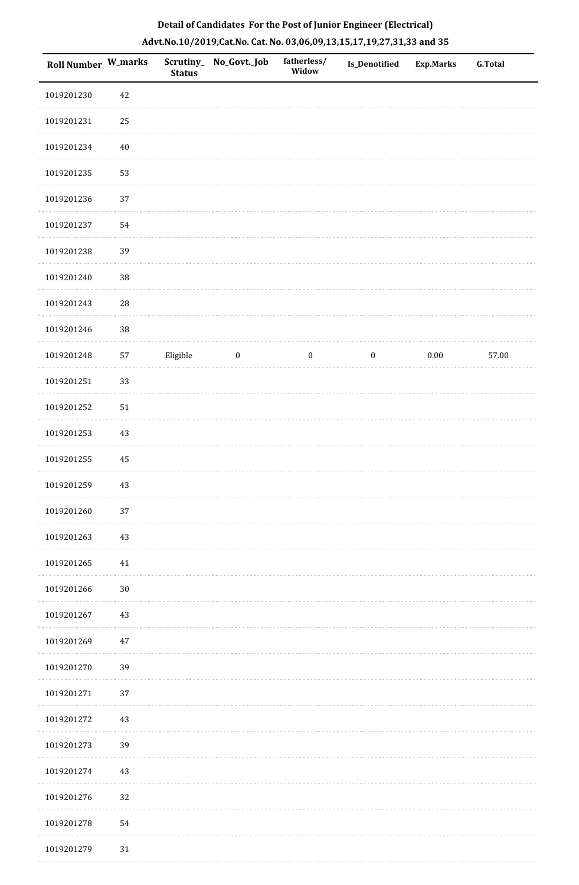**Detail of Candidates For the Post of Junior Engineer (Electrical)**

**Advt.No.10/2019,Cat.No. Cat. No. 03,06,09,13,15,17,19,27,31,33 and 35**

| Roll Number | W_marks | Scrutiny_Status | No_Govt._Job | fatherless/Widow | Is_Denotified | Exp.Marks | G.Total |
|---|---|---|---|---|---|---|---|
| 1019201230 | 42 | | | | | | |
| 1019201231 | 25 | | | | | | |
| 1019201234 | 40 | | | | | | |
| 1019201235 | 53 | | | | | | |
| 1019201236 | 37 | | | | | | |
| 1019201237 | 54 | | | | | | |
| 1019201238 | 39 | | | | | | |
| 1019201240 | 38 | | | | | | |
| 1019201243 | 28 | | | | | | |
| 1019201246 | 38 | | | | | | |
| 1019201248 | 57 | Eligible | 0 | 0 | 0 | 0.00 | 57.00 |
| 1019201251 | 33 | | | | | | |
| 1019201252 | 51 | | | | | | |
| 1019201253 | 43 | | | | | | |
| 1019201255 | 45 | | | | | | |
| 1019201259 | 43 | | | | | | |
| 1019201260 | 37 | | | | | | |
| 1019201263 | 43 | | | | | | |
| 1019201265 | 41 | | | | | | |
| 1019201266 | 30 | | | | | | |
| 1019201267 | 43 | | | | | | |
| 1019201269 | 47 | | | | | | |
| 1019201270 | 39 | | | | | | |
| 1019201271 | 37 | | | | | | |
| 1019201272 | 43 | | | | | | |
| 1019201273 | 39 | | | | | | |
| 1019201274 | 43 | | | | | | |
| 1019201276 | 32 | | | | | | |
| 1019201278 | 54 | | | | | | |
| 1019201279 | 31 | | | | | | |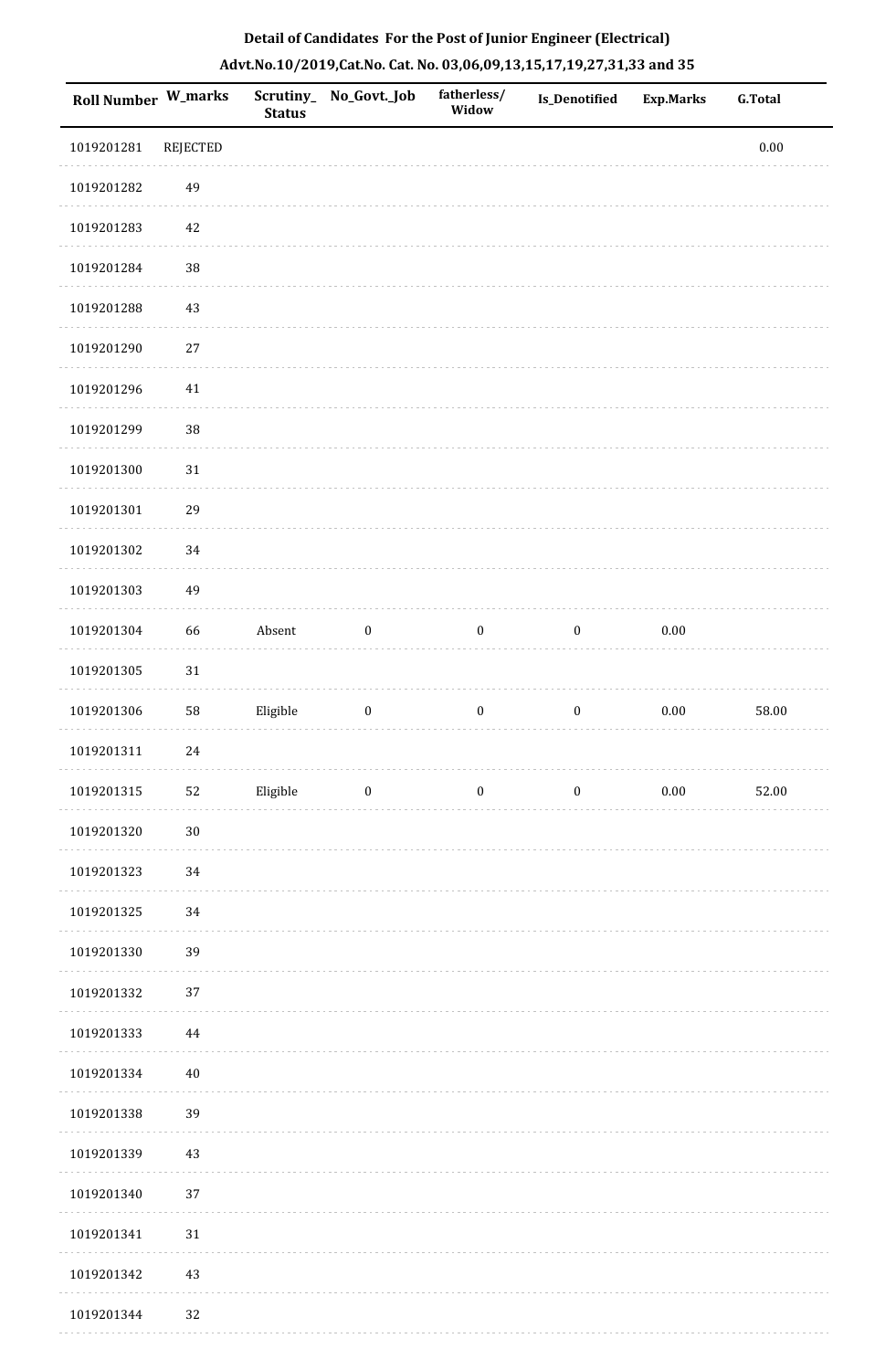**Detail of Candidates For the Post of Junior Engineer (Electrical)**

**Advt.No.10/2019,Cat.No. Cat. No. 03,06,09,13,15,17,19,27,31,33 and 35**

| Roll Number | W_marks | Scrutiny_ Status | No_Govt._Job | fatherless/ Widow | Is_Denotified | Exp.Marks | G.Total |
|---|---|---|---|---|---|---|---|
| 1019201281 | REJECTED | | | | | | 0.00 |
| 1019201282 | 49 | | | | | | |
| 1019201283 | 42 | | | | | | |
| 1019201284 | 38 | | | | | | |
| 1019201288 | 43 | | | | | | |
| 1019201290 | 27 | | | | | | |
| 1019201296 | 41 | | | | | | |
| 1019201299 | 38 | | | | | | |
| 1019201300 | 31 | | | | | | |
| 1019201301 | 29 | | | | | | |
| 1019201302 | 34 | | | | | | |
| 1019201303 | 49 | | | | | | |
| 1019201304 | 66 | Absent | 0 | 0 | 0 | 0.00 | |
| 1019201305 | 31 | | | | | | |
| 1019201306 | 58 | Eligible | 0 | 0 | 0 | 0.00 | 58.00 |
| 1019201311 | 24 | | | | | | |
| 1019201315 | 52 | Eligible | 0 | 0 | 0 | 0.00 | 52.00 |
| 1019201320 | 30 | | | | | | |
| 1019201323 | 34 | | | | | | |
| 1019201325 | 34 | | | | | | |
| 1019201330 | 39 | | | | | | |
| 1019201332 | 37 | | | | | | |
| 1019201333 | 44 | | | | | | |
| 1019201334 | 40 | | | | | | |
| 1019201338 | 39 | | | | | | |
| 1019201339 | 43 | | | | | | |
| 1019201340 | 37 | | | | | | |
| 1019201341 | 31 | | | | | | |
| 1019201342 | 43 | | | | | | |
| 1019201344 | 32 | | | | | | |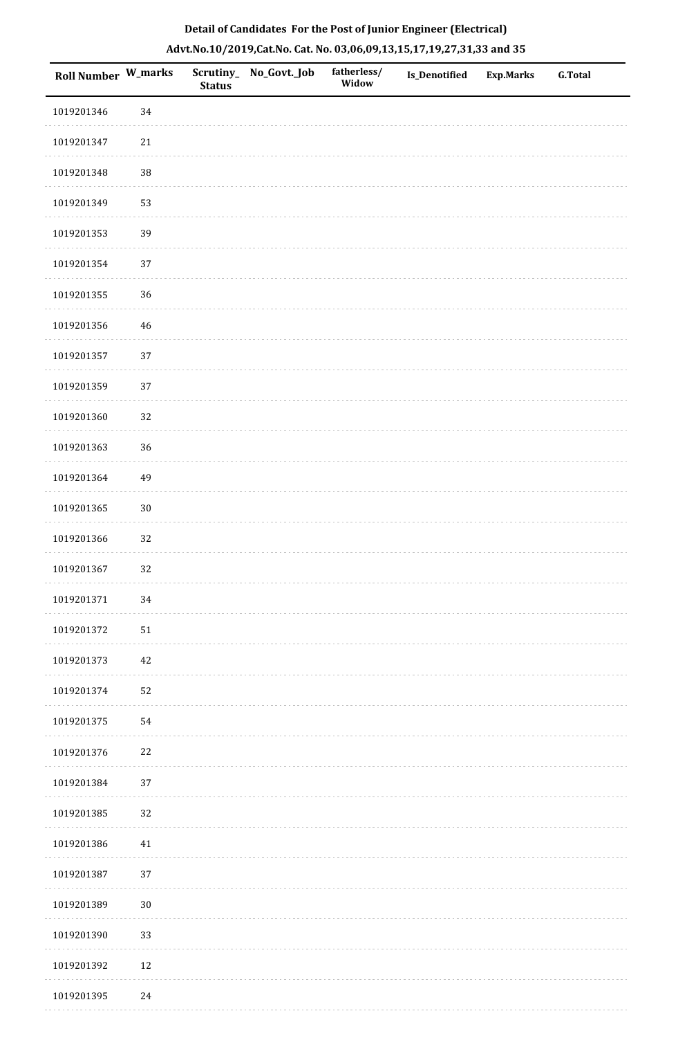**Detail of Candidates For the Post of Junior Engineer (Electrical)**

**Advt.No.10/2019,Cat.No. Cat. No. 03,06,09,13,15,17,19,27,31,33 and 35**

| Roll Number | W_marks | Scrutiny_Status | No_Govt._Job | fatherless/Widow | Is_Denotified | Exp.Marks | G.Total |
|---|---|---|---|---|---|---|---|
| 1019201346 | 34 | | | | | | |
| 1019201347 | 21 | | | | | | |
| 1019201348 | 38 | | | | | | |
| 1019201349 | 53 | | | | | | |
| 1019201353 | 39 | | | | | | |
| 1019201354 | 37 | | | | | | |
| 1019201355 | 36 | | | | | | |
| 1019201356 | 46 | | | | | | |
| 1019201357 | 37 | | | | | | |
| 1019201359 | 37 | | | | | | |
| 1019201360 | 32 | | | | | | |
| 1019201363 | 36 | | | | | | |
| 1019201364 | 49 | | | | | | |
| 1019201365 | 30 | | | | | | |
| 1019201366 | 32 | | | | | | |
| 1019201367 | 32 | | | | | | |
| 1019201371 | 34 | | | | | | |
| 1019201372 | 51 | | | | | | |
| 1019201373 | 42 | | | | | | |
| 1019201374 | 52 | | | | | | |
| 1019201375 | 54 | | | | | | |
| 1019201376 | 22 | | | | | | |
| 1019201384 | 37 | | | | | | |
| 1019201385 | 32 | | | | | | |
| 1019201386 | 41 | | | | | | |
| 1019201387 | 37 | | | | | | |
| 1019201389 | 30 | | | | | | |
| 1019201390 | 33 | | | | | | |
| 1019201392 | 12 | | | | | | |
| 1019201395 | 24 | | | | | | |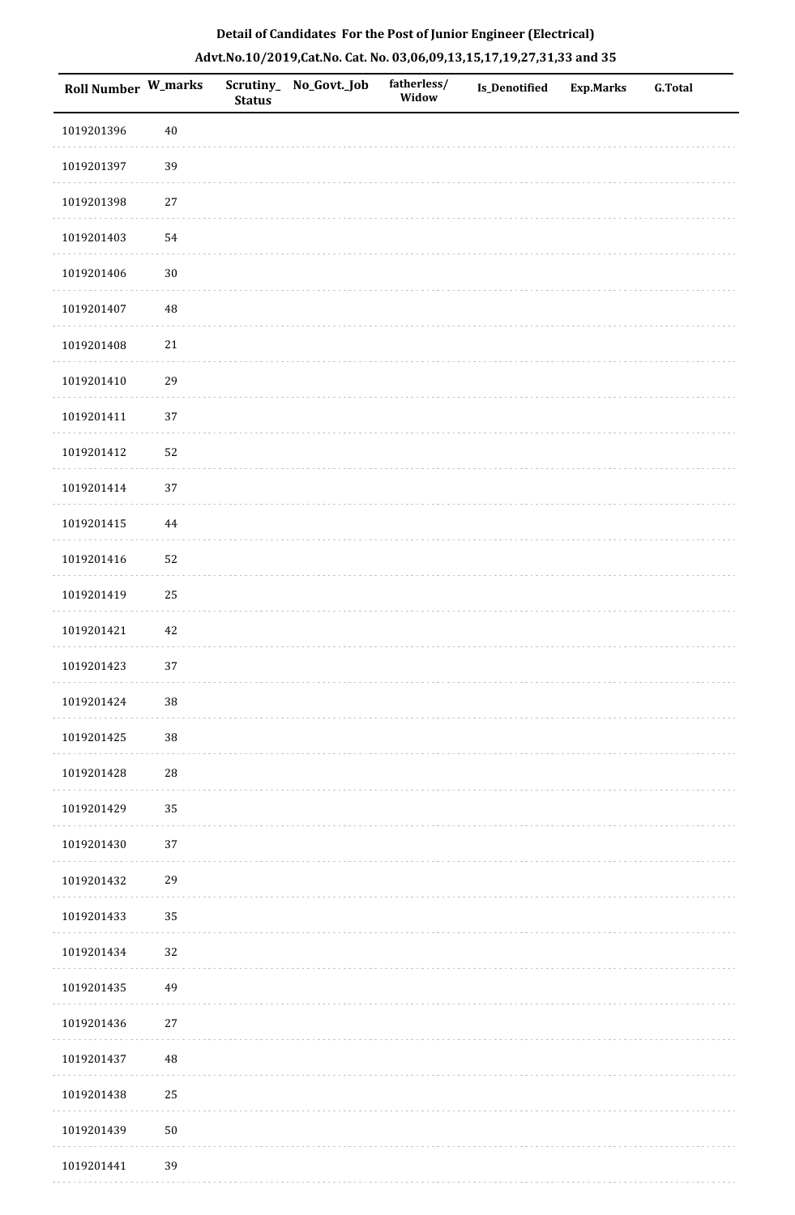**Detail of Candidates For the Post of Junior Engineer (Electrical)**

**Advt.No.10/2019,Cat.No. Cat. No. 03,06,09,13,15,17,19,27,31,33 and 35**

| Roll Number | W_marks | Scrutiny_ Status | No_Govt._Job | fatherless/ Widow | Is_Denotified | Exp.Marks | G.Total |
|---|---|---|---|---|---|---|---|
| 1019201396 | 40 | | | | | | |
| 1019201397 | 39 | | | | | | |
| 1019201398 | 27 | | | | | | |
| 1019201403 | 54 | | | | | | |
| 1019201406 | 30 | | | | | | |
| 1019201407 | 48 | | | | | | |
| 1019201408 | 21 | | | | | | |
| 1019201410 | 29 | | | | | | |
| 1019201411 | 37 | | | | | | |
| 1019201412 | 52 | | | | | | |
| 1019201414 | 37 | | | | | | |
| 1019201415 | 44 | | | | | | |
| 1019201416 | 52 | | | | | | |
| 1019201419 | 25 | | | | | | |
| 1019201421 | 42 | | | | | | |
| 1019201423 | 37 | | | | | | |
| 1019201424 | 38 | | | | | | |
| 1019201425 | 38 | | | | | | |
| 1019201428 | 28 | | | | | | |
| 1019201429 | 35 | | | | | | |
| 1019201430 | 37 | | | | | | |
| 1019201432 | 29 | | | | | | |
| 1019201433 | 35 | | | | | | |
| 1019201434 | 32 | | | | | | |
| 1019201435 | 49 | | | | | | |
| 1019201436 | 27 | | | | | | |
| 1019201437 | 48 | | | | | | |
| 1019201438 | 25 | | | | | | |
| 1019201439 | 50 | | | | | | |
| 1019201441 | 39 | | | | | | |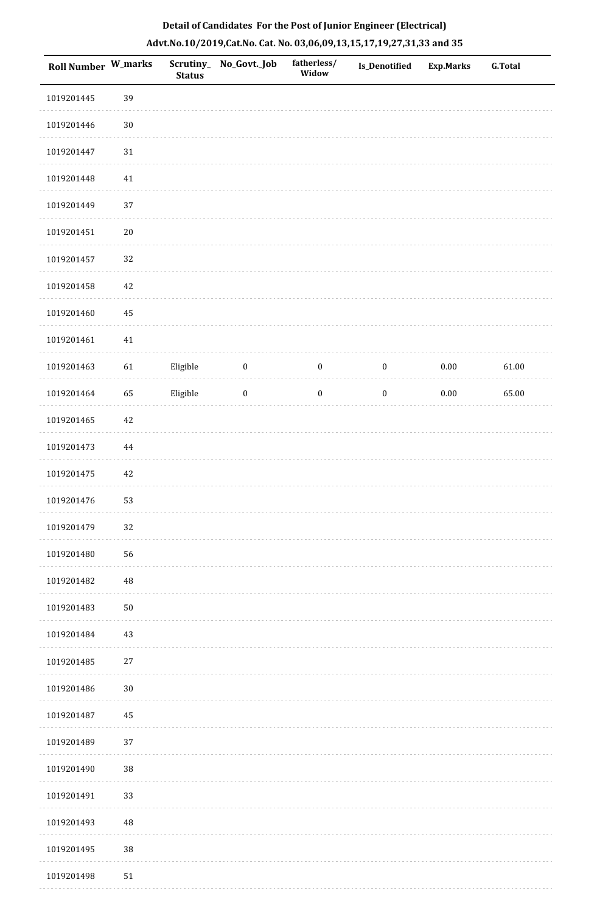**Detail of Candidates For the Post of Junior Engineer (Electrical)**

**Advt.No.10/2019,Cat.No. Cat. No. 03,06,09,13,15,17,19,27,31,33 and 35**

| Roll Number | W_marks | Scrutiny_Status | No_Govt._Job | fatherless/Widow | Is_Denotified | Exp.Marks | G.Total |
|---|---|---|---|---|---|---|---|
| 1019201445 | 39 | | | | | | |
| 1019201446 | 30 | | | | | | |
| 1019201447 | 31 | | | | | | |
| 1019201448 | 41 | | | | | | |
| 1019201449 | 37 | | | | | | |
| 1019201451 | 20 | | | | | | |
| 1019201457 | 32 | | | | | | |
| 1019201458 | 42 | | | | | | |
| 1019201460 | 45 | | | | | | |
| 1019201461 | 41 | | | | | | |
| 1019201463 | 61 | Eligible | 0 | 0 | 0 | 0.00 | 61.00 |
| 1019201464 | 65 | Eligible | 0 | 0 | 0 | 0.00 | 65.00 |
| 1019201465 | 42 | | | | | | |
| 1019201473 | 44 | | | | | | |
| 1019201475 | 42 | | | | | | |
| 1019201476 | 53 | | | | | | |
| 1019201479 | 32 | | | | | | |
| 1019201480 | 56 | | | | | | |
| 1019201482 | 48 | | | | | | |
| 1019201483 | 50 | | | | | | |
| 1019201484 | 43 | | | | | | |
| 1019201485 | 27 | | | | | | |
| 1019201486 | 30 | | | | | | |
| 1019201487 | 45 | | | | | | |
| 1019201489 | 37 | | | | | | |
| 1019201490 | 38 | | | | | | |
| 1019201491 | 33 | | | | | | |
| 1019201493 | 48 | | | | | | |
| 1019201495 | 38 | | | | | | |
| 1019201498 | 51 | | | | | | |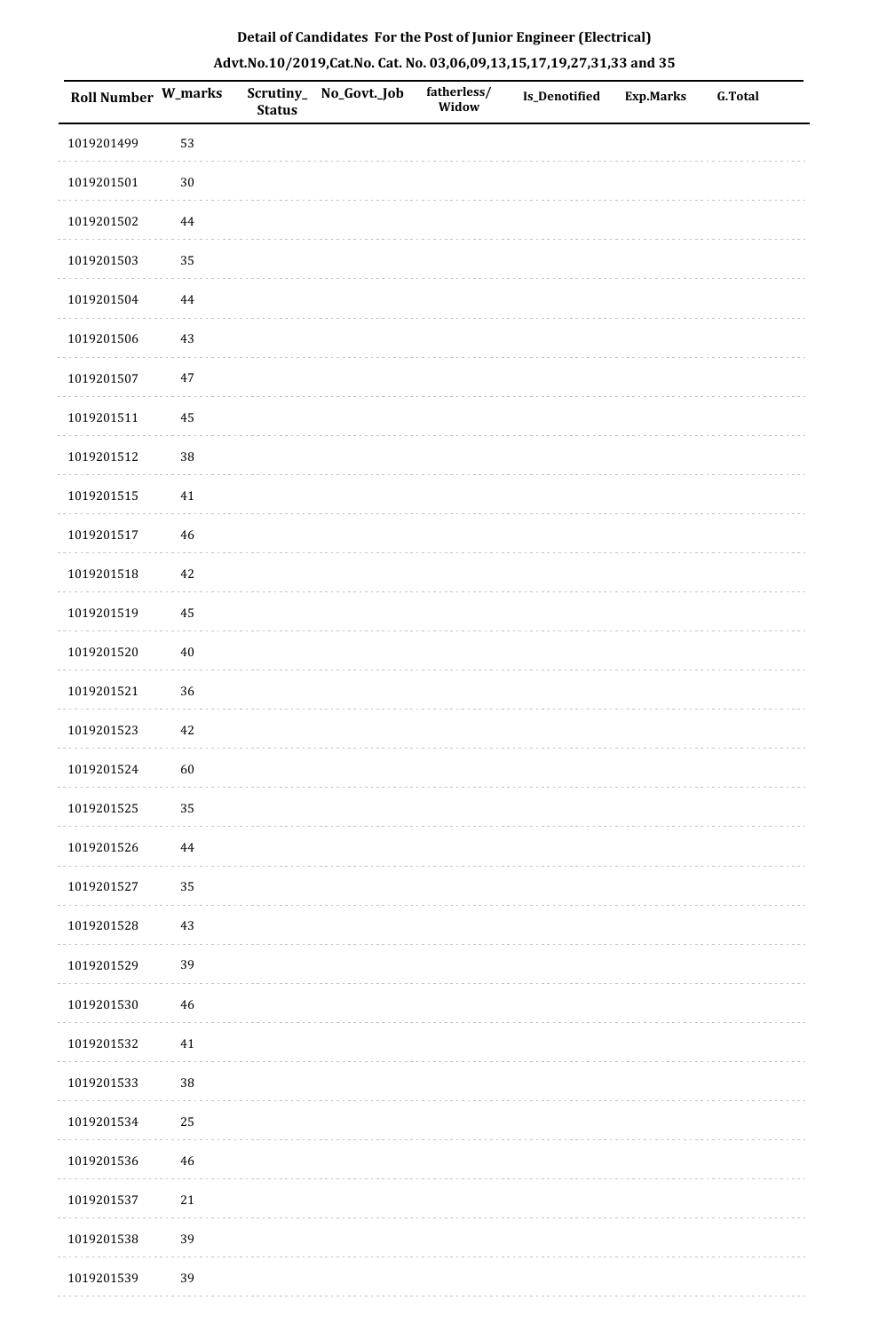**Detail of Candidates For the Post of Junior Engineer (Electrical)**

**Advt.No.10/2019,Cat.No. Cat. No. 03,06,09,13,15,17,19,27,31,33 and 35**

| Roll Number | W_marks | Scrutiny_Status | No_Govt._Job | fatherless/Widow | Is_Denotified | Exp.Marks | G.Total |
|---|---|---|---|---|---|---|---|
| 1019201499 | 53 | | | | | | |
| 1019201501 | 30 | | | | | | |
| 1019201502 | 44 | | | | | | |
| 1019201503 | 35 | | | | | | |
| 1019201504 | 44 | | | | | | |
| 1019201506 | 43 | | | | | | |
| 1019201507 | 47 | | | | | | |
| 1019201511 | 45 | | | | | | |
| 1019201512 | 38 | | | | | | |
| 1019201515 | 41 | | | | | | |
| 1019201517 | 46 | | | | | | |
| 1019201518 | 42 | | | | | | |
| 1019201519 | 45 | | | | | | |
| 1019201520 | 40 | | | | | | |
| 1019201521 | 36 | | | | | | |
| 1019201523 | 42 | | | | | | |
| 1019201524 | 60 | | | | | | |
| 1019201525 | 35 | | | | | | |
| 1019201526 | 44 | | | | | | |
| 1019201527 | 35 | | | | | | |
| 1019201528 | 43 | | | | | | |
| 1019201529 | 39 | | | | | | |
| 1019201530 | 46 | | | | | | |
| 1019201532 | 41 | | | | | | |
| 1019201533 | 38 | | | | | | |
| 1019201534 | 25 | | | | | | |
| 1019201536 | 46 | | | | | | |
| 1019201537 | 21 | | | | | | |
| 1019201538 | 39 | | | | | | |
| 1019201539 | 39 | | | | | | |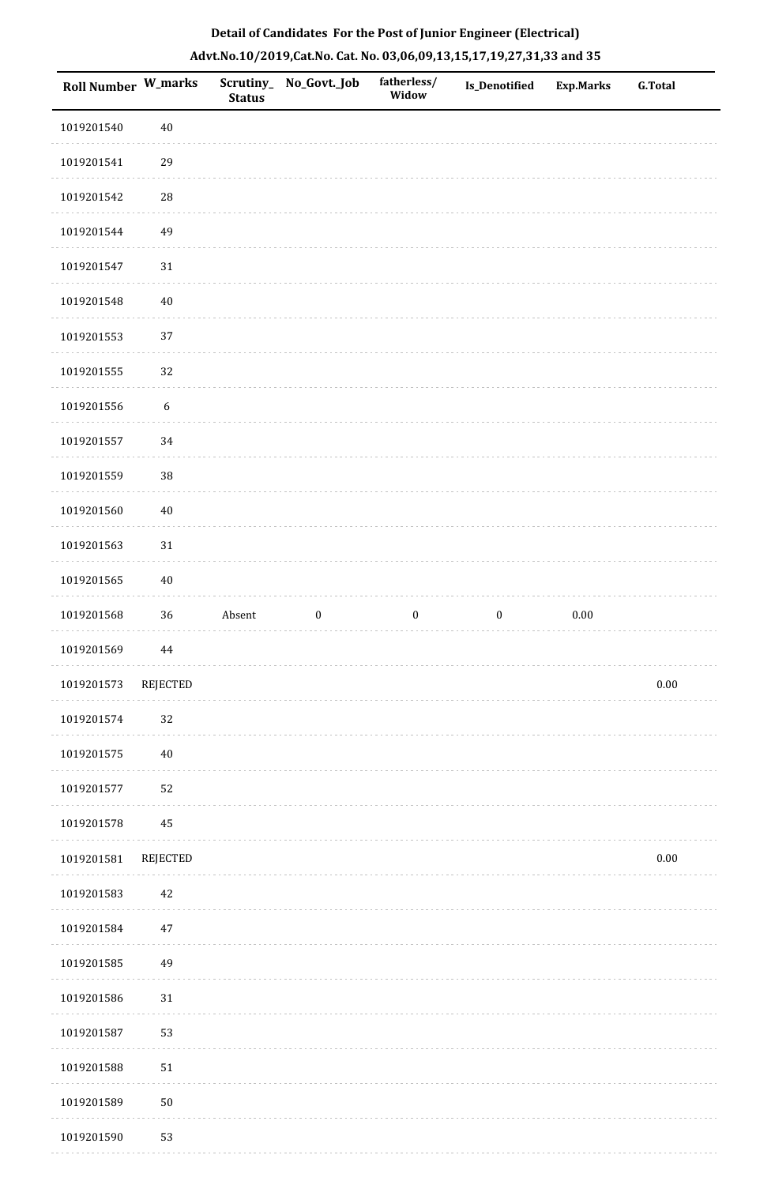**Detail of Candidates For the Post of Junior Engineer (Electrical)**

**Advt.No.10/2019,Cat.No. Cat. No. 03,06,09,13,15,17,19,27,31,33 and 35**

| Roll Number | W_marks | Scrutiny_ Status | No_Govt._Job | fatherless/ Widow | Is_Denotified | Exp.Marks | G.Total |
|---|---|---|---|---|---|---|---|
| 1019201540 | 40 | | | | | | |
| 1019201541 | 29 | | | | | | |
| 1019201542 | 28 | | | | | | |
| 1019201544 | 49 | | | | | | |
| 1019201547 | 31 | | | | | | |
| 1019201548 | 40 | | | | | | |
| 1019201553 | 37 | | | | | | |
| 1019201555 | 32 | | | | | | |
| 1019201556 | 6 | | | | | | |
| 1019201557 | 34 | | | | | | |
| 1019201559 | 38 | | | | | | |
| 1019201560 | 40 | | | | | | |
| 1019201563 | 31 | | | | | | |
| 1019201565 | 40 | | | | | | |
| 1019201568 | 36 | Absent | 0 | 0 | 0 | 0.00 | |
| 1019201569 | 44 | | | | | | |
| 1019201573 | REJECTED | | | | | | 0.00 |
| 1019201574 | 32 | | | | | | |
| 1019201575 | 40 | | | | | | |
| 1019201577 | 52 | | | | | | |
| 1019201578 | 45 | | | | | | |
| 1019201581 | REJECTED | | | | | | 0.00 |
| 1019201583 | 42 | | | | | | |
| 1019201584 | 47 | | | | | | |
| 1019201585 | 49 | | | | | | |
| 1019201586 | 31 | | | | | | |
| 1019201587 | 53 | | | | | | |
| 1019201588 | 51 | | | | | | |
| 1019201589 | 50 | | | | | | |
| 1019201590 | 53 | | | | | | |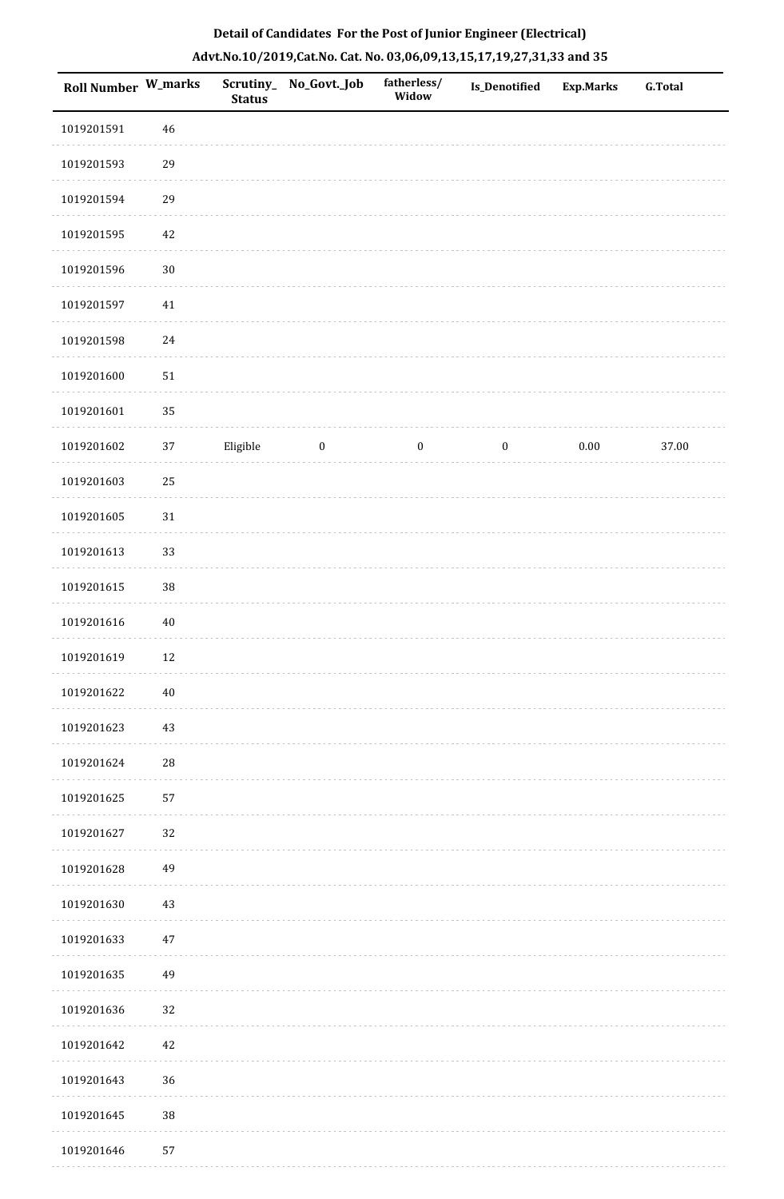## Detail of Candidates For the Post of Junior Engineer (Electrical)

## Advt.No.10/2019,Cat.No. Cat. No. 03,06,09,13,15,17,19,27,31,33 and 35

| Roll Number | W_marks | Scrutiny_ Status | No_Govt._Job | fatherless/ Widow | Is_Denotified | Exp.Marks | G.Total |
|---|---|---|---|---|---|---|---|
| 1019201591 | 46 | | | | | | |
| 1019201593 | 29 | | | | | | |
| 1019201594 | 29 | | | | | | |
| 1019201595 | 42 | | | | | | |
| 1019201596 | 30 | | | | | | |
| 1019201597 | 41 | | | | | | |
| 1019201598 | 24 | | | | | | |
| 1019201600 | 51 | | | | | | |
| 1019201601 | 35 | | | | | | |
| 1019201602 | 37 | Eligible | 0 | 0 | 0 | 0.00 | 37.00 |
| 1019201603 | 25 | | | | | | |
| 1019201605 | 31 | | | | | | |
| 1019201613 | 33 | | | | | | |
| 1019201615 | 38 | | | | | | |
| 1019201616 | 40 | | | | | | |
| 1019201619 | 12 | | | | | | |
| 1019201622 | 40 | | | | | | |
| 1019201623 | 43 | | | | | | |
| 1019201624 | 28 | | | | | | |
| 1019201625 | 57 | | | | | | |
| 1019201627 | 32 | | | | | | |
| 1019201628 | 49 | | | | | | |
| 1019201630 | 43 | | | | | | |
| 1019201633 | 47 | | | | | | |
| 1019201635 | 49 | | | | | | |
| 1019201636 | 32 | | | | | | |
| 1019201642 | 42 | | | | | | |
| 1019201643 | 36 | | | | | | |
| 1019201645 | 38 | | | | | | |
| 1019201646 | 57 | | | | | | |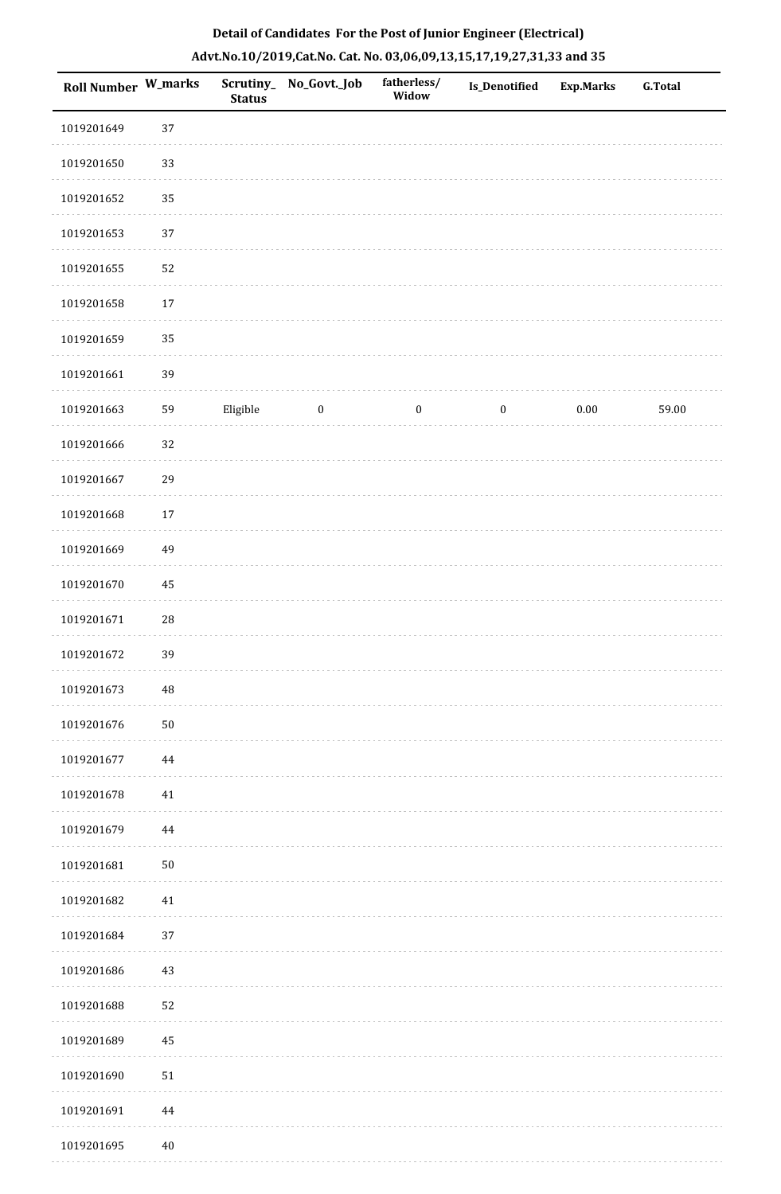**Detail of Candidates For the Post of Junior Engineer (Electrical)**

**Advt.No.10/2019,Cat.No. Cat. No. 03,06,09,13,15,17,19,27,31,33 and 35**

| Roll Number | W_marks | Scrutiny_Status | No_Govt._Job | fatherless/Widow | Is_Denotified | Exp.Marks | G.Total |
|---|---|---|---|---|---|---|---|
| 1019201649 | 37 | | | | | | |
| 1019201650 | 33 | | | | | | |
| 1019201652 | 35 | | | | | | |
| 1019201653 | 37 | | | | | | |
| 1019201655 | 52 | | | | | | |
| 1019201658 | 17 | | | | | | |
| 1019201659 | 35 | | | | | | |
| 1019201661 | 39 | | | | | | |
| 1019201663 | 59 | Eligible | 0 | 0 | 0 | 0.00 | 59.00 |
| 1019201666 | 32 | | | | | | |
| 1019201667 | 29 | | | | | | |
| 1019201668 | 17 | | | | | | |
| 1019201669 | 49 | | | | | | |
| 1019201670 | 45 | | | | | | |
| 1019201671 | 28 | | | | | | |
| 1019201672 | 39 | | | | | | |
| 1019201673 | 48 | | | | | | |
| 1019201676 | 50 | | | | | | |
| 1019201677 | 44 | | | | | | |
| 1019201678 | 41 | | | | | | |
| 1019201679 | 44 | | | | | | |
| 1019201681 | 50 | | | | | | |
| 1019201682 | 41 | | | | | | |
| 1019201684 | 37 | | | | | | |
| 1019201686 | 43 | | | | | | |
| 1019201688 | 52 | | | | | | |
| 1019201689 | 45 | | | | | | |
| 1019201690 | 51 | | | | | | |
| 1019201691 | 44 | | | | | | |
| 1019201695 | 40 | | | | | | |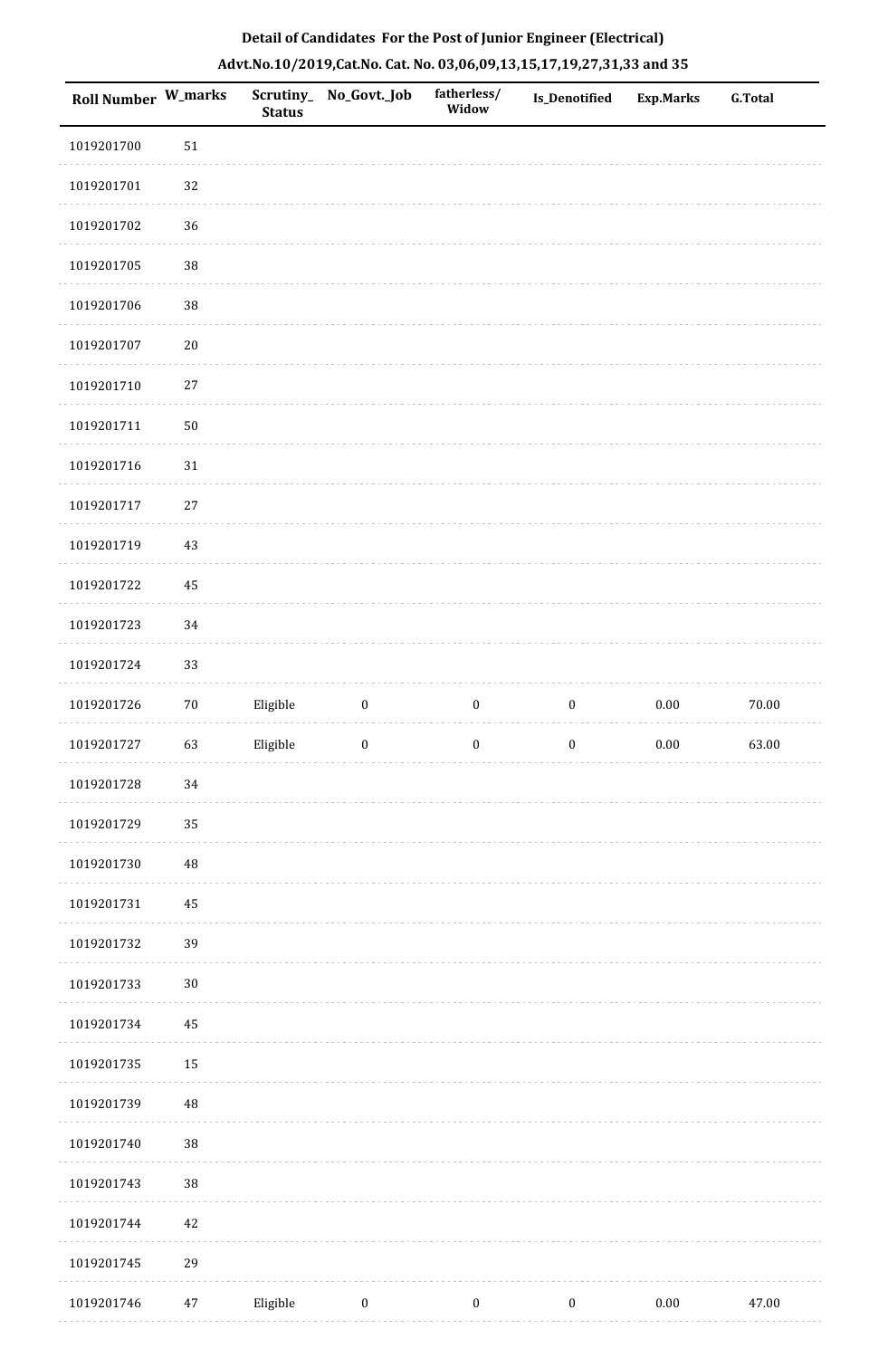**Detail of Candidates For the Post of Junior Engineer (Electrical)**

**Advt.No.10/2019,Cat.No. Cat. No. 03,06,09,13,15,17,19,27,31,33 and 35**

| Roll Number | W_marks | Scrutiny_Status | No_Govt._Job | fatherless/Widow | Is_Denotified | Exp.Marks | G.Total |
|---|---|---|---|---|---|---|---|
| 1019201700 | 51 | | | | | | |
| 1019201701 | 32 | | | | | | |
| 1019201702 | 36 | | | | | | |
| 1019201705 | 38 | | | | | | |
| 1019201706 | 38 | | | | | | |
| 1019201707 | 20 | | | | | | |
| 1019201710 | 27 | | | | | | |
| 1019201711 | 50 | | | | | | |
| 1019201716 | 31 | | | | | | |
| 1019201717 | 27 | | | | | | |
| 1019201719 | 43 | | | | | | |
| 1019201722 | 45 | | | | | | |
| 1019201723 | 34 | | | | | | |
| 1019201724 | 33 | | | | | | |
| 1019201726 | 70 | Eligible | 0 | 0 | 0 | 0.00 | 70.00 |
| 1019201727 | 63 | Eligible | 0 | 0 | 0 | 0.00 | 63.00 |
| 1019201728 | 34 | | | | | | |
| 1019201729 | 35 | | | | | | |
| 1019201730 | 48 | | | | | | |
| 1019201731 | 45 | | | | | | |
| 1019201732 | 39 | | | | | | |
| 1019201733 | 30 | | | | | | |
| 1019201734 | 45 | | | | | | |
| 1019201735 | 15 | | | | | | |
| 1019201739 | 48 | | | | | | |
| 1019201740 | 38 | | | | | | |
| 1019201743 | 38 | | | | | | |
| 1019201744 | 42 | | | | | | |
| 1019201745 | 29 | | | | | | |
| 1019201746 | 47 | Eligible | 0 | 0 | 0 | 0.00 | 47.00 |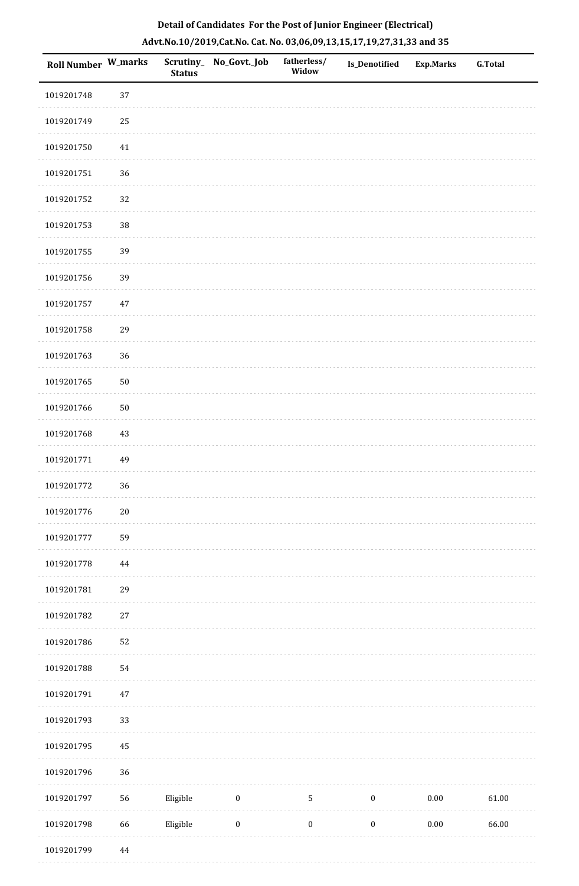**Detail of Candidates For the Post of Junior Engineer (Electrical)**

**Advt.No.10/2019,Cat.No. Cat. No. 03,06,09,13,15,17,19,27,31,33 and 35**

| Roll Number | W_marks | Scrutiny_Status | No_Govt._Job | fatherless/Widow | Is_Denotified | Exp.Marks | G.Total |
|---|---|---|---|---|---|---|---|
| 1019201748 | 37 | | | | | | |
| 1019201749 | 25 | | | | | | |
| 1019201750 | 41 | | | | | | |
| 1019201751 | 36 | | | | | | |
| 1019201752 | 32 | | | | | | |
| 1019201753 | 38 | | | | | | |
| 1019201755 | 39 | | | | | | |
| 1019201756 | 39 | | | | | | |
| 1019201757 | 47 | | | | | | |
| 1019201758 | 29 | | | | | | |
| 1019201763 | 36 | | | | | | |
| 1019201765 | 50 | | | | | | |
| 1019201766 | 50 | | | | | | |
| 1019201768 | 43 | | | | | | |
| 1019201771 | 49 | | | | | | |
| 1019201772 | 36 | | | | | | |
| 1019201776 | 20 | | | | | | |
| 1019201777 | 59 | | | | | | |
| 1019201778 | 44 | | | | | | |
| 1019201781 | 29 | | | | | | |
| 1019201782 | 27 | | | | | | |
| 1019201786 | 52 | | | | | | |
| 1019201788 | 54 | | | | | | |
| 1019201791 | 47 | | | | | | |
| 1019201793 | 33 | | | | | | |
| 1019201795 | 45 | | | | | | |
| 1019201796 | 36 | | | | | | |
| 1019201797 | 56 | Eligible | 0 | 5 | 0 | 0.00 | 61.00 |
| 1019201798 | 66 | Eligible | 0 | 0 | 0 | 0.00 | 66.00 |
| 1019201799 | 44 | | | | | | |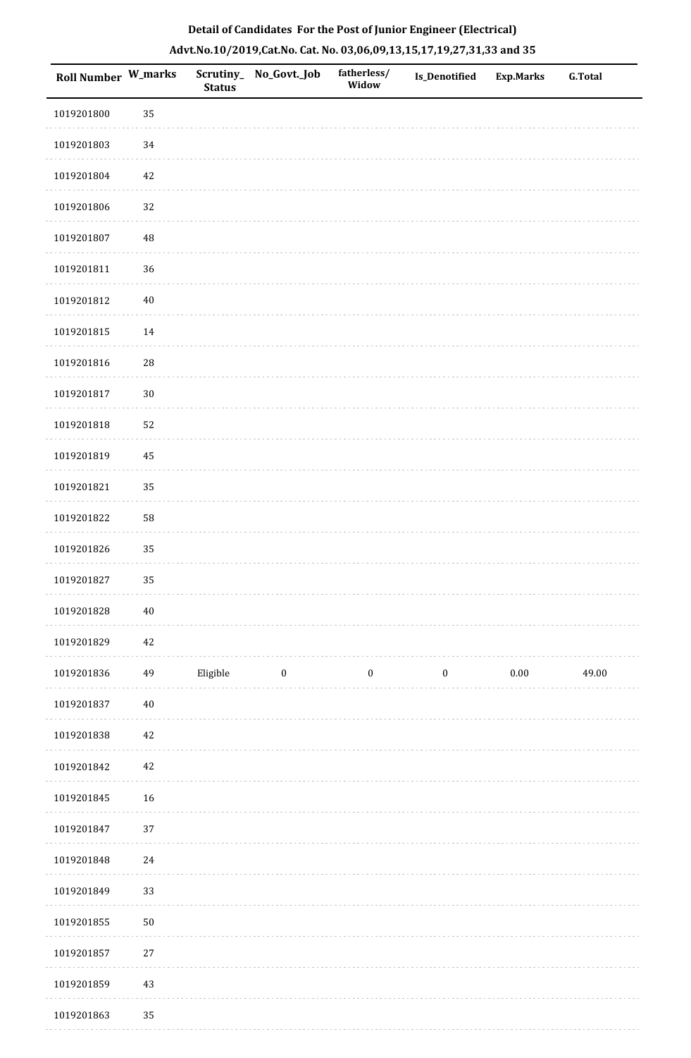**Detail of Candidates For the Post of Junior Engineer (Electrical)**

**Advt.No.10/2019,Cat.No. Cat. No. 03,06,09,13,15,17,19,27,31,33 and 35**

| Roll Number | W_marks | Scrutiny_Status | No_Govt._Job | fatherless/Widow | Is_Denotified | Exp.Marks | G.Total |
|---|---|---|---|---|---|---|---|
| 1019201800 | 35 | | | | | | |
| 1019201803 | 34 | | | | | | |
| 1019201804 | 42 | | | | | | |
| 1019201806 | 32 | | | | | | |
| 1019201807 | 48 | | | | | | |
| 1019201811 | 36 | | | | | | |
| 1019201812 | 40 | | | | | | |
| 1019201815 | 14 | | | | | | |
| 1019201816 | 28 | | | | | | |
| 1019201817 | 30 | | | | | | |
| 1019201818 | 52 | | | | | | |
| 1019201819 | 45 | | | | | | |
| 1019201821 | 35 | | | | | | |
| 1019201822 | 58 | | | | | | |
| 1019201826 | 35 | | | | | | |
| 1019201827 | 35 | | | | | | |
| 1019201828 | 40 | | | | | | |
| 1019201829 | 42 | | | | | | |
| 1019201836 | 49 | Eligible | 0 | 0 | 0 | 0.00 | 49.00 |
| 1019201837 | 40 | | | | | | |
| 1019201838 | 42 | | | | | | |
| 1019201842 | 42 | | | | | | |
| 1019201845 | 16 | | | | | | |
| 1019201847 | 37 | | | | | | |
| 1019201848 | 24 | | | | | | |
| 1019201849 | 33 | | | | | | |
| 1019201855 | 50 | | | | | | |
| 1019201857 | 27 | | | | | | |
| 1019201859 | 43 | | | | | | |
| 1019201863 | 35 | | | | | | |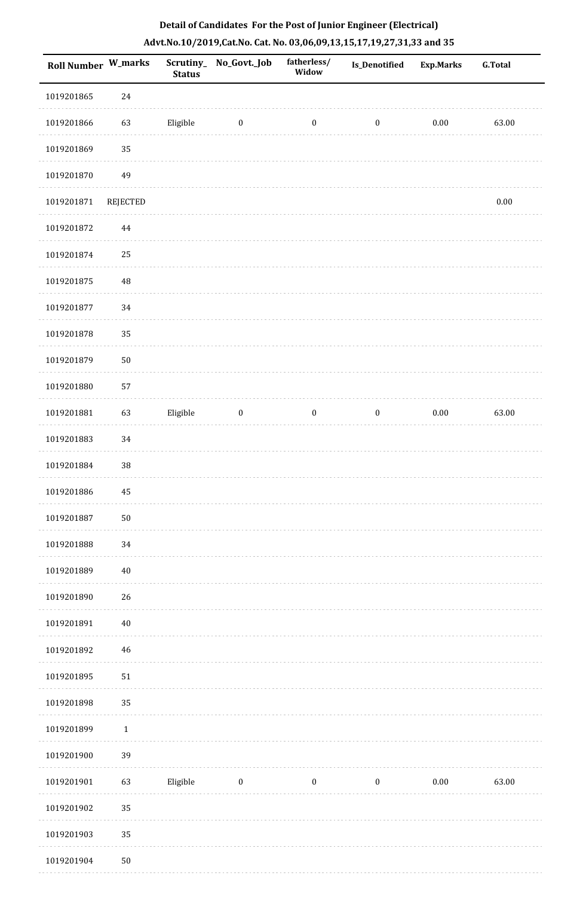**Detail of Candidates For the Post of Junior Engineer (Electrical)**

**Advt.No.10/2019,Cat.No. Cat. No. 03,06,09,13,15,17,19,27,31,33 and 35**

| Roll Number | W_marks | Scrutiny_ Status | No_Govt._Job | fatherless/ Widow | Is_Denotified | Exp.Marks | G.Total |
|---|---|---|---|---|---|---|---|
| 1019201865 | 24 | | | | | | |
| 1019201866 | 63 | Eligible | 0 | 0 | 0 | 0.00 | 63.00 |
| 1019201869 | 35 | | | | | | |
| 1019201870 | 49 | | | | | | |
| 1019201871 | REJECTED | | | | | | 0.00 |
| 1019201872 | 44 | | | | | | |
| 1019201874 | 25 | | | | | | |
| 1019201875 | 48 | | | | | | |
| 1019201877 | 34 | | | | | | |
| 1019201878 | 35 | | | | | | |
| 1019201879 | 50 | | | | | | |
| 1019201880 | 57 | | | | | | |
| 1019201881 | 63 | Eligible | 0 | 0 | 0 | 0.00 | 63.00 |
| 1019201883 | 34 | | | | | | |
| 1019201884 | 38 | | | | | | |
| 1019201886 | 45 | | | | | | |
| 1019201887 | 50 | | | | | | |
| 1019201888 | 34 | | | | | | |
| 1019201889 | 40 | | | | | | |
| 1019201890 | 26 | | | | | | |
| 1019201891 | 40 | | | | | | |
| 1019201892 | 46 | | | | | | |
| 1019201895 | 51 | | | | | | |
| 1019201898 | 35 | | | | | | |
| 1019201899 | 1 | | | | | | |
| 1019201900 | 39 | | | | | | |
| 1019201901 | 63 | Eligible | 0 | 0 | 0 | 0.00 | 63.00 |
| 1019201902 | 35 | | | | | | |
| 1019201903 | 35 | | | | | | |
| 1019201904 | 50 | | | | | | |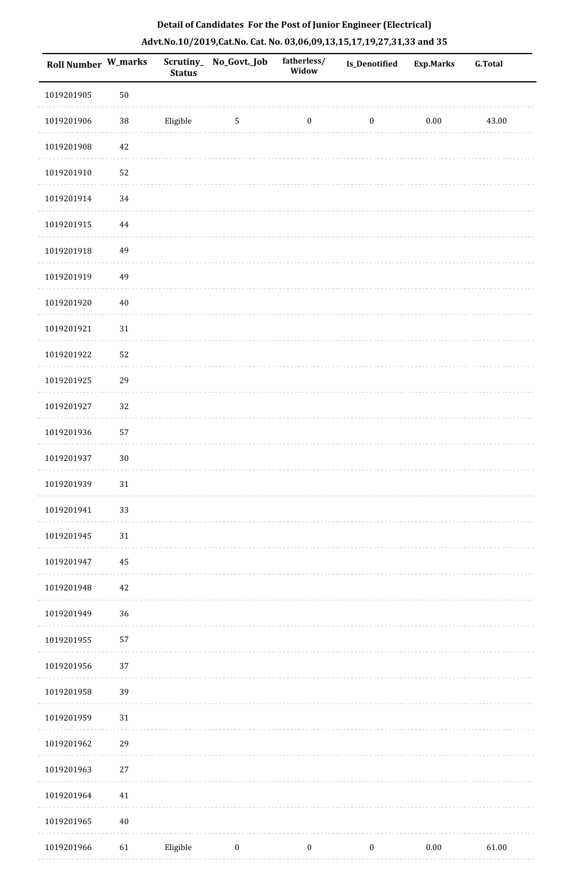## Detail of Candidates For the Post of Junior Engineer (Electrical)

## Advt.No.10/2019,Cat.No. Cat. No. 03,06,09,13,15,17,19,27,31,33 and 35

| Roll Number | W_marks | Scrutiny_Status | No_Govt._Job | fatherless/Widow | Is_Denotified | Exp.Marks | G.Total |
|---|---|---|---|---|---|---|---|
| 1019201905 | 50 | | | | | | |
| 1019201906 | 38 | Eligible | 5 | 0 | 0 | 0.00 | 43.00 |
| 1019201908 | 42 | | | | | | |
| 1019201910 | 52 | | | | | | |
| 1019201914 | 34 | | | | | | |
| 1019201915 | 44 | | | | | | |
| 1019201918 | 49 | | | | | | |
| 1019201919 | 49 | | | | | | |
| 1019201920 | 40 | | | | | | |
| 1019201921 | 31 | | | | | | |
| 1019201922 | 52 | | | | | | |
| 1019201925 | 29 | | | | | | |
| 1019201927 | 32 | | | | | | |
| 1019201936 | 57 | | | | | | |
| 1019201937 | 30 | | | | | | |
| 1019201939 | 31 | | | | | | |
| 1019201941 | 33 | | | | | | |
| 1019201945 | 31 | | | | | | |
| 1019201947 | 45 | | | | | | |
| 1019201948 | 42 | | | | | | |
| 1019201949 | 36 | | | | | | |
| 1019201955 | 57 | | | | | | |
| 1019201956 | 37 | | | | | | |
| 1019201958 | 39 | | | | | | |
| 1019201959 | 31 | | | | | | |
| 1019201962 | 29 | | | | | | |
| 1019201963 | 27 | | | | | | |
| 1019201964 | 41 | | | | | | |
| 1019201965 | 40 | | | | | | |
| 1019201966 | 61 | Eligible | 0 | 0 | 0 | 0.00 | 61.00 |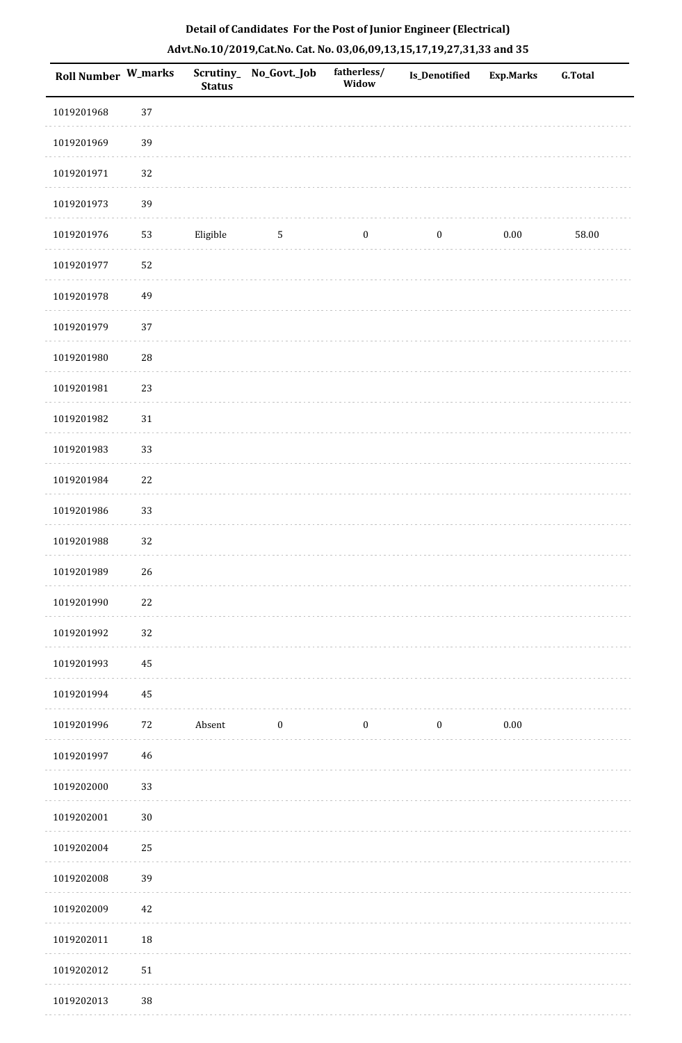**Detail of Candidates For the Post of Junior Engineer (Electrical)**

**Advt.No.10/2019,Cat.No. Cat. No. 03,06,09,13,15,17,19,27,31,33 and 35**

| Roll Number | W_marks | Scrutiny_Status | No_Govt._Job | fatherless/Widow | Is_Denotified | Exp.Marks | G.Total |
|---|---|---|---|---|---|---|---|
| 1019201968 | 37 | | | | | | |
| 1019201969 | 39 | | | | | | |
| 1019201971 | 32 | | | | | | |
| 1019201973 | 39 | | | | | | |
| 1019201976 | 53 | Eligible | 5 | 0 | 0 | 0.00 | 58.00 |
| 1019201977 | 52 | | | | | | |
| 1019201978 | 49 | | | | | | |
| 1019201979 | 37 | | | | | | |
| 1019201980 | 28 | | | | | | |
| 1019201981 | 23 | | | | | | |
| 1019201982 | 31 | | | | | | |
| 1019201983 | 33 | | | | | | |
| 1019201984 | 22 | | | | | | |
| 1019201986 | 33 | | | | | | |
| 1019201988 | 32 | | | | | | |
| 1019201989 | 26 | | | | | | |
| 1019201990 | 22 | | | | | | |
| 1019201992 | 32 | | | | | | |
| 1019201993 | 45 | | | | | | |
| 1019201994 | 45 | | | | | | |
| 1019201996 | 72 | Absent | 0 | 0 | 0 | 0.00 | |
| 1019201997 | 46 | | | | | | |
| 1019202000 | 33 | | | | | | |
| 1019202001 | 30 | | | | | | |
| 1019202004 | 25 | | | | | | |
| 1019202008 | 39 | | | | | | |
| 1019202009 | 42 | | | | | | |
| 1019202011 | 18 | | | | | | |
| 1019202012 | 51 | | | | | | |
| 1019202013 | 38 | | | | | | |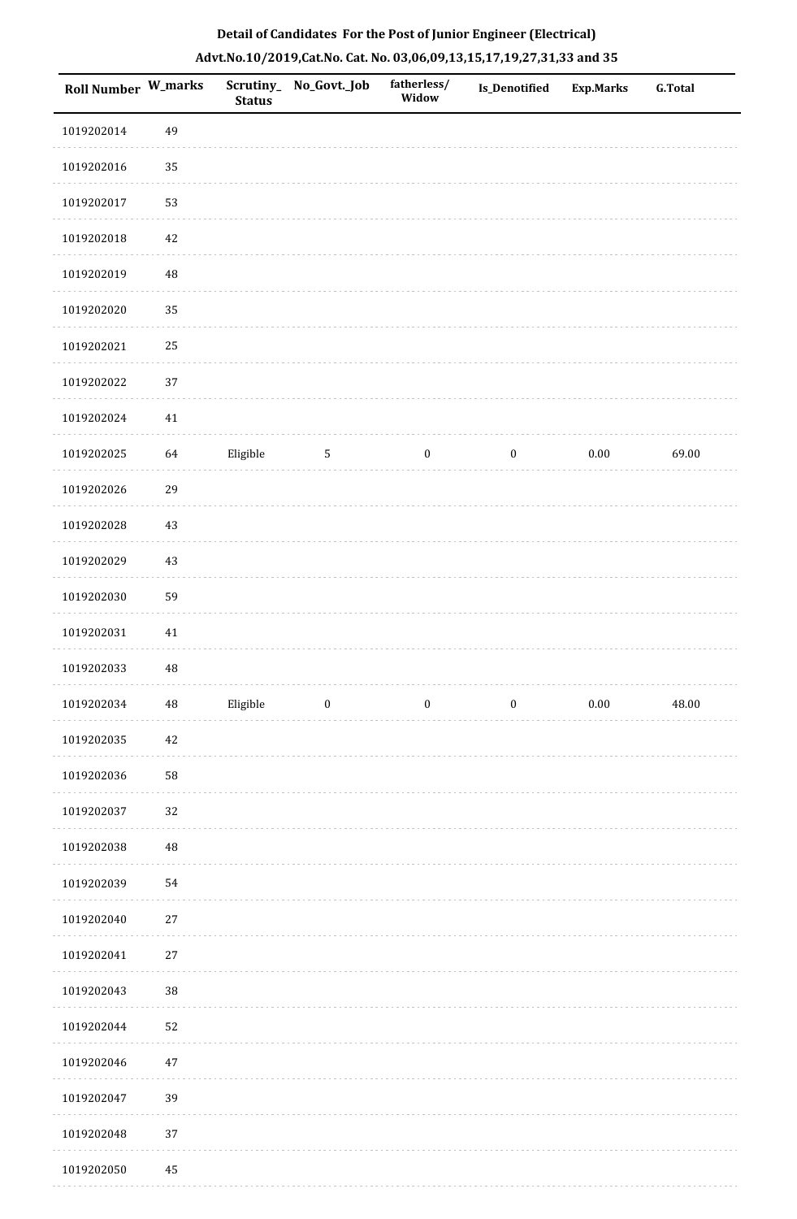**Detail of Candidates For the Post of Junior Engineer (Electrical)**

**Advt.No.10/2019,Cat.No. Cat. No. 03,06,09,13,15,17,19,27,31,33 and 35**

| Roll Number | W_marks | Scrutiny_Status | No_Govt._Job | fatherless/Widow | Is_Denotified | Exp.Marks | G.Total |
|---|---|---|---|---|---|---|---|
| 1019202014 | 49 | | | | | | |
| 1019202016 | 35 | | | | | | |
| 1019202017 | 53 | | | | | | |
| 1019202018 | 42 | | | | | | |
| 1019202019 | 48 | | | | | | |
| 1019202020 | 35 | | | | | | |
| 1019202021 | 25 | | | | | | |
| 1019202022 | 37 | | | | | | |
| 1019202024 | 41 | | | | | | |
| 1019202025 | 64 | Eligible | 5 | 0 | 0 | 0.00 | 69.00 |
| 1019202026 | 29 | | | | | | |
| 1019202028 | 43 | | | | | | |
| 1019202029 | 43 | | | | | | |
| 1019202030 | 59 | | | | | | |
| 1019202031 | 41 | | | | | | |
| 1019202033 | 48 | | | | | | |
| 1019202034 | 48 | Eligible | 0 | 0 | 0 | 0.00 | 48.00 |
| 1019202035 | 42 | | | | | | |
| 1019202036 | 58 | | | | | | |
| 1019202037 | 32 | | | | | | |
| 1019202038 | 48 | | | | | | |
| 1019202039 | 54 | | | | | | |
| 1019202040 | 27 | | | | | | |
| 1019202041 | 27 | | | | | | |
| 1019202043 | 38 | | | | | | |
| 1019202044 | 52 | | | | | | |
| 1019202046 | 47 | | | | | | |
| 1019202047 | 39 | | | | | | |
| 1019202048 | 37 | | | | | | |
| 1019202050 | 45 | | | | | | |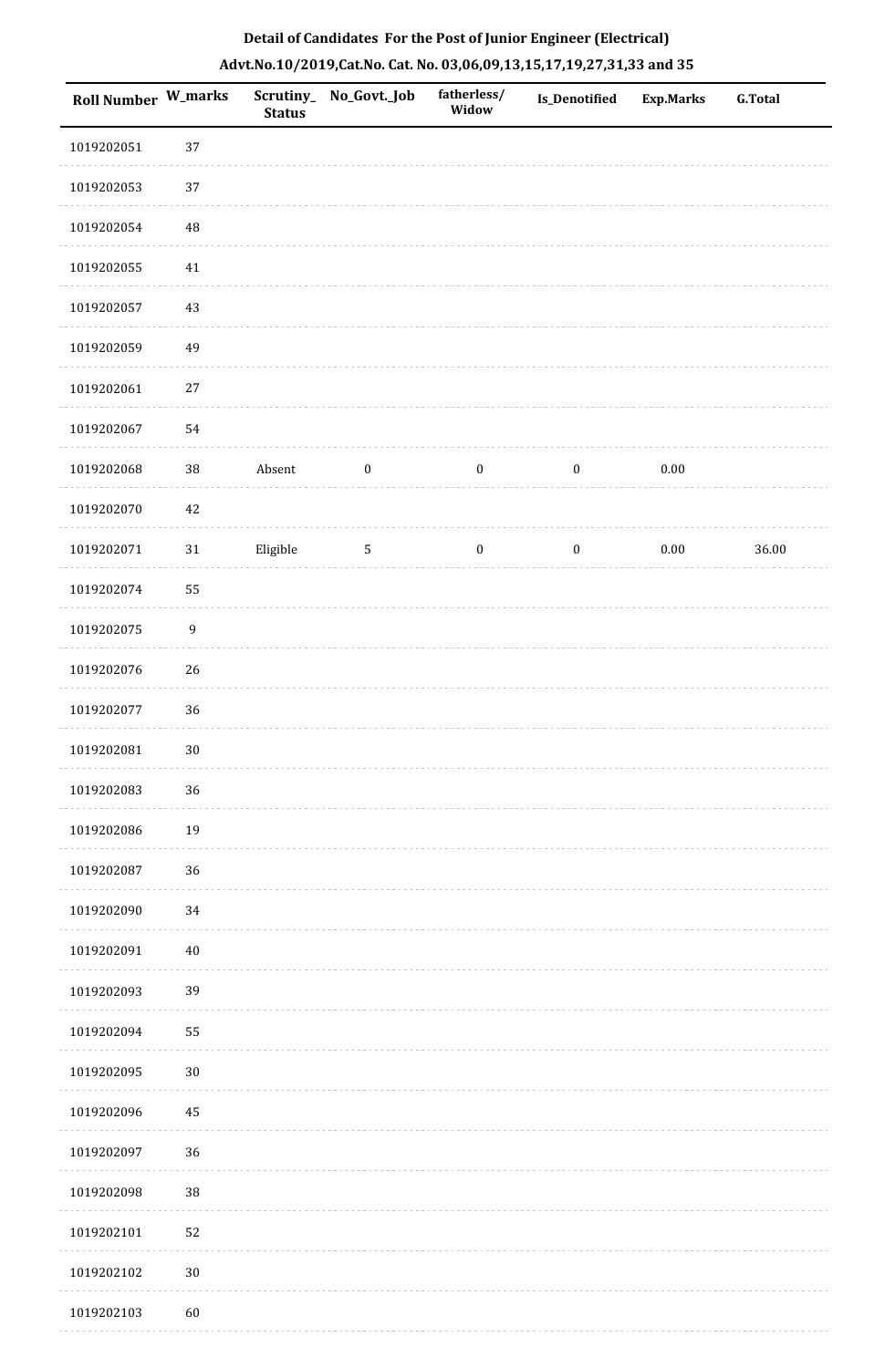**Detail of Candidates For the Post of Junior Engineer (Electrical)**

**Advt.No.10/2019,Cat.No. Cat. No. 03,06,09,13,15,17,19,27,31,33 and 35**

| Roll Number | W_marks | Scrutiny_Status | No_Govt._Job | fatherless/Widow | Is_Denotified | Exp.Marks | G.Total |
|---|---|---|---|---|---|---|---|
| 1019202051 | 37 | | | | | | |
| 1019202053 | 37 | | | | | | |
| 1019202054 | 48 | | | | | | |
| 1019202055 | 41 | | | | | | |
| 1019202057 | 43 | | | | | | |
| 1019202059 | 49 | | | | | | |
| 1019202061 | 27 | | | | | | |
| 1019202067 | 54 | | | | | | |
| 1019202068 | 38 | Absent | 0 | 0 | 0 | 0.00 | |
| 1019202070 | 42 | | | | | | |
| 1019202071 | 31 | Eligible | 5 | 0 | 0 | 0.00 | 36.00 |
| 1019202074 | 55 | | | | | | |
| 1019202075 | 9 | | | | | | |
| 1019202076 | 26 | | | | | | |
| 1019202077 | 36 | | | | | | |
| 1019202081 | 30 | | | | | | |
| 1019202083 | 36 | | | | | | |
| 1019202086 | 19 | | | | | | |
| 1019202087 | 36 | | | | | | |
| 1019202090 | 34 | | | | | | |
| 1019202091 | 40 | | | | | | |
| 1019202093 | 39 | | | | | | |
| 1019202094 | 55 | | | | | | |
| 1019202095 | 30 | | | | | | |
| 1019202096 | 45 | | | | | | |
| 1019202097 | 36 | | | | | | |
| 1019202098 | 38 | | | | | | |
| 1019202101 | 52 | | | | | | |
| 1019202102 | 30 | | | | | | |
| 1019202103 | 60 | | | | | | |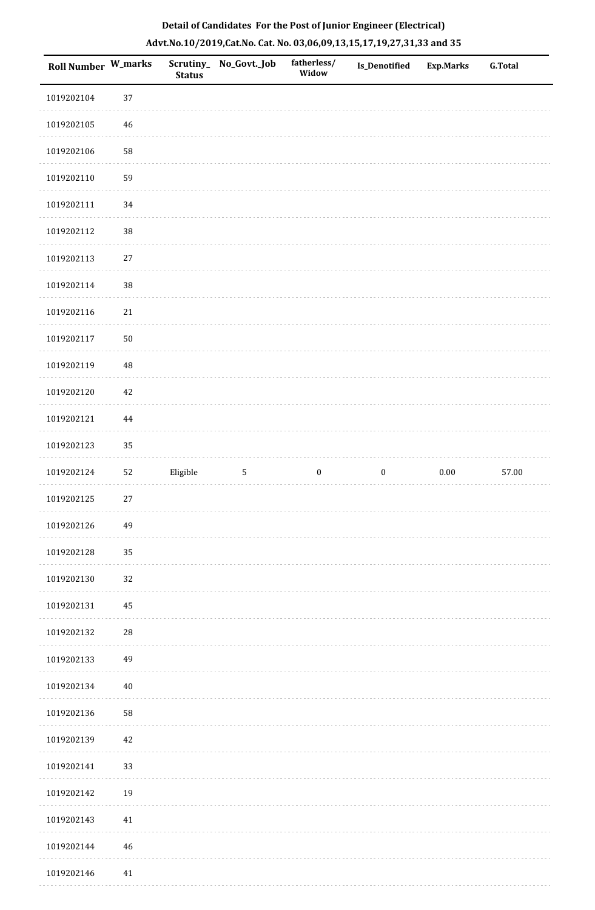**Detail of Candidates For the Post of Junior Engineer (Electrical)**

**Advt.No.10/2019,Cat.No. Cat. No. 03,06,09,13,15,17,19,27,31,33 and 35**

| Roll Number | W_marks | Scrutiny_Status | No_Govt._Job | fatherless/Widow | Is_Denotified | Exp.Marks | G.Total |
|---|---|---|---|---|---|---|---|
| 1019202104 | 37 | | | | | | |
| 1019202105 | 46 | | | | | | |
| 1019202106 | 58 | | | | | | |
| 1019202110 | 59 | | | | | | |
| 1019202111 | 34 | | | | | | |
| 1019202112 | 38 | | | | | | |
| 1019202113 | 27 | | | | | | |
| 1019202114 | 38 | | | | | | |
| 1019202116 | 21 | | | | | | |
| 1019202117 | 50 | | | | | | |
| 1019202119 | 48 | | | | | | |
| 1019202120 | 42 | | | | | | |
| 1019202121 | 44 | | | | | | |
| 1019202123 | 35 | | | | | | |
| 1019202124 | 52 | Eligible | 5 | 0 | 0 | 0.00 | 57.00 |
| 1019202125 | 27 | | | | | | |
| 1019202126 | 49 | | | | | | |
| 1019202128 | 35 | | | | | | |
| 1019202130 | 32 | | | | | | |
| 1019202131 | 45 | | | | | | |
| 1019202132 | 28 | | | | | | |
| 1019202133 | 49 | | | | | | |
| 1019202134 | 40 | | | | | | |
| 1019202136 | 58 | | | | | | |
| 1019202139 | 42 | | | | | | |
| 1019202141 | 33 | | | | | | |
| 1019202142 | 19 | | | | | | |
| 1019202143 | 41 | | | | | | |
| 1019202144 | 46 | | | | | | |
| 1019202146 | 41 | | | | | | |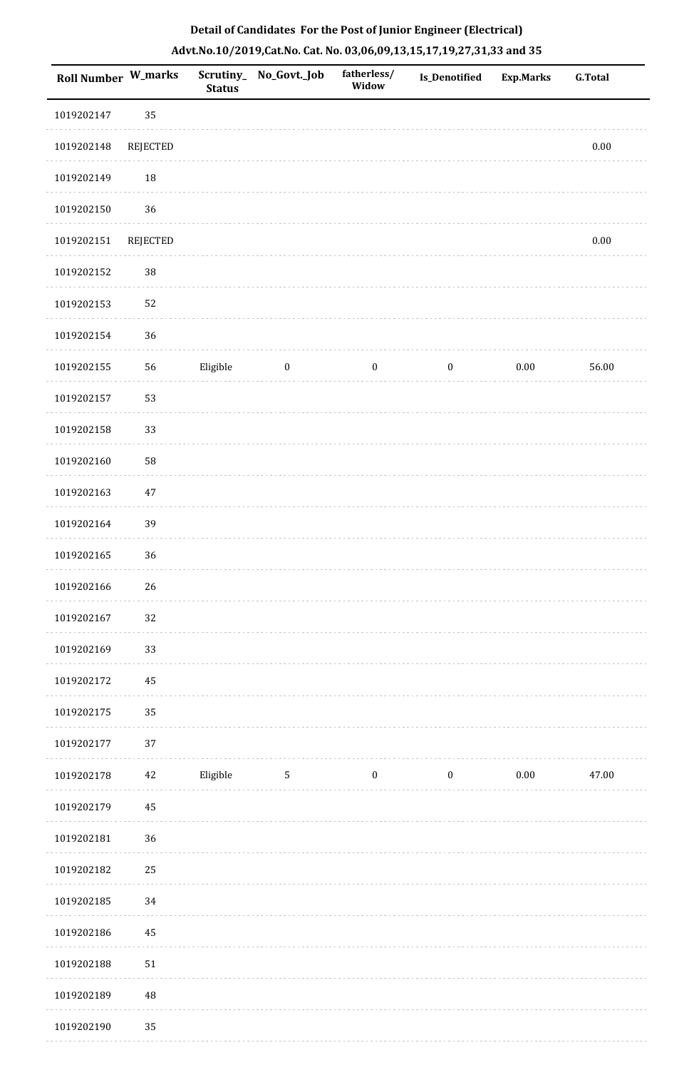## Detail of Candidates For the Post of Junior Engineer (Electrical)

## Advt.No.10/2019,Cat.No. Cat. No. 03,06,09,13,15,17,19,27,31,33 and 35

| Roll Number | W_marks | Scrutiny_Status | No_Govt._Job | fatherless/Widow | Is_Denotified | Exp.Marks | G.Total |
|---|---|---|---|---|---|---|---|
| 1019202147 | 35 | | | | | | |
| 1019202148 | REJECTED | | | | | | 0.00 |
| 1019202149 | 18 | | | | | | |
| 1019202150 | 36 | | | | | | |
| 1019202151 | REJECTED | | | | | | 0.00 |
| 1019202152 | 38 | | | | | | |
| 1019202153 | 52 | | | | | | |
| 1019202154 | 36 | | | | | | |
| 1019202155 | 56 | Eligible | 0 | 0 | 0 | 0.00 | 56.00 |
| 1019202157 | 53 | | | | | | |
| 1019202158 | 33 | | | | | | |
| 1019202160 | 58 | | | | | | |
| 1019202163 | 47 | | | | | | |
| 1019202164 | 39 | | | | | | |
| 1019202165 | 36 | | | | | | |
| 1019202166 | 26 | | | | | | |
| 1019202167 | 32 | | | | | | |
| 1019202169 | 33 | | | | | | |
| 1019202172 | 45 | | | | | | |
| 1019202175 | 35 | | | | | | |
| 1019202177 | 37 | | | | | | |
| 1019202178 | 42 | Eligible | 5 | 0 | 0 | 0.00 | 47.00 |
| 1019202179 | 45 | | | | | | |
| 1019202181 | 36 | | | | | | |
| 1019202182 | 25 | | | | | | |
| 1019202185 | 34 | | | | | | |
| 1019202186 | 45 | | | | | | |
| 1019202188 | 51 | | | | | | |
| 1019202189 | 48 | | | | | | |
| 1019202190 | 35 | | | | | | |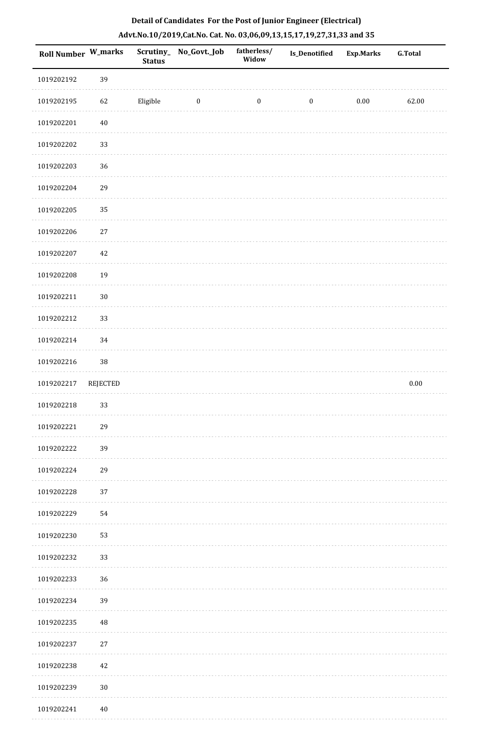## Detail of Candidates For the Post of Junior Engineer (Electrical)

### Advt.No.10/2019,Cat.No. Cat. No. 03,06,09,13,15,17,19,27,31,33 and 35

| Roll Number | W_marks | Scrutiny_Status | No_Govt._Job | fatherless/Widow | Is_Denotified | Exp.Marks | G.Total |
|---|---|---|---|---|---|---|---|
| 1019202192 | 39 | | | | | | |
| 1019202195 | 62 | Eligible | 0 | 0 | 0 | 0.00 | 62.00 |
| 1019202201 | 40 | | | | | | |
| 1019202202 | 33 | | | | | | |
| 1019202203 | 36 | | | | | | |
| 1019202204 | 29 | | | | | | |
| 1019202205 | 35 | | | | | | |
| 1019202206 | 27 | | | | | | |
| 1019202207 | 42 | | | | | | |
| 1019202208 | 19 | | | | | | |
| 1019202211 | 30 | | | | | | |
| 1019202212 | 33 | | | | | | |
| 1019202214 | 34 | | | | | | |
| 1019202216 | 38 | | | | | | |
| 1019202217 | REJECTED | | | | | | 0.00 |
| 1019202218 | 33 | | | | | | |
| 1019202221 | 29 | | | | | | |
| 1019202222 | 39 | | | | | | |
| 1019202224 | 29 | | | | | | |
| 1019202228 | 37 | | | | | | |
| 1019202229 | 54 | | | | | | |
| 1019202230 | 53 | | | | | | |
| 1019202232 | 33 | | | | | | |
| 1019202233 | 36 | | | | | | |
| 1019202234 | 39 | | | | | | |
| 1019202235 | 48 | | | | | | |
| 1019202237 | 27 | | | | | | |
| 1019202238 | 42 | | | | | | |
| 1019202239 | 30 | | | | | | |
| 1019202241 | 40 | | | | | | |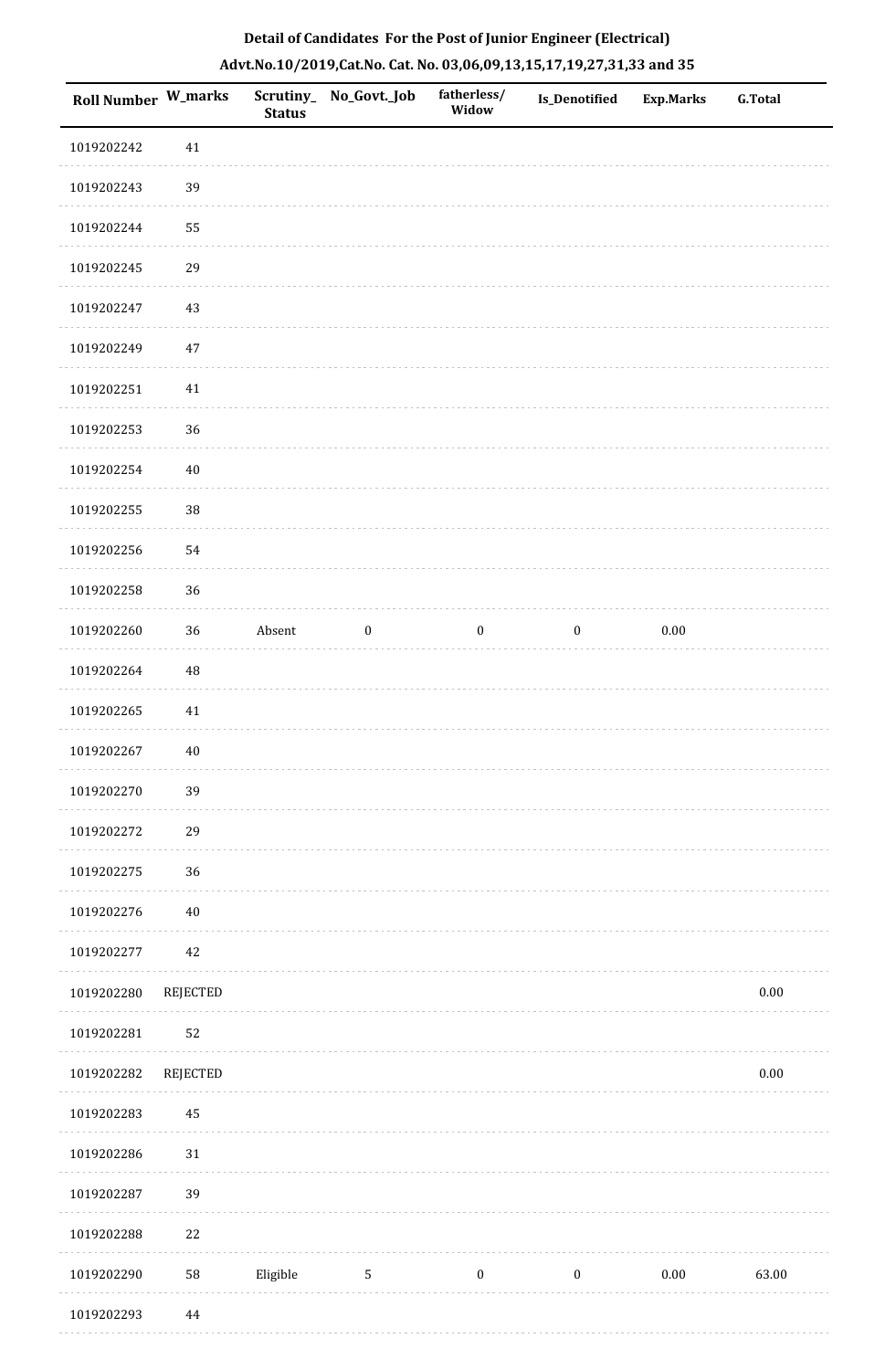**Detail of Candidates For the Post of Junior Engineer (Electrical)**

**Advt.No.10/2019,Cat.No. Cat. No. 03,06,09,13,15,17,19,27,31,33 and 35**

| Roll Number | W_marks | Scrutiny_Status | No_Govt._Job | fatherless/Widow | Is_Denotified | Exp.Marks | G.Total |
|---|---|---|---|---|---|---|---|
| 1019202242 | 41 | | | | | | |
| 1019202243 | 39 | | | | | | |
| 1019202244 | 55 | | | | | | |
| 1019202245 | 29 | | | | | | |
| 1019202247 | 43 | | | | | | |
| 1019202249 | 47 | | | | | | |
| 1019202251 | 41 | | | | | | |
| 1019202253 | 36 | | | | | | |
| 1019202254 | 40 | | | | | | |
| 1019202255 | 38 | | | | | | |
| 1019202256 | 54 | | | | | | |
| 1019202258 | 36 | | | | | | |
| 1019202260 | 36 | Absent | 0 | 0 | 0 | 0.00 | |
| 1019202264 | 48 | | | | | | |
| 1019202265 | 41 | | | | | | |
| 1019202267 | 40 | | | | | | |
| 1019202270 | 39 | | | | | | |
| 1019202272 | 29 | | | | | | |
| 1019202275 | 36 | | | | | | |
| 1019202276 | 40 | | | | | | |
| 1019202277 | 42 | | | | | | |
| 1019202280 | REJECTED | | | | | | 0.00 |
| 1019202281 | 52 | | | | | | |
| 1019202282 | REJECTED | | | | | | 0.00 |
| 1019202283 | 45 | | | | | | |
| 1019202286 | 31 | | | | | | |
| 1019202287 | 39 | | | | | | |
| 1019202288 | 22 | | | | | | |
| 1019202290 | 58 | Eligible | 5 | 0 | 0 | 0.00 | 63.00 |
| 1019202293 | 44 | | | | | | |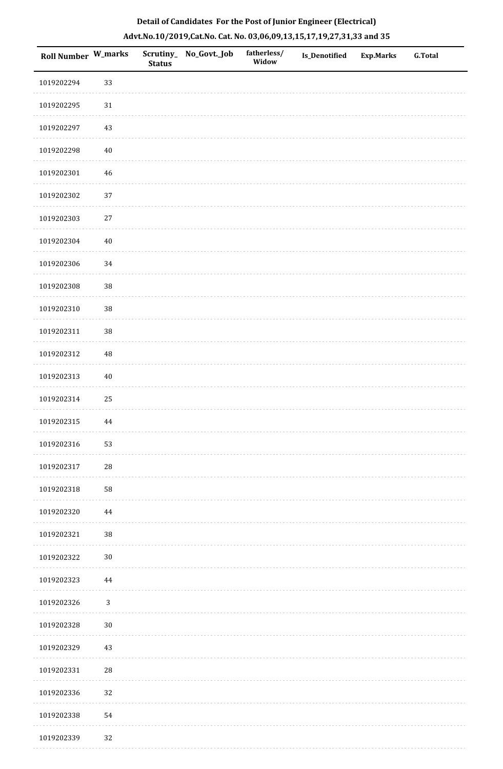**Detail of Candidates For the Post of Junior Engineer (Electrical)**

**Advt.No.10/2019,Cat.No. Cat. No. 03,06,09,13,15,17,19,27,31,33 and 35**

| Roll Number | W_marks | Scrutiny_Status | No_Govt._Job | fatherless/Widow | Is_Denotified | Exp.Marks | G.Total |
|---|---|---|---|---|---|---|---|
| 1019202294 | 33 | | | | | | |
| 1019202295 | 31 | | | | | | |
| 1019202297 | 43 | | | | | | |
| 1019202298 | 40 | | | | | | |
| 1019202301 | 46 | | | | | | |
| 1019202302 | 37 | | | | | | |
| 1019202303 | 27 | | | | | | |
| 1019202304 | 40 | | | | | | |
| 1019202306 | 34 | | | | | | |
| 1019202308 | 38 | | | | | | |
| 1019202310 | 38 | | | | | | |
| 1019202311 | 38 | | | | | | |
| 1019202312 | 48 | | | | | | |
| 1019202313 | 40 | | | | | | |
| 1019202314 | 25 | | | | | | |
| 1019202315 | 44 | | | | | | |
| 1019202316 | 53 | | | | | | |
| 1019202317 | 28 | | | | | | |
| 1019202318 | 58 | | | | | | |
| 1019202320 | 44 | | | | | | |
| 1019202321 | 38 | | | | | | |
| 1019202322 | 30 | | | | | | |
| 1019202323 | 44 | | | | | | |
| 1019202326 | 3 | | | | | | |
| 1019202328 | 30 | | | | | | |
| 1019202329 | 43 | | | | | | |
| 1019202331 | 28 | | | | | | |
| 1019202336 | 32 | | | | | | |
| 1019202338 | 54 | | | | | | |
| 1019202339 | 32 | | | | | | |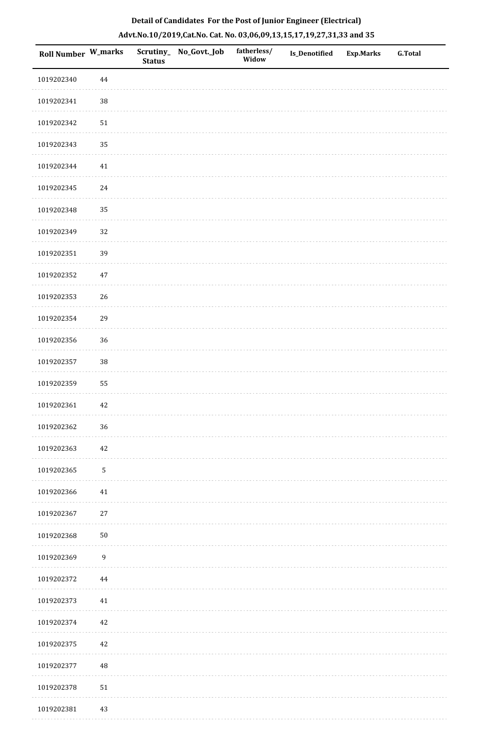**Detail of Candidates For the Post of Junior Engineer (Electrical)**

**Advt.No.10/2019,Cat.No. Cat. No. 03,06,09,13,15,17,19,27,31,33 and 35**

| Roll Number | W_marks | Scrutiny_ Status | No_Govt._Job | fatherless/ Widow | Is_Denotified | Exp.Marks | G.Total |
|---|---|---|---|---|---|---|---|
| 1019202340 | 44 | | | | | | |
| 1019202341 | 38 | | | | | | |
| 1019202342 | 51 | | | | | | |
| 1019202343 | 35 | | | | | | |
| 1019202344 | 41 | | | | | | |
| 1019202345 | 24 | | | | | | |
| 1019202348 | 35 | | | | | | |
| 1019202349 | 32 | | | | | | |
| 1019202351 | 39 | | | | | | |
| 1019202352 | 47 | | | | | | |
| 1019202353 | 26 | | | | | | |
| 1019202354 | 29 | | | | | | |
| 1019202356 | 36 | | | | | | |
| 1019202357 | 38 | | | | | | |
| 1019202359 | 55 | | | | | | |
| 1019202361 | 42 | | | | | | |
| 1019202362 | 36 | | | | | | |
| 1019202363 | 42 | | | | | | |
| 1019202365 | 5 | | | | | | |
| 1019202366 | 41 | | | | | | |
| 1019202367 | 27 | | | | | | |
| 1019202368 | 50 | | | | | | |
| 1019202369 | 9 | | | | | | |
| 1019202372 | 44 | | | | | | |
| 1019202373 | 41 | | | | | | |
| 1019202374 | 42 | | | | | | |
| 1019202375 | 42 | | | | | | |
| 1019202377 | 48 | | | | | | |
| 1019202378 | 51 | | | | | | |
| 1019202381 | 43 | | | | | | |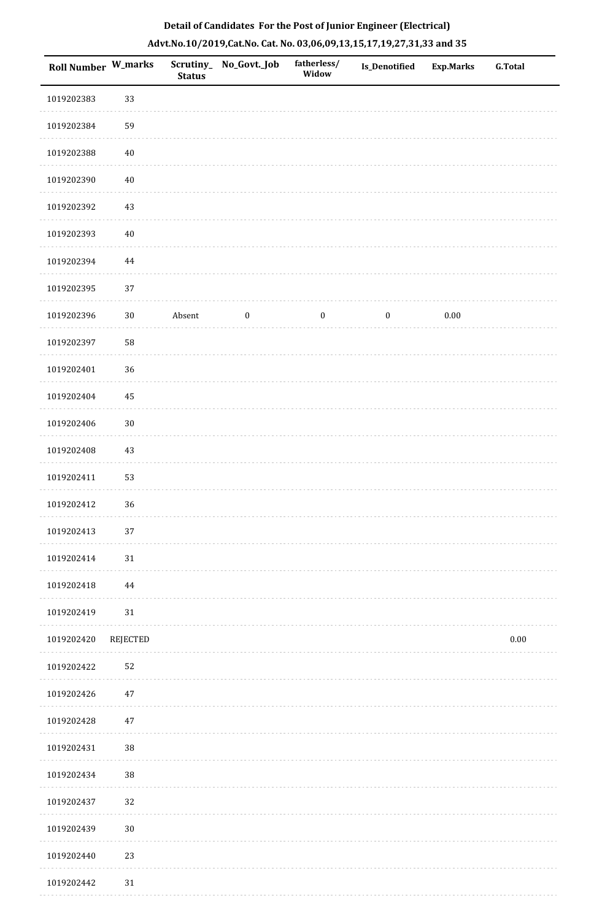**Detail of Candidates For the Post of Junior Engineer (Electrical)**

**Advt.No.10/2019,Cat.No. Cat. No. 03,06,09,13,15,17,19,27,31,33 and 35**

| Roll Number | W_marks | Scrutiny_Status | No_Govt._Job | fatherless/Widow | Is_Denotified | Exp.Marks | G.Total |
|---|---|---|---|---|---|---|---|
| 1019202383 | 33 | | | | | | |
| 1019202384 | 59 | | | | | | |
| 1019202388 | 40 | | | | | | |
| 1019202390 | 40 | | | | | | |
| 1019202392 | 43 | | | | | | |
| 1019202393 | 40 | | | | | | |
| 1019202394 | 44 | | | | | | |
| 1019202395 | 37 | | | | | | |
| 1019202396 | 30 | Absent | 0 | 0 | 0 | 0.00 | |
| 1019202397 | 58 | | | | | | |
| 1019202401 | 36 | | | | | | |
| 1019202404 | 45 | | | | | | |
| 1019202406 | 30 | | | | | | |
| 1019202408 | 43 | | | | | | |
| 1019202411 | 53 | | | | | | |
| 1019202412 | 36 | | | | | | |
| 1019202413 | 37 | | | | | | |
| 1019202414 | 31 | | | | | | |
| 1019202418 | 44 | | | | | | |
| 1019202419 | 31 | | | | | | |
| 1019202420 | REJECTED | | | | | | 0.00 |
| 1019202422 | 52 | | | | | | |
| 1019202426 | 47 | | | | | | |
| 1019202428 | 47 | | | | | | |
| 1019202431 | 38 | | | | | | |
| 1019202434 | 38 | | | | | | |
| 1019202437 | 32 | | | | | | |
| 1019202439 | 30 | | | | | | |
| 1019202440 | 23 | | | | | | |
| 1019202442 | 31 | | | | | | |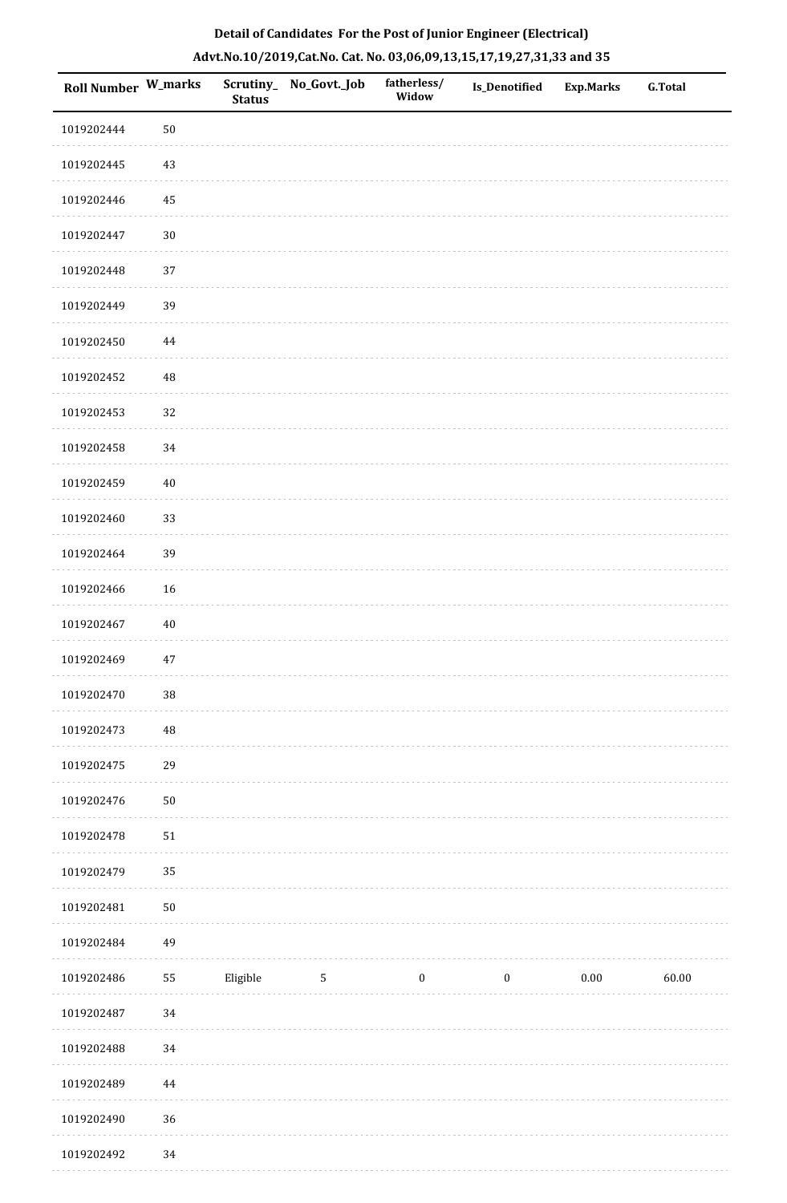**Detail of Candidates For the Post of Junior Engineer (Electrical)**

**Advt.No.10/2019,Cat.No. Cat. No. 03,06,09,13,15,17,19,27,31,33 and 35**

| Roll Number | W_marks | Scrutiny_ Status | No_Govt._Job | fatherless/ Widow | Is_Denotified | Exp.Marks | G.Total |
|---|---|---|---|---|---|---|---|
| 1019202444 | 50 | | | | | | |
| 1019202445 | 43 | | | | | | |
| 1019202446 | 45 | | | | | | |
| 1019202447 | 30 | | | | | | |
| 1019202448 | 37 | | | | | | |
| 1019202449 | 39 | | | | | | |
| 1019202450 | 44 | | | | | | |
| 1019202452 | 48 | | | | | | |
| 1019202453 | 32 | | | | | | |
| 1019202458 | 34 | | | | | | |
| 1019202459 | 40 | | | | | | |
| 1019202460 | 33 | | | | | | |
| 1019202464 | 39 | | | | | | |
| 1019202466 | 16 | | | | | | |
| 1019202467 | 40 | | | | | | |
| 1019202469 | 47 | | | | | | |
| 1019202470 | 38 | | | | | | |
| 1019202473 | 48 | | | | | | |
| 1019202475 | 29 | | | | | | |
| 1019202476 | 50 | | | | | | |
| 1019202478 | 51 | | | | | | |
| 1019202479 | 35 | | | | | | |
| 1019202481 | 50 | | | | | | |
| 1019202484 | 49 | | | | | | |
| 1019202486 | 55 | Eligible | 5 | 0 | 0 | 0.00 | 60.00 |
| 1019202487 | 34 | | | | | | |
| 1019202488 | 34 | | | | | | |
| 1019202489 | 44 | | | | | | |
| 1019202490 | 36 | | | | | | |
| 1019202492 | 34 | | | | | | |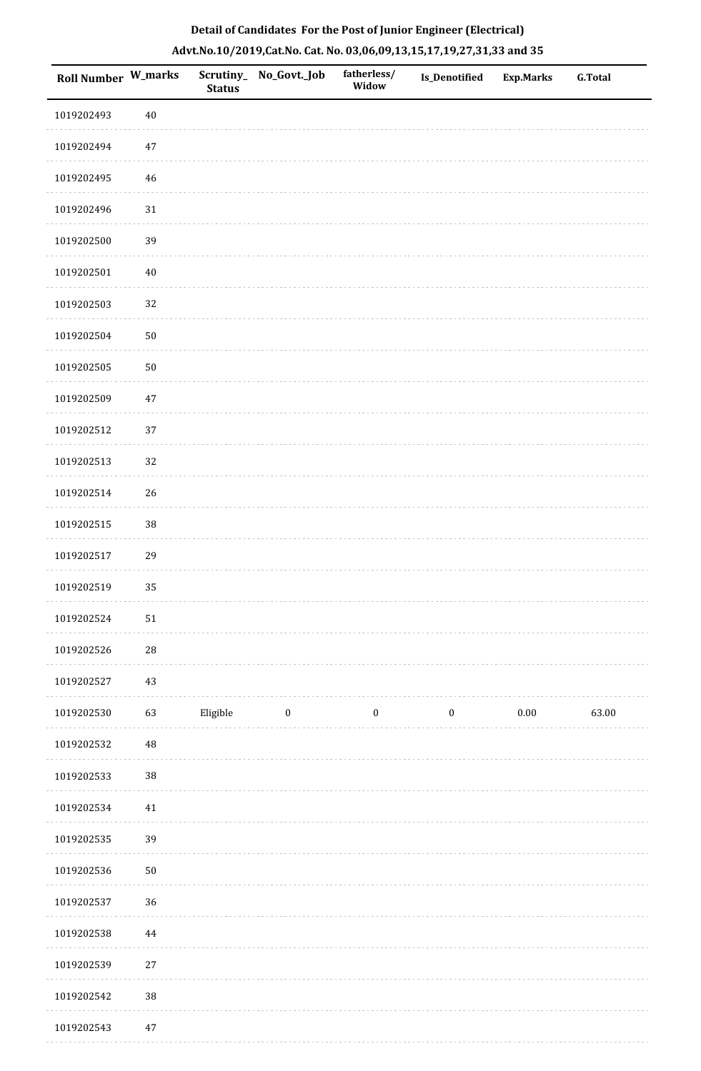**Detail of Candidates For the Post of Junior Engineer (Electrical)**

**Advt.No.10/2019,Cat.No. Cat. No. 03,06,09,13,15,17,19,27,31,33 and 35**

| Roll Number | W_marks | Scrutiny_ Status | No_Govt._Job | fatherless/ Widow | Is_Denotified | Exp.Marks | G.Total |
|---|---|---|---|---|---|---|---|
| 1019202493 | 40 | | | | | | |
| 1019202494 | 47 | | | | | | |
| 1019202495 | 46 | | | | | | |
| 1019202496 | 31 | | | | | | |
| 1019202500 | 39 | | | | | | |
| 1019202501 | 40 | | | | | | |
| 1019202503 | 32 | | | | | | |
| 1019202504 | 50 | | | | | | |
| 1019202505 | 50 | | | | | | |
| 1019202509 | 47 | | | | | | |
| 1019202512 | 37 | | | | | | |
| 1019202513 | 32 | | | | | | |
| 1019202514 | 26 | | | | | | |
| 1019202515 | 38 | | | | | | |
| 1019202517 | 29 | | | | | | |
| 1019202519 | 35 | | | | | | |
| 1019202524 | 51 | | | | | | |
| 1019202526 | 28 | | | | | | |
| 1019202527 | 43 | | | | | | |
| 1019202530 | 63 | Eligible | 0 | 0 | 0 | 0.00 | 63.00 |
| 1019202532 | 48 | | | | | | |
| 1019202533 | 38 | | | | | | |
| 1019202534 | 41 | | | | | | |
| 1019202535 | 39 | | | | | | |
| 1019202536 | 50 | | | | | | |
| 1019202537 | 36 | | | | | | |
| 1019202538 | 44 | | | | | | |
| 1019202539 | 27 | | | | | | |
| 1019202542 | 38 | | | | | | |
| 1019202543 | 47 | | | | | | |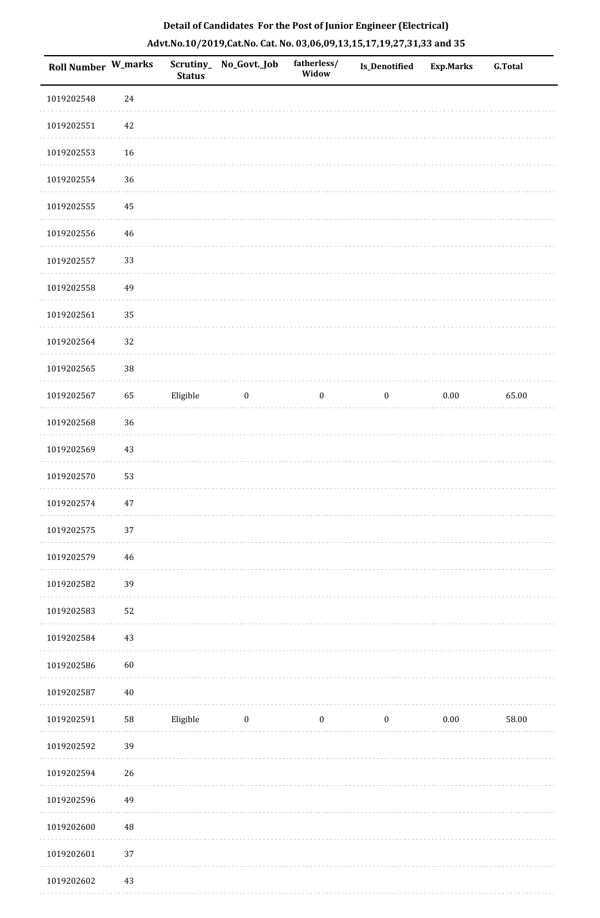**Detail of Candidates For the Post of Junior Engineer (Electrical)**

**Advt.No.10/2019,Cat.No. Cat. No. 03,06,09,13,15,17,19,27,31,33 and 35**

| Roll Number | W_marks | Scrutiny_Status | No_Govt._Job | fatherless/Widow | Is_Denotified | Exp.Marks | G.Total |
|---|---|---|---|---|---|---|---|
| 1019202548 | 24 | | | | | | |
| 1019202551 | 42 | | | | | | |
| 1019202553 | 16 | | | | | | |
| 1019202554 | 36 | | | | | | |
| 1019202555 | 45 | | | | | | |
| 1019202556 | 46 | | | | | | |
| 1019202557 | 33 | | | | | | |
| 1019202558 | 49 | | | | | | |
| 1019202561 | 35 | | | | | | |
| 1019202564 | 32 | | | | | | |
| 1019202565 | 38 | | | | | | |
| 1019202567 | 65 | Eligible | 0 | 0 | 0 | 0.00 | 65.00 |
| 1019202568 | 36 | | | | | | |
| 1019202569 | 43 | | | | | | |
| 1019202570 | 53 | | | | | | |
| 1019202574 | 47 | | | | | | |
| 1019202575 | 37 | | | | | | |
| 1019202579 | 46 | | | | | | |
| 1019202582 | 39 | | | | | | |
| 1019202583 | 52 | | | | | | |
| 1019202584 | 43 | | | | | | |
| 1019202586 | 60 | | | | | | |
| 1019202587 | 40 | | | | | | |
| 1019202591 | 58 | Eligible | 0 | 0 | 0 | 0.00 | 58.00 |
| 1019202592 | 39 | | | | | | |
| 1019202594 | 26 | | | | | | |
| 1019202596 | 49 | | | | | | |
| 1019202600 | 48 | | | | | | |
| 1019202601 | 37 | | | | | | |
| 1019202602 | 43 | | | | | | |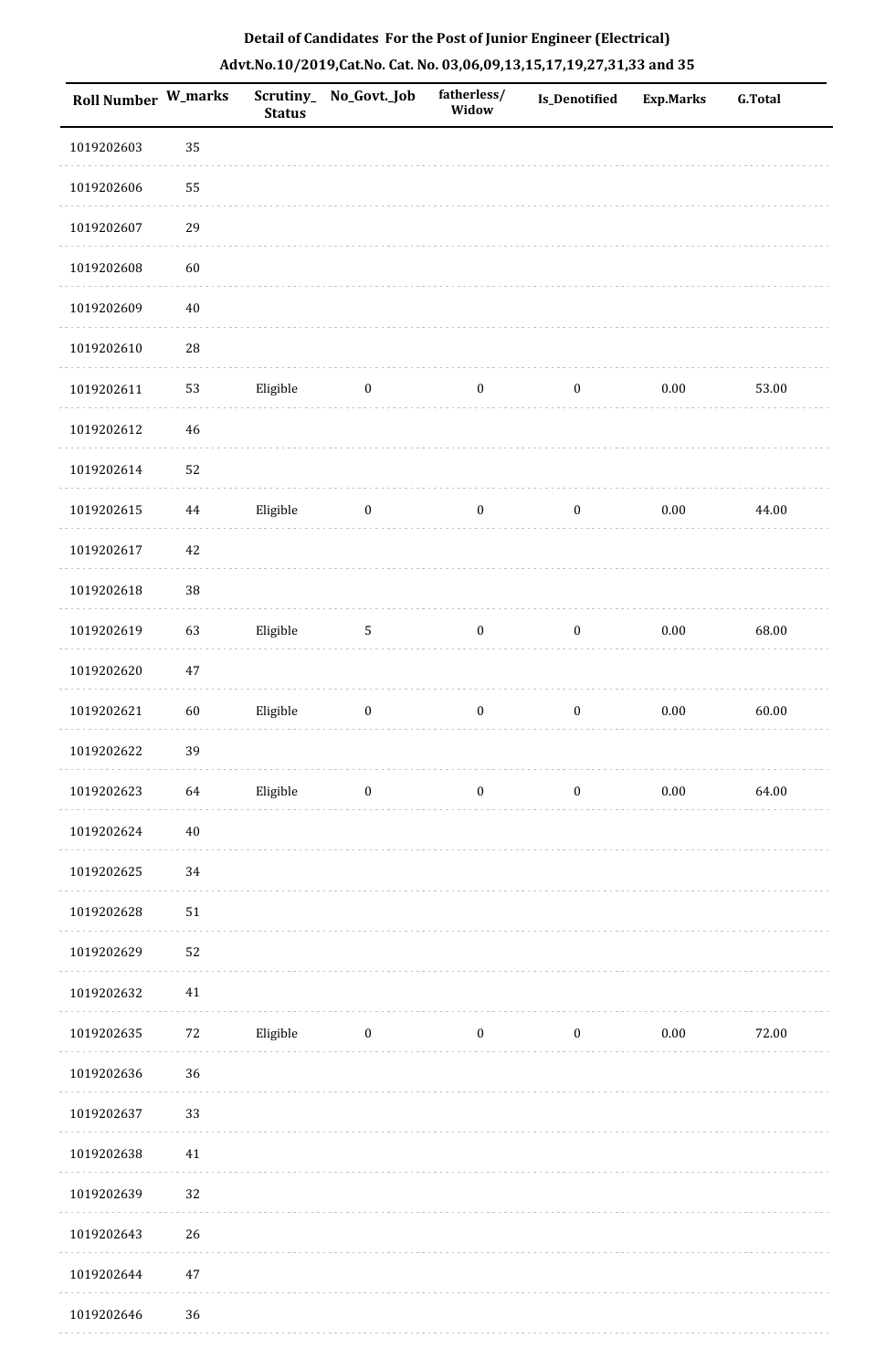## Detail of Candidates For the Post of Junior Engineer (Electrical)

## Advt.No.10/2019,Cat.No. Cat. No. 03,06,09,13,15,17,19,27,31,33 and 35

| Roll Number | W_marks | Scrutiny_Status | No_Govt._Job | fatherless/Widow | Is_Denotified | Exp.Marks | G.Total |
|---|---|---|---|---|---|---|---|
| 1019202603 | 35 | | | | | | |
| 1019202606 | 55 | | | | | | |
| 1019202607 | 29 | | | | | | |
| 1019202608 | 60 | | | | | | |
| 1019202609 | 40 | | | | | | |
| 1019202610 | 28 | | | | | | |
| 1019202611 | 53 | Eligible | 0 | 0 | 0 | 0.00 | 53.00 |
| 1019202612 | 46 | | | | | | |
| 1019202614 | 52 | | | | | | |
| 1019202615 | 44 | Eligible | 0 | 0 | 0 | 0.00 | 44.00 |
| 1019202617 | 42 | | | | | | |
| 1019202618 | 38 | | | | | | |
| 1019202619 | 63 | Eligible | 5 | 0 | 0 | 0.00 | 68.00 |
| 1019202620 | 47 | | | | | | |
| 1019202621 | 60 | Eligible | 0 | 0 | 0 | 0.00 | 60.00 |
| 1019202622 | 39 | | | | | | |
| 1019202623 | 64 | Eligible | 0 | 0 | 0 | 0.00 | 64.00 |
| 1019202624 | 40 | | | | | | |
| 1019202625 | 34 | | | | | | |
| 1019202628 | 51 | | | | | | |
| 1019202629 | 52 | | | | | | |
| 1019202632 | 41 | | | | | | |
| 1019202635 | 72 | Eligible | 0 | 0 | 0 | 0.00 | 72.00 |
| 1019202636 | 36 | | | | | | |
| 1019202637 | 33 | | | | | | |
| 1019202638 | 41 | | | | | | |
| 1019202639 | 32 | | | | | | |
| 1019202643 | 26 | | | | | | |
| 1019202644 | 47 | | | | | | |
| 1019202646 | 36 | | | | | | |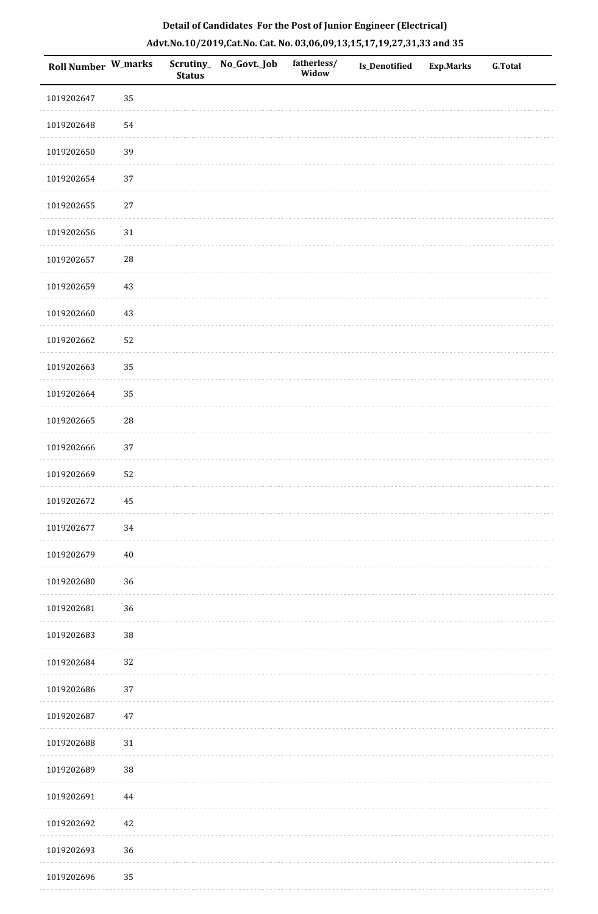**Detail of Candidates For the Post of Junior Engineer (Electrical)**

**Advt.No.10/2019,Cat.No. Cat. No. 03,06,09,13,15,17,19,27,31,33 and 35**

| Roll Number | W_marks | Scrutiny_Status | No_Govt._Job | fatherless/Widow | Is_Denotified | Exp.Marks | G.Total |
|---|---|---|---|---|---|---|---|
| 1019202647 | 35 | | | | | | |
| 1019202648 | 54 | | | | | | |
| 1019202650 | 39 | | | | | | |
| 1019202654 | 37 | | | | | | |
| 1019202655 | 27 | | | | | | |
| 1019202656 | 31 | | | | | | |
| 1019202657 | 28 | | | | | | |
| 1019202659 | 43 | | | | | | |
| 1019202660 | 43 | | | | | | |
| 1019202662 | 52 | | | | | | |
| 1019202663 | 35 | | | | | | |
| 1019202664 | 35 | | | | | | |
| 1019202665 | 28 | | | | | | |
| 1019202666 | 37 | | | | | | |
| 1019202669 | 52 | | | | | | |
| 1019202672 | 45 | | | | | | |
| 1019202677 | 34 | | | | | | |
| 1019202679 | 40 | | | | | | |
| 1019202680 | 36 | | | | | | |
| 1019202681 | 36 | | | | | | |
| 1019202683 | 38 | | | | | | |
| 1019202684 | 32 | | | | | | |
| 1019202686 | 37 | | | | | | |
| 1019202687 | 47 | | | | | | |
| 1019202688 | 31 | | | | | | |
| 1019202689 | 38 | | | | | | |
| 1019202691 | 44 | | | | | | |
| 1019202692 | 42 | | | | | | |
| 1019202693 | 36 | | | | | | |
| 1019202696 | 35 | | | | | | |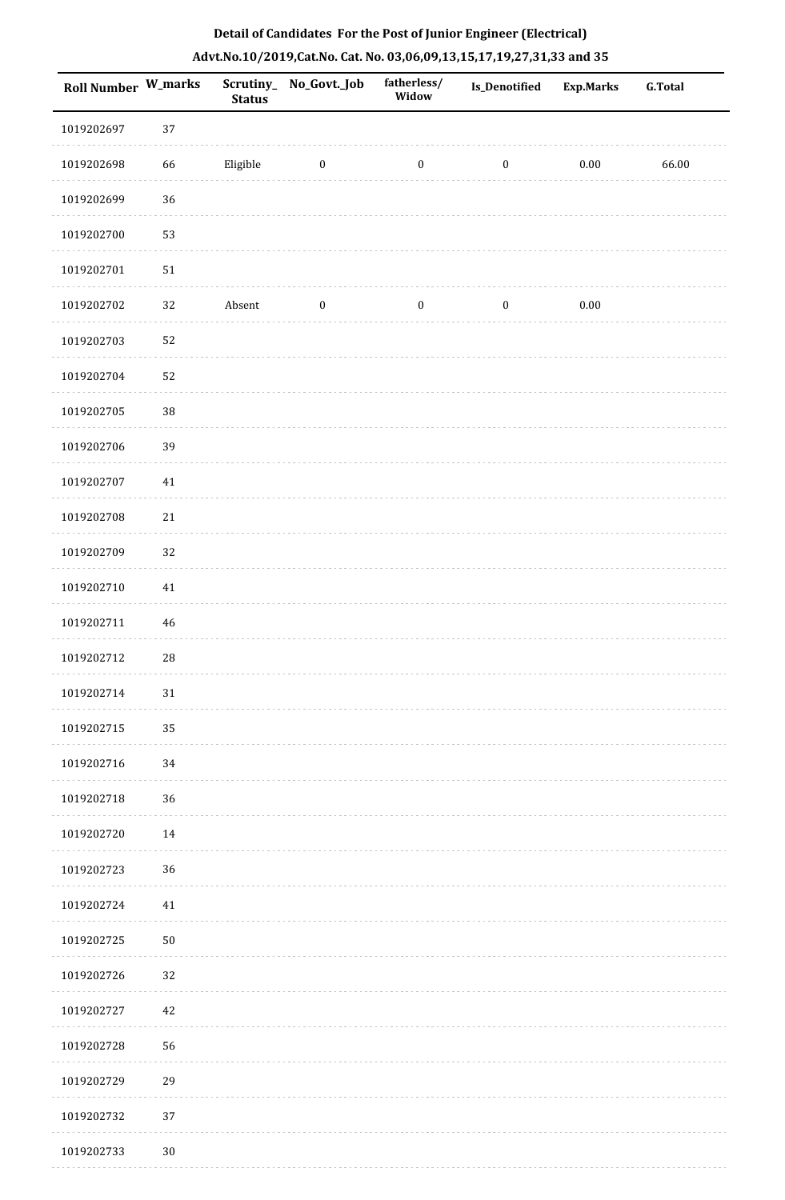## Detail of Candidates For the Post of Junior Engineer (Electrical)

### Advt.No.10/2019,Cat.No. Cat. No. 03,06,09,13,15,17,19,27,31,33 and 35

| Roll Number | W_marks | Scrutiny_Status | No_Govt._Job | fatherless/Widow | Is_Denotified | Exp.Marks | G.Total |
|---|---|---|---|---|---|---|---|
| 1019202697 | 37 | | | | | | |
| 1019202698 | 66 | Eligible | 0 | 0 | 0 | 0.00 | 66.00 |
| 1019202699 | 36 | | | | | | |
| 1019202700 | 53 | | | | | | |
| 1019202701 | 51 | | | | | | |
| 1019202702 | 32 | Absent | 0 | 0 | 0 | 0.00 | |
| 1019202703 | 52 | | | | | | |
| 1019202704 | 52 | | | | | | |
| 1019202705 | 38 | | | | | | |
| 1019202706 | 39 | | | | | | |
| 1019202707 | 41 | | | | | | |
| 1019202708 | 21 | | | | | | |
| 1019202709 | 32 | | | | | | |
| 1019202710 | 41 | | | | | | |
| 1019202711 | 46 | | | | | | |
| 1019202712 | 28 | | | | | | |
| 1019202714 | 31 | | | | | | |
| 1019202715 | 35 | | | | | | |
| 1019202716 | 34 | | | | | | |
| 1019202718 | 36 | | | | | | |
| 1019202720 | 14 | | | | | | |
| 1019202723 | 36 | | | | | | |
| 1019202724 | 41 | | | | | | |
| 1019202725 | 50 | | | | | | |
| 1019202726 | 32 | | | | | | |
| 1019202727 | 42 | | | | | | |
| 1019202728 | 56 | | | | | | |
| 1019202729 | 29 | | | | | | |
| 1019202732 | 37 | | | | | | |
| 1019202733 | 30 | | | | | | |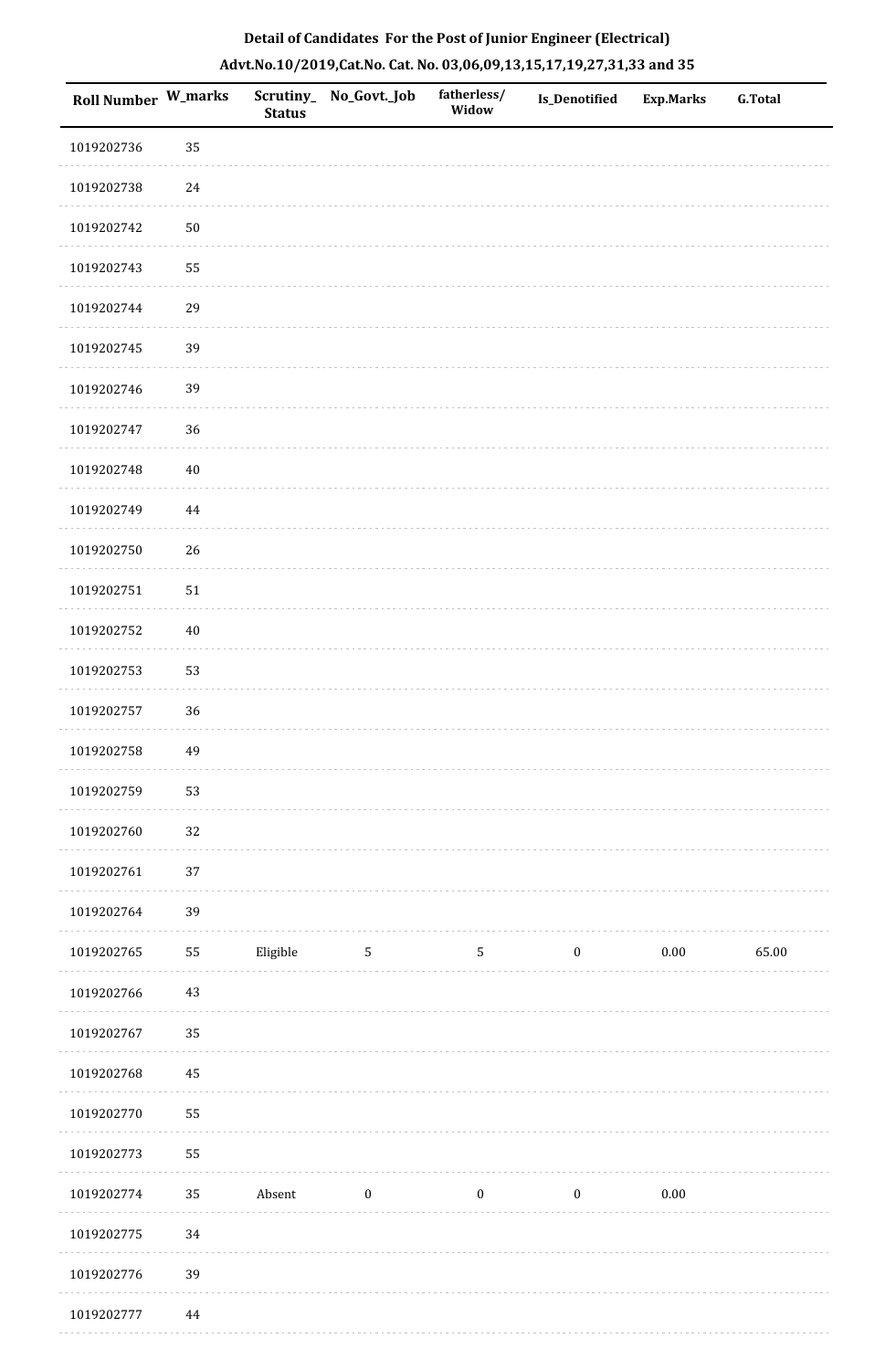**Detail of Candidates For the Post of Junior Engineer (Electrical)**

**Advt.No.10/2019,Cat.No. Cat. No. 03,06,09,13,15,17,19,27,31,33 and 35**

| Roll Number | W_marks | Scrutiny_Status | No_Govt._Job | fatherless/Widow | Is_Denotified | Exp.Marks | G.Total |
|---|---|---|---|---|---|---|---|
| 1019202736 | 35 | | | | | | |
| 1019202738 | 24 | | | | | | |
| 1019202742 | 50 | | | | | | |
| 1019202743 | 55 | | | | | | |
| 1019202744 | 29 | | | | | | |
| 1019202745 | 39 | | | | | | |
| 1019202746 | 39 | | | | | | |
| 1019202747 | 36 | | | | | | |
| 1019202748 | 40 | | | | | | |
| 1019202749 | 44 | | | | | | |
| 1019202750 | 26 | | | | | | |
| 1019202751 | 51 | | | | | | |
| 1019202752 | 40 | | | | | | |
| 1019202753 | 53 | | | | | | |
| 1019202757 | 36 | | | | | | |
| 1019202758 | 49 | | | | | | |
| 1019202759 | 53 | | | | | | |
| 1019202760 | 32 | | | | | | |
| 1019202761 | 37 | | | | | | |
| 1019202764 | 39 | | | | | | |
| 1019202765 | 55 | Eligible | 5 | 5 | 0 | 0.00 | 65.00 |
| 1019202766 | 43 | | | | | | |
| 1019202767 | 35 | | | | | | |
| 1019202768 | 45 | | | | | | |
| 1019202770 | 55 | | | | | | |
| 1019202773 | 55 | | | | | | |
| 1019202774 | 35 | Absent | 0 | 0 | 0 | 0.00 | |
| 1019202775 | 34 | | | | | | |
| 1019202776 | 39 | | | | | | |
| 1019202777 | 44 | | | | | | |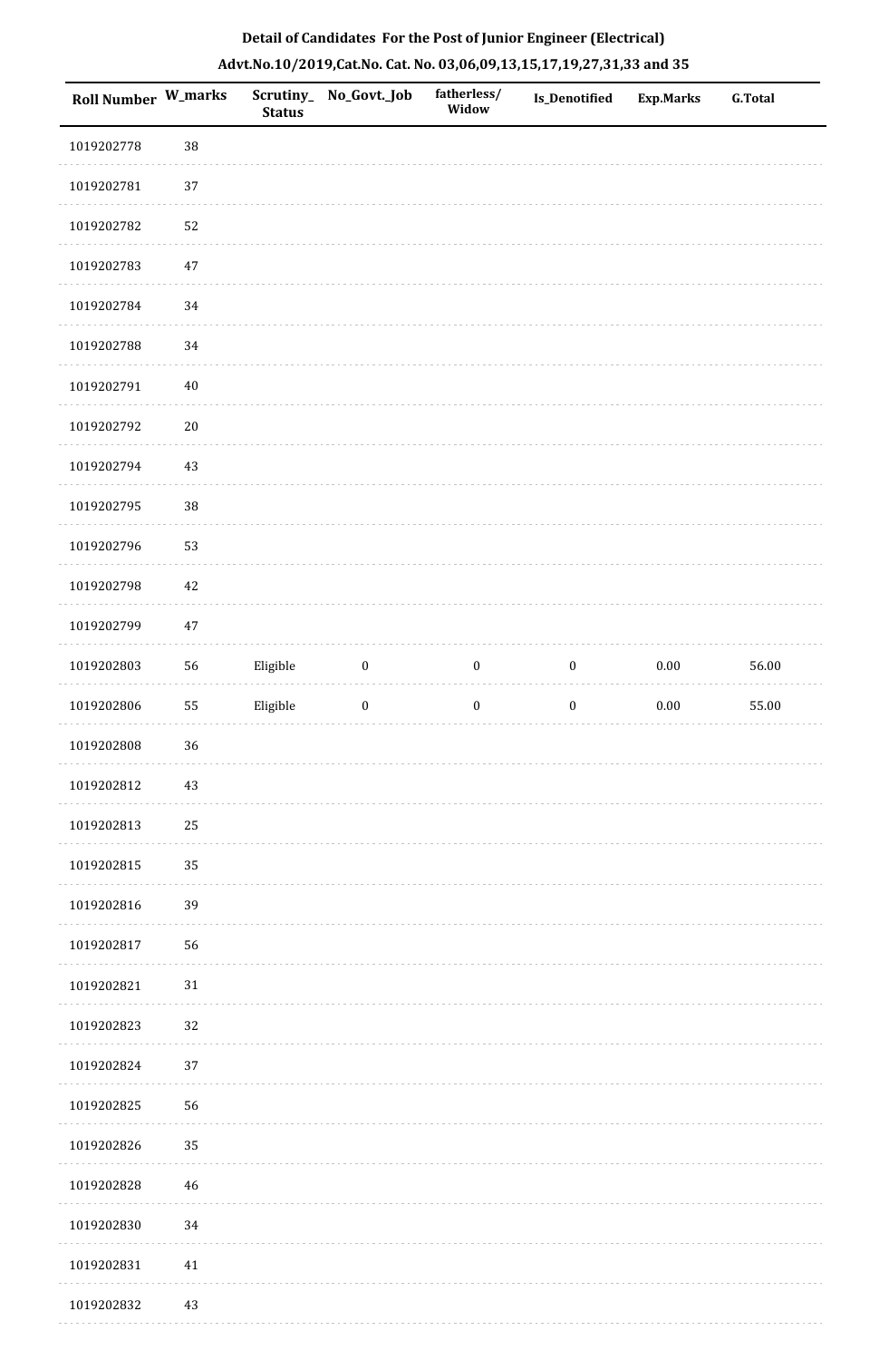**Detail of Candidates For the Post of Junior Engineer (Electrical)**

**Advt.No.10/2019,Cat.No. Cat. No. 03,06,09,13,15,17,19,27,31,33 and 35**

| Roll Number | W_marks | Scrutiny_Status | No_Govt._Job | fatherless/Widow | Is_Denotified | Exp.Marks | G.Total |
|---|---|---|---|---|---|---|---|
| 1019202778 | 38 | | | | | | |
| 1019202781 | 37 | | | | | | |
| 1019202782 | 52 | | | | | | |
| 1019202783 | 47 | | | | | | |
| 1019202784 | 34 | | | | | | |
| 1019202788 | 34 | | | | | | |
| 1019202791 | 40 | | | | | | |
| 1019202792 | 20 | | | | | | |
| 1019202794 | 43 | | | | | | |
| 1019202795 | 38 | | | | | | |
| 1019202796 | 53 | | | | | | |
| 1019202798 | 42 | | | | | | |
| 1019202799 | 47 | | | | | | |
| 1019202803 | 56 | Eligible | 0 | 0 | 0 | 0.00 | 56.00 |
| 1019202806 | 55 | Eligible | 0 | 0 | 0 | 0.00 | 55.00 |
| 1019202808 | 36 | | | | | | |
| 1019202812 | 43 | | | | | | |
| 1019202813 | 25 | | | | | | |
| 1019202815 | 35 | | | | | | |
| 1019202816 | 39 | | | | | | |
| 1019202817 | 56 | | | | | | |
| 1019202821 | 31 | | | | | | |
| 1019202823 | 32 | | | | | | |
| 1019202824 | 37 | | | | | | |
| 1019202825 | 56 | | | | | | |
| 1019202826 | 35 | | | | | | |
| 1019202828 | 46 | | | | | | |
| 1019202830 | 34 | | | | | | |
| 1019202831 | 41 | | | | | | |
| 1019202832 | 43 | | | | | | |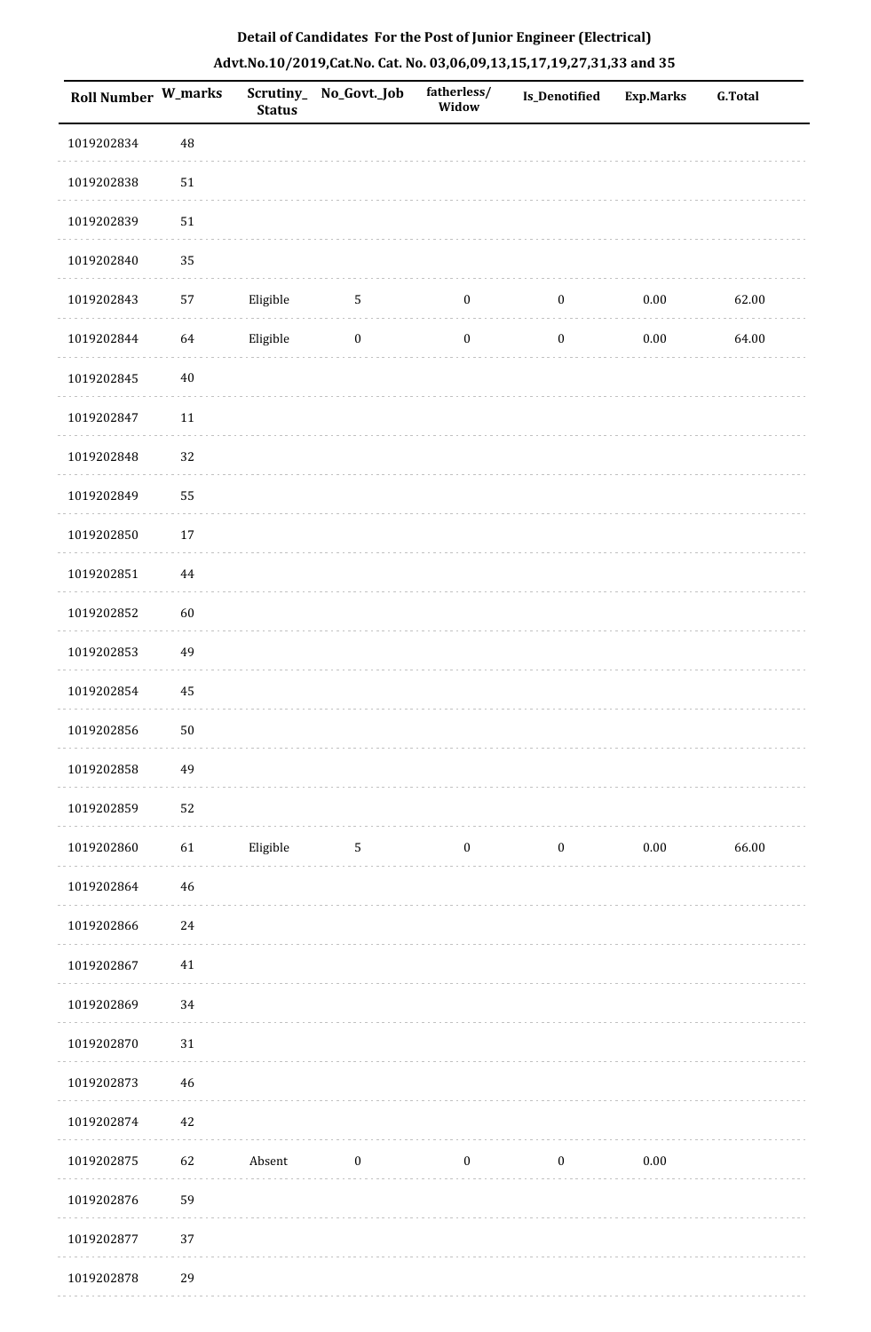**Detail of Candidates For the Post of Junior Engineer (Electrical)**

**Advt.No.10/2019,Cat.No. Cat. No. 03,06,09,13,15,17,19,27,31,33 and 35**

| Roll Number | W_marks | Scrutiny_Status | No_Govt._Job | fatherless/Widow | Is_Denotified | Exp.Marks | G.Total |
|---|---|---|---|---|---|---|---|
| 1019202834 | 48 | | | | | | |
| 1019202838 | 51 | | | | | | |
| 1019202839 | 51 | | | | | | |
| 1019202840 | 35 | | | | | | |
| 1019202843 | 57 | Eligible | 5 | 0 | 0 | 0.00 | 62.00 |
| 1019202844 | 64 | Eligible | 0 | 0 | 0 | 0.00 | 64.00 |
| 1019202845 | 40 | | | | | | |
| 1019202847 | 11 | | | | | | |
| 1019202848 | 32 | | | | | | |
| 1019202849 | 55 | | | | | | |
| 1019202850 | 17 | | | | | | |
| 1019202851 | 44 | | | | | | |
| 1019202852 | 60 | | | | | | |
| 1019202853 | 49 | | | | | | |
| 1019202854 | 45 | | | | | | |
| 1019202856 | 50 | | | | | | |
| 1019202858 | 49 | | | | | | |
| 1019202859 | 52 | | | | | | |
| 1019202860 | 61 | Eligible | 5 | 0 | 0 | 0.00 | 66.00 |
| 1019202864 | 46 | | | | | | |
| 1019202866 | 24 | | | | | | |
| 1019202867 | 41 | | | | | | |
| 1019202869 | 34 | | | | | | |
| 1019202870 | 31 | | | | | | |
| 1019202873 | 46 | | | | | | |
| 1019202874 | 42 | | | | | | |
| 1019202875 | 62 | Absent | 0 | 0 | 0 | 0.00 | |
| 1019202876 | 59 | | | | | | |
| 1019202877 | 37 | | | | | | |
| 1019202878 | 29 | | | | | | |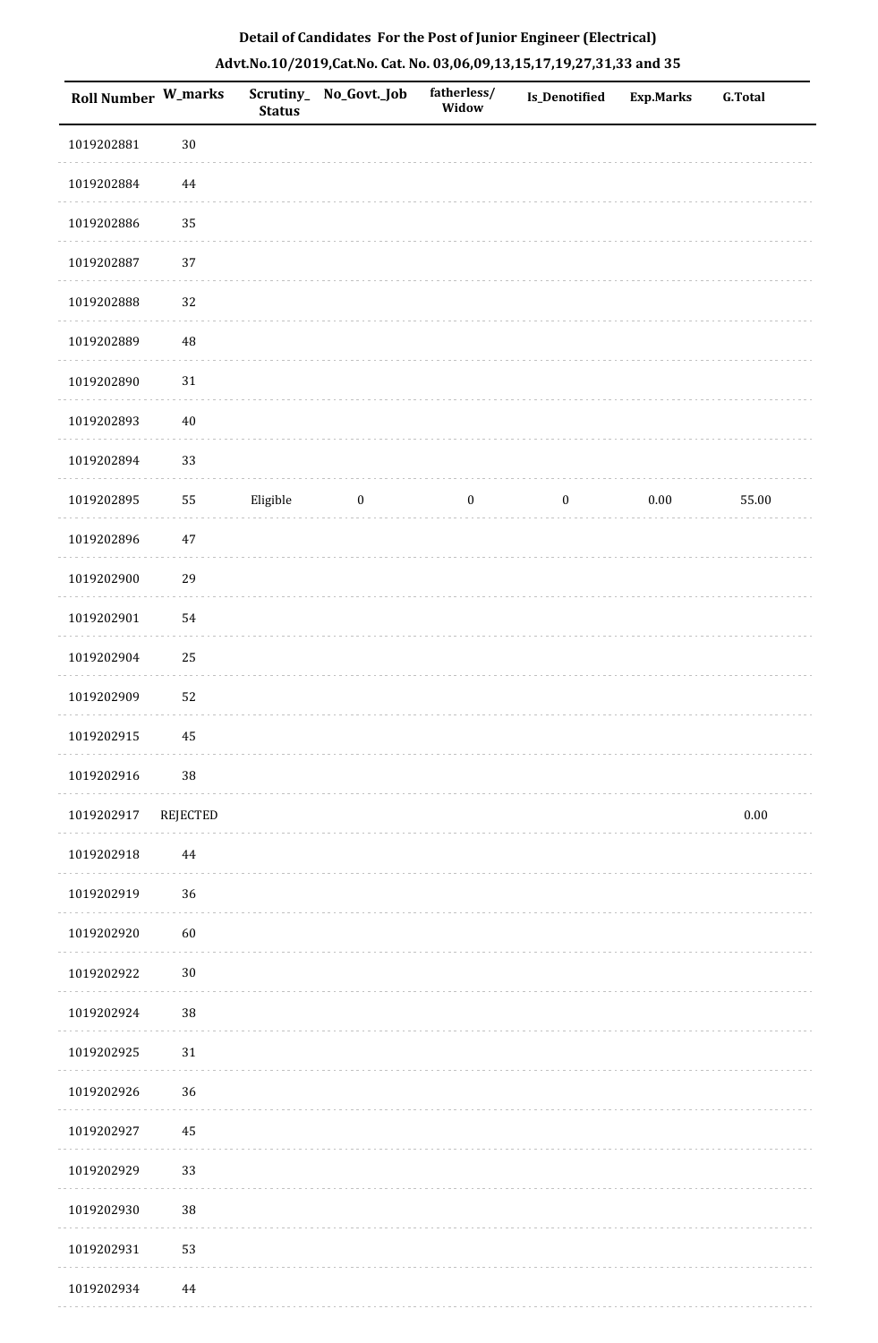**Detail of Candidates For the Post of Junior Engineer (Electrical)**

**Advt.No.10/2019,Cat.No. Cat. No. 03,06,09,13,15,17,19,27,31,33 and 35**

| Roll Number | W_marks | Scrutiny_Status | No_Govt._Job | fatherless/Widow | Is_Denotified | Exp.Marks | G.Total |
|---|---|---|---|---|---|---|---|
| 1019202881 | 30 | | | | | | |
| 1019202884 | 44 | | | | | | |
| 1019202886 | 35 | | | | | | |
| 1019202887 | 37 | | | | | | |
| 1019202888 | 32 | | | | | | |
| 1019202889 | 48 | | | | | | |
| 1019202890 | 31 | | | | | | |
| 1019202893 | 40 | | | | | | |
| 1019202894 | 33 | | | | | | |
| 1019202895 | 55 | Eligible | 0 | 0 | 0 | 0.00 | 55.00 |
| 1019202896 | 47 | | | | | | |
| 1019202900 | 29 | | | | | | |
| 1019202901 | 54 | | | | | | |
| 1019202904 | 25 | | | | | | |
| 1019202909 | 52 | | | | | | |
| 1019202915 | 45 | | | | | | |
| 1019202916 | 38 | | | | | | |
| 1019202917 | REJECTED | | | | | | 0.00 |
| 1019202918 | 44 | | | | | | |
| 1019202919 | 36 | | | | | | |
| 1019202920 | 60 | | | | | | |
| 1019202922 | 30 | | | | | | |
| 1019202924 | 38 | | | | | | |
| 1019202925 | 31 | | | | | | |
| 1019202926 | 36 | | | | | | |
| 1019202927 | 45 | | | | | | |
| 1019202929 | 33 | | | | | | |
| 1019202930 | 38 | | | | | | |
| 1019202931 | 53 | | | | | | |
| 1019202934 | 44 | | | | | | |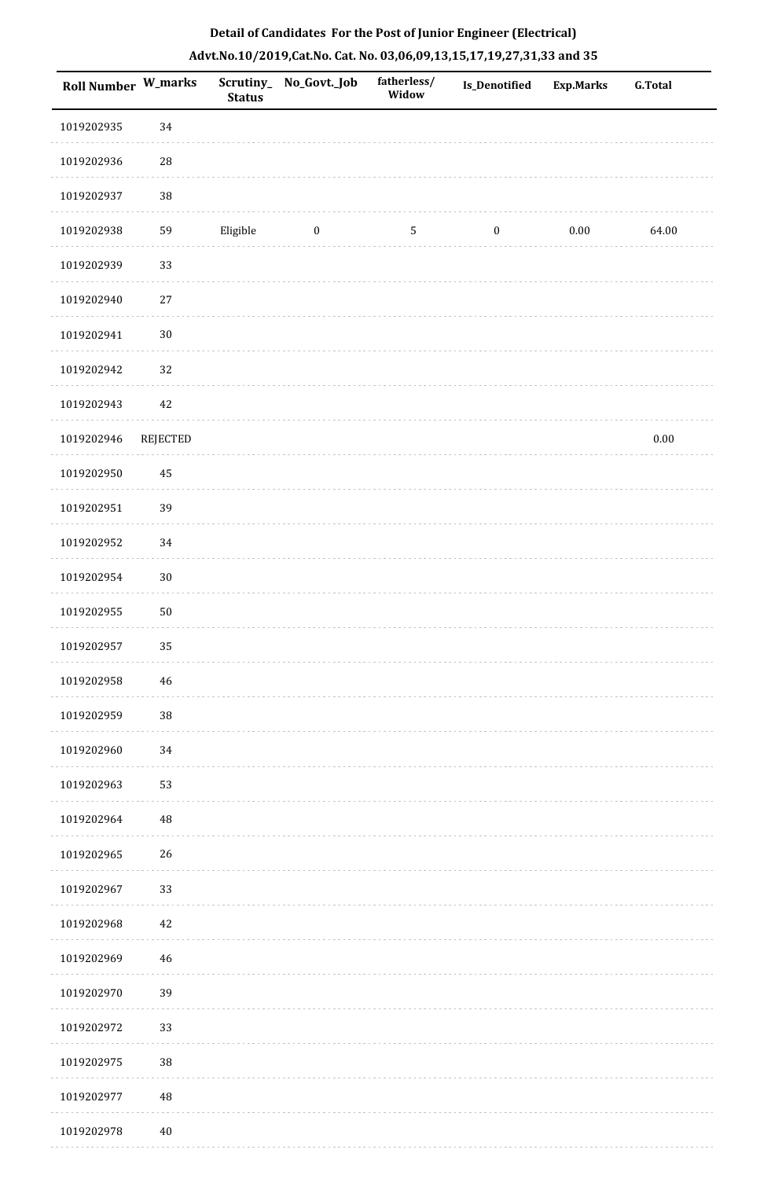**Detail of Candidates For the Post of Junior Engineer (Electrical)**

**Advt.No.10/2019,Cat.No. Cat. No. 03,06,09,13,15,17,19,27,31,33 and 35**

| Roll Number | W_marks | Scrutiny_Status | No_Govt._Job | fatherless/Widow | Is_Denotified | Exp.Marks | G.Total |
|---|---|---|---|---|---|---|---|
| 1019202935 | 34 | | | | | | |
| 1019202936 | 28 | | | | | | |
| 1019202937 | 38 | | | | | | |
| 1019202938 | 59 | Eligible | 0 | 5 | 0 | 0.00 | 64.00 |
| 1019202939 | 33 | | | | | | |
| 1019202940 | 27 | | | | | | |
| 1019202941 | 30 | | | | | | |
| 1019202942 | 32 | | | | | | |
| 1019202943 | 42 | | | | | | |
| 1019202946 | REJECTED | | | | | | 0.00 |
| 1019202950 | 45 | | | | | | |
| 1019202951 | 39 | | | | | | |
| 1019202952 | 34 | | | | | | |
| 1019202954 | 30 | | | | | | |
| 1019202955 | 50 | | | | | | |
| 1019202957 | 35 | | | | | | |
| 1019202958 | 46 | | | | | | |
| 1019202959 | 38 | | | | | | |
| 1019202960 | 34 | | | | | | |
| 1019202963 | 53 | | | | | | |
| 1019202964 | 48 | | | | | | |
| 1019202965 | 26 | | | | | | |
| 1019202967 | 33 | | | | | | |
| 1019202968 | 42 | | | | | | |
| 1019202969 | 46 | | | | | | |
| 1019202970 | 39 | | | | | | |
| 1019202972 | 33 | | | | | | |
| 1019202975 | 38 | | | | | | |
| 1019202977 | 48 | | | | | | |
| 1019202978 | 40 | | | | | | |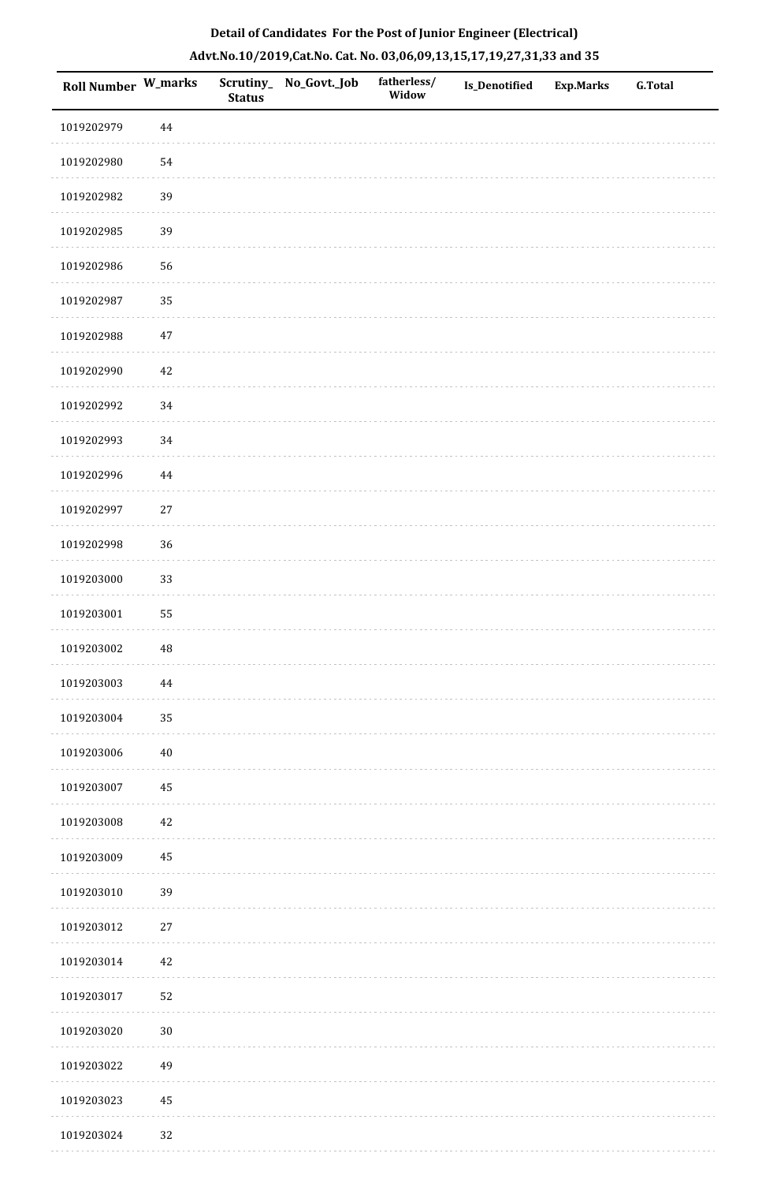**Detail of Candidates For the Post of Junior Engineer (Electrical)**

**Advt.No.10/2019,Cat.No. Cat. No. 03,06,09,13,15,17,19,27,31,33 and 35**

| Roll Number | W_marks | Scrutiny_Status | No_Govt._Job | fatherless/Widow | Is_Denotified | Exp.Marks | G.Total |
|---|---|---|---|---|---|---|---|
| 1019202979 | 44 | | | | | | |
| 1019202980 | 54 | | | | | | |
| 1019202982 | 39 | | | | | | |
| 1019202985 | 39 | | | | | | |
| 1019202986 | 56 | | | | | | |
| 1019202987 | 35 | | | | | | |
| 1019202988 | 47 | | | | | | |
| 1019202990 | 42 | | | | | | |
| 1019202992 | 34 | | | | | | |
| 1019202993 | 34 | | | | | | |
| 1019202996 | 44 | | | | | | |
| 1019202997 | 27 | | | | | | |
| 1019202998 | 36 | | | | | | |
| 1019203000 | 33 | | | | | | |
| 1019203001 | 55 | | | | | | |
| 1019203002 | 48 | | | | | | |
| 1019203003 | 44 | | | | | | |
| 1019203004 | 35 | | | | | | |
| 1019203006 | 40 | | | | | | |
| 1019203007 | 45 | | | | | | |
| 1019203008 | 42 | | | | | | |
| 1019203009 | 45 | | | | | | |
| 1019203010 | 39 | | | | | | |
| 1019203012 | 27 | | | | | | |
| 1019203014 | 42 | | | | | | |
| 1019203017 | 52 | | | | | | |
| 1019203020 | 30 | | | | | | |
| 1019203022 | 49 | | | | | | |
| 1019203023 | 45 | | | | | | |
| 1019203024 | 32 | | | | | | |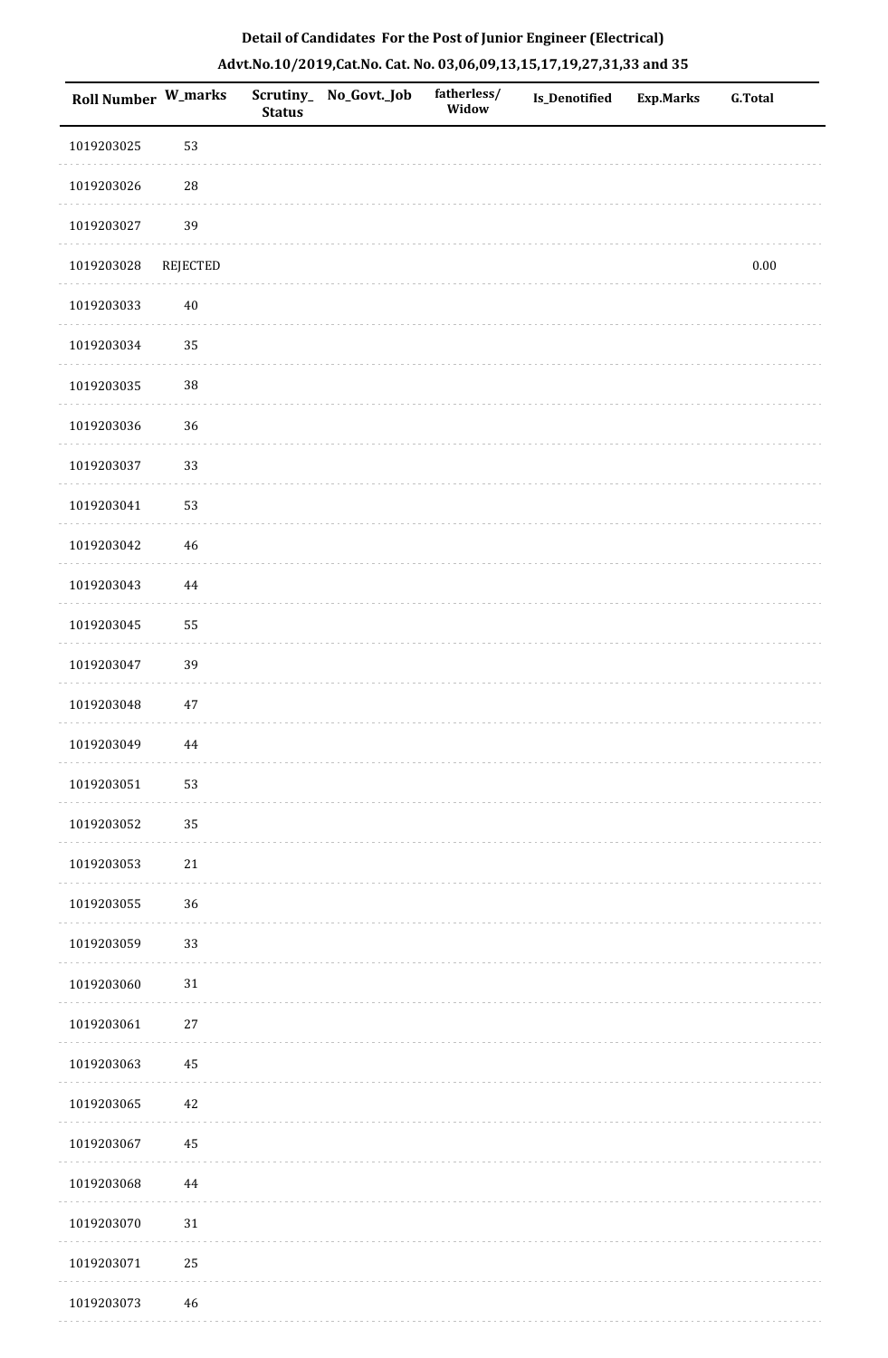**Detail of Candidates For the Post of Junior Engineer (Electrical)**

**Advt.No.10/2019,Cat.No. Cat. No. 03,06,09,13,15,17,19,27,31,33 and 35**

| Roll Number | W_marks | Scrutiny_ Status | No_Govt._Job | fatherless/ Widow | Is_Denotified | Exp.Marks | G.Total |
|---|---|---|---|---|---|---|---|
| 1019203025 | 53 | | | | | | |
| 1019203026 | 28 | | | | | | |
| 1019203027 | 39 | | | | | | |
| 1019203028 | REJECTED | | | | | | 0.00 |
| 1019203033 | 40 | | | | | | |
| 1019203034 | 35 | | | | | | |
| 1019203035 | 38 | | | | | | |
| 1019203036 | 36 | | | | | | |
| 1019203037 | 33 | | | | | | |
| 1019203041 | 53 | | | | | | |
| 1019203042 | 46 | | | | | | |
| 1019203043 | 44 | | | | | | |
| 1019203045 | 55 | | | | | | |
| 1019203047 | 39 | | | | | | |
| 1019203048 | 47 | | | | | | |
| 1019203049 | 44 | | | | | | |
| 1019203051 | 53 | | | | | | |
| 1019203052 | 35 | | | | | | |
| 1019203053 | 21 | | | | | | |
| 1019203055 | 36 | | | | | | |
| 1019203059 | 33 | | | | | | |
| 1019203060 | 31 | | | | | | |
| 1019203061 | 27 | | | | | | |
| 1019203063 | 45 | | | | | | |
| 1019203065 | 42 | | | | | | |
| 1019203067 | 45 | | | | | | |
| 1019203068 | 44 | | | | | | |
| 1019203070 | 31 | | | | | | |
| 1019203071 | 25 | | | | | | |
| 1019203073 | 46 | | | | | | |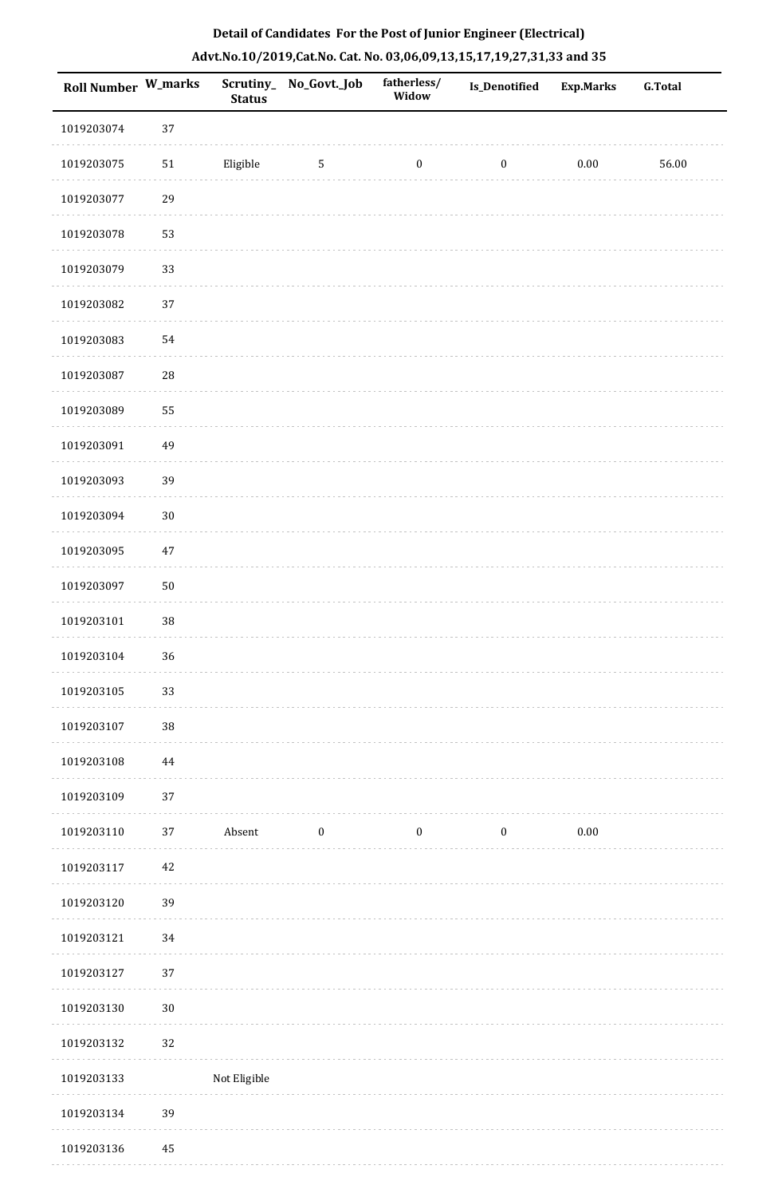**Detail of Candidates For the Post of Junior Engineer (Electrical)**

**Advt.No.10/2019,Cat.No. Cat. No. 03,06,09,13,15,17,19,27,31,33 and 35**

| Roll Number | W_marks | Scrutiny_Status | No_Govt._Job | fatherless/Widow | Is_Denotified | Exp.Marks | G.Total |
|---|---|---|---|---|---|---|---|
| 1019203074 | 37 | | | | | | |
| 1019203075 | 51 | Eligible | 5 | 0 | 0 | 0.00 | 56.00 |
| 1019203077 | 29 | | | | | | |
| 1019203078 | 53 | | | | | | |
| 1019203079 | 33 | | | | | | |
| 1019203082 | 37 | | | | | | |
| 1019203083 | 54 | | | | | | |
| 1019203087 | 28 | | | | | | |
| 1019203089 | 55 | | | | | | |
| 1019203091 | 49 | | | | | | |
| 1019203093 | 39 | | | | | | |
| 1019203094 | 30 | | | | | | |
| 1019203095 | 47 | | | | | | |
| 1019203097 | 50 | | | | | | |
| 1019203101 | 38 | | | | | | |
| 1019203104 | 36 | | | | | | |
| 1019203105 | 33 | | | | | | |
| 1019203107 | 38 | | | | | | |
| 1019203108 | 44 | | | | | | |
| 1019203109 | 37 | | | | | | |
| 1019203110 | 37 | Absent | 0 | 0 | 0 | 0.00 | |
| 1019203117 | 42 | | | | | | |
| 1019203120 | 39 | | | | | | |
| 1019203121 | 34 | | | | | | |
| 1019203127 | 37 | | | | | | |
| 1019203130 | 30 | | | | | | |
| 1019203132 | 32 | | | | | | |
| 1019203133 | | Not Eligible | | | | | |
| 1019203134 | 39 | | | | | | |
| 1019203136 | 45 | | | | | | |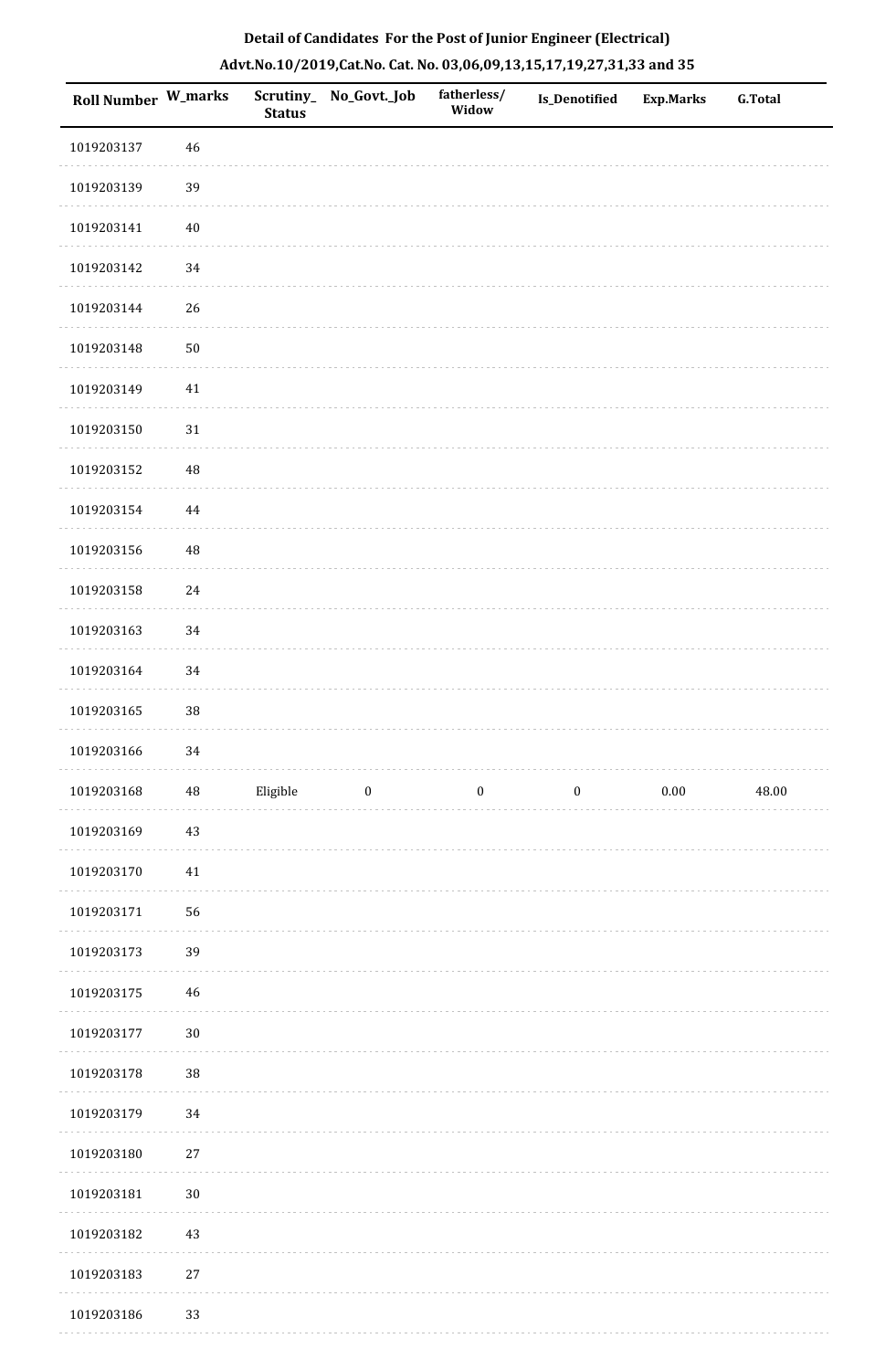**Detail of Candidates For the Post of Junior Engineer (Electrical)**

**Advt.No.10/2019,Cat.No. Cat. No. 03,06,09,13,15,17,19,27,31,33 and 35**

| Roll Number | W_marks | Scrutiny_Status | No_Govt._Job | fatherless/Widow | Is_Denotified | Exp.Marks | G.Total |
|---|---|---|---|---|---|---|---|
| 1019203137 | 46 | | | | | | |
| 1019203139 | 39 | | | | | | |
| 1019203141 | 40 | | | | | | |
| 1019203142 | 34 | | | | | | |
| 1019203144 | 26 | | | | | | |
| 1019203148 | 50 | | | | | | |
| 1019203149 | 41 | | | | | | |
| 1019203150 | 31 | | | | | | |
| 1019203152 | 48 | | | | | | |
| 1019203154 | 44 | | | | | | |
| 1019203156 | 48 | | | | | | |
| 1019203158 | 24 | | | | | | |
| 1019203163 | 34 | | | | | | |
| 1019203164 | 34 | | | | | | |
| 1019203165 | 38 | | | | | | |
| 1019203166 | 34 | | | | | | |
| 1019203168 | 48 | Eligible | 0 | 0 | 0 | 0.00 | 48.00 |
| 1019203169 | 43 | | | | | | |
| 1019203170 | 41 | | | | | | |
| 1019203171 | 56 | | | | | | |
| 1019203173 | 39 | | | | | | |
| 1019203175 | 46 | | | | | | |
| 1019203177 | 30 | | | | | | |
| 1019203178 | 38 | | | | | | |
| 1019203179 | 34 | | | | | | |
| 1019203180 | 27 | | | | | | |
| 1019203181 | 30 | | | | | | |
| 1019203182 | 43 | | | | | | |
| 1019203183 | 27 | | | | | | |
| 1019203186 | 33 | | | | | | |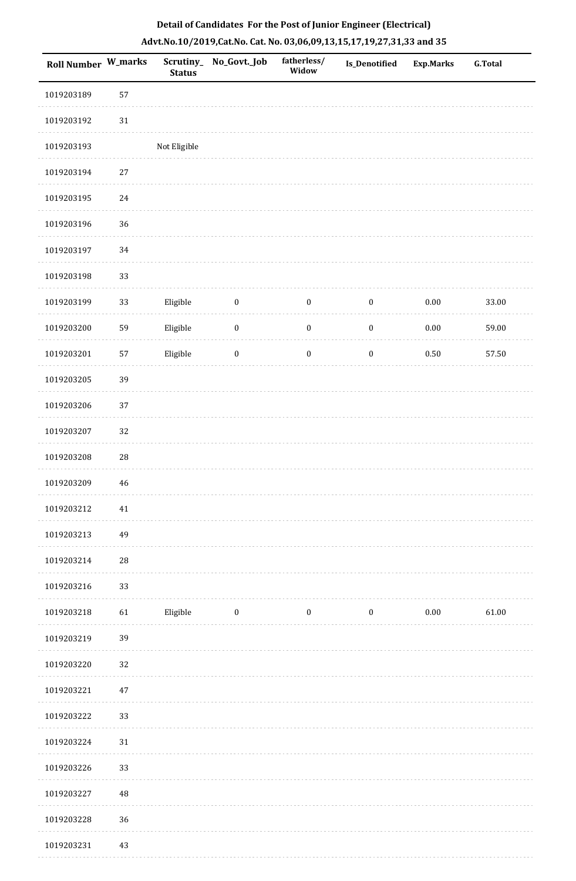**Detail of Candidates For the Post of Junior Engineer (Electrical)**

**Advt.No.10/2019,Cat.No. Cat. No. 03,06,09,13,15,17,19,27,31,33 and 35**

| Roll Number | W_marks | Scrutiny_Status | No_Govt._Job | fatherless/Widow | Is_Denotified | Exp.Marks | G.Total |
|---|---|---|---|---|---|---|---|
| 1019203189 | 57 | | | | | | |
| 1019203192 | 31 | | | | | | |
| 1019203193 | | Not Eligible | | | | | |
| 1019203194 | 27 | | | | | | |
| 1019203195 | 24 | | | | | | |
| 1019203196 | 36 | | | | | | |
| 1019203197 | 34 | | | | | | |
| 1019203198 | 33 | | | | | | |
| 1019203199 | 33 | Eligible | 0 | 0 | 0 | 0.00 | 33.00 |
| 1019203200 | 59 | Eligible | 0 | 0 | 0 | 0.00 | 59.00 |
| 1019203201 | 57 | Eligible | 0 | 0 | 0 | 0.50 | 57.50 |
| 1019203205 | 39 | | | | | | |
| 1019203206 | 37 | | | | | | |
| 1019203207 | 32 | | | | | | |
| 1019203208 | 28 | | | | | | |
| 1019203209 | 46 | | | | | | |
| 1019203212 | 41 | | | | | | |
| 1019203213 | 49 | | | | | | |
| 1019203214 | 28 | | | | | | |
| 1019203216 | 33 | | | | | | |
| 1019203218 | 61 | Eligible | 0 | 0 | 0 | 0.00 | 61.00 |
| 1019203219 | 39 | | | | | | |
| 1019203220 | 32 | | | | | | |
| 1019203221 | 47 | | | | | | |
| 1019203222 | 33 | | | | | | |
| 1019203224 | 31 | | | | | | |
| 1019203226 | 33 | | | | | | |
| 1019203227 | 48 | | | | | | |
| 1019203228 | 36 | | | | | | |
| 1019203231 | 43 | | | | | | |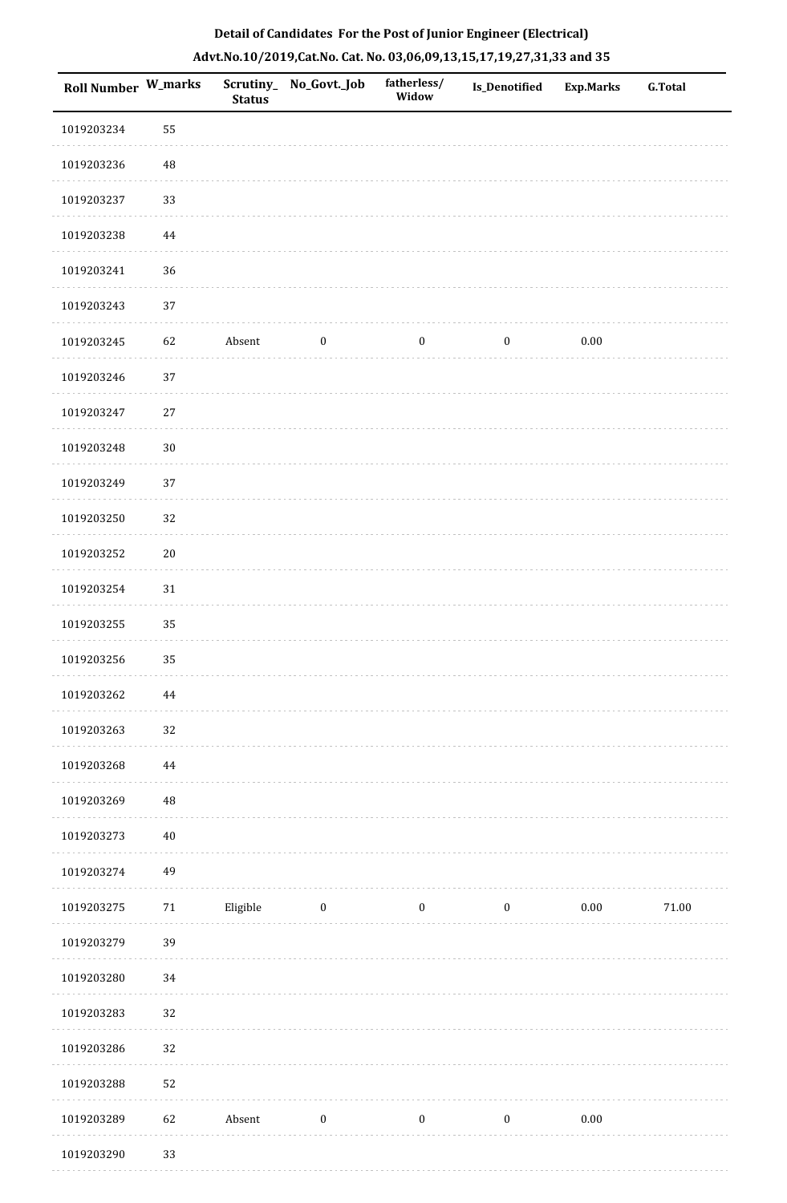**Detail of Candidates For the Post of Junior Engineer (Electrical)**

**Advt.No.10/2019,Cat.No. Cat. No. 03,06,09,13,15,17,19,27,31,33 and 35**

| Roll Number | W_marks | Scrutiny_Status | No_Govt._Job | fatherless/Widow | Is_Denotified | Exp.Marks | G.Total |
|---|---|---|---|---|---|---|---|
| 1019203234 | 55 | | | | | | |
| 1019203236 | 48 | | | | | | |
| 1019203237 | 33 | | | | | | |
| 1019203238 | 44 | | | | | | |
| 1019203241 | 36 | | | | | | |
| 1019203243 | 37 | | | | | | |
| 1019203245 | 62 | Absent | 0 | 0 | 0 | 0.00 | |
| 1019203246 | 37 | | | | | | |
| 1019203247 | 27 | | | | | | |
| 1019203248 | 30 | | | | | | |
| 1019203249 | 37 | | | | | | |
| 1019203250 | 32 | | | | | | |
| 1019203252 | 20 | | | | | | |
| 1019203254 | 31 | | | | | | |
| 1019203255 | 35 | | | | | | |
| 1019203256 | 35 | | | | | | |
| 1019203262 | 44 | | | | | | |
| 1019203263 | 32 | | | | | | |
| 1019203268 | 44 | | | | | | |
| 1019203269 | 48 | | | | | | |
| 1019203273 | 40 | | | | | | |
| 1019203274 | 49 | | | | | | |
| 1019203275 | 71 | Eligible | 0 | 0 | 0 | 0.00 | 71.00 |
| 1019203279 | 39 | | | | | | |
| 1019203280 | 34 | | | | | | |
| 1019203283 | 32 | | | | | | |
| 1019203286 | 32 | | | | | | |
| 1019203288 | 52 | | | | | | |
| 1019203289 | 62 | Absent | 0 | 0 | 0 | 0.00 | |
| 1019203290 | 33 | | | | | | |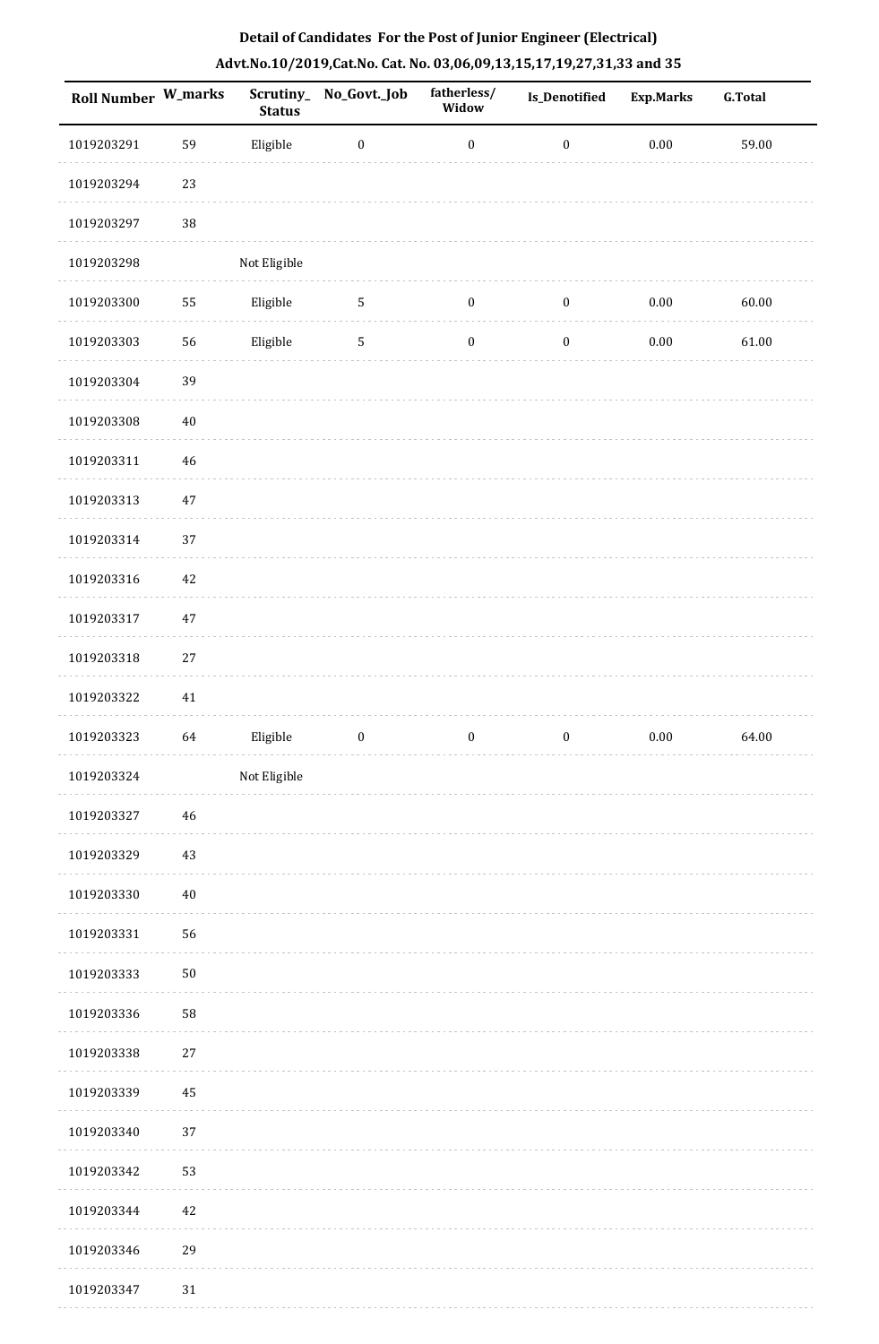**Detail of Candidates For the Post of Junior Engineer (Electrical)**

**Advt.No.10/2019,Cat.No. Cat. No. 03,06,09,13,15,17,19,27,31,33 and 35**

| Roll Number | W_marks | Scrutiny_Status | No_Govt._Job | fatherless/Widow | Is_Denotified | Exp.Marks | G.Total |
|---|---|---|---|---|---|---|---|
| 1019203291 | 59 | Eligible | 0 | 0 | 0 | 0.00 | 59.00 |
| 1019203294 | 23 | | | | | | |
| 1019203297 | 38 | | | | | | |
| 1019203298 | | Not Eligible | | | | | |
| 1019203300 | 55 | Eligible | 5 | 0 | 0 | 0.00 | 60.00 |
| 1019203303 | 56 | Eligible | 5 | 0 | 0 | 0.00 | 61.00 |
| 1019203304 | 39 | | | | | | |
| 1019203308 | 40 | | | | | | |
| 1019203311 | 46 | | | | | | |
| 1019203313 | 47 | | | | | | |
| 1019203314 | 37 | | | | | | |
| 1019203316 | 42 | | | | | | |
| 1019203317 | 47 | | | | | | |
| 1019203318 | 27 | | | | | | |
| 1019203322 | 41 | | | | | | |
| 1019203323 | 64 | Eligible | 0 | 0 | 0 | 0.00 | 64.00 |
| 1019203324 | | Not Eligible | | | | | |
| 1019203327 | 46 | | | | | | |
| 1019203329 | 43 | | | | | | |
| 1019203330 | 40 | | | | | | |
| 1019203331 | 56 | | | | | | |
| 1019203333 | 50 | | | | | | |
| 1019203336 | 58 | | | | | | |
| 1019203338 | 27 | | | | | | |
| 1019203339 | 45 | | | | | | |
| 1019203340 | 37 | | | | | | |
| 1019203342 | 53 | | | | | | |
| 1019203344 | 42 | | | | | | |
| 1019203346 | 29 | | | | | | |
| 1019203347 | 31 | | | | | | |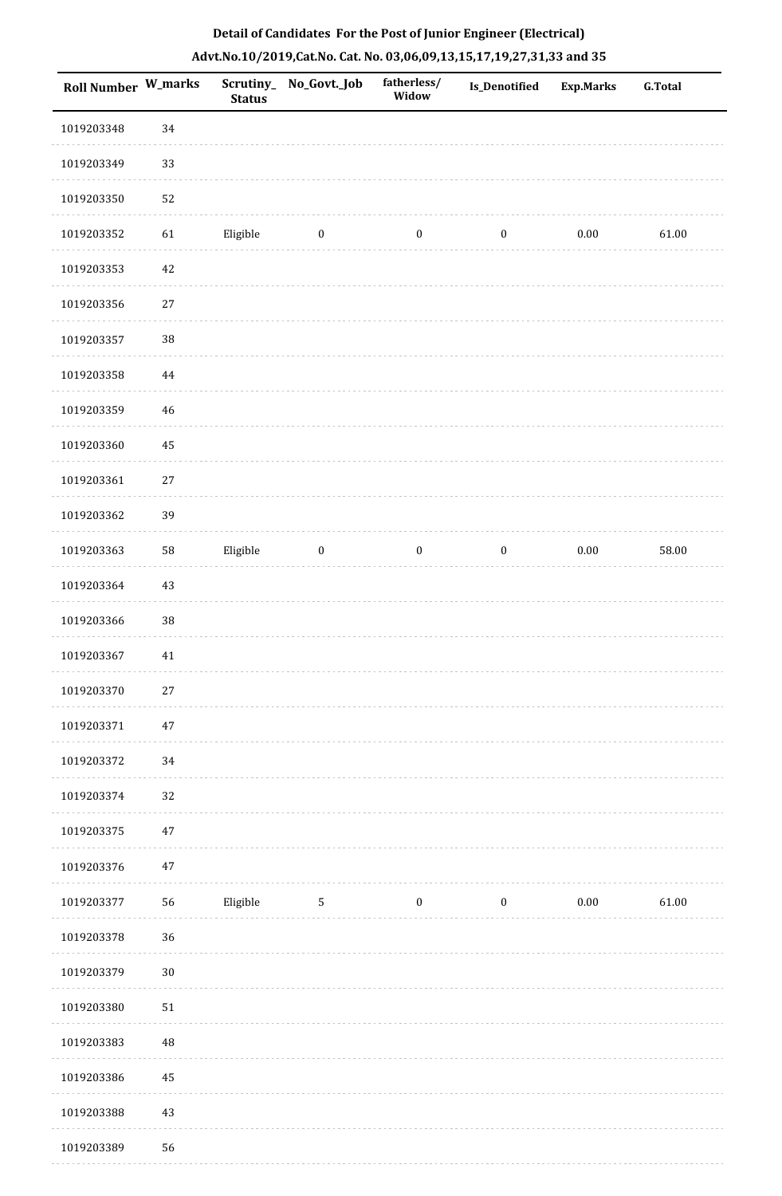**Detail of Candidates For the Post of Junior Engineer (Electrical)**

**Advt.No.10/2019,Cat.No. Cat. No. 03,06,09,13,15,17,19,27,31,33 and 35**

| Roll Number | W_marks | Scrutiny_Status | No_Govt._Job | fatherless/Widow | Is_Denotified | Exp.Marks | G.Total |
|---|---|---|---|---|---|---|---|
| 1019203348 | 34 | | | | | | |
| 1019203349 | 33 | | | | | | |
| 1019203350 | 52 | | | | | | |
| 1019203352 | 61 | Eligible | 0 | 0 | 0 | 0.00 | 61.00 |
| 1019203353 | 42 | | | | | | |
| 1019203356 | 27 | | | | | | |
| 1019203357 | 38 | | | | | | |
| 1019203358 | 44 | | | | | | |
| 1019203359 | 46 | | | | | | |
| 1019203360 | 45 | | | | | | |
| 1019203361 | 27 | | | | | | |
| 1019203362 | 39 | | | | | | |
| 1019203363 | 58 | Eligible | 0 | 0 | 0 | 0.00 | 58.00 |
| 1019203364 | 43 | | | | | | |
| 1019203366 | 38 | | | | | | |
| 1019203367 | 41 | | | | | | |
| 1019203370 | 27 | | | | | | |
| 1019203371 | 47 | | | | | | |
| 1019203372 | 34 | | | | | | |
| 1019203374 | 32 | | | | | | |
| 1019203375 | 47 | | | | | | |
| 1019203376 | 47 | | | | | | |
| 1019203377 | 56 | Eligible | 5 | 0 | 0 | 0.00 | 61.00 |
| 1019203378 | 36 | | | | | | |
| 1019203379 | 30 | | | | | | |
| 1019203380 | 51 | | | | | | |
| 1019203383 | 48 | | | | | | |
| 1019203386 | 45 | | | | | | |
| 1019203388 | 43 | | | | | | |
| 1019203389 | 56 | | | | | | |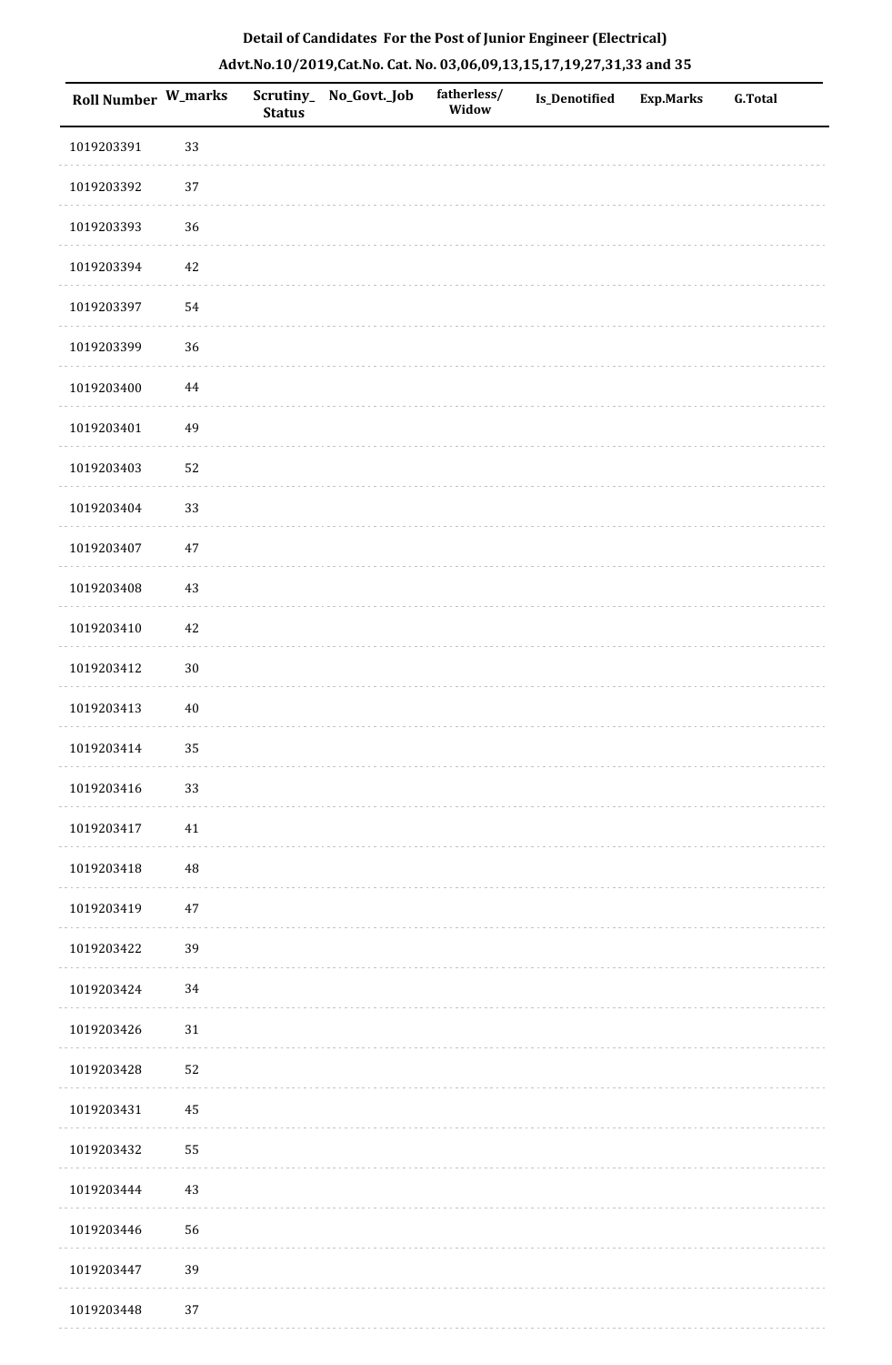**Detail of Candidates For the Post of Junior Engineer (Electrical)**

**Advt.No.10/2019,Cat.No. Cat. No. 03,06,09,13,15,17,19,27,31,33 and 35**

| Roll Number | W_marks | Scrutiny_Status | No_Govt._Job | fatherless/Widow | Is_Denotified | Exp.Marks | G.Total |
|---|---|---|---|---|---|---|---|
| 1019203391 | 33 | | | | | | |
| 1019203392 | 37 | | | | | | |
| 1019203393 | 36 | | | | | | |
| 1019203394 | 42 | | | | | | |
| 1019203397 | 54 | | | | | | |
| 1019203399 | 36 | | | | | | |
| 1019203400 | 44 | | | | | | |
| 1019203401 | 49 | | | | | | |
| 1019203403 | 52 | | | | | | |
| 1019203404 | 33 | | | | | | |
| 1019203407 | 47 | | | | | | |
| 1019203408 | 43 | | | | | | |
| 1019203410 | 42 | | | | | | |
| 1019203412 | 30 | | | | | | |
| 1019203413 | 40 | | | | | | |
| 1019203414 | 35 | | | | | | |
| 1019203416 | 33 | | | | | | |
| 1019203417 | 41 | | | | | | |
| 1019203418 | 48 | | | | | | |
| 1019203419 | 47 | | | | | | |
| 1019203422 | 39 | | | | | | |
| 1019203424 | 34 | | | | | | |
| 1019203426 | 31 | | | | | | |
| 1019203428 | 52 | | | | | | |
| 1019203431 | 45 | | | | | | |
| 1019203432 | 55 | | | | | | |
| 1019203444 | 43 | | | | | | |
| 1019203446 | 56 | | | | | | |
| 1019203447 | 39 | | | | | | |
| 1019203448 | 37 | | | | | | |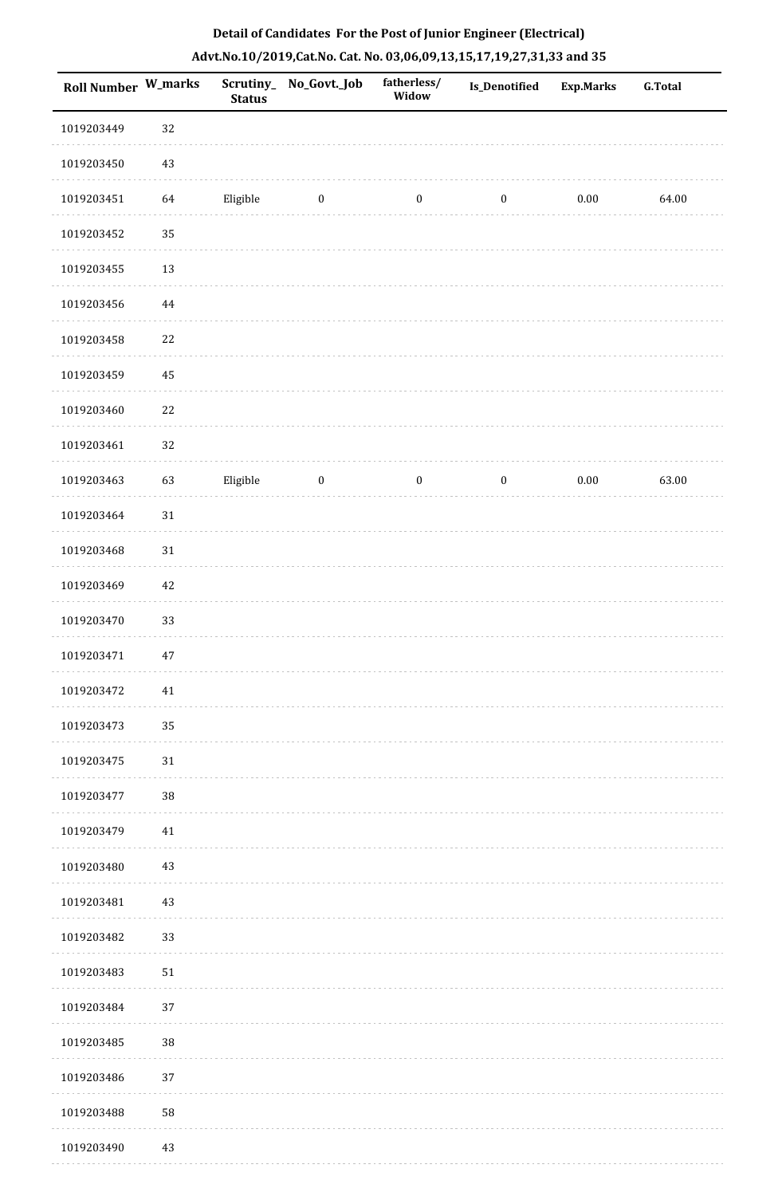**Detail of Candidates For the Post of Junior Engineer (Electrical)**

**Advt.No.10/2019,Cat.No. Cat. No. 03,06,09,13,15,17,19,27,31,33 and 35**

| Roll Number | W_marks | Scrutiny_ Status | No_Govt._Job | fatherless/ Widow | Is_Denotified | Exp.Marks | G.Total |
|---|---|---|---|---|---|---|---|
| 1019203449 | 32 | | | | | | |
| 1019203450 | 43 | | | | | | |
| 1019203451 | 64 | Eligible | 0 | 0 | 0 | 0.00 | 64.00 |
| 1019203452 | 35 | | | | | | |
| 1019203455 | 13 | | | | | | |
| 1019203456 | 44 | | | | | | |
| 1019203458 | 22 | | | | | | |
| 1019203459 | 45 | | | | | | |
| 1019203460 | 22 | | | | | | |
| 1019203461 | 32 | | | | | | |
| 1019203463 | 63 | Eligible | 0 | 0 | 0 | 0.00 | 63.00 |
| 1019203464 | 31 | | | | | | |
| 1019203468 | 31 | | | | | | |
| 1019203469 | 42 | | | | | | |
| 1019203470 | 33 | | | | | | |
| 1019203471 | 47 | | | | | | |
| 1019203472 | 41 | | | | | | |
| 1019203473 | 35 | | | | | | |
| 1019203475 | 31 | | | | | | |
| 1019203477 | 38 | | | | | | |
| 1019203479 | 41 | | | | | | |
| 1019203480 | 43 | | | | | | |
| 1019203481 | 43 | | | | | | |
| 1019203482 | 33 | | | | | | |
| 1019203483 | 51 | | | | | | |
| 1019203484 | 37 | | | | | | |
| 1019203485 | 38 | | | | | | |
| 1019203486 | 37 | | | | | | |
| 1019203488 | 58 | | | | | | |
| 1019203490 | 43 | | | | | | |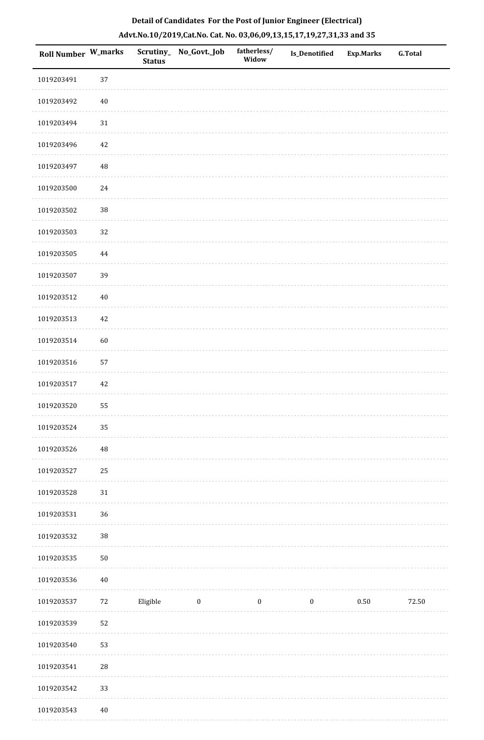## Detail of Candidates For the Post of Junior Engineer (Electrical)

### Advt.No.10/2019,Cat.No. Cat. No. 03,06,09,13,15,17,19,27,31,33 and 35

| Roll Number | W_marks | Scrutiny_Status | No_Govt._Job | fatherless/Widow | Is_Denotified | Exp.Marks | G.Total |
|---|---|---|---|---|---|---|---|
| 1019203491 | 37 | | | | | | |
| 1019203492 | 40 | | | | | | |
| 1019203494 | 31 | | | | | | |
| 1019203496 | 42 | | | | | | |
| 1019203497 | 48 | | | | | | |
| 1019203500 | 24 | | | | | | |
| 1019203502 | 38 | | | | | | |
| 1019203503 | 32 | | | | | | |
| 1019203505 | 44 | | | | | | |
| 1019203507 | 39 | | | | | | |
| 1019203512 | 40 | | | | | | |
| 1019203513 | 42 | | | | | | |
| 1019203514 | 60 | | | | | | |
| 1019203516 | 57 | | | | | | |
| 1019203517 | 42 | | | | | | |
| 1019203520 | 55 | | | | | | |
| 1019203524 | 35 | | | | | | |
| 1019203526 | 48 | | | | | | |
| 1019203527 | 25 | | | | | | |
| 1019203528 | 31 | | | | | | |
| 1019203531 | 36 | | | | | | |
| 1019203532 | 38 | | | | | | |
| 1019203535 | 50 | | | | | | |
| 1019203536 | 40 | | | | | | |
| 1019203537 | 72 | Eligible | 0 | 0 | 0 | 0.50 | 72.50 |
| 1019203539 | 52 | | | | | | |
| 1019203540 | 53 | | | | | | |
| 1019203541 | 28 | | | | | | |
| 1019203542 | 33 | | | | | | |
| 1019203543 | 40 | | | | | | |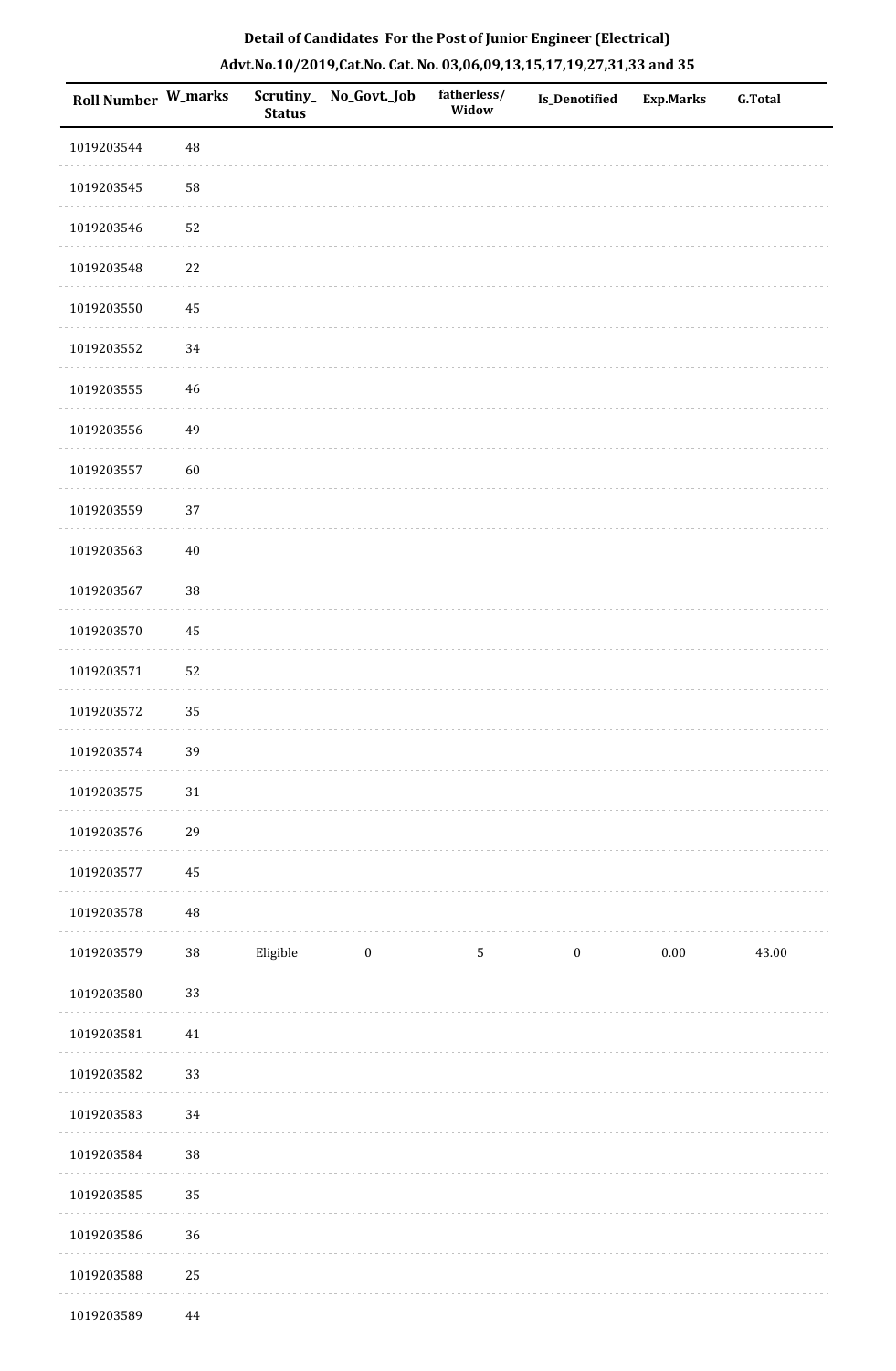**Detail of Candidates For the Post of Junior Engineer (Electrical)**

**Advt.No.10/2019,Cat.No. Cat. No. 03,06,09,13,15,17,19,27,31,33 and 35**

| Roll Number | W_marks | Scrutiny_Status | No_Govt._Job | fatherless/Widow | Is_Denotified | Exp.Marks | G.Total |
|---|---|---|---|---|---|---|---|
| 1019203544 | 48 | | | | | | |
| 1019203545 | 58 | | | | | | |
| 1019203546 | 52 | | | | | | |
| 1019203548 | 22 | | | | | | |
| 1019203550 | 45 | | | | | | |
| 1019203552 | 34 | | | | | | |
| 1019203555 | 46 | | | | | | |
| 1019203556 | 49 | | | | | | |
| 1019203557 | 60 | | | | | | |
| 1019203559 | 37 | | | | | | |
| 1019203563 | 40 | | | | | | |
| 1019203567 | 38 | | | | | | |
| 1019203570 | 45 | | | | | | |
| 1019203571 | 52 | | | | | | |
| 1019203572 | 35 | | | | | | |
| 1019203574 | 39 | | | | | | |
| 1019203575 | 31 | | | | | | |
| 1019203576 | 29 | | | | | | |
| 1019203577 | 45 | | | | | | |
| 1019203578 | 48 | | | | | | |
| 1019203579 | 38 | Eligible | 0 | 5 | 0 | 0.00 | 43.00 |
| 1019203580 | 33 | | | | | | |
| 1019203581 | 41 | | | | | | |
| 1019203582 | 33 | | | | | | |
| 1019203583 | 34 | | | | | | |
| 1019203584 | 38 | | | | | | |
| 1019203585 | 35 | | | | | | |
| 1019203586 | 36 | | | | | | |
| 1019203588 | 25 | | | | | | |
| 1019203589 | 44 | | | | | | |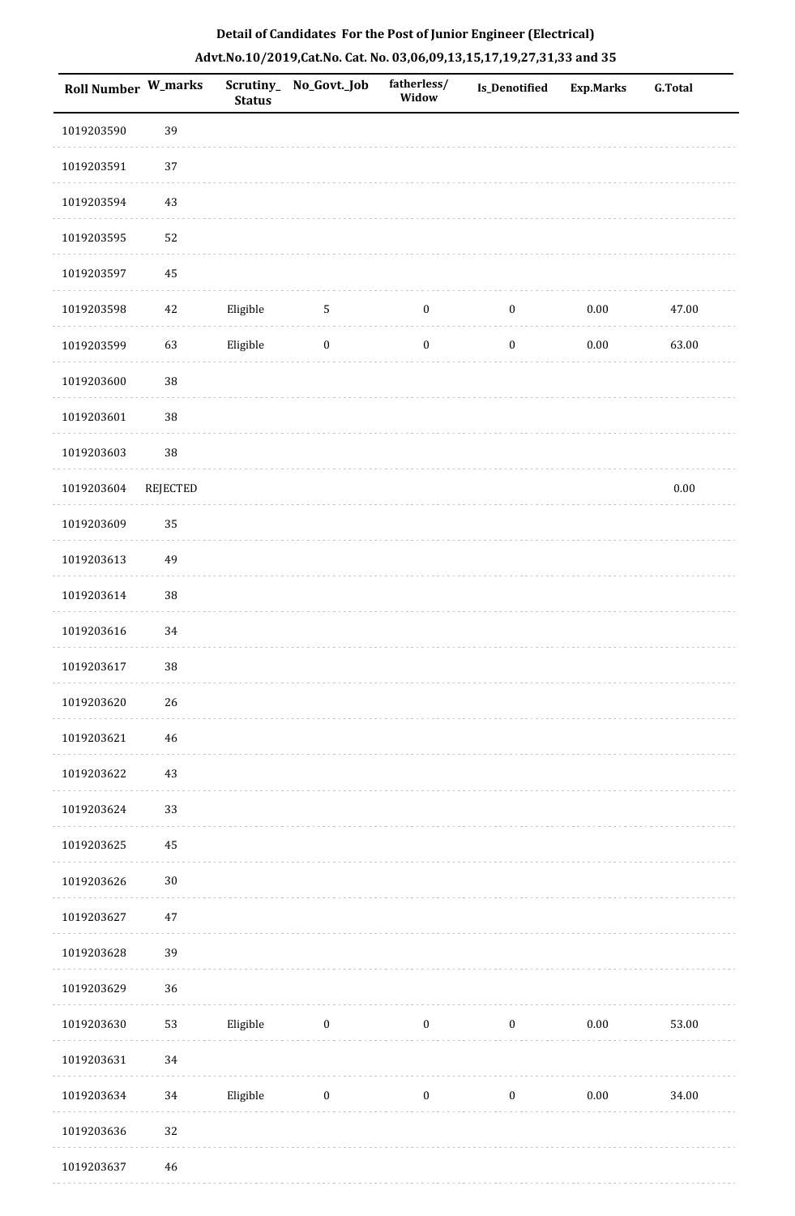**Detail of Candidates For the Post of Junior Engineer (Electrical)**

**Advt.No.10/2019,Cat.No. Cat. No. 03,06,09,13,15,17,19,27,31,33 and 35**

| Roll Number | W_marks | Scrutiny_Status | No_Govt._Job | fatherless/Widow | Is_Denotified | Exp.Marks | G.Total |
|---|---|---|---|---|---|---|---|
| 1019203590 | 39 | | | | | | |
| 1019203591 | 37 | | | | | | |
| 1019203594 | 43 | | | | | | |
| 1019203595 | 52 | | | | | | |
| 1019203597 | 45 | | | | | | |
| 1019203598 | 42 | Eligible | 5 | 0 | 0 | 0.00 | 47.00 |
| 1019203599 | 63 | Eligible | 0 | 0 | 0 | 0.00 | 63.00 |
| 1019203600 | 38 | | | | | | |
| 1019203601 | 38 | | | | | | |
| 1019203603 | 38 | | | | | | |
| 1019203604 | REJECTED | | | | | | 0.00 |
| 1019203609 | 35 | | | | | | |
| 1019203613 | 49 | | | | | | |
| 1019203614 | 38 | | | | | | |
| 1019203616 | 34 | | | | | | |
| 1019203617 | 38 | | | | | | |
| 1019203620 | 26 | | | | | | |
| 1019203621 | 46 | | | | | | |
| 1019203622 | 43 | | | | | | |
| 1019203624 | 33 | | | | | | |
| 1019203625 | 45 | | | | | | |
| 1019203626 | 30 | | | | | | |
| 1019203627 | 47 | | | | | | |
| 1019203628 | 39 | | | | | | |
| 1019203629 | 36 | | | | | | |
| 1019203630 | 53 | Eligible | 0 | 0 | 0 | 0.00 | 53.00 |
| 1019203631 | 34 | | | | | | |
| 1019203634 | 34 | Eligible | 0 | 0 | 0 | 0.00 | 34.00 |
| 1019203636 | 32 | | | | | | |
| 1019203637 | 46 | | | | | | |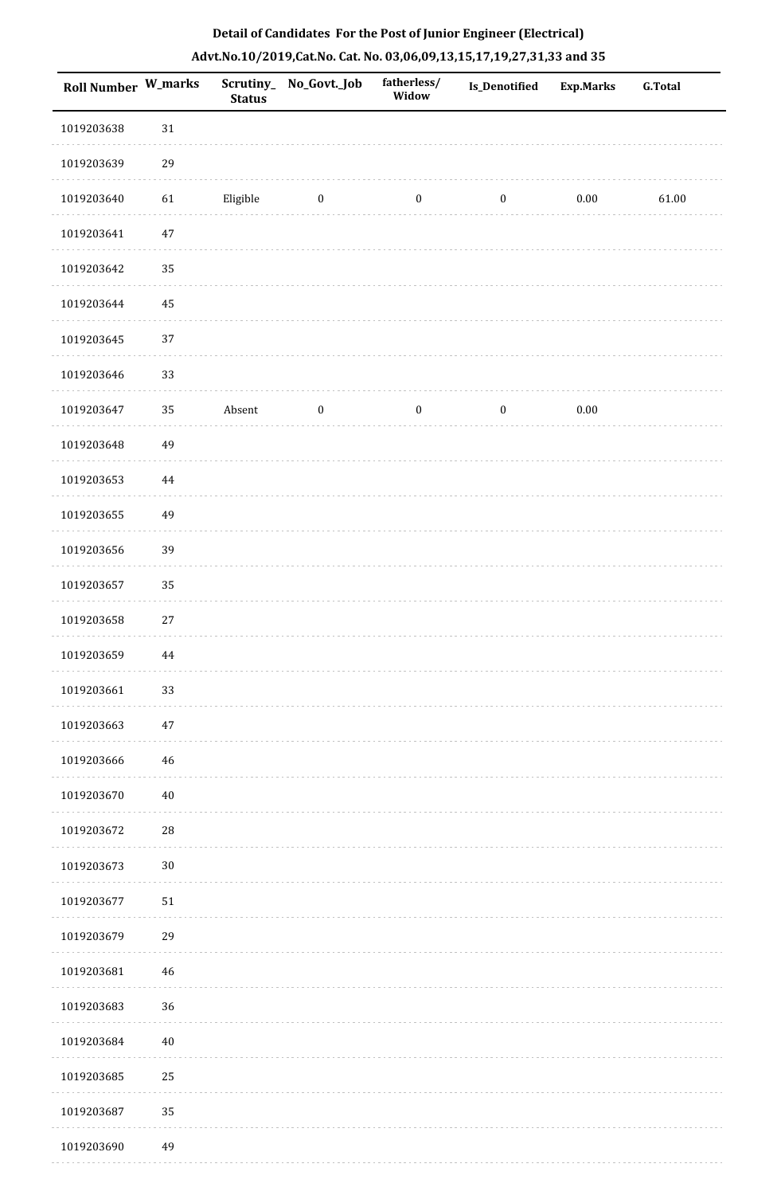**Detail of Candidates For the Post of Junior Engineer (Electrical)**

**Advt.No.10/2019,Cat.No. Cat. No. 03,06,09,13,15,17,19,27,31,33 and 35**

| Roll Number | W_marks | Scrutiny_ Status | No_Govt._Job | fatherless/ Widow | Is_Denotified | Exp.Marks | G.Total |
|---|---|---|---|---|---|---|---|
| 1019203638 | 31 | | | | | | |
| 1019203639 | 29 | | | | | | |
| 1019203640 | 61 | Eligible | 0 | 0 | 0 | 0.00 | 61.00 |
| 1019203641 | 47 | | | | | | |
| 1019203642 | 35 | | | | | | |
| 1019203644 | 45 | | | | | | |
| 1019203645 | 37 | | | | | | |
| 1019203646 | 33 | | | | | | |
| 1019203647 | 35 | Absent | 0 | 0 | 0 | 0.00 | |
| 1019203648 | 49 | | | | | | |
| 1019203653 | 44 | | | | | | |
| 1019203655 | 49 | | | | | | |
| 1019203656 | 39 | | | | | | |
| 1019203657 | 35 | | | | | | |
| 1019203658 | 27 | | | | | | |
| 1019203659 | 44 | | | | | | |
| 1019203661 | 33 | | | | | | |
| 1019203663 | 47 | | | | | | |
| 1019203666 | 46 | | | | | | |
| 1019203670 | 40 | | | | | | |
| 1019203672 | 28 | | | | | | |
| 1019203673 | 30 | | | | | | |
| 1019203677 | 51 | | | | | | |
| 1019203679 | 29 | | | | | | |
| 1019203681 | 46 | | | | | | |
| 1019203683 | 36 | | | | | | |
| 1019203684 | 40 | | | | | | |
| 1019203685 | 25 | | | | | | |
| 1019203687 | 35 | | | | | | |
| 1019203690 | 49 | | | | | | |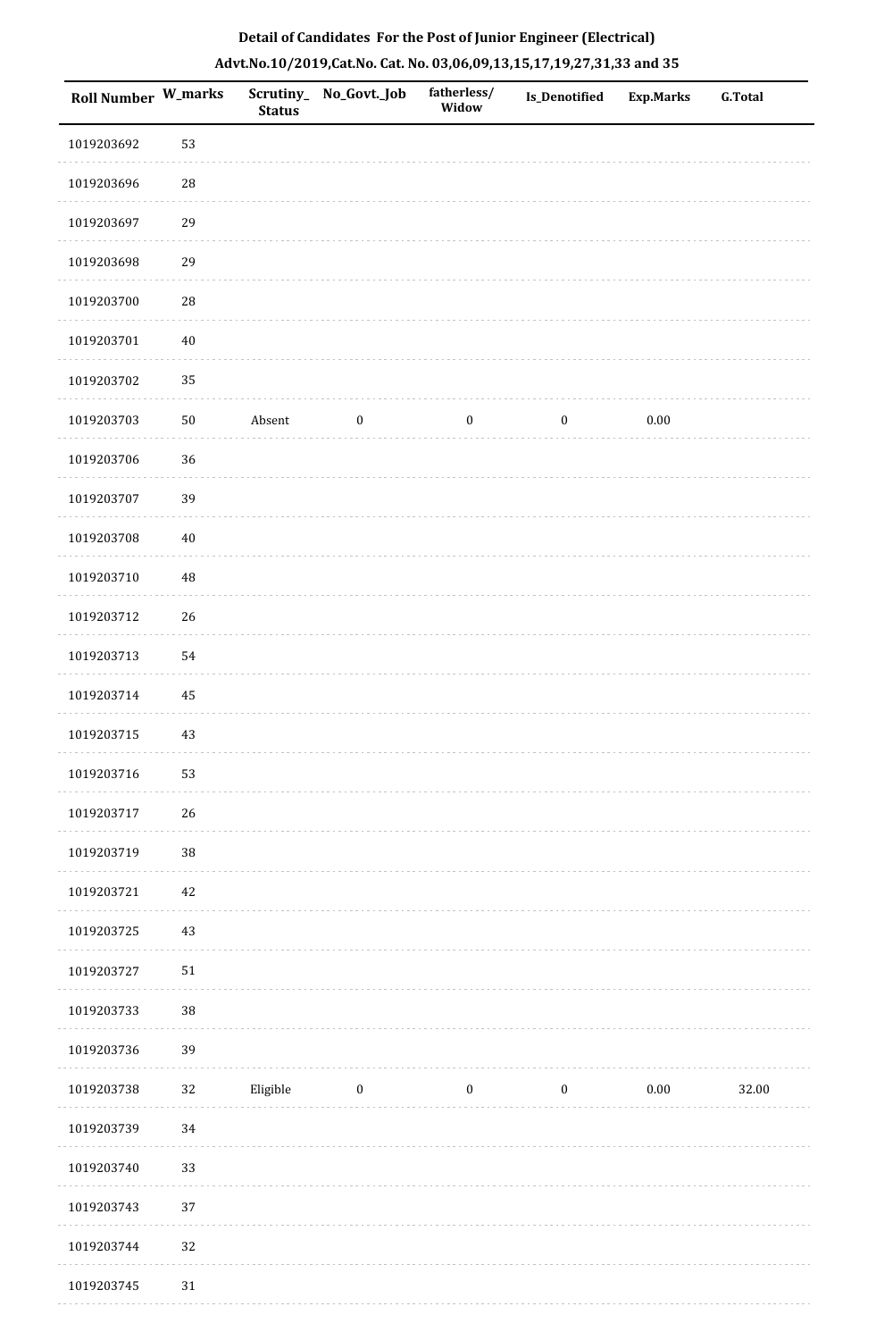**Detail of Candidates For the Post of Junior Engineer (Electrical)**

**Advt.No.10/2019,Cat.No. Cat. No. 03,06,09,13,15,17,19,27,31,33 and 35**

| Roll Number | W_marks | Scrutiny_Status | No_Govt._Job | fatherless/Widow | Is_Denotified | Exp.Marks | G.Total |
|---|---|---|---|---|---|---|---|
| 1019203692 | 53 | | | | | | |
| 1019203696 | 28 | | | | | | |
| 1019203697 | 29 | | | | | | |
| 1019203698 | 29 | | | | | | |
| 1019203700 | 28 | | | | | | |
| 1019203701 | 40 | | | | | | |
| 1019203702 | 35 | | | | | | |
| 1019203703 | 50 | Absent | 0 | 0 | 0 | 0.00 | |
| 1019203706 | 36 | | | | | | |
| 1019203707 | 39 | | | | | | |
| 1019203708 | 40 | | | | | | |
| 1019203710 | 48 | | | | | | |
| 1019203712 | 26 | | | | | | |
| 1019203713 | 54 | | | | | | |
| 1019203714 | 45 | | | | | | |
| 1019203715 | 43 | | | | | | |
| 1019203716 | 53 | | | | | | |
| 1019203717 | 26 | | | | | | |
| 1019203719 | 38 | | | | | | |
| 1019203721 | 42 | | | | | | |
| 1019203725 | 43 | | | | | | |
| 1019203727 | 51 | | | | | | |
| 1019203733 | 38 | | | | | | |
| 1019203736 | 39 | | | | | | |
| 1019203738 | 32 | Eligible | 0 | 0 | 0 | 0.00 | 32.00 |
| 1019203739 | 34 | | | | | | |
| 1019203740 | 33 | | | | | | |
| 1019203743 | 37 | | | | | | |
| 1019203744 | 32 | | | | | | |
| 1019203745 | 31 | | | | | | |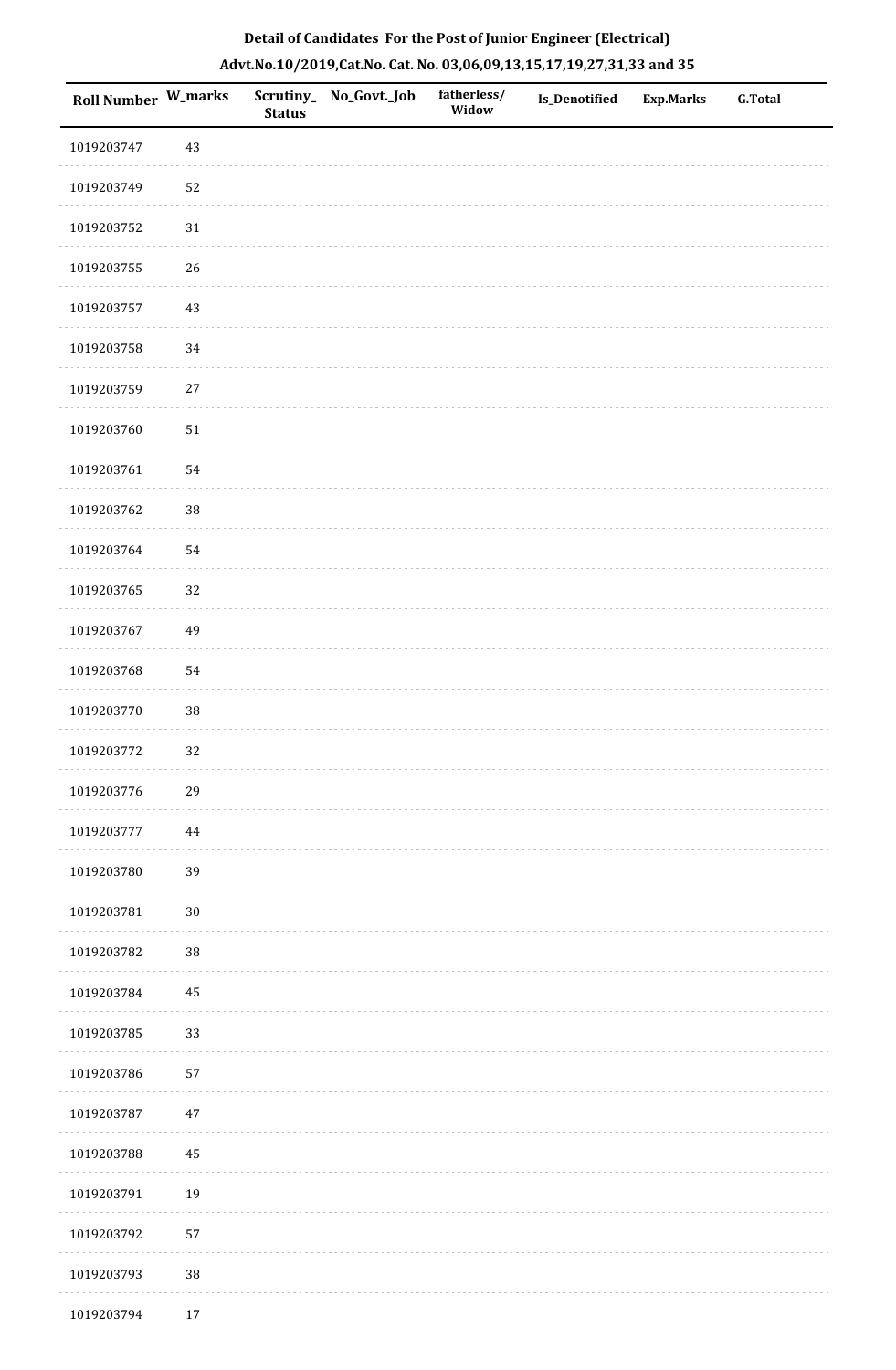**Detail of Candidates For the Post of Junior Engineer (Electrical)**

**Advt.No.10/2019,Cat.No. Cat. No. 03,06,09,13,15,17,19,27,31,33 and 35**

| Roll Number | W_marks | Scrutiny_Status | No_Govt._Job | fatherless/Widow | Is_Denotified | Exp.Marks | G.Total |
|---|---|---|---|---|---|---|---|
| 1019203747 | 43 | | | | | | |
| 1019203749 | 52 | | | | | | |
| 1019203752 | 31 | | | | | | |
| 1019203755 | 26 | | | | | | |
| 1019203757 | 43 | | | | | | |
| 1019203758 | 34 | | | | | | |
| 1019203759 | 27 | | | | | | |
| 1019203760 | 51 | | | | | | |
| 1019203761 | 54 | | | | | | |
| 1019203762 | 38 | | | | | | |
| 1019203764 | 54 | | | | | | |
| 1019203765 | 32 | | | | | | |
| 1019203767 | 49 | | | | | | |
| 1019203768 | 54 | | | | | | |
| 1019203770 | 38 | | | | | | |
| 1019203772 | 32 | | | | | | |
| 1019203776 | 29 | | | | | | |
| 1019203777 | 44 | | | | | | |
| 1019203780 | 39 | | | | | | |
| 1019203781 | 30 | | | | | | |
| 1019203782 | 38 | | | | | | |
| 1019203784 | 45 | | | | | | |
| 1019203785 | 33 | | | | | | |
| 1019203786 | 57 | | | | | | |
| 1019203787 | 47 | | | | | | |
| 1019203788 | 45 | | | | | | |
| 1019203791 | 19 | | | | | | |
| 1019203792 | 57 | | | | | | |
| 1019203793 | 38 | | | | | | |
| 1019203794 | 17 | | | | | | |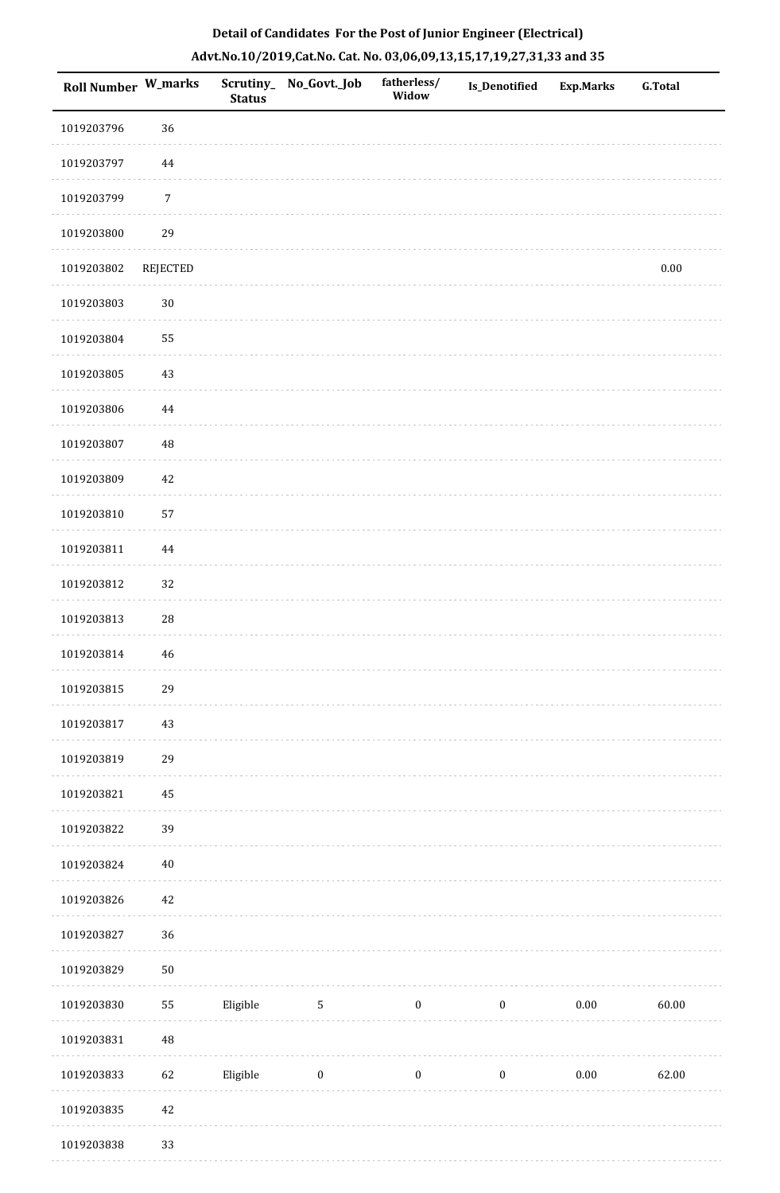## Detail of Candidates For the Post of Junior Engineer (Electrical)

## Advt.No.10/2019,Cat.No. Cat. No. 03,06,09,13,15,17,19,27,31,33 and 35

| Roll Number | W_marks | Scrutiny_Status | No_Govt._Job | fatherless/Widow | Is_Denotified | Exp.Marks | G.Total |
|---|---|---|---|---|---|---|---|
| 1019203796 | 36 | | | | | | |
| 1019203797 | 44 | | | | | | |
| 1019203799 | 7 | | | | | | |
| 1019203800 | 29 | | | | | | |
| 1019203802 | REJECTED | | | | | | 0.00 |
| 1019203803 | 30 | | | | | | |
| 1019203804 | 55 | | | | | | |
| 1019203805 | 43 | | | | | | |
| 1019203806 | 44 | | | | | | |
| 1019203807 | 48 | | | | | | |
| 1019203809 | 42 | | | | | | |
| 1019203810 | 57 | | | | | | |
| 1019203811 | 44 | | | | | | |
| 1019203812 | 32 | | | | | | |
| 1019203813 | 28 | | | | | | |
| 1019203814 | 46 | | | | | | |
| 1019203815 | 29 | | | | | | |
| 1019203817 | 43 | | | | | | |
| 1019203819 | 29 | | | | | | |
| 1019203821 | 45 | | | | | | |
| 1019203822 | 39 | | | | | | |
| 1019203824 | 40 | | | | | | |
| 1019203826 | 42 | | | | | | |
| 1019203827 | 36 | | | | | | |
| 1019203829 | 50 | | | | | | |
| 1019203830 | 55 | Eligible | 5 | 0 | 0 | 0.00 | 60.00 |
| 1019203831 | 48 | | | | | | |
| 1019203833 | 62 | Eligible | 0 | 0 | 0 | 0.00 | 62.00 |
| 1019203835 | 42 | | | | | | |
| 1019203838 | 33 | | | | | | |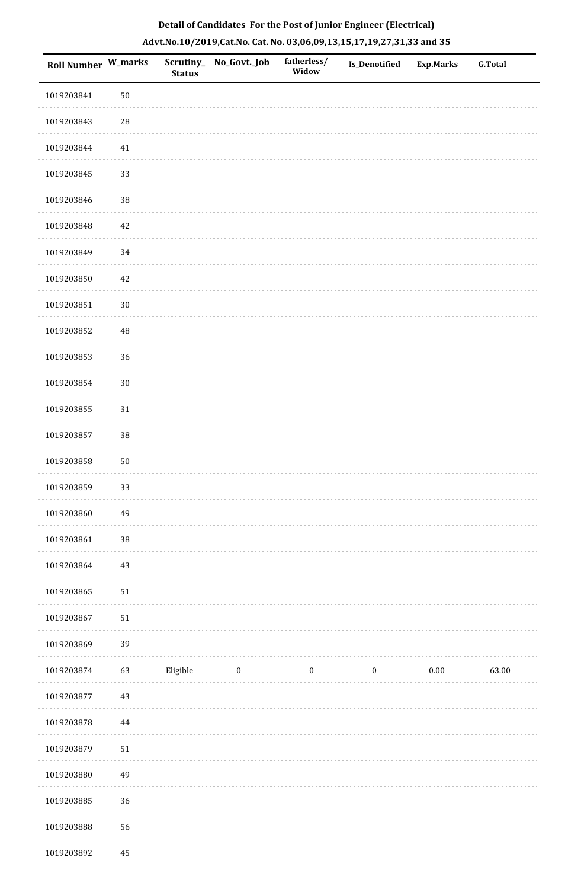## Detail of Candidates For the Post of Junior Engineer (Electrical)

### Advt.No.10/2019,Cat.No. Cat. No. 03,06,09,13,15,17,19,27,31,33 and 35

| Roll Number | W_marks | Scrutiny_Status | No_Govt._Job | fatherless/ Widow | Is_Denotified | Exp.Marks | G.Total |
|---|---|---|---|---|---|---|---|
| 1019203841 | 50 | | | | | | |
| 1019203843 | 28 | | | | | | |
| 1019203844 | 41 | | | | | | |
| 1019203845 | 33 | | | | | | |
| 1019203846 | 38 | | | | | | |
| 1019203848 | 42 | | | | | | |
| 1019203849 | 34 | | | | | | |
| 1019203850 | 42 | | | | | | |
| 1019203851 | 30 | | | | | | |
| 1019203852 | 48 | | | | | | |
| 1019203853 | 36 | | | | | | |
| 1019203854 | 30 | | | | | | |
| 1019203855 | 31 | | | | | | |
| 1019203857 | 38 | | | | | | |
| 1019203858 | 50 | | | | | | |
| 1019203859 | 33 | | | | | | |
| 1019203860 | 49 | | | | | | |
| 1019203861 | 38 | | | | | | |
| 1019203864 | 43 | | | | | | |
| 1019203865 | 51 | | | | | | |
| 1019203867 | 51 | | | | | | |
| 1019203869 | 39 | | | | | | |
| 1019203874 | 63 | Eligible | 0 | 0 | 0 | 0.00 | 63.00 |
| 1019203877 | 43 | | | | | | |
| 1019203878 | 44 | | | | | | |
| 1019203879 | 51 | | | | | | |
| 1019203880 | 49 | | | | | | |
| 1019203885 | 36 | | | | | | |
| 1019203888 | 56 | | | | | | |
| 1019203892 | 45 | | | | | | |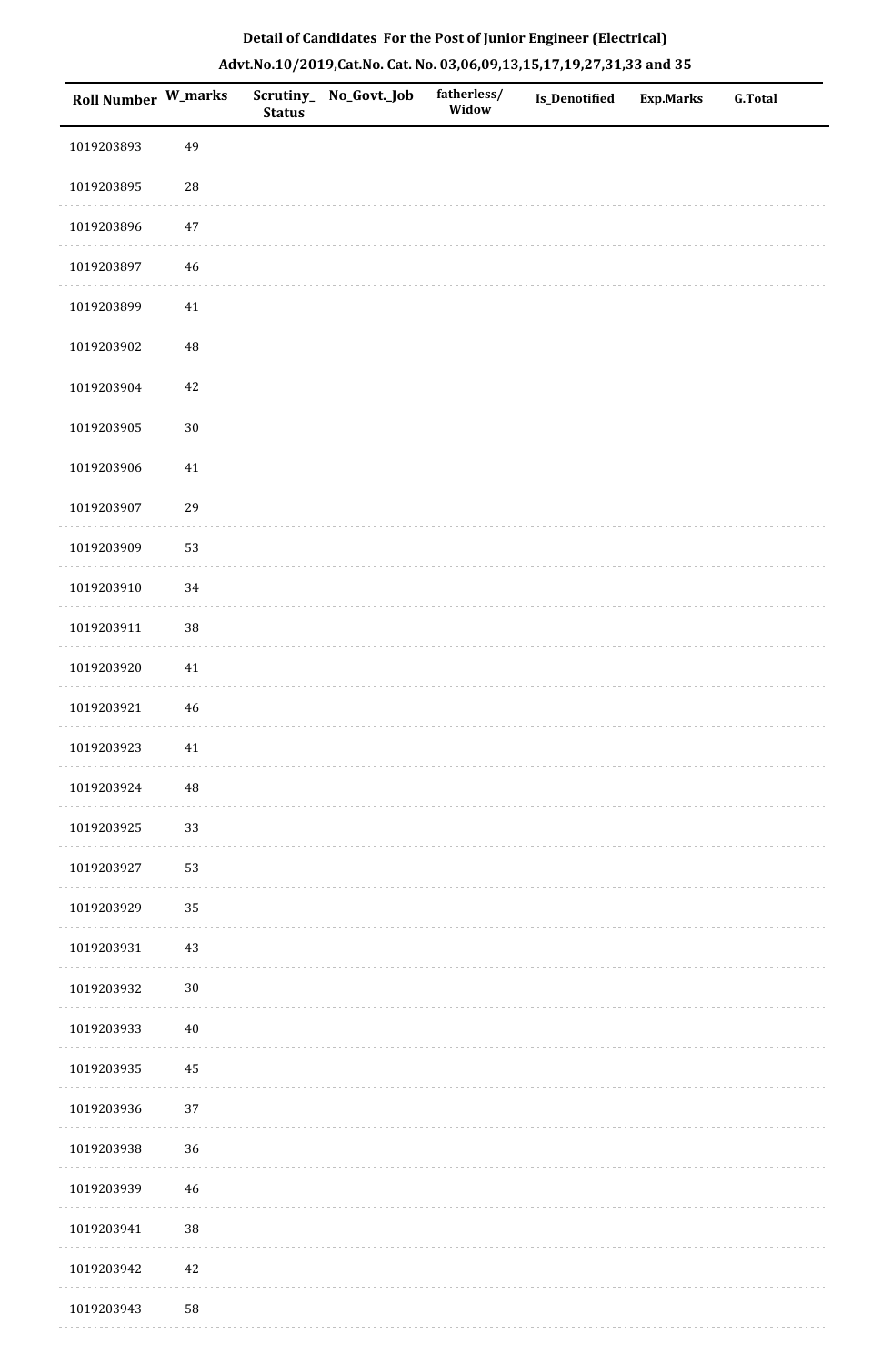**Detail of Candidates For the Post of Junior Engineer (Electrical)**

**Advt.No.10/2019,Cat.No. Cat. No. 03,06,09,13,15,17,19,27,31,33 and 35**

| Roll Number | W_marks | Scrutiny_ Status | No_Govt._Job | fatherless/ Widow | Is_Denotified | Exp.Marks | G.Total |
|---|---|---|---|---|---|---|---|
| 1019203893 | 49 | | | | | | |
| 1019203895 | 28 | | | | | | |
| 1019203896 | 47 | | | | | | |
| 1019203897 | 46 | | | | | | |
| 1019203899 | 41 | | | | | | |
| 1019203902 | 48 | | | | | | |
| 1019203904 | 42 | | | | | | |
| 1019203905 | 30 | | | | | | |
| 1019203906 | 41 | | | | | | |
| 1019203907 | 29 | | | | | | |
| 1019203909 | 53 | | | | | | |
| 1019203910 | 34 | | | | | | |
| 1019203911 | 38 | | | | | | |
| 1019203920 | 41 | | | | | | |
| 1019203921 | 46 | | | | | | |
| 1019203923 | 41 | | | | | | |
| 1019203924 | 48 | | | | | | |
| 1019203925 | 33 | | | | | | |
| 1019203927 | 53 | | | | | | |
| 1019203929 | 35 | | | | | | |
| 1019203931 | 43 | | | | | | |
| 1019203932 | 30 | | | | | | |
| 1019203933 | 40 | | | | | | |
| 1019203935 | 45 | | | | | | |
| 1019203936 | 37 | | | | | | |
| 1019203938 | 36 | | | | | | |
| 1019203939 | 46 | | | | | | |
| 1019203941 | 38 | | | | | | |
| 1019203942 | 42 | | | | | | |
| 1019203943 | 58 | | | | | | |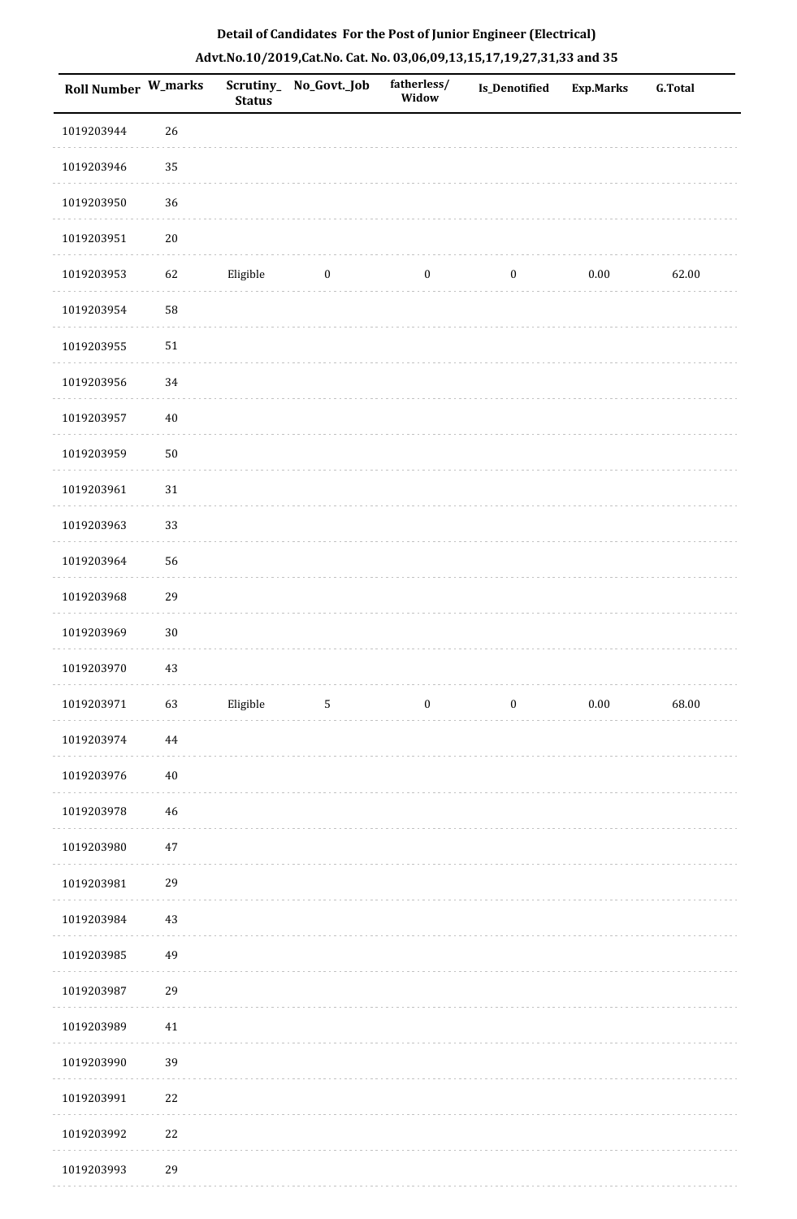**Detail of Candidates For the Post of Junior Engineer (Electrical)**

**Advt.No.10/2019,Cat.No. Cat. No. 03,06,09,13,15,17,19,27,31,33 and 35**

| Roll Number | W_marks | Scrutiny_Status | No_Govt._Job | fatherless/Widow | Is_Denotified | Exp.Marks | G.Total |
|---|---|---|---|---|---|---|---|
| 1019203944 | 26 | | | | | | |
| 1019203946 | 35 | | | | | | |
| 1019203950 | 36 | | | | | | |
| 1019203951 | 20 | | | | | | |
| 1019203953 | 62 | Eligible | 0 | 0 | 0 | 0.00 | 62.00 |
| 1019203954 | 58 | | | | | | |
| 1019203955 | 51 | | | | | | |
| 1019203956 | 34 | | | | | | |
| 1019203957 | 40 | | | | | | |
| 1019203959 | 50 | | | | | | |
| 1019203961 | 31 | | | | | | |
| 1019203963 | 33 | | | | | | |
| 1019203964 | 56 | | | | | | |
| 1019203968 | 29 | | | | | | |
| 1019203969 | 30 | | | | | | |
| 1019203970 | 43 | | | | | | |
| 1019203971 | 63 | Eligible | 5 | 0 | 0 | 0.00 | 68.00 |
| 1019203974 | 44 | | | | | | |
| 1019203976 | 40 | | | | | | |
| 1019203978 | 46 | | | | | | |
| 1019203980 | 47 | | | | | | |
| 1019203981 | 29 | | | | | | |
| 1019203984 | 43 | | | | | | |
| 1019203985 | 49 | | | | | | |
| 1019203987 | 29 | | | | | | |
| 1019203989 | 41 | | | | | | |
| 1019203990 | 39 | | | | | | |
| 1019203991 | 22 | | | | | | |
| 1019203992 | 22 | | | | | | |
| 1019203993 | 29 | | | | | | |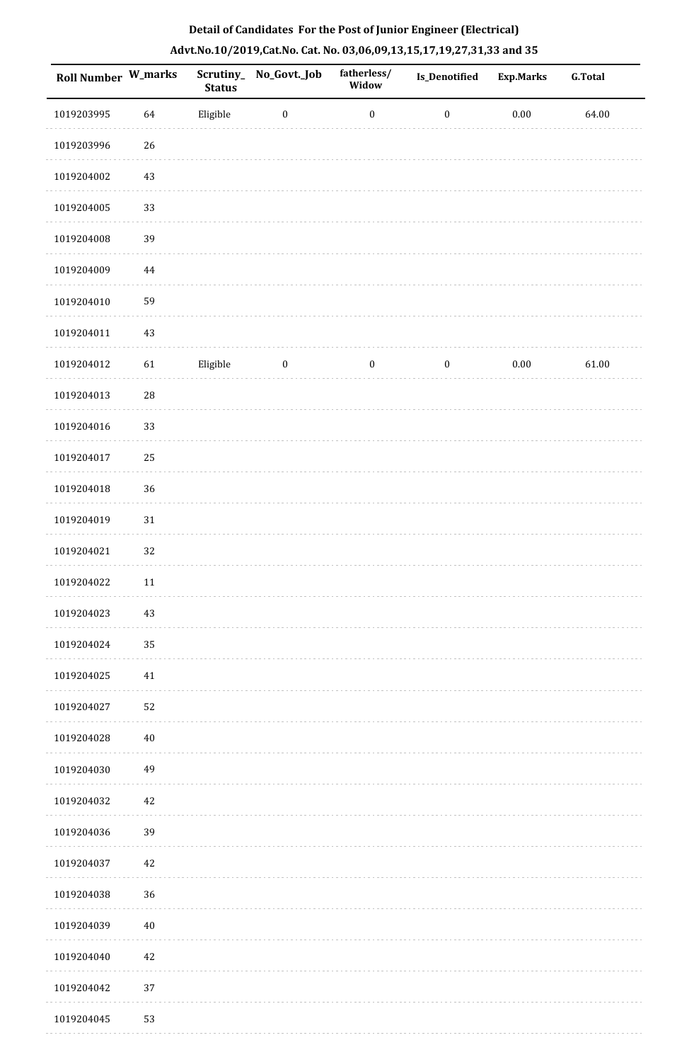**Detail of Candidates For the Post of Junior Engineer (Electrical)**

**Advt.No.10/2019,Cat.No. Cat. No. 03,06,09,13,15,17,19,27,31,33 and 35**

| Roll Number | W_marks | Scrutiny_ Status | No_Govt._Job | fatherless/ Widow | Is_Denotified | Exp.Marks | G.Total |
|---|---|---|---|---|---|---|---|
| 1019203995 | 64 | Eligible | 0 | 0 | 0 | 0.00 | 64.00 |
| 1019203996 | 26 | | | | | | |
| 1019204002 | 43 | | | | | | |
| 1019204005 | 33 | | | | | | |
| 1019204008 | 39 | | | | | | |
| 1019204009 | 44 | | | | | | |
| 1019204010 | 59 | | | | | | |
| 1019204011 | 43 | | | | | | |
| 1019204012 | 61 | Eligible | 0 | 0 | 0 | 0.00 | 61.00 |
| 1019204013 | 28 | | | | | | |
| 1019204016 | 33 | | | | | | |
| 1019204017 | 25 | | | | | | |
| 1019204018 | 36 | | | | | | |
| 1019204019 | 31 | | | | | | |
| 1019204021 | 32 | | | | | | |
| 1019204022 | 11 | | | | | | |
| 1019204023 | 43 | | | | | | |
| 1019204024 | 35 | | | | | | |
| 1019204025 | 41 | | | | | | |
| 1019204027 | 52 | | | | | | |
| 1019204028 | 40 | | | | | | |
| 1019204030 | 49 | | | | | | |
| 1019204032 | 42 | | | | | | |
| 1019204036 | 39 | | | | | | |
| 1019204037 | 42 | | | | | | |
| 1019204038 | 36 | | | | | | |
| 1019204039 | 40 | | | | | | |
| 1019204040 | 42 | | | | | | |
| 1019204042 | 37 | | | | | | |
| 1019204045 | 53 | | | | | | |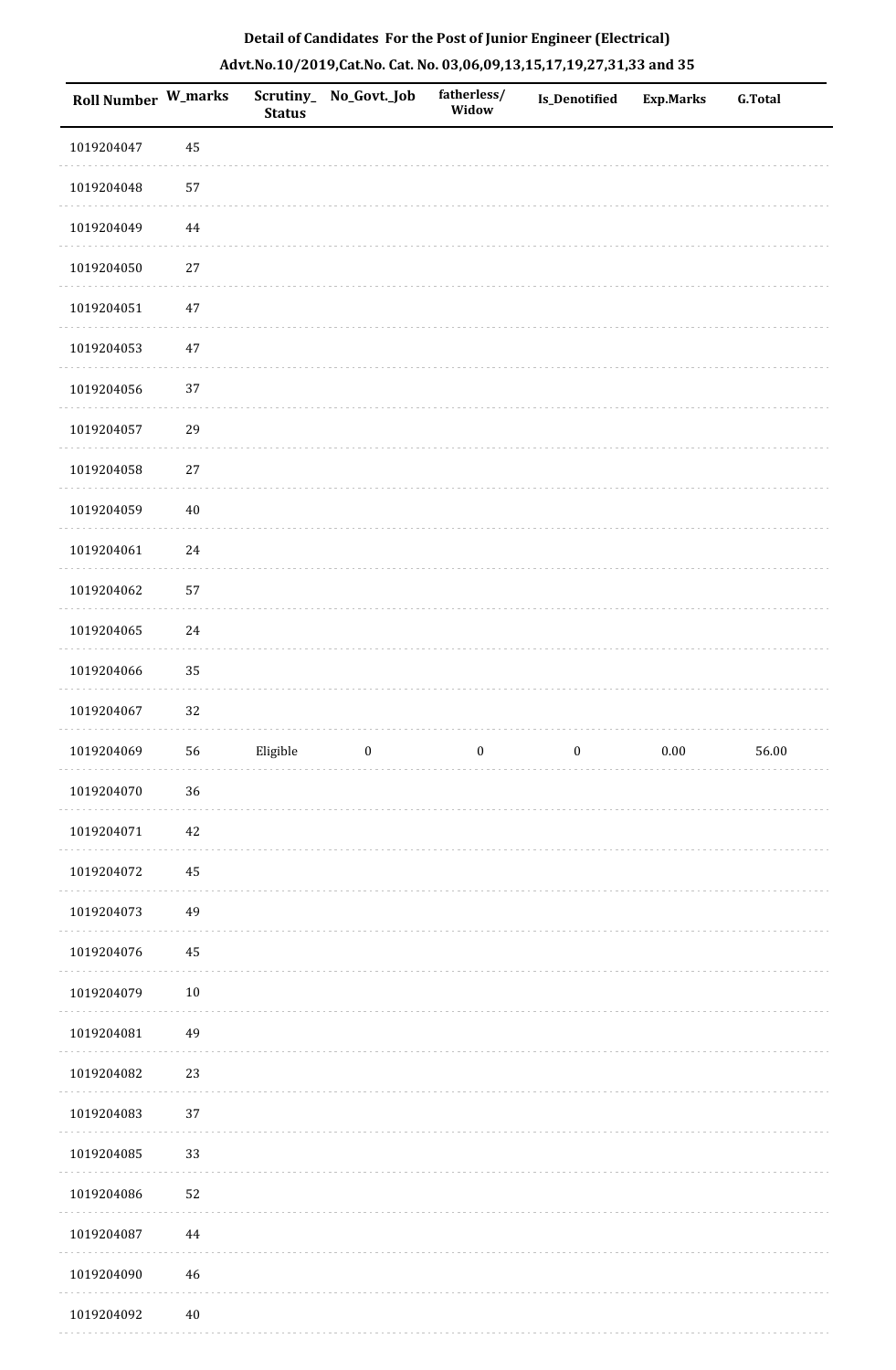**Detail of Candidates For the Post of Junior Engineer (Electrical)**

**Advt.No.10/2019,Cat.No. Cat. No. 03,06,09,13,15,17,19,27,31,33 and 35**

| Roll Number | W_marks | Scrutiny_ Status | No_Govt._Job | fatherless/ Widow | Is_Denotified | Exp.Marks | G.Total |
|---|---|---|---|---|---|---|---|
| 1019204047 | 45 | | | | | | |
| 1019204048 | 57 | | | | | | |
| 1019204049 | 44 | | | | | | |
| 1019204050 | 27 | | | | | | |
| 1019204051 | 47 | | | | | | |
| 1019204053 | 47 | | | | | | |
| 1019204056 | 37 | | | | | | |
| 1019204057 | 29 | | | | | | |
| 1019204058 | 27 | | | | | | |
| 1019204059 | 40 | | | | | | |
| 1019204061 | 24 | | | | | | |
| 1019204062 | 57 | | | | | | |
| 1019204065 | 24 | | | | | | |
| 1019204066 | 35 | | | | | | |
| 1019204067 | 32 | | | | | | |
| 1019204069 | 56 | Eligible | 0 | 0 | 0 | 0.00 | 56.00 |
| 1019204070 | 36 | | | | | | |
| 1019204071 | 42 | | | | | | |
| 1019204072 | 45 | | | | | | |
| 1019204073 | 49 | | | | | | |
| 1019204076 | 45 | | | | | | |
| 1019204079 | 10 | | | | | | |
| 1019204081 | 49 | | | | | | |
| 1019204082 | 23 | | | | | | |
| 1019204083 | 37 | | | | | | |
| 1019204085 | 33 | | | | | | |
| 1019204086 | 52 | | | | | | |
| 1019204087 | 44 | | | | | | |
| 1019204090 | 46 | | | | | | |
| 1019204092 | 40 | | | | | | |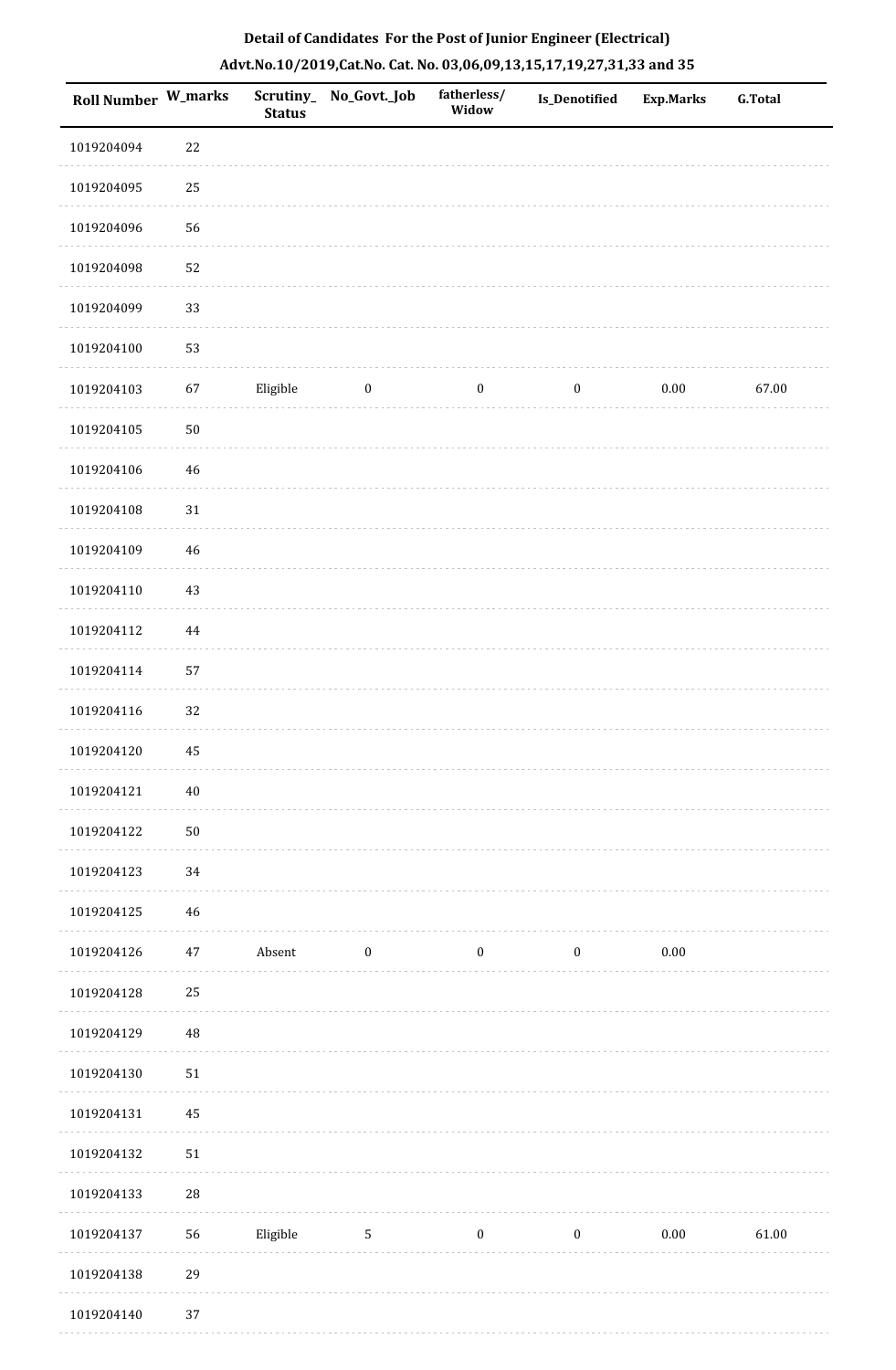**Detail of Candidates For the Post of Junior Engineer (Electrical)**

**Advt.No.10/2019,Cat.No. Cat. No. 03,06,09,13,15,17,19,27,31,33 and 35**

| Roll Number | W_marks | Scrutiny_Status | No_Govt._Job | fatherless/ Widow | Is_Denotified | Exp.Marks | G.Total |
|---|---|---|---|---|---|---|---|
| 1019204094 | 22 | | | | | | |
| 1019204095 | 25 | | | | | | |
| 1019204096 | 56 | | | | | | |
| 1019204098 | 52 | | | | | | |
| 1019204099 | 33 | | | | | | |
| 1019204100 | 53 | | | | | | |
| 1019204103 | 67 | Eligible | 0 | 0 | 0 | 0.00 | 67.00 |
| 1019204105 | 50 | | | | | | |
| 1019204106 | 46 | | | | | | |
| 1019204108 | 31 | | | | | | |
| 1019204109 | 46 | | | | | | |
| 1019204110 | 43 | | | | | | |
| 1019204112 | 44 | | | | | | |
| 1019204114 | 57 | | | | | | |
| 1019204116 | 32 | | | | | | |
| 1019204120 | 45 | | | | | | |
| 1019204121 | 40 | | | | | | |
| 1019204122 | 50 | | | | | | |
| 1019204123 | 34 | | | | | | |
| 1019204125 | 46 | | | | | | |
| 1019204126 | 47 | Absent | 0 | 0 | 0 | 0.00 | |
| 1019204128 | 25 | | | | | | |
| 1019204129 | 48 | | | | | | |
| 1019204130 | 51 | | | | | | |
| 1019204131 | 45 | | | | | | |
| 1019204132 | 51 | | | | | | |
| 1019204133 | 28 | | | | | | |
| 1019204137 | 56 | Eligible | 5 | 0 | 0 | 0.00 | 61.00 |
| 1019204138 | 29 | | | | | | |
| 1019204140 | 37 | | | | | | |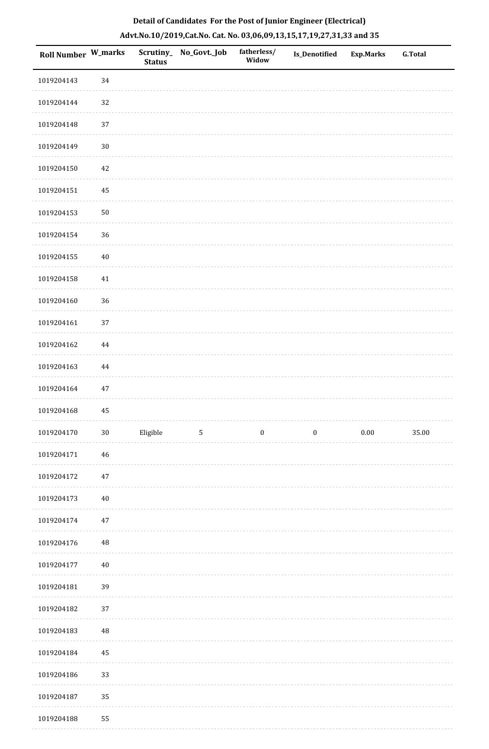**Detail of Candidates For the Post of Junior Engineer (Electrical)**

**Advt.No.10/2019,Cat.No. Cat. No. 03,06,09,13,15,17,19,27,31,33 and 35**

| Roll Number | W_marks | Scrutiny_Status | No_Govt._Job | fatherless/Widow | Is_Denotified | Exp.Marks | G.Total |
|---|---|---|---|---|---|---|---|
| 1019204143 | 34 | | | | | | |
| 1019204144 | 32 | | | | | | |
| 1019204148 | 37 | | | | | | |
| 1019204149 | 30 | | | | | | |
| 1019204150 | 42 | | | | | | |
| 1019204151 | 45 | | | | | | |
| 1019204153 | 50 | | | | | | |
| 1019204154 | 36 | | | | | | |
| 1019204155 | 40 | | | | | | |
| 1019204158 | 41 | | | | | | |
| 1019204160 | 36 | | | | | | |
| 1019204161 | 37 | | | | | | |
| 1019204162 | 44 | | | | | | |
| 1019204163 | 44 | | | | | | |
| 1019204164 | 47 | | | | | | |
| 1019204168 | 45 | | | | | | |
| 1019204170 | 30 | Eligible | 5 | 0 | 0 | 0.00 | 35.00 |
| 1019204171 | 46 | | | | | | |
| 1019204172 | 47 | | | | | | |
| 1019204173 | 40 | | | | | | |
| 1019204174 | 47 | | | | | | |
| 1019204176 | 48 | | | | | | |
| 1019204177 | 40 | | | | | | |
| 1019204181 | 39 | | | | | | |
| 1019204182 | 37 | | | | | | |
| 1019204183 | 48 | | | | | | |
| 1019204184 | 45 | | | | | | |
| 1019204186 | 33 | | | | | | |
| 1019204187 | 35 | | | | | | |
| 1019204188 | 55 | | | | | | |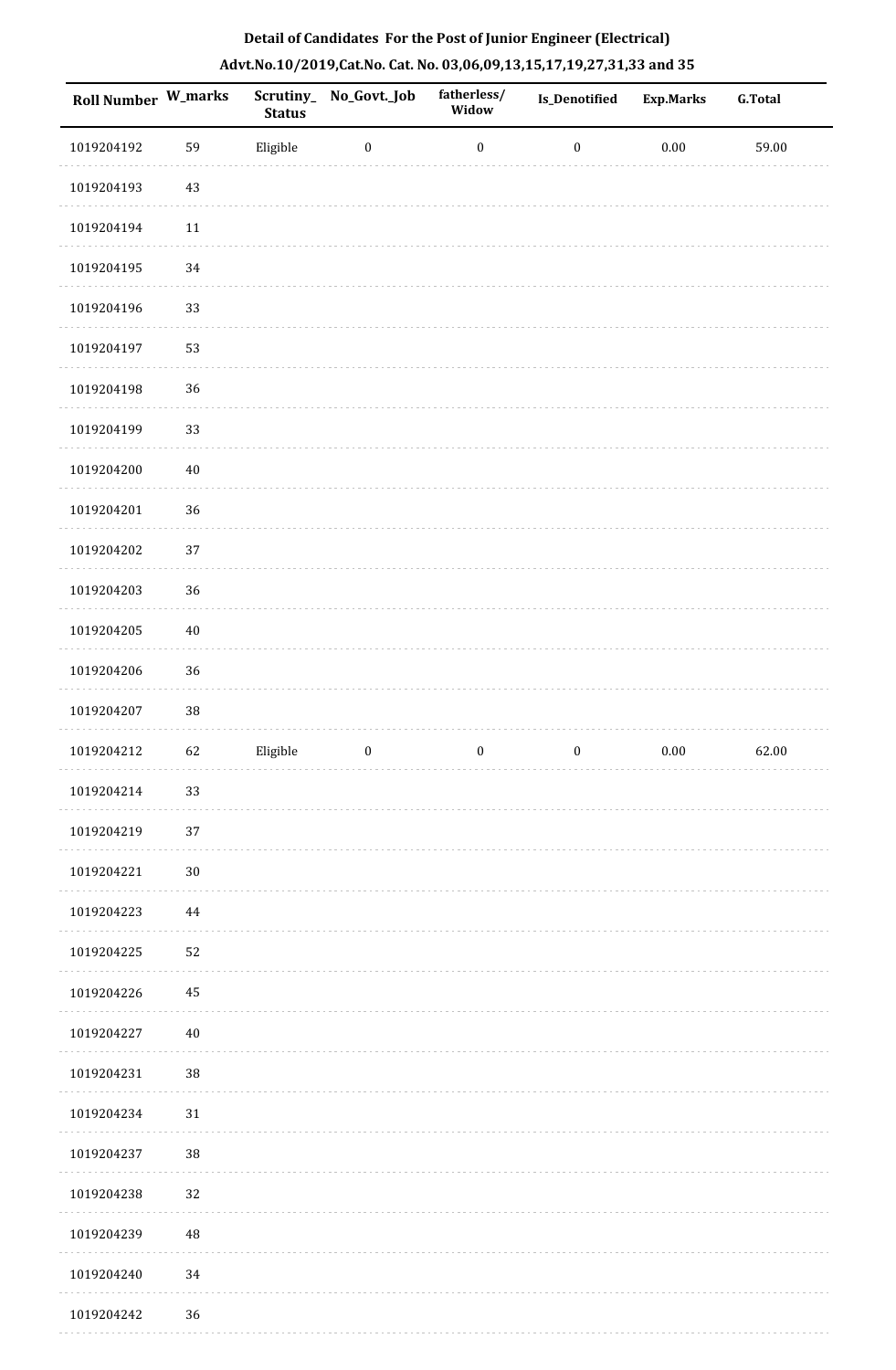**Detail of Candidates For the Post of Junior Engineer (Electrical)**

**Advt.No.10/2019,Cat.No. Cat. No. 03,06,09,13,15,17,19,27,31,33 and 35**

| Roll Number | W_marks | Scrutiny_Status | No_Govt._Job | fatherless/Widow | Is_Denotified | Exp.Marks | G.Total |
|---|---|---|---|---|---|---|---|
| 1019204192 | 59 | Eligible | 0 | 0 | 0 | 0.00 | 59.00 |
| 1019204193 | 43 | | | | | | |
| 1019204194 | 11 | | | | | | |
| 1019204195 | 34 | | | | | | |
| 1019204196 | 33 | | | | | | |
| 1019204197 | 53 | | | | | | |
| 1019204198 | 36 | | | | | | |
| 1019204199 | 33 | | | | | | |
| 1019204200 | 40 | | | | | | |
| 1019204201 | 36 | | | | | | |
| 1019204202 | 37 | | | | | | |
| 1019204203 | 36 | | | | | | |
| 1019204205 | 40 | | | | | | |
| 1019204206 | 36 | | | | | | |
| 1019204207 | 38 | | | | | | |
| 1019204212 | 62 | Eligible | 0 | 0 | 0 | 0.00 | 62.00 |
| 1019204214 | 33 | | | | | | |
| 1019204219 | 37 | | | | | | |
| 1019204221 | 30 | | | | | | |
| 1019204223 | 44 | | | | | | |
| 1019204225 | 52 | | | | | | |
| 1019204226 | 45 | | | | | | |
| 1019204227 | 40 | | | | | | |
| 1019204231 | 38 | | | | | | |
| 1019204234 | 31 | | | | | | |
| 1019204237 | 38 | | | | | | |
| 1019204238 | 32 | | | | | | |
| 1019204239 | 48 | | | | | | |
| 1019204240 | 34 | | | | | | |
| 1019204242 | 36 | | | | | | |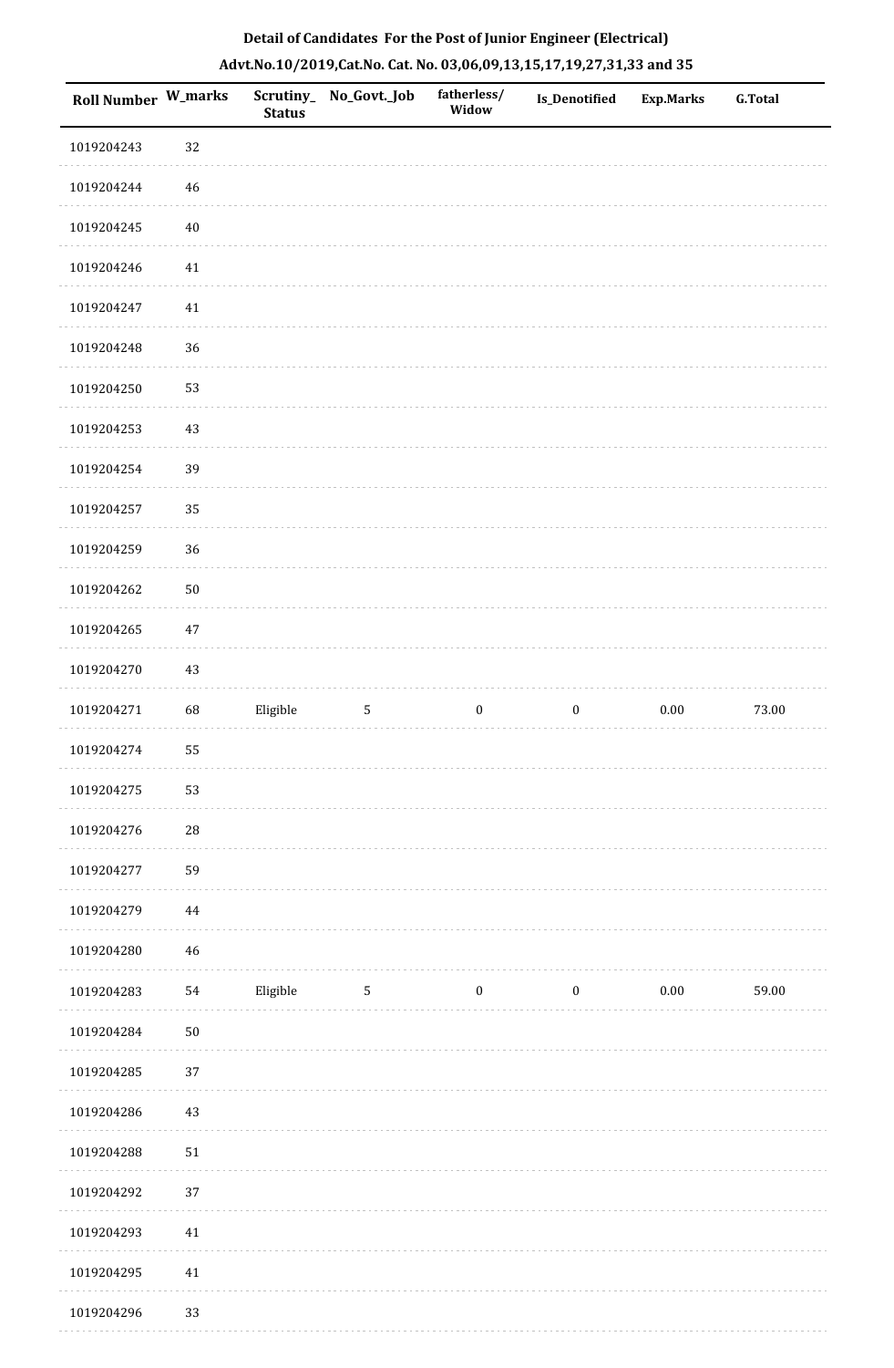**Detail of Candidates For the Post of Junior Engineer (Electrical)**

**Advt.No.10/2019,Cat.No. Cat. No. 03,06,09,13,15,17,19,27,31,33 and 35**

| Roll Number | W_marks | Scrutiny_Status | No_Govt._Job | fatherless/Widow | Is_Denotified | Exp.Marks | G.Total |
|---|---|---|---|---|---|---|---|
| 1019204243 | 32 | | | | | | |
| 1019204244 | 46 | | | | | | |
| 1019204245 | 40 | | | | | | |
| 1019204246 | 41 | | | | | | |
| 1019204247 | 41 | | | | | | |
| 1019204248 | 36 | | | | | | |
| 1019204250 | 53 | | | | | | |
| 1019204253 | 43 | | | | | | |
| 1019204254 | 39 | | | | | | |
| 1019204257 | 35 | | | | | | |
| 1019204259 | 36 | | | | | | |
| 1019204262 | 50 | | | | | | |
| 1019204265 | 47 | | | | | | |
| 1019204270 | 43 | | | | | | |
| 1019204271 | 68 | Eligible | 5 | 0 | 0 | 0.00 | 73.00 |
| 1019204274 | 55 | | | | | | |
| 1019204275 | 53 | | | | | | |
| 1019204276 | 28 | | | | | | |
| 1019204277 | 59 | | | | | | |
| 1019204279 | 44 | | | | | | |
| 1019204280 | 46 | | | | | | |
| 1019204283 | 54 | Eligible | 5 | 0 | 0 | 0.00 | 59.00 |
| 1019204284 | 50 | | | | | | |
| 1019204285 | 37 | | | | | | |
| 1019204286 | 43 | | | | | | |
| 1019204288 | 51 | | | | | | |
| 1019204292 | 37 | | | | | | |
| 1019204293 | 41 | | | | | | |
| 1019204295 | 41 | | | | | | |
| 1019204296 | 33 | | | | | | |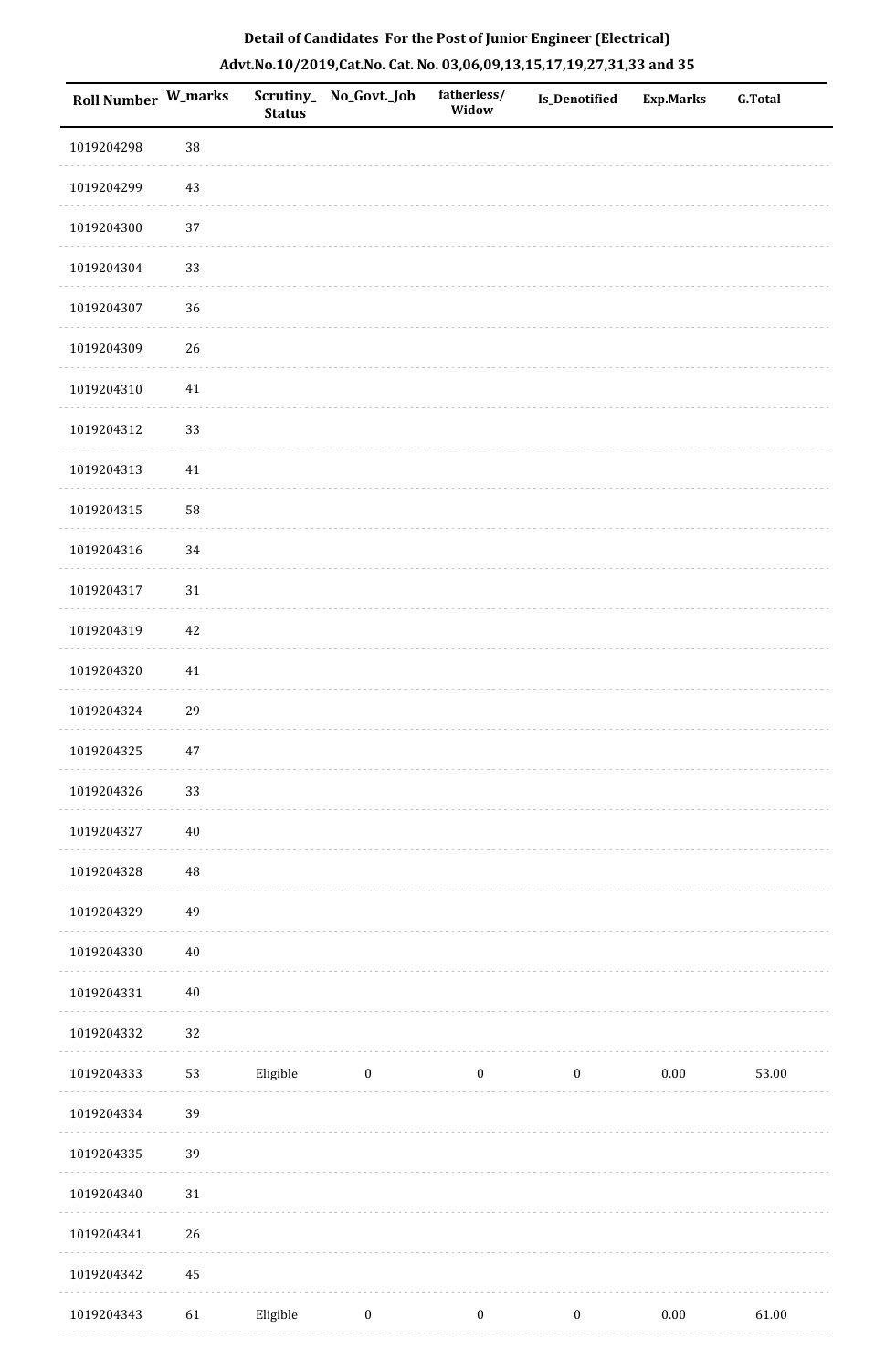**Detail of Candidates For the Post of Junior Engineer (Electrical)**

**Advt.No.10/2019,Cat.No. Cat. No. 03,06,09,13,15,17,19,27,31,33 and 35**

| Roll Number | W_marks | Scrutiny_Status | No_Govt._Job | fatherless/Widow | Is_Denotified | Exp.Marks | G.Total |
|---|---|---|---|---|---|---|---|
| 1019204298 | 38 | | | | | | |
| 1019204299 | 43 | | | | | | |
| 1019204300 | 37 | | | | | | |
| 1019204304 | 33 | | | | | | |
| 1019204307 | 36 | | | | | | |
| 1019204309 | 26 | | | | | | |
| 1019204310 | 41 | | | | | | |
| 1019204312 | 33 | | | | | | |
| 1019204313 | 41 | | | | | | |
| 1019204315 | 58 | | | | | | |
| 1019204316 | 34 | | | | | | |
| 1019204317 | 31 | | | | | | |
| 1019204319 | 42 | | | | | | |
| 1019204320 | 41 | | | | | | |
| 1019204324 | 29 | | | | | | |
| 1019204325 | 47 | | | | | | |
| 1019204326 | 33 | | | | | | |
| 1019204327 | 40 | | | | | | |
| 1019204328 | 48 | | | | | | |
| 1019204329 | 49 | | | | | | |
| 1019204330 | 40 | | | | | | |
| 1019204331 | 40 | | | | | | |
| 1019204332 | 32 | | | | | | |
| 1019204333 | 53 | Eligible | 0 | 0 | 0 | 0.00 | 53.00 |
| 1019204334 | 39 | | | | | | |
| 1019204335 | 39 | | | | | | |
| 1019204340 | 31 | | | | | | |
| 1019204341 | 26 | | | | | | |
| 1019204342 | 45 | | | | | | |
| 1019204343 | 61 | Eligible | 0 | 0 | 0 | 0.00 | 61.00 |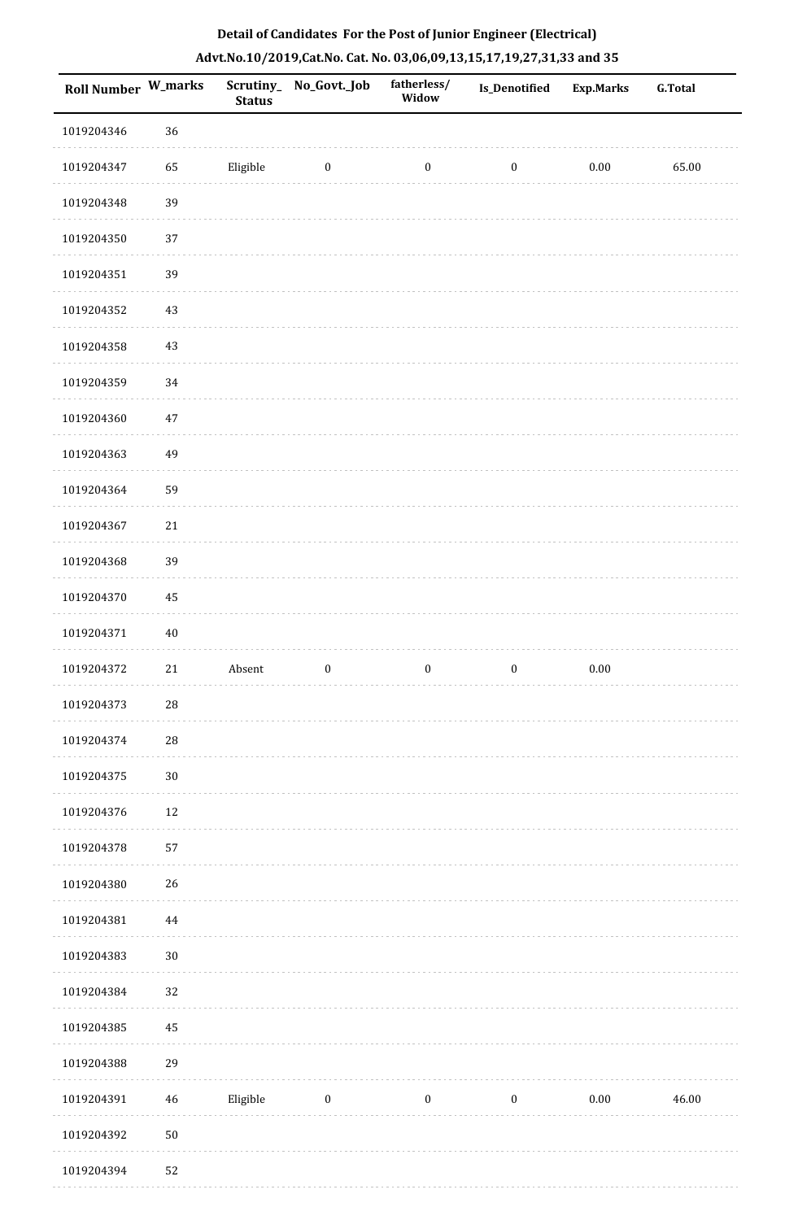**Detail of Candidates For the Post of Junior Engineer (Electrical)**

**Advt.No.10/2019,Cat.No. Cat. No. 03,06,09,13,15,17,19,27,31,33 and 35**

| Roll Number | W_marks | Scrutiny_Status | No_Govt._Job | fatherless/Widow | Is_Denotified | Exp.Marks | G.Total |
|---|---|---|---|---|---|---|---|
| 1019204346 | 36 | | | | | | |
| 1019204347 | 65 | Eligible | 0 | 0 | 0 | 0.00 | 65.00 |
| 1019204348 | 39 | | | | | | |
| 1019204350 | 37 | | | | | | |
| 1019204351 | 39 | | | | | | |
| 1019204352 | 43 | | | | | | |
| 1019204358 | 43 | | | | | | |
| 1019204359 | 34 | | | | | | |
| 1019204360 | 47 | | | | | | |
| 1019204363 | 49 | | | | | | |
| 1019204364 | 59 | | | | | | |
| 1019204367 | 21 | | | | | | |
| 1019204368 | 39 | | | | | | |
| 1019204370 | 45 | | | | | | |
| 1019204371 | 40 | | | | | | |
| 1019204372 | 21 | Absent | 0 | 0 | 0 | 0.00 | |
| 1019204373 | 28 | | | | | | |
| 1019204374 | 28 | | | | | | |
| 1019204375 | 30 | | | | | | |
| 1019204376 | 12 | | | | | | |
| 1019204378 | 57 | | | | | | |
| 1019204380 | 26 | | | | | | |
| 1019204381 | 44 | | | | | | |
| 1019204383 | 30 | | | | | | |
| 1019204384 | 32 | | | | | | |
| 1019204385 | 45 | | | | | | |
| 1019204388 | 29 | | | | | | |
| 1019204391 | 46 | Eligible | 0 | 0 | 0 | 0.00 | 46.00 |
| 1019204392 | 50 | | | | | | |
| 1019204394 | 52 | | | | | | |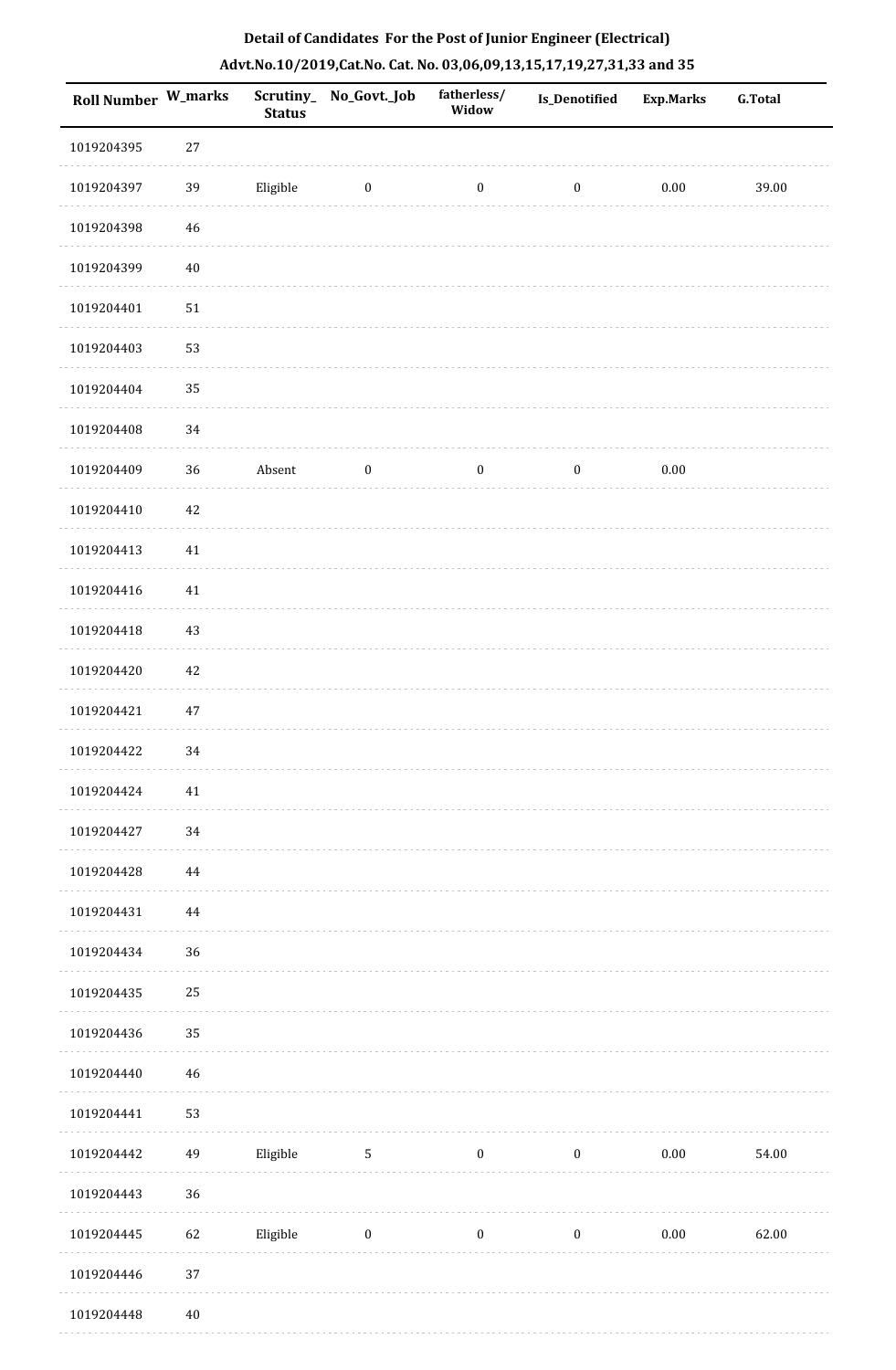**Detail of Candidates For the Post of Junior Engineer (Electrical)**

**Advt.No.10/2019,Cat.No. Cat. No. 03,06,09,13,15,17,19,27,31,33 and 35**

| Roll Number | W_marks | Scrutiny_ Status | No_Govt._Job | fatherless/ Widow | Is_Denotified | Exp.Marks | G.Total |
|---|---|---|---|---|---|---|---|
| 1019204395 | 27 | | | | | | |
| 1019204397 | 39 | Eligible | 0 | 0 | 0 | 0.00 | 39.00 |
| 1019204398 | 46 | | | | | | |
| 1019204399 | 40 | | | | | | |
| 1019204401 | 51 | | | | | | |
| 1019204403 | 53 | | | | | | |
| 1019204404 | 35 | | | | | | |
| 1019204408 | 34 | | | | | | |
| 1019204409 | 36 | Absent | 0 | 0 | 0 | 0.00 | |
| 1019204410 | 42 | | | | | | |
| 1019204413 | 41 | | | | | | |
| 1019204416 | 41 | | | | | | |
| 1019204418 | 43 | | | | | | |
| 1019204420 | 42 | | | | | | |
| 1019204421 | 47 | | | | | | |
| 1019204422 | 34 | | | | | | |
| 1019204424 | 41 | | | | | | |
| 1019204427 | 34 | | | | | | |
| 1019204428 | 44 | | | | | | |
| 1019204431 | 44 | | | | | | |
| 1019204434 | 36 | | | | | | |
| 1019204435 | 25 | | | | | | |
| 1019204436 | 35 | | | | | | |
| 1019204440 | 46 | | | | | | |
| 1019204441 | 53 | | | | | | |
| 1019204442 | 49 | Eligible | 5 | 0 | 0 | 0.00 | 54.00 |
| 1019204443 | 36 | | | | | | |
| 1019204445 | 62 | Eligible | 0 | 0 | 0 | 0.00 | 62.00 |
| 1019204446 | 37 | | | | | | |
| 1019204448 | 40 | | | | | | |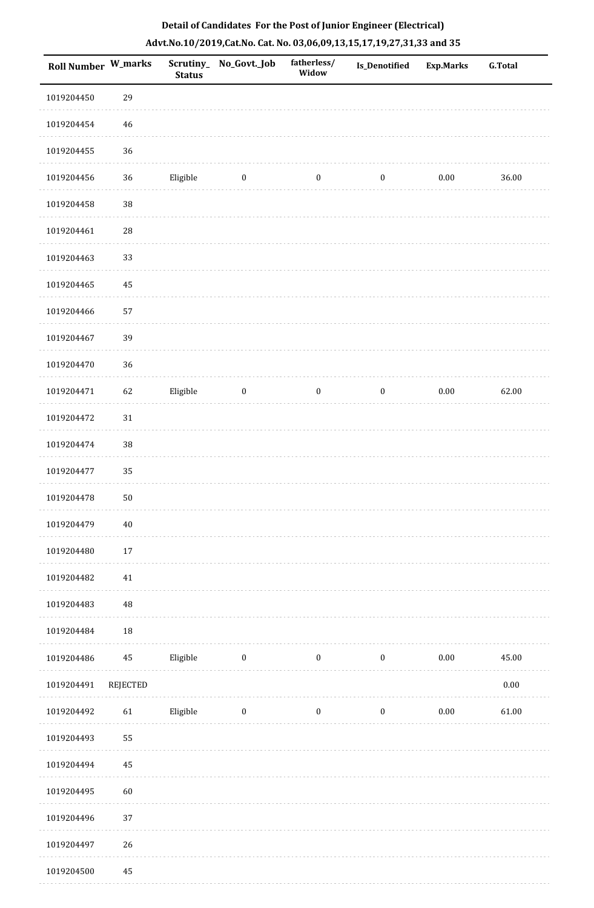**Detail of Candidates For the Post of Junior Engineer (Electrical)**

**Advt.No.10/2019,Cat.No. Cat. No. 03,06,09,13,15,17,19,27,31,33 and 35**

| Roll Number | W_marks | Scrutiny_Status | No_Govt._Job | fatherless/Widow | Is_Denotified | Exp.Marks | G.Total |
|---|---|---|---|---|---|---|---|
| 1019204450 | 29 | | | | | | |
| 1019204454 | 46 | | | | | | |
| 1019204455 | 36 | | | | | | |
| 1019204456 | 36 | Eligible | 0 | 0 | 0 | 0.00 | 36.00 |
| 1019204458 | 38 | | | | | | |
| 1019204461 | 28 | | | | | | |
| 1019204463 | 33 | | | | | | |
| 1019204465 | 45 | | | | | | |
| 1019204466 | 57 | | | | | | |
| 1019204467 | 39 | | | | | | |
| 1019204470 | 36 | | | | | | |
| 1019204471 | 62 | Eligible | 0 | 0 | 0 | 0.00 | 62.00 |
| 1019204472 | 31 | | | | | | |
| 1019204474 | 38 | | | | | | |
| 1019204477 | 35 | | | | | | |
| 1019204478 | 50 | | | | | | |
| 1019204479 | 40 | | | | | | |
| 1019204480 | 17 | | | | | | |
| 1019204482 | 41 | | | | | | |
| 1019204483 | 48 | | | | | | |
| 1019204484 | 18 | | | | | | |
| 1019204486 | 45 | Eligible | 0 | 0 | 0 | 0.00 | 45.00 |
| 1019204491 | REJECTED | | | | | | 0.00 |
| 1019204492 | 61 | Eligible | 0 | 0 | 0 | 0.00 | 61.00 |
| 1019204493 | 55 | | | | | | |
| 1019204494 | 45 | | | | | | |
| 1019204495 | 60 | | | | | | |
| 1019204496 | 37 | | | | | | |
| 1019204497 | 26 | | | | | | |
| 1019204500 | 45 | | | | | | |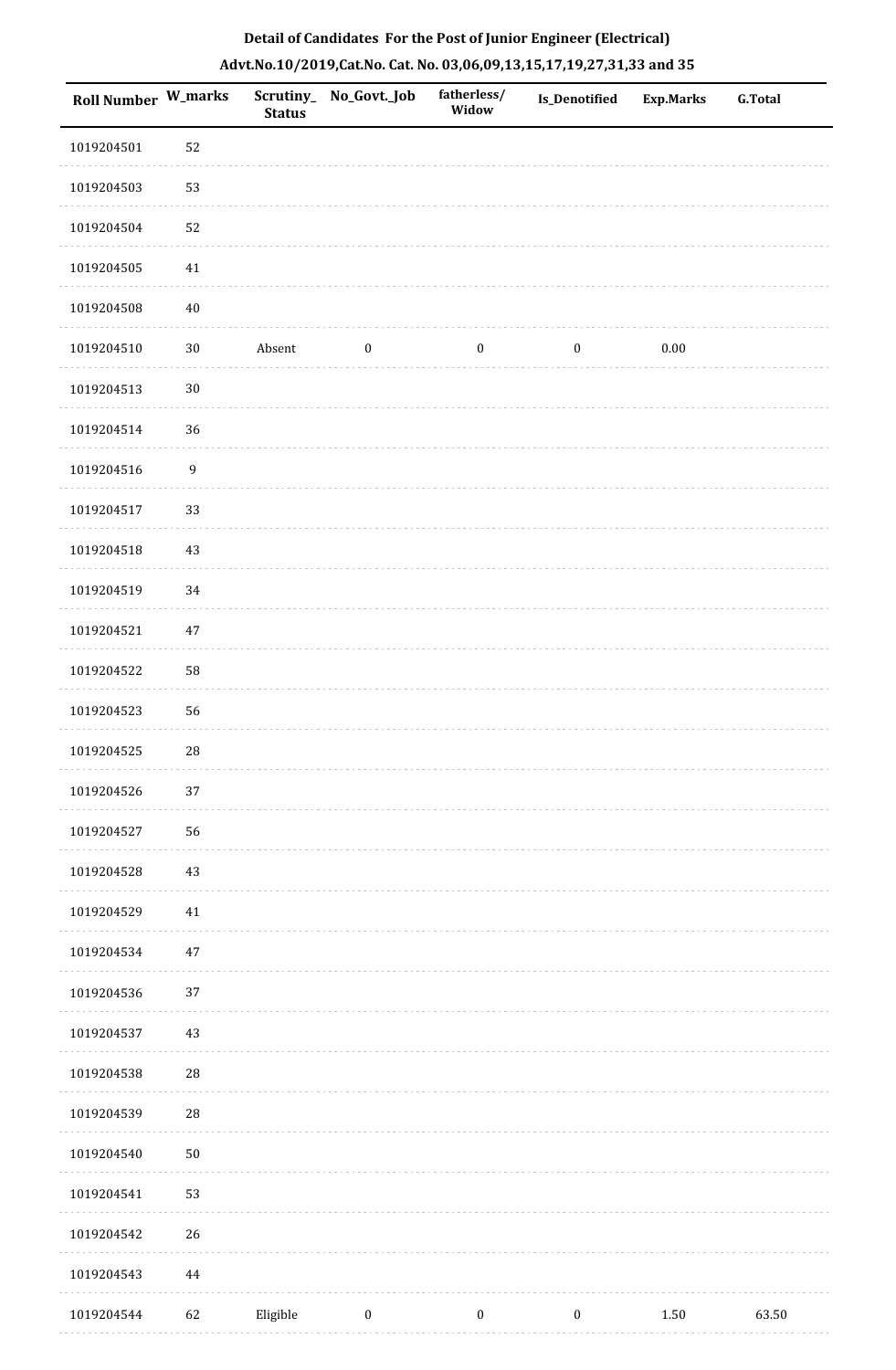**Detail of Candidates For the Post of Junior Engineer (Electrical)**

**Advt.No.10/2019,Cat.No. Cat. No. 03,06,09,13,15,17,19,27,31,33 and 35**

| Roll Number | W_marks | Scrutiny_Status | No_Govt._Job | fatherless/Widow | Is_Denotified | Exp.Marks | G.Total |
|---|---|---|---|---|---|---|---|
| 1019204501 | 52 | | | | | | |
| 1019204503 | 53 | | | | | | |
| 1019204504 | 52 | | | | | | |
| 1019204505 | 41 | | | | | | |
| 1019204508 | 40 | | | | | | |
| 1019204510 | 30 | Absent | 0 | 0 | 0 | 0.00 | |
| 1019204513 | 30 | | | | | | |
| 1019204514 | 36 | | | | | | |
| 1019204516 | 9 | | | | | | |
| 1019204517 | 33 | | | | | | |
| 1019204518 | 43 | | | | | | |
| 1019204519 | 34 | | | | | | |
| 1019204521 | 47 | | | | | | |
| 1019204522 | 58 | | | | | | |
| 1019204523 | 56 | | | | | | |
| 1019204525 | 28 | | | | | | |
| 1019204526 | 37 | | | | | | |
| 1019204527 | 56 | | | | | | |
| 1019204528 | 43 | | | | | | |
| 1019204529 | 41 | | | | | | |
| 1019204534 | 47 | | | | | | |
| 1019204536 | 37 | | | | | | |
| 1019204537 | 43 | | | | | | |
| 1019204538 | 28 | | | | | | |
| 1019204539 | 28 | | | | | | |
| 1019204540 | 50 | | | | | | |
| 1019204541 | 53 | | | | | | |
| 1019204542 | 26 | | | | | | |
| 1019204543 | 44 | | | | | | |
| 1019204544 | 62 | Eligible | 0 | 0 | 0 | 1.50 | 63.50 |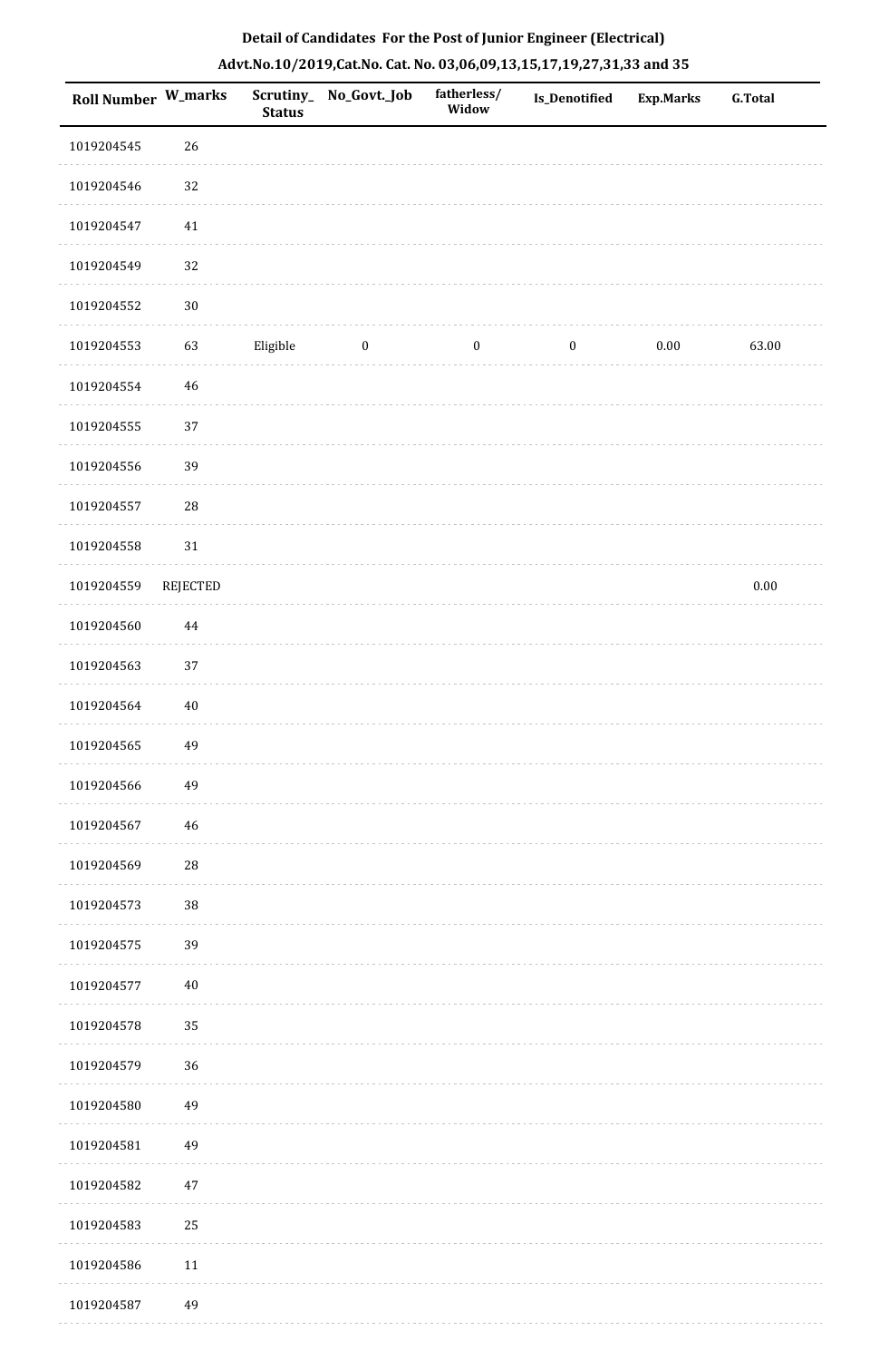**Detail of Candidates For the Post of Junior Engineer (Electrical)**

**Advt.No.10/2019,Cat.No. Cat. No. 03,06,09,13,15,17,19,27,31,33 and 35**

| Roll Number | W_marks | Scrutiny_Status | No_Govt._Job | fatherless/Widow | Is_Denotified | Exp.Marks | G.Total |
|---|---|---|---|---|---|---|---|
| 1019204545 | 26 | | | | | | |
| 1019204546 | 32 | | | | | | |
| 1019204547 | 41 | | | | | | |
| 1019204549 | 32 | | | | | | |
| 1019204552 | 30 | | | | | | |
| 1019204553 | 63 | Eligible | 0 | 0 | 0 | 0.00 | 63.00 |
| 1019204554 | 46 | | | | | | |
| 1019204555 | 37 | | | | | | |
| 1019204556 | 39 | | | | | | |
| 1019204557 | 28 | | | | | | |
| 1019204558 | 31 | | | | | | |
| 1019204559 | REJECTED | | | | | | 0.00 |
| 1019204560 | 44 | | | | | | |
| 1019204563 | 37 | | | | | | |
| 1019204564 | 40 | | | | | | |
| 1019204565 | 49 | | | | | | |
| 1019204566 | 49 | | | | | | |
| 1019204567 | 46 | | | | | | |
| 1019204569 | 28 | | | | | | |
| 1019204573 | 38 | | | | | | |
| 1019204575 | 39 | | | | | | |
| 1019204577 | 40 | | | | | | |
| 1019204578 | 35 | | | | | | |
| 1019204579 | 36 | | | | | | |
| 1019204580 | 49 | | | | | | |
| 1019204581 | 49 | | | | | | |
| 1019204582 | 47 | | | | | | |
| 1019204583 | 25 | | | | | | |
| 1019204586 | 11 | | | | | | |
| 1019204587 | 49 | | | | | | |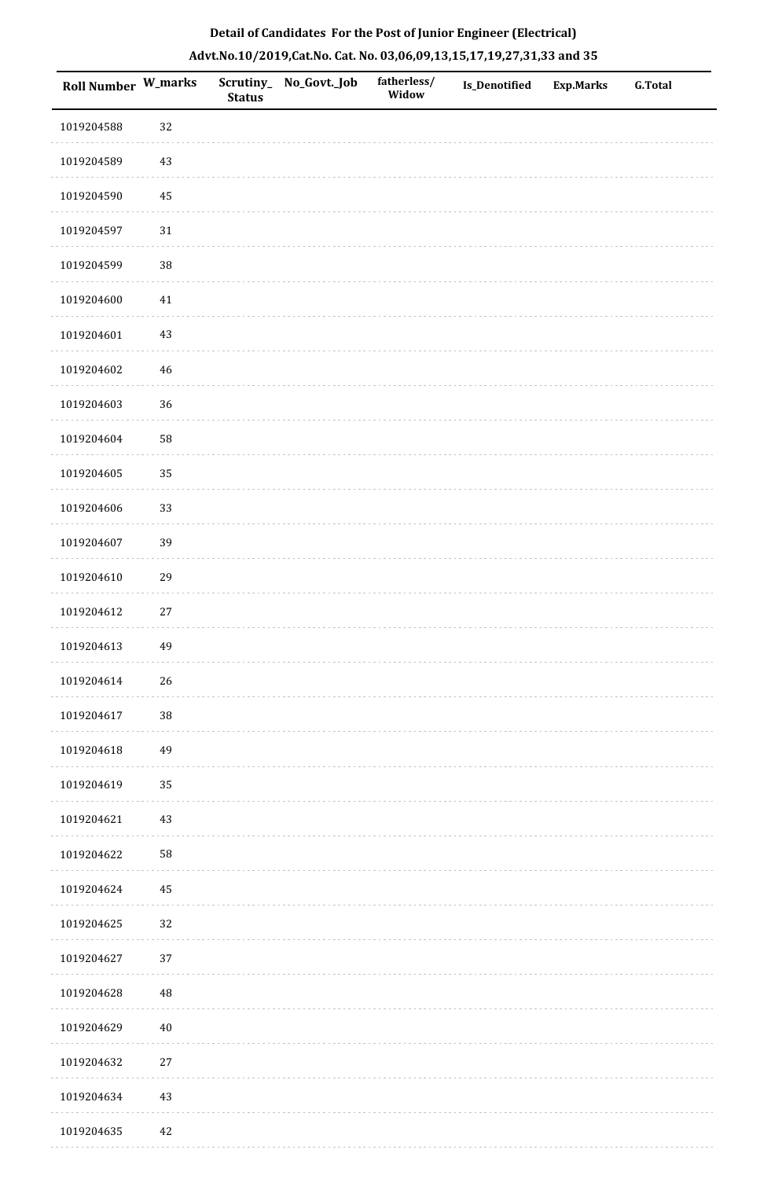**Detail of Candidates For the Post of Junior Engineer (Electrical)**

**Advt.No.10/2019,Cat.No. Cat. No. 03,06,09,13,15,17,19,27,31,33 and 35**

| Roll Number | W_marks | Scrutiny_Status | No_Govt._Job | fatherless/Widow | Is_Denotified | Exp.Marks | G.Total |
|---|---|---|---|---|---|---|---|
| 1019204588 | 32 | | | | | | |
| 1019204589 | 43 | | | | | | |
| 1019204590 | 45 | | | | | | |
| 1019204597 | 31 | | | | | | |
| 1019204599 | 38 | | | | | | |
| 1019204600 | 41 | | | | | | |
| 1019204601 | 43 | | | | | | |
| 1019204602 | 46 | | | | | | |
| 1019204603 | 36 | | | | | | |
| 1019204604 | 58 | | | | | | |
| 1019204605 | 35 | | | | | | |
| 1019204606 | 33 | | | | | | |
| 1019204607 | 39 | | | | | | |
| 1019204610 | 29 | | | | | | |
| 1019204612 | 27 | | | | | | |
| 1019204613 | 49 | | | | | | |
| 1019204614 | 26 | | | | | | |
| 1019204617 | 38 | | | | | | |
| 1019204618 | 49 | | | | | | |
| 1019204619 | 35 | | | | | | |
| 1019204621 | 43 | | | | | | |
| 1019204622 | 58 | | | | | | |
| 1019204624 | 45 | | | | | | |
| 1019204625 | 32 | | | | | | |
| 1019204627 | 37 | | | | | | |
| 1019204628 | 48 | | | | | | |
| 1019204629 | 40 | | | | | | |
| 1019204632 | 27 | | | | | | |
| 1019204634 | 43 | | | | | | |
| 1019204635 | 42 | | | | | | |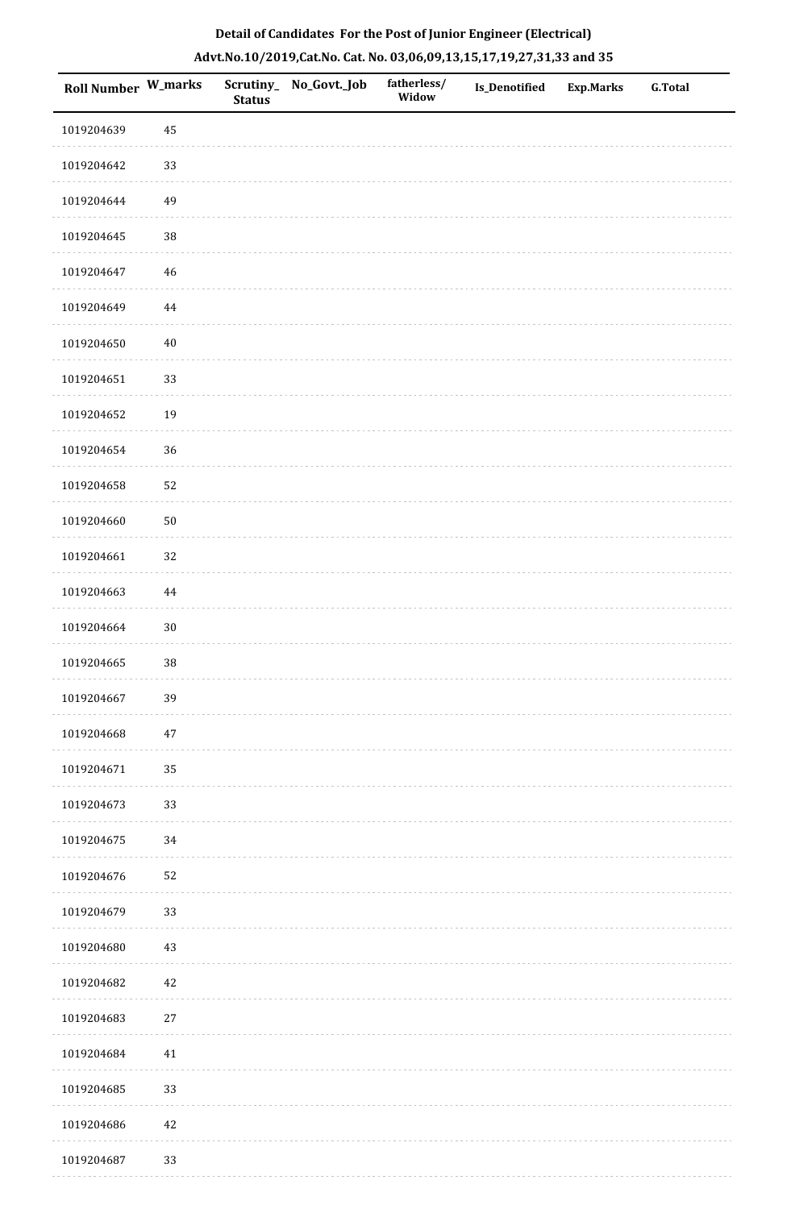**Detail of Candidates For the Post of Junior Engineer (Electrical)**

**Advt.No.10/2019,Cat.No. Cat. No. 03,06,09,13,15,17,19,27,31,33 and 35**

| Roll Number | W_marks | Scrutiny_ Status | No_Govt._Job | fatherless/ Widow | Is_Denotified | Exp.Marks | G.Total |
|---|---|---|---|---|---|---|---|
| 1019204639 | 45 | | | | | | |
| 1019204642 | 33 | | | | | | |
| 1019204644 | 49 | | | | | | |
| 1019204645 | 38 | | | | | | |
| 1019204647 | 46 | | | | | | |
| 1019204649 | 44 | | | | | | |
| 1019204650 | 40 | | | | | | |
| 1019204651 | 33 | | | | | | |
| 1019204652 | 19 | | | | | | |
| 1019204654 | 36 | | | | | | |
| 1019204658 | 52 | | | | | | |
| 1019204660 | 50 | | | | | | |
| 1019204661 | 32 | | | | | | |
| 1019204663 | 44 | | | | | | |
| 1019204664 | 30 | | | | | | |
| 1019204665 | 38 | | | | | | |
| 1019204667 | 39 | | | | | | |
| 1019204668 | 47 | | | | | | |
| 1019204671 | 35 | | | | | | |
| 1019204673 | 33 | | | | | | |
| 1019204675 | 34 | | | | | | |
| 1019204676 | 52 | | | | | | |
| 1019204679 | 33 | | | | | | |
| 1019204680 | 43 | | | | | | |
| 1019204682 | 42 | | | | | | |
| 1019204683 | 27 | | | | | | |
| 1019204684 | 41 | | | | | | |
| 1019204685 | 33 | | | | | | |
| 1019204686 | 42 | | | | | | |
| 1019204687 | 33 | | | | | | |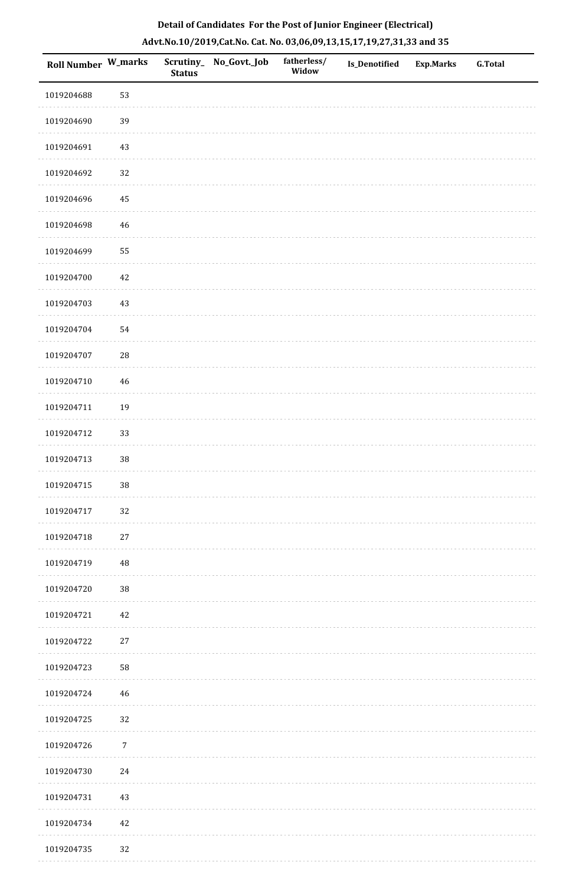**Detail of Candidates For the Post of Junior Engineer (Electrical)**

**Advt.No.10/2019,Cat.No. Cat. No. 03,06,09,13,15,17,19,27,31,33 and 35**

| Roll Number | W_marks | Scrutiny_ Status | No_Govt._Job | fatherless/ Widow | Is_Denotified | Exp.Marks | G.Total |
|---|---|---|---|---|---|---|---|
| 1019204688 | 53 | | | | | | |
| 1019204690 | 39 | | | | | | |
| 1019204691 | 43 | | | | | | |
| 1019204692 | 32 | | | | | | |
| 1019204696 | 45 | | | | | | |
| 1019204698 | 46 | | | | | | |
| 1019204699 | 55 | | | | | | |
| 1019204700 | 42 | | | | | | |
| 1019204703 | 43 | | | | | | |
| 1019204704 | 54 | | | | | | |
| 1019204707 | 28 | | | | | | |
| 1019204710 | 46 | | | | | | |
| 1019204711 | 19 | | | | | | |
| 1019204712 | 33 | | | | | | |
| 1019204713 | 38 | | | | | | |
| 1019204715 | 38 | | | | | | |
| 1019204717 | 32 | | | | | | |
| 1019204718 | 27 | | | | | | |
| 1019204719 | 48 | | | | | | |
| 1019204720 | 38 | | | | | | |
| 1019204721 | 42 | | | | | | |
| 1019204722 | 27 | | | | | | |
| 1019204723 | 58 | | | | | | |
| 1019204724 | 46 | | | | | | |
| 1019204725 | 32 | | | | | | |
| 1019204726 | 7 | | | | | | |
| 1019204730 | 24 | | | | | | |
| 1019204731 | 43 | | | | | | |
| 1019204734 | 42 | | | | | | |
| 1019204735 | 32 | | | | | | |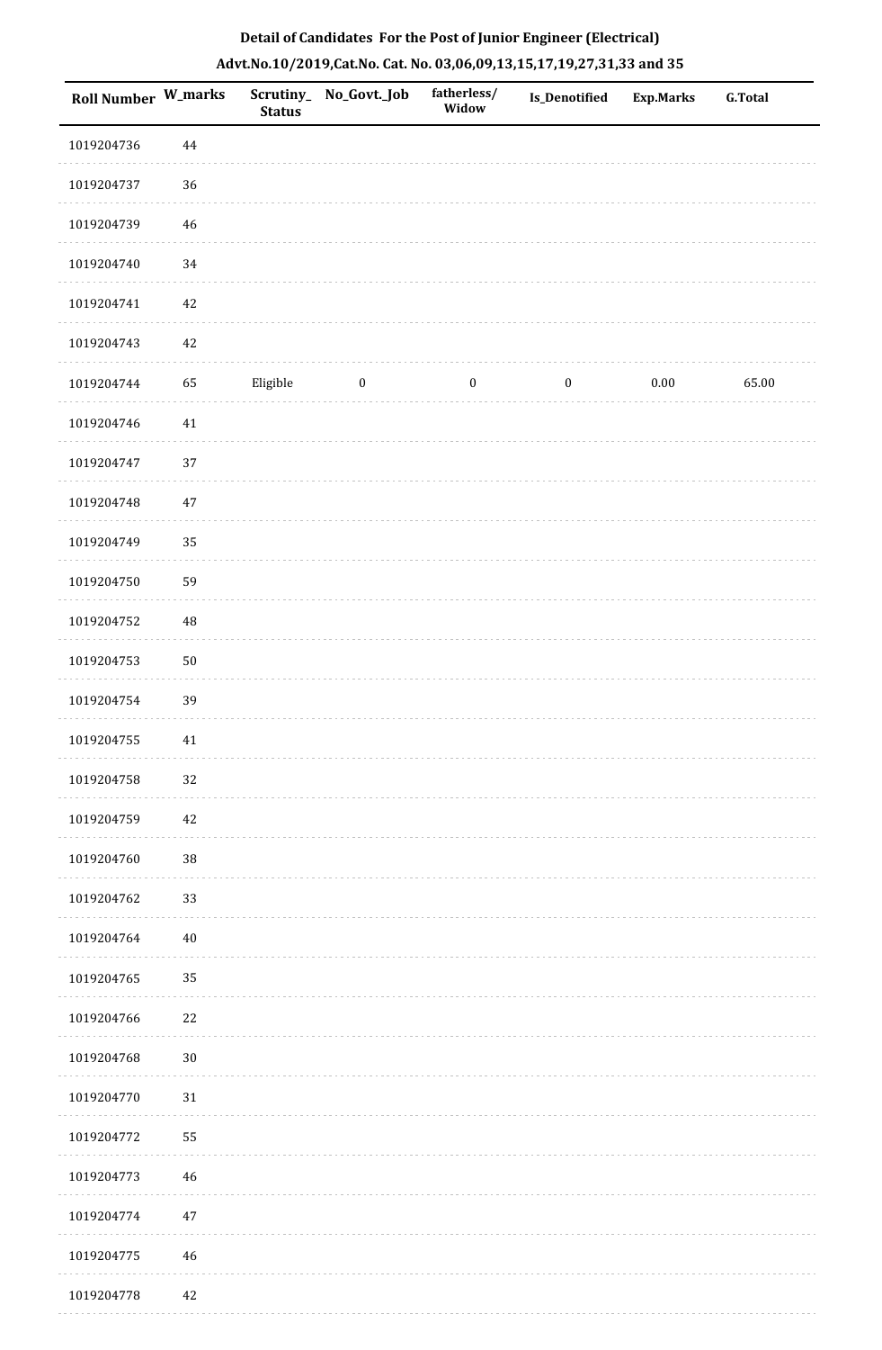**Detail of Candidates For the Post of Junior Engineer (Electrical)**

**Advt.No.10/2019,Cat.No. Cat. No. 03,06,09,13,15,17,19,27,31,33 and 35**

| Roll Number | W_marks | Scrutiny_Status | No_Govt._Job | fatherless/Widow | Is_Denotified | Exp.Marks | G.Total |
|---|---|---|---|---|---|---|---|
| 1019204736 | 44 | | | | | | |
| 1019204737 | 36 | | | | | | |
| 1019204739 | 46 | | | | | | |
| 1019204740 | 34 | | | | | | |
| 1019204741 | 42 | | | | | | |
| 1019204743 | 42 | | | | | | |
| 1019204744 | 65 | Eligible | 0 | 0 | 0 | 0.00 | 65.00 |
| 1019204746 | 41 | | | | | | |
| 1019204747 | 37 | | | | | | |
| 1019204748 | 47 | | | | | | |
| 1019204749 | 35 | | | | | | |
| 1019204750 | 59 | | | | | | |
| 1019204752 | 48 | | | | | | |
| 1019204753 | 50 | | | | | | |
| 1019204754 | 39 | | | | | | |
| 1019204755 | 41 | | | | | | |
| 1019204758 | 32 | | | | | | |
| 1019204759 | 42 | | | | | | |
| 1019204760 | 38 | | | | | | |
| 1019204762 | 33 | | | | | | |
| 1019204764 | 40 | | | | | | |
| 1019204765 | 35 | | | | | | |
| 1019204766 | 22 | | | | | | |
| 1019204768 | 30 | | | | | | |
| 1019204770 | 31 | | | | | | |
| 1019204772 | 55 | | | | | | |
| 1019204773 | 46 | | | | | | |
| 1019204774 | 47 | | | | | | |
| 1019204775 | 46 | | | | | | |
| 1019204778 | 42 | | | | | | |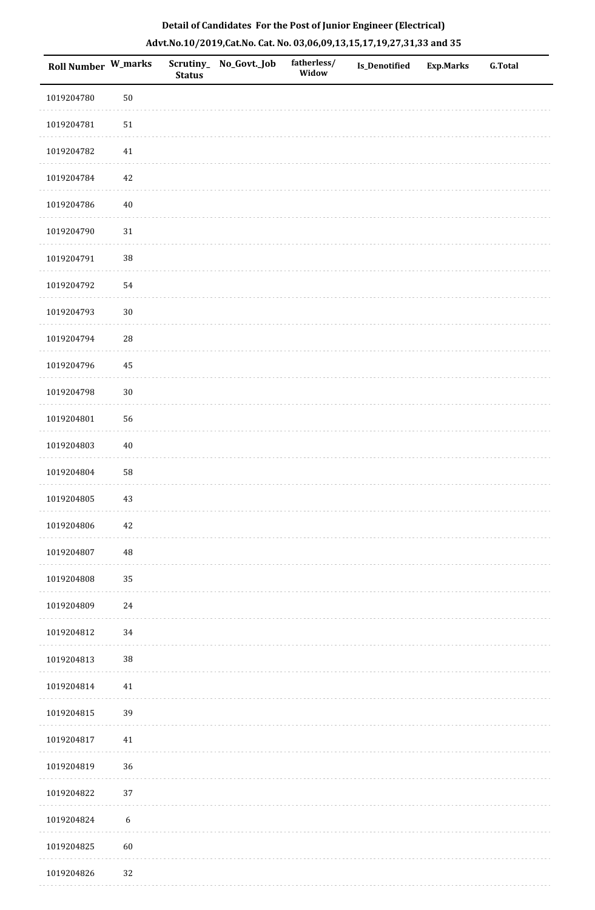**Detail of Candidates For the Post of Junior Engineer (Electrical)**

**Advt.No.10/2019,Cat.No. Cat. No. 03,06,09,13,15,17,19,27,31,33 and 35**

| Roll Number | W_marks | Scrutiny_Status | No_Govt._Job | fatherless/Widow | Is_Denotified | Exp.Marks | G.Total |
|---|---|---|---|---|---|---|---|
| 1019204780 | 50 | | | | | | |
| 1019204781 | 51 | | | | | | |
| 1019204782 | 41 | | | | | | |
| 1019204784 | 42 | | | | | | |
| 1019204786 | 40 | | | | | | |
| 1019204790 | 31 | | | | | | |
| 1019204791 | 38 | | | | | | |
| 1019204792 | 54 | | | | | | |
| 1019204793 | 30 | | | | | | |
| 1019204794 | 28 | | | | | | |
| 1019204796 | 45 | | | | | | |
| 1019204798 | 30 | | | | | | |
| 1019204801 | 56 | | | | | | |
| 1019204803 | 40 | | | | | | |
| 1019204804 | 58 | | | | | | |
| 1019204805 | 43 | | | | | | |
| 1019204806 | 42 | | | | | | |
| 1019204807 | 48 | | | | | | |
| 1019204808 | 35 | | | | | | |
| 1019204809 | 24 | | | | | | |
| 1019204812 | 34 | | | | | | |
| 1019204813 | 38 | | | | | | |
| 1019204814 | 41 | | | | | | |
| 1019204815 | 39 | | | | | | |
| 1019204817 | 41 | | | | | | |
| 1019204819 | 36 | | | | | | |
| 1019204822 | 37 | | | | | | |
| 1019204824 | 6 | | | | | | |
| 1019204825 | 60 | | | | | | |
| 1019204826 | 32 | | | | | | |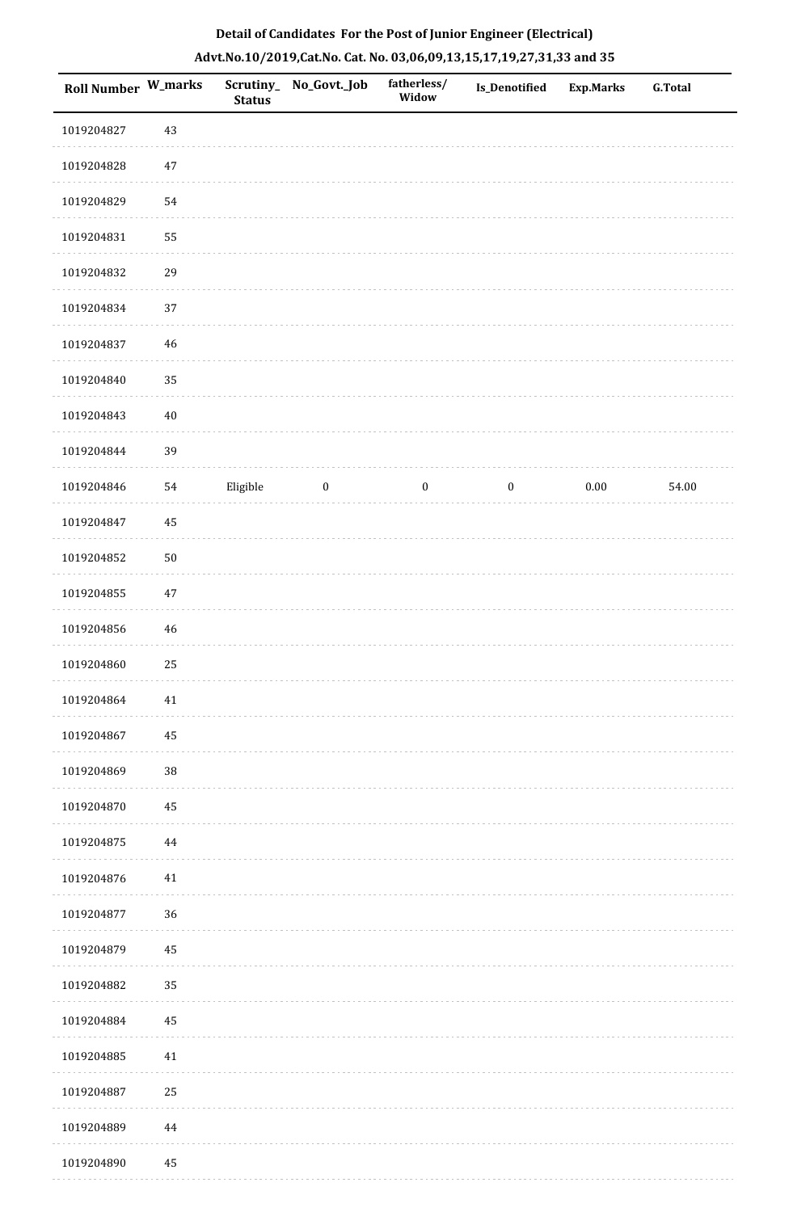**Detail of Candidates For the Post of Junior Engineer (Electrical)**

**Advt.No.10/2019,Cat.No. Cat. No. 03,06,09,13,15,17,19,27,31,33 and 35**

| Roll Number | W_marks | Scrutiny_Status | No_Govt._Job | fatherless/Widow | Is_Denotified | Exp.Marks | G.Total |
|---|---|---|---|---|---|---|---|
| 1019204827 | 43 | | | | | | |
| 1019204828 | 47 | | | | | | |
| 1019204829 | 54 | | | | | | |
| 1019204831 | 55 | | | | | | |
| 1019204832 | 29 | | | | | | |
| 1019204834 | 37 | | | | | | |
| 1019204837 | 46 | | | | | | |
| 1019204840 | 35 | | | | | | |
| 1019204843 | 40 | | | | | | |
| 1019204844 | 39 | | | | | | |
| 1019204846 | 54 | Eligible | 0 | 0 | 0 | 0.00 | 54.00 |
| 1019204847 | 45 | | | | | | |
| 1019204852 | 50 | | | | | | |
| 1019204855 | 47 | | | | | | |
| 1019204856 | 46 | | | | | | |
| 1019204860 | 25 | | | | | | |
| 1019204864 | 41 | | | | | | |
| 1019204867 | 45 | | | | | | |
| 1019204869 | 38 | | | | | | |
| 1019204870 | 45 | | | | | | |
| 1019204875 | 44 | | | | | | |
| 1019204876 | 41 | | | | | | |
| 1019204877 | 36 | | | | | | |
| 1019204879 | 45 | | | | | | |
| 1019204882 | 35 | | | | | | |
| 1019204884 | 45 | | | | | | |
| 1019204885 | 41 | | | | | | |
| 1019204887 | 25 | | | | | | |
| 1019204889 | 44 | | | | | | |
| 1019204890 | 45 | | | | | | |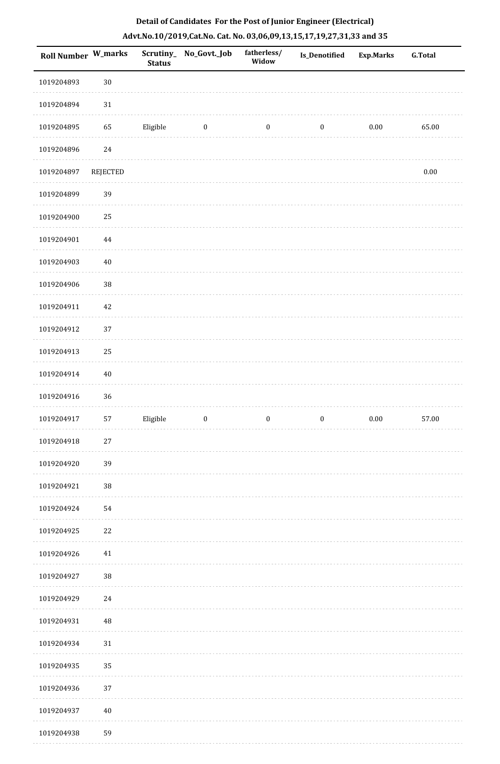## Detail of Candidates For the Post of Junior Engineer (Electrical)

### Advt.No.10/2019,Cat.No. Cat. No. 03,06,09,13,15,17,19,27,31,33 and 35

| Roll Number | W_marks | Scrutiny_Status | No_Govt._Job | fatherless/Widow | Is_Denotified | Exp.Marks | G.Total |
|---|---|---|---|---|---|---|---|
| 1019204893 | 30 | | | | | | |
| 1019204894 | 31 | | | | | | |
| 1019204895 | 65 | Eligible | 0 | 0 | 0 | 0.00 | 65.00 |
| 1019204896 | 24 | | | | | | |
| 1019204897 | REJECTED | | | | | | 0.00 |
| 1019204899 | 39 | | | | | | |
| 1019204900 | 25 | | | | | | |
| 1019204901 | 44 | | | | | | |
| 1019204903 | 40 | | | | | | |
| 1019204906 | 38 | | | | | | |
| 1019204911 | 42 | | | | | | |
| 1019204912 | 37 | | | | | | |
| 1019204913 | 25 | | | | | | |
| 1019204914 | 40 | | | | | | |
| 1019204916 | 36 | | | | | | |
| 1019204917 | 57 | Eligible | 0 | 0 | 0 | 0.00 | 57.00 |
| 1019204918 | 27 | | | | | | |
| 1019204920 | 39 | | | | | | |
| 1019204921 | 38 | | | | | | |
| 1019204924 | 54 | | | | | | |
| 1019204925 | 22 | | | | | | |
| 1019204926 | 41 | | | | | | |
| 1019204927 | 38 | | | | | | |
| 1019204929 | 24 | | | | | | |
| 1019204931 | 48 | | | | | | |
| 1019204934 | 31 | | | | | | |
| 1019204935 | 35 | | | | | | |
| 1019204936 | 37 | | | | | | |
| 1019204937 | 40 | | | | | | |
| 1019204938 | 59 | | | | | | |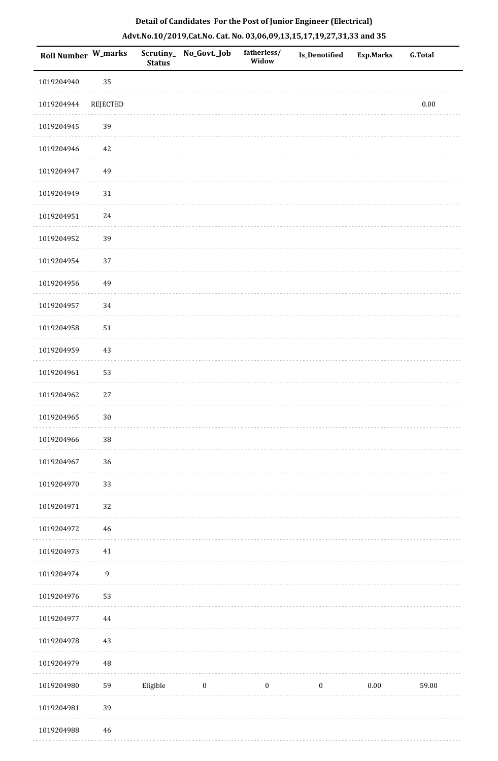**Detail of Candidates For the Post of Junior Engineer (Electrical)**

**Advt.No.10/2019,Cat.No. Cat. No. 03,06,09,13,15,17,19,27,31,33 and 35**

| Roll Number | W_marks | Scrutiny_Status | No_Govt._Job | fatherless/Widow | Is_Denotified | Exp.Marks | G.Total |
|---|---|---|---|---|---|---|---|
| 1019204940 | 35 | | | | | | |
| 1019204944 | REJECTED | | | | | | 0.00 |
| 1019204945 | 39 | | | | | | |
| 1019204946 | 42 | | | | | | |
| 1019204947 | 49 | | | | | | |
| 1019204949 | 31 | | | | | | |
| 1019204951 | 24 | | | | | | |
| 1019204952 | 39 | | | | | | |
| 1019204954 | 37 | | | | | | |
| 1019204956 | 49 | | | | | | |
| 1019204957 | 34 | | | | | | |
| 1019204958 | 51 | | | | | | |
| 1019204959 | 43 | | | | | | |
| 1019204961 | 53 | | | | | | |
| 1019204962 | 27 | | | | | | |
| 1019204965 | 30 | | | | | | |
| 1019204966 | 38 | | | | | | |
| 1019204967 | 36 | | | | | | |
| 1019204970 | 33 | | | | | | |
| 1019204971 | 32 | | | | | | |
| 1019204972 | 46 | | | | | | |
| 1019204973 | 41 | | | | | | |
| 1019204974 | 9 | | | | | | |
| 1019204976 | 53 | | | | | | |
| 1019204977 | 44 | | | | | | |
| 1019204978 | 43 | | | | | | |
| 1019204979 | 48 | | | | | | |
| 1019204980 | 59 | Eligible | 0 | 0 | 0 | 0.00 | 59.00 |
| 1019204981 | 39 | | | | | | |
| 1019204988 | 46 | | | | | | |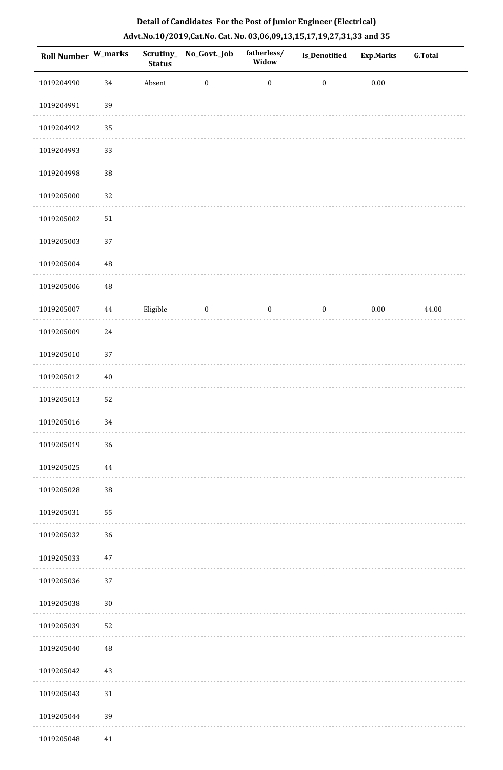**Detail of Candidates For the Post of Junior Engineer (Electrical)**

**Advt.No.10/2019,Cat.No. Cat. No. 03,06,09,13,15,17,19,27,31,33 and 35**

| Roll Number | W_marks | Scrutiny_Status | No_Govt._Job | fatherless/Widow | Is_Denotified | Exp.Marks | G.Total |
|---|---|---|---|---|---|---|---|
| 1019204990 | 34 | Absent | 0 | 0 | 0 | 0.00 | |
| 1019204991 | 39 | | | | | | |
| 1019204992 | 35 | | | | | | |
| 1019204993 | 33 | | | | | | |
| 1019204998 | 38 | | | | | | |
| 1019205000 | 32 | | | | | | |
| 1019205002 | 51 | | | | | | |
| 1019205003 | 37 | | | | | | |
| 1019205004 | 48 | | | | | | |
| 1019205006 | 48 | | | | | | |
| 1019205007 | 44 | Eligible | 0 | 0 | 0 | 0.00 | 44.00 |
| 1019205009 | 24 | | | | | | |
| 1019205010 | 37 | | | | | | |
| 1019205012 | 40 | | | | | | |
| 1019205013 | 52 | | | | | | |
| 1019205016 | 34 | | | | | | |
| 1019205019 | 36 | | | | | | |
| 1019205025 | 44 | | | | | | |
| 1019205028 | 38 | | | | | | |
| 1019205031 | 55 | | | | | | |
| 1019205032 | 36 | | | | | | |
| 1019205033 | 47 | | | | | | |
| 1019205036 | 37 | | | | | | |
| 1019205038 | 30 | | | | | | |
| 1019205039 | 52 | | | | | | |
| 1019205040 | 48 | | | | | | |
| 1019205042 | 43 | | | | | | |
| 1019205043 | 31 | | | | | | |
| 1019205044 | 39 | | | | | | |
| 1019205048 | 41 | | | | | | |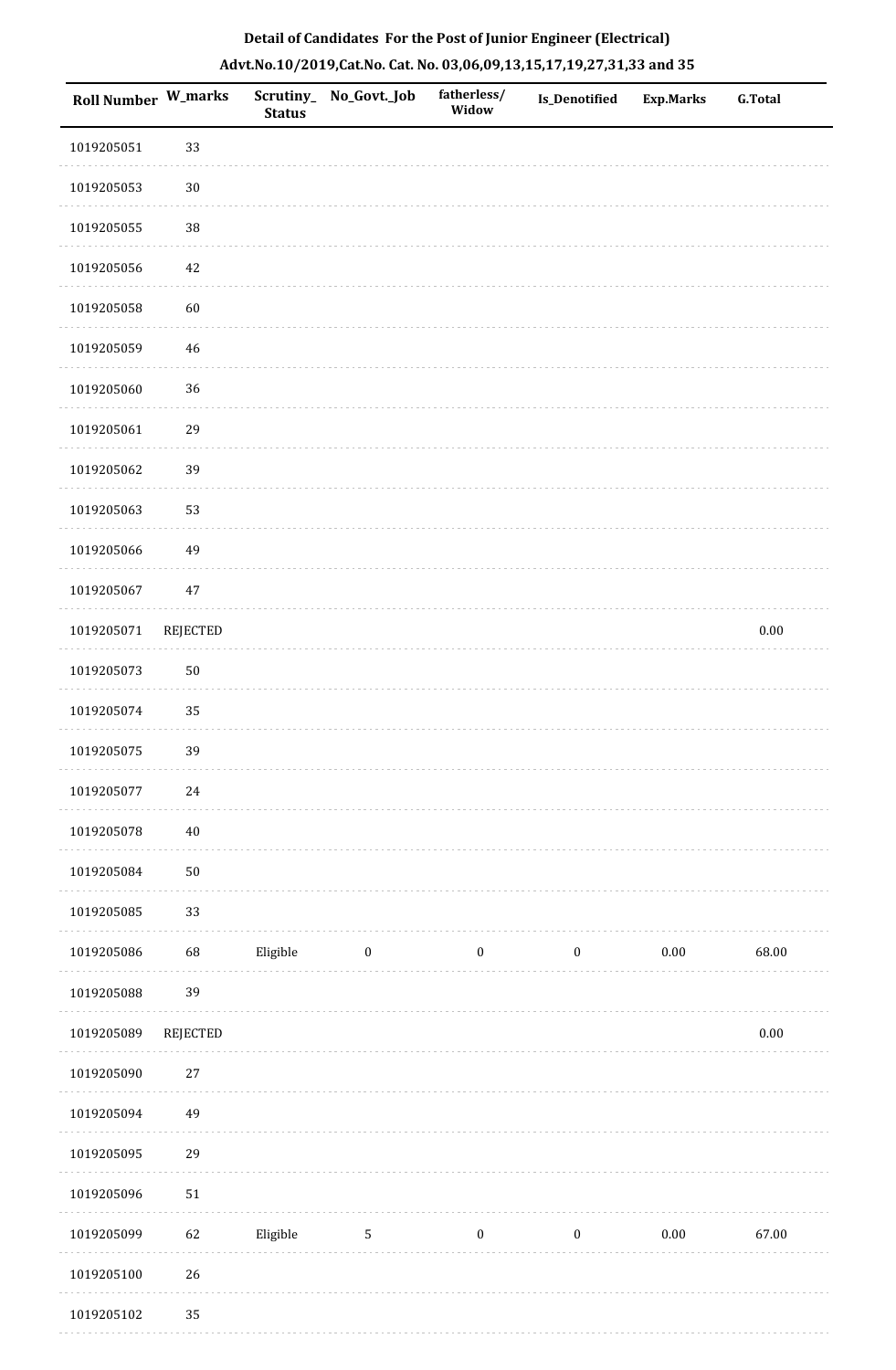**Detail of Candidates For the Post of Junior Engineer (Electrical)**

**Advt.No.10/2019,Cat.No. Cat. No. 03,06,09,13,15,17,19,27,31,33 and 35**

| Roll Number | W_marks | Scrutiny_Status | No_Govt._Job | fatherless/Widow | Is_Denotified | Exp.Marks | G.Total |
|---|---|---|---|---|---|---|---|
| 1019205051 | 33 | | | | | | |
| 1019205053 | 30 | | | | | | |
| 1019205055 | 38 | | | | | | |
| 1019205056 | 42 | | | | | | |
| 1019205058 | 60 | | | | | | |
| 1019205059 | 46 | | | | | | |
| 1019205060 | 36 | | | | | | |
| 1019205061 | 29 | | | | | | |
| 1019205062 | 39 | | | | | | |
| 1019205063 | 53 | | | | | | |
| 1019205066 | 49 | | | | | | |
| 1019205067 | 47 | | | | | | |
| 1019205071 | REJECTED | | | | | | 0.00 |
| 1019205073 | 50 | | | | | | |
| 1019205074 | 35 | | | | | | |
| 1019205075 | 39 | | | | | | |
| 1019205077 | 24 | | | | | | |
| 1019205078 | 40 | | | | | | |
| 1019205084 | 50 | | | | | | |
| 1019205085 | 33 | | | | | | |
| 1019205086 | 68 | Eligible | 0 | 0 | 0 | 0.00 | 68.00 |
| 1019205088 | 39 | | | | | | |
| 1019205089 | REJECTED | | | | | | 0.00 |
| 1019205090 | 27 | | | | | | |
| 1019205094 | 49 | | | | | | |
| 1019205095 | 29 | | | | | | |
| 1019205096 | 51 | | | | | | |
| 1019205099 | 62 | Eligible | 5 | 0 | 0 | 0.00 | 67.00 |
| 1019205100 | 26 | | | | | | |
| 1019205102 | 35 | | | | | | |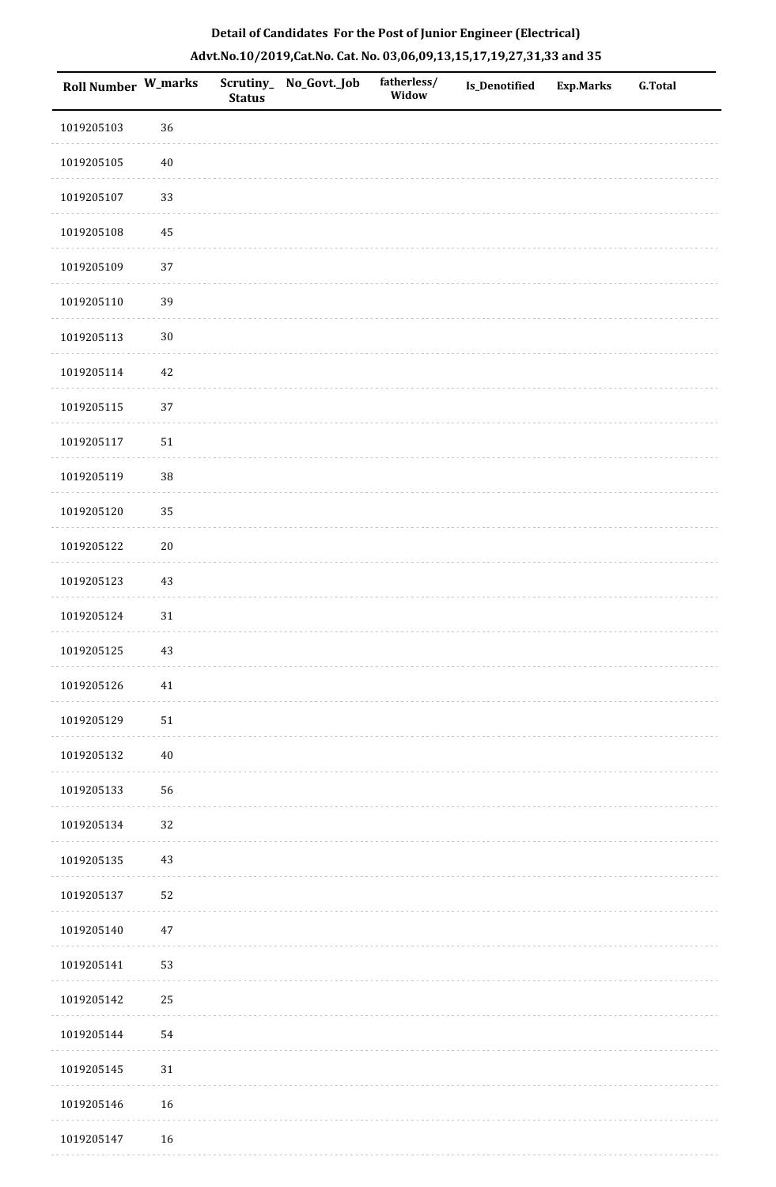**Detail of Candidates For the Post of Junior Engineer (Electrical)**

**Advt.No.10/2019,Cat.No. Cat. No. 03,06,09,13,15,17,19,27,31,33 and 35**

| Roll Number | W_marks | Scrutiny_Status | No_Govt._Job | fatherless/Widow | Is_Denotified | Exp.Marks | G.Total |
|---|---|---|---|---|---|---|---|
| 1019205103 | 36 | | | | | | |
| 1019205105 | 40 | | | | | | |
| 1019205107 | 33 | | | | | | |
| 1019205108 | 45 | | | | | | |
| 1019205109 | 37 | | | | | | |
| 1019205110 | 39 | | | | | | |
| 1019205113 | 30 | | | | | | |
| 1019205114 | 42 | | | | | | |
| 1019205115 | 37 | | | | | | |
| 1019205117 | 51 | | | | | | |
| 1019205119 | 38 | | | | | | |
| 1019205120 | 35 | | | | | | |
| 1019205122 | 20 | | | | | | |
| 1019205123 | 43 | | | | | | |
| 1019205124 | 31 | | | | | | |
| 1019205125 | 43 | | | | | | |
| 1019205126 | 41 | | | | | | |
| 1019205129 | 51 | | | | | | |
| 1019205132 | 40 | | | | | | |
| 1019205133 | 56 | | | | | | |
| 1019205134 | 32 | | | | | | |
| 1019205135 | 43 | | | | | | |
| 1019205137 | 52 | | | | | | |
| 1019205140 | 47 | | | | | | |
| 1019205141 | 53 | | | | | | |
| 1019205142 | 25 | | | | | | |
| 1019205144 | 54 | | | | | | |
| 1019205145 | 31 | | | | | | |
| 1019205146 | 16 | | | | | | |
| 1019205147 | 16 | | | | | | |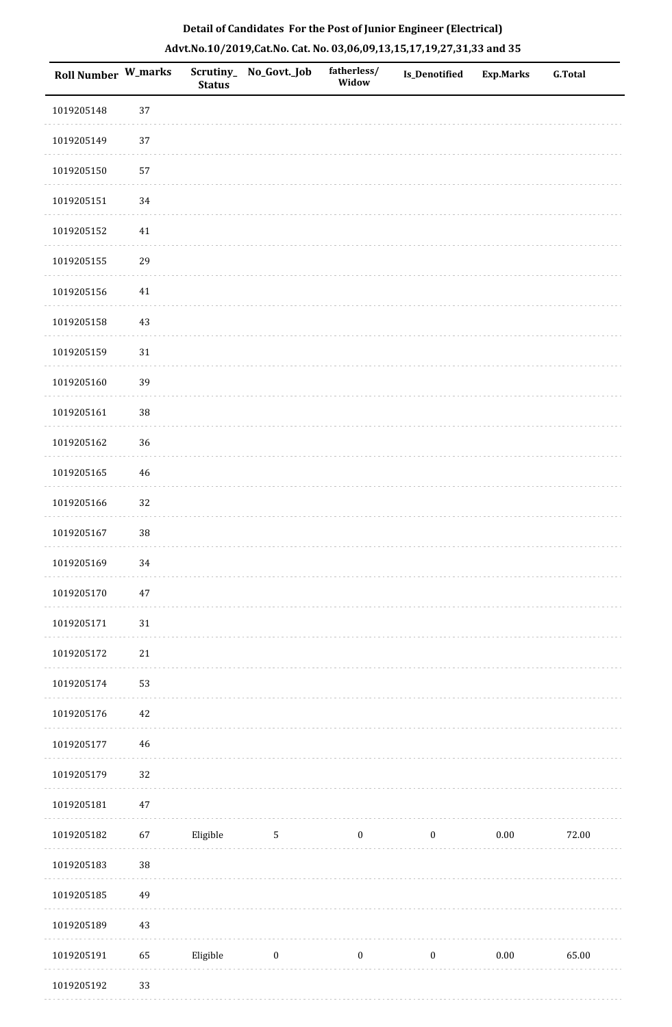**Detail of Candidates For the Post of Junior Engineer (Electrical)**

**Advt.No.10/2019,Cat.No. Cat. No. 03,06,09,13,15,17,19,27,31,33 and 35**

| Roll Number | W_marks | Scrutiny_Status | No_Govt._Job | fatherless/Widow | Is_Denotified | Exp.Marks | G.Total |
|---|---|---|---|---|---|---|---|
| 1019205148 | 37 | | | | | | |
| 1019205149 | 37 | | | | | | |
| 1019205150 | 57 | | | | | | |
| 1019205151 | 34 | | | | | | |
| 1019205152 | 41 | | | | | | |
| 1019205155 | 29 | | | | | | |
| 1019205156 | 41 | | | | | | |
| 1019205158 | 43 | | | | | | |
| 1019205159 | 31 | | | | | | |
| 1019205160 | 39 | | | | | | |
| 1019205161 | 38 | | | | | | |
| 1019205162 | 36 | | | | | | |
| 1019205165 | 46 | | | | | | |
| 1019205166 | 32 | | | | | | |
| 1019205167 | 38 | | | | | | |
| 1019205169 | 34 | | | | | | |
| 1019205170 | 47 | | | | | | |
| 1019205171 | 31 | | | | | | |
| 1019205172 | 21 | | | | | | |
| 1019205174 | 53 | | | | | | |
| 1019205176 | 42 | | | | | | |
| 1019205177 | 46 | | | | | | |
| 1019205179 | 32 | | | | | | |
| 1019205181 | 47 | | | | | | |
| 1019205182 | 67 | Eligible | 5 | 0 | 0 | 0.00 | 72.00 |
| 1019205183 | 38 | | | | | | |
| 1019205185 | 49 | | | | | | |
| 1019205189 | 43 | | | | | | |
| 1019205191 | 65 | Eligible | 0 | 0 | 0 | 0.00 | 65.00 |
| 1019205192 | 33 | | | | | | |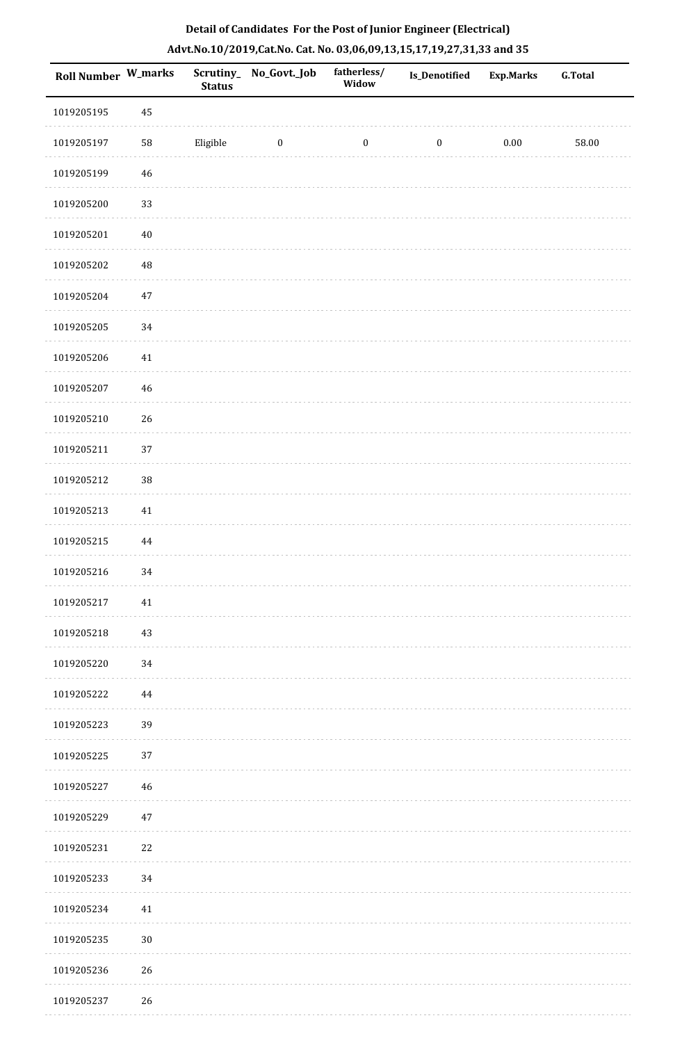**Detail of Candidates For the Post of Junior Engineer (Electrical)**

**Advt.No.10/2019,Cat.No. Cat. No. 03,06,09,13,15,17,19,27,31,33 and 35**

| Roll Number | W_marks | Scrutiny_ Status | No_Govt._Job | fatherless/ Widow | Is_Denotified | Exp.Marks | G.Total |
|---|---|---|---|---|---|---|---|
| 1019205195 | 45 | | | | | | |
| 1019205197 | 58 | Eligible | 0 | 0 | 0 | 0.00 | 58.00 |
| 1019205199 | 46 | | | | | | |
| 1019205200 | 33 | | | | | | |
| 1019205201 | 40 | | | | | | |
| 1019205202 | 48 | | | | | | |
| 1019205204 | 47 | | | | | | |
| 1019205205 | 34 | | | | | | |
| 1019205206 | 41 | | | | | | |
| 1019205207 | 46 | | | | | | |
| 1019205210 | 26 | | | | | | |
| 1019205211 | 37 | | | | | | |
| 1019205212 | 38 | | | | | | |
| 1019205213 | 41 | | | | | | |
| 1019205215 | 44 | | | | | | |
| 1019205216 | 34 | | | | | | |
| 1019205217 | 41 | | | | | | |
| 1019205218 | 43 | | | | | | |
| 1019205220 | 34 | | | | | | |
| 1019205222 | 44 | | | | | | |
| 1019205223 | 39 | | | | | | |
| 1019205225 | 37 | | | | | | |
| 1019205227 | 46 | | | | | | |
| 1019205229 | 47 | | | | | | |
| 1019205231 | 22 | | | | | | |
| 1019205233 | 34 | | | | | | |
| 1019205234 | 41 | | | | | | |
| 1019205235 | 30 | | | | | | |
| 1019205236 | 26 | | | | | | |
| 1019205237 | 26 | | | | | | |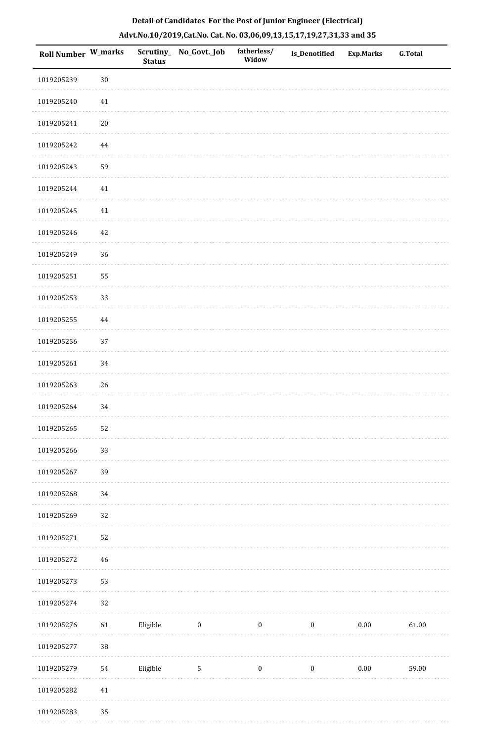**Detail of Candidates For the Post of Junior Engineer (Electrical)**

**Advt.No.10/2019,Cat.No. Cat. No. 03,06,09,13,15,17,19,27,31,33 and 35**

| Roll Number | W_marks | Scrutiny_ Status | No_Govt._Job | fatherless/ Widow | Is_Denotified | Exp.Marks | G.Total |
|---|---|---|---|---|---|---|---|
| 1019205239 | 30 | | | | | | |
| 1019205240 | 41 | | | | | | |
| 1019205241 | 20 | | | | | | |
| 1019205242 | 44 | | | | | | |
| 1019205243 | 59 | | | | | | |
| 1019205244 | 41 | | | | | | |
| 1019205245 | 41 | | | | | | |
| 1019205246 | 42 | | | | | | |
| 1019205249 | 36 | | | | | | |
| 1019205251 | 55 | | | | | | |
| 1019205253 | 33 | | | | | | |
| 1019205255 | 44 | | | | | | |
| 1019205256 | 37 | | | | | | |
| 1019205261 | 34 | | | | | | |
| 1019205263 | 26 | | | | | | |
| 1019205264 | 34 | | | | | | |
| 1019205265 | 52 | | | | | | |
| 1019205266 | 33 | | | | | | |
| 1019205267 | 39 | | | | | | |
| 1019205268 | 34 | | | | | | |
| 1019205269 | 32 | | | | | | |
| 1019205271 | 52 | | | | | | |
| 1019205272 | 46 | | | | | | |
| 1019205273 | 53 | | | | | | |
| 1019205274 | 32 | | | | | | |
| 1019205276 | 61 | Eligible | 0 | 0 | 0 | 0.00 | 61.00 |
| 1019205277 | 38 | | | | | | |
| 1019205279 | 54 | Eligible | 5 | 0 | 0 | 0.00 | 59.00 |
| 1019205282 | 41 | | | | | | |
| 1019205283 | 35 | | | | | | |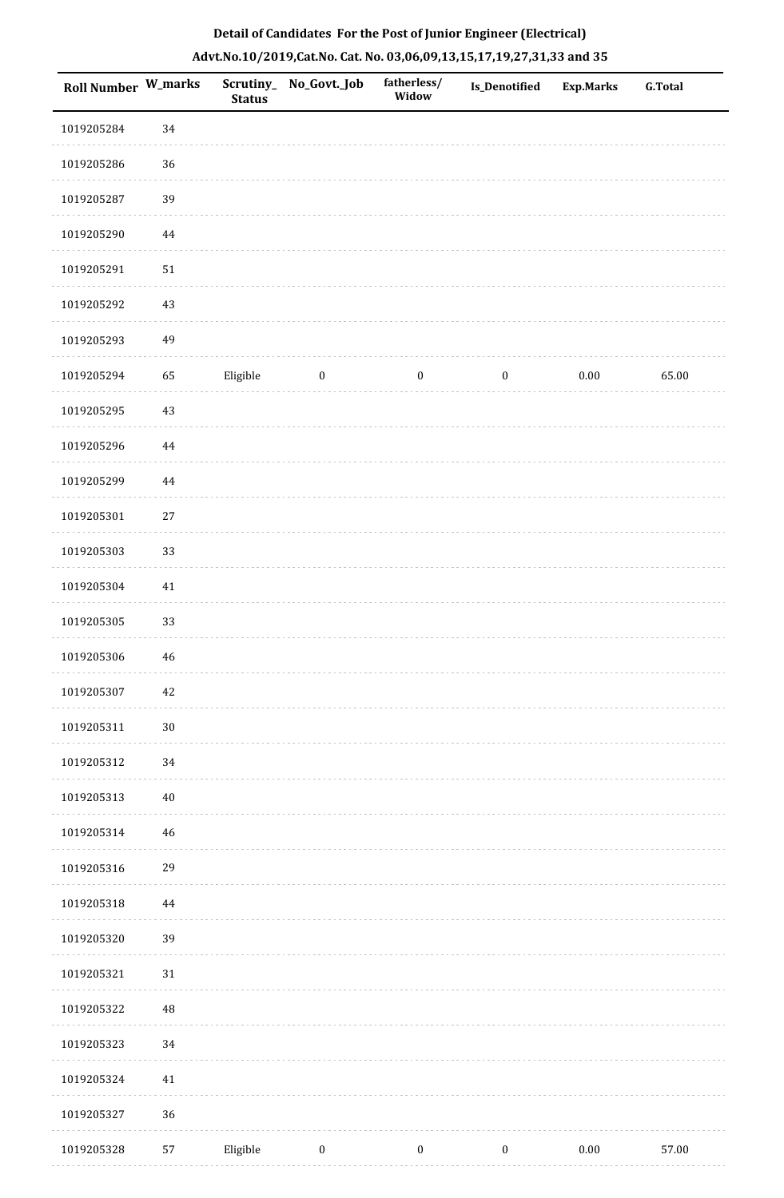**Detail of Candidates For the Post of Junior Engineer (Electrical)**

**Advt.No.10/2019,Cat.No. Cat. No. 03,06,09,13,15,17,19,27,31,33 and 35**

| Roll Number | W_marks | Scrutiny_ Status | No_Govt._Job | fatherless/ Widow | Is_Denotified | Exp.Marks | G.Total |
|---|---|---|---|---|---|---|---|
| 1019205284 | 34 | | | | | | |
| 1019205286 | 36 | | | | | | |
| 1019205287 | 39 | | | | | | |
| 1019205290 | 44 | | | | | | |
| 1019205291 | 51 | | | | | | |
| 1019205292 | 43 | | | | | | |
| 1019205293 | 49 | | | | | | |
| 1019205294 | 65 | Eligible | 0 | 0 | 0 | 0.00 | 65.00 |
| 1019205295 | 43 | | | | | | |
| 1019205296 | 44 | | | | | | |
| 1019205299 | 44 | | | | | | |
| 1019205301 | 27 | | | | | | |
| 1019205303 | 33 | | | | | | |
| 1019205304 | 41 | | | | | | |
| 1019205305 | 33 | | | | | | |
| 1019205306 | 46 | | | | | | |
| 1019205307 | 42 | | | | | | |
| 1019205311 | 30 | | | | | | |
| 1019205312 | 34 | | | | | | |
| 1019205313 | 40 | | | | | | |
| 1019205314 | 46 | | | | | | |
| 1019205316 | 29 | | | | | | |
| 1019205318 | 44 | | | | | | |
| 1019205320 | 39 | | | | | | |
| 1019205321 | 31 | | | | | | |
| 1019205322 | 48 | | | | | | |
| 1019205323 | 34 | | | | | | |
| 1019205324 | 41 | | | | | | |
| 1019205327 | 36 | | | | | | |
| 1019205328 | 57 | Eligible | 0 | 0 | 0 | 0.00 | 57.00 |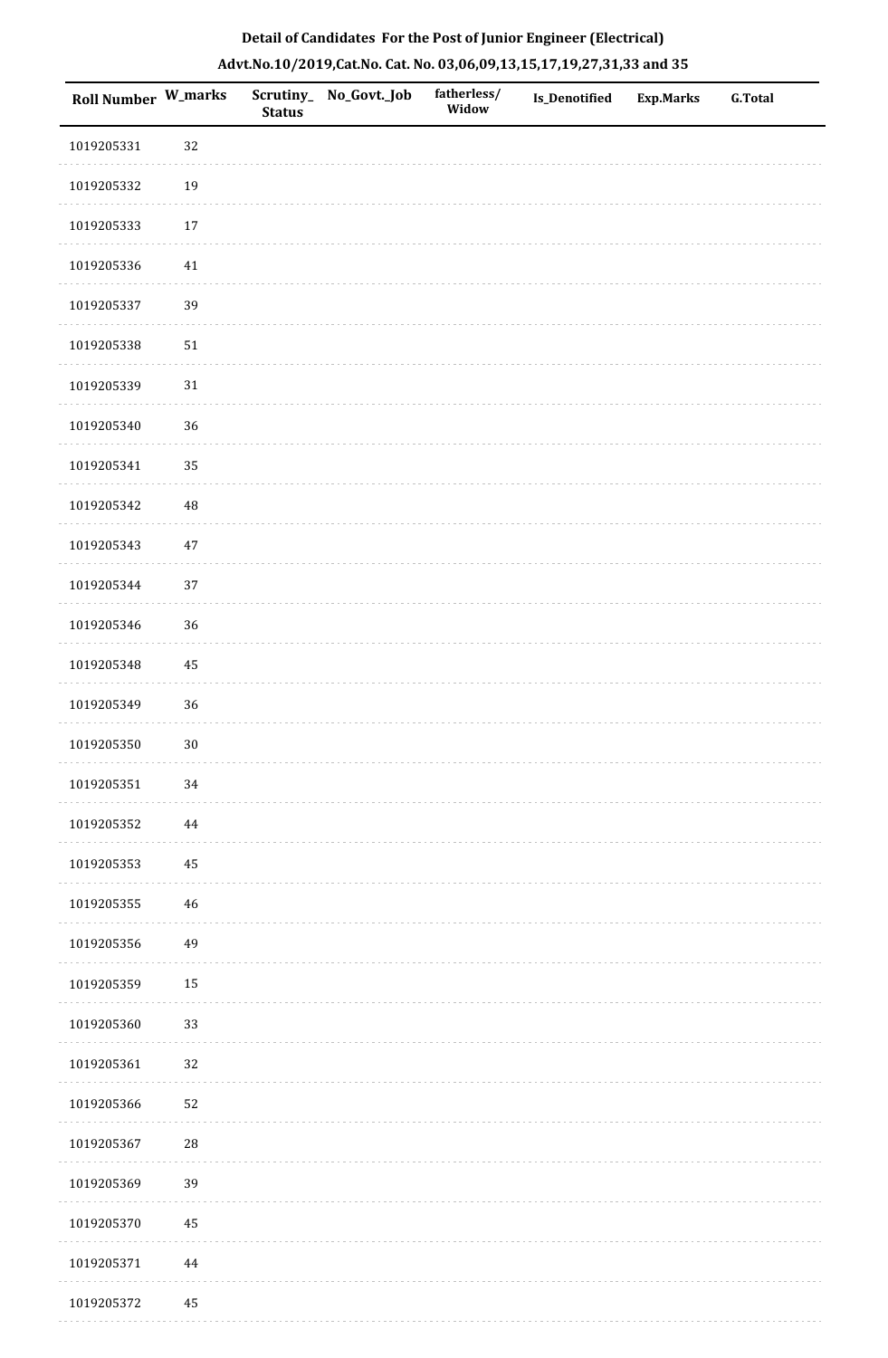**Detail of Candidates For the Post of Junior Engineer (Electrical)**

**Advt.No.10/2019,Cat.No. Cat. No. 03,06,09,13,15,17,19,27,31,33 and 35**

| Roll Number | W_marks | Scrutiny_Status | No_Govt._Job | fatherless/Widow | Is_Denotified | Exp.Marks | G.Total |
|---|---|---|---|---|---|---|---|
| 1019205331 | 32 | | | | | | |
| 1019205332 | 19 | | | | | | |
| 1019205333 | 17 | | | | | | |
| 1019205336 | 41 | | | | | | |
| 1019205337 | 39 | | | | | | |
| 1019205338 | 51 | | | | | | |
| 1019205339 | 31 | | | | | | |
| 1019205340 | 36 | | | | | | |
| 1019205341 | 35 | | | | | | |
| 1019205342 | 48 | | | | | | |
| 1019205343 | 47 | | | | | | |
| 1019205344 | 37 | | | | | | |
| 1019205346 | 36 | | | | | | |
| 1019205348 | 45 | | | | | | |
| 1019205349 | 36 | | | | | | |
| 1019205350 | 30 | | | | | | |
| 1019205351 | 34 | | | | | | |
| 1019205352 | 44 | | | | | | |
| 1019205353 | 45 | | | | | | |
| 1019205355 | 46 | | | | | | |
| 1019205356 | 49 | | | | | | |
| 1019205359 | 15 | | | | | | |
| 1019205360 | 33 | | | | | | |
| 1019205361 | 32 | | | | | | |
| 1019205366 | 52 | | | | | | |
| 1019205367 | 28 | | | | | | |
| 1019205369 | 39 | | | | | | |
| 1019205370 | 45 | | | | | | |
| 1019205371 | 44 | | | | | | |
| 1019205372 | 45 | | | | | | |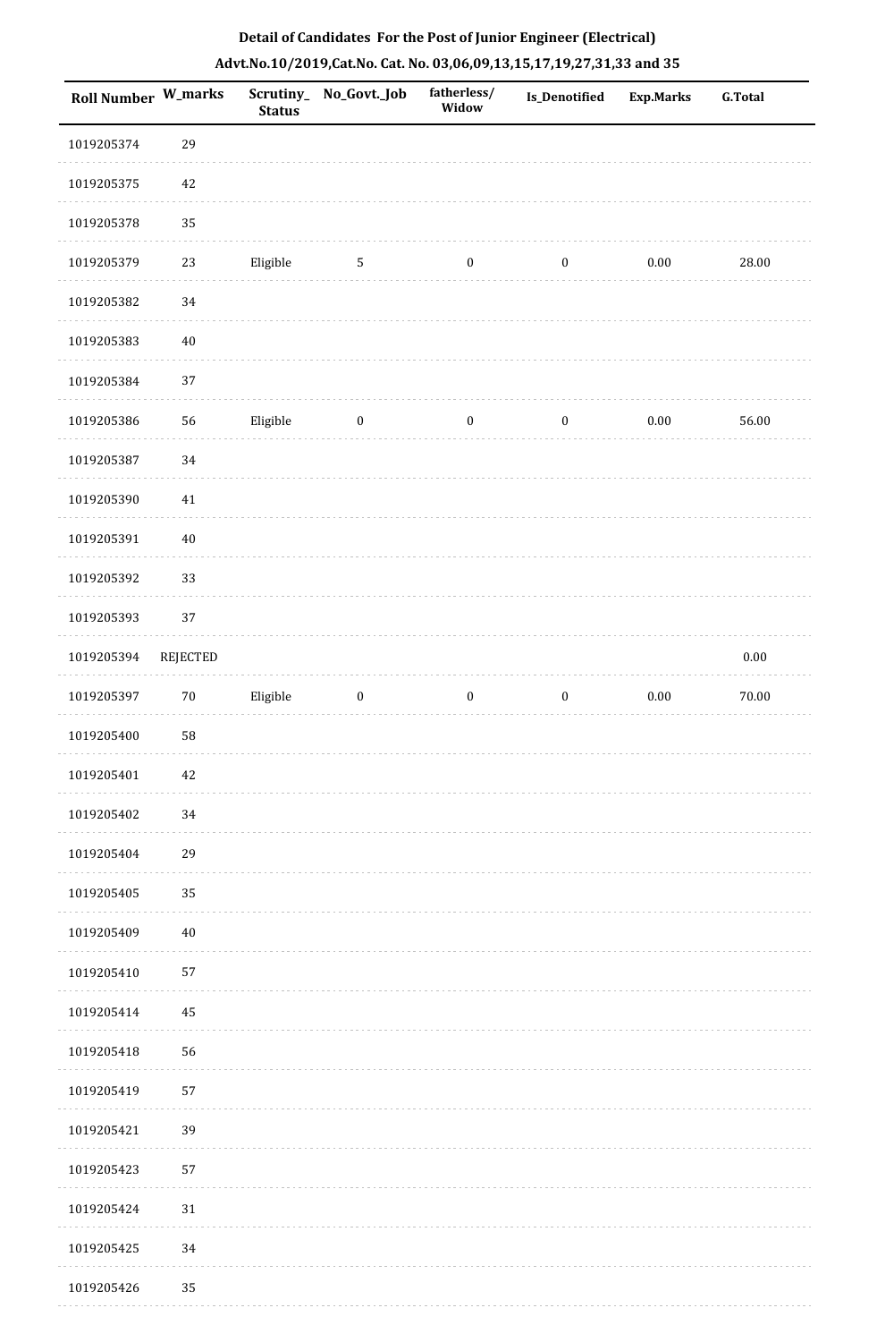**Detail of Candidates For the Post of Junior Engineer (Electrical)**

**Advt.No.10/2019,Cat.No. Cat. No. 03,06,09,13,15,17,19,27,31,33 and 35**

| Roll Number | W_marks | Scrutiny_Status | No_Govt._Job | fatherless/Widow | Is_Denotified | Exp.Marks | G.Total |
|---|---|---|---|---|---|---|---|
| 1019205374 | 29 | | | | | | |
| 1019205375 | 42 | | | | | | |
| 1019205378 | 35 | | | | | | |
| 1019205379 | 23 | Eligible | 5 | 0 | 0 | 0.00 | 28.00 |
| 1019205382 | 34 | | | | | | |
| 1019205383 | 40 | | | | | | |
| 1019205384 | 37 | | | | | | |
| 1019205386 | 56 | Eligible | 0 | 0 | 0 | 0.00 | 56.00 |
| 1019205387 | 34 | | | | | | |
| 1019205390 | 41 | | | | | | |
| 1019205391 | 40 | | | | | | |
| 1019205392 | 33 | | | | | | |
| 1019205393 | 37 | | | | | | |
| 1019205394 | REJECTED | | | | | | 0.00 |
| 1019205397 | 70 | Eligible | 0 | 0 | 0 | 0.00 | 70.00 |
| 1019205400 | 58 | | | | | | |
| 1019205401 | 42 | | | | | | |
| 1019205402 | 34 | | | | | | |
| 1019205404 | 29 | | | | | | |
| 1019205405 | 35 | | | | | | |
| 1019205409 | 40 | | | | | | |
| 1019205410 | 57 | | | | | | |
| 1019205414 | 45 | | | | | | |
| 1019205418 | 56 | | | | | | |
| 1019205419 | 57 | | | | | | |
| 1019205421 | 39 | | | | | | |
| 1019205423 | 57 | | | | | | |
| 1019205424 | 31 | | | | | | |
| 1019205425 | 34 | | | | | | |
| 1019205426 | 35 | | | | | | |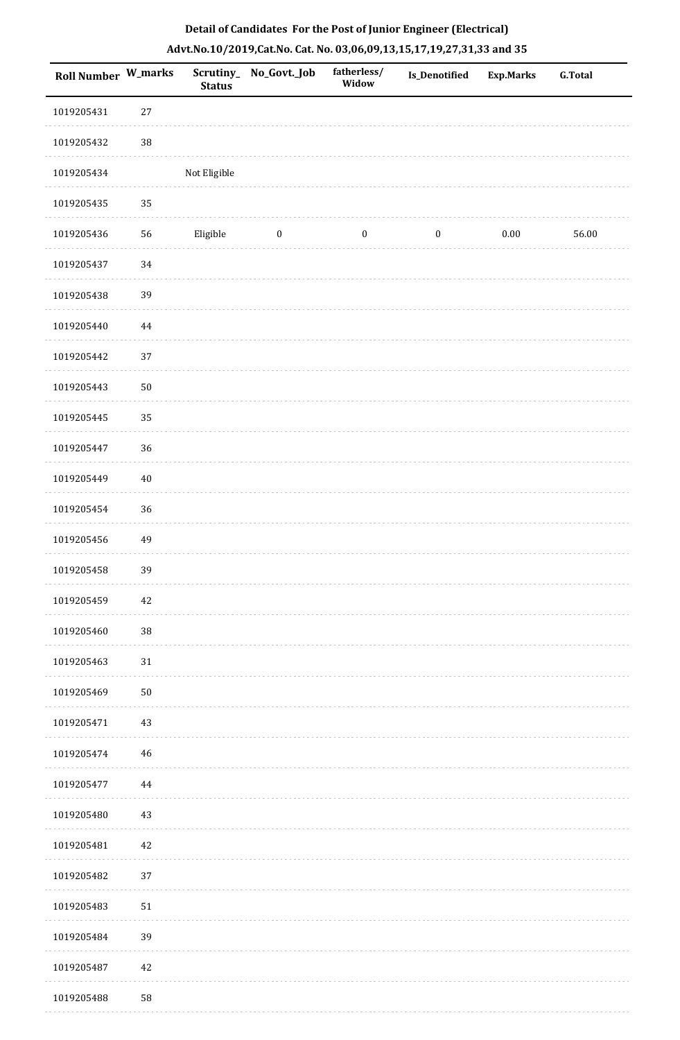**Detail of Candidates For the Post of Junior Engineer (Electrical)**

**Advt.No.10/2019,Cat.No. Cat. No. 03,06,09,13,15,17,19,27,31,33 and 35**

| Roll Number | W_marks | Scrutiny_Status | No_Govt._Job | fatherless/Widow | Is_Denotified | Exp.Marks | G.Total |
|---|---|---|---|---|---|---|---|
| 1019205431 | 27 | | | | | | |
| 1019205432 | 38 | | | | | | |
| 1019205434 | | Not Eligible | | | | | |
| 1019205435 | 35 | | | | | | |
| 1019205436 | 56 | Eligible | 0 | 0 | 0 | 0.00 | 56.00 |
| 1019205437 | 34 | | | | | | |
| 1019205438 | 39 | | | | | | |
| 1019205440 | 44 | | | | | | |
| 1019205442 | 37 | | | | | | |
| 1019205443 | 50 | | | | | | |
| 1019205445 | 35 | | | | | | |
| 1019205447 | 36 | | | | | | |
| 1019205449 | 40 | | | | | | |
| 1019205454 | 36 | | | | | | |
| 1019205456 | 49 | | | | | | |
| 1019205458 | 39 | | | | | | |
| 1019205459 | 42 | | | | | | |
| 1019205460 | 38 | | | | | | |
| 1019205463 | 31 | | | | | | |
| 1019205469 | 50 | | | | | | |
| 1019205471 | 43 | | | | | | |
| 1019205474 | 46 | | | | | | |
| 1019205477 | 44 | | | | | | |
| 1019205480 | 43 | | | | | | |
| 1019205481 | 42 | | | | | | |
| 1019205482 | 37 | | | | | | |
| 1019205483 | 51 | | | | | | |
| 1019205484 | 39 | | | | | | |
| 1019205487 | 42 | | | | | | |
| 1019205488 | 58 | | | | | | |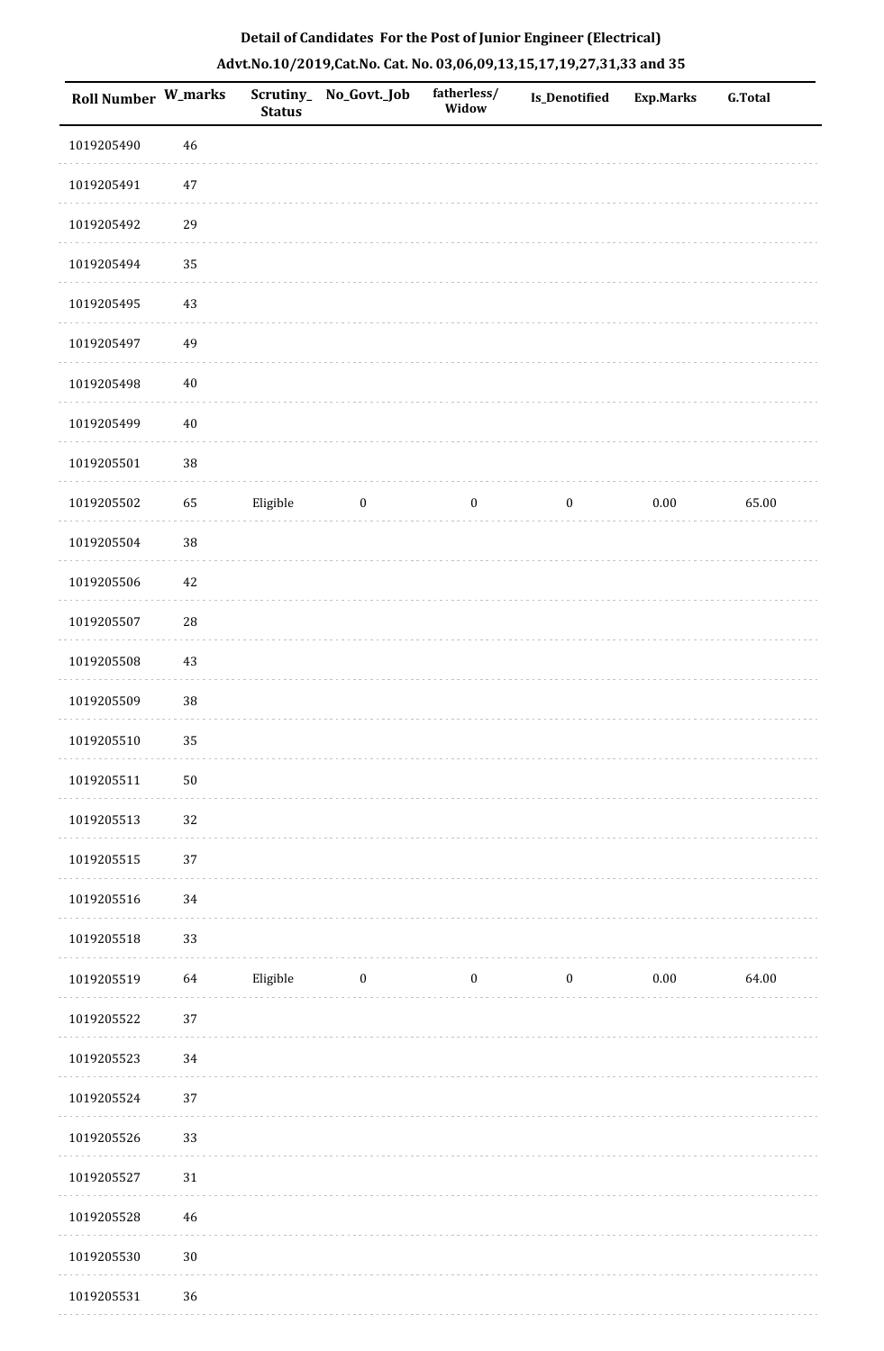**Detail of Candidates For the Post of Junior Engineer (Electrical)**

**Advt.No.10/2019,Cat.No. Cat. No. 03,06,09,13,15,17,19,27,31,33 and 35**

| Roll Number | W_marks | Scrutiny_Status | No_Govt._Job | fatherless/Widow | Is_Denotified | Exp.Marks | G.Total |
|---|---|---|---|---|---|---|---|
| 1019205490 | 46 | | | | | | |
| 1019205491 | 47 | | | | | | |
| 1019205492 | 29 | | | | | | |
| 1019205494 | 35 | | | | | | |
| 1019205495 | 43 | | | | | | |
| 1019205497 | 49 | | | | | | |
| 1019205498 | 40 | | | | | | |
| 1019205499 | 40 | | | | | | |
| 1019205501 | 38 | | | | | | |
| 1019205502 | 65 | Eligible | 0 | 0 | 0 | 0.00 | 65.00 |
| 1019205504 | 38 | | | | | | |
| 1019205506 | 42 | | | | | | |
| 1019205507 | 28 | | | | | | |
| 1019205508 | 43 | | | | | | |
| 1019205509 | 38 | | | | | | |
| 1019205510 | 35 | | | | | | |
| 1019205511 | 50 | | | | | | |
| 1019205513 | 32 | | | | | | |
| 1019205515 | 37 | | | | | | |
| 1019205516 | 34 | | | | | | |
| 1019205518 | 33 | | | | | | |
| 1019205519 | 64 | Eligible | 0 | 0 | 0 | 0.00 | 64.00 |
| 1019205522 | 37 | | | | | | |
| 1019205523 | 34 | | | | | | |
| 1019205524 | 37 | | | | | | |
| 1019205526 | 33 | | | | | | |
| 1019205527 | 31 | | | | | | |
| 1019205528 | 46 | | | | | | |
| 1019205530 | 30 | | | | | | |
| 1019205531 | 36 | | | | | | |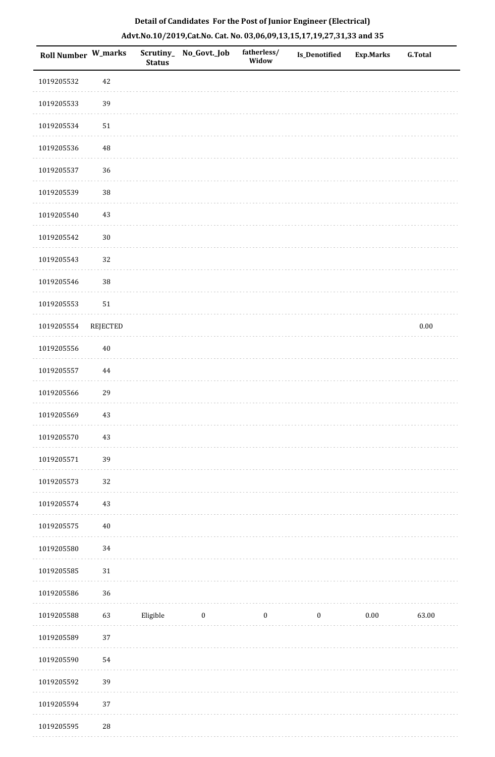## Detail of Candidates For the Post of Junior Engineer (Electrical)

## Advt.No.10/2019,Cat.No. Cat. No. 03,06,09,13,15,17,19,27,31,33 and 35

| Roll Number | W_marks | Scrutiny_ Status | No_Govt._Job | fatherless/ Widow | Is_Denotified | Exp.Marks | G.Total |
|---|---|---|---|---|---|---|---|
| 1019205532 | 42 | | | | | | |
| 1019205533 | 39 | | | | | | |
| 1019205534 | 51 | | | | | | |
| 1019205536 | 48 | | | | | | |
| 1019205537 | 36 | | | | | | |
| 1019205539 | 38 | | | | | | |
| 1019205540 | 43 | | | | | | |
| 1019205542 | 30 | | | | | | |
| 1019205543 | 32 | | | | | | |
| 1019205546 | 38 | | | | | | |
| 1019205553 | 51 | | | | | | |
| 1019205554 | REJECTED | | | | | | 0.00 |
| 1019205556 | 40 | | | | | | |
| 1019205557 | 44 | | | | | | |
| 1019205566 | 29 | | | | | | |
| 1019205569 | 43 | | | | | | |
| 1019205570 | 43 | | | | | | |
| 1019205571 | 39 | | | | | | |
| 1019205573 | 32 | | | | | | |
| 1019205574 | 43 | | | | | | |
| 1019205575 | 40 | | | | | | |
| 1019205580 | 34 | | | | | | |
| 1019205585 | 31 | | | | | | |
| 1019205586 | 36 | | | | | | |
| 1019205588 | 63 | Eligible | 0 | 0 | 0 | 0.00 | 63.00 |
| 1019205589 | 37 | | | | | | |
| 1019205590 | 54 | | | | | | |
| 1019205592 | 39 | | | | | | |
| 1019205594 | 37 | | | | | | |
| 1019205595 | 28 | | | | | | |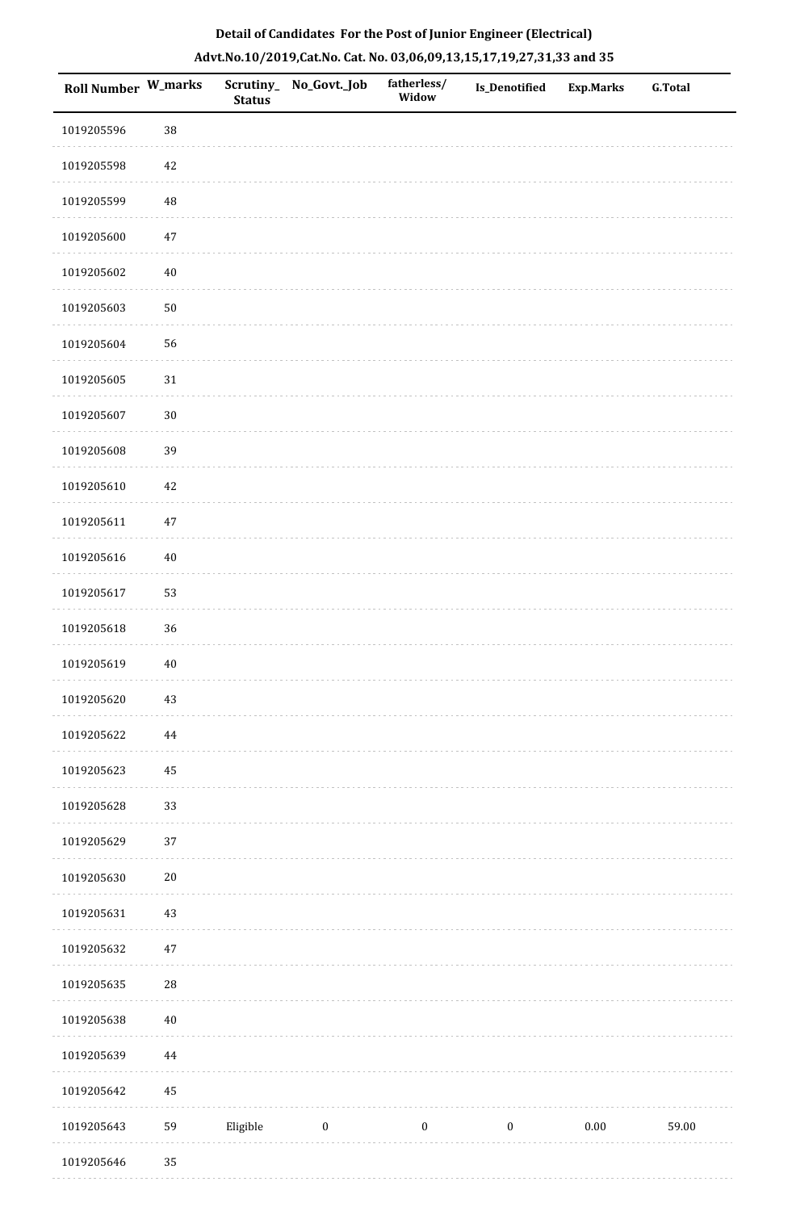**Detail of Candidates For the Post of Junior Engineer (Electrical)**

**Advt.No.10/2019,Cat.No. Cat. No. 03,06,09,13,15,17,19,27,31,33 and 35**

| Roll Number | W_marks | Scrutiny_ Status | No_Govt._Job | fatherless/ Widow | Is_Denotified | Exp.Marks | G.Total |
|---|---|---|---|---|---|---|---|
| 1019205596 | 38 | | | | | | |
| 1019205598 | 42 | | | | | | |
| 1019205599 | 48 | | | | | | |
| 1019205600 | 47 | | | | | | |
| 1019205602 | 40 | | | | | | |
| 1019205603 | 50 | | | | | | |
| 1019205604 | 56 | | | | | | |
| 1019205605 | 31 | | | | | | |
| 1019205607 | 30 | | | | | | |
| 1019205608 | 39 | | | | | | |
| 1019205610 | 42 | | | | | | |
| 1019205611 | 47 | | | | | | |
| 1019205616 | 40 | | | | | | |
| 1019205617 | 53 | | | | | | |
| 1019205618 | 36 | | | | | | |
| 1019205619 | 40 | | | | | | |
| 1019205620 | 43 | | | | | | |
| 1019205622 | 44 | | | | | | |
| 1019205623 | 45 | | | | | | |
| 1019205628 | 33 | | | | | | |
| 1019205629 | 37 | | | | | | |
| 1019205630 | 20 | | | | | | |
| 1019205631 | 43 | | | | | | |
| 1019205632 | 47 | | | | | | |
| 1019205635 | 28 | | | | | | |
| 1019205638 | 40 | | | | | | |
| 1019205639 | 44 | | | | | | |
| 1019205642 | 45 | | | | | | |
| 1019205643 | 59 | Eligible | 0 | 0 | 0 | 0.00 | 59.00 |
| 1019205646 | 35 | | | | | | |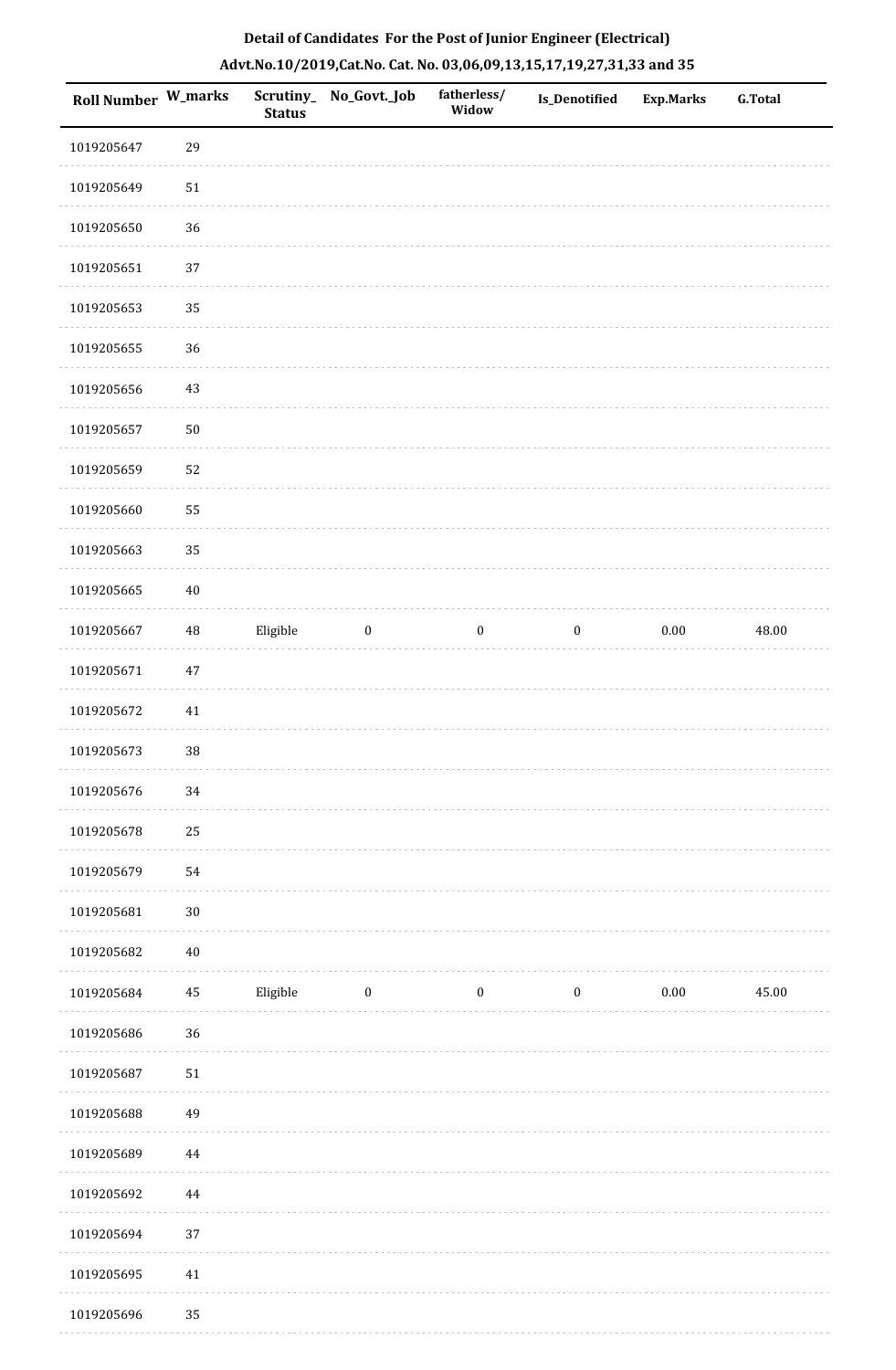**Detail of Candidates For the Post of Junior Engineer (Electrical)**

**Advt.No.10/2019,Cat.No. Cat. No. 03,06,09,13,15,17,19,27,31,33 and 35**

| Roll Number | W_marks | Scrutiny_Status | No_Govt._Job | fatherless/Widow | Is_Denotified | Exp.Marks | G.Total |
|---|---|---|---|---|---|---|---|
| 1019205647 | 29 | | | | | | |
| 1019205649 | 51 | | | | | | |
| 1019205650 | 36 | | | | | | |
| 1019205651 | 37 | | | | | | |
| 1019205653 | 35 | | | | | | |
| 1019205655 | 36 | | | | | | |
| 1019205656 | 43 | | | | | | |
| 1019205657 | 50 | | | | | | |
| 1019205659 | 52 | | | | | | |
| 1019205660 | 55 | | | | | | |
| 1019205663 | 35 | | | | | | |
| 1019205665 | 40 | | | | | | |
| 1019205667 | 48 | Eligible | 0 | 0 | 0 | 0.00 | 48.00 |
| 1019205671 | 47 | | | | | | |
| 1019205672 | 41 | | | | | | |
| 1019205673 | 38 | | | | | | |
| 1019205676 | 34 | | | | | | |
| 1019205678 | 25 | | | | | | |
| 1019205679 | 54 | | | | | | |
| 1019205681 | 30 | | | | | | |
| 1019205682 | 40 | | | | | | |
| 1019205684 | 45 | Eligible | 0 | 0 | 0 | 0.00 | 45.00 |
| 1019205686 | 36 | | | | | | |
| 1019205687 | 51 | | | | | | |
| 1019205688 | 49 | | | | | | |
| 1019205689 | 44 | | | | | | |
| 1019205692 | 44 | | | | | | |
| 1019205694 | 37 | | | | | | |
| 1019205695 | 41 | | | | | | |
| 1019205696 | 35 | | | | | | |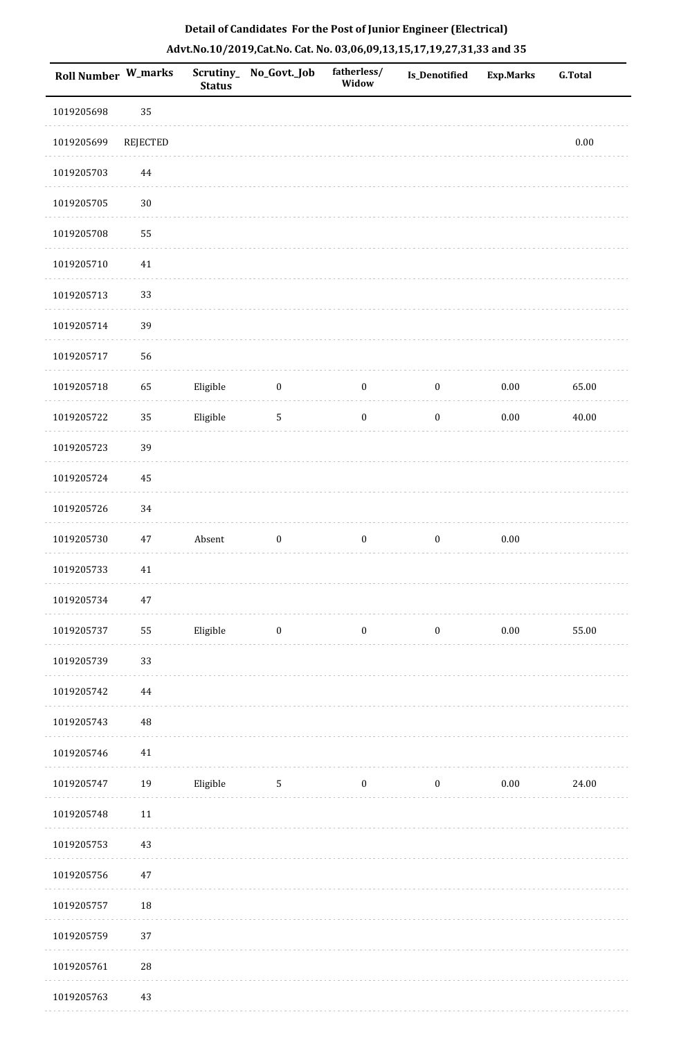**Detail of Candidates For the Post of Junior Engineer (Electrical)**

**Advt.No.10/2019,Cat.No. Cat. No. 03,06,09,13,15,17,19,27,31,33 and 35**

| Roll Number | W_marks | Scrutiny_ Status | No_Govt._Job | fatherless/ Widow | Is_Denotified | Exp.Marks | G.Total |
|---|---|---|---|---|---|---|---|
| 1019205698 | 35 | | | | | | |
| 1019205699 | REJECTED | | | | | | 0.00 |
| 1019205703 | 44 | | | | | | |
| 1019205705 | 30 | | | | | | |
| 1019205708 | 55 | | | | | | |
| 1019205710 | 41 | | | | | | |
| 1019205713 | 33 | | | | | | |
| 1019205714 | 39 | | | | | | |
| 1019205717 | 56 | | | | | | |
| 1019205718 | 65 | Eligible | 0 | 0 | 0 | 0.00 | 65.00 |
| 1019205722 | 35 | Eligible | 5 | 0 | 0 | 0.00 | 40.00 |
| 1019205723 | 39 | | | | | | |
| 1019205724 | 45 | | | | | | |
| 1019205726 | 34 | | | | | | |
| 1019205730 | 47 | Absent | 0 | 0 | 0 | 0.00 | |
| 1019205733 | 41 | | | | | | |
| 1019205734 | 47 | | | | | | |
| 1019205737 | 55 | Eligible | 0 | 0 | 0 | 0.00 | 55.00 |
| 1019205739 | 33 | | | | | | |
| 1019205742 | 44 | | | | | | |
| 1019205743 | 48 | | | | | | |
| 1019205746 | 41 | | | | | | |
| 1019205747 | 19 | Eligible | 5 | 0 | 0 | 0.00 | 24.00 |
| 1019205748 | 11 | | | | | | |
| 1019205753 | 43 | | | | | | |
| 1019205756 | 47 | | | | | | |
| 1019205757 | 18 | | | | | | |
| 1019205759 | 37 | | | | | | |
| 1019205761 | 28 | | | | | | |
| 1019205763 | 43 | | | | | | |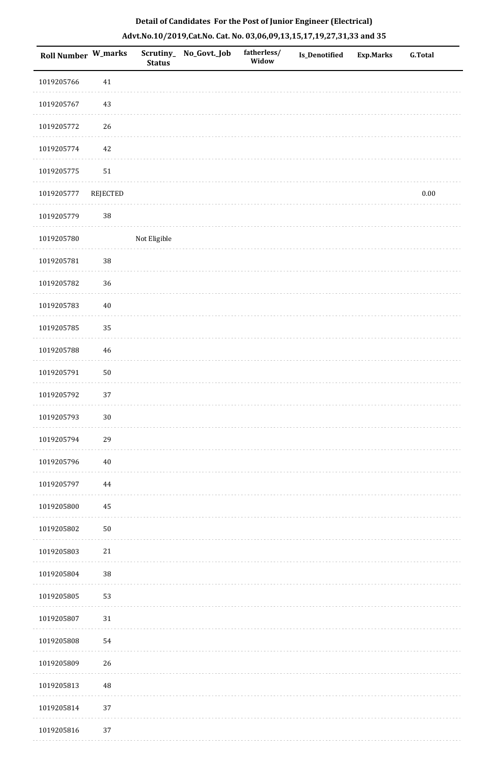**Detail of Candidates For the Post of Junior Engineer (Electrical)**

**Advt.No.10/2019,Cat.No. Cat. No. 03,06,09,13,15,17,19,27,31,33 and 35**

| Roll Number | W_marks | Scrutiny_ Status | No_Govt._Job | fatherless/ Widow | Is_Denotified | Exp.Marks | G.Total |
|---|---|---|---|---|---|---|---|
| 1019205766 | 41 | | | | | | |
| 1019205767 | 43 | | | | | | |
| 1019205772 | 26 | | | | | | |
| 1019205774 | 42 | | | | | | |
| 1019205775 | 51 | | | | | | |
| 1019205777 | REJECTED | | | | | | 0.00 |
| 1019205779 | 38 | | | | | | |
| 1019205780 | | Not Eligible | | | | | |
| 1019205781 | 38 | | | | | | |
| 1019205782 | 36 | | | | | | |
| 1019205783 | 40 | | | | | | |
| 1019205785 | 35 | | | | | | |
| 1019205788 | 46 | | | | | | |
| 1019205791 | 50 | | | | | | |
| 1019205792 | 37 | | | | | | |
| 1019205793 | 30 | | | | | | |
| 1019205794 | 29 | | | | | | |
| 1019205796 | 40 | | | | | | |
| 1019205797 | 44 | | | | | | |
| 1019205800 | 45 | | | | | | |
| 1019205802 | 50 | | | | | | |
| 1019205803 | 21 | | | | | | |
| 1019205804 | 38 | | | | | | |
| 1019205805 | 53 | | | | | | |
| 1019205807 | 31 | | | | | | |
| 1019205808 | 54 | | | | | | |
| 1019205809 | 26 | | | | | | |
| 1019205813 | 48 | | | | | | |
| 1019205814 | 37 | | | | | | |
| 1019205816 | 37 | | | | | | |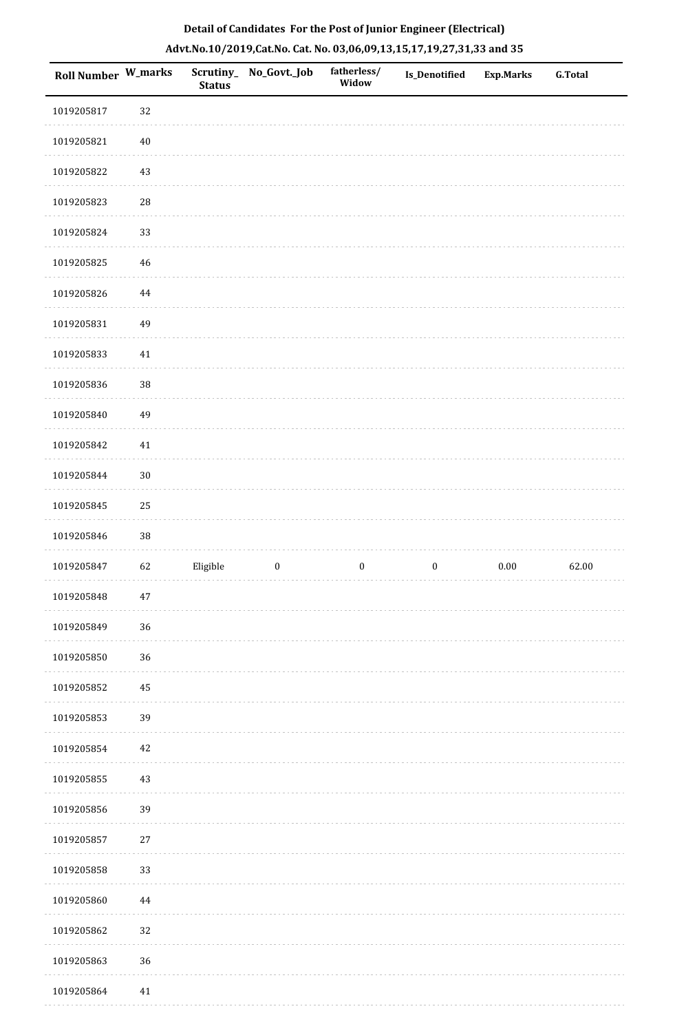**Detail of Candidates For the Post of Junior Engineer (Electrical)**

**Advt.No.10/2019,Cat.No. Cat. No. 03,06,09,13,15,17,19,27,31,33 and 35**

| Roll Number | W_marks | Scrutiny_Status | No_Govt._Job | fatherless/Widow | Is_Denotified | Exp.Marks | G.Total |
|---|---|---|---|---|---|---|---|
| 1019205817 | 32 | | | | | | |
| 1019205821 | 40 | | | | | | |
| 1019205822 | 43 | | | | | | |
| 1019205823 | 28 | | | | | | |
| 1019205824 | 33 | | | | | | |
| 1019205825 | 46 | | | | | | |
| 1019205826 | 44 | | | | | | |
| 1019205831 | 49 | | | | | | |
| 1019205833 | 41 | | | | | | |
| 1019205836 | 38 | | | | | | |
| 1019205840 | 49 | | | | | | |
| 1019205842 | 41 | | | | | | |
| 1019205844 | 30 | | | | | | |
| 1019205845 | 25 | | | | | | |
| 1019205846 | 38 | | | | | | |
| 1019205847 | 62 | Eligible | 0 | 0 | 0 | 0.00 | 62.00 |
| 1019205848 | 47 | | | | | | |
| 1019205849 | 36 | | | | | | |
| 1019205850 | 36 | | | | | | |
| 1019205852 | 45 | | | | | | |
| 1019205853 | 39 | | | | | | |
| 1019205854 | 42 | | | | | | |
| 1019205855 | 43 | | | | | | |
| 1019205856 | 39 | | | | | | |
| 1019205857 | 27 | | | | | | |
| 1019205858 | 33 | | | | | | |
| 1019205860 | 44 | | | | | | |
| 1019205862 | 32 | | | | | | |
| 1019205863 | 36 | | | | | | |
| 1019205864 | 41 | | | | | | |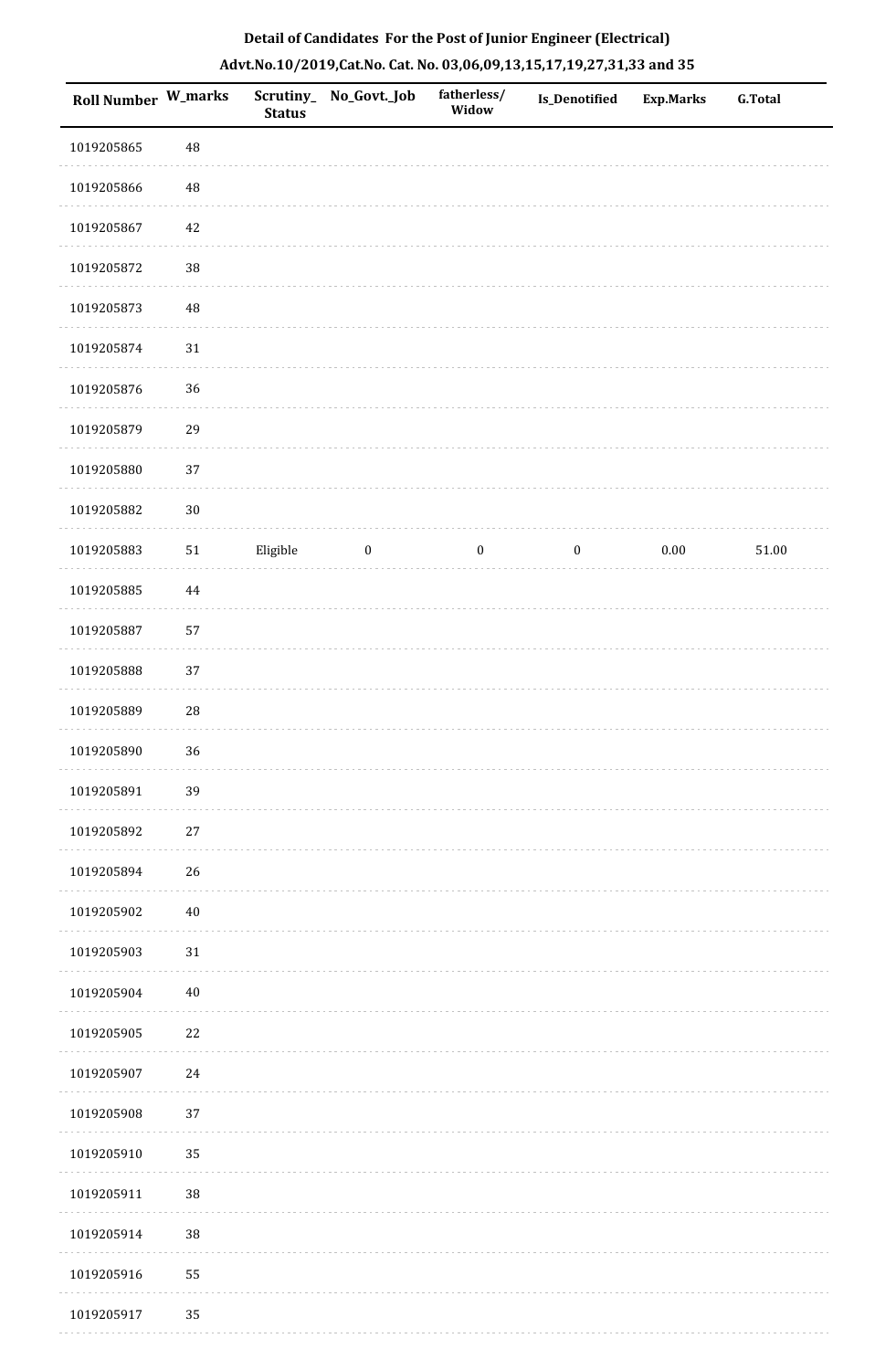**Detail of Candidates For the Post of Junior Engineer (Electrical)**

**Advt.No.10/2019,Cat.No. Cat. No. 03,06,09,13,15,17,19,27,31,33 and 35**

| Roll Number | W_marks | Scrutiny_ Status | No_Govt._Job | fatherless/ Widow | Is_Denotified | Exp.Marks | G.Total |
|---|---|---|---|---|---|---|---|
| 1019205865 | 48 | | | | | | |
| 1019205866 | 48 | | | | | | |
| 1019205867 | 42 | | | | | | |
| 1019205872 | 38 | | | | | | |
| 1019205873 | 48 | | | | | | |
| 1019205874 | 31 | | | | | | |
| 1019205876 | 36 | | | | | | |
| 1019205879 | 29 | | | | | | |
| 1019205880 | 37 | | | | | | |
| 1019205882 | 30 | | | | | | |
| 1019205883 | 51 | Eligible | 0 | 0 | 0 | 0.00 | 51.00 |
| 1019205885 | 44 | | | | | | |
| 1019205887 | 57 | | | | | | |
| 1019205888 | 37 | | | | | | |
| 1019205889 | 28 | | | | | | |
| 1019205890 | 36 | | | | | | |
| 1019205891 | 39 | | | | | | |
| 1019205892 | 27 | | | | | | |
| 1019205894 | 26 | | | | | | |
| 1019205902 | 40 | | | | | | |
| 1019205903 | 31 | | | | | | |
| 1019205904 | 40 | | | | | | |
| 1019205905 | 22 | | | | | | |
| 1019205907 | 24 | | | | | | |
| 1019205908 | 37 | | | | | | |
| 1019205910 | 35 | | | | | | |
| 1019205911 | 38 | | | | | | |
| 1019205914 | 38 | | | | | | |
| 1019205916 | 55 | | | | | | |
| 1019205917 | 35 | | | | | | |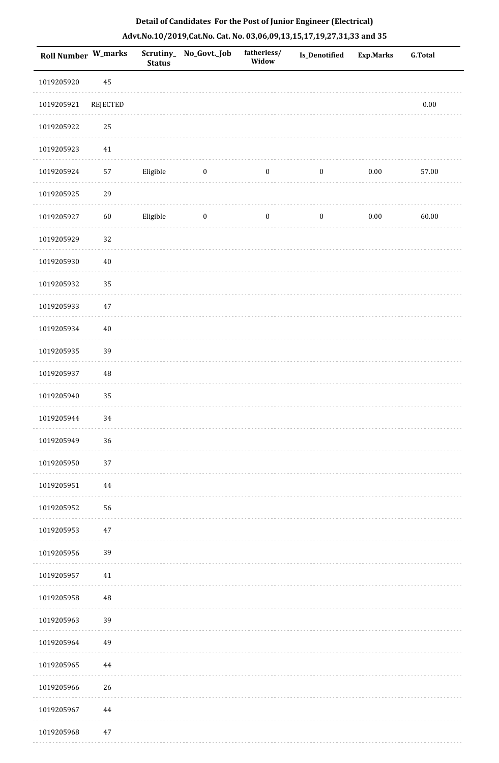**Detail of Candidates For the Post of Junior Engineer (Electrical)**

**Advt.No.10/2019,Cat.No. Cat. No. 03,06,09,13,15,17,19,27,31,33 and 35**

| Roll Number | W_marks | Scrutiny_Status | No_Govt._Job | fatherless/Widow | Is_Denotified | Exp.Marks | G.Total |
|---|---|---|---|---|---|---|---|
| 1019205920 | 45 | | | | | | |
| 1019205921 | REJECTED | | | | | | 0.00 |
| 1019205922 | 25 | | | | | | |
| 1019205923 | 41 | | | | | | |
| 1019205924 | 57 | Eligible | 0 | 0 | 0 | 0.00 | 57.00 |
| 1019205925 | 29 | | | | | | |
| 1019205927 | 60 | Eligible | 0 | 0 | 0 | 0.00 | 60.00 |
| 1019205929 | 32 | | | | | | |
| 1019205930 | 40 | | | | | | |
| 1019205932 | 35 | | | | | | |
| 1019205933 | 47 | | | | | | |
| 1019205934 | 40 | | | | | | |
| 1019205935 | 39 | | | | | | |
| 1019205937 | 48 | | | | | | |
| 1019205940 | 35 | | | | | | |
| 1019205944 | 34 | | | | | | |
| 1019205949 | 36 | | | | | | |
| 1019205950 | 37 | | | | | | |
| 1019205951 | 44 | | | | | | |
| 1019205952 | 56 | | | | | | |
| 1019205953 | 47 | | | | | | |
| 1019205956 | 39 | | | | | | |
| 1019205957 | 41 | | | | | | |
| 1019205958 | 48 | | | | | | |
| 1019205963 | 39 | | | | | | |
| 1019205964 | 49 | | | | | | |
| 1019205965 | 44 | | | | | | |
| 1019205966 | 26 | | | | | | |
| 1019205967 | 44 | | | | | | |
| 1019205968 | 47 | | | | | | |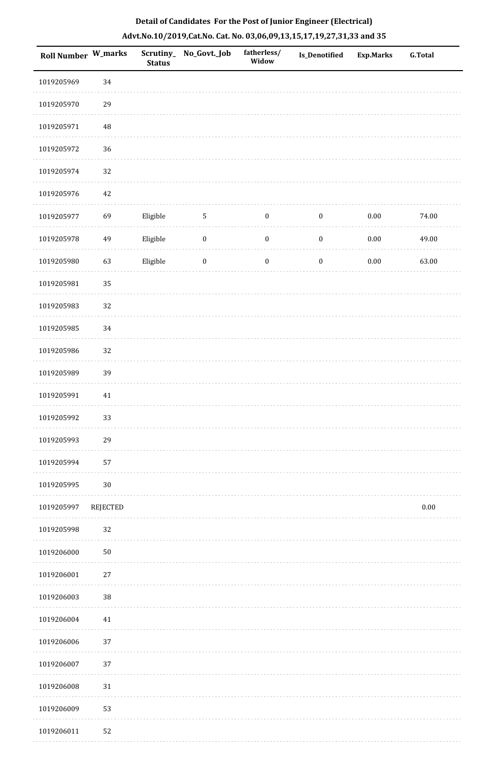**Detail of Candidates For the Post of Junior Engineer (Electrical)**

**Advt.No.10/2019,Cat.No. Cat. No. 03,06,09,13,15,17,19,27,31,33 and 35**

| Roll Number | W_marks | Scrutiny_Status | No_Govt._Job | fatherless/Widow | Is_Denotified | Exp.Marks | G.Total |
|---|---|---|---|---|---|---|---|
| 1019205969 | 34 | | | | | | |
| 1019205970 | 29 | | | | | | |
| 1019205971 | 48 | | | | | | |
| 1019205972 | 36 | | | | | | |
| 1019205974 | 32 | | | | | | |
| 1019205976 | 42 | | | | | | |
| 1019205977 | 69 | Eligible | 5 | 0 | 0 | 0.00 | 74.00 |
| 1019205978 | 49 | Eligible | 0 | 0 | 0 | 0.00 | 49.00 |
| 1019205980 | 63 | Eligible | 0 | 0 | 0 | 0.00 | 63.00 |
| 1019205981 | 35 | | | | | | |
| 1019205983 | 32 | | | | | | |
| 1019205985 | 34 | | | | | | |
| 1019205986 | 32 | | | | | | |
| 1019205989 | 39 | | | | | | |
| 1019205991 | 41 | | | | | | |
| 1019205992 | 33 | | | | | | |
| 1019205993 | 29 | | | | | | |
| 1019205994 | 57 | | | | | | |
| 1019205995 | 30 | | | | | | |
| 1019205997 | REJECTED | | | | | | 0.00 |
| 1019205998 | 32 | | | | | | |
| 1019206000 | 50 | | | | | | |
| 1019206001 | 27 | | | | | | |
| 1019206003 | 38 | | | | | | |
| 1019206004 | 41 | | | | | | |
| 1019206006 | 37 | | | | | | |
| 1019206007 | 37 | | | | | | |
| 1019206008 | 31 | | | | | | |
| 1019206009 | 53 | | | | | | |
| 1019206011 | 52 | | | | | | |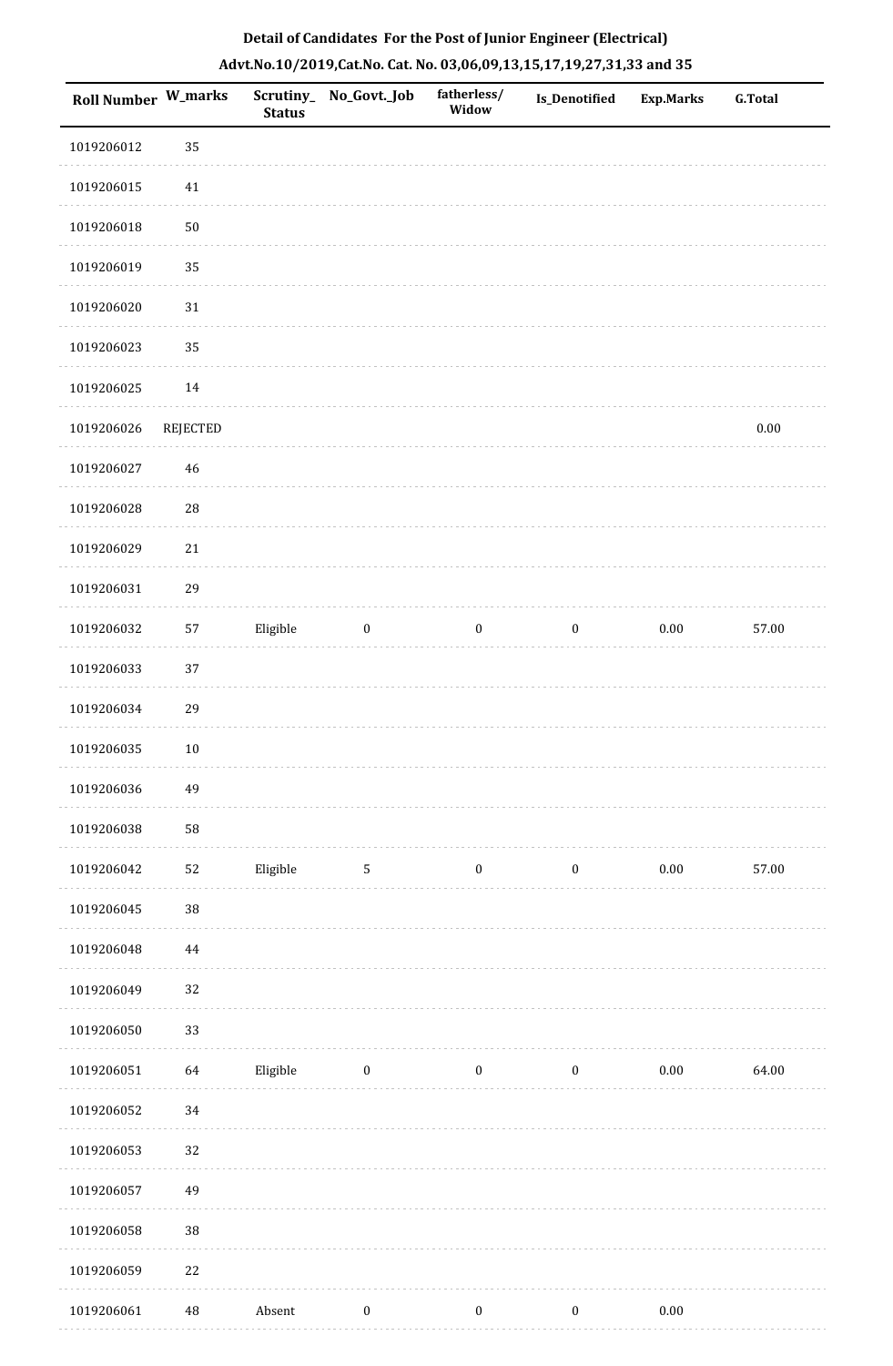**Detail of Candidates For the Post of Junior Engineer (Electrical)**

**Advt.No.10/2019,Cat.No. Cat. No. 03,06,09,13,15,17,19,27,31,33 and 35**

| Roll Number | W_marks | Scrutiny_ Status | No_Govt._Job | fatherless/ Widow | Is_Denotified | Exp.Marks | G.Total |
|---|---|---|---|---|---|---|---|
| 1019206012 | 35 | | | | | | |
| 1019206015 | 41 | | | | | | |
| 1019206018 | 50 | | | | | | |
| 1019206019 | 35 | | | | | | |
| 1019206020 | 31 | | | | | | |
| 1019206023 | 35 | | | | | | |
| 1019206025 | 14 | | | | | | |
| 1019206026 | REJECTED | | | | | | 0.00 |
| 1019206027 | 46 | | | | | | |
| 1019206028 | 28 | | | | | | |
| 1019206029 | 21 | | | | | | |
| 1019206031 | 29 | | | | | | |
| 1019206032 | 57 | Eligible | 0 | 0 | 0 | 0.00 | 57.00 |
| 1019206033 | 37 | | | | | | |
| 1019206034 | 29 | | | | | | |
| 1019206035 | 10 | | | | | | |
| 1019206036 | 49 | | | | | | |
| 1019206038 | 58 | | | | | | |
| 1019206042 | 52 | Eligible | 5 | 0 | 0 | 0.00 | 57.00 |
| 1019206045 | 38 | | | | | | |
| 1019206048 | 44 | | | | | | |
| 1019206049 | 32 | | | | | | |
| 1019206050 | 33 | | | | | | |
| 1019206051 | 64 | Eligible | 0 | 0 | 0 | 0.00 | 64.00 |
| 1019206052 | 34 | | | | | | |
| 1019206053 | 32 | | | | | | |
| 1019206057 | 49 | | | | | | |
| 1019206058 | 38 | | | | | | |
| 1019206059 | 22 | | | | | | |
| 1019206061 | 48 | Absent | 0 | 0 | 0 | 0.00 | |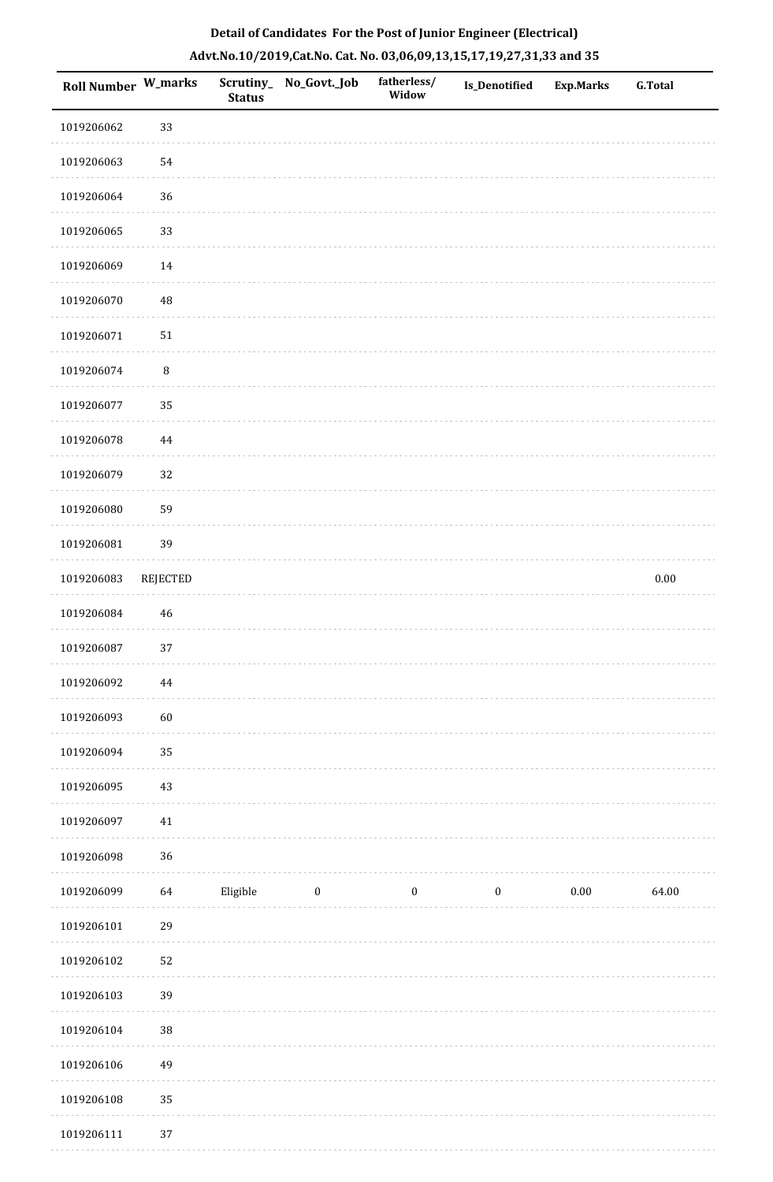**Detail of Candidates For the Post of Junior Engineer (Electrical)**

**Advt.No.10/2019,Cat.No. Cat. No. 03,06,09,13,15,17,19,27,31,33 and 35**

| Roll Number | W_marks | Scrutiny_Status | No_Govt._Job | fatherless/Widow | Is_Denotified | Exp.Marks | G.Total |
|---|---|---|---|---|---|---|---|
| 1019206062 | 33 | | | | | | |
| 1019206063 | 54 | | | | | | |
| 1019206064 | 36 | | | | | | |
| 1019206065 | 33 | | | | | | |
| 1019206069 | 14 | | | | | | |
| 1019206070 | 48 | | | | | | |
| 1019206071 | 51 | | | | | | |
| 1019206074 | 8 | | | | | | |
| 1019206077 | 35 | | | | | | |
| 1019206078 | 44 | | | | | | |
| 1019206079 | 32 | | | | | | |
| 1019206080 | 59 | | | | | | |
| 1019206081 | 39 | | | | | | |
| 1019206083 | REJECTED | | | | | | 0.00 |
| 1019206084 | 46 | | | | | | |
| 1019206087 | 37 | | | | | | |
| 1019206092 | 44 | | | | | | |
| 1019206093 | 60 | | | | | | |
| 1019206094 | 35 | | | | | | |
| 1019206095 | 43 | | | | | | |
| 1019206097 | 41 | | | | | | |
| 1019206098 | 36 | | | | | | |
| 1019206099 | 64 | Eligible | 0 | 0 | 0 | 0.00 | 64.00 |
| 1019206101 | 29 | | | | | | |
| 1019206102 | 52 | | | | | | |
| 1019206103 | 39 | | | | | | |
| 1019206104 | 38 | | | | | | |
| 1019206106 | 49 | | | | | | |
| 1019206108 | 35 | | | | | | |
| 1019206111 | 37 | | | | | | |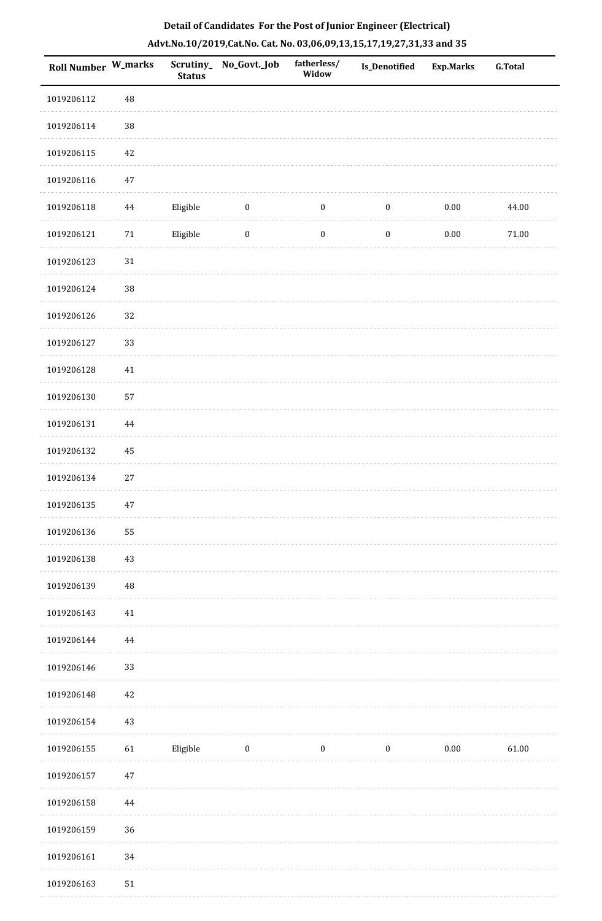**Detail of Candidates For the Post of Junior Engineer (Electrical)**

**Advt.No.10/2019,Cat.No. Cat. No. 03,06,09,13,15,17,19,27,31,33 and 35**

| Roll Number | W_marks | Scrutiny_Status | No_Govt._Job | fatherless/Widow | Is_Denotified | Exp.Marks | G.Total |
|---|---|---|---|---|---|---|---|
| 1019206112 | 48 | | | | | | |
| 1019206114 | 38 | | | | | | |
| 1019206115 | 42 | | | | | | |
| 1019206116 | 47 | | | | | | |
| 1019206118 | 44 | Eligible | 0 | 0 | 0 | 0.00 | 44.00 |
| 1019206121 | 71 | Eligible | 0 | 0 | 0 | 0.00 | 71.00 |
| 1019206123 | 31 | | | | | | |
| 1019206124 | 38 | | | | | | |
| 1019206126 | 32 | | | | | | |
| 1019206127 | 33 | | | | | | |
| 1019206128 | 41 | | | | | | |
| 1019206130 | 57 | | | | | | |
| 1019206131 | 44 | | | | | | |
| 1019206132 | 45 | | | | | | |
| 1019206134 | 27 | | | | | | |
| 1019206135 | 47 | | | | | | |
| 1019206136 | 55 | | | | | | |
| 1019206138 | 43 | | | | | | |
| 1019206139 | 48 | | | | | | |
| 1019206143 | 41 | | | | | | |
| 1019206144 | 44 | | | | | | |
| 1019206146 | 33 | | | | | | |
| 1019206148 | 42 | | | | | | |
| 1019206154 | 43 | | | | | | |
| 1019206155 | 61 | Eligible | 0 | 0 | 0 | 0.00 | 61.00 |
| 1019206157 | 47 | | | | | | |
| 1019206158 | 44 | | | | | | |
| 1019206159 | 36 | | | | | | |
| 1019206161 | 34 | | | | | | |
| 1019206163 | 51 | | | | | | |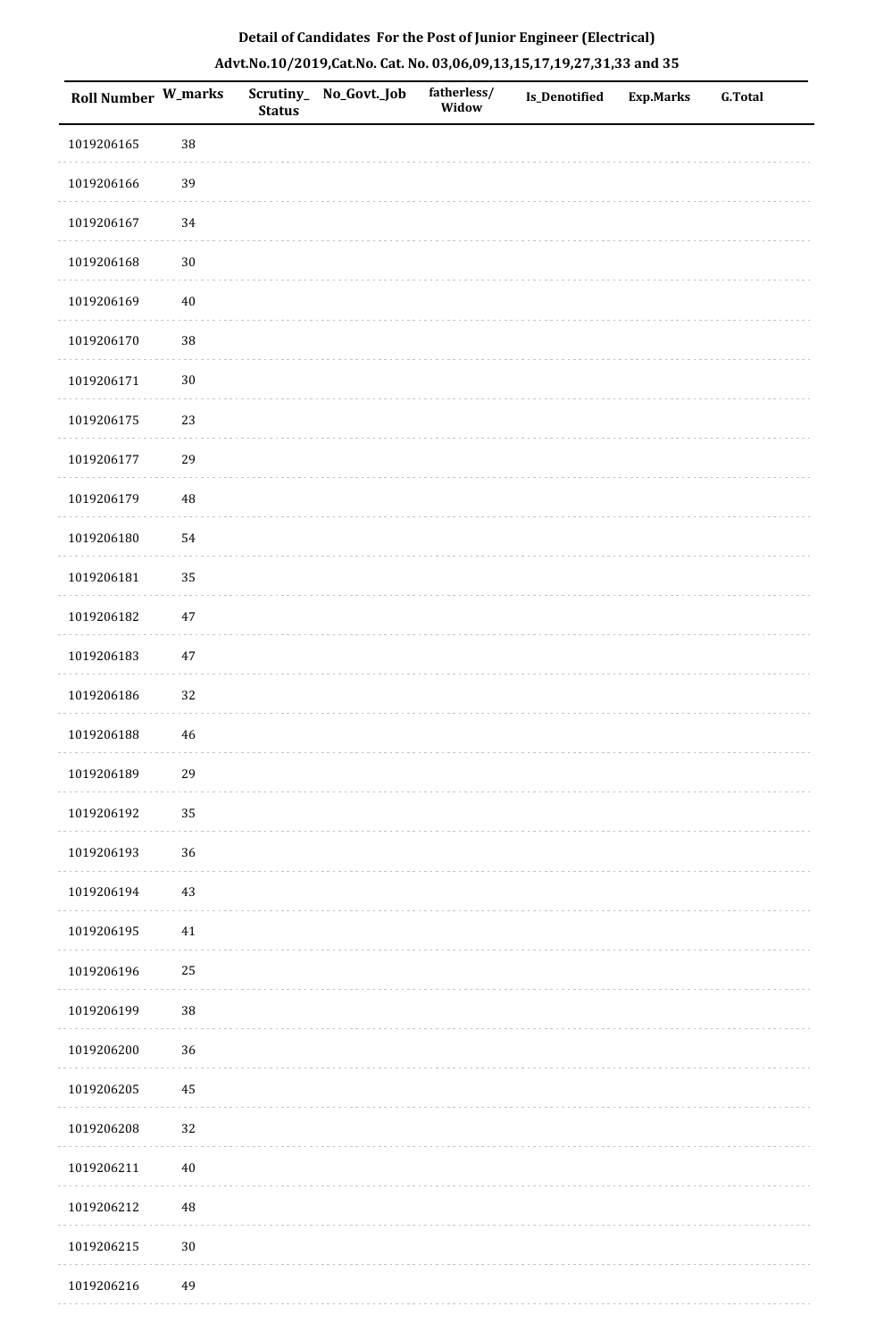**Detail of Candidates For the Post of Junior Engineer (Electrical)**

**Advt.No.10/2019,Cat.No. Cat. No. 03,06,09,13,15,17,19,27,31,33 and 35**

| Roll Number | W_marks | Scrutiny_ Status | No_Govt._Job | fatherless/ Widow | Is_Denotified | Exp.Marks | G.Total |
|---|---|---|---|---|---|---|---|
| 1019206165 | 38 | | | | | | |
| 1019206166 | 39 | | | | | | |
| 1019206167 | 34 | | | | | | |
| 1019206168 | 30 | | | | | | |
| 1019206169 | 40 | | | | | | |
| 1019206170 | 38 | | | | | | |
| 1019206171 | 30 | | | | | | |
| 1019206175 | 23 | | | | | | |
| 1019206177 | 29 | | | | | | |
| 1019206179 | 48 | | | | | | |
| 1019206180 | 54 | | | | | | |
| 1019206181 | 35 | | | | | | |
| 1019206182 | 47 | | | | | | |
| 1019206183 | 47 | | | | | | |
| 1019206186 | 32 | | | | | | |
| 1019206188 | 46 | | | | | | |
| 1019206189 | 29 | | | | | | |
| 1019206192 | 35 | | | | | | |
| 1019206193 | 36 | | | | | | |
| 1019206194 | 43 | | | | | | |
| 1019206195 | 41 | | | | | | |
| 1019206196 | 25 | | | | | | |
| 1019206199 | 38 | | | | | | |
| 1019206200 | 36 | | | | | | |
| 1019206205 | 45 | | | | | | |
| 1019206208 | 32 | | | | | | |
| 1019206211 | 40 | | | | | | |
| 1019206212 | 48 | | | | | | |
| 1019206215 | 30 | | | | | | |
| 1019206216 | 49 | | | | | | |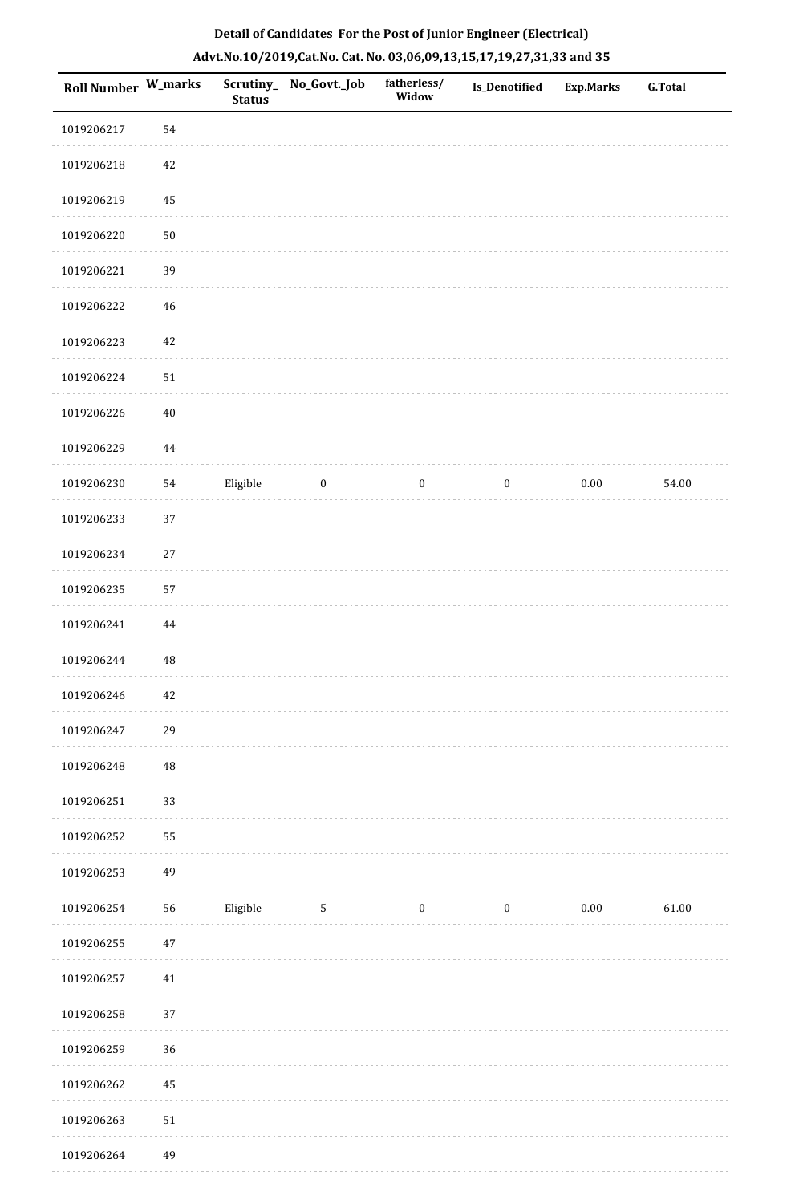**Detail of Candidates For the Post of Junior Engineer (Electrical)**

**Advt.No.10/2019,Cat.No. Cat. No. 03,06,09,13,15,17,19,27,31,33 and 35**

| Roll Number | W_marks | Scrutiny_Status | No_Govt._Job | fatherless/Widow | Is_Denotified | Exp.Marks | G.Total |
|---|---|---|---|---|---|---|---|
| 1019206217 | 54 | | | | | | |
| 1019206218 | 42 | | | | | | |
| 1019206219 | 45 | | | | | | |
| 1019206220 | 50 | | | | | | |
| 1019206221 | 39 | | | | | | |
| 1019206222 | 46 | | | | | | |
| 1019206223 | 42 | | | | | | |
| 1019206224 | 51 | | | | | | |
| 1019206226 | 40 | | | | | | |
| 1019206229 | 44 | | | | | | |
| 1019206230 | 54 | Eligible | 0 | 0 | 0 | 0.00 | 54.00 |
| 1019206233 | 37 | | | | | | |
| 1019206234 | 27 | | | | | | |
| 1019206235 | 57 | | | | | | |
| 1019206241 | 44 | | | | | | |
| 1019206244 | 48 | | | | | | |
| 1019206246 | 42 | | | | | | |
| 1019206247 | 29 | | | | | | |
| 1019206248 | 48 | | | | | | |
| 1019206251 | 33 | | | | | | |
| 1019206252 | 55 | | | | | | |
| 1019206253 | 49 | | | | | | |
| 1019206254 | 56 | Eligible | 5 | 0 | 0 | 0.00 | 61.00 |
| 1019206255 | 47 | | | | | | |
| 1019206257 | 41 | | | | | | |
| 1019206258 | 37 | | | | | | |
| 1019206259 | 36 | | | | | | |
| 1019206262 | 45 | | | | | | |
| 1019206263 | 51 | | | | | | |
| 1019206264 | 49 | | | | | | |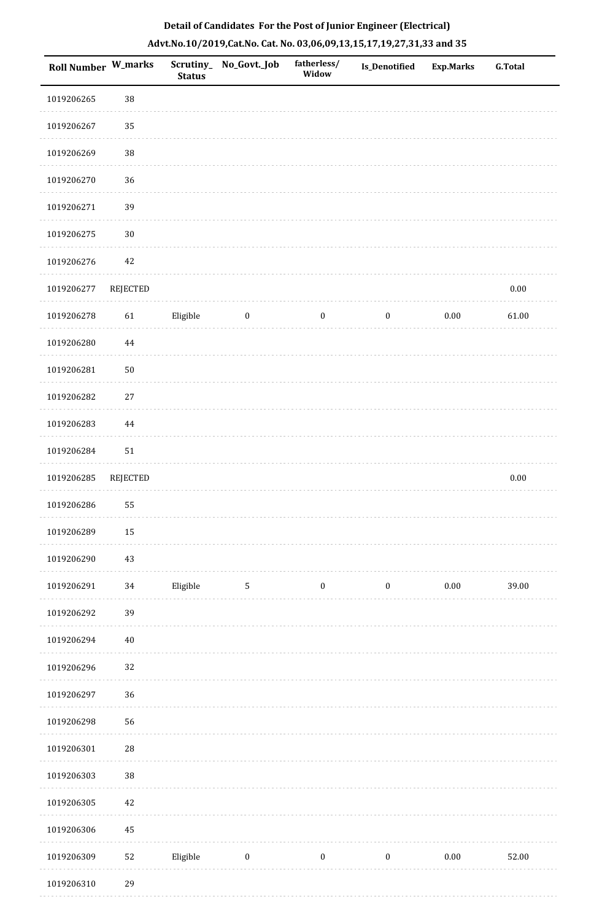## Detail of Candidates For the Post of Junior Engineer (Electrical)

### Advt.No.10/2019,Cat.No. Cat. No. 03,06,09,13,15,17,19,27,31,33 and 35

| Roll Number | W_marks | Scrutiny_Status | No_Govt._Job | fatherless/Widow | Is_Denotified | Exp.Marks | G.Total |
|---|---|---|---|---|---|---|---|
| 1019206265 | 38 | | | | | | |
| 1019206267 | 35 | | | | | | |
| 1019206269 | 38 | | | | | | |
| 1019206270 | 36 | | | | | | |
| 1019206271 | 39 | | | | | | |
| 1019206275 | 30 | | | | | | |
| 1019206276 | 42 | | | | | | |
| 1019206277 | REJECTED | | | | | | 0.00 |
| 1019206278 | 61 | Eligible | 0 | 0 | 0 | 0.00 | 61.00 |
| 1019206280 | 44 | | | | | | |
| 1019206281 | 50 | | | | | | |
| 1019206282 | 27 | | | | | | |
| 1019206283 | 44 | | | | | | |
| 1019206284 | 51 | | | | | | |
| 1019206285 | REJECTED | | | | | | 0.00 |
| 1019206286 | 55 | | | | | | |
| 1019206289 | 15 | | | | | | |
| 1019206290 | 43 | | | | | | |
| 1019206291 | 34 | Eligible | 5 | 0 | 0 | 0.00 | 39.00 |
| 1019206292 | 39 | | | | | | |
| 1019206294 | 40 | | | | | | |
| 1019206296 | 32 | | | | | | |
| 1019206297 | 36 | | | | | | |
| 1019206298 | 56 | | | | | | |
| 1019206301 | 28 | | | | | | |
| 1019206303 | 38 | | | | | | |
| 1019206305 | 42 | | | | | | |
| 1019206306 | 45 | | | | | | |
| 1019206309 | 52 | Eligible | 0 | 0 | 0 | 0.00 | 52.00 |
| 1019206310 | 29 | | | | | | |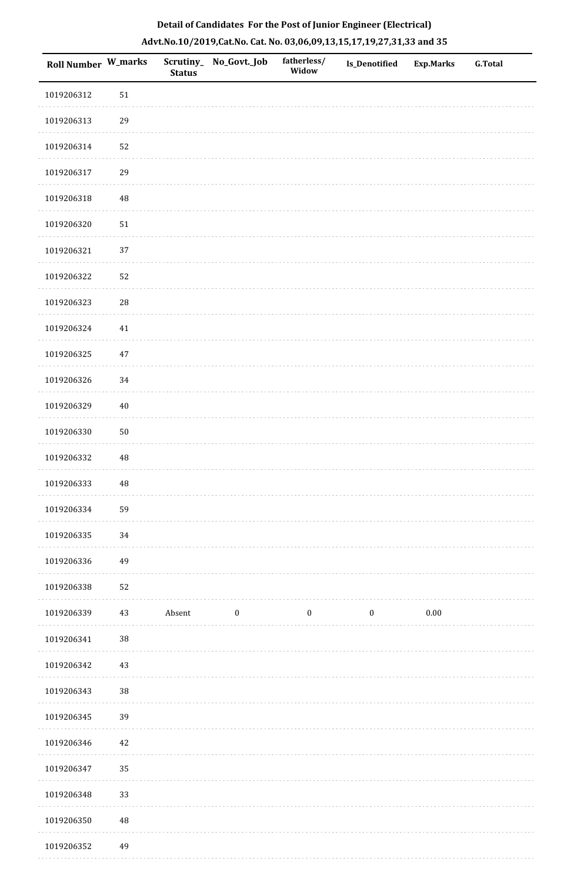**Detail of Candidates For the Post of Junior Engineer (Electrical)**

**Advt.No.10/2019,Cat.No. Cat. No. 03,06,09,13,15,17,19,27,31,33 and 35**

| Roll Number | W_marks | Scrutiny_ Status | No_Govt._Job | fatherless/ Widow | Is_Denotified | Exp.Marks | G.Total |
|---|---|---|---|---|---|---|---|
| 1019206312 | 51 | | | | | | |
| 1019206313 | 29 | | | | | | |
| 1019206314 | 52 | | | | | | |
| 1019206317 | 29 | | | | | | |
| 1019206318 | 48 | | | | | | |
| 1019206320 | 51 | | | | | | |
| 1019206321 | 37 | | | | | | |
| 1019206322 | 52 | | | | | | |
| 1019206323 | 28 | | | | | | |
| 1019206324 | 41 | | | | | | |
| 1019206325 | 47 | | | | | | |
| 1019206326 | 34 | | | | | | |
| 1019206329 | 40 | | | | | | |
| 1019206330 | 50 | | | | | | |
| 1019206332 | 48 | | | | | | |
| 1019206333 | 48 | | | | | | |
| 1019206334 | 59 | | | | | | |
| 1019206335 | 34 | | | | | | |
| 1019206336 | 49 | | | | | | |
| 1019206338 | 52 | | | | | | |
| 1019206339 | 43 | Absent | 0 | 0 | 0 | 0.00 | |
| 1019206341 | 38 | | | | | | |
| 1019206342 | 43 | | | | | | |
| 1019206343 | 38 | | | | | | |
| 1019206345 | 39 | | | | | | |
| 1019206346 | 42 | | | | | | |
| 1019206347 | 35 | | | | | | |
| 1019206348 | 33 | | | | | | |
| 1019206350 | 48 | | | | | | |
| 1019206352 | 49 | | | | | | |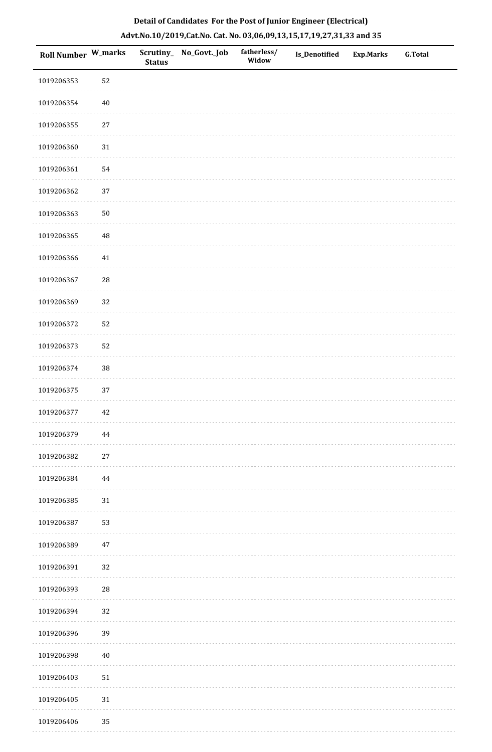**Detail of Candidates For the Post of Junior Engineer (Electrical)**

**Advt.No.10/2019,Cat.No. Cat. No. 03,06,09,13,15,17,19,27,31,33 and 35**

| Roll Number | W_marks | Scrutiny_Status | No_Govt._Job | fatherless/Widow | Is_Denotified | Exp.Marks | G.Total |
|---|---|---|---|---|---|---|---|
| 1019206353 | 52 | | | | | | |
| 1019206354 | 40 | | | | | | |
| 1019206355 | 27 | | | | | | |
| 1019206360 | 31 | | | | | | |
| 1019206361 | 54 | | | | | | |
| 1019206362 | 37 | | | | | | |
| 1019206363 | 50 | | | | | | |
| 1019206365 | 48 | | | | | | |
| 1019206366 | 41 | | | | | | |
| 1019206367 | 28 | | | | | | |
| 1019206369 | 32 | | | | | | |
| 1019206372 | 52 | | | | | | |
| 1019206373 | 52 | | | | | | |
| 1019206374 | 38 | | | | | | |
| 1019206375 | 37 | | | | | | |
| 1019206377 | 42 | | | | | | |
| 1019206379 | 44 | | | | | | |
| 1019206382 | 27 | | | | | | |
| 1019206384 | 44 | | | | | | |
| 1019206385 | 31 | | | | | | |
| 1019206387 | 53 | | | | | | |
| 1019206389 | 47 | | | | | | |
| 1019206391 | 32 | | | | | | |
| 1019206393 | 28 | | | | | | |
| 1019206394 | 32 | | | | | | |
| 1019206396 | 39 | | | | | | |
| 1019206398 | 40 | | | | | | |
| 1019206403 | 51 | | | | | | |
| 1019206405 | 31 | | | | | | |
| 1019206406 | 35 | | | | | | |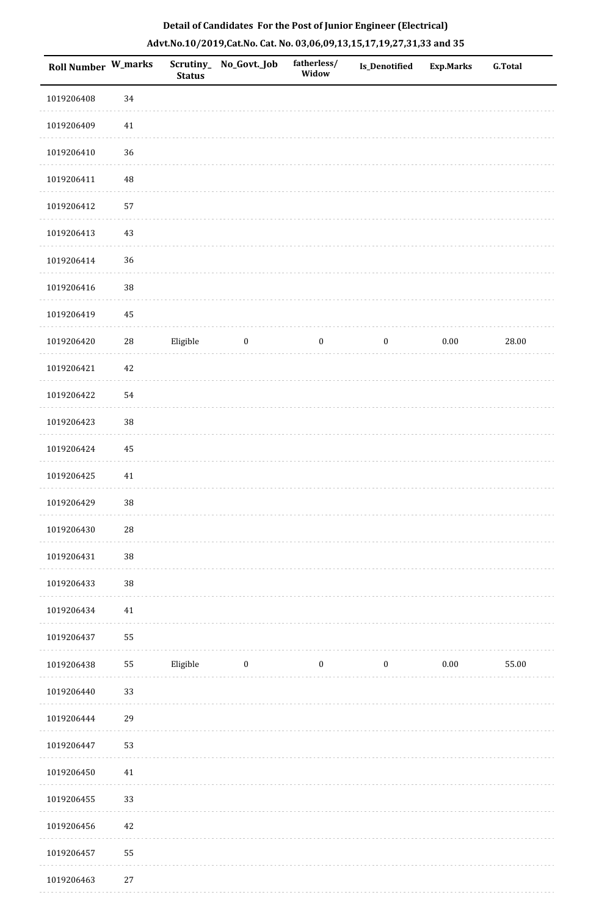**Detail of Candidates For the Post of Junior Engineer (Electrical)**

**Advt.No.10/2019,Cat.No. Cat. No. 03,06,09,13,15,17,19,27,31,33 and 35**

| Roll Number | W_marks | Scrutiny_Status | No_Govt._Job | fatherless/Widow | Is_Denotified | Exp.Marks | G.Total |
|---|---|---|---|---|---|---|---|
| 1019206408 | 34 | | | | | | |
| 1019206409 | 41 | | | | | | |
| 1019206410 | 36 | | | | | | |
| 1019206411 | 48 | | | | | | |
| 1019206412 | 57 | | | | | | |
| 1019206413 | 43 | | | | | | |
| 1019206414 | 36 | | | | | | |
| 1019206416 | 38 | | | | | | |
| 1019206419 | 45 | | | | | | |
| 1019206420 | 28 | Eligible | 0 | 0 | 0 | 0.00 | 28.00 |
| 1019206421 | 42 | | | | | | |
| 1019206422 | 54 | | | | | | |
| 1019206423 | 38 | | | | | | |
| 1019206424 | 45 | | | | | | |
| 1019206425 | 41 | | | | | | |
| 1019206429 | 38 | | | | | | |
| 1019206430 | 28 | | | | | | |
| 1019206431 | 38 | | | | | | |
| 1019206433 | 38 | | | | | | |
| 1019206434 | 41 | | | | | | |
| 1019206437 | 55 | | | | | | |
| 1019206438 | 55 | Eligible | 0 | 0 | 0 | 0.00 | 55.00 |
| 1019206440 | 33 | | | | | | |
| 1019206444 | 29 | | | | | | |
| 1019206447 | 53 | | | | | | |
| 1019206450 | 41 | | | | | | |
| 1019206455 | 33 | | | | | | |
| 1019206456 | 42 | | | | | | |
| 1019206457 | 55 | | | | | | |
| 1019206463 | 27 | | | | | | |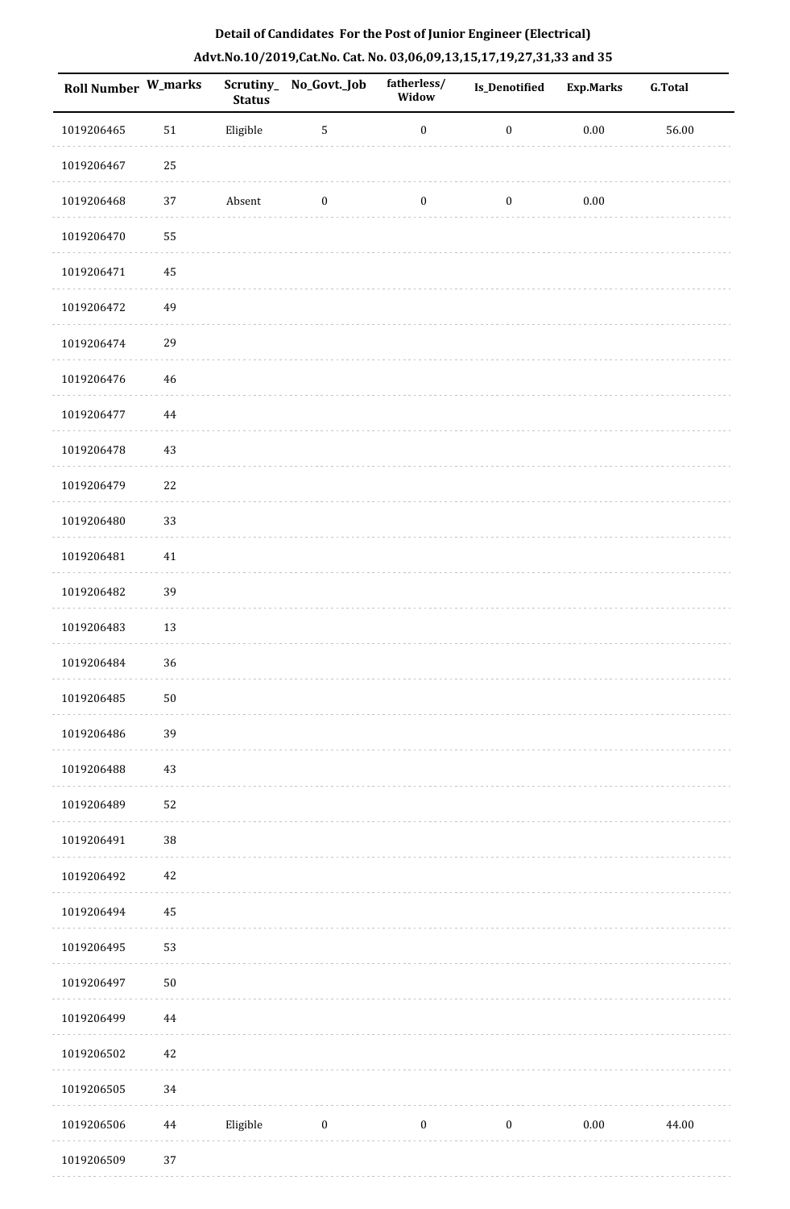## Detail of Candidates For the Post of Junior Engineer (Electrical)

## Advt.No.10/2019,Cat.No. Cat. No. 03,06,09,13,15,17,19,27,31,33 and 35

| Roll Number | W_marks | Scrutiny_Status | No_Govt._Job | fatherless/Widow | Is_Denotified | Exp.Marks | G.Total |
|---|---|---|---|---|---|---|---|
| 1019206465 | 51 | Eligible | 5 | 0 | 0 | 0.00 | 56.00 |
| 1019206467 | 25 | | | | | | |
| 1019206468 | 37 | Absent | 0 | 0 | 0 | 0.00 | |
| 1019206470 | 55 | | | | | | |
| 1019206471 | 45 | | | | | | |
| 1019206472 | 49 | | | | | | |
| 1019206474 | 29 | | | | | | |
| 1019206476 | 46 | | | | | | |
| 1019206477 | 44 | | | | | | |
| 1019206478 | 43 | | | | | | |
| 1019206479 | 22 | | | | | | |
| 1019206480 | 33 | | | | | | |
| 1019206481 | 41 | | | | | | |
| 1019206482 | 39 | | | | | | |
| 1019206483 | 13 | | | | | | |
| 1019206484 | 36 | | | | | | |
| 1019206485 | 50 | | | | | | |
| 1019206486 | 39 | | | | | | |
| 1019206488 | 43 | | | | | | |
| 1019206489 | 52 | | | | | | |
| 1019206491 | 38 | | | | | | |
| 1019206492 | 42 | | | | | | |
| 1019206494 | 45 | | | | | | |
| 1019206495 | 53 | | | | | | |
| 1019206497 | 50 | | | | | | |
| 1019206499 | 44 | | | | | | |
| 1019206502 | 42 | | | | | | |
| 1019206505 | 34 | | | | | | |
| 1019206506 | 44 | Eligible | 0 | 0 | 0 | 0.00 | 44.00 |
| 1019206509 | 37 | | | | | | |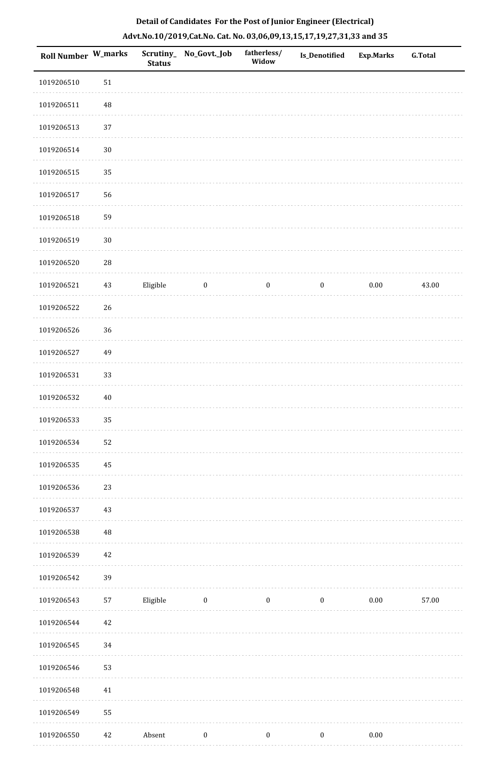# Detail of Candidates For the Post of Junior Engineer (Electrical)

## Advt.No.10/2019,Cat.No. Cat. No. 03,06,09,13,15,17,19,27,31,33 and 35

| Roll Number | W_marks | Scrutiny_ Status | No_Govt._Job | fatherless/ Widow | Is_Denotified | Exp.Marks | G.Total |
|---|---|---|---|---|---|---|---|
| 1019206510 | 51 | | | | | | |
| 1019206511 | 48 | | | | | | |
| 1019206513 | 37 | | | | | | |
| 1019206514 | 30 | | | | | | |
| 1019206515 | 35 | | | | | | |
| 1019206517 | 56 | | | | | | |
| 1019206518 | 59 | | | | | | |
| 1019206519 | 30 | | | | | | |
| 1019206520 | 28 | | | | | | |
| 1019206521 | 43 | Eligible | 0 | 0 | 0 | 0.00 | 43.00 |
| 1019206522 | 26 | | | | | | |
| 1019206526 | 36 | | | | | | |
| 1019206527 | 49 | | | | | | |
| 1019206531 | 33 | | | | | | |
| 1019206532 | 40 | | | | | | |
| 1019206533 | 35 | | | | | | |
| 1019206534 | 52 | | | | | | |
| 1019206535 | 45 | | | | | | |
| 1019206536 | 23 | | | | | | |
| 1019206537 | 43 | | | | | | |
| 1019206538 | 48 | | | | | | |
| 1019206539 | 42 | | | | | | |
| 1019206542 | 39 | | | | | | |
| 1019206543 | 57 | Eligible | 0 | 0 | 0 | 0.00 | 57.00 |
| 1019206544 | 42 | | | | | | |
| 1019206545 | 34 | | | | | | |
| 1019206546 | 53 | | | | | | |
| 1019206548 | 41 | | | | | | |
| 1019206549 | 55 | | | | | | |
| 1019206550 | 42 | Absent | 0 | 0 | 0 | 0.00 | |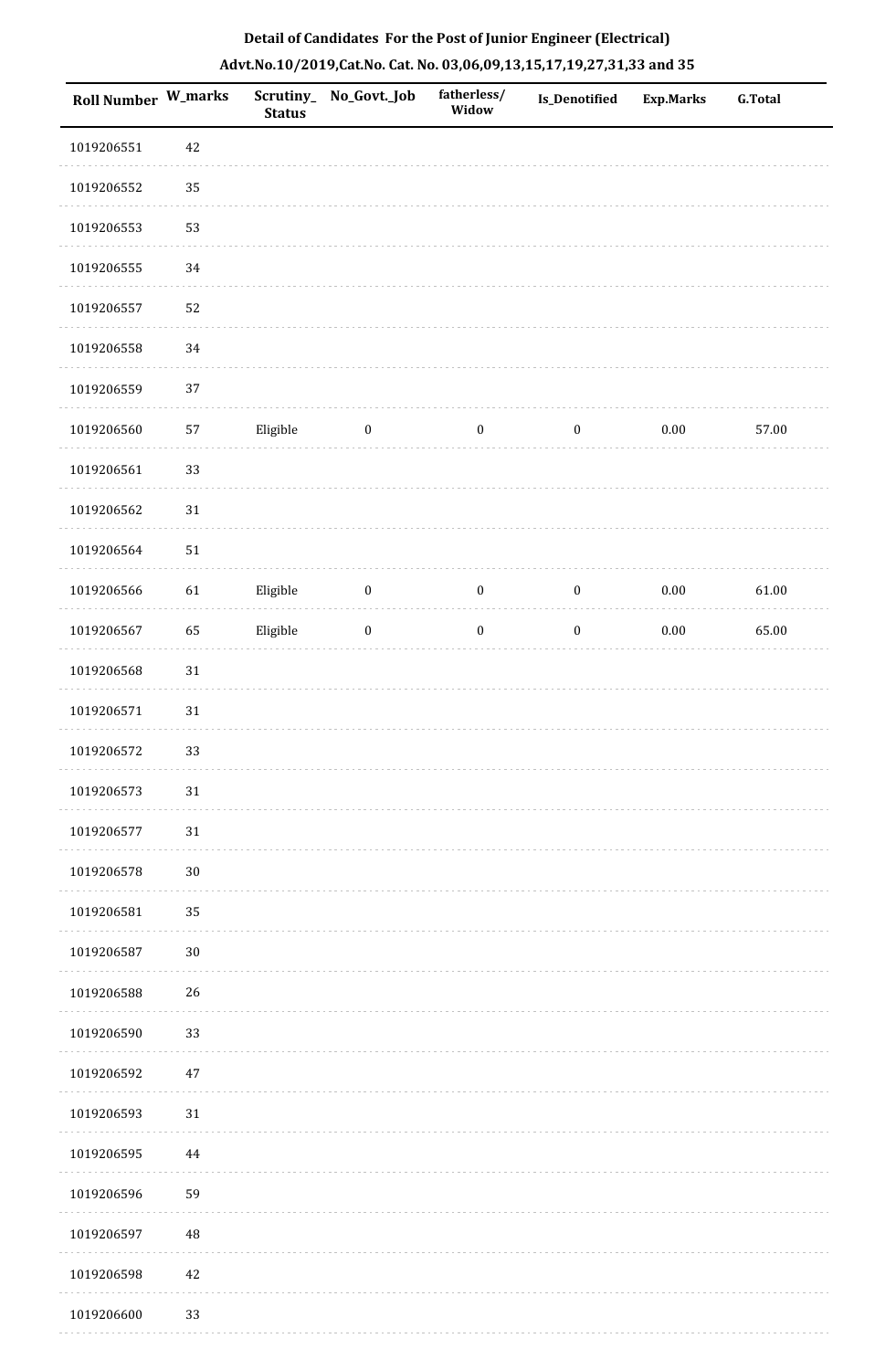**Detail of Candidates For the Post of Junior Engineer (Electrical)**

**Advt.No.10/2019,Cat.No. Cat. No. 03,06,09,13,15,17,19,27,31,33 and 35**

| Roll Number | W_marks | Scrutiny_Status | No_Govt._Job | fatherless/Widow | Is_Denotified | Exp.Marks | G.Total |
|---|---|---|---|---|---|---|---|
| 1019206551 | 42 | | | | | | |
| 1019206552 | 35 | | | | | | |
| 1019206553 | 53 | | | | | | |
| 1019206555 | 34 | | | | | | |
| 1019206557 | 52 | | | | | | |
| 1019206558 | 34 | | | | | | |
| 1019206559 | 37 | | | | | | |
| 1019206560 | 57 | Eligible | 0 | 0 | 0 | 0.00 | 57.00 |
| 1019206561 | 33 | | | | | | |
| 1019206562 | 31 | | | | | | |
| 1019206564 | 51 | | | | | | |
| 1019206566 | 61 | Eligible | 0 | 0 | 0 | 0.00 | 61.00 |
| 1019206567 | 65 | Eligible | 0 | 0 | 0 | 0.00 | 65.00 |
| 1019206568 | 31 | | | | | | |
| 1019206571 | 31 | | | | | | |
| 1019206572 | 33 | | | | | | |
| 1019206573 | 31 | | | | | | |
| 1019206577 | 31 | | | | | | |
| 1019206578 | 30 | | | | | | |
| 1019206581 | 35 | | | | | | |
| 1019206587 | 30 | | | | | | |
| 1019206588 | 26 | | | | | | |
| 1019206590 | 33 | | | | | | |
| 1019206592 | 47 | | | | | | |
| 1019206593 | 31 | | | | | | |
| 1019206595 | 44 | | | | | | |
| 1019206596 | 59 | | | | | | |
| 1019206597 | 48 | | | | | | |
| 1019206598 | 42 | | | | | | |
| 1019206600 | 33 | | | | | | |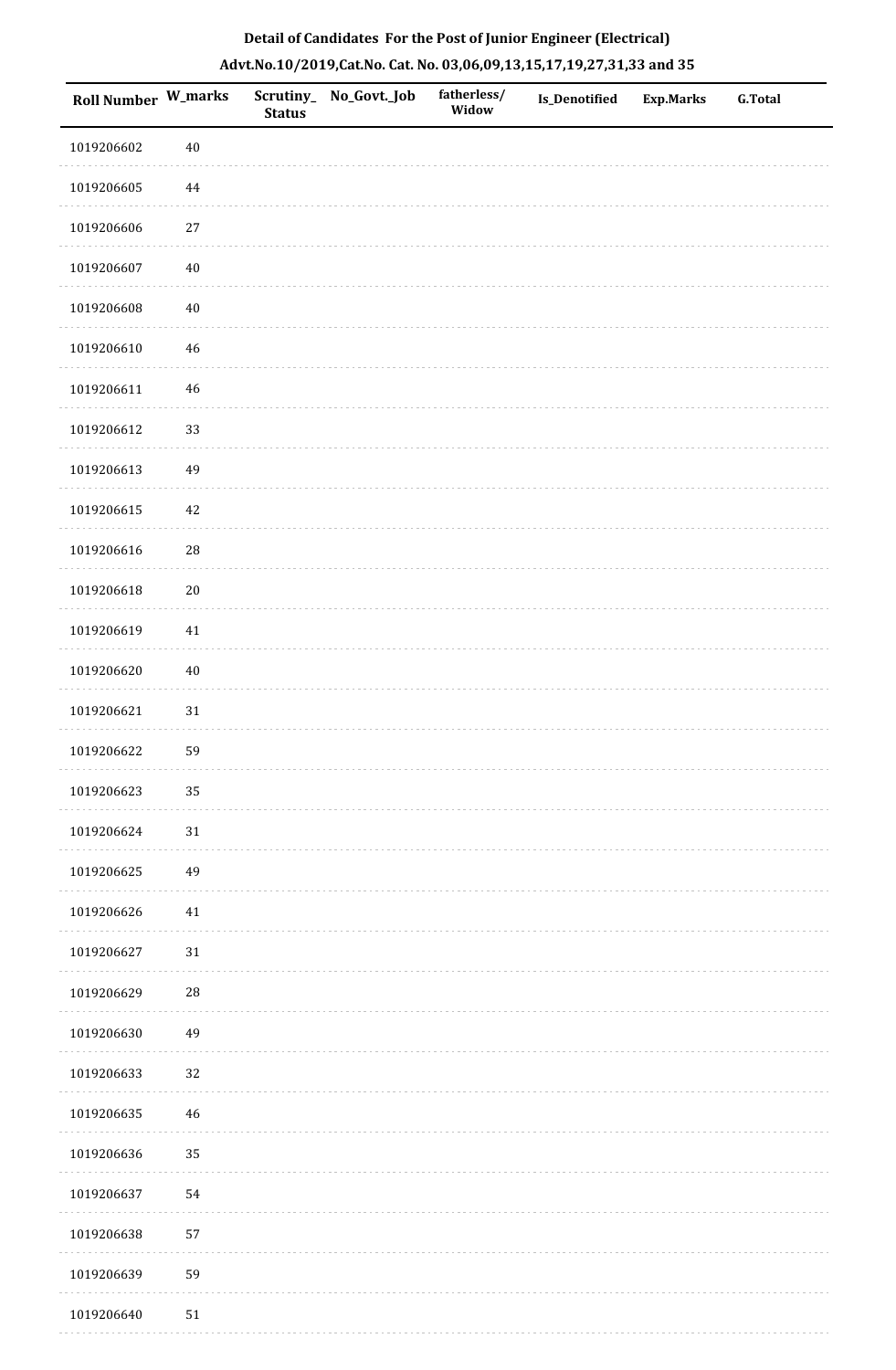**Detail of Candidates For the Post of Junior Engineer (Electrical)**

**Advt.No.10/2019,Cat.No. Cat. No. 03,06,09,13,15,17,19,27,31,33 and 35**

| Roll Number | W_marks | Scrutiny_Status | No_Govt._Job | fatherless/Widow | Is_Denotified | Exp.Marks | G.Total |
|---|---|---|---|---|---|---|---|
| 1019206602 | 40 | | | | | | |
| 1019206605 | 44 | | | | | | |
| 1019206606 | 27 | | | | | | |
| 1019206607 | 40 | | | | | | |
| 1019206608 | 40 | | | | | | |
| 1019206610 | 46 | | | | | | |
| 1019206611 | 46 | | | | | | |
| 1019206612 | 33 | | | | | | |
| 1019206613 | 49 | | | | | | |
| 1019206615 | 42 | | | | | | |
| 1019206616 | 28 | | | | | | |
| 1019206618 | 20 | | | | | | |
| 1019206619 | 41 | | | | | | |
| 1019206620 | 40 | | | | | | |
| 1019206621 | 31 | | | | | | |
| 1019206622 | 59 | | | | | | |
| 1019206623 | 35 | | | | | | |
| 1019206624 | 31 | | | | | | |
| 1019206625 | 49 | | | | | | |
| 1019206626 | 41 | | | | | | |
| 1019206627 | 31 | | | | | | |
| 1019206629 | 28 | | | | | | |
| 1019206630 | 49 | | | | | | |
| 1019206633 | 32 | | | | | | |
| 1019206635 | 46 | | | | | | |
| 1019206636 | 35 | | | | | | |
| 1019206637 | 54 | | | | | | |
| 1019206638 | 57 | | | | | | |
| 1019206639 | 59 | | | | | | |
| 1019206640 | 51 | | | | | | |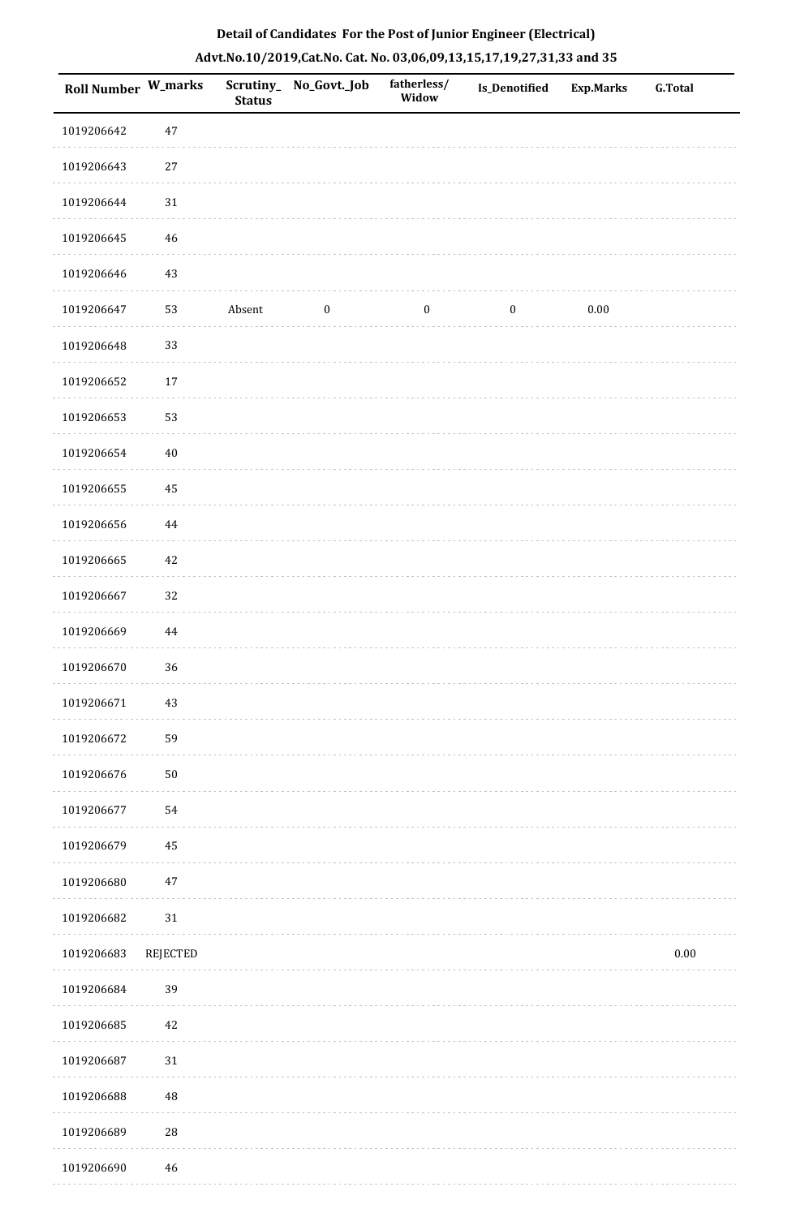**Detail of Candidates For the Post of Junior Engineer (Electrical)**

**Advt.No.10/2019,Cat.No. Cat. No. 03,06,09,13,15,17,19,27,31,33 and 35**

| Roll Number | W_marks | Scrutiny_Status | No_Govt._Job | fatherless/Widow | Is_Denotified | Exp.Marks | G.Total |
|---|---|---|---|---|---|---|---|
| 1019206642 | 47 | | | | | | |
| 1019206643 | 27 | | | | | | |
| 1019206644 | 31 | | | | | | |
| 1019206645 | 46 | | | | | | |
| 1019206646 | 43 | | | | | | |
| 1019206647 | 53 | Absent | 0 | 0 | 0 | 0.00 | |
| 1019206648 | 33 | | | | | | |
| 1019206652 | 17 | | | | | | |
| 1019206653 | 53 | | | | | | |
| 1019206654 | 40 | | | | | | |
| 1019206655 | 45 | | | | | | |
| 1019206656 | 44 | | | | | | |
| 1019206665 | 42 | | | | | | |
| 1019206667 | 32 | | | | | | |
| 1019206669 | 44 | | | | | | |
| 1019206670 | 36 | | | | | | |
| 1019206671 | 43 | | | | | | |
| 1019206672 | 59 | | | | | | |
| 1019206676 | 50 | | | | | | |
| 1019206677 | 54 | | | | | | |
| 1019206679 | 45 | | | | | | |
| 1019206680 | 47 | | | | | | |
| 1019206682 | 31 | | | | | | |
| 1019206683 | REJECTED | | | | | | 0.00 |
| 1019206684 | 39 | | | | | | |
| 1019206685 | 42 | | | | | | |
| 1019206687 | 31 | | | | | | |
| 1019206688 | 48 | | | | | | |
| 1019206689 | 28 | | | | | | |
| 1019206690 | 46 | | | | | | |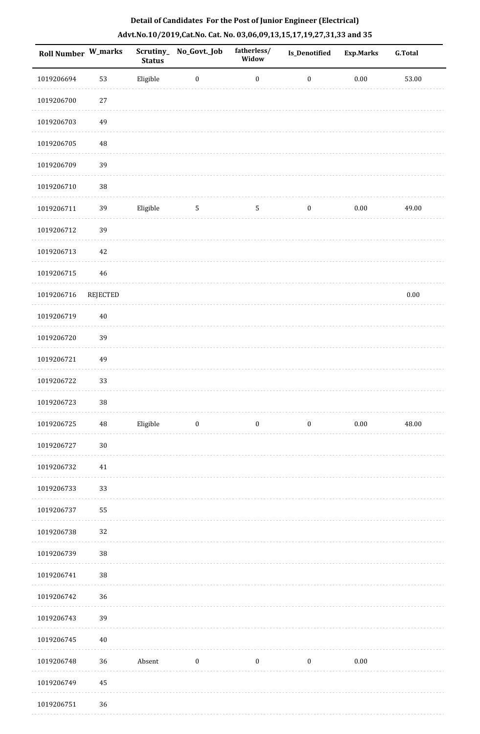**Detail of Candidates For the Post of Junior Engineer (Electrical)**

**Advt.No.10/2019,Cat.No. Cat. No. 03,06,09,13,15,17,19,27,31,33 and 35**

| Roll Number | W_marks | Scrutiny_Status | No_Govt._Job | fatherless/Widow | Is_Denotified | Exp.Marks | G.Total |
|---|---|---|---|---|---|---|---|
| 1019206694 | 53 | Eligible | 0 | 0 | 0 | 0.00 | 53.00 |
| 1019206700 | 27 | | | | | | |
| 1019206703 | 49 | | | | | | |
| 1019206705 | 48 | | | | | | |
| 1019206709 | 39 | | | | | | |
| 1019206710 | 38 | | | | | | |
| 1019206711 | 39 | Eligible | 5 | 5 | 0 | 0.00 | 49.00 |
| 1019206712 | 39 | | | | | | |
| 1019206713 | 42 | | | | | | |
| 1019206715 | 46 | | | | | | |
| 1019206716 | REJECTED | | | | | | 0.00 |
| 1019206719 | 40 | | | | | | |
| 1019206720 | 39 | | | | | | |
| 1019206721 | 49 | | | | | | |
| 1019206722 | 33 | | | | | | |
| 1019206723 | 38 | | | | | | |
| 1019206725 | 48 | Eligible | 0 | 0 | 0 | 0.00 | 48.00 |
| 1019206727 | 30 | | | | | | |
| 1019206732 | 41 | | | | | | |
| 1019206733 | 33 | | | | | | |
| 1019206737 | 55 | | | | | | |
| 1019206738 | 32 | | | | | | |
| 1019206739 | 38 | | | | | | |
| 1019206741 | 38 | | | | | | |
| 1019206742 | 36 | | | | | | |
| 1019206743 | 39 | | | | | | |
| 1019206745 | 40 | | | | | | |
| 1019206748 | 36 | Absent | 0 | 0 | 0 | 0.00 | |
| 1019206749 | 45 | | | | | | |
| 1019206751 | 36 | | | | | | |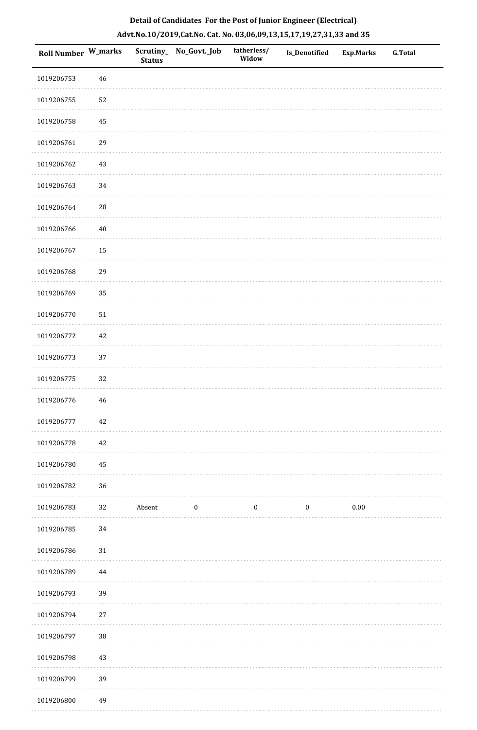**Detail of Candidates For the Post of Junior Engineer (Electrical)**

**Advt.No.10/2019,Cat.No. Cat. No. 03,06,09,13,15,17,19,27,31,33 and 35**

| Roll Number | W_marks | Scrutiny_ Status | No_Govt._Job | fatherless/ Widow | Is_Denotified | Exp.Marks | G.Total |
|---|---|---|---|---|---|---|---|
| 1019206753 | 46 | | | | | | |
| 1019206755 | 52 | | | | | | |
| 1019206758 | 45 | | | | | | |
| 1019206761 | 29 | | | | | | |
| 1019206762 | 43 | | | | | | |
| 1019206763 | 34 | | | | | | |
| 1019206764 | 28 | | | | | | |
| 1019206766 | 40 | | | | | | |
| 1019206767 | 15 | | | | | | |
| 1019206768 | 29 | | | | | | |
| 1019206769 | 35 | | | | | | |
| 1019206770 | 51 | | | | | | |
| 1019206772 | 42 | | | | | | |
| 1019206773 | 37 | | | | | | |
| 1019206775 | 32 | | | | | | |
| 1019206776 | 46 | | | | | | |
| 1019206777 | 42 | | | | | | |
| 1019206778 | 42 | | | | | | |
| 1019206780 | 45 | | | | | | |
| 1019206782 | 36 | | | | | | |
| 1019206783 | 32 | Absent | 0 | 0 | 0 | 0.00 | |
| 1019206785 | 34 | | | | | | |
| 1019206786 | 31 | | | | | | |
| 1019206789 | 44 | | | | | | |
| 1019206793 | 39 | | | | | | |
| 1019206794 | 27 | | | | | | |
| 1019206797 | 38 | | | | | | |
| 1019206798 | 43 | | | | | | |
| 1019206799 | 39 | | | | | | |
| 1019206800 | 49 | | | | | | |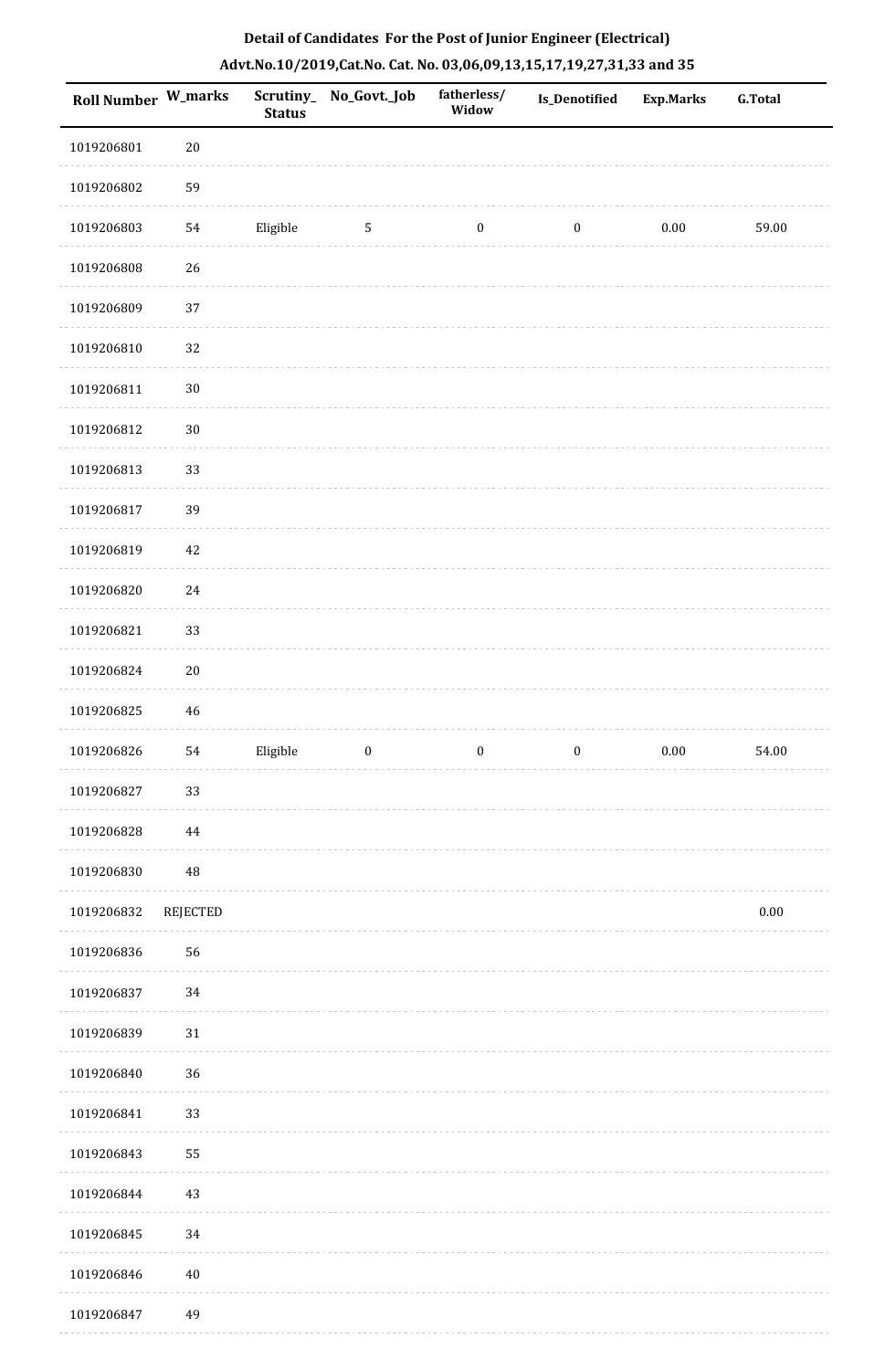**Detail of Candidates For the Post of Junior Engineer (Electrical)**

**Advt.No.10/2019,Cat.No. Cat. No. 03,06,09,13,15,17,19,27,31,33 and 35**

| Roll Number | W_marks | Scrutiny_Status | No_Govt._Job | fatherless/Widow | Is_Denotified | Exp.Marks | G.Total |
|---|---|---|---|---|---|---|---|
| 1019206801 | 20 | | | | | | |
| 1019206802 | 59 | | | | | | |
| 1019206803 | 54 | Eligible | 5 | 0 | 0 | 0.00 | 59.00 |
| 1019206808 | 26 | | | | | | |
| 1019206809 | 37 | | | | | | |
| 1019206810 | 32 | | | | | | |
| 1019206811 | 30 | | | | | | |
| 1019206812 | 30 | | | | | | |
| 1019206813 | 33 | | | | | | |
| 1019206817 | 39 | | | | | | |
| 1019206819 | 42 | | | | | | |
| 1019206820 | 24 | | | | | | |
| 1019206821 | 33 | | | | | | |
| 1019206824 | 20 | | | | | | |
| 1019206825 | 46 | | | | | | |
| 1019206826 | 54 | Eligible | 0 | 0 | 0 | 0.00 | 54.00 |
| 1019206827 | 33 | | | | | | |
| 1019206828 | 44 | | | | | | |
| 1019206830 | 48 | | | | | | |
| 1019206832 | REJECTED | | | | | | 0.00 |
| 1019206836 | 56 | | | | | | |
| 1019206837 | 34 | | | | | | |
| 1019206839 | 31 | | | | | | |
| 1019206840 | 36 | | | | | | |
| 1019206841 | 33 | | | | | | |
| 1019206843 | 55 | | | | | | |
| 1019206844 | 43 | | | | | | |
| 1019206845 | 34 | | | | | | |
| 1019206846 | 40 | | | | | | |
| 1019206847 | 49 | | | | | | |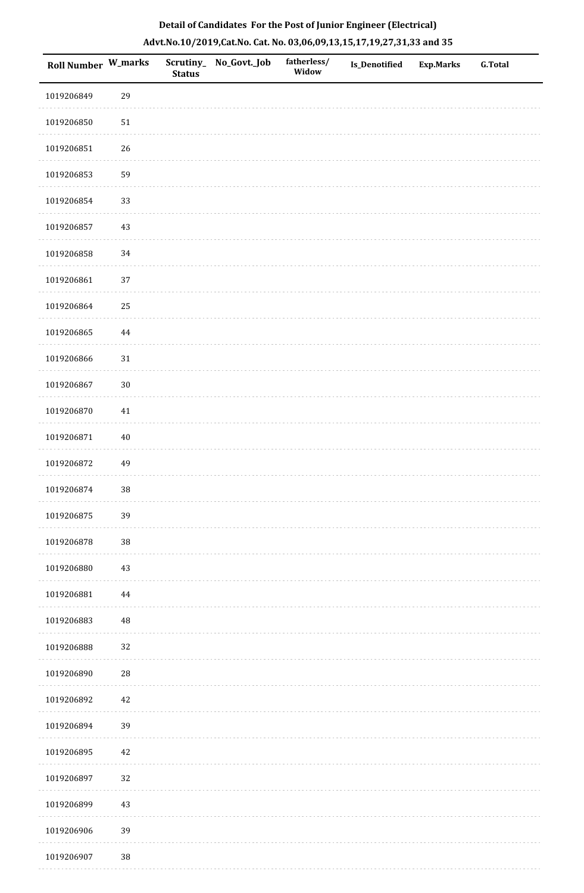**Detail of Candidates For the Post of Junior Engineer (Electrical)**

**Advt.No.10/2019,Cat.No. Cat. No. 03,06,09,13,15,17,19,27,31,33 and 35**

| Roll Number | W_marks | Scrutiny_ Status | No_Govt._Job | fatherless/ Widow | Is_Denotified | Exp.Marks | G.Total |
|---|---|---|---|---|---|---|---|
| 1019206849 | 29 | | | | | | |
| 1019206850 | 51 | | | | | | |
| 1019206851 | 26 | | | | | | |
| 1019206853 | 59 | | | | | | |
| 1019206854 | 33 | | | | | | |
| 1019206857 | 43 | | | | | | |
| 1019206858 | 34 | | | | | | |
| 1019206861 | 37 | | | | | | |
| 1019206864 | 25 | | | | | | |
| 1019206865 | 44 | | | | | | |
| 1019206866 | 31 | | | | | | |
| 1019206867 | 30 | | | | | | |
| 1019206870 | 41 | | | | | | |
| 1019206871 | 40 | | | | | | |
| 1019206872 | 49 | | | | | | |
| 1019206874 | 38 | | | | | | |
| 1019206875 | 39 | | | | | | |
| 1019206878 | 38 | | | | | | |
| 1019206880 | 43 | | | | | | |
| 1019206881 | 44 | | | | | | |
| 1019206883 | 48 | | | | | | |
| 1019206888 | 32 | | | | | | |
| 1019206890 | 28 | | | | | | |
| 1019206892 | 42 | | | | | | |
| 1019206894 | 39 | | | | | | |
| 1019206895 | 42 | | | | | | |
| 1019206897 | 32 | | | | | | |
| 1019206899 | 43 | | | | | | |
| 1019206906 | 39 | | | | | | |
| 1019206907 | 38 | | | | | | |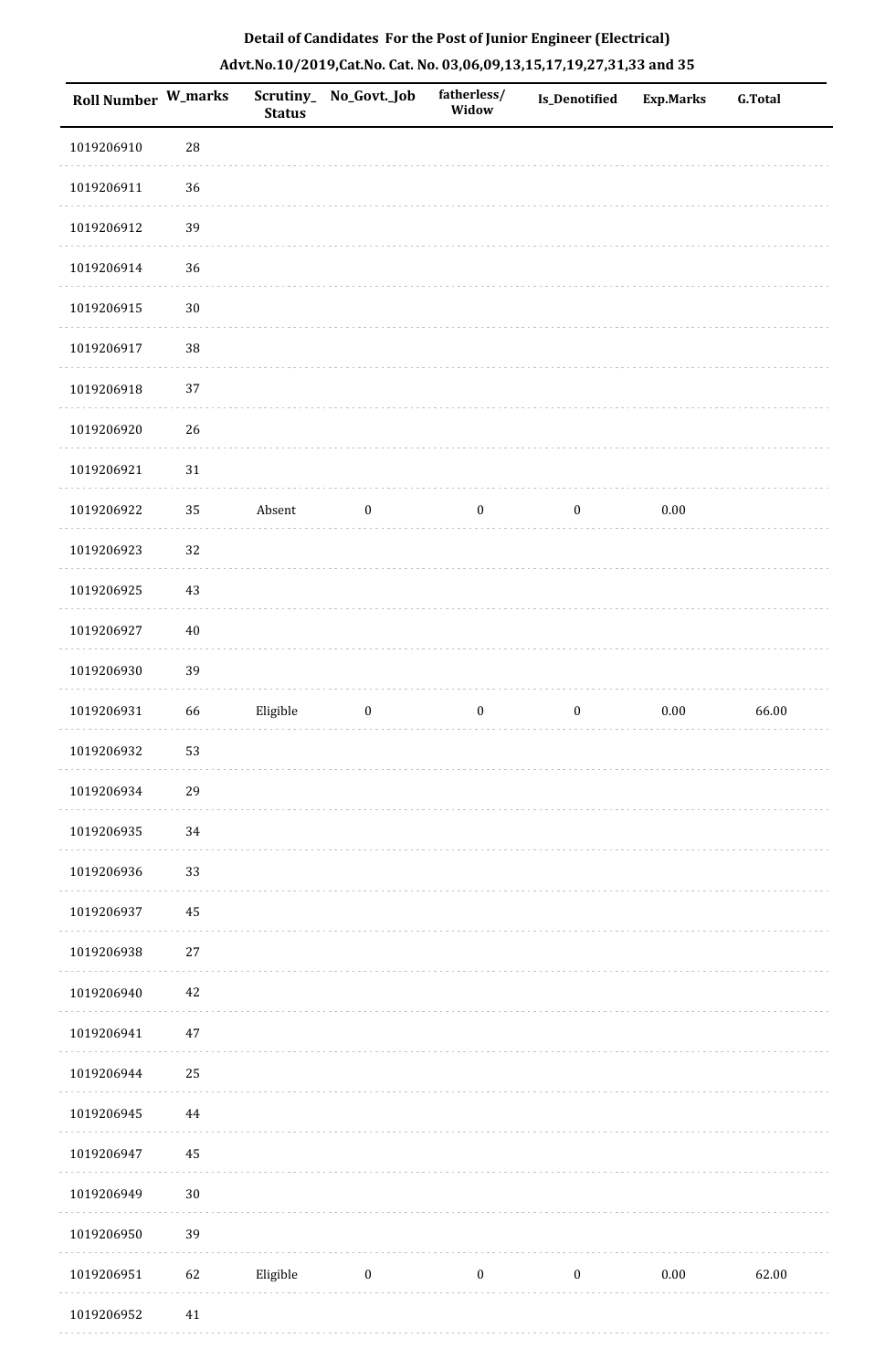## Detail of Candidates For the Post of Junior Engineer (Electrical)

## Advt.No.10/2019,Cat.No. Cat. No. 03,06,09,13,15,17,19,27,31,33 and 35

| Roll Number | W_marks | Scrutiny_Status | No_Govt._Job | fatherless/Widow | Is_Denotified | Exp.Marks | G.Total |
|---|---|---|---|---|---|---|---|
| 1019206910 | 28 | | | | | | |
| 1019206911 | 36 | | | | | | |
| 1019206912 | 39 | | | | | | |
| 1019206914 | 36 | | | | | | |
| 1019206915 | 30 | | | | | | |
| 1019206917 | 38 | | | | | | |
| 1019206918 | 37 | | | | | | |
| 1019206920 | 26 | | | | | | |
| 1019206921 | 31 | | | | | | |
| 1019206922 | 35 | Absent | 0 | 0 | 0 | 0.00 | |
| 1019206923 | 32 | | | | | | |
| 1019206925 | 43 | | | | | | |
| 1019206927 | 40 | | | | | | |
| 1019206930 | 39 | | | | | | |
| 1019206931 | 66 | Eligible | 0 | 0 | 0 | 0.00 | 66.00 |
| 1019206932 | 53 | | | | | | |
| 1019206934 | 29 | | | | | | |
| 1019206935 | 34 | | | | | | |
| 1019206936 | 33 | | | | | | |
| 1019206937 | 45 | | | | | | |
| 1019206938 | 27 | | | | | | |
| 1019206940 | 42 | | | | | | |
| 1019206941 | 47 | | | | | | |
| 1019206944 | 25 | | | | | | |
| 1019206945 | 44 | | | | | | |
| 1019206947 | 45 | | | | | | |
| 1019206949 | 30 | | | | | | |
| 1019206950 | 39 | | | | | | |
| 1019206951 | 62 | Eligible | 0 | 0 | 0 | 0.00 | 62.00 |
| 1019206952 | 41 | | | | | | |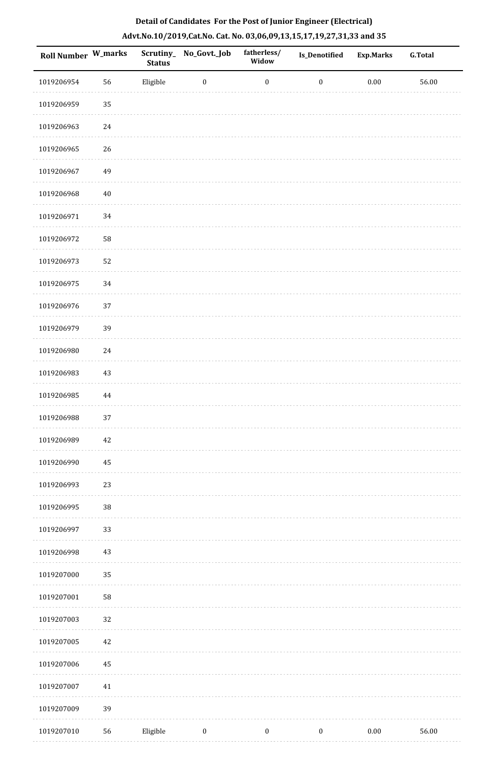**Detail of Candidates For the Post of Junior Engineer (Electrical)**

**Advt.No.10/2019,Cat.No. Cat. No. 03,06,09,13,15,17,19,27,31,33 and 35**

| Roll Number | W_marks | Scrutiny_Status | No_Govt._Job | fatherless/Widow | Is_Denotified | Exp.Marks | G.Total |
|---|---|---|---|---|---|---|---|
| 1019206954 | 56 | Eligible | 0 | 0 | 0 | 0.00 | 56.00 |
| 1019206959 | 35 | | | | | | |
| 1019206963 | 24 | | | | | | |
| 1019206965 | 26 | | | | | | |
| 1019206967 | 49 | | | | | | |
| 1019206968 | 40 | | | | | | |
| 1019206971 | 34 | | | | | | |
| 1019206972 | 58 | | | | | | |
| 1019206973 | 52 | | | | | | |
| 1019206975 | 34 | | | | | | |
| 1019206976 | 37 | | | | | | |
| 1019206979 | 39 | | | | | | |
| 1019206980 | 24 | | | | | | |
| 1019206983 | 43 | | | | | | |
| 1019206985 | 44 | | | | | | |
| 1019206988 | 37 | | | | | | |
| 1019206989 | 42 | | | | | | |
| 1019206990 | 45 | | | | | | |
| 1019206993 | 23 | | | | | | |
| 1019206995 | 38 | | | | | | |
| 1019206997 | 33 | | | | | | |
| 1019206998 | 43 | | | | | | |
| 1019207000 | 35 | | | | | | |
| 1019207001 | 58 | | | | | | |
| 1019207003 | 32 | | | | | | |
| 1019207005 | 42 | | | | | | |
| 1019207006 | 45 | | | | | | |
| 1019207007 | 41 | | | | | | |
| 1019207009 | 39 | | | | | | |
| 1019207010 | 56 | Eligible | 0 | 0 | 0 | 0.00 | 56.00 |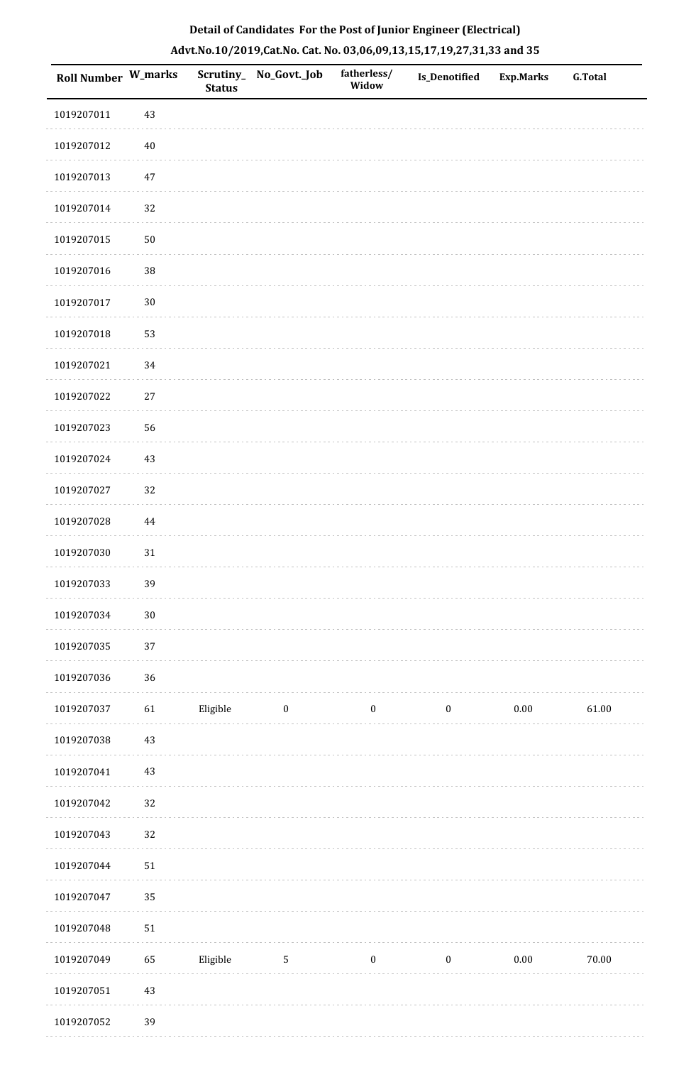# Detail of Candidates For the Post of Junior Engineer (Electrical)

## Advt.No.10/2019,Cat.No. Cat. No. 03,06,09,13,15,17,19,27,31,33 and 35

| Roll Number | W_marks | Scrutiny_ Status | No_Govt._Job | fatherless/ Widow | Is_Denotified | Exp.Marks | G.Total |
|---|---|---|---|---|---|---|---|
| 1019207011 | 43 | | | | | | |
| 1019207012 | 40 | | | | | | |
| 1019207013 | 47 | | | | | | |
| 1019207014 | 32 | | | | | | |
| 1019207015 | 50 | | | | | | |
| 1019207016 | 38 | | | | | | |
| 1019207017 | 30 | | | | | | |
| 1019207018 | 53 | | | | | | |
| 1019207021 | 34 | | | | | | |
| 1019207022 | 27 | | | | | | |
| 1019207023 | 56 | | | | | | |
| 1019207024 | 43 | | | | | | |
| 1019207027 | 32 | | | | | | |
| 1019207028 | 44 | | | | | | |
| 1019207030 | 31 | | | | | | |
| 1019207033 | 39 | | | | | | |
| 1019207034 | 30 | | | | | | |
| 1019207035 | 37 | | | | | | |
| 1019207036 | 36 | | | | | | |
| 1019207037 | 61 | Eligible | 0 | 0 | 0 | 0.00 | 61.00 |
| 1019207038 | 43 | | | | | | |
| 1019207041 | 43 | | | | | | |
| 1019207042 | 32 | | | | | | |
| 1019207043 | 32 | | | | | | |
| 1019207044 | 51 | | | | | | |
| 1019207047 | 35 | | | | | | |
| 1019207048 | 51 | | | | | | |
| 1019207049 | 65 | Eligible | 5 | 0 | 0 | 0.00 | 70.00 |
| 1019207051 | 43 | | | | | | |
| 1019207052 | 39 | | | | | | |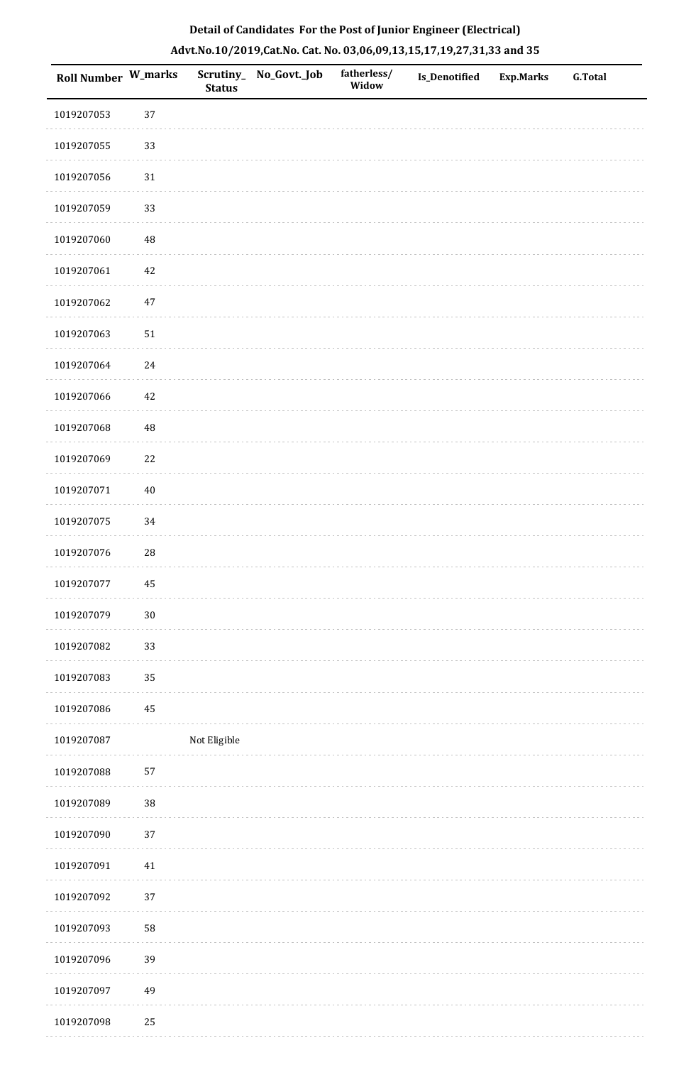**Detail of Candidates For the Post of Junior Engineer (Electrical)**

**Advt.No.10/2019,Cat.No. Cat. No. 03,06,09,13,15,17,19,27,31,33 and 35**

| Roll Number | W_marks | Scrutiny_Status | No_Govt._Job | fatherless/Widow | Is_Denotified | Exp.Marks | G.Total |
|---|---|---|---|---|---|---|---|
| 1019207053 | 37 | | | | | | |
| 1019207055 | 33 | | | | | | |
| 1019207056 | 31 | | | | | | |
| 1019207059 | 33 | | | | | | |
| 1019207060 | 48 | | | | | | |
| 1019207061 | 42 | | | | | | |
| 1019207062 | 47 | | | | | | |
| 1019207063 | 51 | | | | | | |
| 1019207064 | 24 | | | | | | |
| 1019207066 | 42 | | | | | | |
| 1019207068 | 48 | | | | | | |
| 1019207069 | 22 | | | | | | |
| 1019207071 | 40 | | | | | | |
| 1019207075 | 34 | | | | | | |
| 1019207076 | 28 | | | | | | |
| 1019207077 | 45 | | | | | | |
| 1019207079 | 30 | | | | | | |
| 1019207082 | 33 | | | | | | |
| 1019207083 | 35 | | | | | | |
| 1019207086 | 45 | | | | | | |
| 1019207087 | | Not Eligible | | | | | |
| 1019207088 | 57 | | | | | | |
| 1019207089 | 38 | | | | | | |
| 1019207090 | 37 | | | | | | |
| 1019207091 | 41 | | | | | | |
| 1019207092 | 37 | | | | | | |
| 1019207093 | 58 | | | | | | |
| 1019207096 | 39 | | | | | | |
| 1019207097 | 49 | | | | | | |
| 1019207098 | 25 | | | | | | |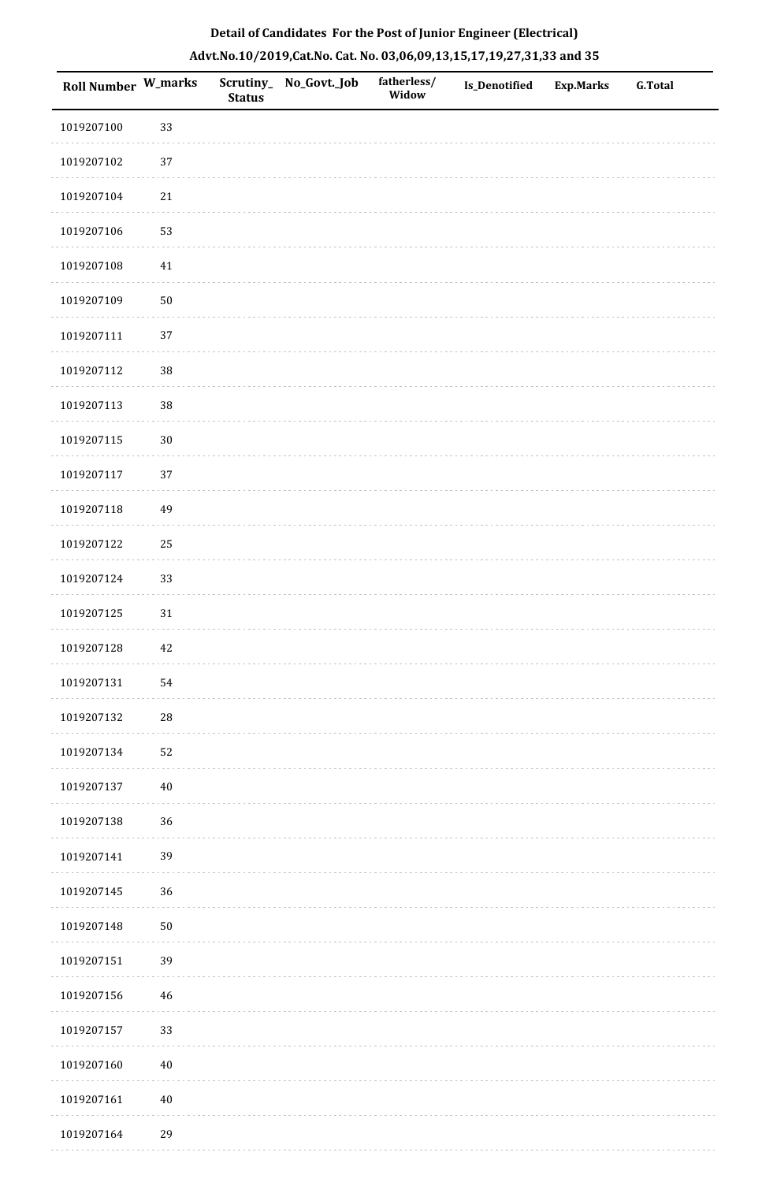# Detail of Candidates For the Post of Junior Engineer (Electrical)

## Advt.No.10/2019,Cat.No. Cat. No. 03,06,09,13,15,17,19,27,31,33 and 35

| Roll Number | W_marks | Scrutiny_Status | No_Govt._Job | fatherless/Widow | Is_Denotified | Exp.Marks | G.Total |
|---|---|---|---|---|---|---|---|
| 1019207100 | 33 | | | | | | |
| 1019207102 | 37 | | | | | | |
| 1019207104 | 21 | | | | | | |
| 1019207106 | 53 | | | | | | |
| 1019207108 | 41 | | | | | | |
| 1019207109 | 50 | | | | | | |
| 1019207111 | 37 | | | | | | |
| 1019207112 | 38 | | | | | | |
| 1019207113 | 38 | | | | | | |
| 1019207115 | 30 | | | | | | |
| 1019207117 | 37 | | | | | | |
| 1019207118 | 49 | | | | | | |
| 1019207122 | 25 | | | | | | |
| 1019207124 | 33 | | | | | | |
| 1019207125 | 31 | | | | | | |
| 1019207128 | 42 | | | | | | |
| 1019207131 | 54 | | | | | | |
| 1019207132 | 28 | | | | | | |
| 1019207134 | 52 | | | | | | |
| 1019207137 | 40 | | | | | | |
| 1019207138 | 36 | | | | | | |
| 1019207141 | 39 | | | | | | |
| 1019207145 | 36 | | | | | | |
| 1019207148 | 50 | | | | | | |
| 1019207151 | 39 | | | | | | |
| 1019207156 | 46 | | | | | | |
| 1019207157 | 33 | | | | | | |
| 1019207160 | 40 | | | | | | |
| 1019207161 | 40 | | | | | | |
| 1019207164 | 29 | | | | | | |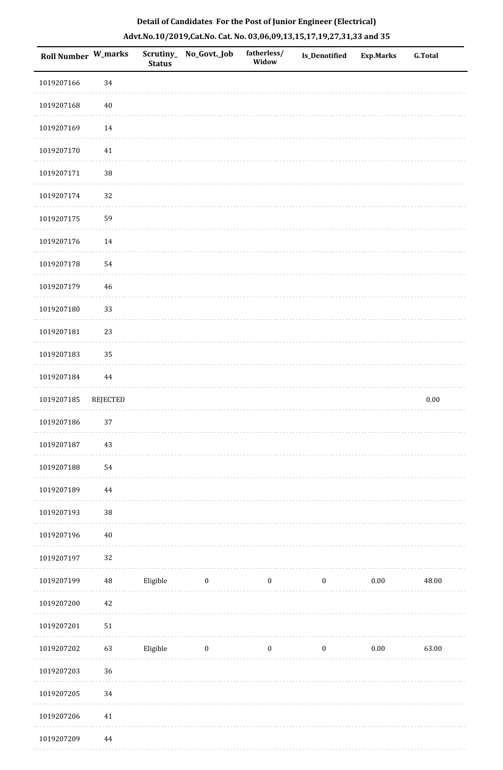**Detail of Candidates For the Post of Junior Engineer (Electrical)**

**Advt.No.10/2019,Cat.No. Cat. No. 03,06,09,13,15,17,19,27,31,33 and 35**

| Roll Number | W_marks | Scrutiny_Status | No_Govt._Job | fatherless/Widow | Is_Denotified | Exp.Marks | G.Total |
|---|---|---|---|---|---|---|---|
| 1019207166 | 34 | | | | | | |
| 1019207168 | 40 | | | | | | |
| 1019207169 | 14 | | | | | | |
| 1019207170 | 41 | | | | | | |
| 1019207171 | 38 | | | | | | |
| 1019207174 | 32 | | | | | | |
| 1019207175 | 59 | | | | | | |
| 1019207176 | 14 | | | | | | |
| 1019207178 | 54 | | | | | | |
| 1019207179 | 46 | | | | | | |
| 1019207180 | 33 | | | | | | |
| 1019207181 | 23 | | | | | | |
| 1019207183 | 35 | | | | | | |
| 1019207184 | 44 | | | | | | |
| 1019207185 | REJECTED | | | | | | 0.00 |
| 1019207186 | 37 | | | | | | |
| 1019207187 | 43 | | | | | | |
| 1019207188 | 54 | | | | | | |
| 1019207189 | 44 | | | | | | |
| 1019207193 | 38 | | | | | | |
| 1019207196 | 40 | | | | | | |
| 1019207197 | 32 | | | | | | |
| 1019207199 | 48 | Eligible | 0 | 0 | 0 | 0.00 | 48.00 |
| 1019207200 | 42 | | | | | | |
| 1019207201 | 51 | | | | | | |
| 1019207202 | 63 | Eligible | 0 | 0 | 0 | 0.00 | 63.00 |
| 1019207203 | 36 | | | | | | |
| 1019207205 | 34 | | | | | | |
| 1019207206 | 41 | | | | | | |
| 1019207209 | 44 | | | | | | |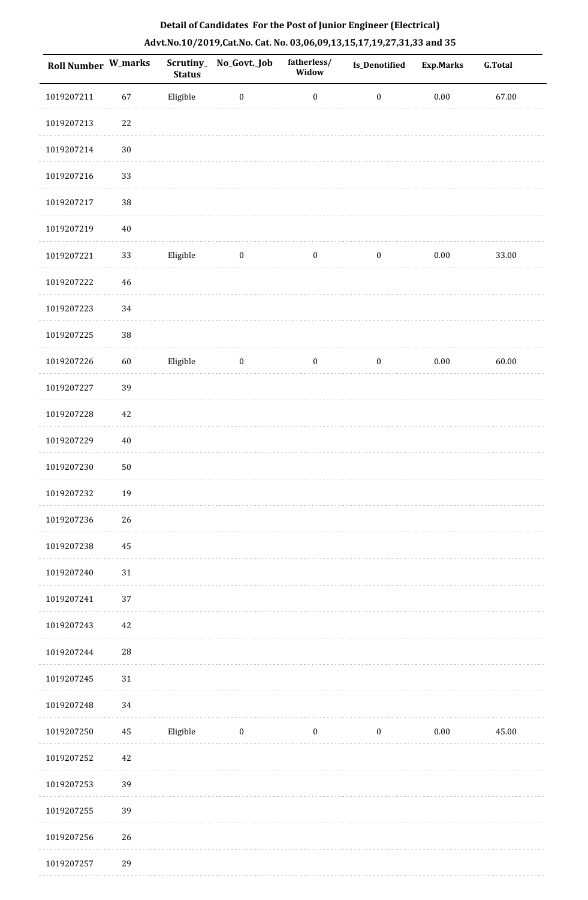**Detail of Candidates For the Post of Junior Engineer (Electrical)**

**Advt.No.10/2019,Cat.No. Cat. No. 03,06,09,13,15,17,19,27,31,33 and 35**

| Roll Number | W_marks | Scrutiny_Status | No_Govt._Job | fatherless/Widow | Is_Denotified | Exp.Marks | G.Total |
|---|---|---|---|---|---|---|---|
| 1019207211 | 67 | Eligible | 0 | 0 | 0 | 0.00 | 67.00 |
| 1019207213 | 22 | | | | | | |
| 1019207214 | 30 | | | | | | |
| 1019207216 | 33 | | | | | | |
| 1019207217 | 38 | | | | | | |
| 1019207219 | 40 | | | | | | |
| 1019207221 | 33 | Eligible | 0 | 0 | 0 | 0.00 | 33.00 |
| 1019207222 | 46 | | | | | | |
| 1019207223 | 34 | | | | | | |
| 1019207225 | 38 | | | | | | |
| 1019207226 | 60 | Eligible | 0 | 0 | 0 | 0.00 | 60.00 |
| 1019207227 | 39 | | | | | | |
| 1019207228 | 42 | | | | | | |
| 1019207229 | 40 | | | | | | |
| 1019207230 | 50 | | | | | | |
| 1019207232 | 19 | | | | | | |
| 1019207236 | 26 | | | | | | |
| 1019207238 | 45 | | | | | | |
| 1019207240 | 31 | | | | | | |
| 1019207241 | 37 | | | | | | |
| 1019207243 | 42 | | | | | | |
| 1019207244 | 28 | | | | | | |
| 1019207245 | 31 | | | | | | |
| 1019207248 | 34 | | | | | | |
| 1019207250 | 45 | Eligible | 0 | 0 | 0 | 0.00 | 45.00 |
| 1019207252 | 42 | | | | | | |
| 1019207253 | 39 | | | | | | |
| 1019207255 | 39 | | | | | | |
| 1019207256 | 26 | | | | | | |
| 1019207257 | 29 | | | | | | |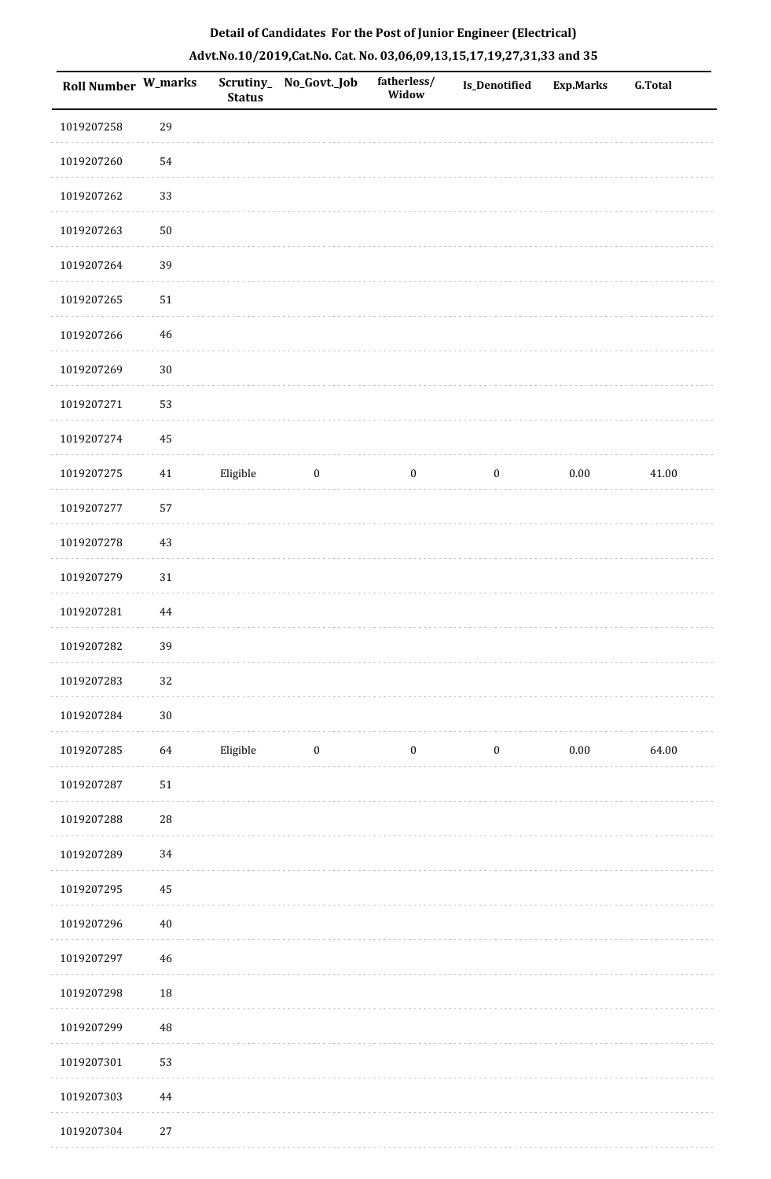**Detail of Candidates For the Post of Junior Engineer (Electrical)**

**Advt.No.10/2019,Cat.No. Cat. No. 03,06,09,13,15,17,19,27,31,33 and 35**

| Roll Number | W_marks | Scrutiny_ Status | No_Govt._Job | fatherless/ Widow | Is_Denotified | Exp.Marks | G.Total |
|---|---|---|---|---|---|---|---|
| 1019207258 | 29 | | | | | | |
| 1019207260 | 54 | | | | | | |
| 1019207262 | 33 | | | | | | |
| 1019207263 | 50 | | | | | | |
| 1019207264 | 39 | | | | | | |
| 1019207265 | 51 | | | | | | |
| 1019207266 | 46 | | | | | | |
| 1019207269 | 30 | | | | | | |
| 1019207271 | 53 | | | | | | |
| 1019207274 | 45 | | | | | | |
| 1019207275 | 41 | Eligible | 0 | 0 | 0 | 0.00 | 41.00 |
| 1019207277 | 57 | | | | | | |
| 1019207278 | 43 | | | | | | |
| 1019207279 | 31 | | | | | | |
| 1019207281 | 44 | | | | | | |
| 1019207282 | 39 | | | | | | |
| 1019207283 | 32 | | | | | | |
| 1019207284 | 30 | | | | | | |
| 1019207285 | 64 | Eligible | 0 | 0 | 0 | 0.00 | 64.00 |
| 1019207287 | 51 | | | | | | |
| 1019207288 | 28 | | | | | | |
| 1019207289 | 34 | | | | | | |
| 1019207295 | 45 | | | | | | |
| 1019207296 | 40 | | | | | | |
| 1019207297 | 46 | | | | | | |
| 1019207298 | 18 | | | | | | |
| 1019207299 | 48 | | | | | | |
| 1019207301 | 53 | | | | | | |
| 1019207303 | 44 | | | | | | |
| 1019207304 | 27 | | | | | | |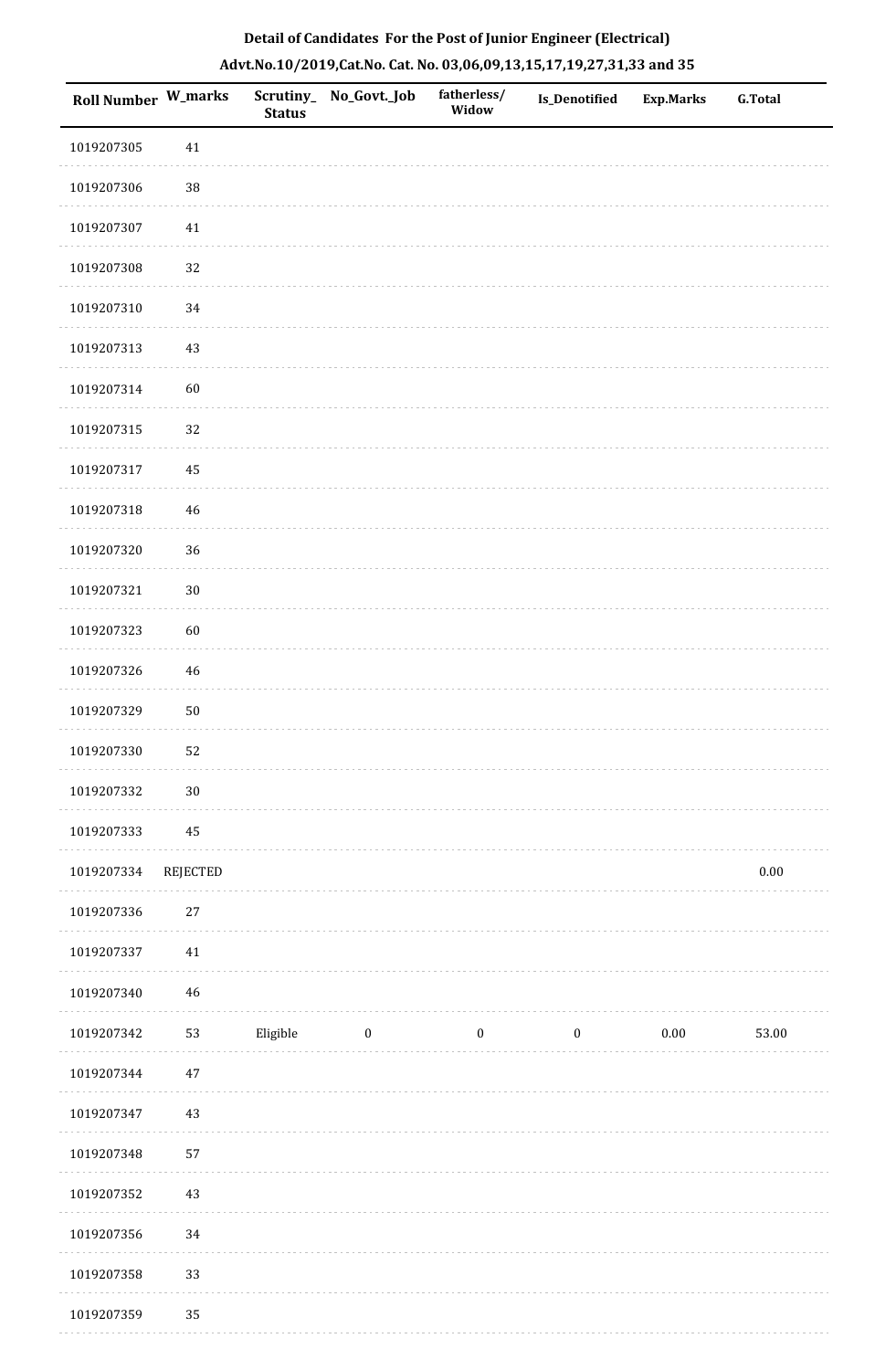**Detail of Candidates For the Post of Junior Engineer (Electrical)**

**Advt.No.10/2019,Cat.No. Cat. No. 03,06,09,13,15,17,19,27,31,33 and 35**

| Roll Number | W_marks | Scrutiny_Status | No_Govt._Job | fatherless/Widow | Is_Denotified | Exp.Marks | G.Total |
|---|---|---|---|---|---|---|---|
| 1019207305 | 41 | | | | | | |
| 1019207306 | 38 | | | | | | |
| 1019207307 | 41 | | | | | | |
| 1019207308 | 32 | | | | | | |
| 1019207310 | 34 | | | | | | |
| 1019207313 | 43 | | | | | | |
| 1019207314 | 60 | | | | | | |
| 1019207315 | 32 | | | | | | |
| 1019207317 | 45 | | | | | | |
| 1019207318 | 46 | | | | | | |
| 1019207320 | 36 | | | | | | |
| 1019207321 | 30 | | | | | | |
| 1019207323 | 60 | | | | | | |
| 1019207326 | 46 | | | | | | |
| 1019207329 | 50 | | | | | | |
| 1019207330 | 52 | | | | | | |
| 1019207332 | 30 | | | | | | |
| 1019207333 | 45 | | | | | | |
| 1019207334 | REJECTED | | | | | | 0.00 |
| 1019207336 | 27 | | | | | | |
| 1019207337 | 41 | | | | | | |
| 1019207340 | 46 | | | | | | |
| 1019207342 | 53 | Eligible | 0 | 0 | 0 | 0.00 | 53.00 |
| 1019207344 | 47 | | | | | | |
| 1019207347 | 43 | | | | | | |
| 1019207348 | 57 | | | | | | |
| 1019207352 | 43 | | | | | | |
| 1019207356 | 34 | | | | | | |
| 1019207358 | 33 | | | | | | |
| 1019207359 | 35 | | | | | | |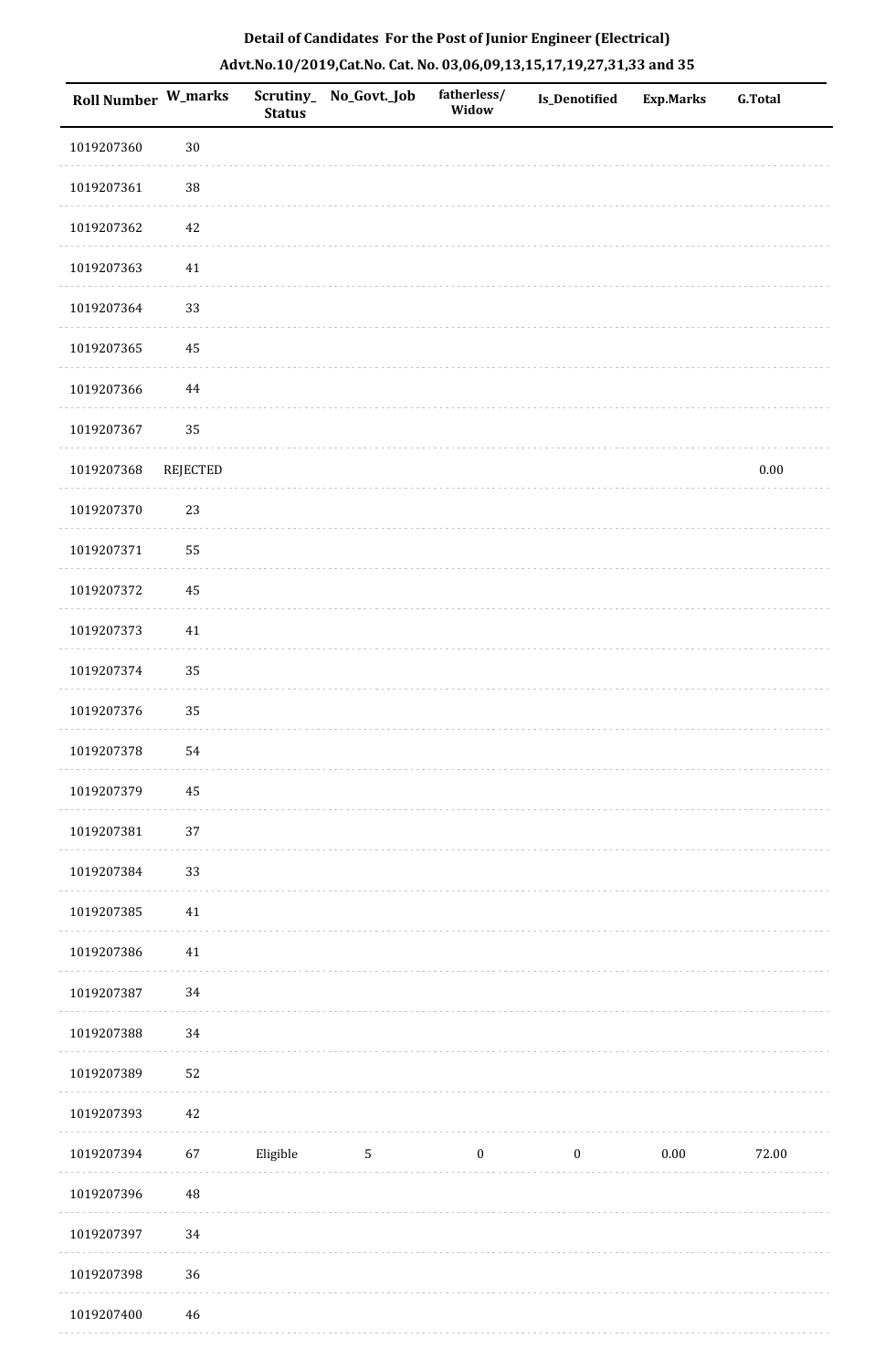# Detail of Candidates For the Post of Junior Engineer (Electrical)

## Advt.No.10/2019,Cat.No. Cat. No. 03,06,09,13,15,17,19,27,31,33 and 35

| Roll Number | W_marks | Scrutiny_Status | No_Govt._Job | fatherless/Widow | Is_Denotified | Exp.Marks | G.Total |
|---|---|---|---|---|---|---|---|
| 1019207360 | 30 | | | | | | |
| 1019207361 | 38 | | | | | | |
| 1019207362 | 42 | | | | | | |
| 1019207363 | 41 | | | | | | |
| 1019207364 | 33 | | | | | | |
| 1019207365 | 45 | | | | | | |
| 1019207366 | 44 | | | | | | |
| 1019207367 | 35 | | | | | | |
| 1019207368 | REJECTED | | | | | | 0.00 |
| 1019207370 | 23 | | | | | | |
| 1019207371 | 55 | | | | | | |
| 1019207372 | 45 | | | | | | |
| 1019207373 | 41 | | | | | | |
| 1019207374 | 35 | | | | | | |
| 1019207376 | 35 | | | | | | |
| 1019207378 | 54 | | | | | | |
| 1019207379 | 45 | | | | | | |
| 1019207381 | 37 | | | | | | |
| 1019207384 | 33 | | | | | | |
| 1019207385 | 41 | | | | | | |
| 1019207386 | 41 | | | | | | |
| 1019207387 | 34 | | | | | | |
| 1019207388 | 34 | | | | | | |
| 1019207389 | 52 | | | | | | |
| 1019207393 | 42 | | | | | | |
| 1019207394 | 67 | Eligible | 5 | 0 | 0 | 0.00 | 72.00 |
| 1019207396 | 48 | | | | | | |
| 1019207397 | 34 | | | | | | |
| 1019207398 | 36 | | | | | | |
| 1019207400 | 46 | | | | | | |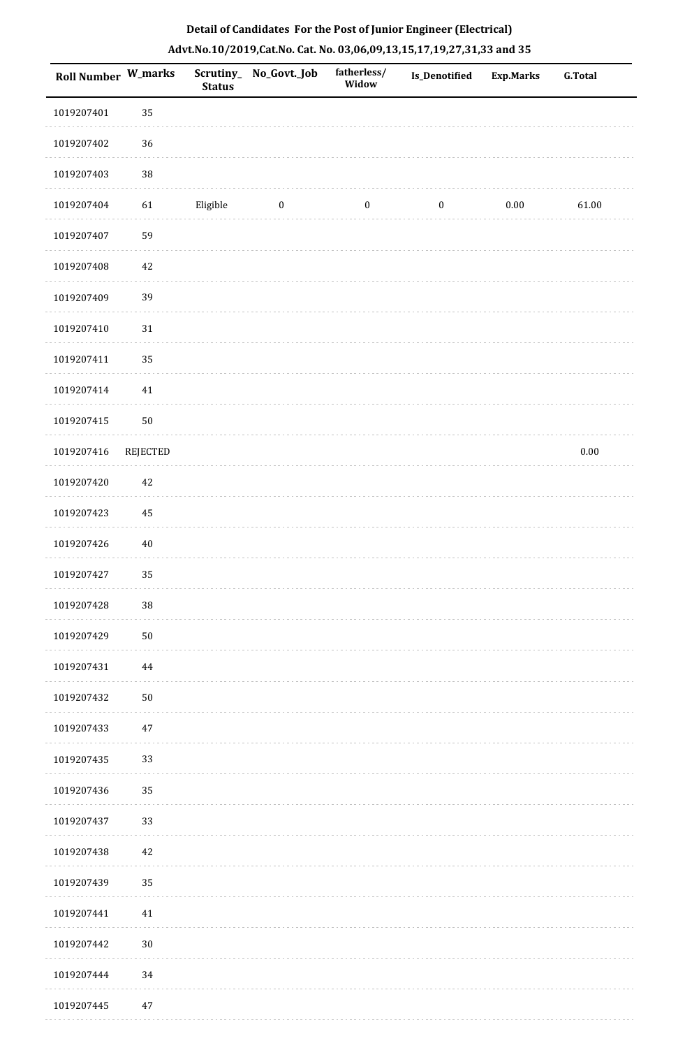**Detail of Candidates For the Post of Junior Engineer (Electrical)**

**Advt.No.10/2019,Cat.No. Cat. No. 03,06,09,13,15,17,19,27,31,33 and 35**

| Roll Number | W_marks | Scrutiny_Status | No_Govt._Job | fatherless/Widow | Is_Denotified | Exp.Marks | G.Total |
|---|---|---|---|---|---|---|---|
| 1019207401 | 35 | | | | | | |
| 1019207402 | 36 | | | | | | |
| 1019207403 | 38 | | | | | | |
| 1019207404 | 61 | Eligible | 0 | 0 | 0 | 0.00 | 61.00 |
| 1019207407 | 59 | | | | | | |
| 1019207408 | 42 | | | | | | |
| 1019207409 | 39 | | | | | | |
| 1019207410 | 31 | | | | | | |
| 1019207411 | 35 | | | | | | |
| 1019207414 | 41 | | | | | | |
| 1019207415 | 50 | | | | | | |
| 1019207416 | REJECTED | | | | | | 0.00 |
| 1019207420 | 42 | | | | | | |
| 1019207423 | 45 | | | | | | |
| 1019207426 | 40 | | | | | | |
| 1019207427 | 35 | | | | | | |
| 1019207428 | 38 | | | | | | |
| 1019207429 | 50 | | | | | | |
| 1019207431 | 44 | | | | | | |
| 1019207432 | 50 | | | | | | |
| 1019207433 | 47 | | | | | | |
| 1019207435 | 33 | | | | | | |
| 1019207436 | 35 | | | | | | |
| 1019207437 | 33 | | | | | | |
| 1019207438 | 42 | | | | | | |
| 1019207439 | 35 | | | | | | |
| 1019207441 | 41 | | | | | | |
| 1019207442 | 30 | | | | | | |
| 1019207444 | 34 | | | | | | |
| 1019207445 | 47 | | | | | | |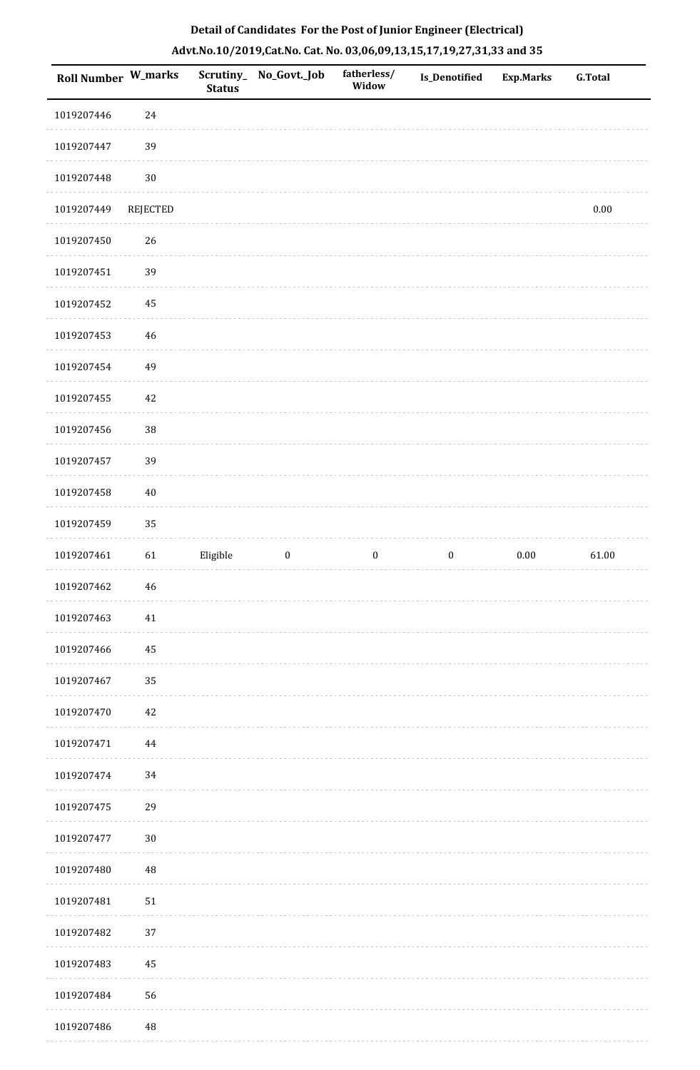## Detail of Candidates For the Post of Junior Engineer (Electrical)

### Advt.No.10/2019,Cat.No. Cat. No. 03,06,09,13,15,17,19,27,31,33 and 35

| Roll Number | W_marks | Scrutiny_Status | No_Govt._Job | fatherless/Widow | Is_Denotified | Exp.Marks | G.Total |
|---|---|---|---|---|---|---|---|
| 1019207446 | 24 | | | | | | |
| 1019207447 | 39 | | | | | | |
| 1019207448 | 30 | | | | | | |
| 1019207449 | REJECTED | | | | | | 0.00 |
| 1019207450 | 26 | | | | | | |
| 1019207451 | 39 | | | | | | |
| 1019207452 | 45 | | | | | | |
| 1019207453 | 46 | | | | | | |
| 1019207454 | 49 | | | | | | |
| 1019207455 | 42 | | | | | | |
| 1019207456 | 38 | | | | | | |
| 1019207457 | 39 | | | | | | |
| 1019207458 | 40 | | | | | | |
| 1019207459 | 35 | | | | | | |
| 1019207461 | 61 | Eligible | 0 | 0 | 0 | 0.00 | 61.00 |
| 1019207462 | 46 | | | | | | |
| 1019207463 | 41 | | | | | | |
| 1019207466 | 45 | | | | | | |
| 1019207467 | 35 | | | | | | |
| 1019207470 | 42 | | | | | | |
| 1019207471 | 44 | | | | | | |
| 1019207474 | 34 | | | | | | |
| 1019207475 | 29 | | | | | | |
| 1019207477 | 30 | | | | | | |
| 1019207480 | 48 | | | | | | |
| 1019207481 | 51 | | | | | | |
| 1019207482 | 37 | | | | | | |
| 1019207483 | 45 | | | | | | |
| 1019207484 | 56 | | | | | | |
| 1019207486 | 48 | | | | | | |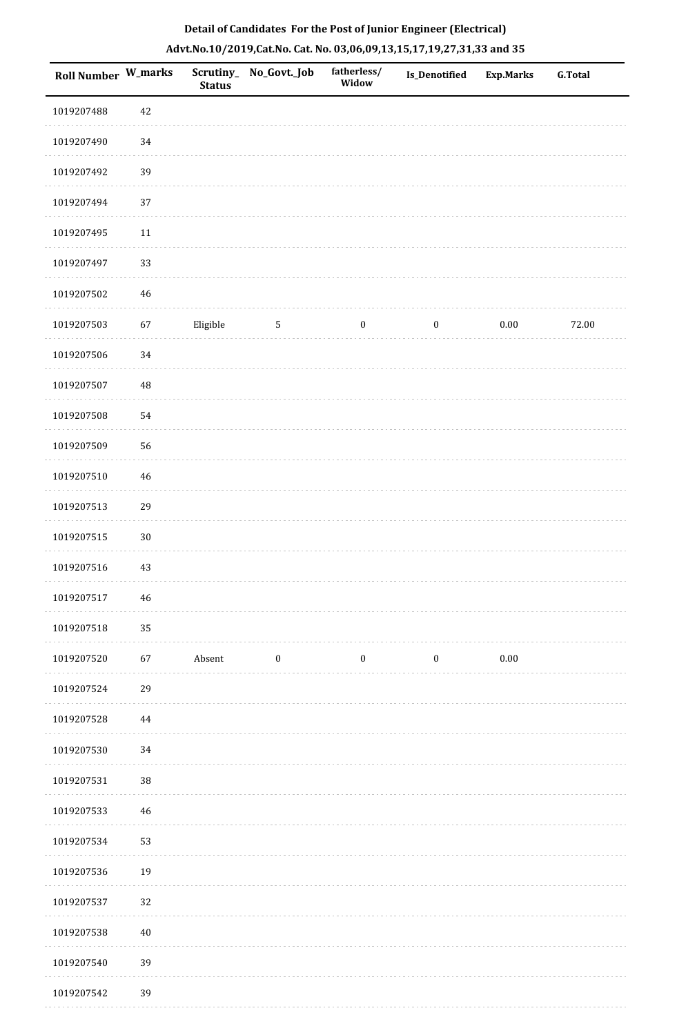**Detail of Candidates For the Post of Junior Engineer (Electrical)**

**Advt.No.10/2019,Cat.No. Cat. No. 03,06,09,13,15,17,19,27,31,33 and 35**

| Roll Number | W_marks | Scrutiny_ Status | No_Govt._Job | fatherless/ Widow | Is_Denotified | Exp.Marks | G.Total |
|---|---|---|---|---|---|---|---|
| 1019207488 | 42 | | | | | | |
| 1019207490 | 34 | | | | | | |
| 1019207492 | 39 | | | | | | |
| 1019207494 | 37 | | | | | | |
| 1019207495 | 11 | | | | | | |
| 1019207497 | 33 | | | | | | |
| 1019207502 | 46 | | | | | | |
| 1019207503 | 67 | Eligible | 5 | 0 | 0 | 0.00 | 72.00 |
| 1019207506 | 34 | | | | | | |
| 1019207507 | 48 | | | | | | |
| 1019207508 | 54 | | | | | | |
| 1019207509 | 56 | | | | | | |
| 1019207510 | 46 | | | | | | |
| 1019207513 | 29 | | | | | | |
| 1019207515 | 30 | | | | | | |
| 1019207516 | 43 | | | | | | |
| 1019207517 | 46 | | | | | | |
| 1019207518 | 35 | | | | | | |
| 1019207520 | 67 | Absent | 0 | 0 | 0 | 0.00 | |
| 1019207524 | 29 | | | | | | |
| 1019207528 | 44 | | | | | | |
| 1019207530 | 34 | | | | | | |
| 1019207531 | 38 | | | | | | |
| 1019207533 | 46 | | | | | | |
| 1019207534 | 53 | | | | | | |
| 1019207536 | 19 | | | | | | |
| 1019207537 | 32 | | | | | | |
| 1019207538 | 40 | | | | | | |
| 1019207540 | 39 | | | | | | |
| 1019207542 | 39 | | | | | | |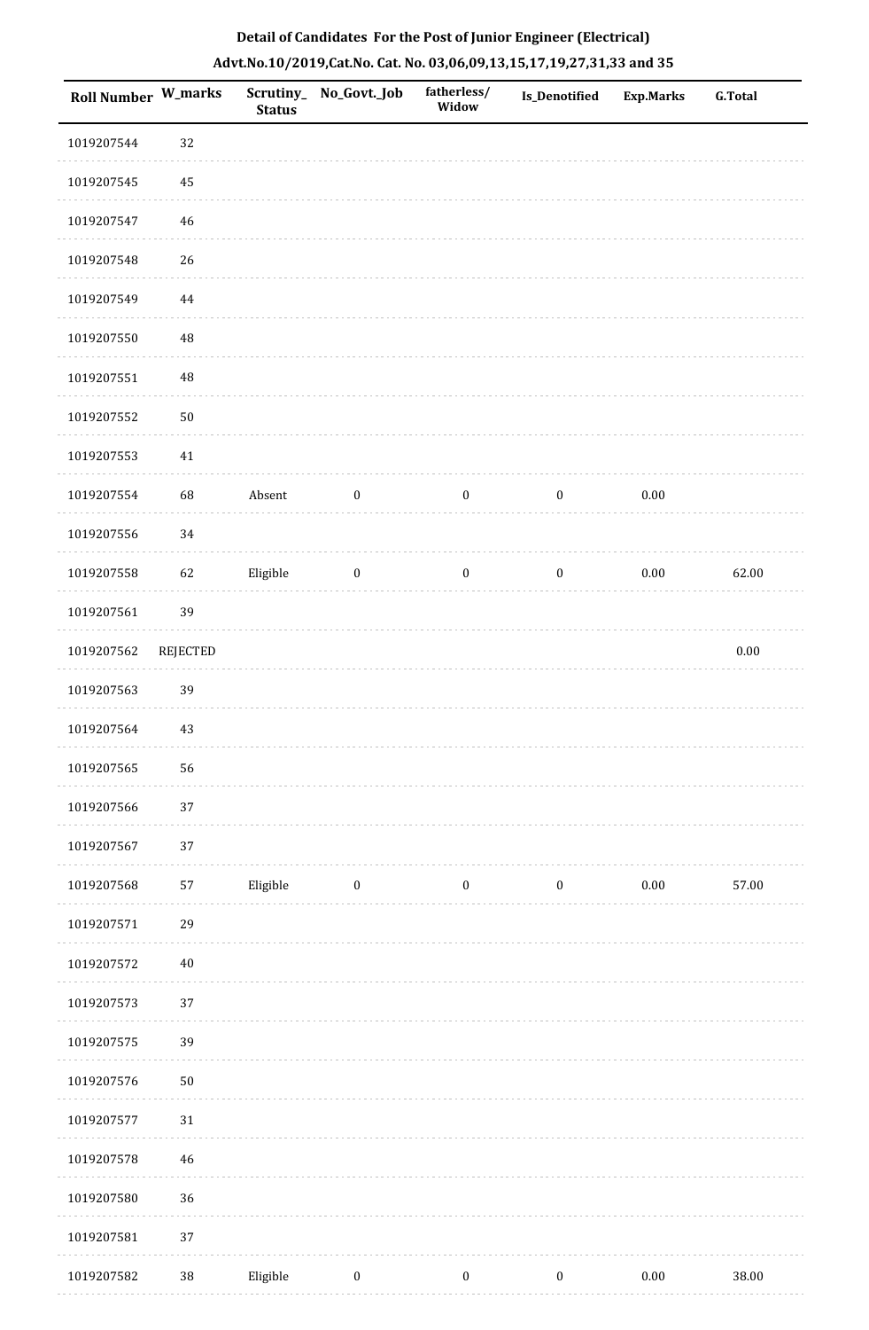## Detail of Candidates For the Post of Junior Engineer (Electrical)

### Advt.No.10/2019,Cat.No. Cat. No. 03,06,09,13,15,17,19,27,31,33 and 35

| Roll Number | W_marks | Scrutiny_Status | No_Govt._Job | fatherless/Widow | Is_Denotified | Exp.Marks | G.Total |
|---|---|---|---|---|---|---|---|
| 1019207544 | 32 | | | | | | |
| 1019207545 | 45 | | | | | | |
| 1019207547 | 46 | | | | | | |
| 1019207548 | 26 | | | | | | |
| 1019207549 | 44 | | | | | | |
| 1019207550 | 48 | | | | | | |
| 1019207551 | 48 | | | | | | |
| 1019207552 | 50 | | | | | | |
| 1019207553 | 41 | | | | | | |
| 1019207554 | 68 | Absent | 0 | 0 | 0 | 0.00 | |
| 1019207556 | 34 | | | | | | |
| 1019207558 | 62 | Eligible | 0 | 0 | 0 | 0.00 | 62.00 |
| 1019207561 | 39 | | | | | | |
| 1019207562 | REJECTED | | | | | | 0.00 |
| 1019207563 | 39 | | | | | | |
| 1019207564 | 43 | | | | | | |
| 1019207565 | 56 | | | | | | |
| 1019207566 | 37 | | | | | | |
| 1019207567 | 37 | | | | | | |
| 1019207568 | 57 | Eligible | 0 | 0 | 0 | 0.00 | 57.00 |
| 1019207571 | 29 | | | | | | |
| 1019207572 | 40 | | | | | | |
| 1019207573 | 37 | | | | | | |
| 1019207575 | 39 | | | | | | |
| 1019207576 | 50 | | | | | | |
| 1019207577 | 31 | | | | | | |
| 1019207578 | 46 | | | | | | |
| 1019207580 | 36 | | | | | | |
| 1019207581 | 37 | | | | | | |
| 1019207582 | 38 | Eligible | 0 | 0 | 0 | 0.00 | 38.00 |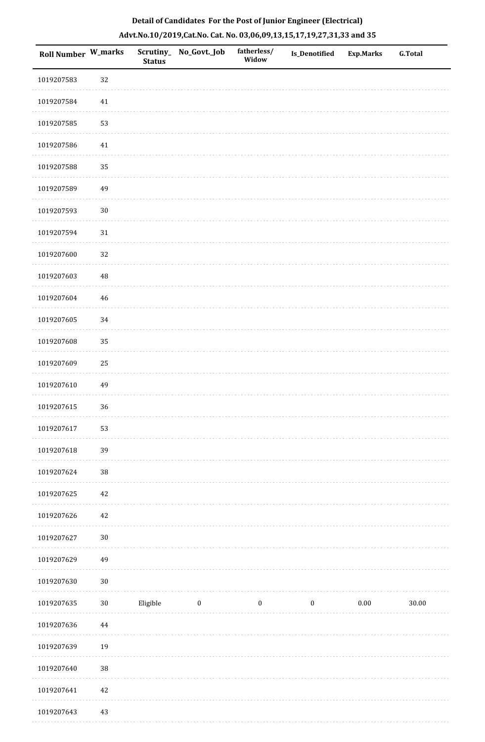## Detail of Candidates For the Post of Junior Engineer (Electrical)

## Advt.No.10/2019,Cat.No. Cat. No. 03,06,09,13,15,17,19,27,31,33 and 35

| Roll Number | W_marks | Scrutiny_Status | No_Govt._Job | fatherless/Widow | Is_Denotified | Exp.Marks | G.Total |
|---|---|---|---|---|---|---|---|
| 1019207583 | 32 | | | | | | |
| 1019207584 | 41 | | | | | | |
| 1019207585 | 53 | | | | | | |
| 1019207586 | 41 | | | | | | |
| 1019207588 | 35 | | | | | | |
| 1019207589 | 49 | | | | | | |
| 1019207593 | 30 | | | | | | |
| 1019207594 | 31 | | | | | | |
| 1019207600 | 32 | | | | | | |
| 1019207603 | 48 | | | | | | |
| 1019207604 | 46 | | | | | | |
| 1019207605 | 34 | | | | | | |
| 1019207608 | 35 | | | | | | |
| 1019207609 | 25 | | | | | | |
| 1019207610 | 49 | | | | | | |
| 1019207615 | 36 | | | | | | |
| 1019207617 | 53 | | | | | | |
| 1019207618 | 39 | | | | | | |
| 1019207624 | 38 | | | | | | |
| 1019207625 | 42 | | | | | | |
| 1019207626 | 42 | | | | | | |
| 1019207627 | 30 | | | | | | |
| 1019207629 | 49 | | | | | | |
| 1019207630 | 30 | | | | | | |
| 1019207635 | 30 | Eligible | 0 | 0 | 0 | 0.00 | 30.00 |
| 1019207636 | 44 | | | | | | |
| 1019207639 | 19 | | | | | | |
| 1019207640 | 38 | | | | | | |
| 1019207641 | 42 | | | | | | |
| 1019207643 | 43 | | | | | | |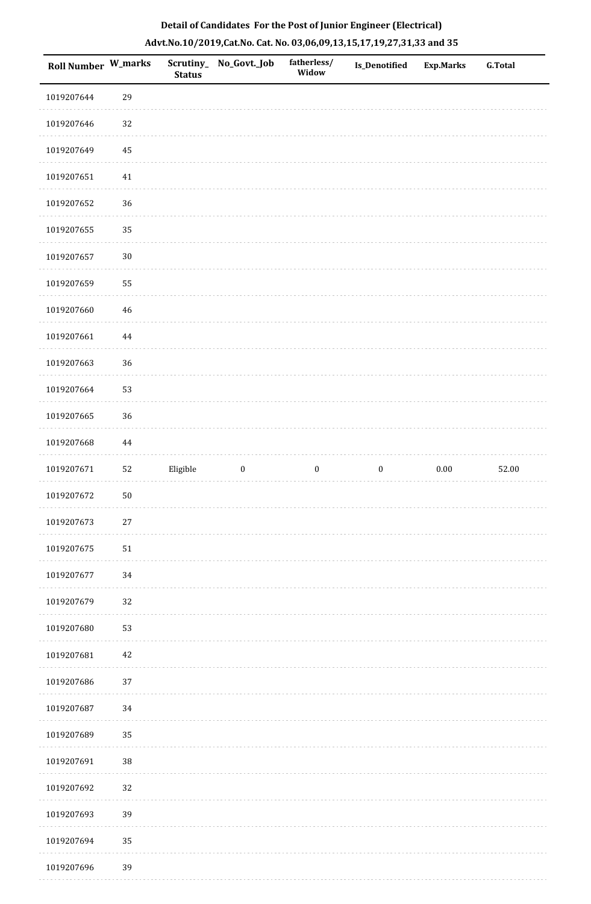**Detail of Candidates For the Post of Junior Engineer (Electrical)**

**Advt.No.10/2019,Cat.No. Cat. No. 03,06,09,13,15,17,19,27,31,33 and 35**

| Roll Number | W_marks | Scrutiny_Status | No_Govt._Job | fatherless/Widow | Is_Denotified | Exp.Marks | G.Total |
|---|---|---|---|---|---|---|---|
| 1019207644 | 29 | | | | | | |
| 1019207646 | 32 | | | | | | |
| 1019207649 | 45 | | | | | | |
| 1019207651 | 41 | | | | | | |
| 1019207652 | 36 | | | | | | |
| 1019207655 | 35 | | | | | | |
| 1019207657 | 30 | | | | | | |
| 1019207659 | 55 | | | | | | |
| 1019207660 | 46 | | | | | | |
| 1019207661 | 44 | | | | | | |
| 1019207663 | 36 | | | | | | |
| 1019207664 | 53 | | | | | | |
| 1019207665 | 36 | | | | | | |
| 1019207668 | 44 | | | | | | |
| 1019207671 | 52 | Eligible | 0 | 0 | 0 | 0.00 | 52.00 |
| 1019207672 | 50 | | | | | | |
| 1019207673 | 27 | | | | | | |
| 1019207675 | 51 | | | | | | |
| 1019207677 | 34 | | | | | | |
| 1019207679 | 32 | | | | | | |
| 1019207680 | 53 | | | | | | |
| 1019207681 | 42 | | | | | | |
| 1019207686 | 37 | | | | | | |
| 1019207687 | 34 | | | | | | |
| 1019207689 | 35 | | | | | | |
| 1019207691 | 38 | | | | | | |
| 1019207692 | 32 | | | | | | |
| 1019207693 | 39 | | | | | | |
| 1019207694 | 35 | | | | | | |
| 1019207696 | 39 | | | | | | |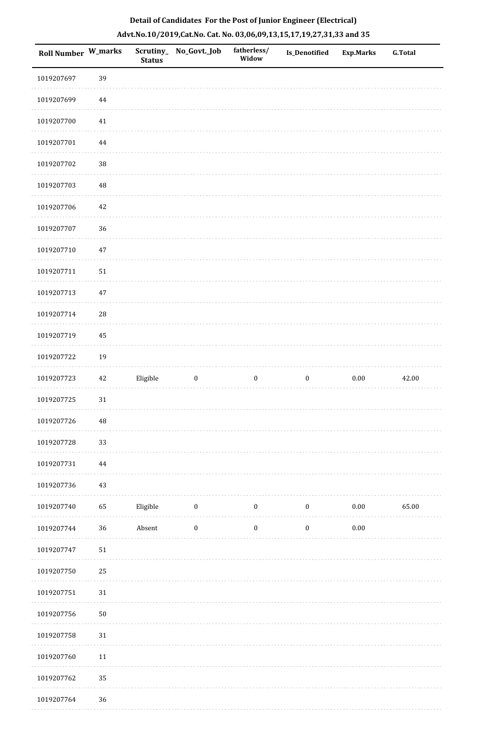**Detail of Candidates For the Post of Junior Engineer (Electrical)**

**Advt.No.10/2019,Cat.No. Cat. No. 03,06,09,13,15,17,19,27,31,33 and 35**

| Roll Number | W_marks | Scrutiny_Status | No_Govt._Job | fatherless/Widow | Is_Denotified | Exp.Marks | G.Total |
|---|---|---|---|---|---|---|---|
| 1019207697 | 39 | | | | | | |
| 1019207699 | 44 | | | | | | |
| 1019207700 | 41 | | | | | | |
| 1019207701 | 44 | | | | | | |
| 1019207702 | 38 | | | | | | |
| 1019207703 | 48 | | | | | | |
| 1019207706 | 42 | | | | | | |
| 1019207707 | 36 | | | | | | |
| 1019207710 | 47 | | | | | | |
| 1019207711 | 51 | | | | | | |
| 1019207713 | 47 | | | | | | |
| 1019207714 | 28 | | | | | | |
| 1019207719 | 45 | | | | | | |
| 1019207722 | 19 | | | | | | |
| 1019207723 | 42 | Eligible | 0 | 0 | 0 | 0.00 | 42.00 |
| 1019207725 | 31 | | | | | | |
| 1019207726 | 48 | | | | | | |
| 1019207728 | 33 | | | | | | |
| 1019207731 | 44 | | | | | | |
| 1019207736 | 43 | | | | | | |
| 1019207740 | 65 | Eligible | 0 | 0 | 0 | 0.00 | 65.00 |
| 1019207744 | 36 | Absent | 0 | 0 | 0 | 0.00 | |
| 1019207747 | 51 | | | | | | |
| 1019207750 | 25 | | | | | | |
| 1019207751 | 31 | | | | | | |
| 1019207756 | 50 | | | | | | |
| 1019207758 | 31 | | | | | | |
| 1019207760 | 11 | | | | | | |
| 1019207762 | 35 | | | | | | |
| 1019207764 | 36 | | | | | | |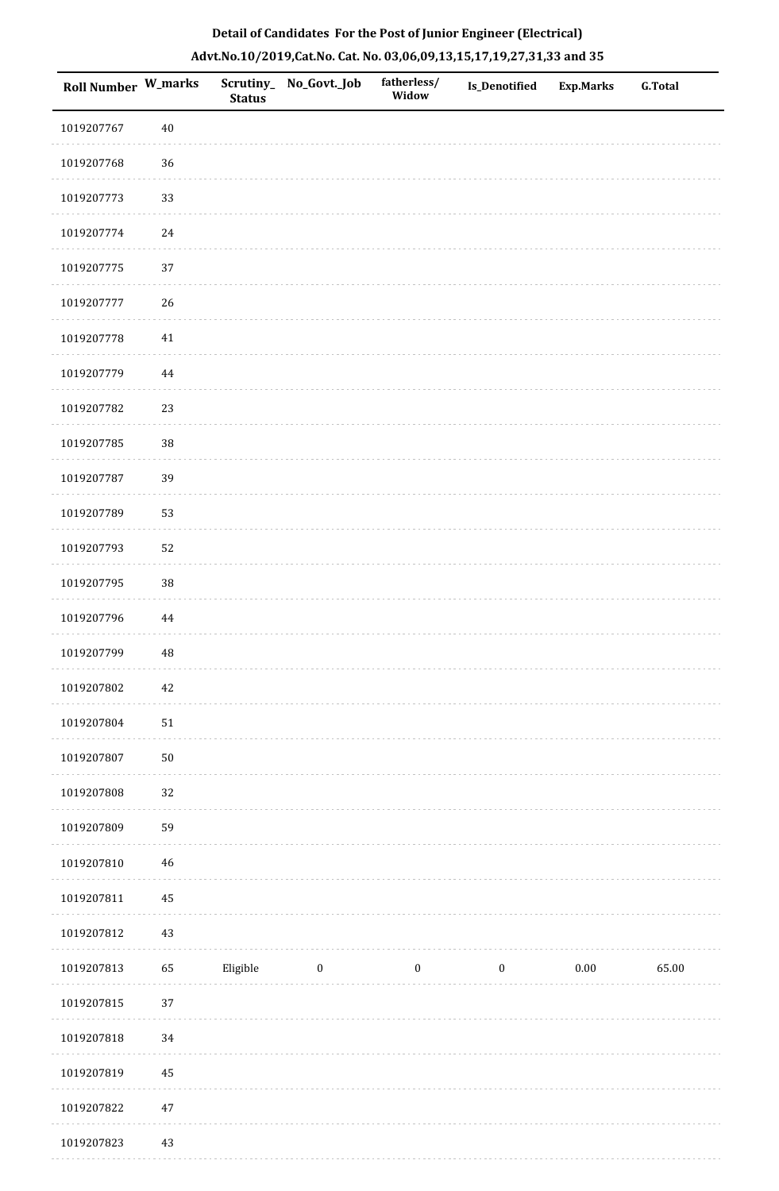**Detail of Candidates For the Post of Junior Engineer (Electrical)**

**Advt.No.10/2019,Cat.No. Cat. No. 03,06,09,13,15,17,19,27,31,33 and 35**

| Roll Number | W_marks | Scrutiny_Status | No_Govt._Job | fatherless/Widow | Is_Denotified | Exp.Marks | G.Total |
|---|---|---|---|---|---|---|---|
| 1019207767 | 40 | | | | | | |
| 1019207768 | 36 | | | | | | |
| 1019207773 | 33 | | | | | | |
| 1019207774 | 24 | | | | | | |
| 1019207775 | 37 | | | | | | |
| 1019207777 | 26 | | | | | | |
| 1019207778 | 41 | | | | | | |
| 1019207779 | 44 | | | | | | |
| 1019207782 | 23 | | | | | | |
| 1019207785 | 38 | | | | | | |
| 1019207787 | 39 | | | | | | |
| 1019207789 | 53 | | | | | | |
| 1019207793 | 52 | | | | | | |
| 1019207795 | 38 | | | | | | |
| 1019207796 | 44 | | | | | | |
| 1019207799 | 48 | | | | | | |
| 1019207802 | 42 | | | | | | |
| 1019207804 | 51 | | | | | | |
| 1019207807 | 50 | | | | | | |
| 1019207808 | 32 | | | | | | |
| 1019207809 | 59 | | | | | | |
| 1019207810 | 46 | | | | | | |
| 1019207811 | 45 | | | | | | |
| 1019207812 | 43 | | | | | | |
| 1019207813 | 65 | Eligible | 0 | 0 | 0 | 0.00 | 65.00 |
| 1019207815 | 37 | | | | | | |
| 1019207818 | 34 | | | | | | |
| 1019207819 | 45 | | | | | | |
| 1019207822 | 47 | | | | | | |
| 1019207823 | 43 | | | | | | |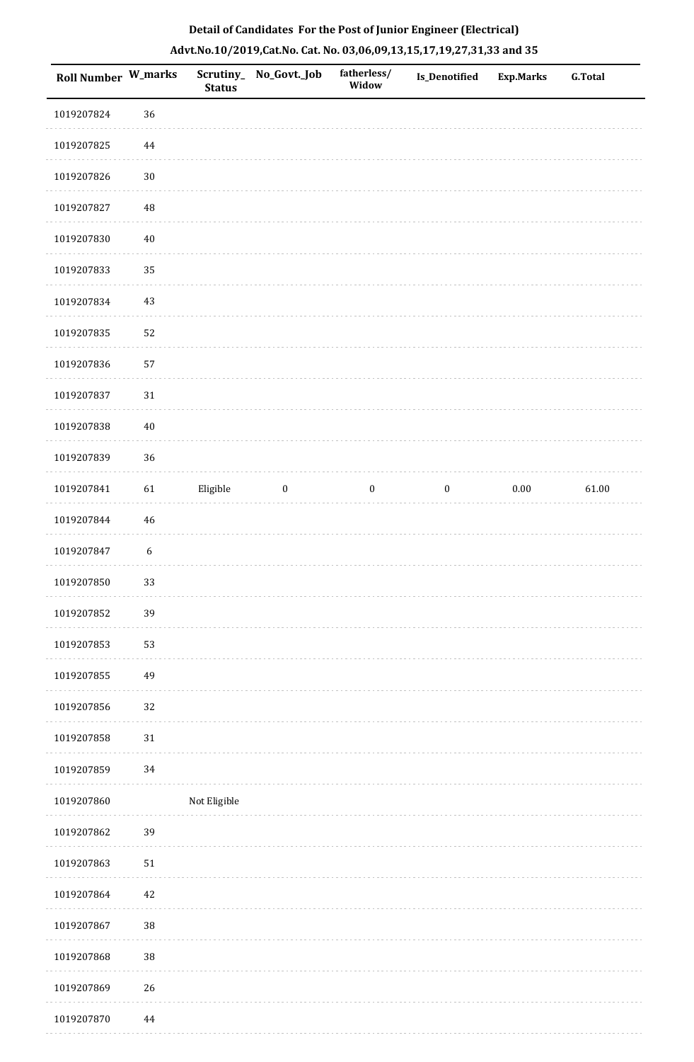**Detail of Candidates For the Post of Junior Engineer (Electrical)**

**Advt.No.10/2019,Cat.No. Cat. No. 03,06,09,13,15,17,19,27,31,33 and 35**

| Roll Number | W_marks | Scrutiny_Status | No_Govt._Job | fatherless/Widow | Is_Denotified | Exp.Marks | G.Total |
|---|---|---|---|---|---|---|---|
| 1019207824 | 36 | | | | | | |
| 1019207825 | 44 | | | | | | |
| 1019207826 | 30 | | | | | | |
| 1019207827 | 48 | | | | | | |
| 1019207830 | 40 | | | | | | |
| 1019207833 | 35 | | | | | | |
| 1019207834 | 43 | | | | | | |
| 1019207835 | 52 | | | | | | |
| 1019207836 | 57 | | | | | | |
| 1019207837 | 31 | | | | | | |
| 1019207838 | 40 | | | | | | |
| 1019207839 | 36 | | | | | | |
| 1019207841 | 61 | Eligible | 0 | 0 | 0 | 0.00 | 61.00 |
| 1019207844 | 46 | | | | | | |
| 1019207847 | 6 | | | | | | |
| 1019207850 | 33 | | | | | | |
| 1019207852 | 39 | | | | | | |
| 1019207853 | 53 | | | | | | |
| 1019207855 | 49 | | | | | | |
| 1019207856 | 32 | | | | | | |
| 1019207858 | 31 | | | | | | |
| 1019207859 | 34 | | | | | | |
| 1019207860 | | Not Eligible | | | | | |
| 1019207862 | 39 | | | | | | |
| 1019207863 | 51 | | | | | | |
| 1019207864 | 42 | | | | | | |
| 1019207867 | 38 | | | | | | |
| 1019207868 | 38 | | | | | | |
| 1019207869 | 26 | | | | | | |
| 1019207870 | 44 | | | | | | |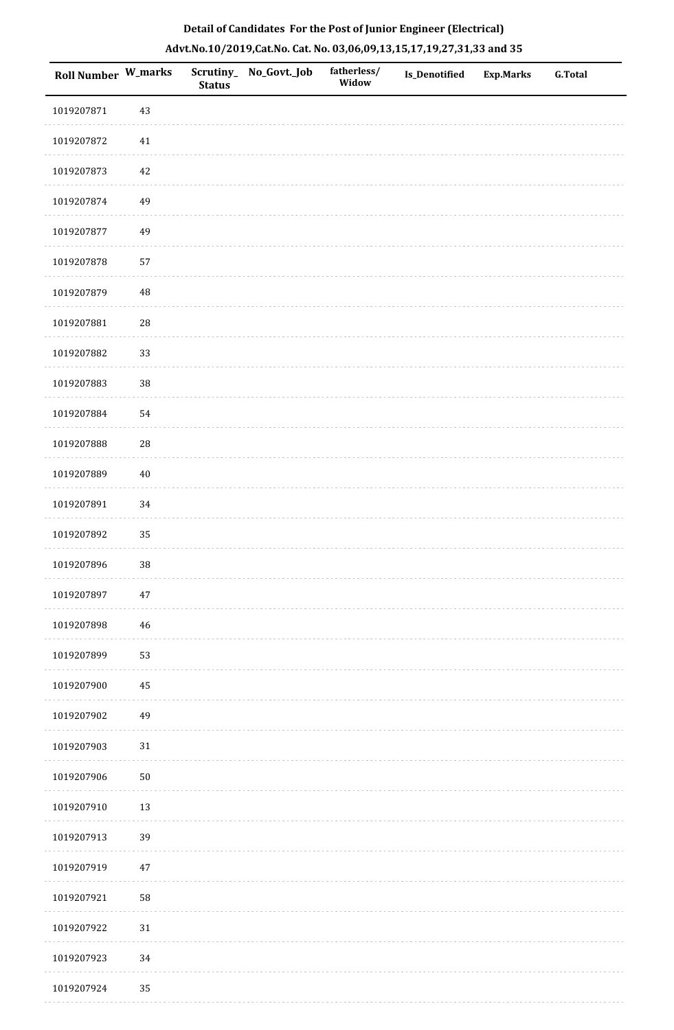**Detail of Candidates For the Post of Junior Engineer (Electrical)**

**Advt.No.10/2019,Cat.No. Cat. No. 03,06,09,13,15,17,19,27,31,33 and 35**

| Roll Number | W_marks | Scrutiny_Status | No_Govt._Job | fatherless/Widow | Is_Denotified | Exp.Marks | G.Total |
|---|---|---|---|---|---|---|---|
| 1019207871 | 43 | | | | | | |
| 1019207872 | 41 | | | | | | |
| 1019207873 | 42 | | | | | | |
| 1019207874 | 49 | | | | | | |
| 1019207877 | 49 | | | | | | |
| 1019207878 | 57 | | | | | | |
| 1019207879 | 48 | | | | | | |
| 1019207881 | 28 | | | | | | |
| 1019207882 | 33 | | | | | | |
| 1019207883 | 38 | | | | | | |
| 1019207884 | 54 | | | | | | |
| 1019207888 | 28 | | | | | | |
| 1019207889 | 40 | | | | | | |
| 1019207891 | 34 | | | | | | |
| 1019207892 | 35 | | | | | | |
| 1019207896 | 38 | | | | | | |
| 1019207897 | 47 | | | | | | |
| 1019207898 | 46 | | | | | | |
| 1019207899 | 53 | | | | | | |
| 1019207900 | 45 | | | | | | |
| 1019207902 | 49 | | | | | | |
| 1019207903 | 31 | | | | | | |
| 1019207906 | 50 | | | | | | |
| 1019207910 | 13 | | | | | | |
| 1019207913 | 39 | | | | | | |
| 1019207919 | 47 | | | | | | |
| 1019207921 | 58 | | | | | | |
| 1019207922 | 31 | | | | | | |
| 1019207923 | 34 | | | | | | |
| 1019207924 | 35 | | | | | | |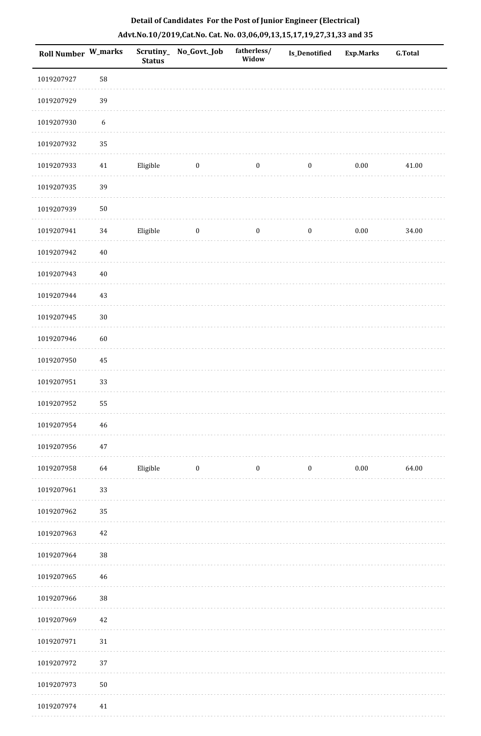## Detail of Candidates For the Post of Junior Engineer (Electrical)

### Advt.No.10/2019,Cat.No. Cat. No. 03,06,09,13,15,17,19,27,31,33 and 35

| Roll Number | W_marks | Scrutiny_Status | No_Govt._Job | fatherless/Widow | Is_Denotified | Exp.Marks | G.Total |
|---|---|---|---|---|---|---|---|
| 1019207927 | 58 | | | | | | |
| 1019207929 | 39 | | | | | | |
| 1019207930 | 6 | | | | | | |
| 1019207932 | 35 | | | | | | |
| 1019207933 | 41 | Eligible | 0 | 0 | 0 | 0.00 | 41.00 |
| 1019207935 | 39 | | | | | | |
| 1019207939 | 50 | | | | | | |
| 1019207941 | 34 | Eligible | 0 | 0 | 0 | 0.00 | 34.00 |
| 1019207942 | 40 | | | | | | |
| 1019207943 | 40 | | | | | | |
| 1019207944 | 43 | | | | | | |
| 1019207945 | 30 | | | | | | |
| 1019207946 | 60 | | | | | | |
| 1019207950 | 45 | | | | | | |
| 1019207951 | 33 | | | | | | |
| 1019207952 | 55 | | | | | | |
| 1019207954 | 46 | | | | | | |
| 1019207956 | 47 | | | | | | |
| 1019207958 | 64 | Eligible | 0 | 0 | 0 | 0.00 | 64.00 |
| 1019207961 | 33 | | | | | | |
| 1019207962 | 35 | | | | | | |
| 1019207963 | 42 | | | | | | |
| 1019207964 | 38 | | | | | | |
| 1019207965 | 46 | | | | | | |
| 1019207966 | 38 | | | | | | |
| 1019207969 | 42 | | | | | | |
| 1019207971 | 31 | | | | | | |
| 1019207972 | 37 | | | | | | |
| 1019207973 | 50 | | | | | | |
| 1019207974 | 41 | | | | | | |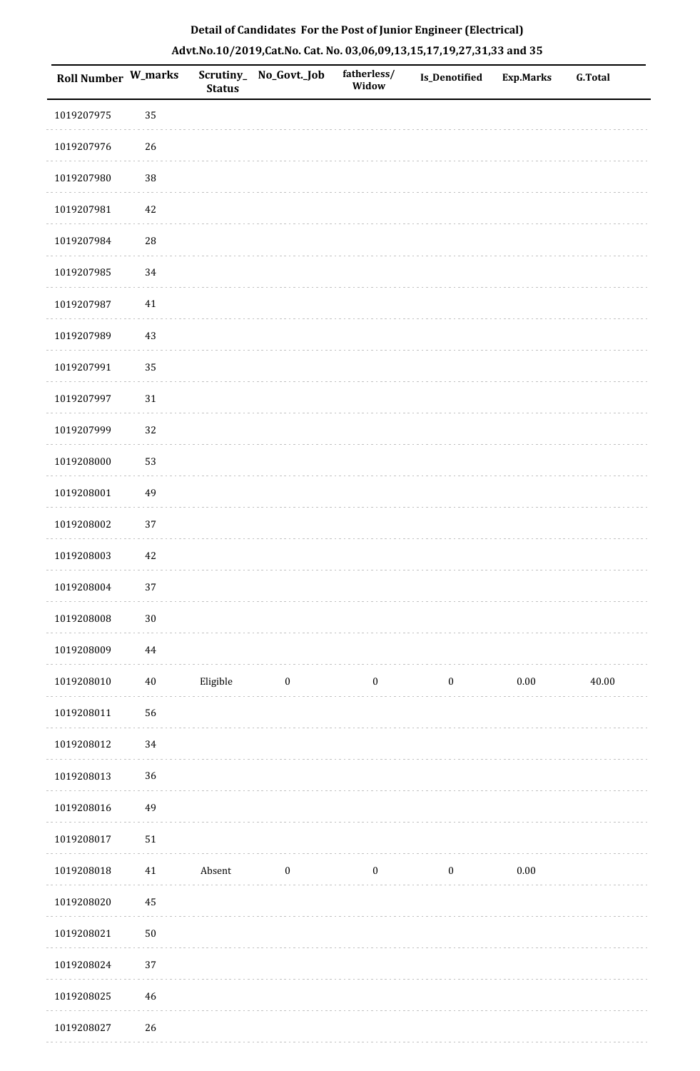**Detail of Candidates For the Post of Junior Engineer (Electrical)**

**Advt.No.10/2019,Cat.No. Cat. No. 03,06,09,13,15,17,19,27,31,33 and 35**

| Roll Number | W_marks | Scrutiny_Status | No_Govt._Job | fatherless/Widow | Is_Denotified | Exp.Marks | G.Total |
|---|---|---|---|---|---|---|---|
| 1019207975 | 35 | | | | | | |
| 1019207976 | 26 | | | | | | |
| 1019207980 | 38 | | | | | | |
| 1019207981 | 42 | | | | | | |
| 1019207984 | 28 | | | | | | |
| 1019207985 | 34 | | | | | | |
| 1019207987 | 41 | | | | | | |
| 1019207989 | 43 | | | | | | |
| 1019207991 | 35 | | | | | | |
| 1019207997 | 31 | | | | | | |
| 1019207999 | 32 | | | | | | |
| 1019208000 | 53 | | | | | | |
| 1019208001 | 49 | | | | | | |
| 1019208002 | 37 | | | | | | |
| 1019208003 | 42 | | | | | | |
| 1019208004 | 37 | | | | | | |
| 1019208008 | 30 | | | | | | |
| 1019208009 | 44 | | | | | | |
| 1019208010 | 40 | Eligible | 0 | 0 | 0 | 0.00 | 40.00 |
| 1019208011 | 56 | | | | | | |
| 1019208012 | 34 | | | | | | |
| 1019208013 | 36 | | | | | | |
| 1019208016 | 49 | | | | | | |
| 1019208017 | 51 | | | | | | |
| 1019208018 | 41 | Absent | 0 | 0 | 0 | 0.00 | |
| 1019208020 | 45 | | | | | | |
| 1019208021 | 50 | | | | | | |
| 1019208024 | 37 | | | | | | |
| 1019208025 | 46 | | | | | | |
| 1019208027 | 26 | | | | | | |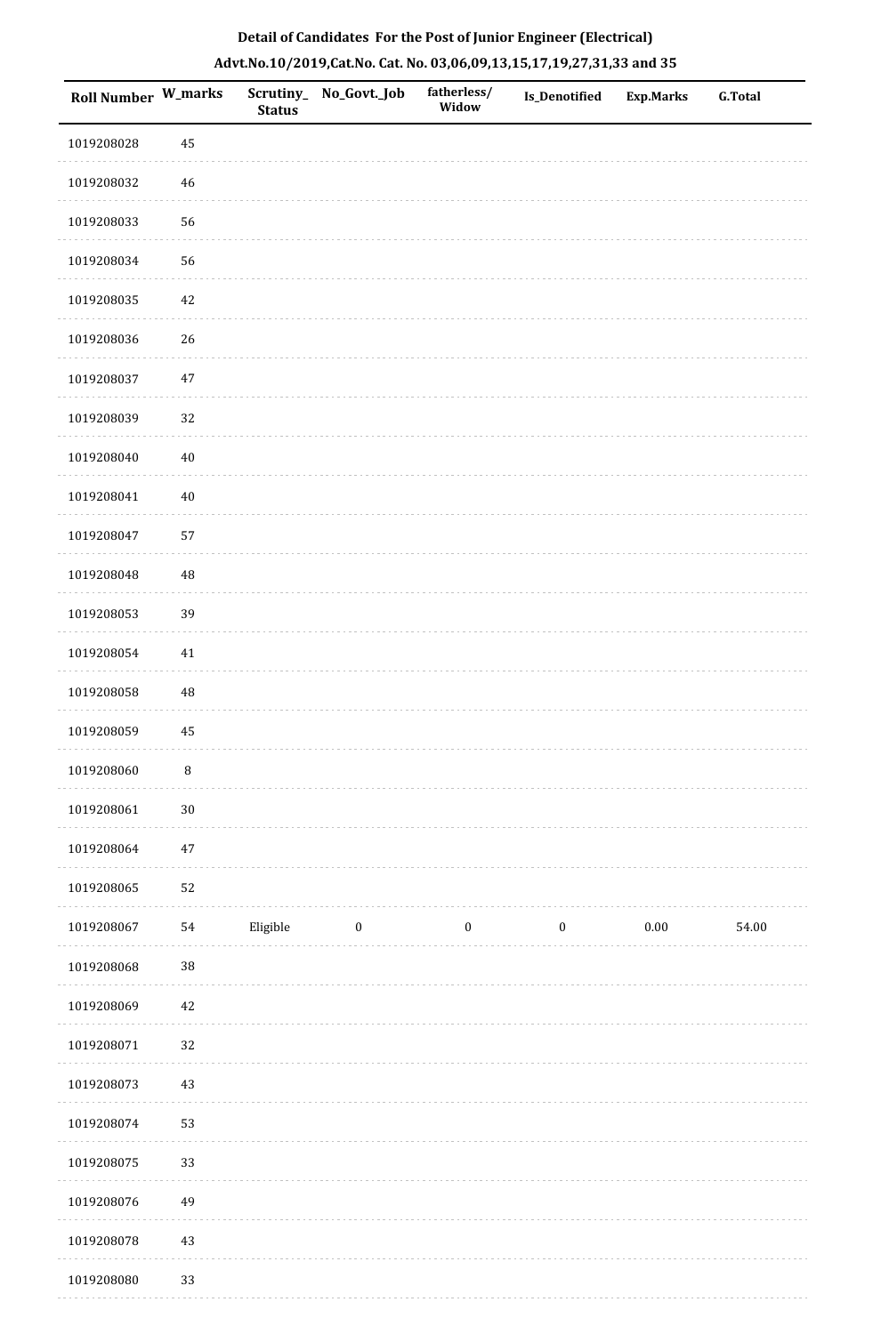**Detail of Candidates For the Post of Junior Engineer (Electrical)**

**Advt.No.10/2019,Cat.No. Cat. No. 03,06,09,13,15,17,19,27,31,33 and 35**

| Roll Number | W_marks | Scrutiny_Status | No_Govt._Job | fatherless/Widow | Is_Denotified | Exp.Marks | G.Total |
|---|---|---|---|---|---|---|---|
| 1019208028 | 45 | | | | | | |
| 1019208032 | 46 | | | | | | |
| 1019208033 | 56 | | | | | | |
| 1019208034 | 56 | | | | | | |
| 1019208035 | 42 | | | | | | |
| 1019208036 | 26 | | | | | | |
| 1019208037 | 47 | | | | | | |
| 1019208039 | 32 | | | | | | |
| 1019208040 | 40 | | | | | | |
| 1019208041 | 40 | | | | | | |
| 1019208047 | 57 | | | | | | |
| 1019208048 | 48 | | | | | | |
| 1019208053 | 39 | | | | | | |
| 1019208054 | 41 | | | | | | |
| 1019208058 | 48 | | | | | | |
| 1019208059 | 45 | | | | | | |
| 1019208060 | 8 | | | | | | |
| 1019208061 | 30 | | | | | | |
| 1019208064 | 47 | | | | | | |
| 1019208065 | 52 | | | | | | |
| 1019208067 | 54 | Eligible | 0 | 0 | 0 | 0.00 | 54.00 |
| 1019208068 | 38 | | | | | | |
| 1019208069 | 42 | | | | | | |
| 1019208071 | 32 | | | | | | |
| 1019208073 | 43 | | | | | | |
| 1019208074 | 53 | | | | | | |
| 1019208075 | 33 | | | | | | |
| 1019208076 | 49 | | | | | | |
| 1019208078 | 43 | | | | | | |
| 1019208080 | 33 | | | | | | |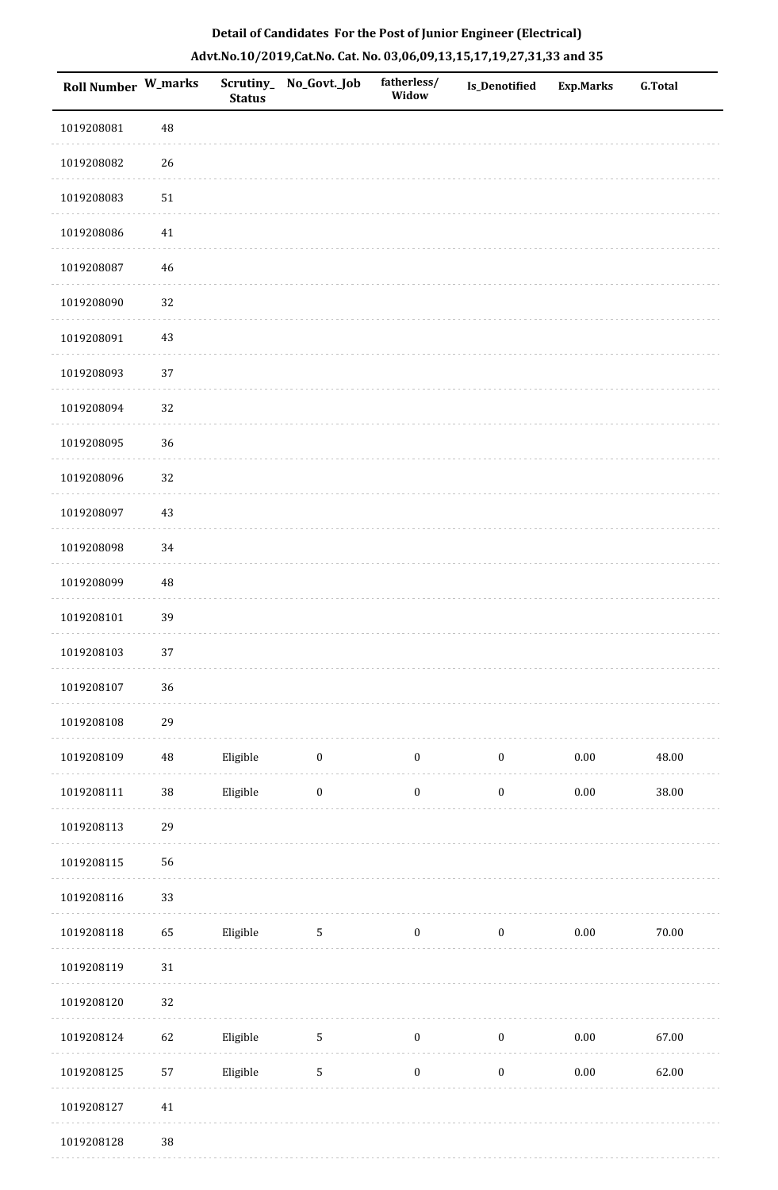**Detail of Candidates For the Post of Junior Engineer (Electrical)**

**Advt.No.10/2019,Cat.No. Cat. No. 03,06,09,13,15,17,19,27,31,33 and 35**

| Roll Number | W_marks | Scrutiny_Status | No_Govt._Job | fatherless/Widow | Is_Denotified | Exp.Marks | G.Total |
|---|---|---|---|---|---|---|---|
| 1019208081 | 48 | | | | | | |
| 1019208082 | 26 | | | | | | |
| 1019208083 | 51 | | | | | | |
| 1019208086 | 41 | | | | | | |
| 1019208087 | 46 | | | | | | |
| 1019208090 | 32 | | | | | | |
| 1019208091 | 43 | | | | | | |
| 1019208093 | 37 | | | | | | |
| 1019208094 | 32 | | | | | | |
| 1019208095 | 36 | | | | | | |
| 1019208096 | 32 | | | | | | |
| 1019208097 | 43 | | | | | | |
| 1019208098 | 34 | | | | | | |
| 1019208099 | 48 | | | | | | |
| 1019208101 | 39 | | | | | | |
| 1019208103 | 37 | | | | | | |
| 1019208107 | 36 | | | | | | |
| 1019208108 | 29 | | | | | | |
| 1019208109 | 48 | Eligible | 0 | 0 | 0 | 0.00 | 48.00 |
| 1019208111 | 38 | Eligible | 0 | 0 | 0 | 0.00 | 38.00 |
| 1019208113 | 29 | | | | | | |
| 1019208115 | 56 | | | | | | |
| 1019208116 | 33 | | | | | | |
| 1019208118 | 65 | Eligible | 5 | 0 | 0 | 0.00 | 70.00 |
| 1019208119 | 31 | | | | | | |
| 1019208120 | 32 | | | | | | |
| 1019208124 | 62 | Eligible | 5 | 0 | 0 | 0.00 | 67.00 |
| 1019208125 | 57 | Eligible | 5 | 0 | 0 | 0.00 | 62.00 |
| 1019208127 | 41 | | | | | | |
| 1019208128 | 38 | | | | | | |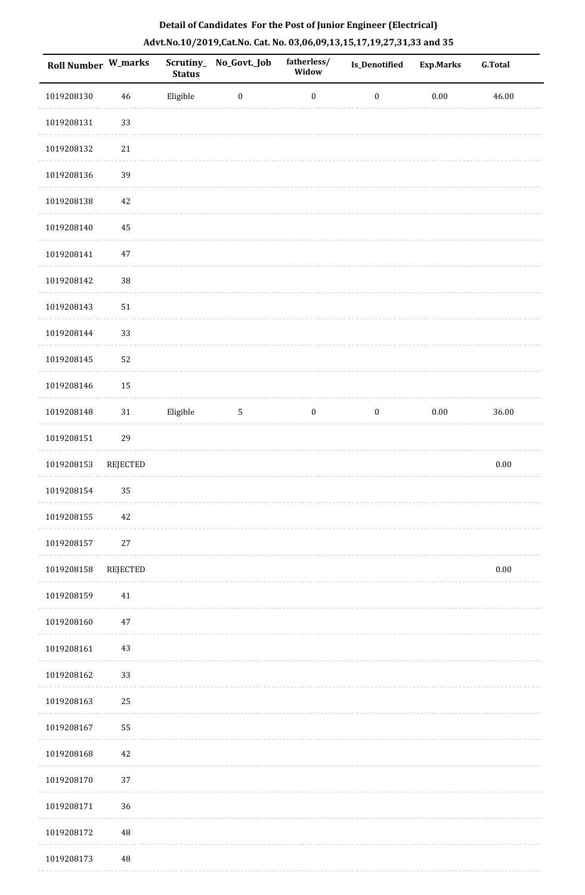**Detail of Candidates For the Post of Junior Engineer (Electrical)**

**Advt.No.10/2019,Cat.No. Cat. No. 03,06,09,13,15,17,19,27,31,33 and 35**

| Roll Number | W_marks | Scrutiny_Status | No_Govt._Job | fatherless/Widow | Is_Denotified | Exp.Marks | G.Total |
|---|---|---|---|---|---|---|---|
| 1019208130 | 46 | Eligible | 0 | 0 | 0 | 0.00 | 46.00 |
| 1019208131 | 33 | | | | | | |
| 1019208132 | 21 | | | | | | |
| 1019208136 | 39 | | | | | | |
| 1019208138 | 42 | | | | | | |
| 1019208140 | 45 | | | | | | |
| 1019208141 | 47 | | | | | | |
| 1019208142 | 38 | | | | | | |
| 1019208143 | 51 | | | | | | |
| 1019208144 | 33 | | | | | | |
| 1019208145 | 52 | | | | | | |
| 1019208146 | 15 | | | | | | |
| 1019208148 | 31 | Eligible | 5 | 0 | 0 | 0.00 | 36.00 |
| 1019208151 | 29 | | | | | | |
| 1019208153 | REJECTED | | | | | | 0.00 |
| 1019208154 | 35 | | | | | | |
| 1019208155 | 42 | | | | | | |
| 1019208157 | 27 | | | | | | |
| 1019208158 | REJECTED | | | | | | 0.00 |
| 1019208159 | 41 | | | | | | |
| 1019208160 | 47 | | | | | | |
| 1019208161 | 43 | | | | | | |
| 1019208162 | 33 | | | | | | |
| 1019208163 | 25 | | | | | | |
| 1019208167 | 55 | | | | | | |
| 1019208168 | 42 | | | | | | |
| 1019208170 | 37 | | | | | | |
| 1019208171 | 36 | | | | | | |
| 1019208172 | 48 | | | | | | |
| 1019208173 | 48 | | | | | | |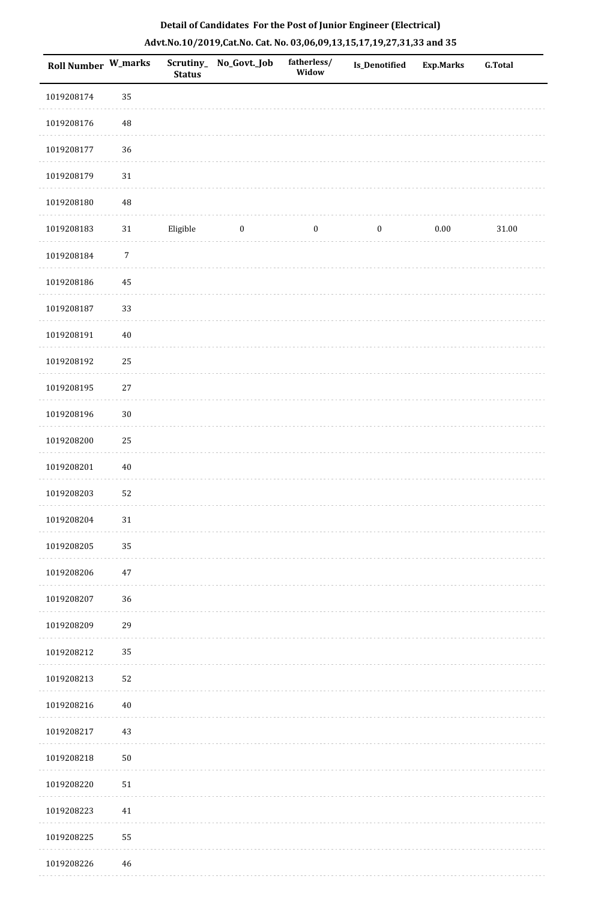**Detail of Candidates For the Post of Junior Engineer (Electrical)**

**Advt.No.10/2019,Cat.No. Cat. No. 03,06,09,13,15,17,19,27,31,33 and 35**

| Roll Number | W_marks | Scrutiny_ Status | No_Govt._Job | fatherless/ Widow | Is_Denotified | Exp.Marks | G.Total |
|---|---|---|---|---|---|---|---|
| 1019208174 | 35 | | | | | | |
| 1019208176 | 48 | | | | | | |
| 1019208177 | 36 | | | | | | |
| 1019208179 | 31 | | | | | | |
| 1019208180 | 48 | | | | | | |
| 1019208183 | 31 | Eligible | 0 | 0 | 0 | 0.00 | 31.00 |
| 1019208184 | 7 | | | | | | |
| 1019208186 | 45 | | | | | | |
| 1019208187 | 33 | | | | | | |
| 1019208191 | 40 | | | | | | |
| 1019208192 | 25 | | | | | | |
| 1019208195 | 27 | | | | | | |
| 1019208196 | 30 | | | | | | |
| 1019208200 | 25 | | | | | | |
| 1019208201 | 40 | | | | | | |
| 1019208203 | 52 | | | | | | |
| 1019208204 | 31 | | | | | | |
| 1019208205 | 35 | | | | | | |
| 1019208206 | 47 | | | | | | |
| 1019208207 | 36 | | | | | | |
| 1019208209 | 29 | | | | | | |
| 1019208212 | 35 | | | | | | |
| 1019208213 | 52 | | | | | | |
| 1019208216 | 40 | | | | | | |
| 1019208217 | 43 | | | | | | |
| 1019208218 | 50 | | | | | | |
| 1019208220 | 51 | | | | | | |
| 1019208223 | 41 | | | | | | |
| 1019208225 | 55 | | | | | | |
| 1019208226 | 46 | | | | | | |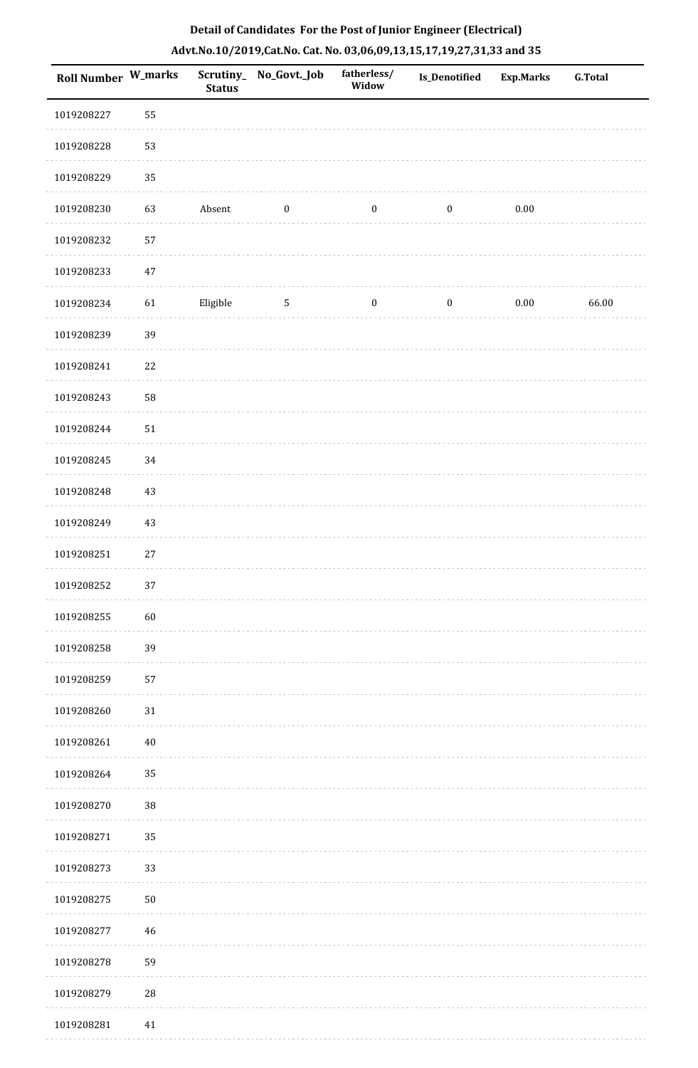## Detail of Candidates For the Post of Junior Engineer (Electrical)

### Advt.No.10/2019,Cat.No. Cat. No. 03,06,09,13,15,17,19,27,31,33 and 35

| Roll Number | W_marks | Scrutiny_Status | No_Govt._Job | fatherless/Widow | Is_Denotified | Exp.Marks | G.Total |
|---|---|---|---|---|---|---|---|
| 1019208227 | 55 | | | | | | |
| 1019208228 | 53 | | | | | | |
| 1019208229 | 35 | | | | | | |
| 1019208230 | 63 | Absent | 0 | 0 | 0 | 0.00 | |
| 1019208232 | 57 | | | | | | |
| 1019208233 | 47 | | | | | | |
| 1019208234 | 61 | Eligible | 5 | 0 | 0 | 0.00 | 66.00 |
| 1019208239 | 39 | | | | | | |
| 1019208241 | 22 | | | | | | |
| 1019208243 | 58 | | | | | | |
| 1019208244 | 51 | | | | | | |
| 1019208245 | 34 | | | | | | |
| 1019208248 | 43 | | | | | | |
| 1019208249 | 43 | | | | | | |
| 1019208251 | 27 | | | | | | |
| 1019208252 | 37 | | | | | | |
| 1019208255 | 60 | | | | | | |
| 1019208258 | 39 | | | | | | |
| 1019208259 | 57 | | | | | | |
| 1019208260 | 31 | | | | | | |
| 1019208261 | 40 | | | | | | |
| 1019208264 | 35 | | | | | | |
| 1019208270 | 38 | | | | | | |
| 1019208271 | 35 | | | | | | |
| 1019208273 | 33 | | | | | | |
| 1019208275 | 50 | | | | | | |
| 1019208277 | 46 | | | | | | |
| 1019208278 | 59 | | | | | | |
| 1019208279 | 28 | | | | | | |
| 1019208281 | 41 | | | | | | |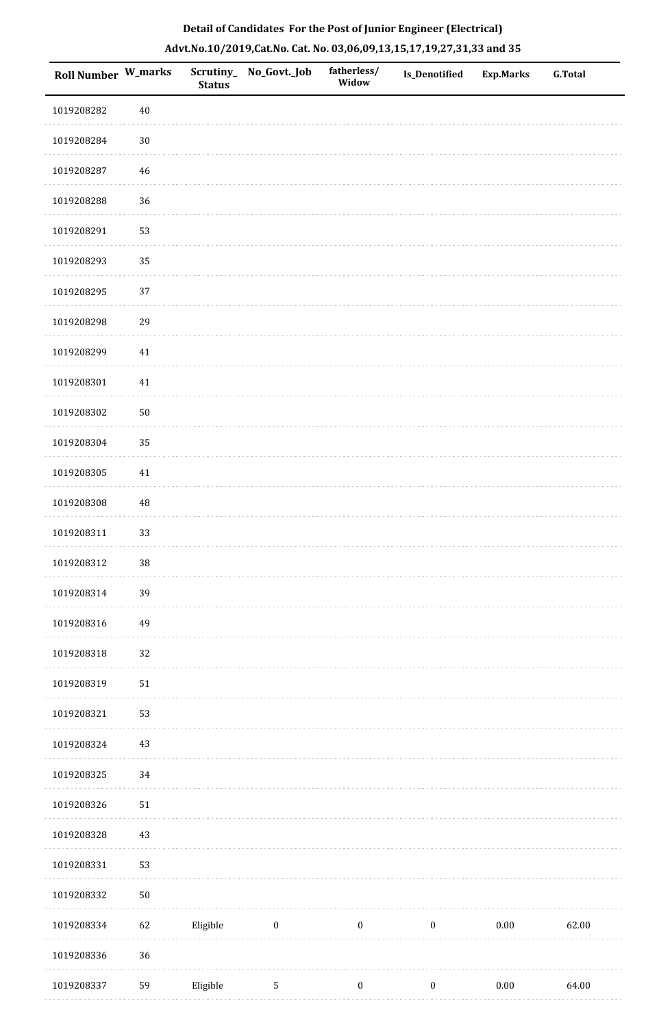**Detail of Candidates For the Post of Junior Engineer (Electrical)**

**Advt.No.10/2019,Cat.No. Cat. No. 03,06,09,13,15,17,19,27,31,33 and 35**

| Roll Number | W_marks | Scrutiny_Status | No_Govt._Job | fatherless/Widow | Is_Denotified | Exp.Marks | G.Total |
|---|---|---|---|---|---|---|---|
| 1019208282 | 40 | | | | | | |
| 1019208284 | 30 | | | | | | |
| 1019208287 | 46 | | | | | | |
| 1019208288 | 36 | | | | | | |
| 1019208291 | 53 | | | | | | |
| 1019208293 | 35 | | | | | | |
| 1019208295 | 37 | | | | | | |
| 1019208298 | 29 | | | | | | |
| 1019208299 | 41 | | | | | | |
| 1019208301 | 41 | | | | | | |
| 1019208302 | 50 | | | | | | |
| 1019208304 | 35 | | | | | | |
| 1019208305 | 41 | | | | | | |
| 1019208308 | 48 | | | | | | |
| 1019208311 | 33 | | | | | | |
| 1019208312 | 38 | | | | | | |
| 1019208314 | 39 | | | | | | |
| 1019208316 | 49 | | | | | | |
| 1019208318 | 32 | | | | | | |
| 1019208319 | 51 | | | | | | |
| 1019208321 | 53 | | | | | | |
| 1019208324 | 43 | | | | | | |
| 1019208325 | 34 | | | | | | |
| 1019208326 | 51 | | | | | | |
| 1019208328 | 43 | | | | | | |
| 1019208331 | 53 | | | | | | |
| 1019208332 | 50 | | | | | | |
| 1019208334 | 62 | Eligible | 0 | 0 | 0 | 0.00 | 62.00 |
| 1019208336 | 36 | | | | | | |
| 1019208337 | 59 | Eligible | 5 | 0 | 0 | 0.00 | 64.00 |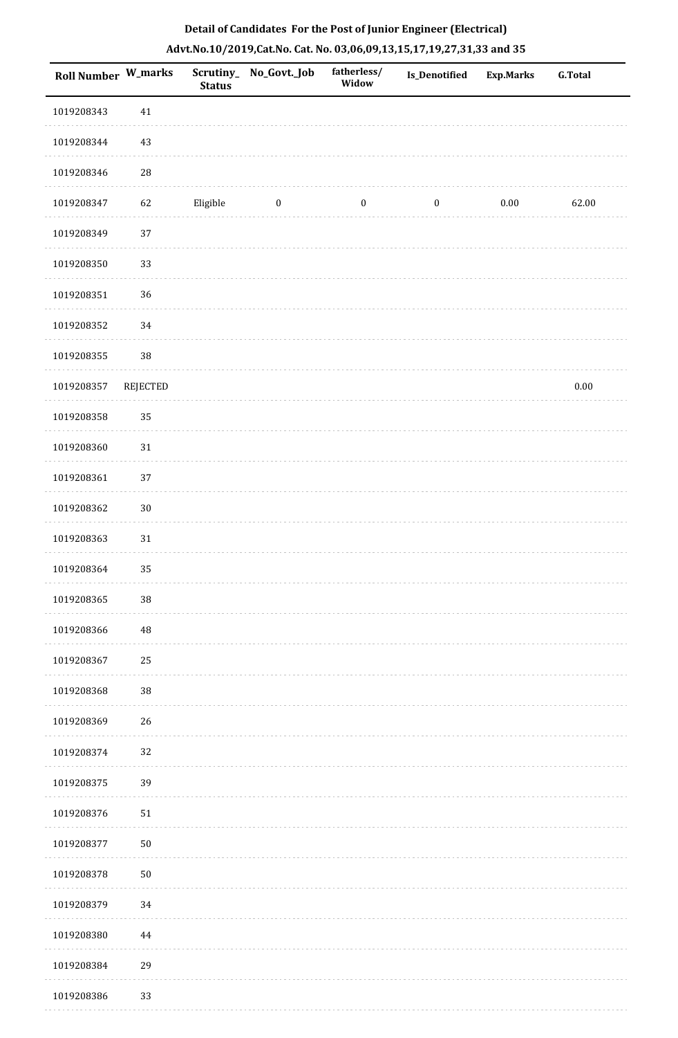**Detail of Candidates For the Post of Junior Engineer (Electrical)**

**Advt.No.10/2019,Cat.No. Cat. No. 03,06,09,13,15,17,19,27,31,33 and 35**

| Roll Number | W_marks | Scrutiny_Status | No_Govt._Job | fatherless/Widow | Is_Denotified | Exp.Marks | G.Total |
|---|---|---|---|---|---|---|---|
| 1019208343 | 41 | | | | | | |
| 1019208344 | 43 | | | | | | |
| 1019208346 | 28 | | | | | | |
| 1019208347 | 62 | Eligible | 0 | 0 | 0 | 0.00 | 62.00 |
| 1019208349 | 37 | | | | | | |
| 1019208350 | 33 | | | | | | |
| 1019208351 | 36 | | | | | | |
| 1019208352 | 34 | | | | | | |
| 1019208355 | 38 | | | | | | |
| 1019208357 | REJECTED | | | | | | 0.00 |
| 1019208358 | 35 | | | | | | |
| 1019208360 | 31 | | | | | | |
| 1019208361 | 37 | | | | | | |
| 1019208362 | 30 | | | | | | |
| 1019208363 | 31 | | | | | | |
| 1019208364 | 35 | | | | | | |
| 1019208365 | 38 | | | | | | |
| 1019208366 | 48 | | | | | | |
| 1019208367 | 25 | | | | | | |
| 1019208368 | 38 | | | | | | |
| 1019208369 | 26 | | | | | | |
| 1019208374 | 32 | | | | | | |
| 1019208375 | 39 | | | | | | |
| 1019208376 | 51 | | | | | | |
| 1019208377 | 50 | | | | | | |
| 1019208378 | 50 | | | | | | |
| 1019208379 | 34 | | | | | | |
| 1019208380 | 44 | | | | | | |
| 1019208384 | 29 | | | | | | |
| 1019208386 | 33 | | | | | | |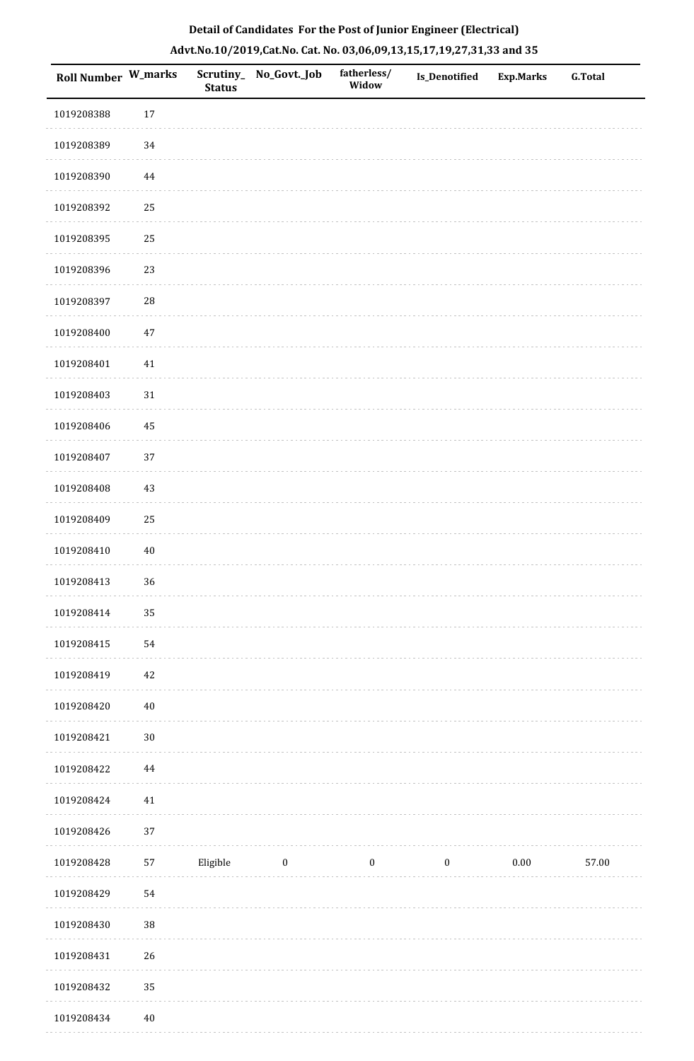**Detail of Candidates For the Post of Junior Engineer (Electrical)**

**Advt.No.10/2019,Cat.No. Cat. No. 03,06,09,13,15,17,19,27,31,33 and 35**

| Roll Number | W_marks | Scrutiny_Status | No_Govt._Job | fatherless/Widow | Is_Denotified | Exp.Marks | G.Total |
|---|---|---|---|---|---|---|---|
| 1019208388 | 17 | | | | | | |
| 1019208389 | 34 | | | | | | |
| 1019208390 | 44 | | | | | | |
| 1019208392 | 25 | | | | | | |
| 1019208395 | 25 | | | | | | |
| 1019208396 | 23 | | | | | | |
| 1019208397 | 28 | | | | | | |
| 1019208400 | 47 | | | | | | |
| 1019208401 | 41 | | | | | | |
| 1019208403 | 31 | | | | | | |
| 1019208406 | 45 | | | | | | |
| 1019208407 | 37 | | | | | | |
| 1019208408 | 43 | | | | | | |
| 1019208409 | 25 | | | | | | |
| 1019208410 | 40 | | | | | | |
| 1019208413 | 36 | | | | | | |
| 1019208414 | 35 | | | | | | |
| 1019208415 | 54 | | | | | | |
| 1019208419 | 42 | | | | | | |
| 1019208420 | 40 | | | | | | |
| 1019208421 | 30 | | | | | | |
| 1019208422 | 44 | | | | | | |
| 1019208424 | 41 | | | | | | |
| 1019208426 | 37 | | | | | | |
| 1019208428 | 57 | Eligible | 0 | 0 | 0 | 0.00 | 57.00 |
| 1019208429 | 54 | | | | | | |
| 1019208430 | 38 | | | | | | |
| 1019208431 | 26 | | | | | | |
| 1019208432 | 35 | | | | | | |
| 1019208434 | 40 | | | | | | |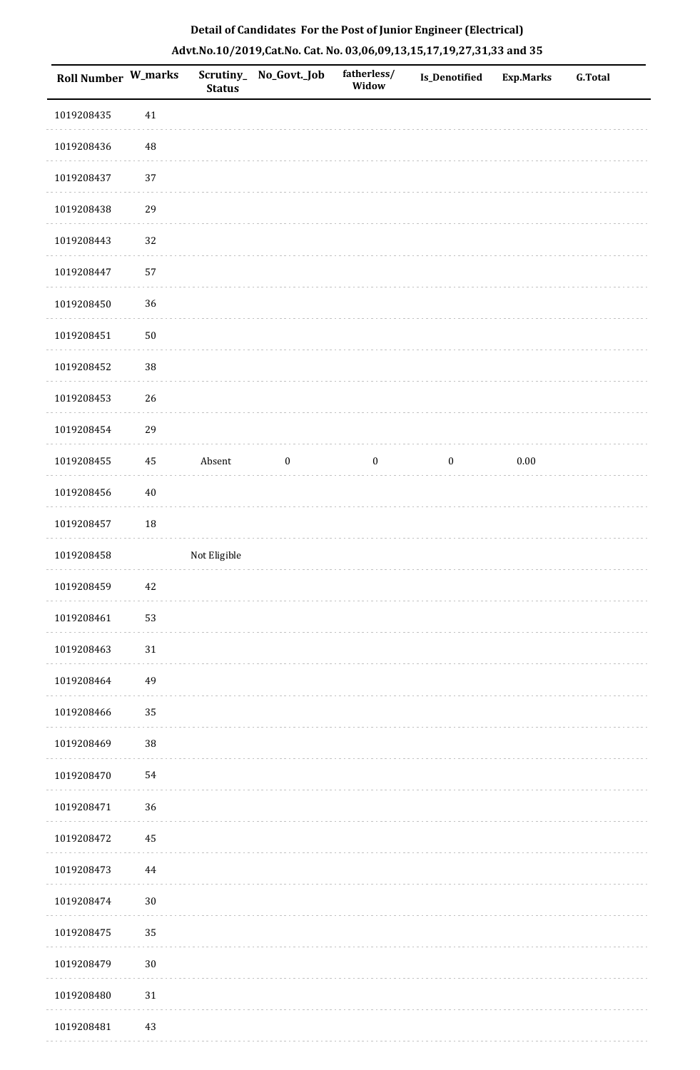**Detail of Candidates For the Post of Junior Engineer (Electrical)**

**Advt.No.10/2019,Cat.No. Cat. No. 03,06,09,13,15,17,19,27,31,33 and 35**

| Roll Number | W_marks | Scrutiny_ Status | No_Govt._Job | fatherless/ Widow | Is_Denotified | Exp.Marks | G.Total |
|---|---|---|---|---|---|---|---|
| 1019208435 | 41 | | | | | | |
| 1019208436 | 48 | | | | | | |
| 1019208437 | 37 | | | | | | |
| 1019208438 | 29 | | | | | | |
| 1019208443 | 32 | | | | | | |
| 1019208447 | 57 | | | | | | |
| 1019208450 | 36 | | | | | | |
| 1019208451 | 50 | | | | | | |
| 1019208452 | 38 | | | | | | |
| 1019208453 | 26 | | | | | | |
| 1019208454 | 29 | | | | | | |
| 1019208455 | 45 | Absent | 0 | 0 | 0 | 0.00 | |
| 1019208456 | 40 | | | | | | |
| 1019208457 | 18 | | | | | | |
| 1019208458 | | Not Eligible | | | | | |
| 1019208459 | 42 | | | | | | |
| 1019208461 | 53 | | | | | | |
| 1019208463 | 31 | | | | | | |
| 1019208464 | 49 | | | | | | |
| 1019208466 | 35 | | | | | | |
| 1019208469 | 38 | | | | | | |
| 1019208470 | 54 | | | | | | |
| 1019208471 | 36 | | | | | | |
| 1019208472 | 45 | | | | | | |
| 1019208473 | 44 | | | | | | |
| 1019208474 | 30 | | | | | | |
| 1019208475 | 35 | | | | | | |
| 1019208479 | 30 | | | | | | |
| 1019208480 | 31 | | | | | | |
| 1019208481 | 43 | | | | | | |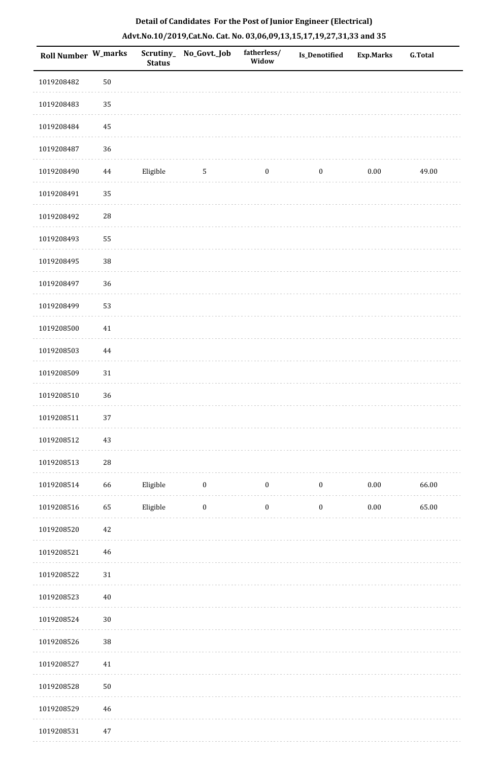**Detail of Candidates For the Post of Junior Engineer (Electrical)**

**Advt.No.10/2019,Cat.No. Cat. No. 03,06,09,13,15,17,19,27,31,33 and 35**

| Roll Number | W_marks | Scrutiny_ Status | No_Govt._Job | fatherless/ Widow | Is_Denotified | Exp.Marks | G.Total |
|---|---|---|---|---|---|---|---|
| 1019208482 | 50 | | | | | | |
| 1019208483 | 35 | | | | | | |
| 1019208484 | 45 | | | | | | |
| 1019208487 | 36 | | | | | | |
| 1019208490 | 44 | Eligible | 5 | 0 | 0 | 0.00 | 49.00 |
| 1019208491 | 35 | | | | | | |
| 1019208492 | 28 | | | | | | |
| 1019208493 | 55 | | | | | | |
| 1019208495 | 38 | | | | | | |
| 1019208497 | 36 | | | | | | |
| 1019208499 | 53 | | | | | | |
| 1019208500 | 41 | | | | | | |
| 1019208503 | 44 | | | | | | |
| 1019208509 | 31 | | | | | | |
| 1019208510 | 36 | | | | | | |
| 1019208511 | 37 | | | | | | |
| 1019208512 | 43 | | | | | | |
| 1019208513 | 28 | | | | | | |
| 1019208514 | 66 | Eligible | 0 | 0 | 0 | 0.00 | 66.00 |
| 1019208516 | 65 | Eligible | 0 | 0 | 0 | 0.00 | 65.00 |
| 1019208520 | 42 | | | | | | |
| 1019208521 | 46 | | | | | | |
| 1019208522 | 31 | | | | | | |
| 1019208523 | 40 | | | | | | |
| 1019208524 | 30 | | | | | | |
| 1019208526 | 38 | | | | | | |
| 1019208527 | 41 | | | | | | |
| 1019208528 | 50 | | | | | | |
| 1019208529 | 46 | | | | | | |
| 1019208531 | 47 | | | | | | |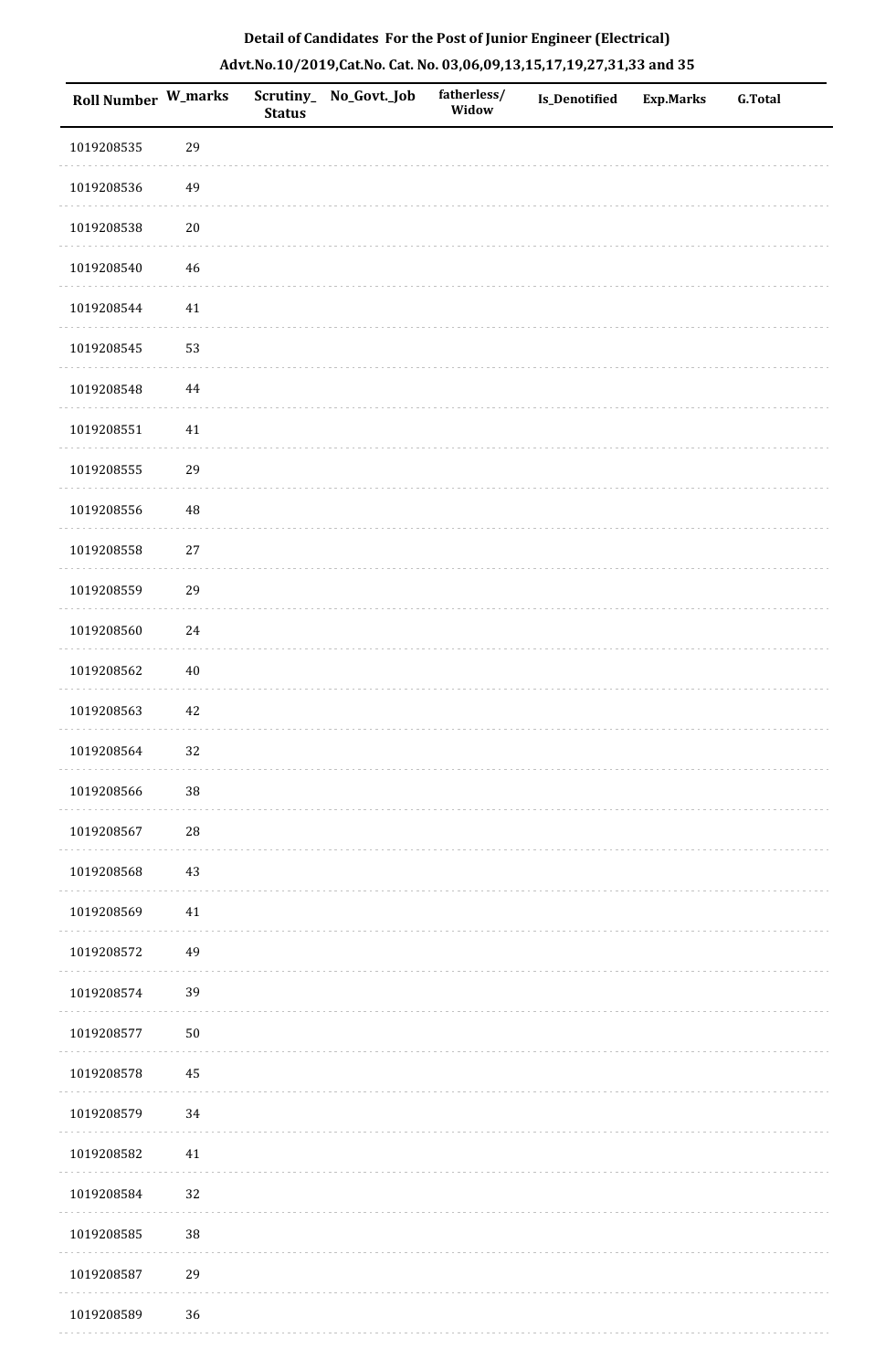**Detail of Candidates For the Post of Junior Engineer (Electrical)**

**Advt.No.10/2019,Cat.No. Cat. No. 03,06,09,13,15,17,19,27,31,33 and 35**

| Roll Number | W_marks | Scrutiny_Status | No_Govt._Job | fatherless/Widow | Is_Denotified | Exp.Marks | G.Total |
|---|---|---|---|---|---|---|---|
| 1019208535 | 29 | | | | | | |
| 1019208536 | 49 | | | | | | |
| 1019208538 | 20 | | | | | | |
| 1019208540 | 46 | | | | | | |
| 1019208544 | 41 | | | | | | |
| 1019208545 | 53 | | | | | | |
| 1019208548 | 44 | | | | | | |
| 1019208551 | 41 | | | | | | |
| 1019208555 | 29 | | | | | | |
| 1019208556 | 48 | | | | | | |
| 1019208558 | 27 | | | | | | |
| 1019208559 | 29 | | | | | | |
| 1019208560 | 24 | | | | | | |
| 1019208562 | 40 | | | | | | |
| 1019208563 | 42 | | | | | | |
| 1019208564 | 32 | | | | | | |
| 1019208566 | 38 | | | | | | |
| 1019208567 | 28 | | | | | | |
| 1019208568 | 43 | | | | | | |
| 1019208569 | 41 | | | | | | |
| 1019208572 | 49 | | | | | | |
| 1019208574 | 39 | | | | | | |
| 1019208577 | 50 | | | | | | |
| 1019208578 | 45 | | | | | | |
| 1019208579 | 34 | | | | | | |
| 1019208582 | 41 | | | | | | |
| 1019208584 | 32 | | | | | | |
| 1019208585 | 38 | | | | | | |
| 1019208587 | 29 | | | | | | |
| 1019208589 | 36 | | | | | | |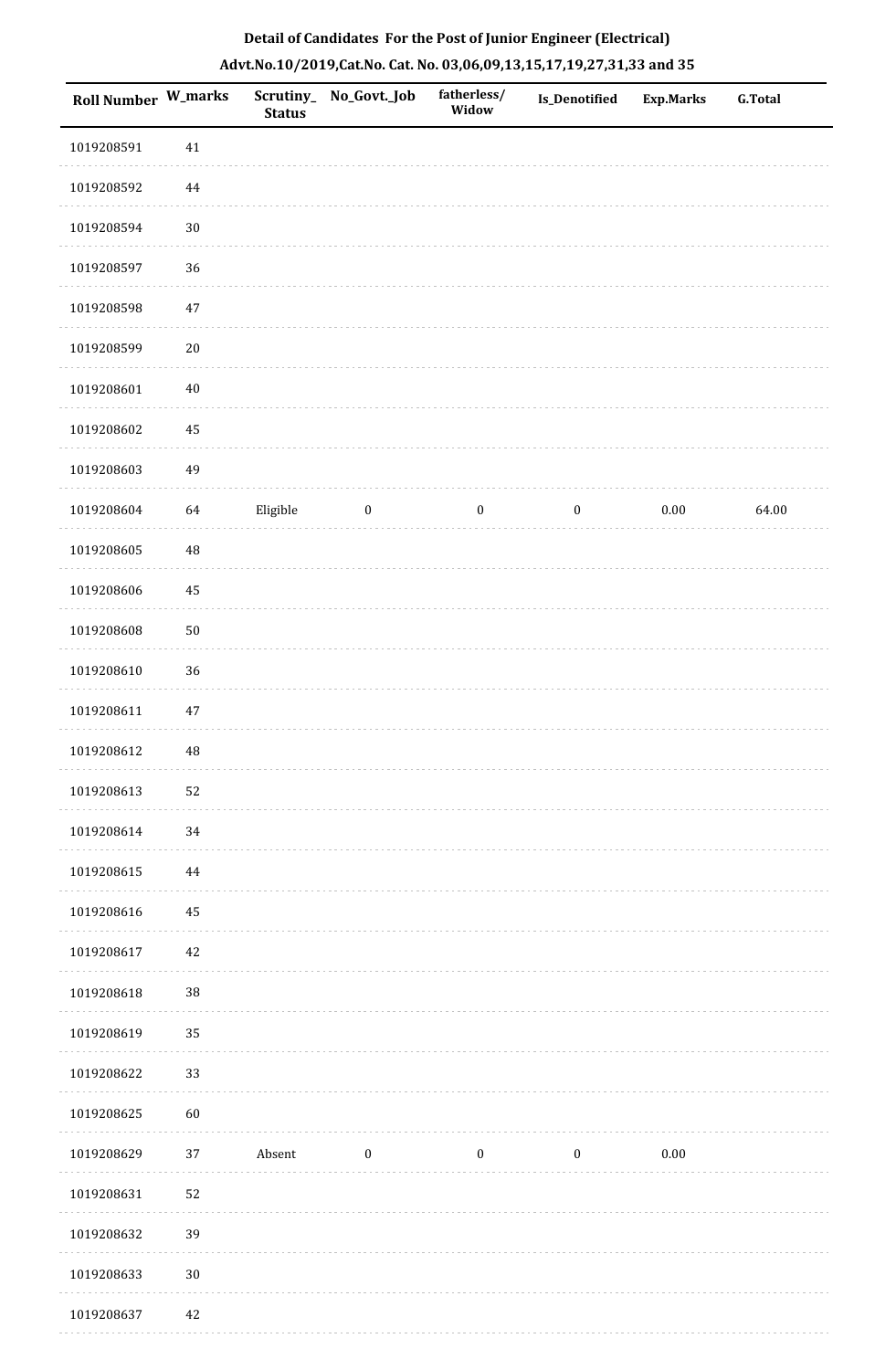**Detail of Candidates For the Post of Junior Engineer (Electrical)**

**Advt.No.10/2019,Cat.No. Cat. No. 03,06,09,13,15,17,19,27,31,33 and 35**

| Roll Number | W_marks | Scrutiny_Status | No_Govt._Job | fatherless/Widow | Is_Denotified | Exp.Marks | G.Total |
|---|---|---|---|---|---|---|---|
| 1019208591 | 41 | | | | | | |
| 1019208592 | 44 | | | | | | |
| 1019208594 | 30 | | | | | | |
| 1019208597 | 36 | | | | | | |
| 1019208598 | 47 | | | | | | |
| 1019208599 | 20 | | | | | | |
| 1019208601 | 40 | | | | | | |
| 1019208602 | 45 | | | | | | |
| 1019208603 | 49 | | | | | | |
| 1019208604 | 64 | Eligible | 0 | 0 | 0 | 0.00 | 64.00 |
| 1019208605 | 48 | | | | | | |
| 1019208606 | 45 | | | | | | |
| 1019208608 | 50 | | | | | | |
| 1019208610 | 36 | | | | | | |
| 1019208611 | 47 | | | | | | |
| 1019208612 | 48 | | | | | | |
| 1019208613 | 52 | | | | | | |
| 1019208614 | 34 | | | | | | |
| 1019208615 | 44 | | | | | | |
| 1019208616 | 45 | | | | | | |
| 1019208617 | 42 | | | | | | |
| 1019208618 | 38 | | | | | | |
| 1019208619 | 35 | | | | | | |
| 1019208622 | 33 | | | | | | |
| 1019208625 | 60 | | | | | | |
| 1019208629 | 37 | Absent | 0 | 0 | 0 | 0.00 | |
| 1019208631 | 52 | | | | | | |
| 1019208632 | 39 | | | | | | |
| 1019208633 | 30 | | | | | | |
| 1019208637 | 42 | | | | | | |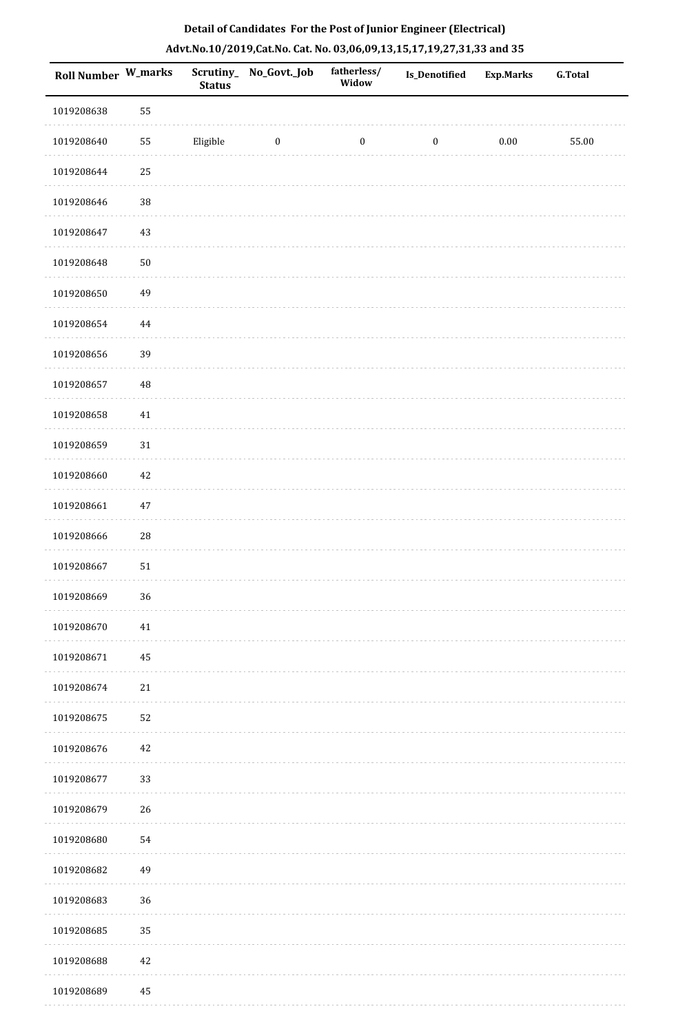**Detail of Candidates For the Post of Junior Engineer (Electrical)**

**Advt.No.10/2019,Cat.No. Cat. No. 03,06,09,13,15,17,19,27,31,33 and 35**

| Roll Number | W_marks | Scrutiny_Status | No_Govt._Job | fatherless/Widow | Is_Denotified | Exp.Marks | G.Total |
|---|---|---|---|---|---|---|---|
| 1019208638 | 55 | | | | | | |
| 1019208640 | 55 | Eligible | 0 | 0 | 0 | 0.00 | 55.00 |
| 1019208644 | 25 | | | | | | |
| 1019208646 | 38 | | | | | | |
| 1019208647 | 43 | | | | | | |
| 1019208648 | 50 | | | | | | |
| 1019208650 | 49 | | | | | | |
| 1019208654 | 44 | | | | | | |
| 1019208656 | 39 | | | | | | |
| 1019208657 | 48 | | | | | | |
| 1019208658 | 41 | | | | | | |
| 1019208659 | 31 | | | | | | |
| 1019208660 | 42 | | | | | | |
| 1019208661 | 47 | | | | | | |
| 1019208666 | 28 | | | | | | |
| 1019208667 | 51 | | | | | | |
| 1019208669 | 36 | | | | | | |
| 1019208670 | 41 | | | | | | |
| 1019208671 | 45 | | | | | | |
| 1019208674 | 21 | | | | | | |
| 1019208675 | 52 | | | | | | |
| 1019208676 | 42 | | | | | | |
| 1019208677 | 33 | | | | | | |
| 1019208679 | 26 | | | | | | |
| 1019208680 | 54 | | | | | | |
| 1019208682 | 49 | | | | | | |
| 1019208683 | 36 | | | | | | |
| 1019208685 | 35 | | | | | | |
| 1019208688 | 42 | | | | | | |
| 1019208689 | 45 | | | | | | |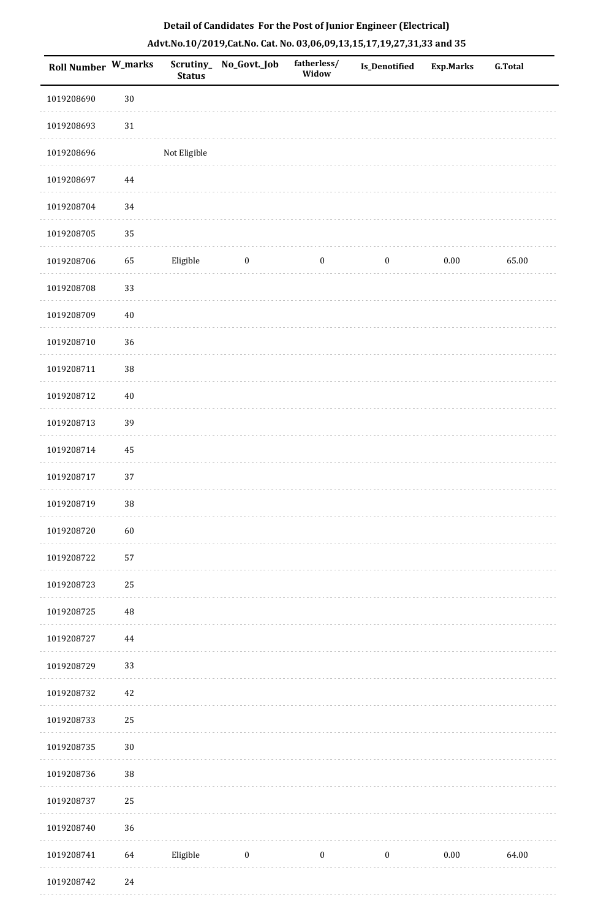**Detail of Candidates For the Post of Junior Engineer (Electrical)**

**Advt.No.10/2019,Cat.No. Cat. No. 03,06,09,13,15,17,19,27,31,33 and 35**

| Roll Number | W_marks | Scrutiny_ Status | No_Govt._Job | fatherless/ Widow | Is_Denotified | Exp.Marks | G.Total |
|---|---|---|---|---|---|---|---|
| 1019208690 | 30 | | | | | | |
| 1019208693 | 31 | | | | | | |
| 1019208696 | | Not Eligible | | | | | |
| 1019208697 | 44 | | | | | | |
| 1019208704 | 34 | | | | | | |
| 1019208705 | 35 | | | | | | |
| 1019208706 | 65 | Eligible | 0 | 0 | 0 | 0.00 | 65.00 |
| 1019208708 | 33 | | | | | | |
| 1019208709 | 40 | | | | | | |
| 1019208710 | 36 | | | | | | |
| 1019208711 | 38 | | | | | | |
| 1019208712 | 40 | | | | | | |
| 1019208713 | 39 | | | | | | |
| 1019208714 | 45 | | | | | | |
| 1019208717 | 37 | | | | | | |
| 1019208719 | 38 | | | | | | |
| 1019208720 | 60 | | | | | | |
| 1019208722 | 57 | | | | | | |
| 1019208723 | 25 | | | | | | |
| 1019208725 | 48 | | | | | | |
| 1019208727 | 44 | | | | | | |
| 1019208729 | 33 | | | | | | |
| 1019208732 | 42 | | | | | | |
| 1019208733 | 25 | | | | | | |
| 1019208735 | 30 | | | | | | |
| 1019208736 | 38 | | | | | | |
| 1019208737 | 25 | | | | | | |
| 1019208740 | 36 | | | | | | |
| 1019208741 | 64 | Eligible | 0 | 0 | 0 | 0.00 | 64.00 |
| 1019208742 | 24 | | | | | | |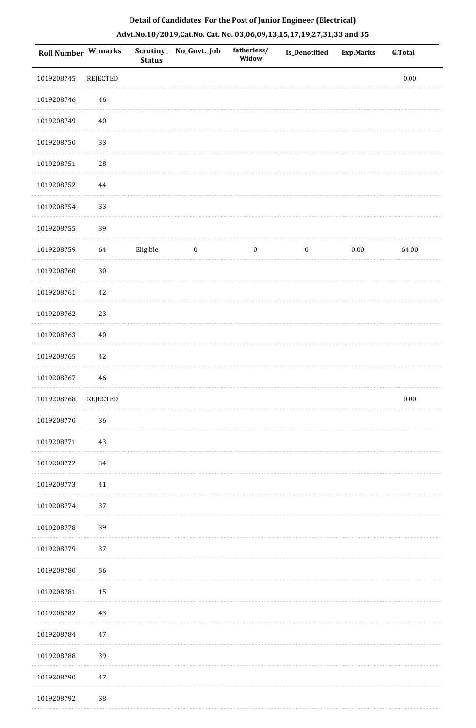**Detail of Candidates For the Post of Junior Engineer (Electrical)**

**Advt.No.10/2019,Cat.No. Cat. No. 03,06,09,13,15,17,19,27,31,33 and 35**

| Roll Number | W_marks | Scrutiny_Status | No_Govt._Job | fatherless/Widow | Is_Denotified | Exp.Marks | G.Total |
|---|---|---|---|---|---|---|---|
| 1019208745 | REJECTED | | | | | | 0.00 |
| 1019208746 | 46 | | | | | | |
| 1019208749 | 40 | | | | | | |
| 1019208750 | 33 | | | | | | |
| 1019208751 | 28 | | | | | | |
| 1019208752 | 44 | | | | | | |
| 1019208754 | 33 | | | | | | |
| 1019208755 | 39 | | | | | | |
| 1019208759 | 64 | Eligible | 0 | 0 | 0 | 0.00 | 64.00 |
| 1019208760 | 30 | | | | | | |
| 1019208761 | 42 | | | | | | |
| 1019208762 | 23 | | | | | | |
| 1019208763 | 40 | | | | | | |
| 1019208765 | 42 | | | | | | |
| 1019208767 | 46 | | | | | | |
| 1019208768 | REJECTED | | | | | | 0.00 |
| 1019208770 | 36 | | | | | | |
| 1019208771 | 43 | | | | | | |
| 1019208772 | 34 | | | | | | |
| 1019208773 | 41 | | | | | | |
| 1019208774 | 37 | | | | | | |
| 1019208778 | 39 | | | | | | |
| 1019208779 | 37 | | | | | | |
| 1019208780 | 56 | | | | | | |
| 1019208781 | 15 | | | | | | |
| 1019208782 | 43 | | | | | | |
| 1019208784 | 47 | | | | | | |
| 1019208788 | 39 | | | | | | |
| 1019208790 | 47 | | | | | | |
| 1019208792 | 38 | | | | | | |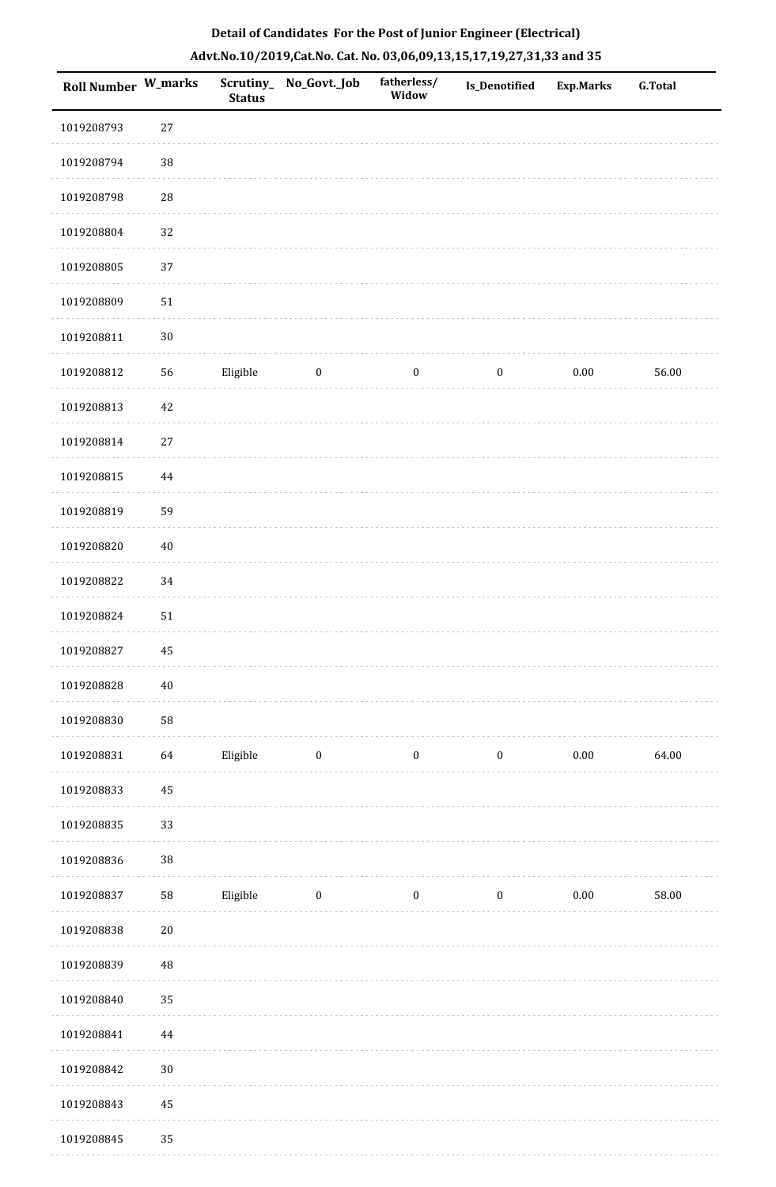**Detail of Candidates For the Post of Junior Engineer (Electrical)**

**Advt.No.10/2019,Cat.No. Cat. No. 03,06,09,13,15,17,19,27,31,33 and 35**

| Roll Number | W_marks | Scrutiny_Status | No_Govt._Job | fatherless/Widow | Is_Denotified | Exp.Marks | G.Total |
|---|---|---|---|---|---|---|---|
| 1019208793 | 27 | | | | | | |
| 1019208794 | 38 | | | | | | |
| 1019208798 | 28 | | | | | | |
| 1019208804 | 32 | | | | | | |
| 1019208805 | 37 | | | | | | |
| 1019208809 | 51 | | | | | | |
| 1019208811 | 30 | | | | | | |
| 1019208812 | 56 | Eligible | 0 | 0 | 0 | 0.00 | 56.00 |
| 1019208813 | 42 | | | | | | |
| 1019208814 | 27 | | | | | | |
| 1019208815 | 44 | | | | | | |
| 1019208819 | 59 | | | | | | |
| 1019208820 | 40 | | | | | | |
| 1019208822 | 34 | | | | | | |
| 1019208824 | 51 | | | | | | |
| 1019208827 | 45 | | | | | | |
| 1019208828 | 40 | | | | | | |
| 1019208830 | 58 | | | | | | |
| 1019208831 | 64 | Eligible | 0 | 0 | 0 | 0.00 | 64.00 |
| 1019208833 | 45 | | | | | | |
| 1019208835 | 33 | | | | | | |
| 1019208836 | 38 | | | | | | |
| 1019208837 | 58 | Eligible | 0 | 0 | 0 | 0.00 | 58.00 |
| 1019208838 | 20 | | | | | | |
| 1019208839 | 48 | | | | | | |
| 1019208840 | 35 | | | | | | |
| 1019208841 | 44 | | | | | | |
| 1019208842 | 30 | | | | | | |
| 1019208843 | 45 | | | | | | |
| 1019208845 | 35 | | | | | | |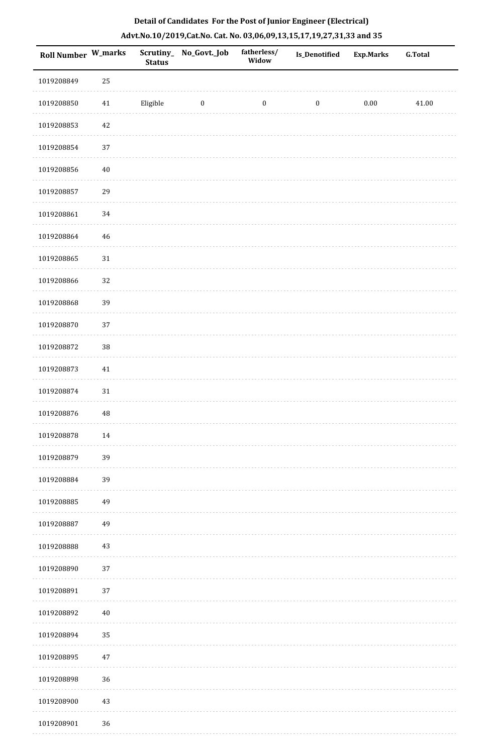**Detail of Candidates For the Post of Junior Engineer (Electrical)**

**Advt.No.10/2019,Cat.No. Cat. No. 03,06,09,13,15,17,19,27,31,33 and 35**

| Roll Number | W_marks | Scrutiny_ Status | No_Govt._Job | fatherless/ Widow | Is_Denotified | Exp.Marks | G.Total |
|---|---|---|---|---|---|---|---|
| 1019208849 | 25 | | | | | | |
| 1019208850 | 41 | Eligible | 0 | 0 | 0 | 0.00 | 41.00 |
| 1019208853 | 42 | | | | | | |
| 1019208854 | 37 | | | | | | |
| 1019208856 | 40 | | | | | | |
| 1019208857 | 29 | | | | | | |
| 1019208861 | 34 | | | | | | |
| 1019208864 | 46 | | | | | | |
| 1019208865 | 31 | | | | | | |
| 1019208866 | 32 | | | | | | |
| 1019208868 | 39 | | | | | | |
| 1019208870 | 37 | | | | | | |
| 1019208872 | 38 | | | | | | |
| 1019208873 | 41 | | | | | | |
| 1019208874 | 31 | | | | | | |
| 1019208876 | 48 | | | | | | |
| 1019208878 | 14 | | | | | | |
| 1019208879 | 39 | | | | | | |
| 1019208884 | 39 | | | | | | |
| 1019208885 | 49 | | | | | | |
| 1019208887 | 49 | | | | | | |
| 1019208888 | 43 | | | | | | |
| 1019208890 | 37 | | | | | | |
| 1019208891 | 37 | | | | | | |
| 1019208892 | 40 | | | | | | |
| 1019208894 | 35 | | | | | | |
| 1019208895 | 47 | | | | | | |
| 1019208898 | 36 | | | | | | |
| 1019208900 | 43 | | | | | | |
| 1019208901 | 36 | | | | | | |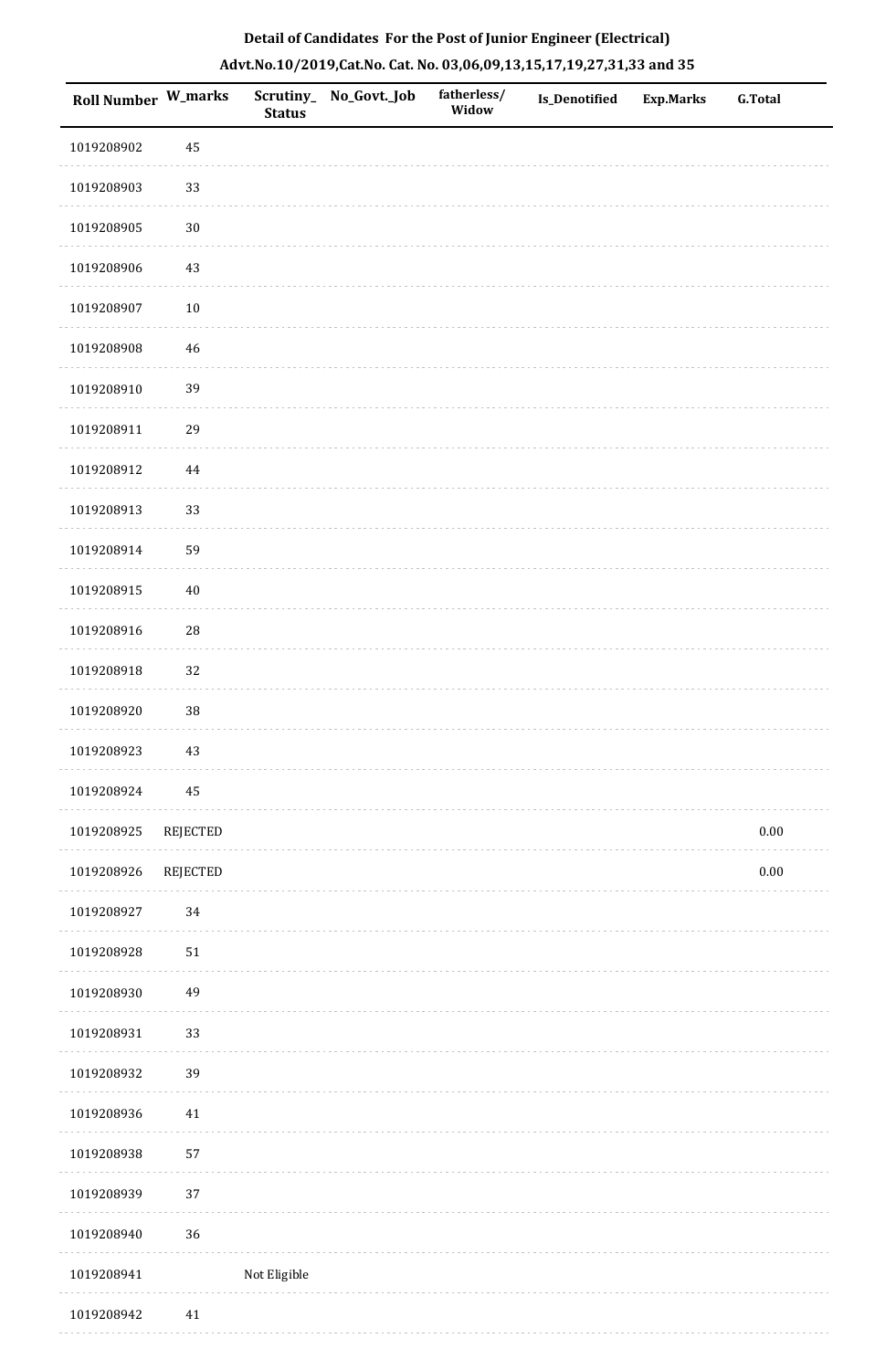**Detail of Candidates For the Post of Junior Engineer (Electrical)**

**Advt.No.10/2019,Cat.No. Cat. No. 03,06,09,13,15,17,19,27,31,33 and 35**

| Roll Number | W_marks | Scrutiny_ Status | No_Govt._Job | fatherless/ Widow | Is_Denotified | Exp.Marks | G.Total |
|---|---|---|---|---|---|---|---|
| 1019208902 | 45 | | | | | | |
| 1019208903 | 33 | | | | | | |
| 1019208905 | 30 | | | | | | |
| 1019208906 | 43 | | | | | | |
| 1019208907 | 10 | | | | | | |
| 1019208908 | 46 | | | | | | |
| 1019208910 | 39 | | | | | | |
| 1019208911 | 29 | | | | | | |
| 1019208912 | 44 | | | | | | |
| 1019208913 | 33 | | | | | | |
| 1019208914 | 59 | | | | | | |
| 1019208915 | 40 | | | | | | |
| 1019208916 | 28 | | | | | | |
| 1019208918 | 32 | | | | | | |
| 1019208920 | 38 | | | | | | |
| 1019208923 | 43 | | | | | | |
| 1019208924 | 45 | | | | | | |
| 1019208925 | REJECTED | | | | | | 0.00 |
| 1019208926 | REJECTED | | | | | | 0.00 |
| 1019208927 | 34 | | | | | | |
| 1019208928 | 51 | | | | | | |
| 1019208930 | 49 | | | | | | |
| 1019208931 | 33 | | | | | | |
| 1019208932 | 39 | | | | | | |
| 1019208936 | 41 | | | | | | |
| 1019208938 | 57 | | | | | | |
| 1019208939 | 37 | | | | | | |
| 1019208940 | 36 | | | | | | |
| 1019208941 | | Not Eligible | | | | | |
| 1019208942 | 41 | | | | | | |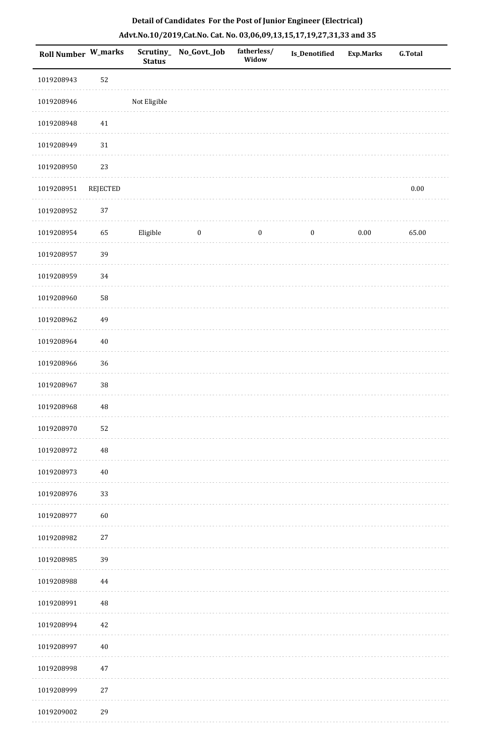## Detail of Candidates For the Post of Junior Engineer (Electrical)

## Advt.No.10/2019,Cat.No. Cat. No. 03,06,09,13,15,17,19,27,31,33 and 35

| Roll Number | W_marks | Scrutiny_Status | No_Govt._Job | fatherless/Widow | Is_Denotified | Exp.Marks | G.Total |
|---|---|---|---|---|---|---|---|
| 1019208943 | 52 | | | | | | |
| 1019208946 | | Not Eligible | | | | | |
| 1019208948 | 41 | | | | | | |
| 1019208949 | 31 | | | | | | |
| 1019208950 | 23 | | | | | | |
| 1019208951 | REJECTED | | | | | | 0.00 |
| 1019208952 | 37 | | | | | | |
| 1019208954 | 65 | Eligible | 0 | 0 | 0 | 0.00 | 65.00 |
| 1019208957 | 39 | | | | | | |
| 1019208959 | 34 | | | | | | |
| 1019208960 | 58 | | | | | | |
| 1019208962 | 49 | | | | | | |
| 1019208964 | 40 | | | | | | |
| 1019208966 | 36 | | | | | | |
| 1019208967 | 38 | | | | | | |
| 1019208968 | 48 | | | | | | |
| 1019208970 | 52 | | | | | | |
| 1019208972 | 48 | | | | | | |
| 1019208973 | 40 | | | | | | |
| 1019208976 | 33 | | | | | | |
| 1019208977 | 60 | | | | | | |
| 1019208982 | 27 | | | | | | |
| 1019208985 | 39 | | | | | | |
| 1019208988 | 44 | | | | | | |
| 1019208991 | 48 | | | | | | |
| 1019208994 | 42 | | | | | | |
| 1019208997 | 40 | | | | | | |
| 1019208998 | 47 | | | | | | |
| 1019208999 | 27 | | | | | | |
| 1019209002 | 29 | | | | | | |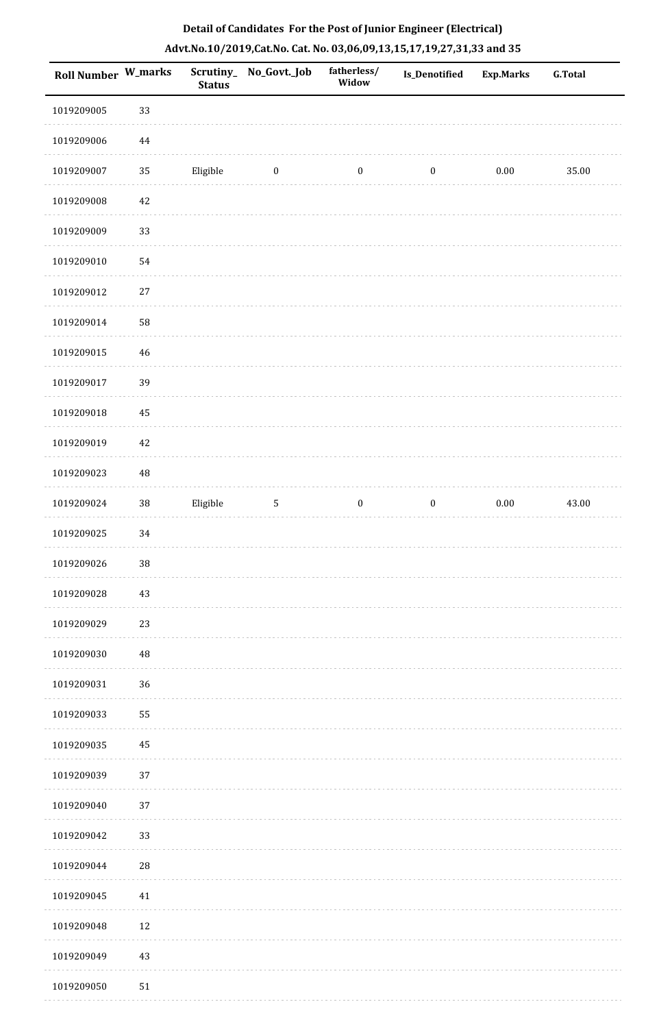**Detail of Candidates For the Post of Junior Engineer (Electrical)**

**Advt.No.10/2019,Cat.No. Cat. No. 03,06,09,13,15,17,19,27,31,33 and 35**

| Roll Number | W_marks | Scrutiny_Status | No_Govt._Job | fatherless/Widow | Is_Denotified | Exp.Marks | G.Total |
|---|---|---|---|---|---|---|---|
| 1019209005 | 33 | | | | | | |
| 1019209006 | 44 | | | | | | |
| 1019209007 | 35 | Eligible | 0 | 0 | 0 | 0.00 | 35.00 |
| 1019209008 | 42 | | | | | | |
| 1019209009 | 33 | | | | | | |
| 1019209010 | 54 | | | | | | |
| 1019209012 | 27 | | | | | | |
| 1019209014 | 58 | | | | | | |
| 1019209015 | 46 | | | | | | |
| 1019209017 | 39 | | | | | | |
| 1019209018 | 45 | | | | | | |
| 1019209019 | 42 | | | | | | |
| 1019209023 | 48 | | | | | | |
| 1019209024 | 38 | Eligible | 5 | 0 | 0 | 0.00 | 43.00 |
| 1019209025 | 34 | | | | | | |
| 1019209026 | 38 | | | | | | |
| 1019209028 | 43 | | | | | | |
| 1019209029 | 23 | | | | | | |
| 1019209030 | 48 | | | | | | |
| 1019209031 | 36 | | | | | | |
| 1019209033 | 55 | | | | | | |
| 1019209035 | 45 | | | | | | |
| 1019209039 | 37 | | | | | | |
| 1019209040 | 37 | | | | | | |
| 1019209042 | 33 | | | | | | |
| 1019209044 | 28 | | | | | | |
| 1019209045 | 41 | | | | | | |
| 1019209048 | 12 | | | | | | |
| 1019209049 | 43 | | | | | | |
| 1019209050 | 51 | | | | | | |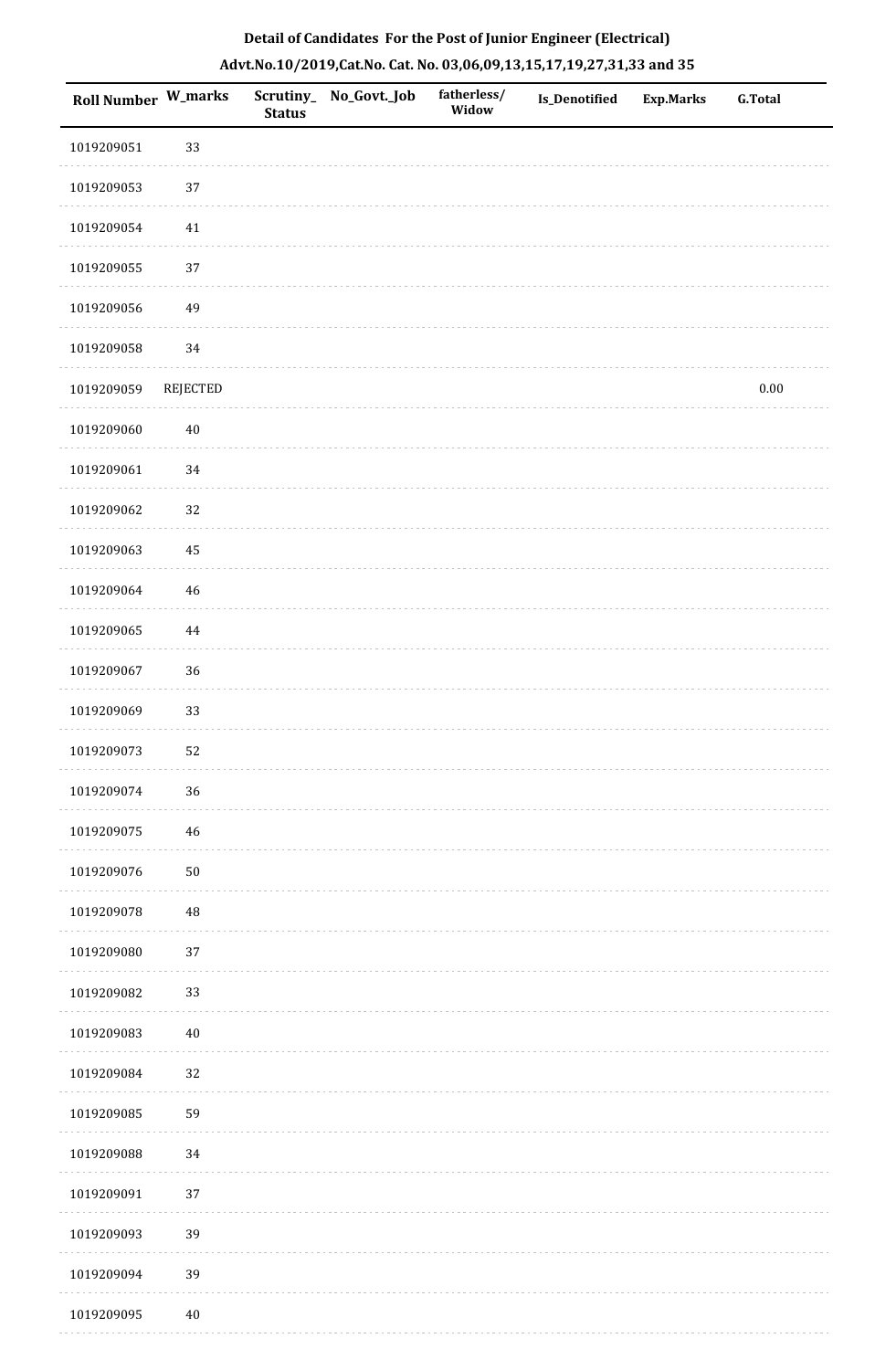**Detail of Candidates For the Post of Junior Engineer (Electrical)**

**Advt.No.10/2019,Cat.No. Cat. No. 03,06,09,13,15,17,19,27,31,33 and 35**

| Roll Number | W_marks | Scrutiny_ Status | No_Govt._Job | fatherless/ Widow | Is_Denotified | Exp.Marks | G.Total |
|---|---|---|---|---|---|---|---|
| 1019209051 | 33 | | | | | | |
| 1019209053 | 37 | | | | | | |
| 1019209054 | 41 | | | | | | |
| 1019209055 | 37 | | | | | | |
| 1019209056 | 49 | | | | | | |
| 1019209058 | 34 | | | | | | |
| 1019209059 | REJECTED | | | | | | 0.00 |
| 1019209060 | 40 | | | | | | |
| 1019209061 | 34 | | | | | | |
| 1019209062 | 32 | | | | | | |
| 1019209063 | 45 | | | | | | |
| 1019209064 | 46 | | | | | | |
| 1019209065 | 44 | | | | | | |
| 1019209067 | 36 | | | | | | |
| 1019209069 | 33 | | | | | | |
| 1019209073 | 52 | | | | | | |
| 1019209074 | 36 | | | | | | |
| 1019209075 | 46 | | | | | | |
| 1019209076 | 50 | | | | | | |
| 1019209078 | 48 | | | | | | |
| 1019209080 | 37 | | | | | | |
| 1019209082 | 33 | | | | | | |
| 1019209083 | 40 | | | | | | |
| 1019209084 | 32 | | | | | | |
| 1019209085 | 59 | | | | | | |
| 1019209088 | 34 | | | | | | |
| 1019209091 | 37 | | | | | | |
| 1019209093 | 39 | | | | | | |
| 1019209094 | 39 | | | | | | |
| 1019209095 | 40 | | | | | | |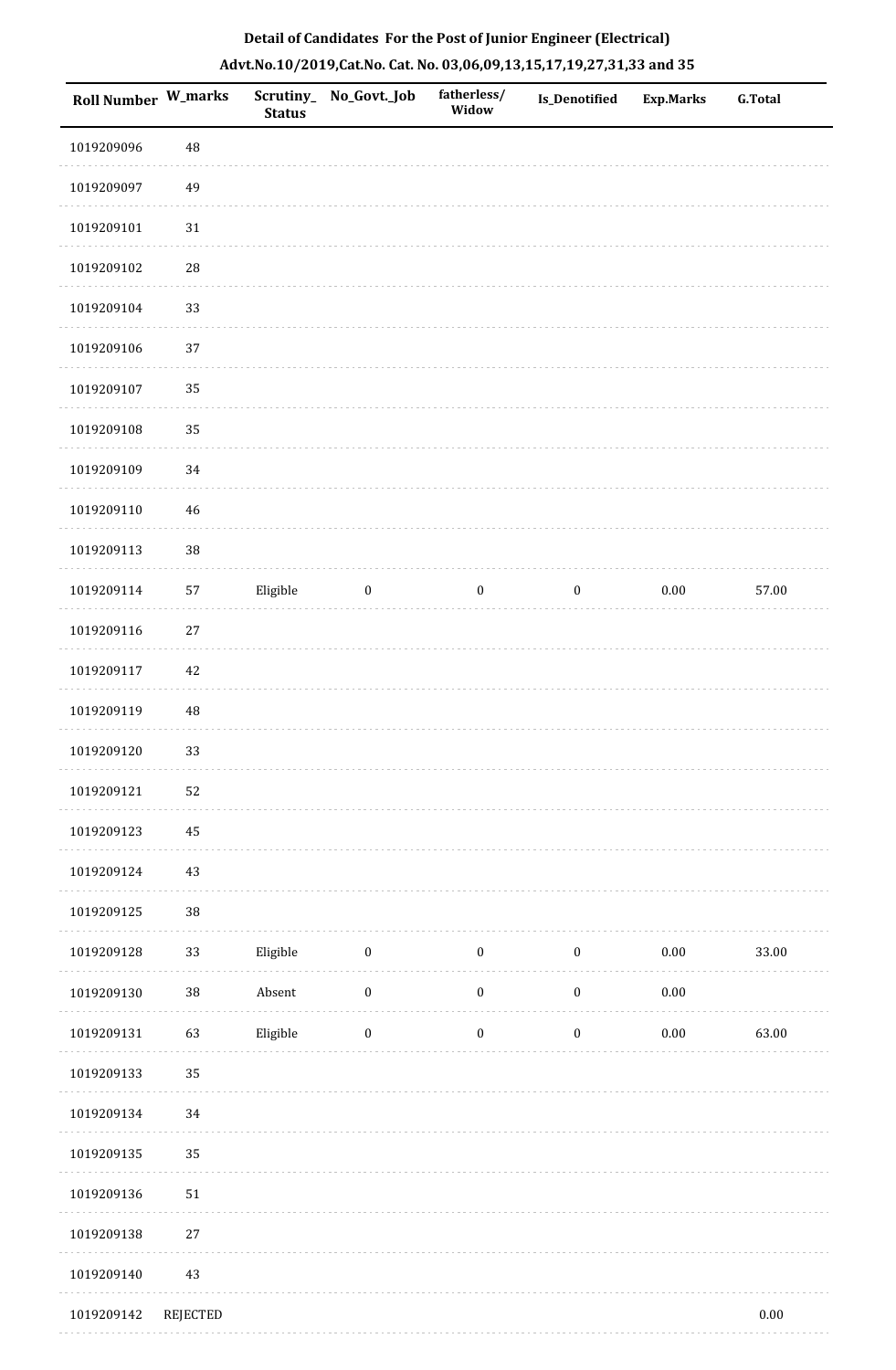# Detail of Candidates For the Post of Junior Engineer (Electrical)

## Advt.No.10/2019,Cat.No. Cat. No. 03,06,09,13,15,17,19,27,31,33 and 35

| Roll Number | W_marks | Scrutiny_Status | No_Govt._Job | fatherless/Widow | Is_Denotified | Exp.Marks | G.Total |
|---|---|---|---|---|---|---|---|
| 1019209096 | 48 | | | | | | |
| 1019209097 | 49 | | | | | | |
| 1019209101 | 31 | | | | | | |
| 1019209102 | 28 | | | | | | |
| 1019209104 | 33 | | | | | | |
| 1019209106 | 37 | | | | | | |
| 1019209107 | 35 | | | | | | |
| 1019209108 | 35 | | | | | | |
| 1019209109 | 34 | | | | | | |
| 1019209110 | 46 | | | | | | |
| 1019209113 | 38 | | | | | | |
| 1019209114 | 57 | Eligible | 0 | 0 | 0 | 0.00 | 57.00 |
| 1019209116 | 27 | | | | | | |
| 1019209117 | 42 | | | | | | |
| 1019209119 | 48 | | | | | | |
| 1019209120 | 33 | | | | | | |
| 1019209121 | 52 | | | | | | |
| 1019209123 | 45 | | | | | | |
| 1019209124 | 43 | | | | | | |
| 1019209125 | 38 | | | | | | |
| 1019209128 | 33 | Eligible | 0 | 0 | 0 | 0.00 | 33.00 |
| 1019209130 | 38 | Absent | 0 | 0 | 0 | 0.00 | |
| 1019209131 | 63 | Eligible | 0 | 0 | 0 | 0.00 | 63.00 |
| 1019209133 | 35 | | | | | | |
| 1019209134 | 34 | | | | | | |
| 1019209135 | 35 | | | | | | |
| 1019209136 | 51 | | | | | | |
| 1019209138 | 27 | | | | | | |
| 1019209140 | 43 | | | | | | |
| 1019209142 | REJECTED | | | | | | 0.00 |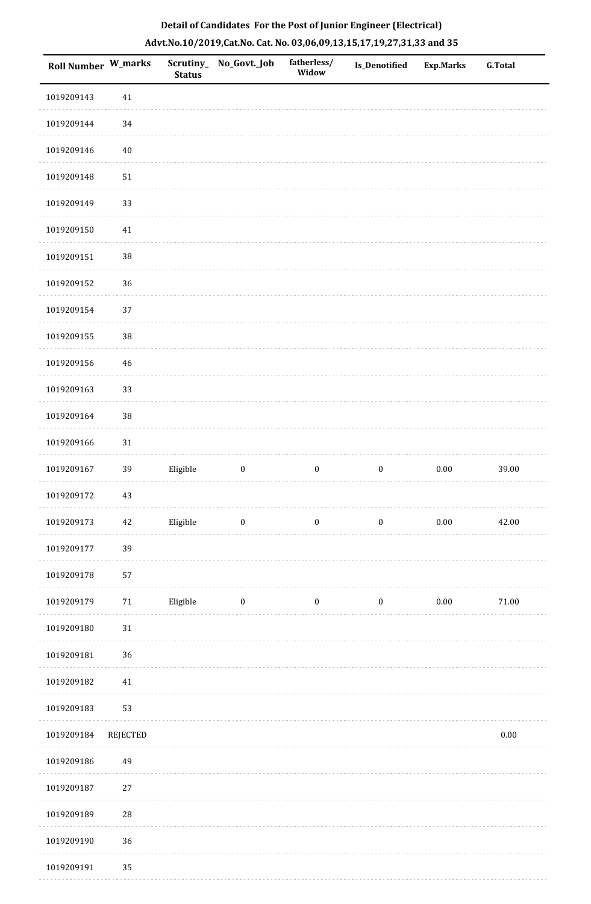**Detail of Candidates For the Post of Junior Engineer (Electrical)**

**Advt.No.10/2019,Cat.No. Cat. No. 03,06,09,13,15,17,19,27,31,33 and 35**

| Roll Number | W_marks | Scrutiny_Status | No_Govt._Job | fatherless/Widow | Is_Denotified | Exp.Marks | G.Total |
|---|---|---|---|---|---|---|---|
| 1019209143 | 41 | | | | | | |
| 1019209144 | 34 | | | | | | |
| 1019209146 | 40 | | | | | | |
| 1019209148 | 51 | | | | | | |
| 1019209149 | 33 | | | | | | |
| 1019209150 | 41 | | | | | | |
| 1019209151 | 38 | | | | | | |
| 1019209152 | 36 | | | | | | |
| 1019209154 | 37 | | | | | | |
| 1019209155 | 38 | | | | | | |
| 1019209156 | 46 | | | | | | |
| 1019209163 | 33 | | | | | | |
| 1019209164 | 38 | | | | | | |
| 1019209166 | 31 | | | | | | |
| 1019209167 | 39 | Eligible | 0 | 0 | 0 | 0.00 | 39.00 |
| 1019209172 | 43 | | | | | | |
| 1019209173 | 42 | Eligible | 0 | 0 | 0 | 0.00 | 42.00 |
| 1019209177 | 39 | | | | | | |
| 1019209178 | 57 | | | | | | |
| 1019209179 | 71 | Eligible | 0 | 0 | 0 | 0.00 | 71.00 |
| 1019209180 | 31 | | | | | | |
| 1019209181 | 36 | | | | | | |
| 1019209182 | 41 | | | | | | |
| 1019209183 | 53 | | | | | | |
| 1019209184 | REJECTED | | | | | | 0.00 |
| 1019209186 | 49 | | | | | | |
| 1019209187 | 27 | | | | | | |
| 1019209189 | 28 | | | | | | |
| 1019209190 | 36 | | | | | | |
| 1019209191 | 35 | | | | | | |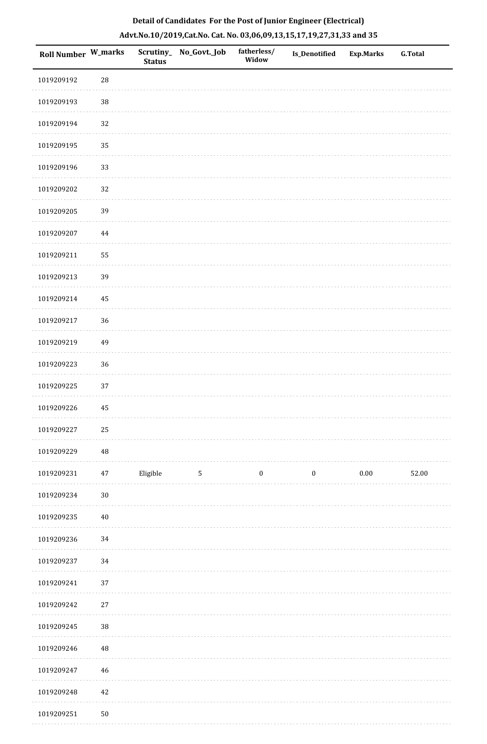**Detail of Candidates For the Post of Junior Engineer (Electrical)**

**Advt.No.10/2019,Cat.No. Cat. No. 03,06,09,13,15,17,19,27,31,33 and 35**

| Roll Number | W_marks | Scrutiny_ Status | No_Govt._Job | fatherless/ Widow | Is_Denotified | Exp.Marks | G.Total |
|---|---|---|---|---|---|---|---|
| 1019209192 | 28 | | | | | | |
| 1019209193 | 38 | | | | | | |
| 1019209194 | 32 | | | | | | |
| 1019209195 | 35 | | | | | | |
| 1019209196 | 33 | | | | | | |
| 1019209202 | 32 | | | | | | |
| 1019209205 | 39 | | | | | | |
| 1019209207 | 44 | | | | | | |
| 1019209211 | 55 | | | | | | |
| 1019209213 | 39 | | | | | | |
| 1019209214 | 45 | | | | | | |
| 1019209217 | 36 | | | | | | |
| 1019209219 | 49 | | | | | | |
| 1019209223 | 36 | | | | | | |
| 1019209225 | 37 | | | | | | |
| 1019209226 | 45 | | | | | | |
| 1019209227 | 25 | | | | | | |
| 1019209229 | 48 | | | | | | |
| 1019209231 | 47 | Eligible | 5 | 0 | 0 | 0.00 | 52.00 |
| 1019209234 | 30 | | | | | | |
| 1019209235 | 40 | | | | | | |
| 1019209236 | 34 | | | | | | |
| 1019209237 | 34 | | | | | | |
| 1019209241 | 37 | | | | | | |
| 1019209242 | 27 | | | | | | |
| 1019209245 | 38 | | | | | | |
| 1019209246 | 48 | | | | | | |
| 1019209247 | 46 | | | | | | |
| 1019209248 | 42 | | | | | | |
| 1019209251 | 50 | | | | | | |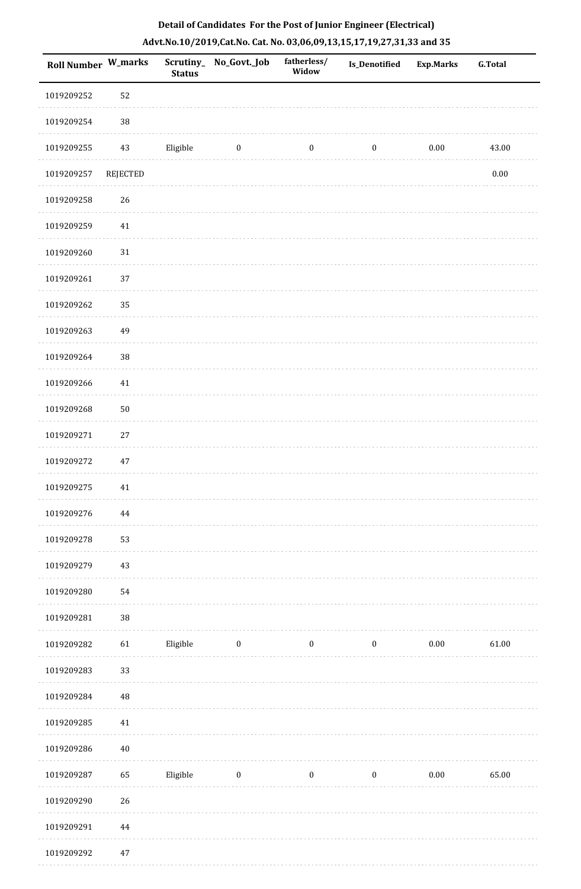**Detail of Candidates For the Post of Junior Engineer (Electrical)**

**Advt.No.10/2019,Cat.No. Cat. No. 03,06,09,13,15,17,19,27,31,33 and 35**

| Roll Number | W_marks | Scrutiny_ Status | No_Govt._Job | fatherless/ Widow | Is_Denotified | Exp.Marks | G.Total |
|---|---|---|---|---|---|---|---|
| 1019209252 | 52 | | | | | | |
| 1019209254 | 38 | | | | | | |
| 1019209255 | 43 | Eligible | 0 | 0 | 0 | 0.00 | 43.00 |
| 1019209257 | REJECTED | | | | | | 0.00 |
| 1019209258 | 26 | | | | | | |
| 1019209259 | 41 | | | | | | |
| 1019209260 | 31 | | | | | | |
| 1019209261 | 37 | | | | | | |
| 1019209262 | 35 | | | | | | |
| 1019209263 | 49 | | | | | | |
| 1019209264 | 38 | | | | | | |
| 1019209266 | 41 | | | | | | |
| 1019209268 | 50 | | | | | | |
| 1019209271 | 27 | | | | | | |
| 1019209272 | 47 | | | | | | |
| 1019209275 | 41 | | | | | | |
| 1019209276 | 44 | | | | | | |
| 1019209278 | 53 | | | | | | |
| 1019209279 | 43 | | | | | | |
| 1019209280 | 54 | | | | | | |
| 1019209281 | 38 | | | | | | |
| 1019209282 | 61 | Eligible | 0 | 0 | 0 | 0.00 | 61.00 |
| 1019209283 | 33 | | | | | | |
| 1019209284 | 48 | | | | | | |
| 1019209285 | 41 | | | | | | |
| 1019209286 | 40 | | | | | | |
| 1019209287 | 65 | Eligible | 0 | 0 | 0 | 0.00 | 65.00 |
| 1019209290 | 26 | | | | | | |
| 1019209291 | 44 | | | | | | |
| 1019209292 | 47 | | | | | | |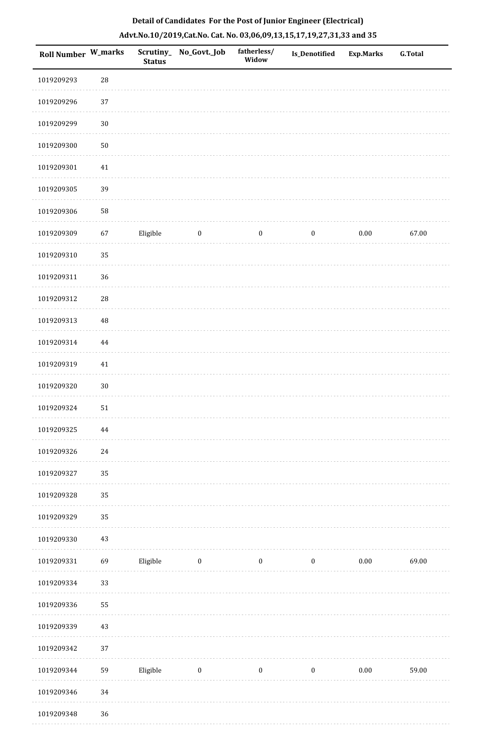**Detail of Candidates For the Post of Junior Engineer (Electrical)**

**Advt.No.10/2019,Cat.No. Cat. No. 03,06,09,13,15,17,19,27,31,33 and 35**

| Roll Number | W_marks | Scrutiny_Status | No_Govt._Job | fatherless/Widow | Is_Denotified | Exp.Marks | G.Total |
|---|---|---|---|---|---|---|---|
| 1019209293 | 28 | | | | | | |
| 1019209296 | 37 | | | | | | |
| 1019209299 | 30 | | | | | | |
| 1019209300 | 50 | | | | | | |
| 1019209301 | 41 | | | | | | |
| 1019209305 | 39 | | | | | | |
| 1019209306 | 58 | | | | | | |
| 1019209309 | 67 | Eligible | 0 | 0 | 0 | 0.00 | 67.00 |
| 1019209310 | 35 | | | | | | |
| 1019209311 | 36 | | | | | | |
| 1019209312 | 28 | | | | | | |
| 1019209313 | 48 | | | | | | |
| 1019209314 | 44 | | | | | | |
| 1019209319 | 41 | | | | | | |
| 1019209320 | 30 | | | | | | |
| 1019209324 | 51 | | | | | | |
| 1019209325 | 44 | | | | | | |
| 1019209326 | 24 | | | | | | |
| 1019209327 | 35 | | | | | | |
| 1019209328 | 35 | | | | | | |
| 1019209329 | 35 | | | | | | |
| 1019209330 | 43 | | | | | | |
| 1019209331 | 69 | Eligible | 0 | 0 | 0 | 0.00 | 69.00 |
| 1019209334 | 33 | | | | | | |
| 1019209336 | 55 | | | | | | |
| 1019209339 | 43 | | | | | | |
| 1019209342 | 37 | | | | | | |
| 1019209344 | 59 | Eligible | 0 | 0 | 0 | 0.00 | 59.00 |
| 1019209346 | 34 | | | | | | |
| 1019209348 | 36 | | | | | | |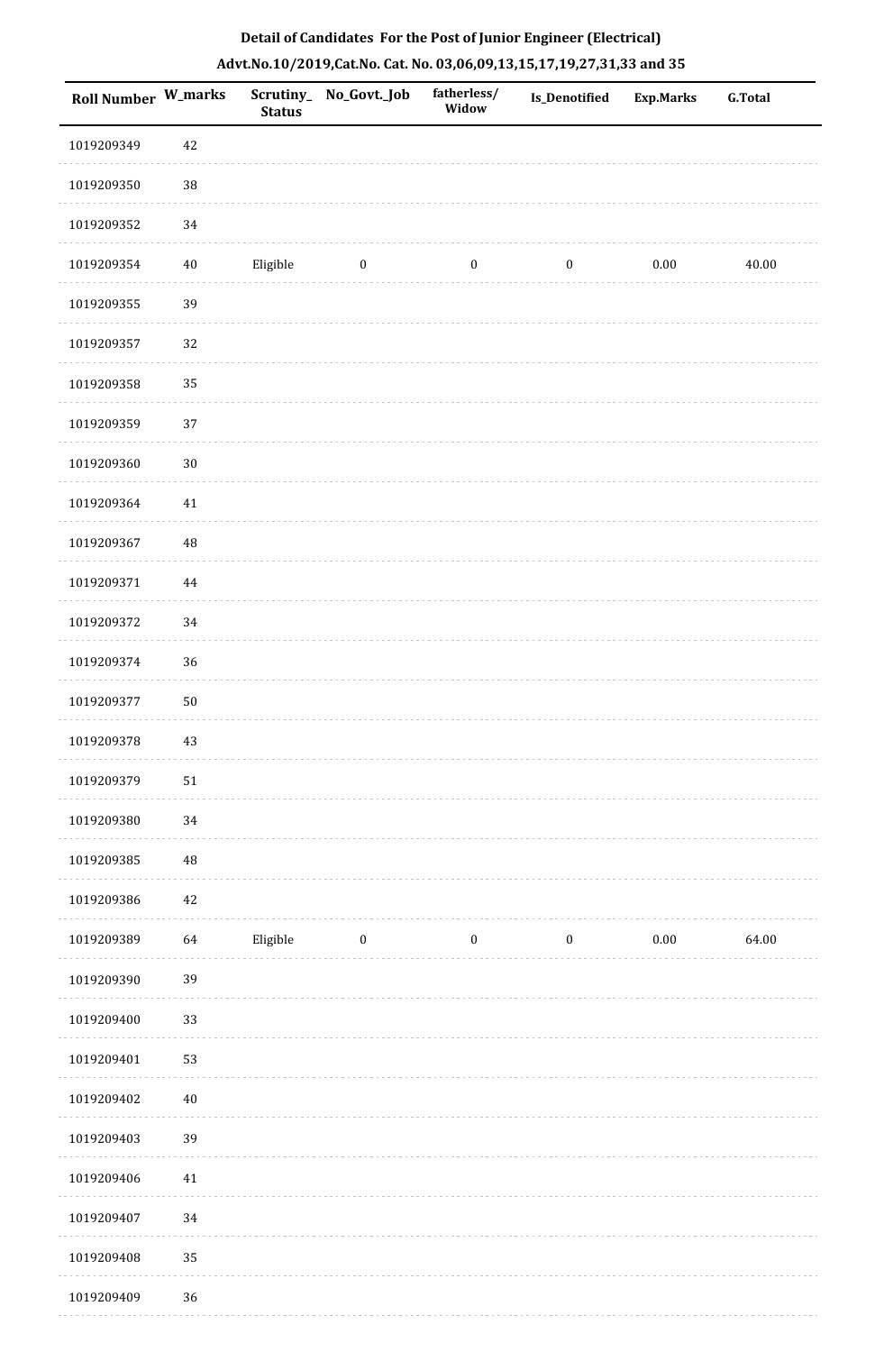**Detail of Candidates For the Post of Junior Engineer (Electrical)**

**Advt.No.10/2019,Cat.No. Cat. No. 03,06,09,13,15,17,19,27,31,33 and 35**

| Roll Number | W_marks | Scrutiny_Status | No_Govt._Job | fatherless/Widow | Is_Denotified | Exp.Marks | G.Total |
|---|---|---|---|---|---|---|---|
| 1019209349 | 42 | | | | | | |
| 1019209350 | 38 | | | | | | |
| 1019209352 | 34 | | | | | | |
| 1019209354 | 40 | Eligible | 0 | 0 | 0 | 0.00 | 40.00 |
| 1019209355 | 39 | | | | | | |
| 1019209357 | 32 | | | | | | |
| 1019209358 | 35 | | | | | | |
| 1019209359 | 37 | | | | | | |
| 1019209360 | 30 | | | | | | |
| 1019209364 | 41 | | | | | | |
| 1019209367 | 48 | | | | | | |
| 1019209371 | 44 | | | | | | |
| 1019209372 | 34 | | | | | | |
| 1019209374 | 36 | | | | | | |
| 1019209377 | 50 | | | | | | |
| 1019209378 | 43 | | | | | | |
| 1019209379 | 51 | | | | | | |
| 1019209380 | 34 | | | | | | |
| 1019209385 | 48 | | | | | | |
| 1019209386 | 42 | | | | | | |
| 1019209389 | 64 | Eligible | 0 | 0 | 0 | 0.00 | 64.00 |
| 1019209390 | 39 | | | | | | |
| 1019209400 | 33 | | | | | | |
| 1019209401 | 53 | | | | | | |
| 1019209402 | 40 | | | | | | |
| 1019209403 | 39 | | | | | | |
| 1019209406 | 41 | | | | | | |
| 1019209407 | 34 | | | | | | |
| 1019209408 | 35 | | | | | | |
| 1019209409 | 36 | | | | | | |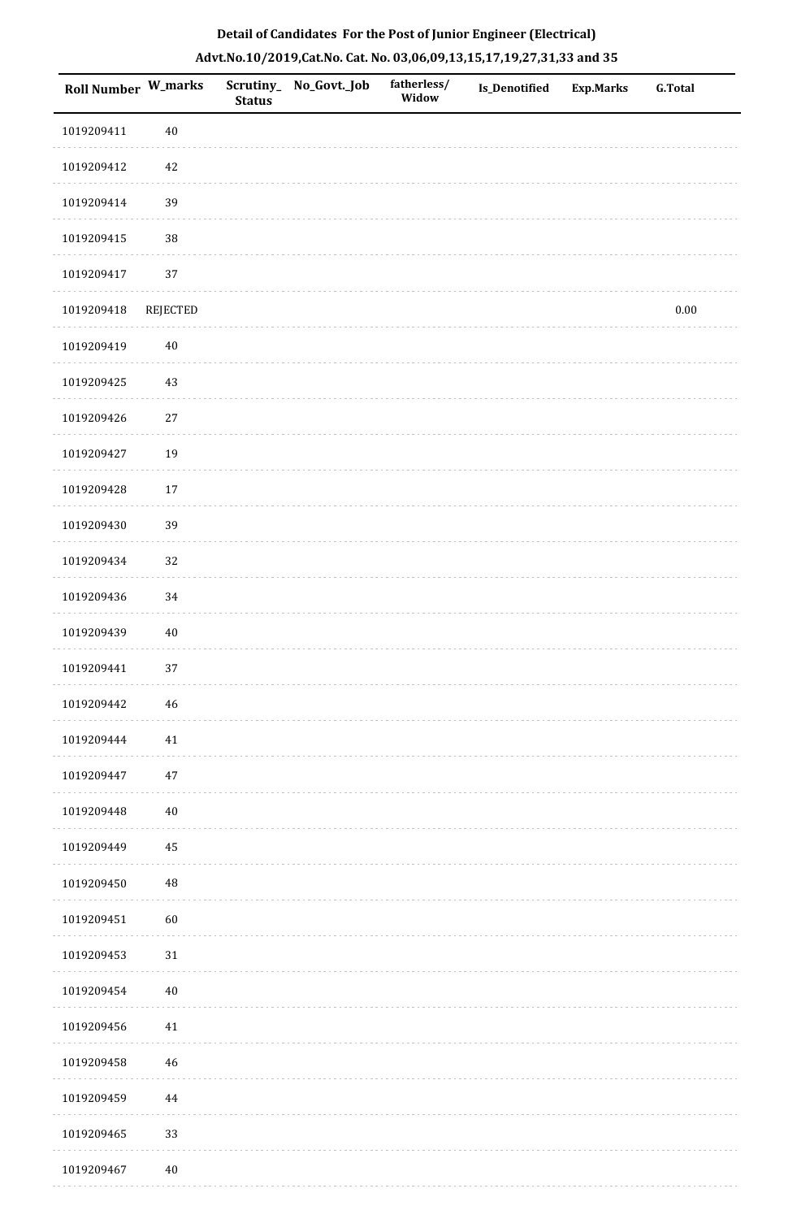## Detail of Candidates For the Post of Junior Engineer (Electrical)

## Advt.No.10/2019,Cat.No. Cat. No. 03,06,09,13,15,17,19,27,31,33 and 35

| Roll Number | W_marks | Scrutiny_Status | No_Govt._Job | fatherless/Widow | Is_Denotified | Exp.Marks | G.Total |
|---|---|---|---|---|---|---|---|
| 1019209411 | 40 | | | | | | |
| 1019209412 | 42 | | | | | | |
| 1019209414 | 39 | | | | | | |
| 1019209415 | 38 | | | | | | |
| 1019209417 | 37 | | | | | | |
| 1019209418 | REJECTED | | | | | | 0.00 |
| 1019209419 | 40 | | | | | | |
| 1019209425 | 43 | | | | | | |
| 1019209426 | 27 | | | | | | |
| 1019209427 | 19 | | | | | | |
| 1019209428 | 17 | | | | | | |
| 1019209430 | 39 | | | | | | |
| 1019209434 | 32 | | | | | | |
| 1019209436 | 34 | | | | | | |
| 1019209439 | 40 | | | | | | |
| 1019209441 | 37 | | | | | | |
| 1019209442 | 46 | | | | | | |
| 1019209444 | 41 | | | | | | |
| 1019209447 | 47 | | | | | | |
| 1019209448 | 40 | | | | | | |
| 1019209449 | 45 | | | | | | |
| 1019209450 | 48 | | | | | | |
| 1019209451 | 60 | | | | | | |
| 1019209453 | 31 | | | | | | |
| 1019209454 | 40 | | | | | | |
| 1019209456 | 41 | | | | | | |
| 1019209458 | 46 | | | | | | |
| 1019209459 | 44 | | | | | | |
| 1019209465 | 33 | | | | | | |
| 1019209467 | 40 | | | | | | |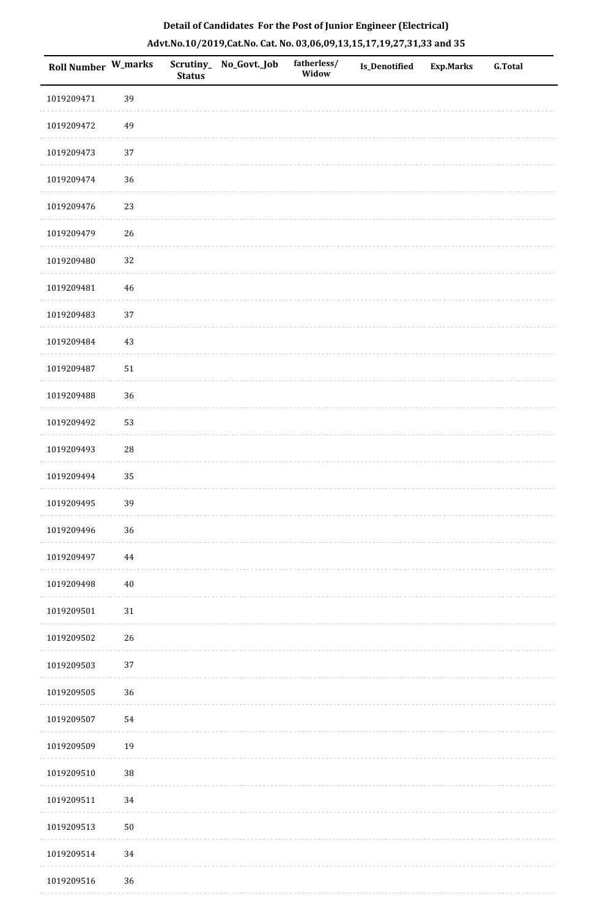**Detail of Candidates For the Post of Junior Engineer (Electrical)**

**Advt.No.10/2019,Cat.No. Cat. No. 03,06,09,13,15,17,19,27,31,33 and 35**

| Roll Number | W_marks | Scrutiny_Status | No_Govt._Job | fatherless/Widow | Is_Denotified | Exp.Marks | G.Total |
|---|---|---|---|---|---|---|---|
| 1019209471 | 39 | | | | | | |
| 1019209472 | 49 | | | | | | |
| 1019209473 | 37 | | | | | | |
| 1019209474 | 36 | | | | | | |
| 1019209476 | 23 | | | | | | |
| 1019209479 | 26 | | | | | | |
| 1019209480 | 32 | | | | | | |
| 1019209481 | 46 | | | | | | |
| 1019209483 | 37 | | | | | | |
| 1019209484 | 43 | | | | | | |
| 1019209487 | 51 | | | | | | |
| 1019209488 | 36 | | | | | | |
| 1019209492 | 53 | | | | | | |
| 1019209493 | 28 | | | | | | |
| 1019209494 | 35 | | | | | | |
| 1019209495 | 39 | | | | | | |
| 1019209496 | 36 | | | | | | |
| 1019209497 | 44 | | | | | | |
| 1019209498 | 40 | | | | | | |
| 1019209501 | 31 | | | | | | |
| 1019209502 | 26 | | | | | | |
| 1019209503 | 37 | | | | | | |
| 1019209505 | 36 | | | | | | |
| 1019209507 | 54 | | | | | | |
| 1019209509 | 19 | | | | | | |
| 1019209510 | 38 | | | | | | |
| 1019209511 | 34 | | | | | | |
| 1019209513 | 50 | | | | | | |
| 1019209514 | 34 | | | | | | |
| 1019209516 | 36 | | | | | | |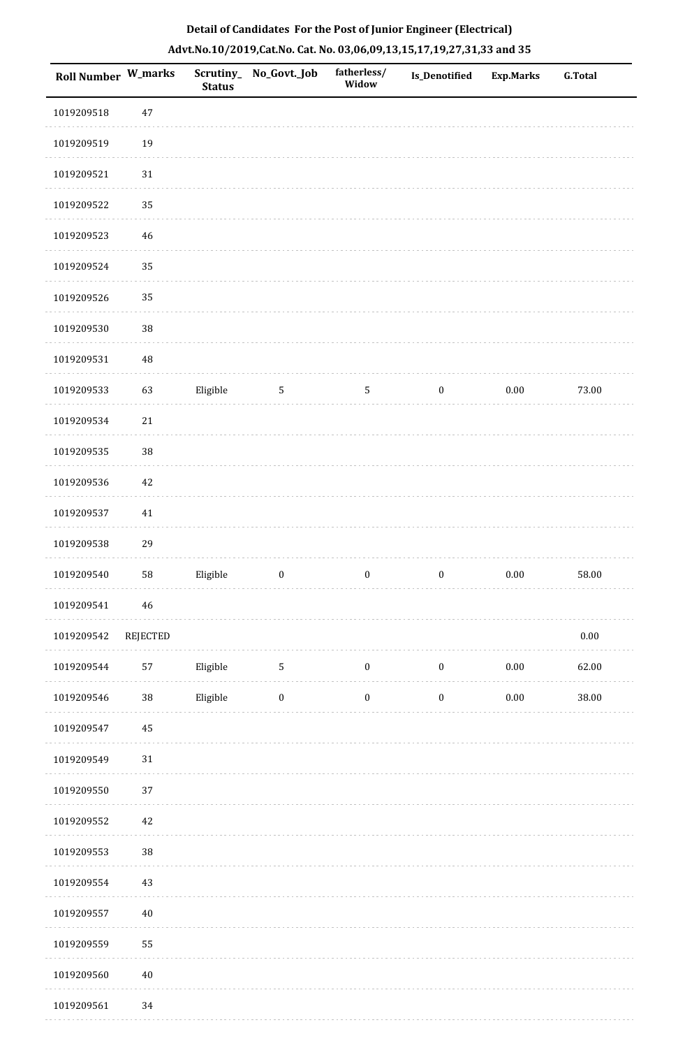**Detail of Candidates For the Post of Junior Engineer (Electrical)**

**Advt.No.10/2019,Cat.No. Cat. No. 03,06,09,13,15,17,19,27,31,33 and 35**

| Roll Number | W_marks | Scrutiny_Status | No_Govt._Job | fatherless/Widow | Is_Denotified | Exp.Marks | G.Total |
|---|---|---|---|---|---|---|---|
| 1019209518 | 47 | | | | | | |
| 1019209519 | 19 | | | | | | |
| 1019209521 | 31 | | | | | | |
| 1019209522 | 35 | | | | | | |
| 1019209523 | 46 | | | | | | |
| 1019209524 | 35 | | | | | | |
| 1019209526 | 35 | | | | | | |
| 1019209530 | 38 | | | | | | |
| 1019209531 | 48 | | | | | | |
| 1019209533 | 63 | Eligible | 5 | 5 | 0 | 0.00 | 73.00 |
| 1019209534 | 21 | | | | | | |
| 1019209535 | 38 | | | | | | |
| 1019209536 | 42 | | | | | | |
| 1019209537 | 41 | | | | | | |
| 1019209538 | 29 | | | | | | |
| 1019209540 | 58 | Eligible | 0 | 0 | 0 | 0.00 | 58.00 |
| 1019209541 | 46 | | | | | | |
| 1019209542 | REJECTED | | | | | | 0.00 |
| 1019209544 | 57 | Eligible | 5 | 0 | 0 | 0.00 | 62.00 |
| 1019209546 | 38 | Eligible | 0 | 0 | 0 | 0.00 | 38.00 |
| 1019209547 | 45 | | | | | | |
| 1019209549 | 31 | | | | | | |
| 1019209550 | 37 | | | | | | |
| 1019209552 | 42 | | | | | | |
| 1019209553 | 38 | | | | | | |
| 1019209554 | 43 | | | | | | |
| 1019209557 | 40 | | | | | | |
| 1019209559 | 55 | | | | | | |
| 1019209560 | 40 | | | | | | |
| 1019209561 | 34 | | | | | | |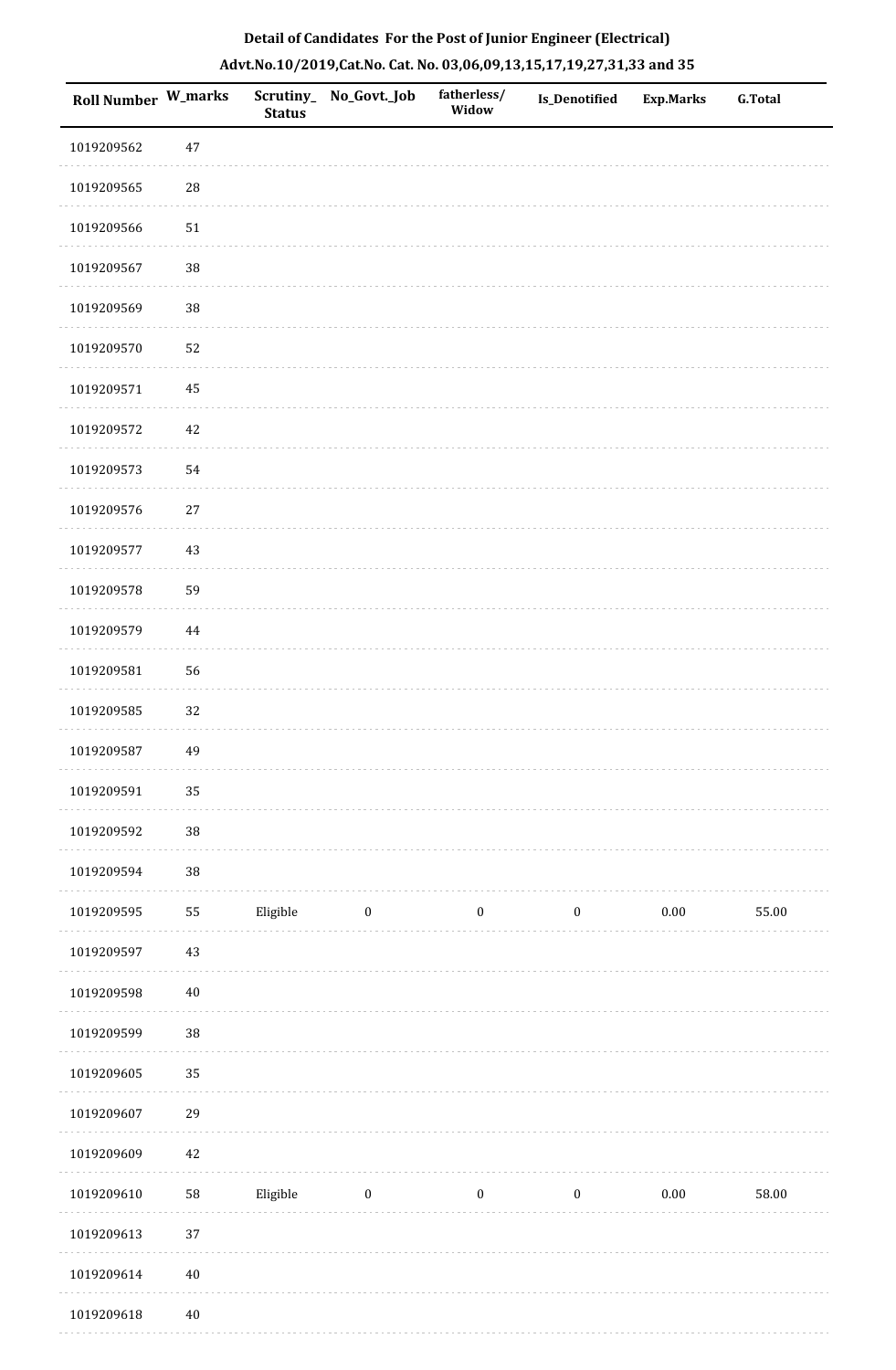**Detail of Candidates For the Post of Junior Engineer (Electrical)**

**Advt.No.10/2019,Cat.No. Cat. No. 03,06,09,13,15,17,19,27,31,33 and 35**

| Roll Number | W_marks | Scrutiny_ Status | No_Govt._Job | fatherless/ Widow | Is_Denotified | Exp.Marks | G.Total |
|---|---|---|---|---|---|---|---|
| 1019209562 | 47 | | | | | | |
| 1019209565 | 28 | | | | | | |
| 1019209566 | 51 | | | | | | |
| 1019209567 | 38 | | | | | | |
| 1019209569 | 38 | | | | | | |
| 1019209570 | 52 | | | | | | |
| 1019209571 | 45 | | | | | | |
| 1019209572 | 42 | | | | | | |
| 1019209573 | 54 | | | | | | |
| 1019209576 | 27 | | | | | | |
| 1019209577 | 43 | | | | | | |
| 1019209578 | 59 | | | | | | |
| 1019209579 | 44 | | | | | | |
| 1019209581 | 56 | | | | | | |
| 1019209585 | 32 | | | | | | |
| 1019209587 | 49 | | | | | | |
| 1019209591 | 35 | | | | | | |
| 1019209592 | 38 | | | | | | |
| 1019209594 | 38 | | | | | | |
| 1019209595 | 55 | Eligible | 0 | 0 | 0 | 0.00 | 55.00 |
| 1019209597 | 43 | | | | | | |
| 1019209598 | 40 | | | | | | |
| 1019209599 | 38 | | | | | | |
| 1019209605 | 35 | | | | | | |
| 1019209607 | 29 | | | | | | |
| 1019209609 | 42 | | | | | | |
| 1019209610 | 58 | Eligible | 0 | 0 | 0 | 0.00 | 58.00 |
| 1019209613 | 37 | | | | | | |
| 1019209614 | 40 | | | | | | |
| 1019209618 | 40 | | | | | | |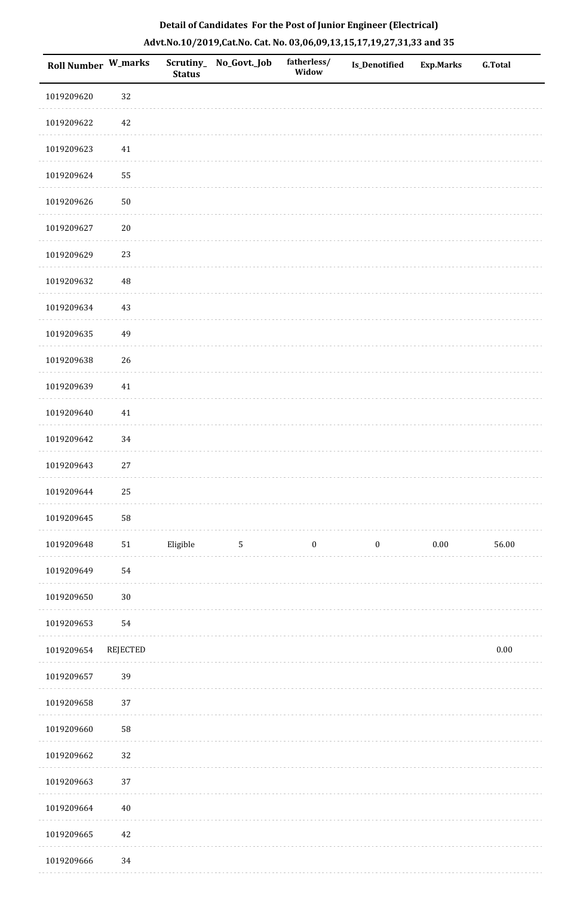**Detail of Candidates For the Post of Junior Engineer (Electrical)**

**Advt.No.10/2019,Cat.No. Cat. No. 03,06,09,13,15,17,19,27,31,33 and 35**

| Roll Number | W_marks | Scrutiny_Status | No_Govt._Job | fatherless/Widow | Is_Denotified | Exp.Marks | G.Total |
|---|---|---|---|---|---|---|---|
| 1019209620 | 32 | | | | | | |
| 1019209622 | 42 | | | | | | |
| 1019209623 | 41 | | | | | | |
| 1019209624 | 55 | | | | | | |
| 1019209626 | 50 | | | | | | |
| 1019209627 | 20 | | | | | | |
| 1019209629 | 23 | | | | | | |
| 1019209632 | 48 | | | | | | |
| 1019209634 | 43 | | | | | | |
| 1019209635 | 49 | | | | | | |
| 1019209638 | 26 | | | | | | |
| 1019209639 | 41 | | | | | | |
| 1019209640 | 41 | | | | | | |
| 1019209642 | 34 | | | | | | |
| 1019209643 | 27 | | | | | | |
| 1019209644 | 25 | | | | | | |
| 1019209645 | 58 | | | | | | |
| 1019209648 | 51 | Eligible | 5 | 0 | 0 | 0.00 | 56.00 |
| 1019209649 | 54 | | | | | | |
| 1019209650 | 30 | | | | | | |
| 1019209653 | 54 | | | | | | |
| 1019209654 | REJECTED | | | | | | 0.00 |
| 1019209657 | 39 | | | | | | |
| 1019209658 | 37 | | | | | | |
| 1019209660 | 58 | | | | | | |
| 1019209662 | 32 | | | | | | |
| 1019209663 | 37 | | | | | | |
| 1019209664 | 40 | | | | | | |
| 1019209665 | 42 | | | | | | |
| 1019209666 | 34 | | | | | | |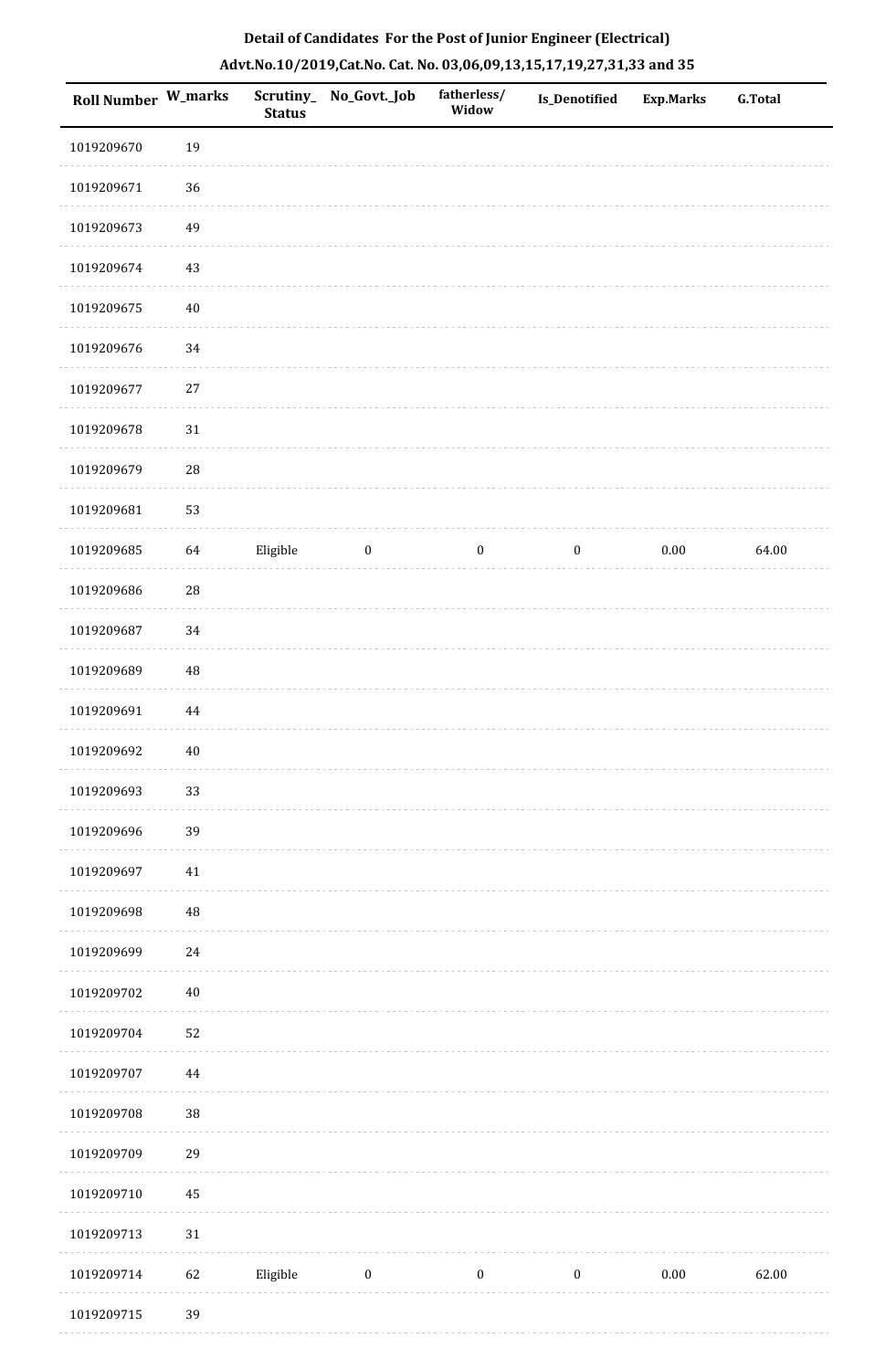**Detail of Candidates For the Post of Junior Engineer (Electrical)**

**Advt.No.10/2019,Cat.No. Cat. No. 03,06,09,13,15,17,19,27,31,33 and 35**

| Roll Number | W_marks | Scrutiny_ Status | No_Govt._Job | fatherless/ Widow | Is_Denotified | Exp.Marks | G.Total |
|---|---|---|---|---|---|---|---|
| 1019209670 | 19 | | | | | | |
| 1019209671 | 36 | | | | | | |
| 1019209673 | 49 | | | | | | |
| 1019209674 | 43 | | | | | | |
| 1019209675 | 40 | | | | | | |
| 1019209676 | 34 | | | | | | |
| 1019209677 | 27 | | | | | | |
| 1019209678 | 31 | | | | | | |
| 1019209679 | 28 | | | | | | |
| 1019209681 | 53 | | | | | | |
| 1019209685 | 64 | Eligible | 0 | 0 | 0 | 0.00 | 64.00 |
| 1019209686 | 28 | | | | | | |
| 1019209687 | 34 | | | | | | |
| 1019209689 | 48 | | | | | | |
| 1019209691 | 44 | | | | | | |
| 1019209692 | 40 | | | | | | |
| 1019209693 | 33 | | | | | | |
| 1019209696 | 39 | | | | | | |
| 1019209697 | 41 | | | | | | |
| 1019209698 | 48 | | | | | | |
| 1019209699 | 24 | | | | | | |
| 1019209702 | 40 | | | | | | |
| 1019209704 | 52 | | | | | | |
| 1019209707 | 44 | | | | | | |
| 1019209708 | 38 | | | | | | |
| 1019209709 | 29 | | | | | | |
| 1019209710 | 45 | | | | | | |
| 1019209713 | 31 | | | | | | |
| 1019209714 | 62 | Eligible | 0 | 0 | 0 | 0.00 | 62.00 |
| 1019209715 | 39 | | | | | | |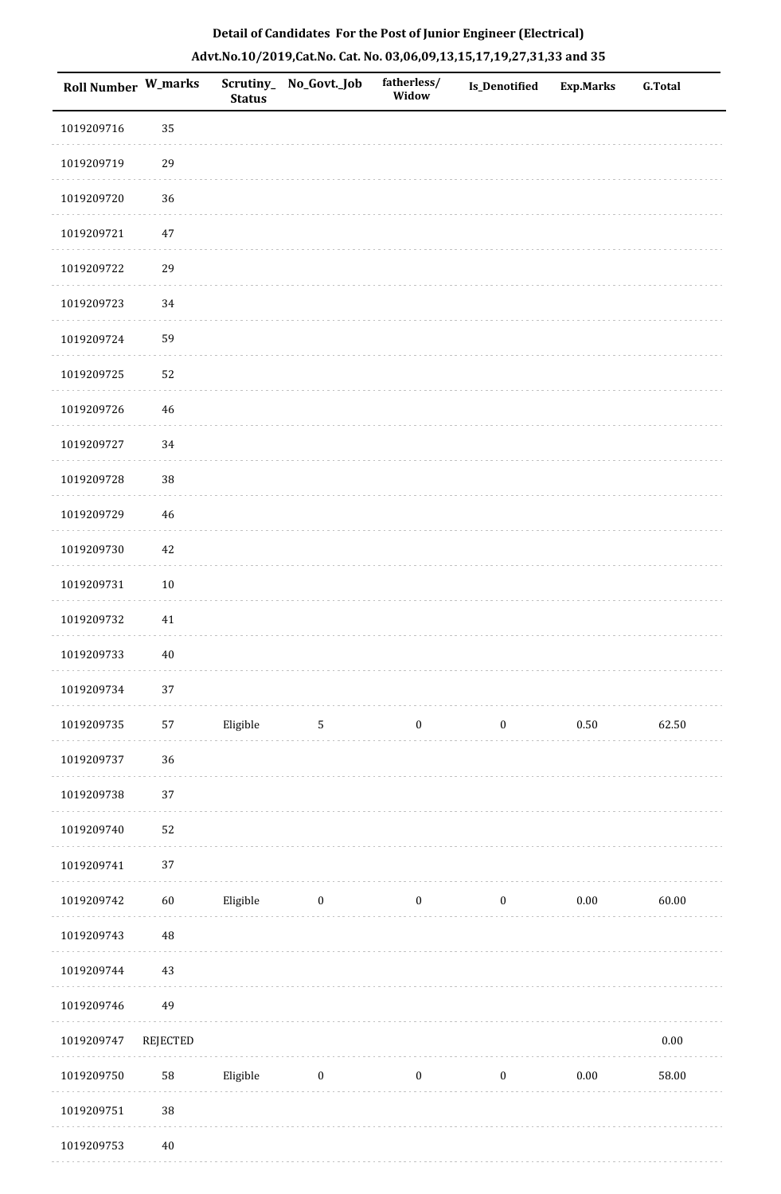**Detail of Candidates For the Post of Junior Engineer (Electrical)**

**Advt.No.10/2019,Cat.No. Cat. No. 03,06,09,13,15,17,19,27,31,33 and 35**

| Roll Number | W_marks | Scrutiny_Status | No_Govt._Job | fatherless/Widow | Is_Denotified | Exp.Marks | G.Total |
|---|---|---|---|---|---|---|---|
| 1019209716 | 35 | | | | | | |
| 1019209719 | 29 | | | | | | |
| 1019209720 | 36 | | | | | | |
| 1019209721 | 47 | | | | | | |
| 1019209722 | 29 | | | | | | |
| 1019209723 | 34 | | | | | | |
| 1019209724 | 59 | | | | | | |
| 1019209725 | 52 | | | | | | |
| 1019209726 | 46 | | | | | | |
| 1019209727 | 34 | | | | | | |
| 1019209728 | 38 | | | | | | |
| 1019209729 | 46 | | | | | | |
| 1019209730 | 42 | | | | | | |
| 1019209731 | 10 | | | | | | |
| 1019209732 | 41 | | | | | | |
| 1019209733 | 40 | | | | | | |
| 1019209734 | 37 | | | | | | |
| 1019209735 | 57 | Eligible | 5 | 0 | 0 | 0.50 | 62.50 |
| 1019209737 | 36 | | | | | | |
| 1019209738 | 37 | | | | | | |
| 1019209740 | 52 | | | | | | |
| 1019209741 | 37 | | | | | | |
| 1019209742 | 60 | Eligible | 0 | 0 | 0 | 0.00 | 60.00 |
| 1019209743 | 48 | | | | | | |
| 1019209744 | 43 | | | | | | |
| 1019209746 | 49 | | | | | | |
| 1019209747 | REJECTED | | | | | | 0.00 |
| 1019209750 | 58 | Eligible | 0 | 0 | 0 | 0.00 | 58.00 |
| 1019209751 | 38 | | | | | | |
| 1019209753 | 40 | | | | | | |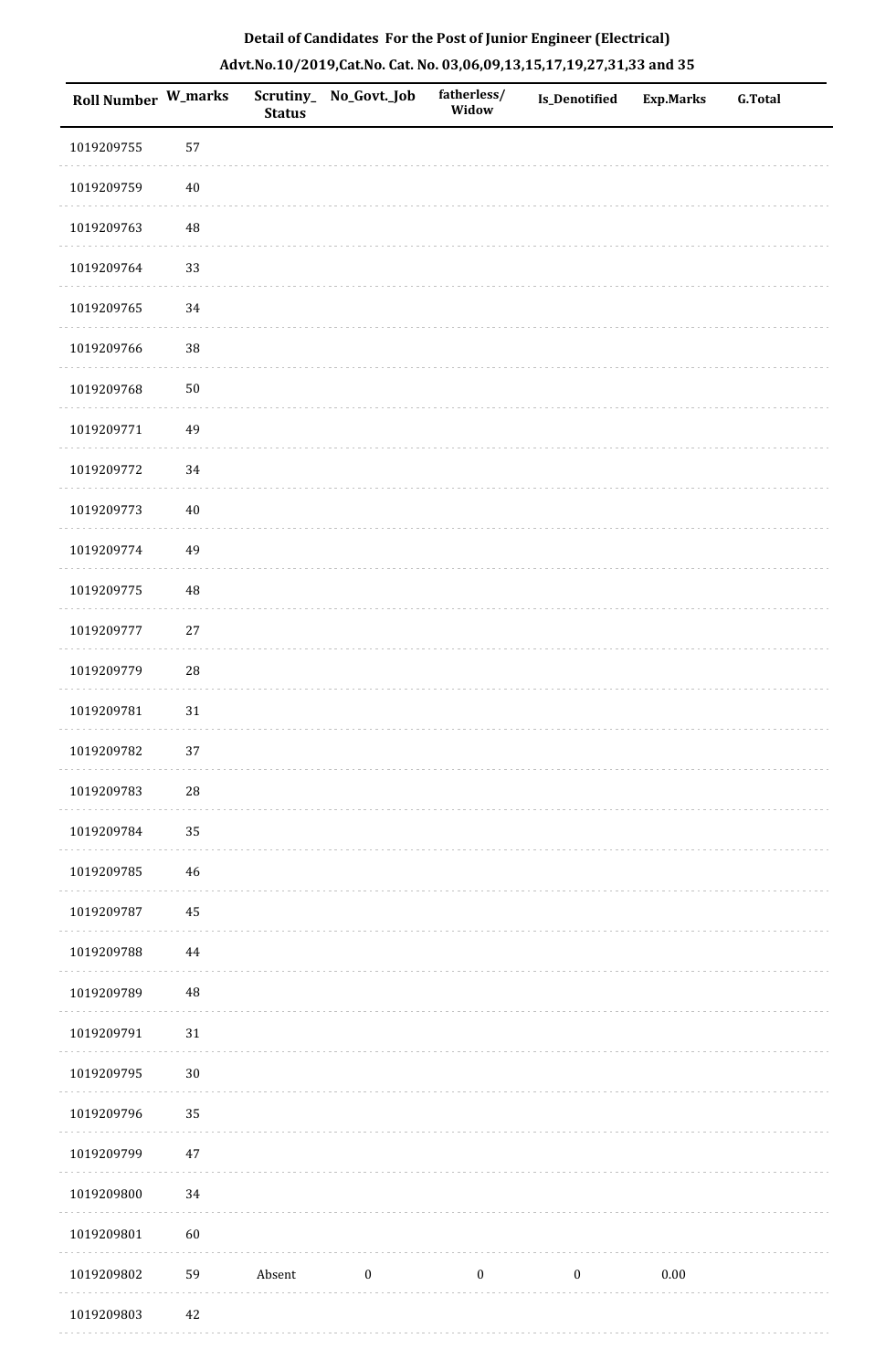## Detail of Candidates For the Post of Junior Engineer (Electrical)

## Advt.No.10/2019,Cat.No. Cat. No. 03,06,09,13,15,17,19,27,31,33 and 35

| Roll Number | W_marks | Scrutiny_ Status | No_Govt._Job | fatherless/ Widow | Is_Denotified | Exp.Marks | G.Total |
|---|---|---|---|---|---|---|---|
| 1019209755 | 57 | | | | | | |
| 1019209759 | 40 | | | | | | |
| 1019209763 | 48 | | | | | | |
| 1019209764 | 33 | | | | | | |
| 1019209765 | 34 | | | | | | |
| 1019209766 | 38 | | | | | | |
| 1019209768 | 50 | | | | | | |
| 1019209771 | 49 | | | | | | |
| 1019209772 | 34 | | | | | | |
| 1019209773 | 40 | | | | | | |
| 1019209774 | 49 | | | | | | |
| 1019209775 | 48 | | | | | | |
| 1019209777 | 27 | | | | | | |
| 1019209779 | 28 | | | | | | |
| 1019209781 | 31 | | | | | | |
| 1019209782 | 37 | | | | | | |
| 1019209783 | 28 | | | | | | |
| 1019209784 | 35 | | | | | | |
| 1019209785 | 46 | | | | | | |
| 1019209787 | 45 | | | | | | |
| 1019209788 | 44 | | | | | | |
| 1019209789 | 48 | | | | | | |
| 1019209791 | 31 | | | | | | |
| 1019209795 | 30 | | | | | | |
| 1019209796 | 35 | | | | | | |
| 1019209799 | 47 | | | | | | |
| 1019209800 | 34 | | | | | | |
| 1019209801 | 60 | | | | | | |
| 1019209802 | 59 | Absent | 0 | 0 | 0 | 0.00 | |
| 1019209803 | 42 | | | | | | |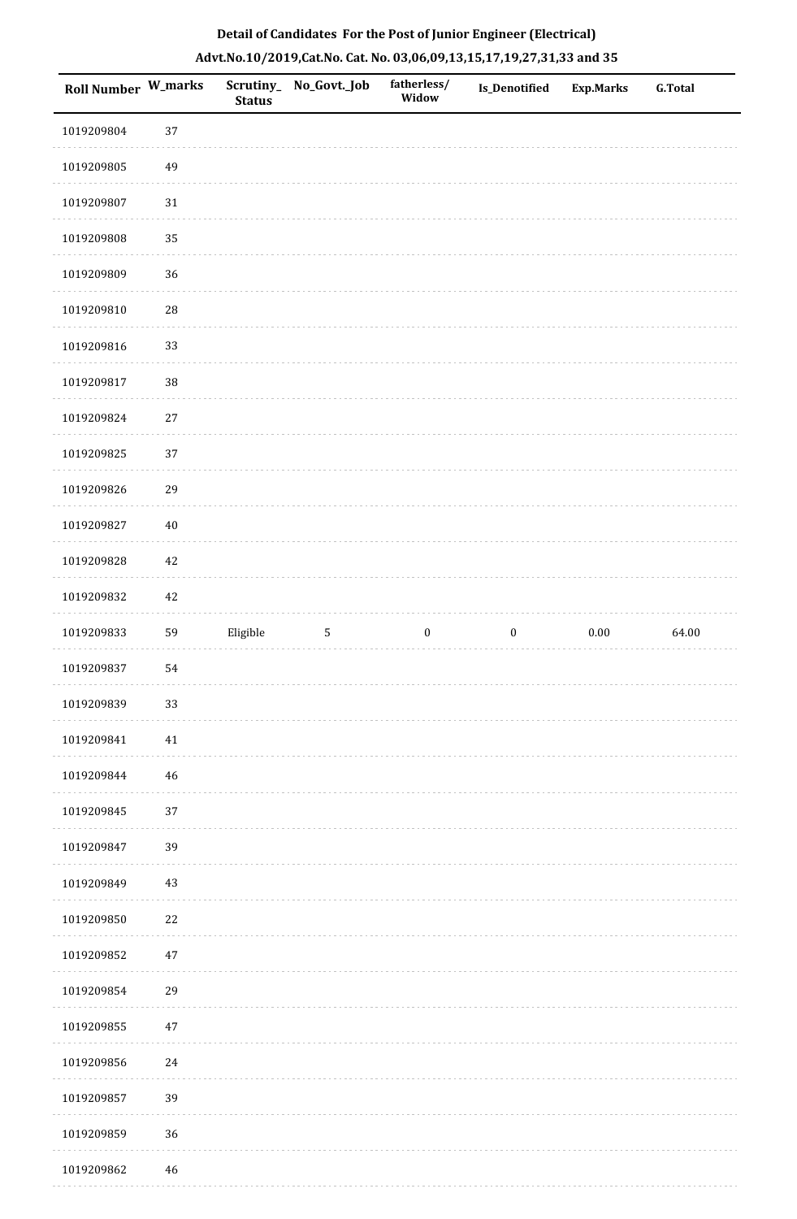**Detail of Candidates For the Post of Junior Engineer (Electrical)**

**Advt.No.10/2019,Cat.No. Cat. No. 03,06,09,13,15,17,19,27,31,33 and 35**

| Roll Number | W_marks | Scrutiny_Status | No_Govt._Job | fatherless/Widow | Is_Denotified | Exp.Marks | G.Total |
|---|---|---|---|---|---|---|---|
| 1019209804 | 37 | | | | | | |
| 1019209805 | 49 | | | | | | |
| 1019209807 | 31 | | | | | | |
| 1019209808 | 35 | | | | | | |
| 1019209809 | 36 | | | | | | |
| 1019209810 | 28 | | | | | | |
| 1019209816 | 33 | | | | | | |
| 1019209817 | 38 | | | | | | |
| 1019209824 | 27 | | | | | | |
| 1019209825 | 37 | | | | | | |
| 1019209826 | 29 | | | | | | |
| 1019209827 | 40 | | | | | | |
| 1019209828 | 42 | | | | | | |
| 1019209832 | 42 | | | | | | |
| 1019209833 | 59 | Eligible | 5 | 0 | 0 | 0.00 | 64.00 |
| 1019209837 | 54 | | | | | | |
| 1019209839 | 33 | | | | | | |
| 1019209841 | 41 | | | | | | |
| 1019209844 | 46 | | | | | | |
| 1019209845 | 37 | | | | | | |
| 1019209847 | 39 | | | | | | |
| 1019209849 | 43 | | | | | | |
| 1019209850 | 22 | | | | | | |
| 1019209852 | 47 | | | | | | |
| 1019209854 | 29 | | | | | | |
| 1019209855 | 47 | | | | | | |
| 1019209856 | 24 | | | | | | |
| 1019209857 | 39 | | | | | | |
| 1019209859 | 36 | | | | | | |
| 1019209862 | 46 | | | | | | |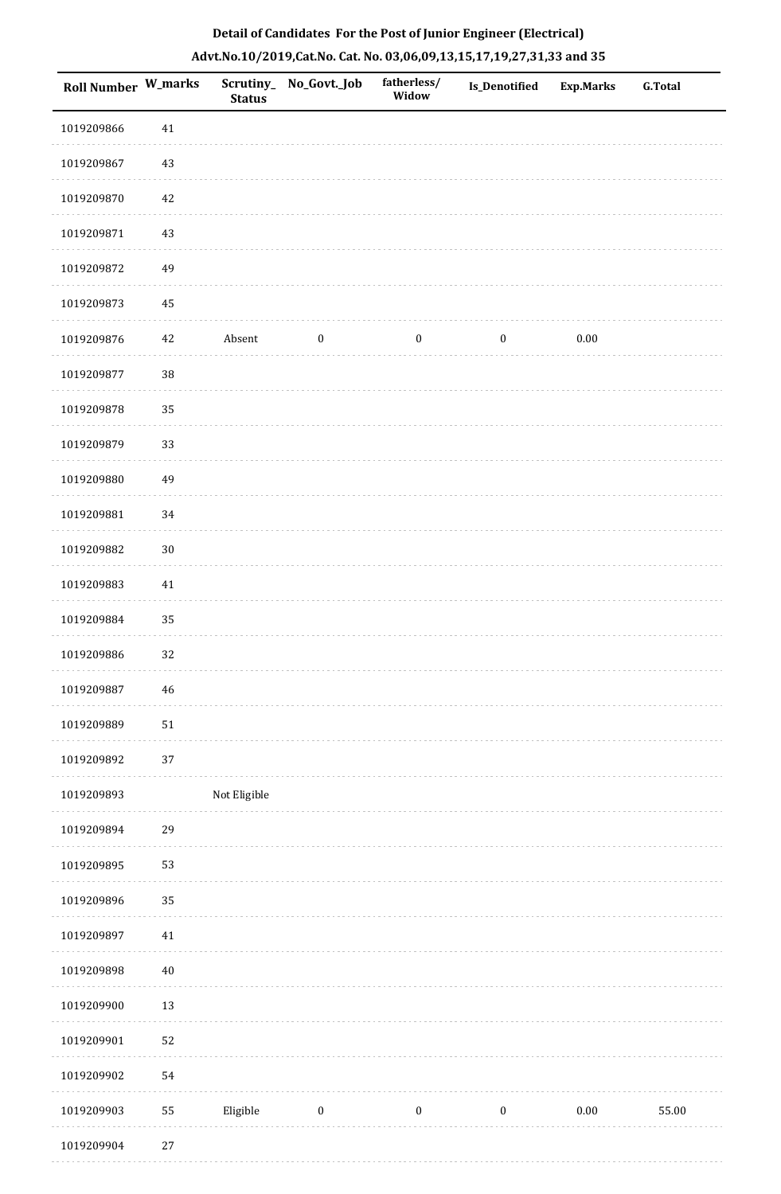**Detail of Candidates For the Post of Junior Engineer (Electrical)**

**Advt.No.10/2019,Cat.No. Cat. No. 03,06,09,13,15,17,19,27,31,33 and 35**

| Roll Number | W_marks | Scrutiny_Status | No_Govt._Job | fatherless/Widow | Is_Denotified | Exp.Marks | G.Total |
|---|---|---|---|---|---|---|---|
| 1019209866 | 41 | | | | | | |
| 1019209867 | 43 | | | | | | |
| 1019209870 | 42 | | | | | | |
| 1019209871 | 43 | | | | | | |
| 1019209872 | 49 | | | | | | |
| 1019209873 | 45 | | | | | | |
| 1019209876 | 42 | Absent | 0 | 0 | 0 | 0.00 | |
| 1019209877 | 38 | | | | | | |
| 1019209878 | 35 | | | | | | |
| 1019209879 | 33 | | | | | | |
| 1019209880 | 49 | | | | | | |
| 1019209881 | 34 | | | | | | |
| 1019209882 | 30 | | | | | | |
| 1019209883 | 41 | | | | | | |
| 1019209884 | 35 | | | | | | |
| 1019209886 | 32 | | | | | | |
| 1019209887 | 46 | | | | | | |
| 1019209889 | 51 | | | | | | |
| 1019209892 | 37 | | | | | | |
| 1019209893 | | Not Eligible | | | | | |
| 1019209894 | 29 | | | | | | |
| 1019209895 | 53 | | | | | | |
| 1019209896 | 35 | | | | | | |
| 1019209897 | 41 | | | | | | |
| 1019209898 | 40 | | | | | | |
| 1019209900 | 13 | | | | | | |
| 1019209901 | 52 | | | | | | |
| 1019209902 | 54 | | | | | | |
| 1019209903 | 55 | Eligible | 0 | 0 | 0 | 0.00 | 55.00 |
| 1019209904 | 27 | | | | | | |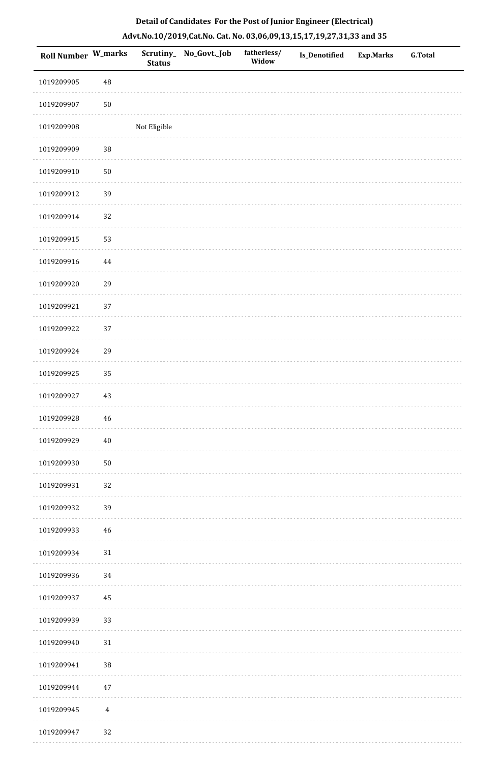**Detail of Candidates For the Post of Junior Engineer (Electrical)**

**Advt.No.10/2019,Cat.No. Cat. No. 03,06,09,13,15,17,19,27,31,33 and 35**

| Roll Number | W_marks | Scrutiny_Status | No_Govt._Job | fatherless/Widow | Is_Denotified | Exp.Marks | G.Total |
|---|---|---|---|---|---|---|---|
| 1019209905 | 48 | | | | | | |
| 1019209907 | 50 | | | | | | |
| 1019209908 | | Not Eligible | | | | | |
| 1019209909 | 38 | | | | | | |
| 1019209910 | 50 | | | | | | |
| 1019209912 | 39 | | | | | | |
| 1019209914 | 32 | | | | | | |
| 1019209915 | 53 | | | | | | |
| 1019209916 | 44 | | | | | | |
| 1019209920 | 29 | | | | | | |
| 1019209921 | 37 | | | | | | |
| 1019209922 | 37 | | | | | | |
| 1019209924 | 29 | | | | | | |
| 1019209925 | 35 | | | | | | |
| 1019209927 | 43 | | | | | | |
| 1019209928 | 46 | | | | | | |
| 1019209929 | 40 | | | | | | |
| 1019209930 | 50 | | | | | | |
| 1019209931 | 32 | | | | | | |
| 1019209932 | 39 | | | | | | |
| 1019209933 | 46 | | | | | | |
| 1019209934 | 31 | | | | | | |
| 1019209936 | 34 | | | | | | |
| 1019209937 | 45 | | | | | | |
| 1019209939 | 33 | | | | | | |
| 1019209940 | 31 | | | | | | |
| 1019209941 | 38 | | | | | | |
| 1019209944 | 47 | | | | | | |
| 1019209945 | 4 | | | | | | |
| 1019209947 | 32 | | | | | | |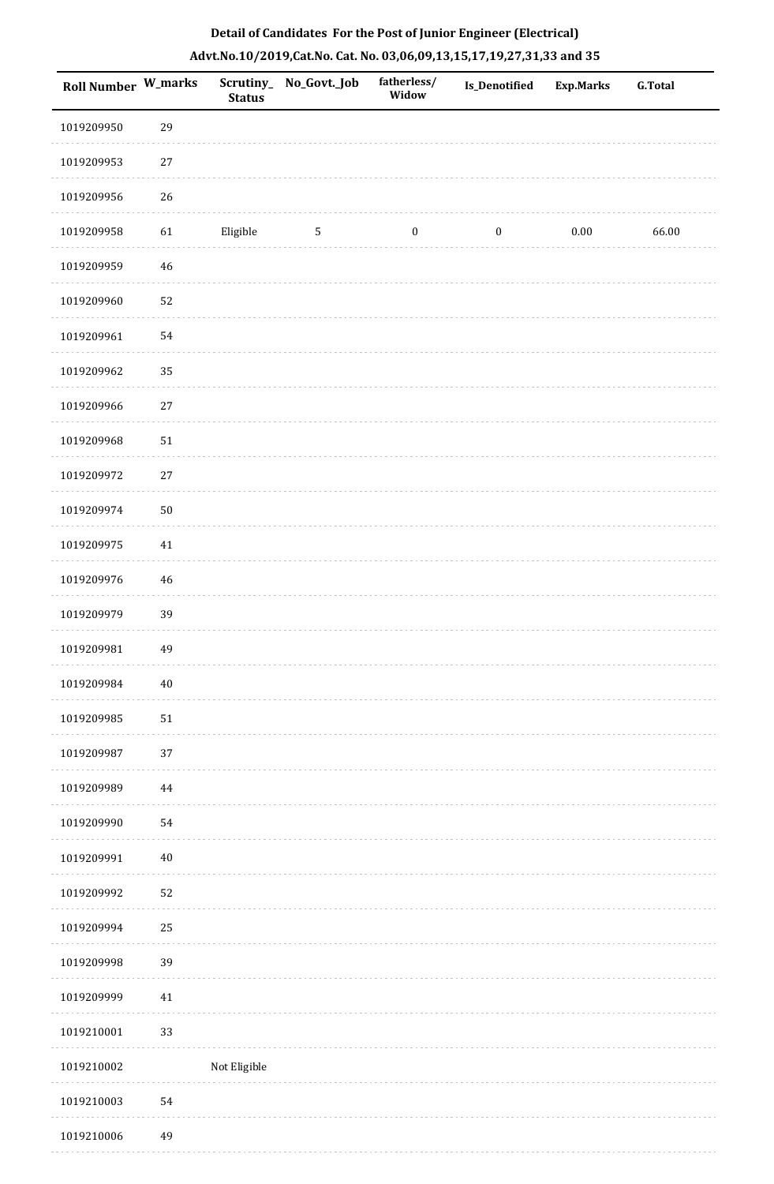## Detail of Candidates For the Post of Junior Engineer (Electrical)

## Advt.No.10/2019,Cat.No. Cat. No. 03,06,09,13,15,17,19,27,31,33 and 35

| Roll Number | W_marks | Scrutiny_Status | No_Govt._Job | fatherless/Widow | Is_Denotified | Exp.Marks | G.Total |
|---|---|---|---|---|---|---|---|
| 1019209950 | 29 | | | | | | |
| 1019209953 | 27 | | | | | | |
| 1019209956 | 26 | | | | | | |
| 1019209958 | 61 | Eligible | 5 | 0 | 0 | 0.00 | 66.00 |
| 1019209959 | 46 | | | | | | |
| 1019209960 | 52 | | | | | | |
| 1019209961 | 54 | | | | | | |
| 1019209962 | 35 | | | | | | |
| 1019209966 | 27 | | | | | | |
| 1019209968 | 51 | | | | | | |
| 1019209972 | 27 | | | | | | |
| 1019209974 | 50 | | | | | | |
| 1019209975 | 41 | | | | | | |
| 1019209976 | 46 | | | | | | |
| 1019209979 | 39 | | | | | | |
| 1019209981 | 49 | | | | | | |
| 1019209984 | 40 | | | | | | |
| 1019209985 | 51 | | | | | | |
| 1019209987 | 37 | | | | | | |
| 1019209989 | 44 | | | | | | |
| 1019209990 | 54 | | | | | | |
| 1019209991 | 40 | | | | | | |
| 1019209992 | 52 | | | | | | |
| 1019209994 | 25 | | | | | | |
| 1019209998 | 39 | | | | | | |
| 1019209999 | 41 | | | | | | |
| 1019210001 | 33 | | | | | | |
| 1019210002 | | Not Eligible | | | | | |
| 1019210003 | 54 | | | | | | |
| 1019210006 | 49 | | | | | | |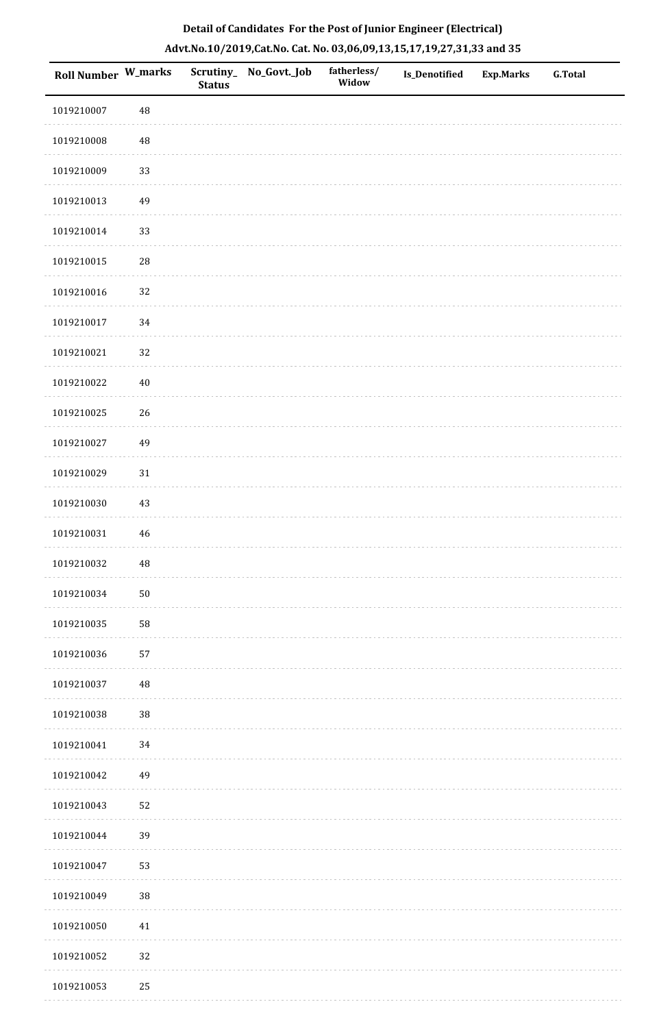**Detail of Candidates For the Post of Junior Engineer (Electrical)**

**Advt.No.10/2019,Cat.No. Cat. No. 03,06,09,13,15,17,19,27,31,33 and 35**

| Roll Number | W_marks | Scrutiny_Status | No_Govt._Job | fatherless/Widow | Is_Denotified | Exp.Marks | G.Total |
|---|---|---|---|---|---|---|---|
| 1019210007 | 48 | | | | | | |
| 1019210008 | 48 | | | | | | |
| 1019210009 | 33 | | | | | | |
| 1019210013 | 49 | | | | | | |
| 1019210014 | 33 | | | | | | |
| 1019210015 | 28 | | | | | | |
| 1019210016 | 32 | | | | | | |
| 1019210017 | 34 | | | | | | |
| 1019210021 | 32 | | | | | | |
| 1019210022 | 40 | | | | | | |
| 1019210025 | 26 | | | | | | |
| 1019210027 | 49 | | | | | | |
| 1019210029 | 31 | | | | | | |
| 1019210030 | 43 | | | | | | |
| 1019210031 | 46 | | | | | | |
| 1019210032 | 48 | | | | | | |
| 1019210034 | 50 | | | | | | |
| 1019210035 | 58 | | | | | | |
| 1019210036 | 57 | | | | | | |
| 1019210037 | 48 | | | | | | |
| 1019210038 | 38 | | | | | | |
| 1019210041 | 34 | | | | | | |
| 1019210042 | 49 | | | | | | |
| 1019210043 | 52 | | | | | | |
| 1019210044 | 39 | | | | | | |
| 1019210047 | 53 | | | | | | |
| 1019210049 | 38 | | | | | | |
| 1019210050 | 41 | | | | | | |
| 1019210052 | 32 | | | | | | |
| 1019210053 | 25 | | | | | | |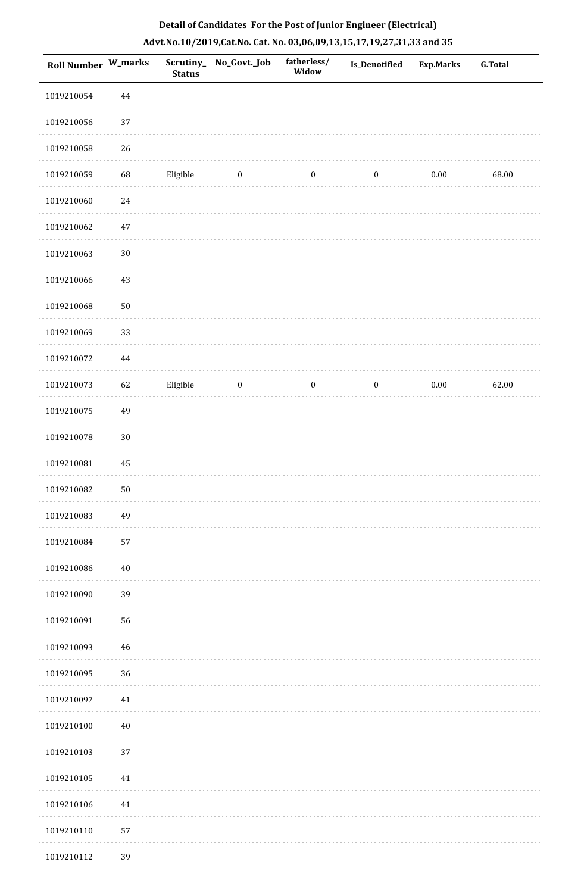**Detail of Candidates For the Post of Junior Engineer (Electrical)**

**Advt.No.10/2019,Cat.No. Cat. No. 03,06,09,13,15,17,19,27,31,33 and 35**

| Roll Number | W_marks | Scrutiny_Status | No_Govt._Job | fatherless/Widow | Is_Denotified | Exp.Marks | G.Total |
|---|---|---|---|---|---|---|---|
| 1019210054 | 44 | | | | | | |
| 1019210056 | 37 | | | | | | |
| 1019210058 | 26 | | | | | | |
| 1019210059 | 68 | Eligible | 0 | 0 | 0 | 0.00 | 68.00 |
| 1019210060 | 24 | | | | | | |
| 1019210062 | 47 | | | | | | |
| 1019210063 | 30 | | | | | | |
| 1019210066 | 43 | | | | | | |
| 1019210068 | 50 | | | | | | |
| 1019210069 | 33 | | | | | | |
| 1019210072 | 44 | | | | | | |
| 1019210073 | 62 | Eligible | 0 | 0 | 0 | 0.00 | 62.00 |
| 1019210075 | 49 | | | | | | |
| 1019210078 | 30 | | | | | | |
| 1019210081 | 45 | | | | | | |
| 1019210082 | 50 | | | | | | |
| 1019210083 | 49 | | | | | | |
| 1019210084 | 57 | | | | | | |
| 1019210086 | 40 | | | | | | |
| 1019210090 | 39 | | | | | | |
| 1019210091 | 56 | | | | | | |
| 1019210093 | 46 | | | | | | |
| 1019210095 | 36 | | | | | | |
| 1019210097 | 41 | | | | | | |
| 1019210100 | 40 | | | | | | |
| 1019210103 | 37 | | | | | | |
| 1019210105 | 41 | | | | | | |
| 1019210106 | 41 | | | | | | |
| 1019210110 | 57 | | | | | | |
| 1019210112 | 39 | | | | | | |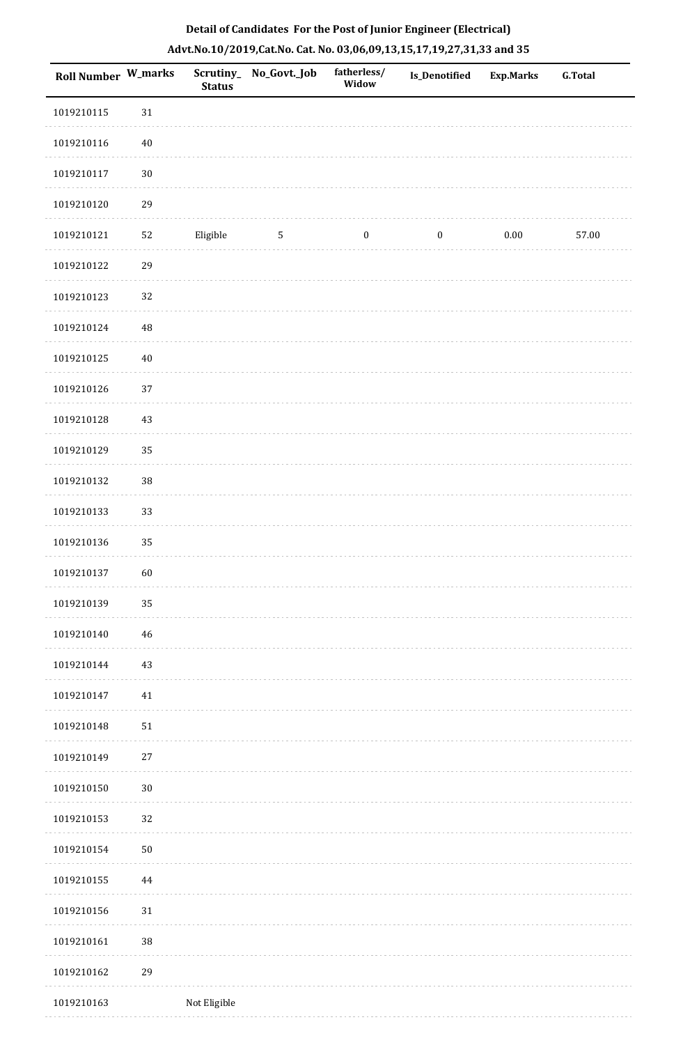**Detail of Candidates For the Post of Junior Engineer (Electrical)**

**Advt.No.10/2019,Cat.No. Cat. No. 03,06,09,13,15,17,19,27,31,33 and 35**

| Roll Number | W_marks | Scrutiny_Status | No_Govt._Job | fatherless/Widow | Is_Denotified | Exp.Marks | G.Total |
|---|---|---|---|---|---|---|---|
| 1019210115 | 31 | | | | | | |
| 1019210116 | 40 | | | | | | |
| 1019210117 | 30 | | | | | | |
| 1019210120 | 29 | | | | | | |
| 1019210121 | 52 | Eligible | 5 | 0 | 0 | 0.00 | 57.00 |
| 1019210122 | 29 | | | | | | |
| 1019210123 | 32 | | | | | | |
| 1019210124 | 48 | | | | | | |
| 1019210125 | 40 | | | | | | |
| 1019210126 | 37 | | | | | | |
| 1019210128 | 43 | | | | | | |
| 1019210129 | 35 | | | | | | |
| 1019210132 | 38 | | | | | | |
| 1019210133 | 33 | | | | | | |
| 1019210136 | 35 | | | | | | |
| 1019210137 | 60 | | | | | | |
| 1019210139 | 35 | | | | | | |
| 1019210140 | 46 | | | | | | |
| 1019210144 | 43 | | | | | | |
| 1019210147 | 41 | | | | | | |
| 1019210148 | 51 | | | | | | |
| 1019210149 | 27 | | | | | | |
| 1019210150 | 30 | | | | | | |
| 1019210153 | 32 | | | | | | |
| 1019210154 | 50 | | | | | | |
| 1019210155 | 44 | | | | | | |
| 1019210156 | 31 | | | | | | |
| 1019210161 | 38 | | | | | | |
| 1019210162 | 29 | | | | | | |
| 1019210163 | | Not Eligible | | | | | |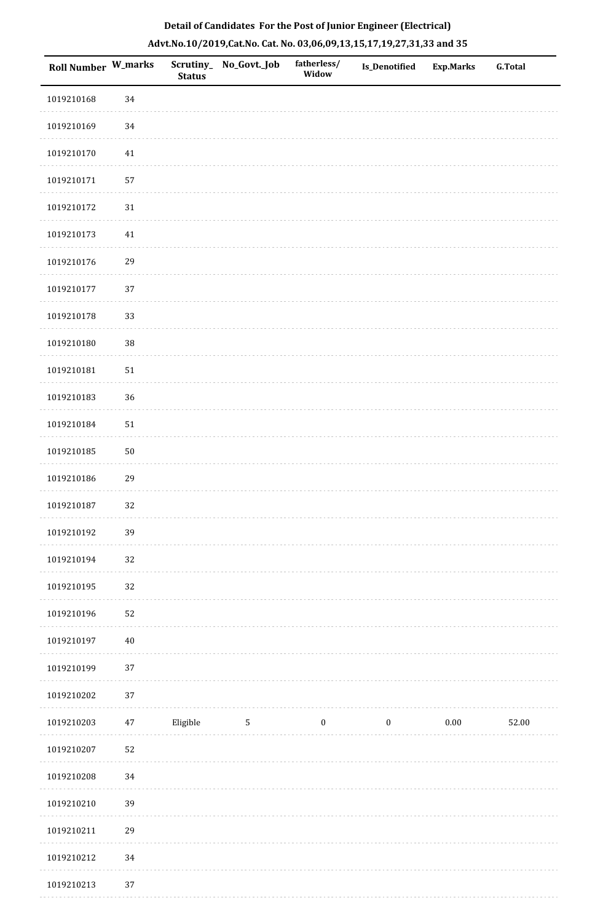**Detail of Candidates For the Post of Junior Engineer (Electrical)**

**Advt.No.10/2019,Cat.No. Cat. No. 03,06,09,13,15,17,19,27,31,33 and 35**

| Roll Number | W_marks | Scrutiny_ Status | No_Govt._Job | fatherless/ Widow | Is_Denotified | Exp.Marks | G.Total |
|---|---|---|---|---|---|---|---|
| 1019210168 | 34 | | | | | | |
| 1019210169 | 34 | | | | | | |
| 1019210170 | 41 | | | | | | |
| 1019210171 | 57 | | | | | | |
| 1019210172 | 31 | | | | | | |
| 1019210173 | 41 | | | | | | |
| 1019210176 | 29 | | | | | | |
| 1019210177 | 37 | | | | | | |
| 1019210178 | 33 | | | | | | |
| 1019210180 | 38 | | | | | | |
| 1019210181 | 51 | | | | | | |
| 1019210183 | 36 | | | | | | |
| 1019210184 | 51 | | | | | | |
| 1019210185 | 50 | | | | | | |
| 1019210186 | 29 | | | | | | |
| 1019210187 | 32 | | | | | | |
| 1019210192 | 39 | | | | | | |
| 1019210194 | 32 | | | | | | |
| 1019210195 | 32 | | | | | | |
| 1019210196 | 52 | | | | | | |
| 1019210197 | 40 | | | | | | |
| 1019210199 | 37 | | | | | | |
| 1019210202 | 37 | | | | | | |
| 1019210203 | 47 | Eligible | 5 | 0 | 0 | 0.00 | 52.00 |
| 1019210207 | 52 | | | | | | |
| 1019210208 | 34 | | | | | | |
| 1019210210 | 39 | | | | | | |
| 1019210211 | 29 | | | | | | |
| 1019210212 | 34 | | | | | | |
| 1019210213 | 37 | | | | | | |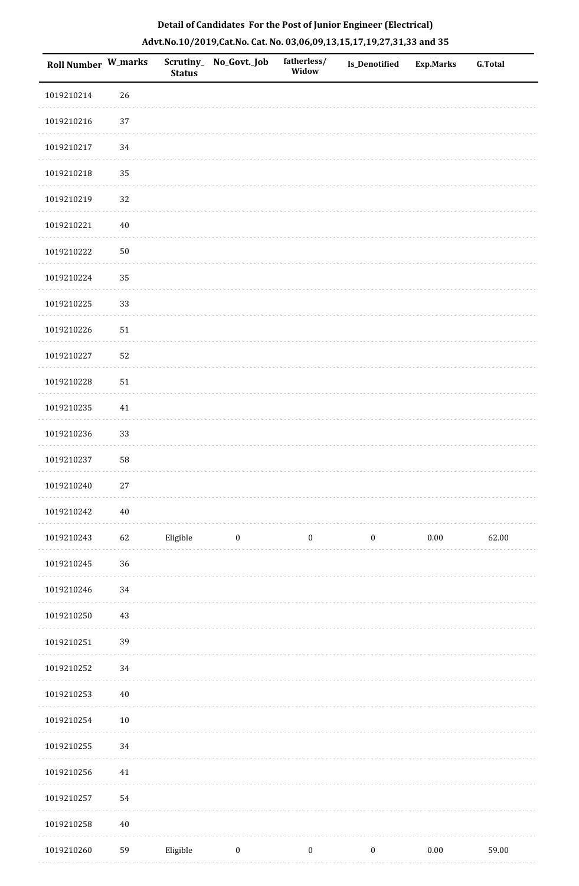**Detail of Candidates For the Post of Junior Engineer (Electrical)**

**Advt.No.10/2019,Cat.No. Cat. No. 03,06,09,13,15,17,19,27,31,33 and 35**

| Roll Number | W_marks | Scrutiny_Status | No_Govt._Job | fatherless/Widow | Is_Denotified | Exp.Marks | G.Total |
|---|---|---|---|---|---|---|---|
| 1019210214 | 26 | | | | | | |
| 1019210216 | 37 | | | | | | |
| 1019210217 | 34 | | | | | | |
| 1019210218 | 35 | | | | | | |
| 1019210219 | 32 | | | | | | |
| 1019210221 | 40 | | | | | | |
| 1019210222 | 50 | | | | | | |
| 1019210224 | 35 | | | | | | |
| 1019210225 | 33 | | | | | | |
| 1019210226 | 51 | | | | | | |
| 1019210227 | 52 | | | | | | |
| 1019210228 | 51 | | | | | | |
| 1019210235 | 41 | | | | | | |
| 1019210236 | 33 | | | | | | |
| 1019210237 | 58 | | | | | | |
| 1019210240 | 27 | | | | | | |
| 1019210242 | 40 | | | | | | |
| 1019210243 | 62 | Eligible | 0 | 0 | 0 | 0.00 | 62.00 |
| 1019210245 | 36 | | | | | | |
| 1019210246 | 34 | | | | | | |
| 1019210250 | 43 | | | | | | |
| 1019210251 | 39 | | | | | | |
| 1019210252 | 34 | | | | | | |
| 1019210253 | 40 | | | | | | |
| 1019210254 | 10 | | | | | | |
| 1019210255 | 34 | | | | | | |
| 1019210256 | 41 | | | | | | |
| 1019210257 | 54 | | | | | | |
| 1019210258 | 40 | | | | | | |
| 1019210260 | 59 | Eligible | 0 | 0 | 0 | 0.00 | 59.00 |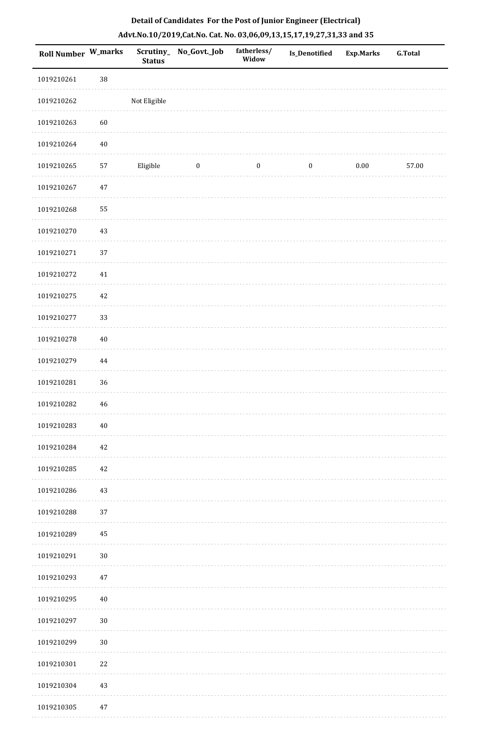**Detail of Candidates For the Post of Junior Engineer (Electrical)**

**Advt.No.10/2019,Cat.No. Cat. No. 03,06,09,13,15,17,19,27,31,33 and 35**

| Roll Number | W_marks | Scrutiny_Status | No_Govt._Job | fatherless/Widow | Is_Denotified | Exp.Marks | G.Total |
|---|---|---|---|---|---|---|---|
| 1019210261 | 38 | | | | | | |
| 1019210262 | | Not Eligible | | | | | |
| 1019210263 | 60 | | | | | | |
| 1019210264 | 40 | | | | | | |
| 1019210265 | 57 | Eligible | 0 | 0 | 0 | 0.00 | 57.00 |
| 1019210267 | 47 | | | | | | |
| 1019210268 | 55 | | | | | | |
| 1019210270 | 43 | | | | | | |
| 1019210271 | 37 | | | | | | |
| 1019210272 | 41 | | | | | | |
| 1019210275 | 42 | | | | | | |
| 1019210277 | 33 | | | | | | |
| 1019210278 | 40 | | | | | | |
| 1019210279 | 44 | | | | | | |
| 1019210281 | 36 | | | | | | |
| 1019210282 | 46 | | | | | | |
| 1019210283 | 40 | | | | | | |
| 1019210284 | 42 | | | | | | |
| 1019210285 | 42 | | | | | | |
| 1019210286 | 43 | | | | | | |
| 1019210288 | 37 | | | | | | |
| 1019210289 | 45 | | | | | | |
| 1019210291 | 30 | | | | | | |
| 1019210293 | 47 | | | | | | |
| 1019210295 | 40 | | | | | | |
| 1019210297 | 30 | | | | | | |
| 1019210299 | 30 | | | | | | |
| 1019210301 | 22 | | | | | | |
| 1019210304 | 43 | | | | | | |
| 1019210305 | 47 | | | | | | |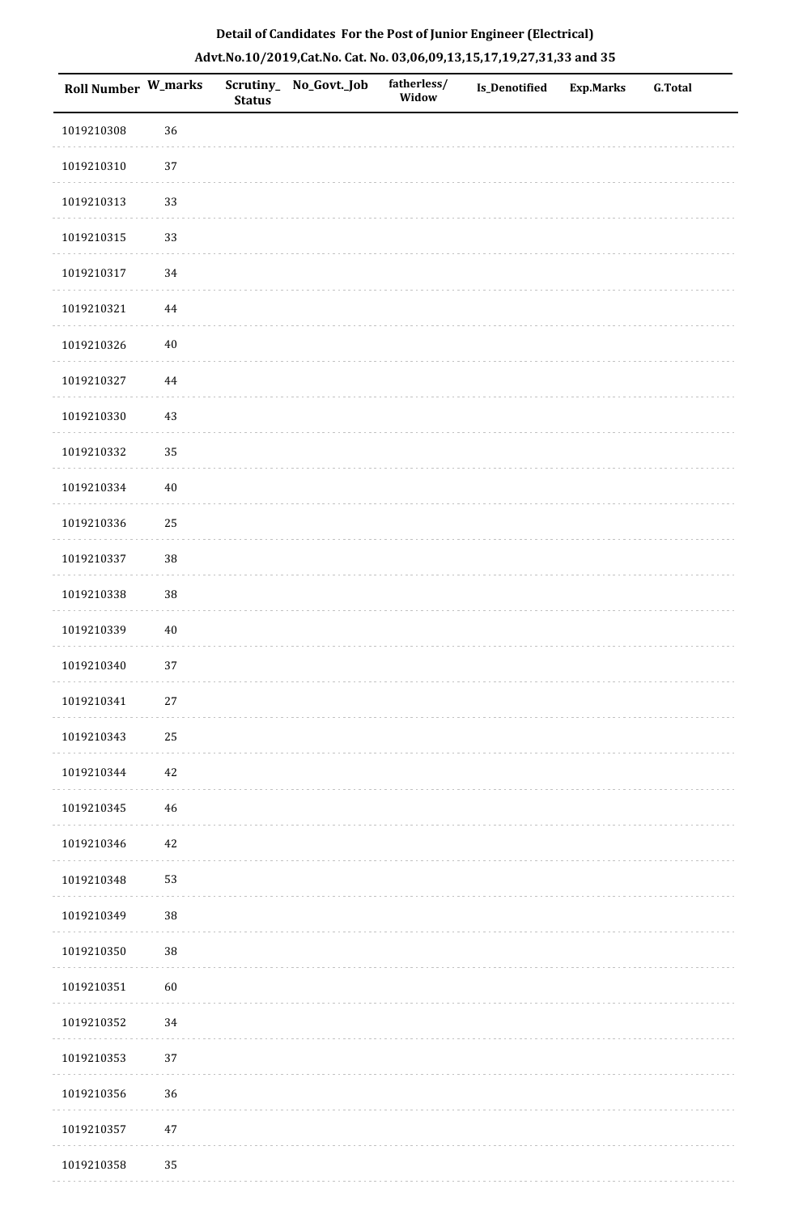**Detail of Candidates For the Post of Junior Engineer (Electrical)**

**Advt.No.10/2019,Cat.No. Cat. No. 03,06,09,13,15,17,19,27,31,33 and 35**

| Roll Number | W_marks | Scrutiny_ Status | No_Govt._Job | fatherless/ Widow | Is_Denotified | Exp.Marks | G.Total |
|---|---|---|---|---|---|---|---|
| 1019210308 | 36 | | | | | | |
| 1019210310 | 37 | | | | | | |
| 1019210313 | 33 | | | | | | |
| 1019210315 | 33 | | | | | | |
| 1019210317 | 34 | | | | | | |
| 1019210321 | 44 | | | | | | |
| 1019210326 | 40 | | | | | | |
| 1019210327 | 44 | | | | | | |
| 1019210330 | 43 | | | | | | |
| 1019210332 | 35 | | | | | | |
| 1019210334 | 40 | | | | | | |
| 1019210336 | 25 | | | | | | |
| 1019210337 | 38 | | | | | | |
| 1019210338 | 38 | | | | | | |
| 1019210339 | 40 | | | | | | |
| 1019210340 | 37 | | | | | | |
| 1019210341 | 27 | | | | | | |
| 1019210343 | 25 | | | | | | |
| 1019210344 | 42 | | | | | | |
| 1019210345 | 46 | | | | | | |
| 1019210346 | 42 | | | | | | |
| 1019210348 | 53 | | | | | | |
| 1019210349 | 38 | | | | | | |
| 1019210350 | 38 | | | | | | |
| 1019210351 | 60 | | | | | | |
| 1019210352 | 34 | | | | | | |
| 1019210353 | 37 | | | | | | |
| 1019210356 | 36 | | | | | | |
| 1019210357 | 47 | | | | | | |
| 1019210358 | 35 | | | | | | |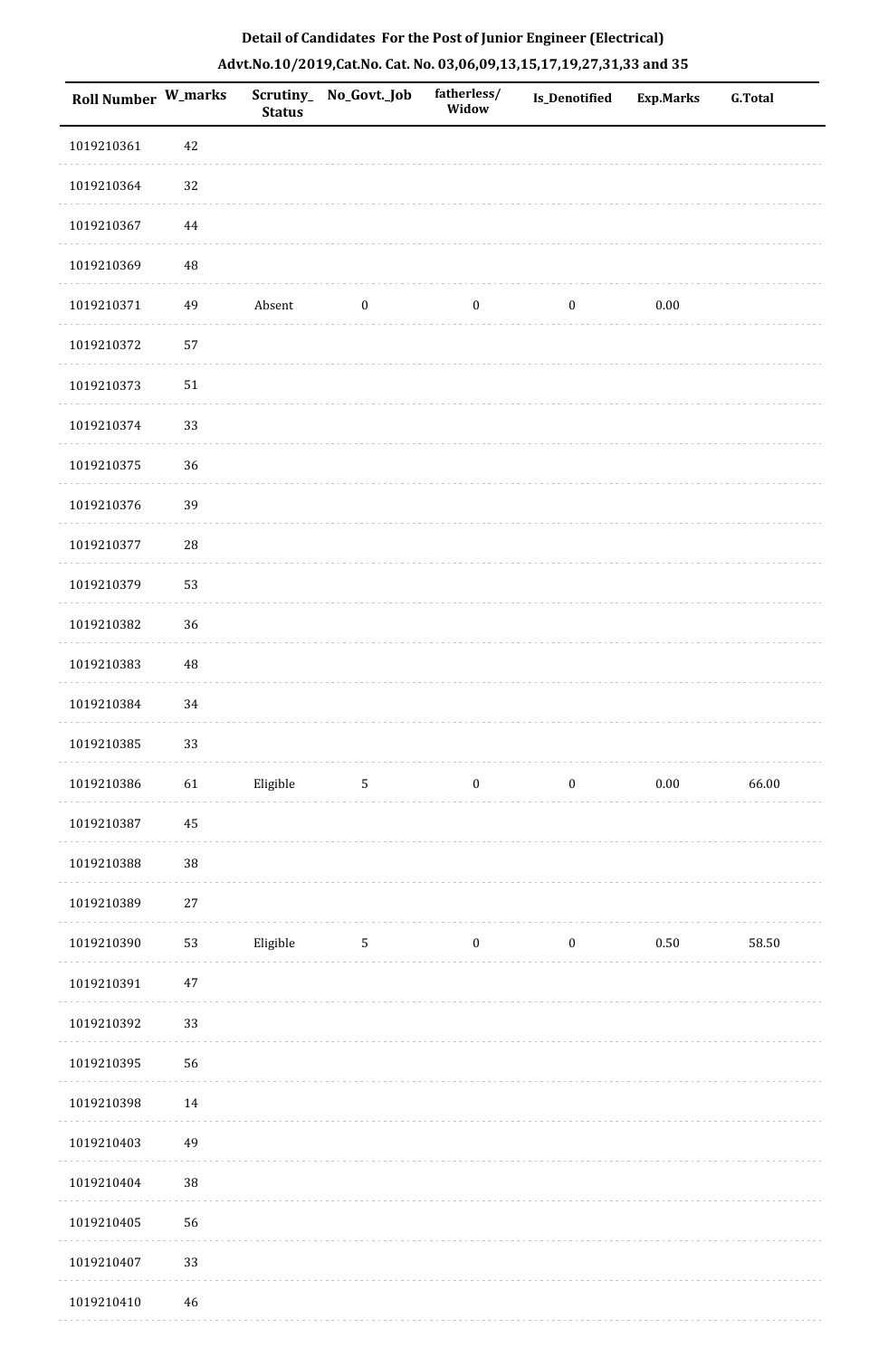**Detail of Candidates For the Post of Junior Engineer (Electrical)**

**Advt.No.10/2019,Cat.No. Cat. No. 03,06,09,13,15,17,19,27,31,33 and 35**

| Roll Number | W_marks | Scrutiny_Status | No_Govt._Job | fatherless/Widow | Is_Denotified | Exp.Marks | G.Total |
|---|---|---|---|---|---|---|---|
| 1019210361 | 42 | | | | | | |
| 1019210364 | 32 | | | | | | |
| 1019210367 | 44 | | | | | | |
| 1019210369 | 48 | | | | | | |
| 1019210371 | 49 | Absent | 0 | 0 | 0 | 0.00 | |
| 1019210372 | 57 | | | | | | |
| 1019210373 | 51 | | | | | | |
| 1019210374 | 33 | | | | | | |
| 1019210375 | 36 | | | | | | |
| 1019210376 | 39 | | | | | | |
| 1019210377 | 28 | | | | | | |
| 1019210379 | 53 | | | | | | |
| 1019210382 | 36 | | | | | | |
| 1019210383 | 48 | | | | | | |
| 1019210384 | 34 | | | | | | |
| 1019210385 | 33 | | | | | | |
| 1019210386 | 61 | Eligible | 5 | 0 | 0 | 0.00 | 66.00 |
| 1019210387 | 45 | | | | | | |
| 1019210388 | 38 | | | | | | |
| 1019210389 | 27 | | | | | | |
| 1019210390 | 53 | Eligible | 5 | 0 | 0 | 0.50 | 58.50 |
| 1019210391 | 47 | | | | | | |
| 1019210392 | 33 | | | | | | |
| 1019210395 | 56 | | | | | | |
| 1019210398 | 14 | | | | | | |
| 1019210403 | 49 | | | | | | |
| 1019210404 | 38 | | | | | | |
| 1019210405 | 56 | | | | | | |
| 1019210407 | 33 | | | | | | |
| 1019210410 | 46 | | | | | | |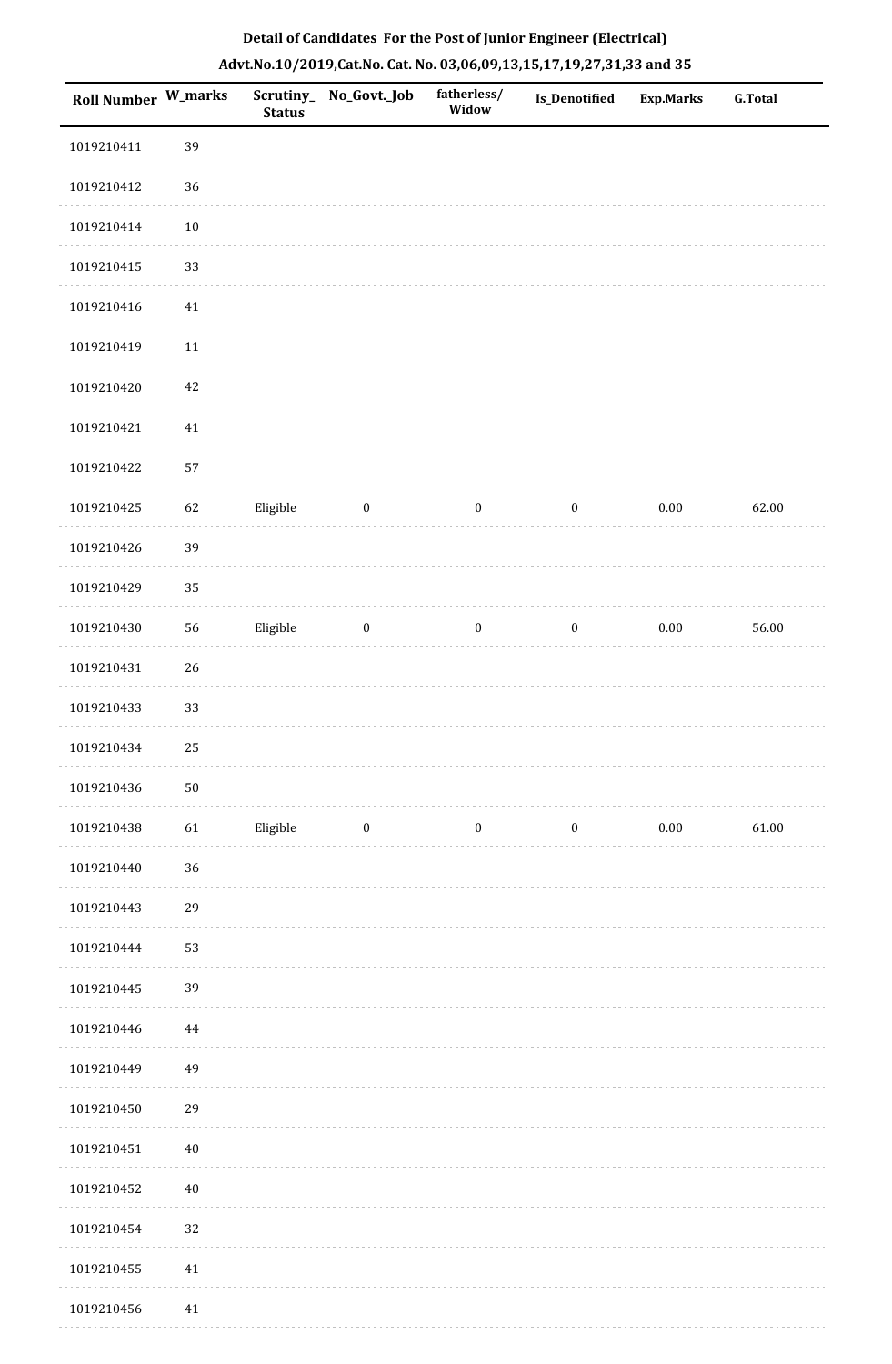**Detail of Candidates For the Post of Junior Engineer (Electrical)**

**Advt.No.10/2019,Cat.No. Cat. No. 03,06,09,13,15,17,19,27,31,33 and 35**

| Roll Number | W_marks | Scrutiny_Status | No_Govt._Job | fatherless/Widow | Is_Denotified | Exp.Marks | G.Total |
|---|---|---|---|---|---|---|---|
| 1019210411 | 39 | | | | | | |
| 1019210412 | 36 | | | | | | |
| 1019210414 | 10 | | | | | | |
| 1019210415 | 33 | | | | | | |
| 1019210416 | 41 | | | | | | |
| 1019210419 | 11 | | | | | | |
| 1019210420 | 42 | | | | | | |
| 1019210421 | 41 | | | | | | |
| 1019210422 | 57 | | | | | | |
| 1019210425 | 62 | Eligible | 0 | 0 | 0 | 0.00 | 62.00 |
| 1019210426 | 39 | | | | | | |
| 1019210429 | 35 | | | | | | |
| 1019210430 | 56 | Eligible | 0 | 0 | 0 | 0.00 | 56.00 |
| 1019210431 | 26 | | | | | | |
| 1019210433 | 33 | | | | | | |
| 1019210434 | 25 | | | | | | |
| 1019210436 | 50 | | | | | | |
| 1019210438 | 61 | Eligible | 0 | 0 | 0 | 0.00 | 61.00 |
| 1019210440 | 36 | | | | | | |
| 1019210443 | 29 | | | | | | |
| 1019210444 | 53 | | | | | | |
| 1019210445 | 39 | | | | | | |
| 1019210446 | 44 | | | | | | |
| 1019210449 | 49 | | | | | | |
| 1019210450 | 29 | | | | | | |
| 1019210451 | 40 | | | | | | |
| 1019210452 | 40 | | | | | | |
| 1019210454 | 32 | | | | | | |
| 1019210455 | 41 | | | | | | |
| 1019210456 | 41 | | | | | | |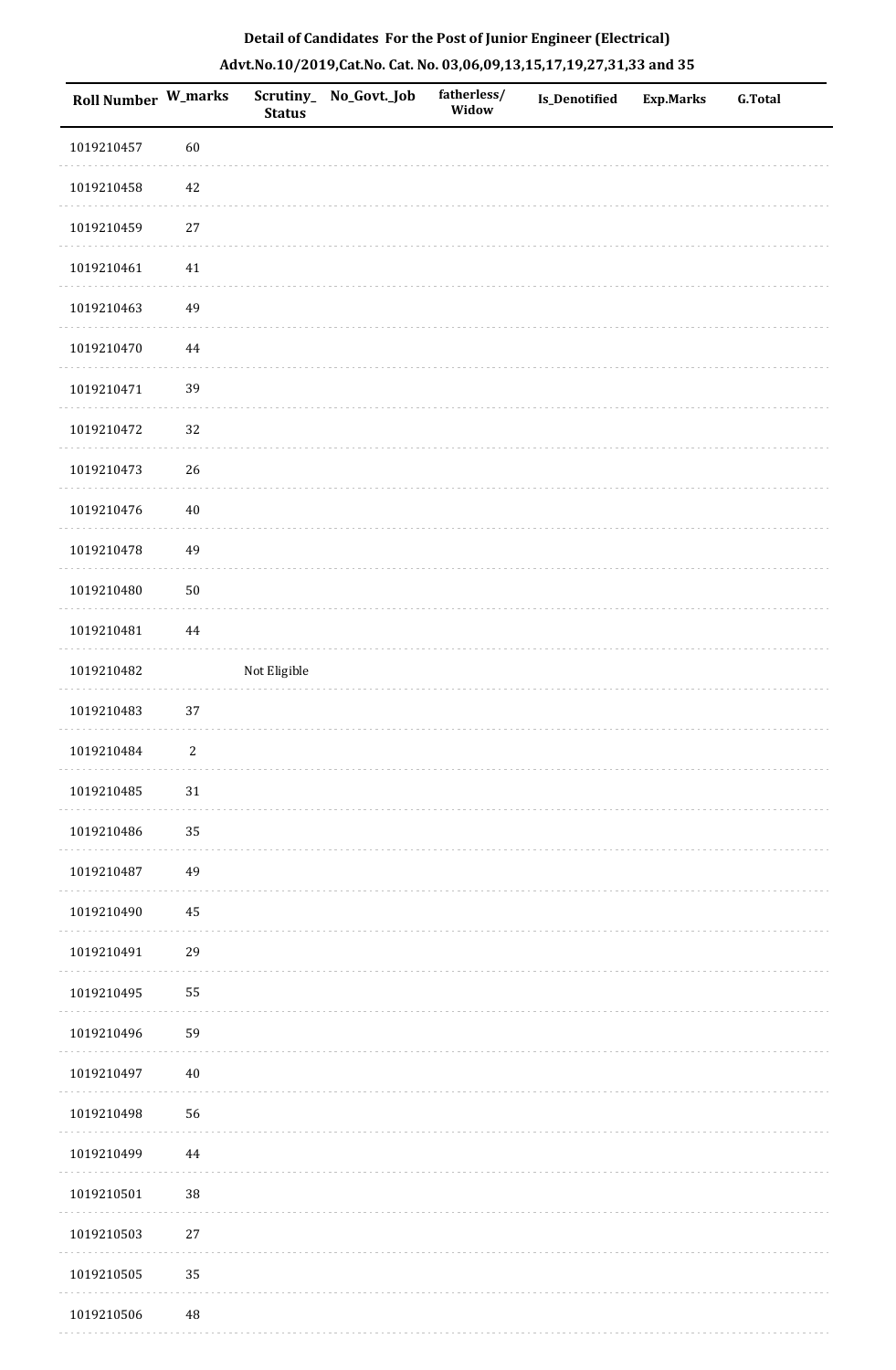**Detail of Candidates For the Post of Junior Engineer (Electrical)**

**Advt.No.10/2019,Cat.No. Cat. No. 03,06,09,13,15,17,19,27,31,33 and 35**

| Roll Number | W_marks | Scrutiny_Status | No_Govt._Job | fatherless/Widow | Is_Denotified | Exp.Marks | G.Total |
|---|---|---|---|---|---|---|---|
| 1019210457 | 60 | | | | | | |
| 1019210458 | 42 | | | | | | |
| 1019210459 | 27 | | | | | | |
| 1019210461 | 41 | | | | | | |
| 1019210463 | 49 | | | | | | |
| 1019210470 | 44 | | | | | | |
| 1019210471 | 39 | | | | | | |
| 1019210472 | 32 | | | | | | |
| 1019210473 | 26 | | | | | | |
| 1019210476 | 40 | | | | | | |
| 1019210478 | 49 | | | | | | |
| 1019210480 | 50 | | | | | | |
| 1019210481 | 44 | | | | | | |
| 1019210482 | | Not Eligible | | | | | |
| 1019210483 | 37 | | | | | | |
| 1019210484 | 2 | | | | | | |
| 1019210485 | 31 | | | | | | |
| 1019210486 | 35 | | | | | | |
| 1019210487 | 49 | | | | | | |
| 1019210490 | 45 | | | | | | |
| 1019210491 | 29 | | | | | | |
| 1019210495 | 55 | | | | | | |
| 1019210496 | 59 | | | | | | |
| 1019210497 | 40 | | | | | | |
| 1019210498 | 56 | | | | | | |
| 1019210499 | 44 | | | | | | |
| 1019210501 | 38 | | | | | | |
| 1019210503 | 27 | | | | | | |
| 1019210505 | 35 | | | | | | |
| 1019210506 | 48 | | | | | | |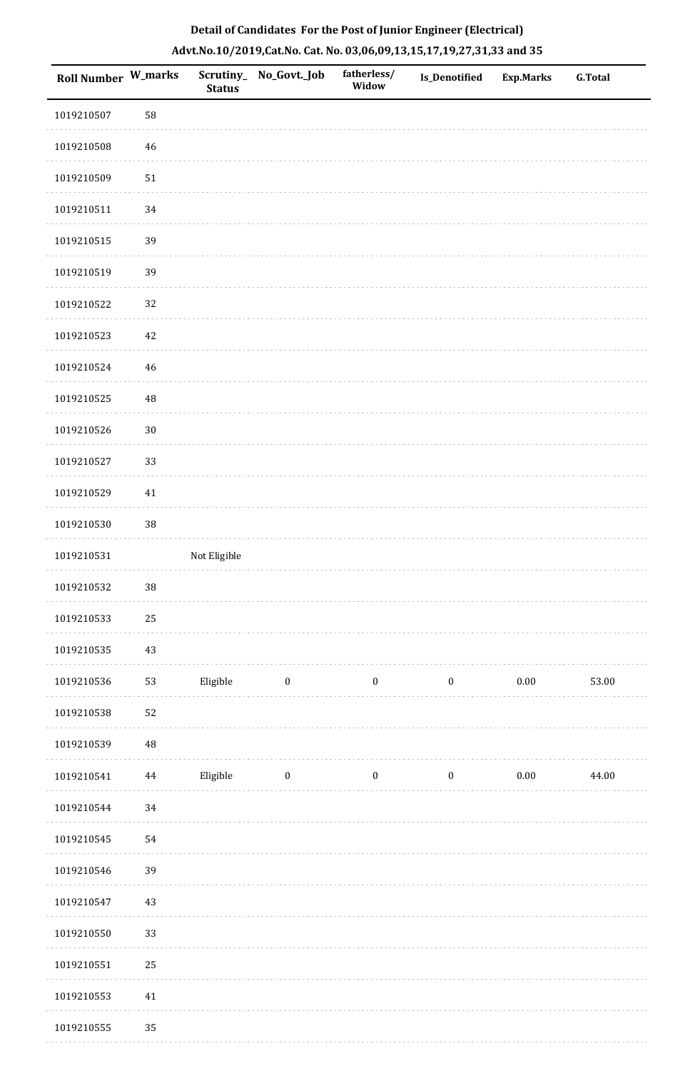**Detail of Candidates For the Post of Junior Engineer (Electrical)**

**Advt.No.10/2019,Cat.No. Cat. No. 03,06,09,13,15,17,19,27,31,33 and 35**

| Roll Number | W_marks | Scrutiny_Status | No_Govt._Job | fatherless/Widow | Is_Denotified | Exp.Marks | G.Total |
|---|---|---|---|---|---|---|---|
| 1019210507 | 58 | | | | | | |
| 1019210508 | 46 | | | | | | |
| 1019210509 | 51 | | | | | | |
| 1019210511 | 34 | | | | | | |
| 1019210515 | 39 | | | | | | |
| 1019210519 | 39 | | | | | | |
| 1019210522 | 32 | | | | | | |
| 1019210523 | 42 | | | | | | |
| 1019210524 | 46 | | | | | | |
| 1019210525 | 48 | | | | | | |
| 1019210526 | 30 | | | | | | |
| 1019210527 | 33 | | | | | | |
| 1019210529 | 41 | | | | | | |
| 1019210530 | 38 | | | | | | |
| 1019210531 | | Not Eligible | | | | | |
| 1019210532 | 38 | | | | | | |
| 1019210533 | 25 | | | | | | |
| 1019210535 | 43 | | | | | | |
| 1019210536 | 53 | Eligible | 0 | 0 | 0 | 0.00 | 53.00 |
| 1019210538 | 52 | | | | | | |
| 1019210539 | 48 | | | | | | |
| 1019210541 | 44 | Eligible | 0 | 0 | 0 | 0.00 | 44.00 |
| 1019210544 | 34 | | | | | | |
| 1019210545 | 54 | | | | | | |
| 1019210546 | 39 | | | | | | |
| 1019210547 | 43 | | | | | | |
| 1019210550 | 33 | | | | | | |
| 1019210551 | 25 | | | | | | |
| 1019210553 | 41 | | | | | | |
| 1019210555 | 35 | | | | | | |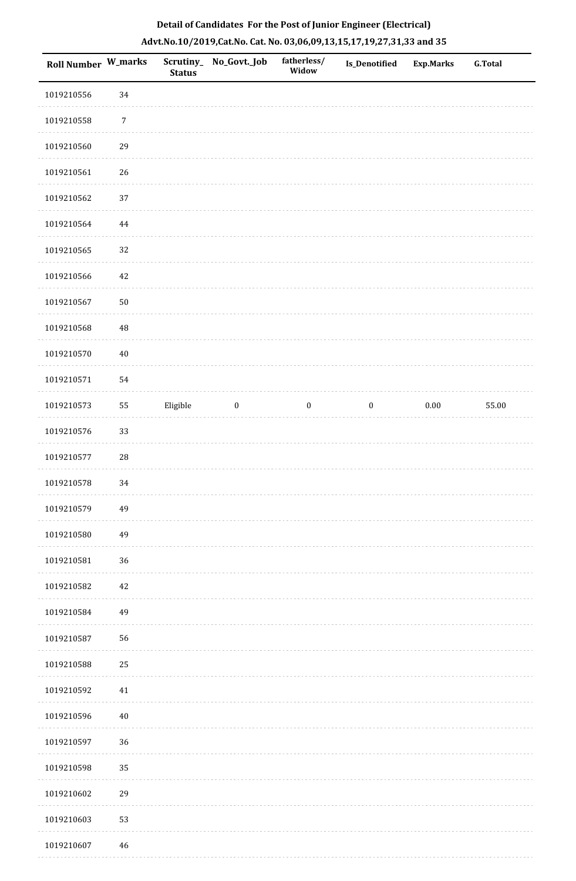**Detail of Candidates For the Post of Junior Engineer (Electrical)**

**Advt.No.10/2019,Cat.No. Cat. No. 03,06,09,13,15,17,19,27,31,33 and 35**

| Roll Number | W_marks | Scrutiny_Status | No_Govt._Job | fatherless/Widow | Is_Denotified | Exp.Marks | G.Total |
|---|---|---|---|---|---|---|---|
| 1019210556 | 34 | | | | | | |
| 1019210558 | 7 | | | | | | |
| 1019210560 | 29 | | | | | | |
| 1019210561 | 26 | | | | | | |
| 1019210562 | 37 | | | | | | |
| 1019210564 | 44 | | | | | | |
| 1019210565 | 32 | | | | | | |
| 1019210566 | 42 | | | | | | |
| 1019210567 | 50 | | | | | | |
| 1019210568 | 48 | | | | | | |
| 1019210570 | 40 | | | | | | |
| 1019210571 | 54 | | | | | | |
| 1019210573 | 55 | Eligible | 0 | 0 | 0 | 0.00 | 55.00 |
| 1019210576 | 33 | | | | | | |
| 1019210577 | 28 | | | | | | |
| 1019210578 | 34 | | | | | | |
| 1019210579 | 49 | | | | | | |
| 1019210580 | 49 | | | | | | |
| 1019210581 | 36 | | | | | | |
| 1019210582 | 42 | | | | | | |
| 1019210584 | 49 | | | | | | |
| 1019210587 | 56 | | | | | | |
| 1019210588 | 25 | | | | | | |
| 1019210592 | 41 | | | | | | |
| 1019210596 | 40 | | | | | | |
| 1019210597 | 36 | | | | | | |
| 1019210598 | 35 | | | | | | |
| 1019210602 | 29 | | | | | | |
| 1019210603 | 53 | | | | | | |
| 1019210607 | 46 | | | | | | |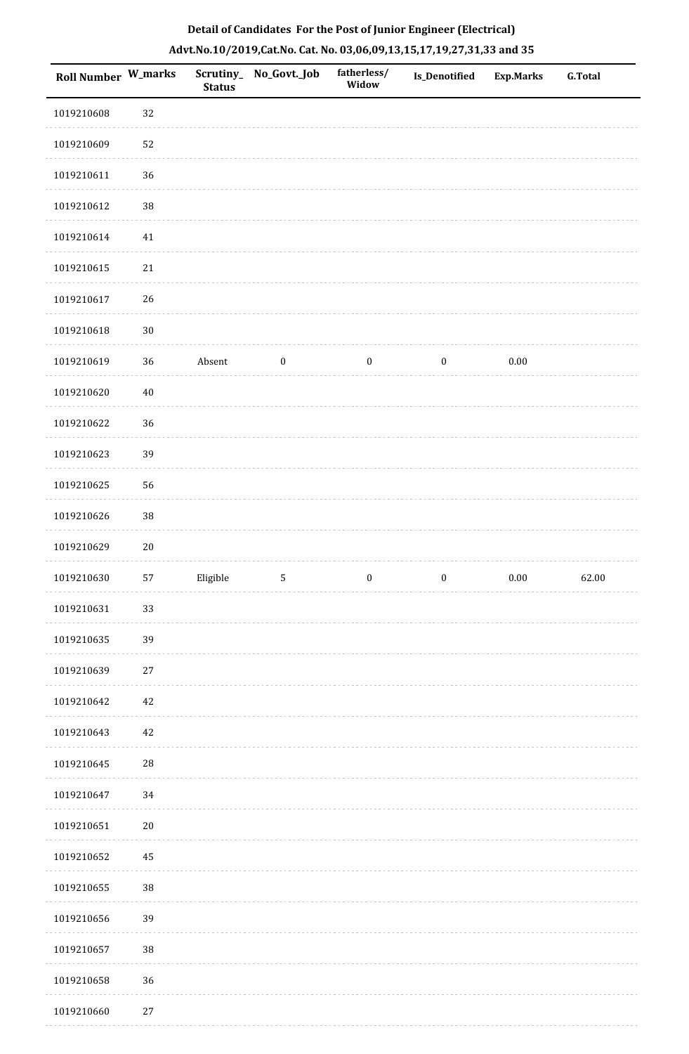## Detail of Candidates For the Post of Junior Engineer (Electrical)

## Advt.No.10/2019,Cat.No. Cat. No. 03,06,09,13,15,17,19,27,31,33 and 35

| Roll Number | W_marks | Scrutiny_ Status | No_Govt._Job | fatherless/ Widow | Is_Denotified | Exp.Marks | G.Total |
|---|---|---|---|---|---|---|---|
| 1019210608 | 32 | | | | | | |
| 1019210609 | 52 | | | | | | |
| 1019210611 | 36 | | | | | | |
| 1019210612 | 38 | | | | | | |
| 1019210614 | 41 | | | | | | |
| 1019210615 | 21 | | | | | | |
| 1019210617 | 26 | | | | | | |
| 1019210618 | 30 | | | | | | |
| 1019210619 | 36 | Absent | 0 | 0 | 0 | 0.00 | |
| 1019210620 | 40 | | | | | | |
| 1019210622 | 36 | | | | | | |
| 1019210623 | 39 | | | | | | |
| 1019210625 | 56 | | | | | | |
| 1019210626 | 38 | | | | | | |
| 1019210629 | 20 | | | | | | |
| 1019210630 | 57 | Eligible | 5 | 0 | 0 | 0.00 | 62.00 |
| 1019210631 | 33 | | | | | | |
| 1019210635 | 39 | | | | | | |
| 1019210639 | 27 | | | | | | |
| 1019210642 | 42 | | | | | | |
| 1019210643 | 42 | | | | | | |
| 1019210645 | 28 | | | | | | |
| 1019210647 | 34 | | | | | | |
| 1019210651 | 20 | | | | | | |
| 1019210652 | 45 | | | | | | |
| 1019210655 | 38 | | | | | | |
| 1019210656 | 39 | | | | | | |
| 1019210657 | 38 | | | | | | |
| 1019210658 | 36 | | | | | | |
| 1019210660 | 27 | | | | | | |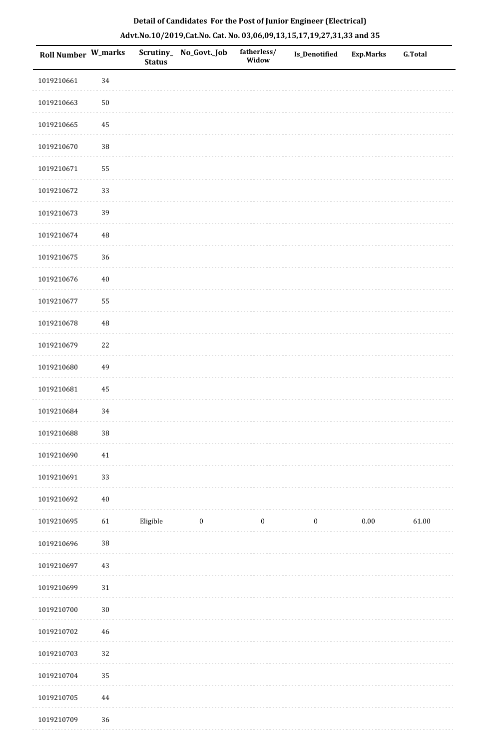## Detail of Candidates For the Post of Junior Engineer (Electrical)

## Advt.No.10/2019,Cat.No. Cat. No. 03,06,09,13,15,17,19,27,31,33 and 35

| Roll Number | W_marks | Scrutiny_Status | No_Govt._Job | fatherless/Widow | Is_Denotified | Exp.Marks | G.Total |
|---|---|---|---|---|---|---|---|
| 1019210661 | 34 | | | | | | |
| 1019210663 | 50 | | | | | | |
| 1019210665 | 45 | | | | | | |
| 1019210670 | 38 | | | | | | |
| 1019210671 | 55 | | | | | | |
| 1019210672 | 33 | | | | | | |
| 1019210673 | 39 | | | | | | |
| 1019210674 | 48 | | | | | | |
| 1019210675 | 36 | | | | | | |
| 1019210676 | 40 | | | | | | |
| 1019210677 | 55 | | | | | | |
| 1019210678 | 48 | | | | | | |
| 1019210679 | 22 | | | | | | |
| 1019210680 | 49 | | | | | | |
| 1019210681 | 45 | | | | | | |
| 1019210684 | 34 | | | | | | |
| 1019210688 | 38 | | | | | | |
| 1019210690 | 41 | | | | | | |
| 1019210691 | 33 | | | | | | |
| 1019210692 | 40 | | | | | | |
| 1019210695 | 61 | Eligible | 0 | 0 | 0 | 0.00 | 61.00 |
| 1019210696 | 38 | | | | | | |
| 1019210697 | 43 | | | | | | |
| 1019210699 | 31 | | | | | | |
| 1019210700 | 30 | | | | | | |
| 1019210702 | 46 | | | | | | |
| 1019210703 | 32 | | | | | | |
| 1019210704 | 35 | | | | | | |
| 1019210705 | 44 | | | | | | |
| 1019210709 | 36 | | | | | | |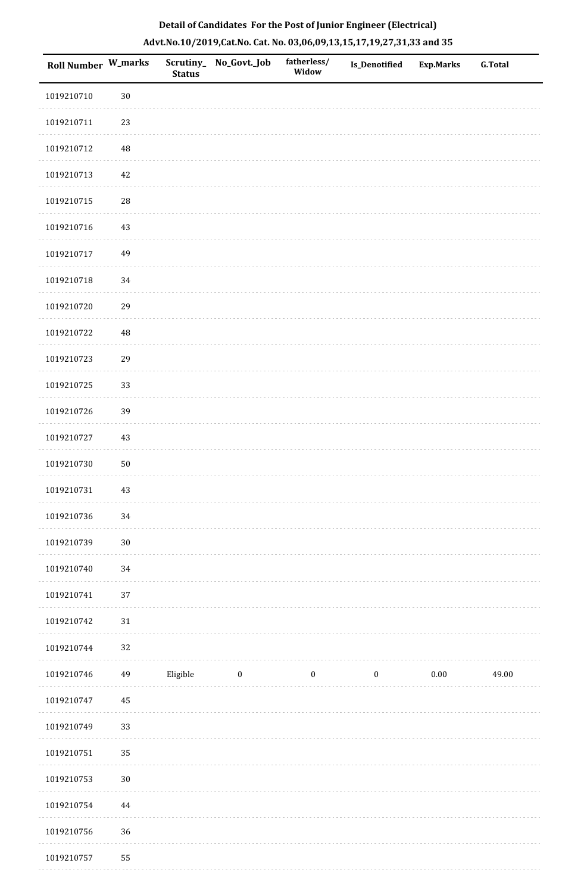# Detail of Candidates For the Post of Junior Engineer (Electrical)

## Advt.No.10/2019,Cat.No. Cat. No. 03,06,09,13,15,17,19,27,31,33 and 35

| Roll Number | W_marks | Scrutiny_Status | No_Govt._Job | fatherless/Widow | Is_Denotified | Exp.Marks | G.Total |
|---|---|---|---|---|---|---|---|
| 1019210710 | 30 | | | | | | |
| 1019210711 | 23 | | | | | | |
| 1019210712 | 48 | | | | | | |
| 1019210713 | 42 | | | | | | |
| 1019210715 | 28 | | | | | | |
| 1019210716 | 43 | | | | | | |
| 1019210717 | 49 | | | | | | |
| 1019210718 | 34 | | | | | | |
| 1019210720 | 29 | | | | | | |
| 1019210722 | 48 | | | | | | |
| 1019210723 | 29 | | | | | | |
| 1019210725 | 33 | | | | | | |
| 1019210726 | 39 | | | | | | |
| 1019210727 | 43 | | | | | | |
| 1019210730 | 50 | | | | | | |
| 1019210731 | 43 | | | | | | |
| 1019210736 | 34 | | | | | | |
| 1019210739 | 30 | | | | | | |
| 1019210740 | 34 | | | | | | |
| 1019210741 | 37 | | | | | | |
| 1019210742 | 31 | | | | | | |
| 1019210744 | 32 | | | | | | |
| 1019210746 | 49 | Eligible | 0 | 0 | 0 | 0.00 | 49.00 |
| 1019210747 | 45 | | | | | | |
| 1019210749 | 33 | | | | | | |
| 1019210751 | 35 | | | | | | |
| 1019210753 | 30 | | | | | | |
| 1019210754 | 44 | | | | | | |
| 1019210756 | 36 | | | | | | |
| 1019210757 | 55 | | | | | | |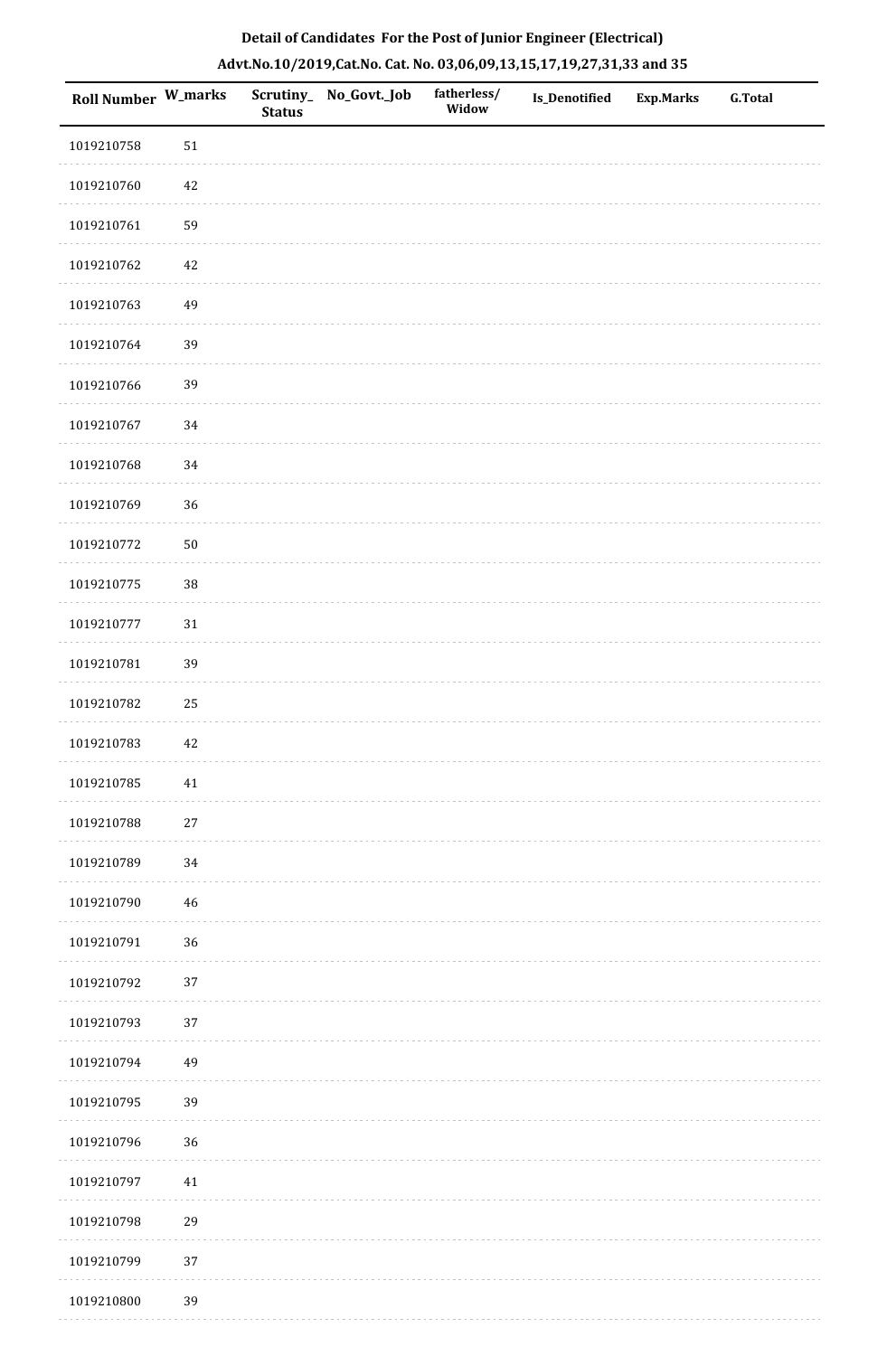**Detail of Candidates For the Post of Junior Engineer (Electrical)**

**Advt.No.10/2019,Cat.No. Cat. No. 03,06,09,13,15,17,19,27,31,33 and 35**

| Roll Number | W_marks | Scrutiny_Status | No_Govt._Job | fatherless/Widow | Is_Denotified | Exp.Marks | G.Total |
|---|---|---|---|---|---|---|---|
| 1019210758 | 51 | | | | | | |
| 1019210760 | 42 | | | | | | |
| 1019210761 | 59 | | | | | | |
| 1019210762 | 42 | | | | | | |
| 1019210763 | 49 | | | | | | |
| 1019210764 | 39 | | | | | | |
| 1019210766 | 39 | | | | | | |
| 1019210767 | 34 | | | | | | |
| 1019210768 | 34 | | | | | | |
| 1019210769 | 36 | | | | | | |
| 1019210772 | 50 | | | | | | |
| 1019210775 | 38 | | | | | | |
| 1019210777 | 31 | | | | | | |
| 1019210781 | 39 | | | | | | |
| 1019210782 | 25 | | | | | | |
| 1019210783 | 42 | | | | | | |
| 1019210785 | 41 | | | | | | |
| 1019210788 | 27 | | | | | | |
| 1019210789 | 34 | | | | | | |
| 1019210790 | 46 | | | | | | |
| 1019210791 | 36 | | | | | | |
| 1019210792 | 37 | | | | | | |
| 1019210793 | 37 | | | | | | |
| 1019210794 | 49 | | | | | | |
| 1019210795 | 39 | | | | | | |
| 1019210796 | 36 | | | | | | |
| 1019210797 | 41 | | | | | | |
| 1019210798 | 29 | | | | | | |
| 1019210799 | 37 | | | | | | |
| 1019210800 | 39 | | | | | | |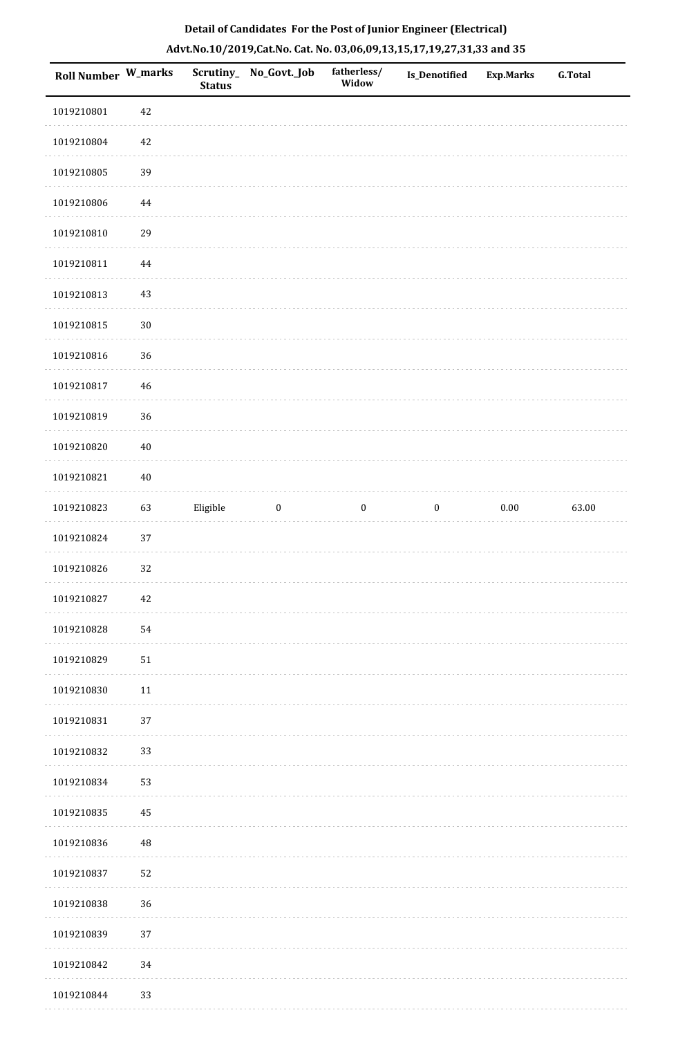**Detail of Candidates For the Post of Junior Engineer (Electrical)**

**Advt.No.10/2019,Cat.No. Cat. No. 03,06,09,13,15,17,19,27,31,33 and 35**

| Roll Number | W_marks | Scrutiny_Status | No_Govt._Job | fatherless/Widow | Is_Denotified | Exp.Marks | G.Total |
|---|---|---|---|---|---|---|---|
| 1019210801 | 42 | | | | | | |
| 1019210804 | 42 | | | | | | |
| 1019210805 | 39 | | | | | | |
| 1019210806 | 44 | | | | | | |
| 1019210810 | 29 | | | | | | |
| 1019210811 | 44 | | | | | | |
| 1019210813 | 43 | | | | | | |
| 1019210815 | 30 | | | | | | |
| 1019210816 | 36 | | | | | | |
| 1019210817 | 46 | | | | | | |
| 1019210819 | 36 | | | | | | |
| 1019210820 | 40 | | | | | | |
| 1019210821 | 40 | | | | | | |
| 1019210823 | 63 | Eligible | 0 | 0 | 0 | 0.00 | 63.00 |
| 1019210824 | 37 | | | | | | |
| 1019210826 | 32 | | | | | | |
| 1019210827 | 42 | | | | | | |
| 1019210828 | 54 | | | | | | |
| 1019210829 | 51 | | | | | | |
| 1019210830 | 11 | | | | | | |
| 1019210831 | 37 | | | | | | |
| 1019210832 | 33 | | | | | | |
| 1019210834 | 53 | | | | | | |
| 1019210835 | 45 | | | | | | |
| 1019210836 | 48 | | | | | | |
| 1019210837 | 52 | | | | | | |
| 1019210838 | 36 | | | | | | |
| 1019210839 | 37 | | | | | | |
| 1019210842 | 34 | | | | | | |
| 1019210844 | 33 | | | | | | |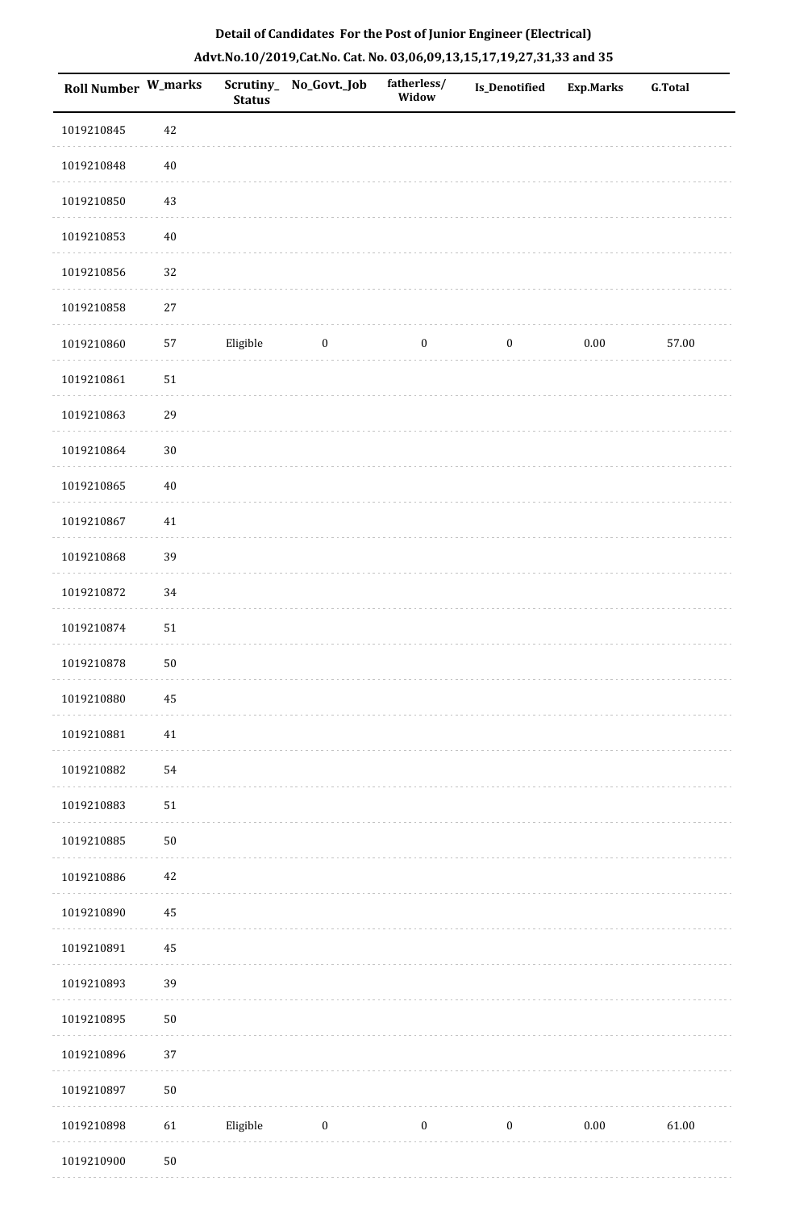## Detail of Candidates For the Post of Junior Engineer (Electrical)

### Advt.No.10/2019,Cat.No. Cat. No. 03,06,09,13,15,17,19,27,31,33 and 35

| Roll Number | W_marks | Scrutiny_Status | No_Govt._Job | fatherless/Widow | Is_Denotified | Exp.Marks | G.Total |
|---|---|---|---|---|---|---|---|
| 1019210845 | 42 | | | | | | |
| 1019210848 | 40 | | | | | | |
| 1019210850 | 43 | | | | | | |
| 1019210853 | 40 | | | | | | |
| 1019210856 | 32 | | | | | | |
| 1019210858 | 27 | | | | | | |
| 1019210860 | 57 | Eligible | 0 | 0 | 0 | 0.00 | 57.00 |
| 1019210861 | 51 | | | | | | |
| 1019210863 | 29 | | | | | | |
| 1019210864 | 30 | | | | | | |
| 1019210865 | 40 | | | | | | |
| 1019210867 | 41 | | | | | | |
| 1019210868 | 39 | | | | | | |
| 1019210872 | 34 | | | | | | |
| 1019210874 | 51 | | | | | | |
| 1019210878 | 50 | | | | | | |
| 1019210880 | 45 | | | | | | |
| 1019210881 | 41 | | | | | | |
| 1019210882 | 54 | | | | | | |
| 1019210883 | 51 | | | | | | |
| 1019210885 | 50 | | | | | | |
| 1019210886 | 42 | | | | | | |
| 1019210890 | 45 | | | | | | |
| 1019210891 | 45 | | | | | | |
| 1019210893 | 39 | | | | | | |
| 1019210895 | 50 | | | | | | |
| 1019210896 | 37 | | | | | | |
| 1019210897 | 50 | | | | | | |
| 1019210898 | 61 | Eligible | 0 | 0 | 0 | 0.00 | 61.00 |
| 1019210900 | 50 | | | | | | |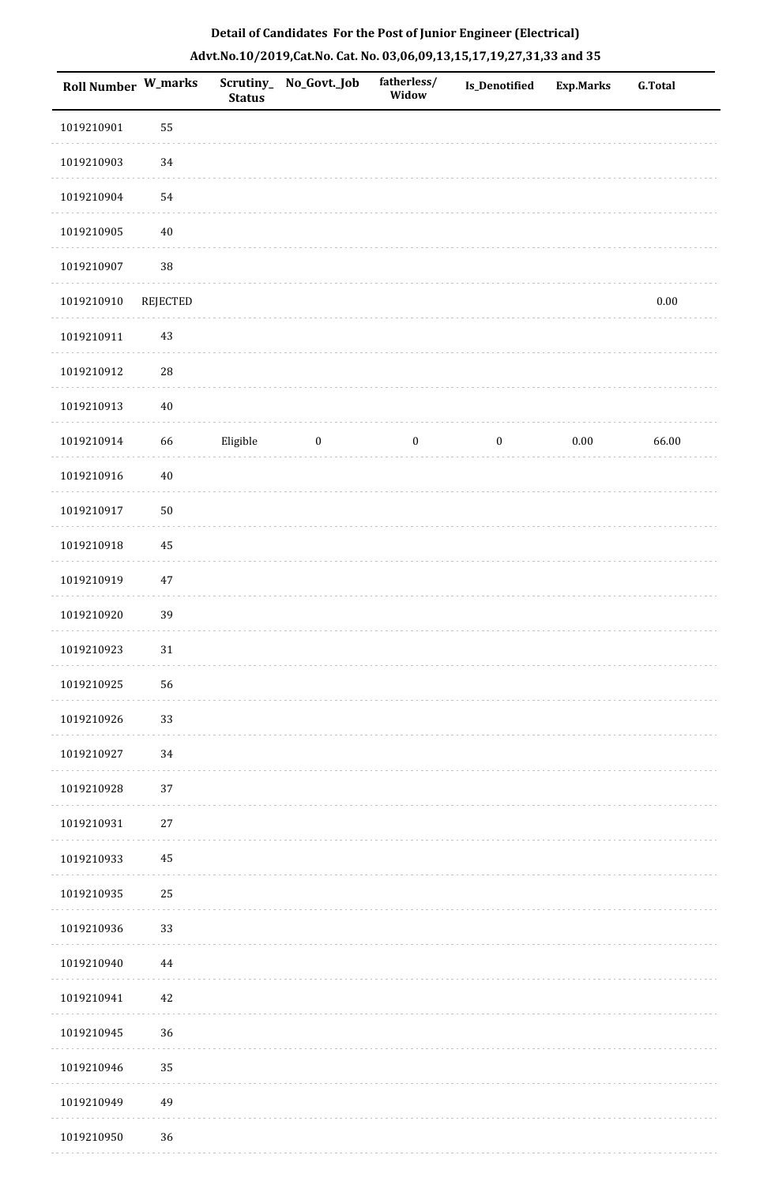**Detail of Candidates For the Post of Junior Engineer (Electrical)**

**Advt.No.10/2019,Cat.No. Cat. No. 03,06,09,13,15,17,19,27,31,33 and 35**

| Roll Number | W_marks | Scrutiny_ Status | No_Govt._Job | fatherless/ Widow | Is_Denotified | Exp.Marks | G.Total |
|---|---|---|---|---|---|---|---|
| 1019210901 | 55 | | | | | | |
| 1019210903 | 34 | | | | | | |
| 1019210904 | 54 | | | | | | |
| 1019210905 | 40 | | | | | | |
| 1019210907 | 38 | | | | | | |
| 1019210910 | REJECTED | | | | | | 0.00 |
| 1019210911 | 43 | | | | | | |
| 1019210912 | 28 | | | | | | |
| 1019210913 | 40 | | | | | | |
| 1019210914 | 66 | Eligible | 0 | 0 | 0 | 0.00 | 66.00 |
| 1019210916 | 40 | | | | | | |
| 1019210917 | 50 | | | | | | |
| 1019210918 | 45 | | | | | | |
| 1019210919 | 47 | | | | | | |
| 1019210920 | 39 | | | | | | |
| 1019210923 | 31 | | | | | | |
| 1019210925 | 56 | | | | | | |
| 1019210926 | 33 | | | | | | |
| 1019210927 | 34 | | | | | | |
| 1019210928 | 37 | | | | | | |
| 1019210931 | 27 | | | | | | |
| 1019210933 | 45 | | | | | | |
| 1019210935 | 25 | | | | | | |
| 1019210936 | 33 | | | | | | |
| 1019210940 | 44 | | | | | | |
| 1019210941 | 42 | | | | | | |
| 1019210945 | 36 | | | | | | |
| 1019210946 | 35 | | | | | | |
| 1019210949 | 49 | | | | | | |
| 1019210950 | 36 | | | | | | |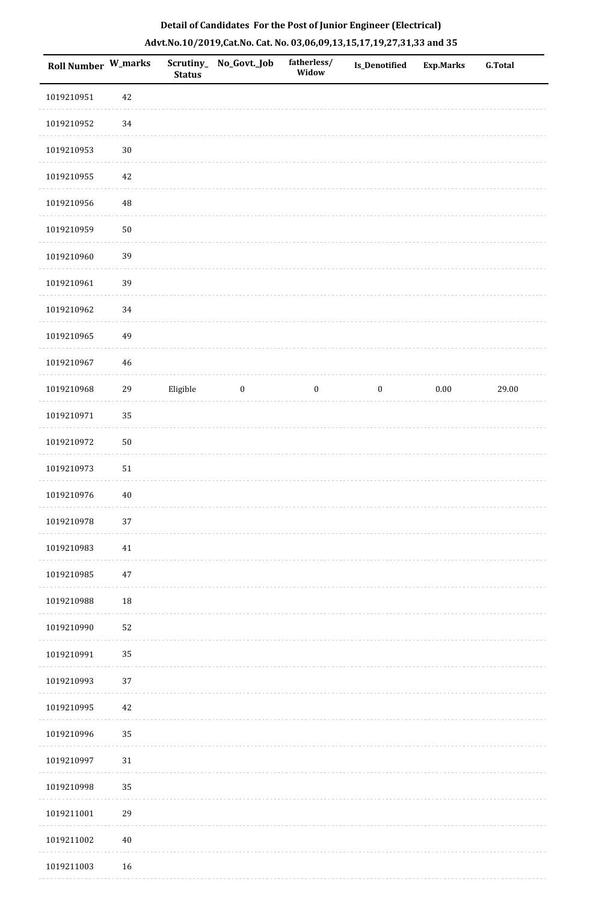**Detail of Candidates For the Post of Junior Engineer (Electrical)**

**Advt.No.10/2019,Cat.No. Cat. No. 03,06,09,13,15,17,19,27,31,33 and 35**

| Roll Number | W_marks | Scrutiny_Status | No_Govt._Job | fatherless/Widow | Is_Denotified | Exp.Marks | G.Total |
|---|---|---|---|---|---|---|---|
| 1019210951 | 42 | | | | | | |
| 1019210952 | 34 | | | | | | |
| 1019210953 | 30 | | | | | | |
| 1019210955 | 42 | | | | | | |
| 1019210956 | 48 | | | | | | |
| 1019210959 | 50 | | | | | | |
| 1019210960 | 39 | | | | | | |
| 1019210961 | 39 | | | | | | |
| 1019210962 | 34 | | | | | | |
| 1019210965 | 49 | | | | | | |
| 1019210967 | 46 | | | | | | |
| 1019210968 | 29 | Eligible | 0 | 0 | 0 | 0.00 | 29.00 |
| 1019210971 | 35 | | | | | | |
| 1019210972 | 50 | | | | | | |
| 1019210973 | 51 | | | | | | |
| 1019210976 | 40 | | | | | | |
| 1019210978 | 37 | | | | | | |
| 1019210983 | 41 | | | | | | |
| 1019210985 | 47 | | | | | | |
| 1019210988 | 18 | | | | | | |
| 1019210990 | 52 | | | | | | |
| 1019210991 | 35 | | | | | | |
| 1019210993 | 37 | | | | | | |
| 1019210995 | 42 | | | | | | |
| 1019210996 | 35 | | | | | | |
| 1019210997 | 31 | | | | | | |
| 1019210998 | 35 | | | | | | |
| 1019211001 | 29 | | | | | | |
| 1019211002 | 40 | | | | | | |
| 1019211003 | 16 | | | | | | |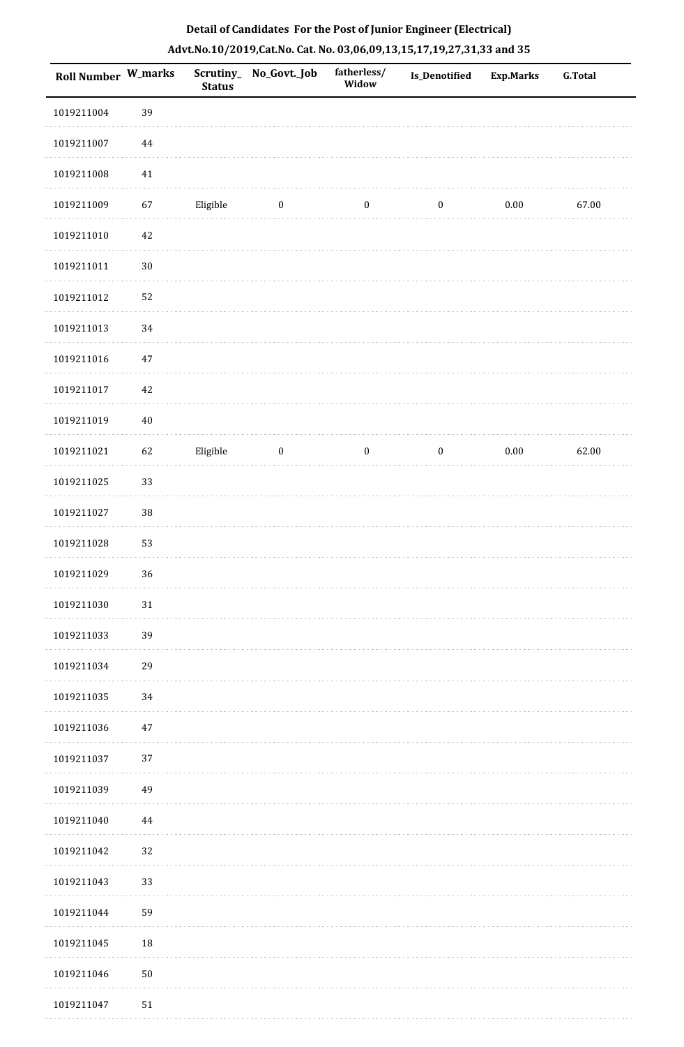## Detail of Candidates For the Post of Junior Engineer (Electrical)

### Advt.No.10/2019,Cat.No. Cat. No. 03,06,09,13,15,17,19,27,31,33 and 35

| Roll Number | W_marks | Scrutiny_Status | No_Govt._Job | fatherless/Widow | Is_Denotified | Exp.Marks | G.Total |
|---|---|---|---|---|---|---|---|
| 1019211004 | 39 | | | | | | |
| 1019211007 | 44 | | | | | | |
| 1019211008 | 41 | | | | | | |
| 1019211009 | 67 | Eligible | 0 | 0 | 0 | 0.00 | 67.00 |
| 1019211010 | 42 | | | | | | |
| 1019211011 | 30 | | | | | | |
| 1019211012 | 52 | | | | | | |
| 1019211013 | 34 | | | | | | |
| 1019211016 | 47 | | | | | | |
| 1019211017 | 42 | | | | | | |
| 1019211019 | 40 | | | | | | |
| 1019211021 | 62 | Eligible | 0 | 0 | 0 | 0.00 | 62.00 |
| 1019211025 | 33 | | | | | | |
| 1019211027 | 38 | | | | | | |
| 1019211028 | 53 | | | | | | |
| 1019211029 | 36 | | | | | | |
| 1019211030 | 31 | | | | | | |
| 1019211033 | 39 | | | | | | |
| 1019211034 | 29 | | | | | | |
| 1019211035 | 34 | | | | | | |
| 1019211036 | 47 | | | | | | |
| 1019211037 | 37 | | | | | | |
| 1019211039 | 49 | | | | | | |
| 1019211040 | 44 | | | | | | |
| 1019211042 | 32 | | | | | | |
| 1019211043 | 33 | | | | | | |
| 1019211044 | 59 | | | | | | |
| 1019211045 | 18 | | | | | | |
| 1019211046 | 50 | | | | | | |
| 1019211047 | 51 | | | | | | |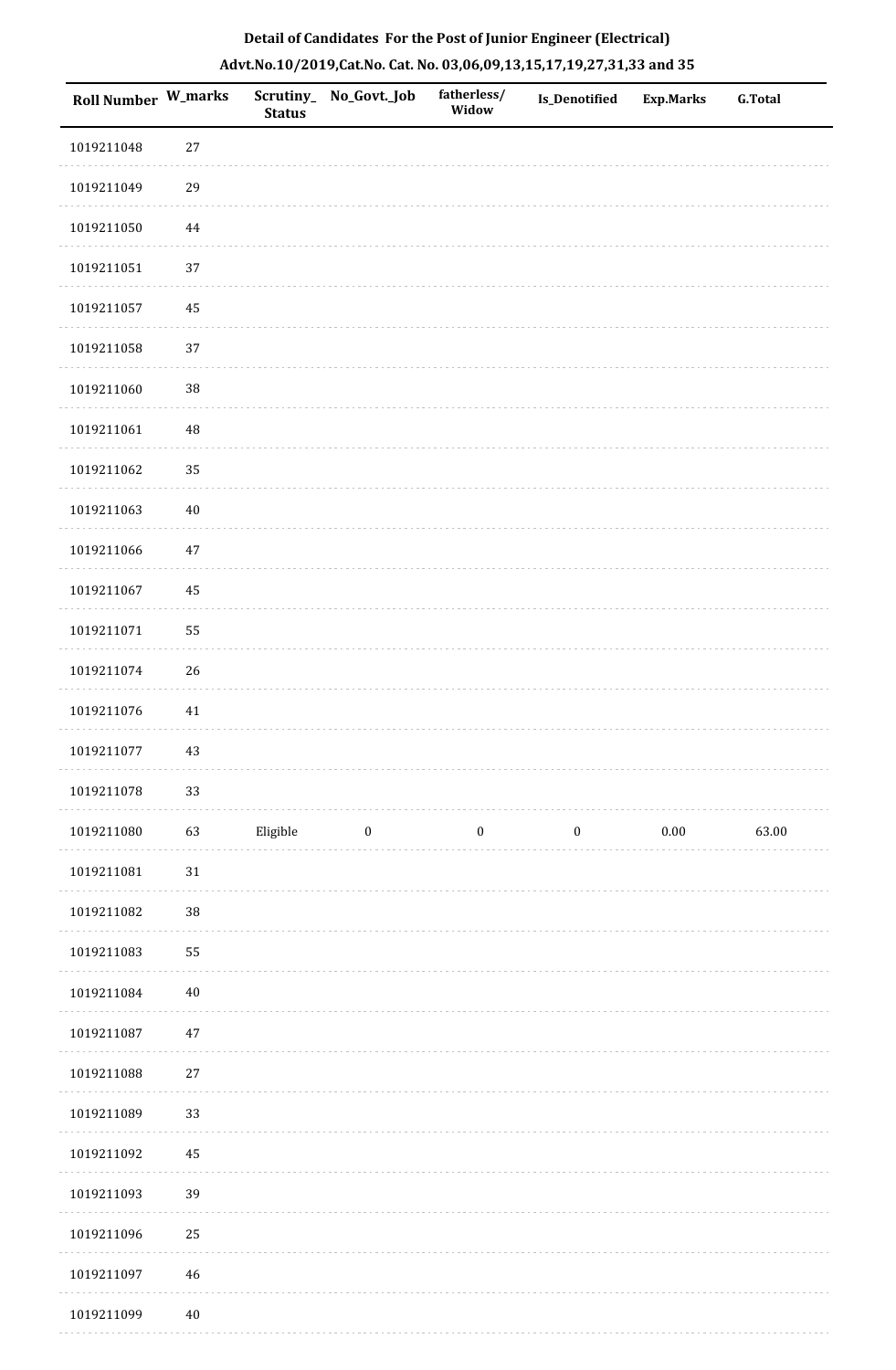**Detail of Candidates For the Post of Junior Engineer (Electrical)**

**Advt.No.10/2019,Cat.No. Cat. No. 03,06,09,13,15,17,19,27,31,33 and 35**

| Roll Number | W_marks | Scrutiny_Status | No_Govt._Job | fatherless/Widow | Is_Denotified | Exp.Marks | G.Total |
|---|---|---|---|---|---|---|---|
| 1019211048 | 27 | | | | | | |
| 1019211049 | 29 | | | | | | |
| 1019211050 | 44 | | | | | | |
| 1019211051 | 37 | | | | | | |
| 1019211057 | 45 | | | | | | |
| 1019211058 | 37 | | | | | | |
| 1019211060 | 38 | | | | | | |
| 1019211061 | 48 | | | | | | |
| 1019211062 | 35 | | | | | | |
| 1019211063 | 40 | | | | | | |
| 1019211066 | 47 | | | | | | |
| 1019211067 | 45 | | | | | | |
| 1019211071 | 55 | | | | | | |
| 1019211074 | 26 | | | | | | |
| 1019211076 | 41 | | | | | | |
| 1019211077 | 43 | | | | | | |
| 1019211078 | 33 | | | | | | |
| 1019211080 | 63 | Eligible | 0 | 0 | 0 | 0.00 | 63.00 |
| 1019211081 | 31 | | | | | | |
| 1019211082 | 38 | | | | | | |
| 1019211083 | 55 | | | | | | |
| 1019211084 | 40 | | | | | | |
| 1019211087 | 47 | | | | | | |
| 1019211088 | 27 | | | | | | |
| 1019211089 | 33 | | | | | | |
| 1019211092 | 45 | | | | | | |
| 1019211093 | 39 | | | | | | |
| 1019211096 | 25 | | | | | | |
| 1019211097 | 46 | | | | | | |
| 1019211099 | 40 | | | | | | |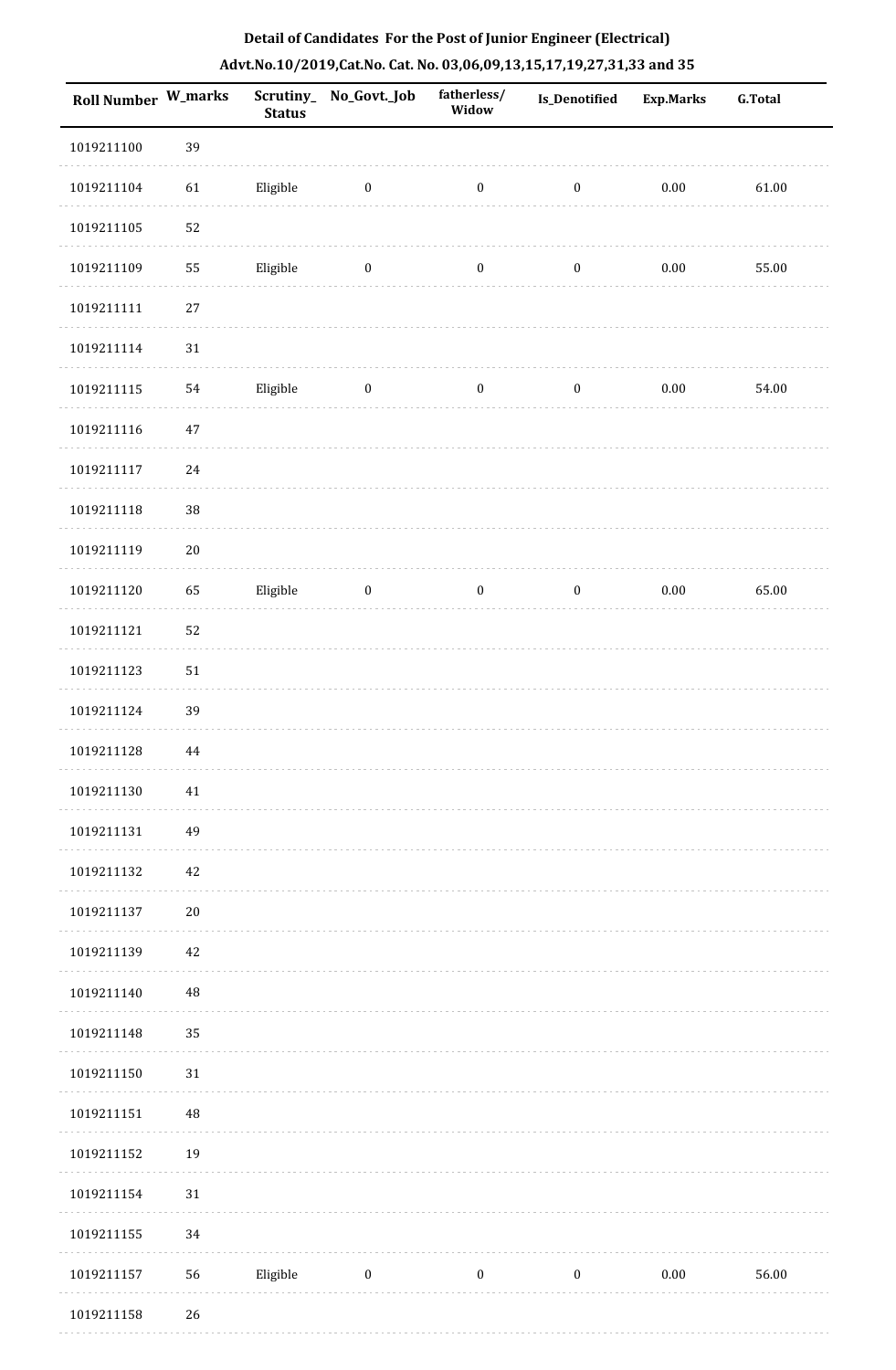## Detail of Candidates For the Post of Junior Engineer (Electrical)

### Advt.No.10/2019,Cat.No. Cat. No. 03,06,09,13,15,17,19,27,31,33 and 35

| Roll Number | W_marks | Scrutiny_Status | No_Govt._Job | fatherless/Widow | Is_Denotified | Exp.Marks | G.Total |
|---|---|---|---|---|---|---|---|
| 1019211100 | 39 | | | | | | |
| 1019211104 | 61 | Eligible | 0 | 0 | 0 | 0.00 | 61.00 |
| 1019211105 | 52 | | | | | | |
| 1019211109 | 55 | Eligible | 0 | 0 | 0 | 0.00 | 55.00 |
| 1019211111 | 27 | | | | | | |
| 1019211114 | 31 | | | | | | |
| 1019211115 | 54 | Eligible | 0 | 0 | 0 | 0.00 | 54.00 |
| 1019211116 | 47 | | | | | | |
| 1019211117 | 24 | | | | | | |
| 1019211118 | 38 | | | | | | |
| 1019211119 | 20 | | | | | | |
| 1019211120 | 65 | Eligible | 0 | 0 | 0 | 0.00 | 65.00 |
| 1019211121 | 52 | | | | | | |
| 1019211123 | 51 | | | | | | |
| 1019211124 | 39 | | | | | | |
| 1019211128 | 44 | | | | | | |
| 1019211130 | 41 | | | | | | |
| 1019211131 | 49 | | | | | | |
| 1019211132 | 42 | | | | | | |
| 1019211137 | 20 | | | | | | |
| 1019211139 | 42 | | | | | | |
| 1019211140 | 48 | | | | | | |
| 1019211148 | 35 | | | | | | |
| 1019211150 | 31 | | | | | | |
| 1019211151 | 48 | | | | | | |
| 1019211152 | 19 | | | | | | |
| 1019211154 | 31 | | | | | | |
| 1019211155 | 34 | | | | | | |
| 1019211157 | 56 | Eligible | 0 | 0 | 0 | 0.00 | 56.00 |
| 1019211158 | 26 | | | | | | |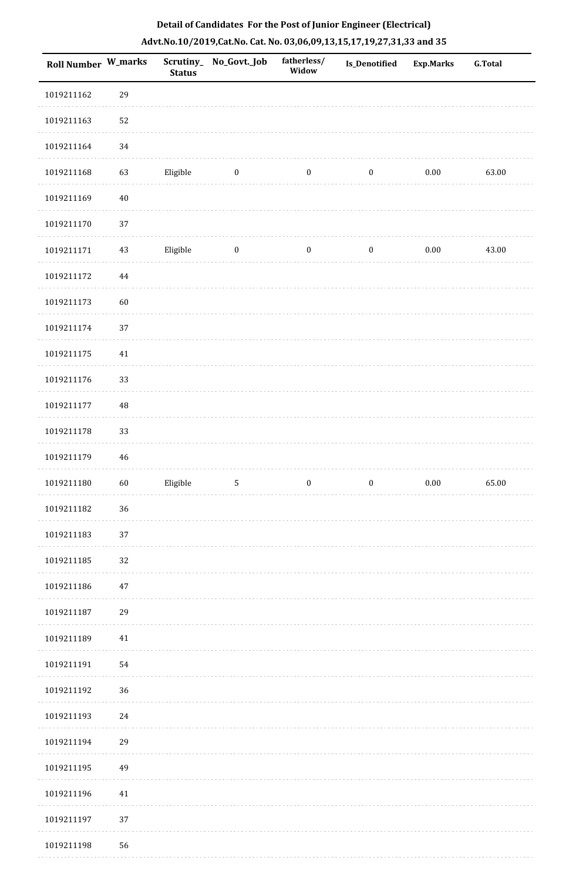## Detail of Candidates For the Post of Junior Engineer (Electrical)

## Advt.No.10/2019,Cat.No. Cat. No. 03,06,09,13,15,17,19,27,31,33 and 35

| Roll Number | W_marks | Scrutiny_Status | No_Govt._Job | fatherless/Widow | Is_Denotified | Exp.Marks | G.Total |
|---|---|---|---|---|---|---|---|
| 1019211162 | 29 | | | | | | |
| 1019211163 | 52 | | | | | | |
| 1019211164 | 34 | | | | | | |
| 1019211168 | 63 | Eligible | 0 | 0 | 0 | 0.00 | 63.00 |
| 1019211169 | 40 | | | | | | |
| 1019211170 | 37 | | | | | | |
| 1019211171 | 43 | Eligible | 0 | 0 | 0 | 0.00 | 43.00 |
| 1019211172 | 44 | | | | | | |
| 1019211173 | 60 | | | | | | |
| 1019211174 | 37 | | | | | | |
| 1019211175 | 41 | | | | | | |
| 1019211176 | 33 | | | | | | |
| 1019211177 | 48 | | | | | | |
| 1019211178 | 33 | | | | | | |
| 1019211179 | 46 | | | | | | |
| 1019211180 | 60 | Eligible | 5 | 0 | 0 | 0.00 | 65.00 |
| 1019211182 | 36 | | | | | | |
| 1019211183 | 37 | | | | | | |
| 1019211185 | 32 | | | | | | |
| 1019211186 | 47 | | | | | | |
| 1019211187 | 29 | | | | | | |
| 1019211189 | 41 | | | | | | |
| 1019211191 | 54 | | | | | | |
| 1019211192 | 36 | | | | | | |
| 1019211193 | 24 | | | | | | |
| 1019211194 | 29 | | | | | | |
| 1019211195 | 49 | | | | | | |
| 1019211196 | 41 | | | | | | |
| 1019211197 | 37 | | | | | | |
| 1019211198 | 56 | | | | | | |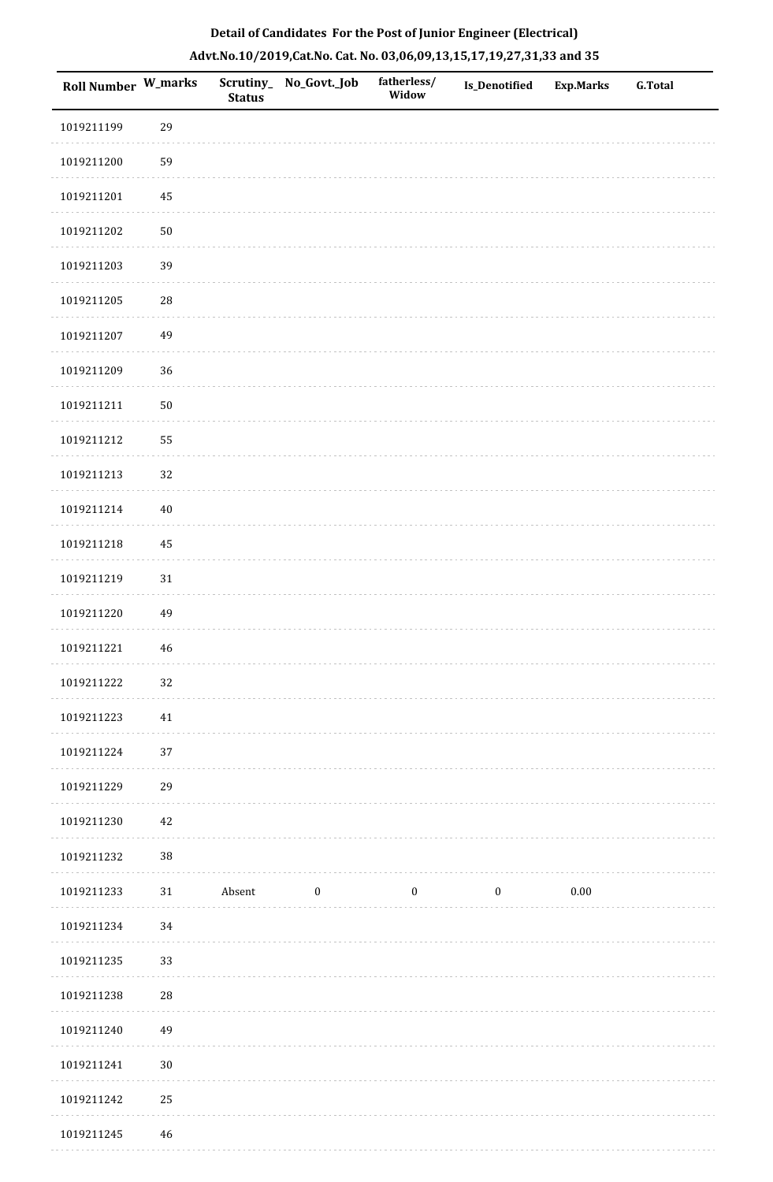**Detail of Candidates For the Post of Junior Engineer (Electrical)**

**Advt.No.10/2019,Cat.No. Cat. No. 03,06,09,13,15,17,19,27,31,33 and 35**

| Roll Number | W_marks | Scrutiny_Status | No_Govt._Job | fatherless/ Widow | Is_Denotified | Exp.Marks | G.Total |
|---|---|---|---|---|---|---|---|
| 1019211199 | 29 | | | | | | |
| 1019211200 | 59 | | | | | | |
| 1019211201 | 45 | | | | | | |
| 1019211202 | 50 | | | | | | |
| 1019211203 | 39 | | | | | | |
| 1019211205 | 28 | | | | | | |
| 1019211207 | 49 | | | | | | |
| 1019211209 | 36 | | | | | | |
| 1019211211 | 50 | | | | | | |
| 1019211212 | 55 | | | | | | |
| 1019211213 | 32 | | | | | | |
| 1019211214 | 40 | | | | | | |
| 1019211218 | 45 | | | | | | |
| 1019211219 | 31 | | | | | | |
| 1019211220 | 49 | | | | | | |
| 1019211221 | 46 | | | | | | |
| 1019211222 | 32 | | | | | | |
| 1019211223 | 41 | | | | | | |
| 1019211224 | 37 | | | | | | |
| 1019211229 | 29 | | | | | | |
| 1019211230 | 42 | | | | | | |
| 1019211232 | 38 | | | | | | |
| 1019211233 | 31 | Absent | 0 | 0 | 0 | 0.00 | |
| 1019211234 | 34 | | | | | | |
| 1019211235 | 33 | | | | | | |
| 1019211238 | 28 | | | | | | |
| 1019211240 | 49 | | | | | | |
| 1019211241 | 30 | | | | | | |
| 1019211242 | 25 | | | | | | |
| 1019211245 | 46 | | | | | | |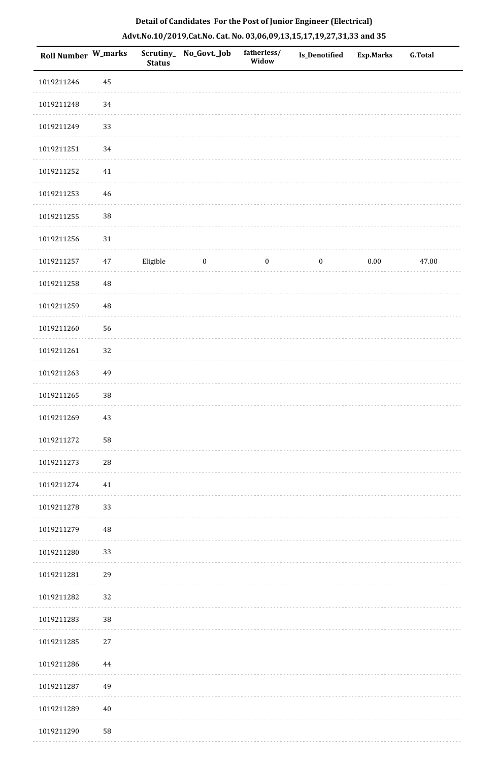## Detail of Candidates For the Post of Junior Engineer (Electrical)

## Advt.No.10/2019,Cat.No. Cat. No. 03,06,09,13,15,17,19,27,31,33 and 35

| Roll Number | W_marks | Scrutiny_Status | No_Govt._Job | fatherless/Widow | Is_Denotified | Exp.Marks | G.Total |
|---|---|---|---|---|---|---|---|
| 1019211246 | 45 | | | | | | |
| 1019211248 | 34 | | | | | | |
| 1019211249 | 33 | | | | | | |
| 1019211251 | 34 | | | | | | |
| 1019211252 | 41 | | | | | | |
| 1019211253 | 46 | | | | | | |
| 1019211255 | 38 | | | | | | |
| 1019211256 | 31 | | | | | | |
| 1019211257 | 47 | Eligible | 0 | 0 | 0 | 0.00 | 47.00 |
| 1019211258 | 48 | | | | | | |
| 1019211259 | 48 | | | | | | |
| 1019211260 | 56 | | | | | | |
| 1019211261 | 32 | | | | | | |
| 1019211263 | 49 | | | | | | |
| 1019211265 | 38 | | | | | | |
| 1019211269 | 43 | | | | | | |
| 1019211272 | 58 | | | | | | |
| 1019211273 | 28 | | | | | | |
| 1019211274 | 41 | | | | | | |
| 1019211278 | 33 | | | | | | |
| 1019211279 | 48 | | | | | | |
| 1019211280 | 33 | | | | | | |
| 1019211281 | 29 | | | | | | |
| 1019211282 | 32 | | | | | | |
| 1019211283 | 38 | | | | | | |
| 1019211285 | 27 | | | | | | |
| 1019211286 | 44 | | | | | | |
| 1019211287 | 49 | | | | | | |
| 1019211289 | 40 | | | | | | |
| 1019211290 | 58 | | | | | | |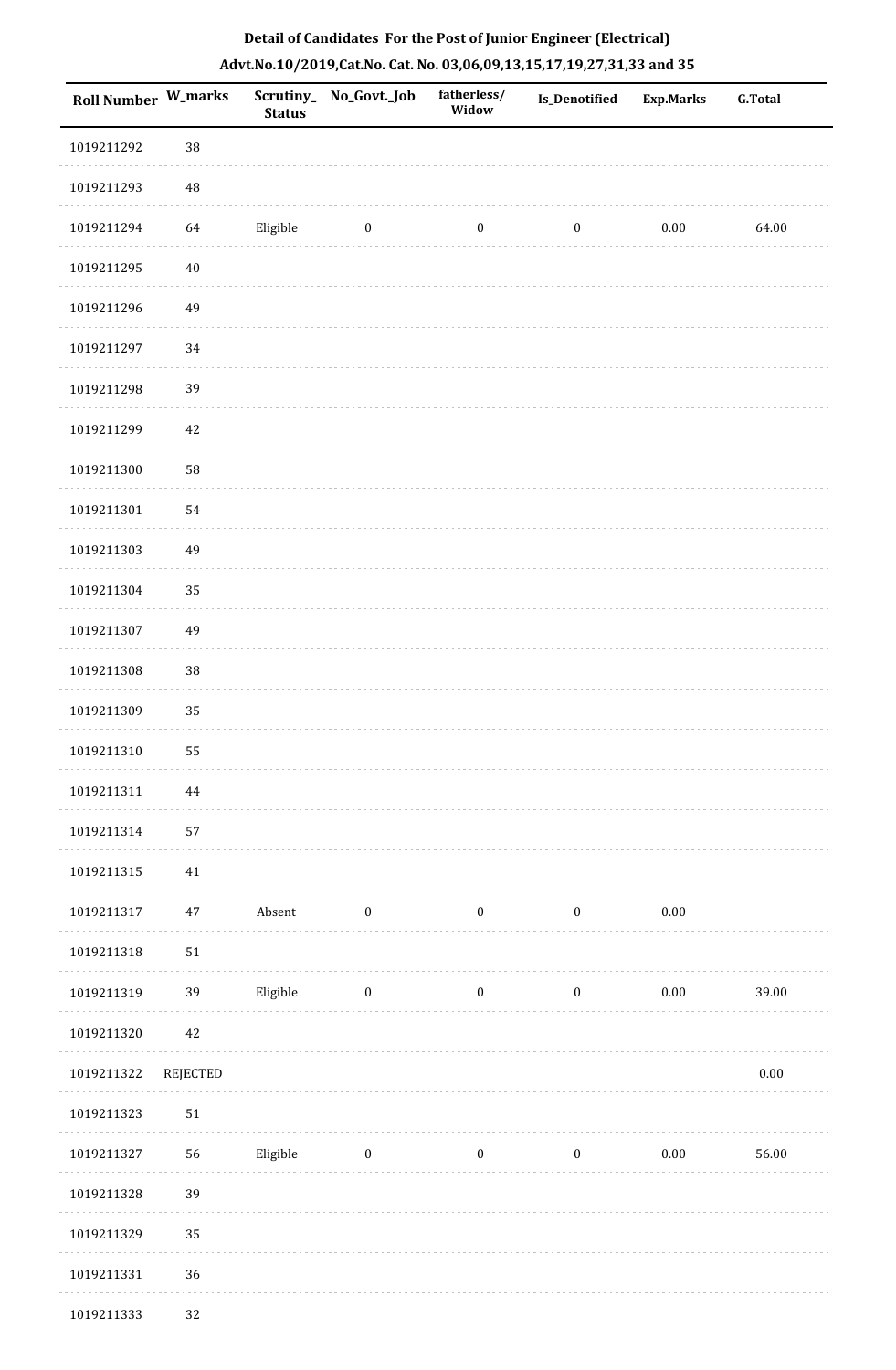**Detail of Candidates For the Post of Junior Engineer (Electrical)**

**Advt.No.10/2019,Cat.No. Cat. No. 03,06,09,13,15,17,19,27,31,33 and 35**

| Roll Number | W_marks | Scrutiny_Status | No_Govt._Job | fatherless/Widow | Is_Denotified | Exp.Marks | G.Total |
|---|---|---|---|---|---|---|---|
| 1019211292 | 38 | | | | | | |
| 1019211293 | 48 | | | | | | |
| 1019211294 | 64 | Eligible | 0 | 0 | 0 | 0.00 | 64.00 |
| 1019211295 | 40 | | | | | | |
| 1019211296 | 49 | | | | | | |
| 1019211297 | 34 | | | | | | |
| 1019211298 | 39 | | | | | | |
| 1019211299 | 42 | | | | | | |
| 1019211300 | 58 | | | | | | |
| 1019211301 | 54 | | | | | | |
| 1019211303 | 49 | | | | | | |
| 1019211304 | 35 | | | | | | |
| 1019211307 | 49 | | | | | | |
| 1019211308 | 38 | | | | | | |
| 1019211309 | 35 | | | | | | |
| 1019211310 | 55 | | | | | | |
| 1019211311 | 44 | | | | | | |
| 1019211314 | 57 | | | | | | |
| 1019211315 | 41 | | | | | | |
| 1019211317 | 47 | Absent | 0 | 0 | 0 | 0.00 | |
| 1019211318 | 51 | | | | | | |
| 1019211319 | 39 | Eligible | 0 | 0 | 0 | 0.00 | 39.00 |
| 1019211320 | 42 | | | | | | |
| 1019211322 | REJECTED | | | | | | 0.00 |
| 1019211323 | 51 | | | | | | |
| 1019211327 | 56 | Eligible | 0 | 0 | 0 | 0.00 | 56.00 |
| 1019211328 | 39 | | | | | | |
| 1019211329 | 35 | | | | | | |
| 1019211331 | 36 | | | | | | |
| 1019211333 | 32 | | | | | | |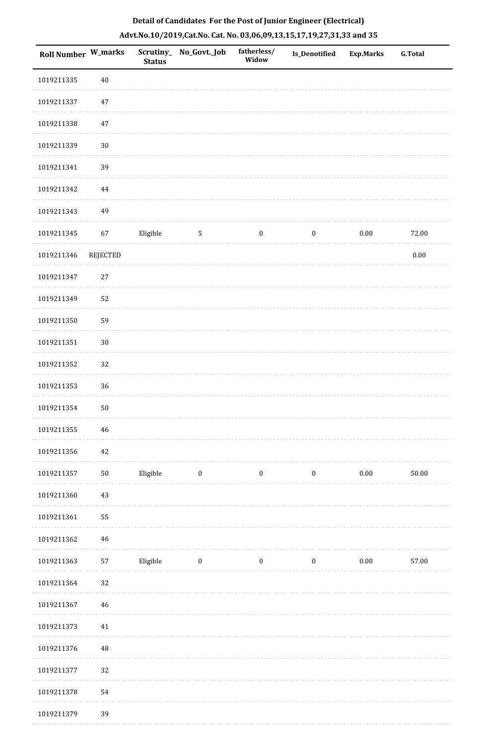## Detail of Candidates For the Post of Junior Engineer (Electrical)

### Advt.No.10/2019,Cat.No. Cat. No. 03,06,09,13,15,17,19,27,31,33 and 35

| Roll Number | W_marks | Scrutiny_Status | No_Govt._Job | fatherless/Widow | Is_Denotified | Exp.Marks | G.Total |
|---|---|---|---|---|---|---|---|
| 1019211335 | 40 | | | | | | |
| 1019211337 | 47 | | | | | | |
| 1019211338 | 47 | | | | | | |
| 1019211339 | 30 | | | | | | |
| 1019211341 | 39 | | | | | | |
| 1019211342 | 44 | | | | | | |
| 1019211343 | 49 | | | | | | |
| 1019211345 | 67 | Eligible | 5 | 0 | 0 | 0.00 | 72.00 |
| 1019211346 | REJECTED | | | | | | 0.00 |
| 1019211347 | 27 | | | | | | |
| 1019211349 | 52 | | | | | | |
| 1019211350 | 59 | | | | | | |
| 1019211351 | 30 | | | | | | |
| 1019211352 | 32 | | | | | | |
| 1019211353 | 36 | | | | | | |
| 1019211354 | 50 | | | | | | |
| 1019211355 | 46 | | | | | | |
| 1019211356 | 42 | | | | | | |
| 1019211357 | 50 | Eligible | 0 | 0 | 0 | 0.00 | 50.00 |
| 1019211360 | 43 | | | | | | |
| 1019211361 | 55 | | | | | | |
| 1019211362 | 46 | | | | | | |
| 1019211363 | 57 | Eligible | 0 | 0 | 0 | 0.00 | 57.00 |
| 1019211364 | 32 | | | | | | |
| 1019211367 | 46 | | | | | | |
| 1019211373 | 41 | | | | | | |
| 1019211376 | 48 | | | | | | |
| 1019211377 | 32 | | | | | | |
| 1019211378 | 54 | | | | | | |
| 1019211379 | 39 | | | | | | |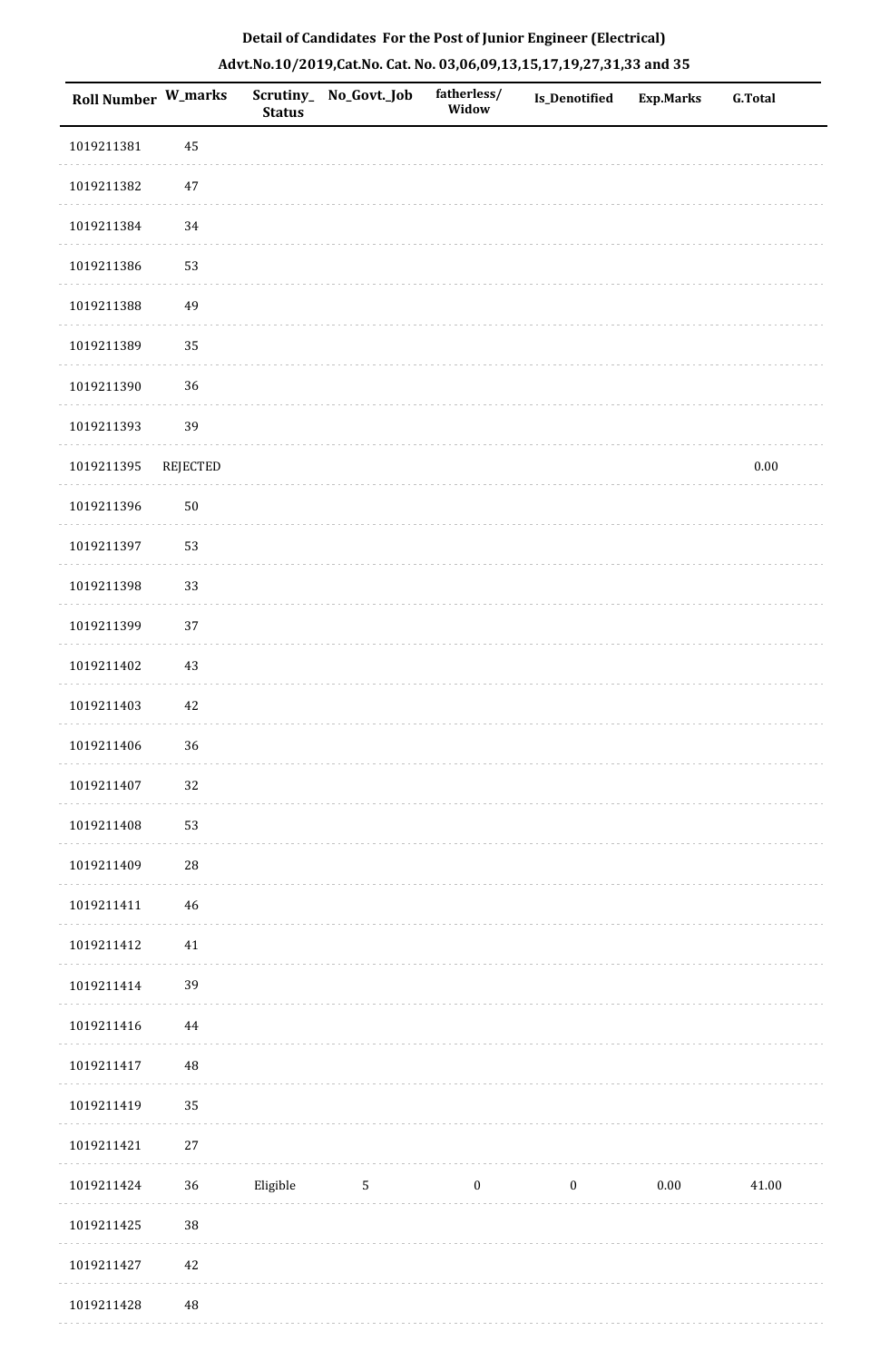**Detail of Candidates For the Post of Junior Engineer (Electrical)**

**Advt.No.10/2019,Cat.No. Cat. No. 03,06,09,13,15,17,19,27,31,33 and 35**

| Roll Number | W_marks | Scrutiny_Status | No_Govt._Job | fatherless/Widow | Is_Denotified | Exp.Marks | G.Total |
|---|---|---|---|---|---|---|---|
| 1019211381 | 45 | | | | | | |
| 1019211382 | 47 | | | | | | |
| 1019211384 | 34 | | | | | | |
| 1019211386 | 53 | | | | | | |
| 1019211388 | 49 | | | | | | |
| 1019211389 | 35 | | | | | | |
| 1019211390 | 36 | | | | | | |
| 1019211393 | 39 | | | | | | |
| 1019211395 | REJECTED | | | | | | 0.00 |
| 1019211396 | 50 | | | | | | |
| 1019211397 | 53 | | | | | | |
| 1019211398 | 33 | | | | | | |
| 1019211399 | 37 | | | | | | |
| 1019211402 | 43 | | | | | | |
| 1019211403 | 42 | | | | | | |
| 1019211406 | 36 | | | | | | |
| 1019211407 | 32 | | | | | | |
| 1019211408 | 53 | | | | | | |
| 1019211409 | 28 | | | | | | |
| 1019211411 | 46 | | | | | | |
| 1019211412 | 41 | | | | | | |
| 1019211414 | 39 | | | | | | |
| 1019211416 | 44 | | | | | | |
| 1019211417 | 48 | | | | | | |
| 1019211419 | 35 | | | | | | |
| 1019211421 | 27 | | | | | | |
| 1019211424 | 36 | Eligible | 5 | 0 | 0 | 0.00 | 41.00 |
| 1019211425 | 38 | | | | | | |
| 1019211427 | 42 | | | | | | |
| 1019211428 | 48 | | | | | | |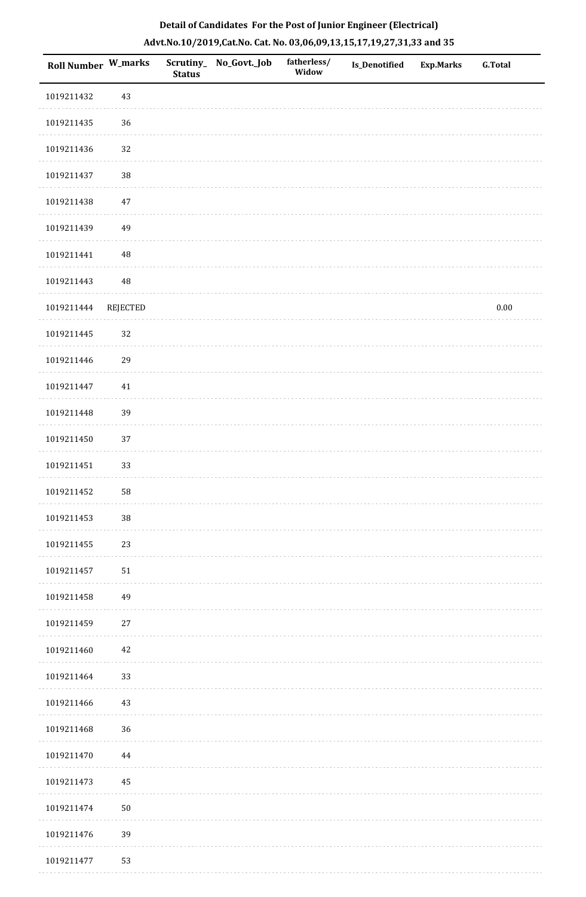**Detail of Candidates For the Post of Junior Engineer (Electrical)**

**Advt.No.10/2019,Cat.No. Cat. No. 03,06,09,13,15,17,19,27,31,33 and 35**

| Roll Number | W_marks | Scrutiny_ Status | No_Govt._Job | fatherless/ Widow | Is_Denotified | Exp.Marks | G.Total |
|---|---|---|---|---|---|---|---|
| 1019211432 | 43 | | | | | | |
| 1019211435 | 36 | | | | | | |
| 1019211436 | 32 | | | | | | |
| 1019211437 | 38 | | | | | | |
| 1019211438 | 47 | | | | | | |
| 1019211439 | 49 | | | | | | |
| 1019211441 | 48 | | | | | | |
| 1019211443 | 48 | | | | | | |
| 1019211444 | REJECTED | | | | | | 0.00 |
| 1019211445 | 32 | | | | | | |
| 1019211446 | 29 | | | | | | |
| 1019211447 | 41 | | | | | | |
| 1019211448 | 39 | | | | | | |
| 1019211450 | 37 | | | | | | |
| 1019211451 | 33 | | | | | | |
| 1019211452 | 58 | | | | | | |
| 1019211453 | 38 | | | | | | |
| 1019211455 | 23 | | | | | | |
| 1019211457 | 51 | | | | | | |
| 1019211458 | 49 | | | | | | |
| 1019211459 | 27 | | | | | | |
| 1019211460 | 42 | | | | | | |
| 1019211464 | 33 | | | | | | |
| 1019211466 | 43 | | | | | | |
| 1019211468 | 36 | | | | | | |
| 1019211470 | 44 | | | | | | |
| 1019211473 | 45 | | | | | | |
| 1019211474 | 50 | | | | | | |
| 1019211476 | 39 | | | | | | |
| 1019211477 | 53 | | | | | | |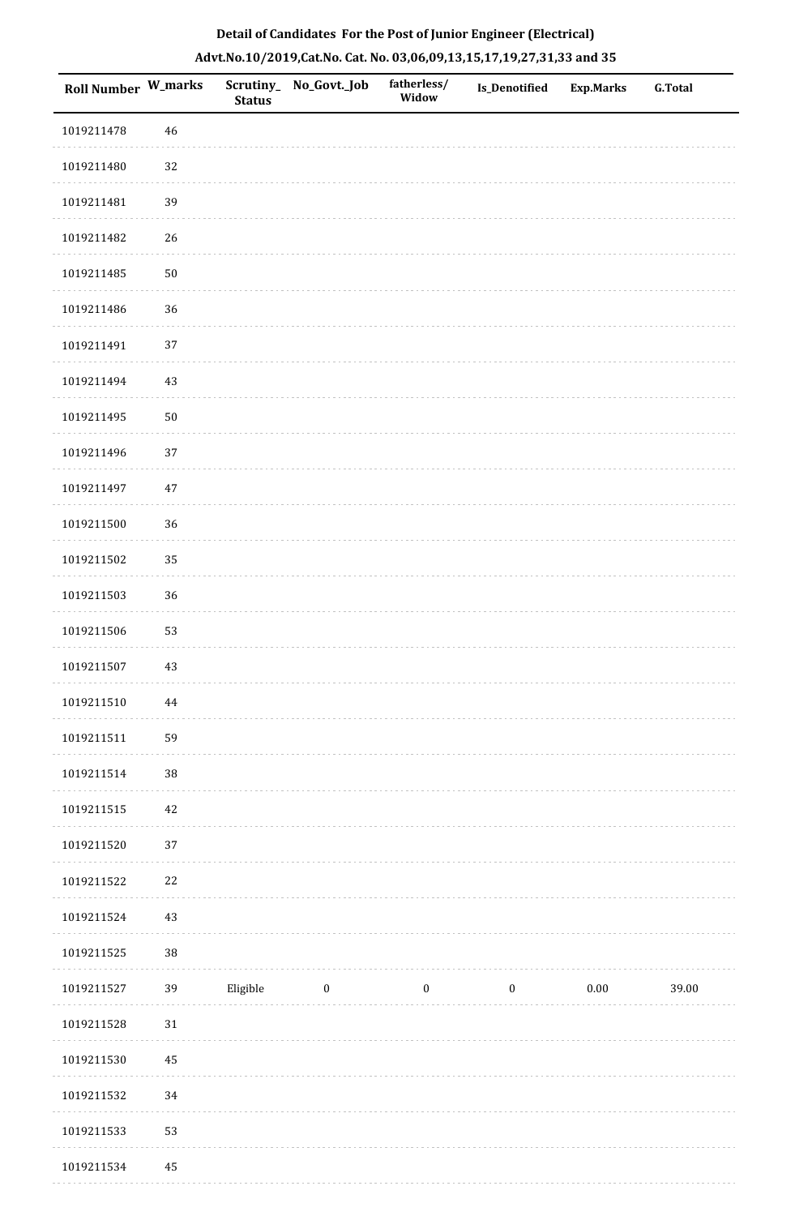**Detail of Candidates For the Post of Junior Engineer (Electrical)**

**Advt.No.10/2019,Cat.No. Cat. No. 03,06,09,13,15,17,19,27,31,33 and 35**

| Roll Number | W_marks | Scrutiny_Status | No_Govt._Job | fatherless/Widow | Is_Denotified | Exp.Marks | G.Total |
|---|---|---|---|---|---|---|---|
| 1019211478 | 46 | | | | | | |
| 1019211480 | 32 | | | | | | |
| 1019211481 | 39 | | | | | | |
| 1019211482 | 26 | | | | | | |
| 1019211485 | 50 | | | | | | |
| 1019211486 | 36 | | | | | | |
| 1019211491 | 37 | | | | | | |
| 1019211494 | 43 | | | | | | |
| 1019211495 | 50 | | | | | | |
| 1019211496 | 37 | | | | | | |
| 1019211497 | 47 | | | | | | |
| 1019211500 | 36 | | | | | | |
| 1019211502 | 35 | | | | | | |
| 1019211503 | 36 | | | | | | |
| 1019211506 | 53 | | | | | | |
| 1019211507 | 43 | | | | | | |
| 1019211510 | 44 | | | | | | |
| 1019211511 | 59 | | | | | | |
| 1019211514 | 38 | | | | | | |
| 1019211515 | 42 | | | | | | |
| 1019211520 | 37 | | | | | | |
| 1019211522 | 22 | | | | | | |
| 1019211524 | 43 | | | | | | |
| 1019211525 | 38 | | | | | | |
| 1019211527 | 39 | Eligible | 0 | 0 | 0 | 0.00 | 39.00 |
| 1019211528 | 31 | | | | | | |
| 1019211530 | 45 | | | | | | |
| 1019211532 | 34 | | | | | | |
| 1019211533 | 53 | | | | | | |
| 1019211534 | 45 | | | | | | |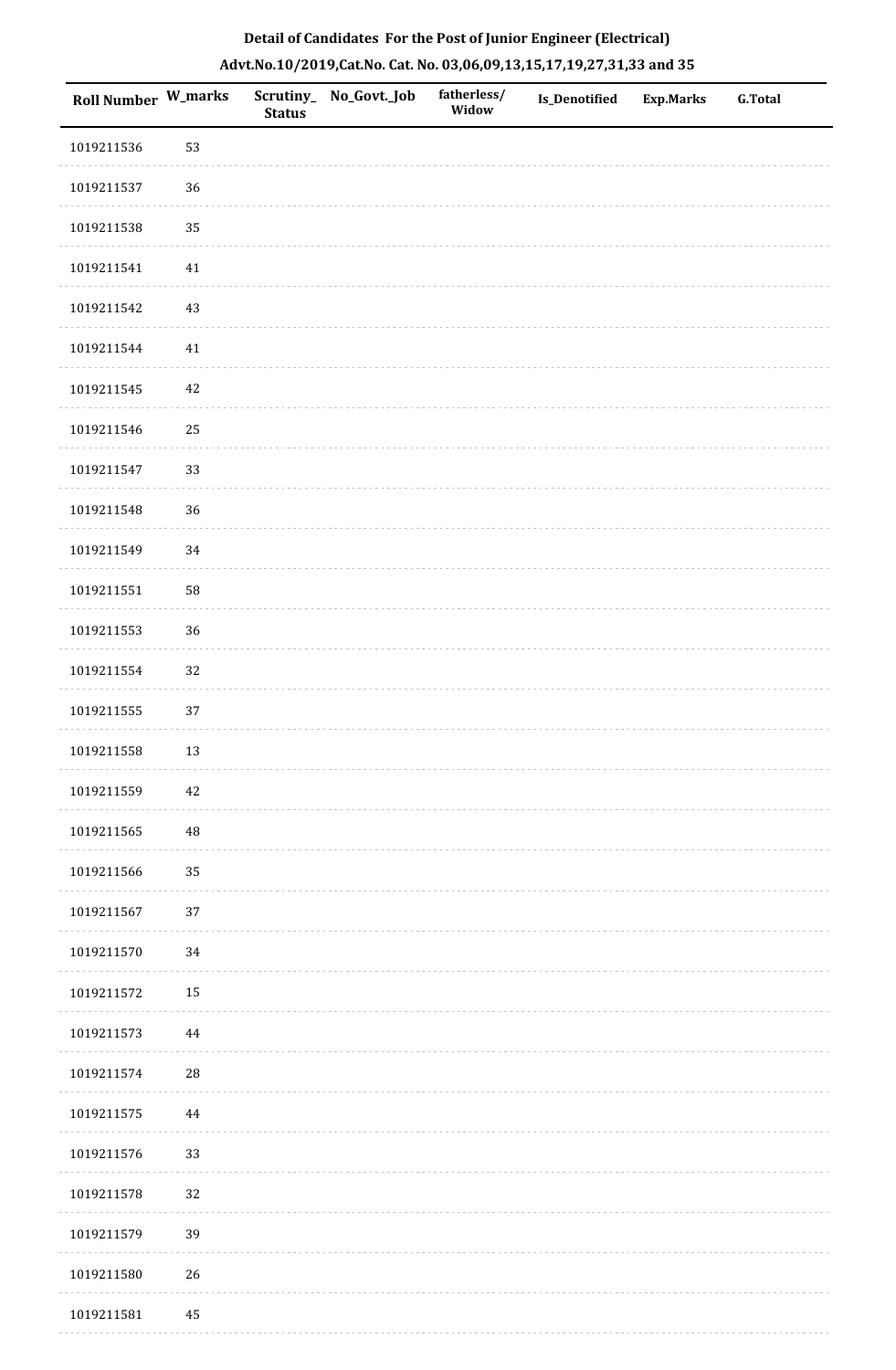# Detail of Candidates For the Post of Junior Engineer (Electrical)

## Advt.No.10/2019,Cat.No. Cat. No. 03,06,09,13,15,17,19,27,31,33 and 35

| Roll Number | W_marks | Scrutiny_Status | No_Govt._Job | fatherless/Widow | Is_Denotified | Exp.Marks | G.Total |
|---|---|---|---|---|---|---|---|
| 1019211536 | 53 | | | | | | |
| 1019211537 | 36 | | | | | | |
| 1019211538 | 35 | | | | | | |
| 1019211541 | 41 | | | | | | |
| 1019211542 | 43 | | | | | | |
| 1019211544 | 41 | | | | | | |
| 1019211545 | 42 | | | | | | |
| 1019211546 | 25 | | | | | | |
| 1019211547 | 33 | | | | | | |
| 1019211548 | 36 | | | | | | |
| 1019211549 | 34 | | | | | | |
| 1019211551 | 58 | | | | | | |
| 1019211553 | 36 | | | | | | |
| 1019211554 | 32 | | | | | | |
| 1019211555 | 37 | | | | | | |
| 1019211558 | 13 | | | | | | |
| 1019211559 | 42 | | | | | | |
| 1019211565 | 48 | | | | | | |
| 1019211566 | 35 | | | | | | |
| 1019211567 | 37 | | | | | | |
| 1019211570 | 34 | | | | | | |
| 1019211572 | 15 | | | | | | |
| 1019211573 | 44 | | | | | | |
| 1019211574 | 28 | | | | | | |
| 1019211575 | 44 | | | | | | |
| 1019211576 | 33 | | | | | | |
| 1019211578 | 32 | | | | | | |
| 1019211579 | 39 | | | | | | |
| 1019211580 | 26 | | | | | | |
| 1019211581 | 45 | | | | | | |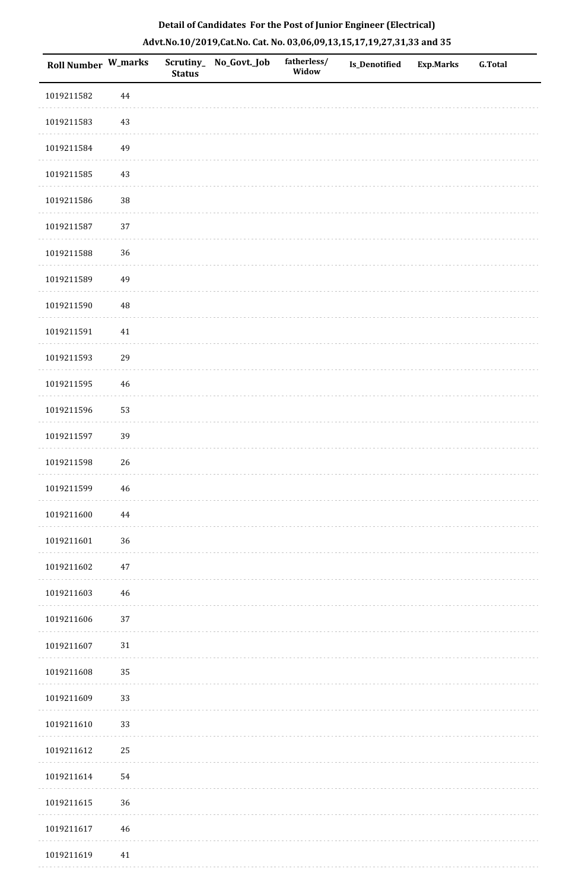**Detail of Candidates For the Post of Junior Engineer (Electrical)**

**Advt.No.10/2019,Cat.No. Cat. No. 03,06,09,13,15,17,19,27,31,33 and 35**

| Roll Number | W_marks | Scrutiny_ Status | No_Govt._Job | fatherless/ Widow | Is_Denotified | Exp.Marks | G.Total |
|---|---|---|---|---|---|---|---|
| 1019211582 | 44 | | | | | | |
| 1019211583 | 43 | | | | | | |
| 1019211584 | 49 | | | | | | |
| 1019211585 | 43 | | | | | | |
| 1019211586 | 38 | | | | | | |
| 1019211587 | 37 | | | | | | |
| 1019211588 | 36 | | | | | | |
| 1019211589 | 49 | | | | | | |
| 1019211590 | 48 | | | | | | |
| 1019211591 | 41 | | | | | | |
| 1019211593 | 29 | | | | | | |
| 1019211595 | 46 | | | | | | |
| 1019211596 | 53 | | | | | | |
| 1019211597 | 39 | | | | | | |
| 1019211598 | 26 | | | | | | |
| 1019211599 | 46 | | | | | | |
| 1019211600 | 44 | | | | | | |
| 1019211601 | 36 | | | | | | |
| 1019211602 | 47 | | | | | | |
| 1019211603 | 46 | | | | | | |
| 1019211606 | 37 | | | | | | |
| 1019211607 | 31 | | | | | | |
| 1019211608 | 35 | | | | | | |
| 1019211609 | 33 | | | | | | |
| 1019211610 | 33 | | | | | | |
| 1019211612 | 25 | | | | | | |
| 1019211614 | 54 | | | | | | |
| 1019211615 | 36 | | | | | | |
| 1019211617 | 46 | | | | | | |
| 1019211619 | 41 | | | | | | |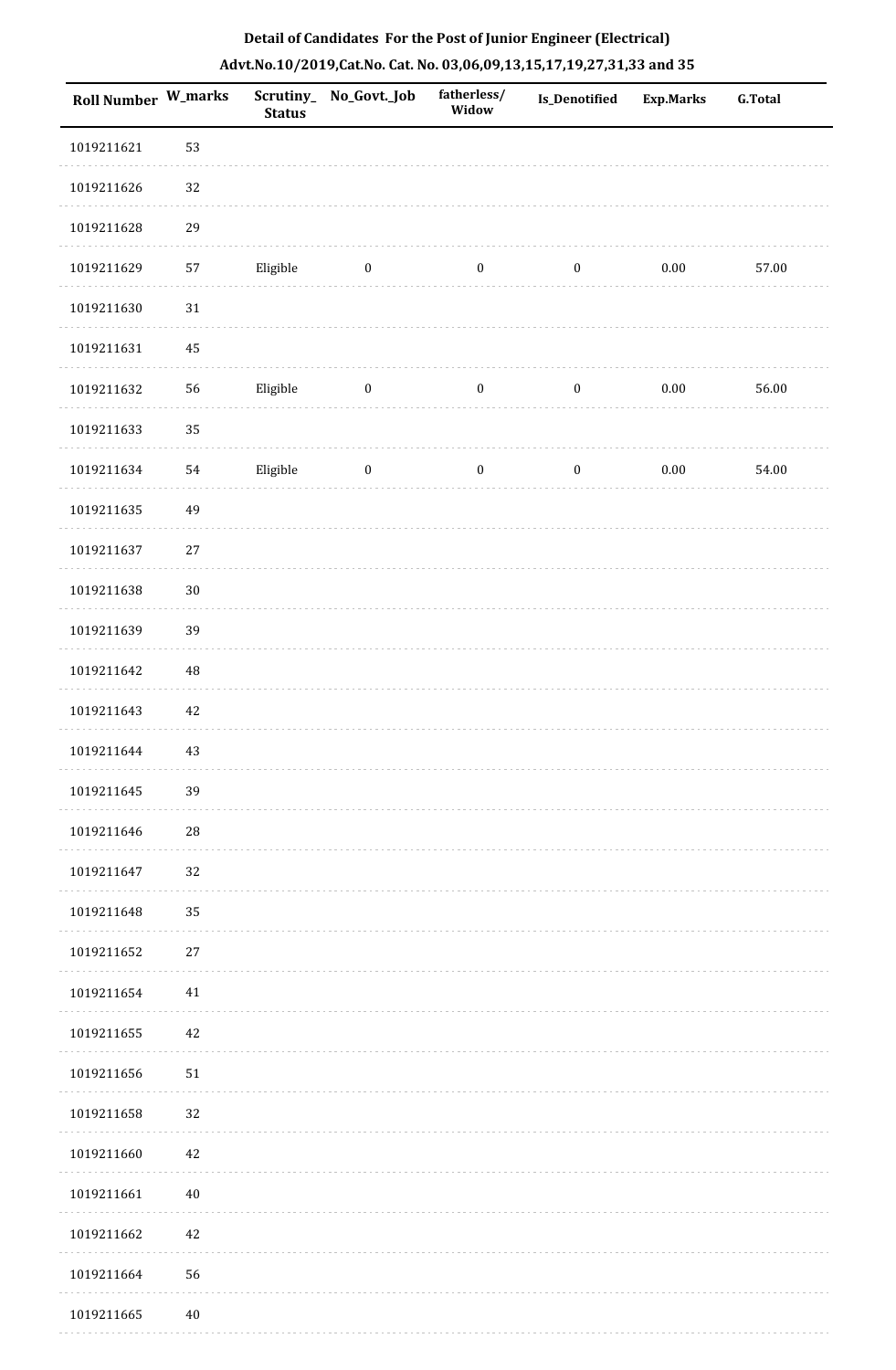# Detail of Candidates For the Post of Junior Engineer (Electrical)

## Advt.No.10/2019,Cat.No. Cat. No. 03,06,09,13,15,17,19,27,31,33 and 35

| Roll Number | W_marks | Scrutiny_Status | No_Govt._Job | fatherless/Widow | Is_Denotified | Exp.Marks | G.Total |
|---|---|---|---|---|---|---|---|
| 1019211621 | 53 | | | | | | |
| 1019211626 | 32 | | | | | | |
| 1019211628 | 29 | | | | | | |
| 1019211629 | 57 | Eligible | 0 | 0 | 0 | 0.00 | 57.00 |
| 1019211630 | 31 | | | | | | |
| 1019211631 | 45 | | | | | | |
| 1019211632 | 56 | Eligible | 0 | 0 | 0 | 0.00 | 56.00 |
| 1019211633 | 35 | | | | | | |
| 1019211634 | 54 | Eligible | 0 | 0 | 0 | 0.00 | 54.00 |
| 1019211635 | 49 | | | | | | |
| 1019211637 | 27 | | | | | | |
| 1019211638 | 30 | | | | | | |
| 1019211639 | 39 | | | | | | |
| 1019211642 | 48 | | | | | | |
| 1019211643 | 42 | | | | | | |
| 1019211644 | 43 | | | | | | |
| 1019211645 | 39 | | | | | | |
| 1019211646 | 28 | | | | | | |
| 1019211647 | 32 | | | | | | |
| 1019211648 | 35 | | | | | | |
| 1019211652 | 27 | | | | | | |
| 1019211654 | 41 | | | | | | |
| 1019211655 | 42 | | | | | | |
| 1019211656 | 51 | | | | | | |
| 1019211658 | 32 | | | | | | |
| 1019211660 | 42 | | | | | | |
| 1019211661 | 40 | | | | | | |
| 1019211662 | 42 | | | | | | |
| 1019211664 | 56 | | | | | | |
| 1019211665 | 40 | | | | | | |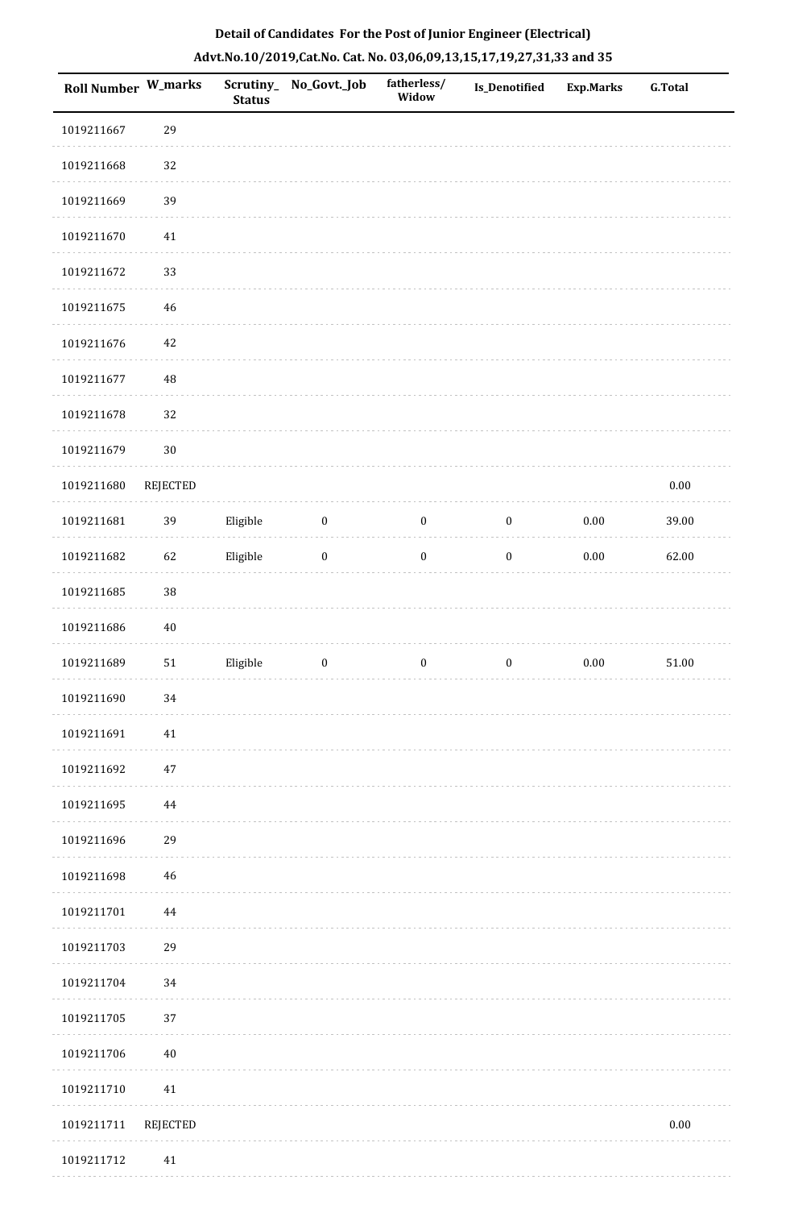**Detail of Candidates For the Post of Junior Engineer (Electrical)**

**Advt.No.10/2019,Cat.No. Cat. No. 03,06,09,13,15,17,19,27,31,33 and 35**

| Roll Number | W_marks | Scrutiny_Status | No_Govt._Job | fatherless/ Widow | Is_Denotified | Exp.Marks | G.Total |
|---|---|---|---|---|---|---|---|
| 1019211667 | 29 | | | | | | |
| 1019211668 | 32 | | | | | | |
| 1019211669 | 39 | | | | | | |
| 1019211670 | 41 | | | | | | |
| 1019211672 | 33 | | | | | | |
| 1019211675 | 46 | | | | | | |
| 1019211676 | 42 | | | | | | |
| 1019211677 | 48 | | | | | | |
| 1019211678 | 32 | | | | | | |
| 1019211679 | 30 | | | | | | |
| 1019211680 | REJECTED | | | | | | 0.00 |
| 1019211681 | 39 | Eligible | 0 | 0 | 0 | 0.00 | 39.00 |
| 1019211682 | 62 | Eligible | 0 | 0 | 0 | 0.00 | 62.00 |
| 1019211685 | 38 | | | | | | |
| 1019211686 | 40 | | | | | | |
| 1019211689 | 51 | Eligible | 0 | 0 | 0 | 0.00 | 51.00 |
| 1019211690 | 34 | | | | | | |
| 1019211691 | 41 | | | | | | |
| 1019211692 | 47 | | | | | | |
| 1019211695 | 44 | | | | | | |
| 1019211696 | 29 | | | | | | |
| 1019211698 | 46 | | | | | | |
| 1019211701 | 44 | | | | | | |
| 1019211703 | 29 | | | | | | |
| 1019211704 | 34 | | | | | | |
| 1019211705 | 37 | | | | | | |
| 1019211706 | 40 | | | | | | |
| 1019211710 | 41 | | | | | | |
| 1019211711 | REJECTED | | | | | | 0.00 |
| 1019211712 | 41 | | | | | | |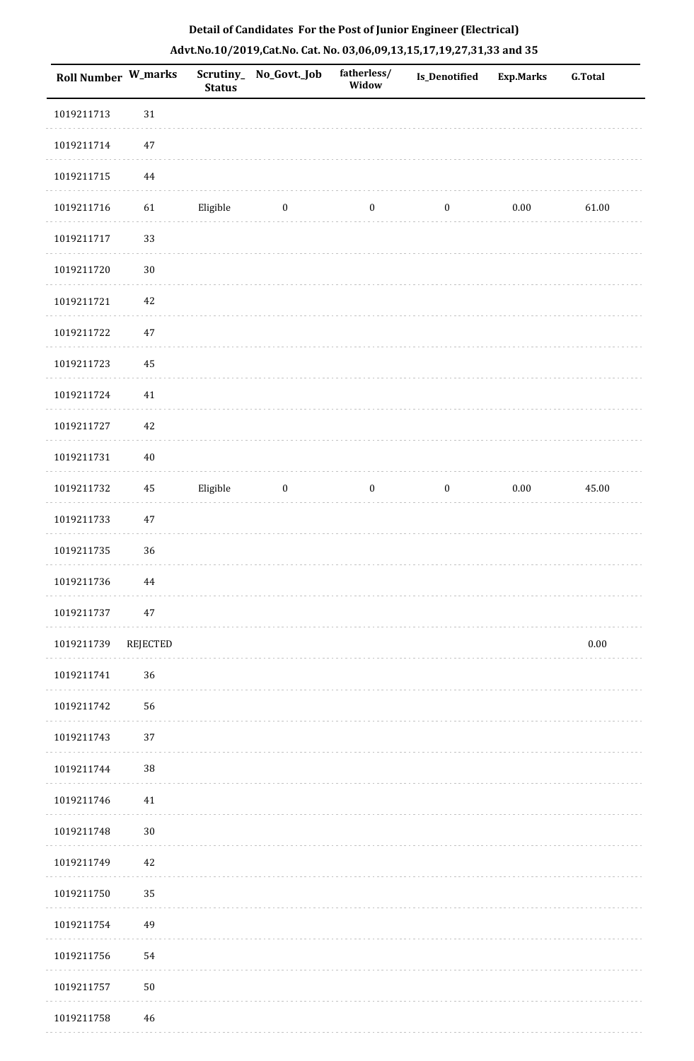**Detail of Candidates For the Post of Junior Engineer (Electrical)**

**Advt.No.10/2019,Cat.No. Cat. No. 03,06,09,13,15,17,19,27,31,33 and 35**

| Roll Number | W_marks | Scrutiny_Status | No_Govt._Job | fatherless/Widow | Is_Denotified | Exp.Marks | G.Total |
|---|---|---|---|---|---|---|---|
| 1019211713 | 31 | | | | | | |
| 1019211714 | 47 | | | | | | |
| 1019211715 | 44 | | | | | | |
| 1019211716 | 61 | Eligible | 0 | 0 | 0 | 0.00 | 61.00 |
| 1019211717 | 33 | | | | | | |
| 1019211720 | 30 | | | | | | |
| 1019211721 | 42 | | | | | | |
| 1019211722 | 47 | | | | | | |
| 1019211723 | 45 | | | | | | |
| 1019211724 | 41 | | | | | | |
| 1019211727 | 42 | | | | | | |
| 1019211731 | 40 | | | | | | |
| 1019211732 | 45 | Eligible | 0 | 0 | 0 | 0.00 | 45.00 |
| 1019211733 | 47 | | | | | | |
| 1019211735 | 36 | | | | | | |
| 1019211736 | 44 | | | | | | |
| 1019211737 | 47 | | | | | | |
| 1019211739 | REJECTED | | | | | | 0.00 |
| 1019211741 | 36 | | | | | | |
| 1019211742 | 56 | | | | | | |
| 1019211743 | 37 | | | | | | |
| 1019211744 | 38 | | | | | | |
| 1019211746 | 41 | | | | | | |
| 1019211748 | 30 | | | | | | |
| 1019211749 | 42 | | | | | | |
| 1019211750 | 35 | | | | | | |
| 1019211754 | 49 | | | | | | |
| 1019211756 | 54 | | | | | | |
| 1019211757 | 50 | | | | | | |
| 1019211758 | 46 | | | | | | |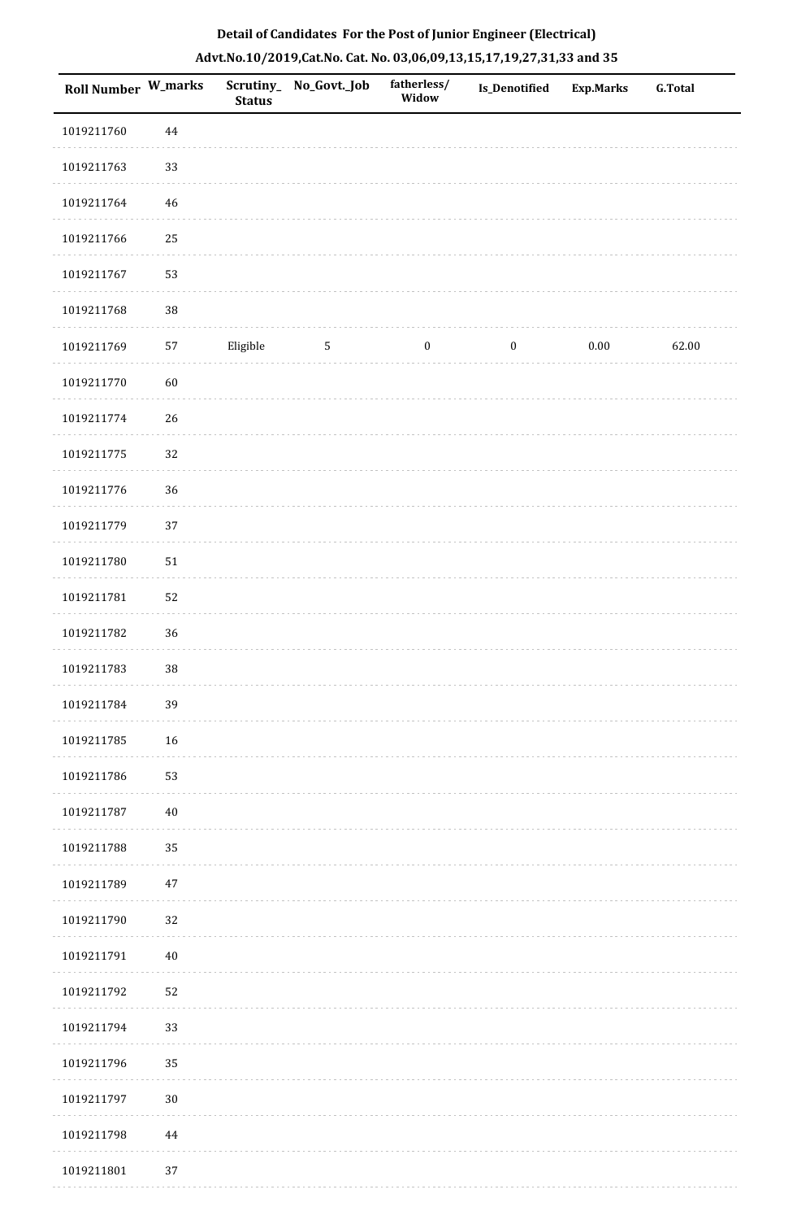## Detail of Candidates For the Post of Junior Engineer (Electrical)

## Advt.No.10/2019,Cat.No. Cat. No. 03,06,09,13,15,17,19,27,31,33 and 35

| Roll Number | W_marks | Scrutiny_Status | No_Govt._Job | fatherless/Widow | Is_Denotified | Exp.Marks | G.Total |
|---|---|---|---|---|---|---|---|
| 1019211760 | 44 | | | | | | |
| 1019211763 | 33 | | | | | | |
| 1019211764 | 46 | | | | | | |
| 1019211766 | 25 | | | | | | |
| 1019211767 | 53 | | | | | | |
| 1019211768 | 38 | | | | | | |
| 1019211769 | 57 | Eligible | 5 | 0 | 0 | 0.00 | 62.00 |
| 1019211770 | 60 | | | | | | |
| 1019211774 | 26 | | | | | | |
| 1019211775 | 32 | | | | | | |
| 1019211776 | 36 | | | | | | |
| 1019211779 | 37 | | | | | | |
| 1019211780 | 51 | | | | | | |
| 1019211781 | 52 | | | | | | |
| 1019211782 | 36 | | | | | | |
| 1019211783 | 38 | | | | | | |
| 1019211784 | 39 | | | | | | |
| 1019211785 | 16 | | | | | | |
| 1019211786 | 53 | | | | | | |
| 1019211787 | 40 | | | | | | |
| 1019211788 | 35 | | | | | | |
| 1019211789 | 47 | | | | | | |
| 1019211790 | 32 | | | | | | |
| 1019211791 | 40 | | | | | | |
| 1019211792 | 52 | | | | | | |
| 1019211794 | 33 | | | | | | |
| 1019211796 | 35 | | | | | | |
| 1019211797 | 30 | | | | | | |
| 1019211798 | 44 | | | | | | |
| 1019211801 | 37 | | | | | | |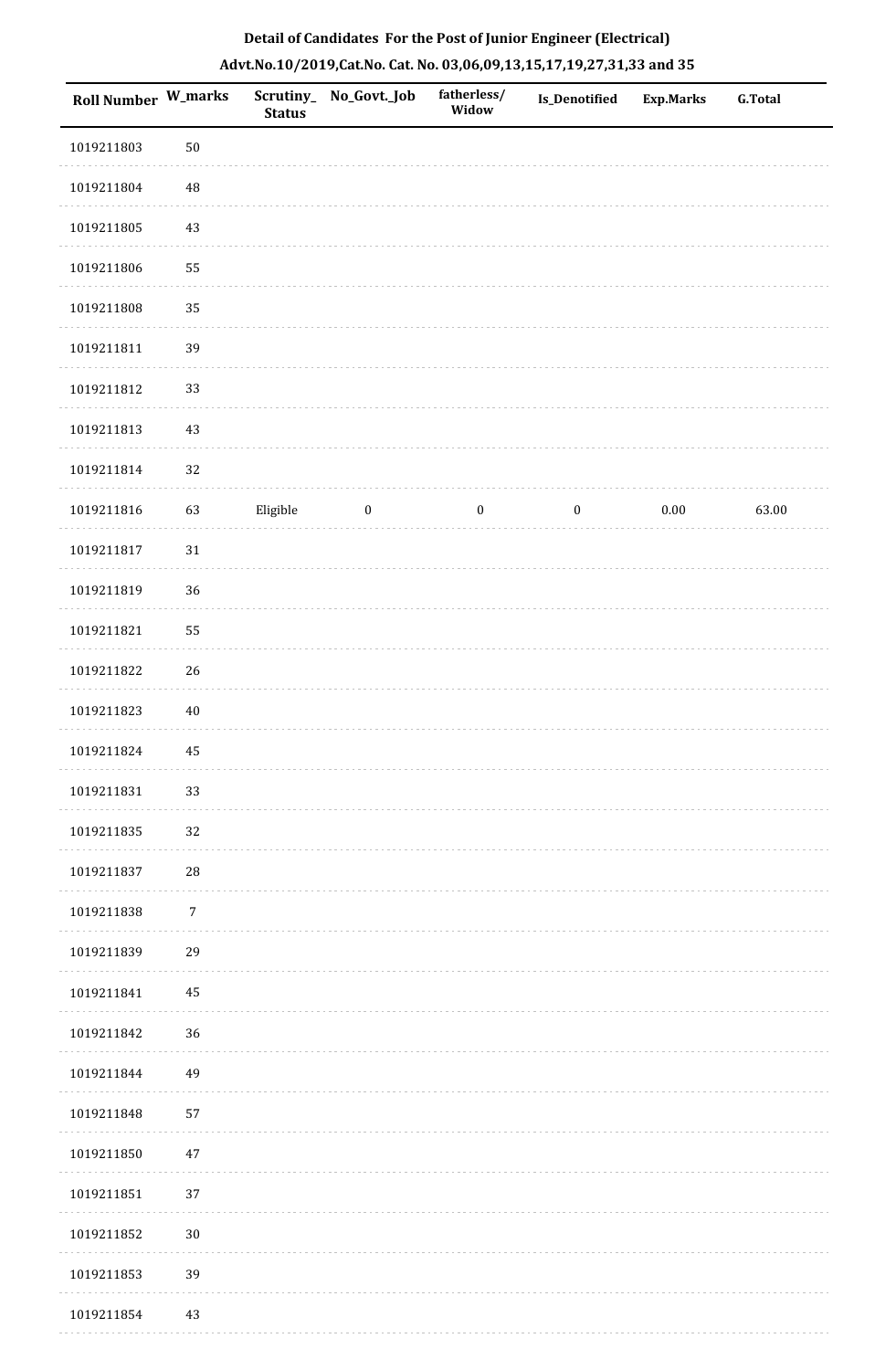**Detail of Candidates For the Post of Junior Engineer (Electrical)**

**Advt.No.10/2019,Cat.No. Cat. No. 03,06,09,13,15,17,19,27,31,33 and 35**

| Roll Number | W_marks | Scrutiny_ Status | No_Govt._Job | fatherless/ Widow | Is_Denotified | Exp.Marks | G.Total |
|---|---|---|---|---|---|---|---|
| 1019211803 | 50 | | | | | | |
| 1019211804 | 48 | | | | | | |
| 1019211805 | 43 | | | | | | |
| 1019211806 | 55 | | | | | | |
| 1019211808 | 35 | | | | | | |
| 1019211811 | 39 | | | | | | |
| 1019211812 | 33 | | | | | | |
| 1019211813 | 43 | | | | | | |
| 1019211814 | 32 | | | | | | |
| 1019211816 | 63 | Eligible | 0 | 0 | 0 | 0.00 | 63.00 |
| 1019211817 | 31 | | | | | | |
| 1019211819 | 36 | | | | | | |
| 1019211821 | 55 | | | | | | |
| 1019211822 | 26 | | | | | | |
| 1019211823 | 40 | | | | | | |
| 1019211824 | 45 | | | | | | |
| 1019211831 | 33 | | | | | | |
| 1019211835 | 32 | | | | | | |
| 1019211837 | 28 | | | | | | |
| 1019211838 | 7 | | | | | | |
| 1019211839 | 29 | | | | | | |
| 1019211841 | 45 | | | | | | |
| 1019211842 | 36 | | | | | | |
| 1019211844 | 49 | | | | | | |
| 1019211848 | 57 | | | | | | |
| 1019211850 | 47 | | | | | | |
| 1019211851 | 37 | | | | | | |
| 1019211852 | 30 | | | | | | |
| 1019211853 | 39 | | | | | | |
| 1019211854 | 43 | | | | | | |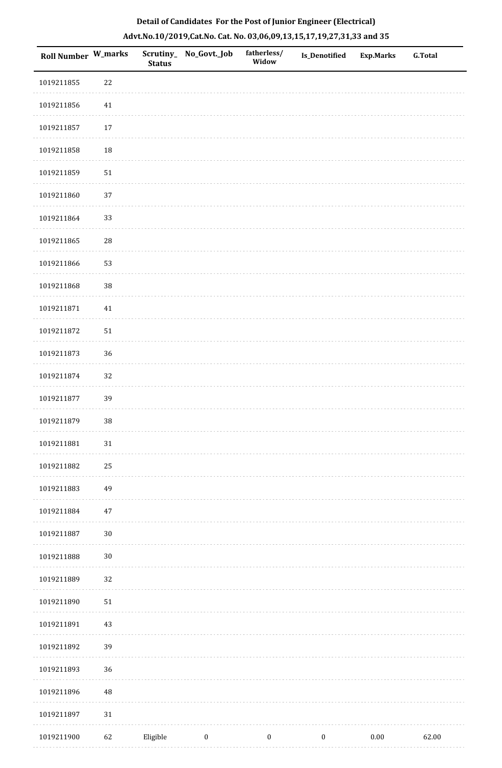## Detail of Candidates For the Post of Junior Engineer (Electrical)

### Advt.No.10/2019,Cat.No. Cat. No. 03,06,09,13,15,17,19,27,31,33 and 35

| Roll Number | W_marks | Scrutiny_Status | No_Govt._Job | fatherless/Widow | Is_Denotified | Exp.Marks | G.Total |
|---|---|---|---|---|---|---|---|
| 1019211855 | 22 | | | | | | |
| 1019211856 | 41 | | | | | | |
| 1019211857 | 17 | | | | | | |
| 1019211858 | 18 | | | | | | |
| 1019211859 | 51 | | | | | | |
| 1019211860 | 37 | | | | | | |
| 1019211864 | 33 | | | | | | |
| 1019211865 | 28 | | | | | | |
| 1019211866 | 53 | | | | | | |
| 1019211868 | 38 | | | | | | |
| 1019211871 | 41 | | | | | | |
| 1019211872 | 51 | | | | | | |
| 1019211873 | 36 | | | | | | |
| 1019211874 | 32 | | | | | | |
| 1019211877 | 39 | | | | | | |
| 1019211879 | 38 | | | | | | |
| 1019211881 | 31 | | | | | | |
| 1019211882 | 25 | | | | | | |
| 1019211883 | 49 | | | | | | |
| 1019211884 | 47 | | | | | | |
| 1019211887 | 30 | | | | | | |
| 1019211888 | 30 | | | | | | |
| 1019211889 | 32 | | | | | | |
| 1019211890 | 51 | | | | | | |
| 1019211891 | 43 | | | | | | |
| 1019211892 | 39 | | | | | | |
| 1019211893 | 36 | | | | | | |
| 1019211896 | 48 | | | | | | |
| 1019211897 | 31 | | | | | | |
| 1019211900 | 62 | Eligible | 0 | 0 | 0 | 0.00 | 62.00 |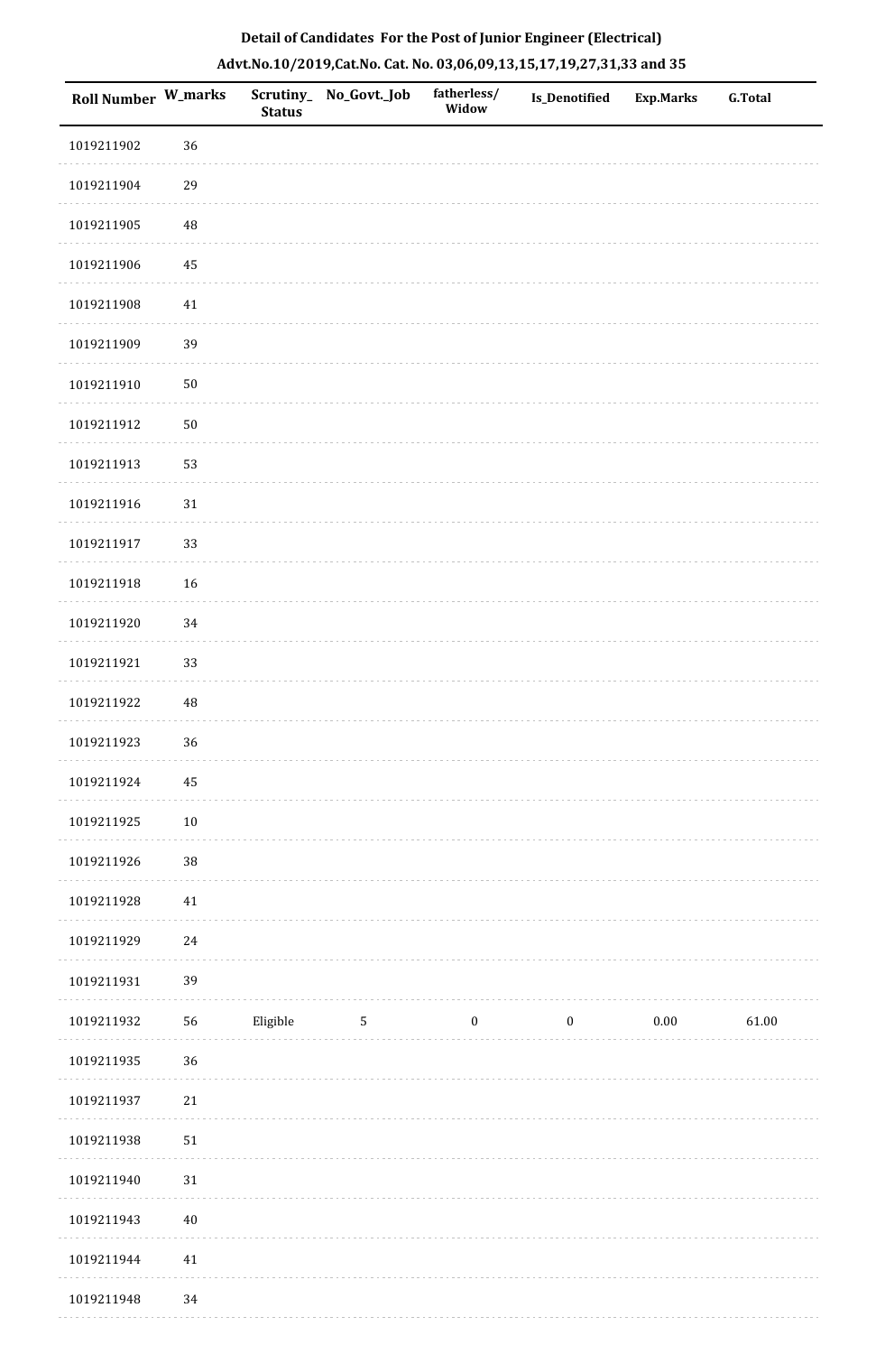**Detail of Candidates For the Post of Junior Engineer (Electrical)**

**Advt.No.10/2019,Cat.No. Cat. No. 03,06,09,13,15,17,19,27,31,33 and 35**

| Roll Number | W_marks | Scrutiny_Status | No_Govt._Job | fatherless/ Widow | Is_Denotified | Exp.Marks | G.Total |
|---|---|---|---|---|---|---|---|
| 1019211902 | 36 | | | | | | |
| 1019211904 | 29 | | | | | | |
| 1019211905 | 48 | | | | | | |
| 1019211906 | 45 | | | | | | |
| 1019211908 | 41 | | | | | | |
| 1019211909 | 39 | | | | | | |
| 1019211910 | 50 | | | | | | |
| 1019211912 | 50 | | | | | | |
| 1019211913 | 53 | | | | | | |
| 1019211916 | 31 | | | | | | |
| 1019211917 | 33 | | | | | | |
| 1019211918 | 16 | | | | | | |
| 1019211920 | 34 | | | | | | |
| 1019211921 | 33 | | | | | | |
| 1019211922 | 48 | | | | | | |
| 1019211923 | 36 | | | | | | |
| 1019211924 | 45 | | | | | | |
| 1019211925 | 10 | | | | | | |
| 1019211926 | 38 | | | | | | |
| 1019211928 | 41 | | | | | | |
| 1019211929 | 24 | | | | | | |
| 1019211931 | 39 | | | | | | |
| 1019211932 | 56 | Eligible | 5 | 0 | 0 | 0.00 | 61.00 |
| 1019211935 | 36 | | | | | | |
| 1019211937 | 21 | | | | | | |
| 1019211938 | 51 | | | | | | |
| 1019211940 | 31 | | | | | | |
| 1019211943 | 40 | | | | | | |
| 1019211944 | 41 | | | | | | |
| 1019211948 | 34 | | | | | | |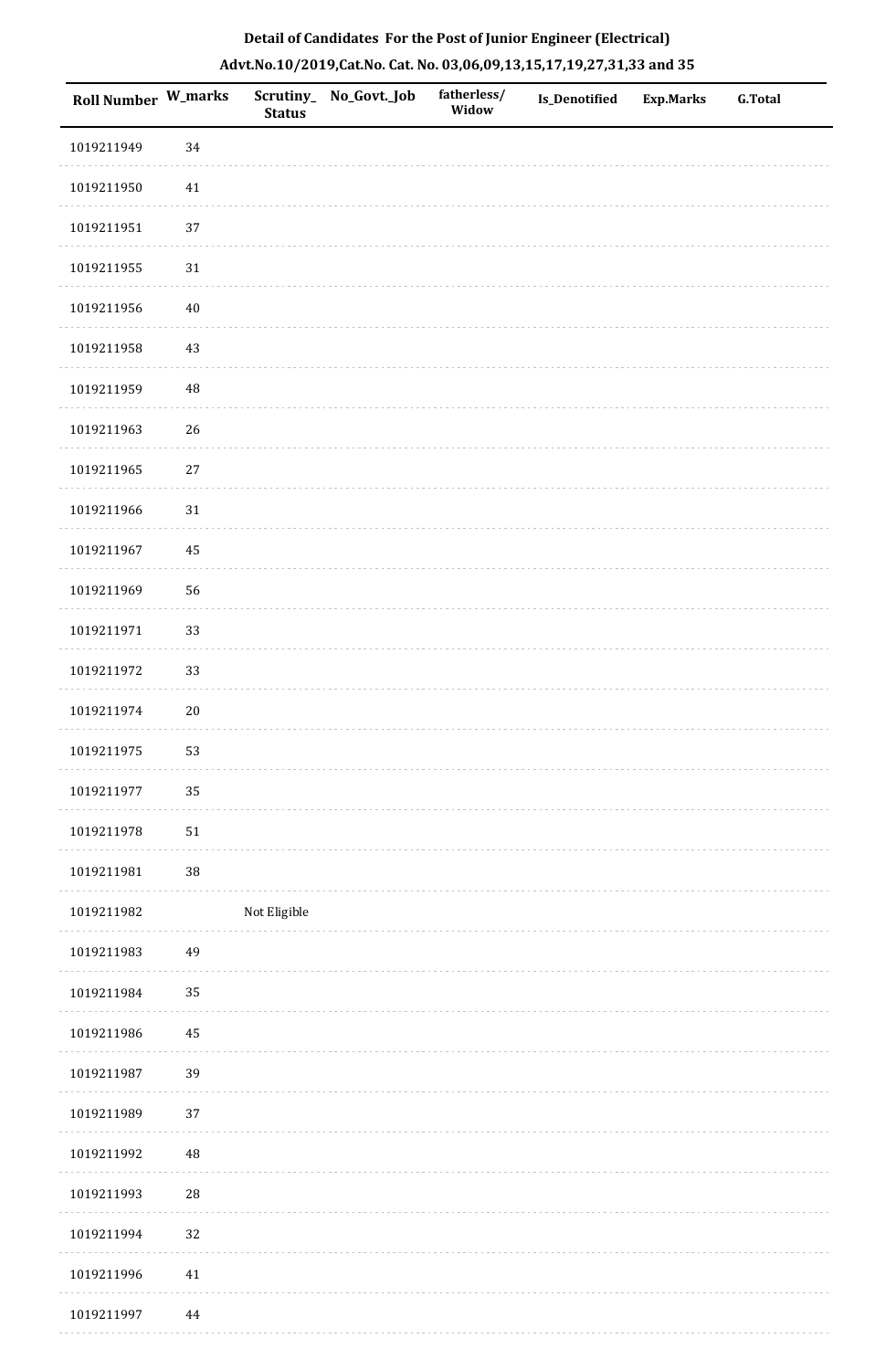**Detail of Candidates For the Post of Junior Engineer (Electrical)**

**Advt.No.10/2019,Cat.No. Cat. No. 03,06,09,13,15,17,19,27,31,33 and 35**

| Roll Number | W_marks | Scrutiny_Status | No_Govt._Job | fatherless/Widow | Is_Denotified | Exp.Marks | G.Total |
|---|---|---|---|---|---|---|---|
| 1019211949 | 34 | | | | | | |
| 1019211950 | 41 | | | | | | |
| 1019211951 | 37 | | | | | | |
| 1019211955 | 31 | | | | | | |
| 1019211956 | 40 | | | | | | |
| 1019211958 | 43 | | | | | | |
| 1019211959 | 48 | | | | | | |
| 1019211963 | 26 | | | | | | |
| 1019211965 | 27 | | | | | | |
| 1019211966 | 31 | | | | | | |
| 1019211967 | 45 | | | | | | |
| 1019211969 | 56 | | | | | | |
| 1019211971 | 33 | | | | | | |
| 1019211972 | 33 | | | | | | |
| 1019211974 | 20 | | | | | | |
| 1019211975 | 53 | | | | | | |
| 1019211977 | 35 | | | | | | |
| 1019211978 | 51 | | | | | | |
| 1019211981 | 38 | | | | | | |
| 1019211982 | | Not Eligible | | | | | |
| 1019211983 | 49 | | | | | | |
| 1019211984 | 35 | | | | | | |
| 1019211986 | 45 | | | | | | |
| 1019211987 | 39 | | | | | | |
| 1019211989 | 37 | | | | | | |
| 1019211992 | 48 | | | | | | |
| 1019211993 | 28 | | | | | | |
| 1019211994 | 32 | | | | | | |
| 1019211996 | 41 | | | | | | |
| 1019211997 | 44 | | | | | | |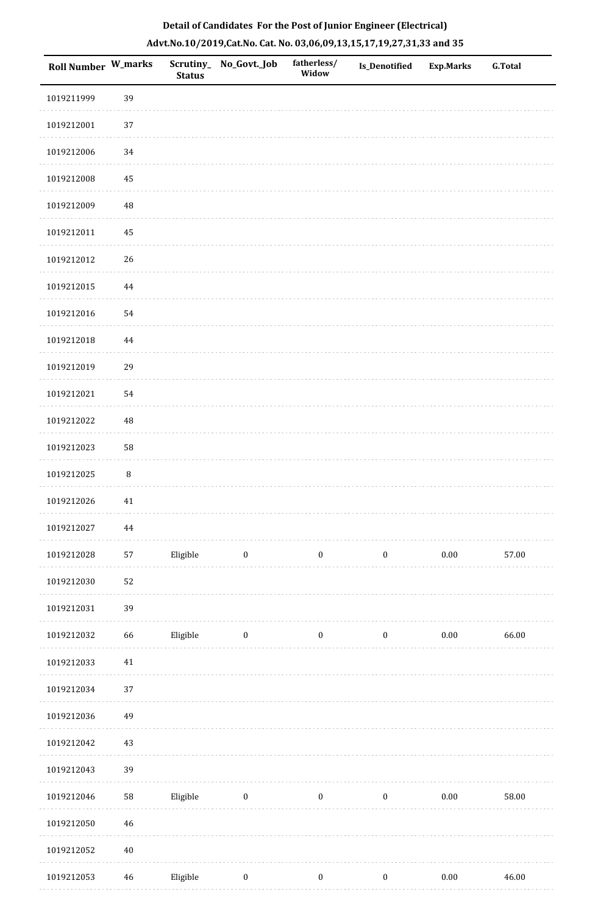## Detail of Candidates For the Post of Junior Engineer (Electrical)

## Advt.No.10/2019,Cat.No. Cat. No. 03,06,09,13,15,17,19,27,31,33 and 35

| Roll Number | W_marks | Scrutiny_ Status | No_Govt._Job | fatherless/ Widow | Is_Denotified | Exp.Marks | G.Total |
|---|---|---|---|---|---|---|---|
| 1019211999 | 39 | | | | | | |
| 1019212001 | 37 | | | | | | |
| 1019212006 | 34 | | | | | | |
| 1019212008 | 45 | | | | | | |
| 1019212009 | 48 | | | | | | |
| 1019212011 | 45 | | | | | | |
| 1019212012 | 26 | | | | | | |
| 1019212015 | 44 | | | | | | |
| 1019212016 | 54 | | | | | | |
| 1019212018 | 44 | | | | | | |
| 1019212019 | 29 | | | | | | |
| 1019212021 | 54 | | | | | | |
| 1019212022 | 48 | | | | | | |
| 1019212023 | 58 | | | | | | |
| 1019212025 | 8 | | | | | | |
| 1019212026 | 41 | | | | | | |
| 1019212027 | 44 | | | | | | |
| 1019212028 | 57 | Eligible | 0 | 0 | 0 | 0.00 | 57.00 |
| 1019212030 | 52 | | | | | | |
| 1019212031 | 39 | | | | | | |
| 1019212032 | 66 | Eligible | 0 | 0 | 0 | 0.00 | 66.00 |
| 1019212033 | 41 | | | | | | |
| 1019212034 | 37 | | | | | | |
| 1019212036 | 49 | | | | | | |
| 1019212042 | 43 | | | | | | |
| 1019212043 | 39 | | | | | | |
| 1019212046 | 58 | Eligible | 0 | 0 | 0 | 0.00 | 58.00 |
| 1019212050 | 46 | | | | | | |
| 1019212052 | 40 | | | | | | |
| 1019212053 | 46 | Eligible | 0 | 0 | 0 | 0.00 | 46.00 |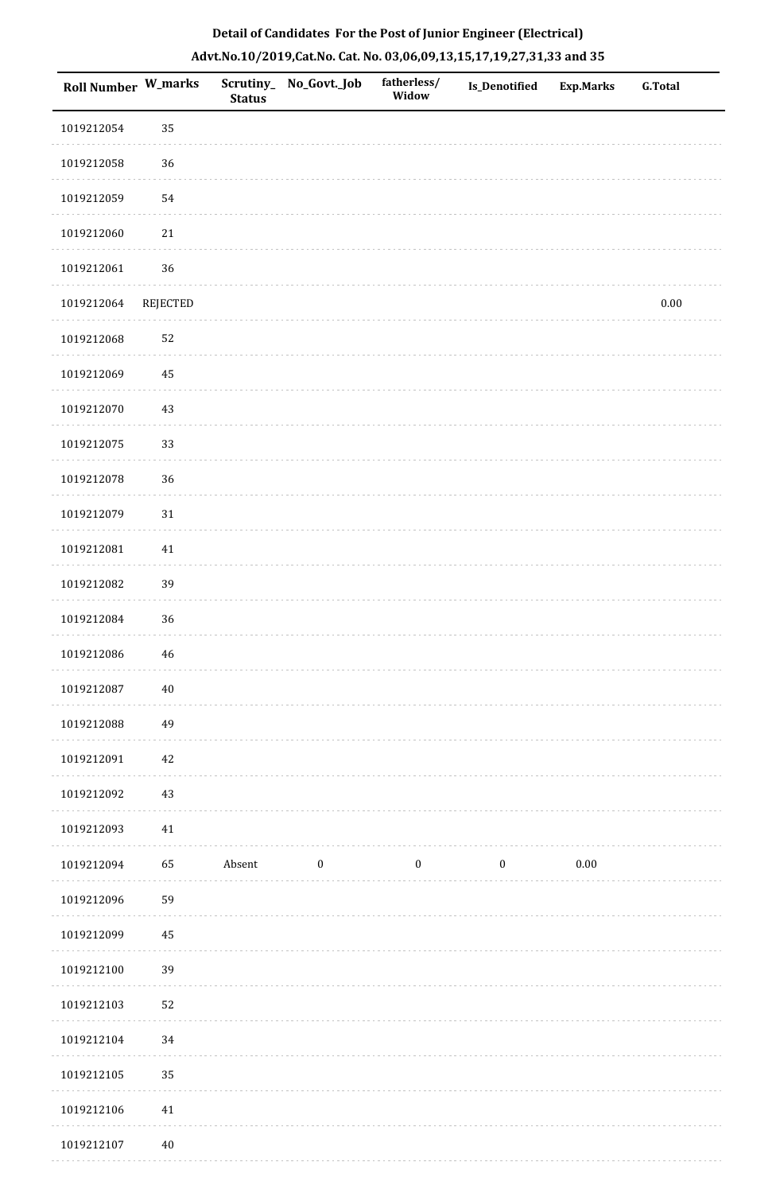**Detail of Candidates For the Post of Junior Engineer (Electrical)**

**Advt.No.10/2019,Cat.No. Cat. No. 03,06,09,13,15,17,19,27,31,33 and 35**

| Roll Number | W_marks | Scrutiny_Status | No_Govt._Job | fatherless/Widow | Is_Denotified | Exp.Marks | G.Total |
|---|---|---|---|---|---|---|---|
| 1019212054 | 35 | | | | | | |
| 1019212058 | 36 | | | | | | |
| 1019212059 | 54 | | | | | | |
| 1019212060 | 21 | | | | | | |
| 1019212061 | 36 | | | | | | |
| 1019212064 | REJECTED | | | | | | 0.00 |
| 1019212068 | 52 | | | | | | |
| 1019212069 | 45 | | | | | | |
| 1019212070 | 43 | | | | | | |
| 1019212075 | 33 | | | | | | |
| 1019212078 | 36 | | | | | | |
| 1019212079 | 31 | | | | | | |
| 1019212081 | 41 | | | | | | |
| 1019212082 | 39 | | | | | | |
| 1019212084 | 36 | | | | | | |
| 1019212086 | 46 | | | | | | |
| 1019212087 | 40 | | | | | | |
| 1019212088 | 49 | | | | | | |
| 1019212091 | 42 | | | | | | |
| 1019212092 | 43 | | | | | | |
| 1019212093 | 41 | | | | | | |
| 1019212094 | 65 | Absent | 0 | 0 | 0 | 0.00 | |
| 1019212096 | 59 | | | | | | |
| 1019212099 | 45 | | | | | | |
| 1019212100 | 39 | | | | | | |
| 1019212103 | 52 | | | | | | |
| 1019212104 | 34 | | | | | | |
| 1019212105 | 35 | | | | | | |
| 1019212106 | 41 | | | | | | |
| 1019212107 | 40 | | | | | | |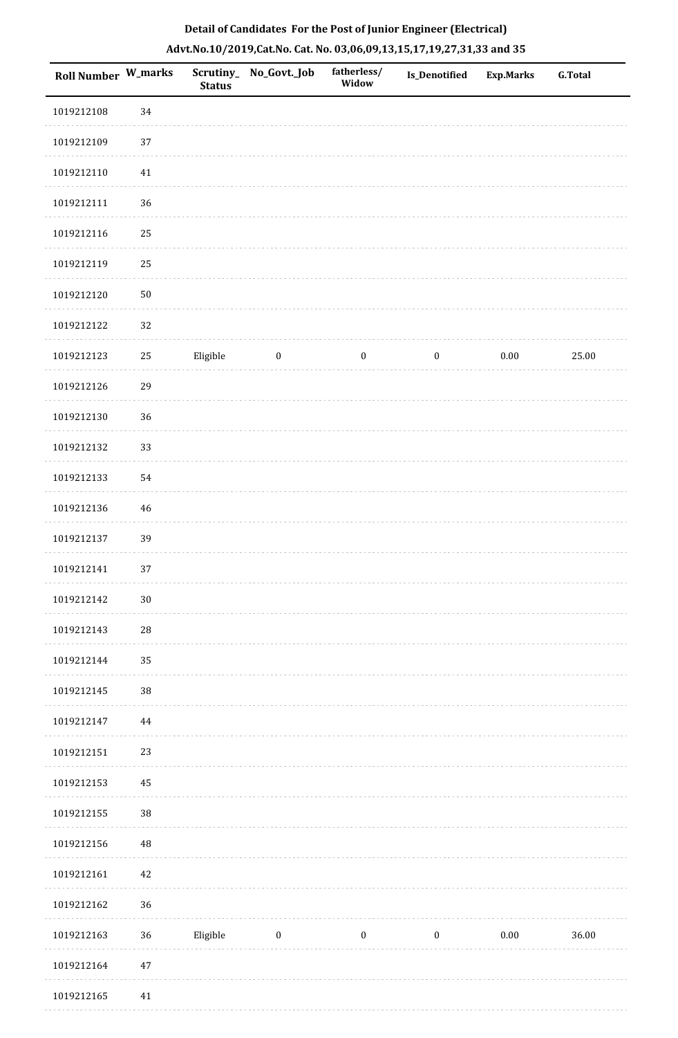## Detail of Candidates For the Post of Junior Engineer (Electrical)

### Advt.No.10/2019,Cat.No. Cat. No. 03,06,09,13,15,17,19,27,31,33 and 35

| Roll Number | W_marks | Scrutiny_ Status | No_Govt._Job | fatherless/ Widow | Is_Denotified | Exp.Marks | G.Total |
|---|---|---|---|---|---|---|---|
| 1019212108 | 34 | | | | | | |
| 1019212109 | 37 | | | | | | |
| 1019212110 | 41 | | | | | | |
| 1019212111 | 36 | | | | | | |
| 1019212116 | 25 | | | | | | |
| 1019212119 | 25 | | | | | | |
| 1019212120 | 50 | | | | | | |
| 1019212122 | 32 | | | | | | |
| 1019212123 | 25 | Eligible | 0 | 0 | 0 | 0.00 | 25.00 |
| 1019212126 | 29 | | | | | | |
| 1019212130 | 36 | | | | | | |
| 1019212132 | 33 | | | | | | |
| 1019212133 | 54 | | | | | | |
| 1019212136 | 46 | | | | | | |
| 1019212137 | 39 | | | | | | |
| 1019212141 | 37 | | | | | | |
| 1019212142 | 30 | | | | | | |
| 1019212143 | 28 | | | | | | |
| 1019212144 | 35 | | | | | | |
| 1019212145 | 38 | | | | | | |
| 1019212147 | 44 | | | | | | |
| 1019212151 | 23 | | | | | | |
| 1019212153 | 45 | | | | | | |
| 1019212155 | 38 | | | | | | |
| 1019212156 | 48 | | | | | | |
| 1019212161 | 42 | | | | | | |
| 1019212162 | 36 | | | | | | |
| 1019212163 | 36 | Eligible | 0 | 0 | 0 | 0.00 | 36.00 |
| 1019212164 | 47 | | | | | | |
| 1019212165 | 41 | | | | | | |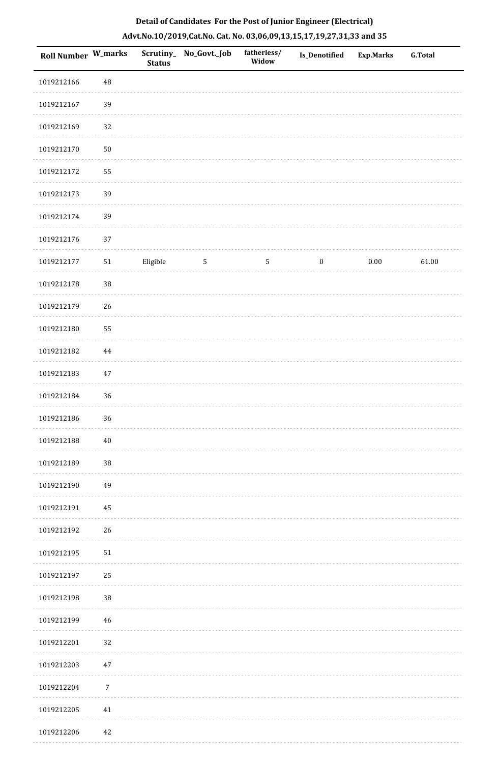**Detail of Candidates For the Post of Junior Engineer (Electrical)**

**Advt.No.10/2019,Cat.No. Cat. No. 03,06,09,13,15,17,19,27,31,33 and 35**

| Roll Number | W_marks | Scrutiny_Status | No_Govt._Job | fatherless/Widow | Is_Denotified | Exp.Marks | G.Total |
|---|---|---|---|---|---|---|---|
| 1019212166 | 48 | | | | | | |
| 1019212167 | 39 | | | | | | |
| 1019212169 | 32 | | | | | | |
| 1019212170 | 50 | | | | | | |
| 1019212172 | 55 | | | | | | |
| 1019212173 | 39 | | | | | | |
| 1019212174 | 39 | | | | | | |
| 1019212176 | 37 | | | | | | |
| 1019212177 | 51 | Eligible | 5 | 5 | 0 | 0.00 | 61.00 |
| 1019212178 | 38 | | | | | | |
| 1019212179 | 26 | | | | | | |
| 1019212180 | 55 | | | | | | |
| 1019212182 | 44 | | | | | | |
| 1019212183 | 47 | | | | | | |
| 1019212184 | 36 | | | | | | |
| 1019212186 | 36 | | | | | | |
| 1019212188 | 40 | | | | | | |
| 1019212189 | 38 | | | | | | |
| 1019212190 | 49 | | | | | | |
| 1019212191 | 45 | | | | | | |
| 1019212192 | 26 | | | | | | |
| 1019212195 | 51 | | | | | | |
| 1019212197 | 25 | | | | | | |
| 1019212198 | 38 | | | | | | |
| 1019212199 | 46 | | | | | | |
| 1019212201 | 32 | | | | | | |
| 1019212203 | 47 | | | | | | |
| 1019212204 | 7 | | | | | | |
| 1019212205 | 41 | | | | | | |
| 1019212206 | 42 | | | | | | |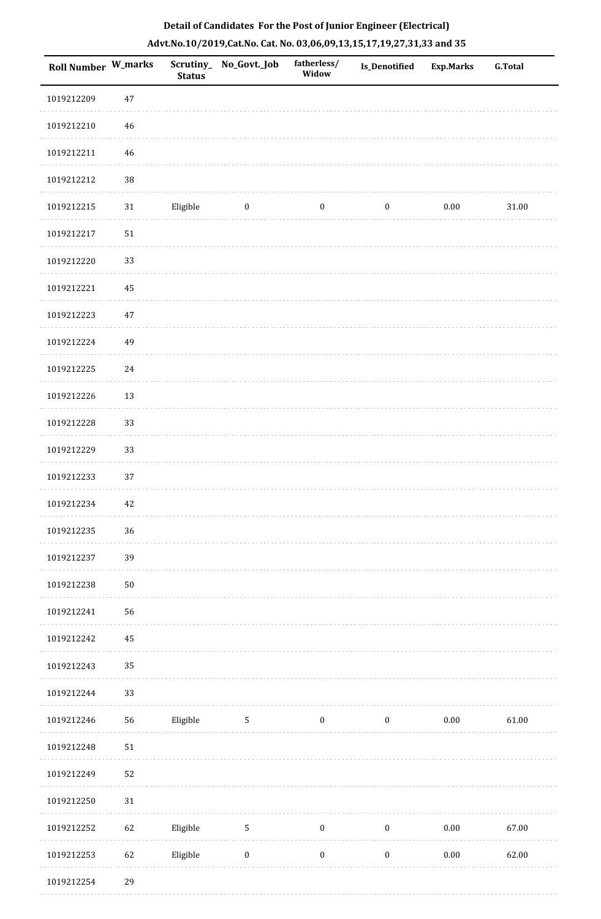**Detail of Candidates For the Post of Junior Engineer (Electrical)**

**Advt.No.10/2019,Cat.No. Cat. No. 03,06,09,13,15,17,19,27,31,33 and 35**

| Roll Number | W_marks | Scrutiny_Status | No_Govt._Job | fatherless/Widow | Is_Denotified | Exp.Marks | G.Total |
|---|---|---|---|---|---|---|---|
| 1019212209 | 47 | | | | | | |
| 1019212210 | 46 | | | | | | |
| 1019212211 | 46 | | | | | | |
| 1019212212 | 38 | | | | | | |
| 1019212215 | 31 | Eligible | 0 | 0 | 0 | 0.00 | 31.00 |
| 1019212217 | 51 | | | | | | |
| 1019212220 | 33 | | | | | | |
| 1019212221 | 45 | | | | | | |
| 1019212223 | 47 | | | | | | |
| 1019212224 | 49 | | | | | | |
| 1019212225 | 24 | | | | | | |
| 1019212226 | 13 | | | | | | |
| 1019212228 | 33 | | | | | | |
| 1019212229 | 33 | | | | | | |
| 1019212233 | 37 | | | | | | |
| 1019212234 | 42 | | | | | | |
| 1019212235 | 36 | | | | | | |
| 1019212237 | 39 | | | | | | |
| 1019212238 | 50 | | | | | | |
| 1019212241 | 56 | | | | | | |
| 1019212242 | 45 | | | | | | |
| 1019212243 | 35 | | | | | | |
| 1019212244 | 33 | | | | | | |
| 1019212246 | 56 | Eligible | 5 | 0 | 0 | 0.00 | 61.00 |
| 1019212248 | 51 | | | | | | |
| 1019212249 | 52 | | | | | | |
| 1019212250 | 31 | | | | | | |
| 1019212252 | 62 | Eligible | 5 | 0 | 0 | 0.00 | 67.00 |
| 1019212253 | 62 | Eligible | 0 | 0 | 0 | 0.00 | 62.00 |
| 1019212254 | 29 | | | | | | |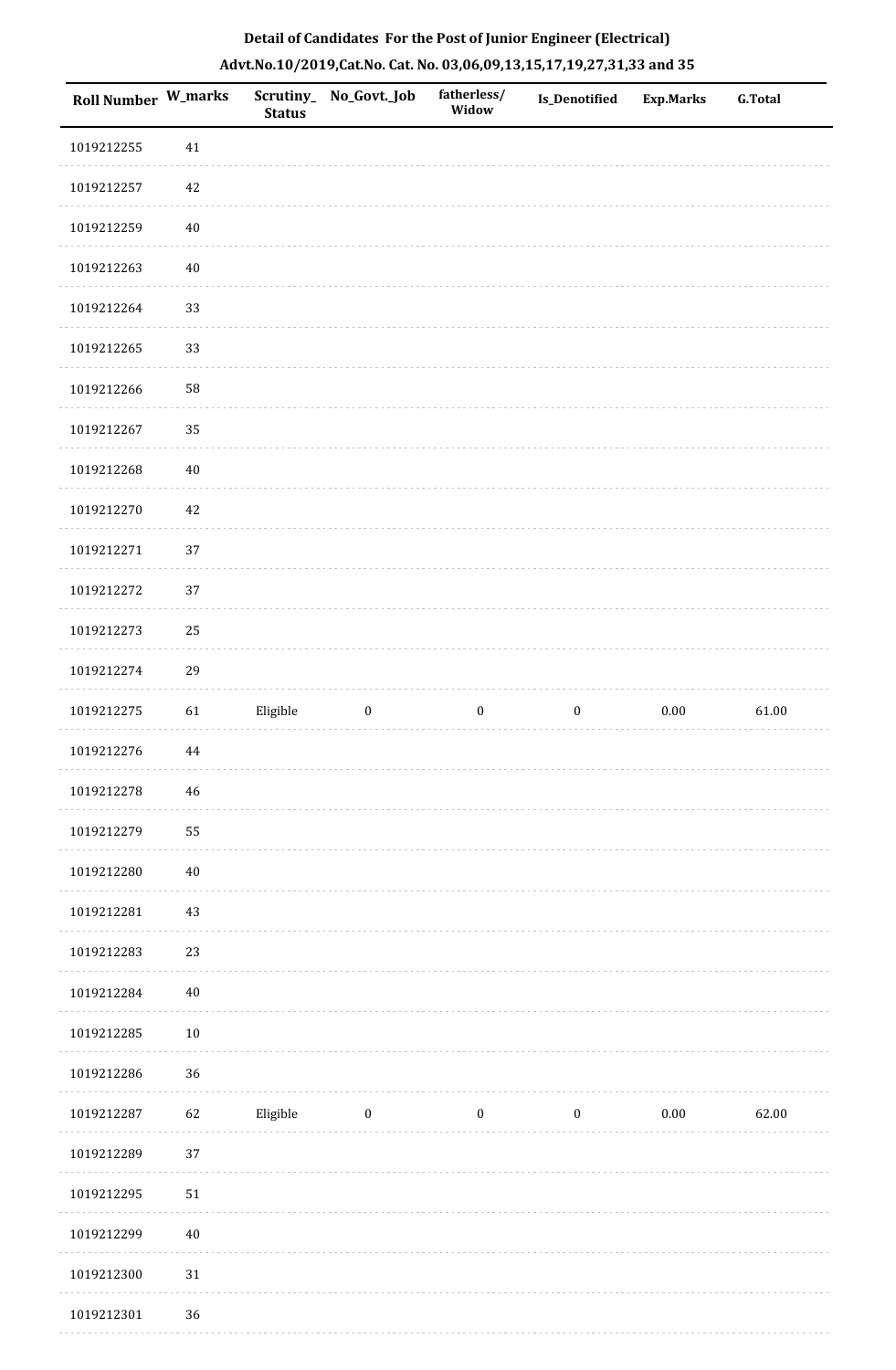**Detail of Candidates For the Post of Junior Engineer (Electrical)**

**Advt.No.10/2019,Cat.No. Cat. No. 03,06,09,13,15,17,19,27,31,33 and 35**

| Roll Number | W_marks | Scrutiny_ Status | No_Govt._Job | fatherless/ Widow | Is_Denotified | Exp.Marks | G.Total |
|---|---|---|---|---|---|---|---|
| 1019212255 | 41 | | | | | | |
| 1019212257 | 42 | | | | | | |
| 1019212259 | 40 | | | | | | |
| 1019212263 | 40 | | | | | | |
| 1019212264 | 33 | | | | | | |
| 1019212265 | 33 | | | | | | |
| 1019212266 | 58 | | | | | | |
| 1019212267 | 35 | | | | | | |
| 1019212268 | 40 | | | | | | |
| 1019212270 | 42 | | | | | | |
| 1019212271 | 37 | | | | | | |
| 1019212272 | 37 | | | | | | |
| 1019212273 | 25 | | | | | | |
| 1019212274 | 29 | | | | | | |
| 1019212275 | 61 | Eligible | 0 | 0 | 0 | 0.00 | 61.00 |
| 1019212276 | 44 | | | | | | |
| 1019212278 | 46 | | | | | | |
| 1019212279 | 55 | | | | | | |
| 1019212280 | 40 | | | | | | |
| 1019212281 | 43 | | | | | | |
| 1019212283 | 23 | | | | | | |
| 1019212284 | 40 | | | | | | |
| 1019212285 | 10 | | | | | | |
| 1019212286 | 36 | | | | | | |
| 1019212287 | 62 | Eligible | 0 | 0 | 0 | 0.00 | 62.00 |
| 1019212289 | 37 | | | | | | |
| 1019212295 | 51 | | | | | | |
| 1019212299 | 40 | | | | | | |
| 1019212300 | 31 | | | | | | |
| 1019212301 | 36 | | | | | | |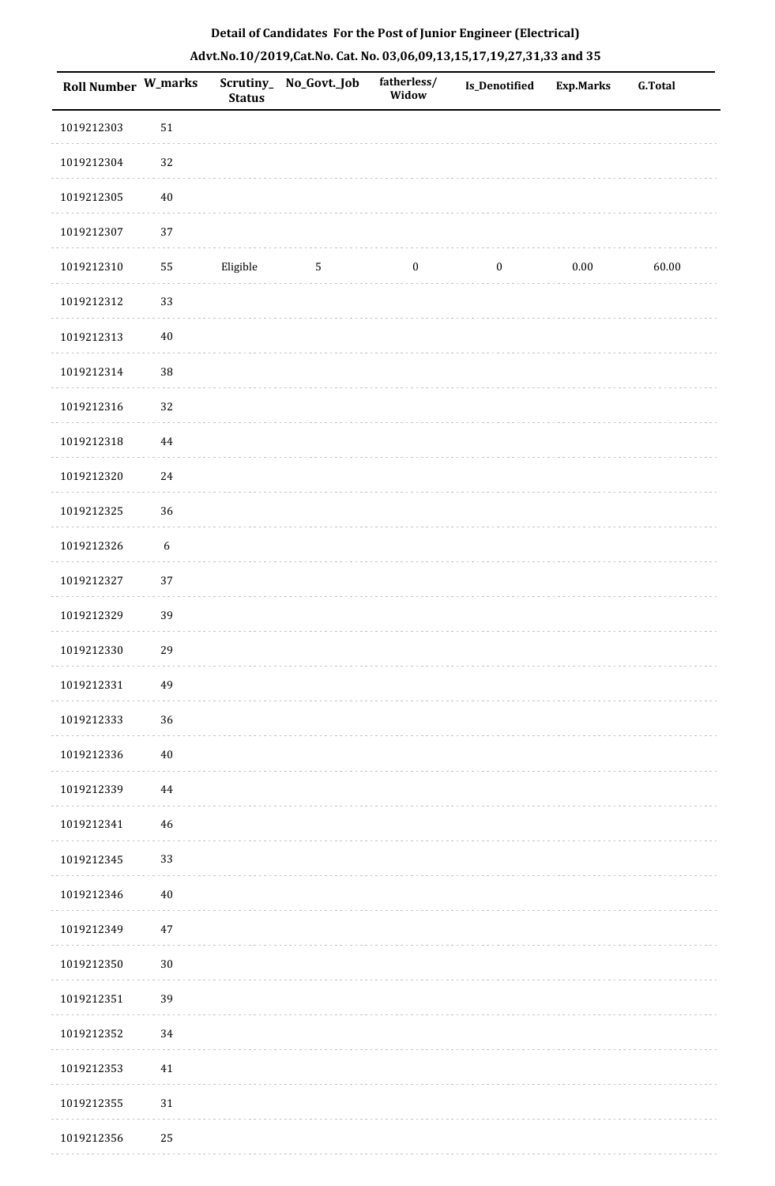**Detail of Candidates For the Post of Junior Engineer (Electrical)**

**Advt.No.10/2019,Cat.No. Cat. No. 03,06,09,13,15,17,19,27,31,33 and 35**

| Roll Number | W_marks | Scrutiny_Status | No_Govt._Job | fatherless/Widow | Is_Denotified | Exp.Marks | G.Total |
|---|---|---|---|---|---|---|---|
| 1019212303 | 51 | | | | | | |
| 1019212304 | 32 | | | | | | |
| 1019212305 | 40 | | | | | | |
| 1019212307 | 37 | | | | | | |
| 1019212310 | 55 | Eligible | 5 | 0 | 0 | 0.00 | 60.00 |
| 1019212312 | 33 | | | | | | |
| 1019212313 | 40 | | | | | | |
| 1019212314 | 38 | | | | | | |
| 1019212316 | 32 | | | | | | |
| 1019212318 | 44 | | | | | | |
| 1019212320 | 24 | | | | | | |
| 1019212325 | 36 | | | | | | |
| 1019212326 | 6 | | | | | | |
| 1019212327 | 37 | | | | | | |
| 1019212329 | 39 | | | | | | |
| 1019212330 | 29 | | | | | | |
| 1019212331 | 49 | | | | | | |
| 1019212333 | 36 | | | | | | |
| 1019212336 | 40 | | | | | | |
| 1019212339 | 44 | | | | | | |
| 1019212341 | 46 | | | | | | |
| 1019212345 | 33 | | | | | | |
| 1019212346 | 40 | | | | | | |
| 1019212349 | 47 | | | | | | |
| 1019212350 | 30 | | | | | | |
| 1019212351 | 39 | | | | | | |
| 1019212352 | 34 | | | | | | |
| 1019212353 | 41 | | | | | | |
| 1019212355 | 31 | | | | | | |
| 1019212356 | 25 | | | | | | |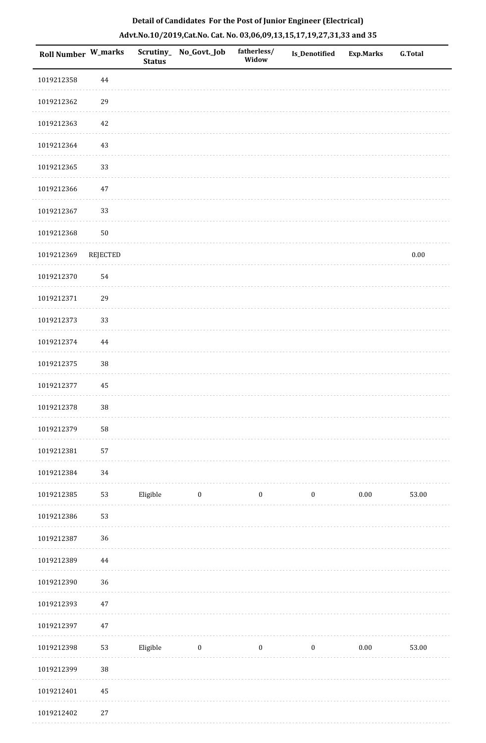## Detail of Candidates For the Post of Junior Engineer (Electrical)

## Advt.No.10/2019,Cat.No. Cat. No. 03,06,09,13,15,17,19,27,31,33 and 35

| Roll Number | W_marks | Scrutiny_ Status | No_Govt._Job | fatherless/ Widow | Is_Denotified | Exp.Marks | G.Total |
|---|---|---|---|---|---|---|---|
| 1019212358 | 44 | | | | | | |
| 1019212362 | 29 | | | | | | |
| 1019212363 | 42 | | | | | | |
| 1019212364 | 43 | | | | | | |
| 1019212365 | 33 | | | | | | |
| 1019212366 | 47 | | | | | | |
| 1019212367 | 33 | | | | | | |
| 1019212368 | 50 | | | | | | |
| 1019212369 | REJECTED | | | | | | 0.00 |
| 1019212370 | 54 | | | | | | |
| 1019212371 | 29 | | | | | | |
| 1019212373 | 33 | | | | | | |
| 1019212374 | 44 | | | | | | |
| 1019212375 | 38 | | | | | | |
| 1019212377 | 45 | | | | | | |
| 1019212378 | 38 | | | | | | |
| 1019212379 | 58 | | | | | | |
| 1019212381 | 57 | | | | | | |
| 1019212384 | 34 | | | | | | |
| 1019212385 | 53 | Eligible | 0 | 0 | 0 | 0.00 | 53.00 |
| 1019212386 | 53 | | | | | | |
| 1019212387 | 36 | | | | | | |
| 1019212389 | 44 | | | | | | |
| 1019212390 | 36 | | | | | | |
| 1019212393 | 47 | | | | | | |
| 1019212397 | 47 | | | | | | |
| 1019212398 | 53 | Eligible | 0 | 0 | 0 | 0.00 | 53.00 |
| 1019212399 | 38 | | | | | | |
| 1019212401 | 45 | | | | | | |
| 1019212402 | 27 | | | | | | |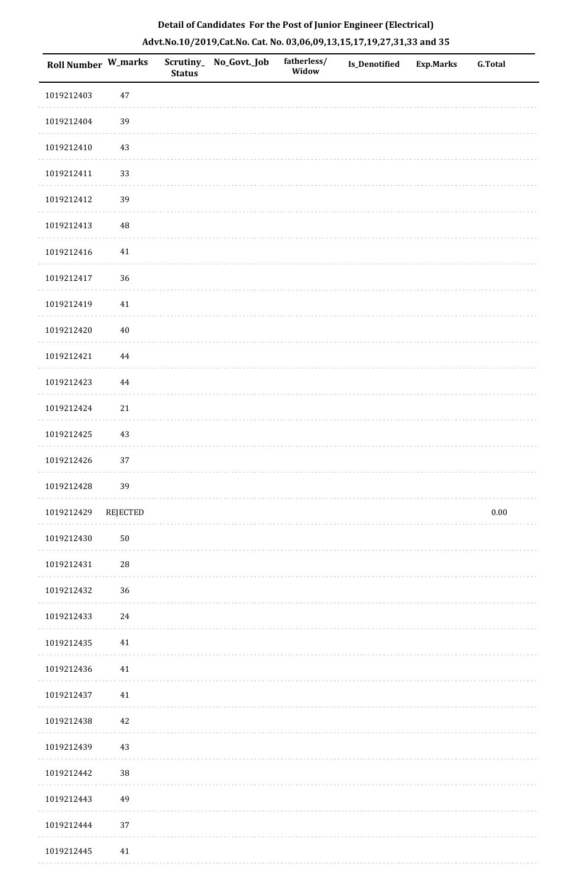**Detail of Candidates For the Post of Junior Engineer (Electrical)**

**Advt.No.10/2019,Cat.No. Cat. No. 03,06,09,13,15,17,19,27,31,33 and 35**

| Roll Number | W_marks | Scrutiny_ Status | No_Govt._Job | fatherless/ Widow | Is_Denotified | Exp.Marks | G.Total |
|---|---|---|---|---|---|---|---|
| 1019212403 | 47 | | | | | | |
| 1019212404 | 39 | | | | | | |
| 1019212410 | 43 | | | | | | |
| 1019212411 | 33 | | | | | | |
| 1019212412 | 39 | | | | | | |
| 1019212413 | 48 | | | | | | |
| 1019212416 | 41 | | | | | | |
| 1019212417 | 36 | | | | | | |
| 1019212419 | 41 | | | | | | |
| 1019212420 | 40 | | | | | | |
| 1019212421 | 44 | | | | | | |
| 1019212423 | 44 | | | | | | |
| 1019212424 | 21 | | | | | | |
| 1019212425 | 43 | | | | | | |
| 1019212426 | 37 | | | | | | |
| 1019212428 | 39 | | | | | | |
| 1019212429 | REJECTED | | | | | | 0.00 |
| 1019212430 | 50 | | | | | | |
| 1019212431 | 28 | | | | | | |
| 1019212432 | 36 | | | | | | |
| 1019212433 | 24 | | | | | | |
| 1019212435 | 41 | | | | | | |
| 1019212436 | 41 | | | | | | |
| 1019212437 | 41 | | | | | | |
| 1019212438 | 42 | | | | | | |
| 1019212439 | 43 | | | | | | |
| 1019212442 | 38 | | | | | | |
| 1019212443 | 49 | | | | | | |
| 1019212444 | 37 | | | | | | |
| 1019212445 | 41 | | | | | | |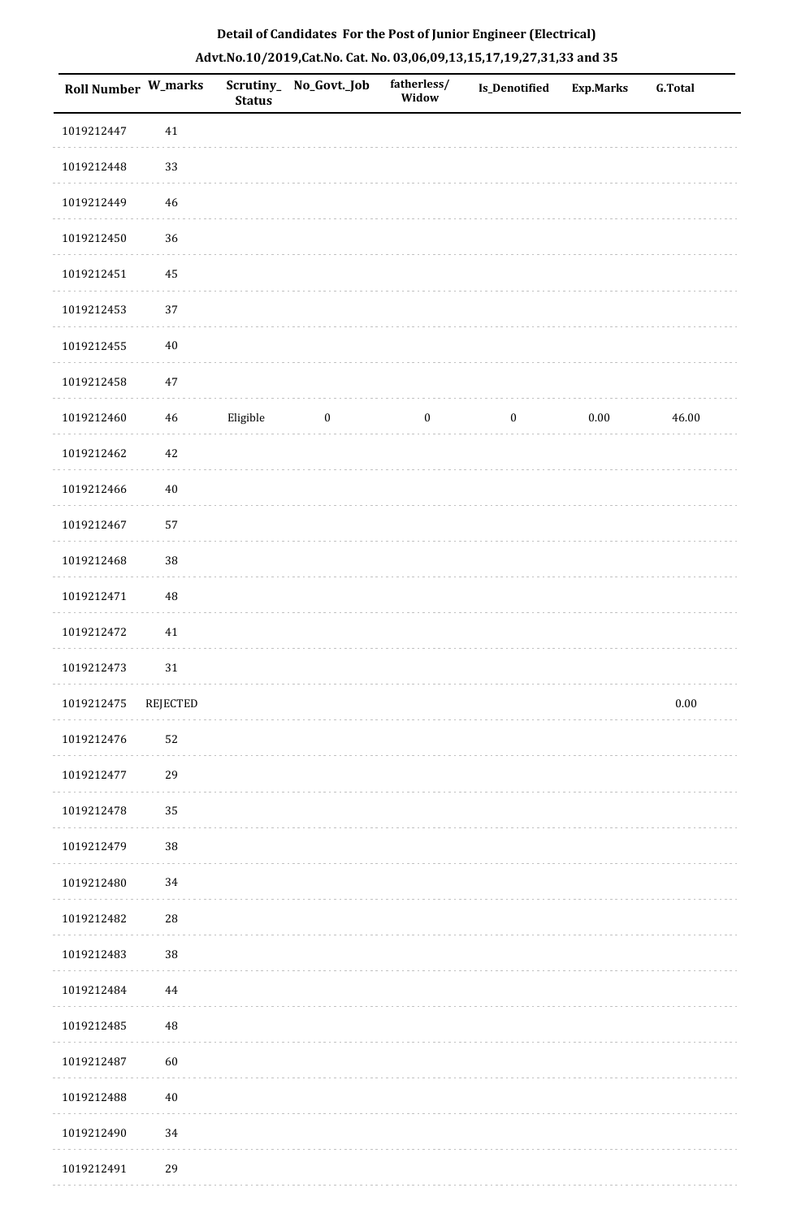**Detail of Candidates For the Post of Junior Engineer (Electrical)**

**Advt.No.10/2019,Cat.No. Cat. No. 03,06,09,13,15,17,19,27,31,33 and 35**

| Roll Number | W_marks | Scrutiny_ Status | No_Govt._Job | fatherless/ Widow | Is_Denotified | Exp.Marks | G.Total |
|---|---|---|---|---|---|---|---|
| 1019212447 | 41 | | | | | | |
| 1019212448 | 33 | | | | | | |
| 1019212449 | 46 | | | | | | |
| 1019212450 | 36 | | | | | | |
| 1019212451 | 45 | | | | | | |
| 1019212453 | 37 | | | | | | |
| 1019212455 | 40 | | | | | | |
| 1019212458 | 47 | | | | | | |
| 1019212460 | 46 | Eligible | 0 | 0 | 0 | 0.00 | 46.00 |
| 1019212462 | 42 | | | | | | |
| 1019212466 | 40 | | | | | | |
| 1019212467 | 57 | | | | | | |
| 1019212468 | 38 | | | | | | |
| 1019212471 | 48 | | | | | | |
| 1019212472 | 41 | | | | | | |
| 1019212473 | 31 | | | | | | |
| 1019212475 | REJECTED | | | | | | 0.00 |
| 1019212476 | 52 | | | | | | |
| 1019212477 | 29 | | | | | | |
| 1019212478 | 35 | | | | | | |
| 1019212479 | 38 | | | | | | |
| 1019212480 | 34 | | | | | | |
| 1019212482 | 28 | | | | | | |
| 1019212483 | 38 | | | | | | |
| 1019212484 | 44 | | | | | | |
| 1019212485 | 48 | | | | | | |
| 1019212487 | 60 | | | | | | |
| 1019212488 | 40 | | | | | | |
| 1019212490 | 34 | | | | | | |
| 1019212491 | 29 | | | | | | |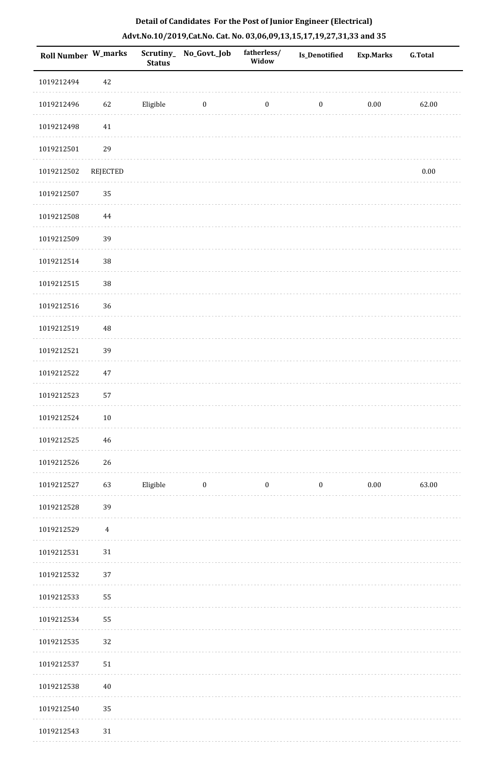# Detail of Candidates For the Post of Junior Engineer (Electrical)

## Advt.No.10/2019,Cat.No. Cat. No. 03,06,09,13,15,17,19,27,31,33 and 35

| Roll Number | W_marks | Scrutiny_Status | No_Govt._Job | fatherless/Widow | Is_Denotified | Exp.Marks | G.Total |
|---|---|---|---|---|---|---|---|
| 1019212494 | 42 | | | | | | |
| 1019212496 | 62 | Eligible | 0 | 0 | 0 | 0.00 | 62.00 |
| 1019212498 | 41 | | | | | | |
| 1019212501 | 29 | | | | | | |
| 1019212502 | REJECTED | | | | | | 0.00 |
| 1019212507 | 35 | | | | | | |
| 1019212508 | 44 | | | | | | |
| 1019212509 | 39 | | | | | | |
| 1019212514 | 38 | | | | | | |
| 1019212515 | 38 | | | | | | |
| 1019212516 | 36 | | | | | | |
| 1019212519 | 48 | | | | | | |
| 1019212521 | 39 | | | | | | |
| 1019212522 | 47 | | | | | | |
| 1019212523 | 57 | | | | | | |
| 1019212524 | 10 | | | | | | |
| 1019212525 | 46 | | | | | | |
| 1019212526 | 26 | | | | | | |
| 1019212527 | 63 | Eligible | 0 | 0 | 0 | 0.00 | 63.00 |
| 1019212528 | 39 | | | | | | |
| 1019212529 | 4 | | | | | | |
| 1019212531 | 31 | | | | | | |
| 1019212532 | 37 | | | | | | |
| 1019212533 | 55 | | | | | | |
| 1019212534 | 55 | | | | | | |
| 1019212535 | 32 | | | | | | |
| 1019212537 | 51 | | | | | | |
| 1019212538 | 40 | | | | | | |
| 1019212540 | 35 | | | | | | |
| 1019212543 | 31 | | | | | | |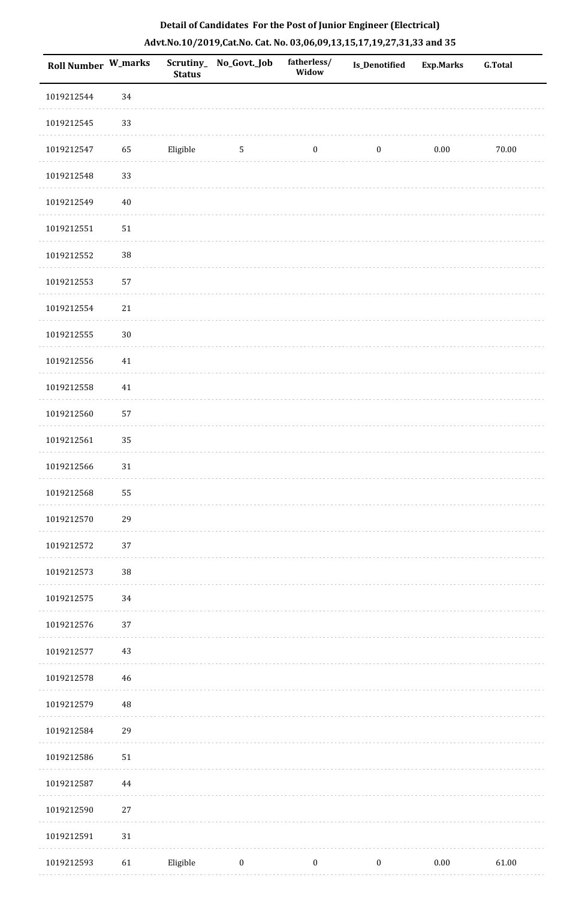**Detail of Candidates For the Post of Junior Engineer (Electrical)**

**Advt.No.10/2019,Cat.No. Cat. No. 03,06,09,13,15,17,19,27,31,33 and 35**

| Roll Number | W_marks | Scrutiny_Status | No_Govt._Job | fatherless/Widow | Is_Denotified | Exp.Marks | G.Total |
|---|---|---|---|---|---|---|---|
| 1019212544 | 34 | | | | | | |
| 1019212545 | 33 | | | | | | |
| 1019212547 | 65 | Eligible | 5 | 0 | 0 | 0.00 | 70.00 |
| 1019212548 | 33 | | | | | | |
| 1019212549 | 40 | | | | | | |
| 1019212551 | 51 | | | | | | |
| 1019212552 | 38 | | | | | | |
| 1019212553 | 57 | | | | | | |
| 1019212554 | 21 | | | | | | |
| 1019212555 | 30 | | | | | | |
| 1019212556 | 41 | | | | | | |
| 1019212558 | 41 | | | | | | |
| 1019212560 | 57 | | | | | | |
| 1019212561 | 35 | | | | | | |
| 1019212566 | 31 | | | | | | |
| 1019212568 | 55 | | | | | | |
| 1019212570 | 29 | | | | | | |
| 1019212572 | 37 | | | | | | |
| 1019212573 | 38 | | | | | | |
| 1019212575 | 34 | | | | | | |
| 1019212576 | 37 | | | | | | |
| 1019212577 | 43 | | | | | | |
| 1019212578 | 46 | | | | | | |
| 1019212579 | 48 | | | | | | |
| 1019212584 | 29 | | | | | | |
| 1019212586 | 51 | | | | | | |
| 1019212587 | 44 | | | | | | |
| 1019212590 | 27 | | | | | | |
| 1019212591 | 31 | | | | | | |
| 1019212593 | 61 | Eligible | 0 | 0 | 0 | 0.00 | 61.00 |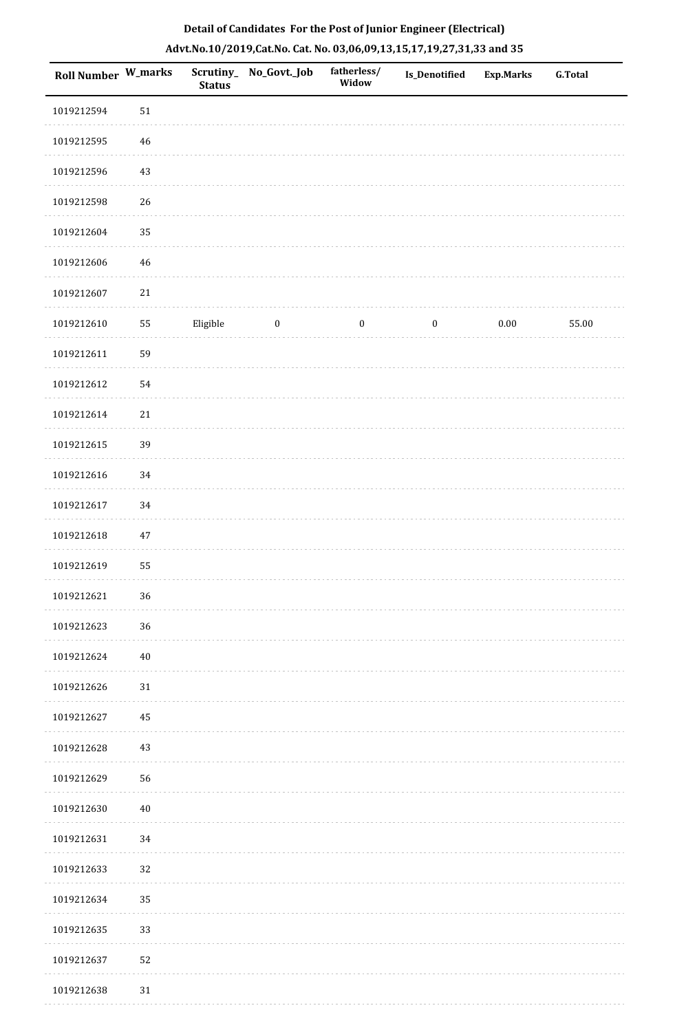**Detail of Candidates For the Post of Junior Engineer (Electrical)**

**Advt.No.10/2019,Cat.No. Cat. No. 03,06,09,13,15,17,19,27,31,33 and 35**

| Roll Number | W_marks | Scrutiny_Status | No_Govt._Job | fatherless/Widow | Is_Denotified | Exp.Marks | G.Total |
|---|---|---|---|---|---|---|---|
| 1019212594 | 51 | | | | | | |
| 1019212595 | 46 | | | | | | |
| 1019212596 | 43 | | | | | | |
| 1019212598 | 26 | | | | | | |
| 1019212604 | 35 | | | | | | |
| 1019212606 | 46 | | | | | | |
| 1019212607 | 21 | | | | | | |
| 1019212610 | 55 | Eligible | 0 | 0 | 0 | 0.00 | 55.00 |
| 1019212611 | 59 | | | | | | |
| 1019212612 | 54 | | | | | | |
| 1019212614 | 21 | | | | | | |
| 1019212615 | 39 | | | | | | |
| 1019212616 | 34 | | | | | | |
| 1019212617 | 34 | | | | | | |
| 1019212618 | 47 | | | | | | |
| 1019212619 | 55 | | | | | | |
| 1019212621 | 36 | | | | | | |
| 1019212623 | 36 | | | | | | |
| 1019212624 | 40 | | | | | | |
| 1019212626 | 31 | | | | | | |
| 1019212627 | 45 | | | | | | |
| 1019212628 | 43 | | | | | | |
| 1019212629 | 56 | | | | | | |
| 1019212630 | 40 | | | | | | |
| 1019212631 | 34 | | | | | | |
| 1019212633 | 32 | | | | | | |
| 1019212634 | 35 | | | | | | |
| 1019212635 | 33 | | | | | | |
| 1019212637 | 52 | | | | | | |
| 1019212638 | 31 | | | | | | |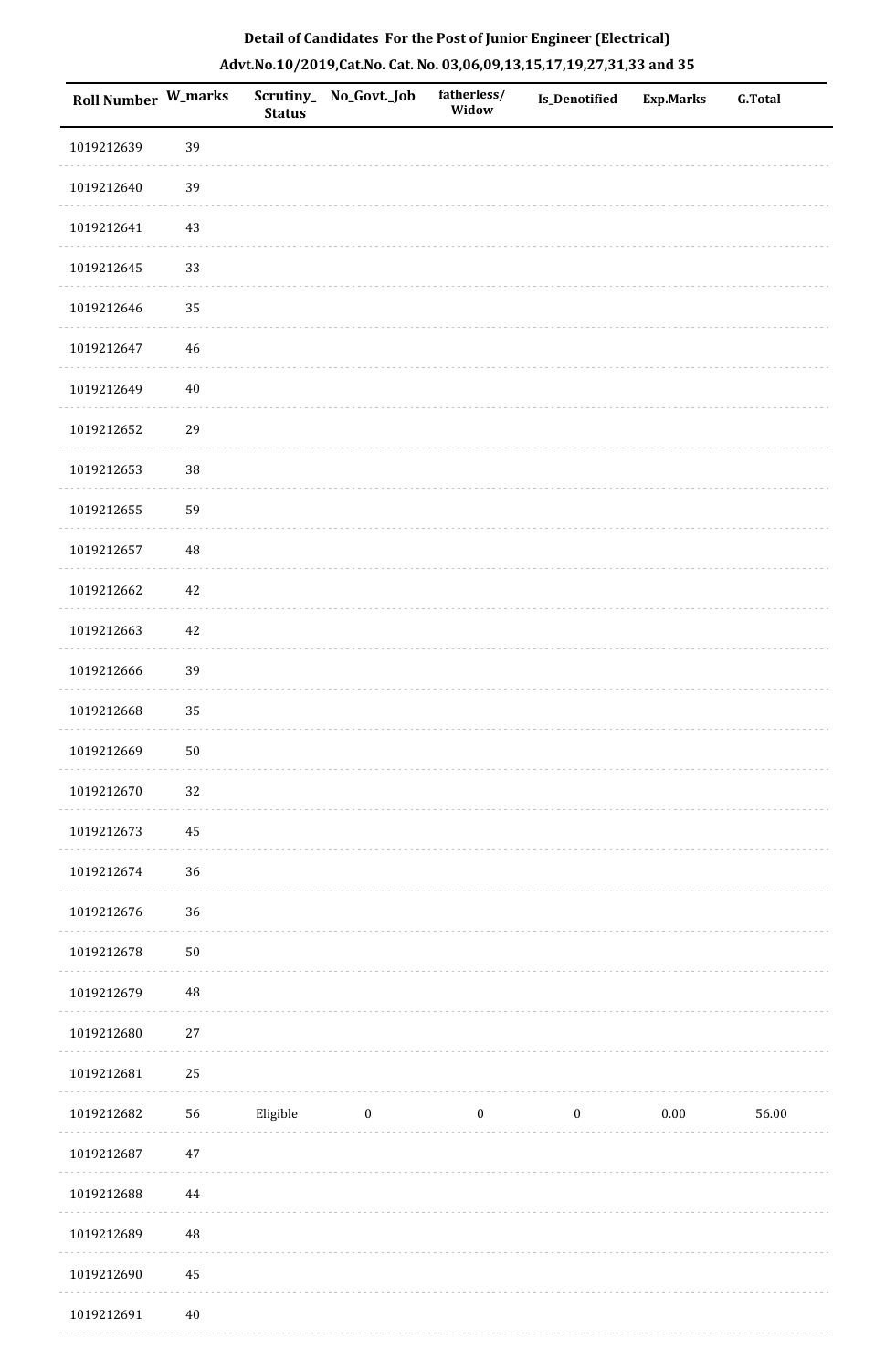**Detail of Candidates For the Post of Junior Engineer (Electrical)**

**Advt.No.10/2019,Cat.No. Cat. No. 03,06,09,13,15,17,19,27,31,33 and 35**

| Roll Number | W_marks | Scrutiny_Status | No_Govt._Job | fatherless/Widow | Is_Denotified | Exp.Marks | G.Total |
|---|---|---|---|---|---|---|---|
| 1019212639 | 39 | | | | | | |
| 1019212640 | 39 | | | | | | |
| 1019212641 | 43 | | | | | | |
| 1019212645 | 33 | | | | | | |
| 1019212646 | 35 | | | | | | |
| 1019212647 | 46 | | | | | | |
| 1019212649 | 40 | | | | | | |
| 1019212652 | 29 | | | | | | |
| 1019212653 | 38 | | | | | | |
| 1019212655 | 59 | | | | | | |
| 1019212657 | 48 | | | | | | |
| 1019212662 | 42 | | | | | | |
| 1019212663 | 42 | | | | | | |
| 1019212666 | 39 | | | | | | |
| 1019212668 | 35 | | | | | | |
| 1019212669 | 50 | | | | | | |
| 1019212670 | 32 | | | | | | |
| 1019212673 | 45 | | | | | | |
| 1019212674 | 36 | | | | | | |
| 1019212676 | 36 | | | | | | |
| 1019212678 | 50 | | | | | | |
| 1019212679 | 48 | | | | | | |
| 1019212680 | 27 | | | | | | |
| 1019212681 | 25 | | | | | | |
| 1019212682 | 56 | Eligible | 0 | 0 | 0 | 0.00 | 56.00 |
| 1019212687 | 47 | | | | | | |
| 1019212688 | 44 | | | | | | |
| 1019212689 | 48 | | | | | | |
| 1019212690 | 45 | | | | | | |
| 1019212691 | 40 | | | | | | |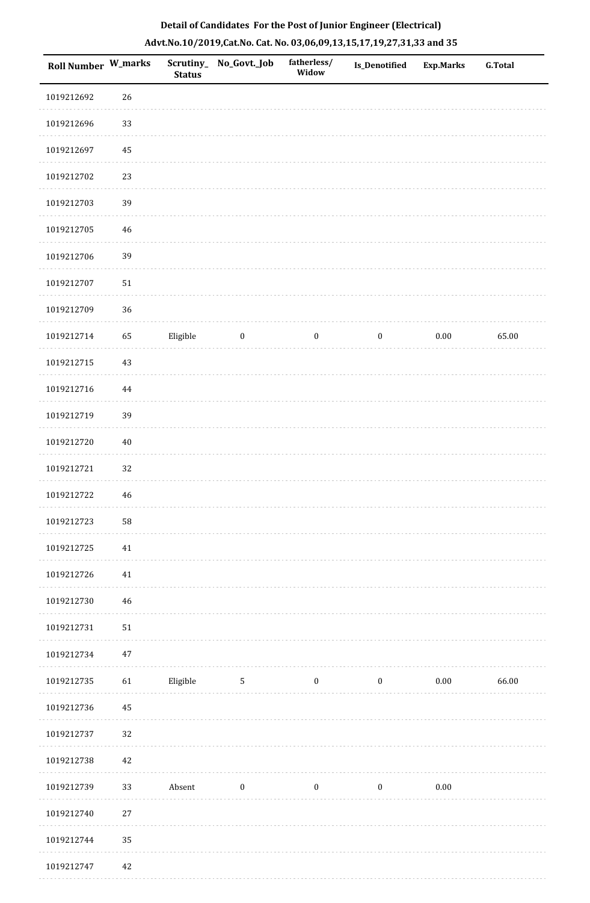**Detail of Candidates For the Post of Junior Engineer (Electrical)**

**Advt.No.10/2019,Cat.No. Cat. No. 03,06,09,13,15,17,19,27,31,33 and 35**

| Roll Number | W_marks | Scrutiny_Status | No_Govt._Job | fatherless/Widow | Is_Denotified | Exp.Marks | G.Total |
|---|---|---|---|---|---|---|---|
| 1019212692 | 26 | | | | | | |
| 1019212696 | 33 | | | | | | |
| 1019212697 | 45 | | | | | | |
| 1019212702 | 23 | | | | | | |
| 1019212703 | 39 | | | | | | |
| 1019212705 | 46 | | | | | | |
| 1019212706 | 39 | | | | | | |
| 1019212707 | 51 | | | | | | |
| 1019212709 | 36 | | | | | | |
| 1019212714 | 65 | Eligible | 0 | 0 | 0 | 0.00 | 65.00 |
| 1019212715 | 43 | | | | | | |
| 1019212716 | 44 | | | | | | |
| 1019212719 | 39 | | | | | | |
| 1019212720 | 40 | | | | | | |
| 1019212721 | 32 | | | | | | |
| 1019212722 | 46 | | | | | | |
| 1019212723 | 58 | | | | | | |
| 1019212725 | 41 | | | | | | |
| 1019212726 | 41 | | | | | | |
| 1019212730 | 46 | | | | | | |
| 1019212731 | 51 | | | | | | |
| 1019212734 | 47 | | | | | | |
| 1019212735 | 61 | Eligible | 5 | 0 | 0 | 0.00 | 66.00 |
| 1019212736 | 45 | | | | | | |
| 1019212737 | 32 | | | | | | |
| 1019212738 | 42 | | | | | | |
| 1019212739 | 33 | Absent | 0 | 0 | 0 | 0.00 | |
| 1019212740 | 27 | | | | | | |
| 1019212744 | 35 | | | | | | |
| 1019212747 | 42 | | | | | | |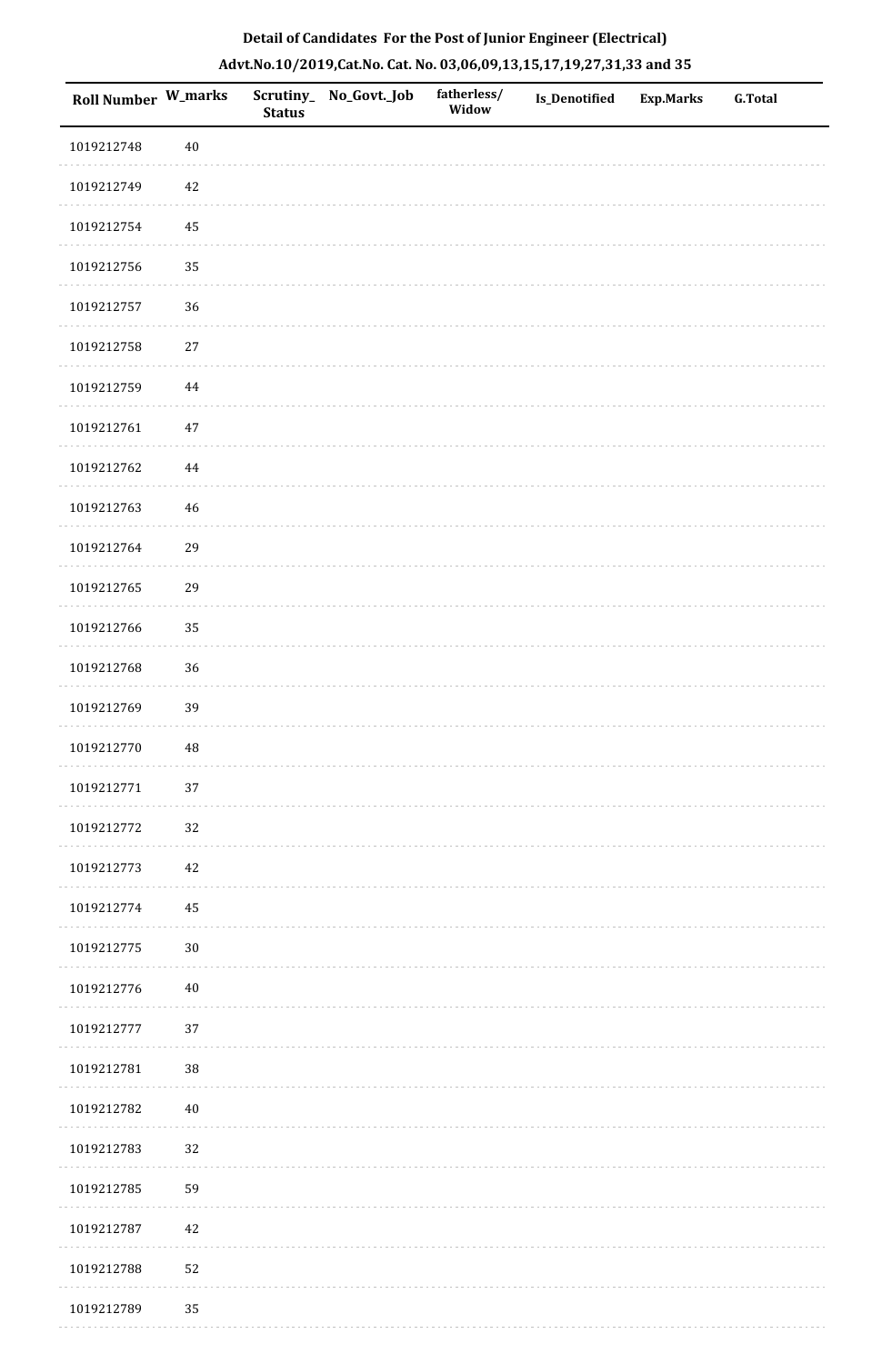# Detail of Candidates For the Post of Junior Engineer (Electrical)

## Advt.No.10/2019,Cat.No. Cat. No. 03,06,09,13,15,17,19,27,31,33 and 35

| Roll Number | W_marks | Scrutiny_Status | No_Govt._Job | fatherless/Widow | Is_Denotified | Exp.Marks | G.Total |
|---|---|---|---|---|---|---|---|
| 1019212748 | 40 | | | | | | |
| 1019212749 | 42 | | | | | | |
| 1019212754 | 45 | | | | | | |
| 1019212756 | 35 | | | | | | |
| 1019212757 | 36 | | | | | | |
| 1019212758 | 27 | | | | | | |
| 1019212759 | 44 | | | | | | |
| 1019212761 | 47 | | | | | | |
| 1019212762 | 44 | | | | | | |
| 1019212763 | 46 | | | | | | |
| 1019212764 | 29 | | | | | | |
| 1019212765 | 29 | | | | | | |
| 1019212766 | 35 | | | | | | |
| 1019212768 | 36 | | | | | | |
| 1019212769 | 39 | | | | | | |
| 1019212770 | 48 | | | | | | |
| 1019212771 | 37 | | | | | | |
| 1019212772 | 32 | | | | | | |
| 1019212773 | 42 | | | | | | |
| 1019212774 | 45 | | | | | | |
| 1019212775 | 30 | | | | | | |
| 1019212776 | 40 | | | | | | |
| 1019212777 | 37 | | | | | | |
| 1019212781 | 38 | | | | | | |
| 1019212782 | 40 | | | | | | |
| 1019212783 | 32 | | | | | | |
| 1019212785 | 59 | | | | | | |
| 1019212787 | 42 | | | | | | |
| 1019212788 | 52 | | | | | | |
| 1019212789 | 35 | | | | | | |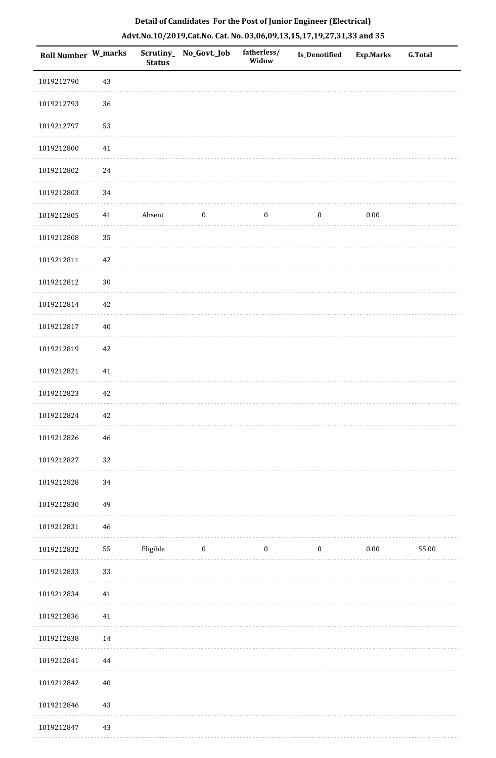**Detail of Candidates For the Post of Junior Engineer (Electrical)**

**Advt.No.10/2019,Cat.No. Cat. No. 03,06,09,13,15,17,19,27,31,33 and 35**

| Roll Number | W_marks | Scrutiny_Status | No_Govt._Job | fatherless/Widow | Is_Denotified | Exp.Marks | G.Total |
|---|---|---|---|---|---|---|---|
| 1019212790 | 43 | | | | | | |
| 1019212793 | 36 | | | | | | |
| 1019212797 | 53 | | | | | | |
| 1019212800 | 41 | | | | | | |
| 1019212802 | 24 | | | | | | |
| 1019212803 | 34 | | | | | | |
| 1019212805 | 41 | Absent | 0 | 0 | 0 | 0.00 | |
| 1019212808 | 35 | | | | | | |
| 1019212811 | 42 | | | | | | |
| 1019212812 | 30 | | | | | | |
| 1019212814 | 42 | | | | | | |
| 1019212817 | 40 | | | | | | |
| 1019212819 | 42 | | | | | | |
| 1019212821 | 41 | | | | | | |
| 1019212823 | 42 | | | | | | |
| 1019212824 | 42 | | | | | | |
| 1019212826 | 46 | | | | | | |
| 1019212827 | 32 | | | | | | |
| 1019212828 | 34 | | | | | | |
| 1019212830 | 49 | | | | | | |
| 1019212831 | 46 | | | | | | |
| 1019212832 | 55 | Eligible | 0 | 0 | 0 | 0.00 | 55.00 |
| 1019212833 | 33 | | | | | | |
| 1019212834 | 41 | | | | | | |
| 1019212836 | 41 | | | | | | |
| 1019212838 | 14 | | | | | | |
| 1019212841 | 44 | | | | | | |
| 1019212842 | 40 | | | | | | |
| 1019212846 | 43 | | | | | | |
| 1019212847 | 43 | | | | | | |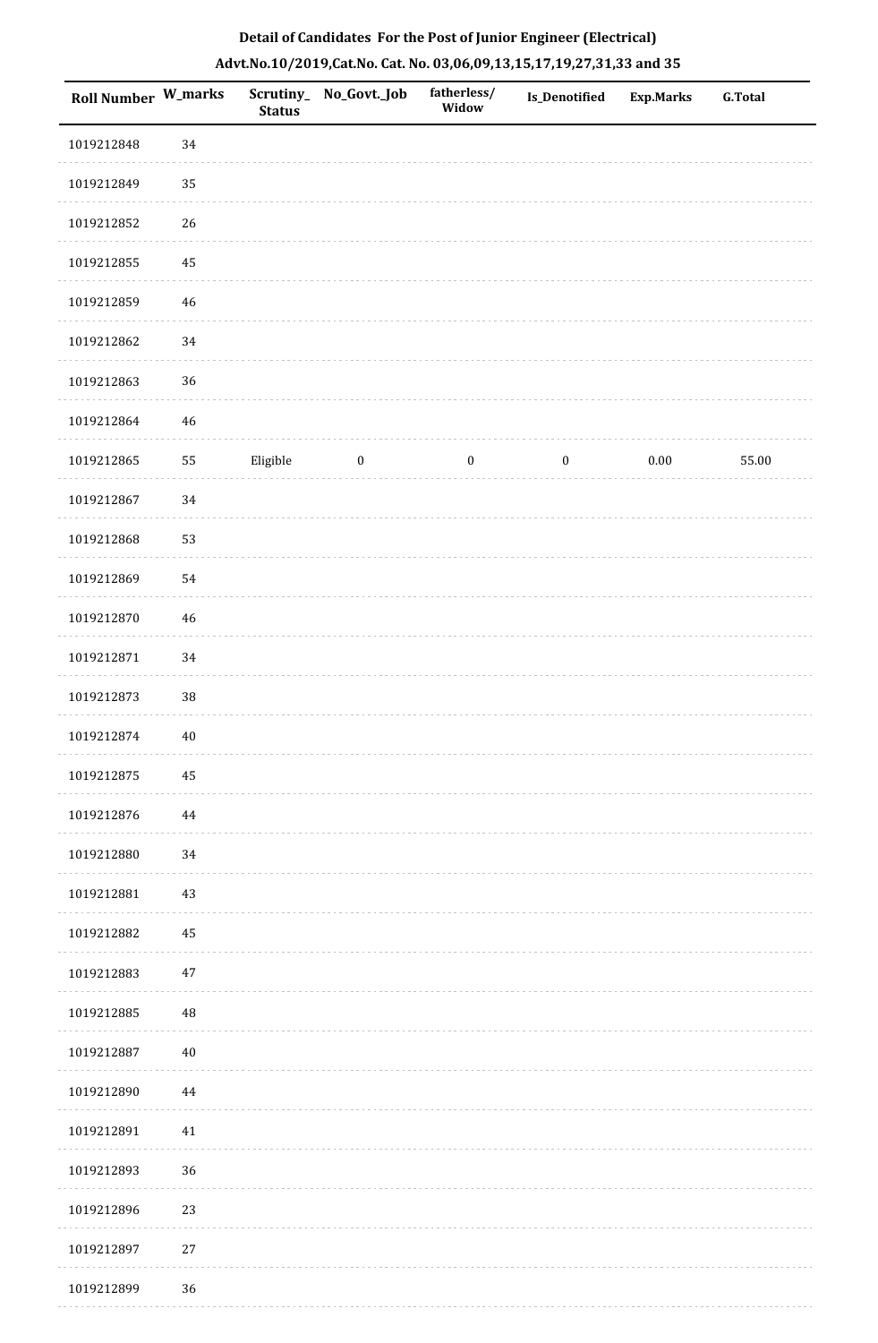**Detail of Candidates For the Post of Junior Engineer (Electrical)**

**Advt.No.10/2019,Cat.No. Cat. No. 03,06,09,13,15,17,19,27,31,33 and 35**

| Roll Number | W_marks | Scrutiny_Status | No_Govt._Job | fatherless/Widow | Is_Denotified | Exp.Marks | G.Total |
|---|---|---|---|---|---|---|---|
| 1019212848 | 34 | | | | | | |
| 1019212849 | 35 | | | | | | |
| 1019212852 | 26 | | | | | | |
| 1019212855 | 45 | | | | | | |
| 1019212859 | 46 | | | | | | |
| 1019212862 | 34 | | | | | | |
| 1019212863 | 36 | | | | | | |
| 1019212864 | 46 | | | | | | |
| 1019212865 | 55 | Eligible | 0 | 0 | 0 | 0.00 | 55.00 |
| 1019212867 | 34 | | | | | | |
| 1019212868 | 53 | | | | | | |
| 1019212869 | 54 | | | | | | |
| 1019212870 | 46 | | | | | | |
| 1019212871 | 34 | | | | | | |
| 1019212873 | 38 | | | | | | |
| 1019212874 | 40 | | | | | | |
| 1019212875 | 45 | | | | | | |
| 1019212876 | 44 | | | | | | |
| 1019212880 | 34 | | | | | | |
| 1019212881 | 43 | | | | | | |
| 1019212882 | 45 | | | | | | |
| 1019212883 | 47 | | | | | | |
| 1019212885 | 48 | | | | | | |
| 1019212887 | 40 | | | | | | |
| 1019212890 | 44 | | | | | | |
| 1019212891 | 41 | | | | | | |
| 1019212893 | 36 | | | | | | |
| 1019212896 | 23 | | | | | | |
| 1019212897 | 27 | | | | | | |
| 1019212899 | 36 | | | | | | |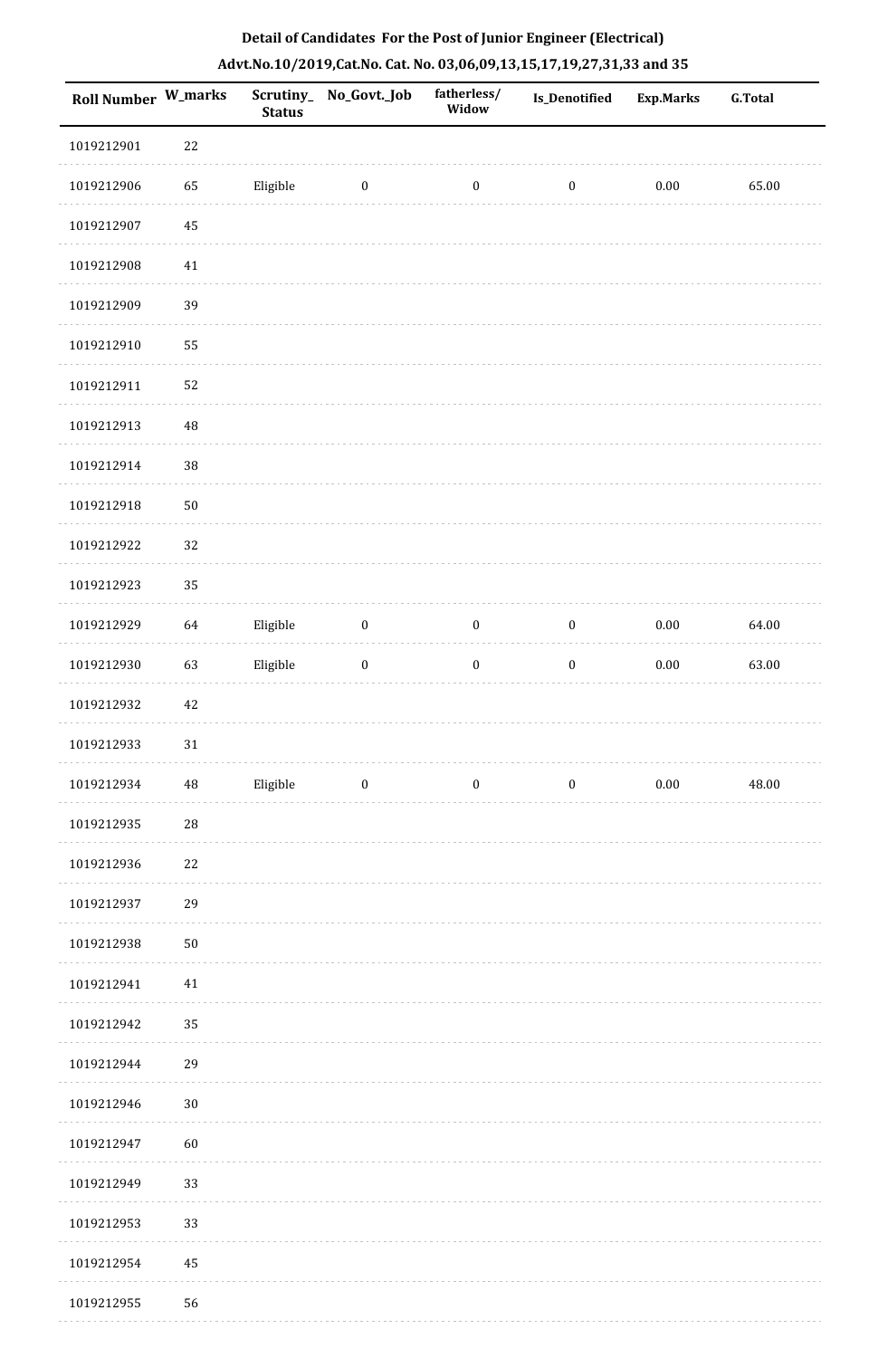**Detail of Candidates For the Post of Junior Engineer (Electrical)**

**Advt.No.10/2019,Cat.No. Cat. No. 03,06,09,13,15,17,19,27,31,33 and 35**

| Roll Number | W_marks | Scrutiny_Status | No_Govt._Job | fatherless/Widow | Is_Denotified | Exp.Marks | G.Total |
|---|---|---|---|---|---|---|---|
| 1019212901 | 22 | | | | | | |
| 1019212906 | 65 | Eligible | 0 | 0 | 0 | 0.00 | 65.00 |
| 1019212907 | 45 | | | | | | |
| 1019212908 | 41 | | | | | | |
| 1019212909 | 39 | | | | | | |
| 1019212910 | 55 | | | | | | |
| 1019212911 | 52 | | | | | | |
| 1019212913 | 48 | | | | | | |
| 1019212914 | 38 | | | | | | |
| 1019212918 | 50 | | | | | | |
| 1019212922 | 32 | | | | | | |
| 1019212923 | 35 | | | | | | |
| 1019212929 | 64 | Eligible | 0 | 0 | 0 | 0.00 | 64.00 |
| 1019212930 | 63 | Eligible | 0 | 0 | 0 | 0.00 | 63.00 |
| 1019212932 | 42 | | | | | | |
| 1019212933 | 31 | | | | | | |
| 1019212934 | 48 | Eligible | 0 | 0 | 0 | 0.00 | 48.00 |
| 1019212935 | 28 | | | | | | |
| 1019212936 | 22 | | | | | | |
| 1019212937 | 29 | | | | | | |
| 1019212938 | 50 | | | | | | |
| 1019212941 | 41 | | | | | | |
| 1019212942 | 35 | | | | | | |
| 1019212944 | 29 | | | | | | |
| 1019212946 | 30 | | | | | | |
| 1019212947 | 60 | | | | | | |
| 1019212949 | 33 | | | | | | |
| 1019212953 | 33 | | | | | | |
| 1019212954 | 45 | | | | | | |
| 1019212955 | 56 | | | | | | |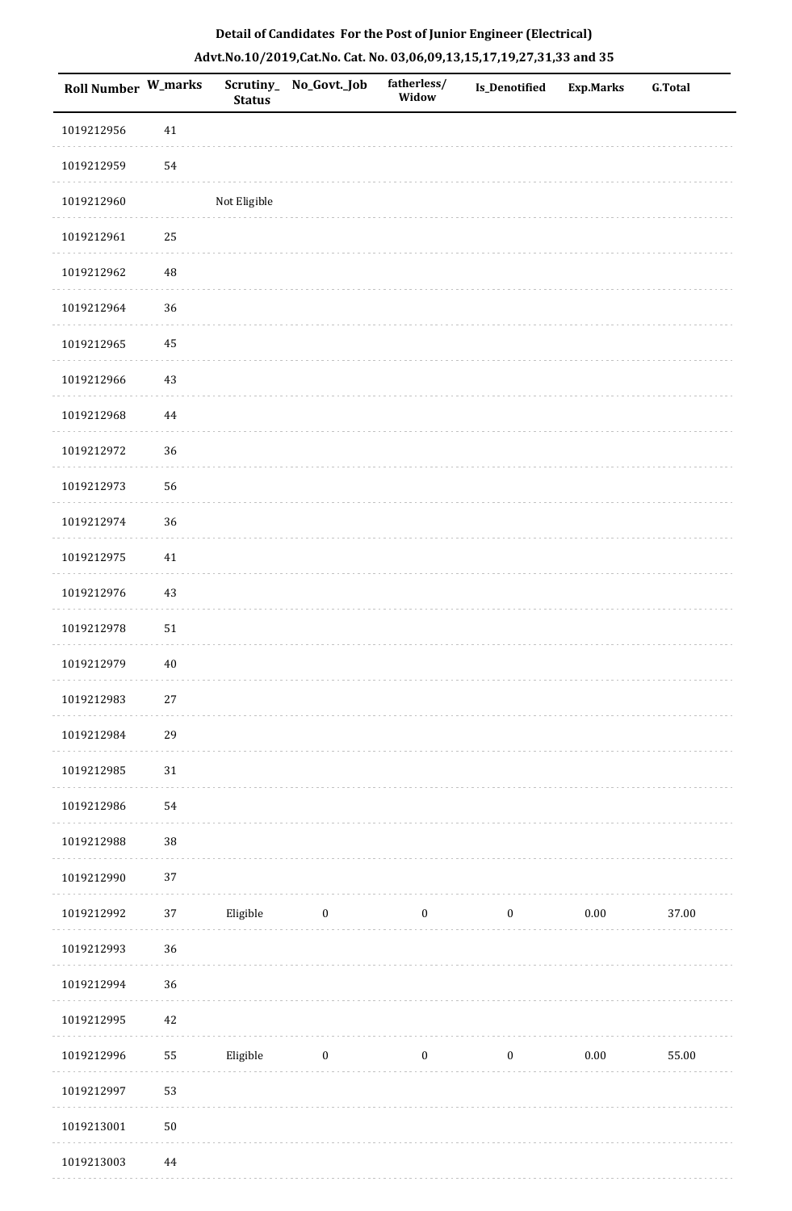**Detail of Candidates For the Post of Junior Engineer (Electrical)**

**Advt.No.10/2019,Cat.No. Cat. No. 03,06,09,13,15,17,19,27,31,33 and 35**

| Roll Number | W_marks | Scrutiny_ Status | No_Govt._Job | fatherless/ Widow | Is_Denotified | Exp.Marks | G.Total |
|---|---|---|---|---|---|---|---|
| 1019212956 | 41 | | | | | | |
| 1019212959 | 54 | | | | | | |
| 1019212960 | | Not Eligible | | | | | |
| 1019212961 | 25 | | | | | | |
| 1019212962 | 48 | | | | | | |
| 1019212964 | 36 | | | | | | |
| 1019212965 | 45 | | | | | | |
| 1019212966 | 43 | | | | | | |
| 1019212968 | 44 | | | | | | |
| 1019212972 | 36 | | | | | | |
| 1019212973 | 56 | | | | | | |
| 1019212974 | 36 | | | | | | |
| 1019212975 | 41 | | | | | | |
| 1019212976 | 43 | | | | | | |
| 1019212978 | 51 | | | | | | |
| 1019212979 | 40 | | | | | | |
| 1019212983 | 27 | | | | | | |
| 1019212984 | 29 | | | | | | |
| 1019212985 | 31 | | | | | | |
| 1019212986 | 54 | | | | | | |
| 1019212988 | 38 | | | | | | |
| 1019212990 | 37 | | | | | | |
| 1019212992 | 37 | Eligible | 0 | 0 | 0 | 0.00 | 37.00 |
| 1019212993 | 36 | | | | | | |
| 1019212994 | 36 | | | | | | |
| 1019212995 | 42 | | | | | | |
| 1019212996 | 55 | Eligible | 0 | 0 | 0 | 0.00 | 55.00 |
| 1019212997 | 53 | | | | | | |
| 1019213001 | 50 | | | | | | |
| 1019213003 | 44 | | | | | | |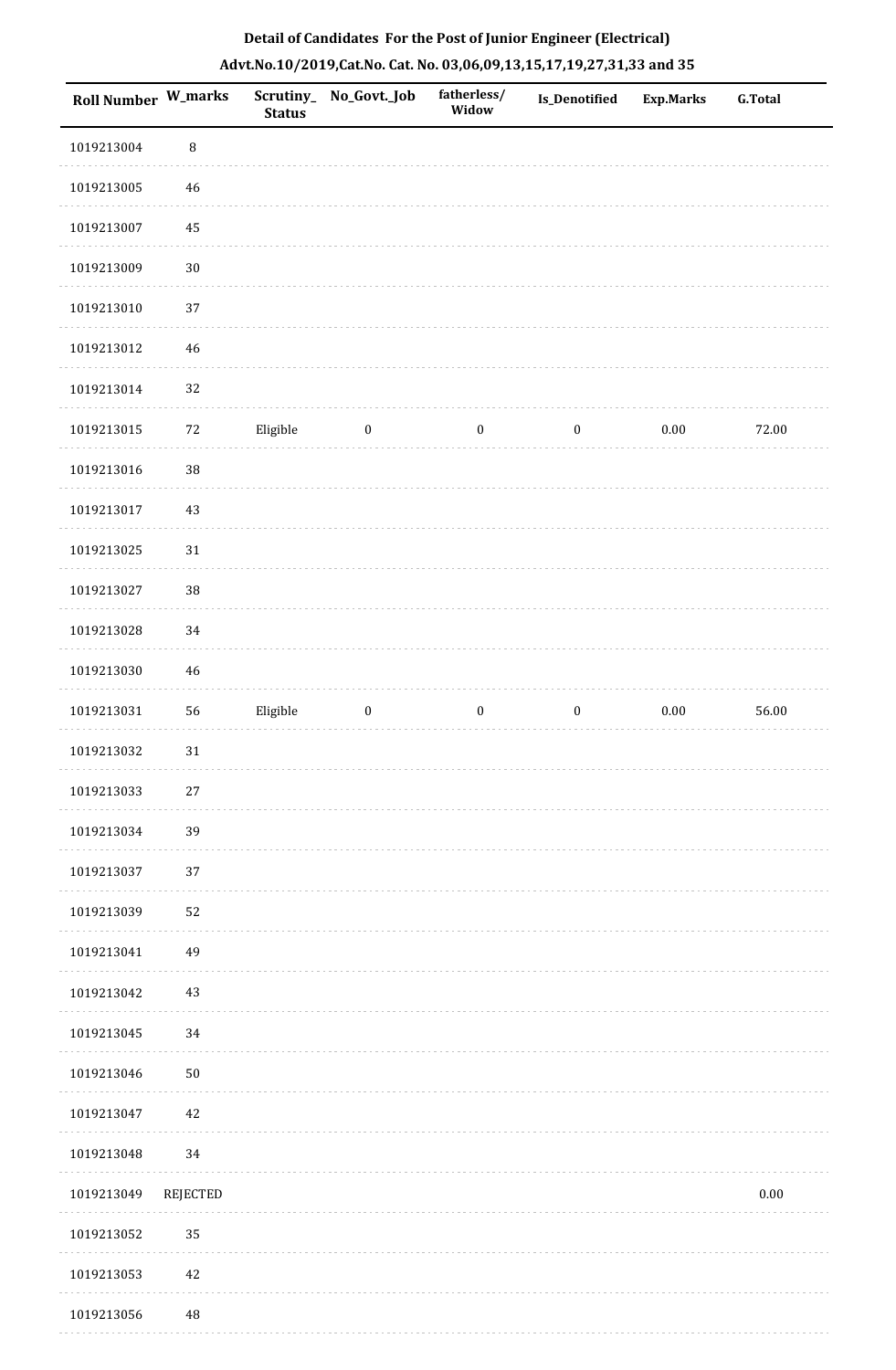**Detail of Candidates For the Post of Junior Engineer (Electrical)**

**Advt.No.10/2019,Cat.No. Cat. No. 03,06,09,13,15,17,19,27,31,33 and 35**

| Roll Number | W_marks | Scrutiny_Status | No_Govt._Job | fatherless/Widow | Is_Denotified | Exp.Marks | G.Total |
|---|---|---|---|---|---|---|---|
| 1019213004 | 8 | | | | | | |
| 1019213005 | 46 | | | | | | |
| 1019213007 | 45 | | | | | | |
| 1019213009 | 30 | | | | | | |
| 1019213010 | 37 | | | | | | |
| 1019213012 | 46 | | | | | | |
| 1019213014 | 32 | | | | | | |
| 1019213015 | 72 | Eligible | 0 | 0 | 0 | 0.00 | 72.00 |
| 1019213016 | 38 | | | | | | |
| 1019213017 | 43 | | | | | | |
| 1019213025 | 31 | | | | | | |
| 1019213027 | 38 | | | | | | |
| 1019213028 | 34 | | | | | | |
| 1019213030 | 46 | | | | | | |
| 1019213031 | 56 | Eligible | 0 | 0 | 0 | 0.00 | 56.00 |
| 1019213032 | 31 | | | | | | |
| 1019213033 | 27 | | | | | | |
| 1019213034 | 39 | | | | | | |
| 1019213037 | 37 | | | | | | |
| 1019213039 | 52 | | | | | | |
| 1019213041 | 49 | | | | | | |
| 1019213042 | 43 | | | | | | |
| 1019213045 | 34 | | | | | | |
| 1019213046 | 50 | | | | | | |
| 1019213047 | 42 | | | | | | |
| 1019213048 | 34 | | | | | | |
| 1019213049 | REJECTED | | | | | | 0.00 |
| 1019213052 | 35 | | | | | | |
| 1019213053 | 42 | | | | | | |
| 1019213056 | 48 | | | | | | |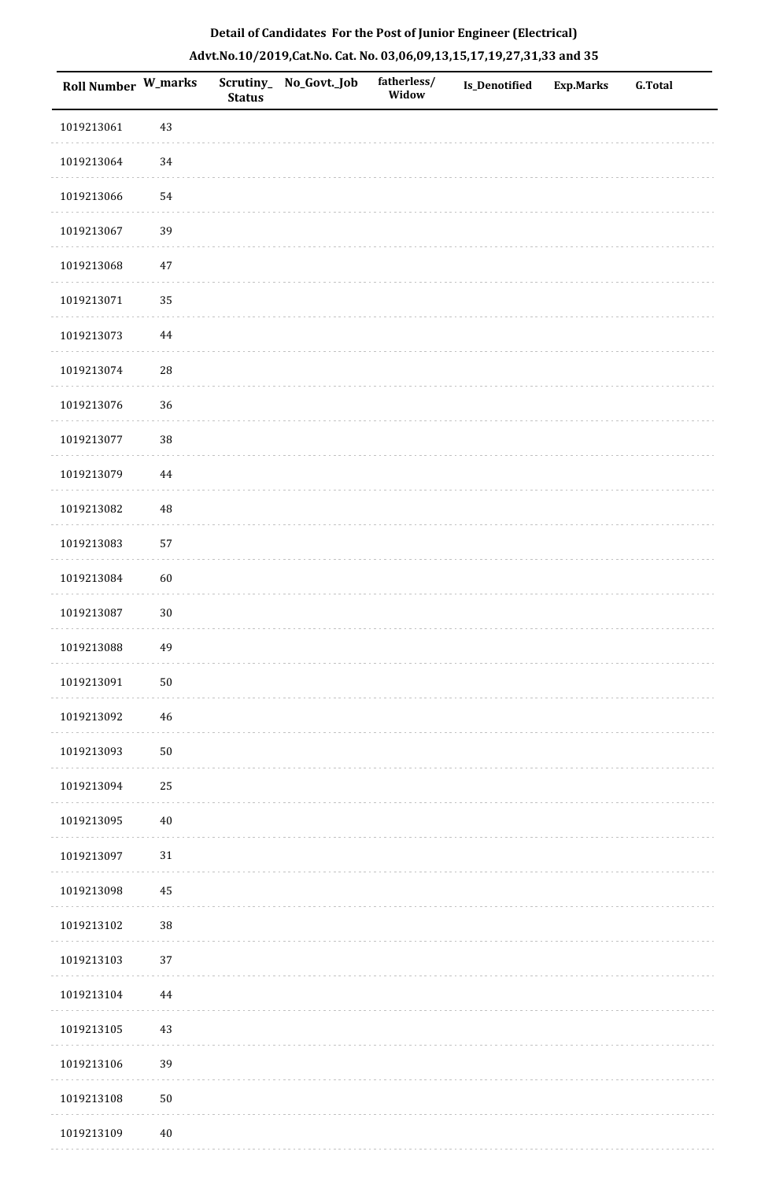## Detail of Candidates For the Post of Junior Engineer (Electrical)

### Advt.No.10/2019,Cat.No. Cat. No. 03,06,09,13,15,17,19,27,31,33 and 35

| Roll Number | W_marks | Scrutiny_Status | No_Govt._Job | fatherless/Widow | Is_Denotified | Exp.Marks | G.Total |
|---|---|---|---|---|---|---|---|
| 1019213061 | 43 | | | | | | |
| 1019213064 | 34 | | | | | | |
| 1019213066 | 54 | | | | | | |
| 1019213067 | 39 | | | | | | |
| 1019213068 | 47 | | | | | | |
| 1019213071 | 35 | | | | | | |
| 1019213073 | 44 | | | | | | |
| 1019213074 | 28 | | | | | | |
| 1019213076 | 36 | | | | | | |
| 1019213077 | 38 | | | | | | |
| 1019213079 | 44 | | | | | | |
| 1019213082 | 48 | | | | | | |
| 1019213083 | 57 | | | | | | |
| 1019213084 | 60 | | | | | | |
| 1019213087 | 30 | | | | | | |
| 1019213088 | 49 | | | | | | |
| 1019213091 | 50 | | | | | | |
| 1019213092 | 46 | | | | | | |
| 1019213093 | 50 | | | | | | |
| 1019213094 | 25 | | | | | | |
| 1019213095 | 40 | | | | | | |
| 1019213097 | 31 | | | | | | |
| 1019213098 | 45 | | | | | | |
| 1019213102 | 38 | | | | | | |
| 1019213103 | 37 | | | | | | |
| 1019213104 | 44 | | | | | | |
| 1019213105 | 43 | | | | | | |
| 1019213106 | 39 | | | | | | |
| 1019213108 | 50 | | | | | | |
| 1019213109 | 40 | | | | | | |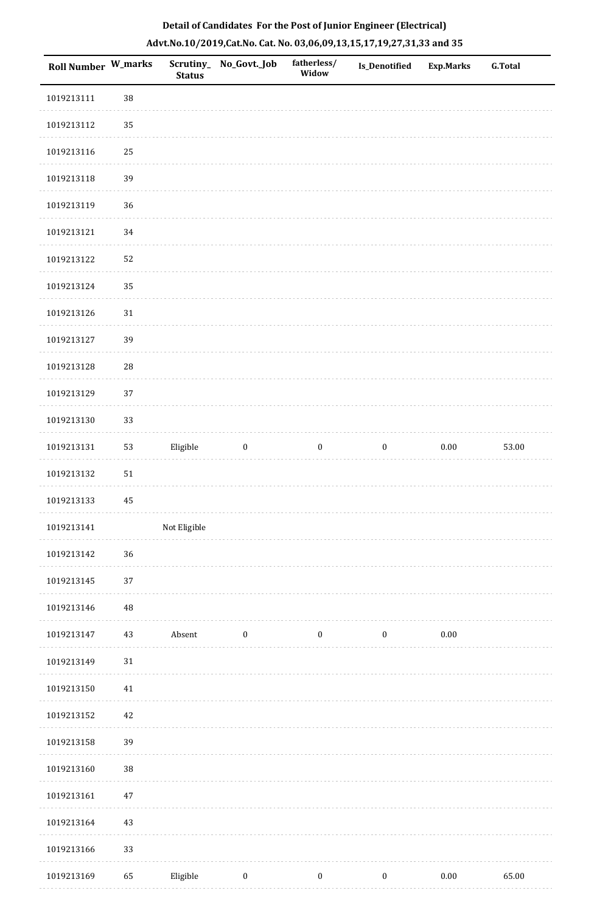**Detail of Candidates For the Post of Junior Engineer (Electrical)**

**Advt.No.10/2019,Cat.No. Cat. No. 03,06,09,13,15,17,19,27,31,33 and 35**

| Roll Number | W_marks | Scrutiny_Status | No_Govt._Job | fatherless/Widow | Is_Denotified | Exp.Marks | G.Total |
|---|---|---|---|---|---|---|---|
| 1019213111 | 38 | | | | | | |
| 1019213112 | 35 | | | | | | |
| 1019213116 | 25 | | | | | | |
| 1019213118 | 39 | | | | | | |
| 1019213119 | 36 | | | | | | |
| 1019213121 | 34 | | | | | | |
| 1019213122 | 52 | | | | | | |
| 1019213124 | 35 | | | | | | |
| 1019213126 | 31 | | | | | | |
| 1019213127 | 39 | | | | | | |
| 1019213128 | 28 | | | | | | |
| 1019213129 | 37 | | | | | | |
| 1019213130 | 33 | | | | | | |
| 1019213131 | 53 | Eligible | 0 | 0 | 0 | 0.00 | 53.00 |
| 1019213132 | 51 | | | | | | |
| 1019213133 | 45 | | | | | | |
| 1019213141 | | Not Eligible | | | | | |
| 1019213142 | 36 | | | | | | |
| 1019213145 | 37 | | | | | | |
| 1019213146 | 48 | | | | | | |
| 1019213147 | 43 | Absent | 0 | 0 | 0 | 0.00 | |
| 1019213149 | 31 | | | | | | |
| 1019213150 | 41 | | | | | | |
| 1019213152 | 42 | | | | | | |
| 1019213158 | 39 | | | | | | |
| 1019213160 | 38 | | | | | | |
| 1019213161 | 47 | | | | | | |
| 1019213164 | 43 | | | | | | |
| 1019213166 | 33 | | | | | | |
| 1019213169 | 65 | Eligible | 0 | 0 | 0 | 0.00 | 65.00 |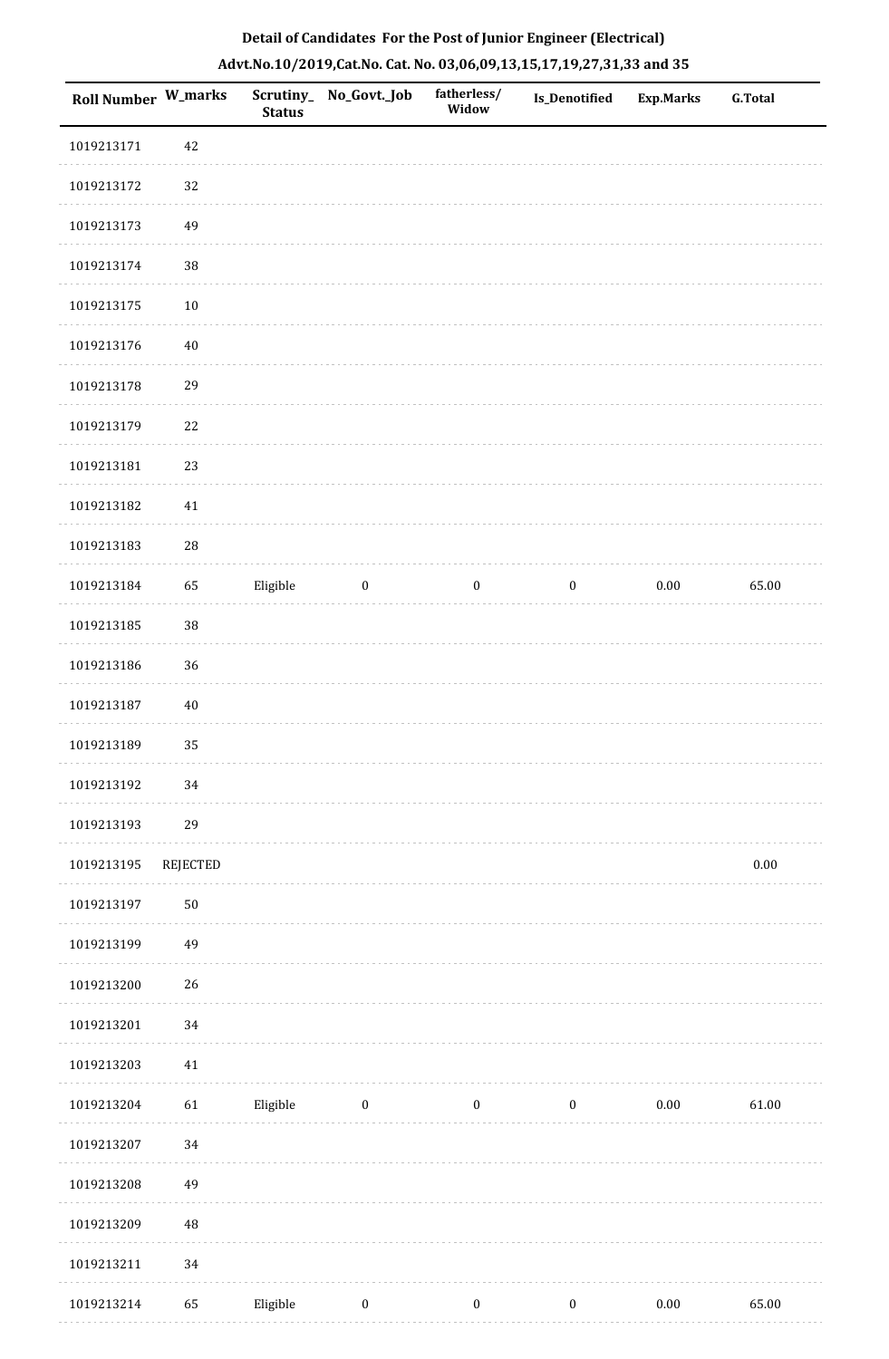## Detail of Candidates For the Post of Junior Engineer (Electrical)

## Advt.No.10/2019,Cat.No. Cat. No. 03,06,09,13,15,17,19,27,31,33 and 35

| Roll Number | W_marks | Scrutiny_ Status | No_Govt._Job | fatherless/ Widow | Is_Denotified | Exp.Marks | G.Total |
|---|---|---|---|---|---|---|---|
| 1019213171 | 42 | | | | | | |
| 1019213172 | 32 | | | | | | |
| 1019213173 | 49 | | | | | | |
| 1019213174 | 38 | | | | | | |
| 1019213175 | 10 | | | | | | |
| 1019213176 | 40 | | | | | | |
| 1019213178 | 29 | | | | | | |
| 1019213179 | 22 | | | | | | |
| 1019213181 | 23 | | | | | | |
| 1019213182 | 41 | | | | | | |
| 1019213183 | 28 | | | | | | |
| 1019213184 | 65 | Eligible | 0 | 0 | 0 | 0.00 | 65.00 |
| 1019213185 | 38 | | | | | | |
| 1019213186 | 36 | | | | | | |
| 1019213187 | 40 | | | | | | |
| 1019213189 | 35 | | | | | | |
| 1019213192 | 34 | | | | | | |
| 1019213193 | 29 | | | | | | |
| 1019213195 | REJECTED | | | | | | 0.00 |
| 1019213197 | 50 | | | | | | |
| 1019213199 | 49 | | | | | | |
| 1019213200 | 26 | | | | | | |
| 1019213201 | 34 | | | | | | |
| 1019213203 | 41 | | | | | | |
| 1019213204 | 61 | Eligible | 0 | 0 | 0 | 0.00 | 61.00 |
| 1019213207 | 34 | | | | | | |
| 1019213208 | 49 | | | | | | |
| 1019213209 | 48 | | | | | | |
| 1019213211 | 34 | | | | | | |
| 1019213214 | 65 | Eligible | 0 | 0 | 0 | 0.00 | 65.00 |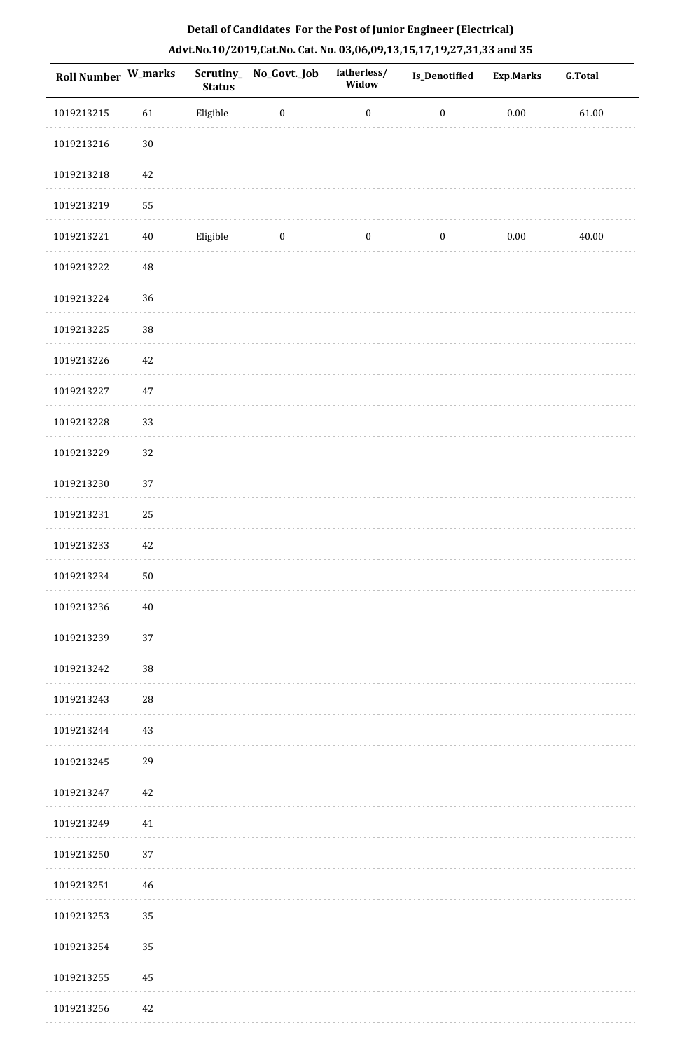**Detail of Candidates For the Post of Junior Engineer (Electrical)**

**Advt.No.10/2019,Cat.No. Cat. No. 03,06,09,13,15,17,19,27,31,33 and 35**

| Roll Number | W_marks | Scrutiny_ Status | No_Govt._Job | fatherless/ Widow | Is_Denotified | Exp.Marks | G.Total |
|---|---|---|---|---|---|---|---|
| 1019213215 | 61 | Eligible | 0 | 0 | 0 | 0.00 | 61.00 |
| 1019213216 | 30 | | | | | | |
| 1019213218 | 42 | | | | | | |
| 1019213219 | 55 | | | | | | |
| 1019213221 | 40 | Eligible | 0 | 0 | 0 | 0.00 | 40.00 |
| 1019213222 | 48 | | | | | | |
| 1019213224 | 36 | | | | | | |
| 1019213225 | 38 | | | | | | |
| 1019213226 | 42 | | | | | | |
| 1019213227 | 47 | | | | | | |
| 1019213228 | 33 | | | | | | |
| 1019213229 | 32 | | | | | | |
| 1019213230 | 37 | | | | | | |
| 1019213231 | 25 | | | | | | |
| 1019213233 | 42 | | | | | | |
| 1019213234 | 50 | | | | | | |
| 1019213236 | 40 | | | | | | |
| 1019213239 | 37 | | | | | | |
| 1019213242 | 38 | | | | | | |
| 1019213243 | 28 | | | | | | |
| 1019213244 | 43 | | | | | | |
| 1019213245 | 29 | | | | | | |
| 1019213247 | 42 | | | | | | |
| 1019213249 | 41 | | | | | | |
| 1019213250 | 37 | | | | | | |
| 1019213251 | 46 | | | | | | |
| 1019213253 | 35 | | | | | | |
| 1019213254 | 35 | | | | | | |
| 1019213255 | 45 | | | | | | |
| 1019213256 | 42 | | | | | | |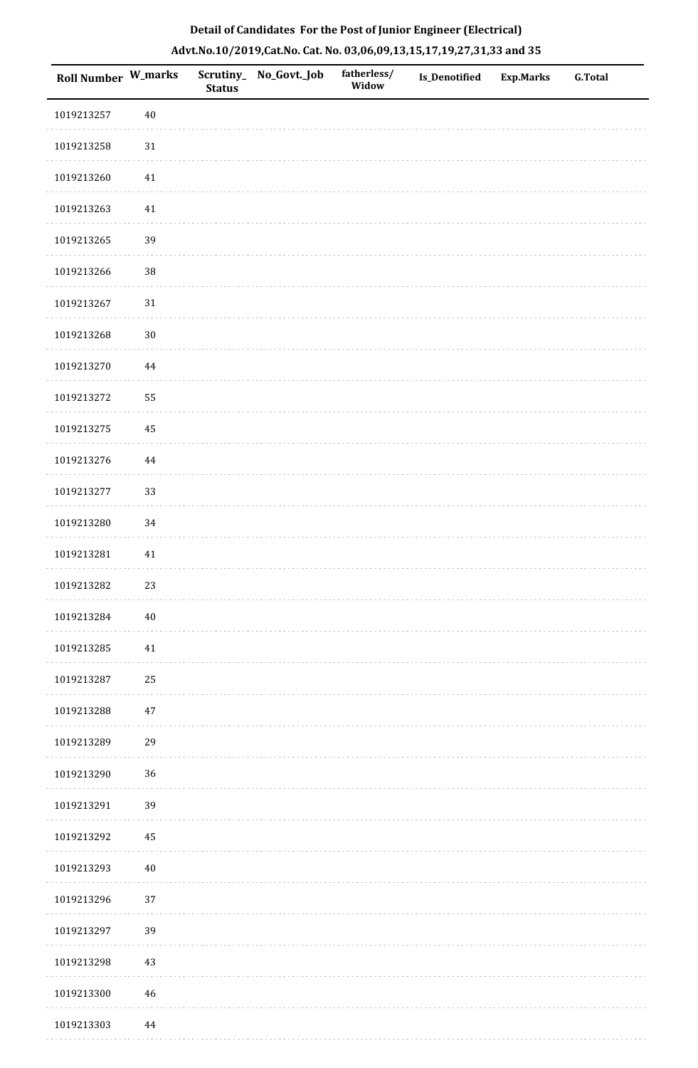**Detail of Candidates For the Post of Junior Engineer (Electrical)**

**Advt.No.10/2019,Cat.No. Cat. No. 03,06,09,13,15,17,19,27,31,33 and 35**

| Roll Number | W_marks | Scrutiny_Status | No_Govt._Job | fatherless/Widow | Is_Denotified | Exp.Marks | G.Total |
|---|---|---|---|---|---|---|---|
| 1019213257 | 40 | | | | | | |
| 1019213258 | 31 | | | | | | |
| 1019213260 | 41 | | | | | | |
| 1019213263 | 41 | | | | | | |
| 1019213265 | 39 | | | | | | |
| 1019213266 | 38 | | | | | | |
| 1019213267 | 31 | | | | | | |
| 1019213268 | 30 | | | | | | |
| 1019213270 | 44 | | | | | | |
| 1019213272 | 55 | | | | | | |
| 1019213275 | 45 | | | | | | |
| 1019213276 | 44 | | | | | | |
| 1019213277 | 33 | | | | | | |
| 1019213280 | 34 | | | | | | |
| 1019213281 | 41 | | | | | | |
| 1019213282 | 23 | | | | | | |
| 1019213284 | 40 | | | | | | |
| 1019213285 | 41 | | | | | | |
| 1019213287 | 25 | | | | | | |
| 1019213288 | 47 | | | | | | |
| 1019213289 | 29 | | | | | | |
| 1019213290 | 36 | | | | | | |
| 1019213291 | 39 | | | | | | |
| 1019213292 | 45 | | | | | | |
| 1019213293 | 40 | | | | | | |
| 1019213296 | 37 | | | | | | |
| 1019213297 | 39 | | | | | | |
| 1019213298 | 43 | | | | | | |
| 1019213300 | 46 | | | | | | |
| 1019213303 | 44 | | | | | | |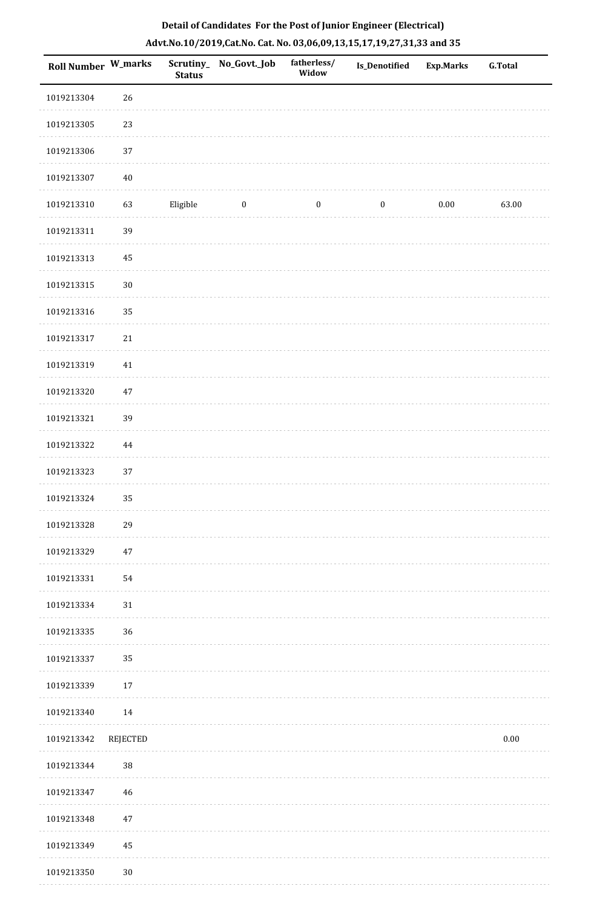**Detail of Candidates For the Post of Junior Engineer (Electrical)**

**Advt.No.10/2019,Cat.No. Cat. No. 03,06,09,13,15,17,19,27,31,33 and 35**

| Roll Number | W_marks | Scrutiny_Status | No_Govt._Job | fatherless/Widow | Is_Denotified | Exp.Marks | G.Total |
|---|---|---|---|---|---|---|---|
| 1019213304 | 26 | | | | | | |
| 1019213305 | 23 | | | | | | |
| 1019213306 | 37 | | | | | | |
| 1019213307 | 40 | | | | | | |
| 1019213310 | 63 | Eligible | 0 | 0 | 0 | 0.00 | 63.00 |
| 1019213311 | 39 | | | | | | |
| 1019213313 | 45 | | | | | | |
| 1019213315 | 30 | | | | | | |
| 1019213316 | 35 | | | | | | |
| 1019213317 | 21 | | | | | | |
| 1019213319 | 41 | | | | | | |
| 1019213320 | 47 | | | | | | |
| 1019213321 | 39 | | | | | | |
| 1019213322 | 44 | | | | | | |
| 1019213323 | 37 | | | | | | |
| 1019213324 | 35 | | | | | | |
| 1019213328 | 29 | | | | | | |
| 1019213329 | 47 | | | | | | |
| 1019213331 | 54 | | | | | | |
| 1019213334 | 31 | | | | | | |
| 1019213335 | 36 | | | | | | |
| 1019213337 | 35 | | | | | | |
| 1019213339 | 17 | | | | | | |
| 1019213340 | 14 | | | | | | |
| 1019213342 | REJECTED | | | | | | 0.00 |
| 1019213344 | 38 | | | | | | |
| 1019213347 | 46 | | | | | | |
| 1019213348 | 47 | | | | | | |
| 1019213349 | 45 | | | | | | |
| 1019213350 | 30 | | | | | | |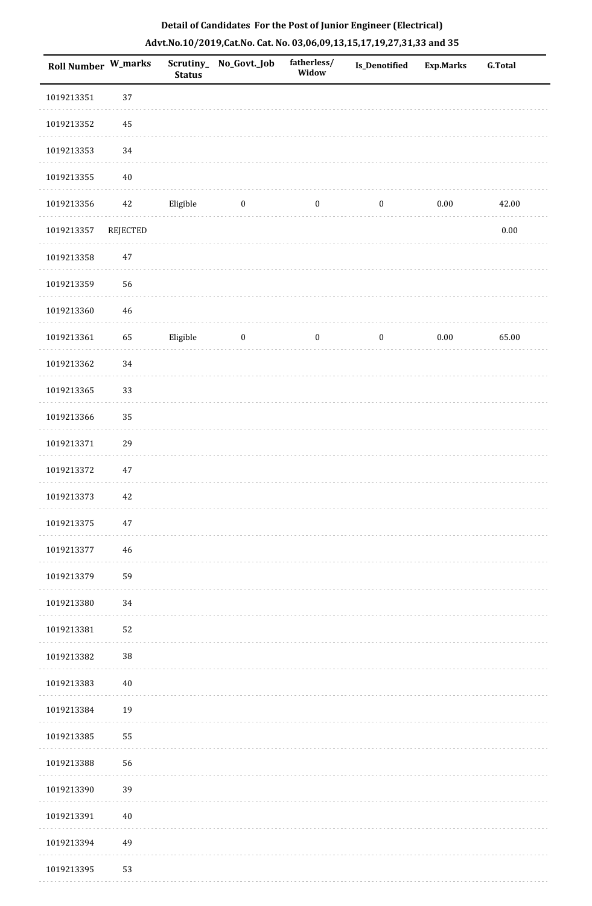**Detail of Candidates For the Post of Junior Engineer (Electrical)**

**Advt.No.10/2019,Cat.No. Cat. No. 03,06,09,13,15,17,19,27,31,33 and 35**

| Roll Number | W_marks | Scrutiny_Status | No_Govt._Job | fatherless/Widow | Is_Denotified | Exp.Marks | G.Total |
|---|---|---|---|---|---|---|---|
| 1019213351 | 37 | | | | | | |
| 1019213352 | 45 | | | | | | |
| 1019213353 | 34 | | | | | | |
| 1019213355 | 40 | | | | | | |
| 1019213356 | 42 | Eligible | 0 | 0 | 0 | 0.00 | 42.00 |
| 1019213357 | REJECTED | | | | | | 0.00 |
| 1019213358 | 47 | | | | | | |
| 1019213359 | 56 | | | | | | |
| 1019213360 | 46 | | | | | | |
| 1019213361 | 65 | Eligible | 0 | 0 | 0 | 0.00 | 65.00 |
| 1019213362 | 34 | | | | | | |
| 1019213365 | 33 | | | | | | |
| 1019213366 | 35 | | | | | | |
| 1019213371 | 29 | | | | | | |
| 1019213372 | 47 | | | | | | |
| 1019213373 | 42 | | | | | | |
| 1019213375 | 47 | | | | | | |
| 1019213377 | 46 | | | | | | |
| 1019213379 | 59 | | | | | | |
| 1019213380 | 34 | | | | | | |
| 1019213381 | 52 | | | | | | |
| 1019213382 | 38 | | | | | | |
| 1019213383 | 40 | | | | | | |
| 1019213384 | 19 | | | | | | |
| 1019213385 | 55 | | | | | | |
| 1019213388 | 56 | | | | | | |
| 1019213390 | 39 | | | | | | |
| 1019213391 | 40 | | | | | | |
| 1019213394 | 49 | | | | | | |
| 1019213395 | 53 | | | | | | |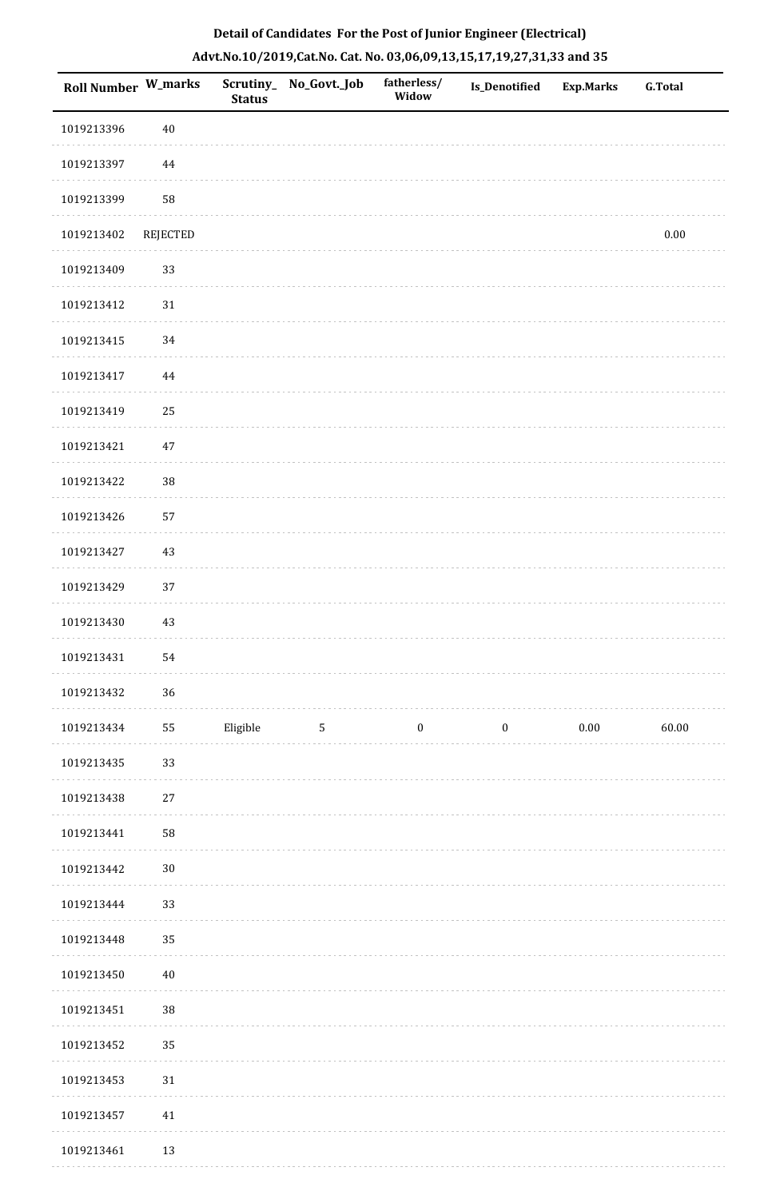**Detail of Candidates For the Post of Junior Engineer (Electrical)**

**Advt.No.10/2019,Cat.No. Cat. No. 03,06,09,13,15,17,19,27,31,33 and 35**

| Roll Number | W_marks | Scrutiny_Status | No_Govt._Job | fatherless/Widow | Is_Denotified | Exp.Marks | G.Total |
|---|---|---|---|---|---|---|---|
| 1019213396 | 40 | | | | | | |
| 1019213397 | 44 | | | | | | |
| 1019213399 | 58 | | | | | | |
| 1019213402 | REJECTED | | | | | | 0.00 |
| 1019213409 | 33 | | | | | | |
| 1019213412 | 31 | | | | | | |
| 1019213415 | 34 | | | | | | |
| 1019213417 | 44 | | | | | | |
| 1019213419 | 25 | | | | | | |
| 1019213421 | 47 | | | | | | |
| 1019213422 | 38 | | | | | | |
| 1019213426 | 57 | | | | | | |
| 1019213427 | 43 | | | | | | |
| 1019213429 | 37 | | | | | | |
| 1019213430 | 43 | | | | | | |
| 1019213431 | 54 | | | | | | |
| 1019213432 | 36 | | | | | | |
| 1019213434 | 55 | Eligible | 5 | 0 | 0 | 0.00 | 60.00 |
| 1019213435 | 33 | | | | | | |
| 1019213438 | 27 | | | | | | |
| 1019213441 | 58 | | | | | | |
| 1019213442 | 30 | | | | | | |
| 1019213444 | 33 | | | | | | |
| 1019213448 | 35 | | | | | | |
| 1019213450 | 40 | | | | | | |
| 1019213451 | 38 | | | | | | |
| 1019213452 | 35 | | | | | | |
| 1019213453 | 31 | | | | | | |
| 1019213457 | 41 | | | | | | |
| 1019213461 | 13 | | | | | | |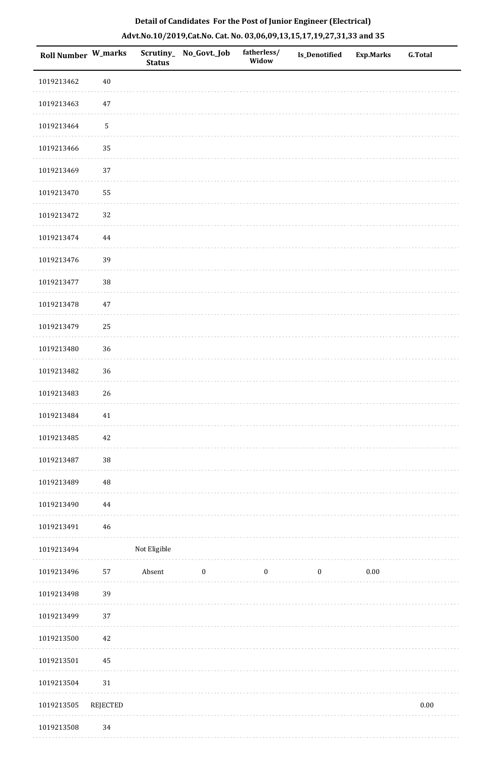**Detail of Candidates For the Post of Junior Engineer (Electrical)**

**Advt.No.10/2019,Cat.No. Cat. No. 03,06,09,13,15,17,19,27,31,33 and 35**

| Roll Number | W_marks | Scrutiny_Status | No_Govt._Job | fatherless/Widow | Is_Denotified | Exp.Marks | G.Total |
|---|---|---|---|---|---|---|---|
| 1019213462 | 40 | | | | | | |
| 1019213463 | 47 | | | | | | |
| 1019213464 | 5 | | | | | | |
| 1019213466 | 35 | | | | | | |
| 1019213469 | 37 | | | | | | |
| 1019213470 | 55 | | | | | | |
| 1019213472 | 32 | | | | | | |
| 1019213474 | 44 | | | | | | |
| 1019213476 | 39 | | | | | | |
| 1019213477 | 38 | | | | | | |
| 1019213478 | 47 | | | | | | |
| 1019213479 | 25 | | | | | | |
| 1019213480 | 36 | | | | | | |
| 1019213482 | 36 | | | | | | |
| 1019213483 | 26 | | | | | | |
| 1019213484 | 41 | | | | | | |
| 1019213485 | 42 | | | | | | |
| 1019213487 | 38 | | | | | | |
| 1019213489 | 48 | | | | | | |
| 1019213490 | 44 | | | | | | |
| 1019213491 | 46 | | | | | | |
| 1019213494 | | Not Eligible | | | | | |
| 1019213496 | 57 | Absent | 0 | 0 | 0 | 0.00 | |
| 1019213498 | 39 | | | | | | |
| 1019213499 | 37 | | | | | | |
| 1019213500 | 42 | | | | | | |
| 1019213501 | 45 | | | | | | |
| 1019213504 | 31 | | | | | | |
| 1019213505 | REJECTED | | | | | | 0.00 |
| 1019213508 | 34 | | | | | | |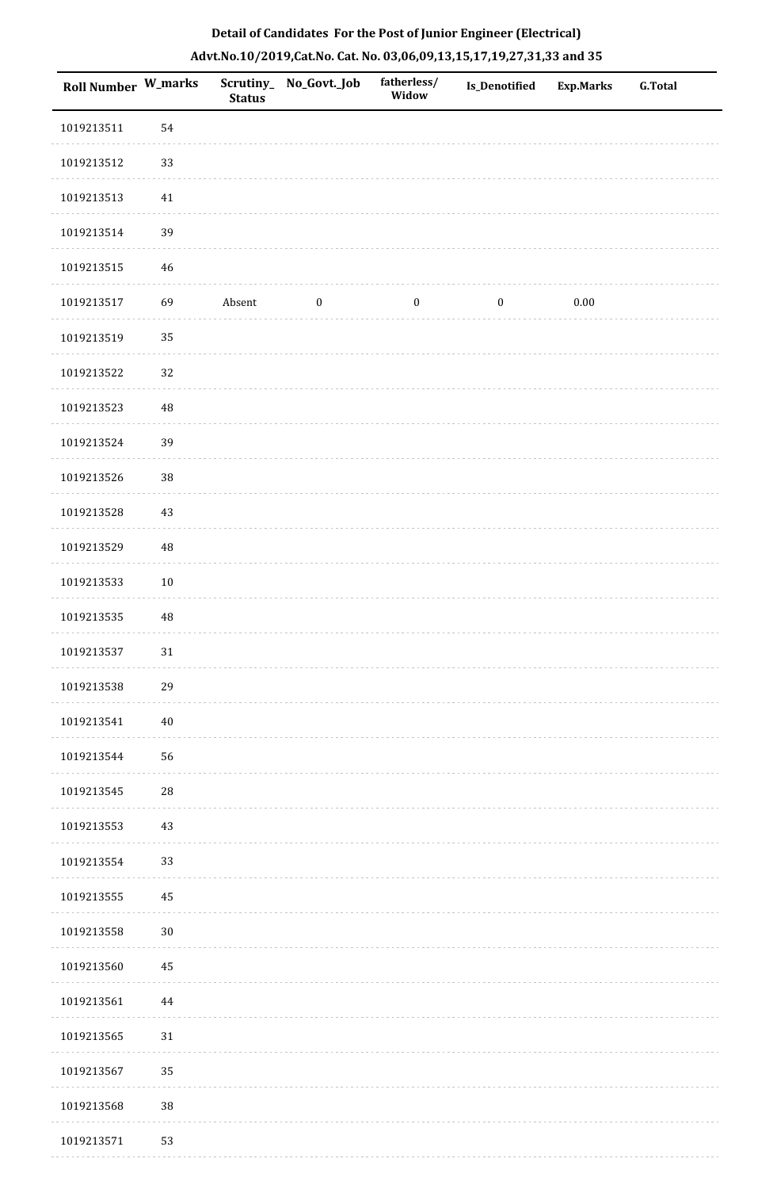**Detail of Candidates For the Post of Junior Engineer (Electrical)**

**Advt.No.10/2019,Cat.No. Cat. No. 03,06,09,13,15,17,19,27,31,33 and 35**

| Roll Number | W_marks | Scrutiny_Status | No_Govt._Job | fatherless/Widow | Is_Denotified | Exp.Marks | G.Total |
|---|---|---|---|---|---|---|---|
| 1019213511 | 54 | | | | | | |
| 1019213512 | 33 | | | | | | |
| 1019213513 | 41 | | | | | | |
| 1019213514 | 39 | | | | | | |
| 1019213515 | 46 | | | | | | |
| 1019213517 | 69 | Absent | 0 | 0 | 0 | 0.00 | |
| 1019213519 | 35 | | | | | | |
| 1019213522 | 32 | | | | | | |
| 1019213523 | 48 | | | | | | |
| 1019213524 | 39 | | | | | | |
| 1019213526 | 38 | | | | | | |
| 1019213528 | 43 | | | | | | |
| 1019213529 | 48 | | | | | | |
| 1019213533 | 10 | | | | | | |
| 1019213535 | 48 | | | | | | |
| 1019213537 | 31 | | | | | | |
| 1019213538 | 29 | | | | | | |
| 1019213541 | 40 | | | | | | |
| 1019213544 | 56 | | | | | | |
| 1019213545 | 28 | | | | | | |
| 1019213553 | 43 | | | | | | |
| 1019213554 | 33 | | | | | | |
| 1019213555 | 45 | | | | | | |
| 1019213558 | 30 | | | | | | |
| 1019213560 | 45 | | | | | | |
| 1019213561 | 44 | | | | | | |
| 1019213565 | 31 | | | | | | |
| 1019213567 | 35 | | | | | | |
| 1019213568 | 38 | | | | | | |
| 1019213571 | 53 | | | | | | |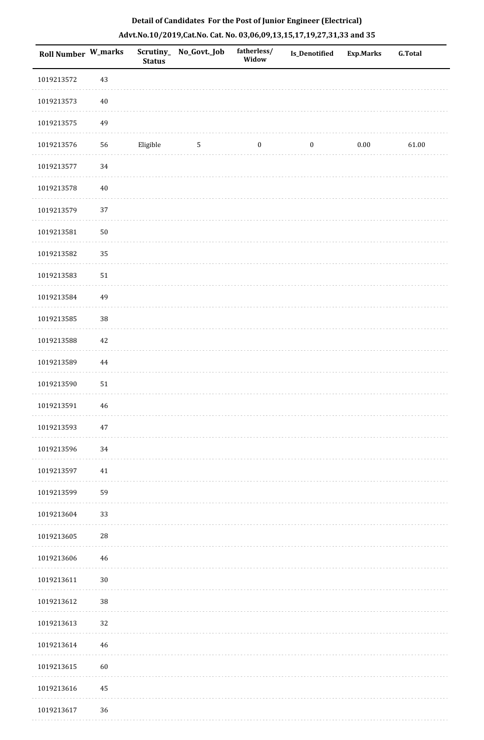**Detail of Candidates For the Post of Junior Engineer (Electrical)**

**Advt.No.10/2019,Cat.No. Cat. No. 03,06,09,13,15,17,19,27,31,33 and 35**

| Roll Number | W_marks | Scrutiny_Status | No_Govt._Job | fatherless/Widow | Is_Denotified | Exp.Marks | G.Total |
|---|---|---|---|---|---|---|---|
| 1019213572 | 43 | | | | | | |
| 1019213573 | 40 | | | | | | |
| 1019213575 | 49 | | | | | | |
| 1019213576 | 56 | Eligible | 5 | 0 | 0 | 0.00 | 61.00 |
| 1019213577 | 34 | | | | | | |
| 1019213578 | 40 | | | | | | |
| 1019213579 | 37 | | | | | | |
| 1019213581 | 50 | | | | | | |
| 1019213582 | 35 | | | | | | |
| 1019213583 | 51 | | | | | | |
| 1019213584 | 49 | | | | | | |
| 1019213585 | 38 | | | | | | |
| 1019213588 | 42 | | | | | | |
| 1019213589 | 44 | | | | | | |
| 1019213590 | 51 | | | | | | |
| 1019213591 | 46 | | | | | | |
| 1019213593 | 47 | | | | | | |
| 1019213596 | 34 | | | | | | |
| 1019213597 | 41 | | | | | | |
| 1019213599 | 59 | | | | | | |
| 1019213604 | 33 | | | | | | |
| 1019213605 | 28 | | | | | | |
| 1019213606 | 46 | | | | | | |
| 1019213611 | 30 | | | | | | |
| 1019213612 | 38 | | | | | | |
| 1019213613 | 32 | | | | | | |
| 1019213614 | 46 | | | | | | |
| 1019213615 | 60 | | | | | | |
| 1019213616 | 45 | | | | | | |
| 1019213617 | 36 | | | | | | |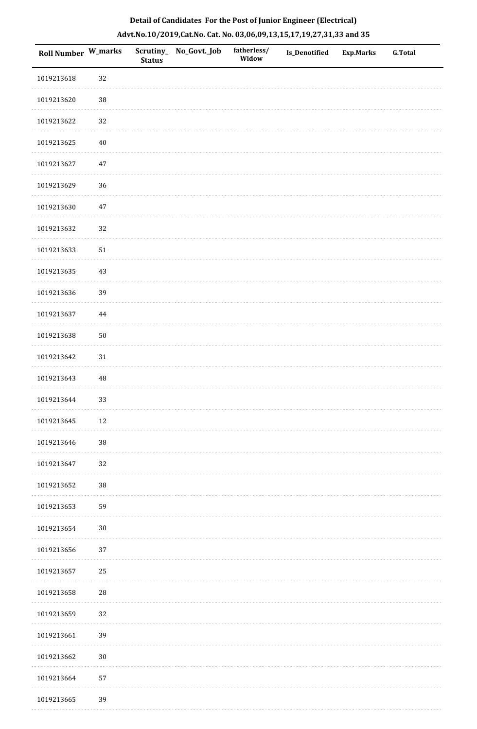**Detail of Candidates For the Post of Junior Engineer (Electrical)**

**Advt.No.10/2019,Cat.No. Cat. No. 03,06,09,13,15,17,19,27,31,33 and 35**

| Roll Number | W_marks | Scrutiny_Status | No_Govt._Job | fatherless/Widow | Is_Denotified | Exp.Marks | G.Total |
|---|---|---|---|---|---|---|---|
| 1019213618 | 32 | | | | | | |
| 1019213620 | 38 | | | | | | |
| 1019213622 | 32 | | | | | | |
| 1019213625 | 40 | | | | | | |
| 1019213627 | 47 | | | | | | |
| 1019213629 | 36 | | | | | | |
| 1019213630 | 47 | | | | | | |
| 1019213632 | 32 | | | | | | |
| 1019213633 | 51 | | | | | | |
| 1019213635 | 43 | | | | | | |
| 1019213636 | 39 | | | | | | |
| 1019213637 | 44 | | | | | | |
| 1019213638 | 50 | | | | | | |
| 1019213642 | 31 | | | | | | |
| 1019213643 | 48 | | | | | | |
| 1019213644 | 33 | | | | | | |
| 1019213645 | 12 | | | | | | |
| 1019213646 | 38 | | | | | | |
| 1019213647 | 32 | | | | | | |
| 1019213652 | 38 | | | | | | |
| 1019213653 | 59 | | | | | | |
| 1019213654 | 30 | | | | | | |
| 1019213656 | 37 | | | | | | |
| 1019213657 | 25 | | | | | | |
| 1019213658 | 28 | | | | | | |
| 1019213659 | 32 | | | | | | |
| 1019213661 | 39 | | | | | | |
| 1019213662 | 30 | | | | | | |
| 1019213664 | 57 | | | | | | |
| 1019213665 | 39 | | | | | | |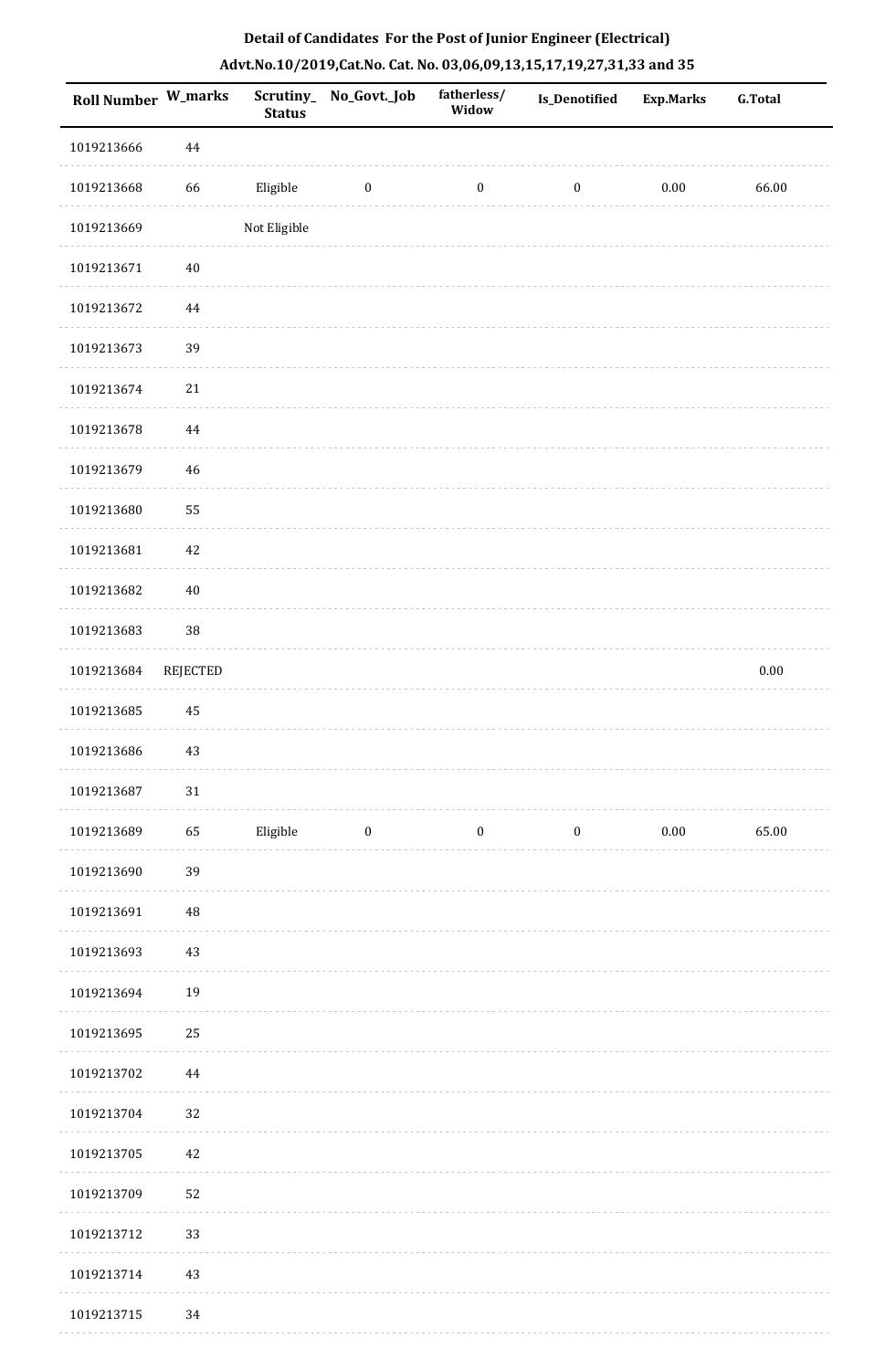**Detail of Candidates For the Post of Junior Engineer (Electrical)**

**Advt.No.10/2019,Cat.No. Cat. No. 03,06,09,13,15,17,19,27,31,33 and 35**

| Roll Number | W_marks | Scrutiny_Status | No_Govt._Job | fatherless/ Widow | Is_Denotified | Exp.Marks | G.Total |
|---|---|---|---|---|---|---|---|
| 1019213666 | 44 | | | | | | |
| 1019213668 | 66 | Eligible | 0 | 0 | 0 | 0.00 | 66.00 |
| 1019213669 | | Not Eligible | | | | | |
| 1019213671 | 40 | | | | | | |
| 1019213672 | 44 | | | | | | |
| 1019213673 | 39 | | | | | | |
| 1019213674 | 21 | | | | | | |
| 1019213678 | 44 | | | | | | |
| 1019213679 | 46 | | | | | | |
| 1019213680 | 55 | | | | | | |
| 1019213681 | 42 | | | | | | |
| 1019213682 | 40 | | | | | | |
| 1019213683 | 38 | | | | | | |
| 1019213684 | REJECTED | | | | | | 0.00 |
| 1019213685 | 45 | | | | | | |
| 1019213686 | 43 | | | | | | |
| 1019213687 | 31 | | | | | | |
| 1019213689 | 65 | Eligible | 0 | 0 | 0 | 0.00 | 65.00 |
| 1019213690 | 39 | | | | | | |
| 1019213691 | 48 | | | | | | |
| 1019213693 | 43 | | | | | | |
| 1019213694 | 19 | | | | | | |
| 1019213695 | 25 | | | | | | |
| 1019213702 | 44 | | | | | | |
| 1019213704 | 32 | | | | | | |
| 1019213705 | 42 | | | | | | |
| 1019213709 | 52 | | | | | | |
| 1019213712 | 33 | | | | | | |
| 1019213714 | 43 | | | | | | |
| 1019213715 | 34 | | | | | | |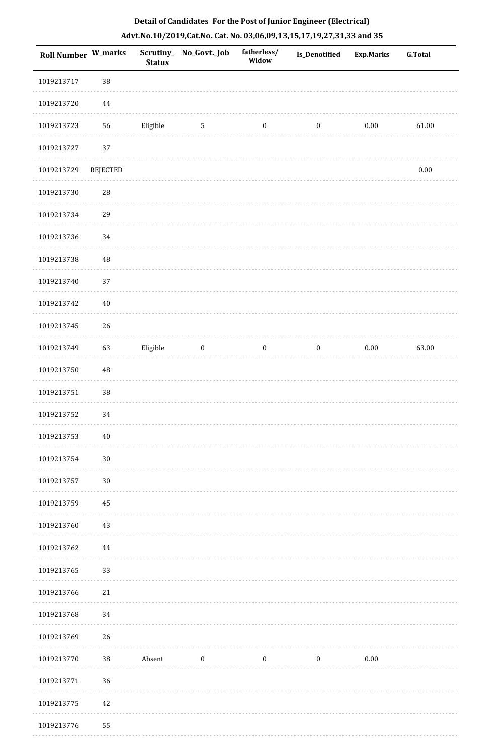**Detail of Candidates For the Post of Junior Engineer (Electrical)**

**Advt.No.10/2019,Cat.No. Cat. No. 03,06,09,13,15,17,19,27,31,33 and 35**

| Roll Number | W_marks | Scrutiny_Status | No_Govt._Job | fatherless/Widow | Is_Denotified | Exp.Marks | G.Total |
|---|---|---|---|---|---|---|---|
| 1019213717 | 38 | | | | | | |
| 1019213720 | 44 | | | | | | |
| 1019213723 | 56 | Eligible | 5 | 0 | 0 | 0.00 | 61.00 |
| 1019213727 | 37 | | | | | | |
| 1019213729 | REJECTED | | | | | | 0.00 |
| 1019213730 | 28 | | | | | | |
| 1019213734 | 29 | | | | | | |
| 1019213736 | 34 | | | | | | |
| 1019213738 | 48 | | | | | | |
| 1019213740 | 37 | | | | | | |
| 1019213742 | 40 | | | | | | |
| 1019213745 | 26 | | | | | | |
| 1019213749 | 63 | Eligible | 0 | 0 | 0 | 0.00 | 63.00 |
| 1019213750 | 48 | | | | | | |
| 1019213751 | 38 | | | | | | |
| 1019213752 | 34 | | | | | | |
| 1019213753 | 40 | | | | | | |
| 1019213754 | 30 | | | | | | |
| 1019213757 | 30 | | | | | | |
| 1019213759 | 45 | | | | | | |
| 1019213760 | 43 | | | | | | |
| 1019213762 | 44 | | | | | | |
| 1019213765 | 33 | | | | | | |
| 1019213766 | 21 | | | | | | |
| 1019213768 | 34 | | | | | | |
| 1019213769 | 26 | | | | | | |
| 1019213770 | 38 | Absent | 0 | 0 | 0 | 0.00 | |
| 1019213771 | 36 | | | | | | |
| 1019213775 | 42 | | | | | | |
| 1019213776 | 55 | | | | | | |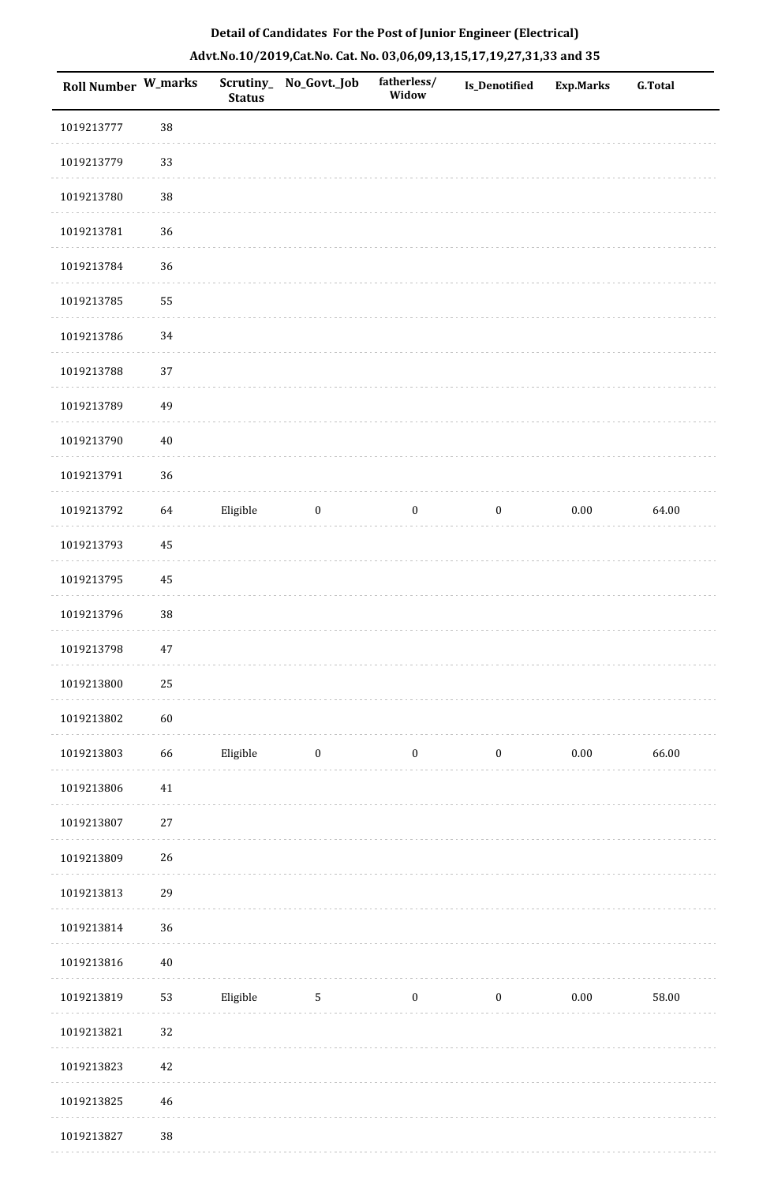**Detail of Candidates For the Post of Junior Engineer (Electrical)**

**Advt.No.10/2019,Cat.No. Cat. No. 03,06,09,13,15,17,19,27,31,33 and 35**

| Roll Number | W_marks | Scrutiny_Status | No_Govt._Job | fatherless/Widow | Is_Denotified | Exp.Marks | G.Total |
|---|---|---|---|---|---|---|---|
| 1019213777 | 38 | | | | | | |
| 1019213779 | 33 | | | | | | |
| 1019213780 | 38 | | | | | | |
| 1019213781 | 36 | | | | | | |
| 1019213784 | 36 | | | | | | |
| 1019213785 | 55 | | | | | | |
| 1019213786 | 34 | | | | | | |
| 1019213788 | 37 | | | | | | |
| 1019213789 | 49 | | | | | | |
| 1019213790 | 40 | | | | | | |
| 1019213791 | 36 | | | | | | |
| 1019213792 | 64 | Eligible | 0 | 0 | 0 | 0.00 | 64.00 |
| 1019213793 | 45 | | | | | | |
| 1019213795 | 45 | | | | | | |
| 1019213796 | 38 | | | | | | |
| 1019213798 | 47 | | | | | | |
| 1019213800 | 25 | | | | | | |
| 1019213802 | 60 | | | | | | |
| 1019213803 | 66 | Eligible | 0 | 0 | 0 | 0.00 | 66.00 |
| 1019213806 | 41 | | | | | | |
| 1019213807 | 27 | | | | | | |
| 1019213809 | 26 | | | | | | |
| 1019213813 | 29 | | | | | | |
| 1019213814 | 36 | | | | | | |
| 1019213816 | 40 | | | | | | |
| 1019213819 | 53 | Eligible | 5 | 0 | 0 | 0.00 | 58.00 |
| 1019213821 | 32 | | | | | | |
| 1019213823 | 42 | | | | | | |
| 1019213825 | 46 | | | | | | |
| 1019213827 | 38 | | | | | | |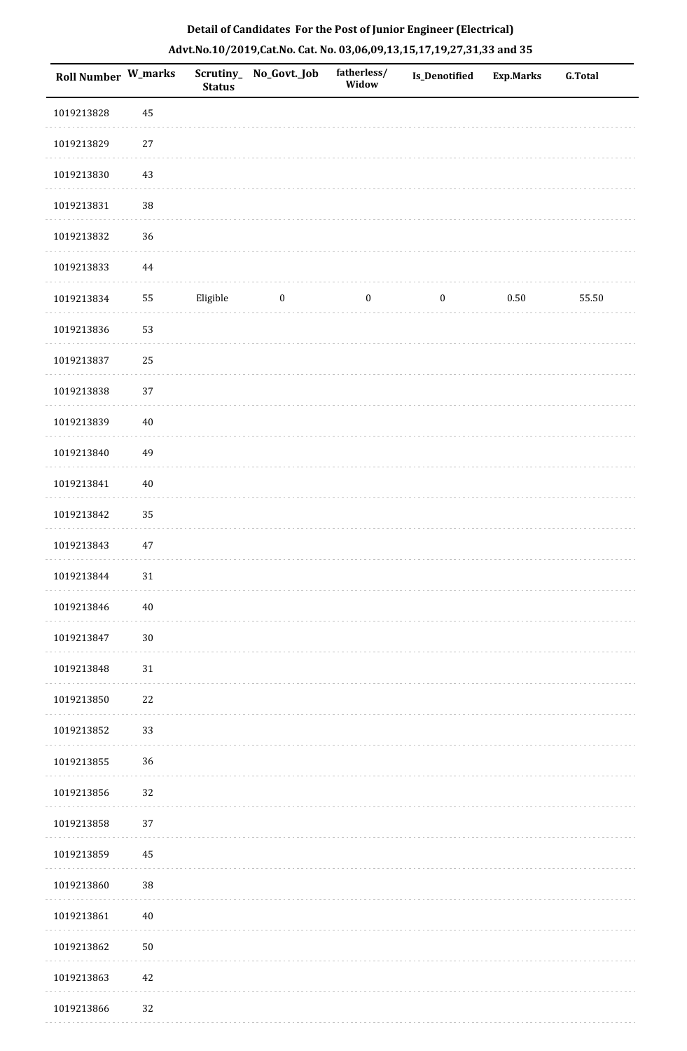**Detail of Candidates For the Post of Junior Engineer (Electrical)**

**Advt.No.10/2019,Cat.No. Cat. No. 03,06,09,13,15,17,19,27,31,33 and 35**

| Roll Number | W_marks | Scrutiny_Status | No_Govt._Job | fatherless/Widow | Is_Denotified | Exp.Marks | G.Total |
|---|---|---|---|---|---|---|---|
| 1019213828 | 45 | | | | | | |
| 1019213829 | 27 | | | | | | |
| 1019213830 | 43 | | | | | | |
| 1019213831 | 38 | | | | | | |
| 1019213832 | 36 | | | | | | |
| 1019213833 | 44 | | | | | | |
| 1019213834 | 55 | Eligible | 0 | 0 | 0 | 0.50 | 55.50 |
| 1019213836 | 53 | | | | | | |
| 1019213837 | 25 | | | | | | |
| 1019213838 | 37 | | | | | | |
| 1019213839 | 40 | | | | | | |
| 1019213840 | 49 | | | | | | |
| 1019213841 | 40 | | | | | | |
| 1019213842 | 35 | | | | | | |
| 1019213843 | 47 | | | | | | |
| 1019213844 | 31 | | | | | | |
| 1019213846 | 40 | | | | | | |
| 1019213847 | 30 | | | | | | |
| 1019213848 | 31 | | | | | | |
| 1019213850 | 22 | | | | | | |
| 1019213852 | 33 | | | | | | |
| 1019213855 | 36 | | | | | | |
| 1019213856 | 32 | | | | | | |
| 1019213858 | 37 | | | | | | |
| 1019213859 | 45 | | | | | | |
| 1019213860 | 38 | | | | | | |
| 1019213861 | 40 | | | | | | |
| 1019213862 | 50 | | | | | | |
| 1019213863 | 42 | | | | | | |
| 1019213866 | 32 | | | | | | |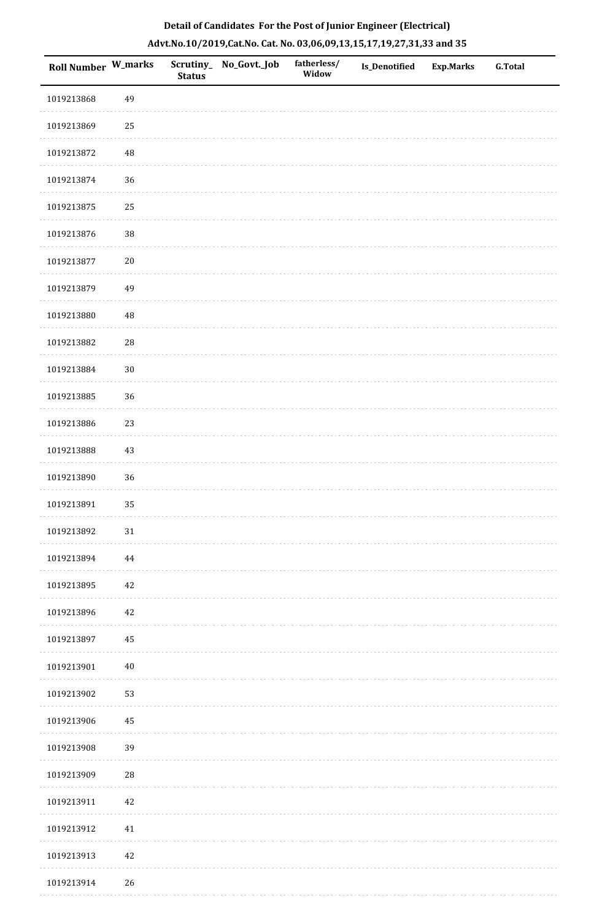**Detail of Candidates For the Post of Junior Engineer (Electrical)**

**Advt.No.10/2019,Cat.No. Cat. No. 03,06,09,13,15,17,19,27,31,33 and 35**

| Roll Number | W_marks | Scrutiny_ Status | No_Govt._Job | fatherless/ Widow | Is_Denotified | Exp.Marks | G.Total |
|---|---|---|---|---|---|---|---|
| 1019213868 | 49 | | | | | | |
| 1019213869 | 25 | | | | | | |
| 1019213872 | 48 | | | | | | |
| 1019213874 | 36 | | | | | | |
| 1019213875 | 25 | | | | | | |
| 1019213876 | 38 | | | | | | |
| 1019213877 | 20 | | | | | | |
| 1019213879 | 49 | | | | | | |
| 1019213880 | 48 | | | | | | |
| 1019213882 | 28 | | | | | | |
| 1019213884 | 30 | | | | | | |
| 1019213885 | 36 | | | | | | |
| 1019213886 | 23 | | | | | | |
| 1019213888 | 43 | | | | | | |
| 1019213890 | 36 | | | | | | |
| 1019213891 | 35 | | | | | | |
| 1019213892 | 31 | | | | | | |
| 1019213894 | 44 | | | | | | |
| 1019213895 | 42 | | | | | | |
| 1019213896 | 42 | | | | | | |
| 1019213897 | 45 | | | | | | |
| 1019213901 | 40 | | | | | | |
| 1019213902 | 53 | | | | | | |
| 1019213906 | 45 | | | | | | |
| 1019213908 | 39 | | | | | | |
| 1019213909 | 28 | | | | | | |
| 1019213911 | 42 | | | | | | |
| 1019213912 | 41 | | | | | | |
| 1019213913 | 42 | | | | | | |
| 1019213914 | 26 | | | | | | |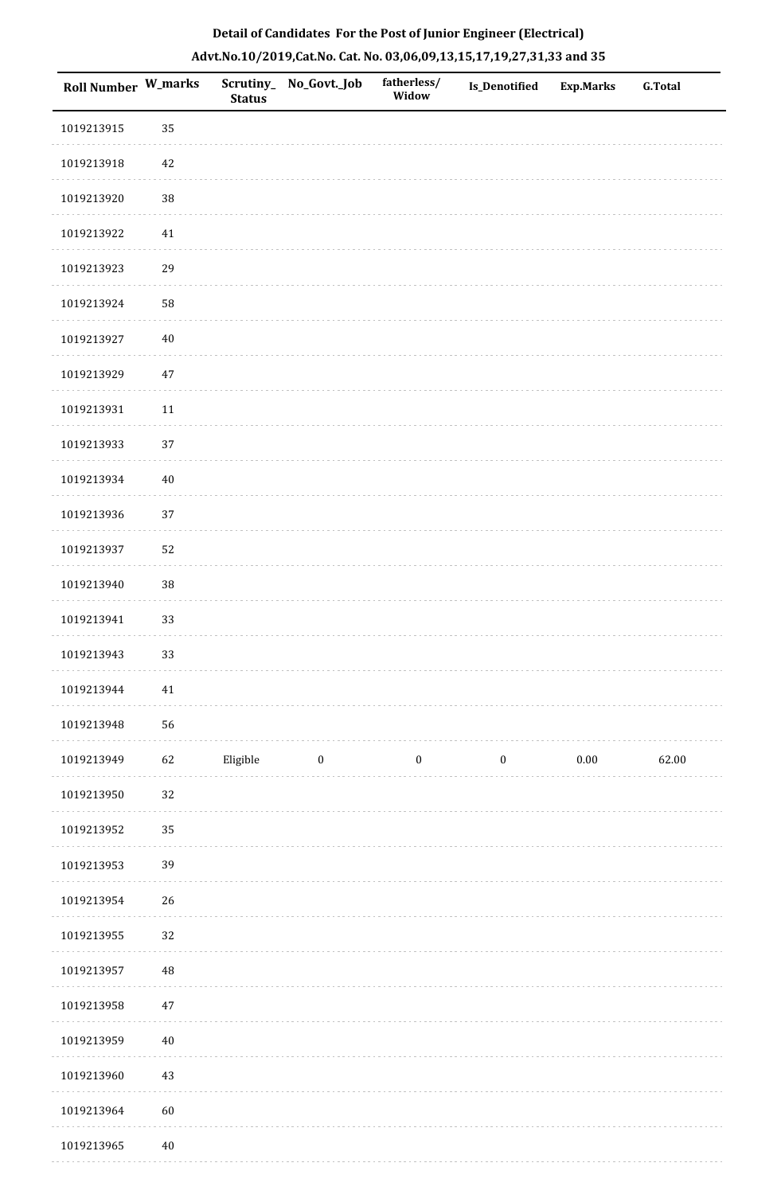**Detail of Candidates For the Post of Junior Engineer (Electrical)**

**Advt.No.10/2019,Cat.No. Cat. No. 03,06,09,13,15,17,19,27,31,33 and 35**

| Roll Number | W_marks | Scrutiny_Status | No_Govt._Job | fatherless/Widow | Is_Denotified | Exp.Marks | G.Total |
|---|---|---|---|---|---|---|---|
| 1019213915 | 35 | | | | | | |
| 1019213918 | 42 | | | | | | |
| 1019213920 | 38 | | | | | | |
| 1019213922 | 41 | | | | | | |
| 1019213923 | 29 | | | | | | |
| 1019213924 | 58 | | | | | | |
| 1019213927 | 40 | | | | | | |
| 1019213929 | 47 | | | | | | |
| 1019213931 | 11 | | | | | | |
| 1019213933 | 37 | | | | | | |
| 1019213934 | 40 | | | | | | |
| 1019213936 | 37 | | | | | | |
| 1019213937 | 52 | | | | | | |
| 1019213940 | 38 | | | | | | |
| 1019213941 | 33 | | | | | | |
| 1019213943 | 33 | | | | | | |
| 1019213944 | 41 | | | | | | |
| 1019213948 | 56 | | | | | | |
| 1019213949 | 62 | Eligible | 0 | 0 | 0 | 0.00 | 62.00 |
| 1019213950 | 32 | | | | | | |
| 1019213952 | 35 | | | | | | |
| 1019213953 | 39 | | | | | | |
| 1019213954 | 26 | | | | | | |
| 1019213955 | 32 | | | | | | |
| 1019213957 | 48 | | | | | | |
| 1019213958 | 47 | | | | | | |
| 1019213959 | 40 | | | | | | |
| 1019213960 | 43 | | | | | | |
| 1019213964 | 60 | | | | | | |
| 1019213965 | 40 | | | | | | |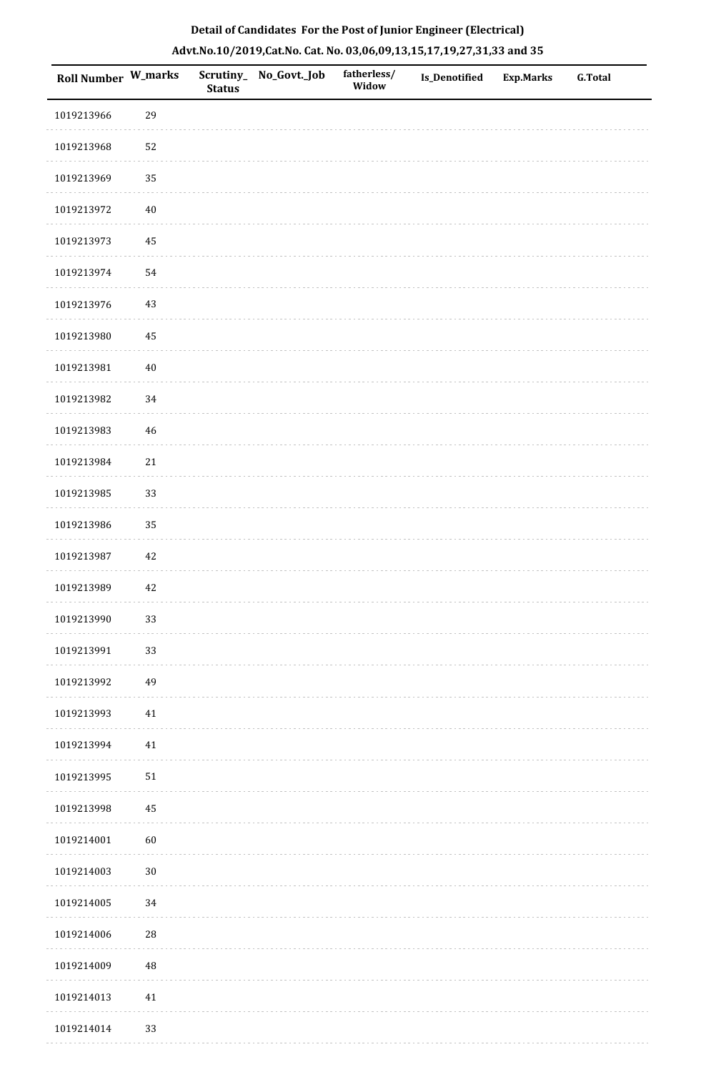**Detail of Candidates For the Post of Junior Engineer (Electrical)**

**Advt.No.10/2019,Cat.No. Cat. No. 03,06,09,13,15,17,19,27,31,33 and 35**

| Roll Number | W_marks | Scrutiny_Status | No_Govt._Job | fatherless/Widow | Is_Denotified | Exp.Marks | G.Total |
|---|---|---|---|---|---|---|---|
| 1019213966 | 29 | | | | | | |
| 1019213968 | 52 | | | | | | |
| 1019213969 | 35 | | | | | | |
| 1019213972 | 40 | | | | | | |
| 1019213973 | 45 | | | | | | |
| 1019213974 | 54 | | | | | | |
| 1019213976 | 43 | | | | | | |
| 1019213980 | 45 | | | | | | |
| 1019213981 | 40 | | | | | | |
| 1019213982 | 34 | | | | | | |
| 1019213983 | 46 | | | | | | |
| 1019213984 | 21 | | | | | | |
| 1019213985 | 33 | | | | | | |
| 1019213986 | 35 | | | | | | |
| 1019213987 | 42 | | | | | | |
| 1019213989 | 42 | | | | | | |
| 1019213990 | 33 | | | | | | |
| 1019213991 | 33 | | | | | | |
| 1019213992 | 49 | | | | | | |
| 1019213993 | 41 | | | | | | |
| 1019213994 | 41 | | | | | | |
| 1019213995 | 51 | | | | | | |
| 1019213998 | 45 | | | | | | |
| 1019214001 | 60 | | | | | | |
| 1019214003 | 30 | | | | | | |
| 1019214005 | 34 | | | | | | |
| 1019214006 | 28 | | | | | | |
| 1019214009 | 48 | | | | | | |
| 1019214013 | 41 | | | | | | |
| 1019214014 | 33 | | | | | | |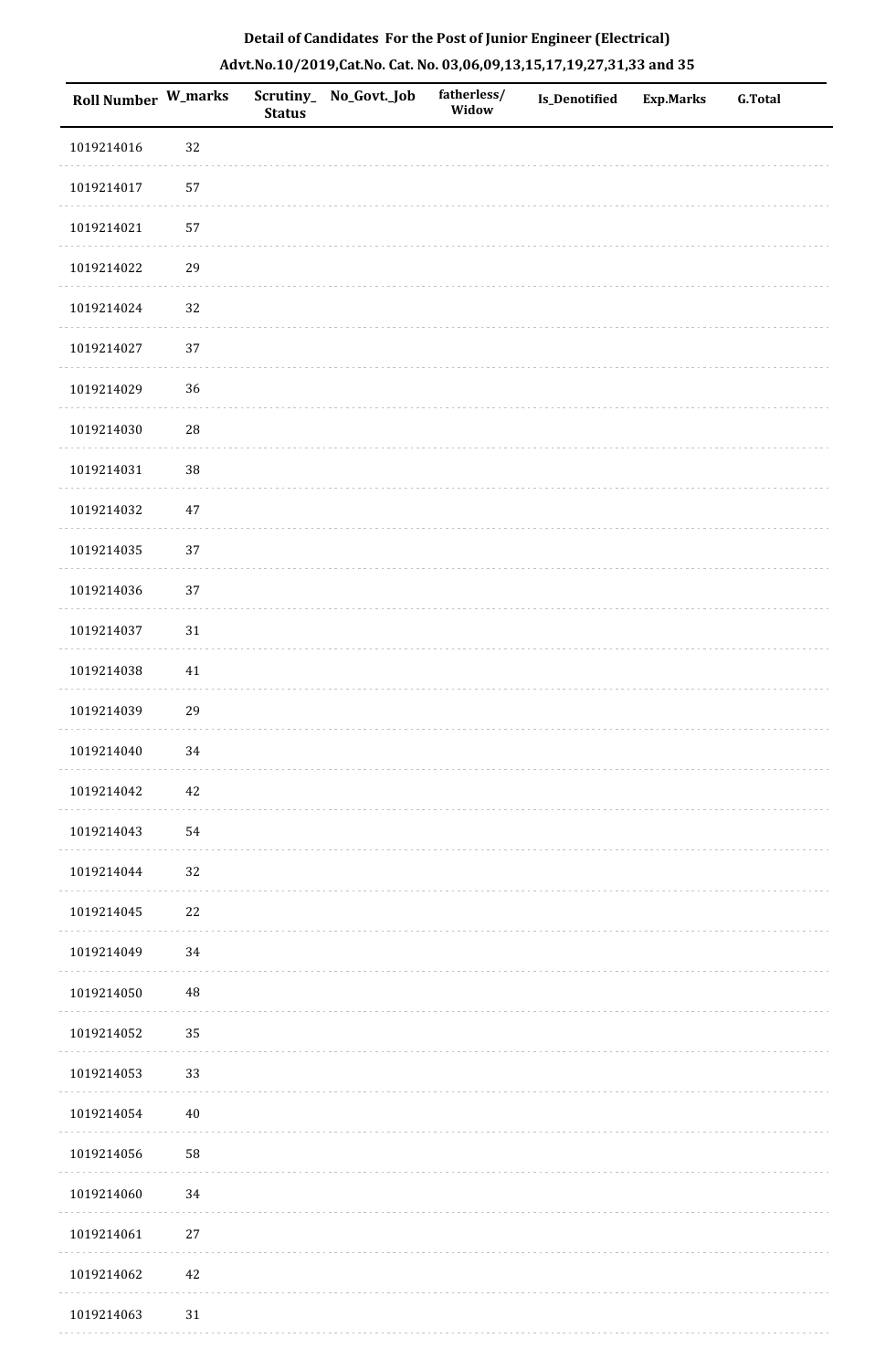**Detail of Candidates For the Post of Junior Engineer (Electrical)**

**Advt.No.10/2019,Cat.No. Cat. No. 03,06,09,13,15,17,19,27,31,33 and 35**

| Roll Number | W_marks | Scrutiny_Status | No_Govt._Job | fatherless/Widow | Is_Denotified | Exp.Marks | G.Total |
|---|---|---|---|---|---|---|---|
| 1019214016 | 32 | | | | | | |
| 1019214017 | 57 | | | | | | |
| 1019214021 | 57 | | | | | | |
| 1019214022 | 29 | | | | | | |
| 1019214024 | 32 | | | | | | |
| 1019214027 | 37 | | | | | | |
| 1019214029 | 36 | | | | | | |
| 1019214030 | 28 | | | | | | |
| 1019214031 | 38 | | | | | | |
| 1019214032 | 47 | | | | | | |
| 1019214035 | 37 | | | | | | |
| 1019214036 | 37 | | | | | | |
| 1019214037 | 31 | | | | | | |
| 1019214038 | 41 | | | | | | |
| 1019214039 | 29 | | | | | | |
| 1019214040 | 34 | | | | | | |
| 1019214042 | 42 | | | | | | |
| 1019214043 | 54 | | | | | | |
| 1019214044 | 32 | | | | | | |
| 1019214045 | 22 | | | | | | |
| 1019214049 | 34 | | | | | | |
| 1019214050 | 48 | | | | | | |
| 1019214052 | 35 | | | | | | |
| 1019214053 | 33 | | | | | | |
| 1019214054 | 40 | | | | | | |
| 1019214056 | 58 | | | | | | |
| 1019214060 | 34 | | | | | | |
| 1019214061 | 27 | | | | | | |
| 1019214062 | 42 | | | | | | |
| 1019214063 | 31 | | | | | | |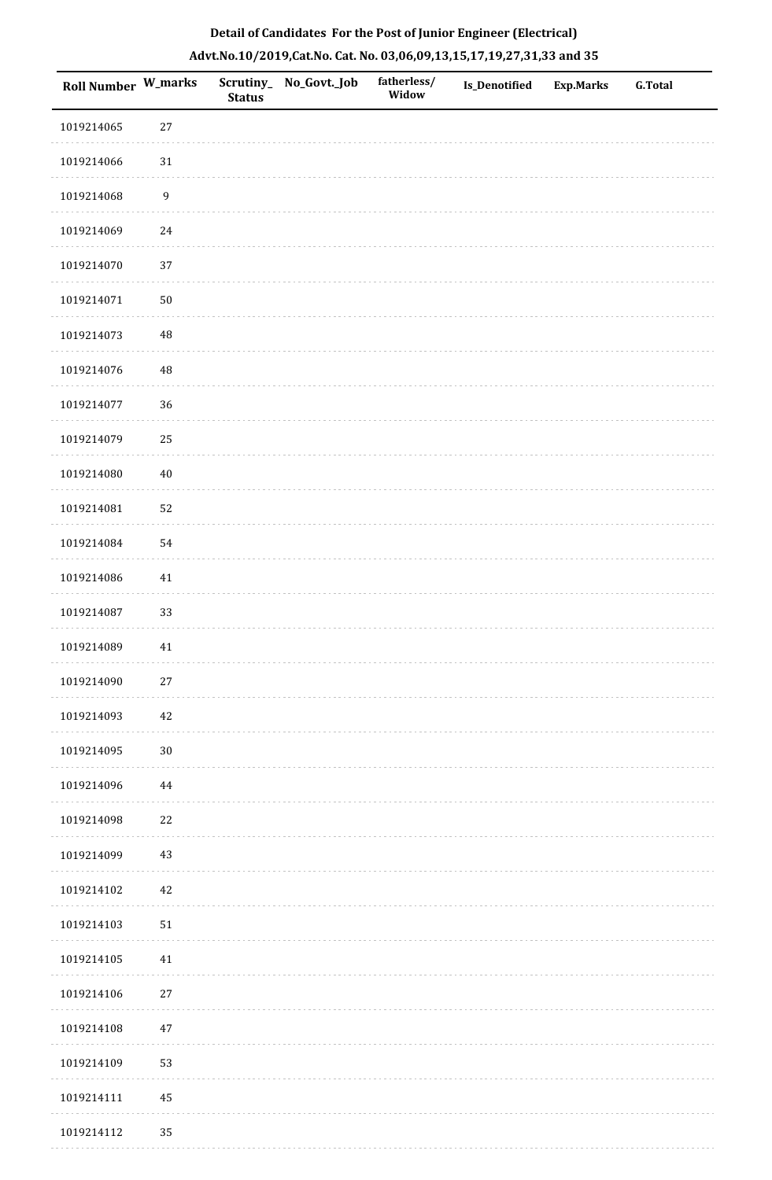**Detail of Candidates For the Post of Junior Engineer (Electrical)**

**Advt.No.10/2019,Cat.No. Cat. No. 03,06,09,13,15,17,19,27,31,33 and 35**

| Roll Number | W_marks | Scrutiny_ Status | No_Govt._Job | fatherless/ Widow | Is_Denotified | Exp.Marks | G.Total |
|---|---|---|---|---|---|---|---|
| 1019214065 | 27 | | | | | | |
| 1019214066 | 31 | | | | | | |
| 1019214068 | 9 | | | | | | |
| 1019214069 | 24 | | | | | | |
| 1019214070 | 37 | | | | | | |
| 1019214071 | 50 | | | | | | |
| 1019214073 | 48 | | | | | | |
| 1019214076 | 48 | | | | | | |
| 1019214077 | 36 | | | | | | |
| 1019214079 | 25 | | | | | | |
| 1019214080 | 40 | | | | | | |
| 1019214081 | 52 | | | | | | |
| 1019214084 | 54 | | | | | | |
| 1019214086 | 41 | | | | | | |
| 1019214087 | 33 | | | | | | |
| 1019214089 | 41 | | | | | | |
| 1019214090 | 27 | | | | | | |
| 1019214093 | 42 | | | | | | |
| 1019214095 | 30 | | | | | | |
| 1019214096 | 44 | | | | | | |
| 1019214098 | 22 | | | | | | |
| 1019214099 | 43 | | | | | | |
| 1019214102 | 42 | | | | | | |
| 1019214103 | 51 | | | | | | |
| 1019214105 | 41 | | | | | | |
| 1019214106 | 27 | | | | | | |
| 1019214108 | 47 | | | | | | |
| 1019214109 | 53 | | | | | | |
| 1019214111 | 45 | | | | | | |
| 1019214112 | 35 | | | | | | |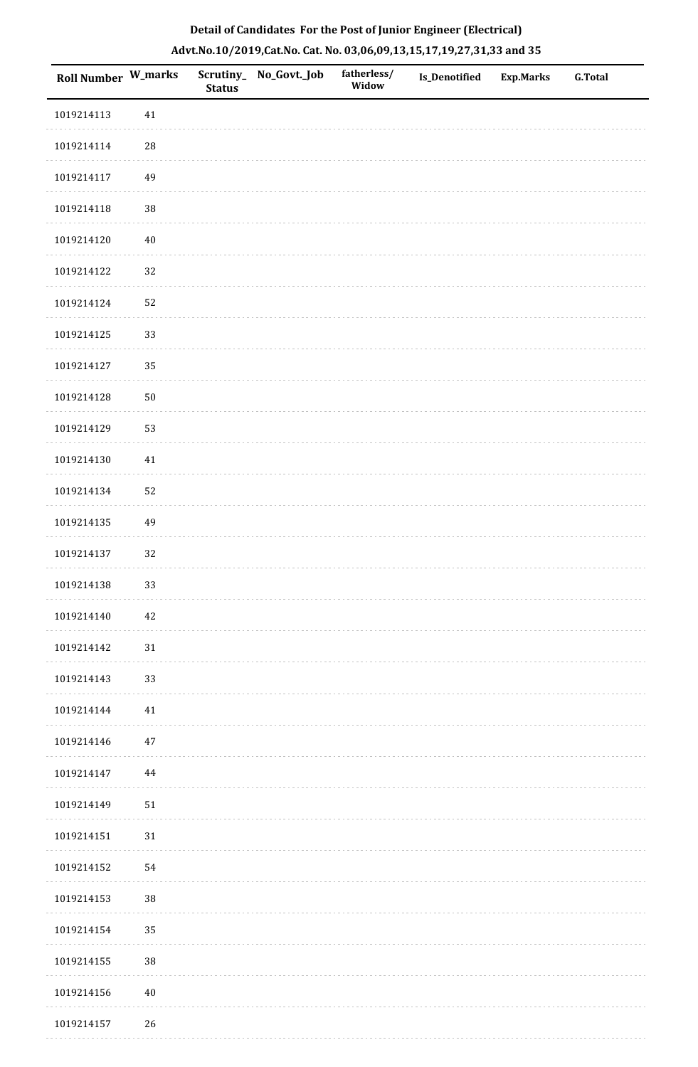**Detail of Candidates For the Post of Junior Engineer (Electrical)**

**Advt.No.10/2019,Cat.No. Cat. No. 03,06,09,13,15,17,19,27,31,33 and 35**

| Roll Number | W_marks | Scrutiny_Status | No_Govt._Job | fatherless/Widow | Is_Denotified | Exp.Marks | G.Total |
|---|---|---|---|---|---|---|---|
| 1019214113 | 41 | | | | | | |
| 1019214114 | 28 | | | | | | |
| 1019214117 | 49 | | | | | | |
| 1019214118 | 38 | | | | | | |
| 1019214120 | 40 | | | | | | |
| 1019214122 | 32 | | | | | | |
| 1019214124 | 52 | | | | | | |
| 1019214125 | 33 | | | | | | |
| 1019214127 | 35 | | | | | | |
| 1019214128 | 50 | | | | | | |
| 1019214129 | 53 | | | | | | |
| 1019214130 | 41 | | | | | | |
| 1019214134 | 52 | | | | | | |
| 1019214135 | 49 | | | | | | |
| 1019214137 | 32 | | | | | | |
| 1019214138 | 33 | | | | | | |
| 1019214140 | 42 | | | | | | |
| 1019214142 | 31 | | | | | | |
| 1019214143 | 33 | | | | | | |
| 1019214144 | 41 | | | | | | |
| 1019214146 | 47 | | | | | | |
| 1019214147 | 44 | | | | | | |
| 1019214149 | 51 | | | | | | |
| 1019214151 | 31 | | | | | | |
| 1019214152 | 54 | | | | | | |
| 1019214153 | 38 | | | | | | |
| 1019214154 | 35 | | | | | | |
| 1019214155 | 38 | | | | | | |
| 1019214156 | 40 | | | | | | |
| 1019214157 | 26 | | | | | | |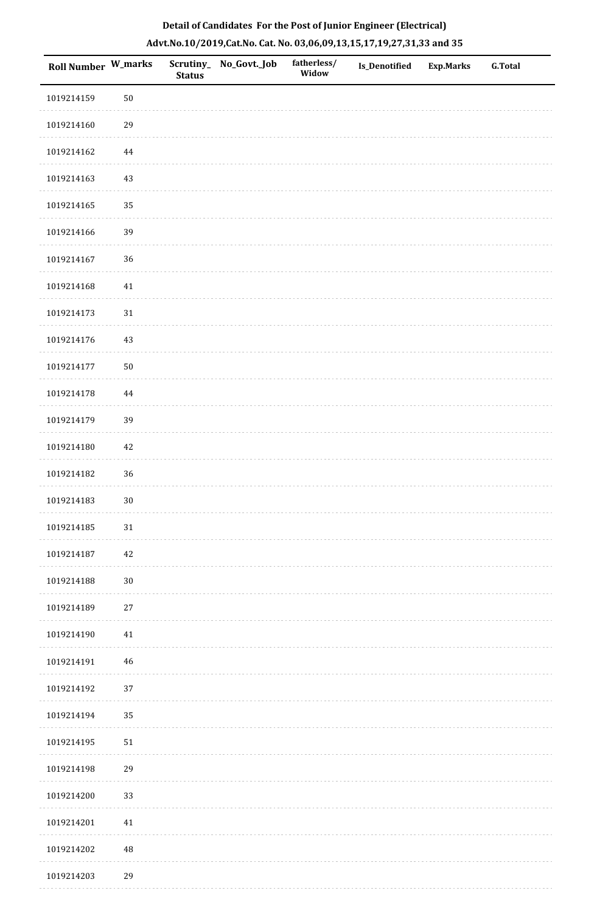**Detail of Candidates For the Post of Junior Engineer (Electrical)**

**Advt.No.10/2019,Cat.No. Cat. No. 03,06,09,13,15,17,19,27,31,33 and 35**

| Roll Number | W_marks | Scrutiny_Status | No_Govt._Job | fatherless/Widow | Is_Denotified | Exp.Marks | G.Total |
|---|---|---|---|---|---|---|---|
| 1019214159 | 50 | | | | | | |
| 1019214160 | 29 | | | | | | |
| 1019214162 | 44 | | | | | | |
| 1019214163 | 43 | | | | | | |
| 1019214165 | 35 | | | | | | |
| 1019214166 | 39 | | | | | | |
| 1019214167 | 36 | | | | | | |
| 1019214168 | 41 | | | | | | |
| 1019214173 | 31 | | | | | | |
| 1019214176 | 43 | | | | | | |
| 1019214177 | 50 | | | | | | |
| 1019214178 | 44 | | | | | | |
| 1019214179 | 39 | | | | | | |
| 1019214180 | 42 | | | | | | |
| 1019214182 | 36 | | | | | | |
| 1019214183 | 30 | | | | | | |
| 1019214185 | 31 | | | | | | |
| 1019214187 | 42 | | | | | | |
| 1019214188 | 30 | | | | | | |
| 1019214189 | 27 | | | | | | |
| 1019214190 | 41 | | | | | | |
| 1019214191 | 46 | | | | | | |
| 1019214192 | 37 | | | | | | |
| 1019214194 | 35 | | | | | | |
| 1019214195 | 51 | | | | | | |
| 1019214198 | 29 | | | | | | |
| 1019214200 | 33 | | | | | | |
| 1019214201 | 41 | | | | | | |
| 1019214202 | 48 | | | | | | |
| 1019214203 | 29 | | | | | | |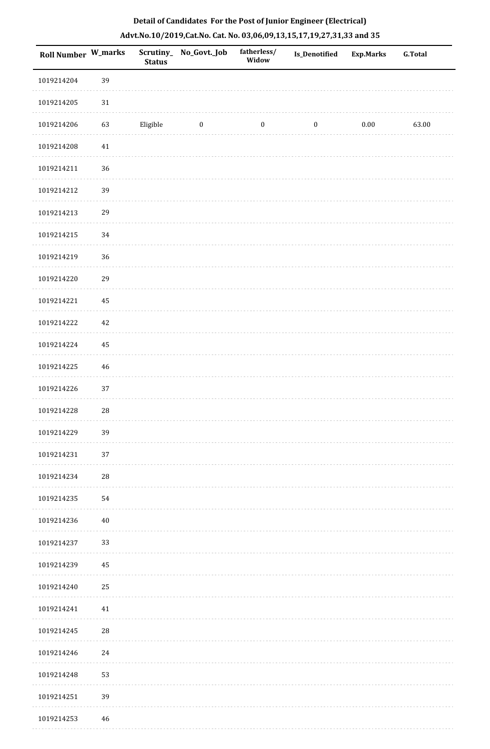**Detail of Candidates For the Post of Junior Engineer (Electrical)**

**Advt.No.10/2019,Cat.No. Cat. No. 03,06,09,13,15,17,19,27,31,33 and 35**

| Roll Number | W_marks | Scrutiny_Status | No_Govt._Job | fatherless/Widow | Is_Denotified | Exp.Marks | G.Total |
|---|---|---|---|---|---|---|---|
| 1019214204 | 39 | | | | | | |
| 1019214205 | 31 | | | | | | |
| 1019214206 | 63 | Eligible | 0 | 0 | 0 | 0.00 | 63.00 |
| 1019214208 | 41 | | | | | | |
| 1019214211 | 36 | | | | | | |
| 1019214212 | 39 | | | | | | |
| 1019214213 | 29 | | | | | | |
| 1019214215 | 34 | | | | | | |
| 1019214219 | 36 | | | | | | |
| 1019214220 | 29 | | | | | | |
| 1019214221 | 45 | | | | | | |
| 1019214222 | 42 | | | | | | |
| 1019214224 | 45 | | | | | | |
| 1019214225 | 46 | | | | | | |
| 1019214226 | 37 | | | | | | |
| 1019214228 | 28 | | | | | | |
| 1019214229 | 39 | | | | | | |
| 1019214231 | 37 | | | | | | |
| 1019214234 | 28 | | | | | | |
| 1019214235 | 54 | | | | | | |
| 1019214236 | 40 | | | | | | |
| 1019214237 | 33 | | | | | | |
| 1019214239 | 45 | | | | | | |
| 1019214240 | 25 | | | | | | |
| 1019214241 | 41 | | | | | | |
| 1019214245 | 28 | | | | | | |
| 1019214246 | 24 | | | | | | |
| 1019214248 | 53 | | | | | | |
| 1019214251 | 39 | | | | | | |
| 1019214253 | 46 | | | | | | |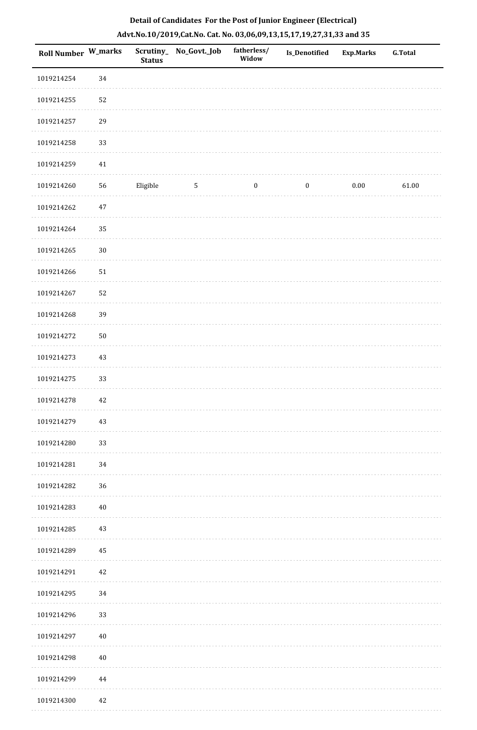**Detail of Candidates For the Post of Junior Engineer (Electrical)**

**Advt.No.10/2019,Cat.No. Cat. No. 03,06,09,13,15,17,19,27,31,33 and 35**

| Roll Number | W_marks | Scrutiny_Status | No_Govt._Job | fatherless/Widow | Is_Denotified | Exp.Marks | G.Total |
|---|---|---|---|---|---|---|---|
| 1019214254 | 34 | | | | | | |
| 1019214255 | 52 | | | | | | |
| 1019214257 | 29 | | | | | | |
| 1019214258 | 33 | | | | | | |
| 1019214259 | 41 | | | | | | |
| 1019214260 | 56 | Eligible | 5 | 0 | 0 | 0.00 | 61.00 |
| 1019214262 | 47 | | | | | | |
| 1019214264 | 35 | | | | | | |
| 1019214265 | 30 | | | | | | |
| 1019214266 | 51 | | | | | | |
| 1019214267 | 52 | | | | | | |
| 1019214268 | 39 | | | | | | |
| 1019214272 | 50 | | | | | | |
| 1019214273 | 43 | | | | | | |
| 1019214275 | 33 | | | | | | |
| 1019214278 | 42 | | | | | | |
| 1019214279 | 43 | | | | | | |
| 1019214280 | 33 | | | | | | |
| 1019214281 | 34 | | | | | | |
| 1019214282 | 36 | | | | | | |
| 1019214283 | 40 | | | | | | |
| 1019214285 | 43 | | | | | | |
| 1019214289 | 45 | | | | | | |
| 1019214291 | 42 | | | | | | |
| 1019214295 | 34 | | | | | | |
| 1019214296 | 33 | | | | | | |
| 1019214297 | 40 | | | | | | |
| 1019214298 | 40 | | | | | | |
| 1019214299 | 44 | | | | | | |
| 1019214300 | 42 | | | | | | |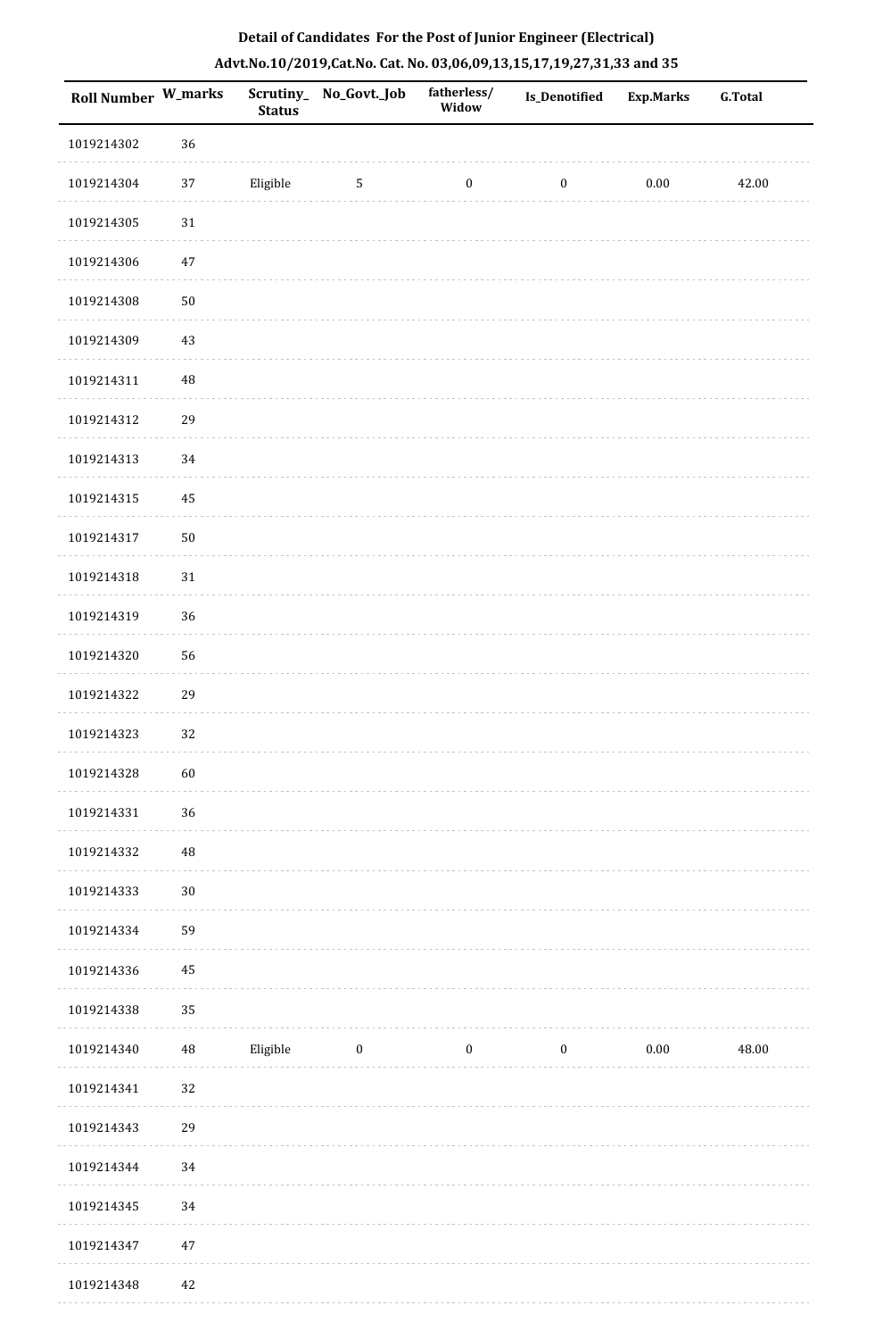## Detail of Candidates For the Post of Junior Engineer (Electrical)

### Advt.No.10/2019,Cat.No. Cat. No. 03,06,09,13,15,17,19,27,31,33 and 35

| Roll Number | W_marks | Scrutiny_ Status | No_Govt._Job | fatherless/ Widow | Is_Denotified | Exp.Marks | G.Total |
|---|---|---|---|---|---|---|---|
| 1019214302 | 36 | | | | | | |
| 1019214304 | 37 | Eligible | 5 | 0 | 0 | 0.00 | 42.00 |
| 1019214305 | 31 | | | | | | |
| 1019214306 | 47 | | | | | | |
| 1019214308 | 50 | | | | | | |
| 1019214309 | 43 | | | | | | |
| 1019214311 | 48 | | | | | | |
| 1019214312 | 29 | | | | | | |
| 1019214313 | 34 | | | | | | |
| 1019214315 | 45 | | | | | | |
| 1019214317 | 50 | | | | | | |
| 1019214318 | 31 | | | | | | |
| 1019214319 | 36 | | | | | | |
| 1019214320 | 56 | | | | | | |
| 1019214322 | 29 | | | | | | |
| 1019214323 | 32 | | | | | | |
| 1019214328 | 60 | | | | | | |
| 1019214331 | 36 | | | | | | |
| 1019214332 | 48 | | | | | | |
| 1019214333 | 30 | | | | | | |
| 1019214334 | 59 | | | | | | |
| 1019214336 | 45 | | | | | | |
| 1019214338 | 35 | | | | | | |
| 1019214340 | 48 | Eligible | 0 | 0 | 0 | 0.00 | 48.00 |
| 1019214341 | 32 | | | | | | |
| 1019214343 | 29 | | | | | | |
| 1019214344 | 34 | | | | | | |
| 1019214345 | 34 | | | | | | |
| 1019214347 | 47 | | | | | | |
| 1019214348 | 42 | | | | | | |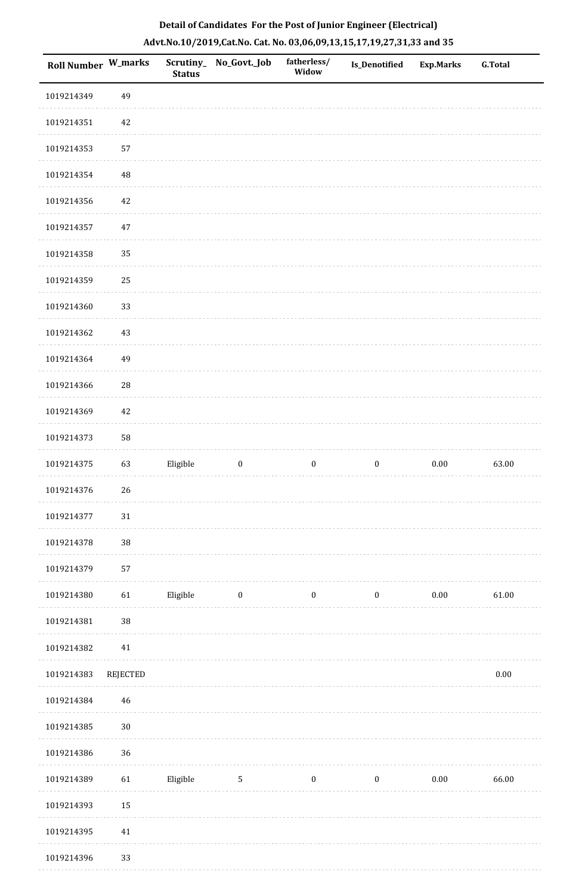**Detail of Candidates For the Post of Junior Engineer (Electrical)**

**Advt.No.10/2019,Cat.No. Cat. No. 03,06,09,13,15,17,19,27,31,33 and 35**

| Roll Number | W_marks | Scrutiny_Status | No_Govt._Job | fatherless/Widow | Is_Denotified | Exp.Marks | G.Total |
|---|---|---|---|---|---|---|---|
| 1019214349 | 49 | | | | | | |
| 1019214351 | 42 | | | | | | |
| 1019214353 | 57 | | | | | | |
| 1019214354 | 48 | | | | | | |
| 1019214356 | 42 | | | | | | |
| 1019214357 | 47 | | | | | | |
| 1019214358 | 35 | | | | | | |
| 1019214359 | 25 | | | | | | |
| 1019214360 | 33 | | | | | | |
| 1019214362 | 43 | | | | | | |
| 1019214364 | 49 | | | | | | |
| 1019214366 | 28 | | | | | | |
| 1019214369 | 42 | | | | | | |
| 1019214373 | 58 | | | | | | |
| 1019214375 | 63 | Eligible | 0 | 0 | 0 | 0.00 | 63.00 |
| 1019214376 | 26 | | | | | | |
| 1019214377 | 31 | | | | | | |
| 1019214378 | 38 | | | | | | |
| 1019214379 | 57 | | | | | | |
| 1019214380 | 61 | Eligible | 0 | 0 | 0 | 0.00 | 61.00 |
| 1019214381 | 38 | | | | | | |
| 1019214382 | 41 | | | | | | |
| 1019214383 | REJECTED | | | | | | 0.00 |
| 1019214384 | 46 | | | | | | |
| 1019214385 | 30 | | | | | | |
| 1019214386 | 36 | | | | | | |
| 1019214389 | 61 | Eligible | 5 | 0 | 0 | 0.00 | 66.00 |
| 1019214393 | 15 | | | | | | |
| 1019214395 | 41 | | | | | | |
| 1019214396 | 33 | | | | | | |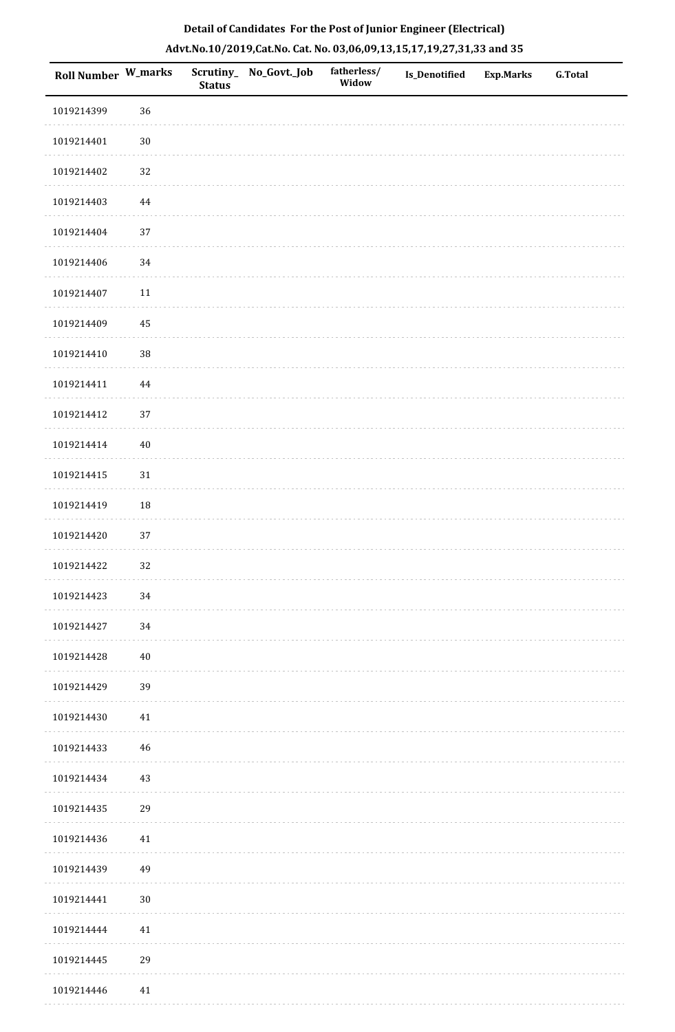**Detail of Candidates For the Post of Junior Engineer (Electrical)**

**Advt.No.10/2019,Cat.No. Cat. No. 03,06,09,13,15,17,19,27,31,33 and 35**

| Roll Number | W_marks | Scrutiny_Status | No_Govt._Job | fatherless/Widow | Is_Denotified | Exp.Marks | G.Total |
|---|---|---|---|---|---|---|---|
| 1019214399 | 36 | | | | | | |
| 1019214401 | 30 | | | | | | |
| 1019214402 | 32 | | | | | | |
| 1019214403 | 44 | | | | | | |
| 1019214404 | 37 | | | | | | |
| 1019214406 | 34 | | | | | | |
| 1019214407 | 11 | | | | | | |
| 1019214409 | 45 | | | | | | |
| 1019214410 | 38 | | | | | | |
| 1019214411 | 44 | | | | | | |
| 1019214412 | 37 | | | | | | |
| 1019214414 | 40 | | | | | | |
| 1019214415 | 31 | | | | | | |
| 1019214419 | 18 | | | | | | |
| 1019214420 | 37 | | | | | | |
| 1019214422 | 32 | | | | | | |
| 1019214423 | 34 | | | | | | |
| 1019214427 | 34 | | | | | | |
| 1019214428 | 40 | | | | | | |
| 1019214429 | 39 | | | | | | |
| 1019214430 | 41 | | | | | | |
| 1019214433 | 46 | | | | | | |
| 1019214434 | 43 | | | | | | |
| 1019214435 | 29 | | | | | | |
| 1019214436 | 41 | | | | | | |
| 1019214439 | 49 | | | | | | |
| 1019214441 | 30 | | | | | | |
| 1019214444 | 41 | | | | | | |
| 1019214445 | 29 | | | | | | |
| 1019214446 | 41 | | | | | | |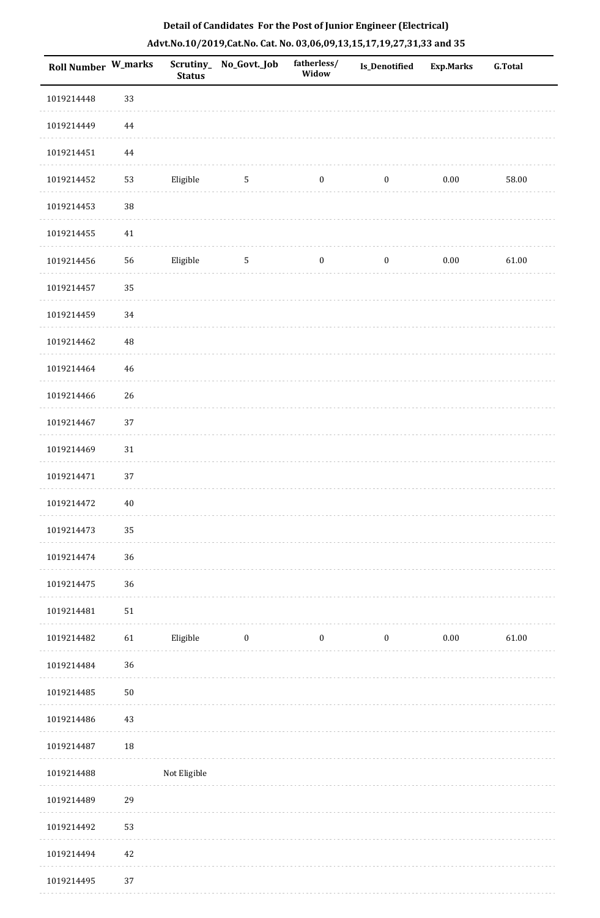## Detail of Candidates For the Post of Junior Engineer (Electrical)

## Advt.No.10/2019,Cat.No. Cat. No. 03,06,09,13,15,17,19,27,31,33 and 35

| Roll Number | W_marks | Scrutiny_Status | No_Govt._Job | fatherless/Widow | Is_Denotified | Exp.Marks | G.Total |
|---|---|---|---|---|---|---|---|
| 1019214448 | 33 | | | | | | |
| 1019214449 | 44 | | | | | | |
| 1019214451 | 44 | | | | | | |
| 1019214452 | 53 | Eligible | 5 | 0 | 0 | 0.00 | 58.00 |
| 1019214453 | 38 | | | | | | |
| 1019214455 | 41 | | | | | | |
| 1019214456 | 56 | Eligible | 5 | 0 | 0 | 0.00 | 61.00 |
| 1019214457 | 35 | | | | | | |
| 1019214459 | 34 | | | | | | |
| 1019214462 | 48 | | | | | | |
| 1019214464 | 46 | | | | | | |
| 1019214466 | 26 | | | | | | |
| 1019214467 | 37 | | | | | | |
| 1019214469 | 31 | | | | | | |
| 1019214471 | 37 | | | | | | |
| 1019214472 | 40 | | | | | | |
| 1019214473 | 35 | | | | | | |
| 1019214474 | 36 | | | | | | |
| 1019214475 | 36 | | | | | | |
| 1019214481 | 51 | | | | | | |
| 1019214482 | 61 | Eligible | 0 | 0 | 0 | 0.00 | 61.00 |
| 1019214484 | 36 | | | | | | |
| 1019214485 | 50 | | | | | | |
| 1019214486 | 43 | | | | | | |
| 1019214487 | 18 | | | | | | |
| 1019214488 | | Not Eligible | | | | | |
| 1019214489 | 29 | | | | | | |
| 1019214492 | 53 | | | | | | |
| 1019214494 | 42 | | | | | | |
| 1019214495 | 37 | | | | | | |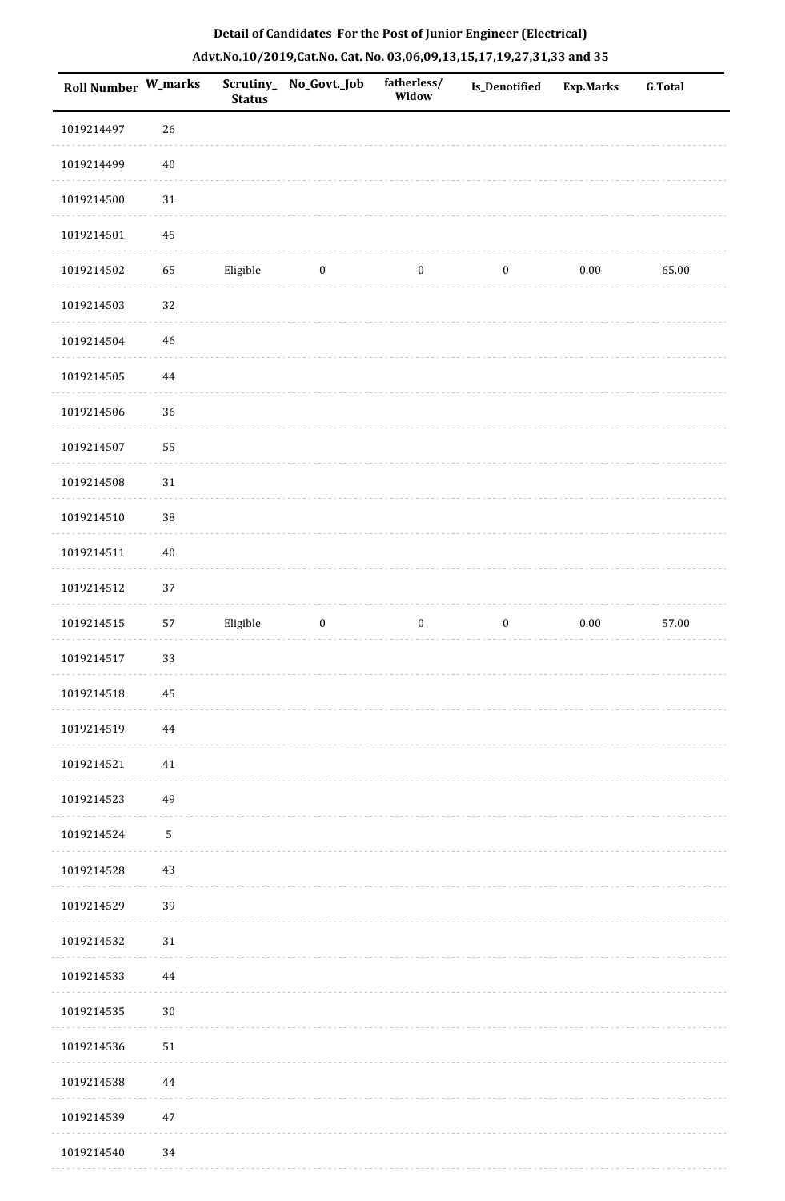**Detail of Candidates For the Post of Junior Engineer (Electrical)**

**Advt.No.10/2019,Cat.No. Cat. No. 03,06,09,13,15,17,19,27,31,33 and 35**

| Roll Number | W_marks | Scrutiny_Status | No_Govt._Job | fatherless/Widow | Is_Denotified | Exp.Marks | G.Total |
|---|---|---|---|---|---|---|---|
| 1019214497 | 26 | | | | | | |
| 1019214499 | 40 | | | | | | |
| 1019214500 | 31 | | | | | | |
| 1019214501 | 45 | | | | | | |
| 1019214502 | 65 | Eligible | 0 | 0 | 0 | 0.00 | 65.00 |
| 1019214503 | 32 | | | | | | |
| 1019214504 | 46 | | | | | | |
| 1019214505 | 44 | | | | | | |
| 1019214506 | 36 | | | | | | |
| 1019214507 | 55 | | | | | | |
| 1019214508 | 31 | | | | | | |
| 1019214510 | 38 | | | | | | |
| 1019214511 | 40 | | | | | | |
| 1019214512 | 37 | | | | | | |
| 1019214515 | 57 | Eligible | 0 | 0 | 0 | 0.00 | 57.00 |
| 1019214517 | 33 | | | | | | |
| 1019214518 | 45 | | | | | | |
| 1019214519 | 44 | | | | | | |
| 1019214521 | 41 | | | | | | |
| 1019214523 | 49 | | | | | | |
| 1019214524 | 5 | | | | | | |
| 1019214528 | 43 | | | | | | |
| 1019214529 | 39 | | | | | | |
| 1019214532 | 31 | | | | | | |
| 1019214533 | 44 | | | | | | |
| 1019214535 | 30 | | | | | | |
| 1019214536 | 51 | | | | | | |
| 1019214538 | 44 | | | | | | |
| 1019214539 | 47 | | | | | | |
| 1019214540 | 34 | | | | | | |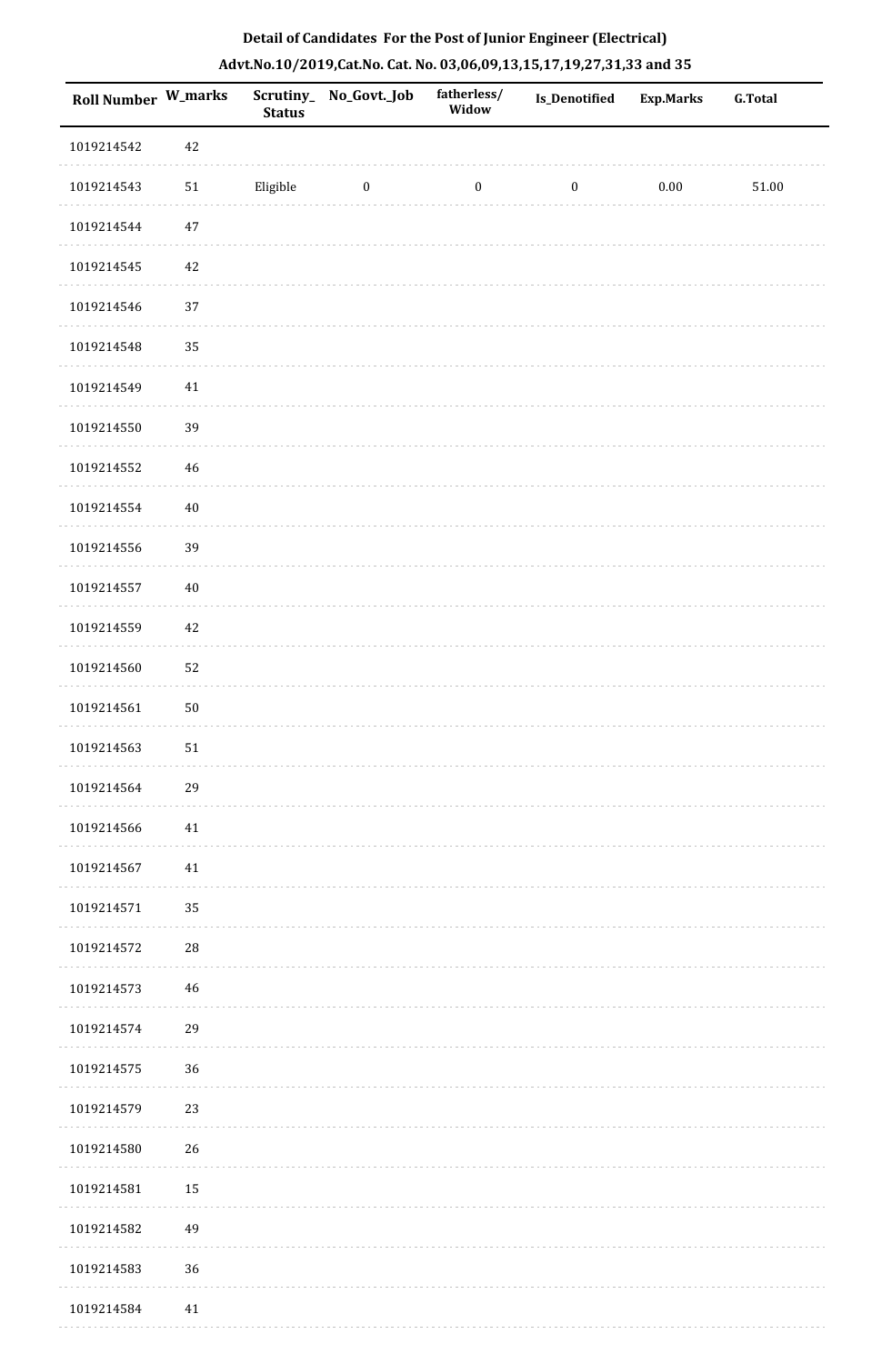**Detail of Candidates For the Post of Junior Engineer (Electrical)**

**Advt.No.10/2019,Cat.No. Cat. No. 03,06,09,13,15,17,19,27,31,33 and 35**

| Roll Number | W_marks | Scrutiny_Status | No_Govt._Job | fatherless/Widow | Is_Denotified | Exp.Marks | G.Total |
|---|---|---|---|---|---|---|---|
| 1019214542 | 42 | | | | | | |
| 1019214543 | 51 | Eligible | 0 | 0 | 0 | 0.00 | 51.00 |
| 1019214544 | 47 | | | | | | |
| 1019214545 | 42 | | | | | | |
| 1019214546 | 37 | | | | | | |
| 1019214548 | 35 | | | | | | |
| 1019214549 | 41 | | | | | | |
| 1019214550 | 39 | | | | | | |
| 1019214552 | 46 | | | | | | |
| 1019214554 | 40 | | | | | | |
| 1019214556 | 39 | | | | | | |
| 1019214557 | 40 | | | | | | |
| 1019214559 | 42 | | | | | | |
| 1019214560 | 52 | | | | | | |
| 1019214561 | 50 | | | | | | |
| 1019214563 | 51 | | | | | | |
| 1019214564 | 29 | | | | | | |
| 1019214566 | 41 | | | | | | |
| 1019214567 | 41 | | | | | | |
| 1019214571 | 35 | | | | | | |
| 1019214572 | 28 | | | | | | |
| 1019214573 | 46 | | | | | | |
| 1019214574 | 29 | | | | | | |
| 1019214575 | 36 | | | | | | |
| 1019214579 | 23 | | | | | | |
| 1019214580 | 26 | | | | | | |
| 1019214581 | 15 | | | | | | |
| 1019214582 | 49 | | | | | | |
| 1019214583 | 36 | | | | | | |
| 1019214584 | 41 | | | | | | |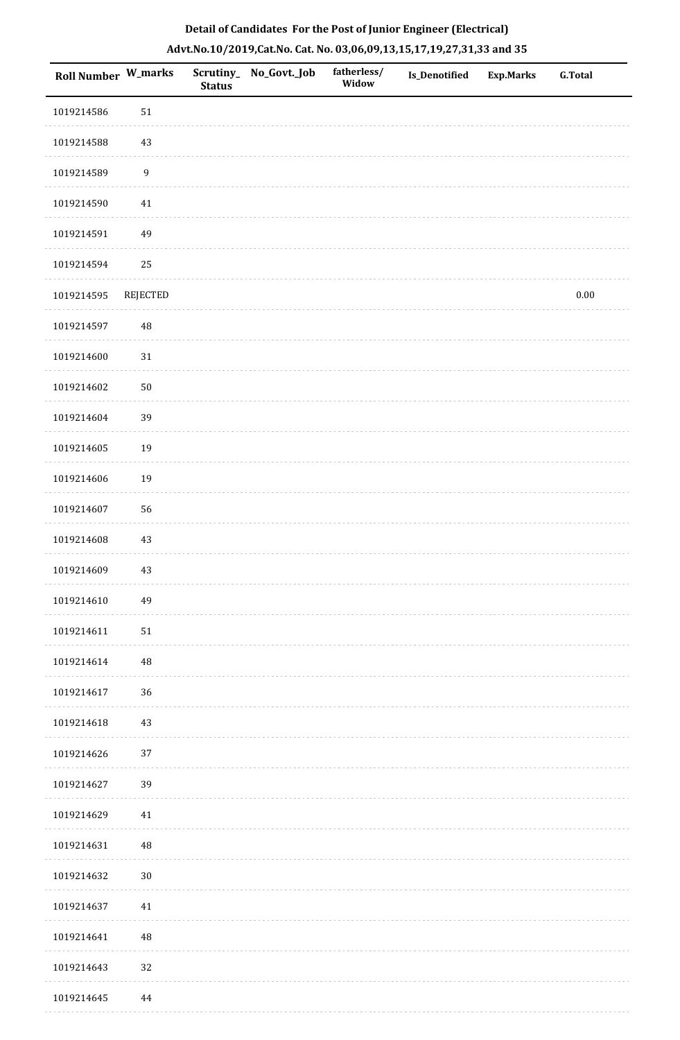## Detail of Candidates For the Post of Junior Engineer (Electrical)

### Advt.No.10/2019,Cat.No. Cat. No. 03,06,09,13,15,17,19,27,31,33 and 35

| Roll Number | W_marks | Scrutiny_Status | No_Govt._Job | fatherless/Widow | Is_Denotified | Exp.Marks | G.Total |
|---|---|---|---|---|---|---|---|
| 1019214586 | 51 | | | | | | |
| 1019214588 | 43 | | | | | | |
| 1019214589 | 9 | | | | | | |
| 1019214590 | 41 | | | | | | |
| 1019214591 | 49 | | | | | | |
| 1019214594 | 25 | | | | | | |
| 1019214595 | REJECTED | | | | | | 0.00 |
| 1019214597 | 48 | | | | | | |
| 1019214600 | 31 | | | | | | |
| 1019214602 | 50 | | | | | | |
| 1019214604 | 39 | | | | | | |
| 1019214605 | 19 | | | | | | |
| 1019214606 | 19 | | | | | | |
| 1019214607 | 56 | | | | | | |
| 1019214608 | 43 | | | | | | |
| 1019214609 | 43 | | | | | | |
| 1019214610 | 49 | | | | | | |
| 1019214611 | 51 | | | | | | |
| 1019214614 | 48 | | | | | | |
| 1019214617 | 36 | | | | | | |
| 1019214618 | 43 | | | | | | |
| 1019214626 | 37 | | | | | | |
| 1019214627 | 39 | | | | | | |
| 1019214629 | 41 | | | | | | |
| 1019214631 | 48 | | | | | | |
| 1019214632 | 30 | | | | | | |
| 1019214637 | 41 | | | | | | |
| 1019214641 | 48 | | | | | | |
| 1019214643 | 32 | | | | | | |
| 1019214645 | 44 | | | | | | |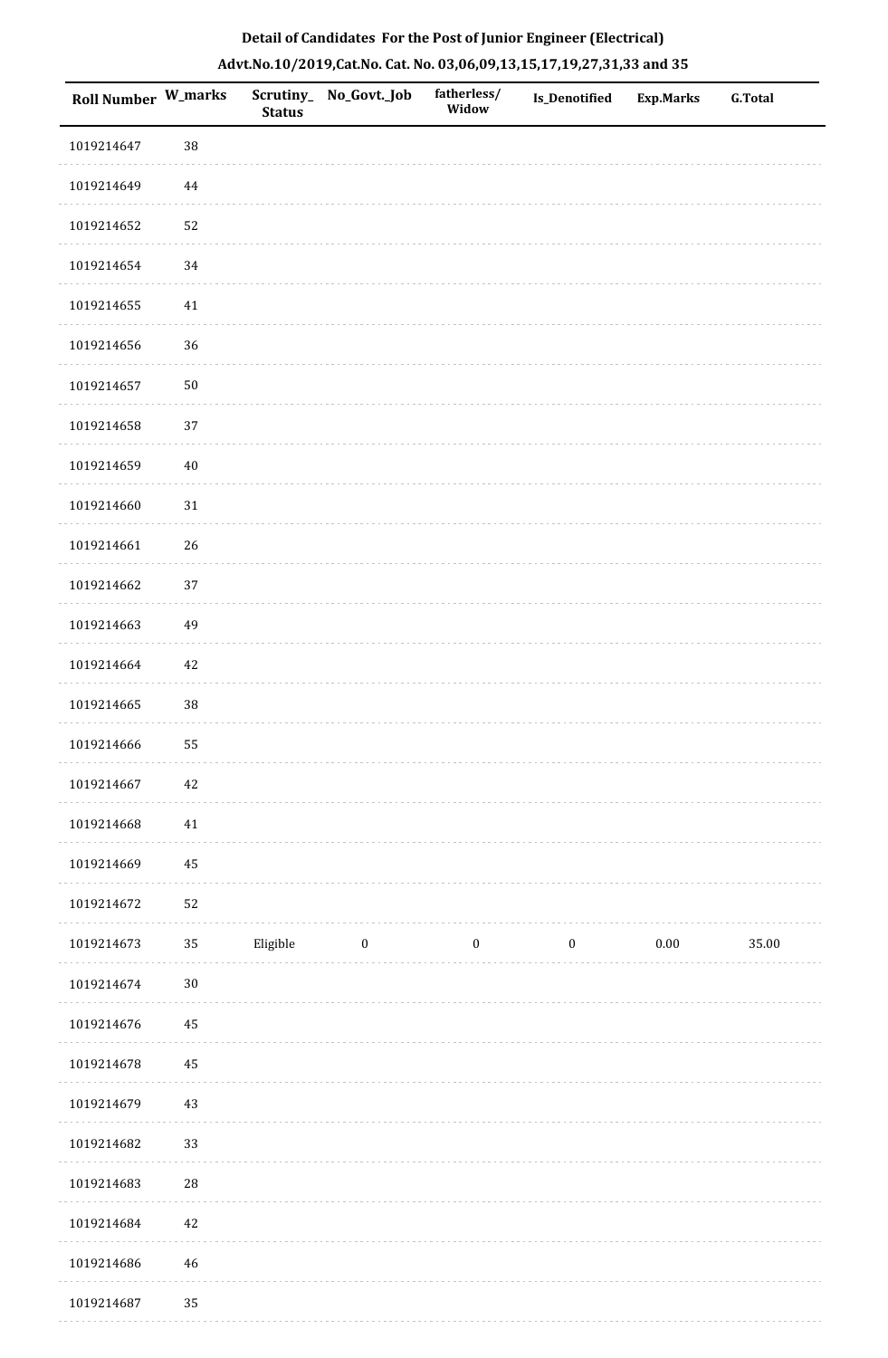# Detail of Candidates For the Post of Junior Engineer (Electrical)

## Advt.No.10/2019,Cat.No. Cat. No. 03,06,09,13,15,17,19,27,31,33 and 35

| Roll Number | W_marks | Scrutiny_ Status | No_Govt._Job | fatherless/ Widow | Is_Denotified | Exp.Marks | G.Total |
|---|---|---|---|---|---|---|---|
| 1019214647 | 38 | | | | | | |
| 1019214649 | 44 | | | | | | |
| 1019214652 | 52 | | | | | | |
| 1019214654 | 34 | | | | | | |
| 1019214655 | 41 | | | | | | |
| 1019214656 | 36 | | | | | | |
| 1019214657 | 50 | | | | | | |
| 1019214658 | 37 | | | | | | |
| 1019214659 | 40 | | | | | | |
| 1019214660 | 31 | | | | | | |
| 1019214661 | 26 | | | | | | |
| 1019214662 | 37 | | | | | | |
| 1019214663 | 49 | | | | | | |
| 1019214664 | 42 | | | | | | |
| 1019214665 | 38 | | | | | | |
| 1019214666 | 55 | | | | | | |
| 1019214667 | 42 | | | | | | |
| 1019214668 | 41 | | | | | | |
| 1019214669 | 45 | | | | | | |
| 1019214672 | 52 | | | | | | |
| 1019214673 | 35 | Eligible | 0 | 0 | 0 | 0.00 | 35.00 |
| 1019214674 | 30 | | | | | | |
| 1019214676 | 45 | | | | | | |
| 1019214678 | 45 | | | | | | |
| 1019214679 | 43 | | | | | | |
| 1019214682 | 33 | | | | | | |
| 1019214683 | 28 | | | | | | |
| 1019214684 | 42 | | | | | | |
| 1019214686 | 46 | | | | | | |
| 1019214687 | 35 | | | | | | |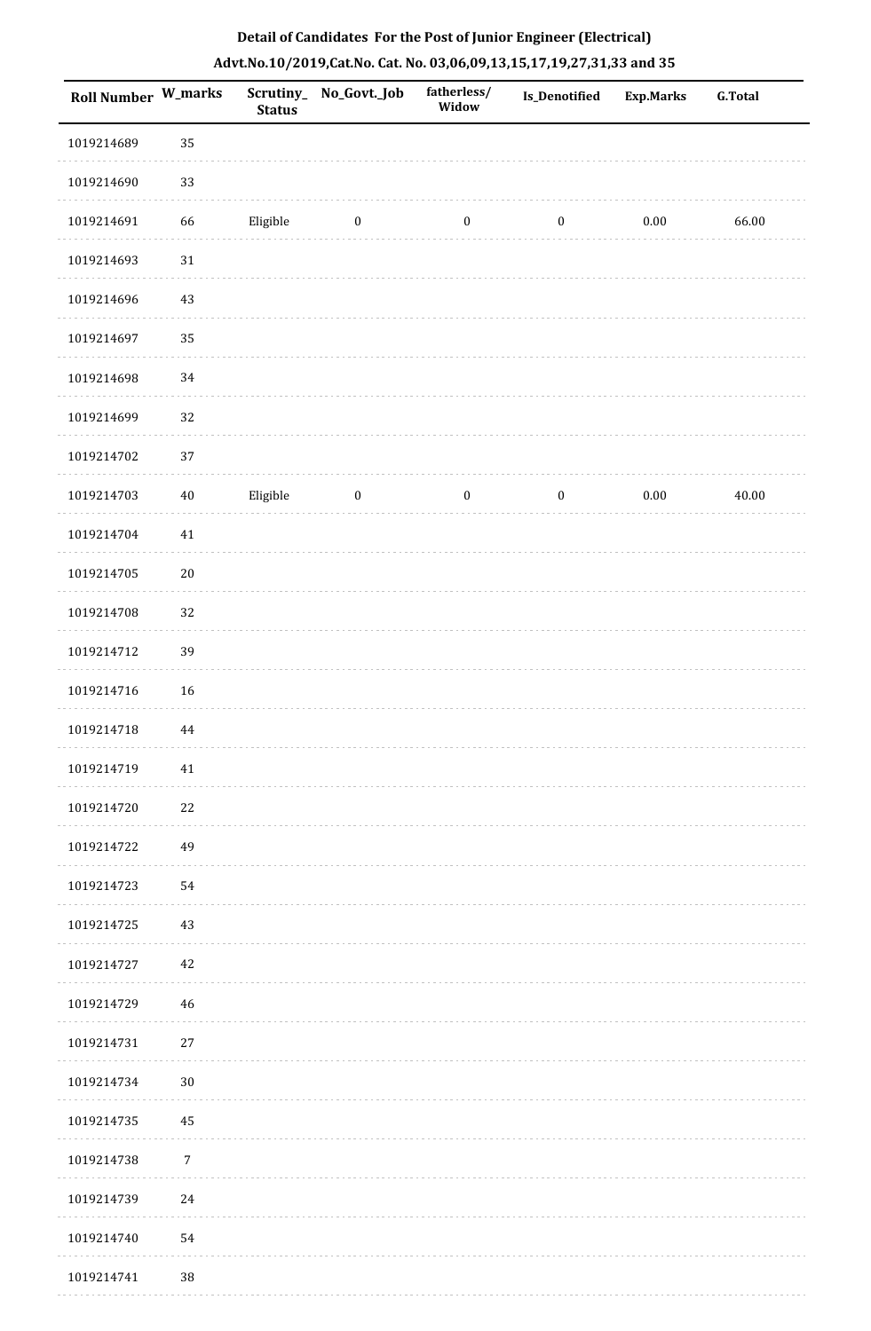# Detail of Candidates For the Post of Junior Engineer (Electrical)

## Advt.No.10/2019,Cat.No. Cat. No. 03,06,09,13,15,17,19,27,31,33 and 35

| Roll Number | W_marks | Scrutiny_Status | No_Govt._Job | fatherless/Widow | Is_Denotified | Exp.Marks | G.Total |
|---|---|---|---|---|---|---|---|
| 1019214689 | 35 | | | | | | |
| 1019214690 | 33 | | | | | | |
| 1019214691 | 66 | Eligible | 0 | 0 | 0 | 0.00 | 66.00 |
| 1019214693 | 31 | | | | | | |
| 1019214696 | 43 | | | | | | |
| 1019214697 | 35 | | | | | | |
| 1019214698 | 34 | | | | | | |
| 1019214699 | 32 | | | | | | |
| 1019214702 | 37 | | | | | | |
| 1019214703 | 40 | Eligible | 0 | 0 | 0 | 0.00 | 40.00 |
| 1019214704 | 41 | | | | | | |
| 1019214705 | 20 | | | | | | |
| 1019214708 | 32 | | | | | | |
| 1019214712 | 39 | | | | | | |
| 1019214716 | 16 | | | | | | |
| 1019214718 | 44 | | | | | | |
| 1019214719 | 41 | | | | | | |
| 1019214720 | 22 | | | | | | |
| 1019214722 | 49 | | | | | | |
| 1019214723 | 54 | | | | | | |
| 1019214725 | 43 | | | | | | |
| 1019214727 | 42 | | | | | | |
| 1019214729 | 46 | | | | | | |
| 1019214731 | 27 | | | | | | |
| 1019214734 | 30 | | | | | | |
| 1019214735 | 45 | | | | | | |
| 1019214738 | 7 | | | | | | |
| 1019214739 | 24 | | | | | | |
| 1019214740 | 54 | | | | | | |
| 1019214741 | 38 | | | | | | |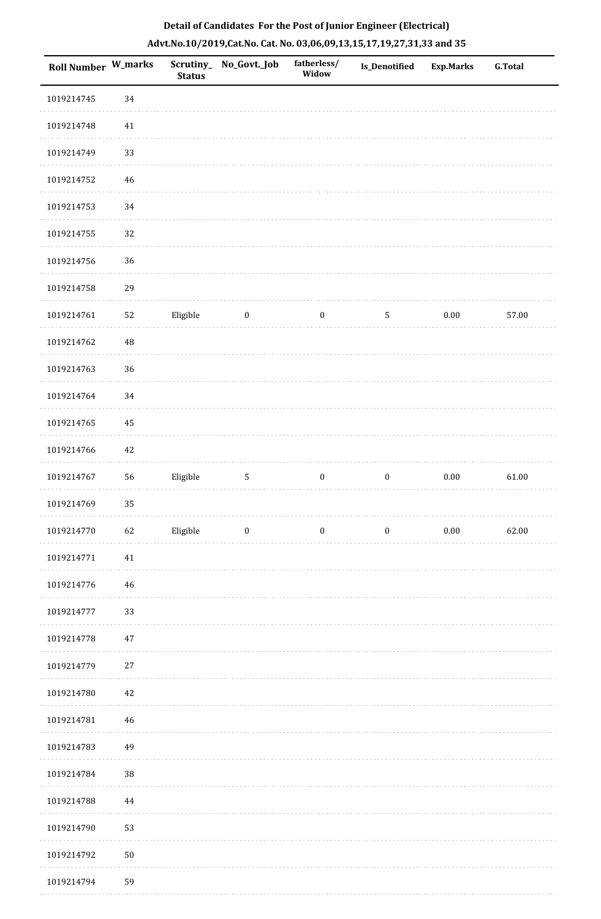**Detail of Candidates For the Post of Junior Engineer (Electrical)**

**Advt.No.10/2019,Cat.No. Cat. No. 03,06,09,13,15,17,19,27,31,33 and 35**

| Roll Number | W_marks | Scrutiny_Status | No_Govt._Job | fatherless/Widow | Is_Denotified | Exp.Marks | G.Total |
|---|---|---|---|---|---|---|---|
| 1019214745 | 34 | | | | | | |
| 1019214748 | 41 | | | | | | |
| 1019214749 | 33 | | | | | | |
| 1019214752 | 46 | | | | | | |
| 1019214753 | 34 | | | | | | |
| 1019214755 | 32 | | | | | | |
| 1019214756 | 36 | | | | | | |
| 1019214758 | 29 | | | | | | |
| 1019214761 | 52 | Eligible | 0 | 0 | 5 | 0.00 | 57.00 |
| 1019214762 | 48 | | | | | | |
| 1019214763 | 36 | | | | | | |
| 1019214764 | 34 | | | | | | |
| 1019214765 | 45 | | | | | | |
| 1019214766 | 42 | | | | | | |
| 1019214767 | 56 | Eligible | 5 | 0 | 0 | 0.00 | 61.00 |
| 1019214769 | 35 | | | | | | |
| 1019214770 | 62 | Eligible | 0 | 0 | 0 | 0.00 | 62.00 |
| 1019214771 | 41 | | | | | | |
| 1019214776 | 46 | | | | | | |
| 1019214777 | 33 | | | | | | |
| 1019214778 | 47 | | | | | | |
| 1019214779 | 27 | | | | | | |
| 1019214780 | 42 | | | | | | |
| 1019214781 | 46 | | | | | | |
| 1019214783 | 49 | | | | | | |
| 1019214784 | 38 | | | | | | |
| 1019214788 | 44 | | | | | | |
| 1019214790 | 53 | | | | | | |
| 1019214792 | 50 | | | | | | |
| 1019214794 | 59 | | | | | | |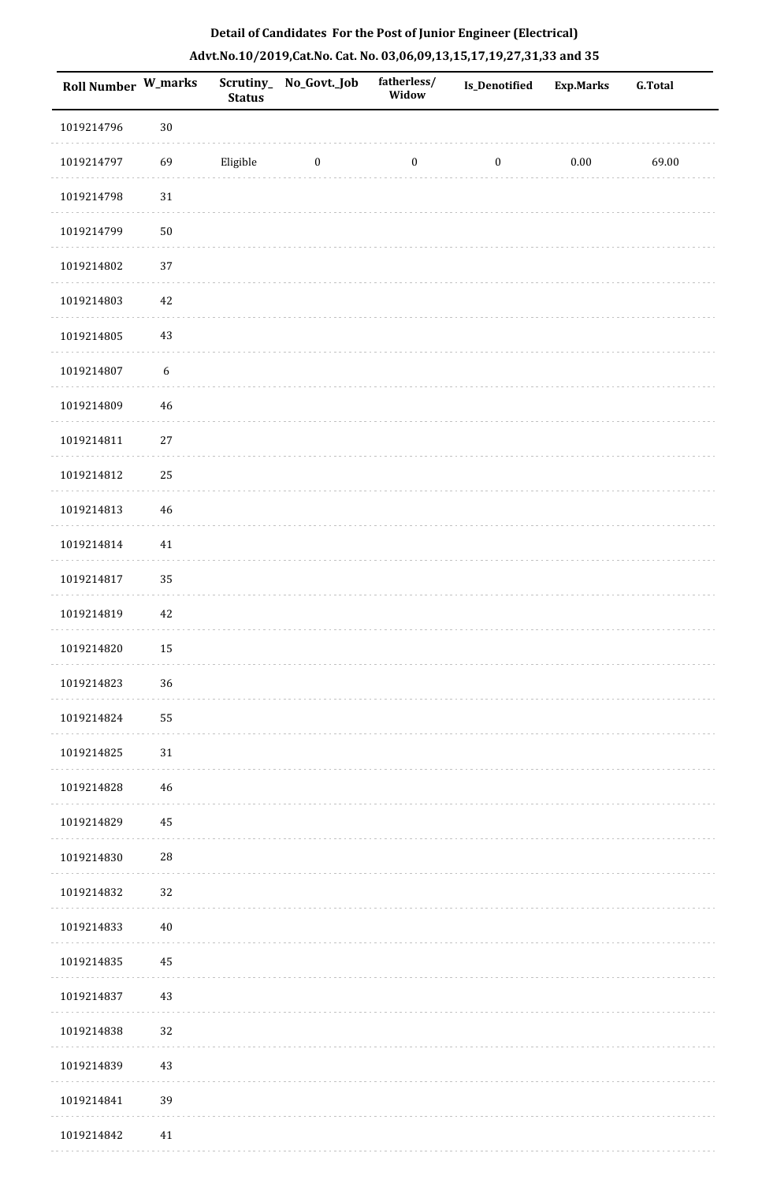**Detail of Candidates For the Post of Junior Engineer (Electrical)**

**Advt.No.10/2019,Cat.No. Cat. No. 03,06,09,13,15,17,19,27,31,33 and 35**

| Roll Number | W_marks | Scrutiny_Status | No_Govt._Job | fatherless/Widow | Is_Denotified | Exp.Marks | G.Total |
|---|---|---|---|---|---|---|---|
| 1019214796 | 30 | | | | | | |
| 1019214797 | 69 | Eligible | 0 | 0 | 0 | 0.00 | 69.00 |
| 1019214798 | 31 | | | | | | |
| 1019214799 | 50 | | | | | | |
| 1019214802 | 37 | | | | | | |
| 1019214803 | 42 | | | | | | |
| 1019214805 | 43 | | | | | | |
| 1019214807 | 6 | | | | | | |
| 1019214809 | 46 | | | | | | |
| 1019214811 | 27 | | | | | | |
| 1019214812 | 25 | | | | | | |
| 1019214813 | 46 | | | | | | |
| 1019214814 | 41 | | | | | | |
| 1019214817 | 35 | | | | | | |
| 1019214819 | 42 | | | | | | |
| 1019214820 | 15 | | | | | | |
| 1019214823 | 36 | | | | | | |
| 1019214824 | 55 | | | | | | |
| 1019214825 | 31 | | | | | | |
| 1019214828 | 46 | | | | | | |
| 1019214829 | 45 | | | | | | |
| 1019214830 | 28 | | | | | | |
| 1019214832 | 32 | | | | | | |
| 1019214833 | 40 | | | | | | |
| 1019214835 | 45 | | | | | | |
| 1019214837 | 43 | | | | | | |
| 1019214838 | 32 | | | | | | |
| 1019214839 | 43 | | | | | | |
| 1019214841 | 39 | | | | | | |
| 1019214842 | 41 | | | | | | |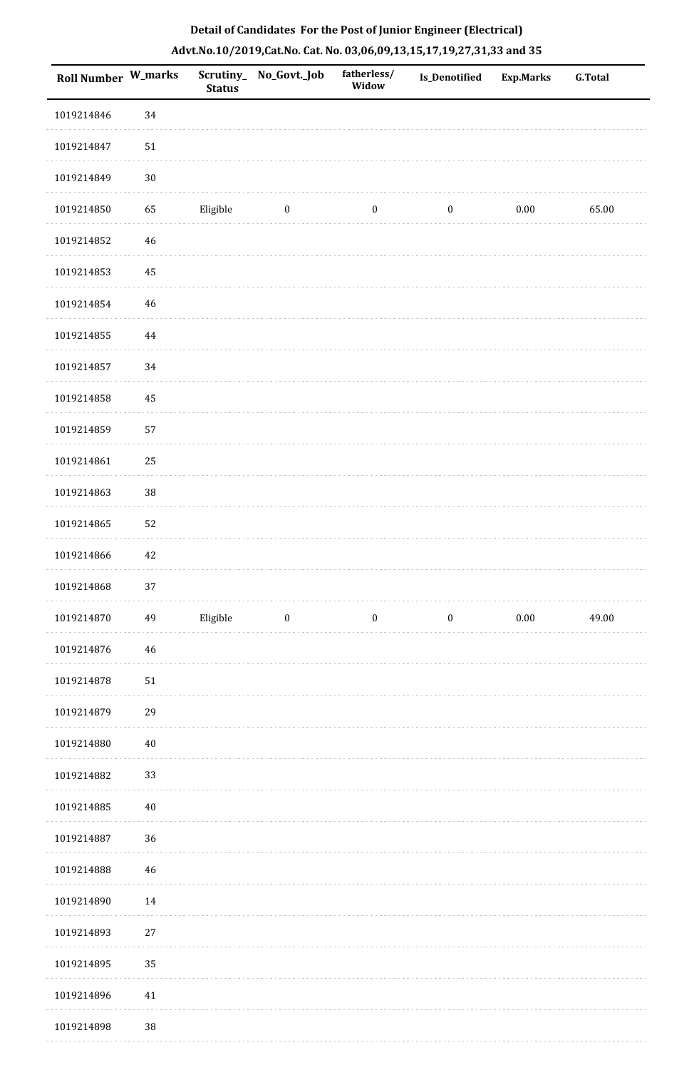**Detail of Candidates For the Post of Junior Engineer (Electrical)**

**Advt.No.10/2019,Cat.No. Cat. No. 03,06,09,13,15,17,19,27,31,33 and 35**

| Roll Number | W_marks | Scrutiny_Status | No_Govt._Job | fatherless/Widow | Is_Denotified | Exp.Marks | G.Total |
|---|---|---|---|---|---|---|---|
| 1019214846 | 34 | | | | | | |
| 1019214847 | 51 | | | | | | |
| 1019214849 | 30 | | | | | | |
| 1019214850 | 65 | Eligible | 0 | 0 | 0 | 0.00 | 65.00 |
| 1019214852 | 46 | | | | | | |
| 1019214853 | 45 | | | | | | |
| 1019214854 | 46 | | | | | | |
| 1019214855 | 44 | | | | | | |
| 1019214857 | 34 | | | | | | |
| 1019214858 | 45 | | | | | | |
| 1019214859 | 57 | | | | | | |
| 1019214861 | 25 | | | | | | |
| 1019214863 | 38 | | | | | | |
| 1019214865 | 52 | | | | | | |
| 1019214866 | 42 | | | | | | |
| 1019214868 | 37 | | | | | | |
| 1019214870 | 49 | Eligible | 0 | 0 | 0 | 0.00 | 49.00 |
| 1019214876 | 46 | | | | | | |
| 1019214878 | 51 | | | | | | |
| 1019214879 | 29 | | | | | | |
| 1019214880 | 40 | | | | | | |
| 1019214882 | 33 | | | | | | |
| 1019214885 | 40 | | | | | | |
| 1019214887 | 36 | | | | | | |
| 1019214888 | 46 | | | | | | |
| 1019214890 | 14 | | | | | | |
| 1019214893 | 27 | | | | | | |
| 1019214895 | 35 | | | | | | |
| 1019214896 | 41 | | | | | | |
| 1019214898 | 38 | | | | | | |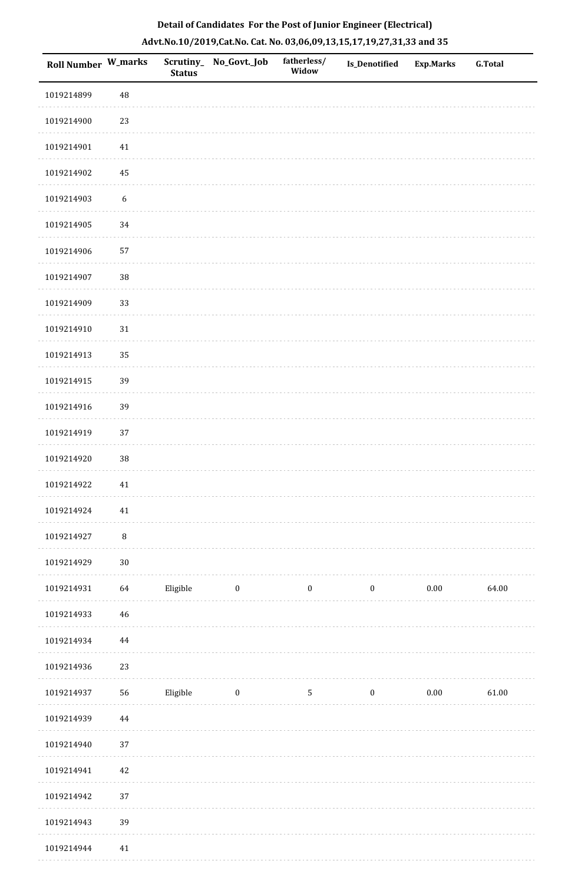## Detail of Candidates For the Post of Junior Engineer (Electrical)

## Advt.No.10/2019,Cat.No. Cat. No. 03,06,09,13,15,17,19,27,31,33 and 35

| Roll Number | W_marks | Scrutiny_Status | No_Govt._Job | fatherless/Widow | Is_Denotified | Exp.Marks | G.Total |
|---|---|---|---|---|---|---|---|
| 1019214899 | 48 | | | | | | |
| 1019214900 | 23 | | | | | | |
| 1019214901 | 41 | | | | | | |
| 1019214902 | 45 | | | | | | |
| 1019214903 | 6 | | | | | | |
| 1019214905 | 34 | | | | | | |
| 1019214906 | 57 | | | | | | |
| 1019214907 | 38 | | | | | | |
| 1019214909 | 33 | | | | | | |
| 1019214910 | 31 | | | | | | |
| 1019214913 | 35 | | | | | | |
| 1019214915 | 39 | | | | | | |
| 1019214916 | 39 | | | | | | |
| 1019214919 | 37 | | | | | | |
| 1019214920 | 38 | | | | | | |
| 1019214922 | 41 | | | | | | |
| 1019214924 | 41 | | | | | | |
| 1019214927 | 8 | | | | | | |
| 1019214929 | 30 | | | | | | |
| 1019214931 | 64 | Eligible | 0 | 0 | 0 | 0.00 | 64.00 |
| 1019214933 | 46 | | | | | | |
| 1019214934 | 44 | | | | | | |
| 1019214936 | 23 | | | | | | |
| 1019214937 | 56 | Eligible | 0 | 5 | 0 | 0.00 | 61.00 |
| 1019214939 | 44 | | | | | | |
| 1019214940 | 37 | | | | | | |
| 1019214941 | 42 | | | | | | |
| 1019214942 | 37 | | | | | | |
| 1019214943 | 39 | | | | | | |
| 1019214944 | 41 | | | | | | |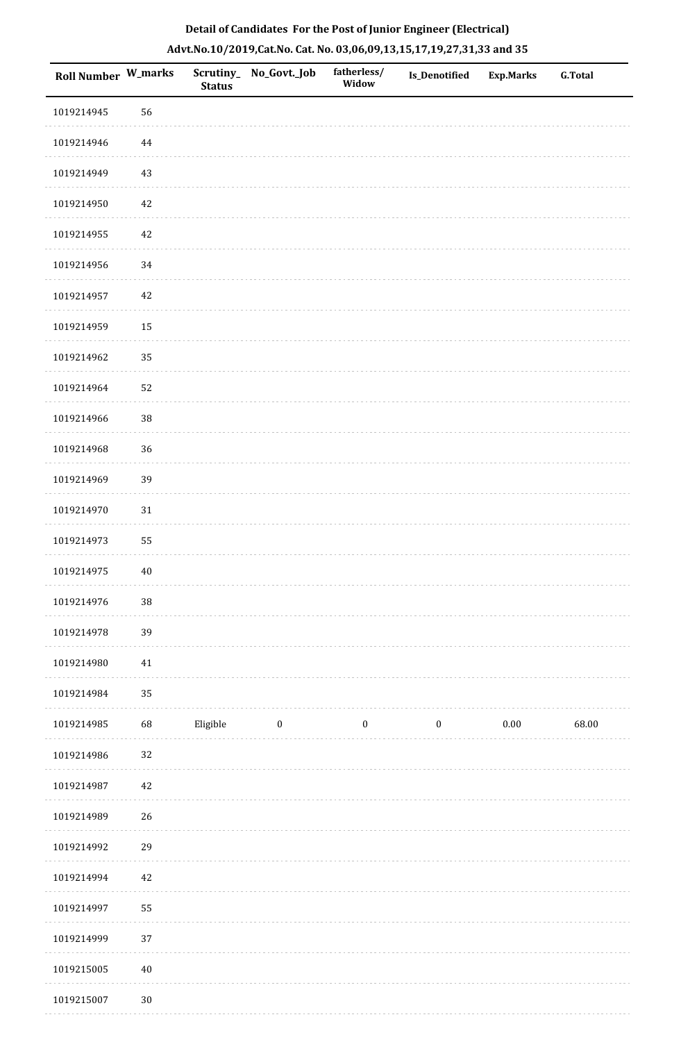## Detail of Candidates For the Post of Junior Engineer (Electrical)

### Advt.No.10/2019,Cat.No. Cat. No. 03,06,09,13,15,17,19,27,31,33 and 35

| Roll Number | W_marks | Scrutiny_Status | No_Govt._Job | fatherless/Widow | Is_Denotified | Exp.Marks | G.Total |
|---|---|---|---|---|---|---|---|
| 1019214945 | 56 | | | | | | |
| 1019214946 | 44 | | | | | | |
| 1019214949 | 43 | | | | | | |
| 1019214950 | 42 | | | | | | |
| 1019214955 | 42 | | | | | | |
| 1019214956 | 34 | | | | | | |
| 1019214957 | 42 | | | | | | |
| 1019214959 | 15 | | | | | | |
| 1019214962 | 35 | | | | | | |
| 1019214964 | 52 | | | | | | |
| 1019214966 | 38 | | | | | | |
| 1019214968 | 36 | | | | | | |
| 1019214969 | 39 | | | | | | |
| 1019214970 | 31 | | | | | | |
| 1019214973 | 55 | | | | | | |
| 1019214975 | 40 | | | | | | |
| 1019214976 | 38 | | | | | | |
| 1019214978 | 39 | | | | | | |
| 1019214980 | 41 | | | | | | |
| 1019214984 | 35 | | | | | | |
| 1019214985 | 68 | Eligible | 0 | 0 | 0 | 0.00 | 68.00 |
| 1019214986 | 32 | | | | | | |
| 1019214987 | 42 | | | | | | |
| 1019214989 | 26 | | | | | | |
| 1019214992 | 29 | | | | | | |
| 1019214994 | 42 | | | | | | |
| 1019214997 | 55 | | | | | | |
| 1019214999 | 37 | | | | | | |
| 1019215005 | 40 | | | | | | |
| 1019215007 | 30 | | | | | | |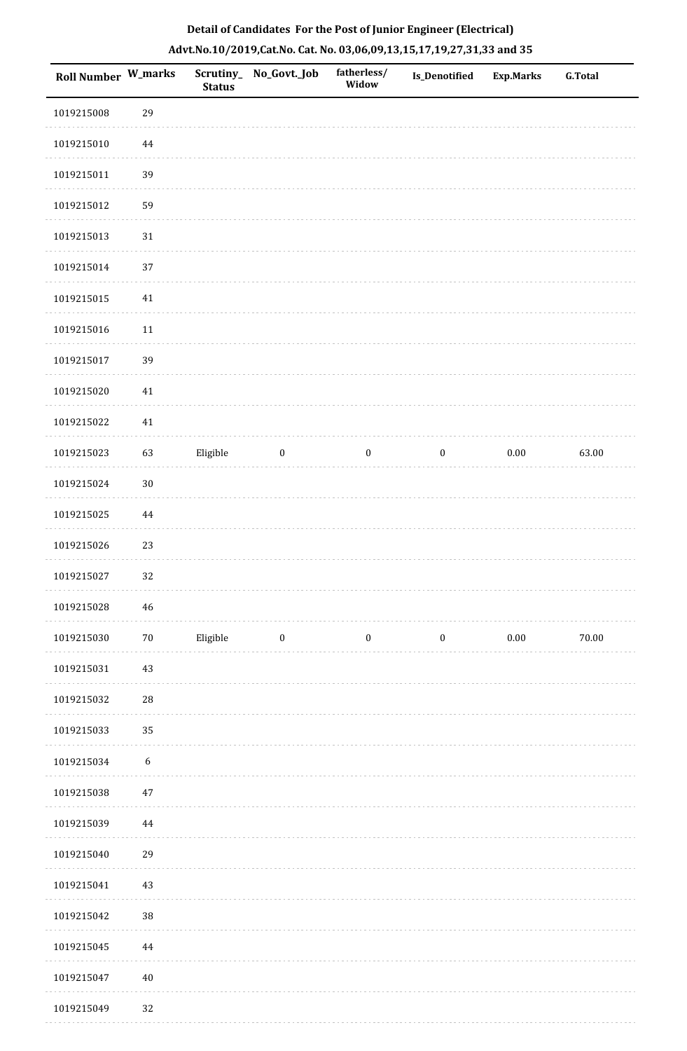# Detail of Candidates For the Post of Junior Engineer (Electrical)

## Advt.No.10/2019,Cat.No. Cat. No. 03,06,09,13,15,17,19,27,31,33 and 35

| Roll Number | W_marks | Scrutiny_ Status | No_Govt._Job | fatherless/ Widow | Is_Denotified | Exp.Marks | G.Total |
|---|---|---|---|---|---|---|---|
| 1019215008 | 29 | | | | | | |
| 1019215010 | 44 | | | | | | |
| 1019215011 | 39 | | | | | | |
| 1019215012 | 59 | | | | | | |
| 1019215013 | 31 | | | | | | |
| 1019215014 | 37 | | | | | | |
| 1019215015 | 41 | | | | | | |
| 1019215016 | 11 | | | | | | |
| 1019215017 | 39 | | | | | | |
| 1019215020 | 41 | | | | | | |
| 1019215022 | 41 | | | | | | |
| 1019215023 | 63 | Eligible | 0 | 0 | 0 | 0.00 | 63.00 |
| 1019215024 | 30 | | | | | | |
| 1019215025 | 44 | | | | | | |
| 1019215026 | 23 | | | | | | |
| 1019215027 | 32 | | | | | | |
| 1019215028 | 46 | | | | | | |
| 1019215030 | 70 | Eligible | 0 | 0 | 0 | 0.00 | 70.00 |
| 1019215031 | 43 | | | | | | |
| 1019215032 | 28 | | | | | | |
| 1019215033 | 35 | | | | | | |
| 1019215034 | 6 | | | | | | |
| 1019215038 | 47 | | | | | | |
| 1019215039 | 44 | | | | | | |
| 1019215040 | 29 | | | | | | |
| 1019215041 | 43 | | | | | | |
| 1019215042 | 38 | | | | | | |
| 1019215045 | 44 | | | | | | |
| 1019215047 | 40 | | | | | | |
| 1019215049 | 32 | | | | | | |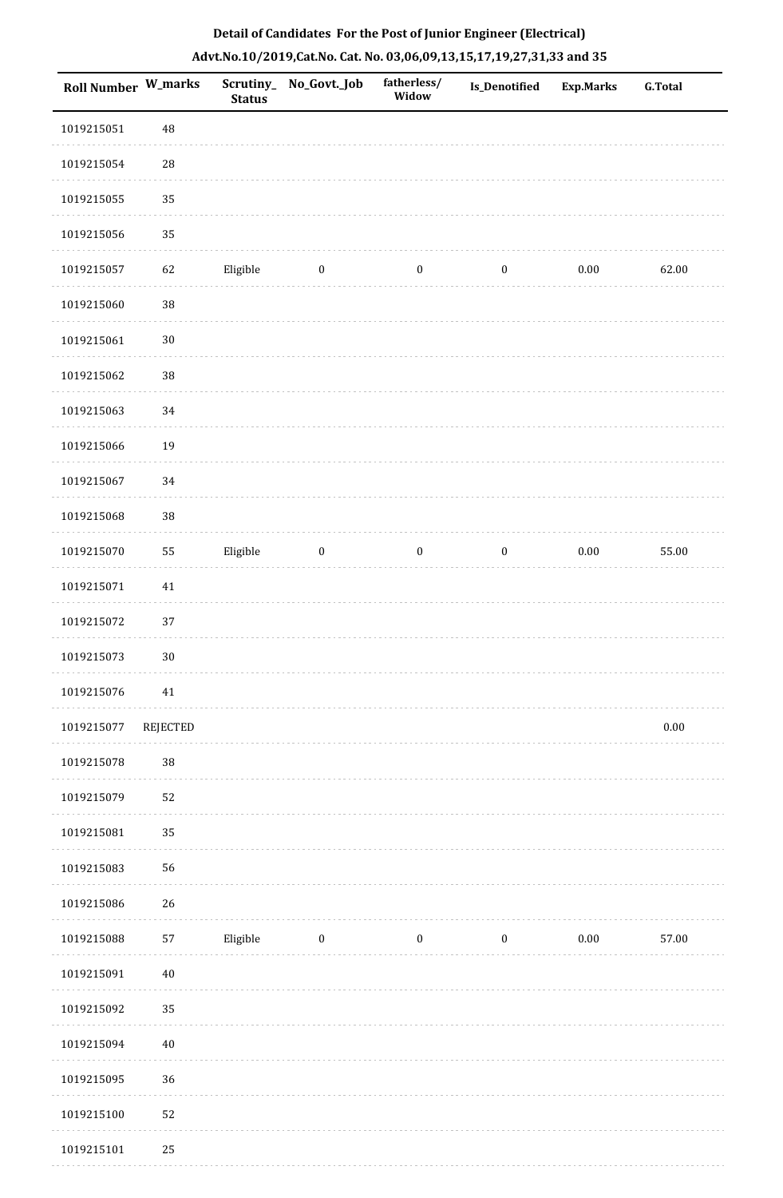**Detail of Candidates For the Post of Junior Engineer (Electrical)**

**Advt.No.10/2019,Cat.No. Cat. No. 03,06,09,13,15,17,19,27,31,33 and 35**

| Roll Number | W_marks | Scrutiny_Status | No_Govt._Job | fatherless/Widow | Is_Denotified | Exp.Marks | G.Total |
|---|---|---|---|---|---|---|---|
| 1019215051 | 48 | | | | | | |
| 1019215054 | 28 | | | | | | |
| 1019215055 | 35 | | | | | | |
| 1019215056 | 35 | | | | | | |
| 1019215057 | 62 | Eligible | 0 | 0 | 0 | 0.00 | 62.00 |
| 1019215060 | 38 | | | | | | |
| 1019215061 | 30 | | | | | | |
| 1019215062 | 38 | | | | | | |
| 1019215063 | 34 | | | | | | |
| 1019215066 | 19 | | | | | | |
| 1019215067 | 34 | | | | | | |
| 1019215068 | 38 | | | | | | |
| 1019215070 | 55 | Eligible | 0 | 0 | 0 | 0.00 | 55.00 |
| 1019215071 | 41 | | | | | | |
| 1019215072 | 37 | | | | | | |
| 1019215073 | 30 | | | | | | |
| 1019215076 | 41 | | | | | | |
| 1019215077 | REJECTED | | | | | | 0.00 |
| 1019215078 | 38 | | | | | | |
| 1019215079 | 52 | | | | | | |
| 1019215081 | 35 | | | | | | |
| 1019215083 | 56 | | | | | | |
| 1019215086 | 26 | | | | | | |
| 1019215088 | 57 | Eligible | 0 | 0 | 0 | 0.00 | 57.00 |
| 1019215091 | 40 | | | | | | |
| 1019215092 | 35 | | | | | | |
| 1019215094 | 40 | | | | | | |
| 1019215095 | 36 | | | | | | |
| 1019215100 | 52 | | | | | | |
| 1019215101 | 25 | | | | | | |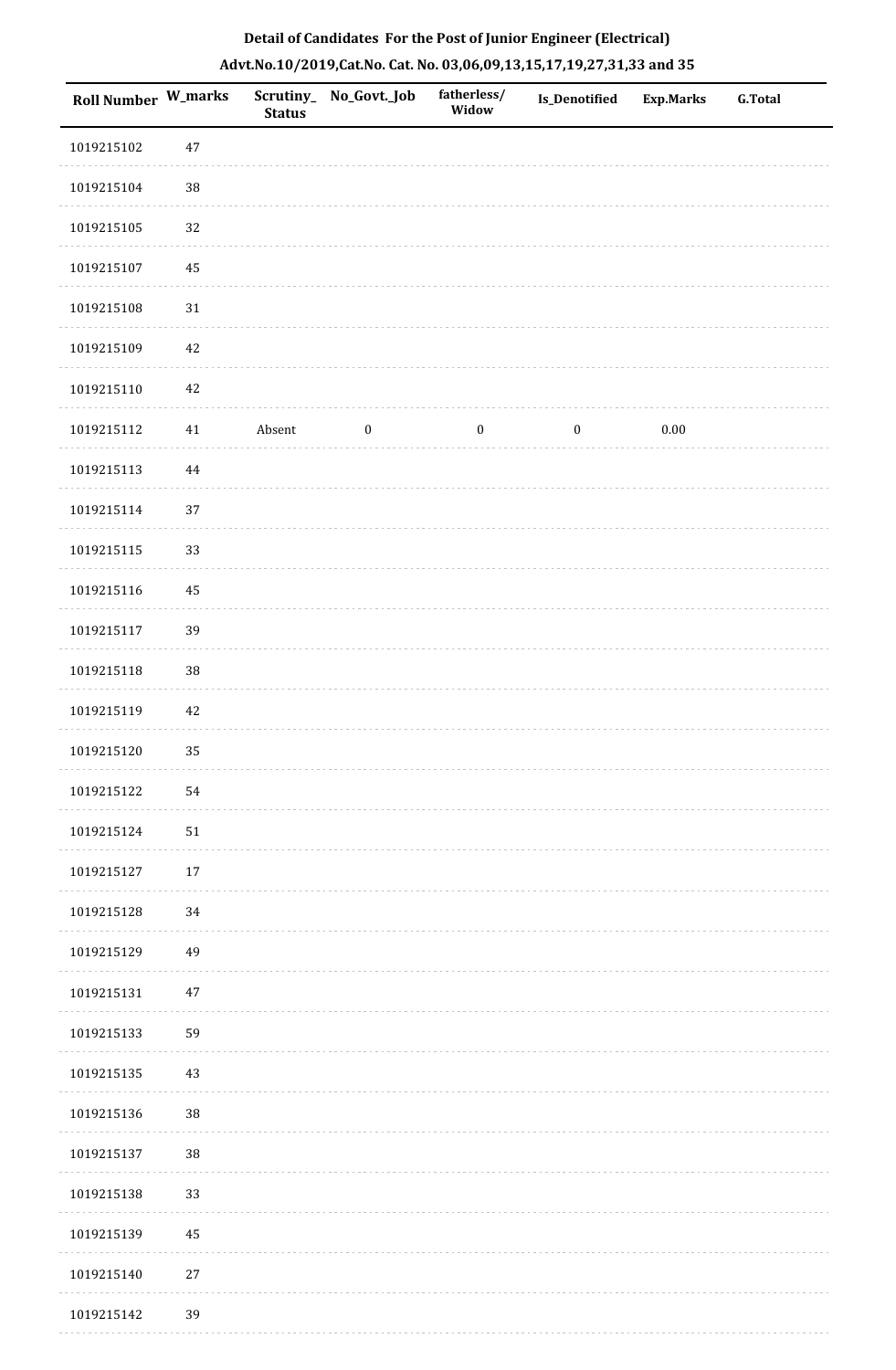**Detail of Candidates For the Post of Junior Engineer (Electrical)**

**Advt.No.10/2019,Cat.No. Cat. No. 03,06,09,13,15,17,19,27,31,33 and 35**

| Roll Number | W_marks | Scrutiny_ Status | No_Govt._Job | fatherless/ Widow | Is_Denotified | Exp.Marks | G.Total |
|---|---|---|---|---|---|---|---|
| 1019215102 | 47 | | | | | | |
| 1019215104 | 38 | | | | | | |
| 1019215105 | 32 | | | | | | |
| 1019215107 | 45 | | | | | | |
| 1019215108 | 31 | | | | | | |
| 1019215109 | 42 | | | | | | |
| 1019215110 | 42 | | | | | | |
| 1019215112 | 41 | Absent | 0 | 0 | 0 | 0.00 | |
| 1019215113 | 44 | | | | | | |
| 1019215114 | 37 | | | | | | |
| 1019215115 | 33 | | | | | | |
| 1019215116 | 45 | | | | | | |
| 1019215117 | 39 | | | | | | |
| 1019215118 | 38 | | | | | | |
| 1019215119 | 42 | | | | | | |
| 1019215120 | 35 | | | | | | |
| 1019215122 | 54 | | | | | | |
| 1019215124 | 51 | | | | | | |
| 1019215127 | 17 | | | | | | |
| 1019215128 | 34 | | | | | | |
| 1019215129 | 49 | | | | | | |
| 1019215131 | 47 | | | | | | |
| 1019215133 | 59 | | | | | | |
| 1019215135 | 43 | | | | | | |
| 1019215136 | 38 | | | | | | |
| 1019215137 | 38 | | | | | | |
| 1019215138 | 33 | | | | | | |
| 1019215139 | 45 | | | | | | |
| 1019215140 | 27 | | | | | | |
| 1019215142 | 39 | | | | | | |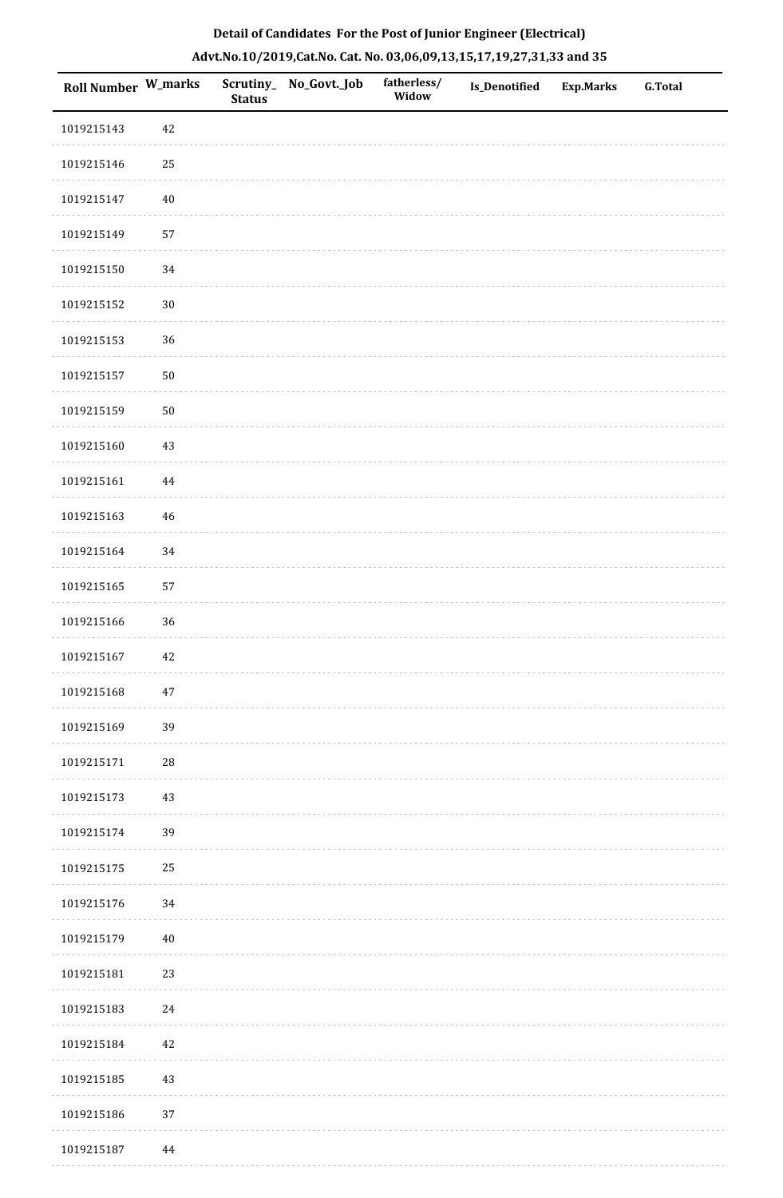**Detail of Candidates For the Post of Junior Engineer (Electrical)**

**Advt.No.10/2019,Cat.No. Cat. No. 03,06,09,13,15,17,19,27,31,33 and 35**

| Roll Number | W_marks | Scrutiny_Status | No_Govt._Job | fatherless/Widow | Is_Denotified | Exp.Marks | G.Total |
|---|---|---|---|---|---|---|---|
| 1019215143 | 42 | | | | | | |
| 1019215146 | 25 | | | | | | |
| 1019215147 | 40 | | | | | | |
| 1019215149 | 57 | | | | | | |
| 1019215150 | 34 | | | | | | |
| 1019215152 | 30 | | | | | | |
| 1019215153 | 36 | | | | | | |
| 1019215157 | 50 | | | | | | |
| 1019215159 | 50 | | | | | | |
| 1019215160 | 43 | | | | | | |
| 1019215161 | 44 | | | | | | |
| 1019215163 | 46 | | | | | | |
| 1019215164 | 34 | | | | | | |
| 1019215165 | 57 | | | | | | |
| 1019215166 | 36 | | | | | | |
| 1019215167 | 42 | | | | | | |
| 1019215168 | 47 | | | | | | |
| 1019215169 | 39 | | | | | | |
| 1019215171 | 28 | | | | | | |
| 1019215173 | 43 | | | | | | |
| 1019215174 | 39 | | | | | | |
| 1019215175 | 25 | | | | | | |
| 1019215176 | 34 | | | | | | |
| 1019215179 | 40 | | | | | | |
| 1019215181 | 23 | | | | | | |
| 1019215183 | 24 | | | | | | |
| 1019215184 | 42 | | | | | | |
| 1019215185 | 43 | | | | | | |
| 1019215186 | 37 | | | | | | |
| 1019215187 | 44 | | | | | | |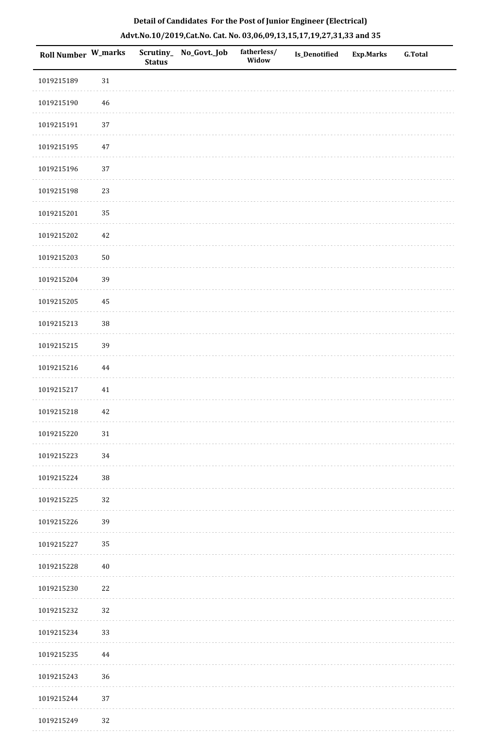**Detail of Candidates For the Post of Junior Engineer (Electrical)**

**Advt.No.10/2019,Cat.No. Cat. No. 03,06,09,13,15,17,19,27,31,33 and 35**

| Roll Number | W_marks | Scrutiny_Status | No_Govt._Job | fatherless/Widow | Is_Denotified | Exp.Marks | G.Total |
|---|---|---|---|---|---|---|---|
| 1019215189 | 31 | | | | | | |
| 1019215190 | 46 | | | | | | |
| 1019215191 | 37 | | | | | | |
| 1019215195 | 47 | | | | | | |
| 1019215196 | 37 | | | | | | |
| 1019215198 | 23 | | | | | | |
| 1019215201 | 35 | | | | | | |
| 1019215202 | 42 | | | | | | |
| 1019215203 | 50 | | | | | | |
| 1019215204 | 39 | | | | | | |
| 1019215205 | 45 | | | | | | |
| 1019215213 | 38 | | | | | | |
| 1019215215 | 39 | | | | | | |
| 1019215216 | 44 | | | | | | |
| 1019215217 | 41 | | | | | | |
| 1019215218 | 42 | | | | | | |
| 1019215220 | 31 | | | | | | |
| 1019215223 | 34 | | | | | | |
| 1019215224 | 38 | | | | | | |
| 1019215225 | 32 | | | | | | |
| 1019215226 | 39 | | | | | | |
| 1019215227 | 35 | | | | | | |
| 1019215228 | 40 | | | | | | |
| 1019215230 | 22 | | | | | | |
| 1019215232 | 32 | | | | | | |
| 1019215234 | 33 | | | | | | |
| 1019215235 | 44 | | | | | | |
| 1019215243 | 36 | | | | | | |
| 1019215244 | 37 | | | | | | |
| 1019215249 | 32 | | | | | | |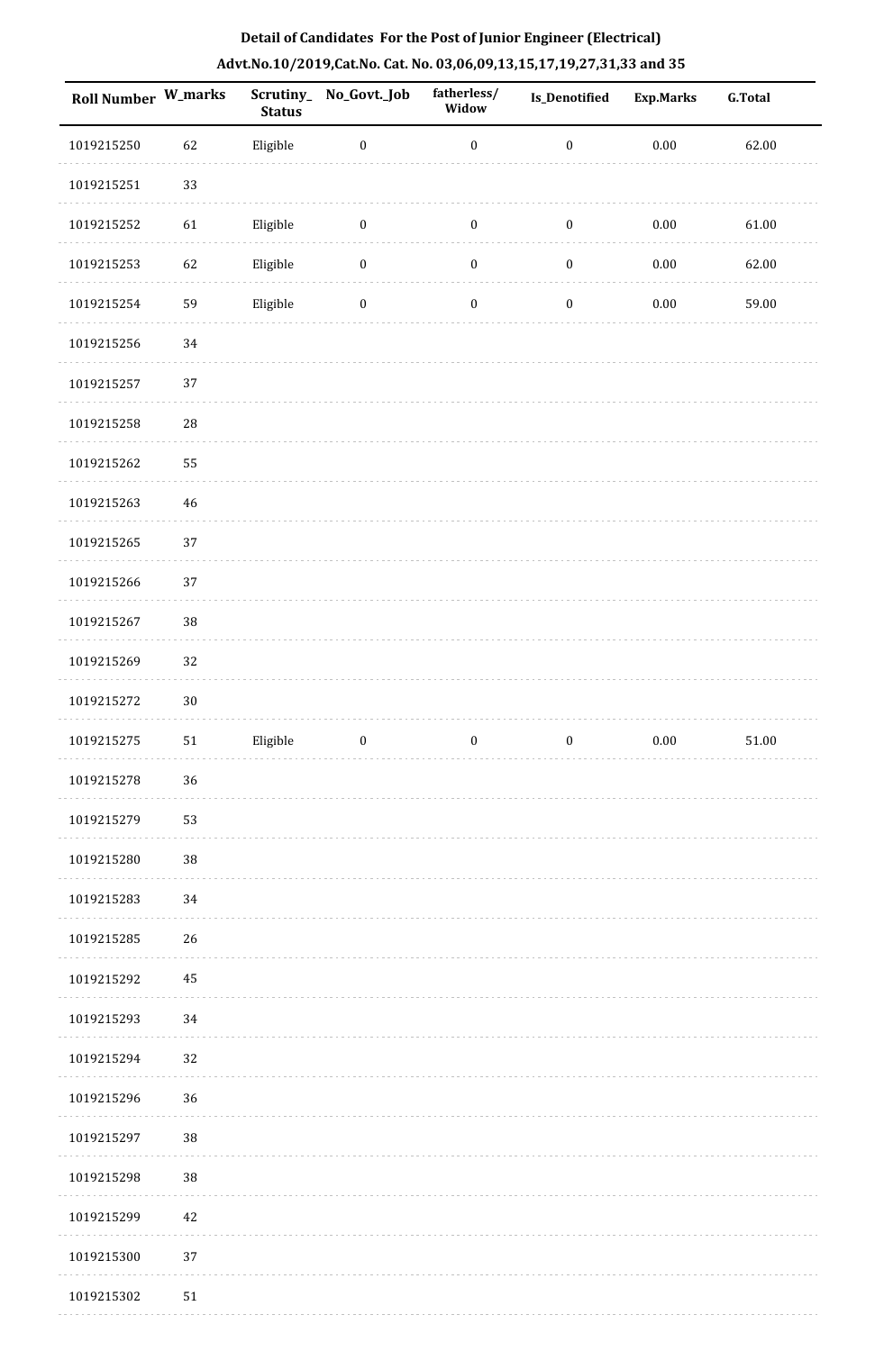## Detail of Candidates For the Post of Junior Engineer (Electrical)

### Advt.No.10/2019,Cat.No. Cat. No. 03,06,09,13,15,17,19,27,31,33 and 35

| Roll Number | W_marks | Scrutiny_ Status | No_Govt._Job | fatherless/ Widow | Is_Denotified | Exp.Marks | G.Total |
|---|---|---|---|---|---|---|---|
| 1019215250 | 62 | Eligible | 0 | 0 | 0 | 0.00 | 62.00 |
| 1019215251 | 33 | | | | | | |
| 1019215252 | 61 | Eligible | 0 | 0 | 0 | 0.00 | 61.00 |
| 1019215253 | 62 | Eligible | 0 | 0 | 0 | 0.00 | 62.00 |
| 1019215254 | 59 | Eligible | 0 | 0 | 0 | 0.00 | 59.00 |
| 1019215256 | 34 | | | | | | |
| 1019215257 | 37 | | | | | | |
| 1019215258 | 28 | | | | | | |
| 1019215262 | 55 | | | | | | |
| 1019215263 | 46 | | | | | | |
| 1019215265 | 37 | | | | | | |
| 1019215266 | 37 | | | | | | |
| 1019215267 | 38 | | | | | | |
| 1019215269 | 32 | | | | | | |
| 1019215272 | 30 | | | | | | |
| 1019215275 | 51 | Eligible | 0 | 0 | 0 | 0.00 | 51.00 |
| 1019215278 | 36 | | | | | | |
| 1019215279 | 53 | | | | | | |
| 1019215280 | 38 | | | | | | |
| 1019215283 | 34 | | | | | | |
| 1019215285 | 26 | | | | | | |
| 1019215292 | 45 | | | | | | |
| 1019215293 | 34 | | | | | | |
| 1019215294 | 32 | | | | | | |
| 1019215296 | 36 | | | | | | |
| 1019215297 | 38 | | | | | | |
| 1019215298 | 38 | | | | | | |
| 1019215299 | 42 | | | | | | |
| 1019215300 | 37 | | | | | | |
| 1019215302 | 51 | | | | | | |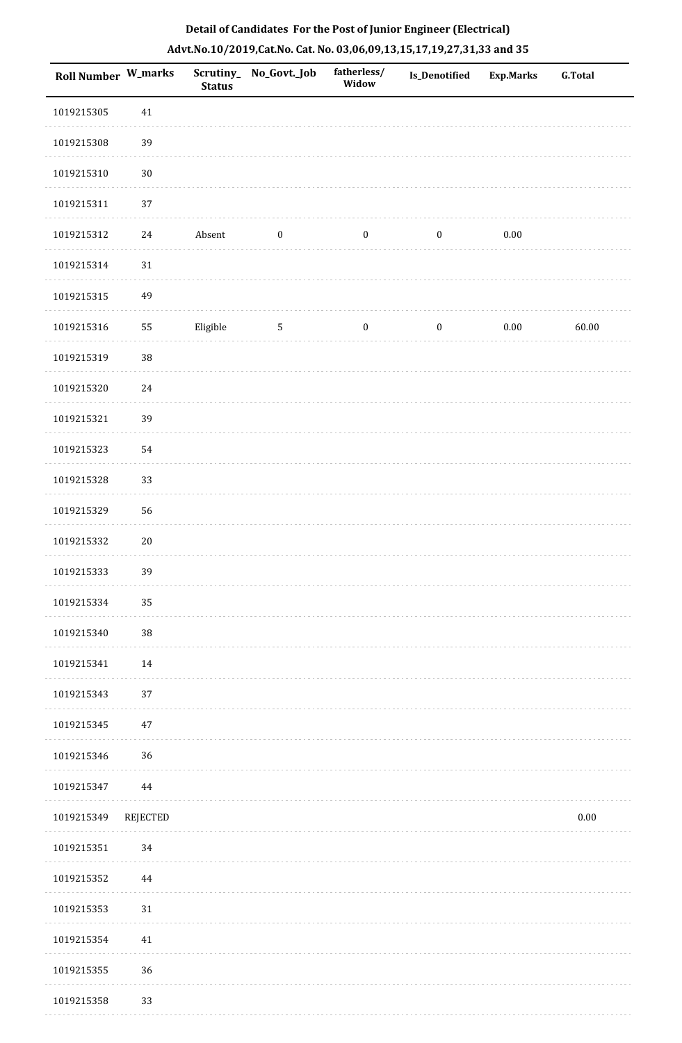**Detail of Candidates For the Post of Junior Engineer (Electrical)**

**Advt.No.10/2019,Cat.No. Cat. No. 03,06,09,13,15,17,19,27,31,33 and 35**

| Roll Number | W_marks | Scrutiny_ Status | No_Govt._Job | fatherless/ Widow | Is_Denotified | Exp.Marks | G.Total |
|---|---|---|---|---|---|---|---|
| 1019215305 | 41 | | | | | | |
| 1019215308 | 39 | | | | | | |
| 1019215310 | 30 | | | | | | |
| 1019215311 | 37 | | | | | | |
| 1019215312 | 24 | Absent | 0 | 0 | 0 | 0.00 | |
| 1019215314 | 31 | | | | | | |
| 1019215315 | 49 | | | | | | |
| 1019215316 | 55 | Eligible | 5 | 0 | 0 | 0.00 | 60.00 |
| 1019215319 | 38 | | | | | | |
| 1019215320 | 24 | | | | | | |
| 1019215321 | 39 | | | | | | |
| 1019215323 | 54 | | | | | | |
| 1019215328 | 33 | | | | | | |
| 1019215329 | 56 | | | | | | |
| 1019215332 | 20 | | | | | | |
| 1019215333 | 39 | | | | | | |
| 1019215334 | 35 | | | | | | |
| 1019215340 | 38 | | | | | | |
| 1019215341 | 14 | | | | | | |
| 1019215343 | 37 | | | | | | |
| 1019215345 | 47 | | | | | | |
| 1019215346 | 36 | | | | | | |
| 1019215347 | 44 | | | | | | |
| 1019215349 | REJECTED | | | | | | 0.00 |
| 1019215351 | 34 | | | | | | |
| 1019215352 | 44 | | | | | | |
| 1019215353 | 31 | | | | | | |
| 1019215354 | 41 | | | | | | |
| 1019215355 | 36 | | | | | | |
| 1019215358 | 33 | | | | | | |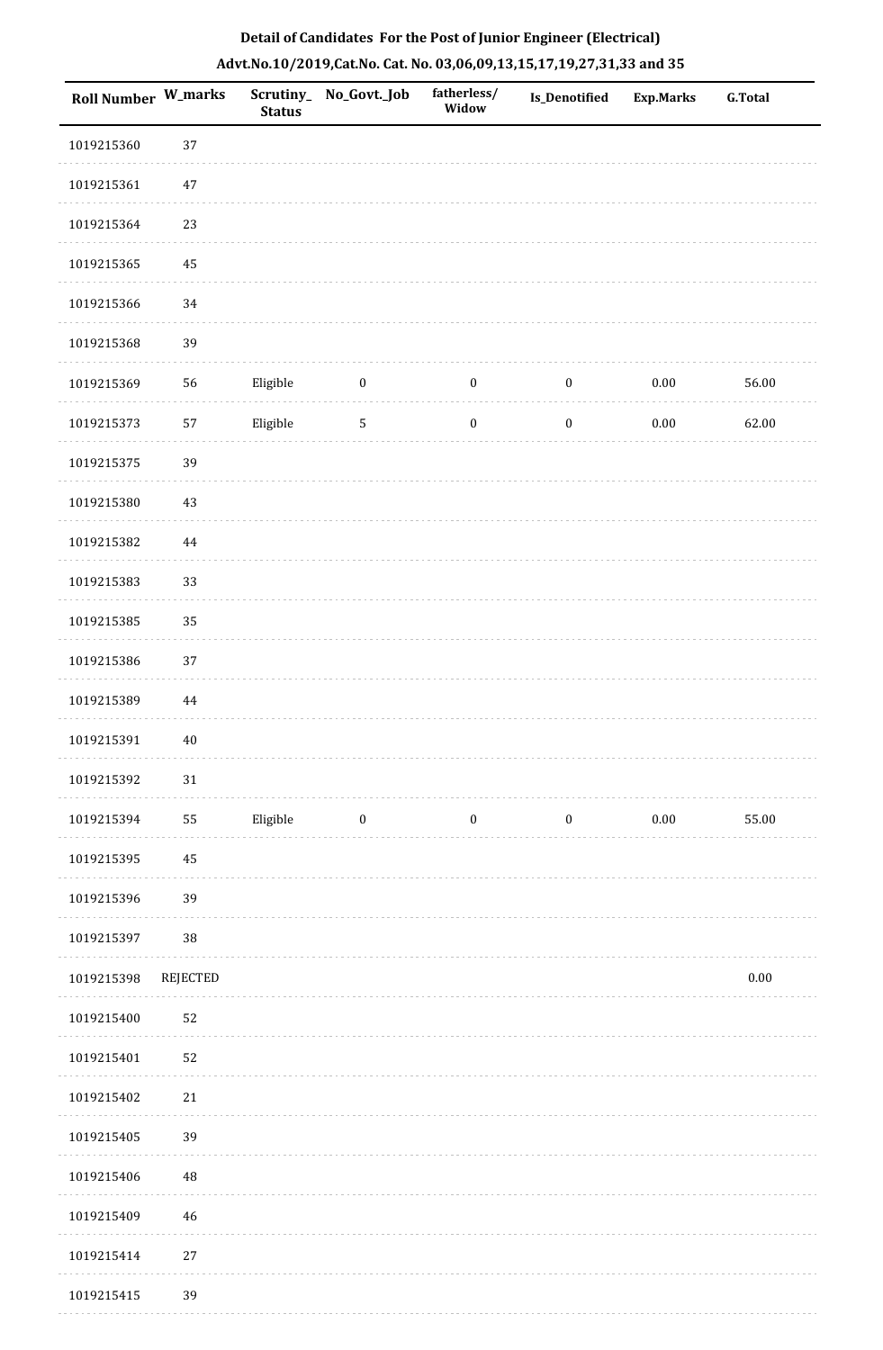**Detail of Candidates For the Post of Junior Engineer (Electrical)**

**Advt.No.10/2019,Cat.No. Cat. No. 03,06,09,13,15,17,19,27,31,33 and 35**

| Roll Number | W_marks | Scrutiny_Status | No_Govt._Job | fatherless/Widow | Is_Denotified | Exp.Marks | G.Total |
|---|---|---|---|---|---|---|---|
| 1019215360 | 37 | | | | | | |
| 1019215361 | 47 | | | | | | |
| 1019215364 | 23 | | | | | | |
| 1019215365 | 45 | | | | | | |
| 1019215366 | 34 | | | | | | |
| 1019215368 | 39 | | | | | | |
| 1019215369 | 56 | Eligible | 0 | 0 | 0 | 0.00 | 56.00 |
| 1019215373 | 57 | Eligible | 5 | 0 | 0 | 0.00 | 62.00 |
| 1019215375 | 39 | | | | | | |
| 1019215380 | 43 | | | | | | |
| 1019215382 | 44 | | | | | | |
| 1019215383 | 33 | | | | | | |
| 1019215385 | 35 | | | | | | |
| 1019215386 | 37 | | | | | | |
| 1019215389 | 44 | | | | | | |
| 1019215391 | 40 | | | | | | |
| 1019215392 | 31 | | | | | | |
| 1019215394 | 55 | Eligible | 0 | 0 | 0 | 0.00 | 55.00 |
| 1019215395 | 45 | | | | | | |
| 1019215396 | 39 | | | | | | |
| 1019215397 | 38 | | | | | | |
| 1019215398 | REJECTED | | | | | | 0.00 |
| 1019215400 | 52 | | | | | | |
| 1019215401 | 52 | | | | | | |
| 1019215402 | 21 | | | | | | |
| 1019215405 | 39 | | | | | | |
| 1019215406 | 48 | | | | | | |
| 1019215409 | 46 | | | | | | |
| 1019215414 | 27 | | | | | | |
| 1019215415 | 39 | | | | | | |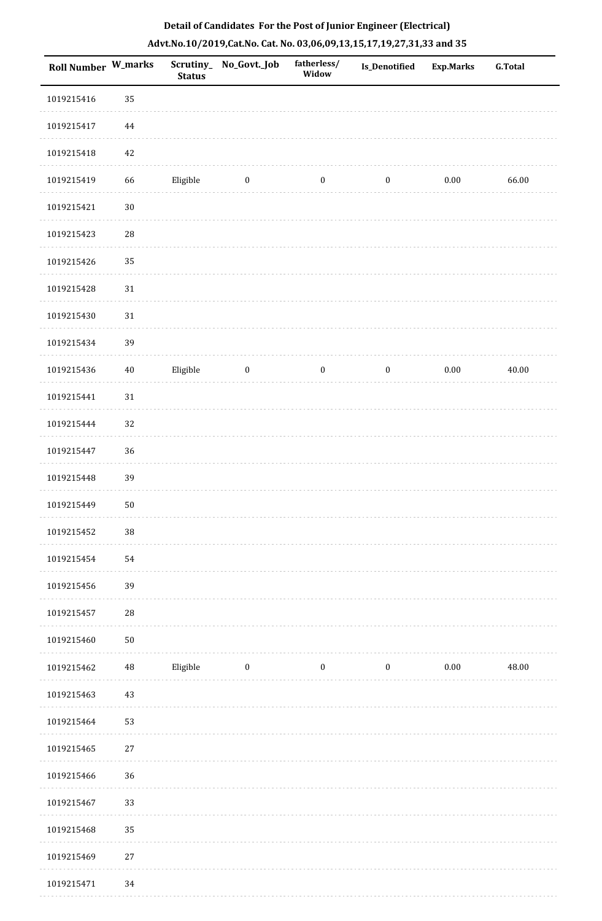## Detail of Candidates For the Post of Junior Engineer (Electrical)

## Advt.No.10/2019,Cat.No. Cat. No. 03,06,09,13,15,17,19,27,31,33 and 35

| Roll Number | W_marks | Scrutiny_Status | No_Govt._Job | fatherless/Widow | Is_Denotified | Exp.Marks | G.Total |
|---|---|---|---|---|---|---|---|
| 1019215416 | 35 | | | | | | |
| 1019215417 | 44 | | | | | | |
| 1019215418 | 42 | | | | | | |
| 1019215419 | 66 | Eligible | 0 | 0 | 0 | 0.00 | 66.00 |
| 1019215421 | 30 | | | | | | |
| 1019215423 | 28 | | | | | | |
| 1019215426 | 35 | | | | | | |
| 1019215428 | 31 | | | | | | |
| 1019215430 | 31 | | | | | | |
| 1019215434 | 39 | | | | | | |
| 1019215436 | 40 | Eligible | 0 | 0 | 0 | 0.00 | 40.00 |
| 1019215441 | 31 | | | | | | |
| 1019215444 | 32 | | | | | | |
| 1019215447 | 36 | | | | | | |
| 1019215448 | 39 | | | | | | |
| 1019215449 | 50 | | | | | | |
| 1019215452 | 38 | | | | | | |
| 1019215454 | 54 | | | | | | |
| 1019215456 | 39 | | | | | | |
| 1019215457 | 28 | | | | | | |
| 1019215460 | 50 | | | | | | |
| 1019215462 | 48 | Eligible | 0 | 0 | 0 | 0.00 | 48.00 |
| 1019215463 | 43 | | | | | | |
| 1019215464 | 53 | | | | | | |
| 1019215465 | 27 | | | | | | |
| 1019215466 | 36 | | | | | | |
| 1019215467 | 33 | | | | | | |
| 1019215468 | 35 | | | | | | |
| 1019215469 | 27 | | | | | | |
| 1019215471 | 34 | | | | | | |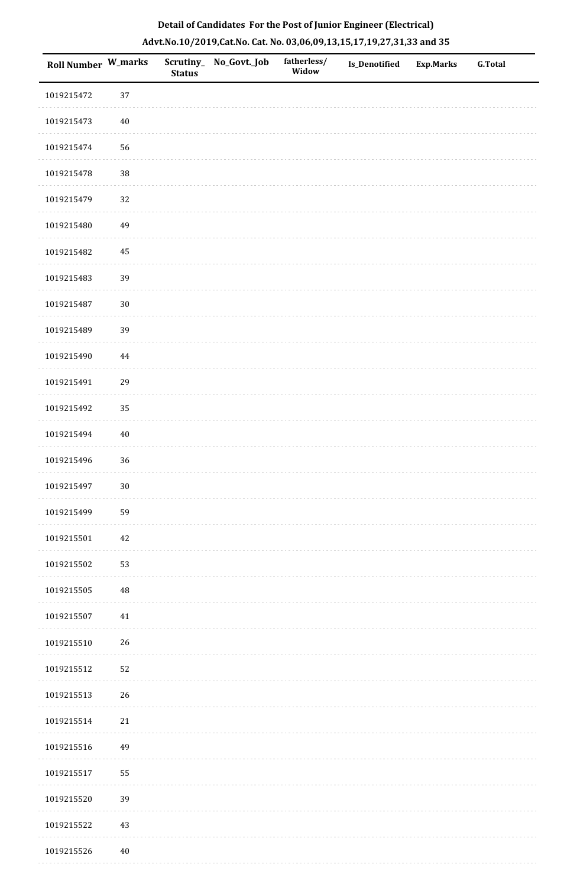**Detail of Candidates For the Post of Junior Engineer (Electrical)**

**Advt.No.10/2019,Cat.No. Cat. No. 03,06,09,13,15,17,19,27,31,33 and 35**

| Roll Number | W_marks | Scrutiny_ Status | No_Govt._Job | fatherless/ Widow | Is_Denotified | Exp.Marks | G.Total |
|---|---|---|---|---|---|---|---|
| 1019215472 | 37 | | | | | | |
| 1019215473 | 40 | | | | | | |
| 1019215474 | 56 | | | | | | |
| 1019215478 | 38 | | | | | | |
| 1019215479 | 32 | | | | | | |
| 1019215480 | 49 | | | | | | |
| 1019215482 | 45 | | | | | | |
| 1019215483 | 39 | | | | | | |
| 1019215487 | 30 | | | | | | |
| 1019215489 | 39 | | | | | | |
| 1019215490 | 44 | | | | | | |
| 1019215491 | 29 | | | | | | |
| 1019215492 | 35 | | | | | | |
| 1019215494 | 40 | | | | | | |
| 1019215496 | 36 | | | | | | |
| 1019215497 | 30 | | | | | | |
| 1019215499 | 59 | | | | | | |
| 1019215501 | 42 | | | | | | |
| 1019215502 | 53 | | | | | | |
| 1019215505 | 48 | | | | | | |
| 1019215507 | 41 | | | | | | |
| 1019215510 | 26 | | | | | | |
| 1019215512 | 52 | | | | | | |
| 1019215513 | 26 | | | | | | |
| 1019215514 | 21 | | | | | | |
| 1019215516 | 49 | | | | | | |
| 1019215517 | 55 | | | | | | |
| 1019215520 | 39 | | | | | | |
| 1019215522 | 43 | | | | | | |
| 1019215526 | 40 | | | | | | |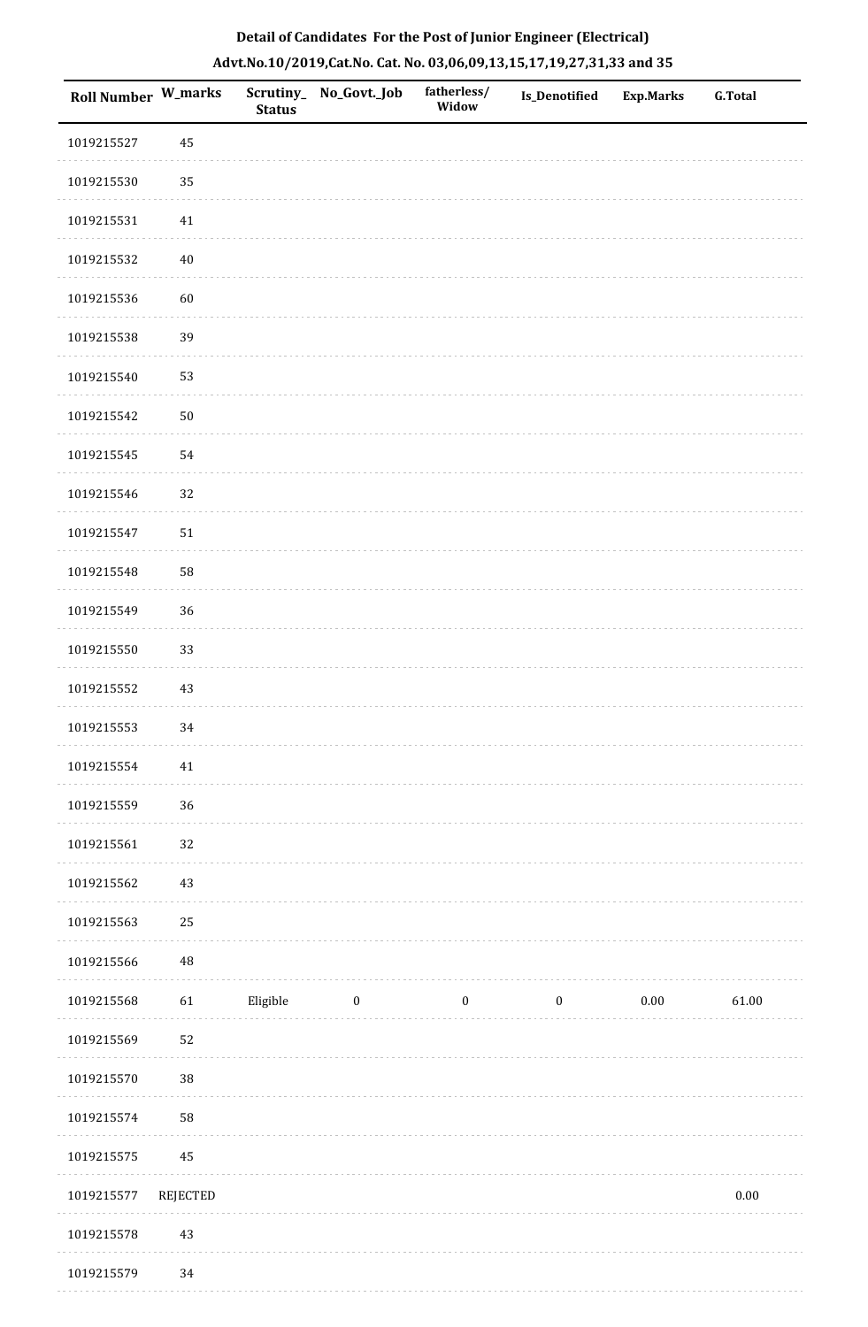**Detail of Candidates For the Post of Junior Engineer (Electrical)**

**Advt.No.10/2019,Cat.No. Cat. No. 03,06,09,13,15,17,19,27,31,33 and 35**

| Roll Number | W_marks | Scrutiny_Status | No_Govt._Job | fatherless/Widow | Is_Denotified | Exp.Marks | G.Total |
|---|---|---|---|---|---|---|---|
| 1019215527 | 45 | | | | | | |
| 1019215530 | 35 | | | | | | |
| 1019215531 | 41 | | | | | | |
| 1019215532 | 40 | | | | | | |
| 1019215536 | 60 | | | | | | |
| 1019215538 | 39 | | | | | | |
| 1019215540 | 53 | | | | | | |
| 1019215542 | 50 | | | | | | |
| 1019215545 | 54 | | | | | | |
| 1019215546 | 32 | | | | | | |
| 1019215547 | 51 | | | | | | |
| 1019215548 | 58 | | | | | | |
| 1019215549 | 36 | | | | | | |
| 1019215550 | 33 | | | | | | |
| 1019215552 | 43 | | | | | | |
| 1019215553 | 34 | | | | | | |
| 1019215554 | 41 | | | | | | |
| 1019215559 | 36 | | | | | | |
| 1019215561 | 32 | | | | | | |
| 1019215562 | 43 | | | | | | |
| 1019215563 | 25 | | | | | | |
| 1019215566 | 48 | | | | | | |
| 1019215568 | 61 | Eligible | 0 | 0 | 0 | 0.00 | 61.00 |
| 1019215569 | 52 | | | | | | |
| 1019215570 | 38 | | | | | | |
| 1019215574 | 58 | | | | | | |
| 1019215575 | 45 | | | | | | |
| 1019215577 | REJECTED | | | | | | 0.00 |
| 1019215578 | 43 | | | | | | |
| 1019215579 | 34 | | | | | | |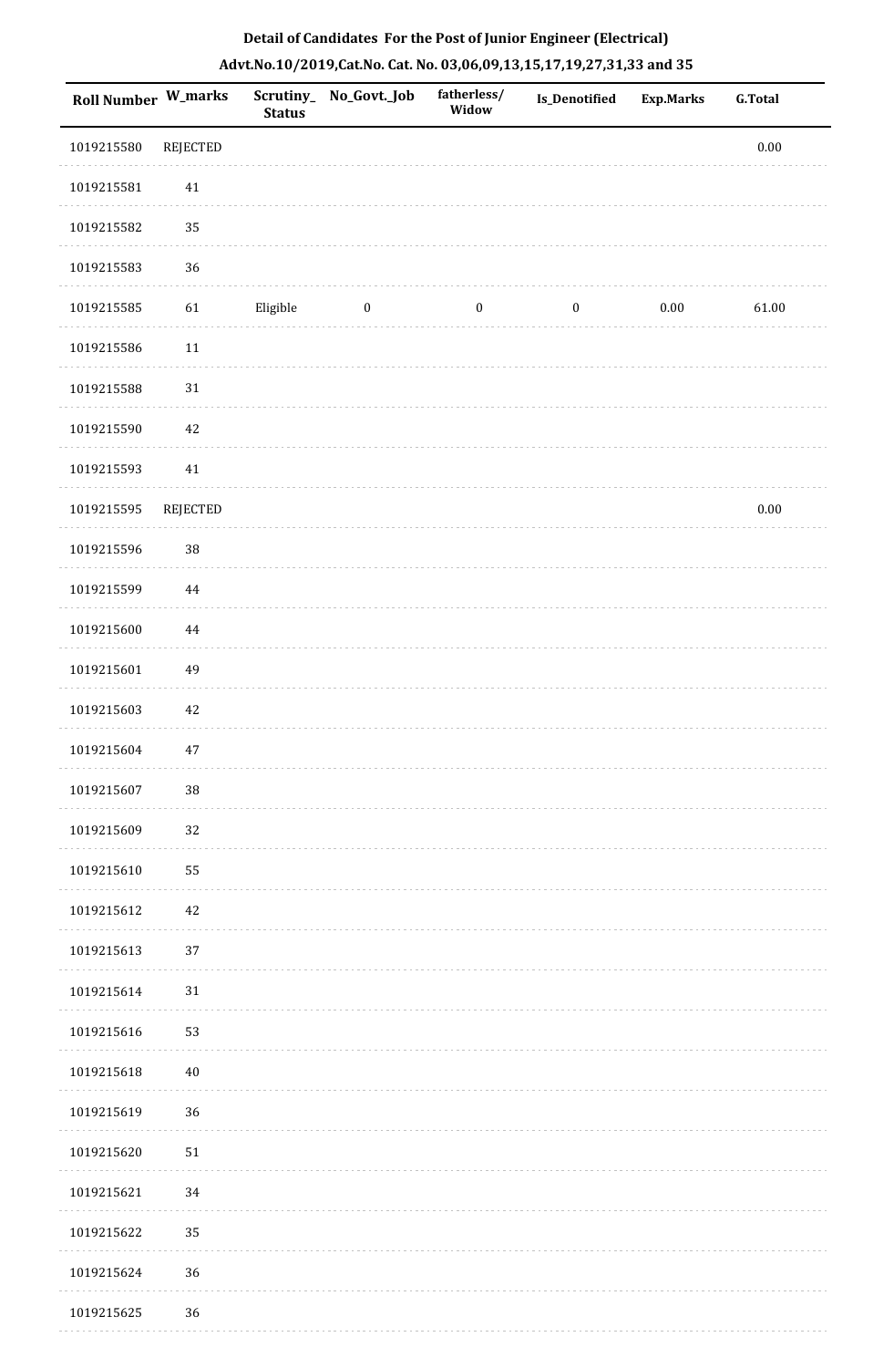**Detail of Candidates For the Post of Junior Engineer (Electrical)**

**Advt.No.10/2019,Cat.No. Cat. No. 03,06,09,13,15,17,19,27,31,33 and 35**

| Roll Number | W_marks | Scrutiny_Status | No_Govt._Job | fatherless/Widow | Is_Denotified | Exp.Marks | G.Total |
|---|---|---|---|---|---|---|---|
| 1019215580 | REJECTED | | | | | | 0.00 |
| 1019215581 | 41 | | | | | | |
| 1019215582 | 35 | | | | | | |
| 1019215583 | 36 | | | | | | |
| 1019215585 | 61 | Eligible | 0 | 0 | 0 | 0.00 | 61.00 |
| 1019215586 | 11 | | | | | | |
| 1019215588 | 31 | | | | | | |
| 1019215590 | 42 | | | | | | |
| 1019215593 | 41 | | | | | | |
| 1019215595 | REJECTED | | | | | | 0.00 |
| 1019215596 | 38 | | | | | | |
| 1019215599 | 44 | | | | | | |
| 1019215600 | 44 | | | | | | |
| 1019215601 | 49 | | | | | | |
| 1019215603 | 42 | | | | | | |
| 1019215604 | 47 | | | | | | |
| 1019215607 | 38 | | | | | | |
| 1019215609 | 32 | | | | | | |
| 1019215610 | 55 | | | | | | |
| 1019215612 | 42 | | | | | | |
| 1019215613 | 37 | | | | | | |
| 1019215614 | 31 | | | | | | |
| 1019215616 | 53 | | | | | | |
| 1019215618 | 40 | | | | | | |
| 1019215619 | 36 | | | | | | |
| 1019215620 | 51 | | | | | | |
| 1019215621 | 34 | | | | | | |
| 1019215622 | 35 | | | | | | |
| 1019215624 | 36 | | | | | | |
| 1019215625 | 36 | | | | | | |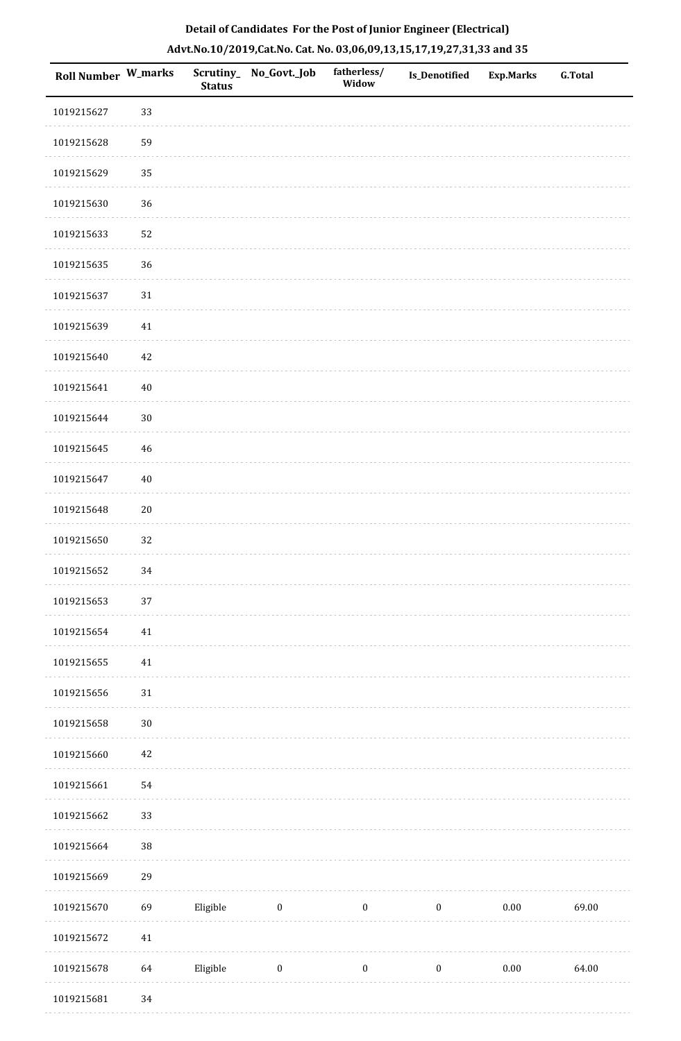**Detail of Candidates For the Post of Junior Engineer (Electrical)**

**Advt.No.10/2019,Cat.No. Cat. No. 03,06,09,13,15,17,19,27,31,33 and 35**

| Roll Number | W_marks | Scrutiny_ Status | No_Govt._Job | fatherless/ Widow | Is_Denotified | Exp.Marks | G.Total |
|---|---|---|---|---|---|---|---|
| 1019215627 | 33 | | | | | | |
| 1019215628 | 59 | | | | | | |
| 1019215629 | 35 | | | | | | |
| 1019215630 | 36 | | | | | | |
| 1019215633 | 52 | | | | | | |
| 1019215635 | 36 | | | | | | |
| 1019215637 | 31 | | | | | | |
| 1019215639 | 41 | | | | | | |
| 1019215640 | 42 | | | | | | |
| 1019215641 | 40 | | | | | | |
| 1019215644 | 30 | | | | | | |
| 1019215645 | 46 | | | | | | |
| 1019215647 | 40 | | | | | | |
| 1019215648 | 20 | | | | | | |
| 1019215650 | 32 | | | | | | |
| 1019215652 | 34 | | | | | | |
| 1019215653 | 37 | | | | | | |
| 1019215654 | 41 | | | | | | |
| 1019215655 | 41 | | | | | | |
| 1019215656 | 31 | | | | | | |
| 1019215658 | 30 | | | | | | |
| 1019215660 | 42 | | | | | | |
| 1019215661 | 54 | | | | | | |
| 1019215662 | 33 | | | | | | |
| 1019215664 | 38 | | | | | | |
| 1019215669 | 29 | | | | | | |
| 1019215670 | 69 | Eligible | 0 | 0 | 0 | 0.00 | 69.00 |
| 1019215672 | 41 | | | | | | |
| 1019215678 | 64 | Eligible | 0 | 0 | 0 | 0.00 | 64.00 |
| 1019215681 | 34 | | | | | | |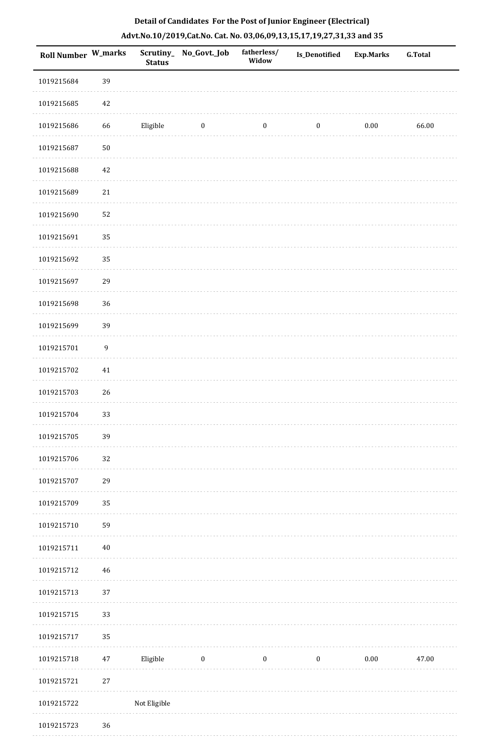**Detail of Candidates For the Post of Junior Engineer (Electrical)**

**Advt.No.10/2019,Cat.No. Cat. No. 03,06,09,13,15,17,19,27,31,33 and 35**

| Roll Number | W_marks | Scrutiny_Status | No_Govt._Job | fatherless/Widow | Is_Denotified | Exp.Marks | G.Total |
|---|---|---|---|---|---|---|---|
| 1019215684 | 39 | | | | | | |
| 1019215685 | 42 | | | | | | |
| 1019215686 | 66 | Eligible | 0 | 0 | 0 | 0.00 | 66.00 |
| 1019215687 | 50 | | | | | | |
| 1019215688 | 42 | | | | | | |
| 1019215689 | 21 | | | | | | |
| 1019215690 | 52 | | | | | | |
| 1019215691 | 35 | | | | | | |
| 1019215692 | 35 | | | | | | |
| 1019215697 | 29 | | | | | | |
| 1019215698 | 36 | | | | | | |
| 1019215699 | 39 | | | | | | |
| 1019215701 | 9 | | | | | | |
| 1019215702 | 41 | | | | | | |
| 1019215703 | 26 | | | | | | |
| 1019215704 | 33 | | | | | | |
| 1019215705 | 39 | | | | | | |
| 1019215706 | 32 | | | | | | |
| 1019215707 | 29 | | | | | | |
| 1019215709 | 35 | | | | | | |
| 1019215710 | 59 | | | | | | |
| 1019215711 | 40 | | | | | | |
| 1019215712 | 46 | | | | | | |
| 1019215713 | 37 | | | | | | |
| 1019215715 | 33 | | | | | | |
| 1019215717 | 35 | | | | | | |
| 1019215718 | 47 | Eligible | 0 | 0 | 0 | 0.00 | 47.00 |
| 1019215721 | 27 | | | | | | |
| 1019215722 | | Not Eligible | | | | | |
| 1019215723 | 36 | | | | | | |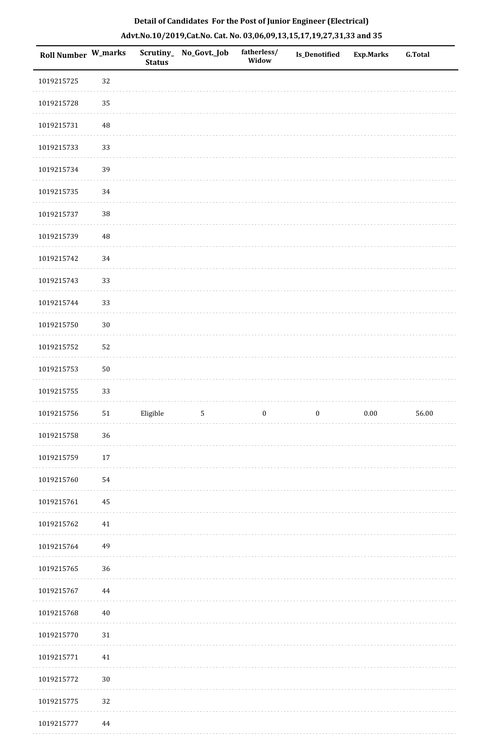**Detail of Candidates For the Post of Junior Engineer (Electrical)**

**Advt.No.10/2019,Cat.No. Cat. No. 03,06,09,13,15,17,19,27,31,33 and 35**

| Roll Number | W_marks | Scrutiny_ Status | No_Govt._Job | fatherless/ Widow | Is_Denotified | Exp.Marks | G.Total |
|---|---|---|---|---|---|---|---|
| 1019215725 | 32 | | | | | | |
| 1019215728 | 35 | | | | | | |
| 1019215731 | 48 | | | | | | |
| 1019215733 | 33 | | | | | | |
| 1019215734 | 39 | | | | | | |
| 1019215735 | 34 | | | | | | |
| 1019215737 | 38 | | | | | | |
| 1019215739 | 48 | | | | | | |
| 1019215742 | 34 | | | | | | |
| 1019215743 | 33 | | | | | | |
| 1019215744 | 33 | | | | | | |
| 1019215750 | 30 | | | | | | |
| 1019215752 | 52 | | | | | | |
| 1019215753 | 50 | | | | | | |
| 1019215755 | 33 | | | | | | |
| 1019215756 | 51 | Eligible | 5 | 0 | 0 | 0.00 | 56.00 |
| 1019215758 | 36 | | | | | | |
| 1019215759 | 17 | | | | | | |
| 1019215760 | 54 | | | | | | |
| 1019215761 | 45 | | | | | | |
| 1019215762 | 41 | | | | | | |
| 1019215764 | 49 | | | | | | |
| 1019215765 | 36 | | | | | | |
| 1019215767 | 44 | | | | | | |
| 1019215768 | 40 | | | | | | |
| 1019215770 | 31 | | | | | | |
| 1019215771 | 41 | | | | | | |
| 1019215772 | 30 | | | | | | |
| 1019215775 | 32 | | | | | | |
| 1019215777 | 44 | | | | | | |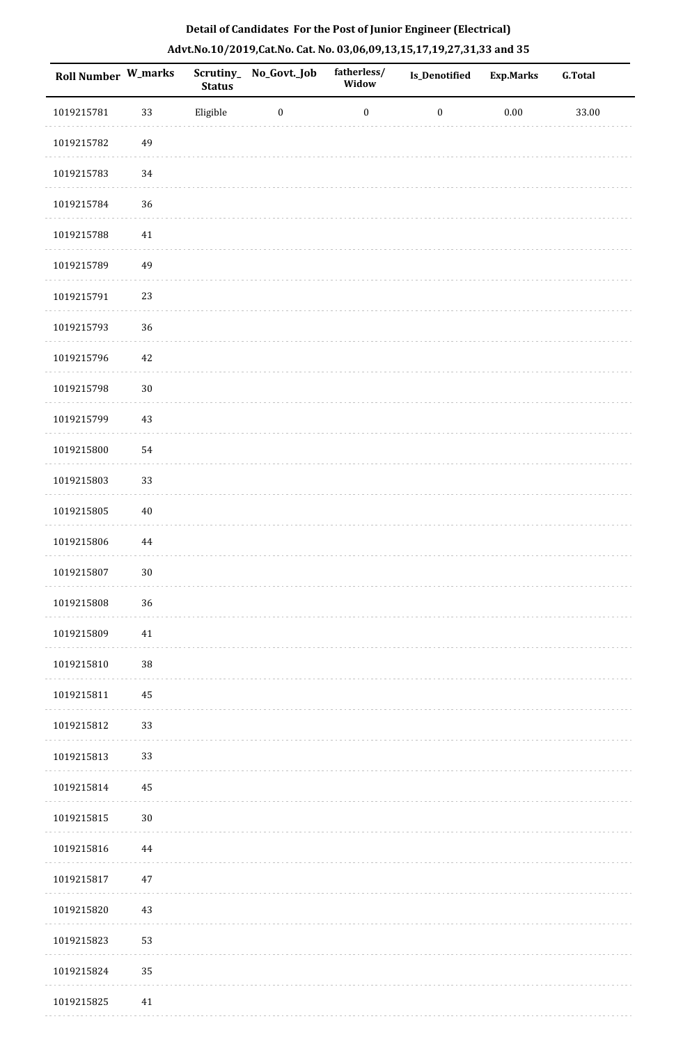**Detail of Candidates For the Post of Junior Engineer (Electrical)**

**Advt.No.10/2019,Cat.No. Cat. No. 03,06,09,13,15,17,19,27,31,33 and 35**

| Roll Number | W_marks | Scrutiny_Status | No_Govt._Job | fatherless/Widow | Is_Denotified | Exp.Marks | G.Total |
|---|---|---|---|---|---|---|---|
| 1019215781 | 33 | Eligible | 0 | 0 | 0 | 0.00 | 33.00 |
| 1019215782 | 49 | | | | | | |
| 1019215783 | 34 | | | | | | |
| 1019215784 | 36 | | | | | | |
| 1019215788 | 41 | | | | | | |
| 1019215789 | 49 | | | | | | |
| 1019215791 | 23 | | | | | | |
| 1019215793 | 36 | | | | | | |
| 1019215796 | 42 | | | | | | |
| 1019215798 | 30 | | | | | | |
| 1019215799 | 43 | | | | | | |
| 1019215800 | 54 | | | | | | |
| 1019215803 | 33 | | | | | | |
| 1019215805 | 40 | | | | | | |
| 1019215806 | 44 | | | | | | |
| 1019215807 | 30 | | | | | | |
| 1019215808 | 36 | | | | | | |
| 1019215809 | 41 | | | | | | |
| 1019215810 | 38 | | | | | | |
| 1019215811 | 45 | | | | | | |
| 1019215812 | 33 | | | | | | |
| 1019215813 | 33 | | | | | | |
| 1019215814 | 45 | | | | | | |
| 1019215815 | 30 | | | | | | |
| 1019215816 | 44 | | | | | | |
| 1019215817 | 47 | | | | | | |
| 1019215820 | 43 | | | | | | |
| 1019215823 | 53 | | | | | | |
| 1019215824 | 35 | | | | | | |
| 1019215825 | 41 | | | | | | |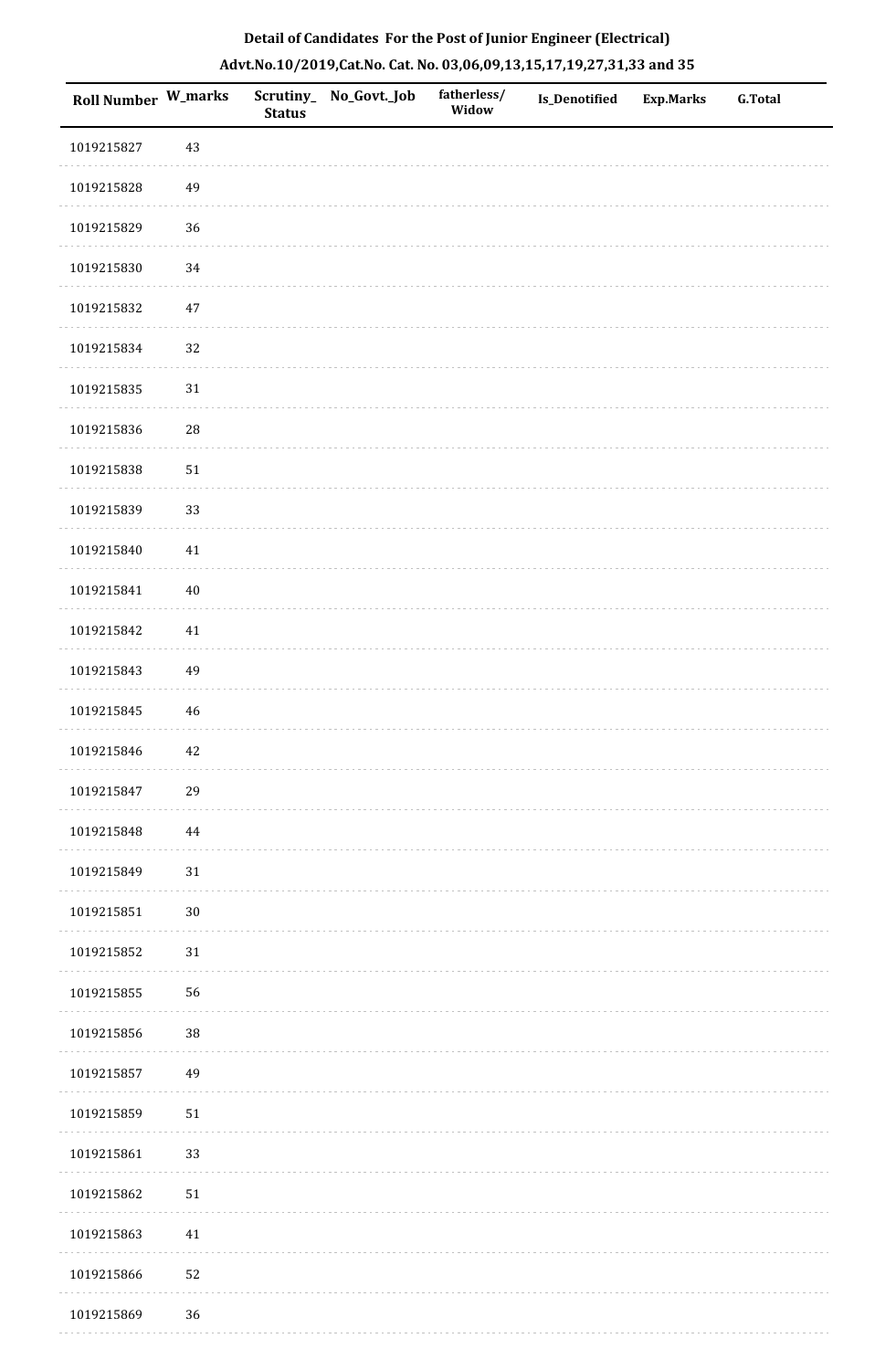**Detail of Candidates For the Post of Junior Engineer (Electrical)**

**Advt.No.10/2019,Cat.No. Cat. No. 03,06,09,13,15,17,19,27,31,33 and 35**

| Roll Number | W_marks | Scrutiny_Status | No_Govt._Job | fatherless/Widow | Is_Denotified | Exp.Marks | G.Total |
|---|---|---|---|---|---|---|---|
| 1019215827 | 43 | | | | | | |
| 1019215828 | 49 | | | | | | |
| 1019215829 | 36 | | | | | | |
| 1019215830 | 34 | | | | | | |
| 1019215832 | 47 | | | | | | |
| 1019215834 | 32 | | | | | | |
| 1019215835 | 31 | | | | | | |
| 1019215836 | 28 | | | | | | |
| 1019215838 | 51 | | | | | | |
| 1019215839 | 33 | | | | | | |
| 1019215840 | 41 | | | | | | |
| 1019215841 | 40 | | | | | | |
| 1019215842 | 41 | | | | | | |
| 1019215843 | 49 | | | | | | |
| 1019215845 | 46 | | | | | | |
| 1019215846 | 42 | | | | | | |
| 1019215847 | 29 | | | | | | |
| 1019215848 | 44 | | | | | | |
| 1019215849 | 31 | | | | | | |
| 1019215851 | 30 | | | | | | |
| 1019215852 | 31 | | | | | | |
| 1019215855 | 56 | | | | | | |
| 1019215856 | 38 | | | | | | |
| 1019215857 | 49 | | | | | | |
| 1019215859 | 51 | | | | | | |
| 1019215861 | 33 | | | | | | |
| 1019215862 | 51 | | | | | | |
| 1019215863 | 41 | | | | | | |
| 1019215866 | 52 | | | | | | |
| 1019215869 | 36 | | | | | | |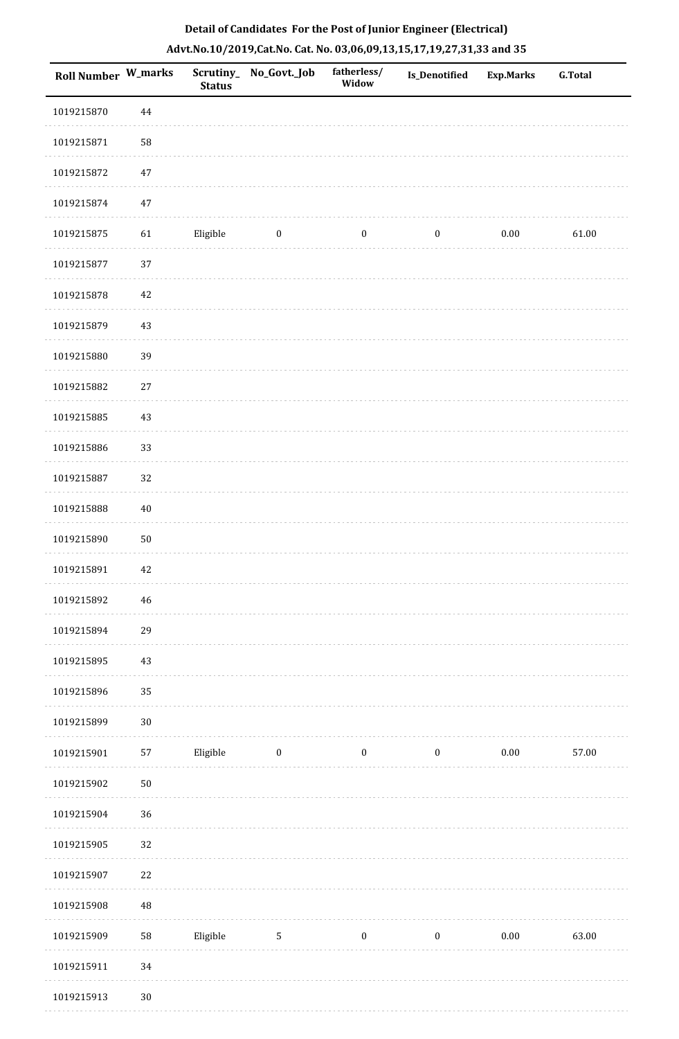# Detail of Candidates For the Post of Junior Engineer (Electrical)

## Advt.No.10/2019,Cat.No. Cat. No. 03,06,09,13,15,17,19,27,31,33 and 35

| Roll Number | W_marks | Scrutiny_ Status | No_Govt._Job | fatherless/ Widow | Is_Denotified | Exp.Marks | G.Total |
|---|---|---|---|---|---|---|---|
| 1019215870 | 44 | | | | | | |
| 1019215871 | 58 | | | | | | |
| 1019215872 | 47 | | | | | | |
| 1019215874 | 47 | | | | | | |
| 1019215875 | 61 | Eligible | 0 | 0 | 0 | 0.00 | 61.00 |
| 1019215877 | 37 | | | | | | |
| 1019215878 | 42 | | | | | | |
| 1019215879 | 43 | | | | | | |
| 1019215880 | 39 | | | | | | |
| 1019215882 | 27 | | | | | | |
| 1019215885 | 43 | | | | | | |
| 1019215886 | 33 | | | | | | |
| 1019215887 | 32 | | | | | | |
| 1019215888 | 40 | | | | | | |
| 1019215890 | 50 | | | | | | |
| 1019215891 | 42 | | | | | | |
| 1019215892 | 46 | | | | | | |
| 1019215894 | 29 | | | | | | |
| 1019215895 | 43 | | | | | | |
| 1019215896 | 35 | | | | | | |
| 1019215899 | 30 | | | | | | |
| 1019215901 | 57 | Eligible | 0 | 0 | 0 | 0.00 | 57.00 |
| 1019215902 | 50 | | | | | | |
| 1019215904 | 36 | | | | | | |
| 1019215905 | 32 | | | | | | |
| 1019215907 | 22 | | | | | | |
| 1019215908 | 48 | | | | | | |
| 1019215909 | 58 | Eligible | 5 | 0 | 0 | 0.00 | 63.00 |
| 1019215911 | 34 | | | | | | |
| 1019215913 | 30 | | | | | | |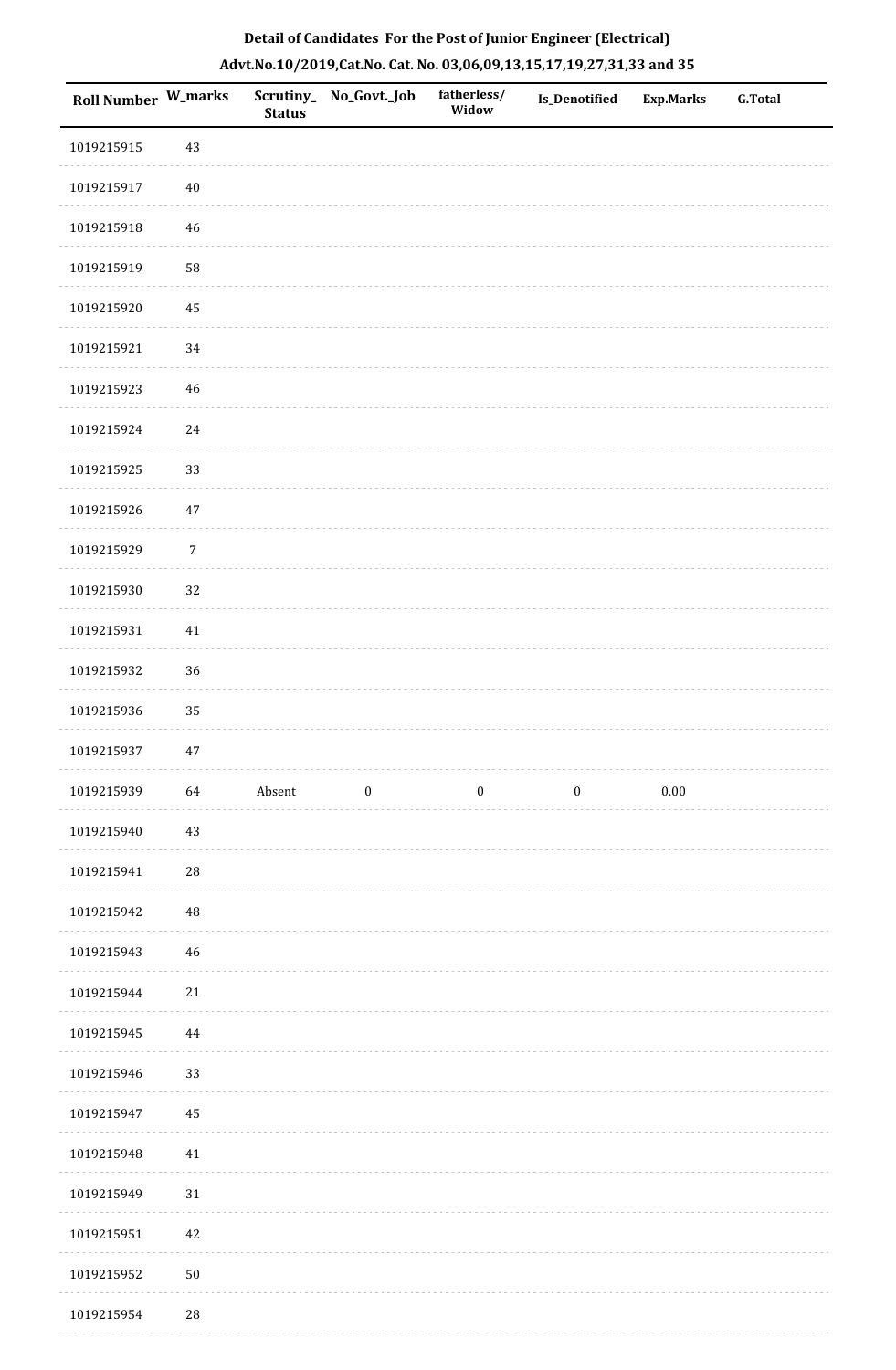**Detail of Candidates For the Post of Junior Engineer (Electrical)**

**Advt.No.10/2019,Cat.No. Cat. No. 03,06,09,13,15,17,19,27,31,33 and 35**

| Roll Number | W_marks | Scrutiny_Status | No_Govt._Job | fatherless/Widow | Is_Denotified | Exp.Marks | G.Total |
|---|---|---|---|---|---|---|---|
| 1019215915 | 43 | | | | | | |
| 1019215917 | 40 | | | | | | |
| 1019215918 | 46 | | | | | | |
| 1019215919 | 58 | | | | | | |
| 1019215920 | 45 | | | | | | |
| 1019215921 | 34 | | | | | | |
| 1019215923 | 46 | | | | | | |
| 1019215924 | 24 | | | | | | |
| 1019215925 | 33 | | | | | | |
| 1019215926 | 47 | | | | | | |
| 1019215929 | 7 | | | | | | |
| 1019215930 | 32 | | | | | | |
| 1019215931 | 41 | | | | | | |
| 1019215932 | 36 | | | | | | |
| 1019215936 | 35 | | | | | | |
| 1019215937 | 47 | | | | | | |
| 1019215939 | 64 | Absent | 0 | 0 | 0 | 0.00 | |
| 1019215940 | 43 | | | | | | |
| 1019215941 | 28 | | | | | | |
| 1019215942 | 48 | | | | | | |
| 1019215943 | 46 | | | | | | |
| 1019215944 | 21 | | | | | | |
| 1019215945 | 44 | | | | | | |
| 1019215946 | 33 | | | | | | |
| 1019215947 | 45 | | | | | | |
| 1019215948 | 41 | | | | | | |
| 1019215949 | 31 | | | | | | |
| 1019215951 | 42 | | | | | | |
| 1019215952 | 50 | | | | | | |
| 1019215954 | 28 | | | | | | |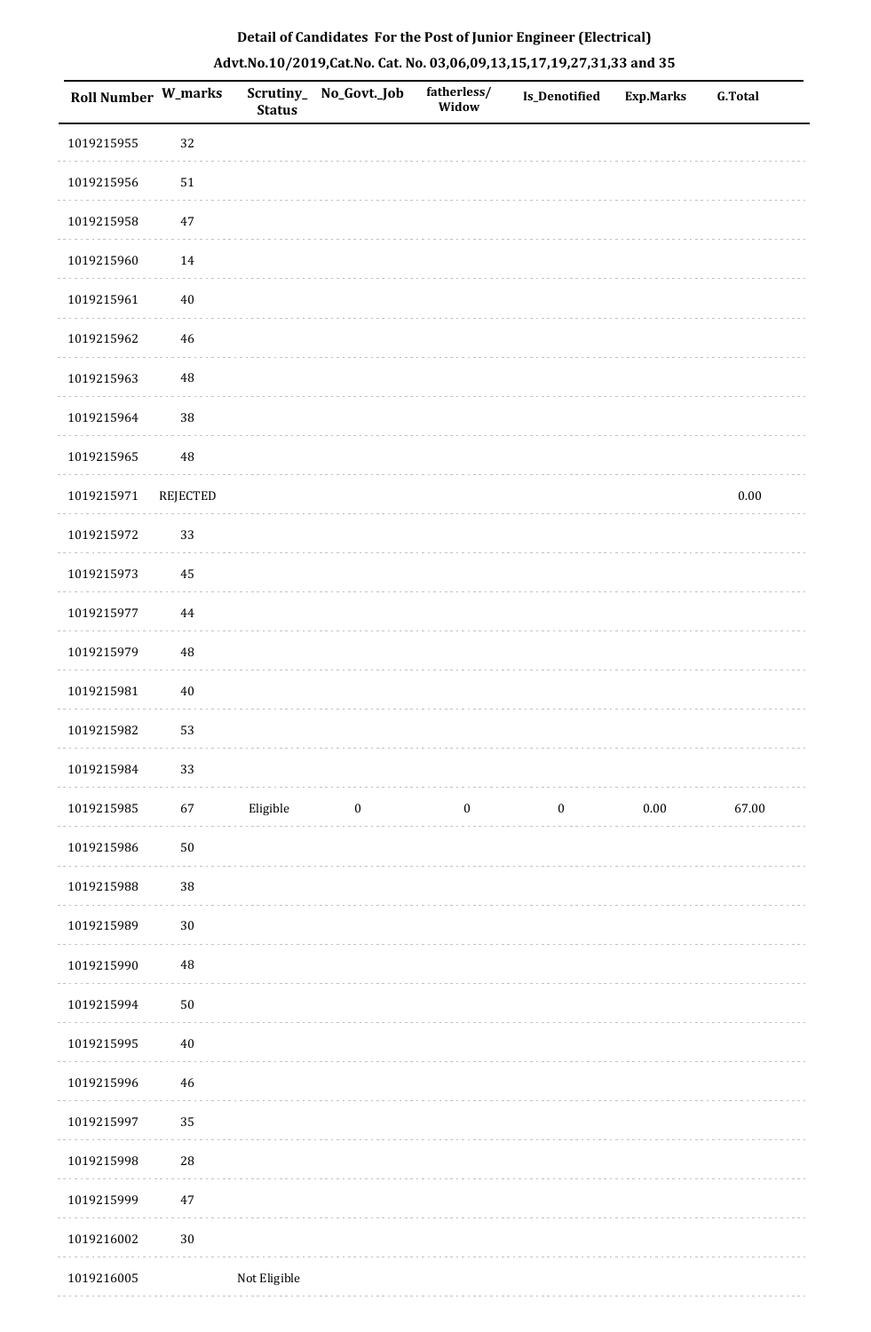**Detail of Candidates For the Post of Junior Engineer (Electrical)**

**Advt.No.10/2019,Cat.No. Cat. No. 03,06,09,13,15,17,19,27,31,33 and 35**

| Roll Number | W_marks | Scrutiny_Status | No_Govt._Job | fatherless/Widow | Is_Denotified | Exp.Marks | G.Total |
|---|---|---|---|---|---|---|---|
| 1019215955 | 32 | | | | | | |
| 1019215956 | 51 | | | | | | |
| 1019215958 | 47 | | | | | | |
| 1019215960 | 14 | | | | | | |
| 1019215961 | 40 | | | | | | |
| 1019215962 | 46 | | | | | | |
| 1019215963 | 48 | | | | | | |
| 1019215964 | 38 | | | | | | |
| 1019215965 | 48 | | | | | | |
| 1019215971 | REJECTED | | | | | | 0.00 |
| 1019215972 | 33 | | | | | | |
| 1019215973 | 45 | | | | | | |
| 1019215977 | 44 | | | | | | |
| 1019215979 | 48 | | | | | | |
| 1019215981 | 40 | | | | | | |
| 1019215982 | 53 | | | | | | |
| 1019215984 | 33 | | | | | | |
| 1019215985 | 67 | Eligible | 0 | 0 | 0 | 0.00 | 67.00 |
| 1019215986 | 50 | | | | | | |
| 1019215988 | 38 | | | | | | |
| 1019215989 | 30 | | | | | | |
| 1019215990 | 48 | | | | | | |
| 1019215994 | 50 | | | | | | |
| 1019215995 | 40 | | | | | | |
| 1019215996 | 46 | | | | | | |
| 1019215997 | 35 | | | | | | |
| 1019215998 | 28 | | | | | | |
| 1019215999 | 47 | | | | | | |
| 1019216002 | 30 | | | | | | |
| 1019216005 | | Not Eligible | | | | | |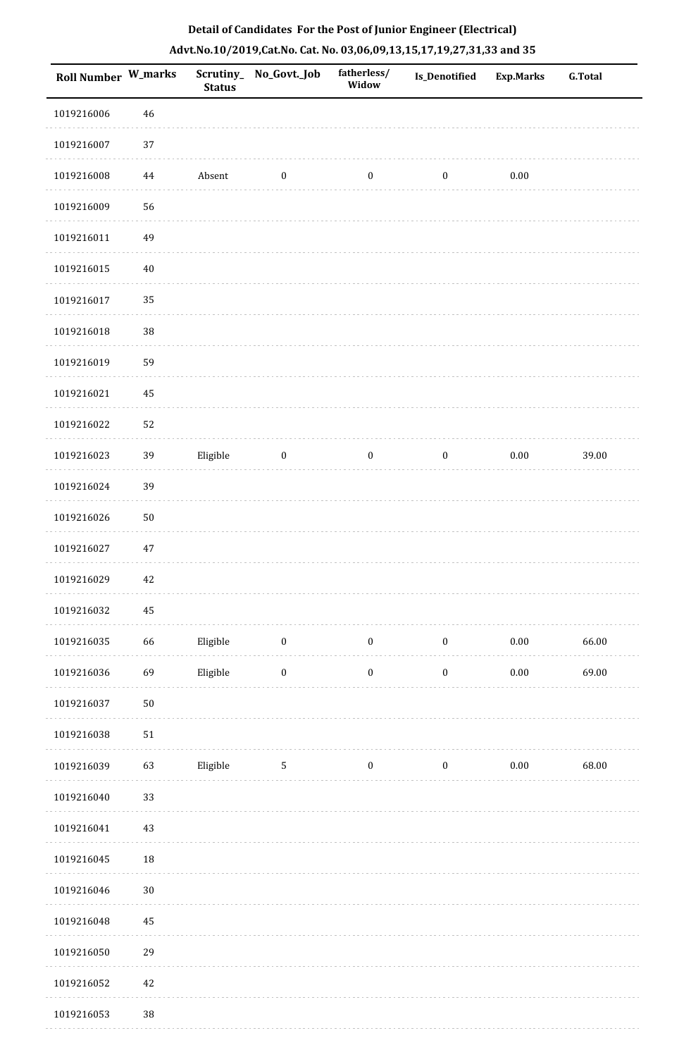**Detail of Candidates For the Post of Junior Engineer (Electrical)**

**Advt.No.10/2019,Cat.No. Cat. No. 03,06,09,13,15,17,19,27,31,33 and 35**

| Roll Number | W_marks | Scrutiny_ Status | No_Govt._Job | fatherless/ Widow | Is_Denotified | Exp.Marks | G.Total |
|---|---|---|---|---|---|---|---|
| 1019216006 | 46 | | | | | | |
| 1019216007 | 37 | | | | | | |
| 1019216008 | 44 | Absent | 0 | 0 | 0 | 0.00 | |
| 1019216009 | 56 | | | | | | |
| 1019216011 | 49 | | | | | | |
| 1019216015 | 40 | | | | | | |
| 1019216017 | 35 | | | | | | |
| 1019216018 | 38 | | | | | | |
| 1019216019 | 59 | | | | | | |
| 1019216021 | 45 | | | | | | |
| 1019216022 | 52 | | | | | | |
| 1019216023 | 39 | Eligible | 0 | 0 | 0 | 0.00 | 39.00 |
| 1019216024 | 39 | | | | | | |
| 1019216026 | 50 | | | | | | |
| 1019216027 | 47 | | | | | | |
| 1019216029 | 42 | | | | | | |
| 1019216032 | 45 | | | | | | |
| 1019216035 | 66 | Eligible | 0 | 0 | 0 | 0.00 | 66.00 |
| 1019216036 | 69 | Eligible | 0 | 0 | 0 | 0.00 | 69.00 |
| 1019216037 | 50 | | | | | | |
| 1019216038 | 51 | | | | | | |
| 1019216039 | 63 | Eligible | 5 | 0 | 0 | 0.00 | 68.00 |
| 1019216040 | 33 | | | | | | |
| 1019216041 | 43 | | | | | | |
| 1019216045 | 18 | | | | | | |
| 1019216046 | 30 | | | | | | |
| 1019216048 | 45 | | | | | | |
| 1019216050 | 29 | | | | | | |
| 1019216052 | 42 | | | | | | |
| 1019216053 | 38 | | | | | | |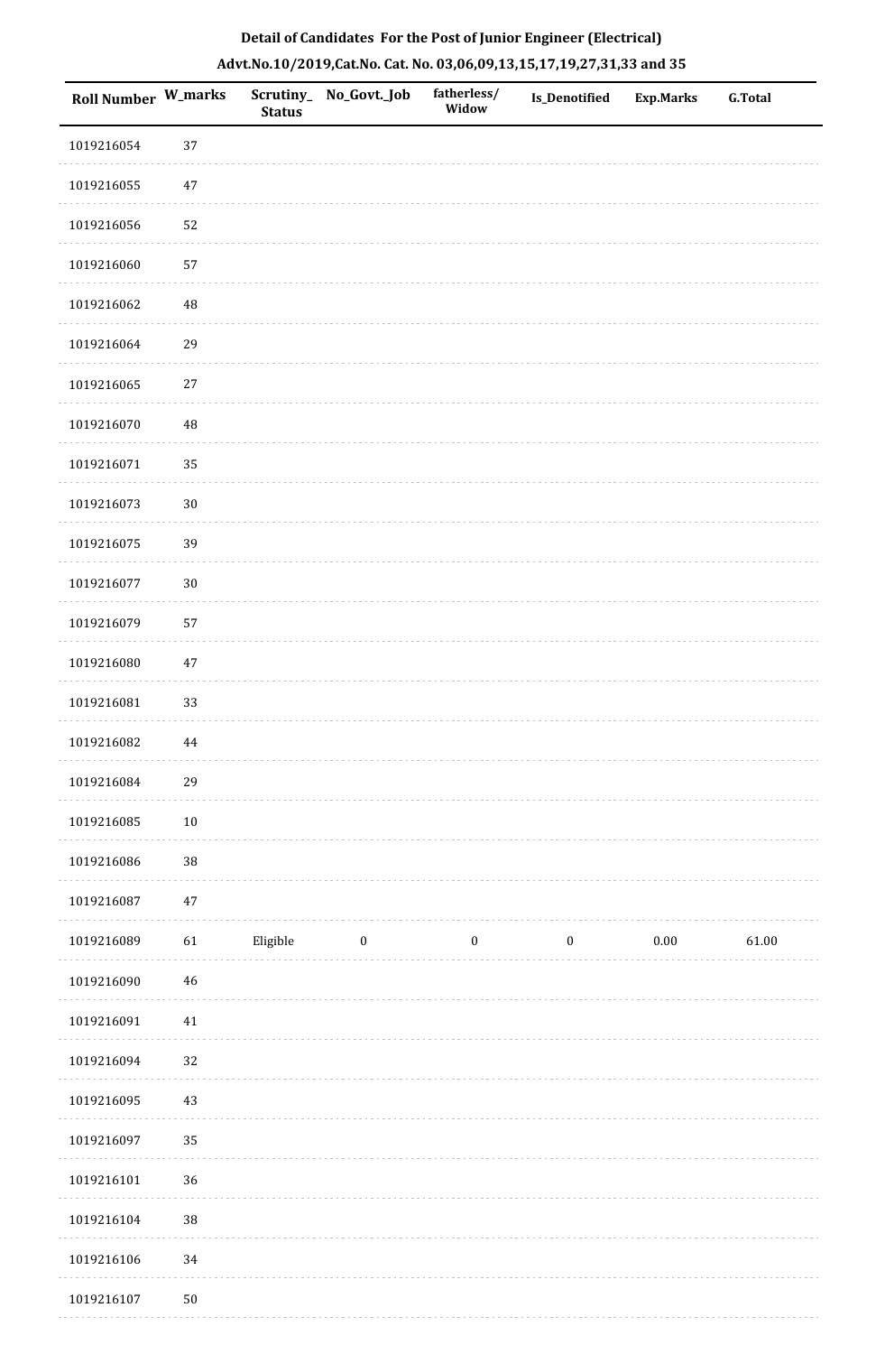**Detail of Candidates For the Post of Junior Engineer (Electrical)**

**Advt.No.10/2019,Cat.No. Cat. No. 03,06,09,13,15,17,19,27,31,33 and 35**

| Roll Number | W_marks | Scrutiny_Status | No_Govt._Job | fatherless/Widow | Is_Denotified | Exp.Marks | G.Total |
|---|---|---|---|---|---|---|---|
| 1019216054 | 37 | | | | | | |
| 1019216055 | 47 | | | | | | |
| 1019216056 | 52 | | | | | | |
| 1019216060 | 57 | | | | | | |
| 1019216062 | 48 | | | | | | |
| 1019216064 | 29 | | | | | | |
| 1019216065 | 27 | | | | | | |
| 1019216070 | 48 | | | | | | |
| 1019216071 | 35 | | | | | | |
| 1019216073 | 30 | | | | | | |
| 1019216075 | 39 | | | | | | |
| 1019216077 | 30 | | | | | | |
| 1019216079 | 57 | | | | | | |
| 1019216080 | 47 | | | | | | |
| 1019216081 | 33 | | | | | | |
| 1019216082 | 44 | | | | | | |
| 1019216084 | 29 | | | | | | |
| 1019216085 | 10 | | | | | | |
| 1019216086 | 38 | | | | | | |
| 1019216087 | 47 | | | | | | |
| 1019216089 | 61 | Eligible | 0 | 0 | 0 | 0.00 | 61.00 |
| 1019216090 | 46 | | | | | | |
| 1019216091 | 41 | | | | | | |
| 1019216094 | 32 | | | | | | |
| 1019216095 | 43 | | | | | | |
| 1019216097 | 35 | | | | | | |
| 1019216101 | 36 | | | | | | |
| 1019216104 | 38 | | | | | | |
| 1019216106 | 34 | | | | | | |
| 1019216107 | 50 | | | | | | |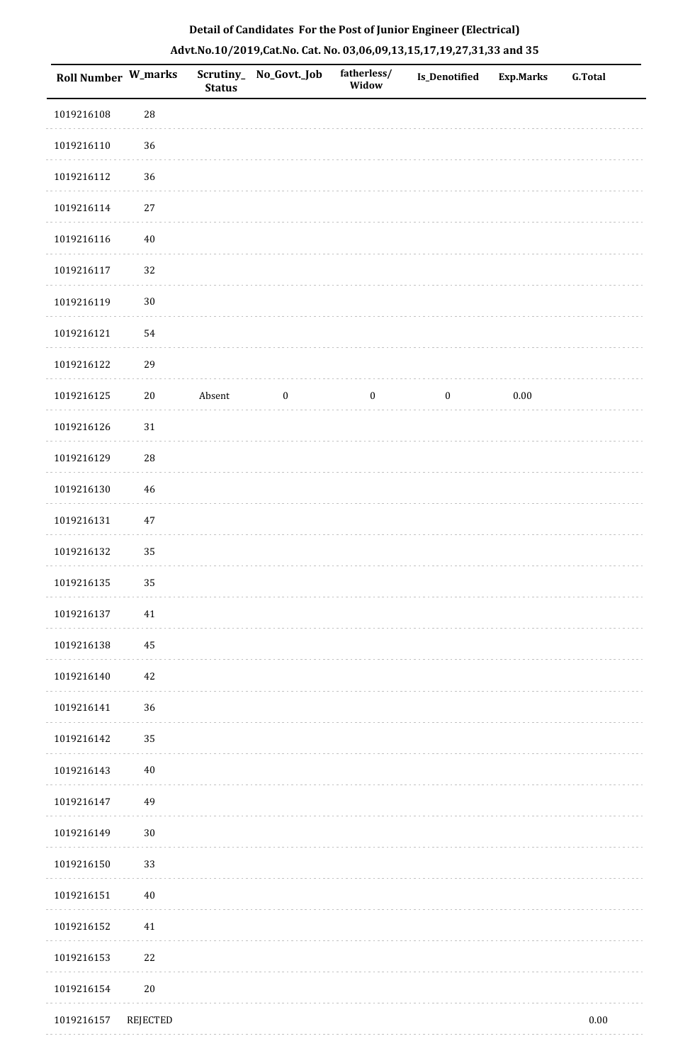**Detail of Candidates For the Post of Junior Engineer (Electrical)**

**Advt.No.10/2019,Cat.No. Cat. No. 03,06,09,13,15,17,19,27,31,33 and 35**

| Roll Number | W_marks | Scrutiny_Status | No_Govt._Job | fatherless/Widow | Is_Denotified | Exp.Marks | G.Total |
|---|---|---|---|---|---|---|---|
| 1019216108 | 28 | | | | | | |
| 1019216110 | 36 | | | | | | |
| 1019216112 | 36 | | | | | | |
| 1019216114 | 27 | | | | | | |
| 1019216116 | 40 | | | | | | |
| 1019216117 | 32 | | | | | | |
| 1019216119 | 30 | | | | | | |
| 1019216121 | 54 | | | | | | |
| 1019216122 | 29 | | | | | | |
| 1019216125 | 20 | Absent | 0 | 0 | 0 | 0.00 | |
| 1019216126 | 31 | | | | | | |
| 1019216129 | 28 | | | | | | |
| 1019216130 | 46 | | | | | | |
| 1019216131 | 47 | | | | | | |
| 1019216132 | 35 | | | | | | |
| 1019216135 | 35 | | | | | | |
| 1019216137 | 41 | | | | | | |
| 1019216138 | 45 | | | | | | |
| 1019216140 | 42 | | | | | | |
| 1019216141 | 36 | | | | | | |
| 1019216142 | 35 | | | | | | |
| 1019216143 | 40 | | | | | | |
| 1019216147 | 49 | | | | | | |
| 1019216149 | 30 | | | | | | |
| 1019216150 | 33 | | | | | | |
| 1019216151 | 40 | | | | | | |
| 1019216152 | 41 | | | | | | |
| 1019216153 | 22 | | | | | | |
| 1019216154 | 20 | | | | | | |
| 1019216157 | REJECTED | | | | | | 0.00 |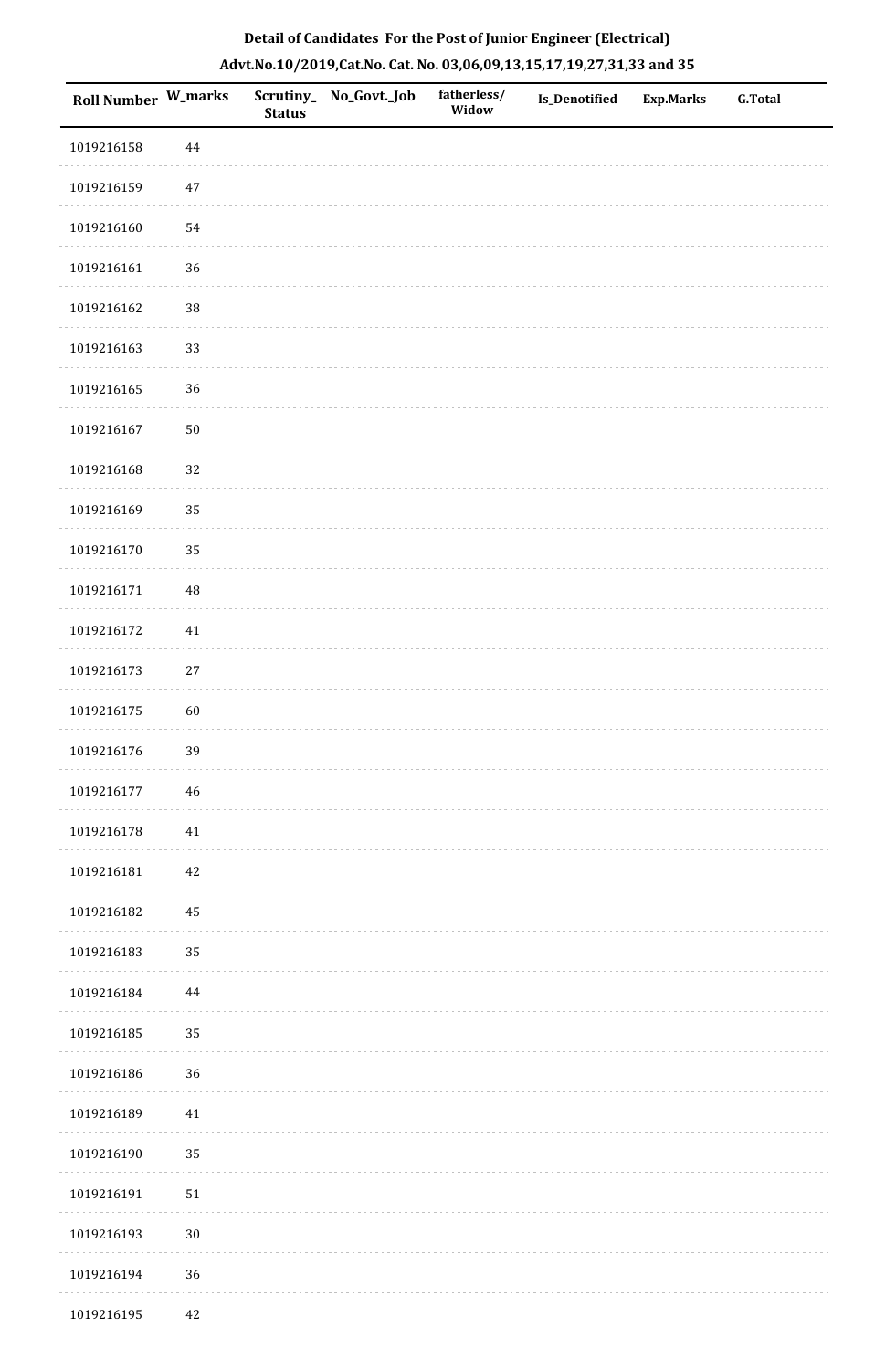## Detail of Candidates For the Post of Junior Engineer (Electrical)

### Advt.No.10/2019,Cat.No. Cat. No. 03,06,09,13,15,17,19,27,31,33 and 35

| Roll Number | W_marks | Scrutiny_Status | No_Govt._Job | fatherless/Widow | Is_Denotified | Exp.Marks | G.Total |
|---|---|---|---|---|---|---|---|
| 1019216158 | 44 | | | | | | |
| 1019216159 | 47 | | | | | | |
| 1019216160 | 54 | | | | | | |
| 1019216161 | 36 | | | | | | |
| 1019216162 | 38 | | | | | | |
| 1019216163 | 33 | | | | | | |
| 1019216165 | 36 | | | | | | |
| 1019216167 | 50 | | | | | | |
| 1019216168 | 32 | | | | | | |
| 1019216169 | 35 | | | | | | |
| 1019216170 | 35 | | | | | | |
| 1019216171 | 48 | | | | | | |
| 1019216172 | 41 | | | | | | |
| 1019216173 | 27 | | | | | | |
| 1019216175 | 60 | | | | | | |
| 1019216176 | 39 | | | | | | |
| 1019216177 | 46 | | | | | | |
| 1019216178 | 41 | | | | | | |
| 1019216181 | 42 | | | | | | |
| 1019216182 | 45 | | | | | | |
| 1019216183 | 35 | | | | | | |
| 1019216184 | 44 | | | | | | |
| 1019216185 | 35 | | | | | | |
| 1019216186 | 36 | | | | | | |
| 1019216189 | 41 | | | | | | |
| 1019216190 | 35 | | | | | | |
| 1019216191 | 51 | | | | | | |
| 1019216193 | 30 | | | | | | |
| 1019216194 | 36 | | | | | | |
| 1019216195 | 42 | | | | | | |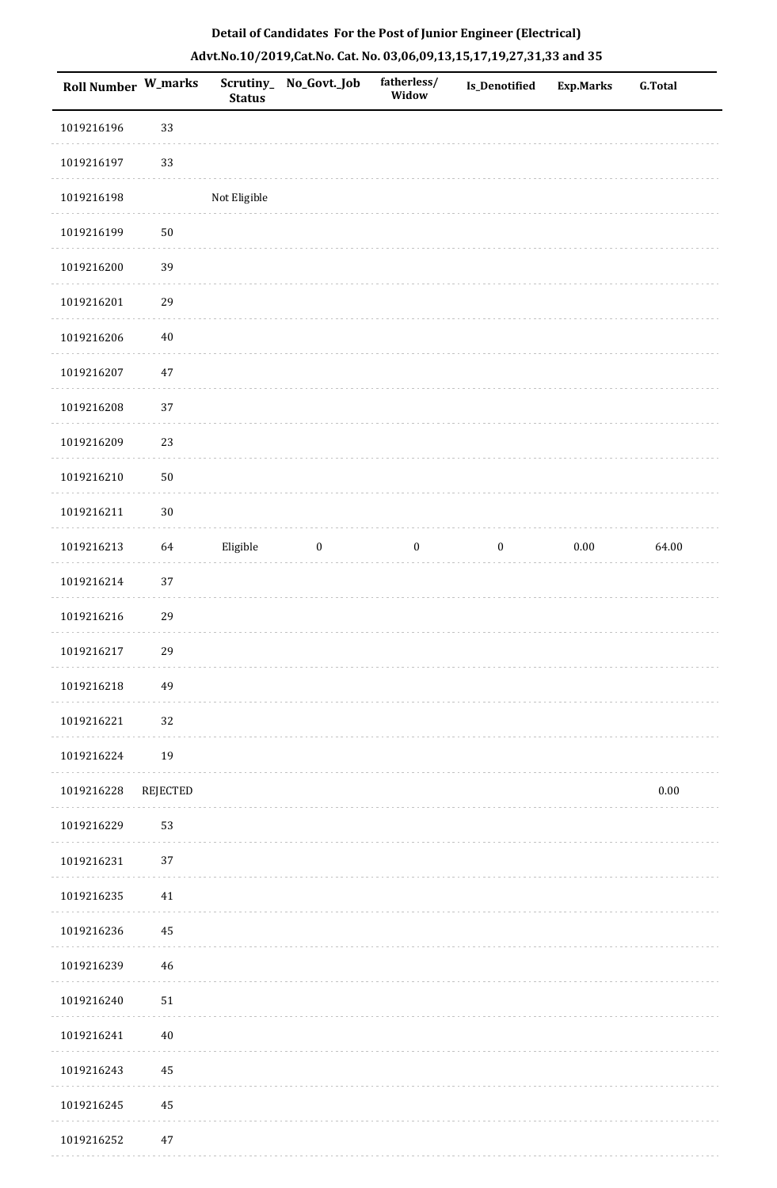**Detail of Candidates For the Post of Junior Engineer (Electrical)**

**Advt.No.10/2019,Cat.No. Cat. No. 03,06,09,13,15,17,19,27,31,33 and 35**

| Roll Number | W_marks | Scrutiny_Status | No_Govt._Job | fatherless/Widow | Is_Denotified | Exp.Marks | G.Total |
|---|---|---|---|---|---|---|---|
| 1019216196 | 33 | | | | | | |
| 1019216197 | 33 | | | | | | |
| 1019216198 | | Not Eligible | | | | | |
| 1019216199 | 50 | | | | | | |
| 1019216200 | 39 | | | | | | |
| 1019216201 | 29 | | | | | | |
| 1019216206 | 40 | | | | | | |
| 1019216207 | 47 | | | | | | |
| 1019216208 | 37 | | | | | | |
| 1019216209 | 23 | | | | | | |
| 1019216210 | 50 | | | | | | |
| 1019216211 | 30 | | | | | | |
| 1019216213 | 64 | Eligible | 0 | 0 | 0 | 0.00 | 64.00 |
| 1019216214 | 37 | | | | | | |
| 1019216216 | 29 | | | | | | |
| 1019216217 | 29 | | | | | | |
| 1019216218 | 49 | | | | | | |
| 1019216221 | 32 | | | | | | |
| 1019216224 | 19 | | | | | | |
| 1019216228 | REJECTED | | | | | | 0.00 |
| 1019216229 | 53 | | | | | | |
| 1019216231 | 37 | | | | | | |
| 1019216235 | 41 | | | | | | |
| 1019216236 | 45 | | | | | | |
| 1019216239 | 46 | | | | | | |
| 1019216240 | 51 | | | | | | |
| 1019216241 | 40 | | | | | | |
| 1019216243 | 45 | | | | | | |
| 1019216245 | 45 | | | | | | |
| 1019216252 | 47 | | | | | | |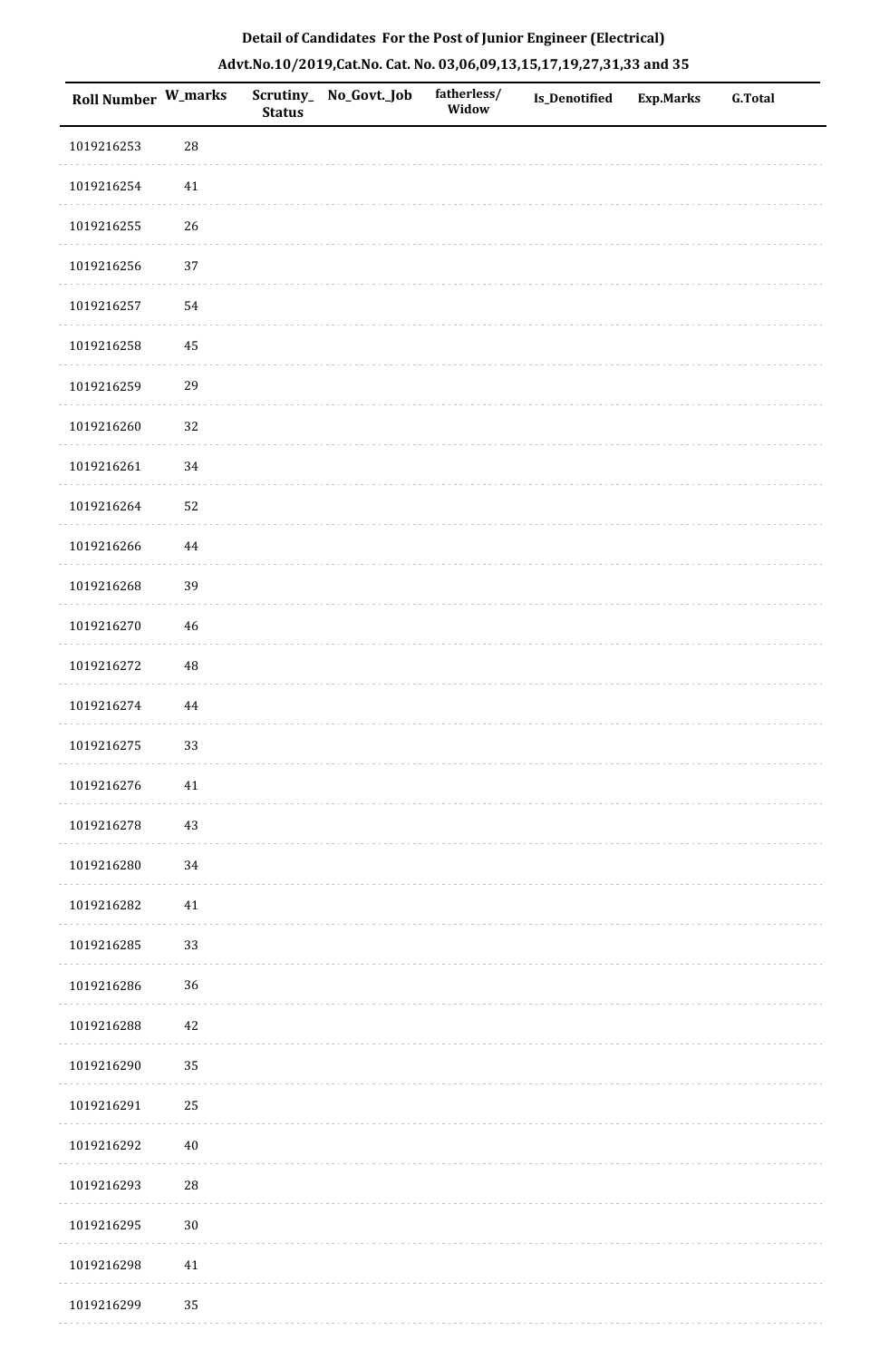**Detail of Candidates For the Post of Junior Engineer (Electrical)**

**Advt.No.10/2019,Cat.No. Cat. No. 03,06,09,13,15,17,19,27,31,33 and 35**

| Roll Number | W_marks | Scrutiny_Status | No_Govt._Job | fatherless/Widow | Is_Denotified | Exp.Marks | G.Total |
|---|---|---|---|---|---|---|---|
| 1019216253 | 28 | | | | | | |
| 1019216254 | 41 | | | | | | |
| 1019216255 | 26 | | | | | | |
| 1019216256 | 37 | | | | | | |
| 1019216257 | 54 | | | | | | |
| 1019216258 | 45 | | | | | | |
| 1019216259 | 29 | | | | | | |
| 1019216260 | 32 | | | | | | |
| 1019216261 | 34 | | | | | | |
| 1019216264 | 52 | | | | | | |
| 1019216266 | 44 | | | | | | |
| 1019216268 | 39 | | | | | | |
| 1019216270 | 46 | | | | | | |
| 1019216272 | 48 | | | | | | |
| 1019216274 | 44 | | | | | | |
| 1019216275 | 33 | | | | | | |
| 1019216276 | 41 | | | | | | |
| 1019216278 | 43 | | | | | | |
| 1019216280 | 34 | | | | | | |
| 1019216282 | 41 | | | | | | |
| 1019216285 | 33 | | | | | | |
| 1019216286 | 36 | | | | | | |
| 1019216288 | 42 | | | | | | |
| 1019216290 | 35 | | | | | | |
| 1019216291 | 25 | | | | | | |
| 1019216292 | 40 | | | | | | |
| 1019216293 | 28 | | | | | | |
| 1019216295 | 30 | | | | | | |
| 1019216298 | 41 | | | | | | |
| 1019216299 | 35 | | | | | | |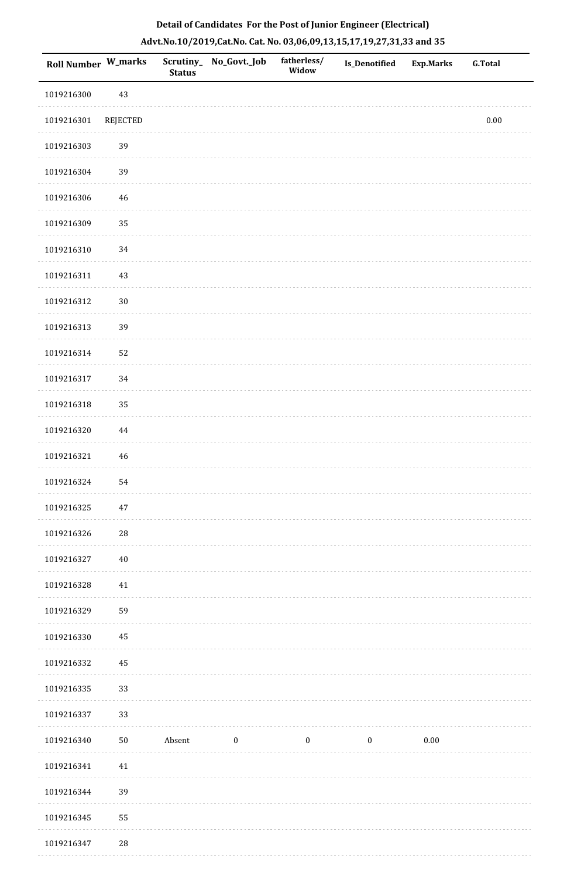**Detail of Candidates For the Post of Junior Engineer (Electrical)**

**Advt.No.10/2019,Cat.No. Cat. No. 03,06,09,13,15,17,19,27,31,33 and 35**

| Roll Number | W_marks | Scrutiny_Status | No_Govt._Job | fatherless/Widow | Is_Denotified | Exp.Marks | G.Total |
|---|---|---|---|---|---|---|---|
| 1019216300 | 43 | | | | | | |
| 1019216301 | REJECTED | | | | | | 0.00 |
| 1019216303 | 39 | | | | | | |
| 1019216304 | 39 | | | | | | |
| 1019216306 | 46 | | | | | | |
| 1019216309 | 35 | | | | | | |
| 1019216310 | 34 | | | | | | |
| 1019216311 | 43 | | | | | | |
| 1019216312 | 30 | | | | | | |
| 1019216313 | 39 | | | | | | |
| 1019216314 | 52 | | | | | | |
| 1019216317 | 34 | | | | | | |
| 1019216318 | 35 | | | | | | |
| 1019216320 | 44 | | | | | | |
| 1019216321 | 46 | | | | | | |
| 1019216324 | 54 | | | | | | |
| 1019216325 | 47 | | | | | | |
| 1019216326 | 28 | | | | | | |
| 1019216327 | 40 | | | | | | |
| 1019216328 | 41 | | | | | | |
| 1019216329 | 59 | | | | | | |
| 1019216330 | 45 | | | | | | |
| 1019216332 | 45 | | | | | | |
| 1019216335 | 33 | | | | | | |
| 1019216337 | 33 | | | | | | |
| 1019216340 | 50 | Absent | 0 | 0 | 0 | 0.00 | |
| 1019216341 | 41 | | | | | | |
| 1019216344 | 39 | | | | | | |
| 1019216345 | 55 | | | | | | |
| 1019216347 | 28 | | | | | | |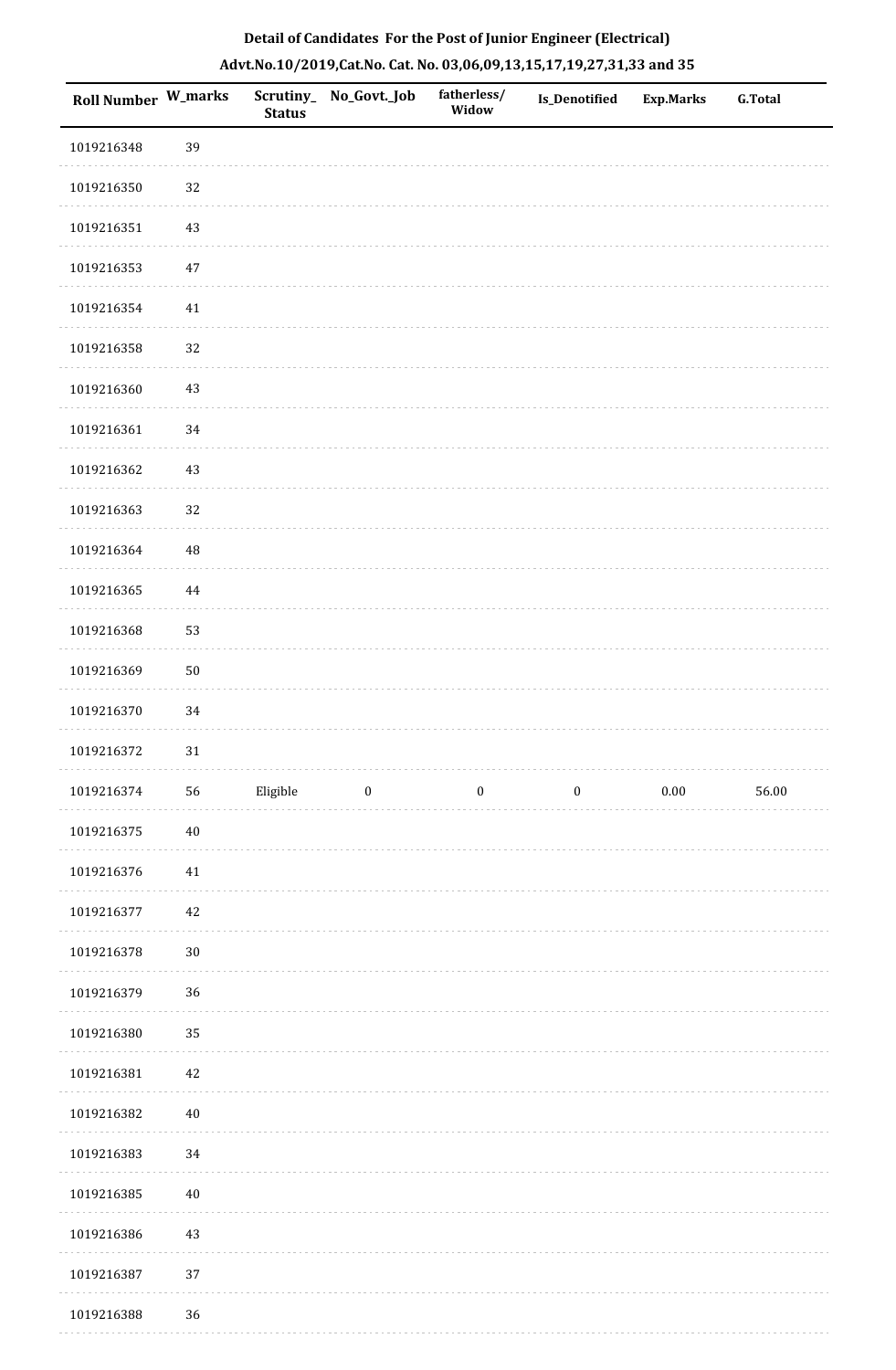# Detail of Candidates For the Post of Junior Engineer (Electrical)

## Advt.No.10/2019,Cat.No. Cat. No. 03,06,09,13,15,17,19,27,31,33 and 35

| Roll Number | W_marks | Scrutiny_Status | No_Govt._Job | fatherless/Widow | Is_Denotified | Exp.Marks | G.Total |
|---|---|---|---|---|---|---|---|
| 1019216348 | 39 | | | | | | |
| 1019216350 | 32 | | | | | | |
| 1019216351 | 43 | | | | | | |
| 1019216353 | 47 | | | | | | |
| 1019216354 | 41 | | | | | | |
| 1019216358 | 32 | | | | | | |
| 1019216360 | 43 | | | | | | |
| 1019216361 | 34 | | | | | | |
| 1019216362 | 43 | | | | | | |
| 1019216363 | 32 | | | | | | |
| 1019216364 | 48 | | | | | | |
| 1019216365 | 44 | | | | | | |
| 1019216368 | 53 | | | | | | |
| 1019216369 | 50 | | | | | | |
| 1019216370 | 34 | | | | | | |
| 1019216372 | 31 | | | | | | |
| 1019216374 | 56 | Eligible | 0 | 0 | 0 | 0.00 | 56.00 |
| 1019216375 | 40 | | | | | | |
| 1019216376 | 41 | | | | | | |
| 1019216377 | 42 | | | | | | |
| 1019216378 | 30 | | | | | | |
| 1019216379 | 36 | | | | | | |
| 1019216380 | 35 | | | | | | |
| 1019216381 | 42 | | | | | | |
| 1019216382 | 40 | | | | | | |
| 1019216383 | 34 | | | | | | |
| 1019216385 | 40 | | | | | | |
| 1019216386 | 43 | | | | | | |
| 1019216387 | 37 | | | | | | |
| 1019216388 | 36 | | | | | | |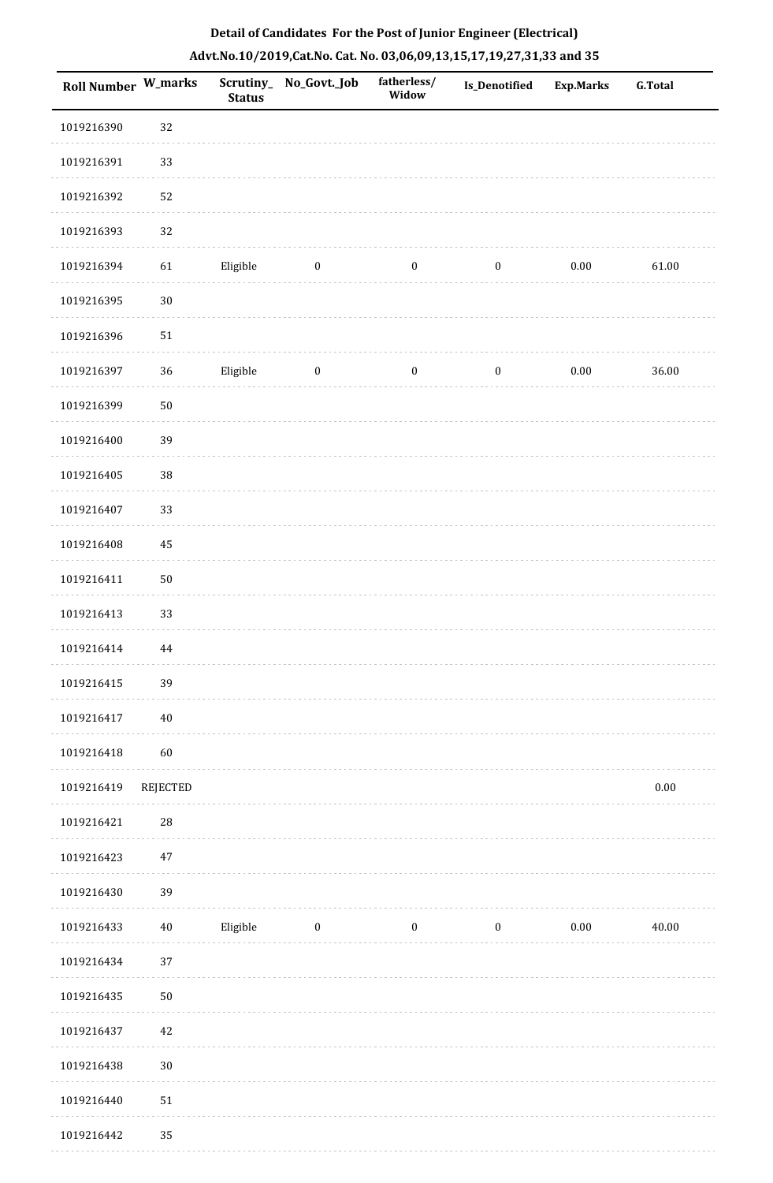**Detail of Candidates For the Post of Junior Engineer (Electrical)**

**Advt.No.10/2019,Cat.No. Cat. No. 03,06,09,13,15,17,19,27,31,33 and 35**

| Roll Number | W_marks | Scrutiny_ Status | No_Govt._Job | fatherless/ Widow | Is_Denotified | Exp.Marks | G.Total |
|---|---|---|---|---|---|---|---|
| 1019216390 | 32 | | | | | | |
| 1019216391 | 33 | | | | | | |
| 1019216392 | 52 | | | | | | |
| 1019216393 | 32 | | | | | | |
| 1019216394 | 61 | Eligible | 0 | 0 | 0 | 0.00 | 61.00 |
| 1019216395 | 30 | | | | | | |
| 1019216396 | 51 | | | | | | |
| 1019216397 | 36 | Eligible | 0 | 0 | 0 | 0.00 | 36.00 |
| 1019216399 | 50 | | | | | | |
| 1019216400 | 39 | | | | | | |
| 1019216405 | 38 | | | | | | |
| 1019216407 | 33 | | | | | | |
| 1019216408 | 45 | | | | | | |
| 1019216411 | 50 | | | | | | |
| 1019216413 | 33 | | | | | | |
| 1019216414 | 44 | | | | | | |
| 1019216415 | 39 | | | | | | |
| 1019216417 | 40 | | | | | | |
| 1019216418 | 60 | | | | | | |
| 1019216419 | REJECTED | | | | | | 0.00 |
| 1019216421 | 28 | | | | | | |
| 1019216423 | 47 | | | | | | |
| 1019216430 | 39 | | | | | | |
| 1019216433 | 40 | Eligible | 0 | 0 | 0 | 0.00 | 40.00 |
| 1019216434 | 37 | | | | | | |
| 1019216435 | 50 | | | | | | |
| 1019216437 | 42 | | | | | | |
| 1019216438 | 30 | | | | | | |
| 1019216440 | 51 | | | | | | |
| 1019216442 | 35 | | | | | | |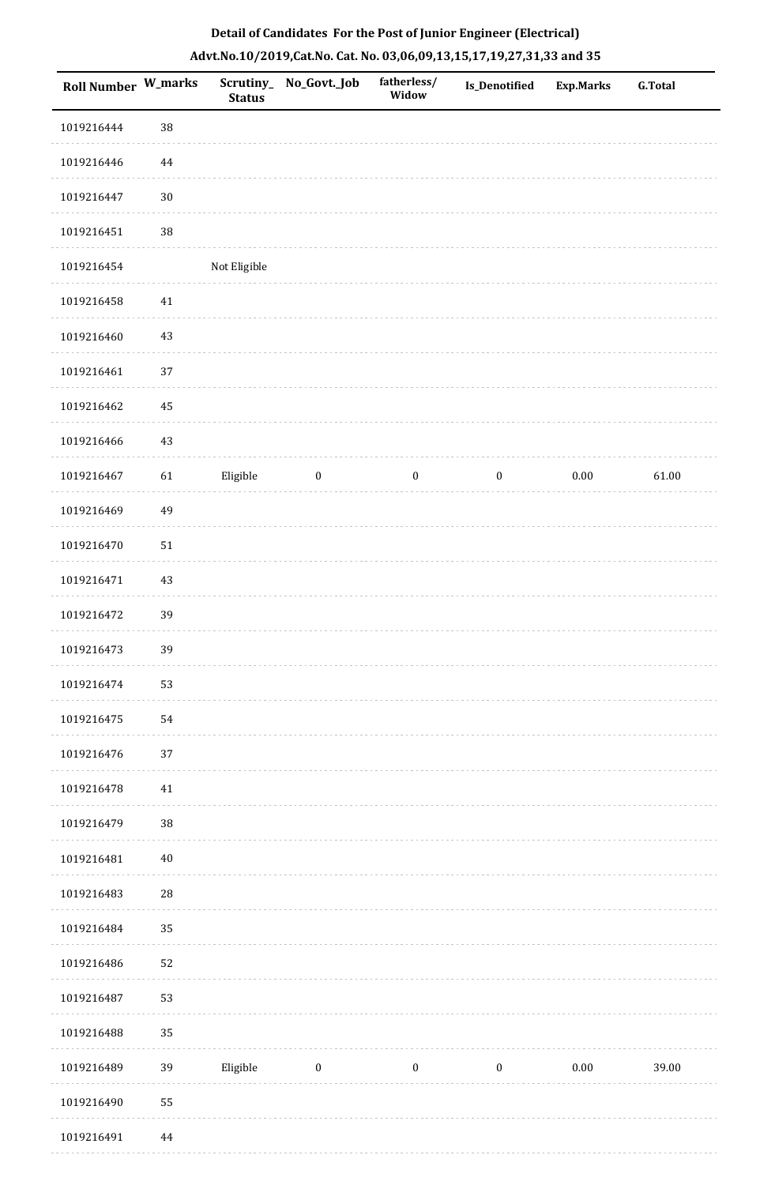**Detail of Candidates For the Post of Junior Engineer (Electrical)**

**Advt.No.10/2019,Cat.No. Cat. No. 03,06,09,13,15,17,19,27,31,33 and 35**

| Roll Number | W_marks | Scrutiny_Status | No_Govt._Job | fatherless/Widow | Is_Denotified | Exp.Marks | G.Total |
|---|---|---|---|---|---|---|---|
| 1019216444 | 38 | | | | | | |
| 1019216446 | 44 | | | | | | |
| 1019216447 | 30 | | | | | | |
| 1019216451 | 38 | | | | | | |
| 1019216454 | | Not Eligible | | | | | |
| 1019216458 | 41 | | | | | | |
| 1019216460 | 43 | | | | | | |
| 1019216461 | 37 | | | | | | |
| 1019216462 | 45 | | | | | | |
| 1019216466 | 43 | | | | | | |
| 1019216467 | 61 | Eligible | 0 | 0 | 0 | 0.00 | 61.00 |
| 1019216469 | 49 | | | | | | |
| 1019216470 | 51 | | | | | | |
| 1019216471 | 43 | | | | | | |
| 1019216472 | 39 | | | | | | |
| 1019216473 | 39 | | | | | | |
| 1019216474 | 53 | | | | | | |
| 1019216475 | 54 | | | | | | |
| 1019216476 | 37 | | | | | | |
| 1019216478 | 41 | | | | | | |
| 1019216479 | 38 | | | | | | |
| 1019216481 | 40 | | | | | | |
| 1019216483 | 28 | | | | | | |
| 1019216484 | 35 | | | | | | |
| 1019216486 | 52 | | | | | | |
| 1019216487 | 53 | | | | | | |
| 1019216488 | 35 | | | | | | |
| 1019216489 | 39 | Eligible | 0 | 0 | 0 | 0.00 | 39.00 |
| 1019216490 | 55 | | | | | | |
| 1019216491 | 44 | | | | | | |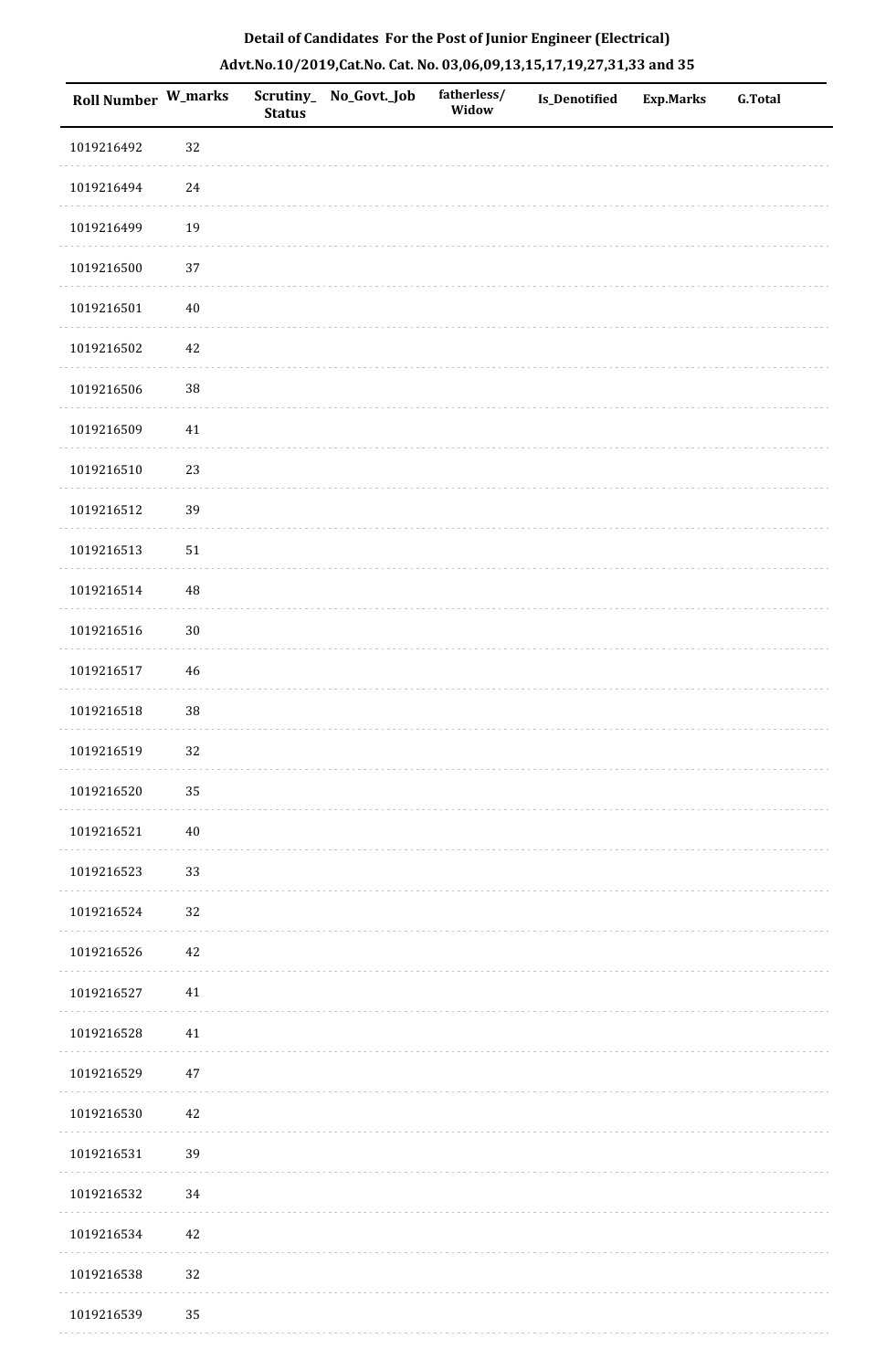**Detail of Candidates For the Post of Junior Engineer (Electrical)**

**Advt.No.10/2019,Cat.No. Cat. No. 03,06,09,13,15,17,19,27,31,33 and 35**

| Roll Number | W_marks | Scrutiny_ Status | No_Govt._Job | fatherless/ Widow | Is_Denotified | Exp.Marks | G.Total |
|---|---|---|---|---|---|---|---|
| 1019216492 | 32 | | | | | | |
| 1019216494 | 24 | | | | | | |
| 1019216499 | 19 | | | | | | |
| 1019216500 | 37 | | | | | | |
| 1019216501 | 40 | | | | | | |
| 1019216502 | 42 | | | | | | |
| 1019216506 | 38 | | | | | | |
| 1019216509 | 41 | | | | | | |
| 1019216510 | 23 | | | | | | |
| 1019216512 | 39 | | | | | | |
| 1019216513 | 51 | | | | | | |
| 1019216514 | 48 | | | | | | |
| 1019216516 | 30 | | | | | | |
| 1019216517 | 46 | | | | | | |
| 1019216518 | 38 | | | | | | |
| 1019216519 | 32 | | | | | | |
| 1019216520 | 35 | | | | | | |
| 1019216521 | 40 | | | | | | |
| 1019216523 | 33 | | | | | | |
| 1019216524 | 32 | | | | | | |
| 1019216526 | 42 | | | | | | |
| 1019216527 | 41 | | | | | | |
| 1019216528 | 41 | | | | | | |
| 1019216529 | 47 | | | | | | |
| 1019216530 | 42 | | | | | | |
| 1019216531 | 39 | | | | | | |
| 1019216532 | 34 | | | | | | |
| 1019216534 | 42 | | | | | | |
| 1019216538 | 32 | | | | | | |
| 1019216539 | 35 | | | | | | |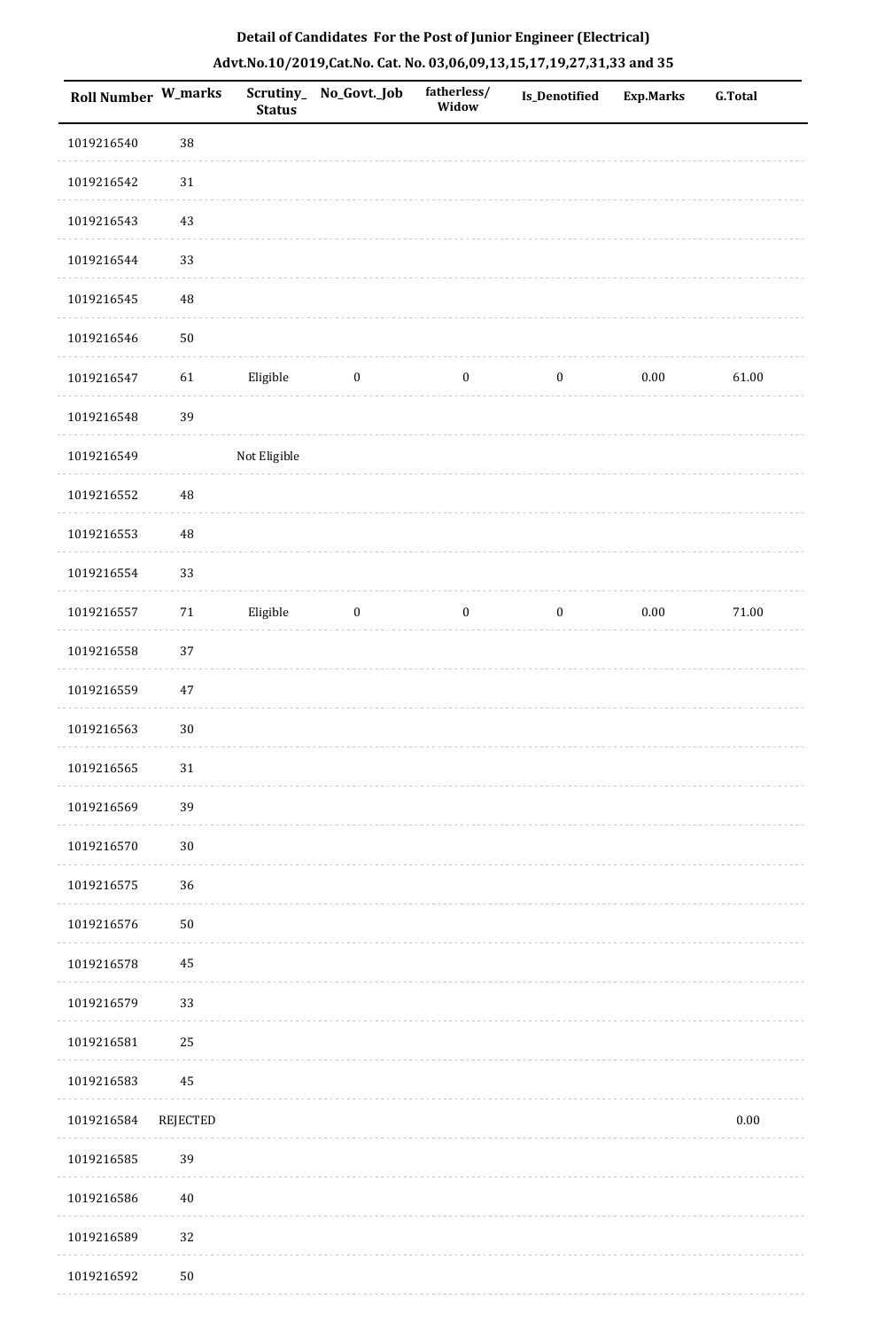**Detail of Candidates For the Post of Junior Engineer (Electrical)**

**Advt.No.10/2019,Cat.No. Cat. No. 03,06,09,13,15,17,19,27,31,33 and 35**

| Roll Number | W_marks | Scrutiny_Status | No_Govt._Job | fatherless/Widow | Is_Denotified | Exp.Marks | G.Total |
|---|---|---|---|---|---|---|---|
| 1019216540 | 38 | | | | | | |
| 1019216542 | 31 | | | | | | |
| 1019216543 | 43 | | | | | | |
| 1019216544 | 33 | | | | | | |
| 1019216545 | 48 | | | | | | |
| 1019216546 | 50 | | | | | | |
| 1019216547 | 61 | Eligible | 0 | 0 | 0 | 0.00 | 61.00 |
| 1019216548 | 39 | | | | | | |
| 1019216549 | | Not Eligible | | | | | |
| 1019216552 | 48 | | | | | | |
| 1019216553 | 48 | | | | | | |
| 1019216554 | 33 | | | | | | |
| 1019216557 | 71 | Eligible | 0 | 0 | 0 | 0.00 | 71.00 |
| 1019216558 | 37 | | | | | | |
| 1019216559 | 47 | | | | | | |
| 1019216563 | 30 | | | | | | |
| 1019216565 | 31 | | | | | | |
| 1019216569 | 39 | | | | | | |
| 1019216570 | 30 | | | | | | |
| 1019216575 | 36 | | | | | | |
| 1019216576 | 50 | | | | | | |
| 1019216578 | 45 | | | | | | |
| 1019216579 | 33 | | | | | | |
| 1019216581 | 25 | | | | | | |
| 1019216583 | 45 | | | | | | |
| 1019216584 | REJECTED | | | | | | 0.00 |
| 1019216585 | 39 | | | | | | |
| 1019216586 | 40 | | | | | | |
| 1019216589 | 32 | | | | | | |
| 1019216592 | 50 | | | | | | |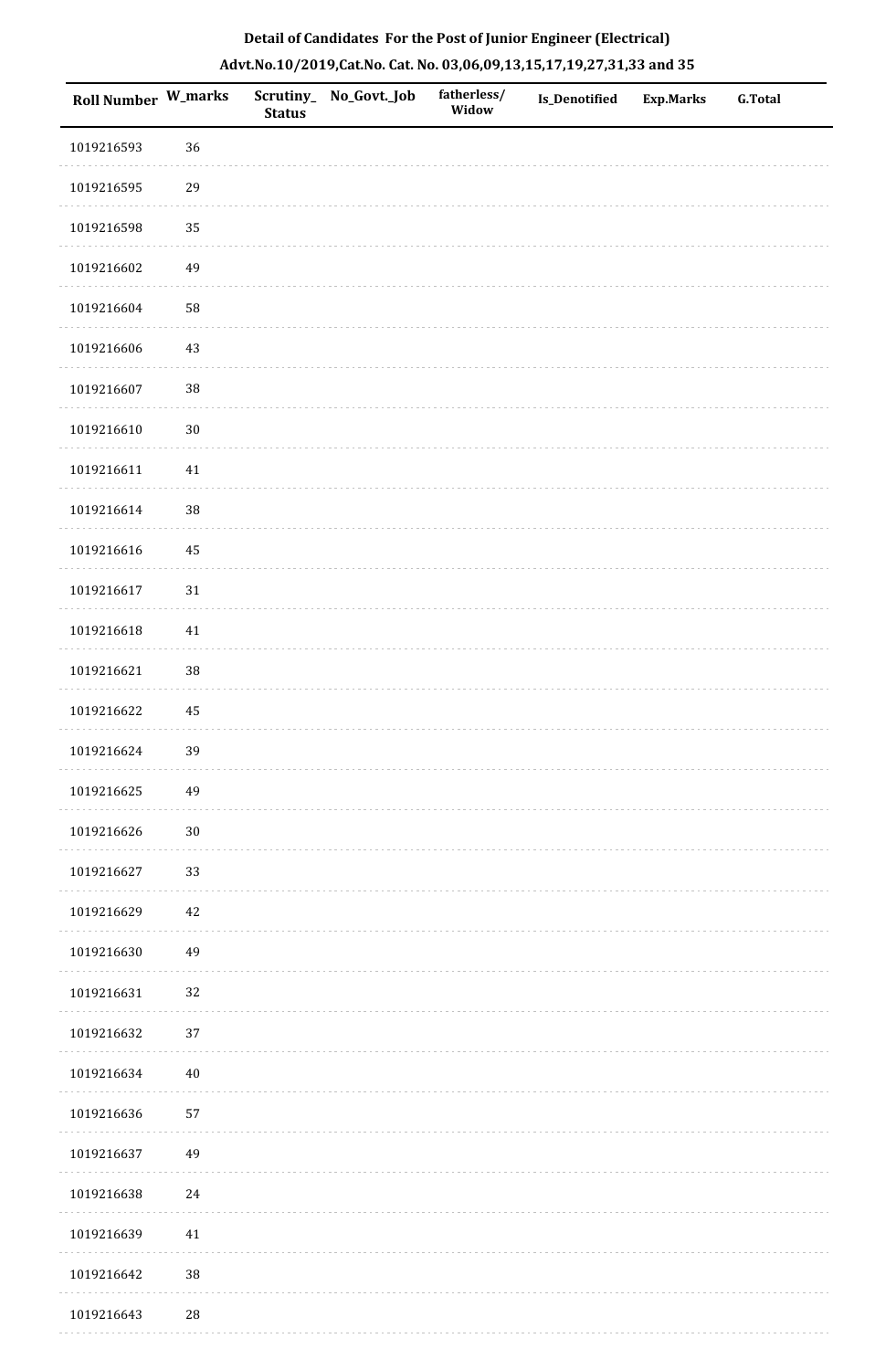**Detail of Candidates For the Post of Junior Engineer (Electrical)**

**Advt.No.10/2019,Cat.No. Cat. No. 03,06,09,13,15,17,19,27,31,33 and 35**

| Roll Number | W_marks | Scrutiny_Status | No_Govt._Job | fatherless/Widow | Is_Denotified | Exp.Marks | G.Total |
|---|---|---|---|---|---|---|---|
| 1019216593 | 36 | | | | | | |
| 1019216595 | 29 | | | | | | |
| 1019216598 | 35 | | | | | | |
| 1019216602 | 49 | | | | | | |
| 1019216604 | 58 | | | | | | |
| 1019216606 | 43 | | | | | | |
| 1019216607 | 38 | | | | | | |
| 1019216610 | 30 | | | | | | |
| 1019216611 | 41 | | | | | | |
| 1019216614 | 38 | | | | | | |
| 1019216616 | 45 | | | | | | |
| 1019216617 | 31 | | | | | | |
| 1019216618 | 41 | | | | | | |
| 1019216621 | 38 | | | | | | |
| 1019216622 | 45 | | | | | | |
| 1019216624 | 39 | | | | | | |
| 1019216625 | 49 | | | | | | |
| 1019216626 | 30 | | | | | | |
| 1019216627 | 33 | | | | | | |
| 1019216629 | 42 | | | | | | |
| 1019216630 | 49 | | | | | | |
| 1019216631 | 32 | | | | | | |
| 1019216632 | 37 | | | | | | |
| 1019216634 | 40 | | | | | | |
| 1019216636 | 57 | | | | | | |
| 1019216637 | 49 | | | | | | |
| 1019216638 | 24 | | | | | | |
| 1019216639 | 41 | | | | | | |
| 1019216642 | 38 | | | | | | |
| 1019216643 | 28 | | | | | | |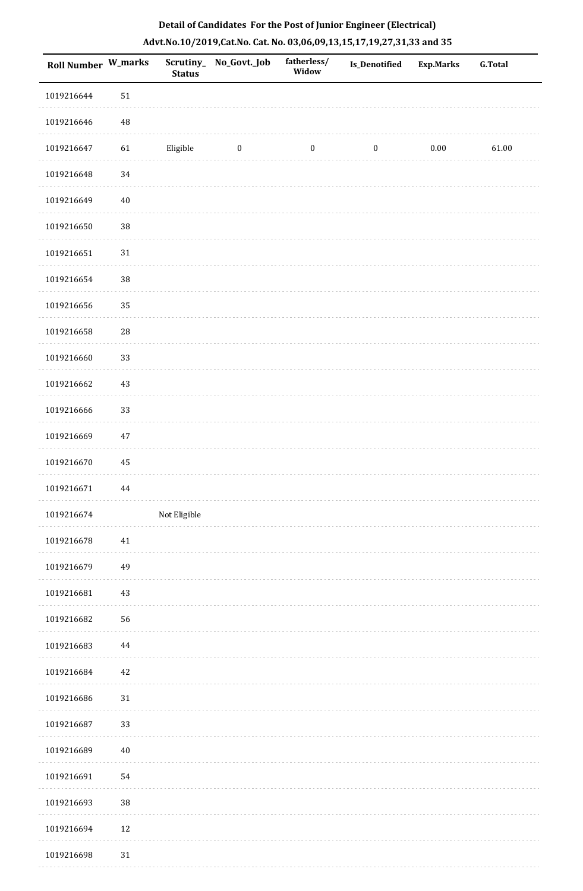**Detail of Candidates For the Post of Junior Engineer (Electrical)**

**Advt.No.10/2019,Cat.No. Cat. No. 03,06,09,13,15,17,19,27,31,33 and 35**

| Roll Number | W_marks | Scrutiny_Status | No_Govt._Job | fatherless/Widow | Is_Denotified | Exp.Marks | G.Total |
|---|---|---|---|---|---|---|---|
| 1019216644 | 51 | | | | | | |
| 1019216646 | 48 | | | | | | |
| 1019216647 | 61 | Eligible | 0 | 0 | 0 | 0.00 | 61.00 |
| 1019216648 | 34 | | | | | | |
| 1019216649 | 40 | | | | | | |
| 1019216650 | 38 | | | | | | |
| 1019216651 | 31 | | | | | | |
| 1019216654 | 38 | | | | | | |
| 1019216656 | 35 | | | | | | |
| 1019216658 | 28 | | | | | | |
| 1019216660 | 33 | | | | | | |
| 1019216662 | 43 | | | | | | |
| 1019216666 | 33 | | | | | | |
| 1019216669 | 47 | | | | | | |
| 1019216670 | 45 | | | | | | |
| 1019216671 | 44 | | | | | | |
| 1019216674 | | Not Eligible | | | | | |
| 1019216678 | 41 | | | | | | |
| 1019216679 | 49 | | | | | | |
| 1019216681 | 43 | | | | | | |
| 1019216682 | 56 | | | | | | |
| 1019216683 | 44 | | | | | | |
| 1019216684 | 42 | | | | | | |
| 1019216686 | 31 | | | | | | |
| 1019216687 | 33 | | | | | | |
| 1019216689 | 40 | | | | | | |
| 1019216691 | 54 | | | | | | |
| 1019216693 | 38 | | | | | | |
| 1019216694 | 12 | | | | | | |
| 1019216698 | 31 | | | | | | |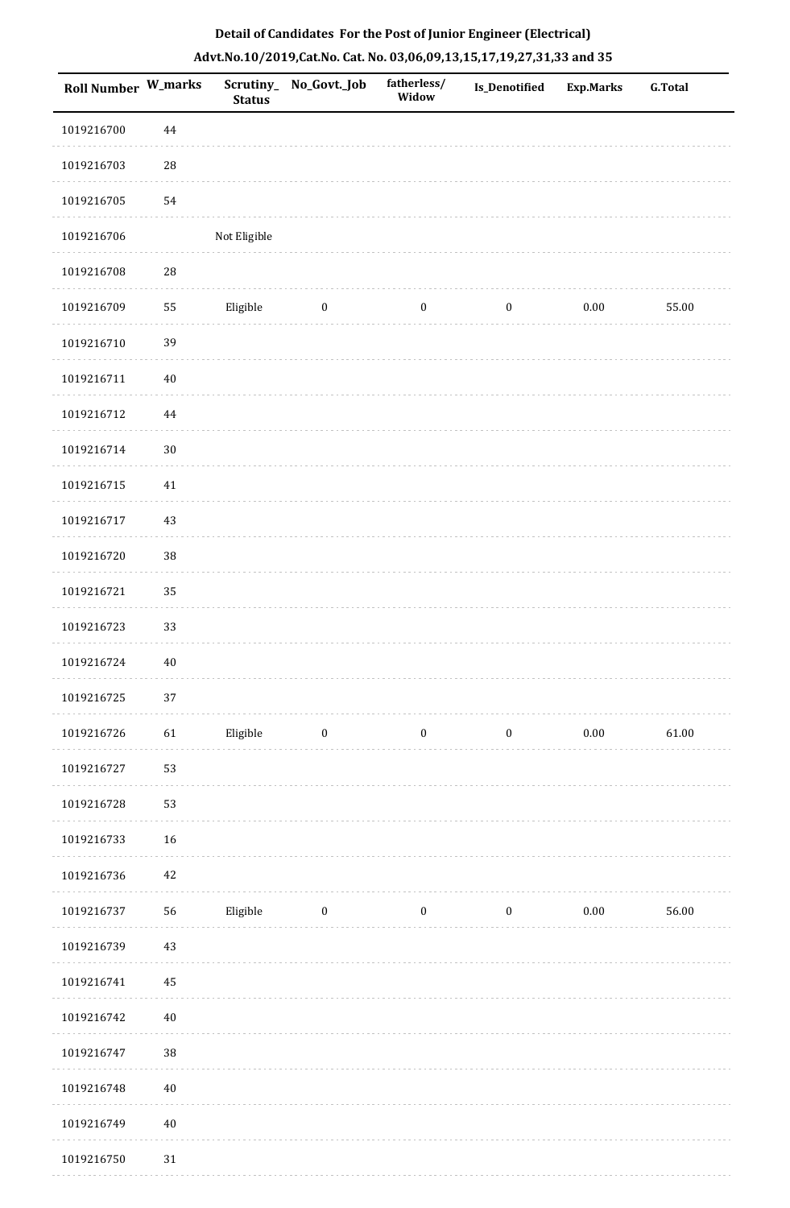**Detail of Candidates For the Post of Junior Engineer (Electrical)**

**Advt.No.10/2019,Cat.No. Cat. No. 03,06,09,13,15,17,19,27,31,33 and 35**

| Roll Number | W_marks | Scrutiny_Status | No_Govt._Job | fatherless/Widow | Is_Denotified | Exp.Marks | G.Total |
|---|---|---|---|---|---|---|---|
| 1019216700 | 44 | | | | | | |
| 1019216703 | 28 | | | | | | |
| 1019216705 | 54 | | | | | | |
| 1019216706 | | Not Eligible | | | | | |
| 1019216708 | 28 | | | | | | |
| 1019216709 | 55 | Eligible | 0 | 0 | 0 | 0.00 | 55.00 |
| 1019216710 | 39 | | | | | | |
| 1019216711 | 40 | | | | | | |
| 1019216712 | 44 | | | | | | |
| 1019216714 | 30 | | | | | | |
| 1019216715 | 41 | | | | | | |
| 1019216717 | 43 | | | | | | |
| 1019216720 | 38 | | | | | | |
| 1019216721 | 35 | | | | | | |
| 1019216723 | 33 | | | | | | |
| 1019216724 | 40 | | | | | | |
| 1019216725 | 37 | | | | | | |
| 1019216726 | 61 | Eligible | 0 | 0 | 0 | 0.00 | 61.00 |
| 1019216727 | 53 | | | | | | |
| 1019216728 | 53 | | | | | | |
| 1019216733 | 16 | | | | | | |
| 1019216736 | 42 | | | | | | |
| 1019216737 | 56 | Eligible | 0 | 0 | 0 | 0.00 | 56.00 |
| 1019216739 | 43 | | | | | | |
| 1019216741 | 45 | | | | | | |
| 1019216742 | 40 | | | | | | |
| 1019216747 | 38 | | | | | | |
| 1019216748 | 40 | | | | | | |
| 1019216749 | 40 | | | | | | |
| 1019216750 | 31 | | | | | | |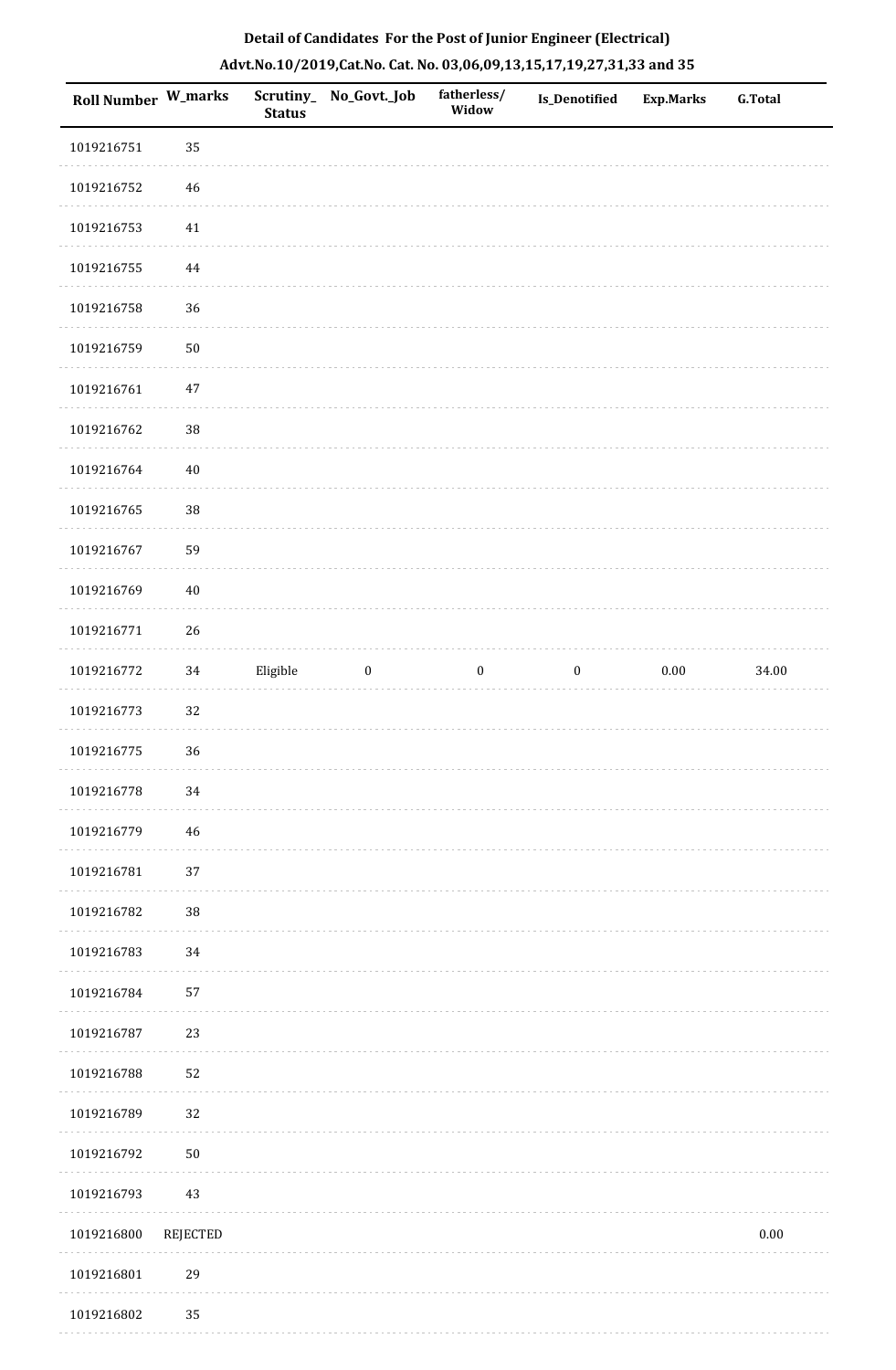**Detail of Candidates For the Post of Junior Engineer (Electrical)**

**Advt.No.10/2019,Cat.No. Cat. No. 03,06,09,13,15,17,19,27,31,33 and 35**

| Roll Number | W_marks | Scrutiny_Status | No_Govt._Job | fatherless/Widow | Is_Denotified | Exp.Marks | G.Total |
|---|---|---|---|---|---|---|---|
| 1019216751 | 35 | | | | | | |
| 1019216752 | 46 | | | | | | |
| 1019216753 | 41 | | | | | | |
| 1019216755 | 44 | | | | | | |
| 1019216758 | 36 | | | | | | |
| 1019216759 | 50 | | | | | | |
| 1019216761 | 47 | | | | | | |
| 1019216762 | 38 | | | | | | |
| 1019216764 | 40 | | | | | | |
| 1019216765 | 38 | | | | | | |
| 1019216767 | 59 | | | | | | |
| 1019216769 | 40 | | | | | | |
| 1019216771 | 26 | | | | | | |
| 1019216772 | 34 | Eligible | 0 | 0 | 0 | 0.00 | 34.00 |
| 1019216773 | 32 | | | | | | |
| 1019216775 | 36 | | | | | | |
| 1019216778 | 34 | | | | | | |
| 1019216779 | 46 | | | | | | |
| 1019216781 | 37 | | | | | | |
| 1019216782 | 38 | | | | | | |
| 1019216783 | 34 | | | | | | |
| 1019216784 | 57 | | | | | | |
| 1019216787 | 23 | | | | | | |
| 1019216788 | 52 | | | | | | |
| 1019216789 | 32 | | | | | | |
| 1019216792 | 50 | | | | | | |
| 1019216793 | 43 | | | | | | |
| 1019216800 | REJECTED | | | | | | 0.00 |
| 1019216801 | 29 | | | | | | |
| 1019216802 | 35 | | | | | | |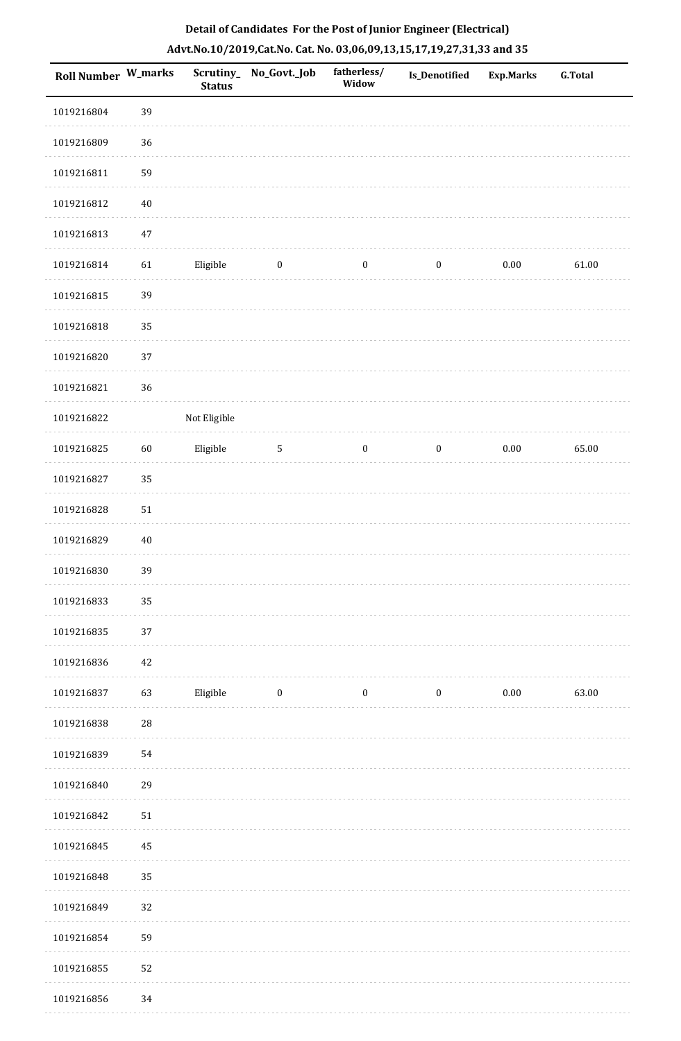**Detail of Candidates For the Post of Junior Engineer (Electrical)**

**Advt.No.10/2019,Cat.No. Cat. No. 03,06,09,13,15,17,19,27,31,33 and 35**

| Roll Number | W_marks | Scrutiny_Status | No_Govt._Job | fatherless/Widow | Is_Denotified | Exp.Marks | G.Total |
|---|---|---|---|---|---|---|---|
| 1019216804 | 39 | | | | | | |
| 1019216809 | 36 | | | | | | |
| 1019216811 | 59 | | | | | | |
| 1019216812 | 40 | | | | | | |
| 1019216813 | 47 | | | | | | |
| 1019216814 | 61 | Eligible | 0 | 0 | 0 | 0.00 | 61.00 |
| 1019216815 | 39 | | | | | | |
| 1019216818 | 35 | | | | | | |
| 1019216820 | 37 | | | | | | |
| 1019216821 | 36 | | | | | | |
| 1019216822 | | Not Eligible | | | | | |
| 1019216825 | 60 | Eligible | 5 | 0 | 0 | 0.00 | 65.00 |
| 1019216827 | 35 | | | | | | |
| 1019216828 | 51 | | | | | | |
| 1019216829 | 40 | | | | | | |
| 1019216830 | 39 | | | | | | |
| 1019216833 | 35 | | | | | | |
| 1019216835 | 37 | | | | | | |
| 1019216836 | 42 | | | | | | |
| 1019216837 | 63 | Eligible | 0 | 0 | 0 | 0.00 | 63.00 |
| 1019216838 | 28 | | | | | | |
| 1019216839 | 54 | | | | | | |
| 1019216840 | 29 | | | | | | |
| 1019216842 | 51 | | | | | | |
| 1019216845 | 45 | | | | | | |
| 1019216848 | 35 | | | | | | |
| 1019216849 | 32 | | | | | | |
| 1019216854 | 59 | | | | | | |
| 1019216855 | 52 | | | | | | |
| 1019216856 | 34 | | | | | | |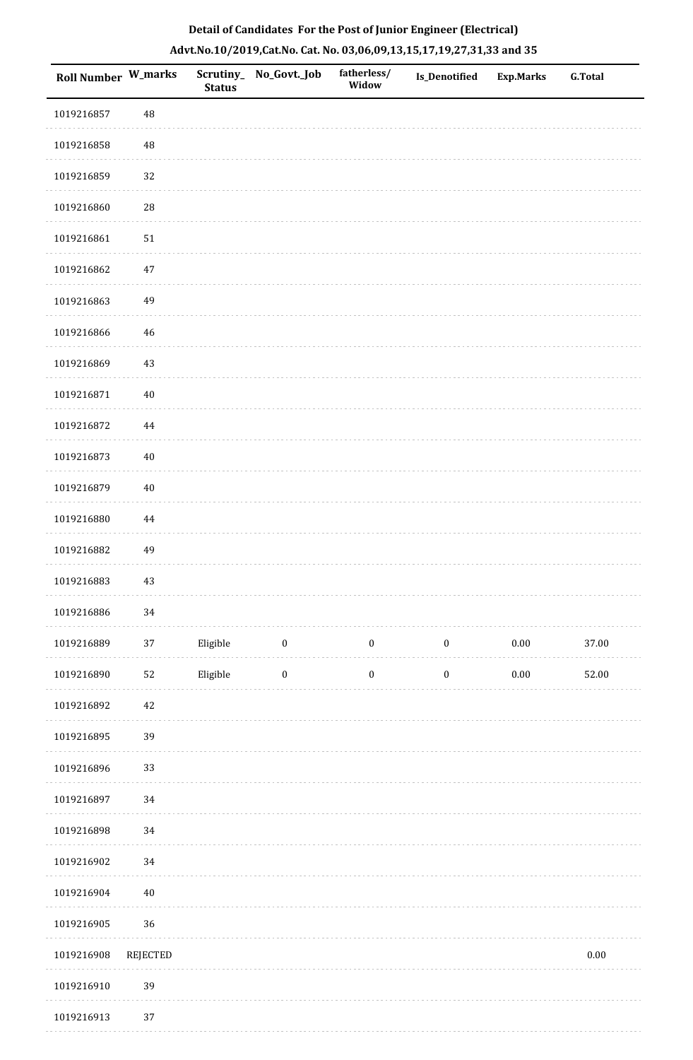## Detail of Candidates For the Post of Junior Engineer (Electrical)

## Advt.No.10/2019,Cat.No. Cat. No. 03,06,09,13,15,17,19,27,31,33 and 35

| Roll Number | W_marks | Scrutiny_Status | No_Govt._Job | fatherless/ Widow | Is_Denotified | Exp.Marks | G.Total |
|---|---|---|---|---|---|---|---|
| 1019216857 | 48 | | | | | | |
| 1019216858 | 48 | | | | | | |
| 1019216859 | 32 | | | | | | |
| 1019216860 | 28 | | | | | | |
| 1019216861 | 51 | | | | | | |
| 1019216862 | 47 | | | | | | |
| 1019216863 | 49 | | | | | | |
| 1019216866 | 46 | | | | | | |
| 1019216869 | 43 | | | | | | |
| 1019216871 | 40 | | | | | | |
| 1019216872 | 44 | | | | | | |
| 1019216873 | 40 | | | | | | |
| 1019216879 | 40 | | | | | | |
| 1019216880 | 44 | | | | | | |
| 1019216882 | 49 | | | | | | |
| 1019216883 | 43 | | | | | | |
| 1019216886 | 34 | | | | | | |
| 1019216889 | 37 | Eligible | 0 | 0 | 0 | 0.00 | 37.00 |
| 1019216890 | 52 | Eligible | 0 | 0 | 0 | 0.00 | 52.00 |
| 1019216892 | 42 | | | | | | |
| 1019216895 | 39 | | | | | | |
| 1019216896 | 33 | | | | | | |
| 1019216897 | 34 | | | | | | |
| 1019216898 | 34 | | | | | | |
| 1019216902 | 34 | | | | | | |
| 1019216904 | 40 | | | | | | |
| 1019216905 | 36 | | | | | | |
| 1019216908 | REJECTED | | | | | | 0.00 |
| 1019216910 | 39 | | | | | | |
| 1019216913 | 37 | | | | | | |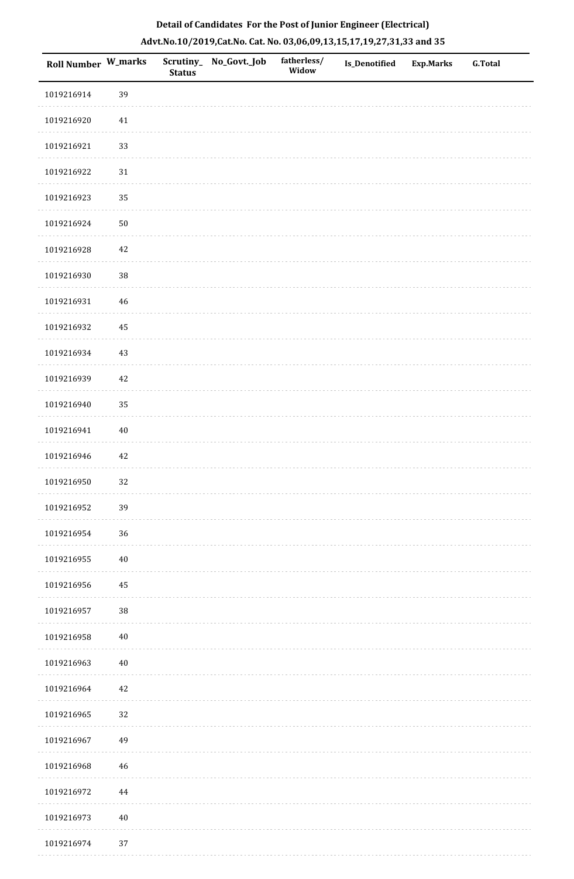**Detail of Candidates For the Post of Junior Engineer (Electrical)**

**Advt.No.10/2019,Cat.No. Cat. No. 03,06,09,13,15,17,19,27,31,33 and 35**

| Roll Number | W_marks | Scrutiny_Status | No_Govt._Job | fatherless/Widow | Is_Denotified | Exp.Marks | G.Total |
|---|---|---|---|---|---|---|---|
| 1019216914 | 39 | | | | | | |
| 1019216920 | 41 | | | | | | |
| 1019216921 | 33 | | | | | | |
| 1019216922 | 31 | | | | | | |
| 1019216923 | 35 | | | | | | |
| 1019216924 | 50 | | | | | | |
| 1019216928 | 42 | | | | | | |
| 1019216930 | 38 | | | | | | |
| 1019216931 | 46 | | | | | | |
| 1019216932 | 45 | | | | | | |
| 1019216934 | 43 | | | | | | |
| 1019216939 | 42 | | | | | | |
| 1019216940 | 35 | | | | | | |
| 1019216941 | 40 | | | | | | |
| 1019216946 | 42 | | | | | | |
| 1019216950 | 32 | | | | | | |
| 1019216952 | 39 | | | | | | |
| 1019216954 | 36 | | | | | | |
| 1019216955 | 40 | | | | | | |
| 1019216956 | 45 | | | | | | |
| 1019216957 | 38 | | | | | | |
| 1019216958 | 40 | | | | | | |
| 1019216963 | 40 | | | | | | |
| 1019216964 | 42 | | | | | | |
| 1019216965 | 32 | | | | | | |
| 1019216967 | 49 | | | | | | |
| 1019216968 | 46 | | | | | | |
| 1019216972 | 44 | | | | | | |
| 1019216973 | 40 | | | | | | |
| 1019216974 | 37 | | | | | | |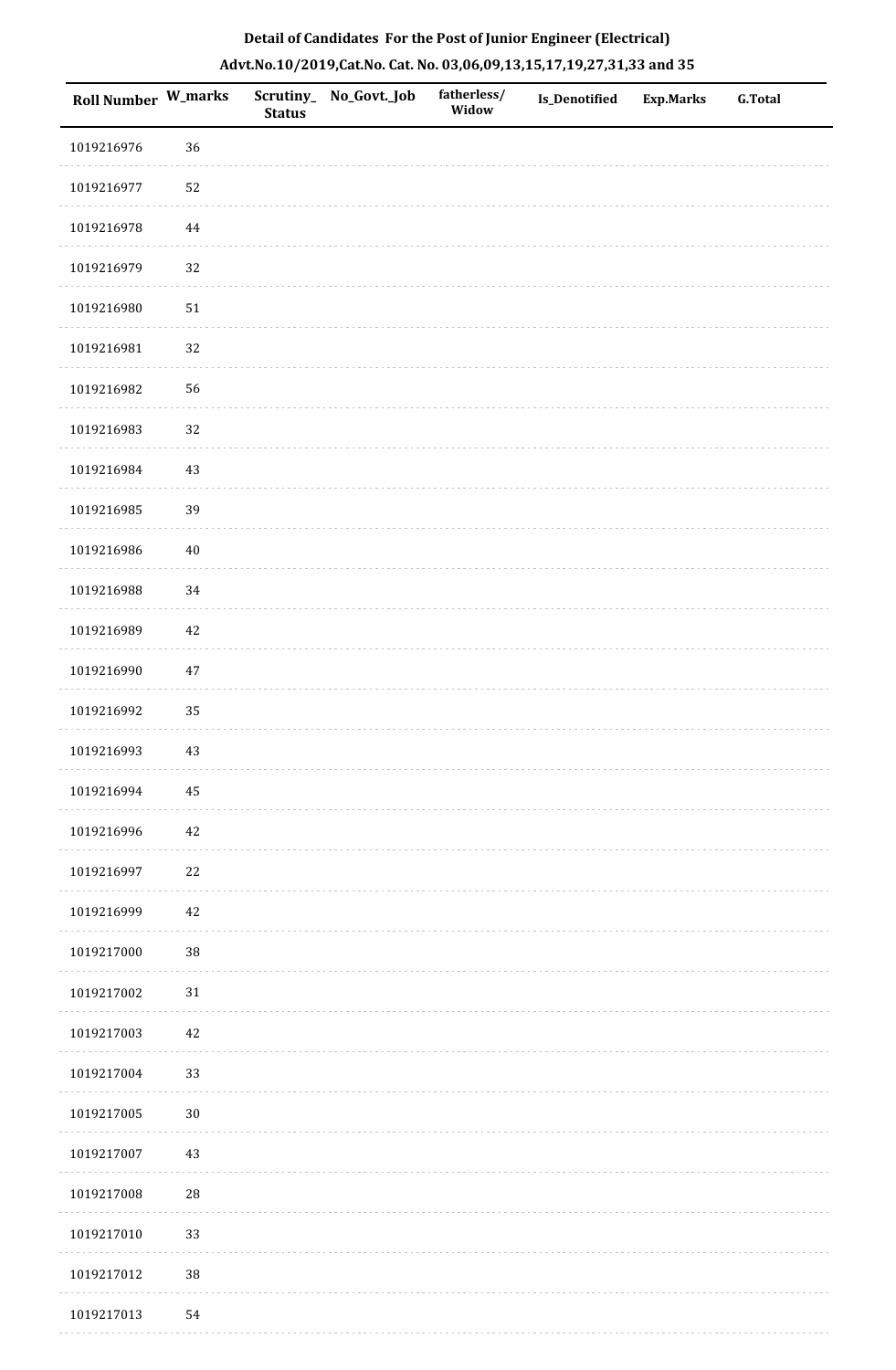## Detail of Candidates For the Post of Junior Engineer (Electrical)

### Advt.No.10/2019,Cat.No. Cat. No. 03,06,09,13,15,17,19,27,31,33 and 35

| Roll Number | W_marks | Scrutiny_ Status | No_Govt._Job | fatherless/ Widow | Is_Denotified | Exp.Marks | G.Total |
|---|---|---|---|---|---|---|---|
| 1019216976 | 36 | | | | | | |
| 1019216977 | 52 | | | | | | |
| 1019216978 | 44 | | | | | | |
| 1019216979 | 32 | | | | | | |
| 1019216980 | 51 | | | | | | |
| 1019216981 | 32 | | | | | | |
| 1019216982 | 56 | | | | | | |
| 1019216983 | 32 | | | | | | |
| 1019216984 | 43 | | | | | | |
| 1019216985 | 39 | | | | | | |
| 1019216986 | 40 | | | | | | |
| 1019216988 | 34 | | | | | | |
| 1019216989 | 42 | | | | | | |
| 1019216990 | 47 | | | | | | |
| 1019216992 | 35 | | | | | | |
| 1019216993 | 43 | | | | | | |
| 1019216994 | 45 | | | | | | |
| 1019216996 | 42 | | | | | | |
| 1019216997 | 22 | | | | | | |
| 1019216999 | 42 | | | | | | |
| 1019217000 | 38 | | | | | | |
| 1019217002 | 31 | | | | | | |
| 1019217003 | 42 | | | | | | |
| 1019217004 | 33 | | | | | | |
| 1019217005 | 30 | | | | | | |
| 1019217007 | 43 | | | | | | |
| 1019217008 | 28 | | | | | | |
| 1019217010 | 33 | | | | | | |
| 1019217012 | 38 | | | | | | |
| 1019217013 | 54 | | | | | | |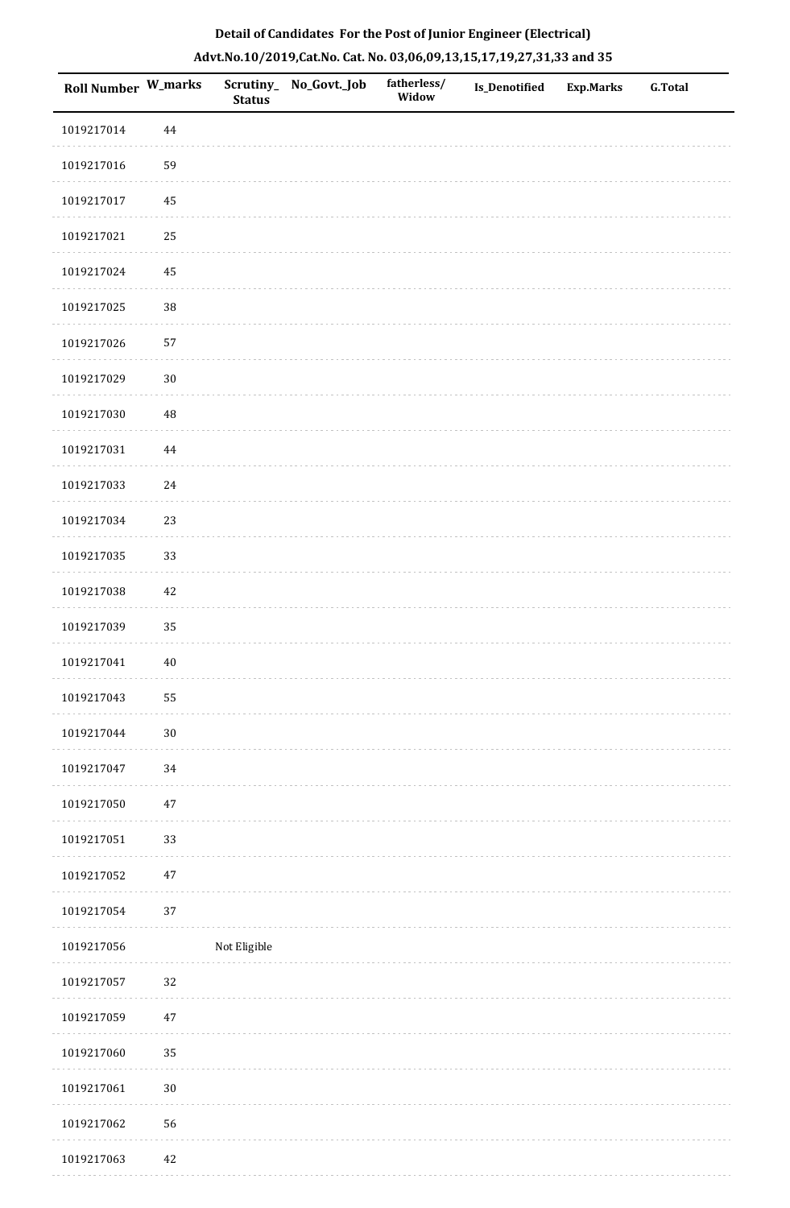# Detail of Candidates For the Post of Junior Engineer (Electrical)

## Advt.No.10/2019,Cat.No. Cat. No. 03,06,09,13,15,17,19,27,31,33 and 35

| Roll Number | W_marks | Scrutiny_ Status | No_Govt._Job | fatherless/ Widow | Is_Denotified | Exp.Marks | G.Total |
|---|---|---|---|---|---|---|---|
| 1019217014 | 44 | | | | | | |
| 1019217016 | 59 | | | | | | |
| 1019217017 | 45 | | | | | | |
| 1019217021 | 25 | | | | | | |
| 1019217024 | 45 | | | | | | |
| 1019217025 | 38 | | | | | | |
| 1019217026 | 57 | | | | | | |
| 1019217029 | 30 | | | | | | |
| 1019217030 | 48 | | | | | | |
| 1019217031 | 44 | | | | | | |
| 1019217033 | 24 | | | | | | |
| 1019217034 | 23 | | | | | | |
| 1019217035 | 33 | | | | | | |
| 1019217038 | 42 | | | | | | |
| 1019217039 | 35 | | | | | | |
| 1019217041 | 40 | | | | | | |
| 1019217043 | 55 | | | | | | |
| 1019217044 | 30 | | | | | | |
| 1019217047 | 34 | | | | | | |
| 1019217050 | 47 | | | | | | |
| 1019217051 | 33 | | | | | | |
| 1019217052 | 47 | | | | | | |
| 1019217054 | 37 | | | | | | |
| 1019217056 | | Not Eligible | | | | | |
| 1019217057 | 32 | | | | | | |
| 1019217059 | 47 | | | | | | |
| 1019217060 | 35 | | | | | | |
| 1019217061 | 30 | | | | | | |
| 1019217062 | 56 | | | | | | |
| 1019217063 | 42 | | | | | | |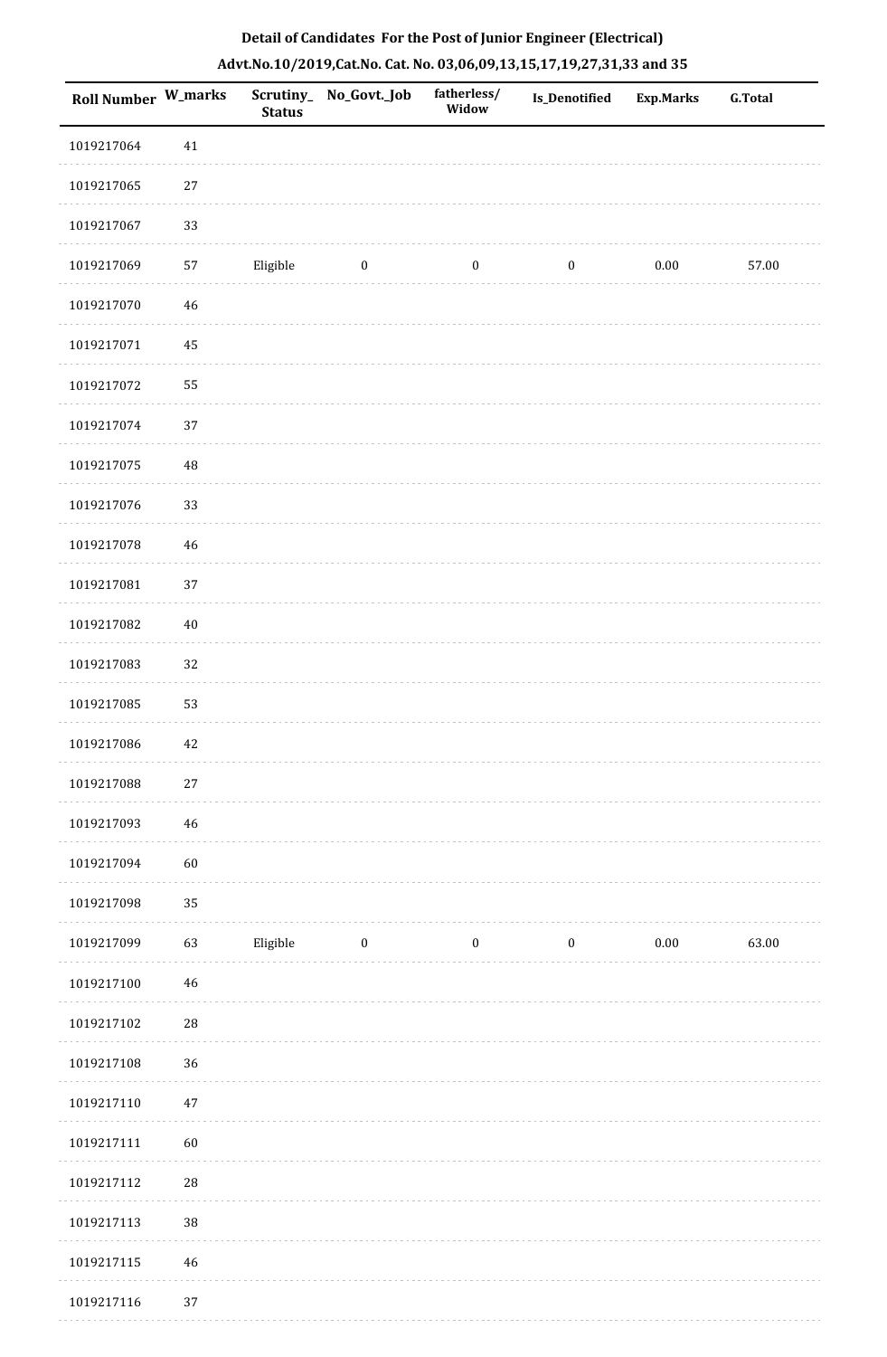**Detail of Candidates For the Post of Junior Engineer (Electrical)**

**Advt.No.10/2019,Cat.No. Cat. No. 03,06,09,13,15,17,19,27,31,33 and 35**

| Roll Number | W_marks | Scrutiny_Status | No_Govt._Job | fatherless/Widow | Is_Denotified | Exp.Marks | G.Total |
|---|---|---|---|---|---|---|---|
| 1019217064 | 41 | | | | | | |
| 1019217065 | 27 | | | | | | |
| 1019217067 | 33 | | | | | | |
| 1019217069 | 57 | Eligible | 0 | 0 | 0 | 0.00 | 57.00 |
| 1019217070 | 46 | | | | | | |
| 1019217071 | 45 | | | | | | |
| 1019217072 | 55 | | | | | | |
| 1019217074 | 37 | | | | | | |
| 1019217075 | 48 | | | | | | |
| 1019217076 | 33 | | | | | | |
| 1019217078 | 46 | | | | | | |
| 1019217081 | 37 | | | | | | |
| 1019217082 | 40 | | | | | | |
| 1019217083 | 32 | | | | | | |
| 1019217085 | 53 | | | | | | |
| 1019217086 | 42 | | | | | | |
| 1019217088 | 27 | | | | | | |
| 1019217093 | 46 | | | | | | |
| 1019217094 | 60 | | | | | | |
| 1019217098 | 35 | | | | | | |
| 1019217099 | 63 | Eligible | 0 | 0 | 0 | 0.00 | 63.00 |
| 1019217100 | 46 | | | | | | |
| 1019217102 | 28 | | | | | | |
| 1019217108 | 36 | | | | | | |
| 1019217110 | 47 | | | | | | |
| 1019217111 | 60 | | | | | | |
| 1019217112 | 28 | | | | | | |
| 1019217113 | 38 | | | | | | |
| 1019217115 | 46 | | | | | | |
| 1019217116 | 37 | | | | | | |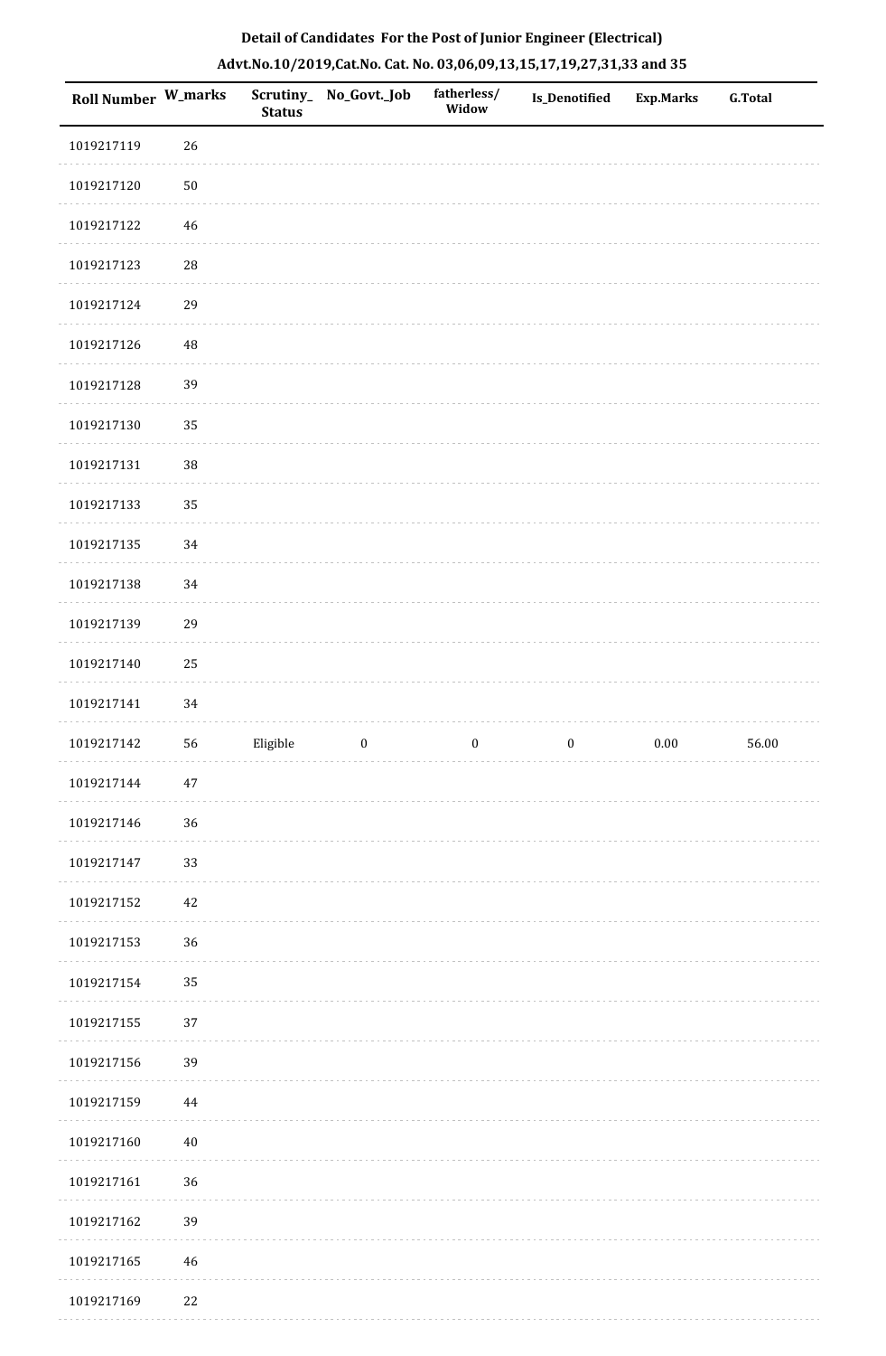**Detail of Candidates For the Post of Junior Engineer (Electrical)**

**Advt.No.10/2019,Cat.No. Cat. No. 03,06,09,13,15,17,19,27,31,33 and 35**

| Roll Number | W_marks | Scrutiny_Status | No_Govt._Job | fatherless/Widow | Is_Denotified | Exp.Marks | G.Total |
|---|---|---|---|---|---|---|---|
| 1019217119 | 26 | | | | | | |
| 1019217120 | 50 | | | | | | |
| 1019217122 | 46 | | | | | | |
| 1019217123 | 28 | | | | | | |
| 1019217124 | 29 | | | | | | |
| 1019217126 | 48 | | | | | | |
| 1019217128 | 39 | | | | | | |
| 1019217130 | 35 | | | | | | |
| 1019217131 | 38 | | | | | | |
| 1019217133 | 35 | | | | | | |
| 1019217135 | 34 | | | | | | |
| 1019217138 | 34 | | | | | | |
| 1019217139 | 29 | | | | | | |
| 1019217140 | 25 | | | | | | |
| 1019217141 | 34 | | | | | | |
| 1019217142 | 56 | Eligible | 0 | 0 | 0 | 0.00 | 56.00 |
| 1019217144 | 47 | | | | | | |
| 1019217146 | 36 | | | | | | |
| 1019217147 | 33 | | | | | | |
| 1019217152 | 42 | | | | | | |
| 1019217153 | 36 | | | | | | |
| 1019217154 | 35 | | | | | | |
| 1019217155 | 37 | | | | | | |
| 1019217156 | 39 | | | | | | |
| 1019217159 | 44 | | | | | | |
| 1019217160 | 40 | | | | | | |
| 1019217161 | 36 | | | | | | |
| 1019217162 | 39 | | | | | | |
| 1019217165 | 46 | | | | | | |
| 1019217169 | 22 | | | | | | |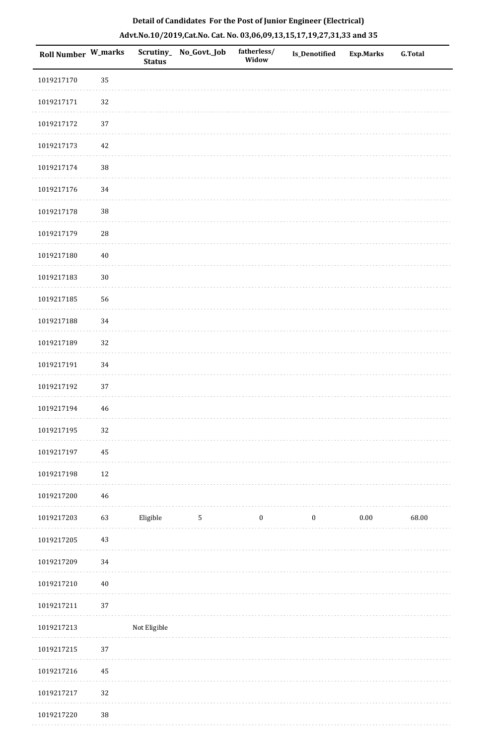## Detail of Candidates For the Post of Junior Engineer (Electrical)

### Advt.No.10/2019,Cat.No. Cat. No. 03,06,09,13,15,17,19,27,31,33 and 35

| Roll Number | W_marks | Scrutiny_ Status | No_Govt._Job | fatherless/ Widow | Is_Denotified | Exp.Marks | G.Total |
|---|---|---|---|---|---|---|---|
| 1019217170 | 35 | | | | | | |
| 1019217171 | 32 | | | | | | |
| 1019217172 | 37 | | | | | | |
| 1019217173 | 42 | | | | | | |
| 1019217174 | 38 | | | | | | |
| 1019217176 | 34 | | | | | | |
| 1019217178 | 38 | | | | | | |
| 1019217179 | 28 | | | | | | |
| 1019217180 | 40 | | | | | | |
| 1019217183 | 30 | | | | | | |
| 1019217185 | 56 | | | | | | |
| 1019217188 | 34 | | | | | | |
| 1019217189 | 32 | | | | | | |
| 1019217191 | 34 | | | | | | |
| 1019217192 | 37 | | | | | | |
| 1019217194 | 46 | | | | | | |
| 1019217195 | 32 | | | | | | |
| 1019217197 | 45 | | | | | | |
| 1019217198 | 12 | | | | | | |
| 1019217200 | 46 | | | | | | |
| 1019217203 | 63 | Eligible | 5 | 0 | 0 | 0.00 | 68.00 |
| 1019217205 | 43 | | | | | | |
| 1019217209 | 34 | | | | | | |
| 1019217210 | 40 | | | | | | |
| 1019217211 | 37 | | | | | | |
| 1019217213 | | Not Eligible | | | | | |
| 1019217215 | 37 | | | | | | |
| 1019217216 | 45 | | | | | | |
| 1019217217 | 32 | | | | | | |
| 1019217220 | 38 | | | | | | |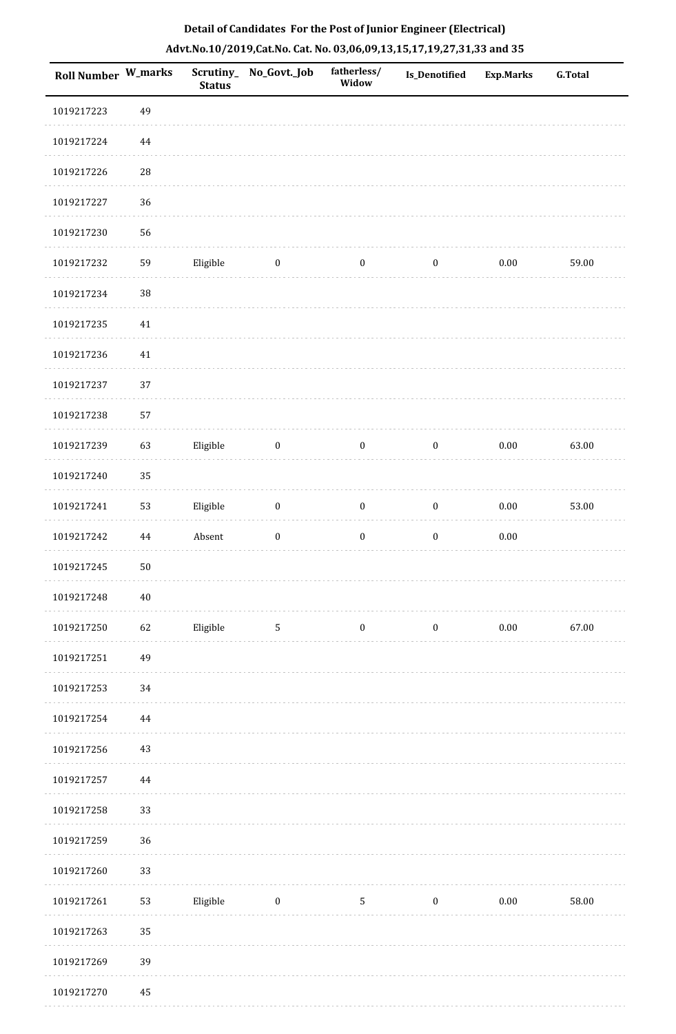**Detail of Candidates For the Post of Junior Engineer (Electrical)**

**Advt.No.10/2019,Cat.No. Cat. No. 03,06,09,13,15,17,19,27,31,33 and 35**

| Roll Number | W_marks | Scrutiny_Status | No_Govt._Job | fatherless/Widow | Is_Denotified | Exp.Marks | G.Total |
|---|---|---|---|---|---|---|---|
| 1019217223 | 49 | | | | | | |
| 1019217224 | 44 | | | | | | |
| 1019217226 | 28 | | | | | | |
| 1019217227 | 36 | | | | | | |
| 1019217230 | 56 | | | | | | |
| 1019217232 | 59 | Eligible | 0 | 0 | 0 | 0.00 | 59.00 |
| 1019217234 | 38 | | | | | | |
| 1019217235 | 41 | | | | | | |
| 1019217236 | 41 | | | | | | |
| 1019217237 | 37 | | | | | | |
| 1019217238 | 57 | | | | | | |
| 1019217239 | 63 | Eligible | 0 | 0 | 0 | 0.00 | 63.00 |
| 1019217240 | 35 | | | | | | |
| 1019217241 | 53 | Eligible | 0 | 0 | 0 | 0.00 | 53.00 |
| 1019217242 | 44 | Absent | 0 | 0 | 0 | 0.00 | |
| 1019217245 | 50 | | | | | | |
| 1019217248 | 40 | | | | | | |
| 1019217250 | 62 | Eligible | 5 | 0 | 0 | 0.00 | 67.00 |
| 1019217251 | 49 | | | | | | |
| 1019217253 | 34 | | | | | | |
| 1019217254 | 44 | | | | | | |
| 1019217256 | 43 | | | | | | |
| 1019217257 | 44 | | | | | | |
| 1019217258 | 33 | | | | | | |
| 1019217259 | 36 | | | | | | |
| 1019217260 | 33 | | | | | | |
| 1019217261 | 53 | Eligible | 0 | 5 | 0 | 0.00 | 58.00 |
| 1019217263 | 35 | | | | | | |
| 1019217269 | 39 | | | | | | |
| 1019217270 | 45 | | | | | | |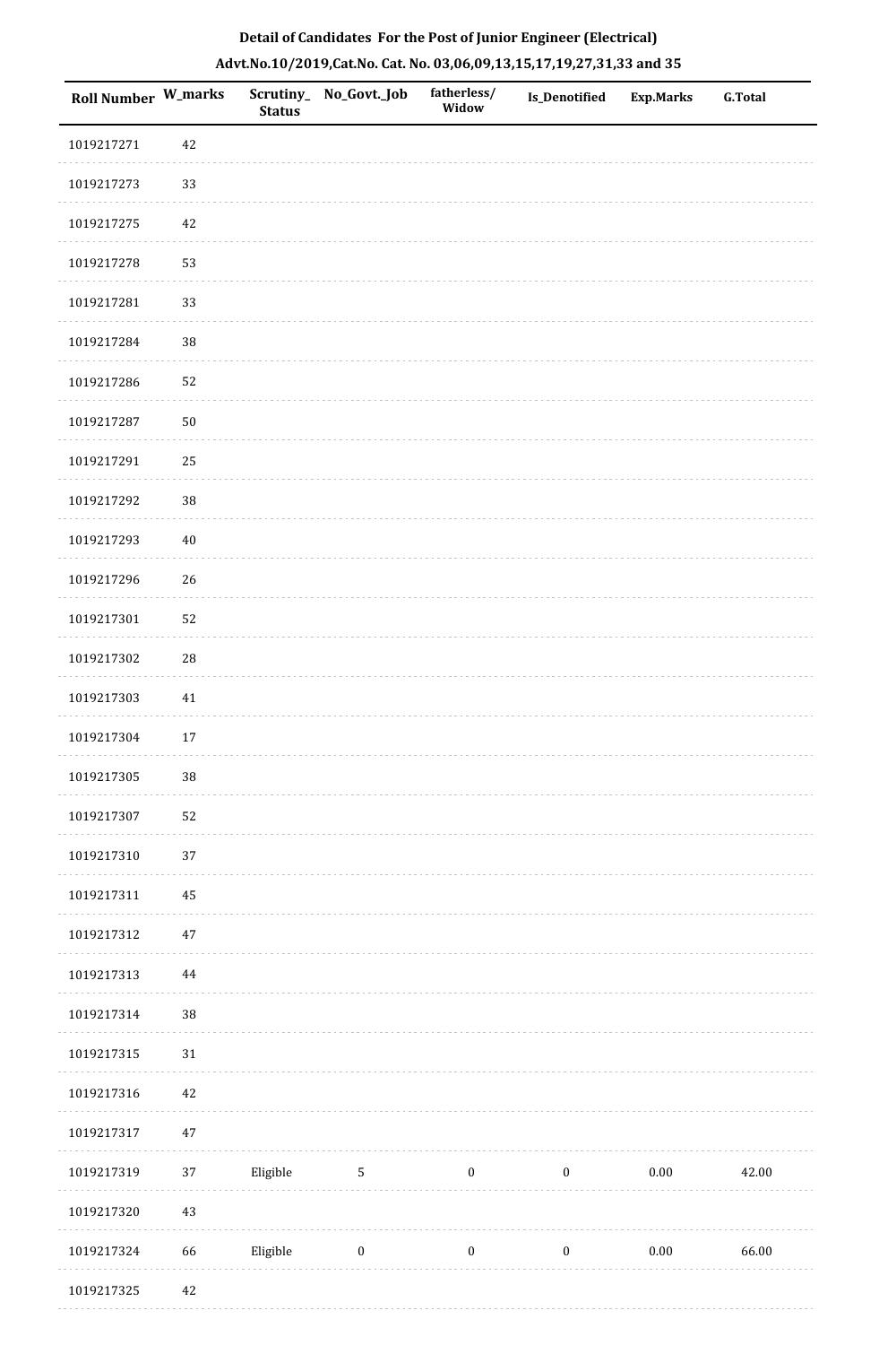## Detail of Candidates For the Post of Junior Engineer (Electrical)

## Advt.No.10/2019,Cat.No. Cat. No. 03,06,09,13,15,17,19,27,31,33 and 35

| Roll Number | W_marks | Scrutiny_Status | No_Govt._Job | fatherless/Widow | Is_Denotified | Exp.Marks | G.Total |
|---|---|---|---|---|---|---|---|
| 1019217271 | 42 | | | | | | |
| 1019217273 | 33 | | | | | | |
| 1019217275 | 42 | | | | | | |
| 1019217278 | 53 | | | | | | |
| 1019217281 | 33 | | | | | | |
| 1019217284 | 38 | | | | | | |
| 1019217286 | 52 | | | | | | |
| 1019217287 | 50 | | | | | | |
| 1019217291 | 25 | | | | | | |
| 1019217292 | 38 | | | | | | |
| 1019217293 | 40 | | | | | | |
| 1019217296 | 26 | | | | | | |
| 1019217301 | 52 | | | | | | |
| 1019217302 | 28 | | | | | | |
| 1019217303 | 41 | | | | | | |
| 1019217304 | 17 | | | | | | |
| 1019217305 | 38 | | | | | | |
| 1019217307 | 52 | | | | | | |
| 1019217310 | 37 | | | | | | |
| 1019217311 | 45 | | | | | | |
| 1019217312 | 47 | | | | | | |
| 1019217313 | 44 | | | | | | |
| 1019217314 | 38 | | | | | | |
| 1019217315 | 31 | | | | | | |
| 1019217316 | 42 | | | | | | |
| 1019217317 | 47 | | | | | | |
| 1019217319 | 37 | Eligible | 5 | 0 | 0 | 0.00 | 42.00 |
| 1019217320 | 43 | | | | | | |
| 1019217324 | 66 | Eligible | 0 | 0 | 0 | 0.00 | 66.00 |
| 1019217325 | 42 | | | | | | |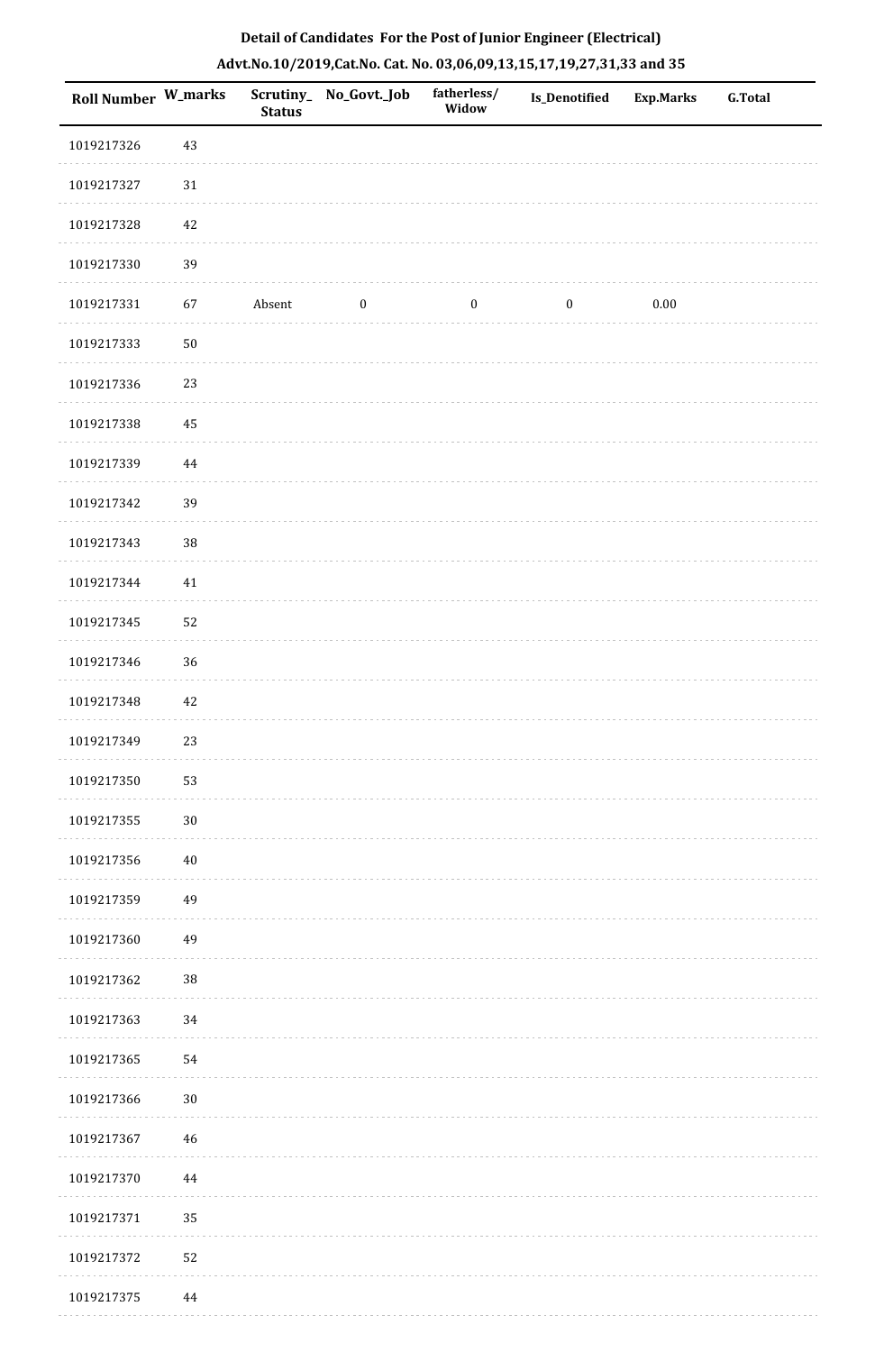**Detail of Candidates For the Post of Junior Engineer (Electrical)**

**Advt.No.10/2019,Cat.No. Cat. No. 03,06,09,13,15,17,19,27,31,33 and 35**

| Roll Number | W_marks | Scrutiny_Status | No_Govt._Job | fatherless/Widow | Is_Denotified | Exp.Marks | G.Total |
|---|---|---|---|---|---|---|---|
| 1019217326 | 43 | | | | | | |
| 1019217327 | 31 | | | | | | |
| 1019217328 | 42 | | | | | | |
| 1019217330 | 39 | | | | | | |
| 1019217331 | 67 | Absent | 0 | 0 | 0 | 0.00 | |
| 1019217333 | 50 | | | | | | |
| 1019217336 | 23 | | | | | | |
| 1019217338 | 45 | | | | | | |
| 1019217339 | 44 | | | | | | |
| 1019217342 | 39 | | | | | | |
| 1019217343 | 38 | | | | | | |
| 1019217344 | 41 | | | | | | |
| 1019217345 | 52 | | | | | | |
| 1019217346 | 36 | | | | | | |
| 1019217348 | 42 | | | | | | |
| 1019217349 | 23 | | | | | | |
| 1019217350 | 53 | | | | | | |
| 1019217355 | 30 | | | | | | |
| 1019217356 | 40 | | | | | | |
| 1019217359 | 49 | | | | | | |
| 1019217360 | 49 | | | | | | |
| 1019217362 | 38 | | | | | | |
| 1019217363 | 34 | | | | | | |
| 1019217365 | 54 | | | | | | |
| 1019217366 | 30 | | | | | | |
| 1019217367 | 46 | | | | | | |
| 1019217370 | 44 | | | | | | |
| 1019217371 | 35 | | | | | | |
| 1019217372 | 52 | | | | | | |
| 1019217375 | 44 | | | | | | |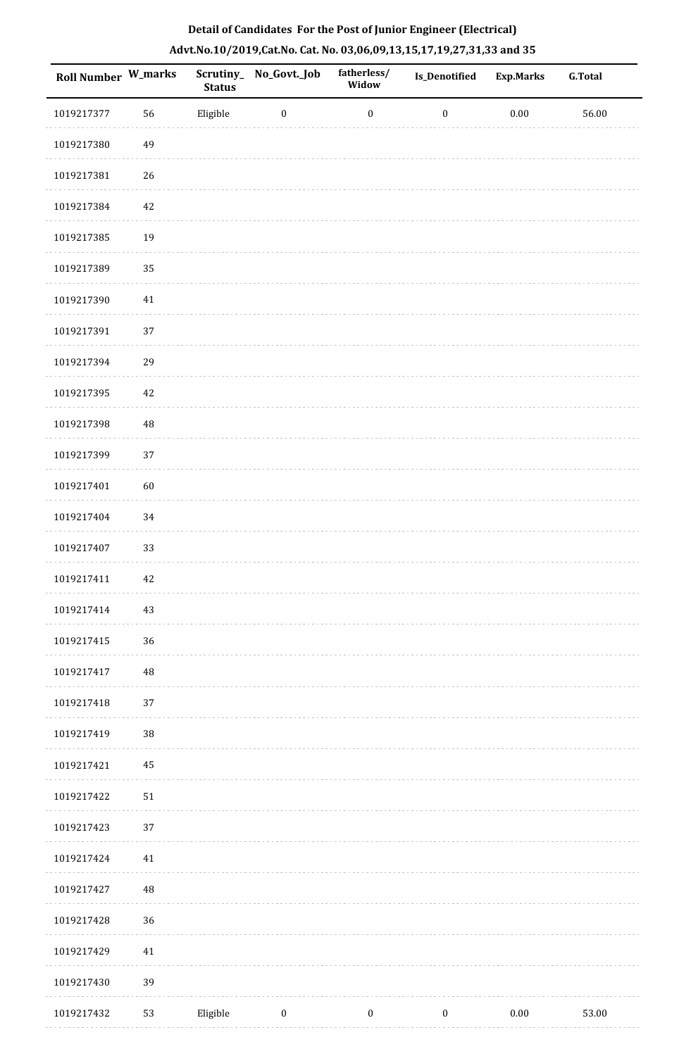**Detail of Candidates For the Post of Junior Engineer (Electrical)**

**Advt.No.10/2019,Cat.No. Cat. No. 03,06,09,13,15,17,19,27,31,33 and 35**

| Roll Number | W_marks | Scrutiny_Status | No_Govt._Job | fatherless/Widow | Is_Denotified | Exp.Marks | G.Total |
|---|---|---|---|---|---|---|---|
| 1019217377 | 56 | Eligible | 0 | 0 | 0 | 0.00 | 56.00 |
| 1019217380 | 49 | | | | | | |
| 1019217381 | 26 | | | | | | |
| 1019217384 | 42 | | | | | | |
| 1019217385 | 19 | | | | | | |
| 1019217389 | 35 | | | | | | |
| 1019217390 | 41 | | | | | | |
| 1019217391 | 37 | | | | | | |
| 1019217394 | 29 | | | | | | |
| 1019217395 | 42 | | | | | | |
| 1019217398 | 48 | | | | | | |
| 1019217399 | 37 | | | | | | |
| 1019217401 | 60 | | | | | | |
| 1019217404 | 34 | | | | | | |
| 1019217407 | 33 | | | | | | |
| 1019217411 | 42 | | | | | | |
| 1019217414 | 43 | | | | | | |
| 1019217415 | 36 | | | | | | |
| 1019217417 | 48 | | | | | | |
| 1019217418 | 37 | | | | | | |
| 1019217419 | 38 | | | | | | |
| 1019217421 | 45 | | | | | | |
| 1019217422 | 51 | | | | | | |
| 1019217423 | 37 | | | | | | |
| 1019217424 | 41 | | | | | | |
| 1019217427 | 48 | | | | | | |
| 1019217428 | 36 | | | | | | |
| 1019217429 | 41 | | | | | | |
| 1019217430 | 39 | | | | | | |
| 1019217432 | 53 | Eligible | 0 | 0 | 0 | 0.00 | 53.00 |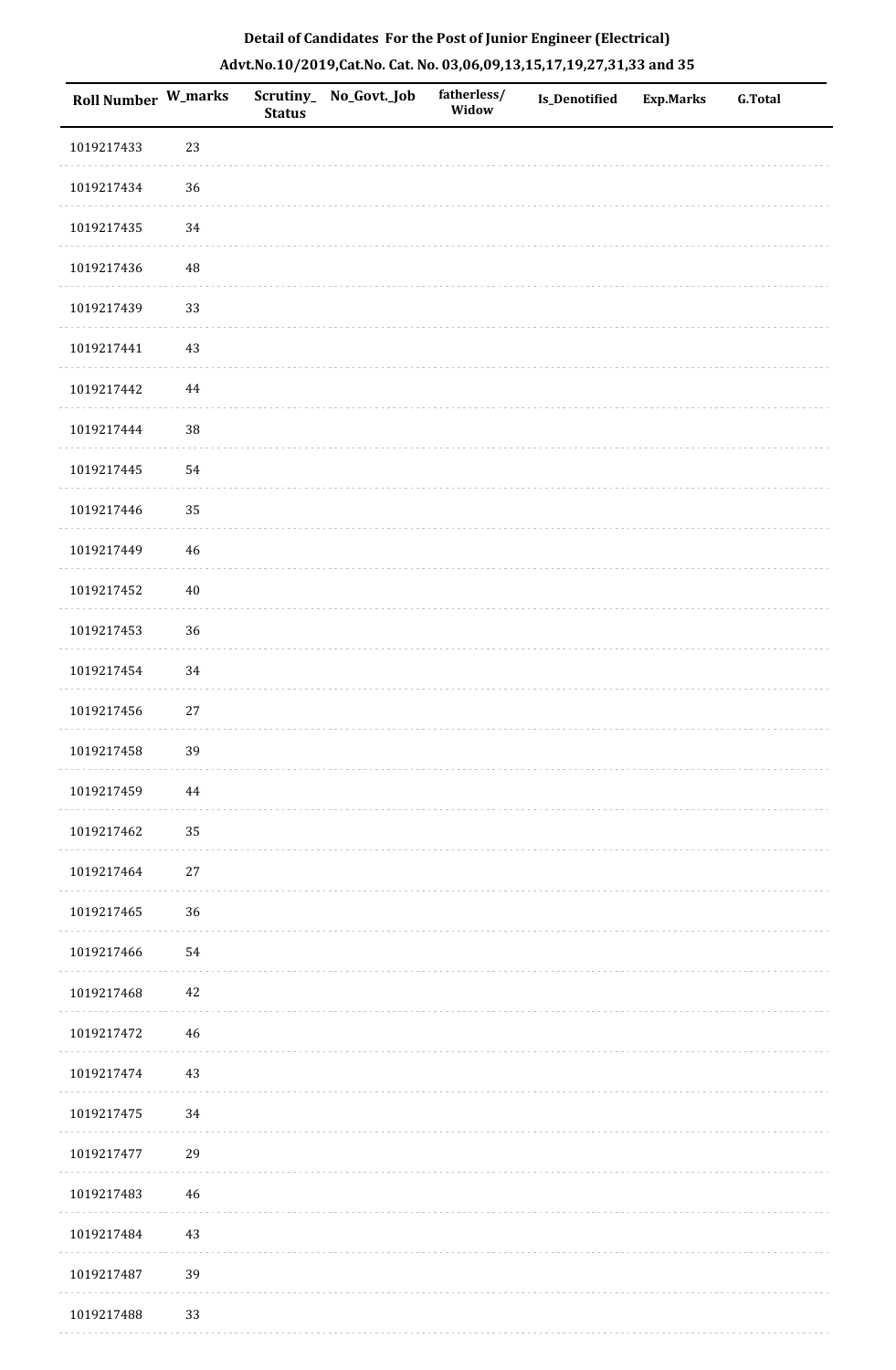**Detail of Candidates For the Post of Junior Engineer (Electrical)**

**Advt.No.10/2019,Cat.No. Cat. No. 03,06,09,13,15,17,19,27,31,33 and 35**

| Roll Number | W_marks | Scrutiny_Status | No_Govt._Job | fatherless/Widow | Is_Denotified | Exp.Marks | G.Total |
|---|---|---|---|---|---|---|---|
| 1019217433 | 23 | | | | | | |
| 1019217434 | 36 | | | | | | |
| 1019217435 | 34 | | | | | | |
| 1019217436 | 48 | | | | | | |
| 1019217439 | 33 | | | | | | |
| 1019217441 | 43 | | | | | | |
| 1019217442 | 44 | | | | | | |
| 1019217444 | 38 | | | | | | |
| 1019217445 | 54 | | | | | | |
| 1019217446 | 35 | | | | | | |
| 1019217449 | 46 | | | | | | |
| 1019217452 | 40 | | | | | | |
| 1019217453 | 36 | | | | | | |
| 1019217454 | 34 | | | | | | |
| 1019217456 | 27 | | | | | | |
| 1019217458 | 39 | | | | | | |
| 1019217459 | 44 | | | | | | |
| 1019217462 | 35 | | | | | | |
| 1019217464 | 27 | | | | | | |
| 1019217465 | 36 | | | | | | |
| 1019217466 | 54 | | | | | | |
| 1019217468 | 42 | | | | | | |
| 1019217472 | 46 | | | | | | |
| 1019217474 | 43 | | | | | | |
| 1019217475 | 34 | | | | | | |
| 1019217477 | 29 | | | | | | |
| 1019217483 | 46 | | | | | | |
| 1019217484 | 43 | | | | | | |
| 1019217487 | 39 | | | | | | |
| 1019217488 | 33 | | | | | | |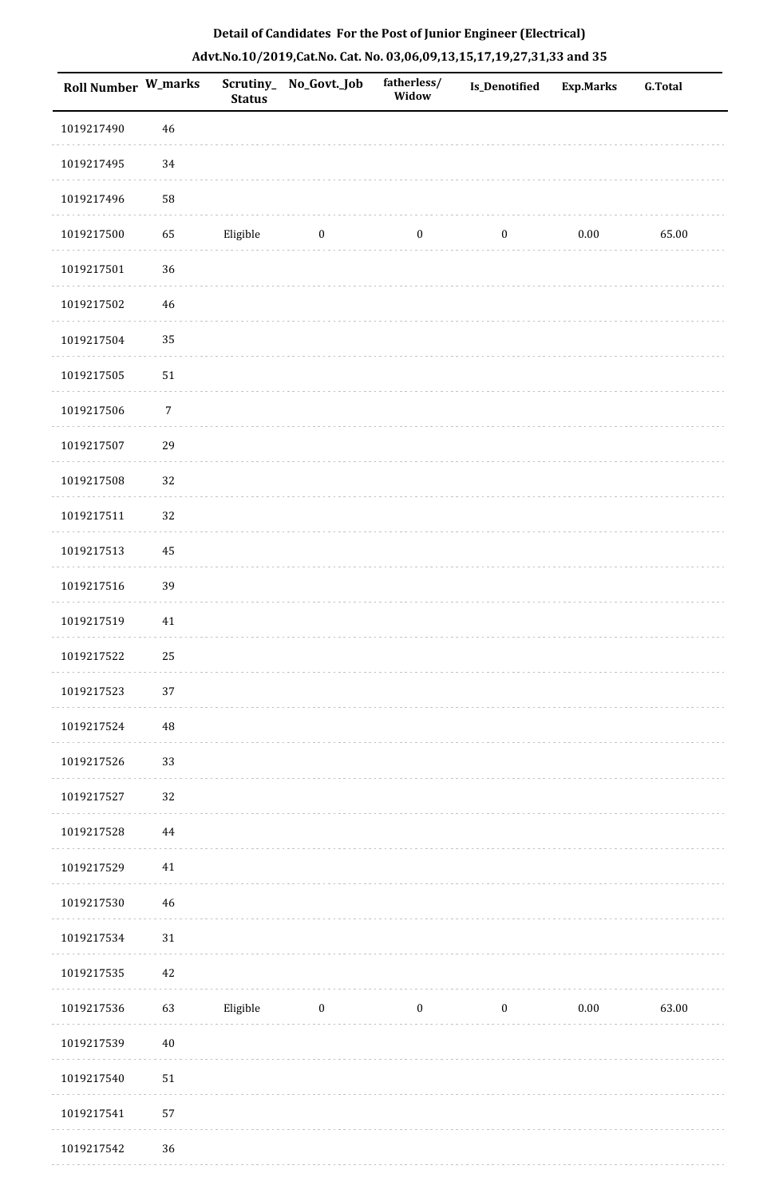**Detail of Candidates For the Post of Junior Engineer (Electrical)**

**Advt.No.10/2019,Cat.No. Cat. No. 03,06,09,13,15,17,19,27,31,33 and 35**

| Roll Number | W_marks | Scrutiny_Status | No_Govt._Job | fatherless/Widow | Is_Denotified | Exp.Marks | G.Total |
|---|---|---|---|---|---|---|---|
| 1019217490 | 46 | | | | | | |
| 1019217495 | 34 | | | | | | |
| 1019217496 | 58 | | | | | | |
| 1019217500 | 65 | Eligible | 0 | 0 | 0 | 0.00 | 65.00 |
| 1019217501 | 36 | | | | | | |
| 1019217502 | 46 | | | | | | |
| 1019217504 | 35 | | | | | | |
| 1019217505 | 51 | | | | | | |
| 1019217506 | 7 | | | | | | |
| 1019217507 | 29 | | | | | | |
| 1019217508 | 32 | | | | | | |
| 1019217511 | 32 | | | | | | |
| 1019217513 | 45 | | | | | | |
| 1019217516 | 39 | | | | | | |
| 1019217519 | 41 | | | | | | |
| 1019217522 | 25 | | | | | | |
| 1019217523 | 37 | | | | | | |
| 1019217524 | 48 | | | | | | |
| 1019217526 | 33 | | | | | | |
| 1019217527 | 32 | | | | | | |
| 1019217528 | 44 | | | | | | |
| 1019217529 | 41 | | | | | | |
| 1019217530 | 46 | | | | | | |
| 1019217534 | 31 | | | | | | |
| 1019217535 | 42 | | | | | | |
| 1019217536 | 63 | Eligible | 0 | 0 | 0 | 0.00 | 63.00 |
| 1019217539 | 40 | | | | | | |
| 1019217540 | 51 | | | | | | |
| 1019217541 | 57 | | | | | | |
| 1019217542 | 36 | | | | | | |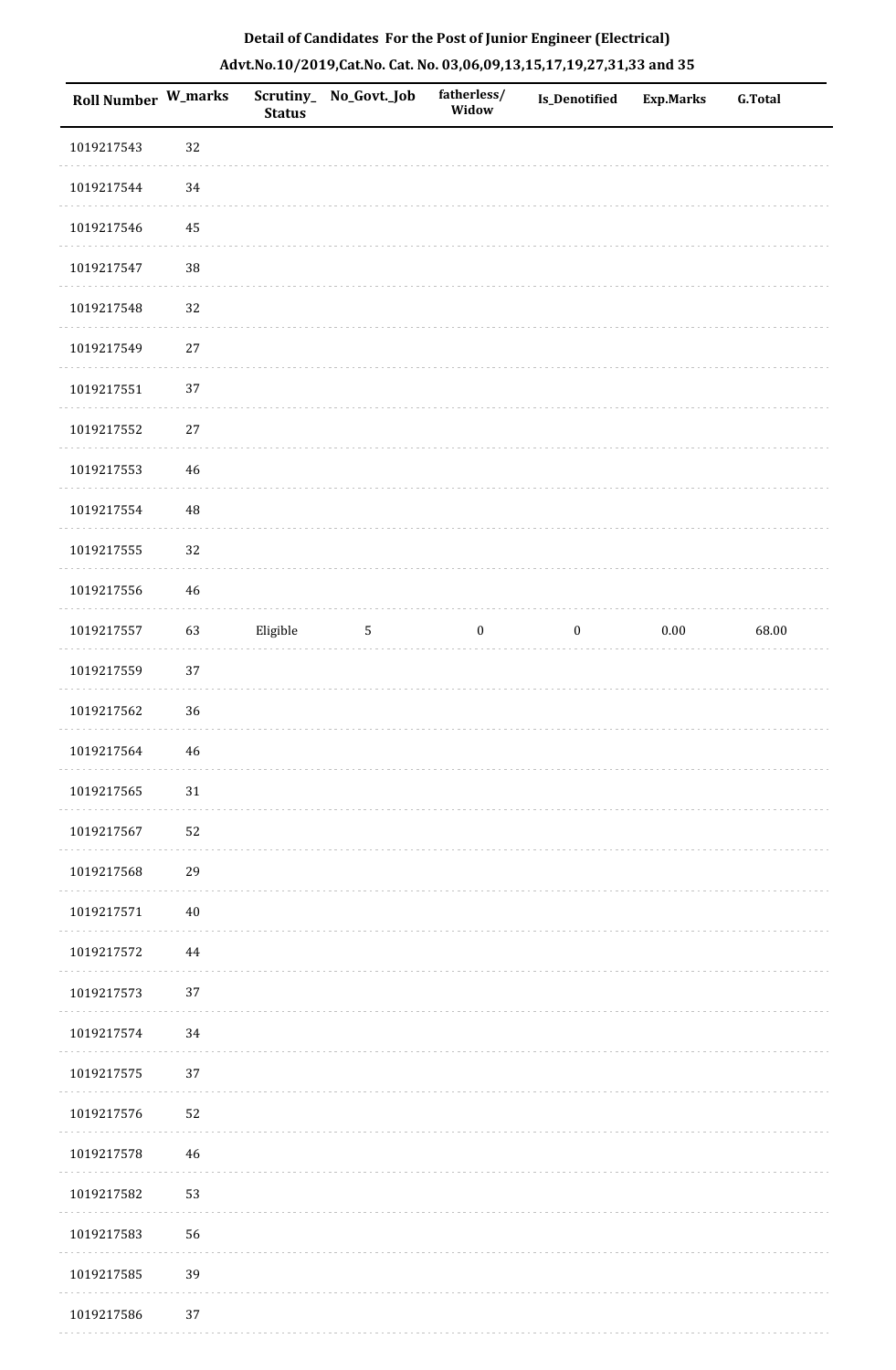**Detail of Candidates For the Post of Junior Engineer (Electrical)**

**Advt.No.10/2019,Cat.No. Cat. No. 03,06,09,13,15,17,19,27,31,33 and 35**

| Roll Number | W_marks | Scrutiny_Status | No_Govt._Job | fatherless/Widow | Is_Denotified | Exp.Marks | G.Total |
|---|---|---|---|---|---|---|---|
| 1019217543 | 32 | | | | | | |
| 1019217544 | 34 | | | | | | |
| 1019217546 | 45 | | | | | | |
| 1019217547 | 38 | | | | | | |
| 1019217548 | 32 | | | | | | |
| 1019217549 | 27 | | | | | | |
| 1019217551 | 37 | | | | | | |
| 1019217552 | 27 | | | | | | |
| 1019217553 | 46 | | | | | | |
| 1019217554 | 48 | | | | | | |
| 1019217555 | 32 | | | | | | |
| 1019217556 | 46 | | | | | | |
| 1019217557 | 63 | Eligible | 5 | 0 | 0 | 0.00 | 68.00 |
| 1019217559 | 37 | | | | | | |
| 1019217562 | 36 | | | | | | |
| 1019217564 | 46 | | | | | | |
| 1019217565 | 31 | | | | | | |
| 1019217567 | 52 | | | | | | |
| 1019217568 | 29 | | | | | | |
| 1019217571 | 40 | | | | | | |
| 1019217572 | 44 | | | | | | |
| 1019217573 | 37 | | | | | | |
| 1019217574 | 34 | | | | | | |
| 1019217575 | 37 | | | | | | |
| 1019217576 | 52 | | | | | | |
| 1019217578 | 46 | | | | | | |
| 1019217582 | 53 | | | | | | |
| 1019217583 | 56 | | | | | | |
| 1019217585 | 39 | | | | | | |
| 1019217586 | 37 | | | | | | |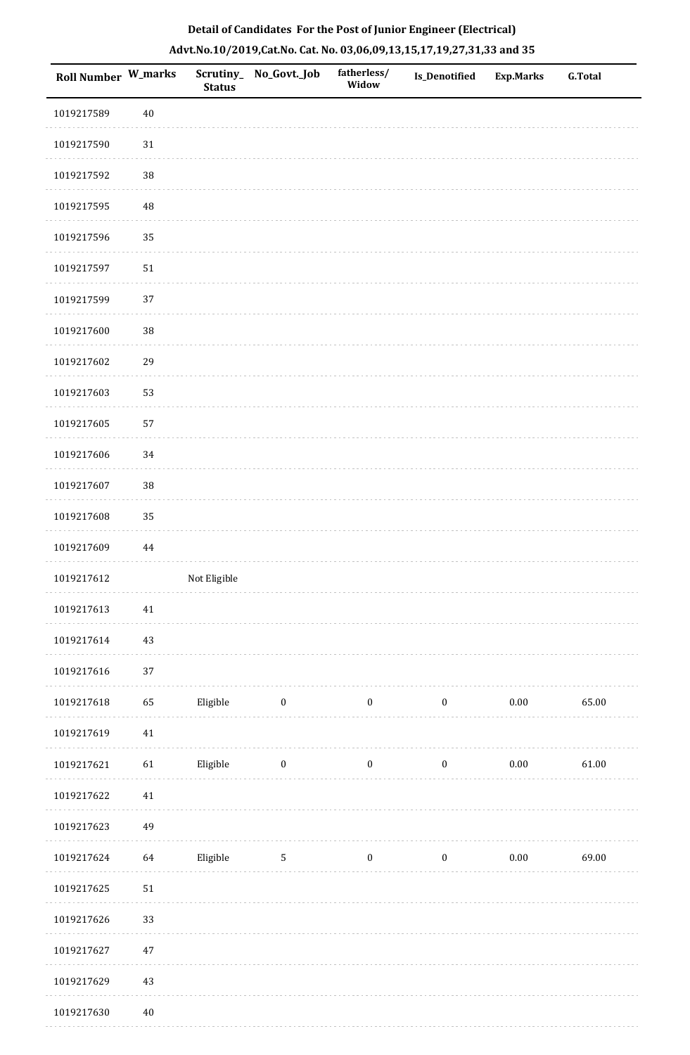**Detail of Candidates For the Post of Junior Engineer (Electrical)**

**Advt.No.10/2019,Cat.No. Cat. No. 03,06,09,13,15,17,19,27,31,33 and 35**

| Roll Number | W_marks | Scrutiny_Status | No_Govt._Job | fatherless/Widow | Is_Denotified | Exp.Marks | G.Total |
|---|---|---|---|---|---|---|---|
| 1019217589 | 40 | | | | | | |
| 1019217590 | 31 | | | | | | |
| 1019217592 | 38 | | | | | | |
| 1019217595 | 48 | | | | | | |
| 1019217596 | 35 | | | | | | |
| 1019217597 | 51 | | | | | | |
| 1019217599 | 37 | | | | | | |
| 1019217600 | 38 | | | | | | |
| 1019217602 | 29 | | | | | | |
| 1019217603 | 53 | | | | | | |
| 1019217605 | 57 | | | | | | |
| 1019217606 | 34 | | | | | | |
| 1019217607 | 38 | | | | | | |
| 1019217608 | 35 | | | | | | |
| 1019217609 | 44 | | | | | | |
| 1019217612 | | Not Eligible | | | | | |
| 1019217613 | 41 | | | | | | |
| 1019217614 | 43 | | | | | | |
| 1019217616 | 37 | | | | | | |
| 1019217618 | 65 | Eligible | 0 | 0 | 0 | 0.00 | 65.00 |
| 1019217619 | 41 | | | | | | |
| 1019217621 | 61 | Eligible | 0 | 0 | 0 | 0.00 | 61.00 |
| 1019217622 | 41 | | | | | | |
| 1019217623 | 49 | | | | | | |
| 1019217624 | 64 | Eligible | 5 | 0 | 0 | 0.00 | 69.00 |
| 1019217625 | 51 | | | | | | |
| 1019217626 | 33 | | | | | | |
| 1019217627 | 47 | | | | | | |
| 1019217629 | 43 | | | | | | |
| 1019217630 | 40 | | | | | | |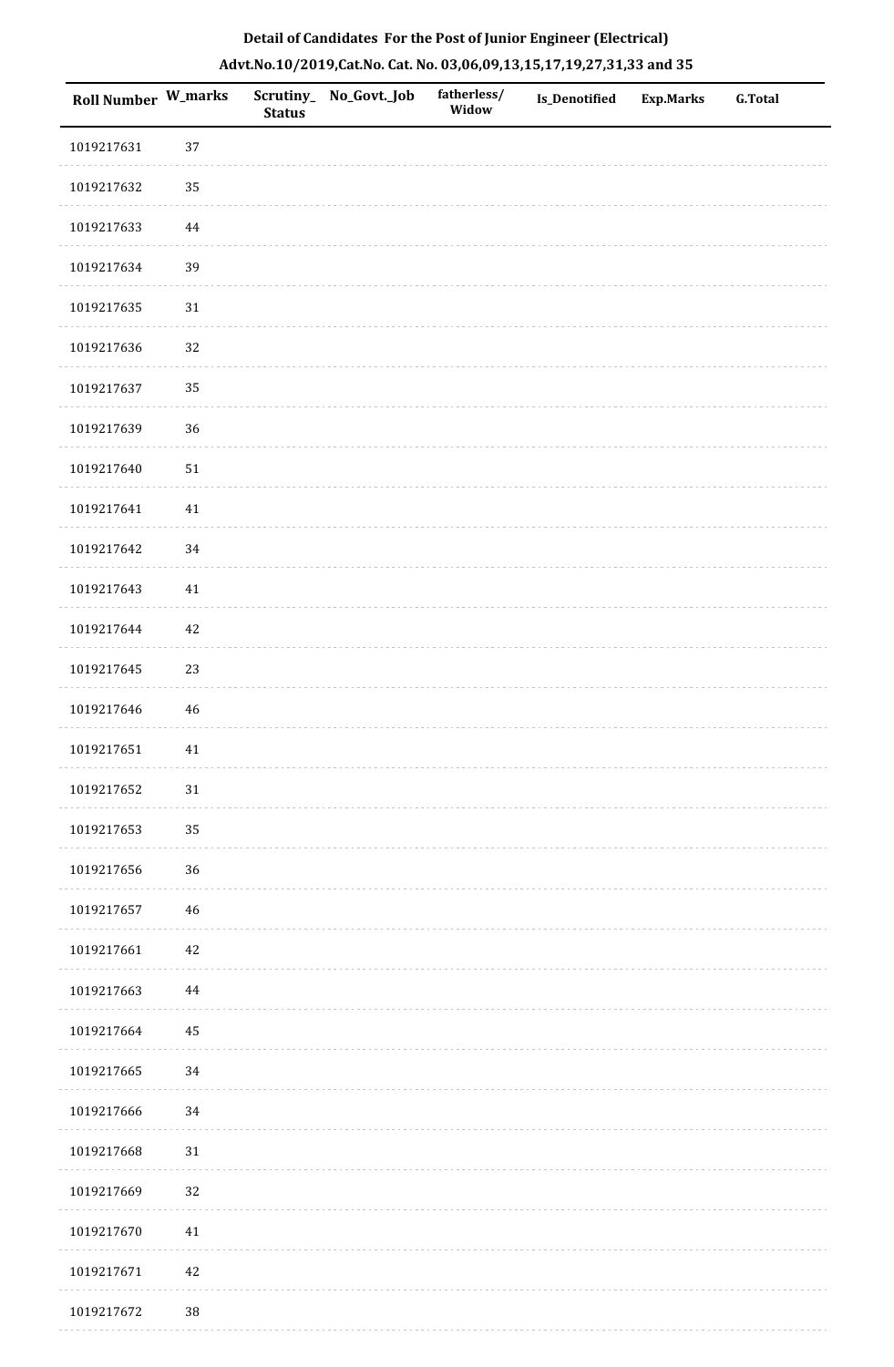**Detail of Candidates For the Post of Junior Engineer (Electrical)**

**Advt.No.10/2019,Cat.No. Cat. No. 03,06,09,13,15,17,19,27,31,33 and 35**

| Roll Number | W_marks | Scrutiny_Status | No_Govt._Job | fatherless/Widow | Is_Denotified | Exp.Marks | G.Total |
|---|---|---|---|---|---|---|---|
| 1019217631 | 37 | | | | | | |
| 1019217632 | 35 | | | | | | |
| 1019217633 | 44 | | | | | | |
| 1019217634 | 39 | | | | | | |
| 1019217635 | 31 | | | | | | |
| 1019217636 | 32 | | | | | | |
| 1019217637 | 35 | | | | | | |
| 1019217639 | 36 | | | | | | |
| 1019217640 | 51 | | | | | | |
| 1019217641 | 41 | | | | | | |
| 1019217642 | 34 | | | | | | |
| 1019217643 | 41 | | | | | | |
| 1019217644 | 42 | | | | | | |
| 1019217645 | 23 | | | | | | |
| 1019217646 | 46 | | | | | | |
| 1019217651 | 41 | | | | | | |
| 1019217652 | 31 | | | | | | |
| 1019217653 | 35 | | | | | | |
| 1019217656 | 36 | | | | | | |
| 1019217657 | 46 | | | | | | |
| 1019217661 | 42 | | | | | | |
| 1019217663 | 44 | | | | | | |
| 1019217664 | 45 | | | | | | |
| 1019217665 | 34 | | | | | | |
| 1019217666 | 34 | | | | | | |
| 1019217668 | 31 | | | | | | |
| 1019217669 | 32 | | | | | | |
| 1019217670 | 41 | | | | | | |
| 1019217671 | 42 | | | | | | |
| 1019217672 | 38 | | | | | | |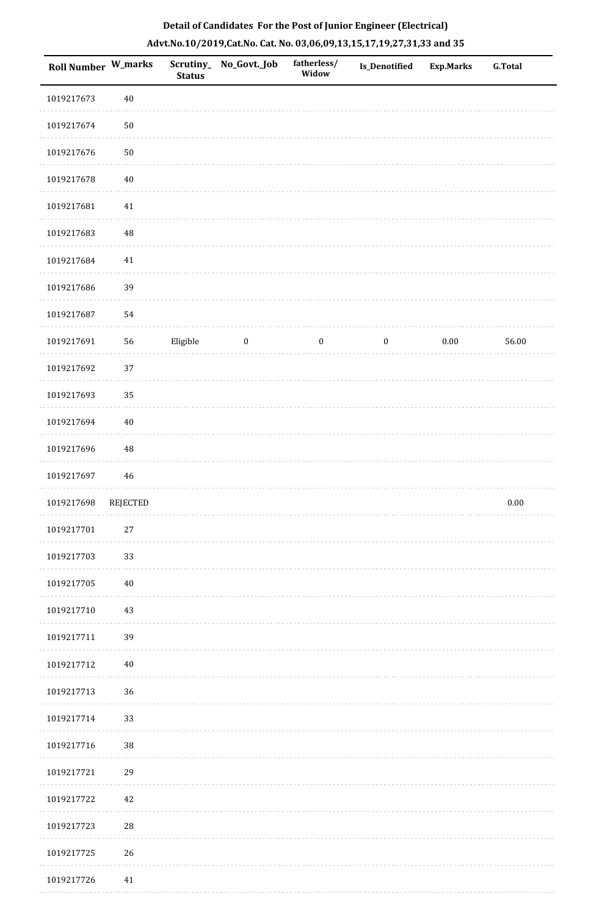**Detail of Candidates For the Post of Junior Engineer (Electrical)**

**Advt.No.10/2019,Cat.No. Cat. No. 03,06,09,13,15,17,19,27,31,33 and 35**

| Roll Number | W_marks | Scrutiny_Status | No_Govt._Job | fatherless/Widow | Is_Denotified | Exp.Marks | G.Total |
|---|---|---|---|---|---|---|---|
| 1019217673 | 40 | | | | | | |
| 1019217674 | 50 | | | | | | |
| 1019217676 | 50 | | | | | | |
| 1019217678 | 40 | | | | | | |
| 1019217681 | 41 | | | | | | |
| 1019217683 | 48 | | | | | | |
| 1019217684 | 41 | | | | | | |
| 1019217686 | 39 | | | | | | |
| 1019217687 | 54 | | | | | | |
| 1019217691 | 56 | Eligible | 0 | 0 | 0 | 0.00 | 56.00 |
| 1019217692 | 37 | | | | | | |
| 1019217693 | 35 | | | | | | |
| 1019217694 | 40 | | | | | | |
| 1019217696 | 48 | | | | | | |
| 1019217697 | 46 | | | | | | |
| 1019217698 | REJECTED | | | | | | 0.00 |
| 1019217701 | 27 | | | | | | |
| 1019217703 | 33 | | | | | | |
| 1019217705 | 40 | | | | | | |
| 1019217710 | 43 | | | | | | |
| 1019217711 | 39 | | | | | | |
| 1019217712 | 40 | | | | | | |
| 1019217713 | 36 | | | | | | |
| 1019217714 | 33 | | | | | | |
| 1019217716 | 38 | | | | | | |
| 1019217721 | 29 | | | | | | |
| 1019217722 | 42 | | | | | | |
| 1019217723 | 28 | | | | | | |
| 1019217725 | 26 | | | | | | |
| 1019217726 | 41 | | | | | | |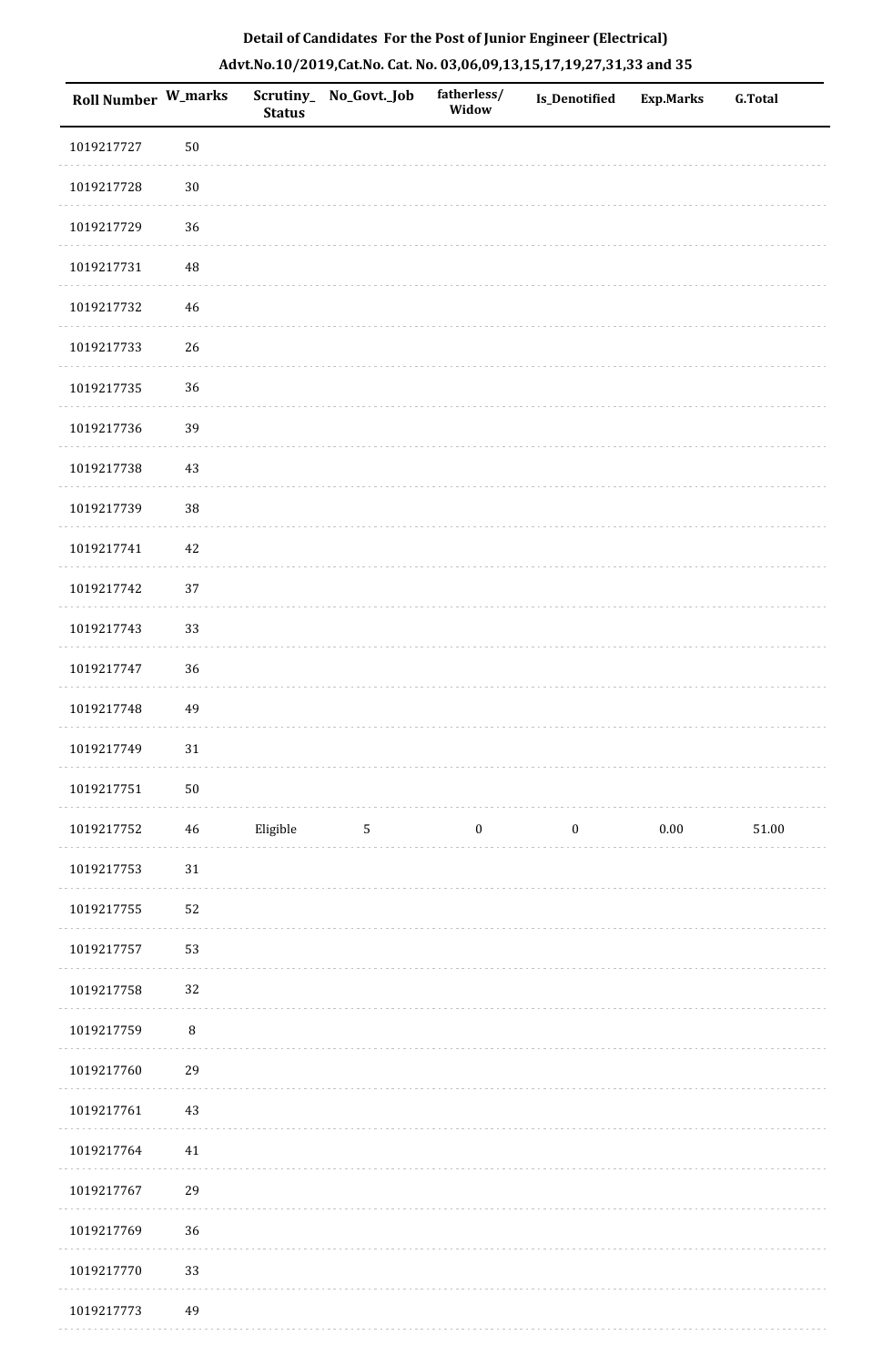**Detail of Candidates For the Post of Junior Engineer (Electrical)**

**Advt.No.10/2019,Cat.No. Cat. No. 03,06,09,13,15,17,19,27,31,33 and 35**

| Roll Number | W_marks | Scrutiny_Status | No_Govt._Job | fatherless/Widow | Is_Denotified | Exp.Marks | G.Total |
|---|---|---|---|---|---|---|---|
| 1019217727 | 50 | | | | | | |
| 1019217728 | 30 | | | | | | |
| 1019217729 | 36 | | | | | | |
| 1019217731 | 48 | | | | | | |
| 1019217732 | 46 | | | | | | |
| 1019217733 | 26 | | | | | | |
| 1019217735 | 36 | | | | | | |
| 1019217736 | 39 | | | | | | |
| 1019217738 | 43 | | | | | | |
| 1019217739 | 38 | | | | | | |
| 1019217741 | 42 | | | | | | |
| 1019217742 | 37 | | | | | | |
| 1019217743 | 33 | | | | | | |
| 1019217747 | 36 | | | | | | |
| 1019217748 | 49 | | | | | | |
| 1019217749 | 31 | | | | | | |
| 1019217751 | 50 | | | | | | |
| 1019217752 | 46 | Eligible | 5 | 0 | 0 | 0.00 | 51.00 |
| 1019217753 | 31 | | | | | | |
| 1019217755 | 52 | | | | | | |
| 1019217757 | 53 | | | | | | |
| 1019217758 | 32 | | | | | | |
| 1019217759 | 8 | | | | | | |
| 1019217760 | 29 | | | | | | |
| 1019217761 | 43 | | | | | | |
| 1019217764 | 41 | | | | | | |
| 1019217767 | 29 | | | | | | |
| 1019217769 | 36 | | | | | | |
| 1019217770 | 33 | | | | | | |
| 1019217773 | 49 | | | | | | |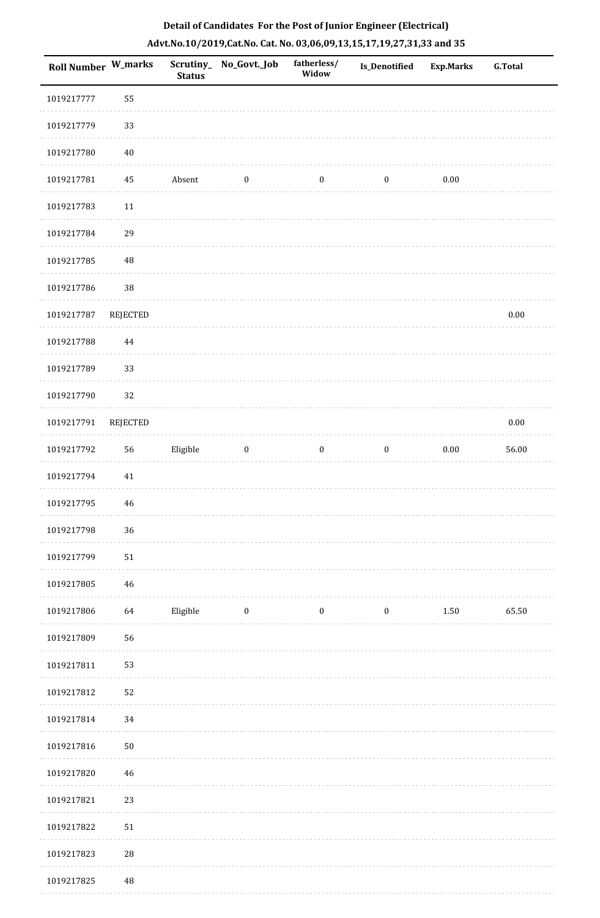**Detail of Candidates For the Post of Junior Engineer (Electrical)**

**Advt.No.10/2019,Cat.No. Cat. No. 03,06,09,13,15,17,19,27,31,33 and 35**

| Roll Number | W_marks | Scrutiny_ Status | No_Govt._Job | fatherless/ Widow | Is_Denotified | Exp.Marks | G.Total |
|---|---|---|---|---|---|---|---|
| 1019217777 | 55 | | | | | | |
| 1019217779 | 33 | | | | | | |
| 1019217780 | 40 | | | | | | |
| 1019217781 | 45 | Absent | 0 | 0 | 0 | 0.00 | |
| 1019217783 | 11 | | | | | | |
| 1019217784 | 29 | | | | | | |
| 1019217785 | 48 | | | | | | |
| 1019217786 | 38 | | | | | | |
| 1019217787 | REJECTED | | | | | | 0.00 |
| 1019217788 | 44 | | | | | | |
| 1019217789 | 33 | | | | | | |
| 1019217790 | 32 | | | | | | |
| 1019217791 | REJECTED | | | | | | 0.00 |
| 1019217792 | 56 | Eligible | 0 | 0 | 0 | 0.00 | 56.00 |
| 1019217794 | 41 | | | | | | |
| 1019217795 | 46 | | | | | | |
| 1019217798 | 36 | | | | | | |
| 1019217799 | 51 | | | | | | |
| 1019217805 | 46 | | | | | | |
| 1019217806 | 64 | Eligible | 0 | 0 | 0 | 1.50 | 65.50 |
| 1019217809 | 56 | | | | | | |
| 1019217811 | 53 | | | | | | |
| 1019217812 | 52 | | | | | | |
| 1019217814 | 34 | | | | | | |
| 1019217816 | 50 | | | | | | |
| 1019217820 | 46 | | | | | | |
| 1019217821 | 23 | | | | | | |
| 1019217822 | 51 | | | | | | |
| 1019217823 | 28 | | | | | | |
| 1019217825 | 48 | | | | | | |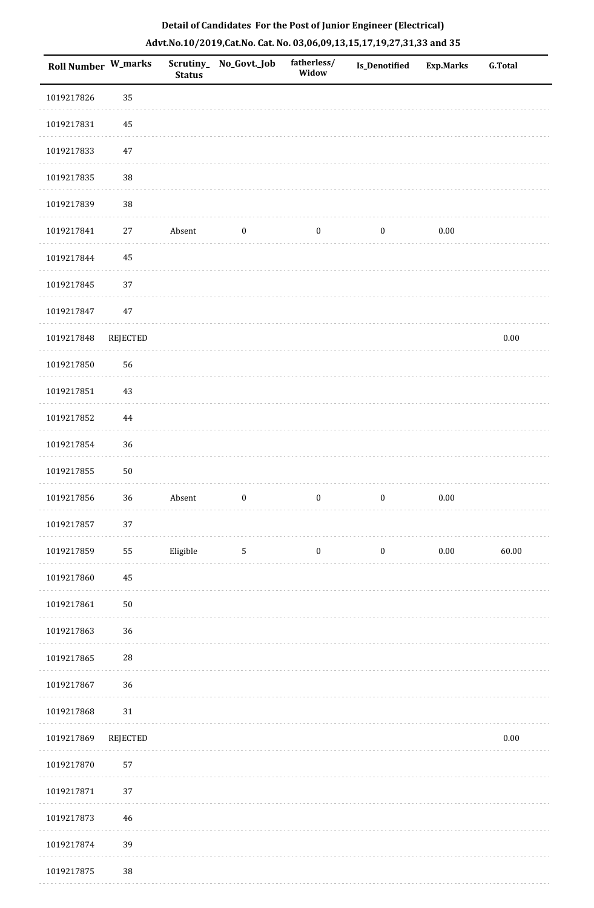**Detail of Candidates For the Post of Junior Engineer (Electrical)**

**Advt.No.10/2019,Cat.No. Cat. No. 03,06,09,13,15,17,19,27,31,33 and 35**

| Roll Number | W_marks | Scrutiny_Status | No_Govt._Job | fatherless/Widow | Is_Denotified | Exp.Marks | G.Total |
|---|---|---|---|---|---|---|---|
| 1019217826 | 35 | | | | | | |
| 1019217831 | 45 | | | | | | |
| 1019217833 | 47 | | | | | | |
| 1019217835 | 38 | | | | | | |
| 1019217839 | 38 | | | | | | |
| 1019217841 | 27 | Absent | 0 | 0 | 0 | 0.00 | |
| 1019217844 | 45 | | | | | | |
| 1019217845 | 37 | | | | | | |
| 1019217847 | 47 | | | | | | |
| 1019217848 | REJECTED | | | | | | 0.00 |
| 1019217850 | 56 | | | | | | |
| 1019217851 | 43 | | | | | | |
| 1019217852 | 44 | | | | | | |
| 1019217854 | 36 | | | | | | |
| 1019217855 | 50 | | | | | | |
| 1019217856 | 36 | Absent | 0 | 0 | 0 | 0.00 | |
| 1019217857 | 37 | | | | | | |
| 1019217859 | 55 | Eligible | 5 | 0 | 0 | 0.00 | 60.00 |
| 1019217860 | 45 | | | | | | |
| 1019217861 | 50 | | | | | | |
| 1019217863 | 36 | | | | | | |
| 1019217865 | 28 | | | | | | |
| 1019217867 | 36 | | | | | | |
| 1019217868 | 31 | | | | | | |
| 1019217869 | REJECTED | | | | | | 0.00 |
| 1019217870 | 57 | | | | | | |
| 1019217871 | 37 | | | | | | |
| 1019217873 | 46 | | | | | | |
| 1019217874 | 39 | | | | | | |
| 1019217875 | 38 | | | | | | |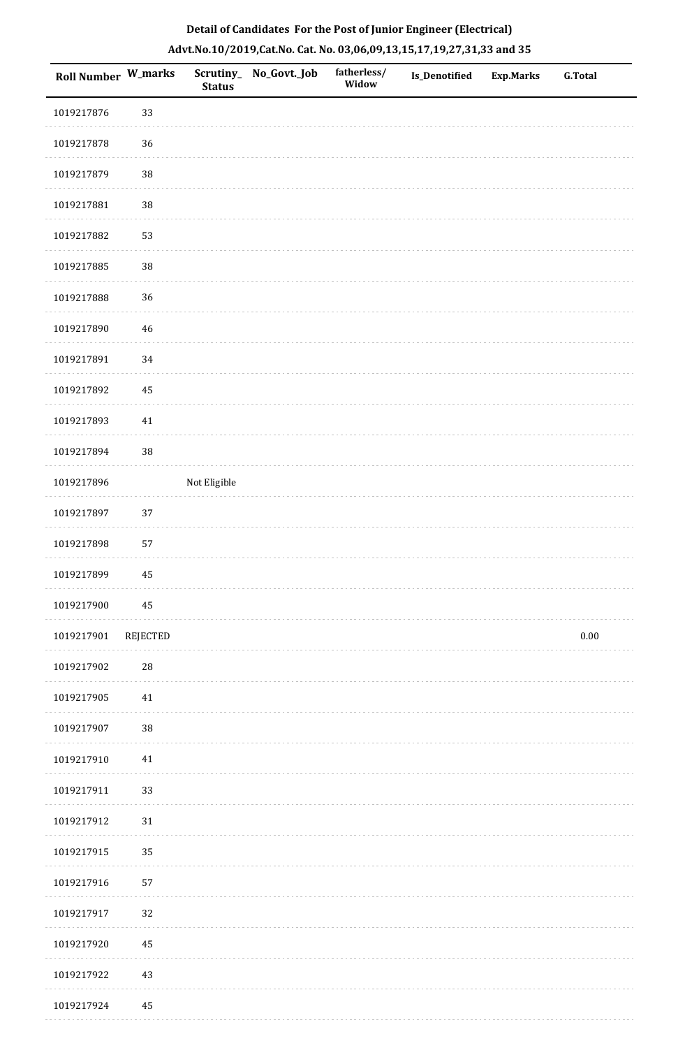**Detail of Candidates For the Post of Junior Engineer (Electrical)**

**Advt.No.10/2019,Cat.No. Cat. No. 03,06,09,13,15,17,19,27,31,33 and 35**

| Roll Number | W_marks | Scrutiny_ Status | No_Govt._Job | fatherless/ Widow | Is_Denotified | Exp.Marks | G.Total |
|---|---|---|---|---|---|---|---|
| 1019217876 | 33 | | | | | | |
| 1019217878 | 36 | | | | | | |
| 1019217879 | 38 | | | | | | |
| 1019217881 | 38 | | | | | | |
| 1019217882 | 53 | | | | | | |
| 1019217885 | 38 | | | | | | |
| 1019217888 | 36 | | | | | | |
| 1019217890 | 46 | | | | | | |
| 1019217891 | 34 | | | | | | |
| 1019217892 | 45 | | | | | | |
| 1019217893 | 41 | | | | | | |
| 1019217894 | 38 | | | | | | |
| 1019217896 | | Not Eligible | | | | | |
| 1019217897 | 37 | | | | | | |
| 1019217898 | 57 | | | | | | |
| 1019217899 | 45 | | | | | | |
| 1019217900 | 45 | | | | | | |
| 1019217901 | REJECTED | | | | | | 0.00 |
| 1019217902 | 28 | | | | | | |
| 1019217905 | 41 | | | | | | |
| 1019217907 | 38 | | | | | | |
| 1019217910 | 41 | | | | | | |
| 1019217911 | 33 | | | | | | |
| 1019217912 | 31 | | | | | | |
| 1019217915 | 35 | | | | | | |
| 1019217916 | 57 | | | | | | |
| 1019217917 | 32 | | | | | | |
| 1019217920 | 45 | | | | | | |
| 1019217922 | 43 | | | | | | |
| 1019217924 | 45 | | | | | | |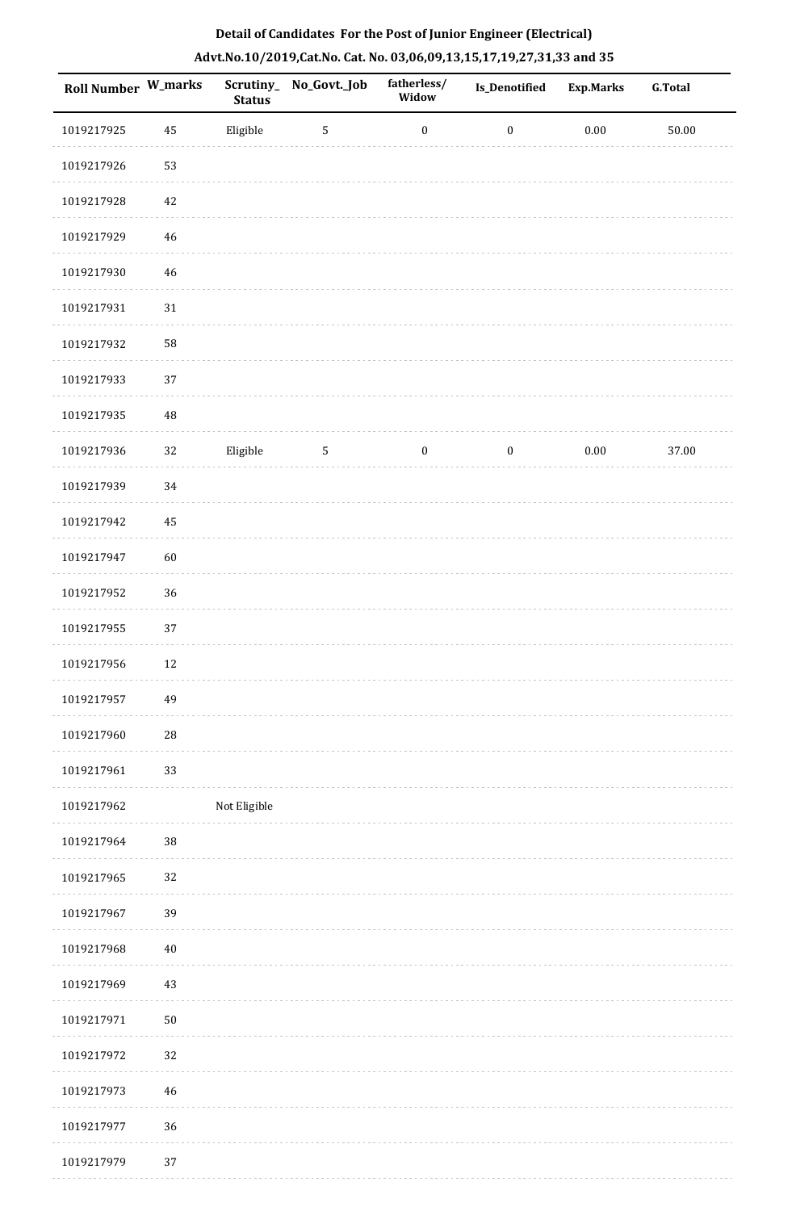**Detail of Candidates For the Post of Junior Engineer (Electrical)**

**Advt.No.10/2019,Cat.No. Cat. No. 03,06,09,13,15,17,19,27,31,33 and 35**

| Roll Number | W_marks | Scrutiny_Status | No_Govt._Job | fatherless/Widow | Is_Denotified | Exp.Marks | G.Total |
|---|---|---|---|---|---|---|---|
| 1019217925 | 45 | Eligible | 5 | 0 | 0 | 0.00 | 50.00 |
| 1019217926 | 53 | | | | | | |
| 1019217928 | 42 | | | | | | |
| 1019217929 | 46 | | | | | | |
| 1019217930 | 46 | | | | | | |
| 1019217931 | 31 | | | | | | |
| 1019217932 | 58 | | | | | | |
| 1019217933 | 37 | | | | | | |
| 1019217935 | 48 | | | | | | |
| 1019217936 | 32 | Eligible | 5 | 0 | 0 | 0.00 | 37.00 |
| 1019217939 | 34 | | | | | | |
| 1019217942 | 45 | | | | | | |
| 1019217947 | 60 | | | | | | |
| 1019217952 | 36 | | | | | | |
| 1019217955 | 37 | | | | | | |
| 1019217956 | 12 | | | | | | |
| 1019217957 | 49 | | | | | | |
| 1019217960 | 28 | | | | | | |
| 1019217961 | 33 | | | | | | |
| 1019217962 | | Not Eligible | | | | | |
| 1019217964 | 38 | | | | | | |
| 1019217965 | 32 | | | | | | |
| 1019217967 | 39 | | | | | | |
| 1019217968 | 40 | | | | | | |
| 1019217969 | 43 | | | | | | |
| 1019217971 | 50 | | | | | | |
| 1019217972 | 32 | | | | | | |
| 1019217973 | 46 | | | | | | |
| 1019217977 | 36 | | | | | | |
| 1019217979 | 37 | | | | | | |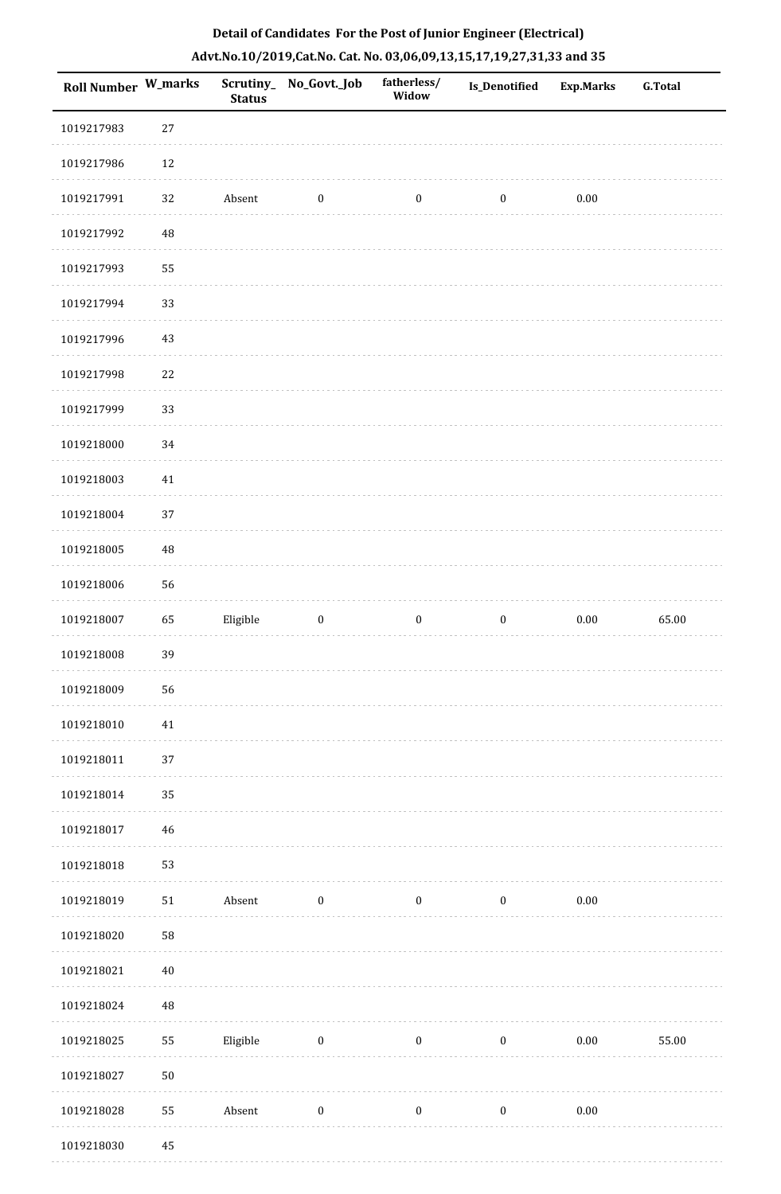**Detail of Candidates For the Post of Junior Engineer (Electrical)**

**Advt.No.10/2019,Cat.No. Cat. No. 03,06,09,13,15,17,19,27,31,33 and 35**

| Roll Number | W_marks | Scrutiny_ Status | No_Govt._Job | fatherless/ Widow | Is_Denotified | Exp.Marks | G.Total |
|---|---|---|---|---|---|---|---|
| 1019217983 | 27 | | | | | | |
| 1019217986 | 12 | | | | | | |
| 1019217991 | 32 | Absent | 0 | 0 | 0 | 0.00 | |
| 1019217992 | 48 | | | | | | |
| 1019217993 | 55 | | | | | | |
| 1019217994 | 33 | | | | | | |
| 1019217996 | 43 | | | | | | |
| 1019217998 | 22 | | | | | | |
| 1019217999 | 33 | | | | | | |
| 1019218000 | 34 | | | | | | |
| 1019218003 | 41 | | | | | | |
| 1019218004 | 37 | | | | | | |
| 1019218005 | 48 | | | | | | |
| 1019218006 | 56 | | | | | | |
| 1019218007 | 65 | Eligible | 0 | 0 | 0 | 0.00 | 65.00 |
| 1019218008 | 39 | | | | | | |
| 1019218009 | 56 | | | | | | |
| 1019218010 | 41 | | | | | | |
| 1019218011 | 37 | | | | | | |
| 1019218014 | 35 | | | | | | |
| 1019218017 | 46 | | | | | | |
| 1019218018 | 53 | | | | | | |
| 1019218019 | 51 | Absent | 0 | 0 | 0 | 0.00 | |
| 1019218020 | 58 | | | | | | |
| 1019218021 | 40 | | | | | | |
| 1019218024 | 48 | | | | | | |
| 1019218025 | 55 | Eligible | 0 | 0 | 0 | 0.00 | 55.00 |
| 1019218027 | 50 | | | | | | |
| 1019218028 | 55 | Absent | 0 | 0 | 0 | 0.00 | |
| 1019218030 | 45 | | | | | | |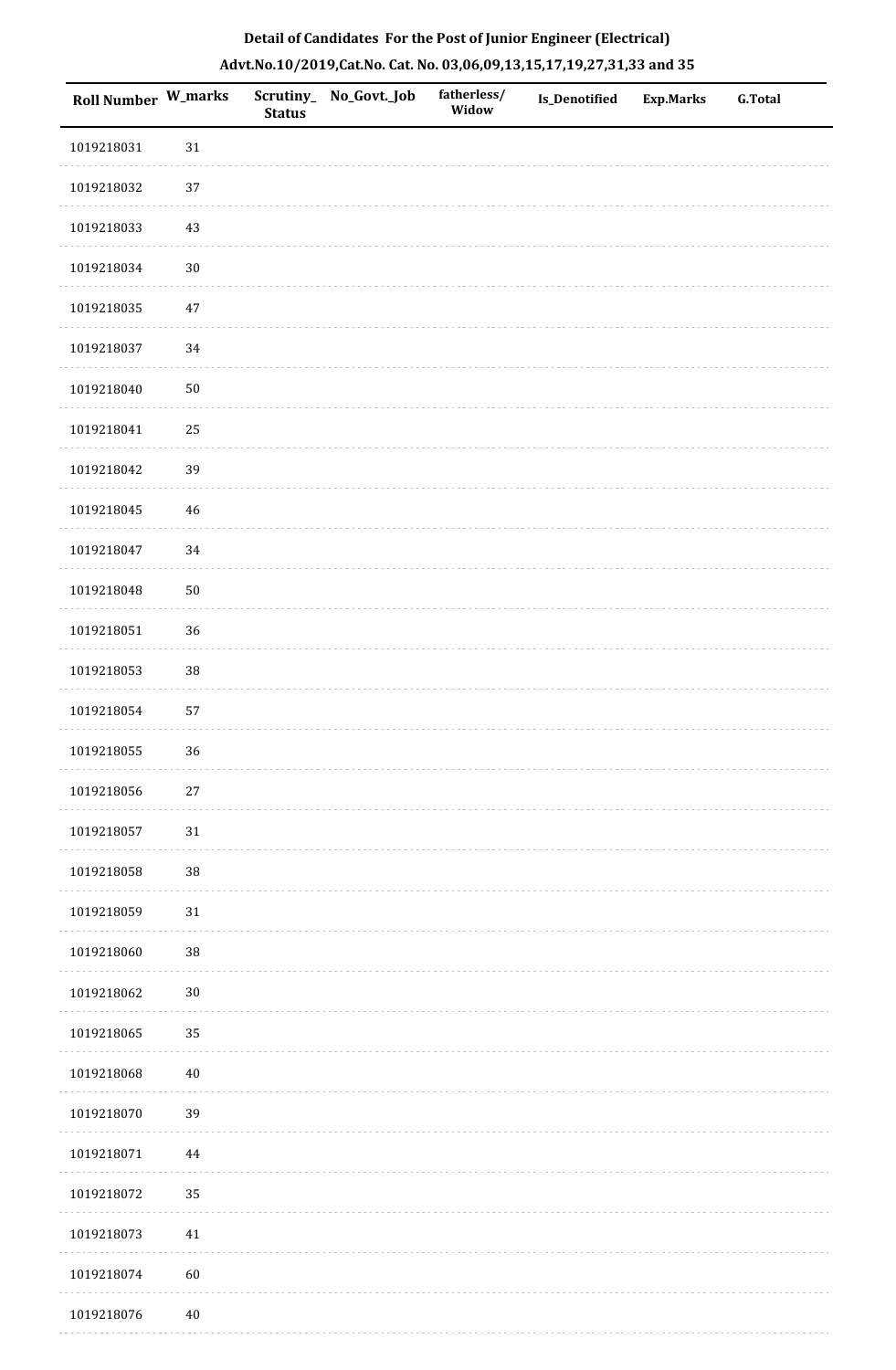**Detail of Candidates For the Post of Junior Engineer (Electrical)**

**Advt.No.10/2019,Cat.No. Cat. No. 03,06,09,13,15,17,19,27,31,33 and 35**

| Roll Number | W_marks | Scrutiny_Status | No_Govt._Job | fatherless/Widow | Is_Denotified | Exp.Marks | G.Total |
|---|---|---|---|---|---|---|---|
| 1019218031 | 31 | | | | | | |
| 1019218032 | 37 | | | | | | |
| 1019218033 | 43 | | | | | | |
| 1019218034 | 30 | | | | | | |
| 1019218035 | 47 | | | | | | |
| 1019218037 | 34 | | | | | | |
| 1019218040 | 50 | | | | | | |
| 1019218041 | 25 | | | | | | |
| 1019218042 | 39 | | | | | | |
| 1019218045 | 46 | | | | | | |
| 1019218047 | 34 | | | | | | |
| 1019218048 | 50 | | | | | | |
| 1019218051 | 36 | | | | | | |
| 1019218053 | 38 | | | | | | |
| 1019218054 | 57 | | | | | | |
| 1019218055 | 36 | | | | | | |
| 1019218056 | 27 | | | | | | |
| 1019218057 | 31 | | | | | | |
| 1019218058 | 38 | | | | | | |
| 1019218059 | 31 | | | | | | |
| 1019218060 | 38 | | | | | | |
| 1019218062 | 30 | | | | | | |
| 1019218065 | 35 | | | | | | |
| 1019218068 | 40 | | | | | | |
| 1019218070 | 39 | | | | | | |
| 1019218071 | 44 | | | | | | |
| 1019218072 | 35 | | | | | | |
| 1019218073 | 41 | | | | | | |
| 1019218074 | 60 | | | | | | |
| 1019218076 | 40 | | | | | | |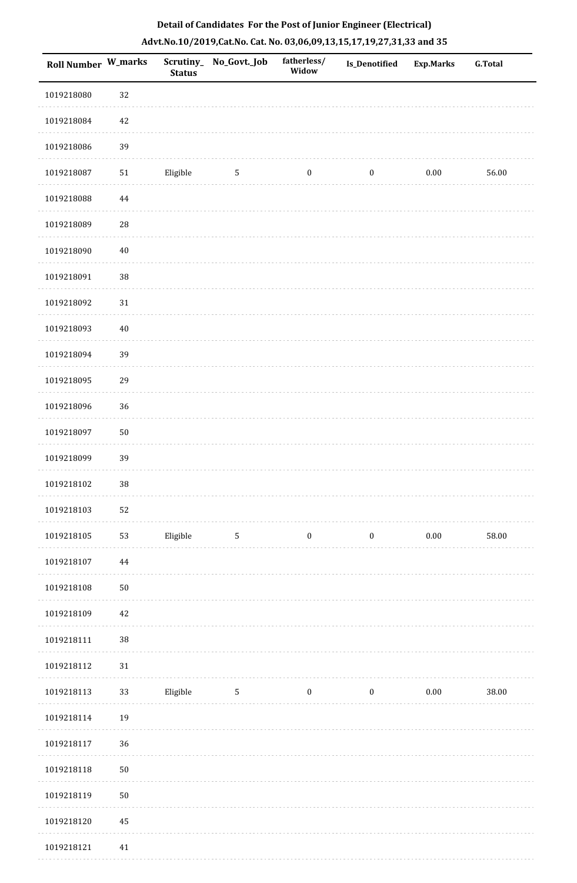## Detail of Candidates For the Post of Junior Engineer (Electrical)

## Advt.No.10/2019,Cat.No. Cat. No. 03,06,09,13,15,17,19,27,31,33 and 35

| Roll Number | W_marks | Scrutiny_Status | No_Govt._Job | fatherless/Widow | Is_Denotified | Exp.Marks | G.Total |
|---|---|---|---|---|---|---|---|
| 1019218080 | 32 | | | | | | |
| 1019218084 | 42 | | | | | | |
| 1019218086 | 39 | | | | | | |
| 1019218087 | 51 | Eligible | 5 | 0 | 0 | 0.00 | 56.00 |
| 1019218088 | 44 | | | | | | |
| 1019218089 | 28 | | | | | | |
| 1019218090 | 40 | | | | | | |
| 1019218091 | 38 | | | | | | |
| 1019218092 | 31 | | | | | | |
| 1019218093 | 40 | | | | | | |
| 1019218094 | 39 | | | | | | |
| 1019218095 | 29 | | | | | | |
| 1019218096 | 36 | | | | | | |
| 1019218097 | 50 | | | | | | |
| 1019218099 | 39 | | | | | | |
| 1019218102 | 38 | | | | | | |
| 1019218103 | 52 | | | | | | |
| 1019218105 | 53 | Eligible | 5 | 0 | 0 | 0.00 | 58.00 |
| 1019218107 | 44 | | | | | | |
| 1019218108 | 50 | | | | | | |
| 1019218109 | 42 | | | | | | |
| 1019218111 | 38 | | | | | | |
| 1019218112 | 31 | | | | | | |
| 1019218113 | 33 | Eligible | 5 | 0 | 0 | 0.00 | 38.00 |
| 1019218114 | 19 | | | | | | |
| 1019218117 | 36 | | | | | | |
| 1019218118 | 50 | | | | | | |
| 1019218119 | 50 | | | | | | |
| 1019218120 | 45 | | | | | | |
| 1019218121 | 41 | | | | | | |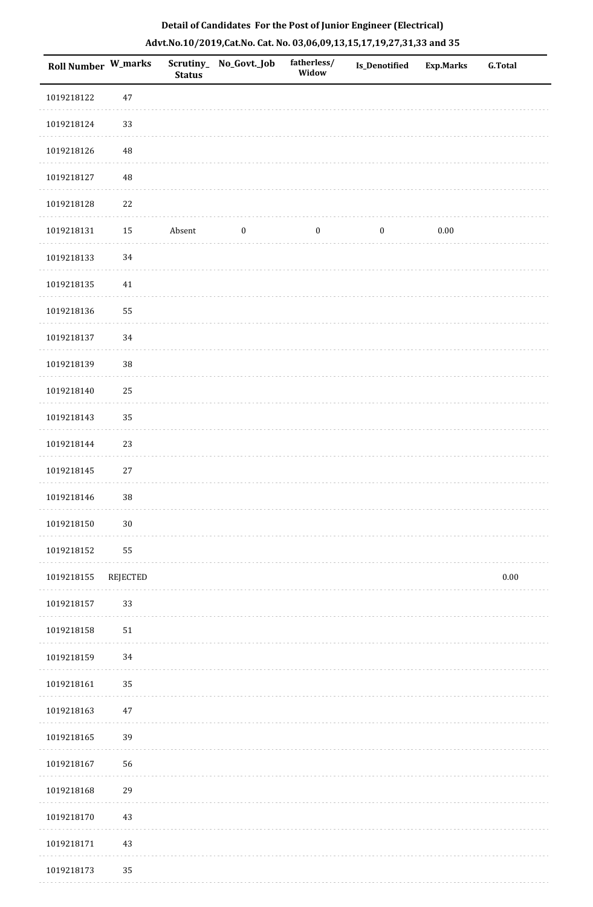**Detail of Candidates For the Post of Junior Engineer (Electrical)**

**Advt.No.10/2019,Cat.No. Cat. No. 03,06,09,13,15,17,19,27,31,33 and 35**

| Roll Number | W_marks | Scrutiny_Status | No_Govt._Job | fatherless/Widow | Is_Denotified | Exp.Marks | G.Total |
|---|---|---|---|---|---|---|---|
| 1019218122 | 47 | | | | | | |
| 1019218124 | 33 | | | | | | |
| 1019218126 | 48 | | | | | | |
| 1019218127 | 48 | | | | | | |
| 1019218128 | 22 | | | | | | |
| 1019218131 | 15 | Absent | 0 | 0 | 0 | 0.00 | |
| 1019218133 | 34 | | | | | | |
| 1019218135 | 41 | | | | | | |
| 1019218136 | 55 | | | | | | |
| 1019218137 | 34 | | | | | | |
| 1019218139 | 38 | | | | | | |
| 1019218140 | 25 | | | | | | |
| 1019218143 | 35 | | | | | | |
| 1019218144 | 23 | | | | | | |
| 1019218145 | 27 | | | | | | |
| 1019218146 | 38 | | | | | | |
| 1019218150 | 30 | | | | | | |
| 1019218152 | 55 | | | | | | |
| 1019218155 | REJECTED | | | | | | 0.00 |
| 1019218157 | 33 | | | | | | |
| 1019218158 | 51 | | | | | | |
| 1019218159 | 34 | | | | | | |
| 1019218161 | 35 | | | | | | |
| 1019218163 | 47 | | | | | | |
| 1019218165 | 39 | | | | | | |
| 1019218167 | 56 | | | | | | |
| 1019218168 | 29 | | | | | | |
| 1019218170 | 43 | | | | | | |
| 1019218171 | 43 | | | | | | |
| 1019218173 | 35 | | | | | | |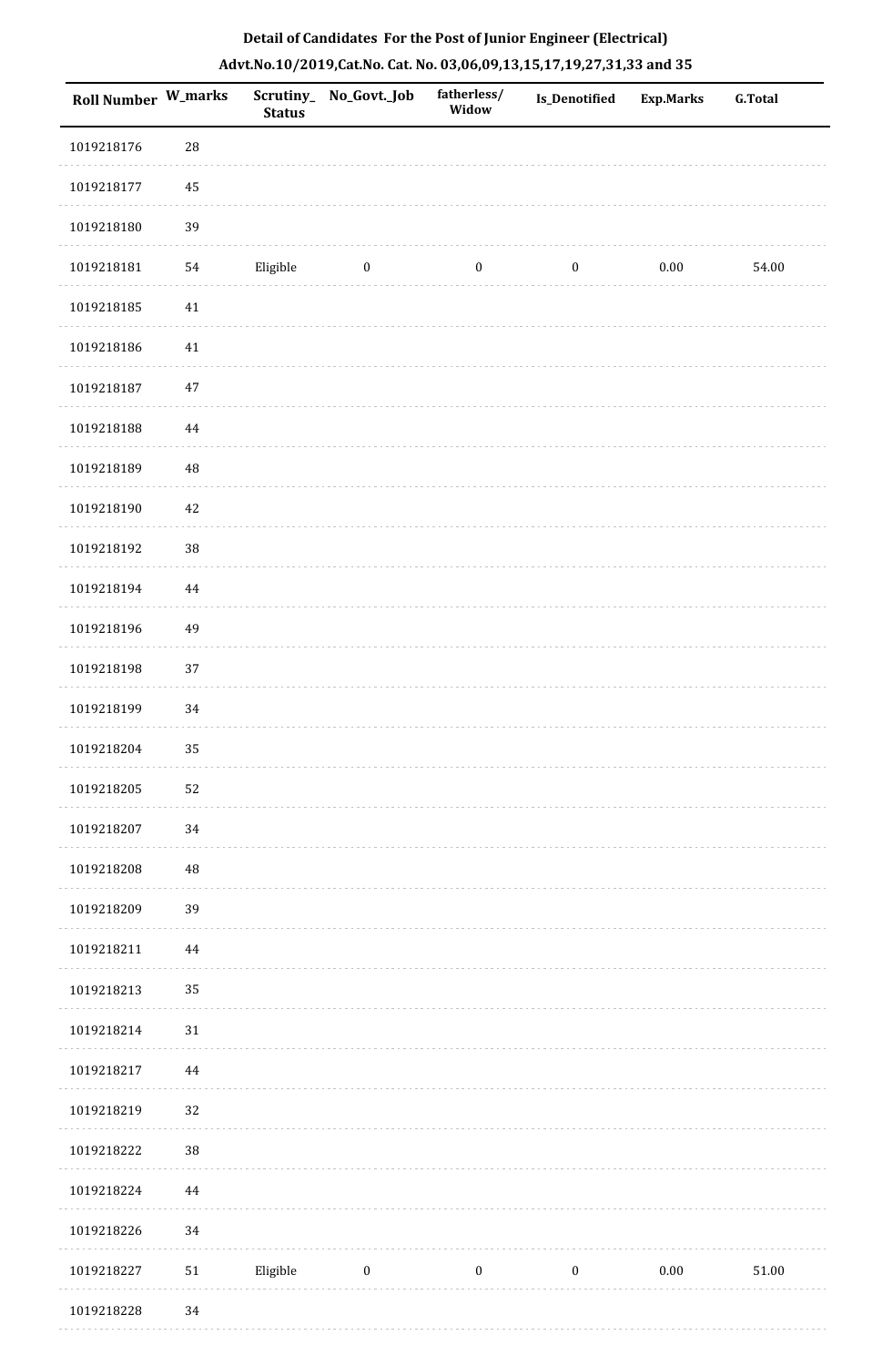**Detail of Candidates For the Post of Junior Engineer (Electrical)**

**Advt.No.10/2019,Cat.No. Cat. No. 03,06,09,13,15,17,19,27,31,33 and 35**

| Roll Number | W_marks | Scrutiny_Status | No_Govt._Job | fatherless/Widow | Is_Denotified | Exp.Marks | G.Total |
|---|---|---|---|---|---|---|---|
| 1019218176 | 28 | | | | | | |
| 1019218177 | 45 | | | | | | |
| 1019218180 | 39 | | | | | | |
| 1019218181 | 54 | Eligible | 0 | 0 | 0 | 0.00 | 54.00 |
| 1019218185 | 41 | | | | | | |
| 1019218186 | 41 | | | | | | |
| 1019218187 | 47 | | | | | | |
| 1019218188 | 44 | | | | | | |
| 1019218189 | 48 | | | | | | |
| 1019218190 | 42 | | | | | | |
| 1019218192 | 38 | | | | | | |
| 1019218194 | 44 | | | | | | |
| 1019218196 | 49 | | | | | | |
| 1019218198 | 37 | | | | | | |
| 1019218199 | 34 | | | | | | |
| 1019218204 | 35 | | | | | | |
| 1019218205 | 52 | | | | | | |
| 1019218207 | 34 | | | | | | |
| 1019218208 | 48 | | | | | | |
| 1019218209 | 39 | | | | | | |
| 1019218211 | 44 | | | | | | |
| 1019218213 | 35 | | | | | | |
| 1019218214 | 31 | | | | | | |
| 1019218217 | 44 | | | | | | |
| 1019218219 | 32 | | | | | | |
| 1019218222 | 38 | | | | | | |
| 1019218224 | 44 | | | | | | |
| 1019218226 | 34 | | | | | | |
| 1019218227 | 51 | Eligible | 0 | 0 | 0 | 0.00 | 51.00 |
| 1019218228 | 34 | | | | | | |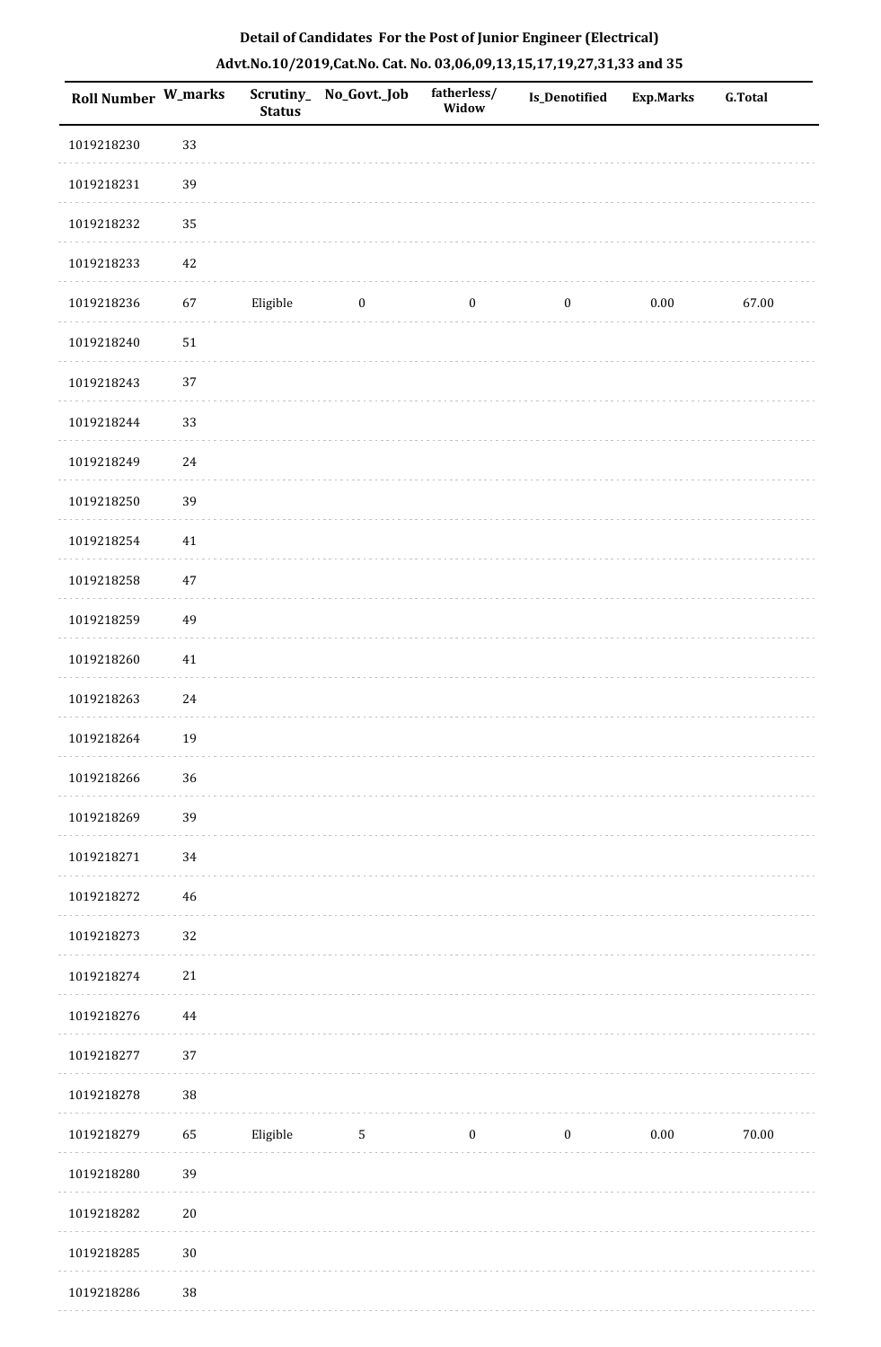**Detail of Candidates For the Post of Junior Engineer (Electrical)**

**Advt.No.10/2019,Cat.No. Cat. No. 03,06,09,13,15,17,19,27,31,33 and 35**

| Roll Number | W_marks | Scrutiny_Status | No_Govt._Job | fatherless/Widow | Is_Denotified | Exp.Marks | G.Total |
|---|---|---|---|---|---|---|---|
| 1019218230 | 33 | | | | | | |
| 1019218231 | 39 | | | | | | |
| 1019218232 | 35 | | | | | | |
| 1019218233 | 42 | | | | | | |
| 1019218236 | 67 | Eligible | 0 | 0 | 0 | 0.00 | 67.00 |
| 1019218240 | 51 | | | | | | |
| 1019218243 | 37 | | | | | | |
| 1019218244 | 33 | | | | | | |
| 1019218249 | 24 | | | | | | |
| 1019218250 | 39 | | | | | | |
| 1019218254 | 41 | | | | | | |
| 1019218258 | 47 | | | | | | |
| 1019218259 | 49 | | | | | | |
| 1019218260 | 41 | | | | | | |
| 1019218263 | 24 | | | | | | |
| 1019218264 | 19 | | | | | | |
| 1019218266 | 36 | | | | | | |
| 1019218269 | 39 | | | | | | |
| 1019218271 | 34 | | | | | | |
| 1019218272 | 46 | | | | | | |
| 1019218273 | 32 | | | | | | |
| 1019218274 | 21 | | | | | | |
| 1019218276 | 44 | | | | | | |
| 1019218277 | 37 | | | | | | |
| 1019218278 | 38 | | | | | | |
| 1019218279 | 65 | Eligible | 5 | 0 | 0 | 0.00 | 70.00 |
| 1019218280 | 39 | | | | | | |
| 1019218282 | 20 | | | | | | |
| 1019218285 | 30 | | | | | | |
| 1019218286 | 38 | | | | | | |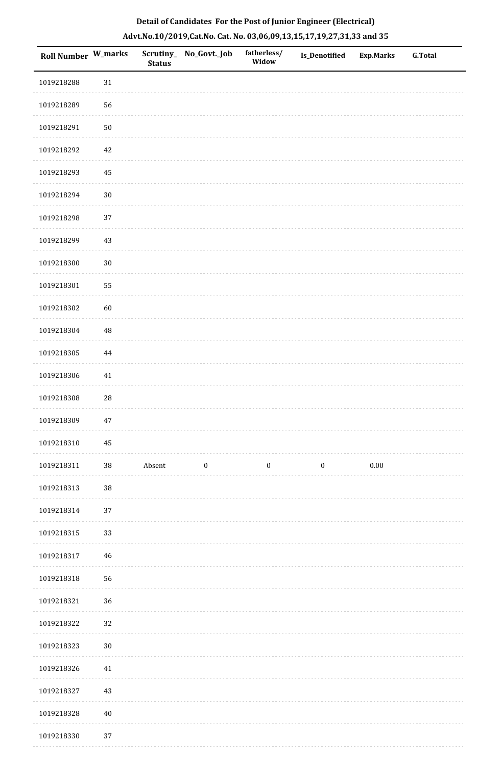**Detail of Candidates For the Post of Junior Engineer (Electrical)**

**Advt.No.10/2019,Cat.No. Cat. No. 03,06,09,13,15,17,19,27,31,33 and 35**

| Roll Number | W_marks | Scrutiny_Status | No_Govt._Job | fatherless/Widow | Is_Denotified | Exp.Marks | G.Total |
|---|---|---|---|---|---|---|---|
| 1019218288 | 31 | | | | | | |
| 1019218289 | 56 | | | | | | |
| 1019218291 | 50 | | | | | | |
| 1019218292 | 42 | | | | | | |
| 1019218293 | 45 | | | | | | |
| 1019218294 | 30 | | | | | | |
| 1019218298 | 37 | | | | | | |
| 1019218299 | 43 | | | | | | |
| 1019218300 | 30 | | | | | | |
| 1019218301 | 55 | | | | | | |
| 1019218302 | 60 | | | | | | |
| 1019218304 | 48 | | | | | | |
| 1019218305 | 44 | | | | | | |
| 1019218306 | 41 | | | | | | |
| 1019218308 | 28 | | | | | | |
| 1019218309 | 47 | | | | | | |
| 1019218310 | 45 | | | | | | |
| 1019218311 | 38 | Absent | 0 | 0 | 0 | 0.00 | |
| 1019218313 | 38 | | | | | | |
| 1019218314 | 37 | | | | | | |
| 1019218315 | 33 | | | | | | |
| 1019218317 | 46 | | | | | | |
| 1019218318 | 56 | | | | | | |
| 1019218321 | 36 | | | | | | |
| 1019218322 | 32 | | | | | | |
| 1019218323 | 30 | | | | | | |
| 1019218326 | 41 | | | | | | |
| 1019218327 | 43 | | | | | | |
| 1019218328 | 40 | | | | | | |
| 1019218330 | 37 | | | | | | |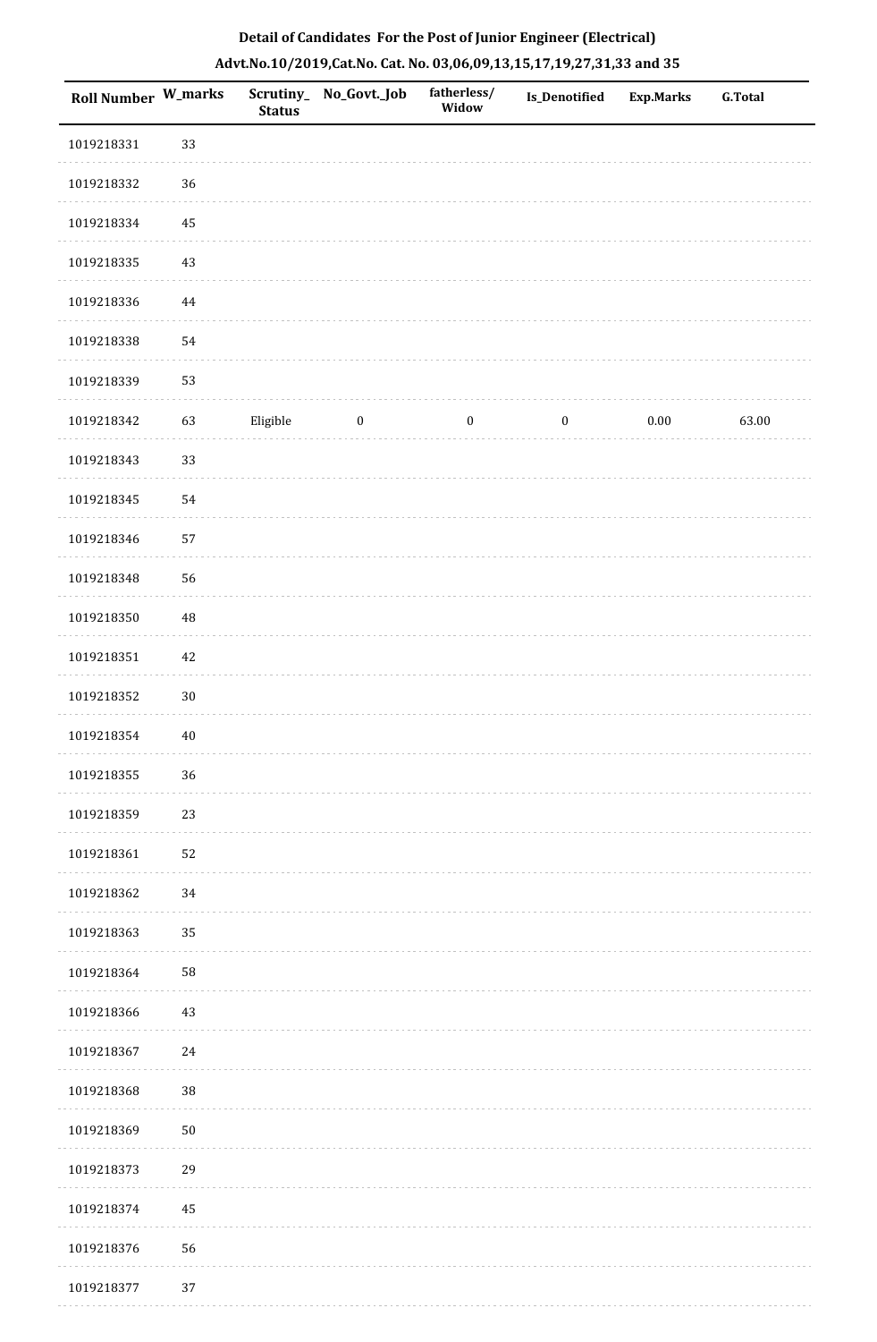**Detail of Candidates For the Post of Junior Engineer (Electrical)**

**Advt.No.10/2019,Cat.No. Cat. No. 03,06,09,13,15,17,19,27,31,33 and 35**

| Roll Number | W_marks | Scrutiny_Status | No_Govt._Job | fatherless/Widow | Is_Denotified | Exp.Marks | G.Total |
|---|---|---|---|---|---|---|---|
| 1019218331 | 33 | | | | | | |
| 1019218332 | 36 | | | | | | |
| 1019218334 | 45 | | | | | | |
| 1019218335 | 43 | | | | | | |
| 1019218336 | 44 | | | | | | |
| 1019218338 | 54 | | | | | | |
| 1019218339 | 53 | | | | | | |
| 1019218342 | 63 | Eligible | 0 | 0 | 0 | 0.00 | 63.00 |
| 1019218343 | 33 | | | | | | |
| 1019218345 | 54 | | | | | | |
| 1019218346 | 57 | | | | | | |
| 1019218348 | 56 | | | | | | |
| 1019218350 | 48 | | | | | | |
| 1019218351 | 42 | | | | | | |
| 1019218352 | 30 | | | | | | |
| 1019218354 | 40 | | | | | | |
| 1019218355 | 36 | | | | | | |
| 1019218359 | 23 | | | | | | |
| 1019218361 | 52 | | | | | | |
| 1019218362 | 34 | | | | | | |
| 1019218363 | 35 | | | | | | |
| 1019218364 | 58 | | | | | | |
| 1019218366 | 43 | | | | | | |
| 1019218367 | 24 | | | | | | |
| 1019218368 | 38 | | | | | | |
| 1019218369 | 50 | | | | | | |
| 1019218373 | 29 | | | | | | |
| 1019218374 | 45 | | | | | | |
| 1019218376 | 56 | | | | | | |
| 1019218377 | 37 | | | | | | |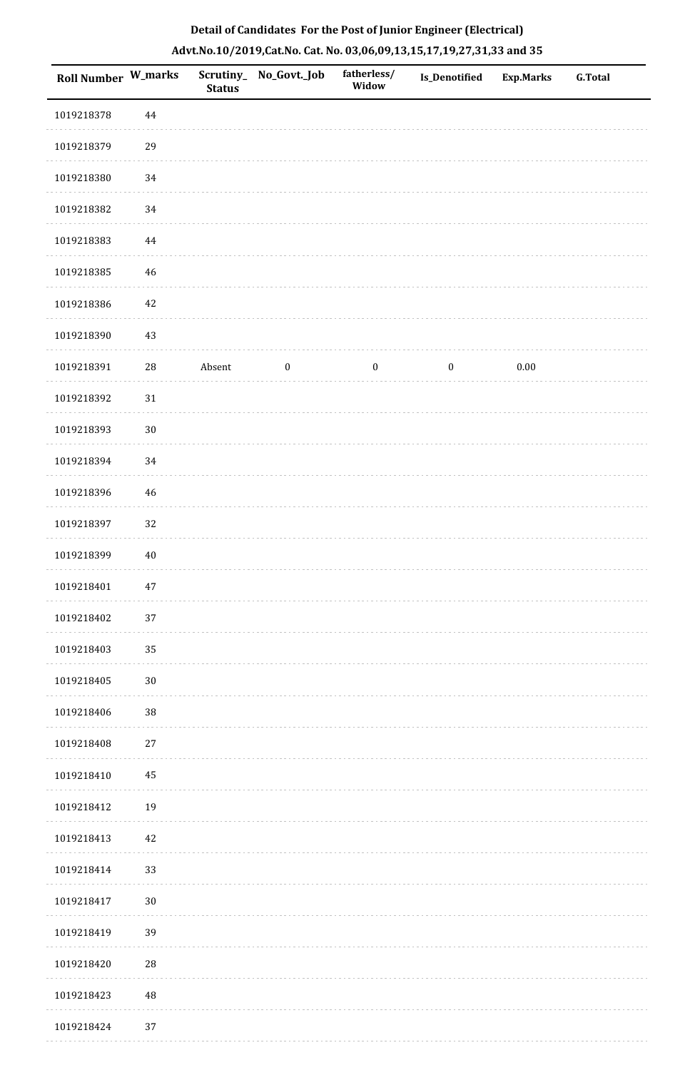## Detail of Candidates For the Post of Junior Engineer (Electrical)

## Advt.No.10/2019,Cat.No. Cat. No. 03,06,09,13,15,17,19,27,31,33 and 35

| Roll Number | W_marks | Scrutiny_Status | No_Govt._Job | fatherless/Widow | Is_Denotified | Exp.Marks | G.Total |
|---|---|---|---|---|---|---|---|
| 1019218378 | 44 | | | | | | |
| 1019218379 | 29 | | | | | | |
| 1019218380 | 34 | | | | | | |
| 1019218382 | 34 | | | | | | |
| 1019218383 | 44 | | | | | | |
| 1019218385 | 46 | | | | | | |
| 1019218386 | 42 | | | | | | |
| 1019218390 | 43 | | | | | | |
| 1019218391 | 28 | Absent | 0 | 0 | 0 | 0.00 | |
| 1019218392 | 31 | | | | | | |
| 1019218393 | 30 | | | | | | |
| 1019218394 | 34 | | | | | | |
| 1019218396 | 46 | | | | | | |
| 1019218397 | 32 | | | | | | |
| 1019218399 | 40 | | | | | | |
| 1019218401 | 47 | | | | | | |
| 1019218402 | 37 | | | | | | |
| 1019218403 | 35 | | | | | | |
| 1019218405 | 30 | | | | | | |
| 1019218406 | 38 | | | | | | |
| 1019218408 | 27 | | | | | | |
| 1019218410 | 45 | | | | | | |
| 1019218412 | 19 | | | | | | |
| 1019218413 | 42 | | | | | | |
| 1019218414 | 33 | | | | | | |
| 1019218417 | 30 | | | | | | |
| 1019218419 | 39 | | | | | | |
| 1019218420 | 28 | | | | | | |
| 1019218423 | 48 | | | | | | |
| 1019218424 | 37 | | | | | | |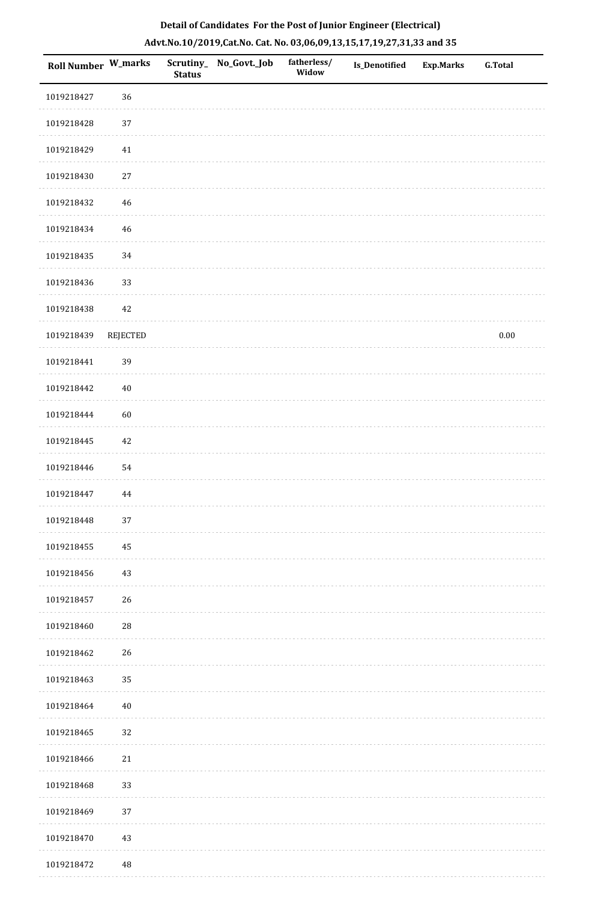**Detail of Candidates For the Post of Junior Engineer (Electrical)**

**Advt.No.10/2019,Cat.No. Cat. No. 03,06,09,13,15,17,19,27,31,33 and 35**

| Roll Number | W_marks | Scrutiny_Status | No_Govt._Job | fatherless/Widow | Is_Denotified | Exp.Marks | G.Total |
|---|---|---|---|---|---|---|---|
| 1019218427 | 36 | | | | | | |
| 1019218428 | 37 | | | | | | |
| 1019218429 | 41 | | | | | | |
| 1019218430 | 27 | | | | | | |
| 1019218432 | 46 | | | | | | |
| 1019218434 | 46 | | | | | | |
| 1019218435 | 34 | | | | | | |
| 1019218436 | 33 | | | | | | |
| 1019218438 | 42 | | | | | | |
| 1019218439 | REJECTED | | | | | | 0.00 |
| 1019218441 | 39 | | | | | | |
| 1019218442 | 40 | | | | | | |
| 1019218444 | 60 | | | | | | |
| 1019218445 | 42 | | | | | | |
| 1019218446 | 54 | | | | | | |
| 1019218447 | 44 | | | | | | |
| 1019218448 | 37 | | | | | | |
| 1019218455 | 45 | | | | | | |
| 1019218456 | 43 | | | | | | |
| 1019218457 | 26 | | | | | | |
| 1019218460 | 28 | | | | | | |
| 1019218462 | 26 | | | | | | |
| 1019218463 | 35 | | | | | | |
| 1019218464 | 40 | | | | | | |
| 1019218465 | 32 | | | | | | |
| 1019218466 | 21 | | | | | | |
| 1019218468 | 33 | | | | | | |
| 1019218469 | 37 | | | | | | |
| 1019218470 | 43 | | | | | | |
| 1019218472 | 48 | | | | | | |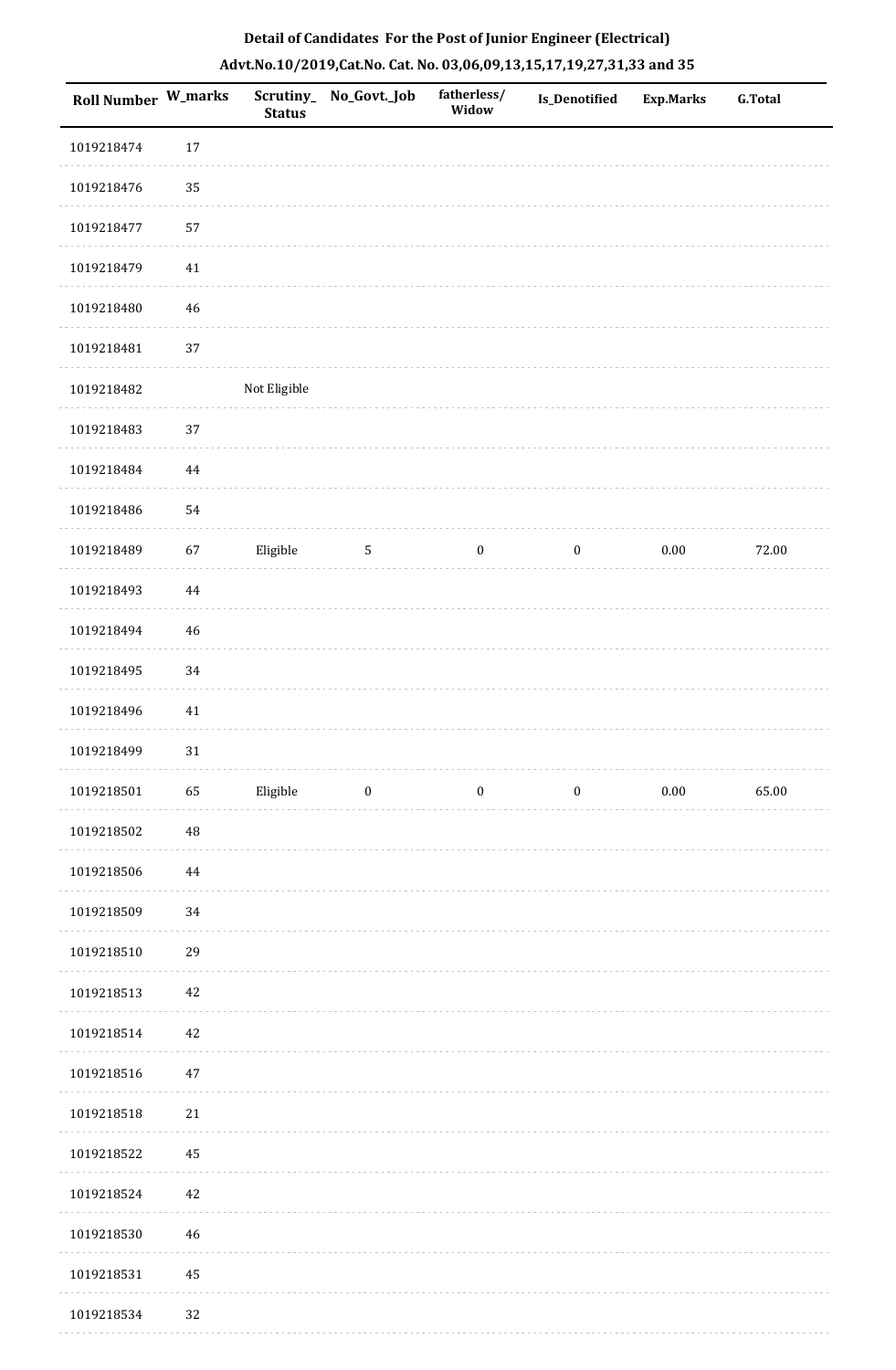## Detail of Candidates For the Post of Junior Engineer (Electrical)

### Advt.No.10/2019,Cat.No. Cat. No. 03,06,09,13,15,17,19,27,31,33 and 35

| Roll Number | W_marks | Scrutiny_Status | No_Govt._Job | fatherless/Widow | Is_Denotified | Exp.Marks | G.Total |
|---|---|---|---|---|---|---|---|
| 1019218474 | 17 | | | | | | |
| 1019218476 | 35 | | | | | | |
| 1019218477 | 57 | | | | | | |
| 1019218479 | 41 | | | | | | |
| 1019218480 | 46 | | | | | | |
| 1019218481 | 37 | | | | | | |
| 1019218482 | | Not Eligible | | | | | |
| 1019218483 | 37 | | | | | | |
| 1019218484 | 44 | | | | | | |
| 1019218486 | 54 | | | | | | |
| 1019218489 | 67 | Eligible | 5 | 0 | 0 | 0.00 | 72.00 |
| 1019218493 | 44 | | | | | | |
| 1019218494 | 46 | | | | | | |
| 1019218495 | 34 | | | | | | |
| 1019218496 | 41 | | | | | | |
| 1019218499 | 31 | | | | | | |
| 1019218501 | 65 | Eligible | 0 | 0 | 0 | 0.00 | 65.00 |
| 1019218502 | 48 | | | | | | |
| 1019218506 | 44 | | | | | | |
| 1019218509 | 34 | | | | | | |
| 1019218510 | 29 | | | | | | |
| 1019218513 | 42 | | | | | | |
| 1019218514 | 42 | | | | | | |
| 1019218516 | 47 | | | | | | |
| 1019218518 | 21 | | | | | | |
| 1019218522 | 45 | | | | | | |
| 1019218524 | 42 | | | | | | |
| 1019218530 | 46 | | | | | | |
| 1019218531 | 45 | | | | | | |
| 1019218534 | 32 | | | | | | |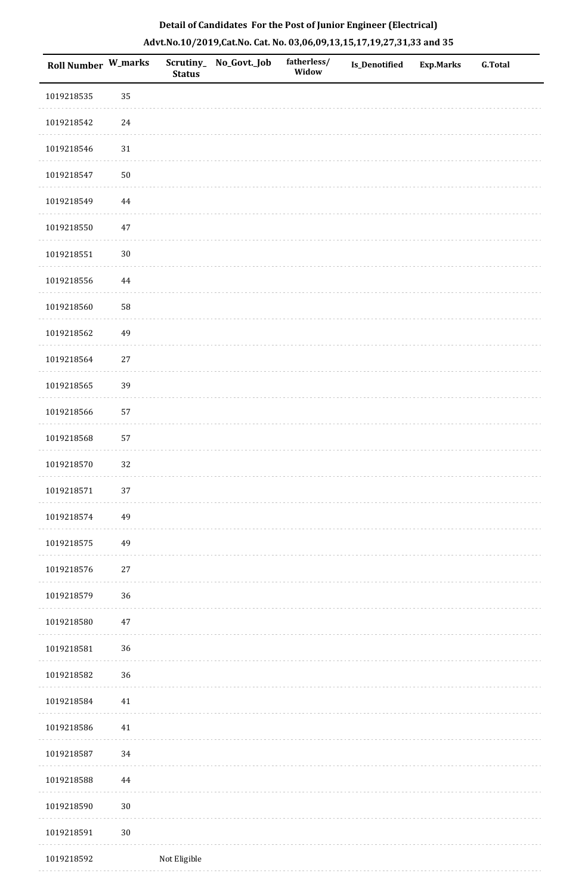**Detail of Candidates For the Post of Junior Engineer (Electrical)**

**Advt.No.10/2019,Cat.No. Cat. No. 03,06,09,13,15,17,19,27,31,33 and 35**

| Roll Number | W_marks | Scrutiny_Status | No_Govt._Job | fatherless/Widow | Is_Denotified | Exp.Marks | G.Total |
|---|---|---|---|---|---|---|---|
| 1019218535 | 35 | | | | | | |
| 1019218542 | 24 | | | | | | |
| 1019218546 | 31 | | | | | | |
| 1019218547 | 50 | | | | | | |
| 1019218549 | 44 | | | | | | |
| 1019218550 | 47 | | | | | | |
| 1019218551 | 30 | | | | | | |
| 1019218556 | 44 | | | | | | |
| 1019218560 | 58 | | | | | | |
| 1019218562 | 49 | | | | | | |
| 1019218564 | 27 | | | | | | |
| 1019218565 | 39 | | | | | | |
| 1019218566 | 57 | | | | | | |
| 1019218568 | 57 | | | | | | |
| 1019218570 | 32 | | | | | | |
| 1019218571 | 37 | | | | | | |
| 1019218574 | 49 | | | | | | |
| 1019218575 | 49 | | | | | | |
| 1019218576 | 27 | | | | | | |
| 1019218579 | 36 | | | | | | |
| 1019218580 | 47 | | | | | | |
| 1019218581 | 36 | | | | | | |
| 1019218582 | 36 | | | | | | |
| 1019218584 | 41 | | | | | | |
| 1019218586 | 41 | | | | | | |
| 1019218587 | 34 | | | | | | |
| 1019218588 | 44 | | | | | | |
| 1019218590 | 30 | | | | | | |
| 1019218591 | 30 | | | | | | |
| 1019218592 | | Not Eligible | | | | | |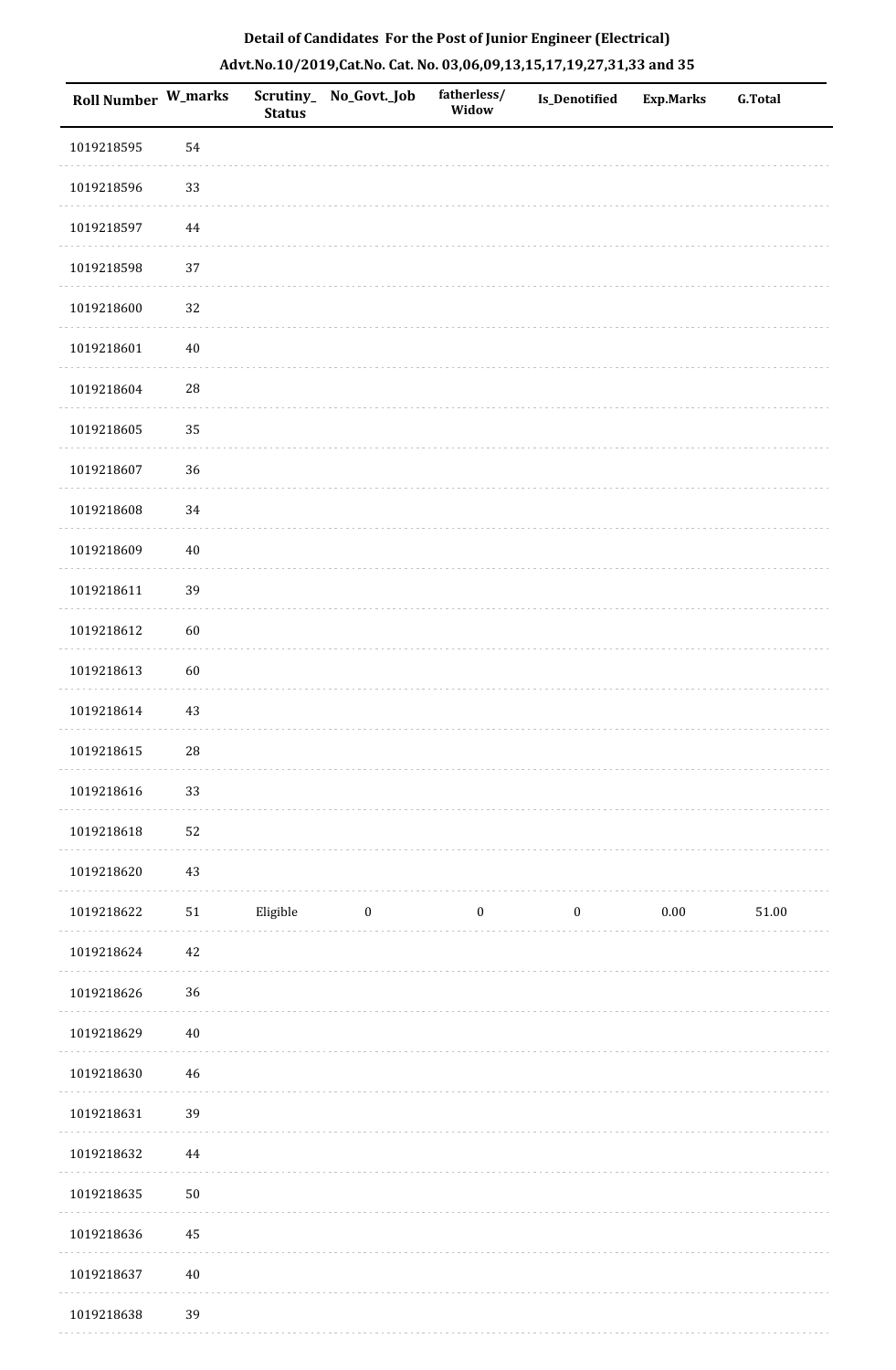**Detail of Candidates For the Post of Junior Engineer (Electrical)**

**Advt.No.10/2019,Cat.No. Cat. No. 03,06,09,13,15,17,19,27,31,33 and 35**

| Roll Number | W_marks | Scrutiny_Status | No_Govt._Job | fatherless/Widow | Is_Denotified | Exp.Marks | G.Total |
|---|---|---|---|---|---|---|---|
| 1019218595 | 54 | | | | | | |
| 1019218596 | 33 | | | | | | |
| 1019218597 | 44 | | | | | | |
| 1019218598 | 37 | | | | | | |
| 1019218600 | 32 | | | | | | |
| 1019218601 | 40 | | | | | | |
| 1019218604 | 28 | | | | | | |
| 1019218605 | 35 | | | | | | |
| 1019218607 | 36 | | | | | | |
| 1019218608 | 34 | | | | | | |
| 1019218609 | 40 | | | | | | |
| 1019218611 | 39 | | | | | | |
| 1019218612 | 60 | | | | | | |
| 1019218613 | 60 | | | | | | |
| 1019218614 | 43 | | | | | | |
| 1019218615 | 28 | | | | | | |
| 1019218616 | 33 | | | | | | |
| 1019218618 | 52 | | | | | | |
| 1019218620 | 43 | | | | | | |
| 1019218622 | 51 | Eligible | 0 | 0 | 0 | 0.00 | 51.00 |
| 1019218624 | 42 | | | | | | |
| 1019218626 | 36 | | | | | | |
| 1019218629 | 40 | | | | | | |
| 1019218630 | 46 | | | | | | |
| 1019218631 | 39 | | | | | | |
| 1019218632 | 44 | | | | | | |
| 1019218635 | 50 | | | | | | |
| 1019218636 | 45 | | | | | | |
| 1019218637 | 40 | | | | | | |
| 1019218638 | 39 | | | | | | |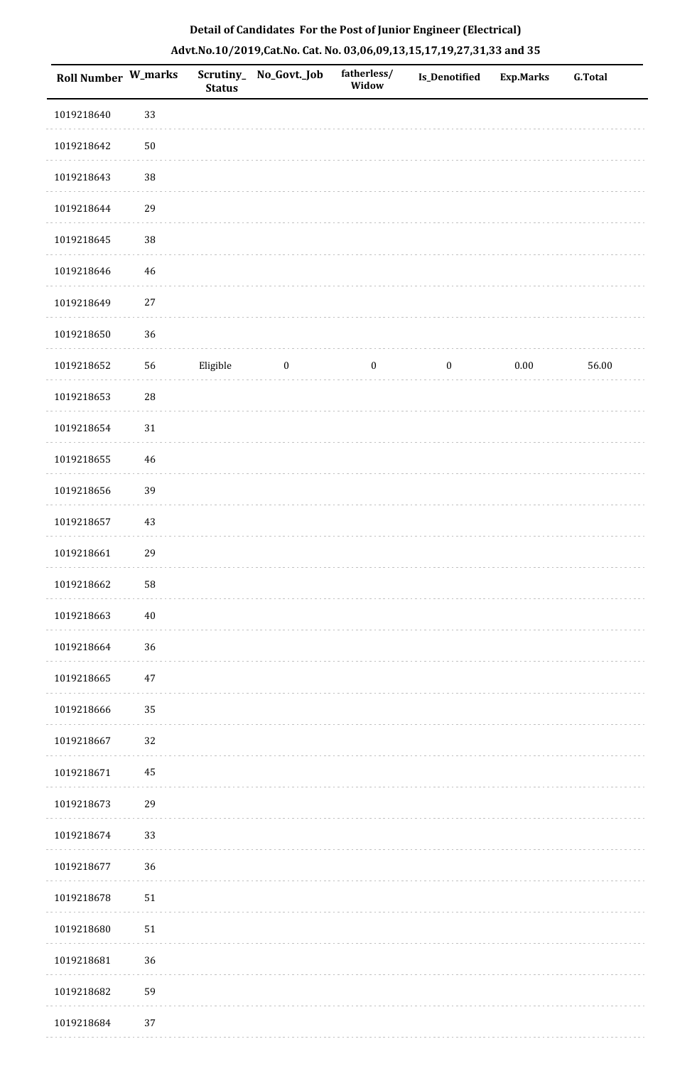**Detail of Candidates For the Post of Junior Engineer (Electrical)**

**Advt.No.10/2019,Cat.No. Cat. No. 03,06,09,13,15,17,19,27,31,33 and 35**

| Roll Number | W_marks | Scrutiny_Status | No_Govt._Job | fatherless/Widow | Is_Denotified | Exp.Marks | G.Total |
|---|---|---|---|---|---|---|---|
| 1019218640 | 33 | | | | | | |
| 1019218642 | 50 | | | | | | |
| 1019218643 | 38 | | | | | | |
| 1019218644 | 29 | | | | | | |
| 1019218645 | 38 | | | | | | |
| 1019218646 | 46 | | | | | | |
| 1019218649 | 27 | | | | | | |
| 1019218650 | 36 | | | | | | |
| 1019218652 | 56 | Eligible | 0 | 0 | 0 | 0.00 | 56.00 |
| 1019218653 | 28 | | | | | | |
| 1019218654 | 31 | | | | | | |
| 1019218655 | 46 | | | | | | |
| 1019218656 | 39 | | | | | | |
| 1019218657 | 43 | | | | | | |
| 1019218661 | 29 | | | | | | |
| 1019218662 | 58 | | | | | | |
| 1019218663 | 40 | | | | | | |
| 1019218664 | 36 | | | | | | |
| 1019218665 | 47 | | | | | | |
| 1019218666 | 35 | | | | | | |
| 1019218667 | 32 | | | | | | |
| 1019218671 | 45 | | | | | | |
| 1019218673 | 29 | | | | | | |
| 1019218674 | 33 | | | | | | |
| 1019218677 | 36 | | | | | | |
| 1019218678 | 51 | | | | | | |
| 1019218680 | 51 | | | | | | |
| 1019218681 | 36 | | | | | | |
| 1019218682 | 59 | | | | | | |
| 1019218684 | 37 | | | | | | |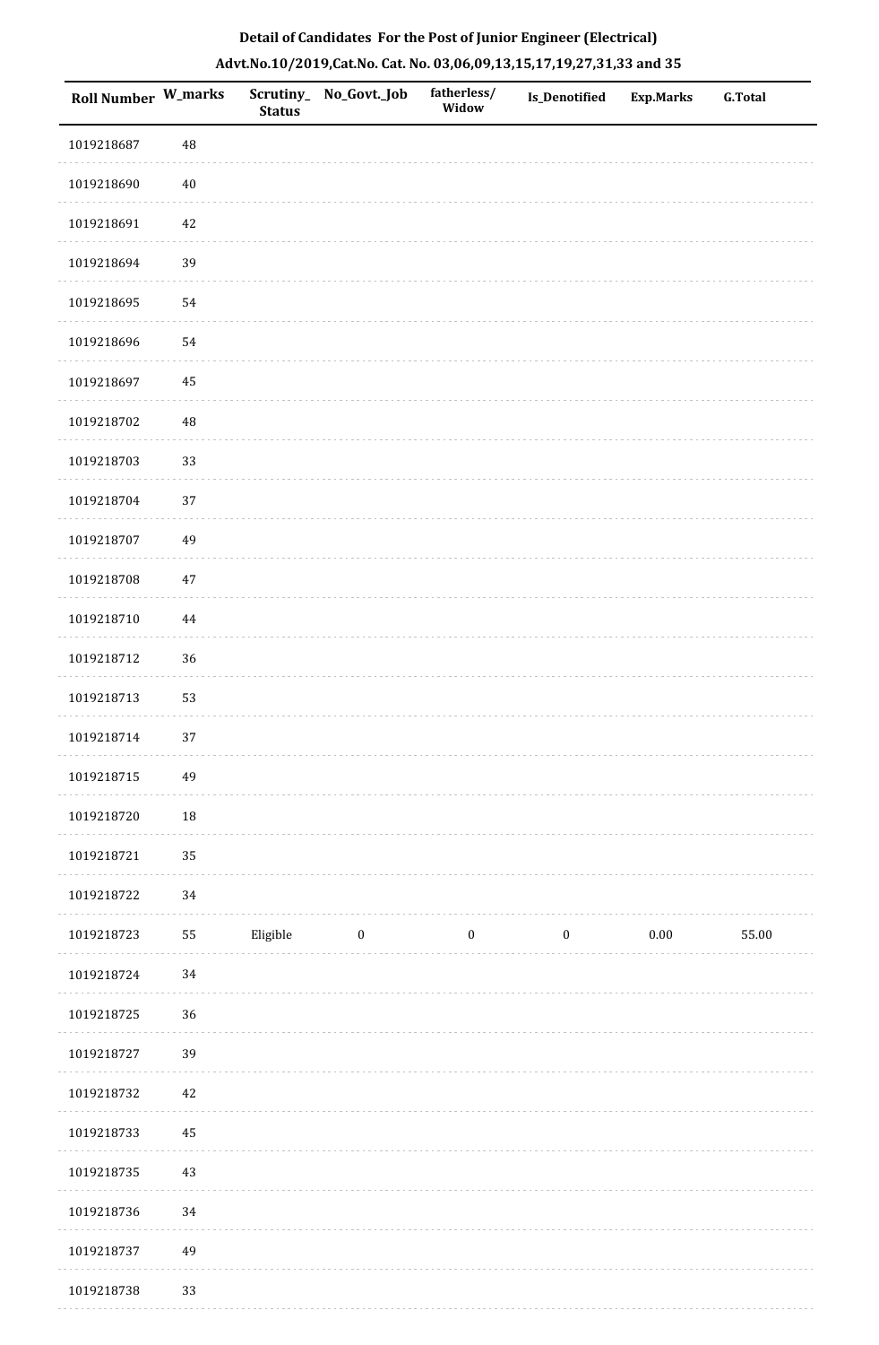**Detail of Candidates For the Post of Junior Engineer (Electrical)**

**Advt.No.10/2019,Cat.No. Cat. No. 03,06,09,13,15,17,19,27,31,33 and 35**

| Roll Number | W_marks | Scrutiny_Status | No_Govt._Job | fatherless/Widow | Is_Denotified | Exp.Marks | G.Total |
|---|---|---|---|---|---|---|---|
| 1019218687 | 48 | | | | | | |
| 1019218690 | 40 | | | | | | |
| 1019218691 | 42 | | | | | | |
| 1019218694 | 39 | | | | | | |
| 1019218695 | 54 | | | | | | |
| 1019218696 | 54 | | | | | | |
| 1019218697 | 45 | | | | | | |
| 1019218702 | 48 | | | | | | |
| 1019218703 | 33 | | | | | | |
| 1019218704 | 37 | | | | | | |
| 1019218707 | 49 | | | | | | |
| 1019218708 | 47 | | | | | | |
| 1019218710 | 44 | | | | | | |
| 1019218712 | 36 | | | | | | |
| 1019218713 | 53 | | | | | | |
| 1019218714 | 37 | | | | | | |
| 1019218715 | 49 | | | | | | |
| 1019218720 | 18 | | | | | | |
| 1019218721 | 35 | | | | | | |
| 1019218722 | 34 | | | | | | |
| 1019218723 | 55 | Eligible | 0 | 0 | 0 | 0.00 | 55.00 |
| 1019218724 | 34 | | | | | | |
| 1019218725 | 36 | | | | | | |
| 1019218727 | 39 | | | | | | |
| 1019218732 | 42 | | | | | | |
| 1019218733 | 45 | | | | | | |
| 1019218735 | 43 | | | | | | |
| 1019218736 | 34 | | | | | | |
| 1019218737 | 49 | | | | | | |
| 1019218738 | 33 | | | | | | |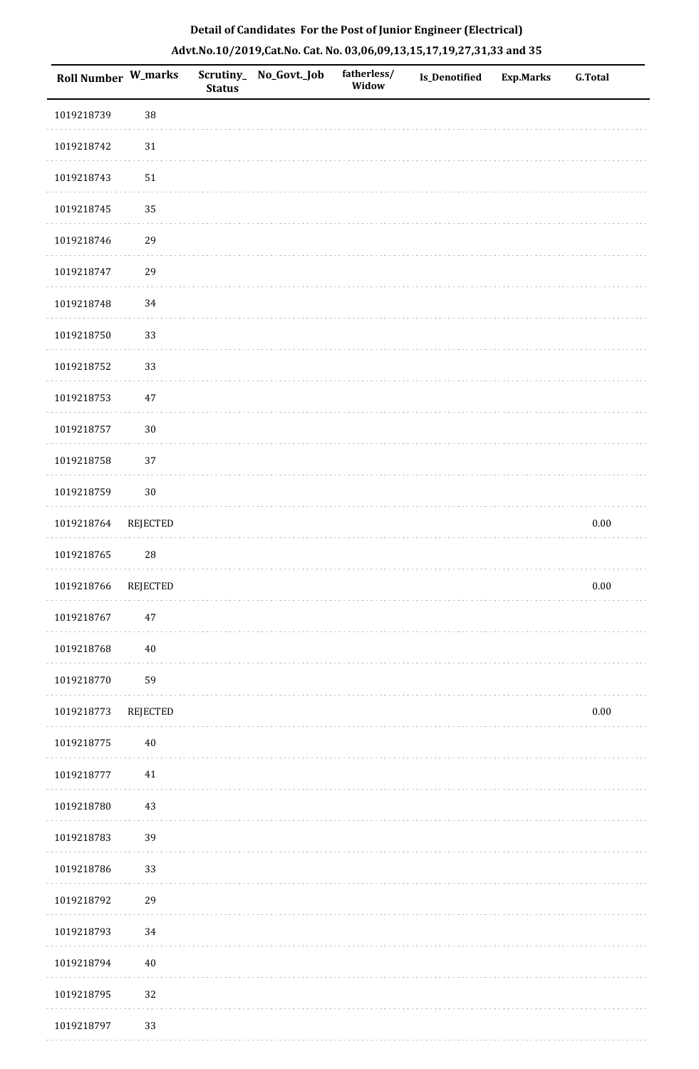**Detail of Candidates For the Post of Junior Engineer (Electrical)**

**Advt.No.10/2019,Cat.No. Cat. No. 03,06,09,13,15,17,19,27,31,33 and 35**

| Roll Number | W_marks | Scrutiny_ Status | No_Govt._Job | fatherless/ Widow | Is_Denotified | Exp.Marks | G.Total |
|---|---|---|---|---|---|---|---|
| 1019218739 | 38 | | | | | | |
| 1019218742 | 31 | | | | | | |
| 1019218743 | 51 | | | | | | |
| 1019218745 | 35 | | | | | | |
| 1019218746 | 29 | | | | | | |
| 1019218747 | 29 | | | | | | |
| 1019218748 | 34 | | | | | | |
| 1019218750 | 33 | | | | | | |
| 1019218752 | 33 | | | | | | |
| 1019218753 | 47 | | | | | | |
| 1019218757 | 30 | | | | | | |
| 1019218758 | 37 | | | | | | |
| 1019218759 | 30 | | | | | | |
| 1019218764 | REJECTED | | | | | | 0.00 |
| 1019218765 | 28 | | | | | | |
| 1019218766 | REJECTED | | | | | | 0.00 |
| 1019218767 | 47 | | | | | | |
| 1019218768 | 40 | | | | | | |
| 1019218770 | 59 | | | | | | |
| 1019218773 | REJECTED | | | | | | 0.00 |
| 1019218775 | 40 | | | | | | |
| 1019218777 | 41 | | | | | | |
| 1019218780 | 43 | | | | | | |
| 1019218783 | 39 | | | | | | |
| 1019218786 | 33 | | | | | | |
| 1019218792 | 29 | | | | | | |
| 1019218793 | 34 | | | | | | |
| 1019218794 | 40 | | | | | | |
| 1019218795 | 32 | | | | | | |
| 1019218797 | 33 | | | | | | |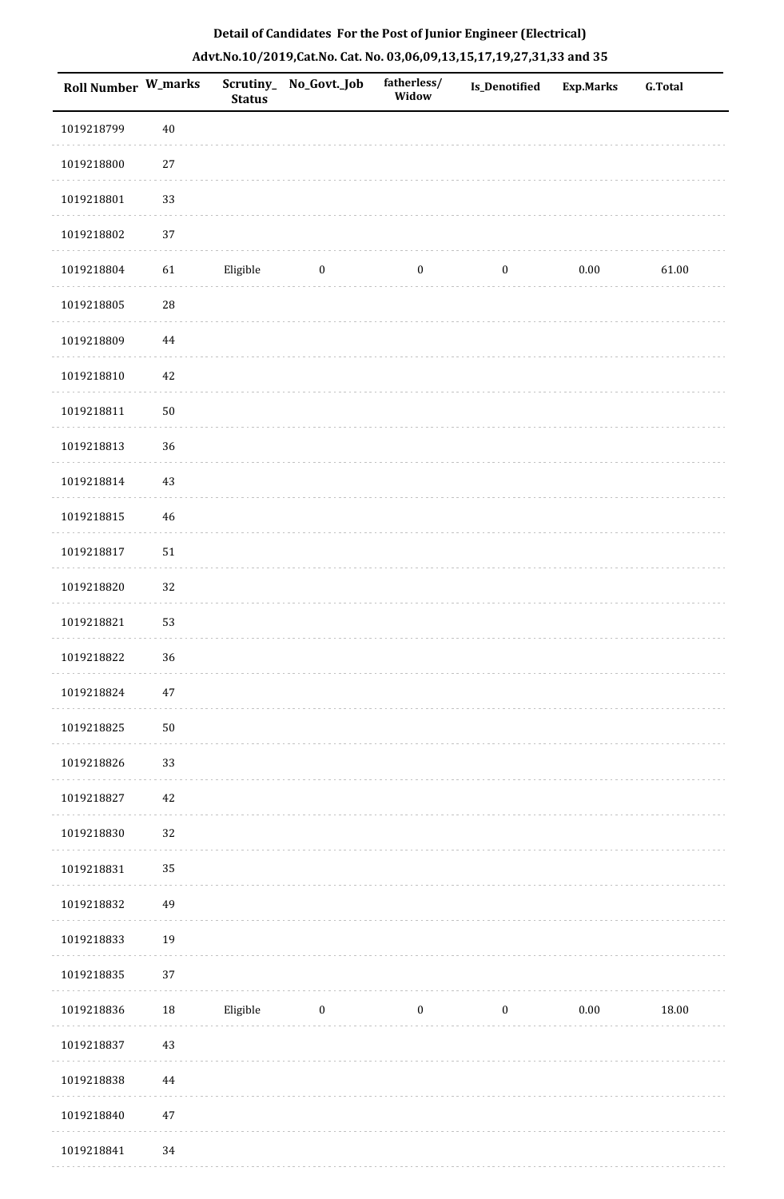## Detail of Candidates For the Post of Junior Engineer (Electrical)

## Advt.No.10/2019,Cat.No. Cat. No. 03,06,09,13,15,17,19,27,31,33 and 35

| Roll Number | W_marks | Scrutiny_Status | No_Govt._Job | fatherless/Widow | Is_Denotified | Exp.Marks | G.Total |
|---|---|---|---|---|---|---|---|
| 1019218799 | 40 | | | | | | |
| 1019218800 | 27 | | | | | | |
| 1019218801 | 33 | | | | | | |
| 1019218802 | 37 | | | | | | |
| 1019218804 | 61 | Eligible | 0 | 0 | 0 | 0.00 | 61.00 |
| 1019218805 | 28 | | | | | | |
| 1019218809 | 44 | | | | | | |
| 1019218810 | 42 | | | | | | |
| 1019218811 | 50 | | | | | | |
| 1019218813 | 36 | | | | | | |
| 1019218814 | 43 | | | | | | |
| 1019218815 | 46 | | | | | | |
| 1019218817 | 51 | | | | | | |
| 1019218820 | 32 | | | | | | |
| 1019218821 | 53 | | | | | | |
| 1019218822 | 36 | | | | | | |
| 1019218824 | 47 | | | | | | |
| 1019218825 | 50 | | | | | | |
| 1019218826 | 33 | | | | | | |
| 1019218827 | 42 | | | | | | |
| 1019218830 | 32 | | | | | | |
| 1019218831 | 35 | | | | | | |
| 1019218832 | 49 | | | | | | |
| 1019218833 | 19 | | | | | | |
| 1019218835 | 37 | | | | | | |
| 1019218836 | 18 | Eligible | 0 | 0 | 0 | 0.00 | 18.00 |
| 1019218837 | 43 | | | | | | |
| 1019218838 | 44 | | | | | | |
| 1019218840 | 47 | | | | | | |
| 1019218841 | 34 | | | | | | |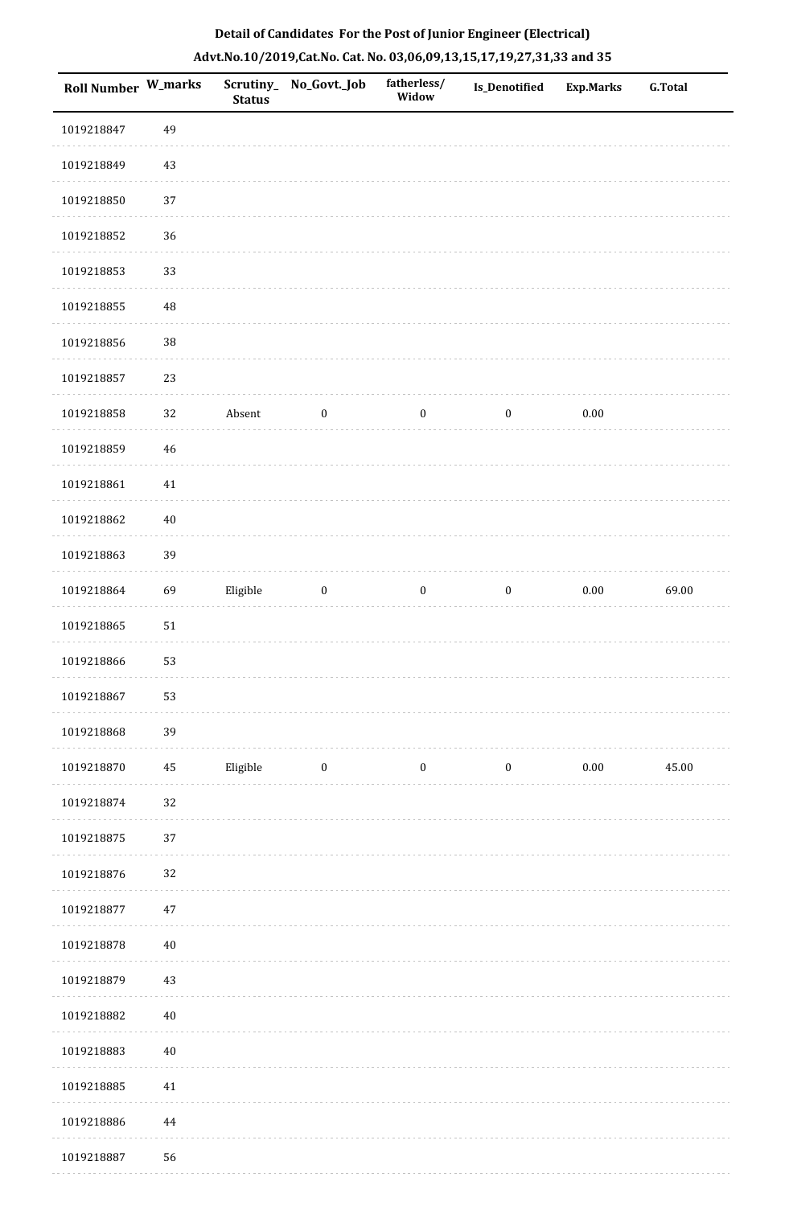**Detail of Candidates For the Post of Junior Engineer (Electrical)**

**Advt.No.10/2019,Cat.No. Cat. No. 03,06,09,13,15,17,19,27,31,33 and 35**

| Roll Number | W_marks | Scrutiny_Status | No_Govt._Job | fatherless/Widow | Is_Denotified | Exp.Marks | G.Total |
|---|---|---|---|---|---|---|---|
| 1019218847 | 49 | | | | | | |
| 1019218849 | 43 | | | | | | |
| 1019218850 | 37 | | | | | | |
| 1019218852 | 36 | | | | | | |
| 1019218853 | 33 | | | | | | |
| 1019218855 | 48 | | | | | | |
| 1019218856 | 38 | | | | | | |
| 1019218857 | 23 | | | | | | |
| 1019218858 | 32 | Absent | 0 | 0 | 0 | 0.00 | |
| 1019218859 | 46 | | | | | | |
| 1019218861 | 41 | | | | | | |
| 1019218862 | 40 | | | | | | |
| 1019218863 | 39 | | | | | | |
| 1019218864 | 69 | Eligible | 0 | 0 | 0 | 0.00 | 69.00 |
| 1019218865 | 51 | | | | | | |
| 1019218866 | 53 | | | | | | |
| 1019218867 | 53 | | | | | | |
| 1019218868 | 39 | | | | | | |
| 1019218870 | 45 | Eligible | 0 | 0 | 0 | 0.00 | 45.00 |
| 1019218874 | 32 | | | | | | |
| 1019218875 | 37 | | | | | | |
| 1019218876 | 32 | | | | | | |
| 1019218877 | 47 | | | | | | |
| 1019218878 | 40 | | | | | | |
| 1019218879 | 43 | | | | | | |
| 1019218882 | 40 | | | | | | |
| 1019218883 | 40 | | | | | | |
| 1019218885 | 41 | | | | | | |
| 1019218886 | 44 | | | | | | |
| 1019218887 | 56 | | | | | | |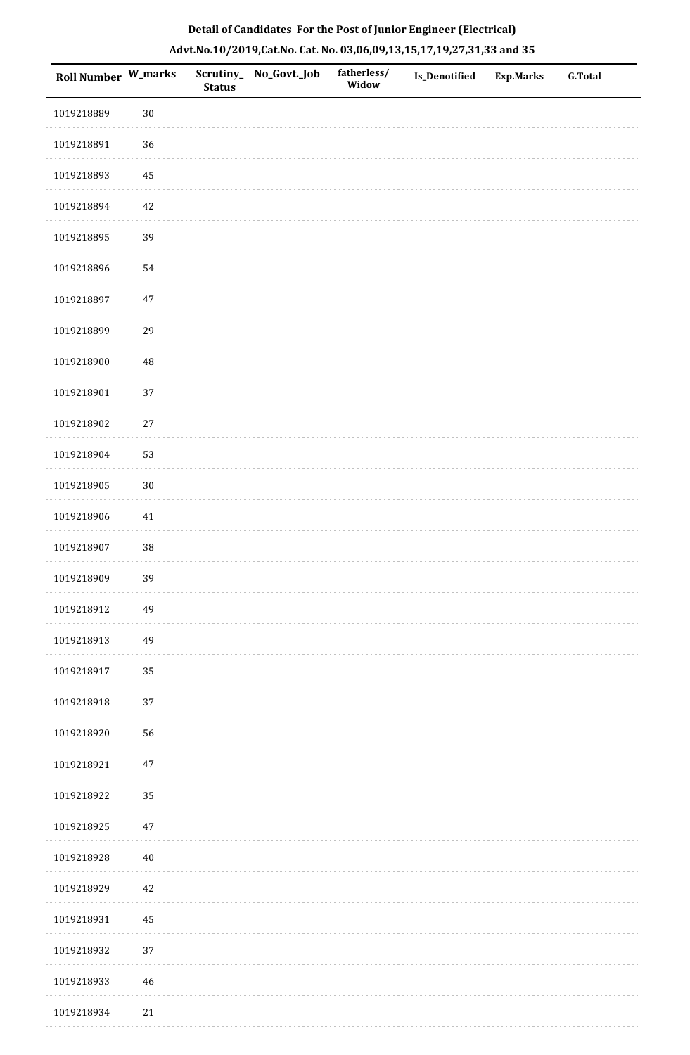**Detail of Candidates For the Post of Junior Engineer (Electrical)**

**Advt.No.10/2019,Cat.No. Cat. No. 03,06,09,13,15,17,19,27,31,33 and 35**

| Roll Number | W_marks | Scrutiny_Status | No_Govt._Job | fatherless/Widow | Is_Denotified | Exp.Marks | G.Total |
|---|---|---|---|---|---|---|---|
| 1019218889 | 30 | | | | | | |
| 1019218891 | 36 | | | | | | |
| 1019218893 | 45 | | | | | | |
| 1019218894 | 42 | | | | | | |
| 1019218895 | 39 | | | | | | |
| 1019218896 | 54 | | | | | | |
| 1019218897 | 47 | | | | | | |
| 1019218899 | 29 | | | | | | |
| 1019218900 | 48 | | | | | | |
| 1019218901 | 37 | | | | | | |
| 1019218902 | 27 | | | | | | |
| 1019218904 | 53 | | | | | | |
| 1019218905 | 30 | | | | | | |
| 1019218906 | 41 | | | | | | |
| 1019218907 | 38 | | | | | | |
| 1019218909 | 39 | | | | | | |
| 1019218912 | 49 | | | | | | |
| 1019218913 | 49 | | | | | | |
| 1019218917 | 35 | | | | | | |
| 1019218918 | 37 | | | | | | |
| 1019218920 | 56 | | | | | | |
| 1019218921 | 47 | | | | | | |
| 1019218922 | 35 | | | | | | |
| 1019218925 | 47 | | | | | | |
| 1019218928 | 40 | | | | | | |
| 1019218929 | 42 | | | | | | |
| 1019218931 | 45 | | | | | | |
| 1019218932 | 37 | | | | | | |
| 1019218933 | 46 | | | | | | |
| 1019218934 | 21 | | | | | | |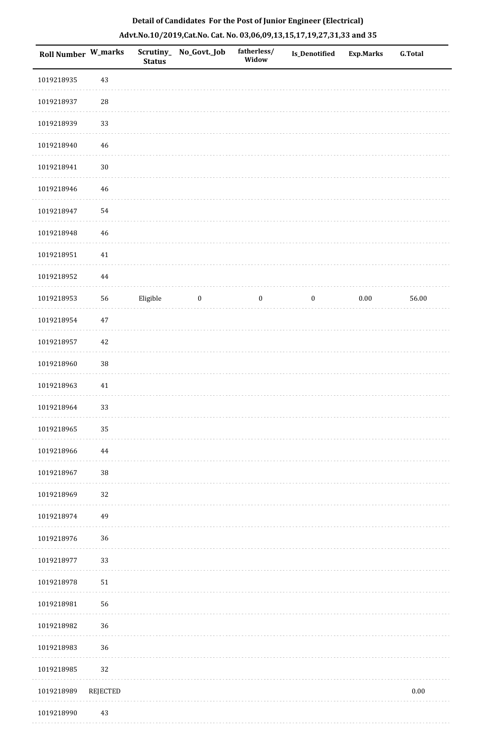**Detail of Candidates For the Post of Junior Engineer (Electrical)**

**Advt.No.10/2019,Cat.No. Cat. No. 03,06,09,13,15,17,19,27,31,33 and 35**

| Roll Number | W_marks | Scrutiny_ Status | No_Govt._Job | fatherless/ Widow | Is_Denotified | Exp.Marks | G.Total |
|---|---|---|---|---|---|---|---|
| 1019218935 | 43 | | | | | | |
| 1019218937 | 28 | | | | | | |
| 1019218939 | 33 | | | | | | |
| 1019218940 | 46 | | | | | | |
| 1019218941 | 30 | | | | | | |
| 1019218946 | 46 | | | | | | |
| 1019218947 | 54 | | | | | | |
| 1019218948 | 46 | | | | | | |
| 1019218951 | 41 | | | | | | |
| 1019218952 | 44 | | | | | | |
| 1019218953 | 56 | Eligible | 0 | 0 | 0 | 0.00 | 56.00 |
| 1019218954 | 47 | | | | | | |
| 1019218957 | 42 | | | | | | |
| 1019218960 | 38 | | | | | | |
| 1019218963 | 41 | | | | | | |
| 1019218964 | 33 | | | | | | |
| 1019218965 | 35 | | | | | | |
| 1019218966 | 44 | | | | | | |
| 1019218967 | 38 | | | | | | |
| 1019218969 | 32 | | | | | | |
| 1019218974 | 49 | | | | | | |
| 1019218976 | 36 | | | | | | |
| 1019218977 | 33 | | | | | | |
| 1019218978 | 51 | | | | | | |
| 1019218981 | 56 | | | | | | |
| 1019218982 | 36 | | | | | | |
| 1019218983 | 36 | | | | | | |
| 1019218985 | 32 | | | | | | |
| 1019218989 | REJECTED | | | | | | 0.00 |
| 1019218990 | 43 | | | | | | |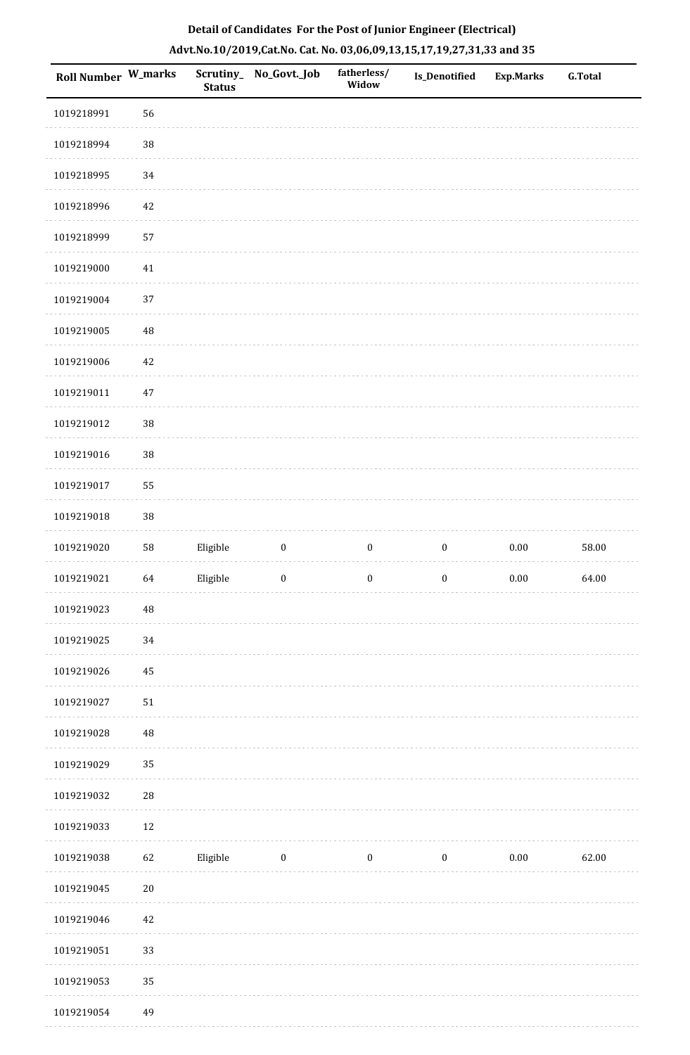**Detail of Candidates For the Post of Junior Engineer (Electrical)**

**Advt.No.10/2019,Cat.No. Cat. No. 03,06,09,13,15,17,19,27,31,33 and 35**

| Roll Number | W_marks | Scrutiny_Status | No_Govt._Job | fatherless/Widow | Is_Denotified | Exp.Marks | G.Total |
|---|---|---|---|---|---|---|---|
| 1019218991 | 56 | | | | | | |
| 1019218994 | 38 | | | | | | |
| 1019218995 | 34 | | | | | | |
| 1019218996 | 42 | | | | | | |
| 1019218999 | 57 | | | | | | |
| 1019219000 | 41 | | | | | | |
| 1019219004 | 37 | | | | | | |
| 1019219005 | 48 | | | | | | |
| 1019219006 | 42 | | | | | | |
| 1019219011 | 47 | | | | | | |
| 1019219012 | 38 | | | | | | |
| 1019219016 | 38 | | | | | | |
| 1019219017 | 55 | | | | | | |
| 1019219018 | 38 | | | | | | |
| 1019219020 | 58 | Eligible | 0 | 0 | 0 | 0.00 | 58.00 |
| 1019219021 | 64 | Eligible | 0 | 0 | 0 | 0.00 | 64.00 |
| 1019219023 | 48 | | | | | | |
| 1019219025 | 34 | | | | | | |
| 1019219026 | 45 | | | | | | |
| 1019219027 | 51 | | | | | | |
| 1019219028 | 48 | | | | | | |
| 1019219029 | 35 | | | | | | |
| 1019219032 | 28 | | | | | | |
| 1019219033 | 12 | | | | | | |
| 1019219038 | 62 | Eligible | 0 | 0 | 0 | 0.00 | 62.00 |
| 1019219045 | 20 | | | | | | |
| 1019219046 | 42 | | | | | | |
| 1019219051 | 33 | | | | | | |
| 1019219053 | 35 | | | | | | |
| 1019219054 | 49 | | | | | | |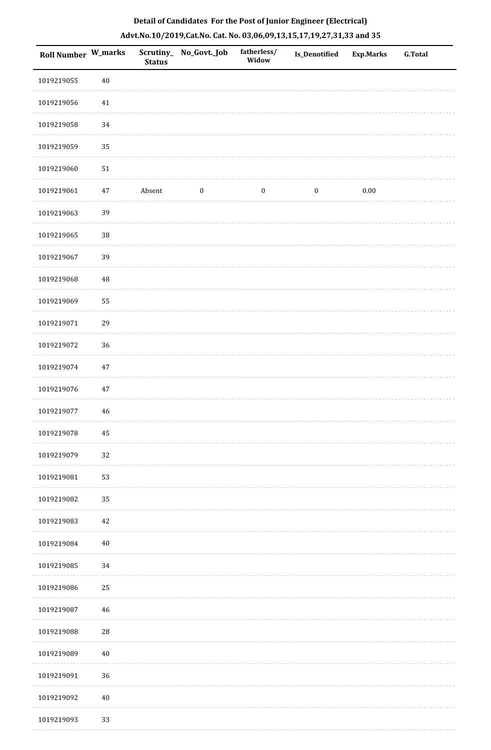**Detail of Candidates For the Post of Junior Engineer (Electrical)**

**Advt.No.10/2019,Cat.No. Cat. No. 03,06,09,13,15,17,19,27,31,33 and 35**

| Roll Number | W_marks | Scrutiny_Status | No_Govt._Job | fatherless/Widow | Is_Denotified | Exp.Marks | G.Total |
|---|---|---|---|---|---|---|---|
| 1019219055 | 40 | | | | | | |
| 1019219056 | 41 | | | | | | |
| 1019219058 | 34 | | | | | | |
| 1019219059 | 35 | | | | | | |
| 1019219060 | 51 | | | | | | |
| 1019219061 | 47 | Absent | 0 | 0 | 0 | 0.00 | |
| 1019219063 | 39 | | | | | | |
| 1019219065 | 38 | | | | | | |
| 1019219067 | 39 | | | | | | |
| 1019219068 | 48 | | | | | | |
| 1019219069 | 55 | | | | | | |
| 1019219071 | 29 | | | | | | |
| 1019219072 | 36 | | | | | | |
| 1019219074 | 47 | | | | | | |
| 1019219076 | 47 | | | | | | |
| 1019219077 | 46 | | | | | | |
| 1019219078 | 45 | | | | | | |
| 1019219079 | 32 | | | | | | |
| 1019219081 | 53 | | | | | | |
| 1019219082 | 35 | | | | | | |
| 1019219083 | 42 | | | | | | |
| 1019219084 | 40 | | | | | | |
| 1019219085 | 34 | | | | | | |
| 1019219086 | 25 | | | | | | |
| 1019219087 | 46 | | | | | | |
| 1019219088 | 28 | | | | | | |
| 1019219089 | 40 | | | | | | |
| 1019219091 | 36 | | | | | | |
| 1019219092 | 40 | | | | | | |
| 1019219093 | 33 | | | | | | |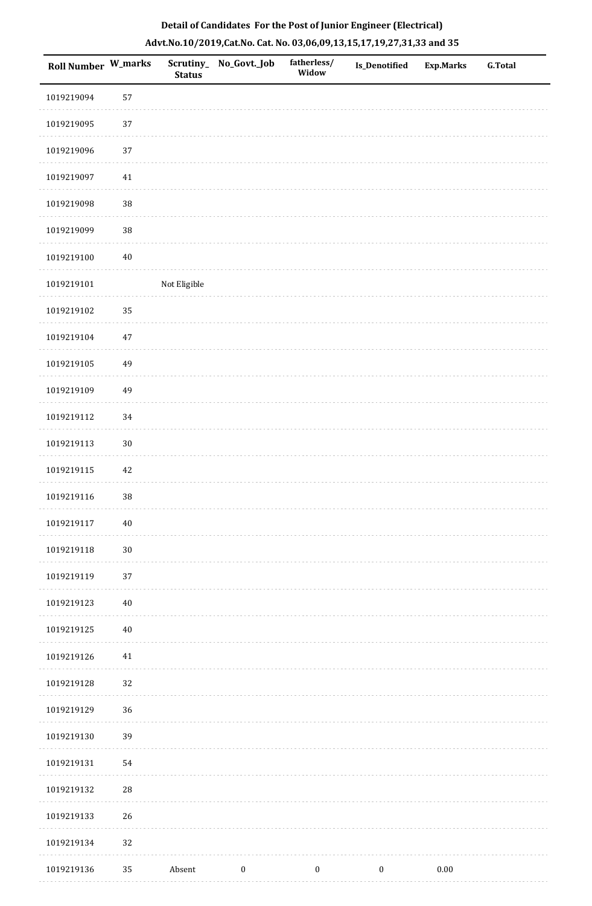**Detail of Candidates For the Post of Junior Engineer (Electrical)**

**Advt.No.10/2019,Cat.No. Cat. No. 03,06,09,13,15,17,19,27,31,33 and 35**

| Roll Number | W_marks | Scrutiny_Status | No_Govt._Job | fatherless/Widow | Is_Denotified | Exp.Marks | G.Total |
|---|---|---|---|---|---|---|---|
| 1019219094 | 57 | | | | | | |
| 1019219095 | 37 | | | | | | |
| 1019219096 | 37 | | | | | | |
| 1019219097 | 41 | | | | | | |
| 1019219098 | 38 | | | | | | |
| 1019219099 | 38 | | | | | | |
| 1019219100 | 40 | | | | | | |
| 1019219101 | | Not Eligible | | | | | |
| 1019219102 | 35 | | | | | | |
| 1019219104 | 47 | | | | | | |
| 1019219105 | 49 | | | | | | |
| 1019219109 | 49 | | | | | | |
| 1019219112 | 34 | | | | | | |
| 1019219113 | 30 | | | | | | |
| 1019219115 | 42 | | | | | | |
| 1019219116 | 38 | | | | | | |
| 1019219117 | 40 | | | | | | |
| 1019219118 | 30 | | | | | | |
| 1019219119 | 37 | | | | | | |
| 1019219123 | 40 | | | | | | |
| 1019219125 | 40 | | | | | | |
| 1019219126 | 41 | | | | | | |
| 1019219128 | 32 | | | | | | |
| 1019219129 | 36 | | | | | | |
| 1019219130 | 39 | | | | | | |
| 1019219131 | 54 | | | | | | |
| 1019219132 | 28 | | | | | | |
| 1019219133 | 26 | | | | | | |
| 1019219134 | 32 | | | | | | |
| 1019219136 | 35 | Absent | 0 | 0 | 0 | 0.00 | |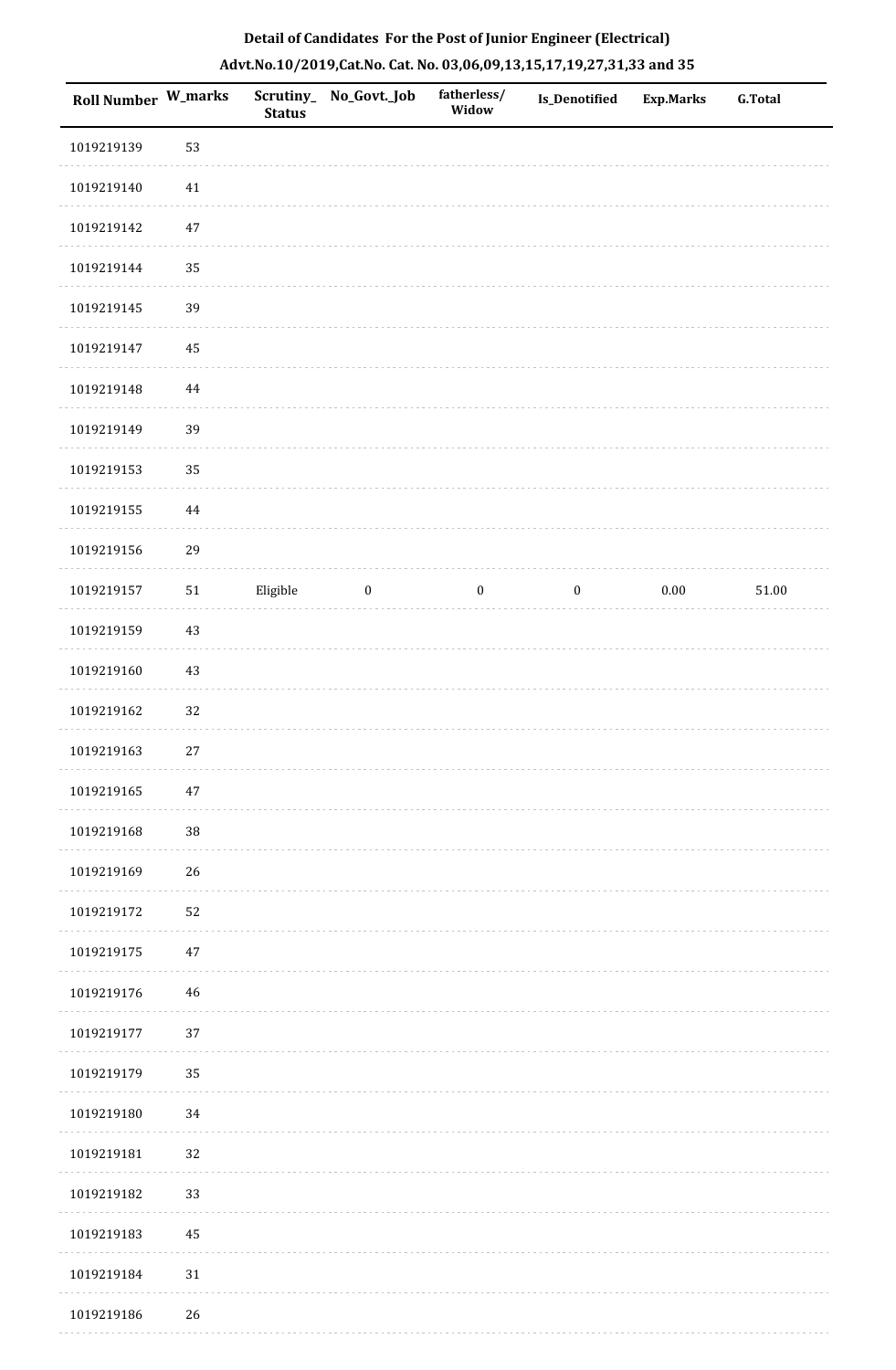**Detail of Candidates For the Post of Junior Engineer (Electrical)**

**Advt.No.10/2019,Cat.No. Cat. No. 03,06,09,13,15,17,19,27,31,33 and 35**

| Roll Number | W_marks | Scrutiny_Status | No_Govt._Job | fatherless/Widow | Is_Denotified | Exp.Marks | G.Total |
|---|---|---|---|---|---|---|---|
| 1019219139 | 53 | | | | | | |
| 1019219140 | 41 | | | | | | |
| 1019219142 | 47 | | | | | | |
| 1019219144 | 35 | | | | | | |
| 1019219145 | 39 | | | | | | |
| 1019219147 | 45 | | | | | | |
| 1019219148 | 44 | | | | | | |
| 1019219149 | 39 | | | | | | |
| 1019219153 | 35 | | | | | | |
| 1019219155 | 44 | | | | | | |
| 1019219156 | 29 | | | | | | |
| 1019219157 | 51 | Eligible | 0 | 0 | 0 | 0.00 | 51.00 |
| 1019219159 | 43 | | | | | | |
| 1019219160 | 43 | | | | | | |
| 1019219162 | 32 | | | | | | |
| 1019219163 | 27 | | | | | | |
| 1019219165 | 47 | | | | | | |
| 1019219168 | 38 | | | | | | |
| 1019219169 | 26 | | | | | | |
| 1019219172 | 52 | | | | | | |
| 1019219175 | 47 | | | | | | |
| 1019219176 | 46 | | | | | | |
| 1019219177 | 37 | | | | | | |
| 1019219179 | 35 | | | | | | |
| 1019219180 | 34 | | | | | | |
| 1019219181 | 32 | | | | | | |
| 1019219182 | 33 | | | | | | |
| 1019219183 | 45 | | | | | | |
| 1019219184 | 31 | | | | | | |
| 1019219186 | 26 | | | | | | |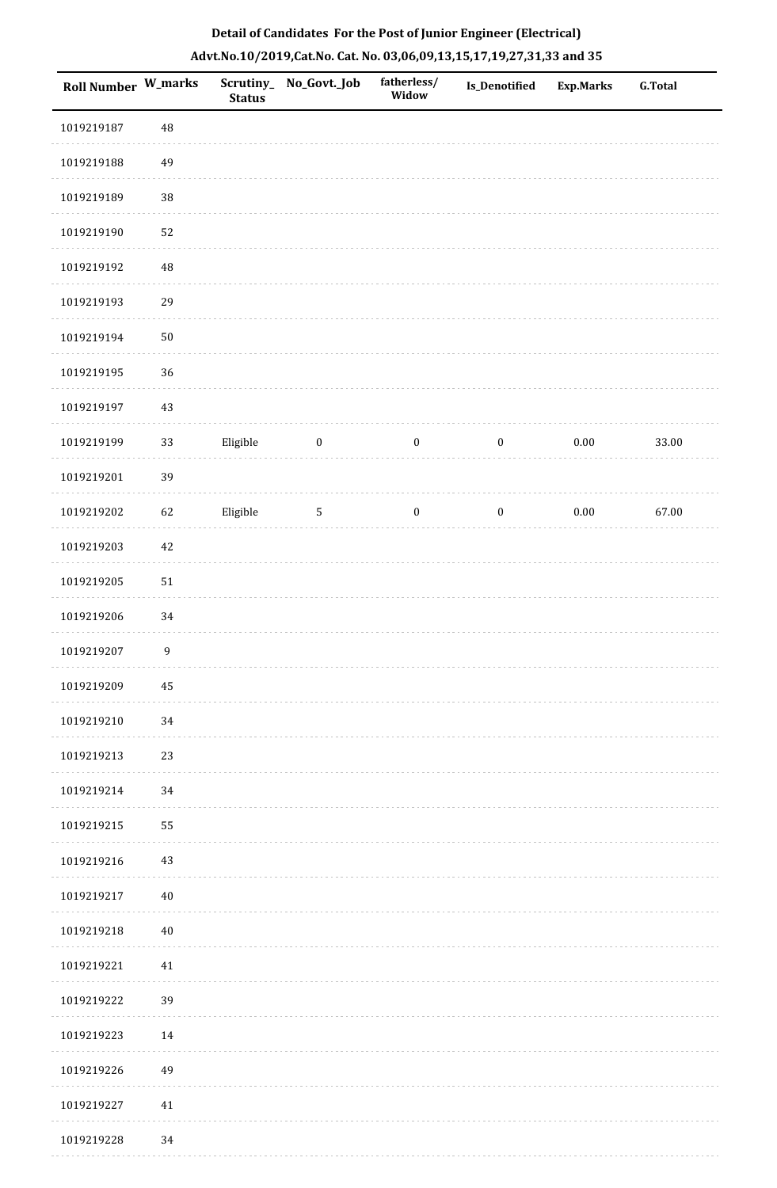**Detail of Candidates For the Post of Junior Engineer (Electrical)**

**Advt.No.10/2019,Cat.No. Cat. No. 03,06,09,13,15,17,19,27,31,33 and 35**

| Roll Number | W_marks | Scrutiny_Status | No_Govt._Job | fatherless/Widow | Is_Denotified | Exp.Marks | G.Total |
|---|---|---|---|---|---|---|---|
| 1019219187 | 48 | | | | | | |
| 1019219188 | 49 | | | | | | |
| 1019219189 | 38 | | | | | | |
| 1019219190 | 52 | | | | | | |
| 1019219192 | 48 | | | | | | |
| 1019219193 | 29 | | | | | | |
| 1019219194 | 50 | | | | | | |
| 1019219195 | 36 | | | | | | |
| 1019219197 | 43 | | | | | | |
| 1019219199 | 33 | Eligible | 0 | 0 | 0 | 0.00 | 33.00 |
| 1019219201 | 39 | | | | | | |
| 1019219202 | 62 | Eligible | 5 | 0 | 0 | 0.00 | 67.00 |
| 1019219203 | 42 | | | | | | |
| 1019219205 | 51 | | | | | | |
| 1019219206 | 34 | | | | | | |
| 1019219207 | 9 | | | | | | |
| 1019219209 | 45 | | | | | | |
| 1019219210 | 34 | | | | | | |
| 1019219213 | 23 | | | | | | |
| 1019219214 | 34 | | | | | | |
| 1019219215 | 55 | | | | | | |
| 1019219216 | 43 | | | | | | |
| 1019219217 | 40 | | | | | | |
| 1019219218 | 40 | | | | | | |
| 1019219221 | 41 | | | | | | |
| 1019219222 | 39 | | | | | | |
| 1019219223 | 14 | | | | | | |
| 1019219226 | 49 | | | | | | |
| 1019219227 | 41 | | | | | | |
| 1019219228 | 34 | | | | | | |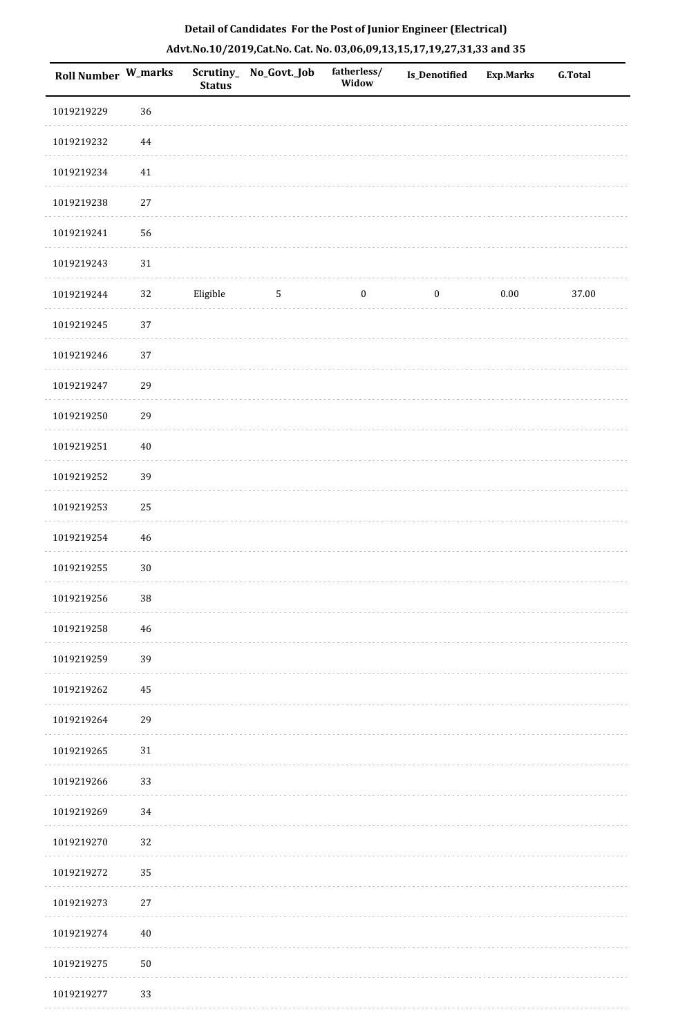**Detail of Candidates For the Post of Junior Engineer (Electrical)**

**Advt.No.10/2019,Cat.No. Cat. No. 03,06,09,13,15,17,19,27,31,33 and 35**

| Roll Number | W_marks | Scrutiny_Status | No_Govt._Job | fatherless/Widow | Is_Denotified | Exp.Marks | G.Total |
|---|---|---|---|---|---|---|---|
| 1019219229 | 36 | | | | | | |
| 1019219232 | 44 | | | | | | |
| 1019219234 | 41 | | | | | | |
| 1019219238 | 27 | | | | | | |
| 1019219241 | 56 | | | | | | |
| 1019219243 | 31 | | | | | | |
| 1019219244 | 32 | Eligible | 5 | 0 | 0 | 0.00 | 37.00 |
| 1019219245 | 37 | | | | | | |
| 1019219246 | 37 | | | | | | |
| 1019219247 | 29 | | | | | | |
| 1019219250 | 29 | | | | | | |
| 1019219251 | 40 | | | | | | |
| 1019219252 | 39 | | | | | | |
| 1019219253 | 25 | | | | | | |
| 1019219254 | 46 | | | | | | |
| 1019219255 | 30 | | | | | | |
| 1019219256 | 38 | | | | | | |
| 1019219258 | 46 | | | | | | |
| 1019219259 | 39 | | | | | | |
| 1019219262 | 45 | | | | | | |
| 1019219264 | 29 | | | | | | |
| 1019219265 | 31 | | | | | | |
| 1019219266 | 33 | | | | | | |
| 1019219269 | 34 | | | | | | |
| 1019219270 | 32 | | | | | | |
| 1019219272 | 35 | | | | | | |
| 1019219273 | 27 | | | | | | |
| 1019219274 | 40 | | | | | | |
| 1019219275 | 50 | | | | | | |
| 1019219277 | 33 | | | | | | |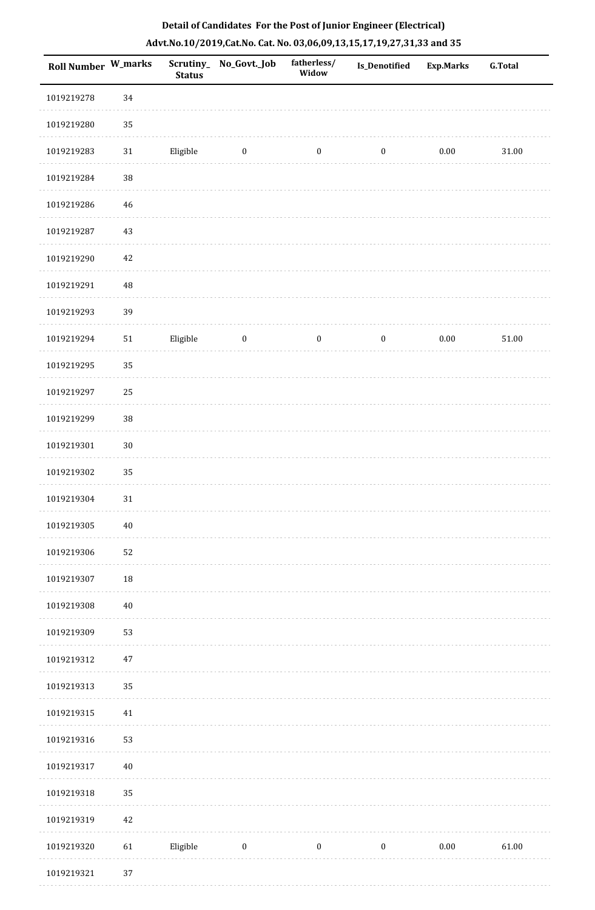**Detail of Candidates For the Post of Junior Engineer (Electrical)**

**Advt.No.10/2019,Cat.No. Cat. No. 03,06,09,13,15,17,19,27,31,33 and 35**

| Roll Number | W_marks | Scrutiny_ Status | No_Govt._Job | fatherless/ Widow | Is_Denotified | Exp.Marks | G.Total |
|---|---|---|---|---|---|---|---|
| 1019219278 | 34 | | | | | | |
| 1019219280 | 35 | | | | | | |
| 1019219283 | 31 | Eligible | 0 | 0 | 0 | 0.00 | 31.00 |
| 1019219284 | 38 | | | | | | |
| 1019219286 | 46 | | | | | | |
| 1019219287 | 43 | | | | | | |
| 1019219290 | 42 | | | | | | |
| 1019219291 | 48 | | | | | | |
| 1019219293 | 39 | | | | | | |
| 1019219294 | 51 | Eligible | 0 | 0 | 0 | 0.00 | 51.00 |
| 1019219295 | 35 | | | | | | |
| 1019219297 | 25 | | | | | | |
| 1019219299 | 38 | | | | | | |
| 1019219301 | 30 | | | | | | |
| 1019219302 | 35 | | | | | | |
| 1019219304 | 31 | | | | | | |
| 1019219305 | 40 | | | | | | |
| 1019219306 | 52 | | | | | | |
| 1019219307 | 18 | | | | | | |
| 1019219308 | 40 | | | | | | |
| 1019219309 | 53 | | | | | | |
| 1019219312 | 47 | | | | | | |
| 1019219313 | 35 | | | | | | |
| 1019219315 | 41 | | | | | | |
| 1019219316 | 53 | | | | | | |
| 1019219317 | 40 | | | | | | |
| 1019219318 | 35 | | | | | | |
| 1019219319 | 42 | | | | | | |
| 1019219320 | 61 | Eligible | 0 | 0 | 0 | 0.00 | 61.00 |
| 1019219321 | 37 | | | | | | |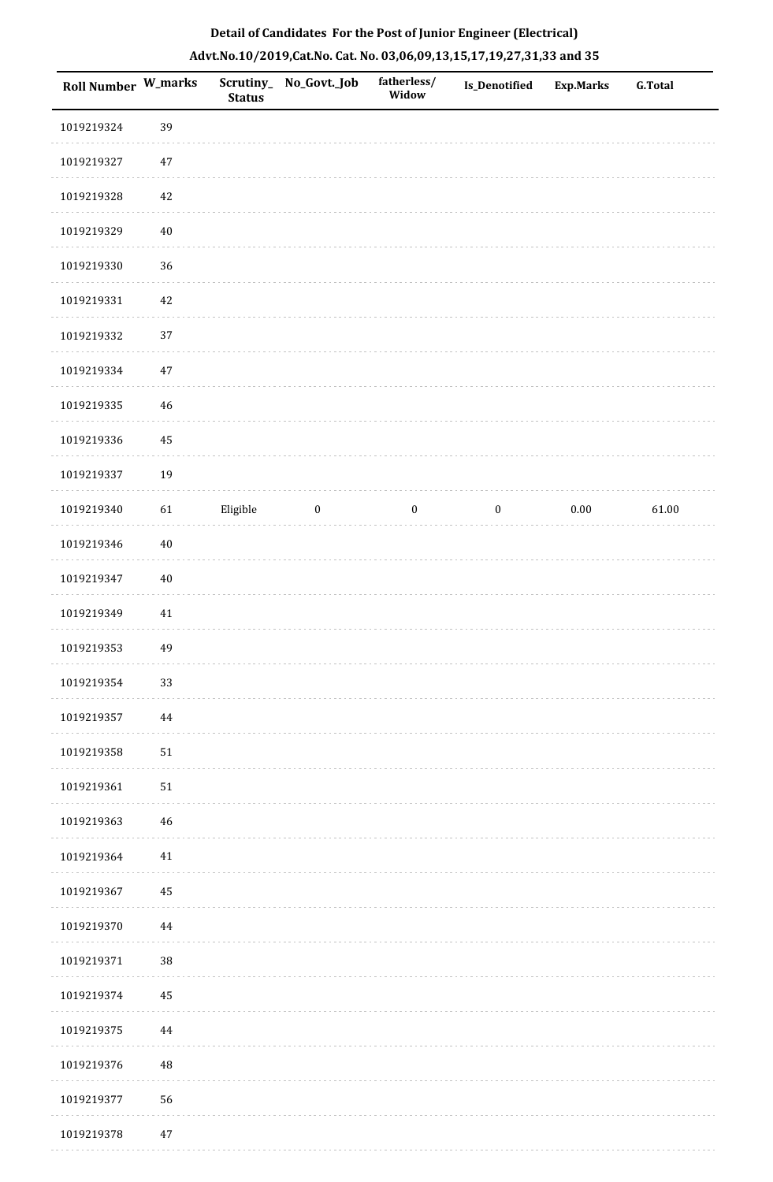**Detail of Candidates For the Post of Junior Engineer (Electrical)**

**Advt.No.10/2019,Cat.No. Cat. No. 03,06,09,13,15,17,19,27,31,33 and 35**

| Roll Number | W_marks | Scrutiny_Status | No_Govt._Job | fatherless/Widow | Is_Denotified | Exp.Marks | G.Total |
|---|---|---|---|---|---|---|---|
| 1019219324 | 39 | | | | | | |
| 1019219327 | 47 | | | | | | |
| 1019219328 | 42 | | | | | | |
| 1019219329 | 40 | | | | | | |
| 1019219330 | 36 | | | | | | |
| 1019219331 | 42 | | | | | | |
| 1019219332 | 37 | | | | | | |
| 1019219334 | 47 | | | | | | |
| 1019219335 | 46 | | | | | | |
| 1019219336 | 45 | | | | | | |
| 1019219337 | 19 | | | | | | |
| 1019219340 | 61 | Eligible | 0 | 0 | 0 | 0.00 | 61.00 |
| 1019219346 | 40 | | | | | | |
| 1019219347 | 40 | | | | | | |
| 1019219349 | 41 | | | | | | |
| 1019219353 | 49 | | | | | | |
| 1019219354 | 33 | | | | | | |
| 1019219357 | 44 | | | | | | |
| 1019219358 | 51 | | | | | | |
| 1019219361 | 51 | | | | | | |
| 1019219363 | 46 | | | | | | |
| 1019219364 | 41 | | | | | | |
| 1019219367 | 45 | | | | | | |
| 1019219370 | 44 | | | | | | |
| 1019219371 | 38 | | | | | | |
| 1019219374 | 45 | | | | | | |
| 1019219375 | 44 | | | | | | |
| 1019219376 | 48 | | | | | | |
| 1019219377 | 56 | | | | | | |
| 1019219378 | 47 | | | | | | |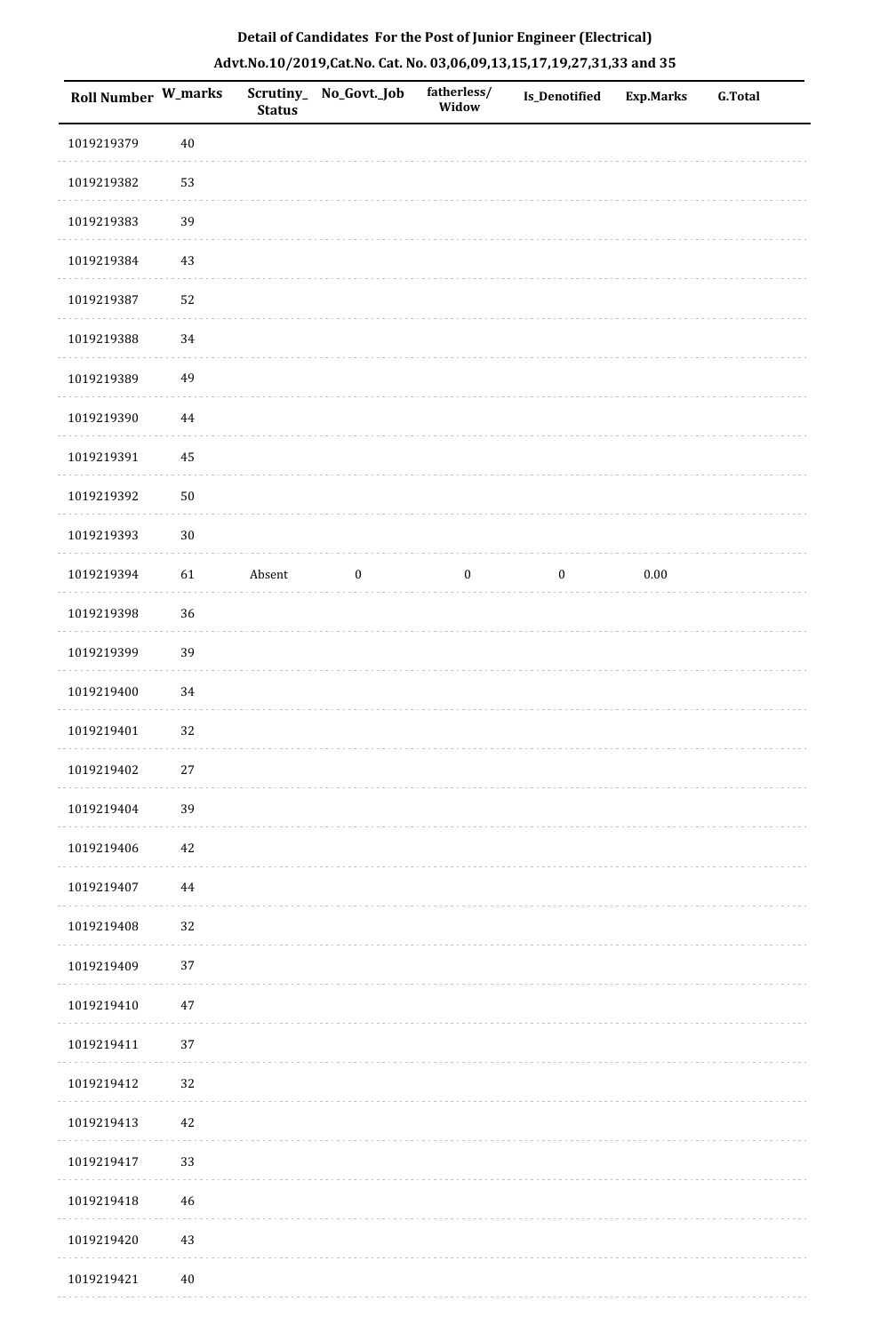**Detail of Candidates For the Post of Junior Engineer (Electrical)**

**Advt.No.10/2019,Cat.No. Cat. No. 03,06,09,13,15,17,19,27,31,33 and 35**

| Roll Number | W_marks | Scrutiny_ Status | No_Govt._Job | fatherless/ Widow | Is_Denotified | Exp.Marks | G.Total |
|---|---|---|---|---|---|---|---|
| 1019219379 | 40 | | | | | | |
| 1019219382 | 53 | | | | | | |
| 1019219383 | 39 | | | | | | |
| 1019219384 | 43 | | | | | | |
| 1019219387 | 52 | | | | | | |
| 1019219388 | 34 | | | | | | |
| 1019219389 | 49 | | | | | | |
| 1019219390 | 44 | | | | | | |
| 1019219391 | 45 | | | | | | |
| 1019219392 | 50 | | | | | | |
| 1019219393 | 30 | | | | | | |
| 1019219394 | 61 | Absent | 0 | 0 | 0 | 0.00 | |
| 1019219398 | 36 | | | | | | |
| 1019219399 | 39 | | | | | | |
| 1019219400 | 34 | | | | | | |
| 1019219401 | 32 | | | | | | |
| 1019219402 | 27 | | | | | | |
| 1019219404 | 39 | | | | | | |
| 1019219406 | 42 | | | | | | |
| 1019219407 | 44 | | | | | | |
| 1019219408 | 32 | | | | | | |
| 1019219409 | 37 | | | | | | |
| 1019219410 | 47 | | | | | | |
| 1019219411 | 37 | | | | | | |
| 1019219412 | 32 | | | | | | |
| 1019219413 | 42 | | | | | | |
| 1019219417 | 33 | | | | | | |
| 1019219418 | 46 | | | | | | |
| 1019219420 | 43 | | | | | | |
| 1019219421 | 40 | | | | | | |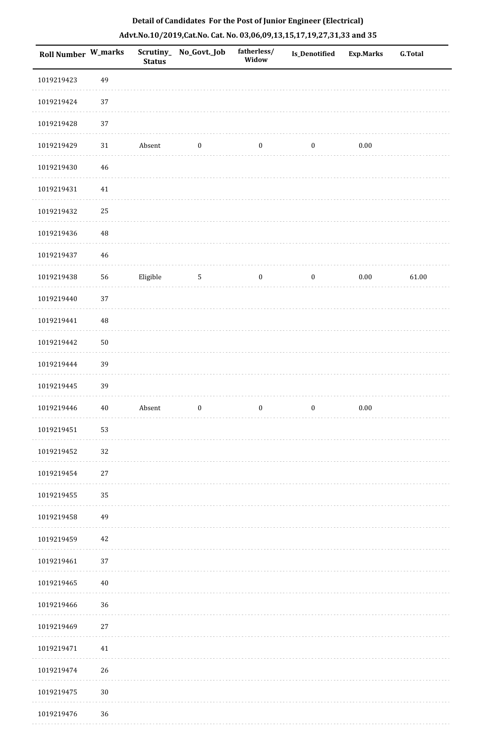**Detail of Candidates For the Post of Junior Engineer (Electrical)**

**Advt.No.10/2019,Cat.No. Cat. No. 03,06,09,13,15,17,19,27,31,33 and 35**

| Roll Number | W_marks | Scrutiny_Status | No_Govt._Job | fatherless/Widow | Is_Denotified | Exp.Marks | G.Total |
|---|---|---|---|---|---|---|---|
| 1019219423 | 49 | | | | | | |
| 1019219424 | 37 | | | | | | |
| 1019219428 | 37 | | | | | | |
| 1019219429 | 31 | Absent | 0 | 0 | 0 | 0.00 | |
| 1019219430 | 46 | | | | | | |
| 1019219431 | 41 | | | | | | |
| 1019219432 | 25 | | | | | | |
| 1019219436 | 48 | | | | | | |
| 1019219437 | 46 | | | | | | |
| 1019219438 | 56 | Eligible | 5 | 0 | 0 | 0.00 | 61.00 |
| 1019219440 | 37 | | | | | | |
| 1019219441 | 48 | | | | | | |
| 1019219442 | 50 | | | | | | |
| 1019219444 | 39 | | | | | | |
| 1019219445 | 39 | | | | | | |
| 1019219446 | 40 | Absent | 0 | 0 | 0 | 0.00 | |
| 1019219451 | 53 | | | | | | |
| 1019219452 | 32 | | | | | | |
| 1019219454 | 27 | | | | | | |
| 1019219455 | 35 | | | | | | |
| 1019219458 | 49 | | | | | | |
| 1019219459 | 42 | | | | | | |
| 1019219461 | 37 | | | | | | |
| 1019219465 | 40 | | | | | | |
| 1019219466 | 36 | | | | | | |
| 1019219469 | 27 | | | | | | |
| 1019219471 | 41 | | | | | | |
| 1019219474 | 26 | | | | | | |
| 1019219475 | 30 | | | | | | |
| 1019219476 | 36 | | | | | | |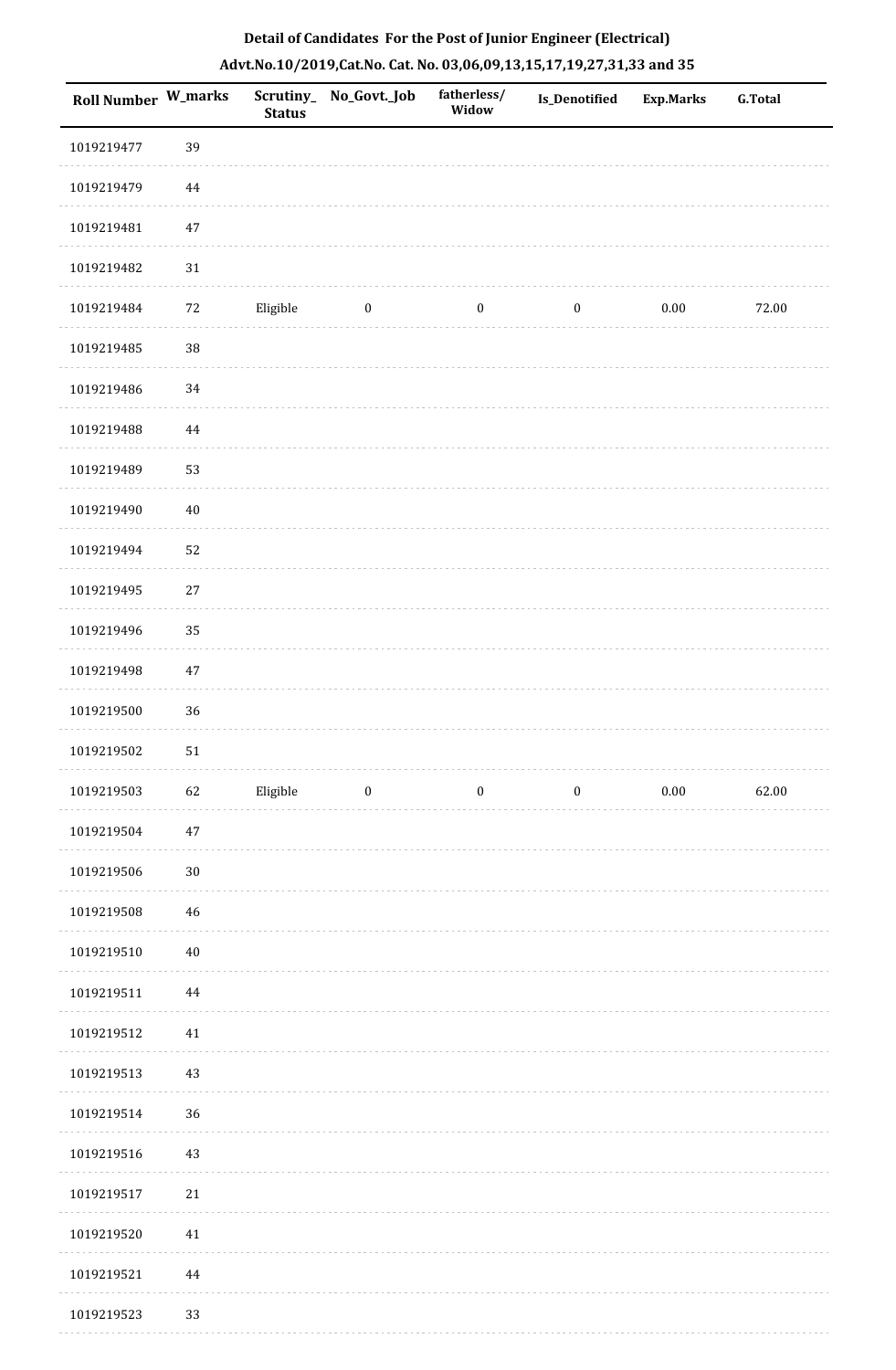**Detail of Candidates For the Post of Junior Engineer (Electrical)**

**Advt.No.10/2019,Cat.No. Cat. No. 03,06,09,13,15,17,19,27,31,33 and 35**

| Roll Number | W_marks | Scrutiny_Status | No_Govt._Job | fatherless/Widow | Is_Denotified | Exp.Marks | G.Total |
|---|---|---|---|---|---|---|---|
| 1019219477 | 39 | | | | | | |
| 1019219479 | 44 | | | | | | |
| 1019219481 | 47 | | | | | | |
| 1019219482 | 31 | | | | | | |
| 1019219484 | 72 | Eligible | 0 | 0 | 0 | 0.00 | 72.00 |
| 1019219485 | 38 | | | | | | |
| 1019219486 | 34 | | | | | | |
| 1019219488 | 44 | | | | | | |
| 1019219489 | 53 | | | | | | |
| 1019219490 | 40 | | | | | | |
| 1019219494 | 52 | | | | | | |
| 1019219495 | 27 | | | | | | |
| 1019219496 | 35 | | | | | | |
| 1019219498 | 47 | | | | | | |
| 1019219500 | 36 | | | | | | |
| 1019219502 | 51 | | | | | | |
| 1019219503 | 62 | Eligible | 0 | 0 | 0 | 0.00 | 62.00 |
| 1019219504 | 47 | | | | | | |
| 1019219506 | 30 | | | | | | |
| 1019219508 | 46 | | | | | | |
| 1019219510 | 40 | | | | | | |
| 1019219511 | 44 | | | | | | |
| 1019219512 | 41 | | | | | | |
| 1019219513 | 43 | | | | | | |
| 1019219514 | 36 | | | | | | |
| 1019219516 | 43 | | | | | | |
| 1019219517 | 21 | | | | | | |
| 1019219520 | 41 | | | | | | |
| 1019219521 | 44 | | | | | | |
| 1019219523 | 33 | | | | | | |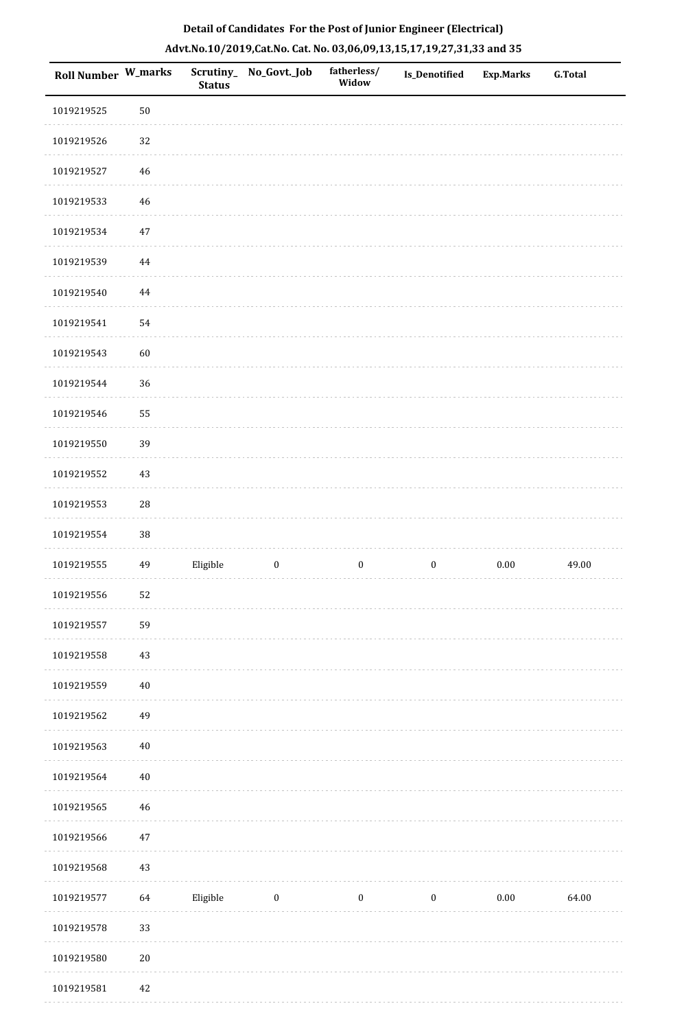**Detail of Candidates For the Post of Junior Engineer (Electrical)**

**Advt.No.10/2019,Cat.No. Cat. No. 03,06,09,13,15,17,19,27,31,33 and 35**

| Roll Number | W_marks | Scrutiny_Status | No_Govt._Job | fatherless/Widow | Is_Denotified | Exp.Marks | G.Total |
|---|---|---|---|---|---|---|---|
| 1019219525 | 50 | | | | | | |
| 1019219526 | 32 | | | | | | |
| 1019219527 | 46 | | | | | | |
| 1019219533 | 46 | | | | | | |
| 1019219534 | 47 | | | | | | |
| 1019219539 | 44 | | | | | | |
| 1019219540 | 44 | | | | | | |
| 1019219541 | 54 | | | | | | |
| 1019219543 | 60 | | | | | | |
| 1019219544 | 36 | | | | | | |
| 1019219546 | 55 | | | | | | |
| 1019219550 | 39 | | | | | | |
| 1019219552 | 43 | | | | | | |
| 1019219553 | 28 | | | | | | |
| 1019219554 | 38 | | | | | | |
| 1019219555 | 49 | Eligible | 0 | 0 | 0 | 0.00 | 49.00 |
| 1019219556 | 52 | | | | | | |
| 1019219557 | 59 | | | | | | |
| 1019219558 | 43 | | | | | | |
| 1019219559 | 40 | | | | | | |
| 1019219562 | 49 | | | | | | |
| 1019219563 | 40 | | | | | | |
| 1019219564 | 40 | | | | | | |
| 1019219565 | 46 | | | | | | |
| 1019219566 | 47 | | | | | | |
| 1019219568 | 43 | | | | | | |
| 1019219577 | 64 | Eligible | 0 | 0 | 0 | 0.00 | 64.00 |
| 1019219578 | 33 | | | | | | |
| 1019219580 | 20 | | | | | | |
| 1019219581 | 42 | | | | | | |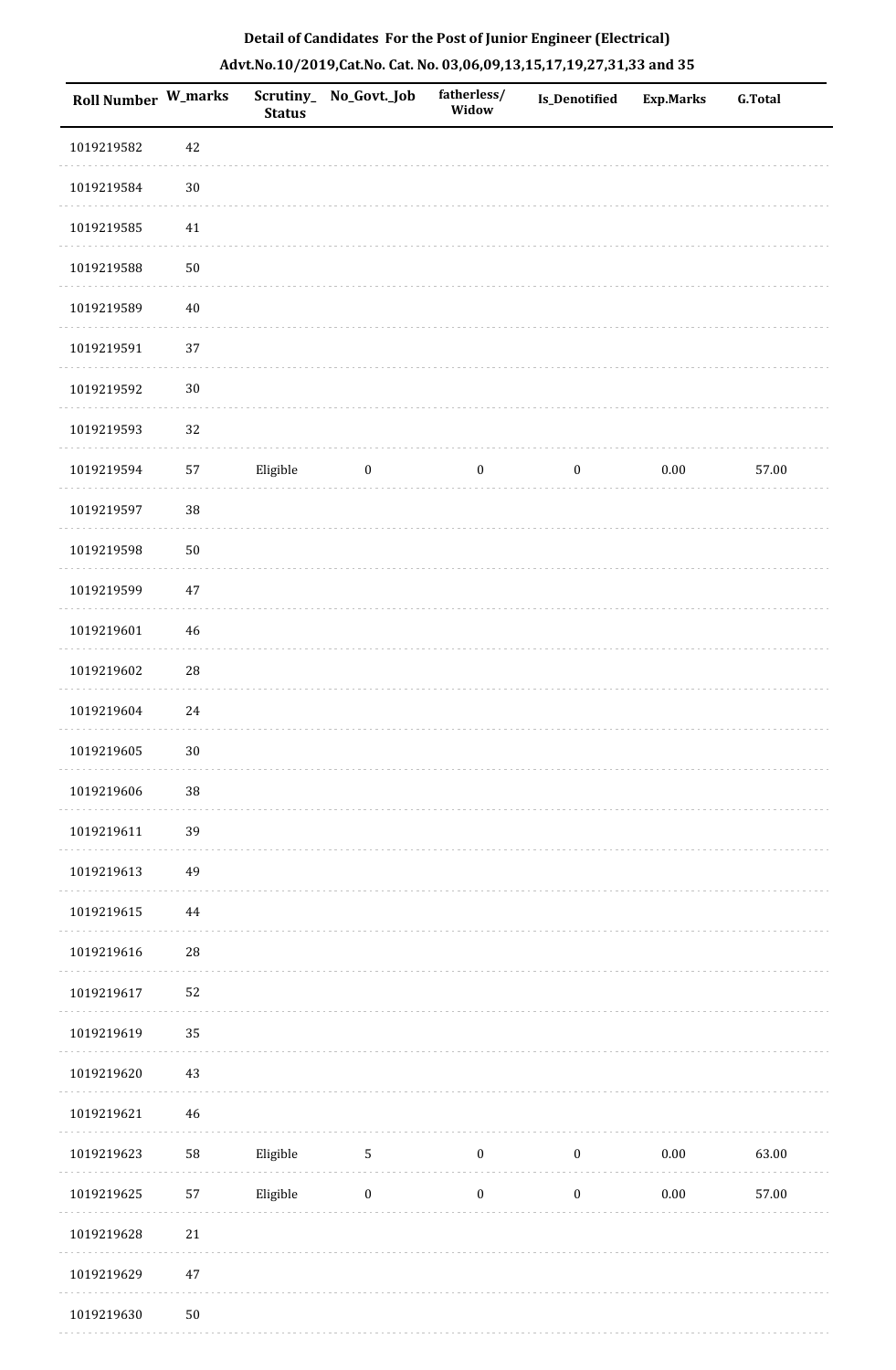**Detail of Candidates For the Post of Junior Engineer (Electrical)**

**Advt.No.10/2019,Cat.No. Cat. No. 03,06,09,13,15,17,19,27,31,33 and 35**

| Roll Number | W_marks | Scrutiny_ Status | No_Govt._Job | fatherless/ Widow | Is_Denotified | Exp.Marks | G.Total |
|---|---|---|---|---|---|---|---|
| 1019219582 | 42 | | | | | | |
| 1019219584 | 30 | | | | | | |
| 1019219585 | 41 | | | | | | |
| 1019219588 | 50 | | | | | | |
| 1019219589 | 40 | | | | | | |
| 1019219591 | 37 | | | | | | |
| 1019219592 | 30 | | | | | | |
| 1019219593 | 32 | | | | | | |
| 1019219594 | 57 | Eligible | 0 | 0 | 0 | 0.00 | 57.00 |
| 1019219597 | 38 | | | | | | |
| 1019219598 | 50 | | | | | | |
| 1019219599 | 47 | | | | | | |
| 1019219601 | 46 | | | | | | |
| 1019219602 | 28 | | | | | | |
| 1019219604 | 24 | | | | | | |
| 1019219605 | 30 | | | | | | |
| 1019219606 | 38 | | | | | | |
| 1019219611 | 39 | | | | | | |
| 1019219613 | 49 | | | | | | |
| 1019219615 | 44 | | | | | | |
| 1019219616 | 28 | | | | | | |
| 1019219617 | 52 | | | | | | |
| 1019219619 | 35 | | | | | | |
| 1019219620 | 43 | | | | | | |
| 1019219621 | 46 | | | | | | |
| 1019219623 | 58 | Eligible | 5 | 0 | 0 | 0.00 | 63.00 |
| 1019219625 | 57 | Eligible | 0 | 0 | 0 | 0.00 | 57.00 |
| 1019219628 | 21 | | | | | | |
| 1019219629 | 47 | | | | | | |
| 1019219630 | 50 | | | | | | |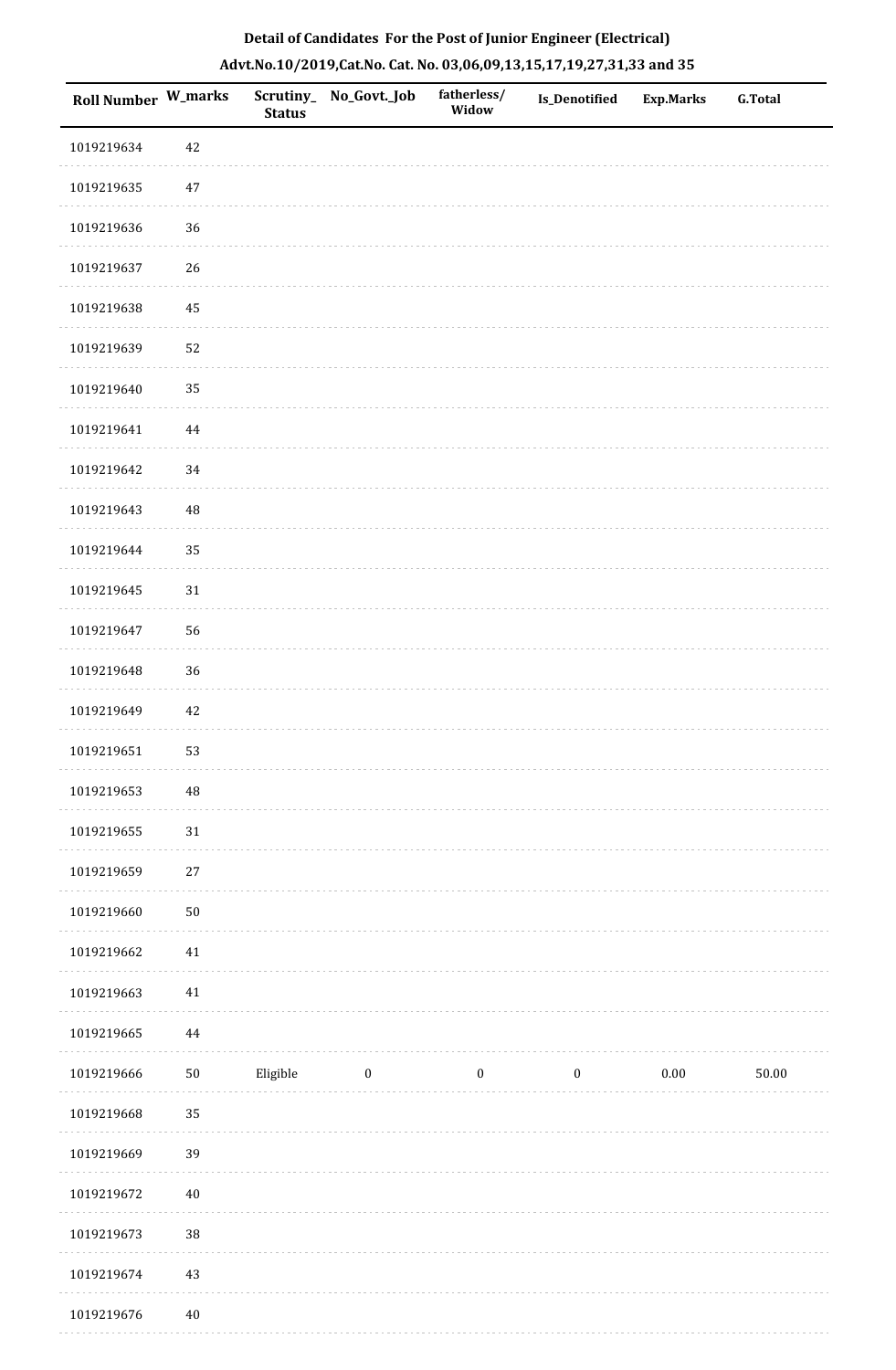**Detail of Candidates For the Post of Junior Engineer (Electrical)**

**Advt.No.10/2019,Cat.No. Cat. No. 03,06,09,13,15,17,19,27,31,33 and 35**

| Roll Number | W_marks | Scrutiny_Status | No_Govt._Job | fatherless/Widow | Is_Denotified | Exp.Marks | G.Total |
|---|---|---|---|---|---|---|---|
| 1019219634 | 42 | | | | | | |
| 1019219635 | 47 | | | | | | |
| 1019219636 | 36 | | | | | | |
| 1019219637 | 26 | | | | | | |
| 1019219638 | 45 | | | | | | |
| 1019219639 | 52 | | | | | | |
| 1019219640 | 35 | | | | | | |
| 1019219641 | 44 | | | | | | |
| 1019219642 | 34 | | | | | | |
| 1019219643 | 48 | | | | | | |
| 1019219644 | 35 | | | | | | |
| 1019219645 | 31 | | | | | | |
| 1019219647 | 56 | | | | | | |
| 1019219648 | 36 | | | | | | |
| 1019219649 | 42 | | | | | | |
| 1019219651 | 53 | | | | | | |
| 1019219653 | 48 | | | | | | |
| 1019219655 | 31 | | | | | | |
| 1019219659 | 27 | | | | | | |
| 1019219660 | 50 | | | | | | |
| 1019219662 | 41 | | | | | | |
| 1019219663 | 41 | | | | | | |
| 1019219665 | 44 | | | | | | |
| 1019219666 | 50 | Eligible | 0 | 0 | 0 | 0.00 | 50.00 |
| 1019219668 | 35 | | | | | | |
| 1019219669 | 39 | | | | | | |
| 1019219672 | 40 | | | | | | |
| 1019219673 | 38 | | | | | | |
| 1019219674 | 43 | | | | | | |
| 1019219676 | 40 | | | | | | |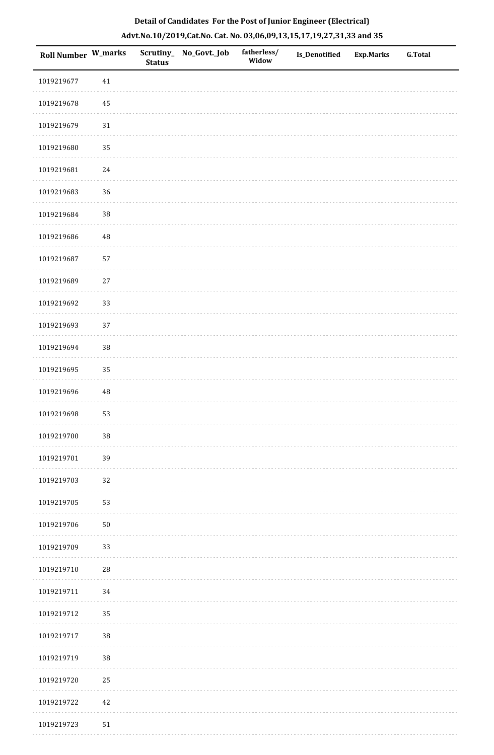## Detail of Candidates For the Post of Junior Engineer (Electrical)

## Advt.No.10/2019,Cat.No. Cat. No. 03,06,09,13,15,17,19,27,31,33 and 35

| Roll Number | W_marks | Scrutiny_ Status | No_Govt._Job | fatherless/ Widow | Is_Denotified | Exp.Marks | G.Total |
|---|---|---|---|---|---|---|---|
| 1019219677 | 41 | | | | | | |
| 1019219678 | 45 | | | | | | |
| 1019219679 | 31 | | | | | | |
| 1019219680 | 35 | | | | | | |
| 1019219681 | 24 | | | | | | |
| 1019219683 | 36 | | | | | | |
| 1019219684 | 38 | | | | | | |
| 1019219686 | 48 | | | | | | |
| 1019219687 | 57 | | | | | | |
| 1019219689 | 27 | | | | | | |
| 1019219692 | 33 | | | | | | |
| 1019219693 | 37 | | | | | | |
| 1019219694 | 38 | | | | | | |
| 1019219695 | 35 | | | | | | |
| 1019219696 | 48 | | | | | | |
| 1019219698 | 53 | | | | | | |
| 1019219700 | 38 | | | | | | |
| 1019219701 | 39 | | | | | | |
| 1019219703 | 32 | | | | | | |
| 1019219705 | 53 | | | | | | |
| 1019219706 | 50 | | | | | | |
| 1019219709 | 33 | | | | | | |
| 1019219710 | 28 | | | | | | |
| 1019219711 | 34 | | | | | | |
| 1019219712 | 35 | | | | | | |
| 1019219717 | 38 | | | | | | |
| 1019219719 | 38 | | | | | | |
| 1019219720 | 25 | | | | | | |
| 1019219722 | 42 | | | | | | |
| 1019219723 | 51 | | | | | | |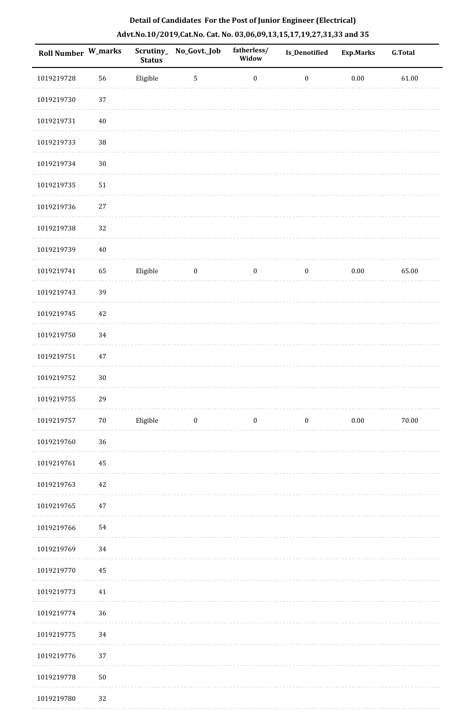**Detail of Candidates For the Post of Junior Engineer (Electrical)**

**Advt.No.10/2019,Cat.No. Cat. No. 03,06,09,13,15,17,19,27,31,33 and 35**

| Roll Number | W_marks | Scrutiny_Status | No_Govt._Job | fatherless/Widow | Is_Denotified | Exp.Marks | G.Total |
|---|---|---|---|---|---|---|---|
| 1019219728 | 56 | Eligible | 5 | 0 | 0 | 0.00 | 61.00 |
| 1019219730 | 37 | | | | | | |
| 1019219731 | 40 | | | | | | |
| 1019219733 | 38 | | | | | | |
| 1019219734 | 30 | | | | | | |
| 1019219735 | 51 | | | | | | |
| 1019219736 | 27 | | | | | | |
| 1019219738 | 32 | | | | | | |
| 1019219739 | 40 | | | | | | |
| 1019219741 | 65 | Eligible | 0 | 0 | 0 | 0.00 | 65.00 |
| 1019219743 | 39 | | | | | | |
| 1019219745 | 42 | | | | | | |
| 1019219750 | 34 | | | | | | |
| 1019219751 | 47 | | | | | | |
| 1019219752 | 30 | | | | | | |
| 1019219755 | 29 | | | | | | |
| 1019219757 | 70 | Eligible | 0 | 0 | 0 | 0.00 | 70.00 |
| 1019219760 | 36 | | | | | | |
| 1019219761 | 45 | | | | | | |
| 1019219763 | 42 | | | | | | |
| 1019219765 | 47 | | | | | | |
| 1019219766 | 54 | | | | | | |
| 1019219769 | 34 | | | | | | |
| 1019219770 | 45 | | | | | | |
| 1019219773 | 41 | | | | | | |
| 1019219774 | 36 | | | | | | |
| 1019219775 | 34 | | | | | | |
| 1019219776 | 37 | | | | | | |
| 1019219778 | 50 | | | | | | |
| 1019219780 | 32 | | | | | | |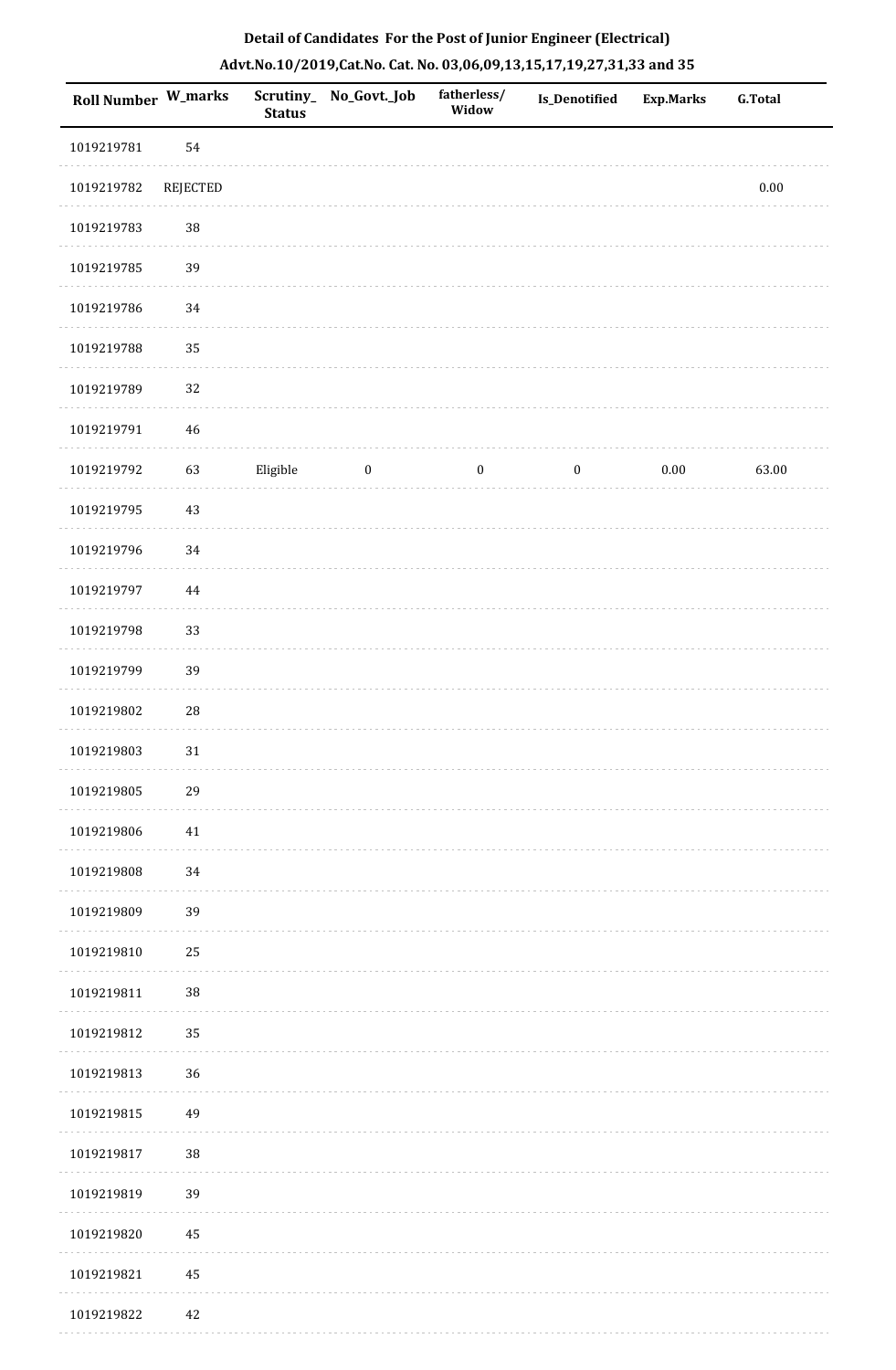**Detail of Candidates For the Post of Junior Engineer (Electrical)**

**Advt.No.10/2019,Cat.No. Cat. No. 03,06,09,13,15,17,19,27,31,33 and 35**

| Roll Number | W_marks | Scrutiny_Status | No_Govt._Job | fatherless/Widow | Is_Denotified | Exp.Marks | G.Total |
|---|---|---|---|---|---|---|---|
| 1019219781 | 54 | | | | | | |
| 1019219782 | REJECTED | | | | | | 0.00 |
| 1019219783 | 38 | | | | | | |
| 1019219785 | 39 | | | | | | |
| 1019219786 | 34 | | | | | | |
| 1019219788 | 35 | | | | | | |
| 1019219789 | 32 | | | | | | |
| 1019219791 | 46 | | | | | | |
| 1019219792 | 63 | Eligible | 0 | 0 | 0 | 0.00 | 63.00 |
| 1019219795 | 43 | | | | | | |
| 1019219796 | 34 | | | | | | |
| 1019219797 | 44 | | | | | | |
| 1019219798 | 33 | | | | | | |
| 1019219799 | 39 | | | | | | |
| 1019219802 | 28 | | | | | | |
| 1019219803 | 31 | | | | | | |
| 1019219805 | 29 | | | | | | |
| 1019219806 | 41 | | | | | | |
| 1019219808 | 34 | | | | | | |
| 1019219809 | 39 | | | | | | |
| 1019219810 | 25 | | | | | | |
| 1019219811 | 38 | | | | | | |
| 1019219812 | 35 | | | | | | |
| 1019219813 | 36 | | | | | | |
| 1019219815 | 49 | | | | | | |
| 1019219817 | 38 | | | | | | |
| 1019219819 | 39 | | | | | | |
| 1019219820 | 45 | | | | | | |
| 1019219821 | 45 | | | | | | |
| 1019219822 | 42 | | | | | | |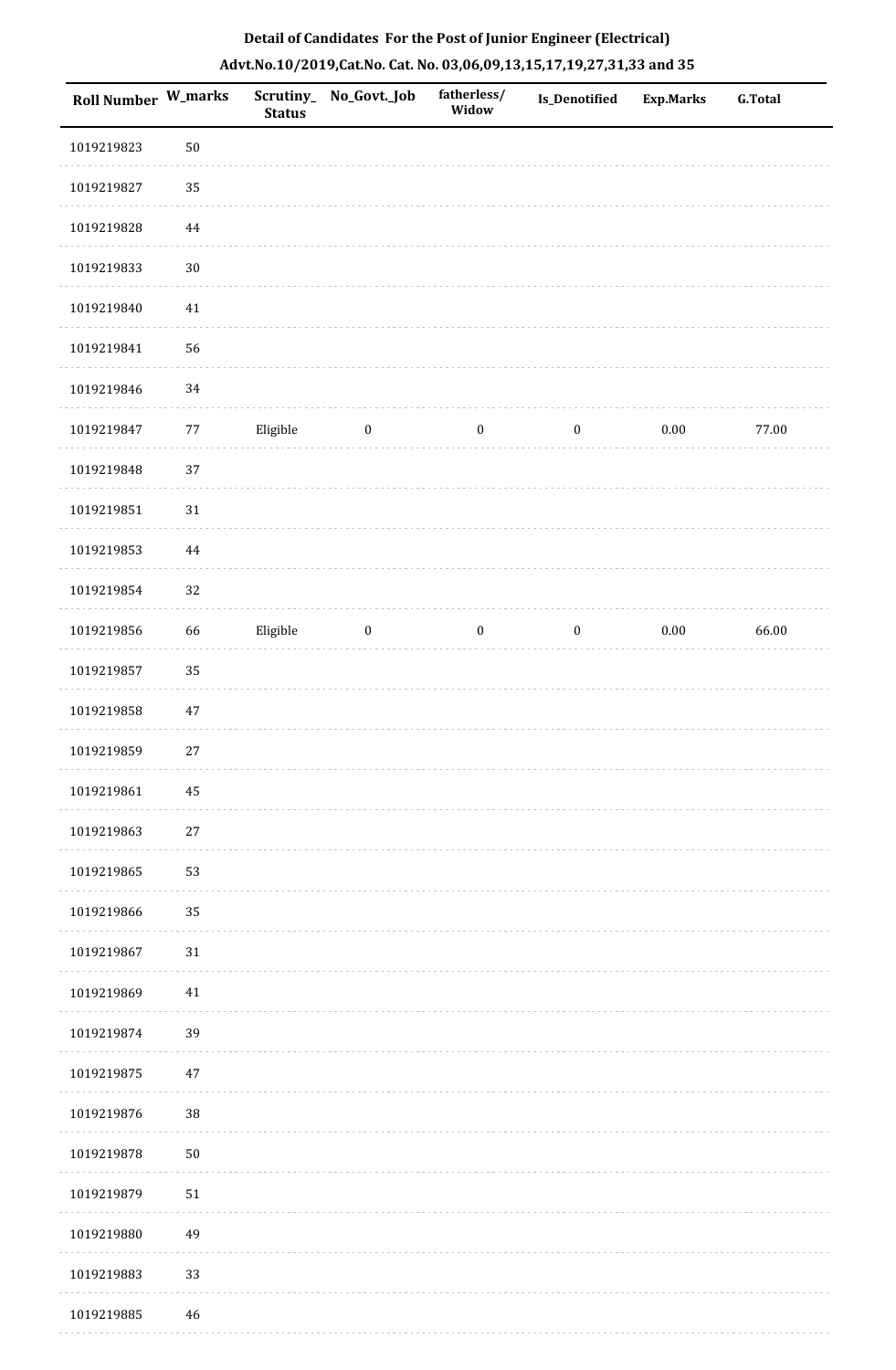**Detail of Candidates For the Post of Junior Engineer (Electrical)**

**Advt.No.10/2019,Cat.No. Cat. No. 03,06,09,13,15,17,19,27,31,33 and 35**

| Roll Number | W_marks | Scrutiny_Status | No_Govt._Job | fatherless/Widow | Is_Denotified | Exp.Marks | G.Total |
|---|---|---|---|---|---|---|---|
| 1019219823 | 50 | | | | | | |
| 1019219827 | 35 | | | | | | |
| 1019219828 | 44 | | | | | | |
| 1019219833 | 30 | | | | | | |
| 1019219840 | 41 | | | | | | |
| 1019219841 | 56 | | | | | | |
| 1019219846 | 34 | | | | | | |
| 1019219847 | 77 | Eligible | 0 | 0 | 0 | 0.00 | 77.00 |
| 1019219848 | 37 | | | | | | |
| 1019219851 | 31 | | | | | | |
| 1019219853 | 44 | | | | | | |
| 1019219854 | 32 | | | | | | |
| 1019219856 | 66 | Eligible | 0 | 0 | 0 | 0.00 | 66.00 |
| 1019219857 | 35 | | | | | | |
| 1019219858 | 47 | | | | | | |
| 1019219859 | 27 | | | | | | |
| 1019219861 | 45 | | | | | | |
| 1019219863 | 27 | | | | | | |
| 1019219865 | 53 | | | | | | |
| 1019219866 | 35 | | | | | | |
| 1019219867 | 31 | | | | | | |
| 1019219869 | 41 | | | | | | |
| 1019219874 | 39 | | | | | | |
| 1019219875 | 47 | | | | | | |
| 1019219876 | 38 | | | | | | |
| 1019219878 | 50 | | | | | | |
| 1019219879 | 51 | | | | | | |
| 1019219880 | 49 | | | | | | |
| 1019219883 | 33 | | | | | | |
| 1019219885 | 46 | | | | | | |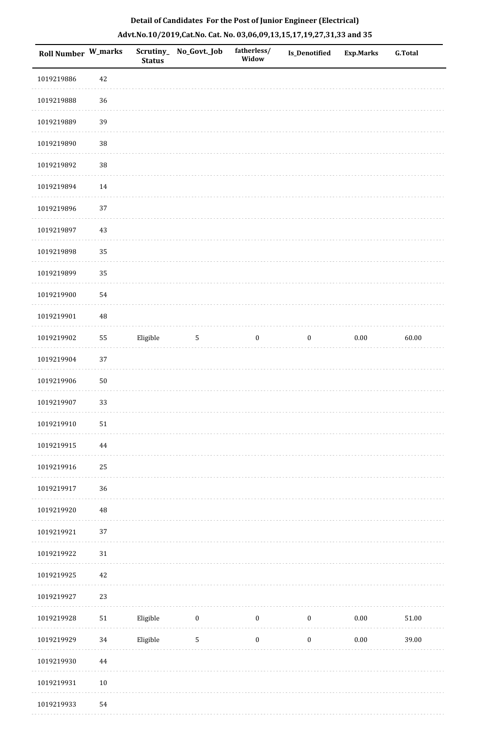**Detail of Candidates For the Post of Junior Engineer (Electrical)**

**Advt.No.10/2019,Cat.No. Cat. No. 03,06,09,13,15,17,19,27,31,33 and 35**

| Roll Number | W_marks | Scrutiny_Status | No_Govt._Job | fatherless/Widow | Is_Denotified | Exp.Marks | G.Total |
|---|---|---|---|---|---|---|---|
| 1019219886 | 42 | | | | | | |
| 1019219888 | 36 | | | | | | |
| 1019219889 | 39 | | | | | | |
| 1019219890 | 38 | | | | | | |
| 1019219892 | 38 | | | | | | |
| 1019219894 | 14 | | | | | | |
| 1019219896 | 37 | | | | | | |
| 1019219897 | 43 | | | | | | |
| 1019219898 | 35 | | | | | | |
| 1019219899 | 35 | | | | | | |
| 1019219900 | 54 | | | | | | |
| 1019219901 | 48 | | | | | | |
| 1019219902 | 55 | Eligible | 5 | 0 | 0 | 0.00 | 60.00 |
| 1019219904 | 37 | | | | | | |
| 1019219906 | 50 | | | | | | |
| 1019219907 | 33 | | | | | | |
| 1019219910 | 51 | | | | | | |
| 1019219915 | 44 | | | | | | |
| 1019219916 | 25 | | | | | | |
| 1019219917 | 36 | | | | | | |
| 1019219920 | 48 | | | | | | |
| 1019219921 | 37 | | | | | | |
| 1019219922 | 31 | | | | | | |
| 1019219925 | 42 | | | | | | |
| 1019219927 | 23 | | | | | | |
| 1019219928 | 51 | Eligible | 0 | 0 | 0 | 0.00 | 51.00 |
| 1019219929 | 34 | Eligible | 5 | 0 | 0 | 0.00 | 39.00 |
| 1019219930 | 44 | | | | | | |
| 1019219931 | 10 | | | | | | |
| 1019219933 | 54 | | | | | | |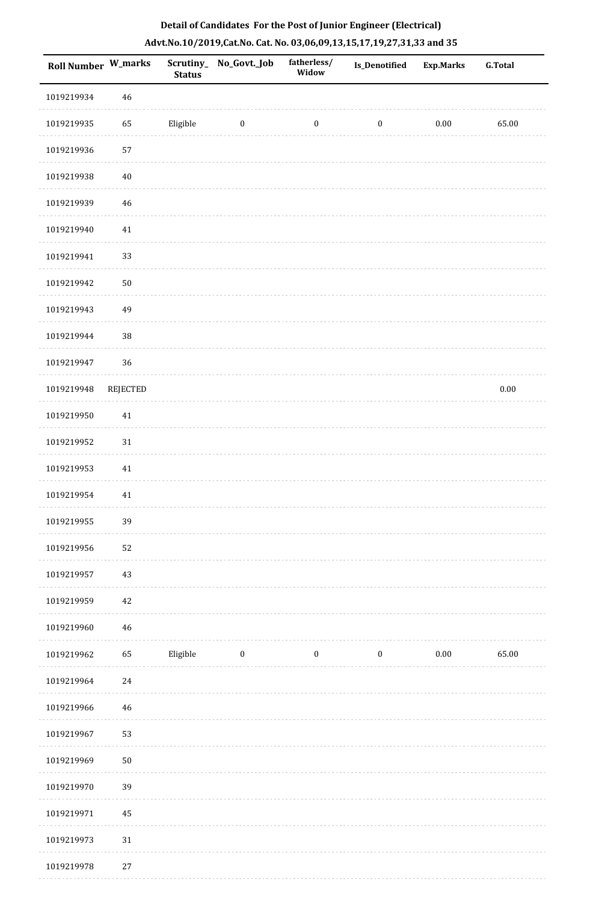**Detail of Candidates For the Post of Junior Engineer (Electrical)**

**Advt.No.10/2019,Cat.No. Cat. No. 03,06,09,13,15,17,19,27,31,33 and 35**

| Roll Number | W_marks | Scrutiny_Status | No_Govt._Job | fatherless/Widow | Is_Denotified | Exp.Marks | G.Total |
|---|---|---|---|---|---|---|---|
| 1019219934 | 46 | | | | | | |
| 1019219935 | 65 | Eligible | 0 | 0 | 0 | 0.00 | 65.00 |
| 1019219936 | 57 | | | | | | |
| 1019219938 | 40 | | | | | | |
| 1019219939 | 46 | | | | | | |
| 1019219940 | 41 | | | | | | |
| 1019219941 | 33 | | | | | | |
| 1019219942 | 50 | | | | | | |
| 1019219943 | 49 | | | | | | |
| 1019219944 | 38 | | | | | | |
| 1019219947 | 36 | | | | | | |
| 1019219948 | REJECTED | | | | | | 0.00 |
| 1019219950 | 41 | | | | | | |
| 1019219952 | 31 | | | | | | |
| 1019219953 | 41 | | | | | | |
| 1019219954 | 41 | | | | | | |
| 1019219955 | 39 | | | | | | |
| 1019219956 | 52 | | | | | | |
| 1019219957 | 43 | | | | | | |
| 1019219959 | 42 | | | | | | |
| 1019219960 | 46 | | | | | | |
| 1019219962 | 65 | Eligible | 0 | 0 | 0 | 0.00 | 65.00 |
| 1019219964 | 24 | | | | | | |
| 1019219966 | 46 | | | | | | |
| 1019219967 | 53 | | | | | | |
| 1019219969 | 50 | | | | | | |
| 1019219970 | 39 | | | | | | |
| 1019219971 | 45 | | | | | | |
| 1019219973 | 31 | | | | | | |
| 1019219978 | 27 | | | | | | |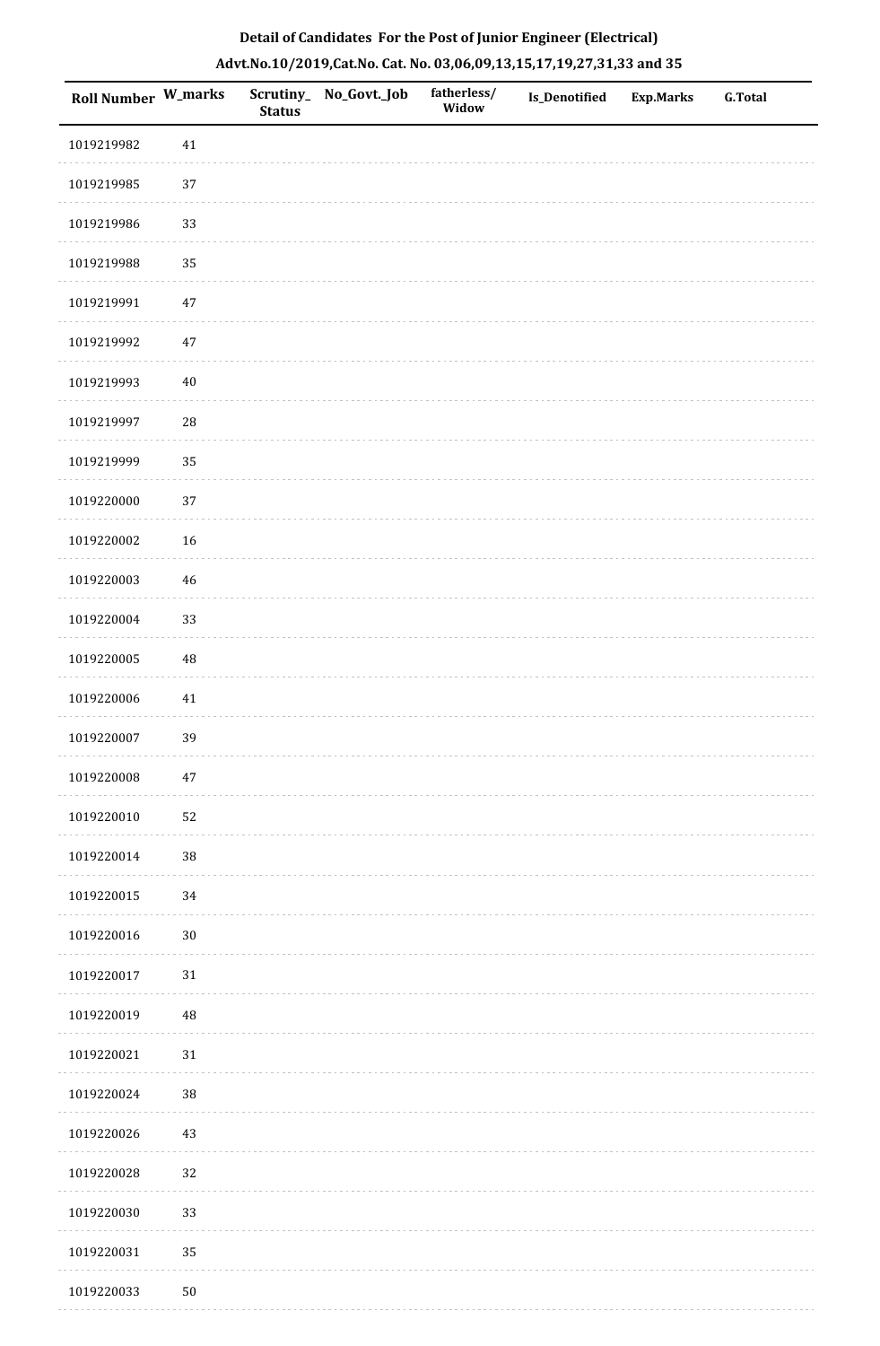**Detail of Candidates For the Post of Junior Engineer (Electrical)**

**Advt.No.10/2019,Cat.No. Cat. No. 03,06,09,13,15,17,19,27,31,33 and 35**

| Roll Number | W_marks | Scrutiny_Status | No_Govt._Job | fatherless/Widow | Is_Denotified | Exp.Marks | G.Total |
|---|---|---|---|---|---|---|---|
| 1019219982 | 41 | | | | | | |
| 1019219985 | 37 | | | | | | |
| 1019219986 | 33 | | | | | | |
| 1019219988 | 35 | | | | | | |
| 1019219991 | 47 | | | | | | |
| 1019219992 | 47 | | | | | | |
| 1019219993 | 40 | | | | | | |
| 1019219997 | 28 | | | | | | |
| 1019219999 | 35 | | | | | | |
| 1019220000 | 37 | | | | | | |
| 1019220002 | 16 | | | | | | |
| 1019220003 | 46 | | | | | | |
| 1019220004 | 33 | | | | | | |
| 1019220005 | 48 | | | | | | |
| 1019220006 | 41 | | | | | | |
| 1019220007 | 39 | | | | | | |
| 1019220008 | 47 | | | | | | |
| 1019220010 | 52 | | | | | | |
| 1019220014 | 38 | | | | | | |
| 1019220015 | 34 | | | | | | |
| 1019220016 | 30 | | | | | | |
| 1019220017 | 31 | | | | | | |
| 1019220019 | 48 | | | | | | |
| 1019220021 | 31 | | | | | | |
| 1019220024 | 38 | | | | | | |
| 1019220026 | 43 | | | | | | |
| 1019220028 | 32 | | | | | | |
| 1019220030 | 33 | | | | | | |
| 1019220031 | 35 | | | | | | |
| 1019220033 | 50 | | | | | | |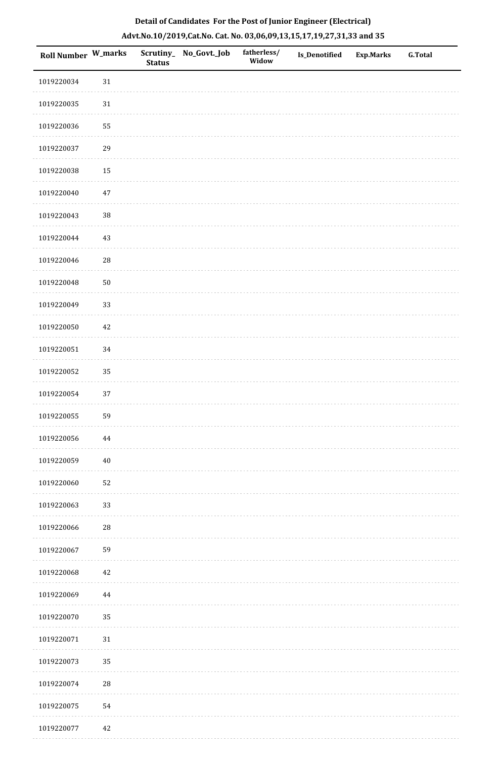**Detail of Candidates For the Post of Junior Engineer (Electrical)**

**Advt.No.10/2019,Cat.No. Cat. No. 03,06,09,13,15,17,19,27,31,33 and 35**

| Roll Number | W_marks | Scrutiny_ Status | No_Govt._Job | fatherless/ Widow | Is_Denotified | Exp.Marks | G.Total |
|---|---|---|---|---|---|---|---|
| 1019220034 | 31 | | | | | | |
| 1019220035 | 31 | | | | | | |
| 1019220036 | 55 | | | | | | |
| 1019220037 | 29 | | | | | | |
| 1019220038 | 15 | | | | | | |
| 1019220040 | 47 | | | | | | |
| 1019220043 | 38 | | | | | | |
| 1019220044 | 43 | | | | | | |
| 1019220046 | 28 | | | | | | |
| 1019220048 | 50 | | | | | | |
| 1019220049 | 33 | | | | | | |
| 1019220050 | 42 | | | | | | |
| 1019220051 | 34 | | | | | | |
| 1019220052 | 35 | | | | | | |
| 1019220054 | 37 | | | | | | |
| 1019220055 | 59 | | | | | | |
| 1019220056 | 44 | | | | | | |
| 1019220059 | 40 | | | | | | |
| 1019220060 | 52 | | | | | | |
| 1019220063 | 33 | | | | | | |
| 1019220066 | 28 | | | | | | |
| 1019220067 | 59 | | | | | | |
| 1019220068 | 42 | | | | | | |
| 1019220069 | 44 | | | | | | |
| 1019220070 | 35 | | | | | | |
| 1019220071 | 31 | | | | | | |
| 1019220073 | 35 | | | | | | |
| 1019220074 | 28 | | | | | | |
| 1019220075 | 54 | | | | | | |
| 1019220077 | 42 | | | | | | |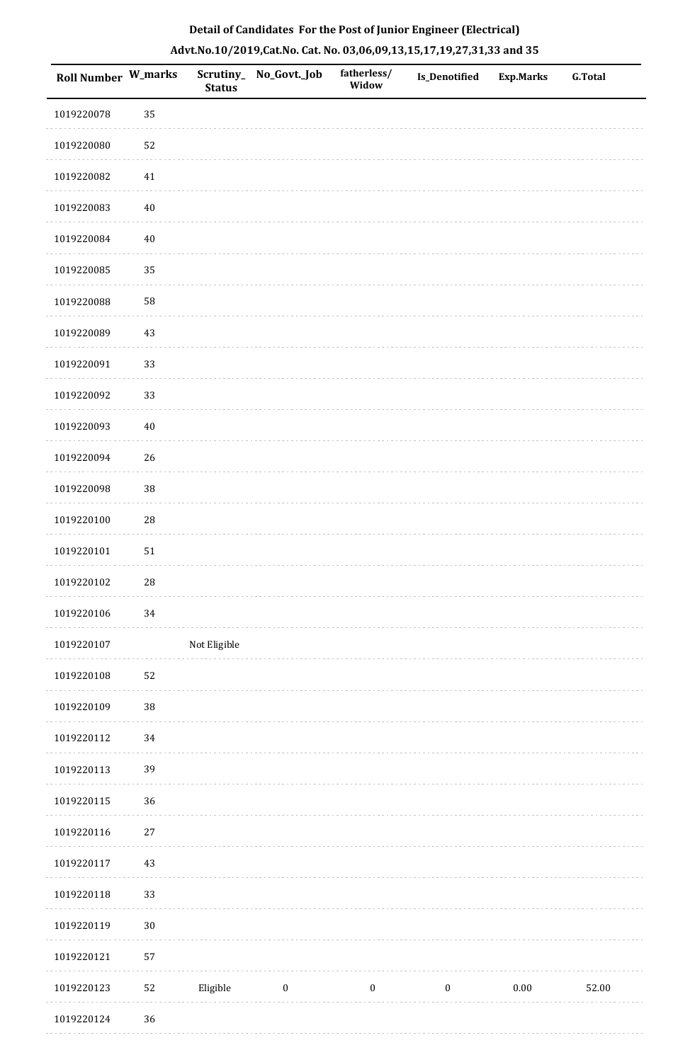**Detail of Candidates For the Post of Junior Engineer (Electrical)**

**Advt.No.10/2019,Cat.No. Cat. No. 03,06,09,13,15,17,19,27,31,33 and 35**

| Roll Number | W_marks | Scrutiny_Status | No_Govt._Job | fatherless/Widow | Is_Denotified | Exp.Marks | G.Total |
|---|---|---|---|---|---|---|---|
| 1019220078 | 35 | | | | | | |
| 1019220080 | 52 | | | | | | |
| 1019220082 | 41 | | | | | | |
| 1019220083 | 40 | | | | | | |
| 1019220084 | 40 | | | | | | |
| 1019220085 | 35 | | | | | | |
| 1019220088 | 58 | | | | | | |
| 1019220089 | 43 | | | | | | |
| 1019220091 | 33 | | | | | | |
| 1019220092 | 33 | | | | | | |
| 1019220093 | 40 | | | | | | |
| 1019220094 | 26 | | | | | | |
| 1019220098 | 38 | | | | | | |
| 1019220100 | 28 | | | | | | |
| 1019220101 | 51 | | | | | | |
| 1019220102 | 28 | | | | | | |
| 1019220106 | 34 | | | | | | |
| 1019220107 | | Not Eligible | | | | | |
| 1019220108 | 52 | | | | | | |
| 1019220109 | 38 | | | | | | |
| 1019220112 | 34 | | | | | | |
| 1019220113 | 39 | | | | | | |
| 1019220115 | 36 | | | | | | |
| 1019220116 | 27 | | | | | | |
| 1019220117 | 43 | | | | | | |
| 1019220118 | 33 | | | | | | |
| 1019220119 | 30 | | | | | | |
| 1019220121 | 57 | | | | | | |
| 1019220123 | 52 | Eligible | 0 | 0 | 0 | 0.00 | 52.00 |
| 1019220124 | 36 | | | | | | |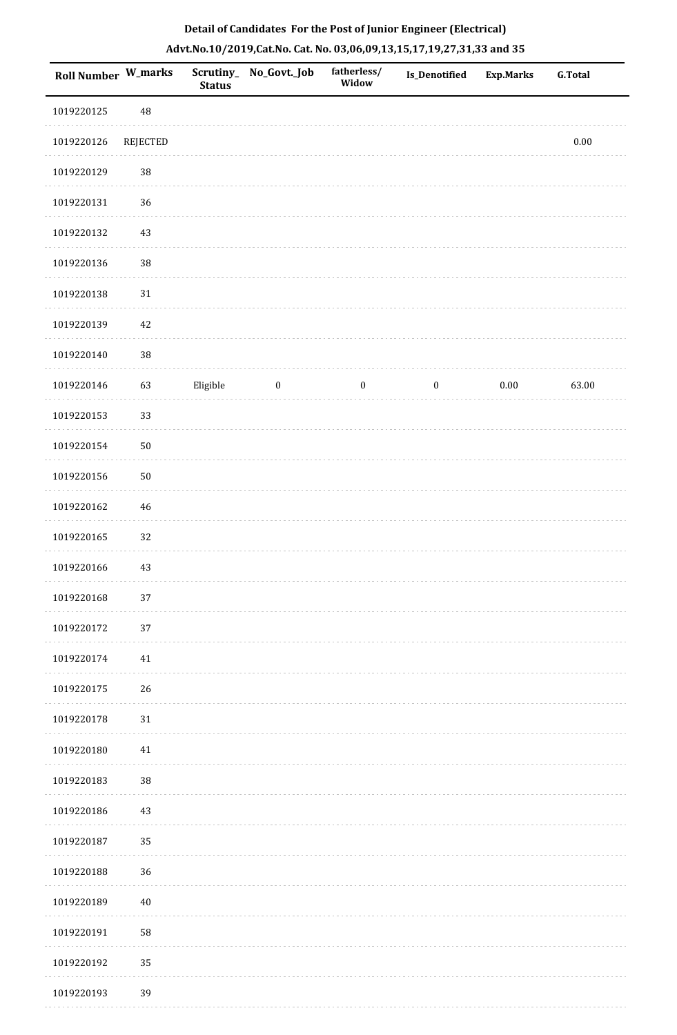**Detail of Candidates For the Post of Junior Engineer (Electrical)**

**Advt.No.10/2019,Cat.No. Cat. No. 03,06,09,13,15,17,19,27,31,33 and 35**

| Roll Number | W_marks | Scrutiny_ Status | No_Govt._Job | fatherless/ Widow | Is_Denotified | Exp.Marks | G.Total |
|---|---|---|---|---|---|---|---|
| 1019220125 | 48 | | | | | | |
| 1019220126 | REJECTED | | | | | | 0.00 |
| 1019220129 | 38 | | | | | | |
| 1019220131 | 36 | | | | | | |
| 1019220132 | 43 | | | | | | |
| 1019220136 | 38 | | | | | | |
| 1019220138 | 31 | | | | | | |
| 1019220139 | 42 | | | | | | |
| 1019220140 | 38 | | | | | | |
| 1019220146 | 63 | Eligible | 0 | 0 | 0 | 0.00 | 63.00 |
| 1019220153 | 33 | | | | | | |
| 1019220154 | 50 | | | | | | |
| 1019220156 | 50 | | | | | | |
| 1019220162 | 46 | | | | | | |
| 1019220165 | 32 | | | | | | |
| 1019220166 | 43 | | | | | | |
| 1019220168 | 37 | | | | | | |
| 1019220172 | 37 | | | | | | |
| 1019220174 | 41 | | | | | | |
| 1019220175 | 26 | | | | | | |
| 1019220178 | 31 | | | | | | |
| 1019220180 | 41 | | | | | | |
| 1019220183 | 38 | | | | | | |
| 1019220186 | 43 | | | | | | |
| 1019220187 | 35 | | | | | | |
| 1019220188 | 36 | | | | | | |
| 1019220189 | 40 | | | | | | |
| 1019220191 | 58 | | | | | | |
| 1019220192 | 35 | | | | | | |
| 1019220193 | 39 | | | | | | |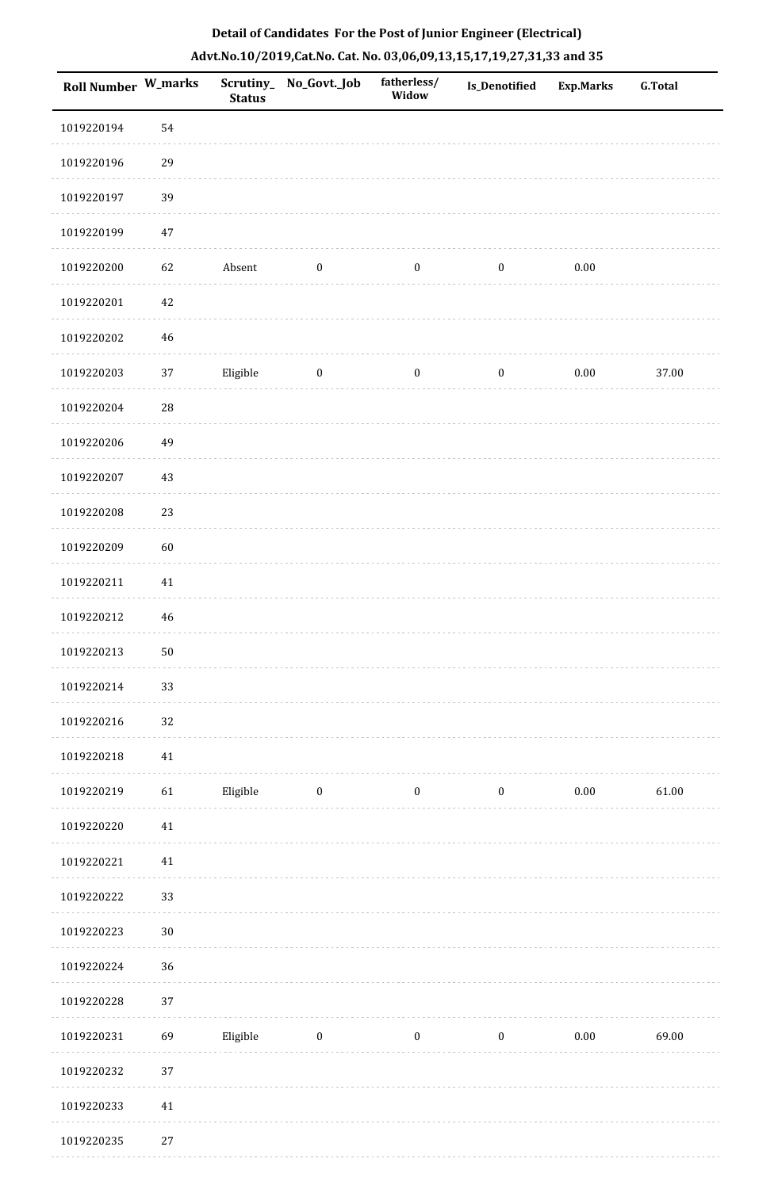**Detail of Candidates For the Post of Junior Engineer (Electrical)**

**Advt.No.10/2019,Cat.No. Cat. No. 03,06,09,13,15,17,19,27,31,33 and 35**

| Roll Number | W_marks | Scrutiny_Status | No_Govt._Job | fatherless/Widow | Is_Denotified | Exp.Marks | G.Total |
|---|---|---|---|---|---|---|---|
| 1019220194 | 54 | | | | | | |
| 1019220196 | 29 | | | | | | |
| 1019220197 | 39 | | | | | | |
| 1019220199 | 47 | | | | | | |
| 1019220200 | 62 | Absent | 0 | 0 | 0 | 0.00 | |
| 1019220201 | 42 | | | | | | |
| 1019220202 | 46 | | | | | | |
| 1019220203 | 37 | Eligible | 0 | 0 | 0 | 0.00 | 37.00 |
| 1019220204 | 28 | | | | | | |
| 1019220206 | 49 | | | | | | |
| 1019220207 | 43 | | | | | | |
| 1019220208 | 23 | | | | | | |
| 1019220209 | 60 | | | | | | |
| 1019220211 | 41 | | | | | | |
| 1019220212 | 46 | | | | | | |
| 1019220213 | 50 | | | | | | |
| 1019220214 | 33 | | | | | | |
| 1019220216 | 32 | | | | | | |
| 1019220218 | 41 | | | | | | |
| 1019220219 | 61 | Eligible | 0 | 0 | 0 | 0.00 | 61.00 |
| 1019220220 | 41 | | | | | | |
| 1019220221 | 41 | | | | | | |
| 1019220222 | 33 | | | | | | |
| 1019220223 | 30 | | | | | | |
| 1019220224 | 36 | | | | | | |
| 1019220228 | 37 | | | | | | |
| 1019220231 | 69 | Eligible | 0 | 0 | 0 | 0.00 | 69.00 |
| 1019220232 | 37 | | | | | | |
| 1019220233 | 41 | | | | | | |
| 1019220235 | 27 | | | | | | |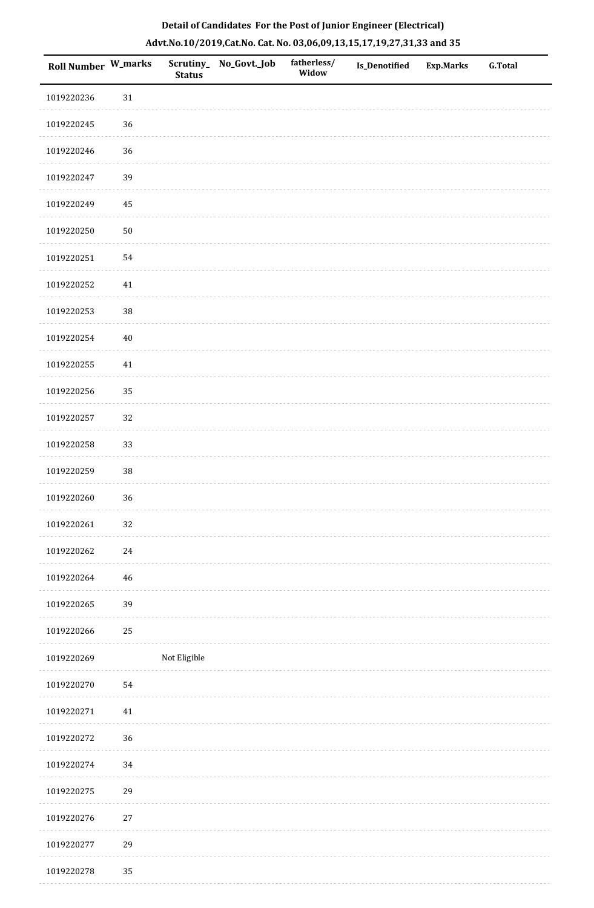**Detail of Candidates For the Post of Junior Engineer (Electrical)**

**Advt.No.10/2019,Cat.No. Cat. No. 03,06,09,13,15,17,19,27,31,33 and 35**

| Roll Number | W_marks | Scrutiny_Status | No_Govt._Job | fatherless/Widow | Is_Denotified | Exp.Marks | G.Total |
|---|---|---|---|---|---|---|---|
| 1019220236 | 31 | | | | | | |
| 1019220245 | 36 | | | | | | |
| 1019220246 | 36 | | | | | | |
| 1019220247 | 39 | | | | | | |
| 1019220249 | 45 | | | | | | |
| 1019220250 | 50 | | | | | | |
| 1019220251 | 54 | | | | | | |
| 1019220252 | 41 | | | | | | |
| 1019220253 | 38 | | | | | | |
| 1019220254 | 40 | | | | | | |
| 1019220255 | 41 | | | | | | |
| 1019220256 | 35 | | | | | | |
| 1019220257 | 32 | | | | | | |
| 1019220258 | 33 | | | | | | |
| 1019220259 | 38 | | | | | | |
| 1019220260 | 36 | | | | | | |
| 1019220261 | 32 | | | | | | |
| 1019220262 | 24 | | | | | | |
| 1019220264 | 46 | | | | | | |
| 1019220265 | 39 | | | | | | |
| 1019220266 | 25 | | | | | | |
| 1019220269 | | Not Eligible | | | | | |
| 1019220270 | 54 | | | | | | |
| 1019220271 | 41 | | | | | | |
| 1019220272 | 36 | | | | | | |
| 1019220274 | 34 | | | | | | |
| 1019220275 | 29 | | | | | | |
| 1019220276 | 27 | | | | | | |
| 1019220277 | 29 | | | | | | |
| 1019220278 | 35 | | | | | | |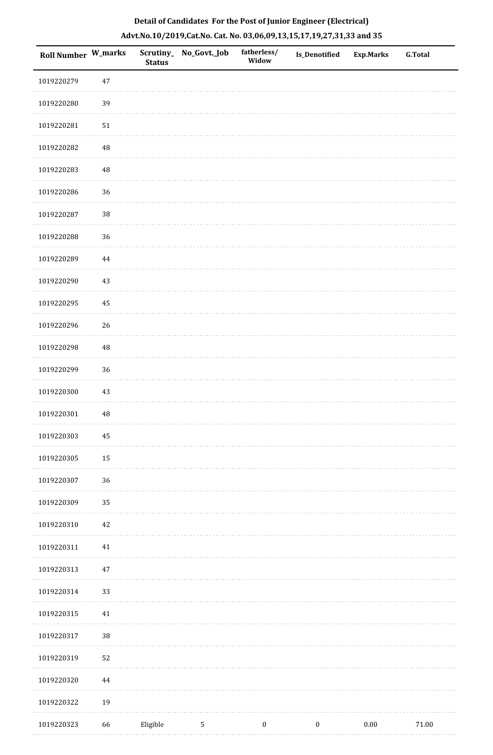**Detail of Candidates For the Post of Junior Engineer (Electrical)**

**Advt.No.10/2019,Cat.No. Cat. No. 03,06,09,13,15,17,19,27,31,33 and 35**

| Roll Number | W_marks | Scrutiny_Status | No_Govt._Job | fatherless/Widow | Is_Denotified | Exp.Marks | G.Total |
|---|---|---|---|---|---|---|---|
| 1019220279 | 47 | | | | | | |
| 1019220280 | 39 | | | | | | |
| 1019220281 | 51 | | | | | | |
| 1019220282 | 48 | | | | | | |
| 1019220283 | 48 | | | | | | |
| 1019220286 | 36 | | | | | | |
| 1019220287 | 38 | | | | | | |
| 1019220288 | 36 | | | | | | |
| 1019220289 | 44 | | | | | | |
| 1019220290 | 43 | | | | | | |
| 1019220295 | 45 | | | | | | |
| 1019220296 | 26 | | | | | | |
| 1019220298 | 48 | | | | | | |
| 1019220299 | 36 | | | | | | |
| 1019220300 | 43 | | | | | | |
| 1019220301 | 48 | | | | | | |
| 1019220303 | 45 | | | | | | |
| 1019220305 | 15 | | | | | | |
| 1019220307 | 36 | | | | | | |
| 1019220309 | 35 | | | | | | |
| 1019220310 | 42 | | | | | | |
| 1019220311 | 41 | | | | | | |
| 1019220313 | 47 | | | | | | |
| 1019220314 | 33 | | | | | | |
| 1019220315 | 41 | | | | | | |
| 1019220317 | 38 | | | | | | |
| 1019220319 | 52 | | | | | | |
| 1019220320 | 44 | | | | | | |
| 1019220322 | 19 | | | | | | |
| 1019220323 | 66 | Eligible | 5 | 0 | 0 | 0.00 | 71.00 |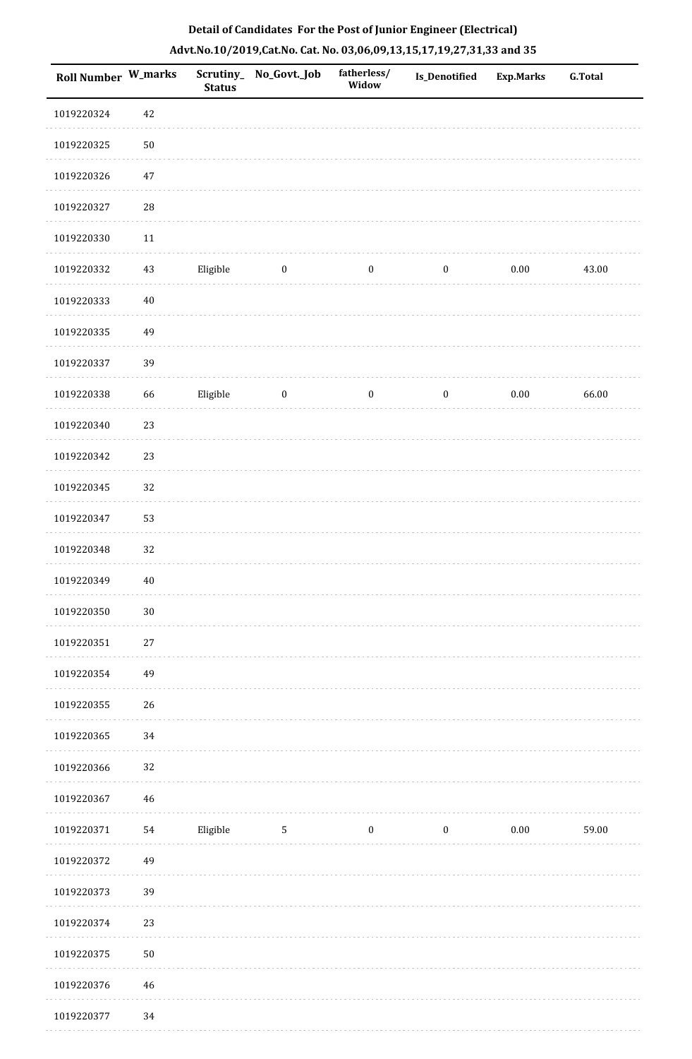**Detail of Candidates For the Post of Junior Engineer (Electrical)**

**Advt.No.10/2019,Cat.No. Cat. No. 03,06,09,13,15,17,19,27,31,33 and 35**

| Roll Number | W_marks | Scrutiny_Status | No_Govt._Job | fatherless/Widow | Is_Denotified | Exp.Marks | G.Total |
|---|---|---|---|---|---|---|---|
| 1019220324 | 42 | | | | | | |
| 1019220325 | 50 | | | | | | |
| 1019220326 | 47 | | | | | | |
| 1019220327 | 28 | | | | | | |
| 1019220330 | 11 | | | | | | |
| 1019220332 | 43 | Eligible | 0 | 0 | 0 | 0.00 | 43.00 |
| 1019220333 | 40 | | | | | | |
| 1019220335 | 49 | | | | | | |
| 1019220337 | 39 | | | | | | |
| 1019220338 | 66 | Eligible | 0 | 0 | 0 | 0.00 | 66.00 |
| 1019220340 | 23 | | | | | | |
| 1019220342 | 23 | | | | | | |
| 1019220345 | 32 | | | | | | |
| 1019220347 | 53 | | | | | | |
| 1019220348 | 32 | | | | | | |
| 1019220349 | 40 | | | | | | |
| 1019220350 | 30 | | | | | | |
| 1019220351 | 27 | | | | | | |
| 1019220354 | 49 | | | | | | |
| 1019220355 | 26 | | | | | | |
| 1019220365 | 34 | | | | | | |
| 1019220366 | 32 | | | | | | |
| 1019220367 | 46 | | | | | | |
| 1019220371 | 54 | Eligible | 5 | 0 | 0 | 0.00 | 59.00 |
| 1019220372 | 49 | | | | | | |
| 1019220373 | 39 | | | | | | |
| 1019220374 | 23 | | | | | | |
| 1019220375 | 50 | | | | | | |
| 1019220376 | 46 | | | | | | |
| 1019220377 | 34 | | | | | | |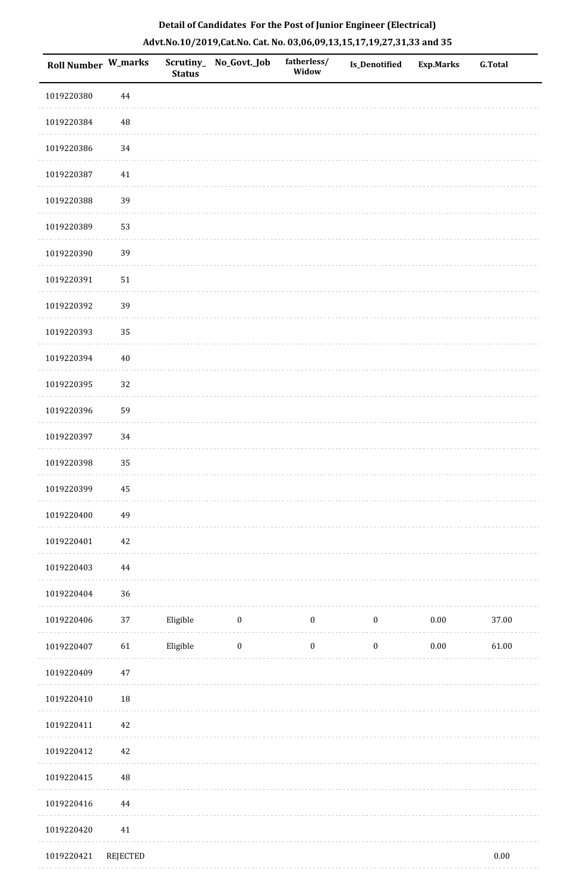**Detail of Candidates For the Post of Junior Engineer (Electrical)**

**Advt.No.10/2019,Cat.No. Cat. No. 03,06,09,13,15,17,19,27,31,33 and 35**

| Roll Number | W_marks | Scrutiny_Status | No_Govt._Job | fatherless/Widow | Is_Denotified | Exp.Marks | G.Total |
|---|---|---|---|---|---|---|---|
| 1019220380 | 44 | | | | | | |
| 1019220384 | 48 | | | | | | |
| 1019220386 | 34 | | | | | | |
| 1019220387 | 41 | | | | | | |
| 1019220388 | 39 | | | | | | |
| 1019220389 | 53 | | | | | | |
| 1019220390 | 39 | | | | | | |
| 1019220391 | 51 | | | | | | |
| 1019220392 | 39 | | | | | | |
| 1019220393 | 35 | | | | | | |
| 1019220394 | 40 | | | | | | |
| 1019220395 | 32 | | | | | | |
| 1019220396 | 59 | | | | | | |
| 1019220397 | 34 | | | | | | |
| 1019220398 | 35 | | | | | | |
| 1019220399 | 45 | | | | | | |
| 1019220400 | 49 | | | | | | |
| 1019220401 | 42 | | | | | | |
| 1019220403 | 44 | | | | | | |
| 1019220404 | 36 | | | | | | |
| 1019220406 | 37 | Eligible | 0 | 0 | 0 | 0.00 | 37.00 |
| 1019220407 | 61 | Eligible | 0 | 0 | 0 | 0.00 | 61.00 |
| 1019220409 | 47 | | | | | | |
| 1019220410 | 18 | | | | | | |
| 1019220411 | 42 | | | | | | |
| 1019220412 | 42 | | | | | | |
| 1019220415 | 48 | | | | | | |
| 1019220416 | 44 | | | | | | |
| 1019220420 | 41 | | | | | | |
| 1019220421 | REJECTED | | | | | | 0.00 |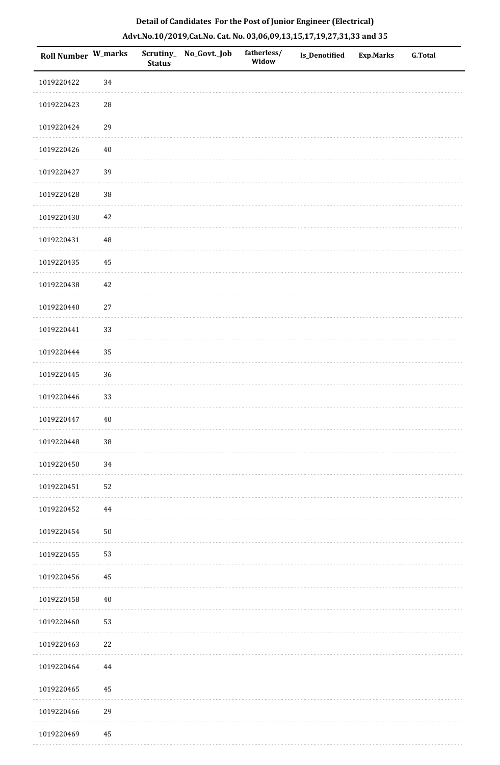**Detail of Candidates For the Post of Junior Engineer (Electrical)**

**Advt.No.10/2019,Cat.No. Cat. No. 03,06,09,13,15,17,19,27,31,33 and 35**

| Roll Number | W_marks | Scrutiny_Status | No_Govt._Job | fatherless/Widow | Is_Denotified | Exp.Marks | G.Total |
|---|---|---|---|---|---|---|---|
| 1019220422 | 34 | | | | | | |
| 1019220423 | 28 | | | | | | |
| 1019220424 | 29 | | | | | | |
| 1019220426 | 40 | | | | | | |
| 1019220427 | 39 | | | | | | |
| 1019220428 | 38 | | | | | | |
| 1019220430 | 42 | | | | | | |
| 1019220431 | 48 | | | | | | |
| 1019220435 | 45 | | | | | | |
| 1019220438 | 42 | | | | | | |
| 1019220440 | 27 | | | | | | |
| 1019220441 | 33 | | | | | | |
| 1019220444 | 35 | | | | | | |
| 1019220445 | 36 | | | | | | |
| 1019220446 | 33 | | | | | | |
| 1019220447 | 40 | | | | | | |
| 1019220448 | 38 | | | | | | |
| 1019220450 | 34 | | | | | | |
| 1019220451 | 52 | | | | | | |
| 1019220452 | 44 | | | | | | |
| 1019220454 | 50 | | | | | | |
| 1019220455 | 53 | | | | | | |
| 1019220456 | 45 | | | | | | |
| 1019220458 | 40 | | | | | | |
| 1019220460 | 53 | | | | | | |
| 1019220463 | 22 | | | | | | |
| 1019220464 | 44 | | | | | | |
| 1019220465 | 45 | | | | | | |
| 1019220466 | 29 | | | | | | |
| 1019220469 | 45 | | | | | | |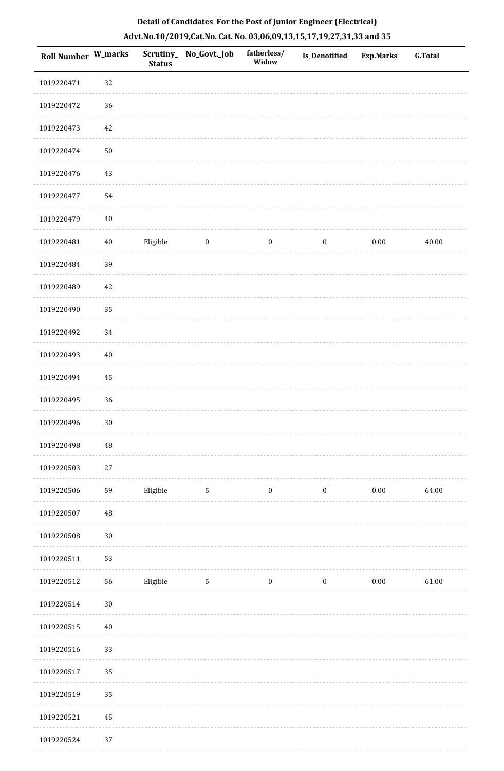**Detail of Candidates For the Post of Junior Engineer (Electrical)**

**Advt.No.10/2019,Cat.No. Cat. No. 03,06,09,13,15,17,19,27,31,33 and 35**

| Roll Number | W_marks | Scrutiny_Status | No_Govt._Job | fatherless/Widow | Is_Denotified | Exp.Marks | G.Total |
|---|---|---|---|---|---|---|---|
| 1019220471 | 32 | | | | | | |
| 1019220472 | 36 | | | | | | |
| 1019220473 | 42 | | | | | | |
| 1019220474 | 50 | | | | | | |
| 1019220476 | 43 | | | | | | |
| 1019220477 | 54 | | | | | | |
| 1019220479 | 40 | | | | | | |
| 1019220481 | 40 | Eligible | 0 | 0 | 0 | 0.00 | 40.00 |
| 1019220484 | 39 | | | | | | |
| 1019220489 | 42 | | | | | | |
| 1019220490 | 35 | | | | | | |
| 1019220492 | 34 | | | | | | |
| 1019220493 | 40 | | | | | | |
| 1019220494 | 45 | | | | | | |
| 1019220495 | 36 | | | | | | |
| 1019220496 | 30 | | | | | | |
| 1019220498 | 48 | | | | | | |
| 1019220503 | 27 | | | | | | |
| 1019220506 | 59 | Eligible | 5 | 0 | 0 | 0.00 | 64.00 |
| 1019220507 | 48 | | | | | | |
| 1019220508 | 30 | | | | | | |
| 1019220511 | 53 | | | | | | |
| 1019220512 | 56 | Eligible | 5 | 0 | 0 | 0.00 | 61.00 |
| 1019220514 | 30 | | | | | | |
| 1019220515 | 40 | | | | | | |
| 1019220516 | 33 | | | | | | |
| 1019220517 | 35 | | | | | | |
| 1019220519 | 35 | | | | | | |
| 1019220521 | 45 | | | | | | |
| 1019220524 | 37 | | | | | | |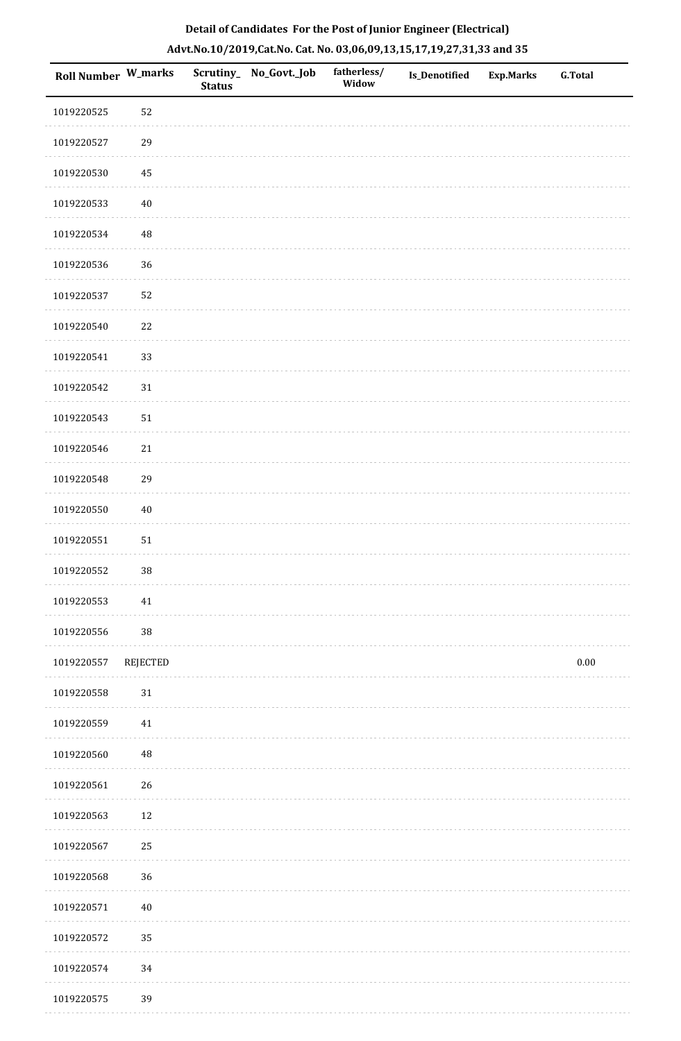**Detail of Candidates For the Post of Junior Engineer (Electrical)**

**Advt.No.10/2019,Cat.No. Cat. No. 03,06,09,13,15,17,19,27,31,33 and 35**

| Roll Number | W_marks | Scrutiny_ Status | No_Govt._Job | fatherless/ Widow | Is_Denotified | Exp.Marks | G.Total |
|---|---|---|---|---|---|---|---|
| 1019220525 | 52 | | | | | | |
| 1019220527 | 29 | | | | | | |
| 1019220530 | 45 | | | | | | |
| 1019220533 | 40 | | | | | | |
| 1019220534 | 48 | | | | | | |
| 1019220536 | 36 | | | | | | |
| 1019220537 | 52 | | | | | | |
| 1019220540 | 22 | | | | | | |
| 1019220541 | 33 | | | | | | |
| 1019220542 | 31 | | | | | | |
| 1019220543 | 51 | | | | | | |
| 1019220546 | 21 | | | | | | |
| 1019220548 | 29 | | | | | | |
| 1019220550 | 40 | | | | | | |
| 1019220551 | 51 | | | | | | |
| 1019220552 | 38 | | | | | | |
| 1019220553 | 41 | | | | | | |
| 1019220556 | 38 | | | | | | |
| 1019220557 | REJECTED | | | | | | 0.00 |
| 1019220558 | 31 | | | | | | |
| 1019220559 | 41 | | | | | | |
| 1019220560 | 48 | | | | | | |
| 1019220561 | 26 | | | | | | |
| 1019220563 | 12 | | | | | | |
| 1019220567 | 25 | | | | | | |
| 1019220568 | 36 | | | | | | |
| 1019220571 | 40 | | | | | | |
| 1019220572 | 35 | | | | | | |
| 1019220574 | 34 | | | | | | |
| 1019220575 | 39 | | | | | | |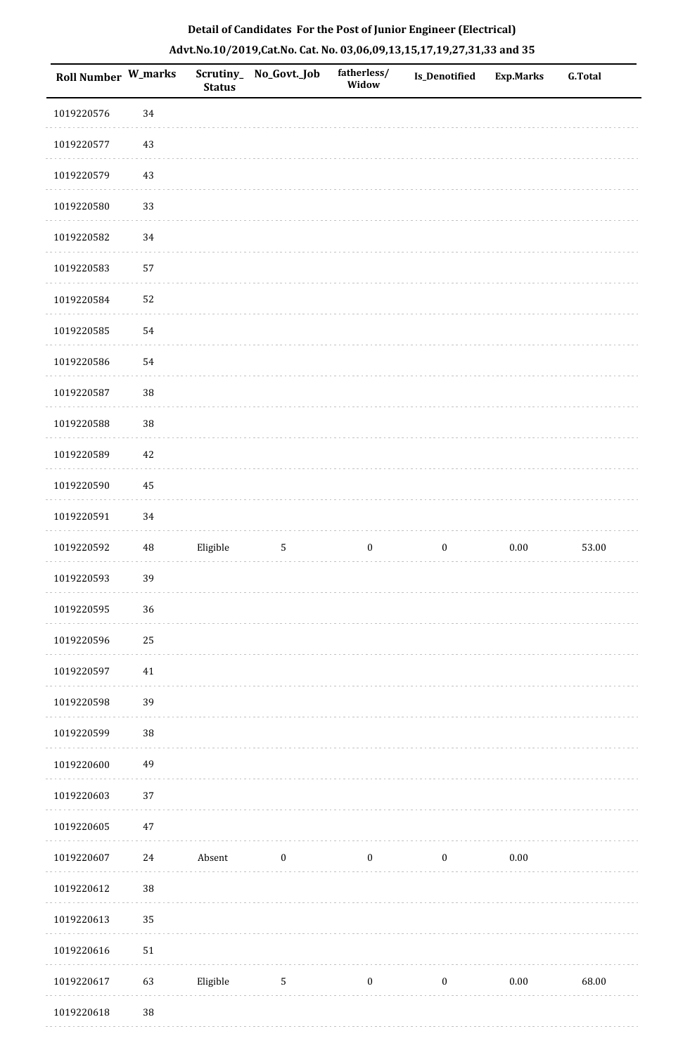# Detail of Candidates For the Post of Junior Engineer (Electrical)

## Advt.No.10/2019,Cat.No. Cat. No. 03,06,09,13,15,17,19,27,31,33 and 35

| Roll Number | W_marks | Scrutiny_ Status | No_Govt._Job | fatherless/ Widow | Is_Denotified | Exp.Marks | G.Total |
|---|---|---|---|---|---|---|---|
| 1019220576 | 34 | | | | | | |
| 1019220577 | 43 | | | | | | |
| 1019220579 | 43 | | | | | | |
| 1019220580 | 33 | | | | | | |
| 1019220582 | 34 | | | | | | |
| 1019220583 | 57 | | | | | | |
| 1019220584 | 52 | | | | | | |
| 1019220585 | 54 | | | | | | |
| 1019220586 | 54 | | | | | | |
| 1019220587 | 38 | | | | | | |
| 1019220588 | 38 | | | | | | |
| 1019220589 | 42 | | | | | | |
| 1019220590 | 45 | | | | | | |
| 1019220591 | 34 | | | | | | |
| 1019220592 | 48 | Eligible | 5 | 0 | 0 | 0.00 | 53.00 |
| 1019220593 | 39 | | | | | | |
| 1019220595 | 36 | | | | | | |
| 1019220596 | 25 | | | | | | |
| 1019220597 | 41 | | | | | | |
| 1019220598 | 39 | | | | | | |
| 1019220599 | 38 | | | | | | |
| 1019220600 | 49 | | | | | | |
| 1019220603 | 37 | | | | | | |
| 1019220605 | 47 | | | | | | |
| 1019220607 | 24 | Absent | 0 | 0 | 0 | 0.00 | |
| 1019220612 | 38 | | | | | | |
| 1019220613 | 35 | | | | | | |
| 1019220616 | 51 | | | | | | |
| 1019220617 | 63 | Eligible | 5 | 0 | 0 | 0.00 | 68.00 |
| 1019220618 | 38 | | | | | | |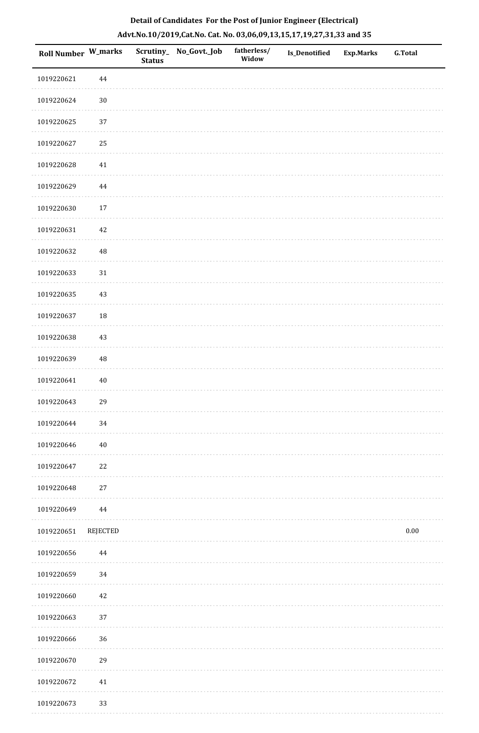**Detail of Candidates For the Post of Junior Engineer (Electrical)**

**Advt.No.10/2019,Cat.No. Cat. No. 03,06,09,13,15,17,19,27,31,33 and 35**

| Roll Number | W_marks | Scrutiny_Status | No_Govt._Job | fatherless/Widow | Is_Denotified | Exp.Marks | G.Total |
|---|---|---|---|---|---|---|---|
| 1019220621 | 44 | | | | | | |
| 1019220624 | 30 | | | | | | |
| 1019220625 | 37 | | | | | | |
| 1019220627 | 25 | | | | | | |
| 1019220628 | 41 | | | | | | |
| 1019220629 | 44 | | | | | | |
| 1019220630 | 17 | | | | | | |
| 1019220631 | 42 | | | | | | |
| 1019220632 | 48 | | | | | | |
| 1019220633 | 31 | | | | | | |
| 1019220635 | 43 | | | | | | |
| 1019220637 | 18 | | | | | | |
| 1019220638 | 43 | | | | | | |
| 1019220639 | 48 | | | | | | |
| 1019220641 | 40 | | | | | | |
| 1019220643 | 29 | | | | | | |
| 1019220644 | 34 | | | | | | |
| 1019220646 | 40 | | | | | | |
| 1019220647 | 22 | | | | | | |
| 1019220648 | 27 | | | | | | |
| 1019220649 | 44 | | | | | | |
| 1019220651 | REJECTED | | | | | | 0.00 |
| 1019220656 | 44 | | | | | | |
| 1019220659 | 34 | | | | | | |
| 1019220660 | 42 | | | | | | |
| 1019220663 | 37 | | | | | | |
| 1019220666 | 36 | | | | | | |
| 1019220670 | 29 | | | | | | |
| 1019220672 | 41 | | | | | | |
| 1019220673 | 33 | | | | | | |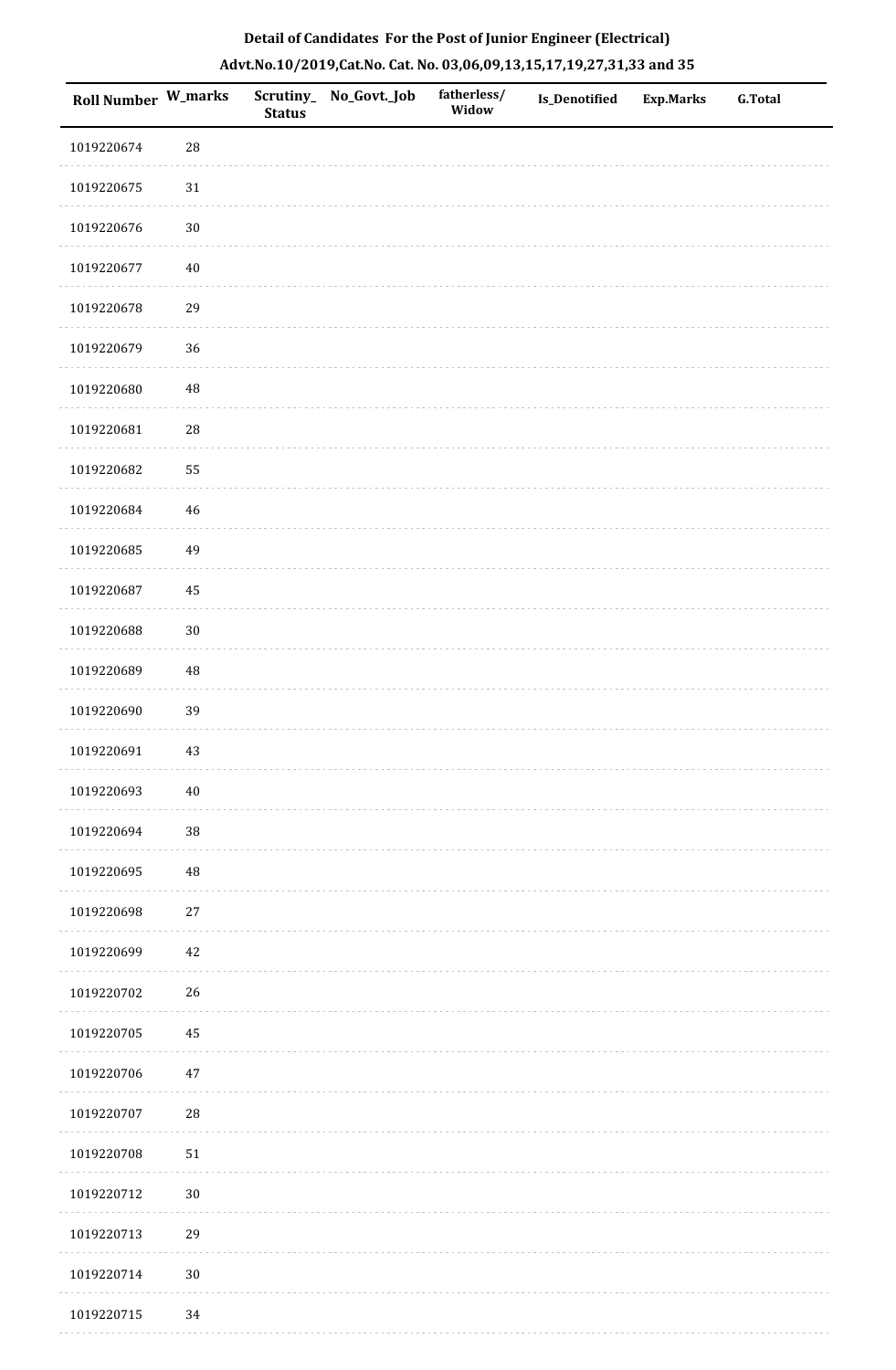**Detail of Candidates For the Post of Junior Engineer (Electrical)**

**Advt.No.10/2019,Cat.No. Cat. No. 03,06,09,13,15,17,19,27,31,33 and 35**

| Roll Number | W_marks | Scrutiny_Status | No_Govt._Job | fatherless/Widow | Is_Denotified | Exp.Marks | G.Total |
|---|---|---|---|---|---|---|---|
| 1019220674 | 28 | | | | | | |
| 1019220675 | 31 | | | | | | |
| 1019220676 | 30 | | | | | | |
| 1019220677 | 40 | | | | | | |
| 1019220678 | 29 | | | | | | |
| 1019220679 | 36 | | | | | | |
| 1019220680 | 48 | | | | | | |
| 1019220681 | 28 | | | | | | |
| 1019220682 | 55 | | | | | | |
| 1019220684 | 46 | | | | | | |
| 1019220685 | 49 | | | | | | |
| 1019220687 | 45 | | | | | | |
| 1019220688 | 30 | | | | | | |
| 1019220689 | 48 | | | | | | |
| 1019220690 | 39 | | | | | | |
| 1019220691 | 43 | | | | | | |
| 1019220693 | 40 | | | | | | |
| 1019220694 | 38 | | | | | | |
| 1019220695 | 48 | | | | | | |
| 1019220698 | 27 | | | | | | |
| 1019220699 | 42 | | | | | | |
| 1019220702 | 26 | | | | | | |
| 1019220705 | 45 | | | | | | |
| 1019220706 | 47 | | | | | | |
| 1019220707 | 28 | | | | | | |
| 1019220708 | 51 | | | | | | |
| 1019220712 | 30 | | | | | | |
| 1019220713 | 29 | | | | | | |
| 1019220714 | 30 | | | | | | |
| 1019220715 | 34 | | | | | | |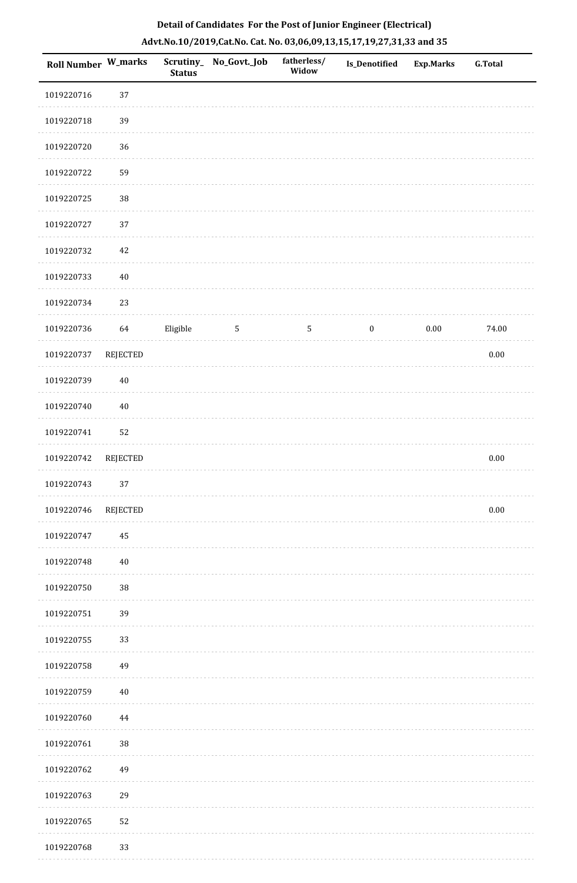**Detail of Candidates For the Post of Junior Engineer (Electrical)**

**Advt.No.10/2019,Cat.No. Cat. No. 03,06,09,13,15,17,19,27,31,33 and 35**

| Roll Number | W_marks | Scrutiny_Status | No_Govt._Job | fatherless/Widow | Is_Denotified | Exp.Marks | G.Total |
|---|---|---|---|---|---|---|---|
| 1019220716 | 37 | | | | | | |
| 1019220718 | 39 | | | | | | |
| 1019220720 | 36 | | | | | | |
| 1019220722 | 59 | | | | | | |
| 1019220725 | 38 | | | | | | |
| 1019220727 | 37 | | | | | | |
| 1019220732 | 42 | | | | | | |
| 1019220733 | 40 | | | | | | |
| 1019220734 | 23 | | | | | | |
| 1019220736 | 64 | Eligible | 5 | 5 | 0 | 0.00 | 74.00 |
| 1019220737 | REJECTED | | | | | | 0.00 |
| 1019220739 | 40 | | | | | | |
| 1019220740 | 40 | | | | | | |
| 1019220741 | 52 | | | | | | |
| 1019220742 | REJECTED | | | | | | 0.00 |
| 1019220743 | 37 | | | | | | |
| 1019220746 | REJECTED | | | | | | 0.00 |
| 1019220747 | 45 | | | | | | |
| 1019220748 | 40 | | | | | | |
| 1019220750 | 38 | | | | | | |
| 1019220751 | 39 | | | | | | |
| 1019220755 | 33 | | | | | | |
| 1019220758 | 49 | | | | | | |
| 1019220759 | 40 | | | | | | |
| 1019220760 | 44 | | | | | | |
| 1019220761 | 38 | | | | | | |
| 1019220762 | 49 | | | | | | |
| 1019220763 | 29 | | | | | | |
| 1019220765 | 52 | | | | | | |
| 1019220768 | 33 | | | | | | |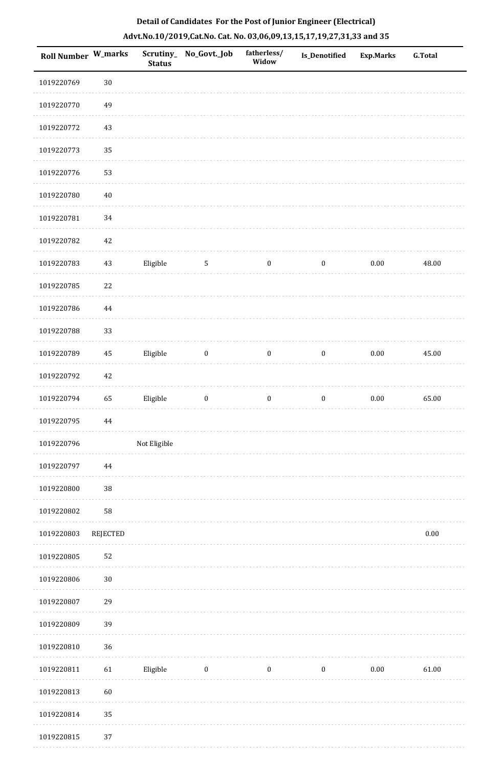## Detail of Candidates For the Post of Junior Engineer (Electrical)

### Advt.No.10/2019,Cat.No. Cat. No. 03,06,09,13,15,17,19,27,31,33 and 35

| Roll Number | W_marks | Scrutiny_Status | No_Govt._Job | fatherless/Widow | Is_Denotified | Exp.Marks | G.Total |
|---|---|---|---|---|---|---|---|
| 1019220769 | 30 | | | | | | |
| 1019220770 | 49 | | | | | | |
| 1019220772 | 43 | | | | | | |
| 1019220773 | 35 | | | | | | |
| 1019220776 | 53 | | | | | | |
| 1019220780 | 40 | | | | | | |
| 1019220781 | 34 | | | | | | |
| 1019220782 | 42 | | | | | | |
| 1019220783 | 43 | Eligible | 5 | 0 | 0 | 0.00 | 48.00 |
| 1019220785 | 22 | | | | | | |
| 1019220786 | 44 | | | | | | |
| 1019220788 | 33 | | | | | | |
| 1019220789 | 45 | Eligible | 0 | 0 | 0 | 0.00 | 45.00 |
| 1019220792 | 42 | | | | | | |
| 1019220794 | 65 | Eligible | 0 | 0 | 0 | 0.00 | 65.00 |
| 1019220795 | 44 | | | | | | |
| 1019220796 | | Not Eligible | | | | | |
| 1019220797 | 44 | | | | | | |
| 1019220800 | 38 | | | | | | |
| 1019220802 | 58 | | | | | | |
| 1019220803 | REJECTED | | | | | | 0.00 |
| 1019220805 | 52 | | | | | | |
| 1019220806 | 30 | | | | | | |
| 1019220807 | 29 | | | | | | |
| 1019220809 | 39 | | | | | | |
| 1019220810 | 36 | | | | | | |
| 1019220811 | 61 | Eligible | 0 | 0 | 0 | 0.00 | 61.00 |
| 1019220813 | 60 | | | | | | |
| 1019220814 | 35 | | | | | | |
| 1019220815 | 37 | | | | | | |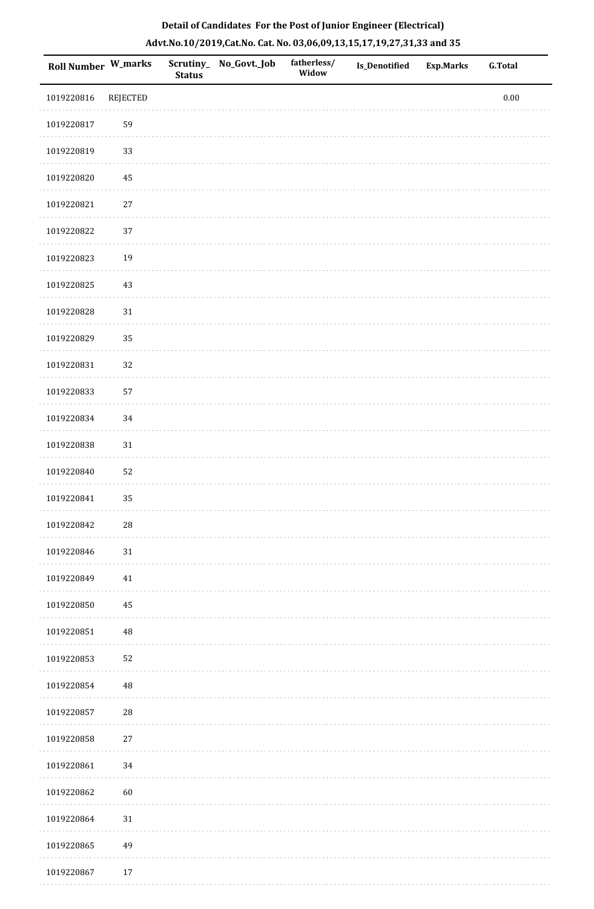## Detail of Candidates For the Post of Junior Engineer (Electrical)

## Advt.No.10/2019,Cat.No. Cat. No. 03,06,09,13,15,17,19,27,31,33 and 35

| Roll Number | W_marks | Scrutiny_Status | No_Govt._Job | fatherless/Widow | Is_Denotified | Exp.Marks | G.Total |
|---|---|---|---|---|---|---|---|
| 1019220816 | REJECTED | | | | | | 0.00 |
| 1019220817 | 59 | | | | | | |
| 1019220819 | 33 | | | | | | |
| 1019220820 | 45 | | | | | | |
| 1019220821 | 27 | | | | | | |
| 1019220822 | 37 | | | | | | |
| 1019220823 | 19 | | | | | | |
| 1019220825 | 43 | | | | | | |
| 1019220828 | 31 | | | | | | |
| 1019220829 | 35 | | | | | | |
| 1019220831 | 32 | | | | | | |
| 1019220833 | 57 | | | | | | |
| 1019220834 | 34 | | | | | | |
| 1019220838 | 31 | | | | | | |
| 1019220840 | 52 | | | | | | |
| 1019220841 | 35 | | | | | | |
| 1019220842 | 28 | | | | | | |
| 1019220846 | 31 | | | | | | |
| 1019220849 | 41 | | | | | | |
| 1019220850 | 45 | | | | | | |
| 1019220851 | 48 | | | | | | |
| 1019220853 | 52 | | | | | | |
| 1019220854 | 48 | | | | | | |
| 1019220857 | 28 | | | | | | |
| 1019220858 | 27 | | | | | | |
| 1019220861 | 34 | | | | | | |
| 1019220862 | 60 | | | | | | |
| 1019220864 | 31 | | | | | | |
| 1019220865 | 49 | | | | | | |
| 1019220867 | 17 | | | | | | |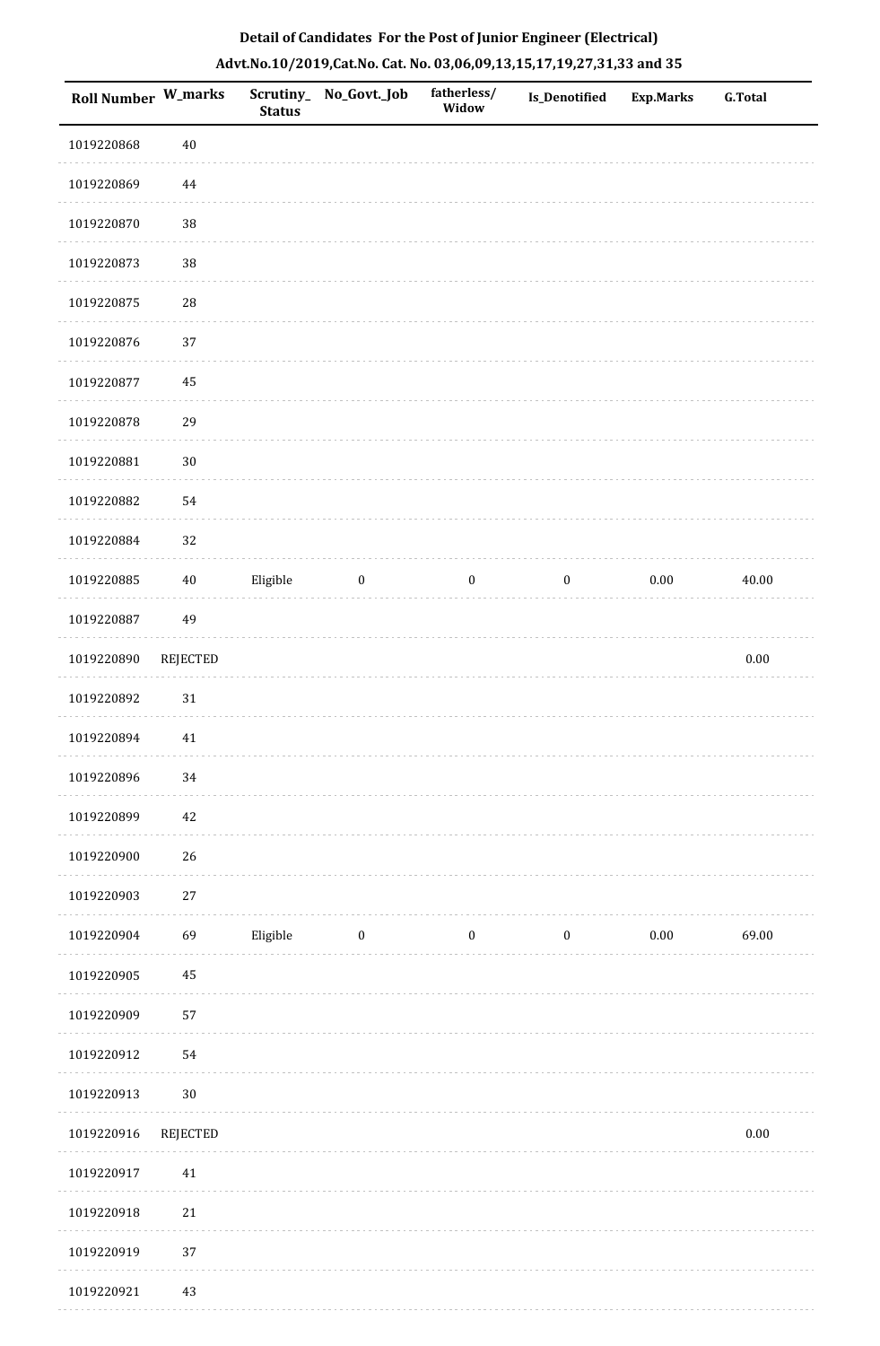**Detail of Candidates For the Post of Junior Engineer (Electrical)**

**Advt.No.10/2019,Cat.No. Cat. No. 03,06,09,13,15,17,19,27,31,33 and 35**

| Roll Number | W_marks | Scrutiny_Status | No_Govt._Job | fatherless/Widow | Is_Denotified | Exp.Marks | G.Total |
|---|---|---|---|---|---|---|---|
| 1019220868 | 40 | | | | | | |
| 1019220869 | 44 | | | | | | |
| 1019220870 | 38 | | | | | | |
| 1019220873 | 38 | | | | | | |
| 1019220875 | 28 | | | | | | |
| 1019220876 | 37 | | | | | | |
| 1019220877 | 45 | | | | | | |
| 1019220878 | 29 | | | | | | |
| 1019220881 | 30 | | | | | | |
| 1019220882 | 54 | | | | | | |
| 1019220884 | 32 | | | | | | |
| 1019220885 | 40 | Eligible | 0 | 0 | 0 | 0.00 | 40.00 |
| 1019220887 | 49 | | | | | | |
| 1019220890 | REJECTED | | | | | | 0.00 |
| 1019220892 | 31 | | | | | | |
| 1019220894 | 41 | | | | | | |
| 1019220896 | 34 | | | | | | |
| 1019220899 | 42 | | | | | | |
| 1019220900 | 26 | | | | | | |
| 1019220903 | 27 | | | | | | |
| 1019220904 | 69 | Eligible | 0 | 0 | 0 | 0.00 | 69.00 |
| 1019220905 | 45 | | | | | | |
| 1019220909 | 57 | | | | | | |
| 1019220912 | 54 | | | | | | |
| 1019220913 | 30 | | | | | | |
| 1019220916 | REJECTED | | | | | | 0.00 |
| 1019220917 | 41 | | | | | | |
| 1019220918 | 21 | | | | | | |
| 1019220919 | 37 | | | | | | |
| 1019220921 | 43 | | | | | | |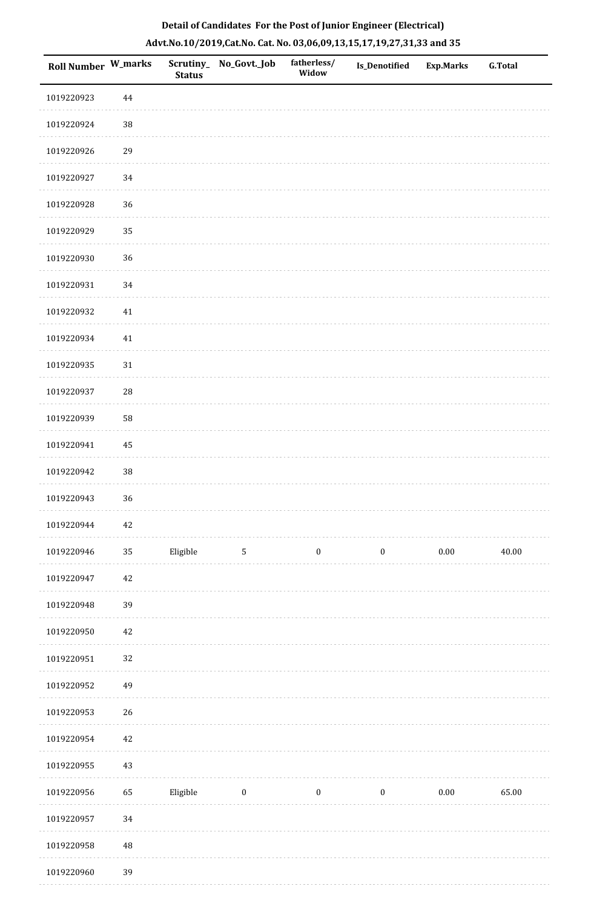**Detail of Candidates For the Post of Junior Engineer (Electrical)**

**Advt.No.10/2019,Cat.No. Cat. No. 03,06,09,13,15,17,19,27,31,33 and 35**

| Roll Number | W_marks | Scrutiny_ Status | No_Govt._Job | fatherless/ Widow | Is_Denotified | Exp.Marks | G.Total |
|---|---|---|---|---|---|---|---|
| 1019220923 | 44 | | | | | | |
| 1019220924 | 38 | | | | | | |
| 1019220926 | 29 | | | | | | |
| 1019220927 | 34 | | | | | | |
| 1019220928 | 36 | | | | | | |
| 1019220929 | 35 | | | | | | |
| 1019220930 | 36 | | | | | | |
| 1019220931 | 34 | | | | | | |
| 1019220932 | 41 | | | | | | |
| 1019220934 | 41 | | | | | | |
| 1019220935 | 31 | | | | | | |
| 1019220937 | 28 | | | | | | |
| 1019220939 | 58 | | | | | | |
| 1019220941 | 45 | | | | | | |
| 1019220942 | 38 | | | | | | |
| 1019220943 | 36 | | | | | | |
| 1019220944 | 42 | | | | | | |
| 1019220946 | 35 | Eligible | 5 | 0 | 0 | 0.00 | 40.00 |
| 1019220947 | 42 | | | | | | |
| 1019220948 | 39 | | | | | | |
| 1019220950 | 42 | | | | | | |
| 1019220951 | 32 | | | | | | |
| 1019220952 | 49 | | | | | | |
| 1019220953 | 26 | | | | | | |
| 1019220954 | 42 | | | | | | |
| 1019220955 | 43 | | | | | | |
| 1019220956 | 65 | Eligible | 0 | 0 | 0 | 0.00 | 65.00 |
| 1019220957 | 34 | | | | | | |
| 1019220958 | 48 | | | | | | |
| 1019220960 | 39 | | | | | | |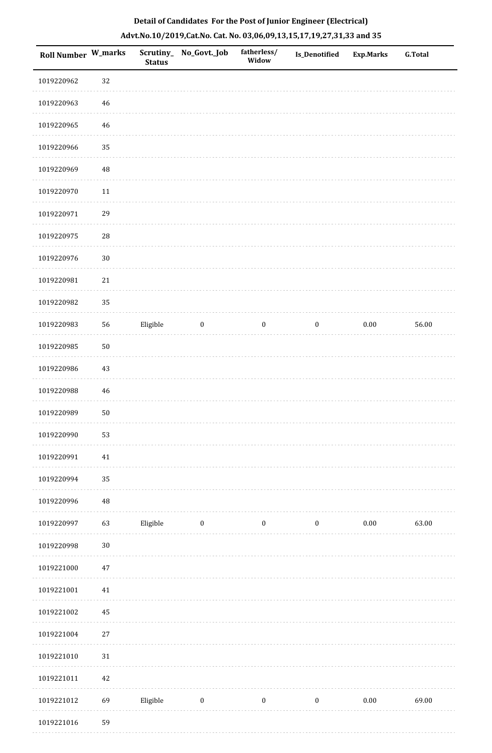**Detail of Candidates For the Post of Junior Engineer (Electrical)**

**Advt.No.10/2019,Cat.No. Cat. No. 03,06,09,13,15,17,19,27,31,33 and 35**

| Roll Number | W_marks | Scrutiny_Status | No_Govt._Job | fatherless/Widow | Is_Denotified | Exp.Marks | G.Total |
|---|---|---|---|---|---|---|---|
| 1019220962 | 32 | | | | | | |
| 1019220963 | 46 | | | | | | |
| 1019220965 | 46 | | | | | | |
| 1019220966 | 35 | | | | | | |
| 1019220969 | 48 | | | | | | |
| 1019220970 | 11 | | | | | | |
| 1019220971 | 29 | | | | | | |
| 1019220975 | 28 | | | | | | |
| 1019220976 | 30 | | | | | | |
| 1019220981 | 21 | | | | | | |
| 1019220982 | 35 | | | | | | |
| 1019220983 | 56 | Eligible | 0 | 0 | 0 | 0.00 | 56.00 |
| 1019220985 | 50 | | | | | | |
| 1019220986 | 43 | | | | | | |
| 1019220988 | 46 | | | | | | |
| 1019220989 | 50 | | | | | | |
| 1019220990 | 53 | | | | | | |
| 1019220991 | 41 | | | | | | |
| 1019220994 | 35 | | | | | | |
| 1019220996 | 48 | | | | | | |
| 1019220997 | 63 | Eligible | 0 | 0 | 0 | 0.00 | 63.00 |
| 1019220998 | 30 | | | | | | |
| 1019221000 | 47 | | | | | | |
| 1019221001 | 41 | | | | | | |
| 1019221002 | 45 | | | | | | |
| 1019221004 | 27 | | | | | | |
| 1019221010 | 31 | | | | | | |
| 1019221011 | 42 | | | | | | |
| 1019221012 | 69 | Eligible | 0 | 0 | 0 | 0.00 | 69.00 |
| 1019221016 | 59 | | | | | | |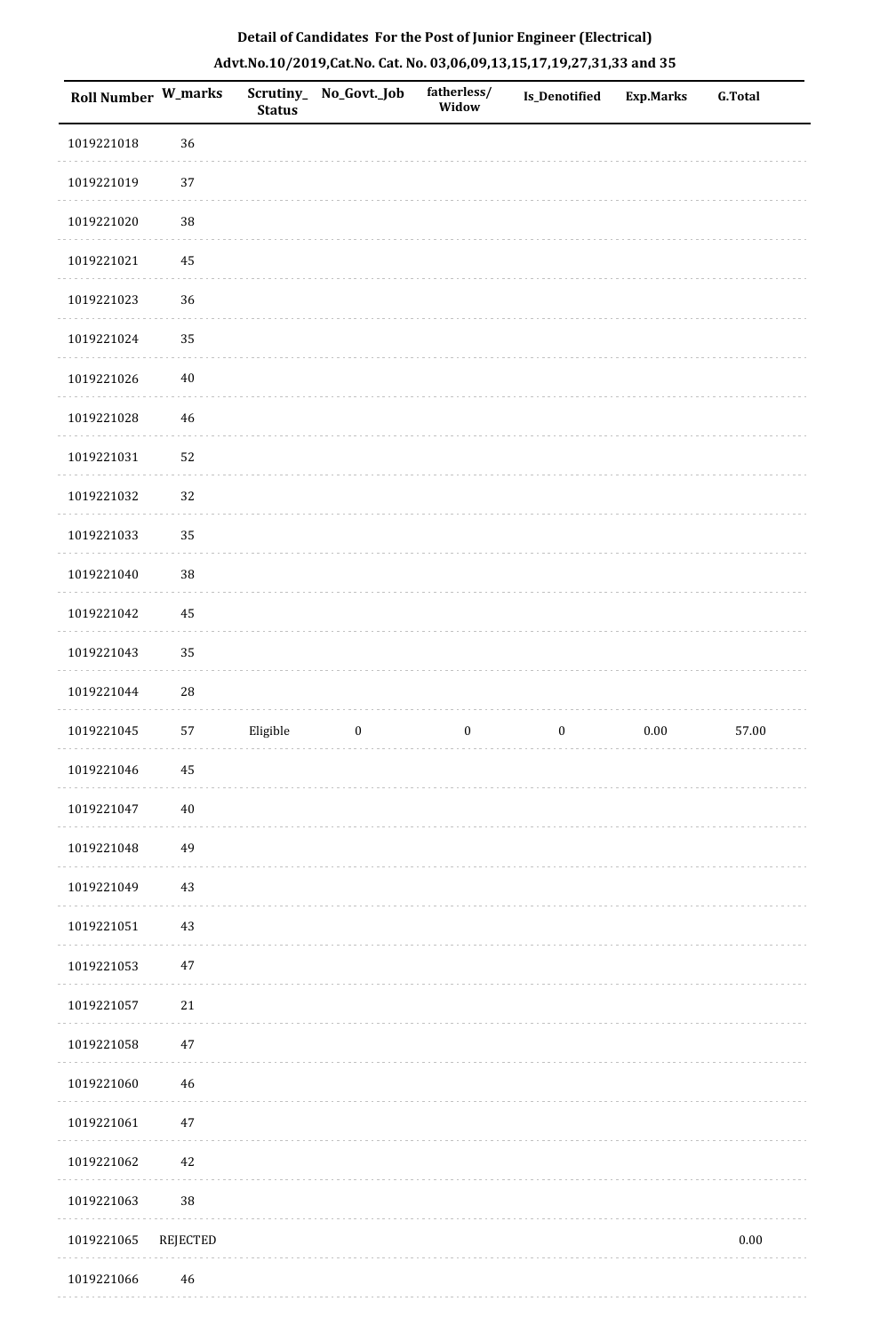**Detail of Candidates For the Post of Junior Engineer (Electrical)**

**Advt.No.10/2019,Cat.No. Cat. No. 03,06,09,13,15,17,19,27,31,33 and 35**

| Roll Number | W_marks | Scrutiny_ Status | No_Govt._Job | fatherless/ Widow | Is_Denotified | Exp.Marks | G.Total |
|---|---|---|---|---|---|---|---|
| 1019221018 | 36 | | | | | | |
| 1019221019 | 37 | | | | | | |
| 1019221020 | 38 | | | | | | |
| 1019221021 | 45 | | | | | | |
| 1019221023 | 36 | | | | | | |
| 1019221024 | 35 | | | | | | |
| 1019221026 | 40 | | | | | | |
| 1019221028 | 46 | | | | | | |
| 1019221031 | 52 | | | | | | |
| 1019221032 | 32 | | | | | | |
| 1019221033 | 35 | | | | | | |
| 1019221040 | 38 | | | | | | |
| 1019221042 | 45 | | | | | | |
| 1019221043 | 35 | | | | | | |
| 1019221044 | 28 | | | | | | |
| 1019221045 | 57 | Eligible | 0 | 0 | 0 | 0.00 | 57.00 |
| 1019221046 | 45 | | | | | | |
| 1019221047 | 40 | | | | | | |
| 1019221048 | 49 | | | | | | |
| 1019221049 | 43 | | | | | | |
| 1019221051 | 43 | | | | | | |
| 1019221053 | 47 | | | | | | |
| 1019221057 | 21 | | | | | | |
| 1019221058 | 47 | | | | | | |
| 1019221060 | 46 | | | | | | |
| 1019221061 | 47 | | | | | | |
| 1019221062 | 42 | | | | | | |
| 1019221063 | 38 | | | | | | |
| 1019221065 | REJECTED | | | | | | 0.00 |
| 1019221066 | 46 | | | | | | |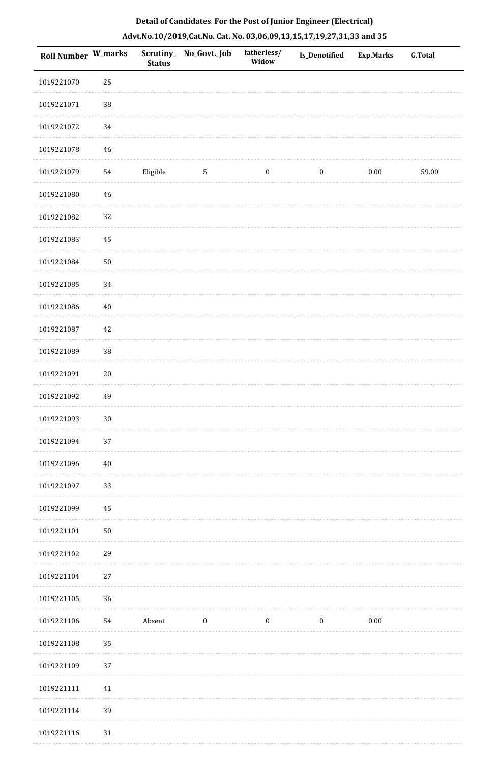**Detail of Candidates For the Post of Junior Engineer (Electrical)**

**Advt.No.10/2019,Cat.No. Cat. No. 03,06,09,13,15,17,19,27,31,33 and 35**

| Roll Number | W_marks | Scrutiny_Status | No_Govt._Job | fatherless/Widow | Is_Denotified | Exp.Marks | G.Total |
|---|---|---|---|---|---|---|---|
| 1019221070 | 25 | | | | | | |
| 1019221071 | 38 | | | | | | |
| 1019221072 | 34 | | | | | | |
| 1019221078 | 46 | | | | | | |
| 1019221079 | 54 | Eligible | 5 | 0 | 0 | 0.00 | 59.00 |
| 1019221080 | 46 | | | | | | |
| 1019221082 | 32 | | | | | | |
| 1019221083 | 45 | | | | | | |
| 1019221084 | 50 | | | | | | |
| 1019221085 | 34 | | | | | | |
| 1019221086 | 40 | | | | | | |
| 1019221087 | 42 | | | | | | |
| 1019221089 | 38 | | | | | | |
| 1019221091 | 20 | | | | | | |
| 1019221092 | 49 | | | | | | |
| 1019221093 | 30 | | | | | | |
| 1019221094 | 37 | | | | | | |
| 1019221096 | 40 | | | | | | |
| 1019221097 | 33 | | | | | | |
| 1019221099 | 45 | | | | | | |
| 1019221101 | 50 | | | | | | |
| 1019221102 | 29 | | | | | | |
| 1019221104 | 27 | | | | | | |
| 1019221105 | 36 | | | | | | |
| 1019221106 | 54 | Absent | 0 | 0 | 0 | 0.00 | |
| 1019221108 | 35 | | | | | | |
| 1019221109 | 37 | | | | | | |
| 1019221111 | 41 | | | | | | |
| 1019221114 | 39 | | | | | | |
| 1019221116 | 31 | | | | | | |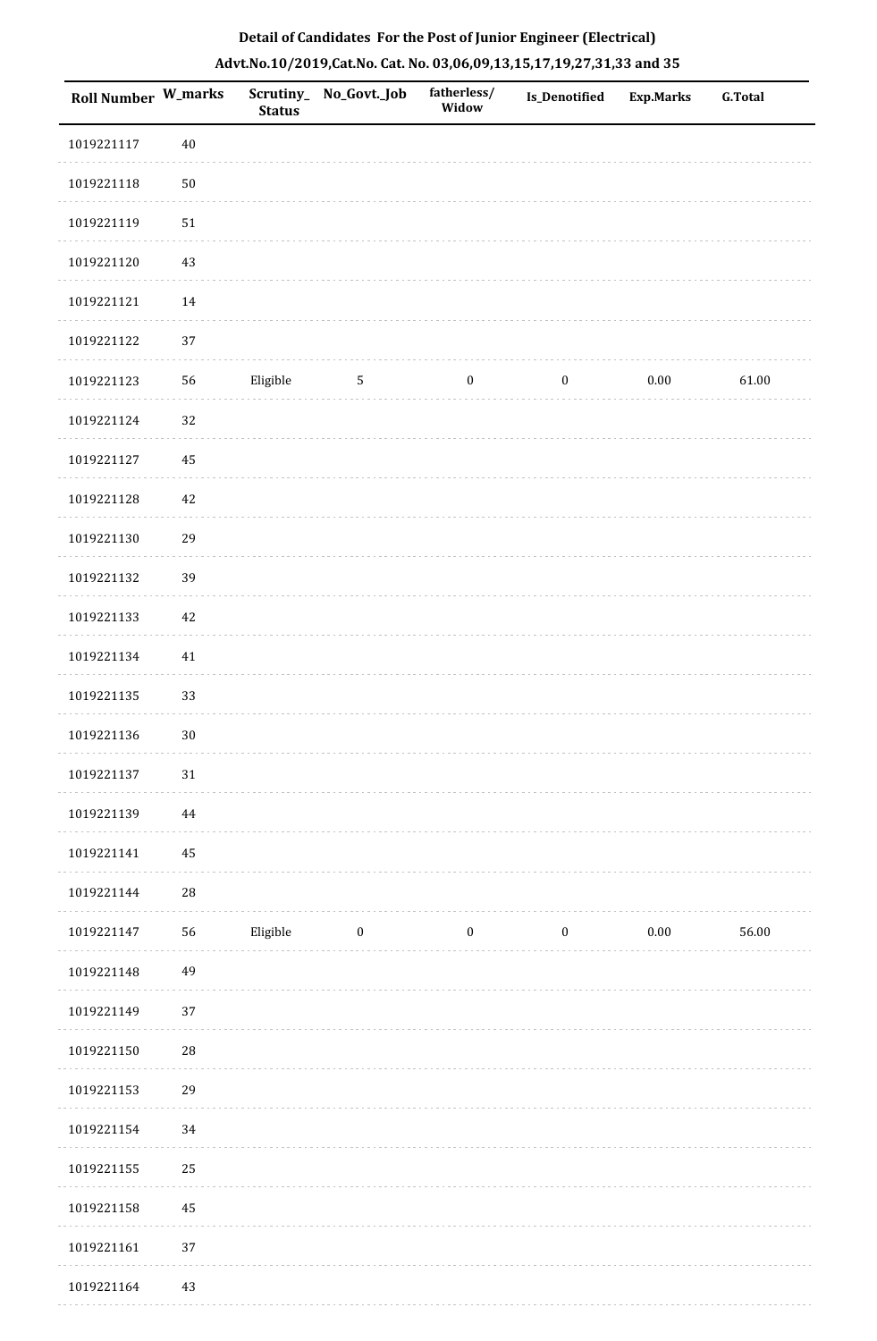**Detail of Candidates For the Post of Junior Engineer (Electrical)**

**Advt.No.10/2019,Cat.No. Cat. No. 03,06,09,13,15,17,19,27,31,33 and 35**

| Roll Number | W_marks | Scrutiny_Status | No_Govt._Job | fatherless/Widow | Is_Denotified | Exp.Marks | G.Total |
|---|---|---|---|---|---|---|---|
| 1019221117 | 40 | | | | | | |
| 1019221118 | 50 | | | | | | |
| 1019221119 | 51 | | | | | | |
| 1019221120 | 43 | | | | | | |
| 1019221121 | 14 | | | | | | |
| 1019221122 | 37 | | | | | | |
| 1019221123 | 56 | Eligible | 5 | 0 | 0 | 0.00 | 61.00 |
| 1019221124 | 32 | | | | | | |
| 1019221127 | 45 | | | | | | |
| 1019221128 | 42 | | | | | | |
| 1019221130 | 29 | | | | | | |
| 1019221132 | 39 | | | | | | |
| 1019221133 | 42 | | | | | | |
| 1019221134 | 41 | | | | | | |
| 1019221135 | 33 | | | | | | |
| 1019221136 | 30 | | | | | | |
| 1019221137 | 31 | | | | | | |
| 1019221139 | 44 | | | | | | |
| 1019221141 | 45 | | | | | | |
| 1019221144 | 28 | | | | | | |
| 1019221147 | 56 | Eligible | 0 | 0 | 0 | 0.00 | 56.00 |
| 1019221148 | 49 | | | | | | |
| 1019221149 | 37 | | | | | | |
| 1019221150 | 28 | | | | | | |
| 1019221153 | 29 | | | | | | |
| 1019221154 | 34 | | | | | | |
| 1019221155 | 25 | | | | | | |
| 1019221158 | 45 | | | | | | |
| 1019221161 | 37 | | | | | | |
| 1019221164 | 43 | | | | | | |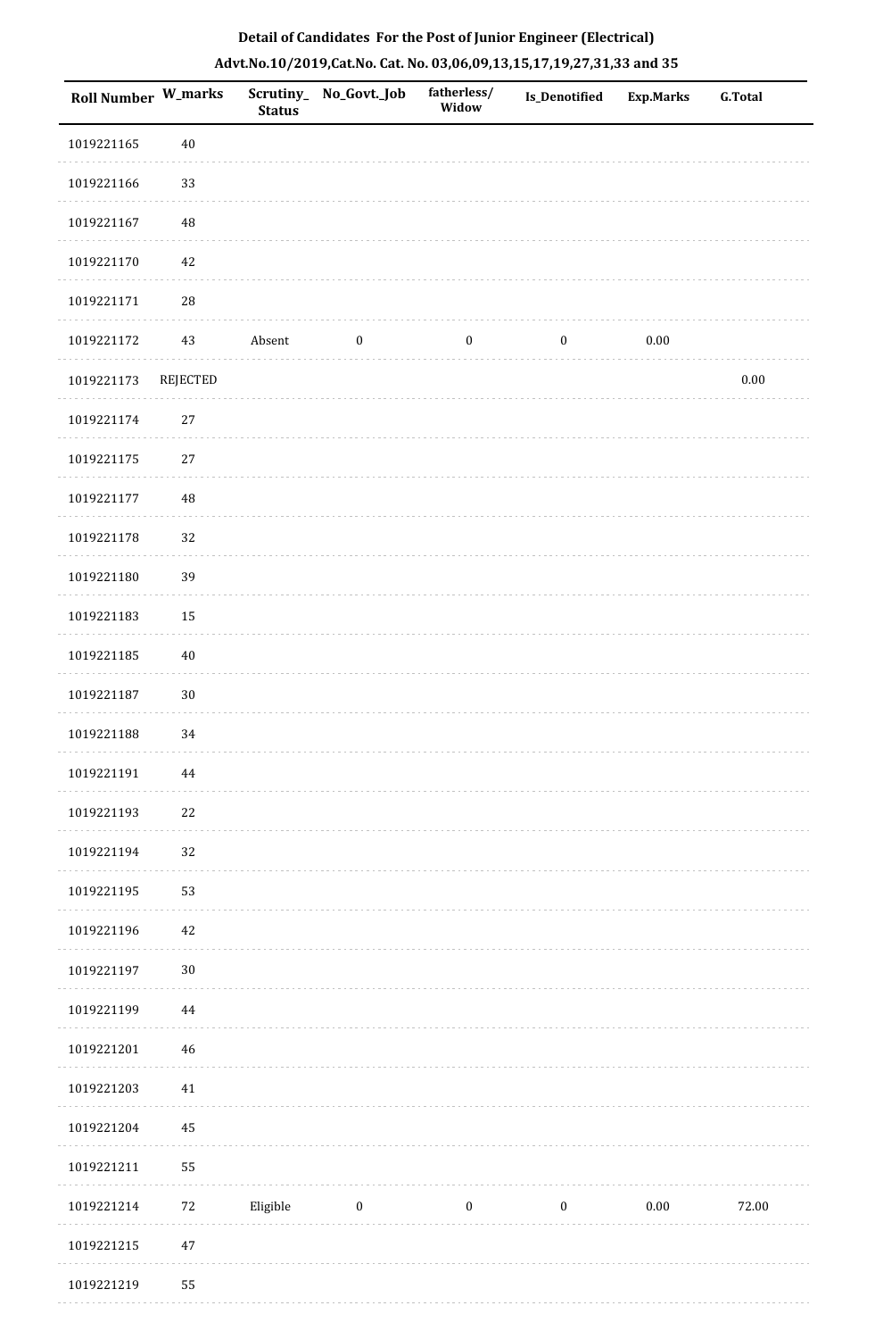**Detail of Candidates For the Post of Junior Engineer (Electrical)**

**Advt.No.10/2019,Cat.No. Cat. No. 03,06,09,13,15,17,19,27,31,33 and 35**

| Roll Number | W_marks | Scrutiny_ Status | No_Govt._Job | fatherless/ Widow | Is_Denotified | Exp.Marks | G.Total |
|---|---|---|---|---|---|---|---|
| 1019221165 | 40 | | | | | | |
| 1019221166 | 33 | | | | | | |
| 1019221167 | 48 | | | | | | |
| 1019221170 | 42 | | | | | | |
| 1019221171 | 28 | | | | | | |
| 1019221172 | 43 | Absent | 0 | 0 | 0 | 0.00 | |
| 1019221173 | REJECTED | | | | | | 0.00 |
| 1019221174 | 27 | | | | | | |
| 1019221175 | 27 | | | | | | |
| 1019221177 | 48 | | | | | | |
| 1019221178 | 32 | | | | | | |
| 1019221180 | 39 | | | | | | |
| 1019221183 | 15 | | | | | | |
| 1019221185 | 40 | | | | | | |
| 1019221187 | 30 | | | | | | |
| 1019221188 | 34 | | | | | | |
| 1019221191 | 44 | | | | | | |
| 1019221193 | 22 | | | | | | |
| 1019221194 | 32 | | | | | | |
| 1019221195 | 53 | | | | | | |
| 1019221196 | 42 | | | | | | |
| 1019221197 | 30 | | | | | | |
| 1019221199 | 44 | | | | | | |
| 1019221201 | 46 | | | | | | |
| 1019221203 | 41 | | | | | | |
| 1019221204 | 45 | | | | | | |
| 1019221211 | 55 | | | | | | |
| 1019221214 | 72 | Eligible | 0 | 0 | 0 | 0.00 | 72.00 |
| 1019221215 | 47 | | | | | | |
| 1019221219 | 55 | | | | | | |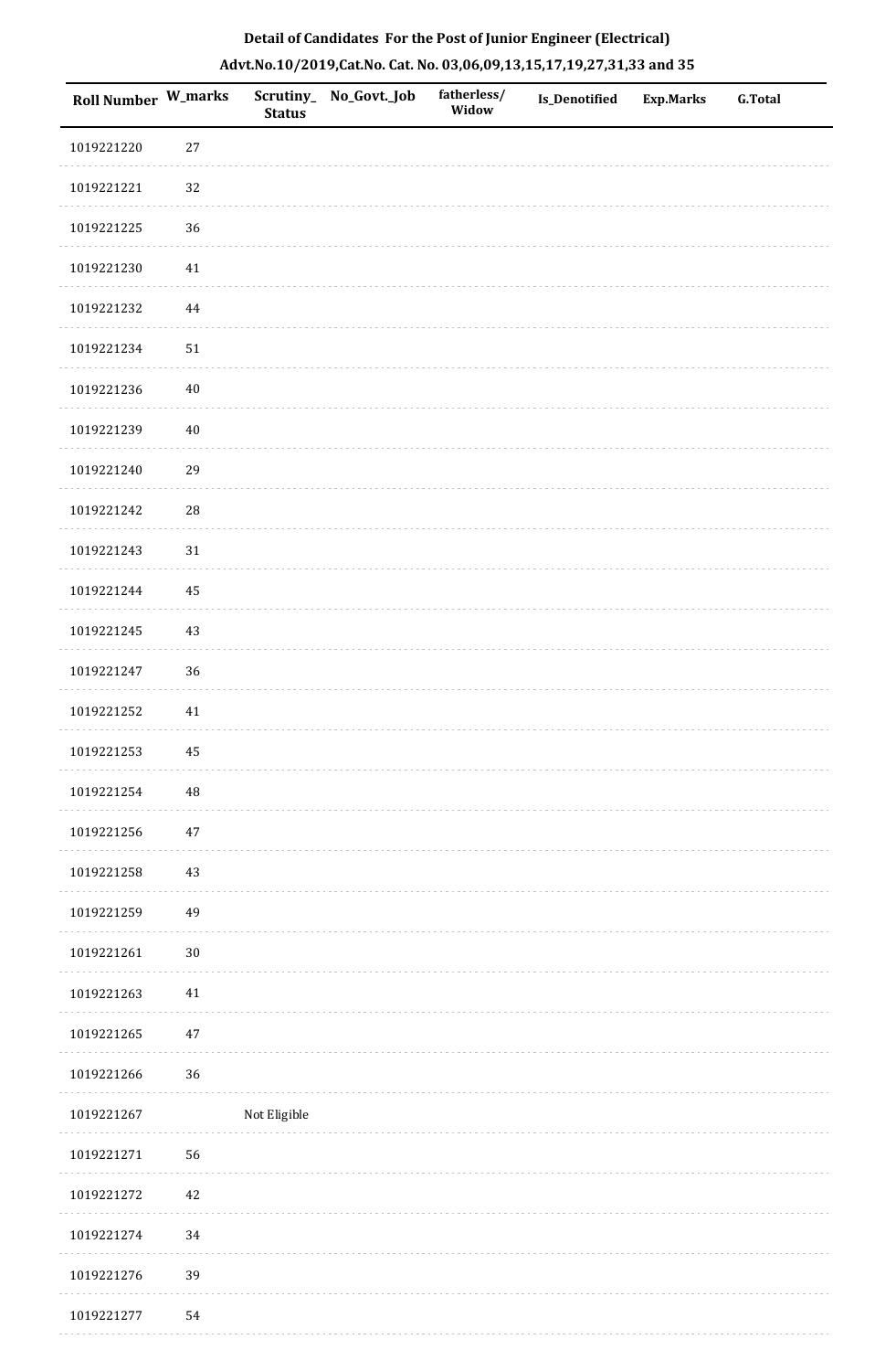**Detail of Candidates For the Post of Junior Engineer (Electrical)**

**Advt.No.10/2019,Cat.No. Cat. No. 03,06,09,13,15,17,19,27,31,33 and 35**

| Roll Number | W_marks | Scrutiny_Status | No_Govt._Job | fatherless/Widow | Is_Denotified | Exp.Marks | G.Total |
|---|---|---|---|---|---|---|---|
| 1019221220 | 27 | | | | | | |
| 1019221221 | 32 | | | | | | |
| 1019221225 | 36 | | | | | | |
| 1019221230 | 41 | | | | | | |
| 1019221232 | 44 | | | | | | |
| 1019221234 | 51 | | | | | | |
| 1019221236 | 40 | | | | | | |
| 1019221239 | 40 | | | | | | |
| 1019221240 | 29 | | | | | | |
| 1019221242 | 28 | | | | | | |
| 1019221243 | 31 | | | | | | |
| 1019221244 | 45 | | | | | | |
| 1019221245 | 43 | | | | | | |
| 1019221247 | 36 | | | | | | |
| 1019221252 | 41 | | | | | | |
| 1019221253 | 45 | | | | | | |
| 1019221254 | 48 | | | | | | |
| 1019221256 | 47 | | | | | | |
| 1019221258 | 43 | | | | | | |
| 1019221259 | 49 | | | | | | |
| 1019221261 | 30 | | | | | | |
| 1019221263 | 41 | | | | | | |
| 1019221265 | 47 | | | | | | |
| 1019221266 | 36 | | | | | | |
| 1019221267 | | Not Eligible | | | | | |
| 1019221271 | 56 | | | | | | |
| 1019221272 | 42 | | | | | | |
| 1019221274 | 34 | | | | | | |
| 1019221276 | 39 | | | | | | |
| 1019221277 | 54 | | | | | | |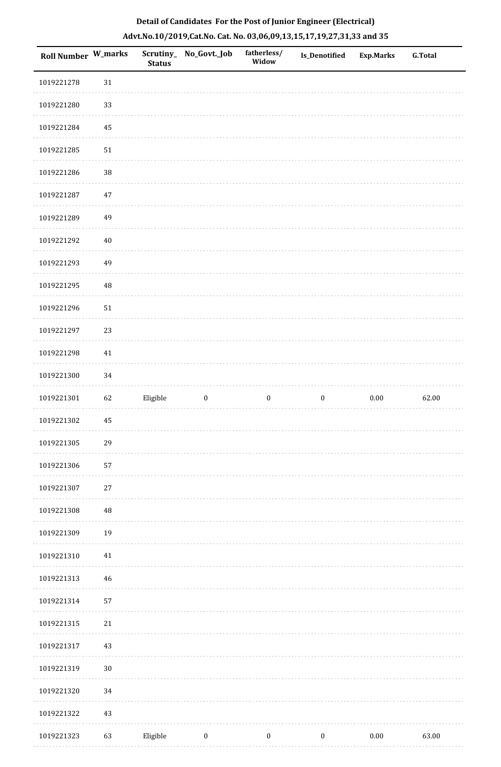**Detail of Candidates For the Post of Junior Engineer (Electrical)**

**Advt.No.10/2019,Cat.No. Cat. No. 03,06,09,13,15,17,19,27,31,33 and 35**

| Roll Number | W_marks | Scrutiny_ Status | No_Govt._Job | fatherless/ Widow | Is_Denotified | Exp.Marks | G.Total |
|---|---|---|---|---|---|---|---|
| 1019221278 | 31 | | | | | | |
| 1019221280 | 33 | | | | | | |
| 1019221284 | 45 | | | | | | |
| 1019221285 | 51 | | | | | | |
| 1019221286 | 38 | | | | | | |
| 1019221287 | 47 | | | | | | |
| 1019221289 | 49 | | | | | | |
| 1019221292 | 40 | | | | | | |
| 1019221293 | 49 | | | | | | |
| 1019221295 | 48 | | | | | | |
| 1019221296 | 51 | | | | | | |
| 1019221297 | 23 | | | | | | |
| 1019221298 | 41 | | | | | | |
| 1019221300 | 34 | | | | | | |
| 1019221301 | 62 | Eligible | 0 | 0 | 0 | 0.00 | 62.00 |
| 1019221302 | 45 | | | | | | |
| 1019221305 | 29 | | | | | | |
| 1019221306 | 57 | | | | | | |
| 1019221307 | 27 | | | | | | |
| 1019221308 | 48 | | | | | | |
| 1019221309 | 19 | | | | | | |
| 1019221310 | 41 | | | | | | |
| 1019221313 | 46 | | | | | | |
| 1019221314 | 57 | | | | | | |
| 1019221315 | 21 | | | | | | |
| 1019221317 | 43 | | | | | | |
| 1019221319 | 30 | | | | | | |
| 1019221320 | 34 | | | | | | |
| 1019221322 | 43 | | | | | | |
| 1019221323 | 63 | Eligible | 0 | 0 | 0 | 0.00 | 63.00 |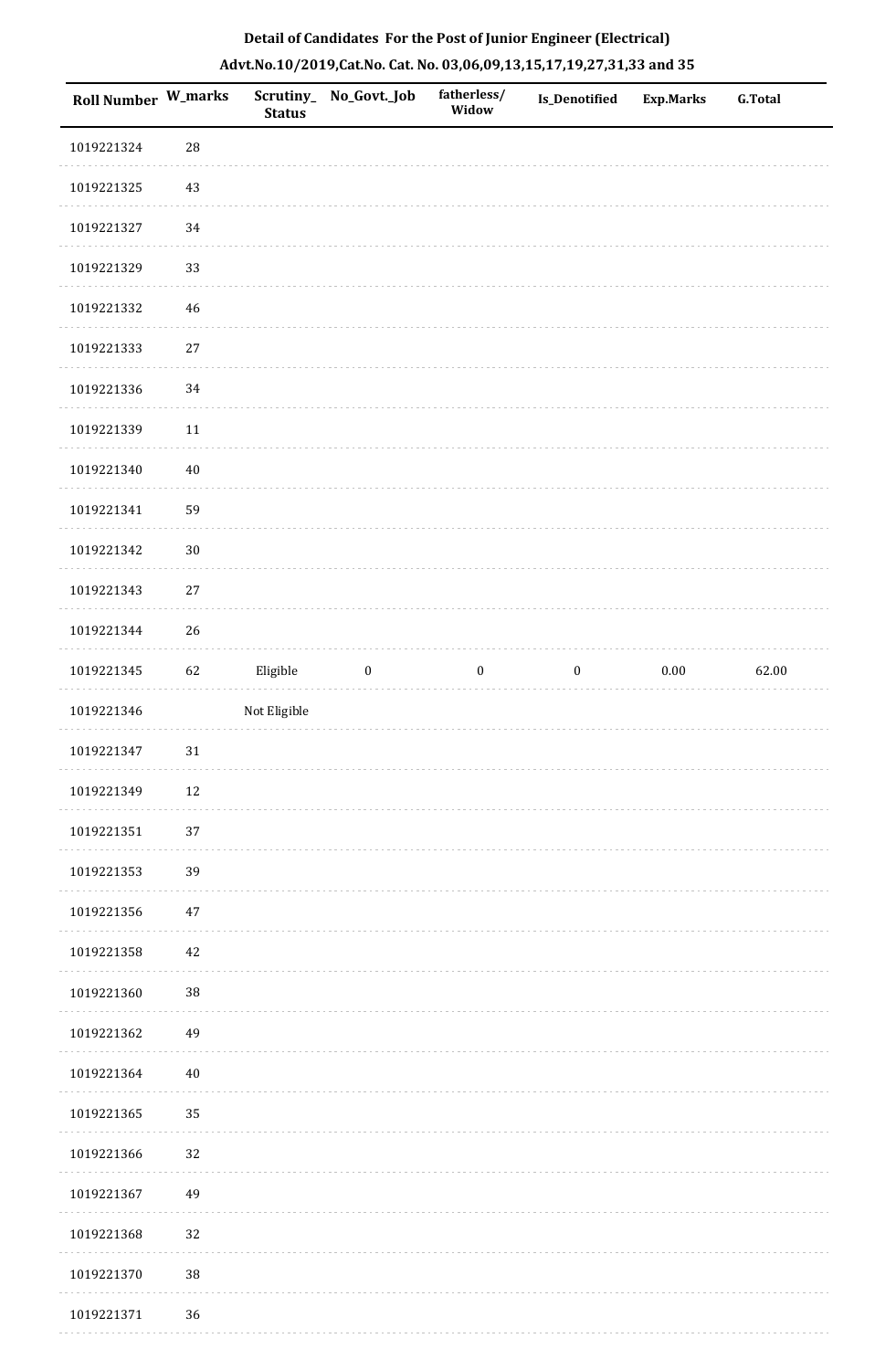**Detail of Candidates For the Post of Junior Engineer (Electrical)**

**Advt.No.10/2019,Cat.No. Cat. No. 03,06,09,13,15,17,19,27,31,33 and 35**

| Roll Number | W_marks | Scrutiny_Status | No_Govt._Job | fatherless/Widow | Is_Denotified | Exp.Marks | G.Total |
|---|---|---|---|---|---|---|---|
| 1019221324 | 28 | | | | | | |
| 1019221325 | 43 | | | | | | |
| 1019221327 | 34 | | | | | | |
| 1019221329 | 33 | | | | | | |
| 1019221332 | 46 | | | | | | |
| 1019221333 | 27 | | | | | | |
| 1019221336 | 34 | | | | | | |
| 1019221339 | 11 | | | | | | |
| 1019221340 | 40 | | | | | | |
| 1019221341 | 59 | | | | | | |
| 1019221342 | 30 | | | | | | |
| 1019221343 | 27 | | | | | | |
| 1019221344 | 26 | | | | | | |
| 1019221345 | 62 | Eligible | 0 | 0 | 0 | 0.00 | 62.00 |
| 1019221346 | | Not Eligible | | | | | |
| 1019221347 | 31 | | | | | | |
| 1019221349 | 12 | | | | | | |
| 1019221351 | 37 | | | | | | |
| 1019221353 | 39 | | | | | | |
| 1019221356 | 47 | | | | | | |
| 1019221358 | 42 | | | | | | |
| 1019221360 | 38 | | | | | | |
| 1019221362 | 49 | | | | | | |
| 1019221364 | 40 | | | | | | |
| 1019221365 | 35 | | | | | | |
| 1019221366 | 32 | | | | | | |
| 1019221367 | 49 | | | | | | |
| 1019221368 | 32 | | | | | | |
| 1019221370 | 38 | | | | | | |
| 1019221371 | 36 | | | | | | |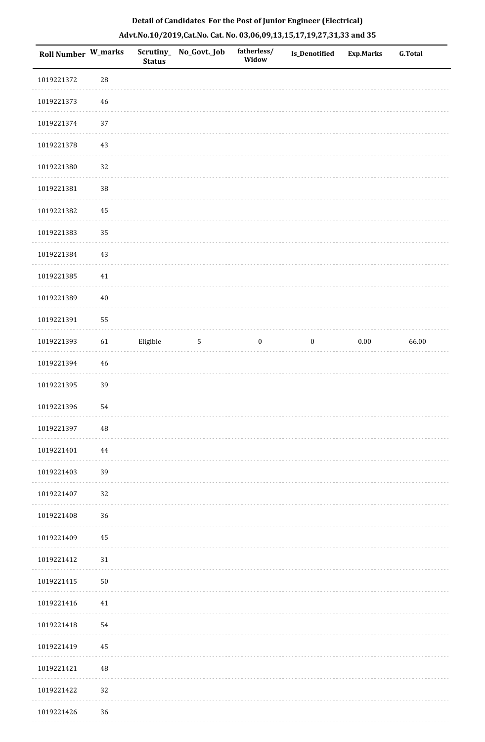## Detail of Candidates For the Post of Junior Engineer (Electrical)

### Advt.No.10/2019,Cat.No. Cat. No. 03,06,09,13,15,17,19,27,31,33 and 35

| Roll Number | W_marks | Scrutiny_ Status | No_Govt._Job | fatherless/ Widow | Is_Denotified | Exp.Marks | G.Total |
|---|---|---|---|---|---|---|---|
| 1019221372 | 28 | | | | | | |
| 1019221373 | 46 | | | | | | |
| 1019221374 | 37 | | | | | | |
| 1019221378 | 43 | | | | | | |
| 1019221380 | 32 | | | | | | |
| 1019221381 | 38 | | | | | | |
| 1019221382 | 45 | | | | | | |
| 1019221383 | 35 | | | | | | |
| 1019221384 | 43 | | | | | | |
| 1019221385 | 41 | | | | | | |
| 1019221389 | 40 | | | | | | |
| 1019221391 | 55 | | | | | | |
| 1019221393 | 61 | Eligible | 5 | 0 | 0 | 0.00 | 66.00 |
| 1019221394 | 46 | | | | | | |
| 1019221395 | 39 | | | | | | |
| 1019221396 | 54 | | | | | | |
| 1019221397 | 48 | | | | | | |
| 1019221401 | 44 | | | | | | |
| 1019221403 | 39 | | | | | | |
| 1019221407 | 32 | | | | | | |
| 1019221408 | 36 | | | | | | |
| 1019221409 | 45 | | | | | | |
| 1019221412 | 31 | | | | | | |
| 1019221415 | 50 | | | | | | |
| 1019221416 | 41 | | | | | | |
| 1019221418 | 54 | | | | | | |
| 1019221419 | 45 | | | | | | |
| 1019221421 | 48 | | | | | | |
| 1019221422 | 32 | | | | | | |
| 1019221426 | 36 | | | | | | |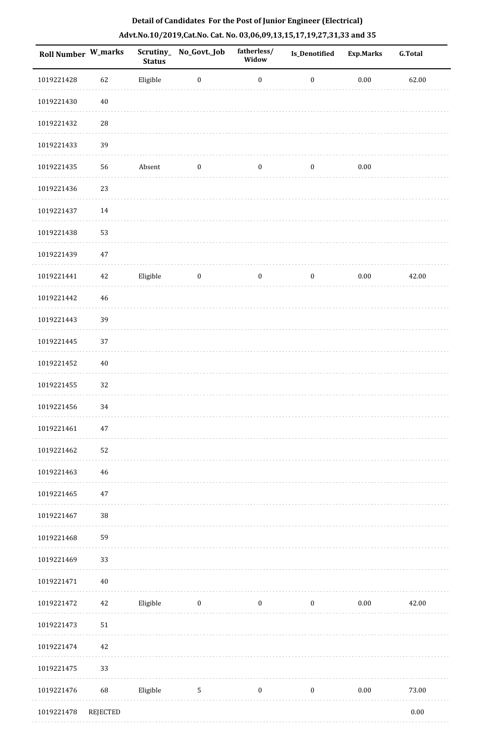## Detail of Candidates For the Post of Junior Engineer (Electrical)

## Advt.No.10/2019,Cat.No. Cat. No. 03,06,09,13,15,17,19,27,31,33 and 35

| Roll Number | W_marks | Scrutiny_Status | No_Govt._Job | fatherless/Widow | Is_Denotified | Exp.Marks | G.Total |
|---|---|---|---|---|---|---|---|
| 1019221428 | 62 | Eligible | 0 | 0 | 0 | 0.00 | 62.00 |
| 1019221430 | 40 | | | | | | |
| 1019221432 | 28 | | | | | | |
| 1019221433 | 39 | | | | | | |
| 1019221435 | 56 | Absent | 0 | 0 | 0 | 0.00 | |
| 1019221436 | 23 | | | | | | |
| 1019221437 | 14 | | | | | | |
| 1019221438 | 53 | | | | | | |
| 1019221439 | 47 | | | | | | |
| 1019221441 | 42 | Eligible | 0 | 0 | 0 | 0.00 | 42.00 |
| 1019221442 | 46 | | | | | | |
| 1019221443 | 39 | | | | | | |
| 1019221445 | 37 | | | | | | |
| 1019221452 | 40 | | | | | | |
| 1019221455 | 32 | | | | | | |
| 1019221456 | 34 | | | | | | |
| 1019221461 | 47 | | | | | | |
| 1019221462 | 52 | | | | | | |
| 1019221463 | 46 | | | | | | |
| 1019221465 | 47 | | | | | | |
| 1019221467 | 38 | | | | | | |
| 1019221468 | 59 | | | | | | |
| 1019221469 | 33 | | | | | | |
| 1019221471 | 40 | | | | | | |
| 1019221472 | 42 | Eligible | 0 | 0 | 0 | 0.00 | 42.00 |
| 1019221473 | 51 | | | | | | |
| 1019221474 | 42 | | | | | | |
| 1019221475 | 33 | | | | | | |
| 1019221476 | 68 | Eligible | 5 | 0 | 0 | 0.00 | 73.00 |
| 1019221478 | REJECTED | | | | | | 0.00 |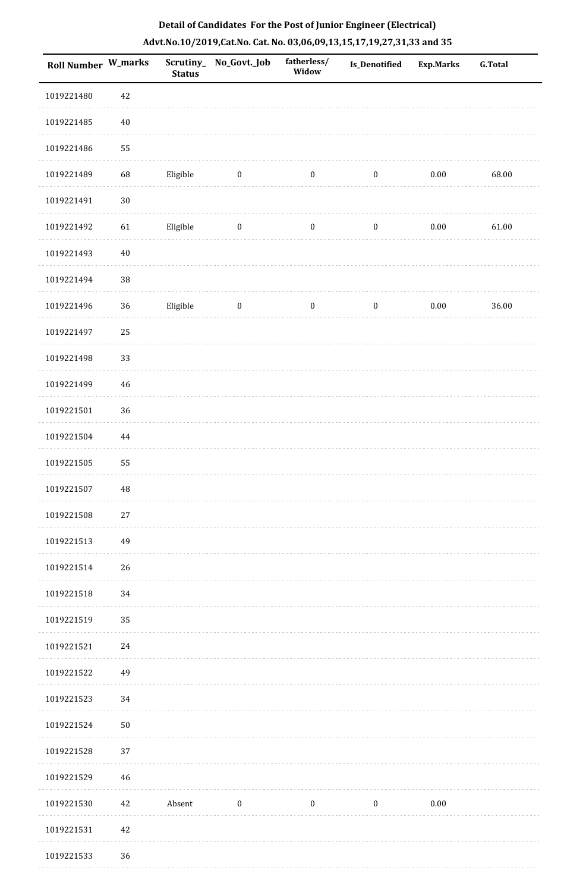# Detail of Candidates For the Post of Junior Engineer (Electrical)

## Advt.No.10/2019,Cat.No. Cat. No. 03,06,09,13,15,17,19,27,31,33 and 35

| Roll Number | W_marks | Scrutiny_Status | No_Govt._Job | fatherless/Widow | Is_Denotified | Exp.Marks | G.Total |
|---|---|---|---|---|---|---|---|
| 1019221480 | 42 | | | | | | |
| 1019221485 | 40 | | | | | | |
| 1019221486 | 55 | | | | | | |
| 1019221489 | 68 | Eligible | 0 | 0 | 0 | 0.00 | 68.00 |
| 1019221491 | 30 | | | | | | |
| 1019221492 | 61 | Eligible | 0 | 0 | 0 | 0.00 | 61.00 |
| 1019221493 | 40 | | | | | | |
| 1019221494 | 38 | | | | | | |
| 1019221496 | 36 | Eligible | 0 | 0 | 0 | 0.00 | 36.00 |
| 1019221497 | 25 | | | | | | |
| 1019221498 | 33 | | | | | | |
| 1019221499 | 46 | | | | | | |
| 1019221501 | 36 | | | | | | |
| 1019221504 | 44 | | | | | | |
| 1019221505 | 55 | | | | | | |
| 1019221507 | 48 | | | | | | |
| 1019221508 | 27 | | | | | | |
| 1019221513 | 49 | | | | | | |
| 1019221514 | 26 | | | | | | |
| 1019221518 | 34 | | | | | | |
| 1019221519 | 35 | | | | | | |
| 1019221521 | 24 | | | | | | |
| 1019221522 | 49 | | | | | | |
| 1019221523 | 34 | | | | | | |
| 1019221524 | 50 | | | | | | |
| 1019221528 | 37 | | | | | | |
| 1019221529 | 46 | | | | | | |
| 1019221530 | 42 | Absent | 0 | 0 | 0 | 0.00 | |
| 1019221531 | 42 | | | | | | |
| 1019221533 | 36 | | | | | | |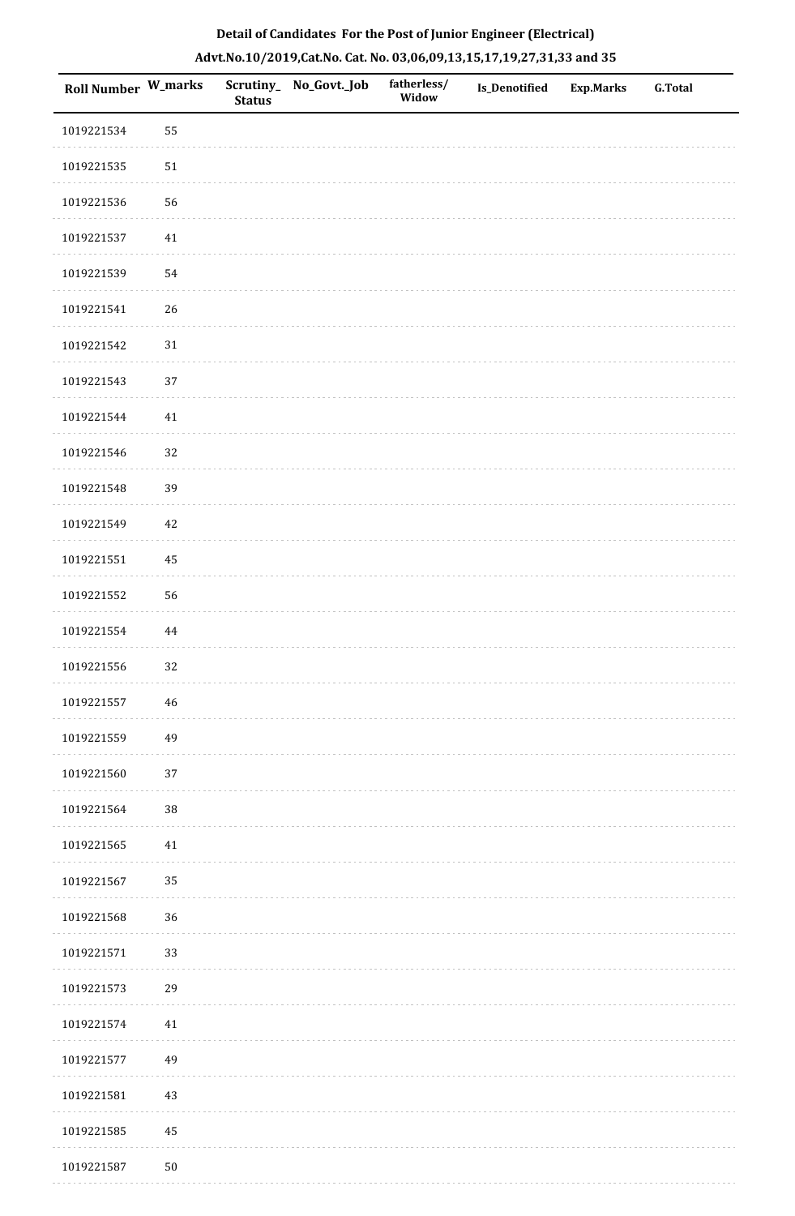**Detail of Candidates For the Post of Junior Engineer (Electrical)**

**Advt.No.10/2019,Cat.No. Cat. No. 03,06,09,13,15,17,19,27,31,33 and 35**

| Roll Number | W_marks | Scrutiny_Status | No_Govt._Job | fatherless/Widow | Is_Denotified | Exp.Marks | G.Total |
|---|---|---|---|---|---|---|---|
| 1019221534 | 55 | | | | | | |
| 1019221535 | 51 | | | | | | |
| 1019221536 | 56 | | | | | | |
| 1019221537 | 41 | | | | | | |
| 1019221539 | 54 | | | | | | |
| 1019221541 | 26 | | | | | | |
| 1019221542 | 31 | | | | | | |
| 1019221543 | 37 | | | | | | |
| 1019221544 | 41 | | | | | | |
| 1019221546 | 32 | | | | | | |
| 1019221548 | 39 | | | | | | |
| 1019221549 | 42 | | | | | | |
| 1019221551 | 45 | | | | | | |
| 1019221552 | 56 | | | | | | |
| 1019221554 | 44 | | | | | | |
| 1019221556 | 32 | | | | | | |
| 1019221557 | 46 | | | | | | |
| 1019221559 | 49 | | | | | | |
| 1019221560 | 37 | | | | | | |
| 1019221564 | 38 | | | | | | |
| 1019221565 | 41 | | | | | | |
| 1019221567 | 35 | | | | | | |
| 1019221568 | 36 | | | | | | |
| 1019221571 | 33 | | | | | | |
| 1019221573 | 29 | | | | | | |
| 1019221574 | 41 | | | | | | |
| 1019221577 | 49 | | | | | | |
| 1019221581 | 43 | | | | | | |
| 1019221585 | 45 | | | | | | |
| 1019221587 | 50 | | | | | | |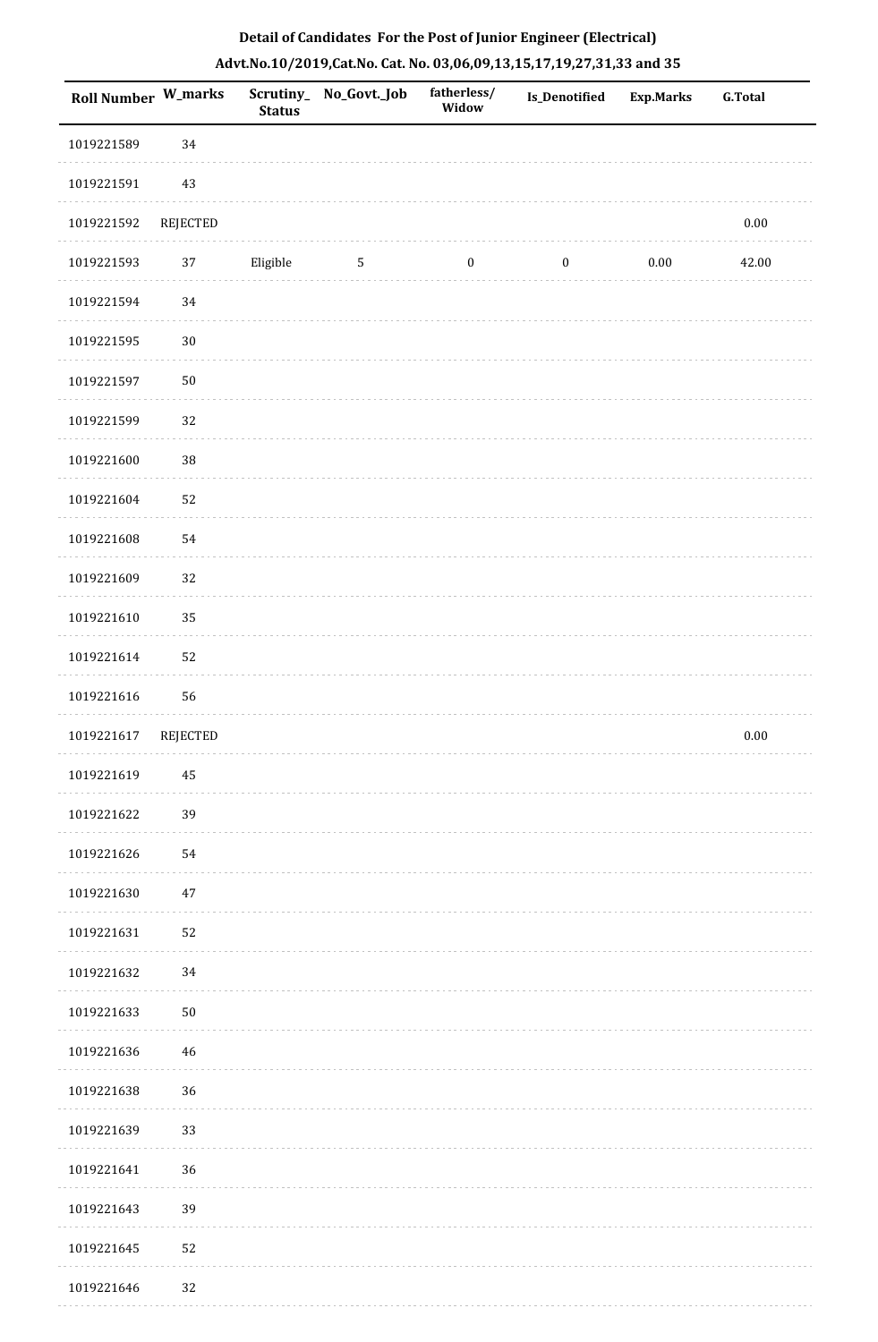## Detail of Candidates For the Post of Junior Engineer (Electrical)

## Advt.No.10/2019,Cat.No. Cat. No. 03,06,09,13,15,17,19,27,31,33 and 35

| Roll Number | W_marks | Scrutiny_Status | No_Govt._Job | fatherless/Widow | Is_Denotified | Exp.Marks | G.Total |
|---|---|---|---|---|---|---|---|
| 1019221589 | 34 | | | | | | |
| 1019221591 | 43 | | | | | | |
| 1019221592 | REJECTED | | | | | | 0.00 |
| 1019221593 | 37 | Eligible | 5 | 0 | 0 | 0.00 | 42.00 |
| 1019221594 | 34 | | | | | | |
| 1019221595 | 30 | | | | | | |
| 1019221597 | 50 | | | | | | |
| 1019221599 | 32 | | | | | | |
| 1019221600 | 38 | | | | | | |
| 1019221604 | 52 | | | | | | |
| 1019221608 | 54 | | | | | | |
| 1019221609 | 32 | | | | | | |
| 1019221610 | 35 | | | | | | |
| 1019221614 | 52 | | | | | | |
| 1019221616 | 56 | | | | | | |
| 1019221617 | REJECTED | | | | | | 0.00 |
| 1019221619 | 45 | | | | | | |
| 1019221622 | 39 | | | | | | |
| 1019221626 | 54 | | | | | | |
| 1019221630 | 47 | | | | | | |
| 1019221631 | 52 | | | | | | |
| 1019221632 | 34 | | | | | | |
| 1019221633 | 50 | | | | | | |
| 1019221636 | 46 | | | | | | |
| 1019221638 | 36 | | | | | | |
| 1019221639 | 33 | | | | | | |
| 1019221641 | 36 | | | | | | |
| 1019221643 | 39 | | | | | | |
| 1019221645 | 52 | | | | | | |
| 1019221646 | 32 | | | | | | |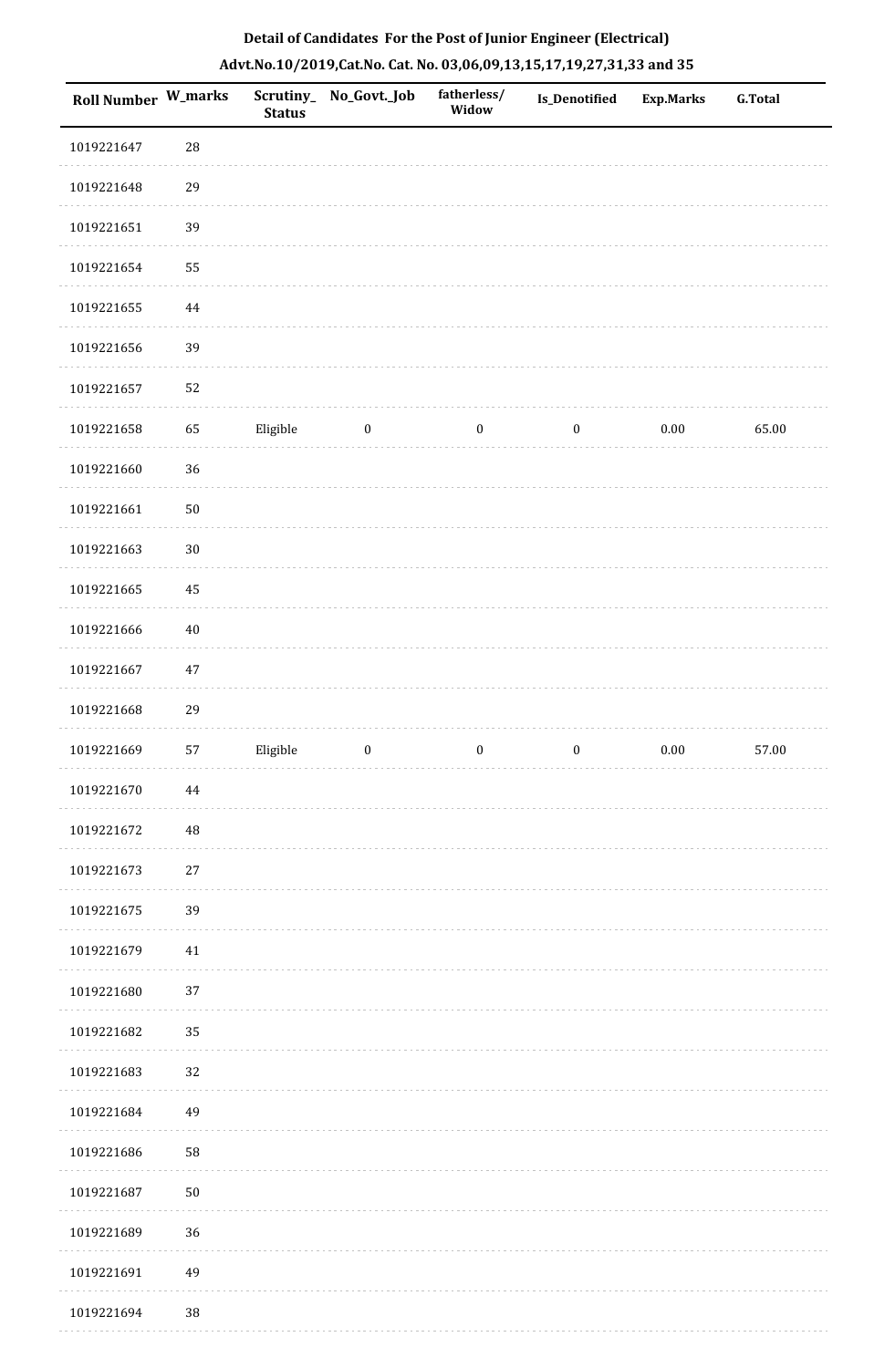**Detail of Candidates For the Post of Junior Engineer (Electrical)**

**Advt.No.10/2019,Cat.No. Cat. No. 03,06,09,13,15,17,19,27,31,33 and 35**

| Roll Number | W_marks | Scrutiny_Status | No_Govt._Job | fatherless/Widow | Is_Denotified | Exp.Marks | G.Total |
|---|---|---|---|---|---|---|---|
| 1019221647 | 28 | | | | | | |
| 1019221648 | 29 | | | | | | |
| 1019221651 | 39 | | | | | | |
| 1019221654 | 55 | | | | | | |
| 1019221655 | 44 | | | | | | |
| 1019221656 | 39 | | | | | | |
| 1019221657 | 52 | | | | | | |
| 1019221658 | 65 | Eligible | 0 | 0 | 0 | 0.00 | 65.00 |
| 1019221660 | 36 | | | | | | |
| 1019221661 | 50 | | | | | | |
| 1019221663 | 30 | | | | | | |
| 1019221665 | 45 | | | | | | |
| 1019221666 | 40 | | | | | | |
| 1019221667 | 47 | | | | | | |
| 1019221668 | 29 | | | | | | |
| 1019221669 | 57 | Eligible | 0 | 0 | 0 | 0.00 | 57.00 |
| 1019221670 | 44 | | | | | | |
| 1019221672 | 48 | | | | | | |
| 1019221673 | 27 | | | | | | |
| 1019221675 | 39 | | | | | | |
| 1019221679 | 41 | | | | | | |
| 1019221680 | 37 | | | | | | |
| 1019221682 | 35 | | | | | | |
| 1019221683 | 32 | | | | | | |
| 1019221684 | 49 | | | | | | |
| 1019221686 | 58 | | | | | | |
| 1019221687 | 50 | | | | | | |
| 1019221689 | 36 | | | | | | |
| 1019221691 | 49 | | | | | | |
| 1019221694 | 38 | | | | | | |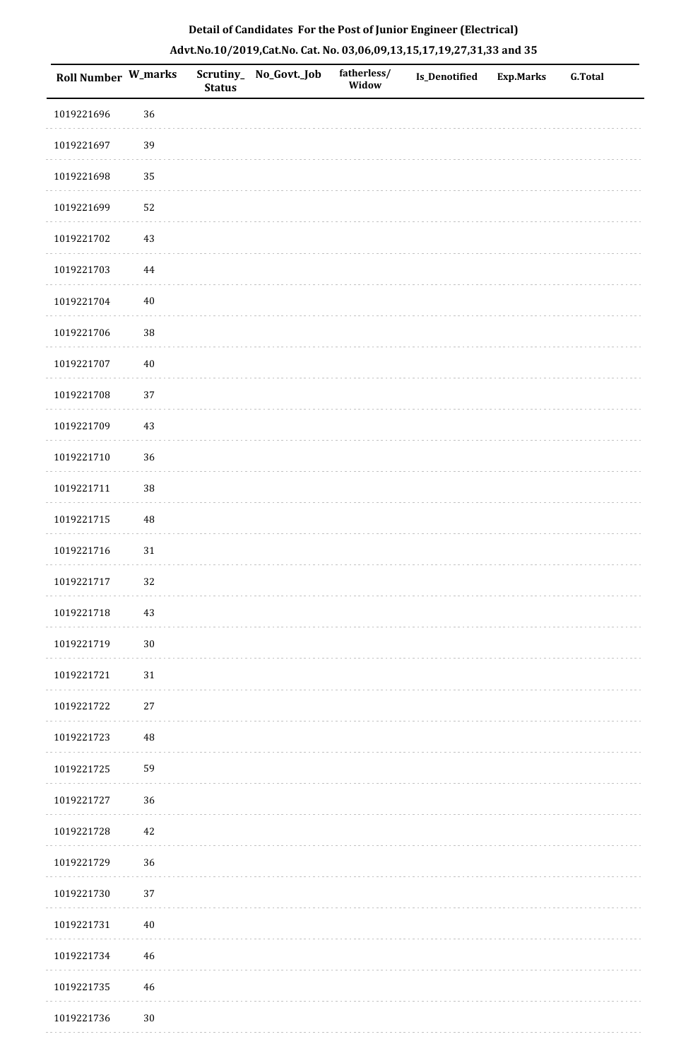**Detail of Candidates For the Post of Junior Engineer (Electrical)**

**Advt.No.10/2019,Cat.No. Cat. No. 03,06,09,13,15,17,19,27,31,33 and 35**

| Roll Number | W_marks | Scrutiny_Status | No_Govt._Job | fatherless/Widow | Is_Denotified | Exp.Marks | G.Total |
|---|---|---|---|---|---|---|---|
| 1019221696 | 36 | | | | | | |
| 1019221697 | 39 | | | | | | |
| 1019221698 | 35 | | | | | | |
| 1019221699 | 52 | | | | | | |
| 1019221702 | 43 | | | | | | |
| 1019221703 | 44 | | | | | | |
| 1019221704 | 40 | | | | | | |
| 1019221706 | 38 | | | | | | |
| 1019221707 | 40 | | | | | | |
| 1019221708 | 37 | | | | | | |
| 1019221709 | 43 | | | | | | |
| 1019221710 | 36 | | | | | | |
| 1019221711 | 38 | | | | | | |
| 1019221715 | 48 | | | | | | |
| 1019221716 | 31 | | | | | | |
| 1019221717 | 32 | | | | | | |
| 1019221718 | 43 | | | | | | |
| 1019221719 | 30 | | | | | | |
| 1019221721 | 31 | | | | | | |
| 1019221722 | 27 | | | | | | |
| 1019221723 | 48 | | | | | | |
| 1019221725 | 59 | | | | | | |
| 1019221727 | 36 | | | | | | |
| 1019221728 | 42 | | | | | | |
| 1019221729 | 36 | | | | | | |
| 1019221730 | 37 | | | | | | |
| 1019221731 | 40 | | | | | | |
| 1019221734 | 46 | | | | | | |
| 1019221735 | 46 | | | | | | |
| 1019221736 | 30 | | | | | | |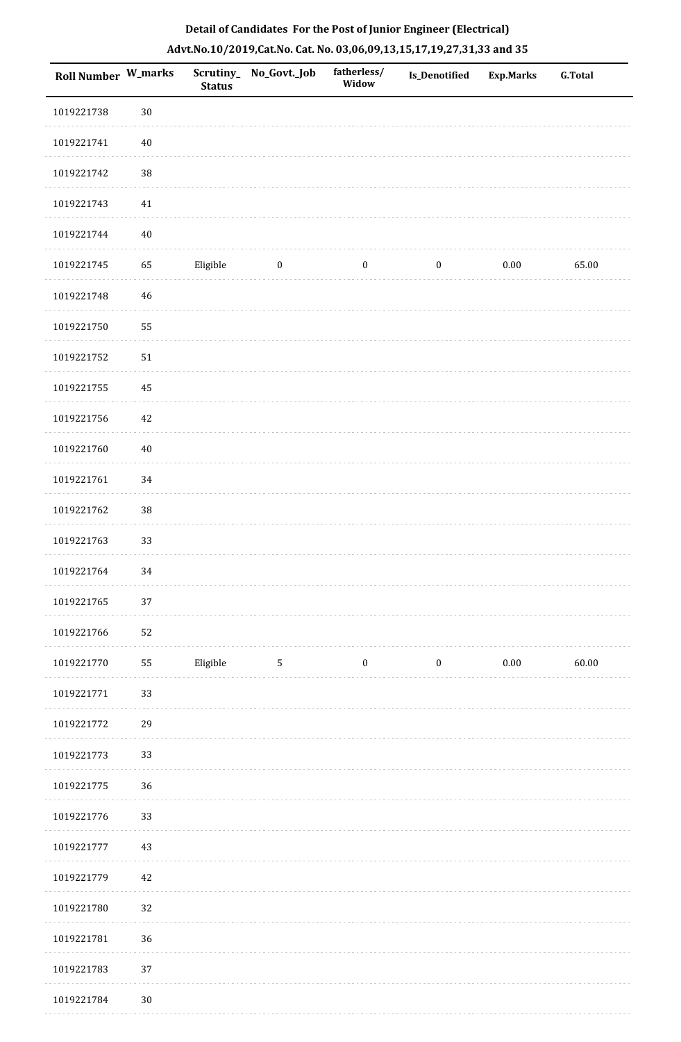**Detail of Candidates For the Post of Junior Engineer (Electrical)**

**Advt.No.10/2019,Cat.No. Cat. No. 03,06,09,13,15,17,19,27,31,33 and 35**

| Roll Number | W_marks | Scrutiny_ Status | No_Govt._Job | fatherless/ Widow | Is_Denotified | Exp.Marks | G.Total |
|---|---|---|---|---|---|---|---|
| 1019221738 | 30 | | | | | | |
| 1019221741 | 40 | | | | | | |
| 1019221742 | 38 | | | | | | |
| 1019221743 | 41 | | | | | | |
| 1019221744 | 40 | | | | | | |
| 1019221745 | 65 | Eligible | 0 | 0 | 0 | 0.00 | 65.00 |
| 1019221748 | 46 | | | | | | |
| 1019221750 | 55 | | | | | | |
| 1019221752 | 51 | | | | | | |
| 1019221755 | 45 | | | | | | |
| 1019221756 | 42 | | | | | | |
| 1019221760 | 40 | | | | | | |
| 1019221761 | 34 | | | | | | |
| 1019221762 | 38 | | | | | | |
| 1019221763 | 33 | | | | | | |
| 1019221764 | 34 | | | | | | |
| 1019221765 | 37 | | | | | | |
| 1019221766 | 52 | | | | | | |
| 1019221770 | 55 | Eligible | 5 | 0 | 0 | 0.00 | 60.00 |
| 1019221771 | 33 | | | | | | |
| 1019221772 | 29 | | | | | | |
| 1019221773 | 33 | | | | | | |
| 1019221775 | 36 | | | | | | |
| 1019221776 | 33 | | | | | | |
| 1019221777 | 43 | | | | | | |
| 1019221779 | 42 | | | | | | |
| 1019221780 | 32 | | | | | | |
| 1019221781 | 36 | | | | | | |
| 1019221783 | 37 | | | | | | |
| 1019221784 | 30 | | | | | | |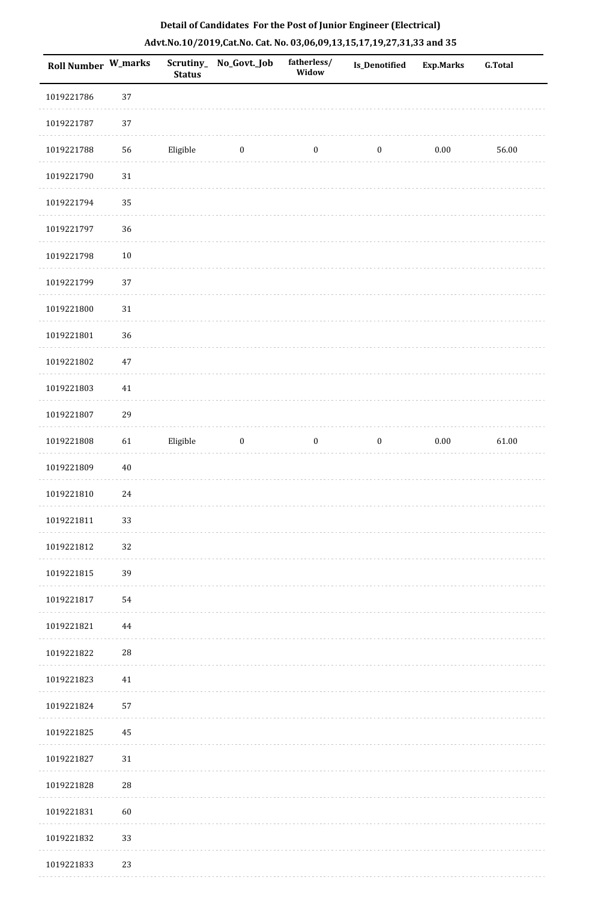**Detail of Candidates For the Post of Junior Engineer (Electrical)**

**Advt.No.10/2019,Cat.No. Cat. No. 03,06,09,13,15,17,19,27,31,33 and 35**

| Roll Number | W_marks | Scrutiny_ Status | No_Govt._Job | fatherless/ Widow | Is_Denotified | Exp.Marks | G.Total |
|---|---|---|---|---|---|---|---|
| 1019221786 | 37 | | | | | | |
| 1019221787 | 37 | | | | | | |
| 1019221788 | 56 | Eligible | 0 | 0 | 0 | 0.00 | 56.00 |
| 1019221790 | 31 | | | | | | |
| 1019221794 | 35 | | | | | | |
| 1019221797 | 36 | | | | | | |
| 1019221798 | 10 | | | | | | |
| 1019221799 | 37 | | | | | | |
| 1019221800 | 31 | | | | | | |
| 1019221801 | 36 | | | | | | |
| 1019221802 | 47 | | | | | | |
| 1019221803 | 41 | | | | | | |
| 1019221807 | 29 | | | | | | |
| 1019221808 | 61 | Eligible | 0 | 0 | 0 | 0.00 | 61.00 |
| 1019221809 | 40 | | | | | | |
| 1019221810 | 24 | | | | | | |
| 1019221811 | 33 | | | | | | |
| 1019221812 | 32 | | | | | | |
| 1019221815 | 39 | | | | | | |
| 1019221817 | 54 | | | | | | |
| 1019221821 | 44 | | | | | | |
| 1019221822 | 28 | | | | | | |
| 1019221823 | 41 | | | | | | |
| 1019221824 | 57 | | | | | | |
| 1019221825 | 45 | | | | | | |
| 1019221827 | 31 | | | | | | |
| 1019221828 | 28 | | | | | | |
| 1019221831 | 60 | | | | | | |
| 1019221832 | 33 | | | | | | |
| 1019221833 | 23 | | | | | | |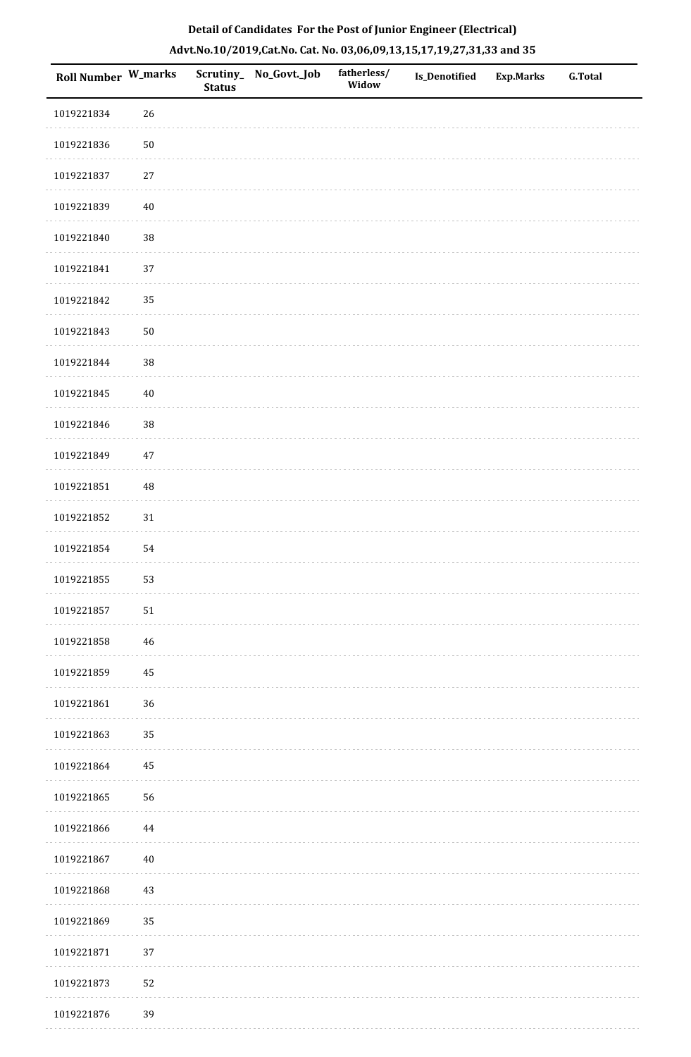**Detail of Candidates For the Post of Junior Engineer (Electrical)**

**Advt.No.10/2019,Cat.No. Cat. No. 03,06,09,13,15,17,19,27,31,33 and 35**

| Roll Number | W_marks | Scrutiny_Status | No_Govt._Job | fatherless/Widow | Is_Denotified | Exp.Marks | G.Total |
|---|---|---|---|---|---|---|---|
| 1019221834 | 26 | | | | | | |
| 1019221836 | 50 | | | | | | |
| 1019221837 | 27 | | | | | | |
| 1019221839 | 40 | | | | | | |
| 1019221840 | 38 | | | | | | |
| 1019221841 | 37 | | | | | | |
| 1019221842 | 35 | | | | | | |
| 1019221843 | 50 | | | | | | |
| 1019221844 | 38 | | | | | | |
| 1019221845 | 40 | | | | | | |
| 1019221846 | 38 | | | | | | |
| 1019221849 | 47 | | | | | | |
| 1019221851 | 48 | | | | | | |
| 1019221852 | 31 | | | | | | |
| 1019221854 | 54 | | | | | | |
| 1019221855 | 53 | | | | | | |
| 1019221857 | 51 | | | | | | |
| 1019221858 | 46 | | | | | | |
| 1019221859 | 45 | | | | | | |
| 1019221861 | 36 | | | | | | |
| 1019221863 | 35 | | | | | | |
| 1019221864 | 45 | | | | | | |
| 1019221865 | 56 | | | | | | |
| 1019221866 | 44 | | | | | | |
| 1019221867 | 40 | | | | | | |
| 1019221868 | 43 | | | | | | |
| 1019221869 | 35 | | | | | | |
| 1019221871 | 37 | | | | | | |
| 1019221873 | 52 | | | | | | |
| 1019221876 | 39 | | | | | | |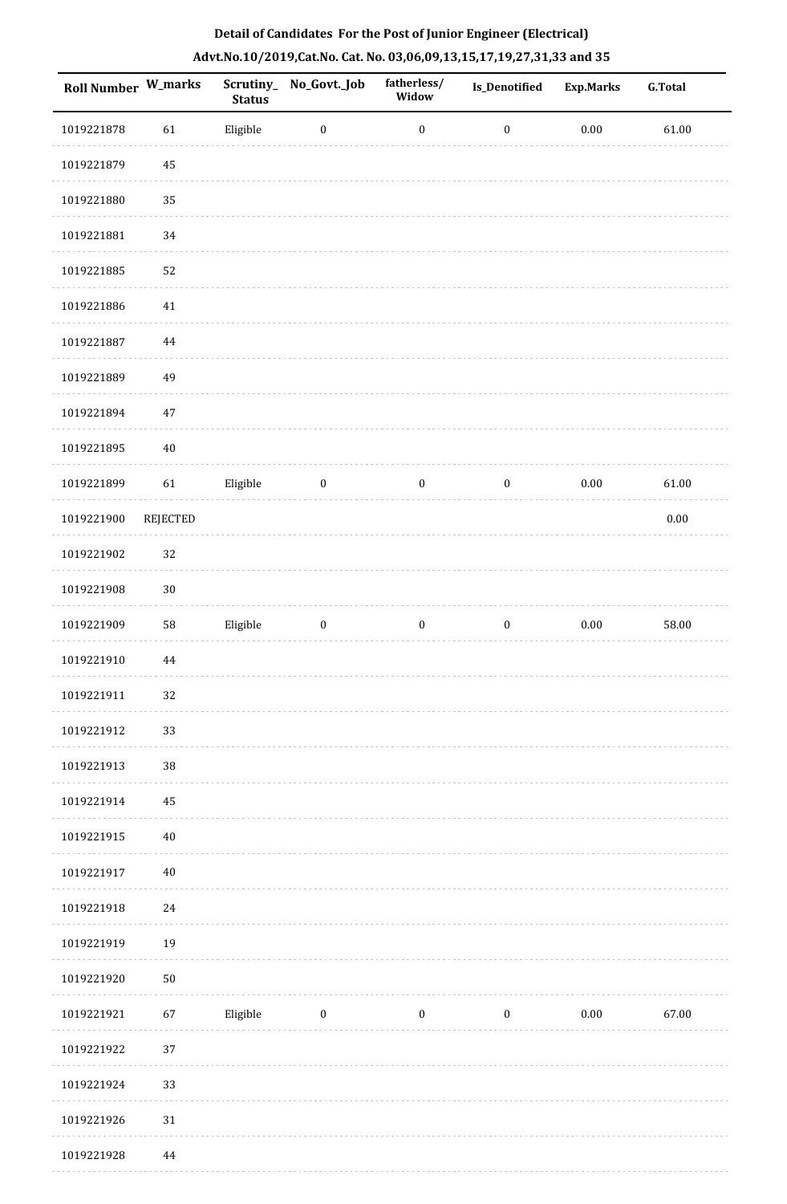**Detail of Candidates For the Post of Junior Engineer (Electrical)**

**Advt.No.10/2019,Cat.No. Cat. No. 03,06,09,13,15,17,19,27,31,33 and 35**

| Roll Number | W_marks | Scrutiny_Status | No_Govt._Job | fatherless/Widow | Is_Denotified | Exp.Marks | G.Total |
|---|---|---|---|---|---|---|---|
| 1019221878 | 61 | Eligible | 0 | 0 | 0 | 0.00 | 61.00 |
| 1019221879 | 45 | | | | | | |
| 1019221880 | 35 | | | | | | |
| 1019221881 | 34 | | | | | | |
| 1019221885 | 52 | | | | | | |
| 1019221886 | 41 | | | | | | |
| 1019221887 | 44 | | | | | | |
| 1019221889 | 49 | | | | | | |
| 1019221894 | 47 | | | | | | |
| 1019221895 | 40 | | | | | | |
| 1019221899 | 61 | Eligible | 0 | 0 | 0 | 0.00 | 61.00 |
| 1019221900 | REJECTED | | | | | | 0.00 |
| 1019221902 | 32 | | | | | | |
| 1019221908 | 30 | | | | | | |
| 1019221909 | 58 | Eligible | 0 | 0 | 0 | 0.00 | 58.00 |
| 1019221910 | 44 | | | | | | |
| 1019221911 | 32 | | | | | | |
| 1019221912 | 33 | | | | | | |
| 1019221913 | 38 | | | | | | |
| 1019221914 | 45 | | | | | | |
| 1019221915 | 40 | | | | | | |
| 1019221917 | 40 | | | | | | |
| 1019221918 | 24 | | | | | | |
| 1019221919 | 19 | | | | | | |
| 1019221920 | 50 | | | | | | |
| 1019221921 | 67 | Eligible | 0 | 0 | 0 | 0.00 | 67.00 |
| 1019221922 | 37 | | | | | | |
| 1019221924 | 33 | | | | | | |
| 1019221926 | 31 | | | | | | |
| 1019221928 | 44 | | | | | | |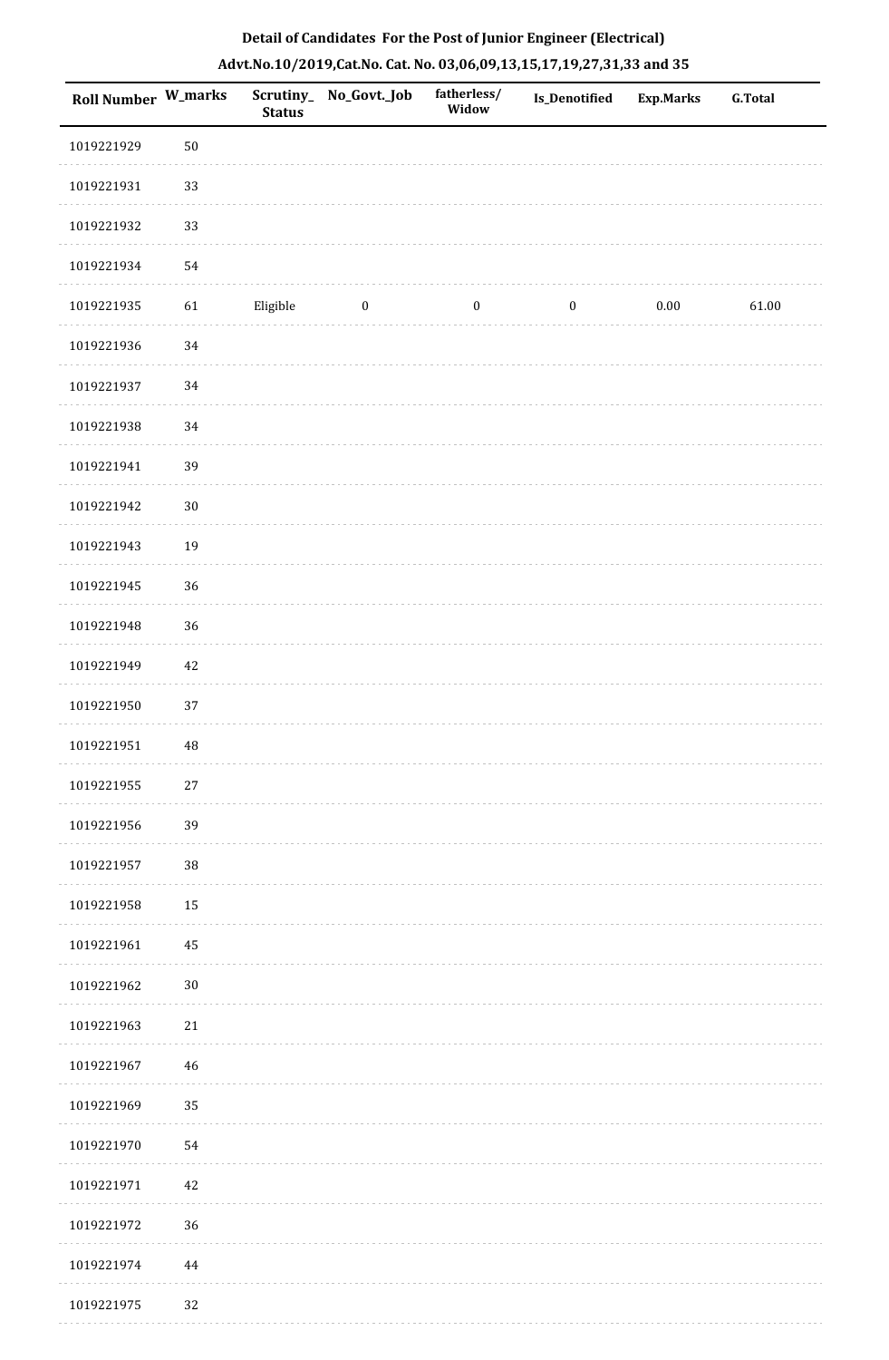**Detail of Candidates For the Post of Junior Engineer (Electrical)**

**Advt.No.10/2019,Cat.No. Cat. No. 03,06,09,13,15,17,19,27,31,33 and 35**

| Roll Number | W_marks | Scrutiny_Status | No_Govt._Job | fatherless/Widow | Is_Denotified | Exp.Marks | G.Total |
|---|---|---|---|---|---|---|---|
| 1019221929 | 50 | | | | | | |
| 1019221931 | 33 | | | | | | |
| 1019221932 | 33 | | | | | | |
| 1019221934 | 54 | | | | | | |
| 1019221935 | 61 | Eligible | 0 | 0 | 0 | 0.00 | 61.00 |
| 1019221936 | 34 | | | | | | |
| 1019221937 | 34 | | | | | | |
| 1019221938 | 34 | | | | | | |
| 1019221941 | 39 | | | | | | |
| 1019221942 | 30 | | | | | | |
| 1019221943 | 19 | | | | | | |
| 1019221945 | 36 | | | | | | |
| 1019221948 | 36 | | | | | | |
| 1019221949 | 42 | | | | | | |
| 1019221950 | 37 | | | | | | |
| 1019221951 | 48 | | | | | | |
| 1019221955 | 27 | | | | | | |
| 1019221956 | 39 | | | | | | |
| 1019221957 | 38 | | | | | | |
| 1019221958 | 15 | | | | | | |
| 1019221961 | 45 | | | | | | |
| 1019221962 | 30 | | | | | | |
| 1019221963 | 21 | | | | | | |
| 1019221967 | 46 | | | | | | |
| 1019221969 | 35 | | | | | | |
| 1019221970 | 54 | | | | | | |
| 1019221971 | 42 | | | | | | |
| 1019221972 | 36 | | | | | | |
| 1019221974 | 44 | | | | | | |
| 1019221975 | 32 | | | | | | |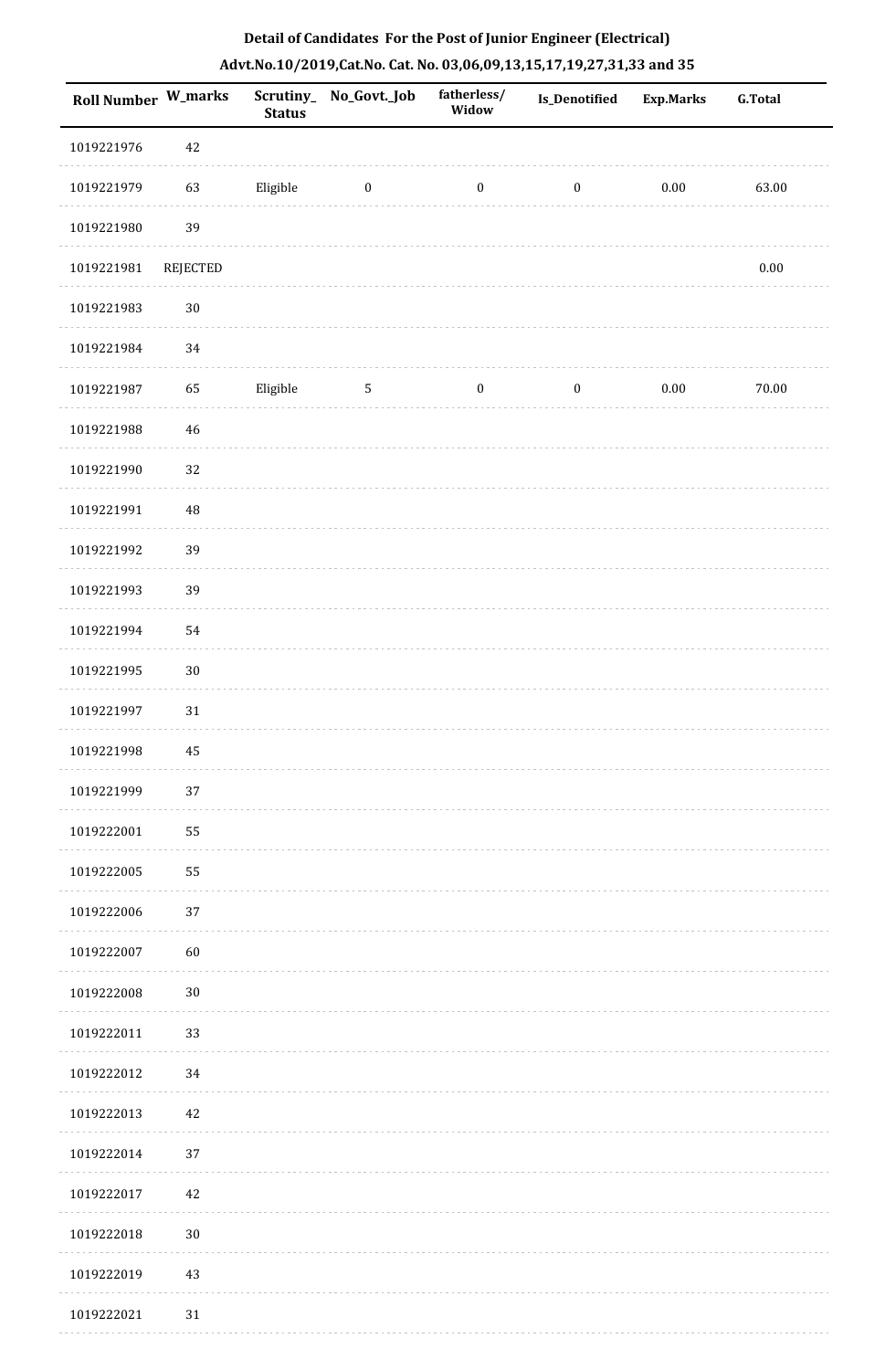**Detail of Candidates For the Post of Junior Engineer (Electrical)**

**Advt.No.10/2019,Cat.No. Cat. No. 03,06,09,13,15,17,19,27,31,33 and 35**

| Roll Number | W_marks | Scrutiny_Status | No_Govt._Job | fatherless/ Widow | Is_Denotified | Exp.Marks | G.Total |
|---|---|---|---|---|---|---|---|
| 1019221976 | 42 | | | | | | |
| 1019221979 | 63 | Eligible | 0 | 0 | 0 | 0.00 | 63.00 |
| 1019221980 | 39 | | | | | | |
| 1019221981 | REJECTED | | | | | | 0.00 |
| 1019221983 | 30 | | | | | | |
| 1019221984 | 34 | | | | | | |
| 1019221987 | 65 | Eligible | 5 | 0 | 0 | 0.00 | 70.00 |
| 1019221988 | 46 | | | | | | |
| 1019221990 | 32 | | | | | | |
| 1019221991 | 48 | | | | | | |
| 1019221992 | 39 | | | | | | |
| 1019221993 | 39 | | | | | | |
| 1019221994 | 54 | | | | | | |
| 1019221995 | 30 | | | | | | |
| 1019221997 | 31 | | | | | | |
| 1019221998 | 45 | | | | | | |
| 1019221999 | 37 | | | | | | |
| 1019222001 | 55 | | | | | | |
| 1019222005 | 55 | | | | | | |
| 1019222006 | 37 | | | | | | |
| 1019222007 | 60 | | | | | | |
| 1019222008 | 30 | | | | | | |
| 1019222011 | 33 | | | | | | |
| 1019222012 | 34 | | | | | | |
| 1019222013 | 42 | | | | | | |
| 1019222014 | 37 | | | | | | |
| 1019222017 | 42 | | | | | | |
| 1019222018 | 30 | | | | | | |
| 1019222019 | 43 | | | | | | |
| 1019222021 | 31 | | | | | | |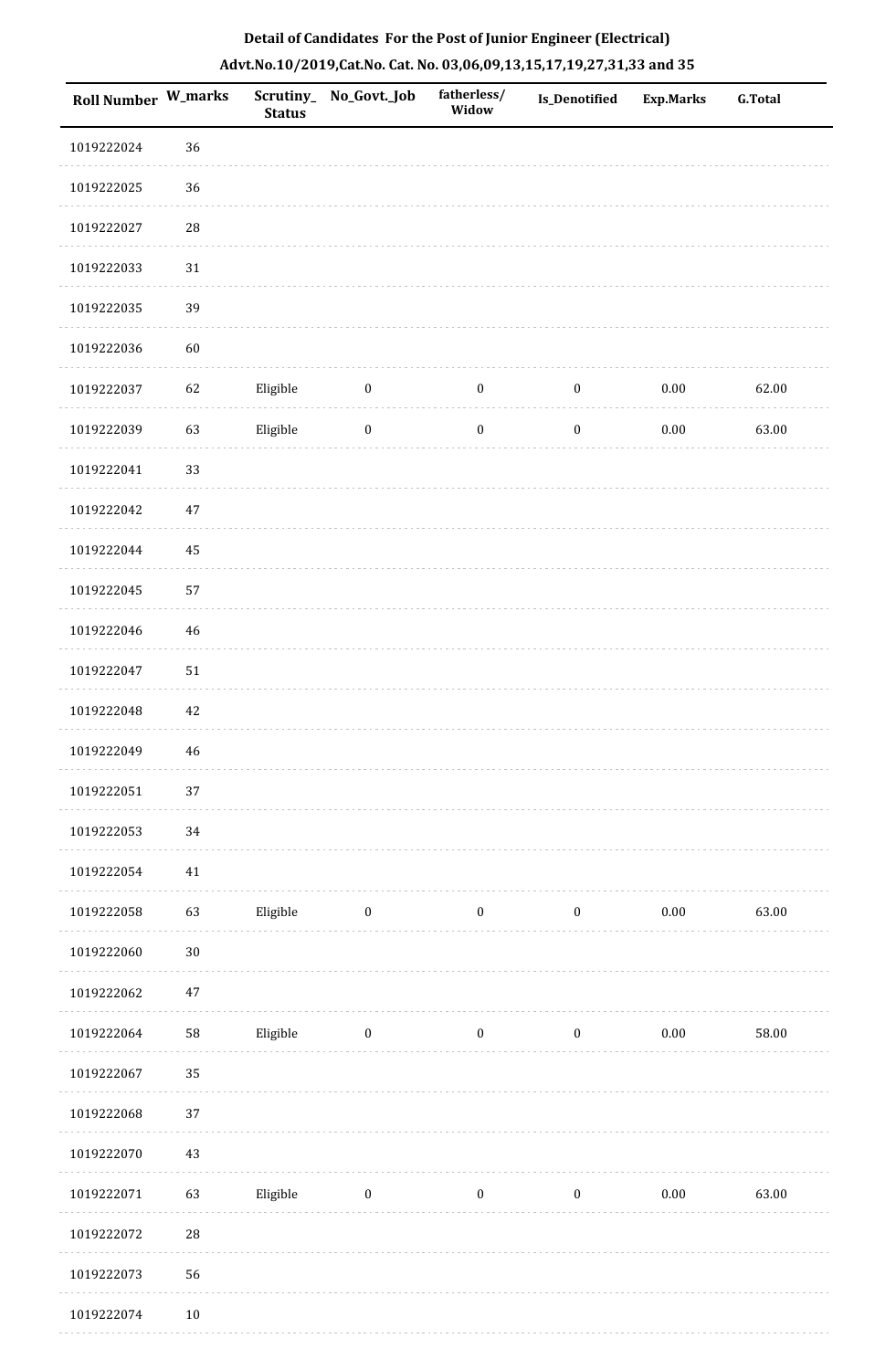## Detail of Candidates For the Post of Junior Engineer (Electrical)

### Advt.No.10/2019,Cat.No. Cat. No. 03,06,09,13,15,17,19,27,31,33 and 35

| Roll Number | W_marks | Scrutiny_Status | No_Govt._Job | fatherless/Widow | Is_Denotified | Exp.Marks | G.Total |
|---|---|---|---|---|---|---|---|
| 1019222024 | 36 | | | | | | |
| 1019222025 | 36 | | | | | | |
| 1019222027 | 28 | | | | | | |
| 1019222033 | 31 | | | | | | |
| 1019222035 | 39 | | | | | | |
| 1019222036 | 60 | | | | | | |
| 1019222037 | 62 | Eligible | 0 | 0 | 0 | 0.00 | 62.00 |
| 1019222039 | 63 | Eligible | 0 | 0 | 0 | 0.00 | 63.00 |
| 1019222041 | 33 | | | | | | |
| 1019222042 | 47 | | | | | | |
| 1019222044 | 45 | | | | | | |
| 1019222045 | 57 | | | | | | |
| 1019222046 | 46 | | | | | | |
| 1019222047 | 51 | | | | | | |
| 1019222048 | 42 | | | | | | |
| 1019222049 | 46 | | | | | | |
| 1019222051 | 37 | | | | | | |
| 1019222053 | 34 | | | | | | |
| 1019222054 | 41 | | | | | | |
| 1019222058 | 63 | Eligible | 0 | 0 | 0 | 0.00 | 63.00 |
| 1019222060 | 30 | | | | | | |
| 1019222062 | 47 | | | | | | |
| 1019222064 | 58 | Eligible | 0 | 0 | 0 | 0.00 | 58.00 |
| 1019222067 | 35 | | | | | | |
| 1019222068 | 37 | | | | | | |
| 1019222070 | 43 | | | | | | |
| 1019222071 | 63 | Eligible | 0 | 0 | 0 | 0.00 | 63.00 |
| 1019222072 | 28 | | | | | | |
| 1019222073 | 56 | | | | | | |
| 1019222074 | 10 | | | | | | |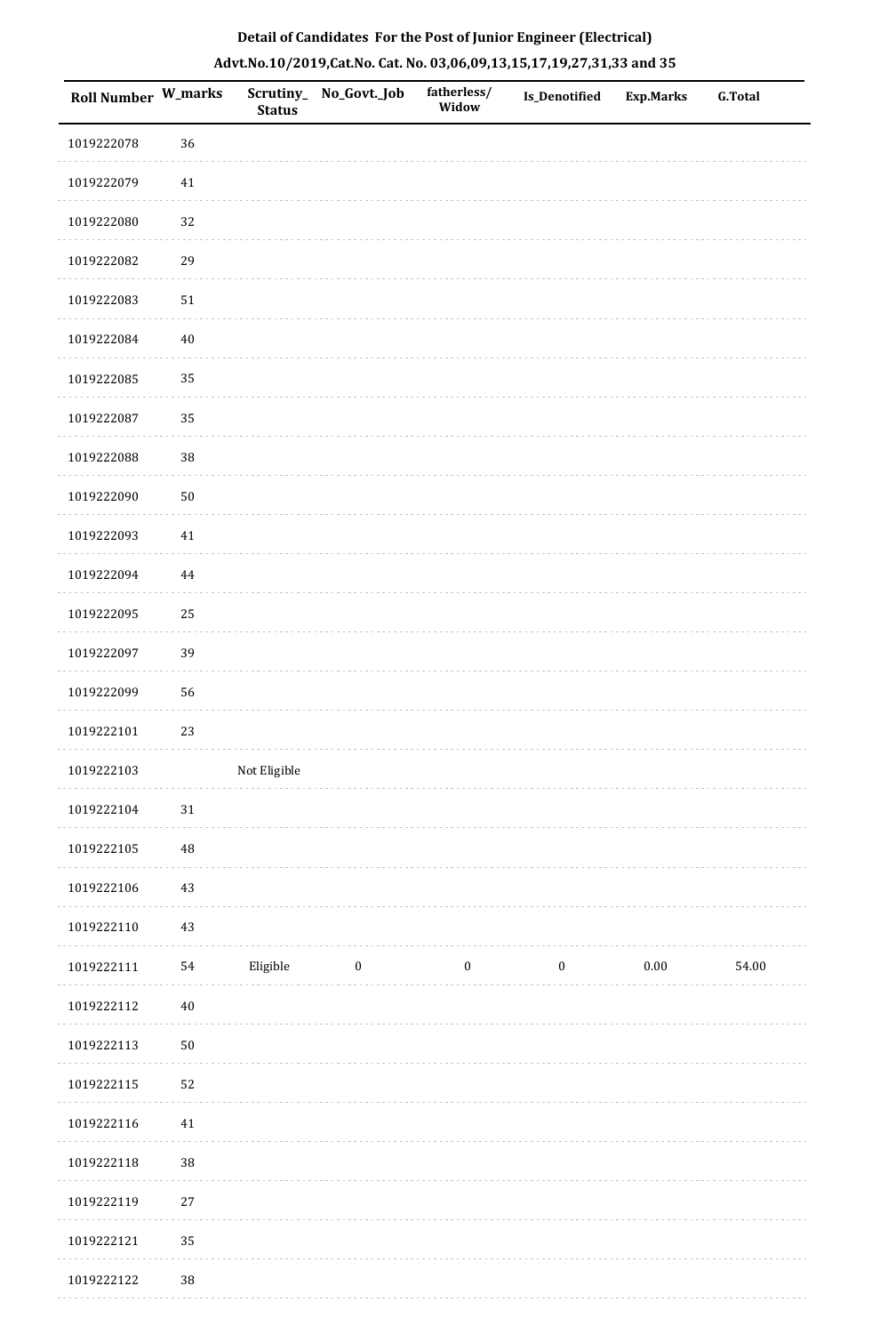**Detail of Candidates For the Post of Junior Engineer (Electrical)**

**Advt.No.10/2019,Cat.No. Cat. No. 03,06,09,13,15,17,19,27,31,33 and 35**

| Roll Number | W_marks | Scrutiny_Status | No_Govt._Job | fatherless/Widow | Is_Denotified | Exp.Marks | G.Total |
|---|---|---|---|---|---|---|---|
| 1019222078 | 36 | | | | | | |
| 1019222079 | 41 | | | | | | |
| 1019222080 | 32 | | | | | | |
| 1019222082 | 29 | | | | | | |
| 1019222083 | 51 | | | | | | |
| 1019222084 | 40 | | | | | | |
| 1019222085 | 35 | | | | | | |
| 1019222087 | 35 | | | | | | |
| 1019222088 | 38 | | | | | | |
| 1019222090 | 50 | | | | | | |
| 1019222093 | 41 | | | | | | |
| 1019222094 | 44 | | | | | | |
| 1019222095 | 25 | | | | | | |
| 1019222097 | 39 | | | | | | |
| 1019222099 | 56 | | | | | | |
| 1019222101 | 23 | | | | | | |
| 1019222103 | | Not Eligible | | | | | |
| 1019222104 | 31 | | | | | | |
| 1019222105 | 48 | | | | | | |
| 1019222106 | 43 | | | | | | |
| 1019222110 | 43 | | | | | | |
| 1019222111 | 54 | Eligible | 0 | 0 | 0 | 0.00 | 54.00 |
| 1019222112 | 40 | | | | | | |
| 1019222113 | 50 | | | | | | |
| 1019222115 | 52 | | | | | | |
| 1019222116 | 41 | | | | | | |
| 1019222118 | 38 | | | | | | |
| 1019222119 | 27 | | | | | | |
| 1019222121 | 35 | | | | | | |
| 1019222122 | 38 | | | | | | |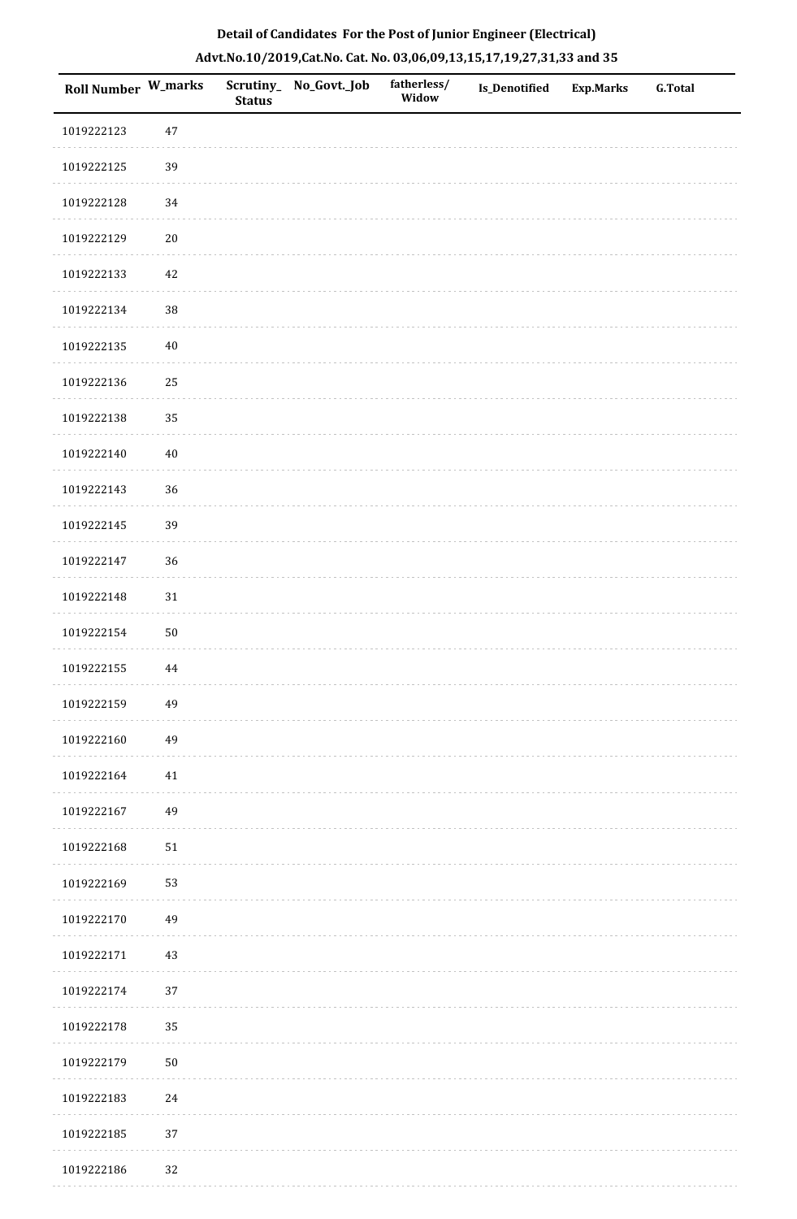**Detail of Candidates For the Post of Junior Engineer (Electrical)**

**Advt.No.10/2019,Cat.No. Cat. No. 03,06,09,13,15,17,19,27,31,33 and 35**

| Roll Number | W_marks | Scrutiny_Status | No_Govt._Job | fatherless/Widow | Is_Denotified | Exp.Marks | G.Total |
|---|---|---|---|---|---|---|---|
| 1019222123 | 47 | | | | | | |
| 1019222125 | 39 | | | | | | |
| 1019222128 | 34 | | | | | | |
| 1019222129 | 20 | | | | | | |
| 1019222133 | 42 | | | | | | |
| 1019222134 | 38 | | | | | | |
| 1019222135 | 40 | | | | | | |
| 1019222136 | 25 | | | | | | |
| 1019222138 | 35 | | | | | | |
| 1019222140 | 40 | | | | | | |
| 1019222143 | 36 | | | | | | |
| 1019222145 | 39 | | | | | | |
| 1019222147 | 36 | | | | | | |
| 1019222148 | 31 | | | | | | |
| 1019222154 | 50 | | | | | | |
| 1019222155 | 44 | | | | | | |
| 1019222159 | 49 | | | | | | |
| 1019222160 | 49 | | | | | | |
| 1019222164 | 41 | | | | | | |
| 1019222167 | 49 | | | | | | |
| 1019222168 | 51 | | | | | | |
| 1019222169 | 53 | | | | | | |
| 1019222170 | 49 | | | | | | |
| 1019222171 | 43 | | | | | | |
| 1019222174 | 37 | | | | | | |
| 1019222178 | 35 | | | | | | |
| 1019222179 | 50 | | | | | | |
| 1019222183 | 24 | | | | | | |
| 1019222185 | 37 | | | | | | |
| 1019222186 | 32 | | | | | | |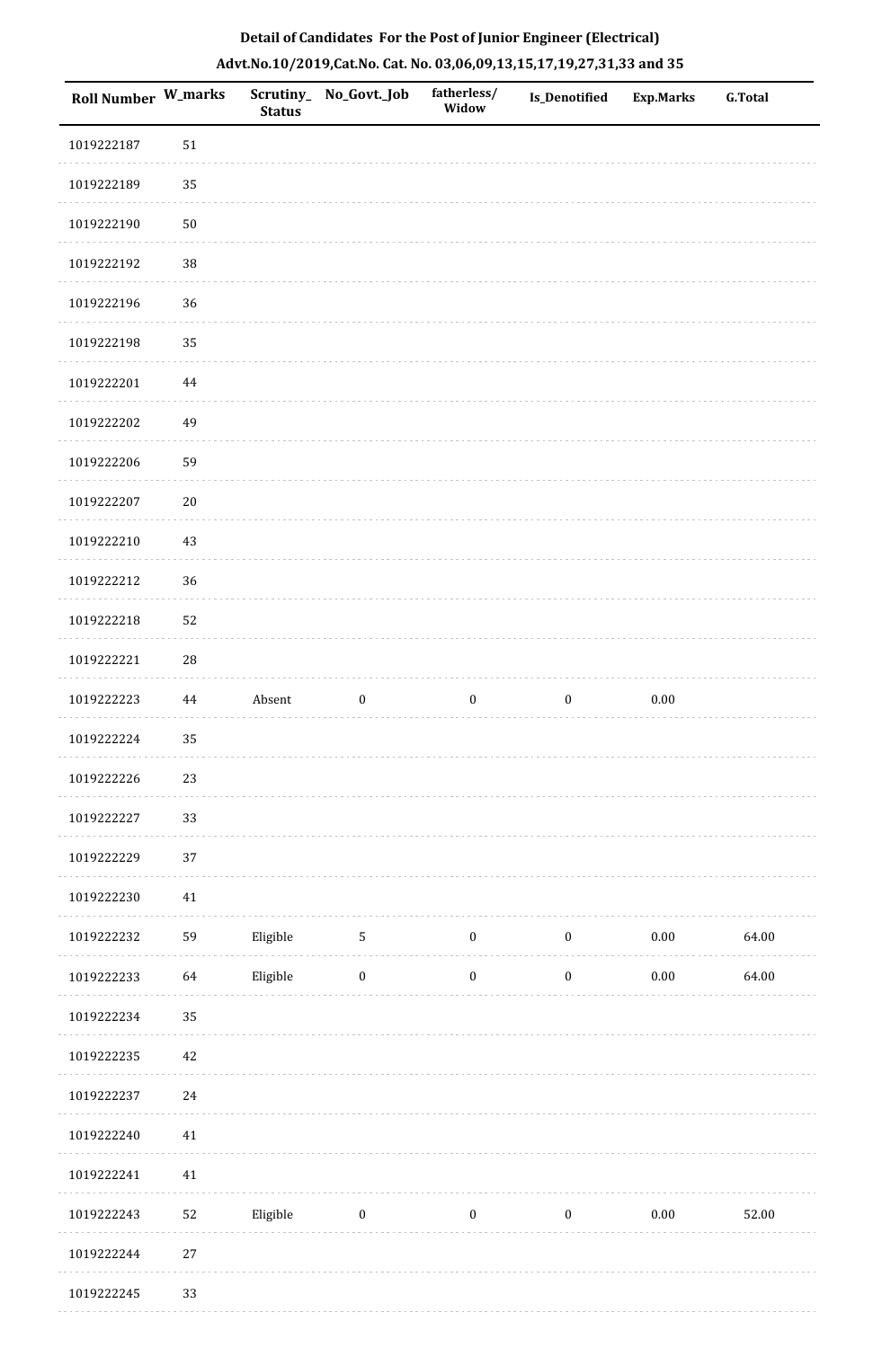**Detail of Candidates For the Post of Junior Engineer (Electrical)**

**Advt.No.10/2019,Cat.No. Cat. No. 03,06,09,13,15,17,19,27,31,33 and 35**

| Roll Number | W_marks | Scrutiny_Status | No_Govt._Job | fatherless/Widow | Is_Denotified | Exp.Marks | G.Total |
|---|---|---|---|---|---|---|---|
| 1019222187 | 51 | | | | | | |
| 1019222189 | 35 | | | | | | |
| 1019222190 | 50 | | | | | | |
| 1019222192 | 38 | | | | | | |
| 1019222196 | 36 | | | | | | |
| 1019222198 | 35 | | | | | | |
| 1019222201 | 44 | | | | | | |
| 1019222202 | 49 | | | | | | |
| 1019222206 | 59 | | | | | | |
| 1019222207 | 20 | | | | | | |
| 1019222210 | 43 | | | | | | |
| 1019222212 | 36 | | | | | | |
| 1019222218 | 52 | | | | | | |
| 1019222221 | 28 | | | | | | |
| 1019222223 | 44 | Absent | 0 | 0 | 0 | 0.00 | |
| 1019222224 | 35 | | | | | | |
| 1019222226 | 23 | | | | | | |
| 1019222227 | 33 | | | | | | |
| 1019222229 | 37 | | | | | | |
| 1019222230 | 41 | | | | | | |
| 1019222232 | 59 | Eligible | 5 | 0 | 0 | 0.00 | 64.00 |
| 1019222233 | 64 | Eligible | 0 | 0 | 0 | 0.00 | 64.00 |
| 1019222234 | 35 | | | | | | |
| 1019222235 | 42 | | | | | | |
| 1019222237 | 24 | | | | | | |
| 1019222240 | 41 | | | | | | |
| 1019222241 | 41 | | | | | | |
| 1019222243 | 52 | Eligible | 0 | 0 | 0 | 0.00 | 52.00 |
| 1019222244 | 27 | | | | | | |
| 1019222245 | 33 | | | | | | |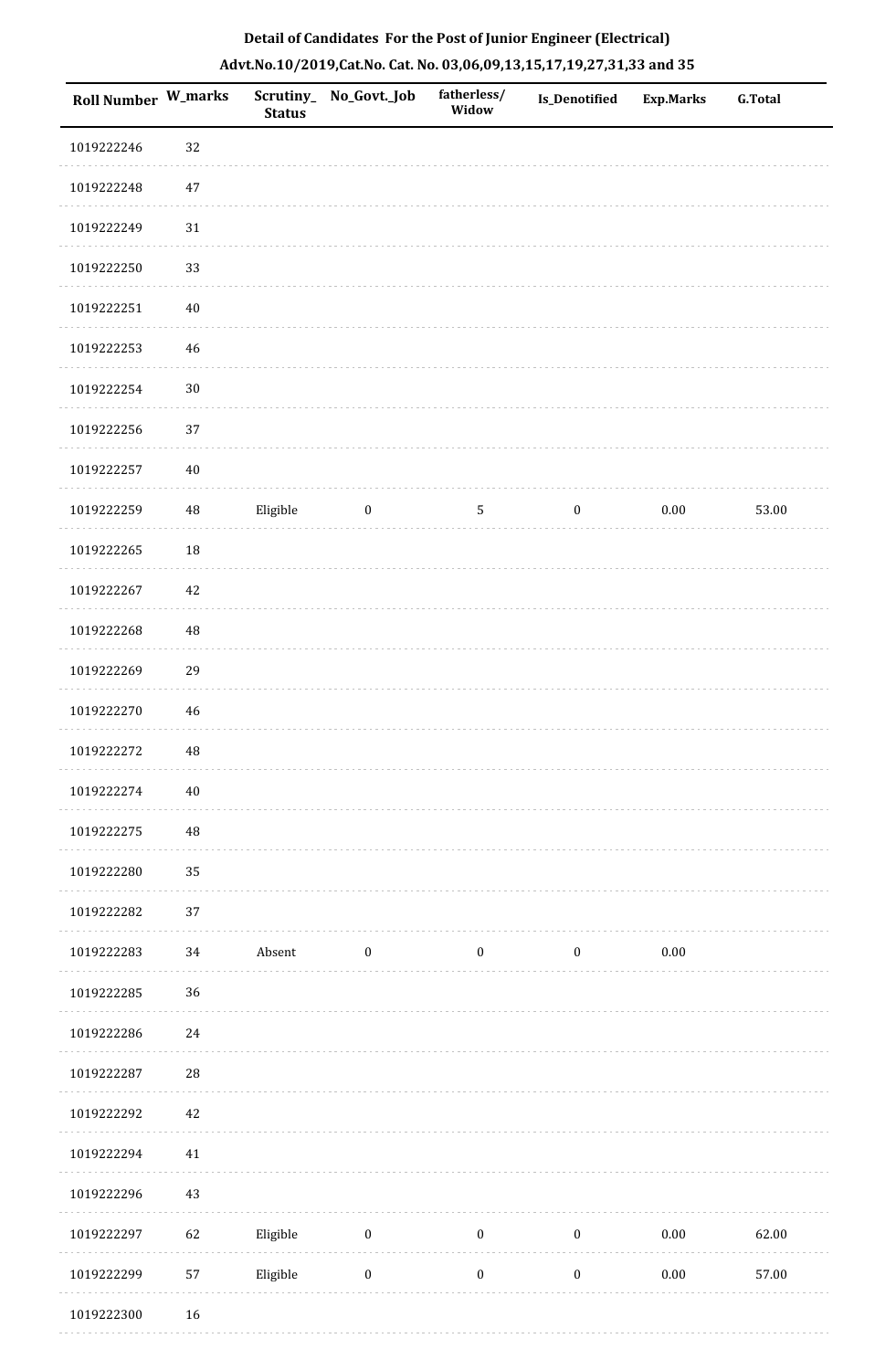## Detail of Candidates For the Post of Junior Engineer (Electrical)

### Advt.No.10/2019,Cat.No. Cat. No. 03,06,09,13,15,17,19,27,31,33 and 35

| Roll Number | W_marks | Scrutiny_Status | No_Govt._Job | fatherless/Widow | Is_Denotified | Exp.Marks | G.Total |
|---|---|---|---|---|---|---|---|
| 1019222246 | 32 | | | | | | |
| 1019222248 | 47 | | | | | | |
| 1019222249 | 31 | | | | | | |
| 1019222250 | 33 | | | | | | |
| 1019222251 | 40 | | | | | | |
| 1019222253 | 46 | | | | | | |
| 1019222254 | 30 | | | | | | |
| 1019222256 | 37 | | | | | | |
| 1019222257 | 40 | | | | | | |
| 1019222259 | 48 | Eligible | 0 | 5 | 0 | 0.00 | 53.00 |
| 1019222265 | 18 | | | | | | |
| 1019222267 | 42 | | | | | | |
| 1019222268 | 48 | | | | | | |
| 1019222269 | 29 | | | | | | |
| 1019222270 | 46 | | | | | | |
| 1019222272 | 48 | | | | | | |
| 1019222274 | 40 | | | | | | |
| 1019222275 | 48 | | | | | | |
| 1019222280 | 35 | | | | | | |
| 1019222282 | 37 | | | | | | |
| 1019222283 | 34 | Absent | 0 | 0 | 0 | 0.00 | |
| 1019222285 | 36 | | | | | | |
| 1019222286 | 24 | | | | | | |
| 1019222287 | 28 | | | | | | |
| 1019222292 | 42 | | | | | | |
| 1019222294 | 41 | | | | | | |
| 1019222296 | 43 | | | | | | |
| 1019222297 | 62 | Eligible | 0 | 0 | 0 | 0.00 | 62.00 |
| 1019222299 | 57 | Eligible | 0 | 0 | 0 | 0.00 | 57.00 |
| 1019222300 | 16 | | | | | | |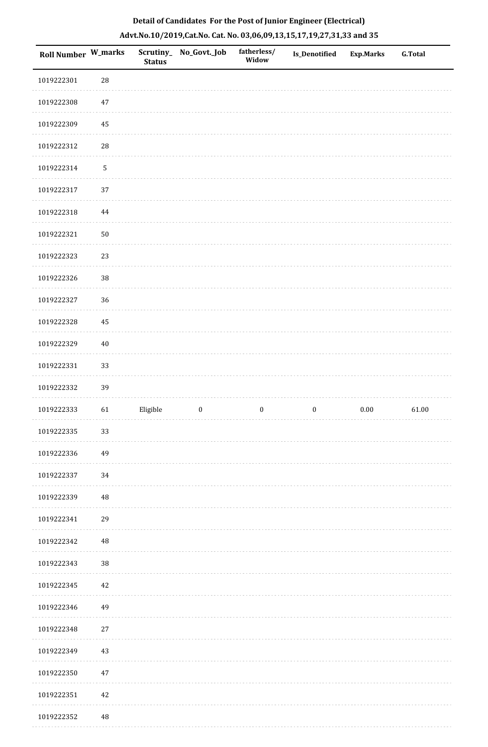# Detail of Candidates For the Post of Junior Engineer (Electrical)

## Advt.No.10/2019,Cat.No. Cat. No. 03,06,09,13,15,17,19,27,31,33 and 35

| Roll Number | W_marks | Scrutiny_Status | No_Govt._Job | fatherless/Widow | Is_Denotified | Exp.Marks | G.Total |
|---|---|---|---|---|---|---|---|
| 1019222301 | 28 | | | | | | |
| 1019222308 | 47 | | | | | | |
| 1019222309 | 45 | | | | | | |
| 1019222312 | 28 | | | | | | |
| 1019222314 | 5 | | | | | | |
| 1019222317 | 37 | | | | | | |
| 1019222318 | 44 | | | | | | |
| 1019222321 | 50 | | | | | | |
| 1019222323 | 23 | | | | | | |
| 1019222326 | 38 | | | | | | |
| 1019222327 | 36 | | | | | | |
| 1019222328 | 45 | | | | | | |
| 1019222329 | 40 | | | | | | |
| 1019222331 | 33 | | | | | | |
| 1019222332 | 39 | | | | | | |
| 1019222333 | 61 | Eligible | 0 | 0 | 0 | 0.00 | 61.00 |
| 1019222335 | 33 | | | | | | |
| 1019222336 | 49 | | | | | | |
| 1019222337 | 34 | | | | | | |
| 1019222339 | 48 | | | | | | |
| 1019222341 | 29 | | | | | | |
| 1019222342 | 48 | | | | | | |
| 1019222343 | 38 | | | | | | |
| 1019222345 | 42 | | | | | | |
| 1019222346 | 49 | | | | | | |
| 1019222348 | 27 | | | | | | |
| 1019222349 | 43 | | | | | | |
| 1019222350 | 47 | | | | | | |
| 1019222351 | 42 | | | | | | |
| 1019222352 | 48 | | | | | | |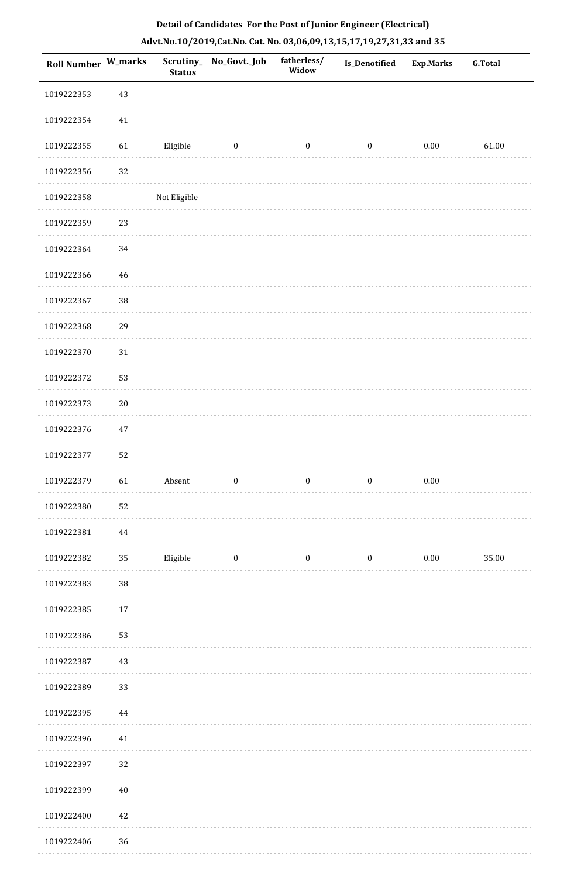**Detail of Candidates For the Post of Junior Engineer (Electrical)**

**Advt.No.10/2019,Cat.No. Cat. No. 03,06,09,13,15,17,19,27,31,33 and 35**

| Roll Number | W_marks | Scrutiny_Status | No_Govt._Job | fatherless/Widow | Is_Denotified | Exp.Marks | G.Total |
|---|---|---|---|---|---|---|---|
| 1019222353 | 43 | | | | | | |
| 1019222354 | 41 | | | | | | |
| 1019222355 | 61 | Eligible | 0 | 0 | 0 | 0.00 | 61.00 |
| 1019222356 | 32 | | | | | | |
| 1019222358 | | Not Eligible | | | | | |
| 1019222359 | 23 | | | | | | |
| 1019222364 | 34 | | | | | | |
| 1019222366 | 46 | | | | | | |
| 1019222367 | 38 | | | | | | |
| 1019222368 | 29 | | | | | | |
| 1019222370 | 31 | | | | | | |
| 1019222372 | 53 | | | | | | |
| 1019222373 | 20 | | | | | | |
| 1019222376 | 47 | | | | | | |
| 1019222377 | 52 | | | | | | |
| 1019222379 | 61 | Absent | 0 | 0 | 0 | 0.00 | |
| 1019222380 | 52 | | | | | | |
| 1019222381 | 44 | | | | | | |
| 1019222382 | 35 | Eligible | 0 | 0 | 0 | 0.00 | 35.00 |
| 1019222383 | 38 | | | | | | |
| 1019222385 | 17 | | | | | | |
| 1019222386 | 53 | | | | | | |
| 1019222387 | 43 | | | | | | |
| 1019222389 | 33 | | | | | | |
| 1019222395 | 44 | | | | | | |
| 1019222396 | 41 | | | | | | |
| 1019222397 | 32 | | | | | | |
| 1019222399 | 40 | | | | | | |
| 1019222400 | 42 | | | | | | |
| 1019222406 | 36 | | | | | | |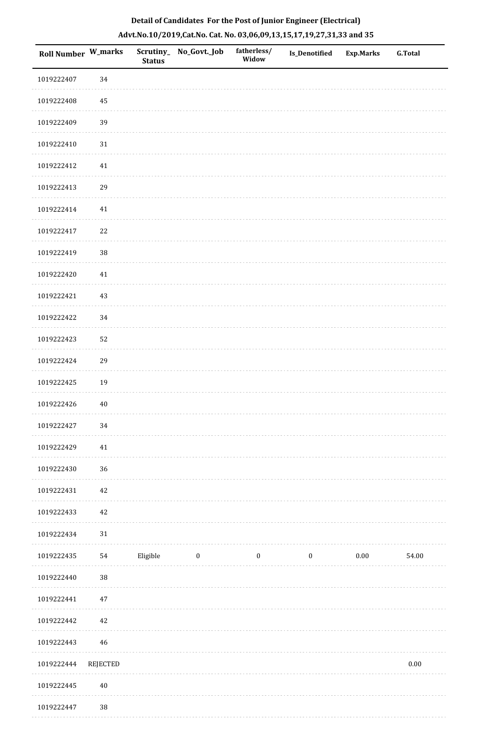**Detail of Candidates For the Post of Junior Engineer (Electrical)**

**Advt.No.10/2019,Cat.No. Cat. No. 03,06,09,13,15,17,19,27,31,33 and 35**

| Roll Number | W_marks | Scrutiny_Status | No_Govt._Job | fatherless/ Widow | Is_Denotified | Exp.Marks | G.Total |
|---|---|---|---|---|---|---|---|
| 1019222407 | 34 | | | | | | |
| 1019222408 | 45 | | | | | | |
| 1019222409 | 39 | | | | | | |
| 1019222410 | 31 | | | | | | |
| 1019222412 | 41 | | | | | | |
| 1019222413 | 29 | | | | | | |
| 1019222414 | 41 | | | | | | |
| 1019222417 | 22 | | | | | | |
| 1019222419 | 38 | | | | | | |
| 1019222420 | 41 | | | | | | |
| 1019222421 | 43 | | | | | | |
| 1019222422 | 34 | | | | | | |
| 1019222423 | 52 | | | | | | |
| 1019222424 | 29 | | | | | | |
| 1019222425 | 19 | | | | | | |
| 1019222426 | 40 | | | | | | |
| 1019222427 | 34 | | | | | | |
| 1019222429 | 41 | | | | | | |
| 1019222430 | 36 | | | | | | |
| 1019222431 | 42 | | | | | | |
| 1019222433 | 42 | | | | | | |
| 1019222434 | 31 | | | | | | |
| 1019222435 | 54 | Eligible | 0 | 0 | 0 | 0.00 | 54.00 |
| 1019222440 | 38 | | | | | | |
| 1019222441 | 47 | | | | | | |
| 1019222442 | 42 | | | | | | |
| 1019222443 | 46 | | | | | | |
| 1019222444 | REJECTED | | | | | | 0.00 |
| 1019222445 | 40 | | | | | | |
| 1019222447 | 38 | | | | | | |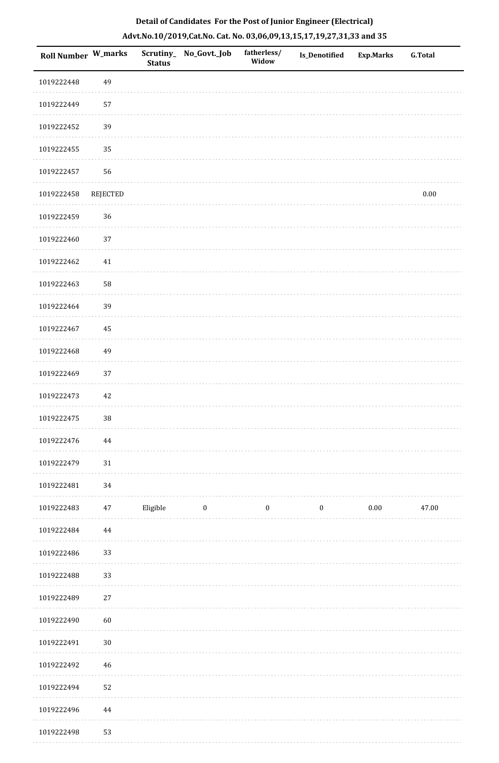**Detail of Candidates For the Post of Junior Engineer (Electrical)**

**Advt.No.10/2019,Cat.No. Cat. No. 03,06,09,13,15,17,19,27,31,33 and 35**

| Roll Number | W_marks | Scrutiny_Status | No_Govt._Job | fatherless/Widow | Is_Denotified | Exp.Marks | G.Total |
|---|---|---|---|---|---|---|---|
| 1019222448 | 49 | | | | | | |
| 1019222449 | 57 | | | | | | |
| 1019222452 | 39 | | | | | | |
| 1019222455 | 35 | | | | | | |
| 1019222457 | 56 | | | | | | |
| 1019222458 | REJECTED | | | | | | 0.00 |
| 1019222459 | 36 | | | | | | |
| 1019222460 | 37 | | | | | | |
| 1019222462 | 41 | | | | | | |
| 1019222463 | 58 | | | | | | |
| 1019222464 | 39 | | | | | | |
| 1019222467 | 45 | | | | | | |
| 1019222468 | 49 | | | | | | |
| 1019222469 | 37 | | | | | | |
| 1019222473 | 42 | | | | | | |
| 1019222475 | 38 | | | | | | |
| 1019222476 | 44 | | | | | | |
| 1019222479 | 31 | | | | | | |
| 1019222481 | 34 | | | | | | |
| 1019222483 | 47 | Eligible | 0 | 0 | 0 | 0.00 | 47.00 |
| 1019222484 | 44 | | | | | | |
| 1019222486 | 33 | | | | | | |
| 1019222488 | 33 | | | | | | |
| 1019222489 | 27 | | | | | | |
| 1019222490 | 60 | | | | | | |
| 1019222491 | 30 | | | | | | |
| 1019222492 | 46 | | | | | | |
| 1019222494 | 52 | | | | | | |
| 1019222496 | 44 | | | | | | |
| 1019222498 | 53 | | | | | | |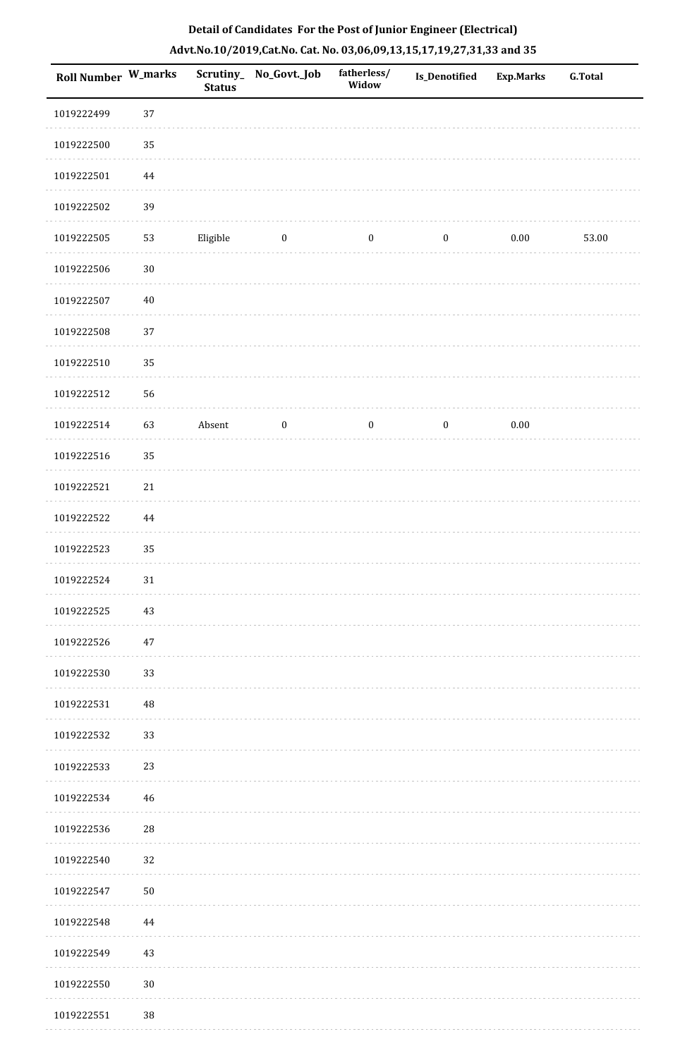## Detail of Candidates For the Post of Junior Engineer (Electrical)

### Advt.No.10/2019,Cat.No. Cat. No. 03,06,09,13,15,17,19,27,31,33 and 35

| Roll Number | W_marks | Scrutiny_Status | No_Govt._Job | fatherless/Widow | Is_Denotified | Exp.Marks | G.Total |
|---|---|---|---|---|---|---|---|
| 1019222499 | 37 | | | | | | |
| 1019222500 | 35 | | | | | | |
| 1019222501 | 44 | | | | | | |
| 1019222502 | 39 | | | | | | |
| 1019222505 | 53 | Eligible | 0 | 0 | 0 | 0.00 | 53.00 |
| 1019222506 | 30 | | | | | | |
| 1019222507 | 40 | | | | | | |
| 1019222508 | 37 | | | | | | |
| 1019222510 | 35 | | | | | | |
| 1019222512 | 56 | | | | | | |
| 1019222514 | 63 | Absent | 0 | 0 | 0 | 0.00 | |
| 1019222516 | 35 | | | | | | |
| 1019222521 | 21 | | | | | | |
| 1019222522 | 44 | | | | | | |
| 1019222523 | 35 | | | | | | |
| 1019222524 | 31 | | | | | | |
| 1019222525 | 43 | | | | | | |
| 1019222526 | 47 | | | | | | |
| 1019222530 | 33 | | | | | | |
| 1019222531 | 48 | | | | | | |
| 1019222532 | 33 | | | | | | |
| 1019222533 | 23 | | | | | | |
| 1019222534 | 46 | | | | | | |
| 1019222536 | 28 | | | | | | |
| 1019222540 | 32 | | | | | | |
| 1019222547 | 50 | | | | | | |
| 1019222548 | 44 | | | | | | |
| 1019222549 | 43 | | | | | | |
| 1019222550 | 30 | | | | | | |
| 1019222551 | 38 | | | | | | |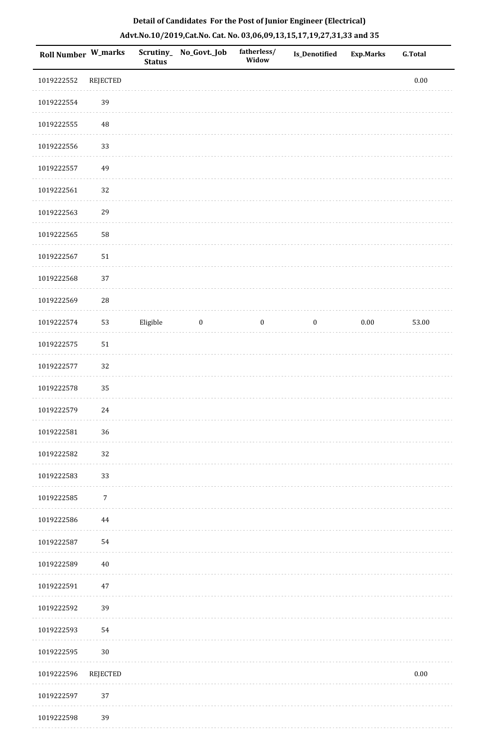**Detail of Candidates For the Post of Junior Engineer (Electrical)**

**Advt.No.10/2019,Cat.No. Cat. No. 03,06,09,13,15,17,19,27,31,33 and 35**

| Roll Number | W_marks | Scrutiny_Status | No_Govt._Job | fatherless/Widow | Is_Denotified | Exp.Marks | G.Total |
|---|---|---|---|---|---|---|---|
| 1019222552 | REJECTED | | | | | | 0.00 |
| 1019222554 | 39 | | | | | | |
| 1019222555 | 48 | | | | | | |
| 1019222556 | 33 | | | | | | |
| 1019222557 | 49 | | | | | | |
| 1019222561 | 32 | | | | | | |
| 1019222563 | 29 | | | | | | |
| 1019222565 | 58 | | | | | | |
| 1019222567 | 51 | | | | | | |
| 1019222568 | 37 | | | | | | |
| 1019222569 | 28 | | | | | | |
| 1019222574 | 53 | Eligible | 0 | 0 | 0 | 0.00 | 53.00 |
| 1019222575 | 51 | | | | | | |
| 1019222577 | 32 | | | | | | |
| 1019222578 | 35 | | | | | | |
| 1019222579 | 24 | | | | | | |
| 1019222581 | 36 | | | | | | |
| 1019222582 | 32 | | | | | | |
| 1019222583 | 33 | | | | | | |
| 1019222585 | 7 | | | | | | |
| 1019222586 | 44 | | | | | | |
| 1019222587 | 54 | | | | | | |
| 1019222589 | 40 | | | | | | |
| 1019222591 | 47 | | | | | | |
| 1019222592 | 39 | | | | | | |
| 1019222593 | 54 | | | | | | |
| 1019222595 | 30 | | | | | | |
| 1019222596 | REJECTED | | | | | | 0.00 |
| 1019222597 | 37 | | | | | | |
| 1019222598 | 39 | | | | | | |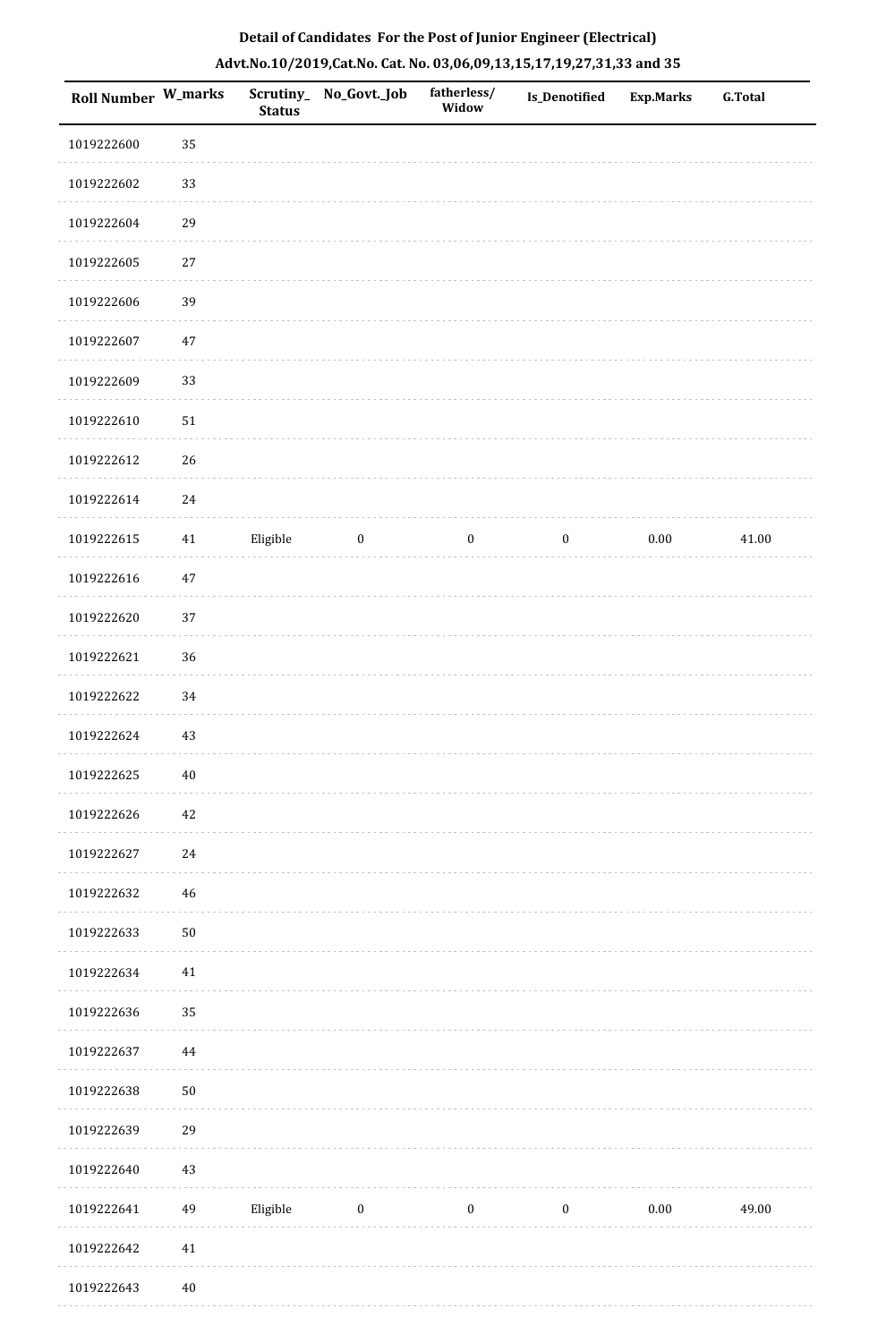# Detail of Candidates For the Post of Junior Engineer (Electrical)

## Advt.No.10/2019,Cat.No. Cat. No. 03,06,09,13,15,17,19,27,31,33 and 35

| Roll Number | W_marks | Scrutiny_ Status | No_Govt._Job | fatherless/ Widow | Is_Denotified | Exp.Marks | G.Total |
|---|---|---|---|---|---|---|---|
| 1019222600 | 35 | | | | | | |
| 1019222602 | 33 | | | | | | |
| 1019222604 | 29 | | | | | | |
| 1019222605 | 27 | | | | | | |
| 1019222606 | 39 | | | | | | |
| 1019222607 | 47 | | | | | | |
| 1019222609 | 33 | | | | | | |
| 1019222610 | 51 | | | | | | |
| 1019222612 | 26 | | | | | | |
| 1019222614 | 24 | | | | | | |
| 1019222615 | 41 | Eligible | 0 | 0 | 0 | 0.00 | 41.00 |
| 1019222616 | 47 | | | | | | |
| 1019222620 | 37 | | | | | | |
| 1019222621 | 36 | | | | | | |
| 1019222622 | 34 | | | | | | |
| 1019222624 | 43 | | | | | | |
| 1019222625 | 40 | | | | | | |
| 1019222626 | 42 | | | | | | |
| 1019222627 | 24 | | | | | | |
| 1019222632 | 46 | | | | | | |
| 1019222633 | 50 | | | | | | |
| 1019222634 | 41 | | | | | | |
| 1019222636 | 35 | | | | | | |
| 1019222637 | 44 | | | | | | |
| 1019222638 | 50 | | | | | | |
| 1019222639 | 29 | | | | | | |
| 1019222640 | 43 | | | | | | |
| 1019222641 | 49 | Eligible | 0 | 0 | 0 | 0.00 | 49.00 |
| 1019222642 | 41 | | | | | | |
| 1019222643 | 40 | | | | | | |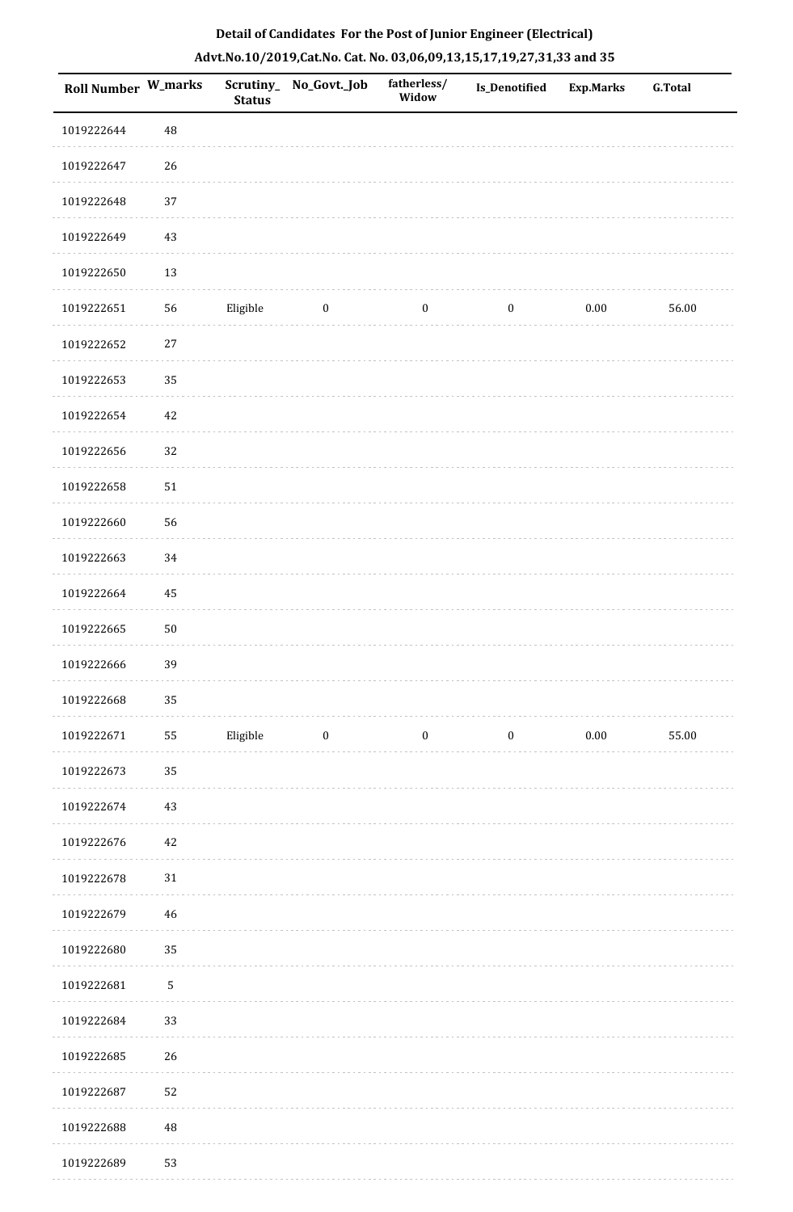**Detail of Candidates For the Post of Junior Engineer (Electrical)**

**Advt.No.10/2019,Cat.No. Cat. No. 03,06,09,13,15,17,19,27,31,33 and 35**

| Roll Number | W_marks | Scrutiny_Status | No_Govt._Job | fatherless/Widow | Is_Denotified | Exp.Marks | G.Total |
|---|---|---|---|---|---|---|---|
| 1019222644 | 48 | | | | | | |
| 1019222647 | 26 | | | | | | |
| 1019222648 | 37 | | | | | | |
| 1019222649 | 43 | | | | | | |
| 1019222650 | 13 | | | | | | |
| 1019222651 | 56 | Eligible | 0 | 0 | 0 | 0.00 | 56.00 |
| 1019222652 | 27 | | | | | | |
| 1019222653 | 35 | | | | | | |
| 1019222654 | 42 | | | | | | |
| 1019222656 | 32 | | | | | | |
| 1019222658 | 51 | | | | | | |
| 1019222660 | 56 | | | | | | |
| 1019222663 | 34 | | | | | | |
| 1019222664 | 45 | | | | | | |
| 1019222665 | 50 | | | | | | |
| 1019222666 | 39 | | | | | | |
| 1019222668 | 35 | | | | | | |
| 1019222671 | 55 | Eligible | 0 | 0 | 0 | 0.00 | 55.00 |
| 1019222673 | 35 | | | | | | |
| 1019222674 | 43 | | | | | | |
| 1019222676 | 42 | | | | | | |
| 1019222678 | 31 | | | | | | |
| 1019222679 | 46 | | | | | | |
| 1019222680 | 35 | | | | | | |
| 1019222681 | 5 | | | | | | |
| 1019222684 | 33 | | | | | | |
| 1019222685 | 26 | | | | | | |
| 1019222687 | 52 | | | | | | |
| 1019222688 | 48 | | | | | | |
| 1019222689 | 53 | | | | | | |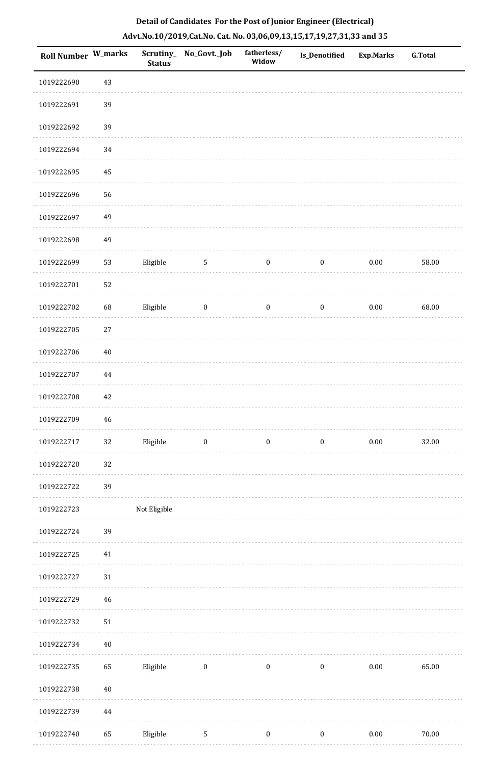**Detail of Candidates For the Post of Junior Engineer (Electrical)**

**Advt.No.10/2019,Cat.No. Cat. No. 03,06,09,13,15,17,19,27,31,33 and 35**

| Roll Number | W_marks | Scrutiny_Status | No_Govt._Job | fatherless/Widow | Is_Denotified | Exp.Marks | G.Total |
|---|---|---|---|---|---|---|---|
| 1019222690 | 43 | | | | | | |
| 1019222691 | 39 | | | | | | |
| 1019222692 | 39 | | | | | | |
| 1019222694 | 34 | | | | | | |
| 1019222695 | 45 | | | | | | |
| 1019222696 | 56 | | | | | | |
| 1019222697 | 49 | | | | | | |
| 1019222698 | 49 | | | | | | |
| 1019222699 | 53 | Eligible | 5 | 0 | 0 | 0.00 | 58.00 |
| 1019222701 | 52 | | | | | | |
| 1019222702 | 68 | Eligible | 0 | 0 | 0 | 0.00 | 68.00 |
| 1019222705 | 27 | | | | | | |
| 1019222706 | 40 | | | | | | |
| 1019222707 | 44 | | | | | | |
| 1019222708 | 42 | | | | | | |
| 1019222709 | 46 | | | | | | |
| 1019222717 | 32 | Eligible | 0 | 0 | 0 | 0.00 | 32.00 |
| 1019222720 | 32 | | | | | | |
| 1019222722 | 39 | | | | | | |
| 1019222723 | | Not Eligible | | | | | |
| 1019222724 | 39 | | | | | | |
| 1019222725 | 41 | | | | | | |
| 1019222727 | 31 | | | | | | |
| 1019222729 | 46 | | | | | | |
| 1019222732 | 51 | | | | | | |
| 1019222734 | 40 | | | | | | |
| 1019222735 | 65 | Eligible | 0 | 0 | 0 | 0.00 | 65.00 |
| 1019222738 | 40 | | | | | | |
| 1019222739 | 44 | | | | | | |
| 1019222740 | 65 | Eligible | 5 | 0 | 0 | 0.00 | 70.00 |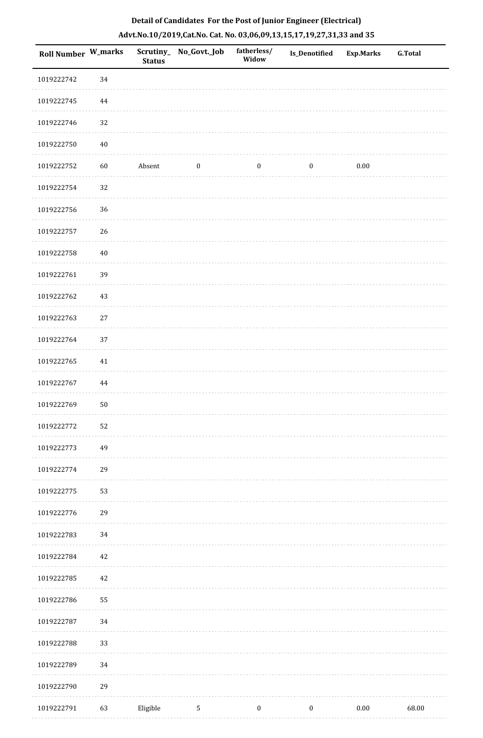**Detail of Candidates For the Post of Junior Engineer (Electrical)**

**Advt.No.10/2019,Cat.No. Cat. No. 03,06,09,13,15,17,19,27,31,33 and 35**

| Roll Number | W_marks | Scrutiny_Status | No_Govt._Job | fatherless/Widow | Is_Denotified | Exp.Marks | G.Total |
|---|---|---|---|---|---|---|---|
| 1019222742 | 34 | | | | | | |
| 1019222745 | 44 | | | | | | |
| 1019222746 | 32 | | | | | | |
| 1019222750 | 40 | | | | | | |
| 1019222752 | 60 | Absent | 0 | 0 | 0 | 0.00 | |
| 1019222754 | 32 | | | | | | |
| 1019222756 | 36 | | | | | | |
| 1019222757 | 26 | | | | | | |
| 1019222758 | 40 | | | | | | |
| 1019222761 | 39 | | | | | | |
| 1019222762 | 43 | | | | | | |
| 1019222763 | 27 | | | | | | |
| 1019222764 | 37 | | | | | | |
| 1019222765 | 41 | | | | | | |
| 1019222767 | 44 | | | | | | |
| 1019222769 | 50 | | | | | | |
| 1019222772 | 52 | | | | | | |
| 1019222773 | 49 | | | | | | |
| 1019222774 | 29 | | | | | | |
| 1019222775 | 53 | | | | | | |
| 1019222776 | 29 | | | | | | |
| 1019222783 | 34 | | | | | | |
| 1019222784 | 42 | | | | | | |
| 1019222785 | 42 | | | | | | |
| 1019222786 | 55 | | | | | | |
| 1019222787 | 34 | | | | | | |
| 1019222788 | 33 | | | | | | |
| 1019222789 | 34 | | | | | | |
| 1019222790 | 29 | | | | | | |
| 1019222791 | 63 | Eligible | 5 | 0 | 0 | 0.00 | 68.00 |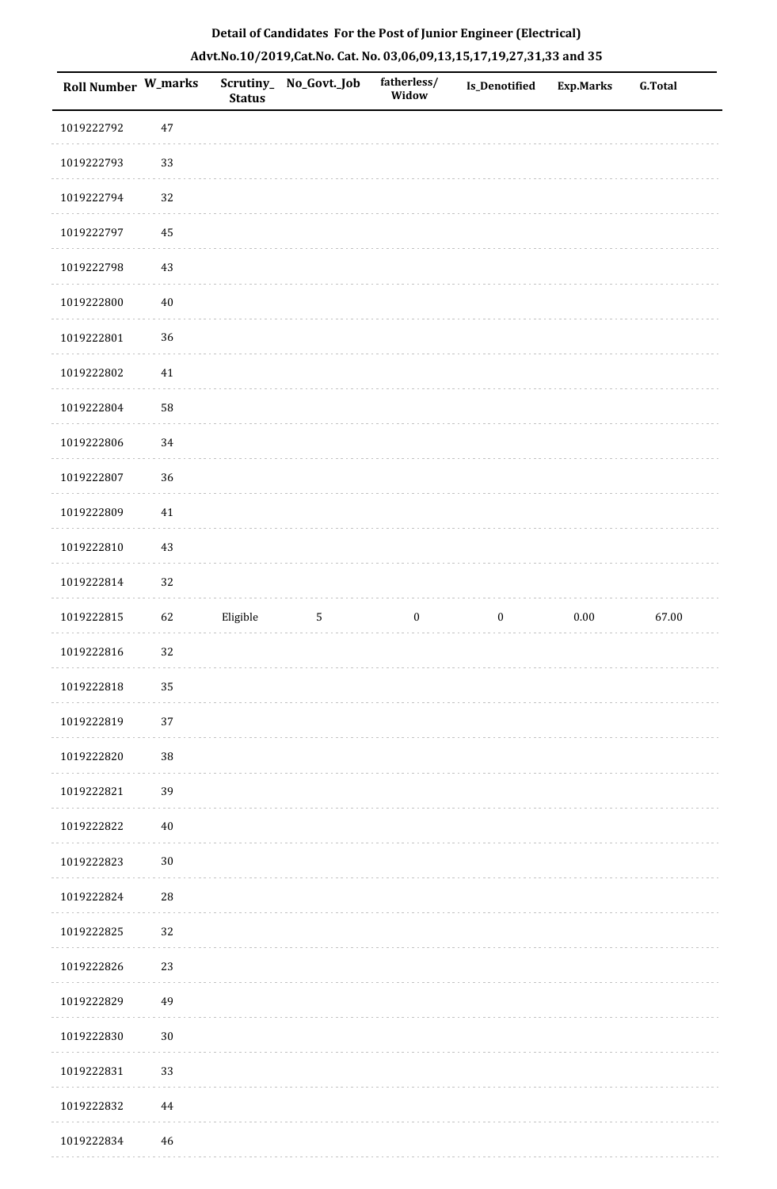**Detail of Candidates For the Post of Junior Engineer (Electrical)**

**Advt.No.10/2019,Cat.No. Cat. No. 03,06,09,13,15,17,19,27,31,33 and 35**

| Roll Number | W_marks | Scrutiny_Status | No_Govt._Job | fatherless/Widow | Is_Denotified | Exp.Marks | G.Total |
|---|---|---|---|---|---|---|---|
| 1019222792 | 47 | | | | | | |
| 1019222793 | 33 | | | | | | |
| 1019222794 | 32 | | | | | | |
| 1019222797 | 45 | | | | | | |
| 1019222798 | 43 | | | | | | |
| 1019222800 | 40 | | | | | | |
| 1019222801 | 36 | | | | | | |
| 1019222802 | 41 | | | | | | |
| 1019222804 | 58 | | | | | | |
| 1019222806 | 34 | | | | | | |
| 1019222807 | 36 | | | | | | |
| 1019222809 | 41 | | | | | | |
| 1019222810 | 43 | | | | | | |
| 1019222814 | 32 | | | | | | |
| 1019222815 | 62 | Eligible | 5 | 0 | 0 | 0.00 | 67.00 |
| 1019222816 | 32 | | | | | | |
| 1019222818 | 35 | | | | | | |
| 1019222819 | 37 | | | | | | |
| 1019222820 | 38 | | | | | | |
| 1019222821 | 39 | | | | | | |
| 1019222822 | 40 | | | | | | |
| 1019222823 | 30 | | | | | | |
| 1019222824 | 28 | | | | | | |
| 1019222825 | 32 | | | | | | |
| 1019222826 | 23 | | | | | | |
| 1019222829 | 49 | | | | | | |
| 1019222830 | 30 | | | | | | |
| 1019222831 | 33 | | | | | | |
| 1019222832 | 44 | | | | | | |
| 1019222834 | 46 | | | | | | |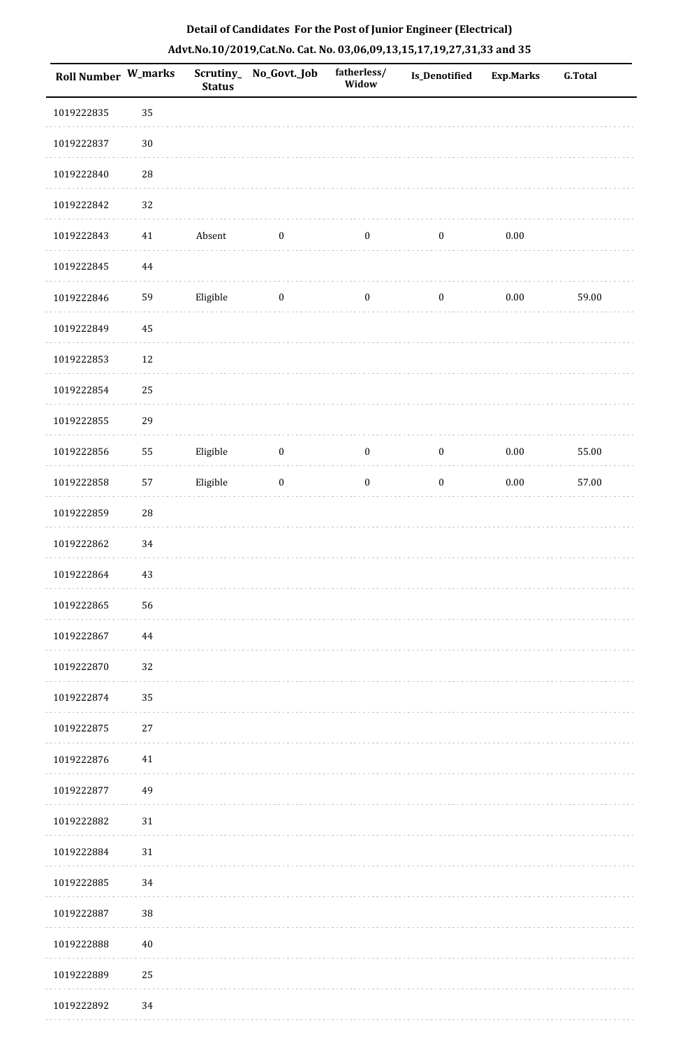**Detail of Candidates For the Post of Junior Engineer (Electrical)**

**Advt.No.10/2019,Cat.No. Cat. No. 03,06,09,13,15,17,19,27,31,33 and 35**

| Roll Number | W_marks | Scrutiny_Status | No_Govt._Job | fatherless/Widow | Is_Denotified | Exp.Marks | G.Total |
|---|---|---|---|---|---|---|---|
| 1019222835 | 35 | | | | | | |
| 1019222837 | 30 | | | | | | |
| 1019222840 | 28 | | | | | | |
| 1019222842 | 32 | | | | | | |
| 1019222843 | 41 | Absent | 0 | 0 | 0 | 0.00 | |
| 1019222845 | 44 | | | | | | |
| 1019222846 | 59 | Eligible | 0 | 0 | 0 | 0.00 | 59.00 |
| 1019222849 | 45 | | | | | | |
| 1019222853 | 12 | | | | | | |
| 1019222854 | 25 | | | | | | |
| 1019222855 | 29 | | | | | | |
| 1019222856 | 55 | Eligible | 0 | 0 | 0 | 0.00 | 55.00 |
| 1019222858 | 57 | Eligible | 0 | 0 | 0 | 0.00 | 57.00 |
| 1019222859 | 28 | | | | | | |
| 1019222862 | 34 | | | | | | |
| 1019222864 | 43 | | | | | | |
| 1019222865 | 56 | | | | | | |
| 1019222867 | 44 | | | | | | |
| 1019222870 | 32 | | | | | | |
| 1019222874 | 35 | | | | | | |
| 1019222875 | 27 | | | | | | |
| 1019222876 | 41 | | | | | | |
| 1019222877 | 49 | | | | | | |
| 1019222882 | 31 | | | | | | |
| 1019222884 | 31 | | | | | | |
| 1019222885 | 34 | | | | | | |
| 1019222887 | 38 | | | | | | |
| 1019222888 | 40 | | | | | | |
| 1019222889 | 25 | | | | | | |
| 1019222892 | 34 | | | | | | |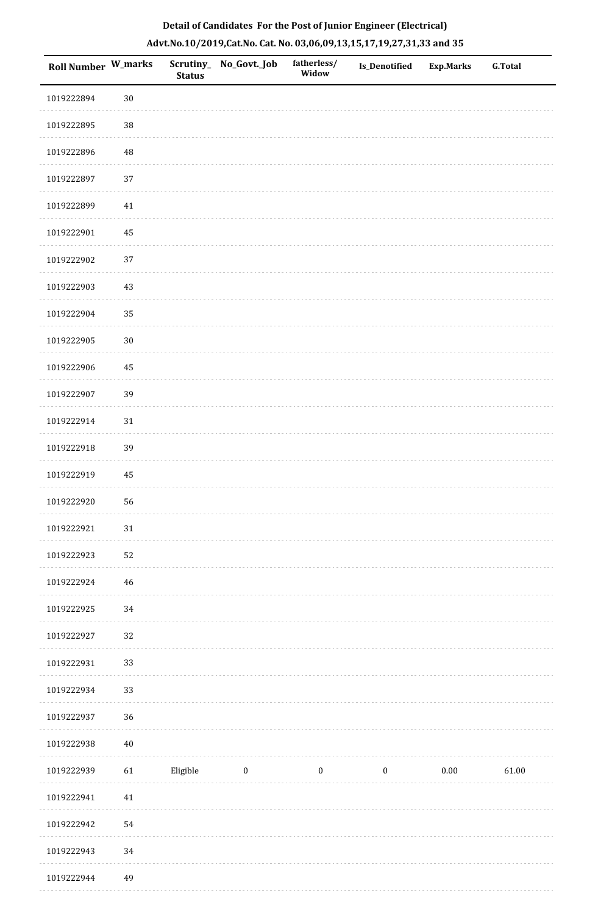**Detail of Candidates For the Post of Junior Engineer (Electrical)**

**Advt.No.10/2019,Cat.No. Cat. No. 03,06,09,13,15,17,19,27,31,33 and 35**

| Roll Number | W_marks | Scrutiny_ Status | No_Govt._Job | fatherless/ Widow | Is_Denotified | Exp.Marks | G.Total |
|---|---|---|---|---|---|---|---|
| 1019222894 | 30 | | | | | | |
| 1019222895 | 38 | | | | | | |
| 1019222896 | 48 | | | | | | |
| 1019222897 | 37 | | | | | | |
| 1019222899 | 41 | | | | | | |
| 1019222901 | 45 | | | | | | |
| 1019222902 | 37 | | | | | | |
| 1019222903 | 43 | | | | | | |
| 1019222904 | 35 | | | | | | |
| 1019222905 | 30 | | | | | | |
| 1019222906 | 45 | | | | | | |
| 1019222907 | 39 | | | | | | |
| 1019222914 | 31 | | | | | | |
| 1019222918 | 39 | | | | | | |
| 1019222919 | 45 | | | | | | |
| 1019222920 | 56 | | | | | | |
| 1019222921 | 31 | | | | | | |
| 1019222923 | 52 | | | | | | |
| 1019222924 | 46 | | | | | | |
| 1019222925 | 34 | | | | | | |
| 1019222927 | 32 | | | | | | |
| 1019222931 | 33 | | | | | | |
| 1019222934 | 33 | | | | | | |
| 1019222937 | 36 | | | | | | |
| 1019222938 | 40 | | | | | | |
| 1019222939 | 61 | Eligible | 0 | 0 | 0 | 0.00 | 61.00 |
| 1019222941 | 41 | | | | | | |
| 1019222942 | 54 | | | | | | |
| 1019222943 | 34 | | | | | | |
| 1019222944 | 49 | | | | | | |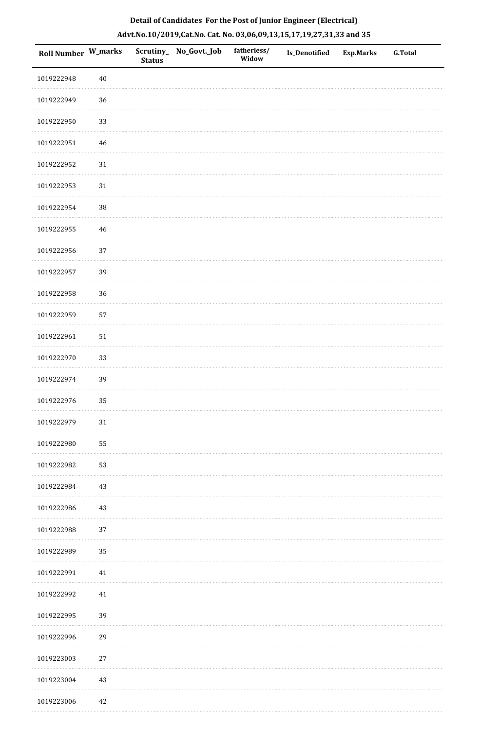## Detail of Candidates For the Post of Junior Engineer (Electrical)

## Advt.No.10/2019,Cat.No. Cat. No. 03,06,09,13,15,17,19,27,31,33 and 35

| Roll Number | W_marks | Scrutiny_ Status | No_Govt._Job | fatherless/ Widow | Is_Denotified | Exp.Marks | G.Total |
|---|---|---|---|---|---|---|---|
| 1019222948 | 40 | | | | | | |
| 1019222949 | 36 | | | | | | |
| 1019222950 | 33 | | | | | | |
| 1019222951 | 46 | | | | | | |
| 1019222952 | 31 | | | | | | |
| 1019222953 | 31 | | | | | | |
| 1019222954 | 38 | | | | | | |
| 1019222955 | 46 | | | | | | |
| 1019222956 | 37 | | | | | | |
| 1019222957 | 39 | | | | | | |
| 1019222958 | 36 | | | | | | |
| 1019222959 | 57 | | | | | | |
| 1019222961 | 51 | | | | | | |
| 1019222970 | 33 | | | | | | |
| 1019222974 | 39 | | | | | | |
| 1019222976 | 35 | | | | | | |
| 1019222979 | 31 | | | | | | |
| 1019222980 | 55 | | | | | | |
| 1019222982 | 53 | | | | | | |
| 1019222984 | 43 | | | | | | |
| 1019222986 | 43 | | | | | | |
| 1019222988 | 37 | | | | | | |
| 1019222989 | 35 | | | | | | |
| 1019222991 | 41 | | | | | | |
| 1019222992 | 41 | | | | | | |
| 1019222995 | 39 | | | | | | |
| 1019222996 | 29 | | | | | | |
| 1019223003 | 27 | | | | | | |
| 1019223004 | 43 | | | | | | |
| 1019223006 | 42 | | | | | | |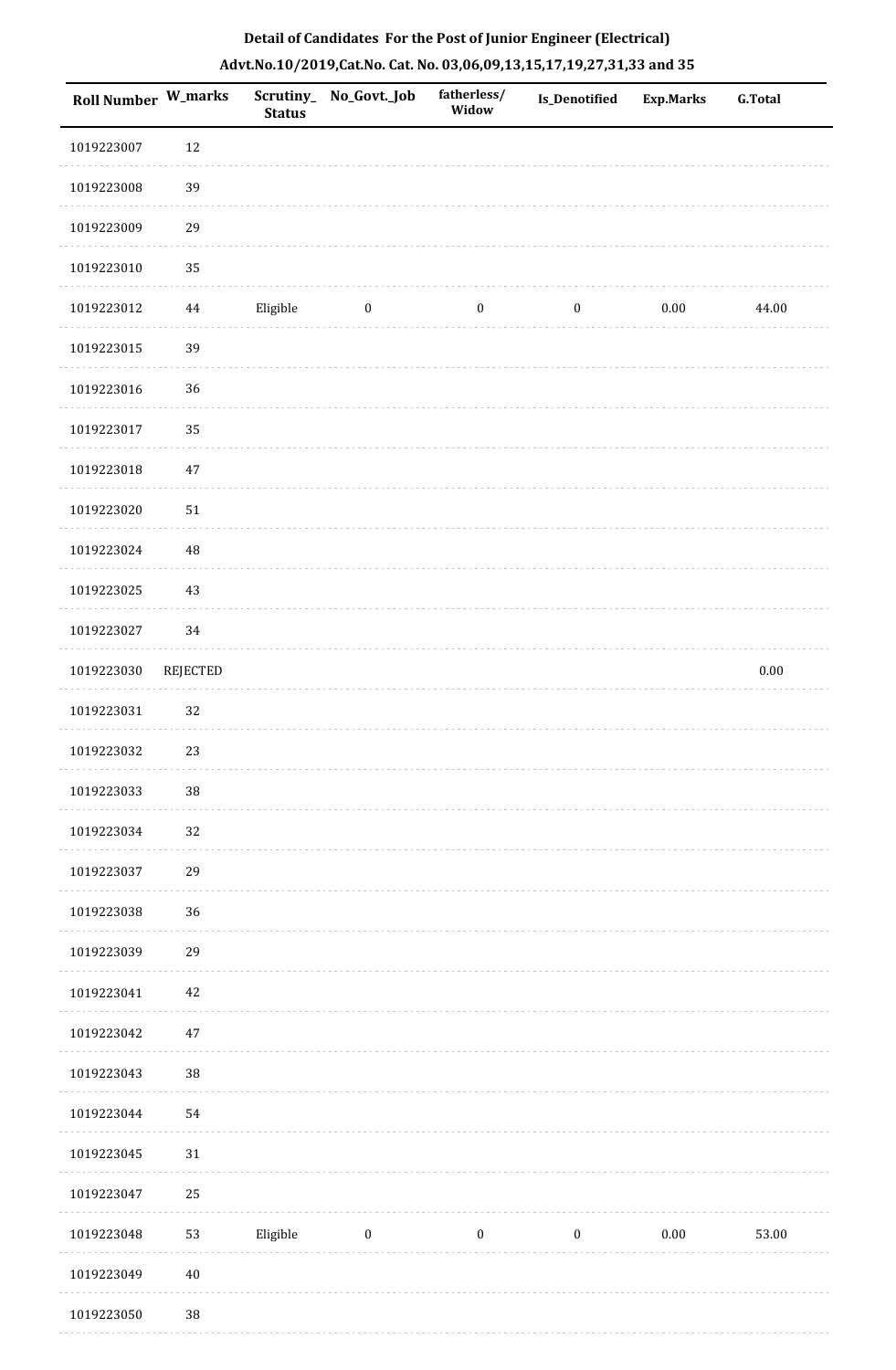## Detail of Candidates For the Post of Junior Engineer (Electrical)

## Advt.No.10/2019,Cat.No. Cat. No. 03,06,09,13,15,17,19,27,31,33 and 35

| Roll Number | W_marks | Scrutiny_ Status | No_Govt._Job | fatherless/ Widow | Is_Denotified | Exp.Marks | G.Total |
|---|---|---|---|---|---|---|---|
| 1019223007 | 12 | | | | | | |
| 1019223008 | 39 | | | | | | |
| 1019223009 | 29 | | | | | | |
| 1019223010 | 35 | | | | | | |
| 1019223012 | 44 | Eligible | 0 | 0 | 0 | 0.00 | 44.00 |
| 1019223015 | 39 | | | | | | |
| 1019223016 | 36 | | | | | | |
| 1019223017 | 35 | | | | | | |
| 1019223018 | 47 | | | | | | |
| 1019223020 | 51 | | | | | | |
| 1019223024 | 48 | | | | | | |
| 1019223025 | 43 | | | | | | |
| 1019223027 | 34 | | | | | | |
| 1019223030 | REJECTED | | | | | | 0.00 |
| 1019223031 | 32 | | | | | | |
| 1019223032 | 23 | | | | | | |
| 1019223033 | 38 | | | | | | |
| 1019223034 | 32 | | | | | | |
| 1019223037 | 29 | | | | | | |
| 1019223038 | 36 | | | | | | |
| 1019223039 | 29 | | | | | | |
| 1019223041 | 42 | | | | | | |
| 1019223042 | 47 | | | | | | |
| 1019223043 | 38 | | | | | | |
| 1019223044 | 54 | | | | | | |
| 1019223045 | 31 | | | | | | |
| 1019223047 | 25 | | | | | | |
| 1019223048 | 53 | Eligible | 0 | 0 | 0 | 0.00 | 53.00 |
| 1019223049 | 40 | | | | | | |
| 1019223050 | 38 | | | | | | |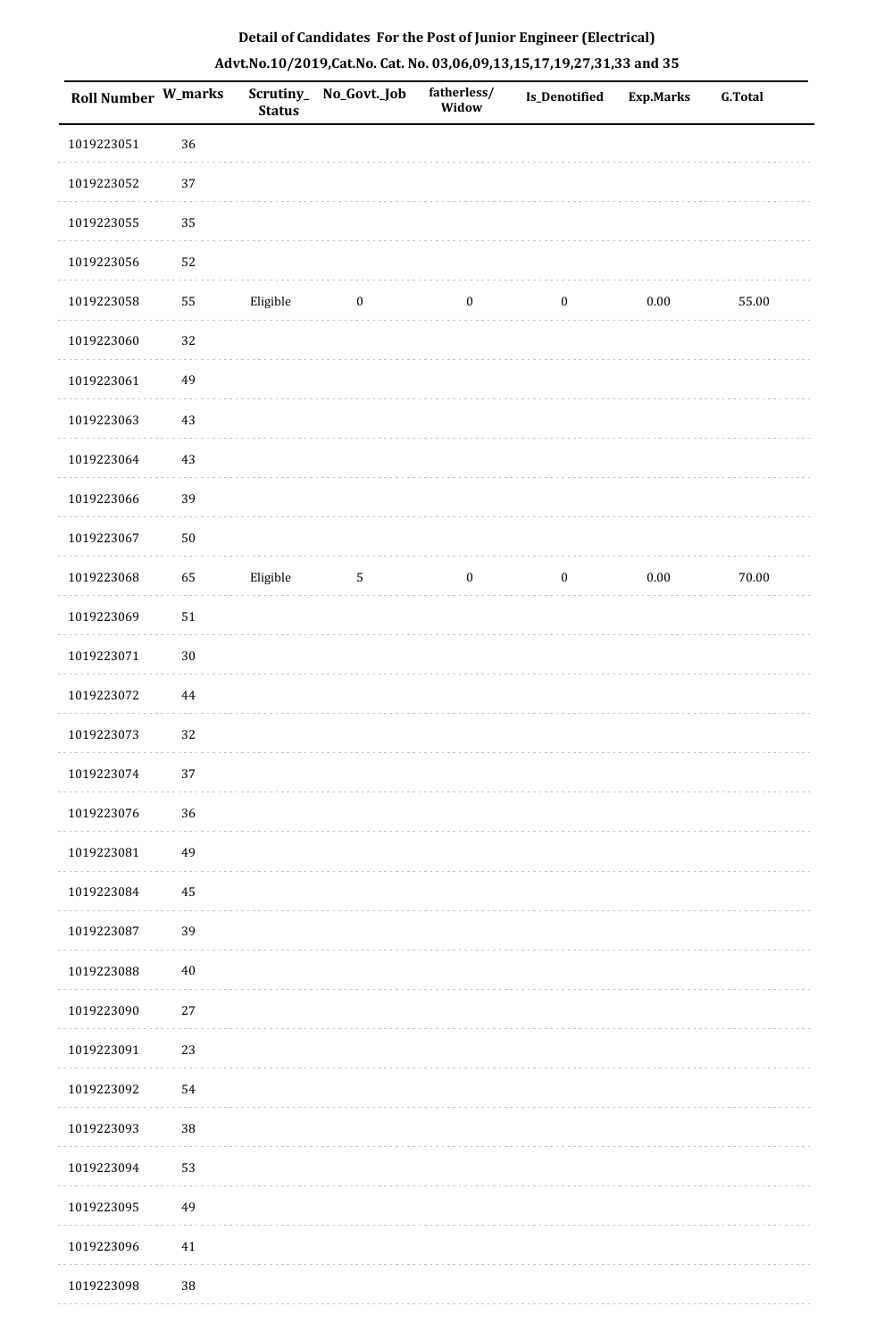# Detail of Candidates For the Post of Junior Engineer (Electrical)

## Advt.No.10/2019,Cat.No. Cat. No. 03,06,09,13,15,17,19,27,31,33 and 35

| Roll Number | W_marks | Scrutiny_ Status | No_Govt._Job | fatherless/ Widow | Is_Denotified | Exp.Marks | G.Total |
|---|---|---|---|---|---|---|---|
| 1019223051 | 36 | | | | | | |
| 1019223052 | 37 | | | | | | |
| 1019223055 | 35 | | | | | | |
| 1019223056 | 52 | | | | | | |
| 1019223058 | 55 | Eligible | 0 | 0 | 0 | 0.00 | 55.00 |
| 1019223060 | 32 | | | | | | |
| 1019223061 | 49 | | | | | | |
| 1019223063 | 43 | | | | | | |
| 1019223064 | 43 | | | | | | |
| 1019223066 | 39 | | | | | | |
| 1019223067 | 50 | | | | | | |
| 1019223068 | 65 | Eligible | 5 | 0 | 0 | 0.00 | 70.00 |
| 1019223069 | 51 | | | | | | |
| 1019223071 | 30 | | | | | | |
| 1019223072 | 44 | | | | | | |
| 1019223073 | 32 | | | | | | |
| 1019223074 | 37 | | | | | | |
| 1019223076 | 36 | | | | | | |
| 1019223081 | 49 | | | | | | |
| 1019223084 | 45 | | | | | | |
| 1019223087 | 39 | | | | | | |
| 1019223088 | 40 | | | | | | |
| 1019223090 | 27 | | | | | | |
| 1019223091 | 23 | | | | | | |
| 1019223092 | 54 | | | | | | |
| 1019223093 | 38 | | | | | | |
| 1019223094 | 53 | | | | | | |
| 1019223095 | 49 | | | | | | |
| 1019223096 | 41 | | | | | | |
| 1019223098 | 38 | | | | | | |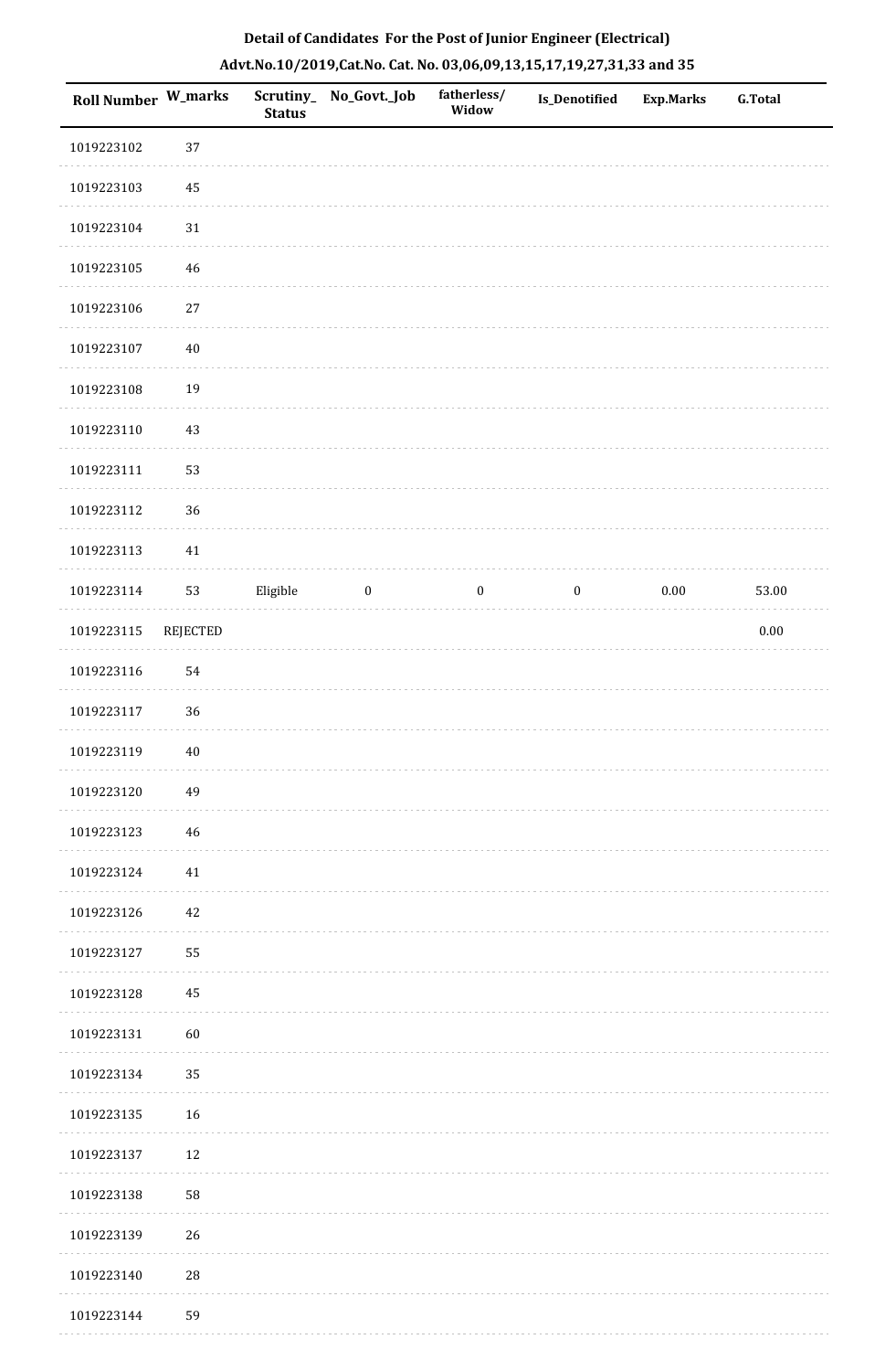**Detail of Candidates For the Post of Junior Engineer (Electrical)**

**Advt.No.10/2019,Cat.No. Cat. No. 03,06,09,13,15,17,19,27,31,33 and 35**

| Roll Number | W_marks | Scrutiny_ Status | No_Govt._Job | fatherless/ Widow | Is_Denotified | Exp.Marks | G.Total |
|---|---|---|---|---|---|---|---|
| 1019223102 | 37 | | | | | | |
| 1019223103 | 45 | | | | | | |
| 1019223104 | 31 | | | | | | |
| 1019223105 | 46 | | | | | | |
| 1019223106 | 27 | | | | | | |
| 1019223107 | 40 | | | | | | |
| 1019223108 | 19 | | | | | | |
| 1019223110 | 43 | | | | | | |
| 1019223111 | 53 | | | | | | |
| 1019223112 | 36 | | | | | | |
| 1019223113 | 41 | | | | | | |
| 1019223114 | 53 | Eligible | 0 | 0 | 0 | 0.00 | 53.00 |
| 1019223115 | REJECTED | | | | | | 0.00 |
| 1019223116 | 54 | | | | | | |
| 1019223117 | 36 | | | | | | |
| 1019223119 | 40 | | | | | | |
| 1019223120 | 49 | | | | | | |
| 1019223123 | 46 | | | | | | |
| 1019223124 | 41 | | | | | | |
| 1019223126 | 42 | | | | | | |
| 1019223127 | 55 | | | | | | |
| 1019223128 | 45 | | | | | | |
| 1019223131 | 60 | | | | | | |
| 1019223134 | 35 | | | | | | |
| 1019223135 | 16 | | | | | | |
| 1019223137 | 12 | | | | | | |
| 1019223138 | 58 | | | | | | |
| 1019223139 | 26 | | | | | | |
| 1019223140 | 28 | | | | | | |
| 1019223144 | 59 | | | | | | |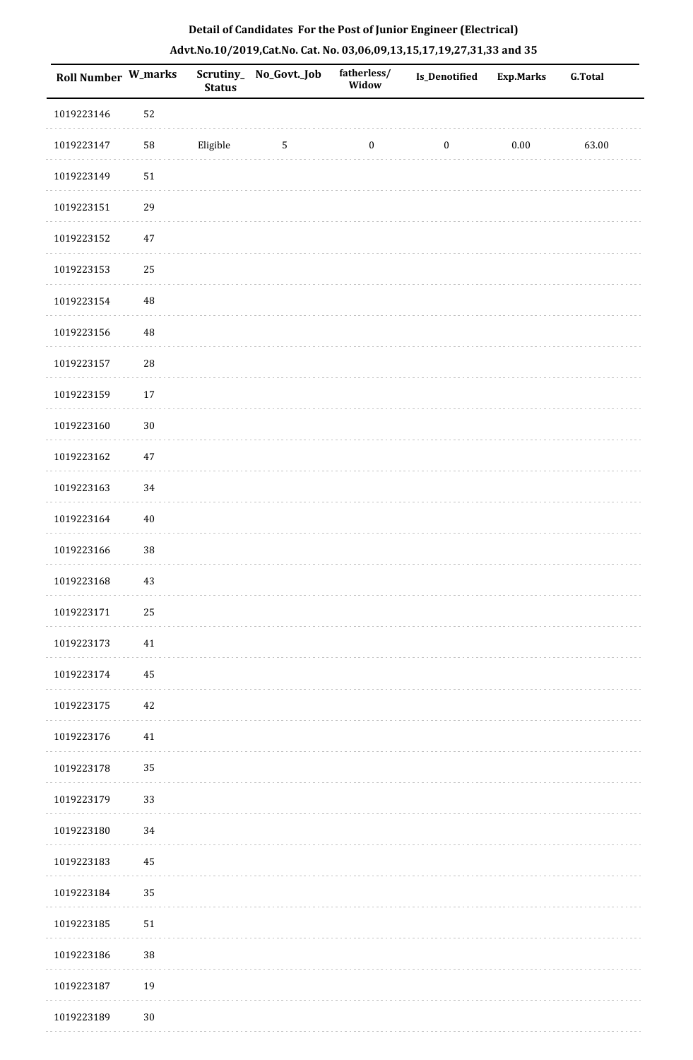**Detail of Candidates For the Post of Junior Engineer (Electrical)**

**Advt.No.10/2019,Cat.No. Cat. No. 03,06,09,13,15,17,19,27,31,33 and 35**

| Roll Number | W_marks | Scrutiny_Status | No_Govt._Job | fatherless/Widow | Is_Denotified | Exp.Marks | G.Total |
|---|---|---|---|---|---|---|---|
| 1019223146 | 52 | | | | | | |
| 1019223147 | 58 | Eligible | 5 | 0 | 0 | 0.00 | 63.00 |
| 1019223149 | 51 | | | | | | |
| 1019223151 | 29 | | | | | | |
| 1019223152 | 47 | | | | | | |
| 1019223153 | 25 | | | | | | |
| 1019223154 | 48 | | | | | | |
| 1019223156 | 48 | | | | | | |
| 1019223157 | 28 | | | | | | |
| 1019223159 | 17 | | | | | | |
| 1019223160 | 30 | | | | | | |
| 1019223162 | 47 | | | | | | |
| 1019223163 | 34 | | | | | | |
| 1019223164 | 40 | | | | | | |
| 1019223166 | 38 | | | | | | |
| 1019223168 | 43 | | | | | | |
| 1019223171 | 25 | | | | | | |
| 1019223173 | 41 | | | | | | |
| 1019223174 | 45 | | | | | | |
| 1019223175 | 42 | | | | | | |
| 1019223176 | 41 | | | | | | |
| 1019223178 | 35 | | | | | | |
| 1019223179 | 33 | | | | | | |
| 1019223180 | 34 | | | | | | |
| 1019223183 | 45 | | | | | | |
| 1019223184 | 35 | | | | | | |
| 1019223185 | 51 | | | | | | |
| 1019223186 | 38 | | | | | | |
| 1019223187 | 19 | | | | | | |
| 1019223189 | 30 | | | | | | |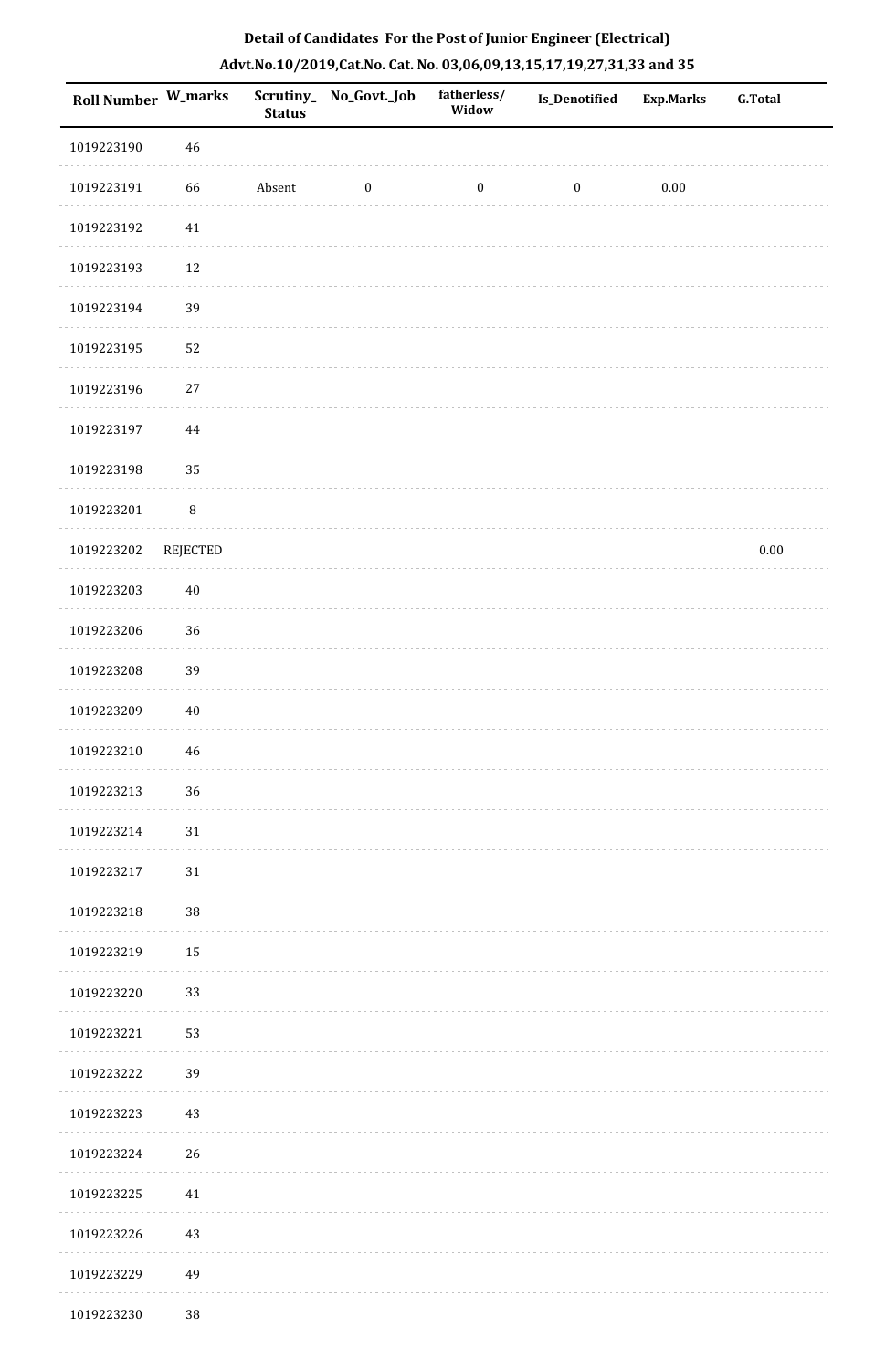# Detail of Candidates For the Post of Junior Engineer (Electrical)

## Advt.No.10/2019,Cat.No. Cat. No. 03,06,09,13,15,17,19,27,31,33 and 35

| Roll Number | W_marks | Scrutiny_Status | No_Govt._Job | fatherless/Widow | Is_Denotified | Exp.Marks | G.Total |
|---|---|---|---|---|---|---|---|
| 1019223190 | 46 | | | | | | |
| 1019223191 | 66 | Absent | 0 | 0 | 0 | 0.00 | |
| 1019223192 | 41 | | | | | | |
| 1019223193 | 12 | | | | | | |
| 1019223194 | 39 | | | | | | |
| 1019223195 | 52 | | | | | | |
| 1019223196 | 27 | | | | | | |
| 1019223197 | 44 | | | | | | |
| 1019223198 | 35 | | | | | | |
| 1019223201 | 8 | | | | | | |
| 1019223202 | REJECTED | | | | | | 0.00 |
| 1019223203 | 40 | | | | | | |
| 1019223206 | 36 | | | | | | |
| 1019223208 | 39 | | | | | | |
| 1019223209 | 40 | | | | | | |
| 1019223210 | 46 | | | | | | |
| 1019223213 | 36 | | | | | | |
| 1019223214 | 31 | | | | | | |
| 1019223217 | 31 | | | | | | |
| 1019223218 | 38 | | | | | | |
| 1019223219 | 15 | | | | | | |
| 1019223220 | 33 | | | | | | |
| 1019223221 | 53 | | | | | | |
| 1019223222 | 39 | | | | | | |
| 1019223223 | 43 | | | | | | |
| 1019223224 | 26 | | | | | | |
| 1019223225 | 41 | | | | | | |
| 1019223226 | 43 | | | | | | |
| 1019223229 | 49 | | | | | | |
| 1019223230 | 38 | | | | | | |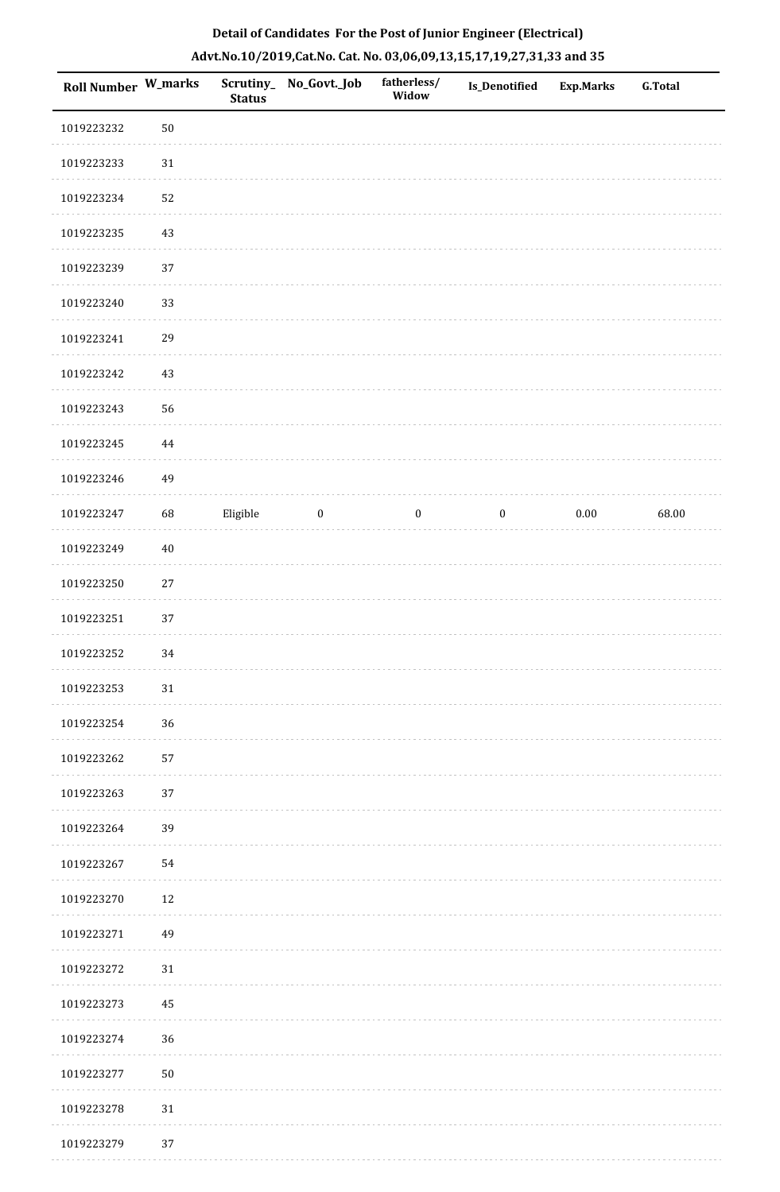## Detail of Candidates For the Post of Junior Engineer (Electrical)

## Advt.No.10/2019,Cat.No. Cat. No. 03,06,09,13,15,17,19,27,31,33 and 35

| Roll Number | W_marks | Scrutiny_Status | No_Govt._Job | fatherless/Widow | Is_Denotified | Exp.Marks | G.Total |
|---|---|---|---|---|---|---|---|
| 1019223232 | 50 | | | | | | |
| 1019223233 | 31 | | | | | | |
| 1019223234 | 52 | | | | | | |
| 1019223235 | 43 | | | | | | |
| 1019223239 | 37 | | | | | | |
| 1019223240 | 33 | | | | | | |
| 1019223241 | 29 | | | | | | |
| 1019223242 | 43 | | | | | | |
| 1019223243 | 56 | | | | | | |
| 1019223245 | 44 | | | | | | |
| 1019223246 | 49 | | | | | | |
| 1019223247 | 68 | Eligible | 0 | 0 | 0 | 0.00 | 68.00 |
| 1019223249 | 40 | | | | | | |
| 1019223250 | 27 | | | | | | |
| 1019223251 | 37 | | | | | | |
| 1019223252 | 34 | | | | | | |
| 1019223253 | 31 | | | | | | |
| 1019223254 | 36 | | | | | | |
| 1019223262 | 57 | | | | | | |
| 1019223263 | 37 | | | | | | |
| 1019223264 | 39 | | | | | | |
| 1019223267 | 54 | | | | | | |
| 1019223270 | 12 | | | | | | |
| 1019223271 | 49 | | | | | | |
| 1019223272 | 31 | | | | | | |
| 1019223273 | 45 | | | | | | |
| 1019223274 | 36 | | | | | | |
| 1019223277 | 50 | | | | | | |
| 1019223278 | 31 | | | | | | |
| 1019223279 | 37 | | | | | | |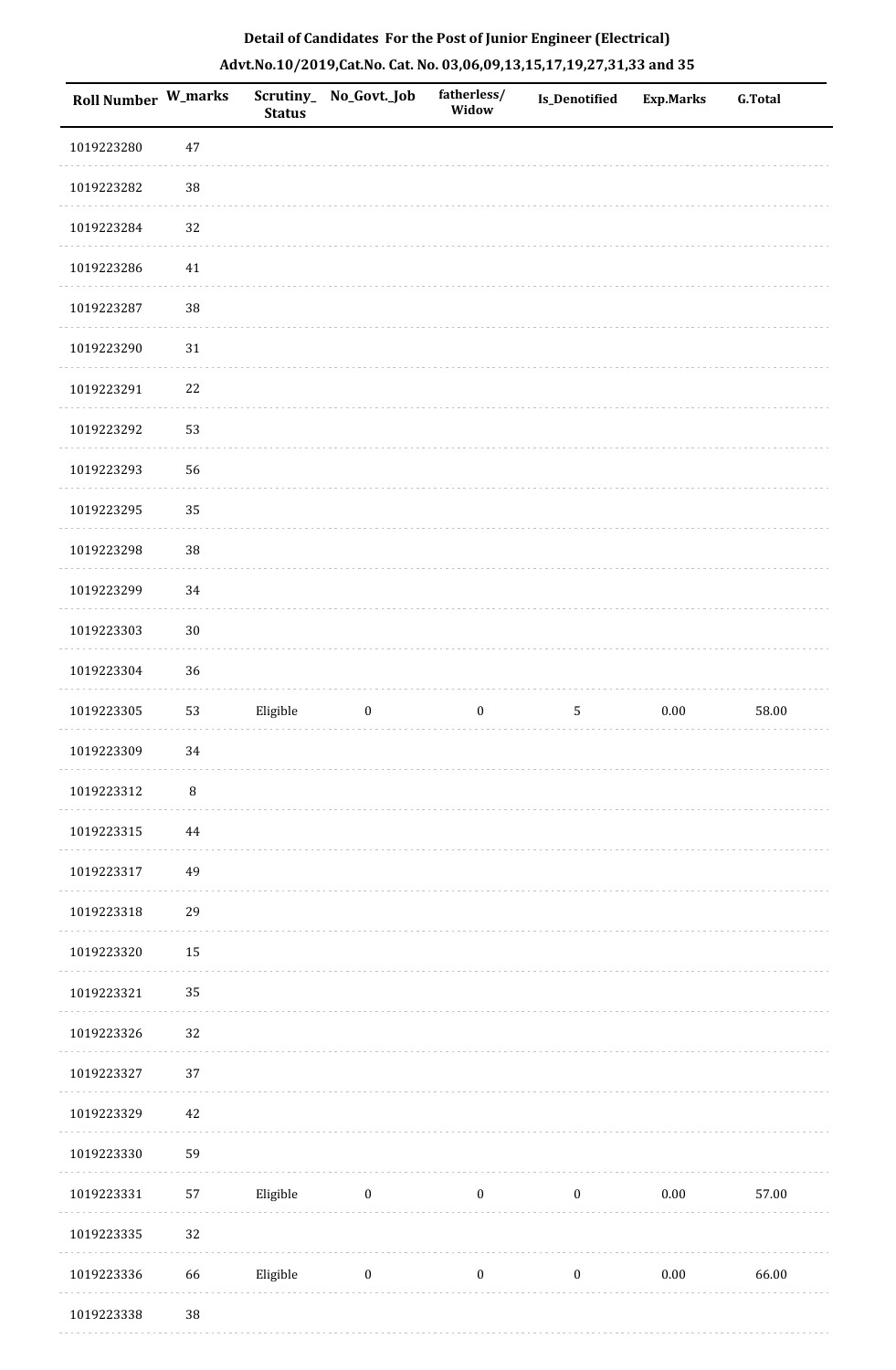**Detail of Candidates For the Post of Junior Engineer (Electrical)**

**Advt.No.10/2019,Cat.No. Cat. No. 03,06,09,13,15,17,19,27,31,33 and 35**

| Roll Number | W_marks | Scrutiny_ Status | No_Govt._Job | fatherless/ Widow | Is_Denotified | Exp.Marks | G.Total |
|---|---|---|---|---|---|---|---|
| 1019223280 | 47 | | | | | | |
| 1019223282 | 38 | | | | | | |
| 1019223284 | 32 | | | | | | |
| 1019223286 | 41 | | | | | | |
| 1019223287 | 38 | | | | | | |
| 1019223290 | 31 | | | | | | |
| 1019223291 | 22 | | | | | | |
| 1019223292 | 53 | | | | | | |
| 1019223293 | 56 | | | | | | |
| 1019223295 | 35 | | | | | | |
| 1019223298 | 38 | | | | | | |
| 1019223299 | 34 | | | | | | |
| 1019223303 | 30 | | | | | | |
| 1019223304 | 36 | | | | | | |
| 1019223305 | 53 | Eligible | 0 | 0 | 5 | 0.00 | 58.00 |
| 1019223309 | 34 | | | | | | |
| 1019223312 | 8 | | | | | | |
| 1019223315 | 44 | | | | | | |
| 1019223317 | 49 | | | | | | |
| 1019223318 | 29 | | | | | | |
| 1019223320 | 15 | | | | | | |
| 1019223321 | 35 | | | | | | |
| 1019223326 | 32 | | | | | | |
| 1019223327 | 37 | | | | | | |
| 1019223329 | 42 | | | | | | |
| 1019223330 | 59 | | | | | | |
| 1019223331 | 57 | Eligible | 0 | 0 | 0 | 0.00 | 57.00 |
| 1019223335 | 32 | | | | | | |
| 1019223336 | 66 | Eligible | 0 | 0 | 0 | 0.00 | 66.00 |
| 1019223338 | 38 | | | | | | |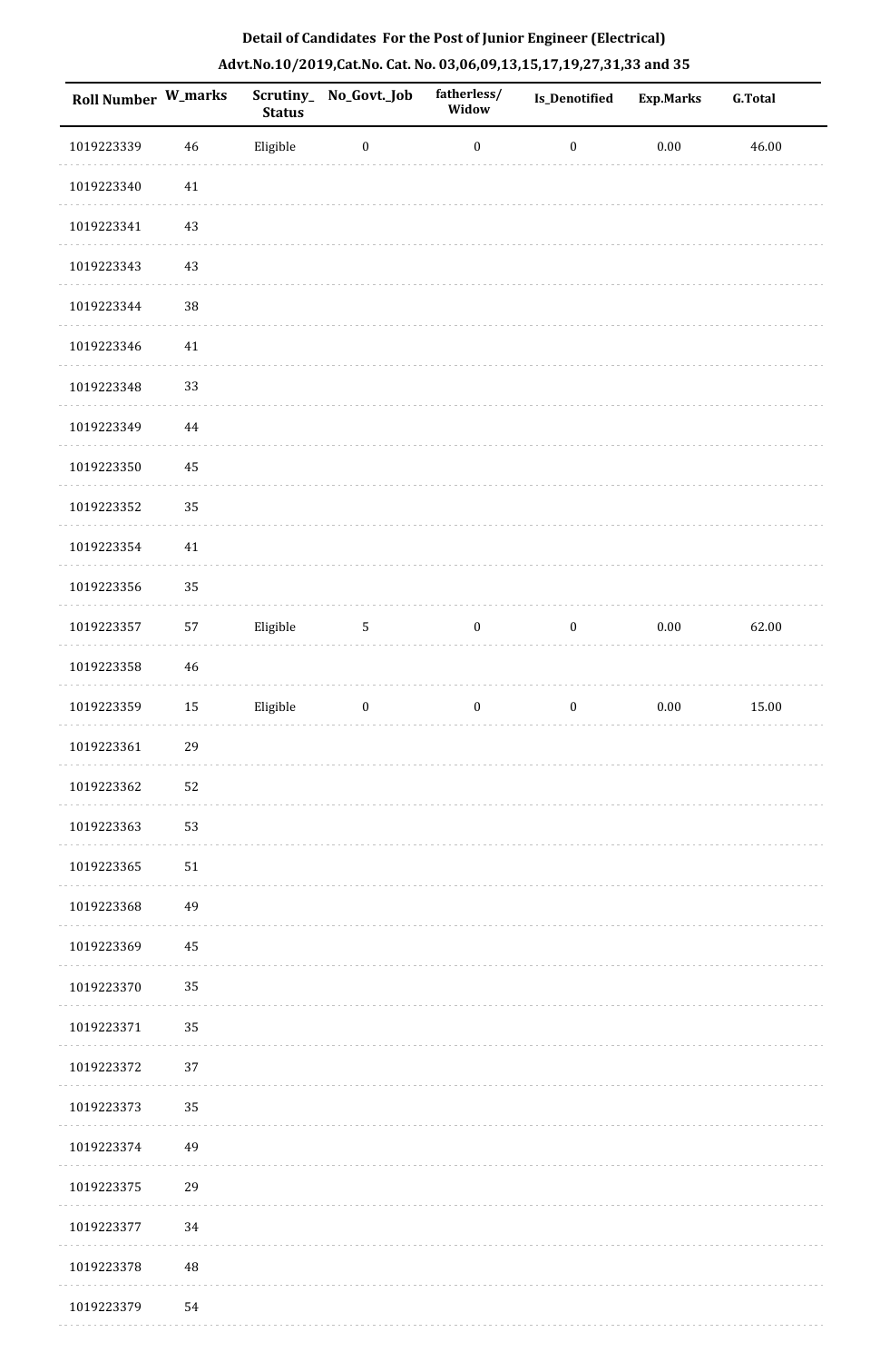**Detail of Candidates For the Post of Junior Engineer (Electrical)**

**Advt.No.10/2019,Cat.No. Cat. No. 03,06,09,13,15,17,19,27,31,33 and 35**

| Roll Number | W_marks | Scrutiny_Status | No_Govt._Job | fatherless/Widow | Is_Denotified | Exp.Marks | G.Total |
|---|---|---|---|---|---|---|---|
| 1019223339 | 46 | Eligible | 0 | 0 | 0 | 0.00 | 46.00 |
| 1019223340 | 41 | | | | | | |
| 1019223341 | 43 | | | | | | |
| 1019223343 | 43 | | | | | | |
| 1019223344 | 38 | | | | | | |
| 1019223346 | 41 | | | | | | |
| 1019223348 | 33 | | | | | | |
| 1019223349 | 44 | | | | | | |
| 1019223350 | 45 | | | | | | |
| 1019223352 | 35 | | | | | | |
| 1019223354 | 41 | | | | | | |
| 1019223356 | 35 | | | | | | |
| 1019223357 | 57 | Eligible | 5 | 0 | 0 | 0.00 | 62.00 |
| 1019223358 | 46 | | | | | | |
| 1019223359 | 15 | Eligible | 0 | 0 | 0 | 0.00 | 15.00 |
| 1019223361 | 29 | | | | | | |
| 1019223362 | 52 | | | | | | |
| 1019223363 | 53 | | | | | | |
| 1019223365 | 51 | | | | | | |
| 1019223368 | 49 | | | | | | |
| 1019223369 | 45 | | | | | | |
| 1019223370 | 35 | | | | | | |
| 1019223371 | 35 | | | | | | |
| 1019223372 | 37 | | | | | | |
| 1019223373 | 35 | | | | | | |
| 1019223374 | 49 | | | | | | |
| 1019223375 | 29 | | | | | | |
| 1019223377 | 34 | | | | | | |
| 1019223378 | 48 | | | | | | |
| 1019223379 | 54 | | | | | | |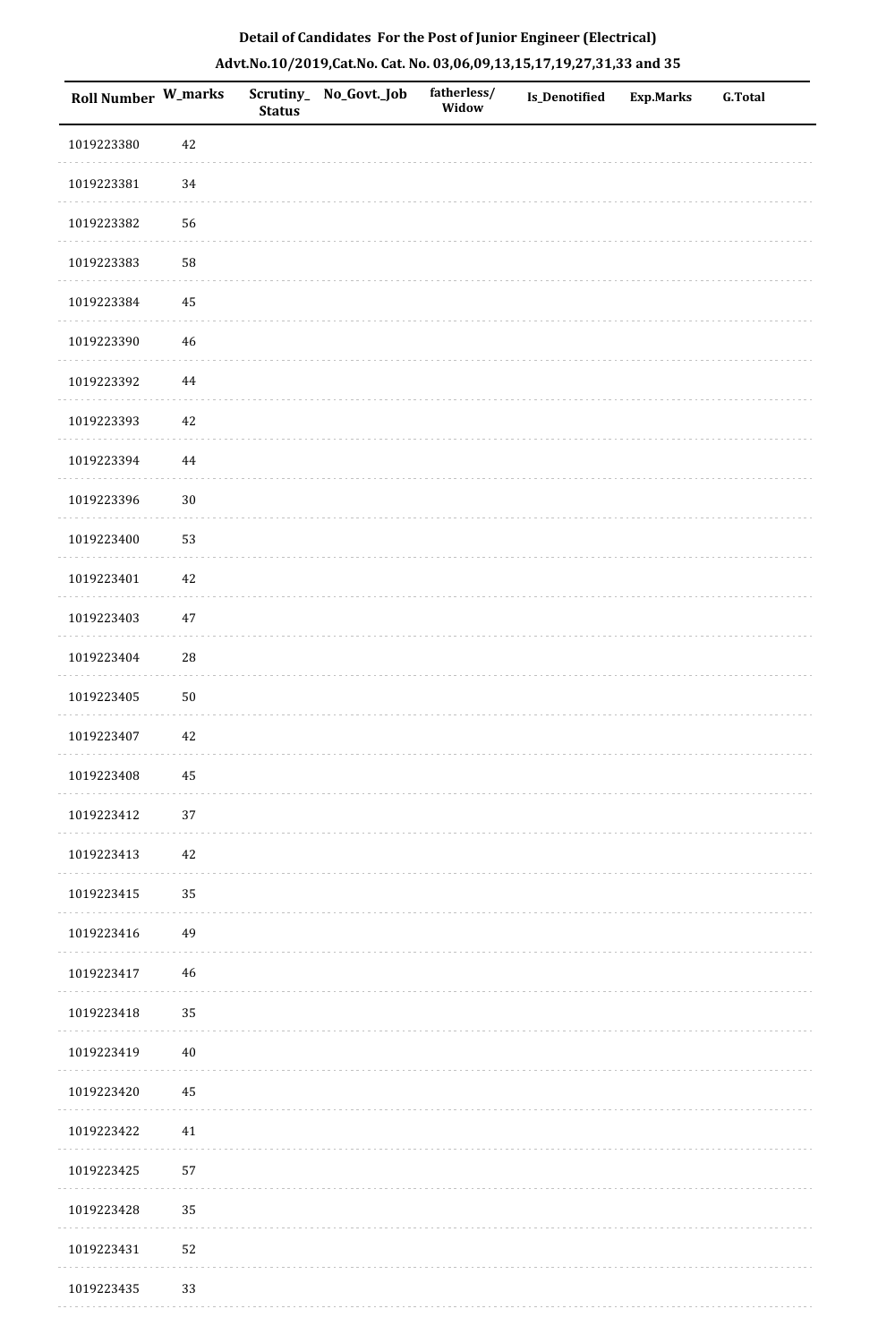**Detail of Candidates For the Post of Junior Engineer (Electrical)**

**Advt.No.10/2019,Cat.No. Cat. No. 03,06,09,13,15,17,19,27,31,33 and 35**

| Roll Number | W_marks | Scrutiny_Status | No_Govt._Job | fatherless/Widow | Is_Denotified | Exp.Marks | G.Total |
|---|---|---|---|---|---|---|---|
| 1019223380 | 42 | | | | | | |
| 1019223381 | 34 | | | | | | |
| 1019223382 | 56 | | | | | | |
| 1019223383 | 58 | | | | | | |
| 1019223384 | 45 | | | | | | |
| 1019223390 | 46 | | | | | | |
| 1019223392 | 44 | | | | | | |
| 1019223393 | 42 | | | | | | |
| 1019223394 | 44 | | | | | | |
| 1019223396 | 30 | | | | | | |
| 1019223400 | 53 | | | | | | |
| 1019223401 | 42 | | | | | | |
| 1019223403 | 47 | | | | | | |
| 1019223404 | 28 | | | | | | |
| 1019223405 | 50 | | | | | | |
| 1019223407 | 42 | | | | | | |
| 1019223408 | 45 | | | | | | |
| 1019223412 | 37 | | | | | | |
| 1019223413 | 42 | | | | | | |
| 1019223415 | 35 | | | | | | |
| 1019223416 | 49 | | | | | | |
| 1019223417 | 46 | | | | | | |
| 1019223418 | 35 | | | | | | |
| 1019223419 | 40 | | | | | | |
| 1019223420 | 45 | | | | | | |
| 1019223422 | 41 | | | | | | |
| 1019223425 | 57 | | | | | | |
| 1019223428 | 35 | | | | | | |
| 1019223431 | 52 | | | | | | |
| 1019223435 | 33 | | | | | | |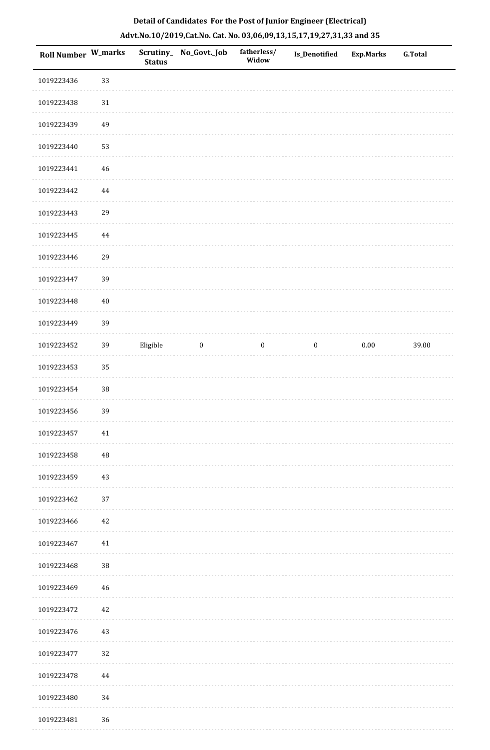**Detail of Candidates For the Post of Junior Engineer (Electrical)**

**Advt.No.10/2019,Cat.No. Cat. No. 03,06,09,13,15,17,19,27,31,33 and 35**

| Roll Number | W_marks | Scrutiny_Status | No_Govt._Job | fatherless/Widow | Is_Denotified | Exp.Marks | G.Total |
|---|---|---|---|---|---|---|---|
| 1019223436 | 33 | | | | | | |
| 1019223438 | 31 | | | | | | |
| 1019223439 | 49 | | | | | | |
| 1019223440 | 53 | | | | | | |
| 1019223441 | 46 | | | | | | |
| 1019223442 | 44 | | | | | | |
| 1019223443 | 29 | | | | | | |
| 1019223445 | 44 | | | | | | |
| 1019223446 | 29 | | | | | | |
| 1019223447 | 39 | | | | | | |
| 1019223448 | 40 | | | | | | |
| 1019223449 | 39 | | | | | | |
| 1019223452 | 39 | Eligible | 0 | 0 | 0 | 0.00 | 39.00 |
| 1019223453 | 35 | | | | | | |
| 1019223454 | 38 | | | | | | |
| 1019223456 | 39 | | | | | | |
| 1019223457 | 41 | | | | | | |
| 1019223458 | 48 | | | | | | |
| 1019223459 | 43 | | | | | | |
| 1019223462 | 37 | | | | | | |
| 1019223466 | 42 | | | | | | |
| 1019223467 | 41 | | | | | | |
| 1019223468 | 38 | | | | | | |
| 1019223469 | 46 | | | | | | |
| 1019223472 | 42 | | | | | | |
| 1019223476 | 43 | | | | | | |
| 1019223477 | 32 | | | | | | |
| 1019223478 | 44 | | | | | | |
| 1019223480 | 34 | | | | | | |
| 1019223481 | 36 | | | | | | |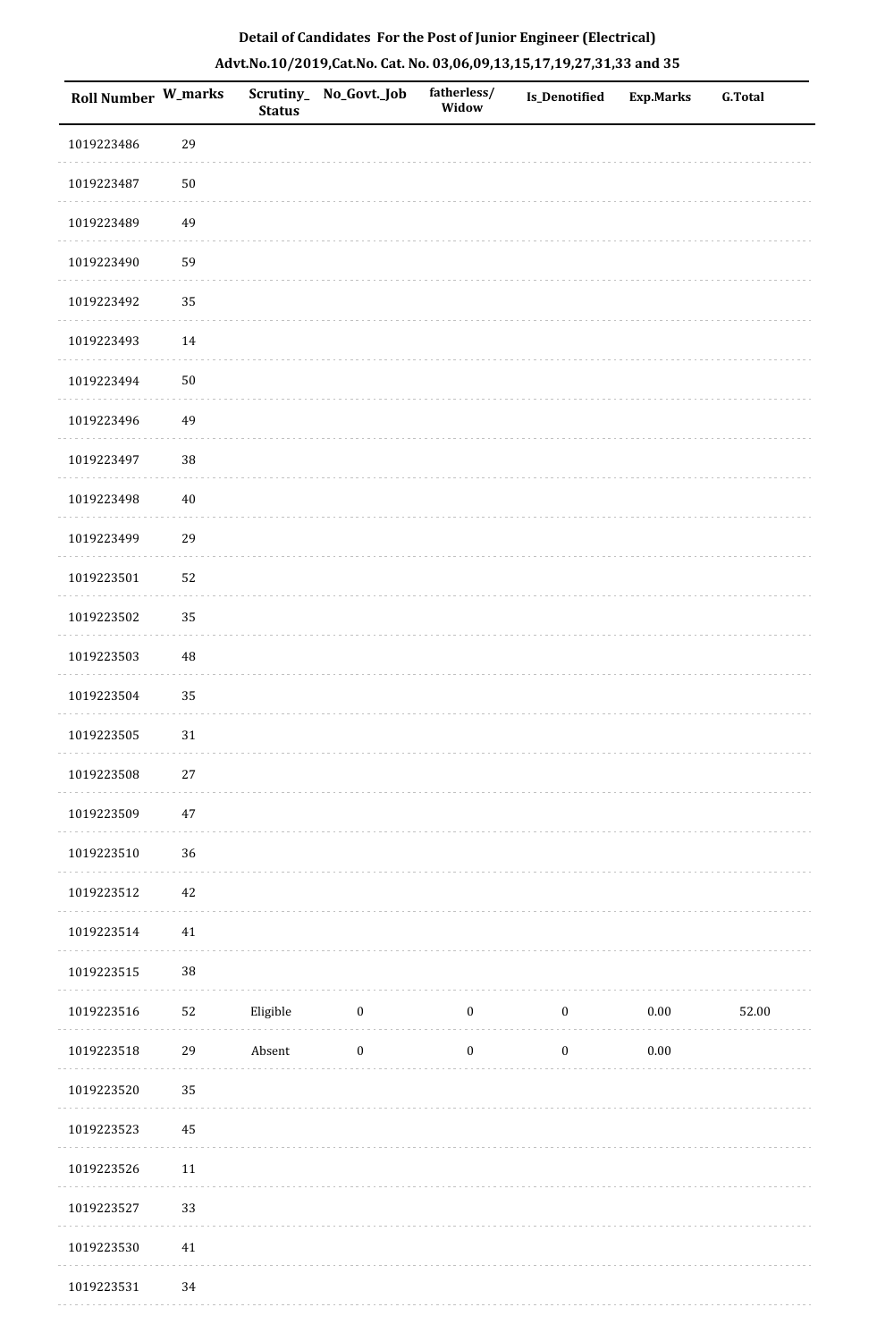**Detail of Candidates For the Post of Junior Engineer (Electrical)**

**Advt.No.10/2019,Cat.No. Cat. No. 03,06,09,13,15,17,19,27,31,33 and 35**

| Roll Number | W_marks | Scrutiny_Status | No_Govt._Job | fatherless/Widow | Is_Denotified | Exp.Marks | G.Total |
|---|---|---|---|---|---|---|---|
| 1019223486 | 29 | | | | | | |
| 1019223487 | 50 | | | | | | |
| 1019223489 | 49 | | | | | | |
| 1019223490 | 59 | | | | | | |
| 1019223492 | 35 | | | | | | |
| 1019223493 | 14 | | | | | | |
| 1019223494 | 50 | | | | | | |
| 1019223496 | 49 | | | | | | |
| 1019223497 | 38 | | | | | | |
| 1019223498 | 40 | | | | | | |
| 1019223499 | 29 | | | | | | |
| 1019223501 | 52 | | | | | | |
| 1019223502 | 35 | | | | | | |
| 1019223503 | 48 | | | | | | |
| 1019223504 | 35 | | | | | | |
| 1019223505 | 31 | | | | | | |
| 1019223508 | 27 | | | | | | |
| 1019223509 | 47 | | | | | | |
| 1019223510 | 36 | | | | | | |
| 1019223512 | 42 | | | | | | |
| 1019223514 | 41 | | | | | | |
| 1019223515 | 38 | | | | | | |
| 1019223516 | 52 | Eligible | 0 | 0 | 0 | 0.00 | 52.00 |
| 1019223518 | 29 | Absent | 0 | 0 | 0 | 0.00 | |
| 1019223520 | 35 | | | | | | |
| 1019223523 | 45 | | | | | | |
| 1019223526 | 11 | | | | | | |
| 1019223527 | 33 | | | | | | |
| 1019223530 | 41 | | | | | | |
| 1019223531 | 34 | | | | | | |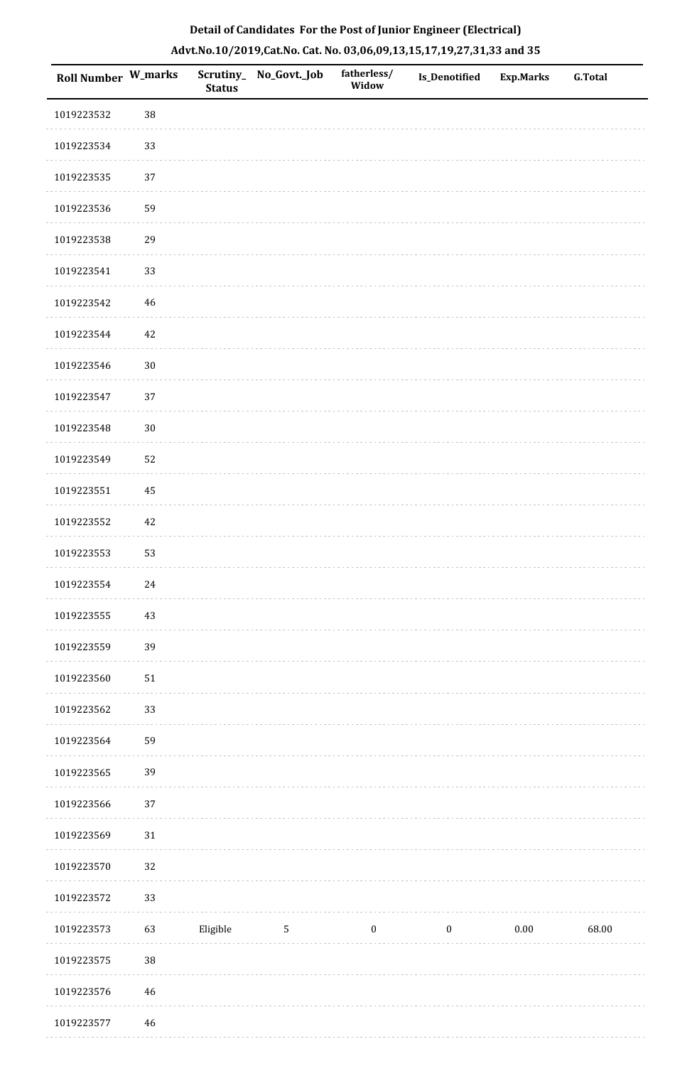**Detail of Candidates For the Post of Junior Engineer (Electrical)**

**Advt.No.10/2019,Cat.No. Cat. No. 03,06,09,13,15,17,19,27,31,33 and 35**

| Roll Number | W_marks | Scrutiny_Status | No_Govt._Job | fatherless/Widow | Is_Denotified | Exp.Marks | G.Total |
|---|---|---|---|---|---|---|---|
| 1019223532 | 38 | | | | | | |
| 1019223534 | 33 | | | | | | |
| 1019223535 | 37 | | | | | | |
| 1019223536 | 59 | | | | | | |
| 1019223538 | 29 | | | | | | |
| 1019223541 | 33 | | | | | | |
| 1019223542 | 46 | | | | | | |
| 1019223544 | 42 | | | | | | |
| 1019223546 | 30 | | | | | | |
| 1019223547 | 37 | | | | | | |
| 1019223548 | 30 | | | | | | |
| 1019223549 | 52 | | | | | | |
| 1019223551 | 45 | | | | | | |
| 1019223552 | 42 | | | | | | |
| 1019223553 | 53 | | | | | | |
| 1019223554 | 24 | | | | | | |
| 1019223555 | 43 | | | | | | |
| 1019223559 | 39 | | | | | | |
| 1019223560 | 51 | | | | | | |
| 1019223562 | 33 | | | | | | |
| 1019223564 | 59 | | | | | | |
| 1019223565 | 39 | | | | | | |
| 1019223566 | 37 | | | | | | |
| 1019223569 | 31 | | | | | | |
| 1019223570 | 32 | | | | | | |
| 1019223572 | 33 | | | | | | |
| 1019223573 | 63 | Eligible | 5 | 0 | 0 | 0.00 | 68.00 |
| 1019223575 | 38 | | | | | | |
| 1019223576 | 46 | | | | | | |
| 1019223577 | 46 | | | | | | |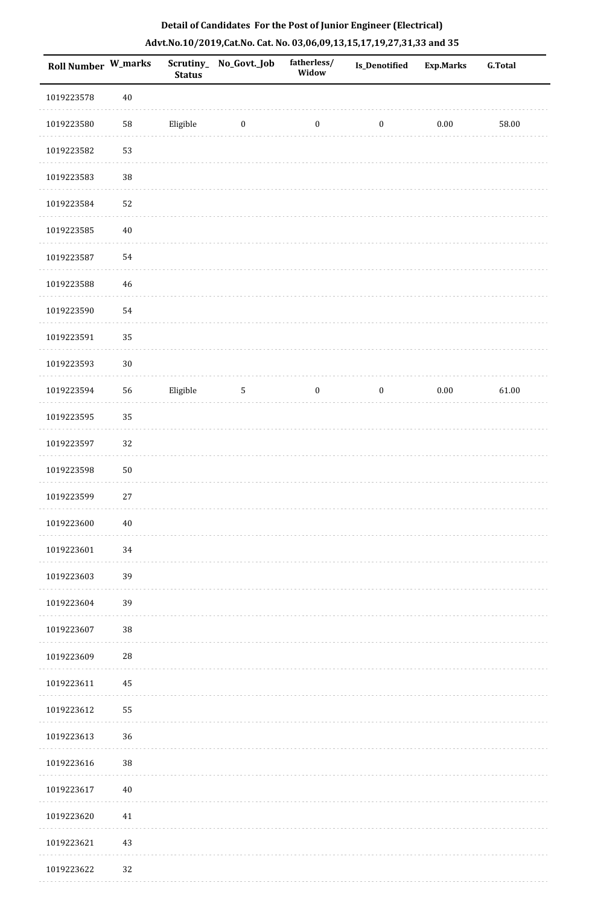# Detail of Candidates For the Post of Junior Engineer (Electrical)

## Advt.No.10/2019,Cat.No. Cat. No. 03,06,09,13,15,17,19,27,31,33 and 35

| Roll Number | W_marks | Scrutiny_Status | No_Govt._Job | fatherless/Widow | Is_Denotified | Exp.Marks | G.Total |
|---|---|---|---|---|---|---|---|
| 1019223578 | 40 | | | | | | |
| 1019223580 | 58 | Eligible | 0 | 0 | 0 | 0.00 | 58.00 |
| 1019223582 | 53 | | | | | | |
| 1019223583 | 38 | | | | | | |
| 1019223584 | 52 | | | | | | |
| 1019223585 | 40 | | | | | | |
| 1019223587 | 54 | | | | | | |
| 1019223588 | 46 | | | | | | |
| 1019223590 | 54 | | | | | | |
| 1019223591 | 35 | | | | | | |
| 1019223593 | 30 | | | | | | |
| 1019223594 | 56 | Eligible | 5 | 0 | 0 | 0.00 | 61.00 |
| 1019223595 | 35 | | | | | | |
| 1019223597 | 32 | | | | | | |
| 1019223598 | 50 | | | | | | |
| 1019223599 | 27 | | | | | | |
| 1019223600 | 40 | | | | | | |
| 1019223601 | 34 | | | | | | |
| 1019223603 | 39 | | | | | | |
| 1019223604 | 39 | | | | | | |
| 1019223607 | 38 | | | | | | |
| 1019223609 | 28 | | | | | | |
| 1019223611 | 45 | | | | | | |
| 1019223612 | 55 | | | | | | |
| 1019223613 | 36 | | | | | | |
| 1019223616 | 38 | | | | | | |
| 1019223617 | 40 | | | | | | |
| 1019223620 | 41 | | | | | | |
| 1019223621 | 43 | | | | | | |
| 1019223622 | 32 | | | | | | |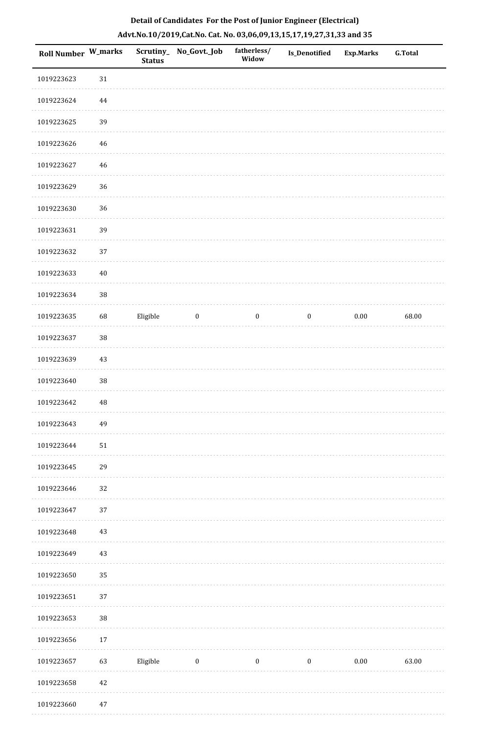# Detail of Candidates For the Post of Junior Engineer (Electrical)

## Advt.No.10/2019,Cat.No. Cat. No. 03,06,09,13,15,17,19,27,31,33 and 35

| Roll Number | W_marks | Scrutiny_Status | No_Govt._Job | fatherless/Widow | Is_Denotified | Exp.Marks | G.Total |
|---|---|---|---|---|---|---|---|
| 1019223623 | 31 | | | | | | |
| 1019223624 | 44 | | | | | | |
| 1019223625 | 39 | | | | | | |
| 1019223626 | 46 | | | | | | |
| 1019223627 | 46 | | | | | | |
| 1019223629 | 36 | | | | | | |
| 1019223630 | 36 | | | | | | |
| 1019223631 | 39 | | | | | | |
| 1019223632 | 37 | | | | | | |
| 1019223633 | 40 | | | | | | |
| 1019223634 | 38 | | | | | | |
| 1019223635 | 68 | Eligible | 0 | 0 | 0 | 0.00 | 68.00 |
| 1019223637 | 38 | | | | | | |
| 1019223639 | 43 | | | | | | |
| 1019223640 | 38 | | | | | | |
| 1019223642 | 48 | | | | | | |
| 1019223643 | 49 | | | | | | |
| 1019223644 | 51 | | | | | | |
| 1019223645 | 29 | | | | | | |
| 1019223646 | 32 | | | | | | |
| 1019223647 | 37 | | | | | | |
| 1019223648 | 43 | | | | | | |
| 1019223649 | 43 | | | | | | |
| 1019223650 | 35 | | | | | | |
| 1019223651 | 37 | | | | | | |
| 1019223653 | 38 | | | | | | |
| 1019223656 | 17 | | | | | | |
| 1019223657 | 63 | Eligible | 0 | 0 | 0 | 0.00 | 63.00 |
| 1019223658 | 42 | | | | | | |
| 1019223660 | 47 | | | | | | |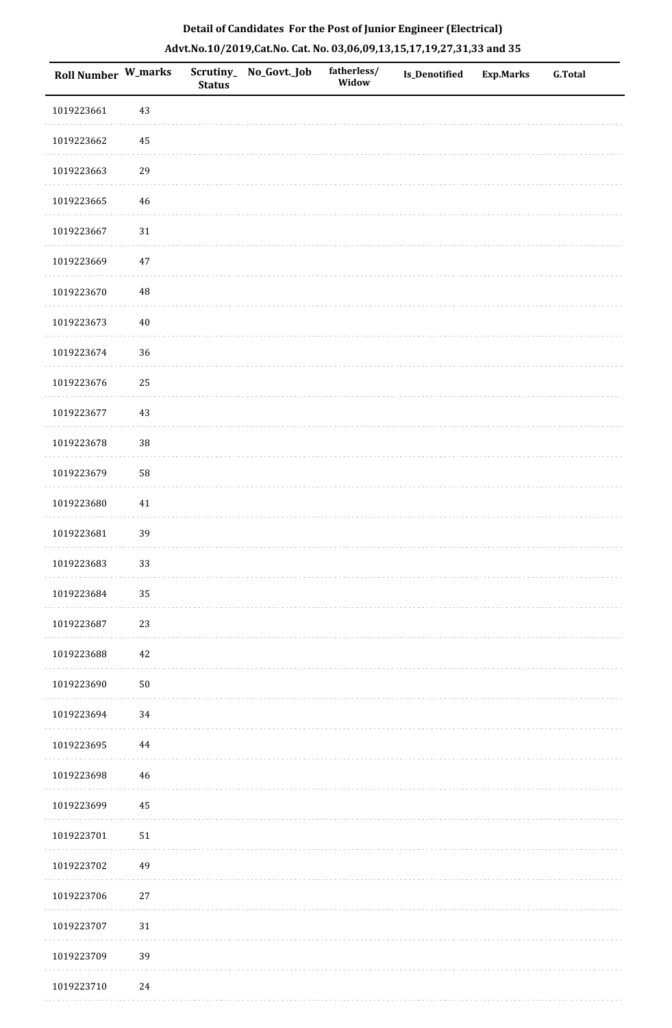**Detail of Candidates For the Post of Junior Engineer (Electrical)**

**Advt.No.10/2019,Cat.No. Cat. No. 03,06,09,13,15,17,19,27,31,33 and 35**

| Roll Number | W_marks | Scrutiny_ Status | No_Govt._Job | fatherless/ Widow | Is_Denotified | Exp.Marks | G.Total |
|---|---|---|---|---|---|---|---|
| 1019223661 | 43 | | | | | | |
| 1019223662 | 45 | | | | | | |
| 1019223663 | 29 | | | | | | |
| 1019223665 | 46 | | | | | | |
| 1019223667 | 31 | | | | | | |
| 1019223669 | 47 | | | | | | |
| 1019223670 | 48 | | | | | | |
| 1019223673 | 40 | | | | | | |
| 1019223674 | 36 | | | | | | |
| 1019223676 | 25 | | | | | | |
| 1019223677 | 43 | | | | | | |
| 1019223678 | 38 | | | | | | |
| 1019223679 | 58 | | | | | | |
| 1019223680 | 41 | | | | | | |
| 1019223681 | 39 | | | | | | |
| 1019223683 | 33 | | | | | | |
| 1019223684 | 35 | | | | | | |
| 1019223687 | 23 | | | | | | |
| 1019223688 | 42 | | | | | | |
| 1019223690 | 50 | | | | | | |
| 1019223694 | 34 | | | | | | |
| 1019223695 | 44 | | | | | | |
| 1019223698 | 46 | | | | | | |
| 1019223699 | 45 | | | | | | |
| 1019223701 | 51 | | | | | | |
| 1019223702 | 49 | | | | | | |
| 1019223706 | 27 | | | | | | |
| 1019223707 | 31 | | | | | | |
| 1019223709 | 39 | | | | | | |
| 1019223710 | 24 | | | | | | |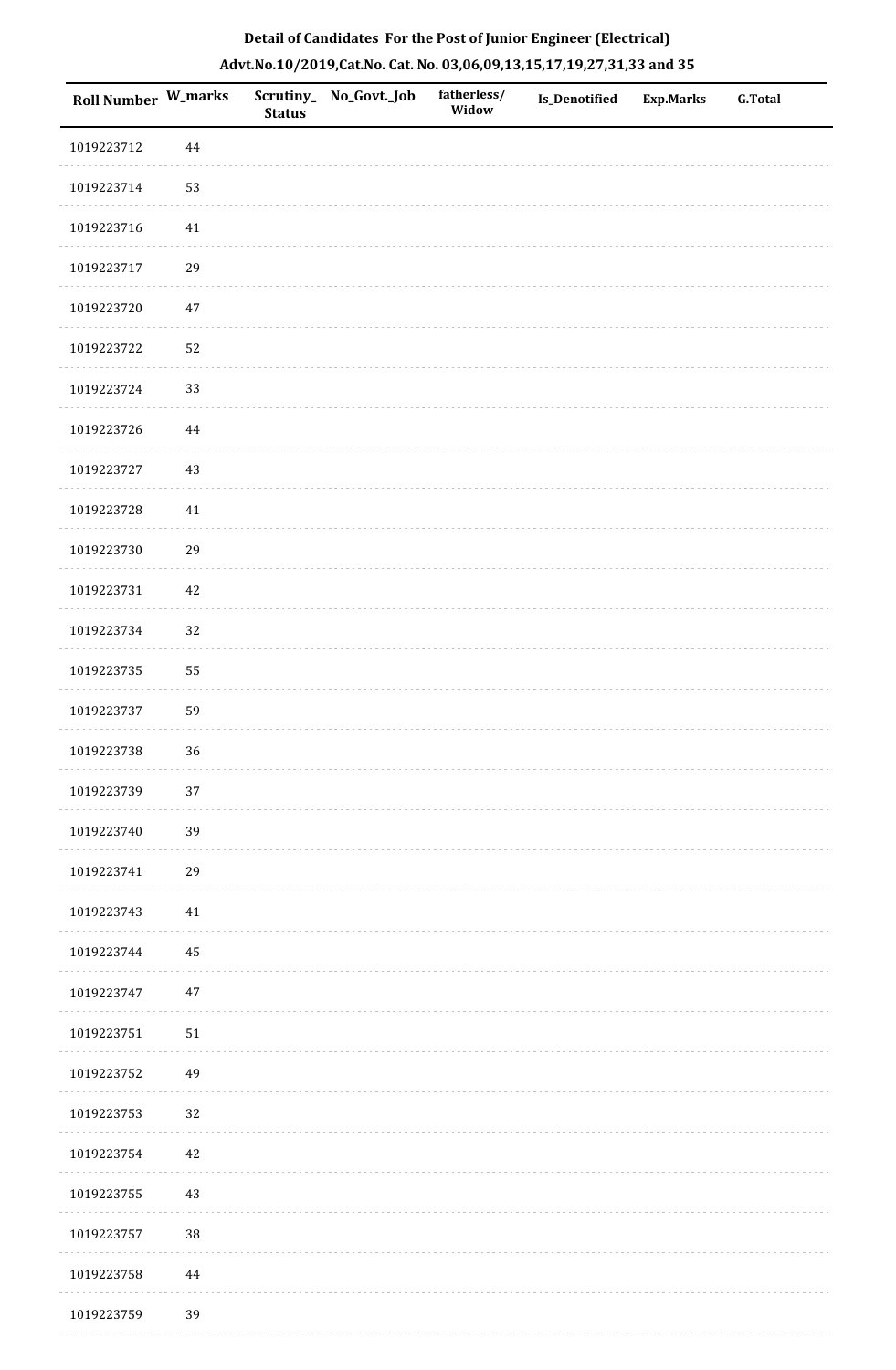## Detail of Candidates For the Post of Junior Engineer (Electrical)

### Advt.No.10/2019,Cat.No. Cat. No. 03,06,09,13,15,17,19,27,31,33 and 35

| Roll Number | W_marks | Scrutiny_Status | No_Govt._Job | fatherless/Widow | Is_Denotified | Exp.Marks | G.Total |
|---|---|---|---|---|---|---|---|
| 1019223712 | 44 | | | | | | |
| 1019223714 | 53 | | | | | | |
| 1019223716 | 41 | | | | | | |
| 1019223717 | 29 | | | | | | |
| 1019223720 | 47 | | | | | | |
| 1019223722 | 52 | | | | | | |
| 1019223724 | 33 | | | | | | |
| 1019223726 | 44 | | | | | | |
| 1019223727 | 43 | | | | | | |
| 1019223728 | 41 | | | | | | |
| 1019223730 | 29 | | | | | | |
| 1019223731 | 42 | | | | | | |
| 1019223734 | 32 | | | | | | |
| 1019223735 | 55 | | | | | | |
| 1019223737 | 59 | | | | | | |
| 1019223738 | 36 | | | | | | |
| 1019223739 | 37 | | | | | | |
| 1019223740 | 39 | | | | | | |
| 1019223741 | 29 | | | | | | |
| 1019223743 | 41 | | | | | | |
| 1019223744 | 45 | | | | | | |
| 1019223747 | 47 | | | | | | |
| 1019223751 | 51 | | | | | | |
| 1019223752 | 49 | | | | | | |
| 1019223753 | 32 | | | | | | |
| 1019223754 | 42 | | | | | | |
| 1019223755 | 43 | | | | | | |
| 1019223757 | 38 | | | | | | |
| 1019223758 | 44 | | | | | | |
| 1019223759 | 39 | | | | | | |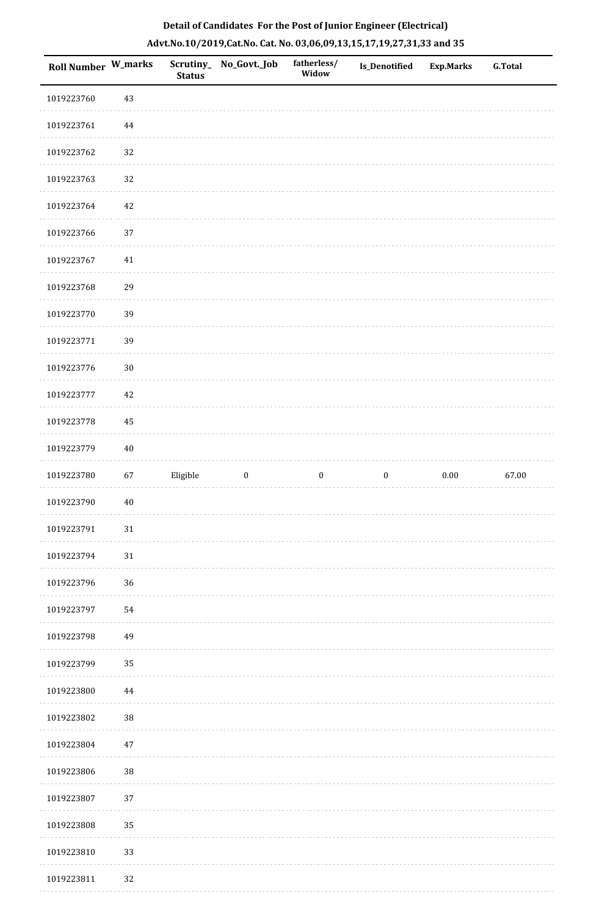**Detail of Candidates For the Post of Junior Engineer (Electrical)**

**Advt.No.10/2019,Cat.No. Cat. No. 03,06,09,13,15,17,19,27,31,33 and 35**

| Roll Number | W_marks | Scrutiny_Status | No_Govt._Job | fatherless/Widow | Is_Denotified | Exp.Marks | G.Total |
|---|---|---|---|---|---|---|---|
| 1019223760 | 43 | | | | | | |
| 1019223761 | 44 | | | | | | |
| 1019223762 | 32 | | | | | | |
| 1019223763 | 32 | | | | | | |
| 1019223764 | 42 | | | | | | |
| 1019223766 | 37 | | | | | | |
| 1019223767 | 41 | | | | | | |
| 1019223768 | 29 | | | | | | |
| 1019223770 | 39 | | | | | | |
| 1019223771 | 39 | | | | | | |
| 1019223776 | 30 | | | | | | |
| 1019223777 | 42 | | | | | | |
| 1019223778 | 45 | | | | | | |
| 1019223779 | 40 | | | | | | |
| 1019223780 | 67 | Eligible | 0 | 0 | 0 | 0.00 | 67.00 |
| 1019223790 | 40 | | | | | | |
| 1019223791 | 31 | | | | | | |
| 1019223794 | 31 | | | | | | |
| 1019223796 | 36 | | | | | | |
| 1019223797 | 54 | | | | | | |
| 1019223798 | 49 | | | | | | |
| 1019223799 | 35 | | | | | | |
| 1019223800 | 44 | | | | | | |
| 1019223802 | 38 | | | | | | |
| 1019223804 | 47 | | | | | | |
| 1019223806 | 38 | | | | | | |
| 1019223807 | 37 | | | | | | |
| 1019223808 | 35 | | | | | | |
| 1019223810 | 33 | | | | | | |
| 1019223811 | 32 | | | | | | |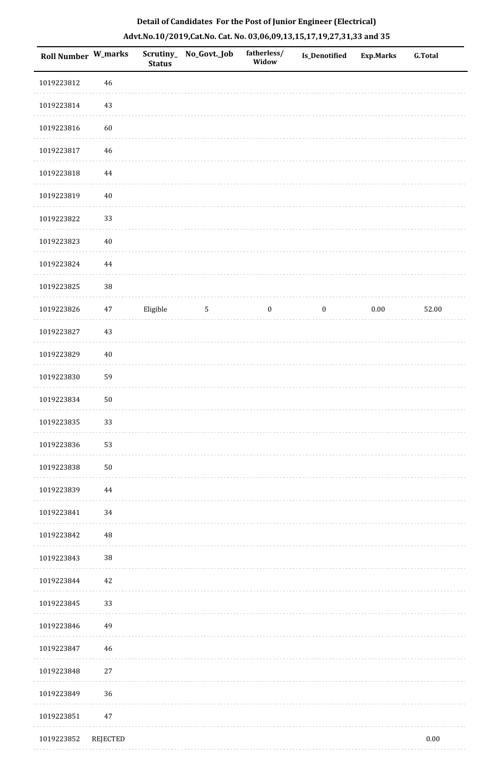**Detail of Candidates For the Post of Junior Engineer (Electrical)**

**Advt.No.10/2019,Cat.No. Cat. No. 03,06,09,13,15,17,19,27,31,33 and 35**

| Roll Number | W_marks | Scrutiny_Status | No_Govt._Job | fatherless/Widow | Is_Denotified | Exp.Marks | G.Total |
|---|---|---|---|---|---|---|---|
| 1019223812 | 46 | | | | | | |
| 1019223814 | 43 | | | | | | |
| 1019223816 | 60 | | | | | | |
| 1019223817 | 46 | | | | | | |
| 1019223818 | 44 | | | | | | |
| 1019223819 | 40 | | | | | | |
| 1019223822 | 33 | | | | | | |
| 1019223823 | 40 | | | | | | |
| 1019223824 | 44 | | | | | | |
| 1019223825 | 38 | | | | | | |
| 1019223826 | 47 | Eligible | 5 | 0 | 0 | 0.00 | 52.00 |
| 1019223827 | 43 | | | | | | |
| 1019223829 | 40 | | | | | | |
| 1019223830 | 59 | | | | | | |
| 1019223834 | 50 | | | | | | |
| 1019223835 | 33 | | | | | | |
| 1019223836 | 53 | | | | | | |
| 1019223838 | 50 | | | | | | |
| 1019223839 | 44 | | | | | | |
| 1019223841 | 34 | | | | | | |
| 1019223842 | 48 | | | | | | |
| 1019223843 | 38 | | | | | | |
| 1019223844 | 42 | | | | | | |
| 1019223845 | 33 | | | | | | |
| 1019223846 | 49 | | | | | | |
| 1019223847 | 46 | | | | | | |
| 1019223848 | 27 | | | | | | |
| 1019223849 | 36 | | | | | | |
| 1019223851 | 47 | | | | | | |
| 1019223852 | REJECTED | | | | | | 0.00 |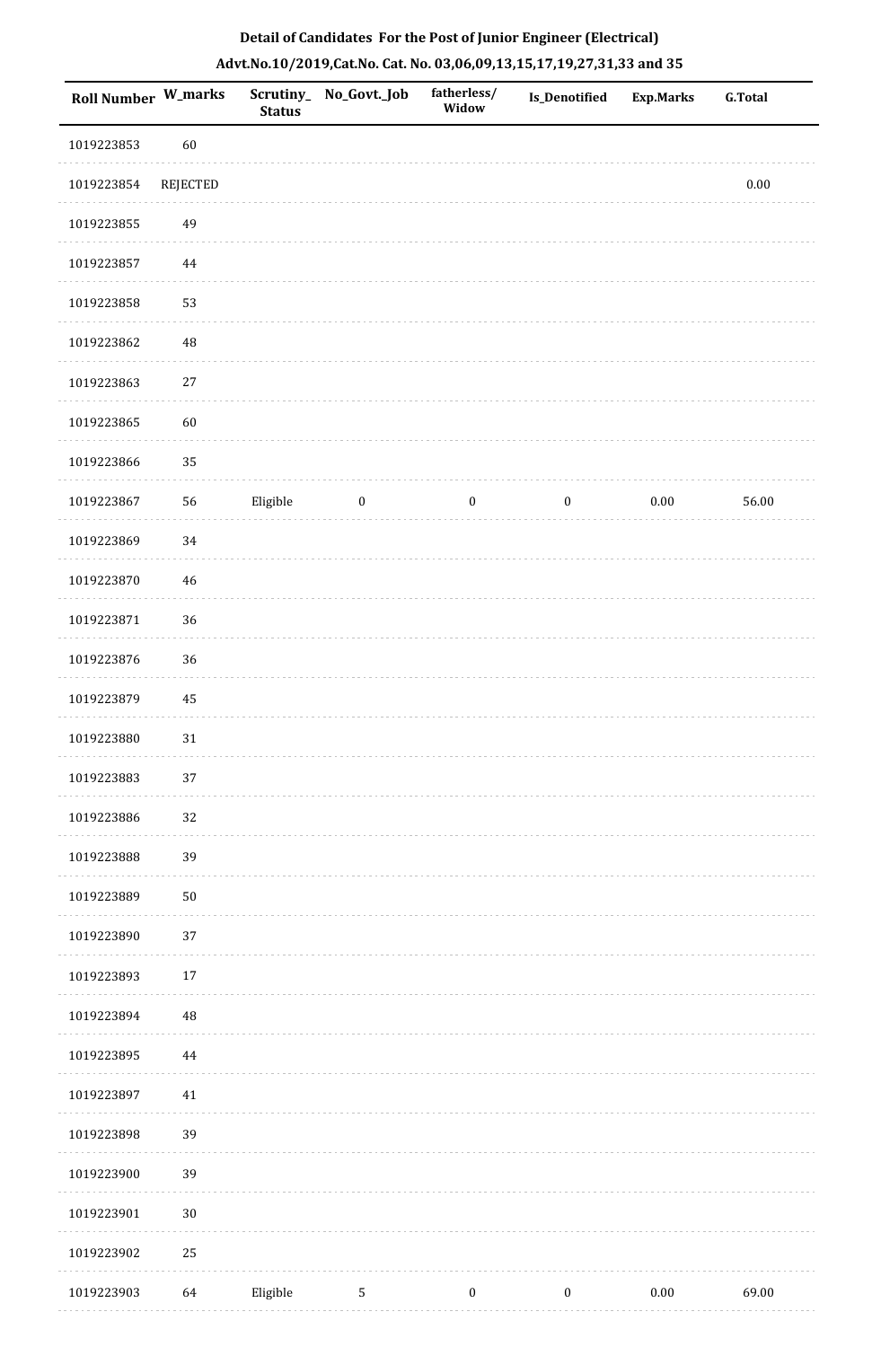**Detail of Candidates For the Post of Junior Engineer (Electrical)**

**Advt.No.10/2019,Cat.No. Cat. No. 03,06,09,13,15,17,19,27,31,33 and 35**

| Roll Number | W_marks | Scrutiny_Status | No_Govt._Job | fatherless/Widow | Is_Denotified | Exp.Marks | G.Total |
|---|---|---|---|---|---|---|---|
| 1019223853 | 60 | | | | | | |
| 1019223854 | REJECTED | | | | | | 0.00 |
| 1019223855 | 49 | | | | | | |
| 1019223857 | 44 | | | | | | |
| 1019223858 | 53 | | | | | | |
| 1019223862 | 48 | | | | | | |
| 1019223863 | 27 | | | | | | |
| 1019223865 | 60 | | | | | | |
| 1019223866 | 35 | | | | | | |
| 1019223867 | 56 | Eligible | 0 | 0 | 0 | 0.00 | 56.00 |
| 1019223869 | 34 | | | | | | |
| 1019223870 | 46 | | | | | | |
| 1019223871 | 36 | | | | | | |
| 1019223876 | 36 | | | | | | |
| 1019223879 | 45 | | | | | | |
| 1019223880 | 31 | | | | | | |
| 1019223883 | 37 | | | | | | |
| 1019223886 | 32 | | | | | | |
| 1019223888 | 39 | | | | | | |
| 1019223889 | 50 | | | | | | |
| 1019223890 | 37 | | | | | | |
| 1019223893 | 17 | | | | | | |
| 1019223894 | 48 | | | | | | |
| 1019223895 | 44 | | | | | | |
| 1019223897 | 41 | | | | | | |
| 1019223898 | 39 | | | | | | |
| 1019223900 | 39 | | | | | | |
| 1019223901 | 30 | | | | | | |
| 1019223902 | 25 | | | | | | |
| 1019223903 | 64 | Eligible | 5 | 0 | 0 | 0.00 | 69.00 |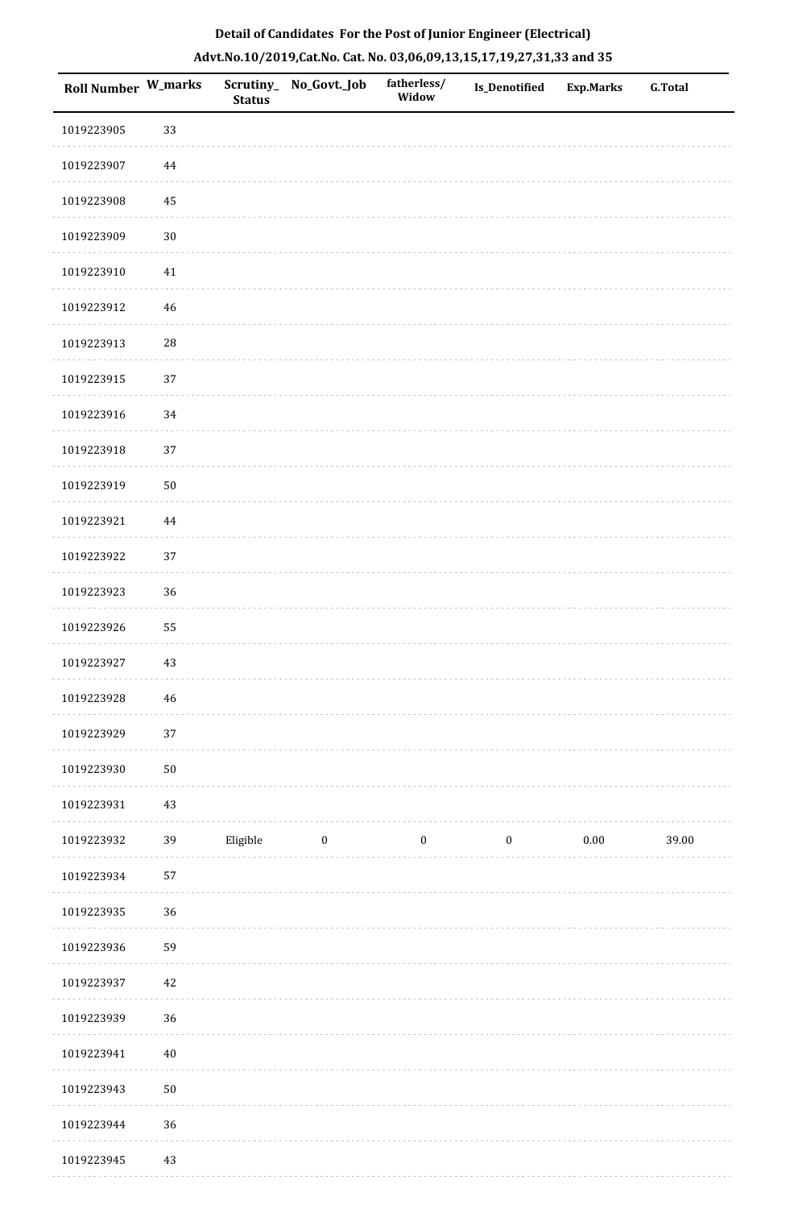**Detail of Candidates For the Post of Junior Engineer (Electrical)**

**Advt.No.10/2019,Cat.No. Cat. No. 03,06,09,13,15,17,19,27,31,33 and 35**

| Roll Number | W_marks | Scrutiny_Status | No_Govt._Job | fatherless/Widow | Is_Denotified | Exp.Marks | G.Total |
|---|---|---|---|---|---|---|---|
| 1019223905 | 33 | | | | | | |
| 1019223907 | 44 | | | | | | |
| 1019223908 | 45 | | | | | | |
| 1019223909 | 30 | | | | | | |
| 1019223910 | 41 | | | | | | |
| 1019223912 | 46 | | | | | | |
| 1019223913 | 28 | | | | | | |
| 1019223915 | 37 | | | | | | |
| 1019223916 | 34 | | | | | | |
| 1019223918 | 37 | | | | | | |
| 1019223919 | 50 | | | | | | |
| 1019223921 | 44 | | | | | | |
| 1019223922 | 37 | | | | | | |
| 1019223923 | 36 | | | | | | |
| 1019223926 | 55 | | | | | | |
| 1019223927 | 43 | | | | | | |
| 1019223928 | 46 | | | | | | |
| 1019223929 | 37 | | | | | | |
| 1019223930 | 50 | | | | | | |
| 1019223931 | 43 | | | | | | |
| 1019223932 | 39 | Eligible | 0 | 0 | 0 | 0.00 | 39.00 |
| 1019223934 | 57 | | | | | | |
| 1019223935 | 36 | | | | | | |
| 1019223936 | 59 | | | | | | |
| 1019223937 | 42 | | | | | | |
| 1019223939 | 36 | | | | | | |
| 1019223941 | 40 | | | | | | |
| 1019223943 | 50 | | | | | | |
| 1019223944 | 36 | | | | | | |
| 1019223945 | 43 | | | | | | |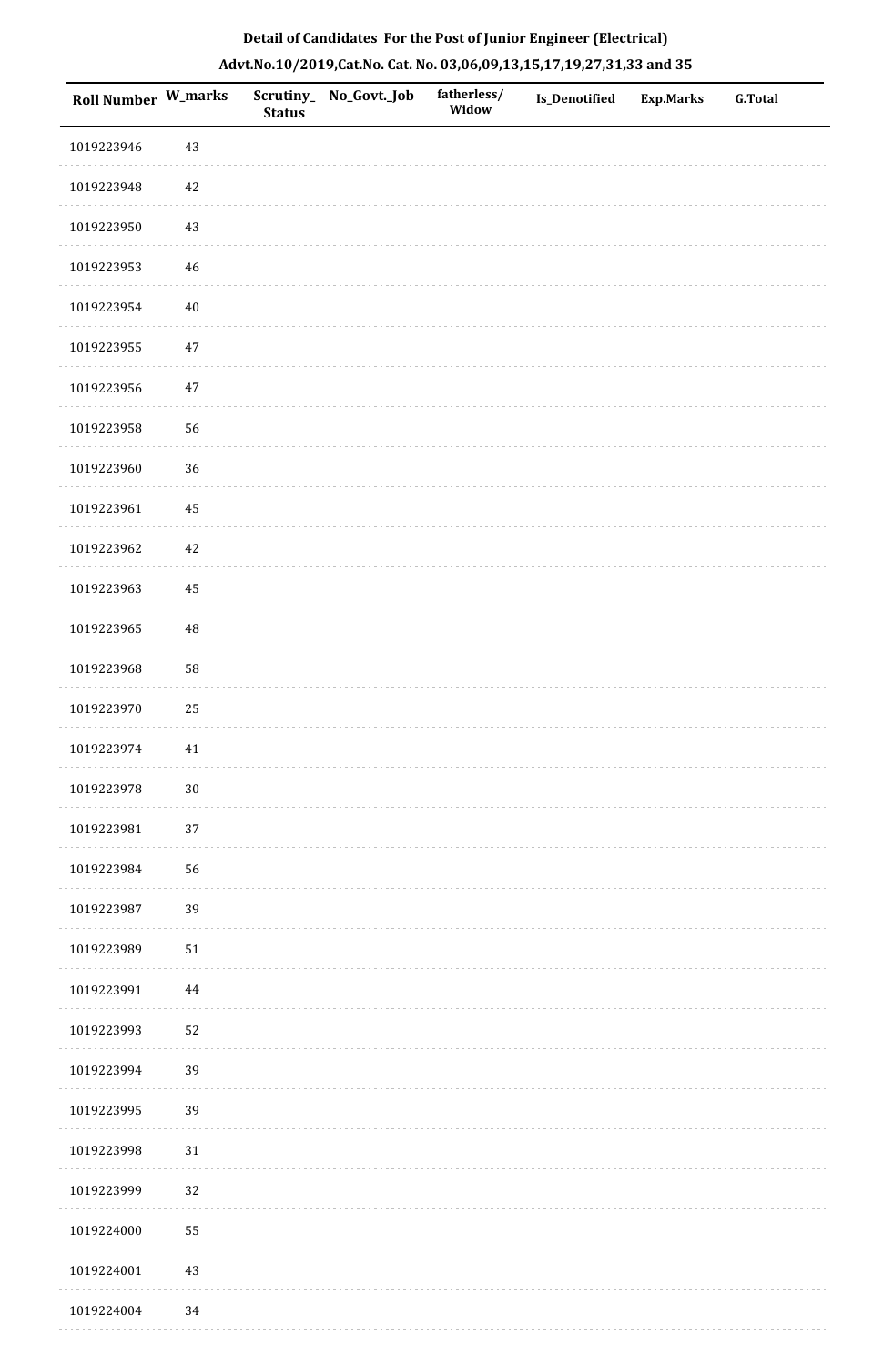**Detail of Candidates For the Post of Junior Engineer (Electrical)**

**Advt.No.10/2019,Cat.No. Cat. No. 03,06,09,13,15,17,19,27,31,33 and 35**

| Roll Number | W_marks | Scrutiny_Status | No_Govt._Job | fatherless/Widow | Is_Denotified | Exp.Marks | G.Total |
|---|---|---|---|---|---|---|---|
| 1019223946 | 43 | | | | | | |
| 1019223948 | 42 | | | | | | |
| 1019223950 | 43 | | | | | | |
| 1019223953 | 46 | | | | | | |
| 1019223954 | 40 | | | | | | |
| 1019223955 | 47 | | | | | | |
| 1019223956 | 47 | | | | | | |
| 1019223958 | 56 | | | | | | |
| 1019223960 | 36 | | | | | | |
| 1019223961 | 45 | | | | | | |
| 1019223962 | 42 | | | | | | |
| 1019223963 | 45 | | | | | | |
| 1019223965 | 48 | | | | | | |
| 1019223968 | 58 | | | | | | |
| 1019223970 | 25 | | | | | | |
| 1019223974 | 41 | | | | | | |
| 1019223978 | 30 | | | | | | |
| 1019223981 | 37 | | | | | | |
| 1019223984 | 56 | | | | | | |
| 1019223987 | 39 | | | | | | |
| 1019223989 | 51 | | | | | | |
| 1019223991 | 44 | | | | | | |
| 1019223993 | 52 | | | | | | |
| 1019223994 | 39 | | | | | | |
| 1019223995 | 39 | | | | | | |
| 1019223998 | 31 | | | | | | |
| 1019223999 | 32 | | | | | | |
| 1019224000 | 55 | | | | | | |
| 1019224001 | 43 | | | | | | |
| 1019224004 | 34 | | | | | | |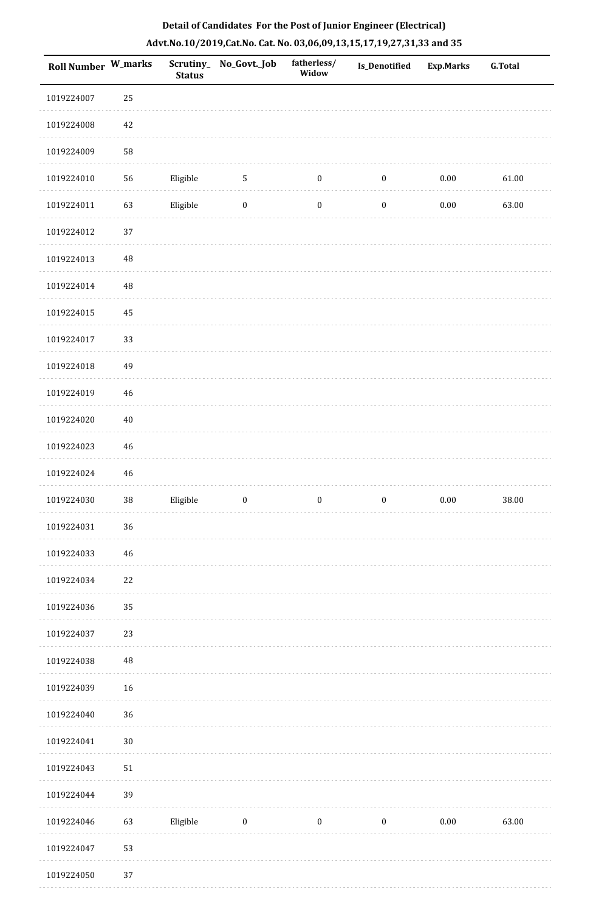**Detail of Candidates For the Post of Junior Engineer (Electrical)**

**Advt.No.10/2019,Cat.No. Cat. No. 03,06,09,13,15,17,19,27,31,33 and 35**

| Roll Number | W_marks | Scrutiny_ Status | No_Govt._Job | fatherless/ Widow | Is_Denotified | Exp.Marks | G.Total |
|---|---|---|---|---|---|---|---|
| 1019224007 | 25 | | | | | | |
| 1019224008 | 42 | | | | | | |
| 1019224009 | 58 | | | | | | |
| 1019224010 | 56 | Eligible | 5 | 0 | 0 | 0.00 | 61.00 |
| 1019224011 | 63 | Eligible | 0 | 0 | 0 | 0.00 | 63.00 |
| 1019224012 | 37 | | | | | | |
| 1019224013 | 48 | | | | | | |
| 1019224014 | 48 | | | | | | |
| 1019224015 | 45 | | | | | | |
| 1019224017 | 33 | | | | | | |
| 1019224018 | 49 | | | | | | |
| 1019224019 | 46 | | | | | | |
| 1019224020 | 40 | | | | | | |
| 1019224023 | 46 | | | | | | |
| 1019224024 | 46 | | | | | | |
| 1019224030 | 38 | Eligible | 0 | 0 | 0 | 0.00 | 38.00 |
| 1019224031 | 36 | | | | | | |
| 1019224033 | 46 | | | | | | |
| 1019224034 | 22 | | | | | | |
| 1019224036 | 35 | | | | | | |
| 1019224037 | 23 | | | | | | |
| 1019224038 | 48 | | | | | | |
| 1019224039 | 16 | | | | | | |
| 1019224040 | 36 | | | | | | |
| 1019224041 | 30 | | | | | | |
| 1019224043 | 51 | | | | | | |
| 1019224044 | 39 | | | | | | |
| 1019224046 | 63 | Eligible | 0 | 0 | 0 | 0.00 | 63.00 |
| 1019224047 | 53 | | | | | | |
| 1019224050 | 37 | | | | | | |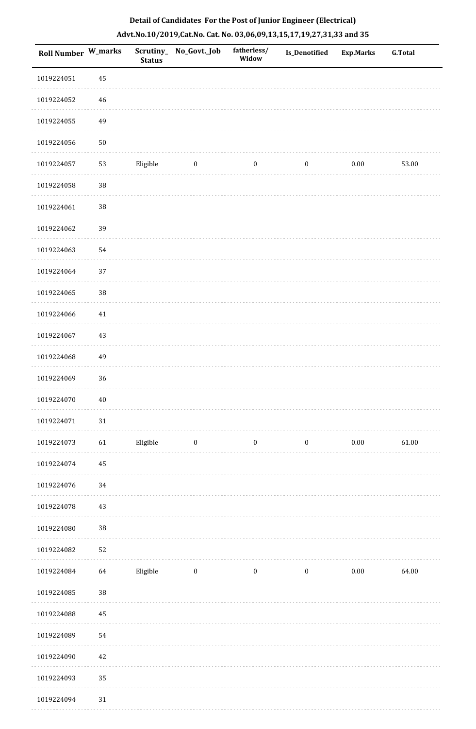# Detail of Candidates For the Post of Junior Engineer (Electrical)

## Advt.No.10/2019,Cat.No. Cat. No. 03,06,09,13,15,17,19,27,31,33 and 35

| Roll Number | W_marks | Scrutiny_Status | No_Govt._Job | fatherless/Widow | Is_Denotified | Exp.Marks | G.Total |
|---|---|---|---|---|---|---|---|
| 1019224051 | 45 | | | | | | |
| 1019224052 | 46 | | | | | | |
| 1019224055 | 49 | | | | | | |
| 1019224056 | 50 | | | | | | |
| 1019224057 | 53 | Eligible | 0 | 0 | 0 | 0.00 | 53.00 |
| 1019224058 | 38 | | | | | | |
| 1019224061 | 38 | | | | | | |
| 1019224062 | 39 | | | | | | |
| 1019224063 | 54 | | | | | | |
| 1019224064 | 37 | | | | | | |
| 1019224065 | 38 | | | | | | |
| 1019224066 | 41 | | | | | | |
| 1019224067 | 43 | | | | | | |
| 1019224068 | 49 | | | | | | |
| 1019224069 | 36 | | | | | | |
| 1019224070 | 40 | | | | | | |
| 1019224071 | 31 | | | | | | |
| 1019224073 | 61 | Eligible | 0 | 0 | 0 | 0.00 | 61.00 |
| 1019224074 | 45 | | | | | | |
| 1019224076 | 34 | | | | | | |
| 1019224078 | 43 | | | | | | |
| 1019224080 | 38 | | | | | | |
| 1019224082 | 52 | | | | | | |
| 1019224084 | 64 | Eligible | 0 | 0 | 0 | 0.00 | 64.00 |
| 1019224085 | 38 | | | | | | |
| 1019224088 | 45 | | | | | | |
| 1019224089 | 54 | | | | | | |
| 1019224090 | 42 | | | | | | |
| 1019224093 | 35 | | | | | | |
| 1019224094 | 31 | | | | | | |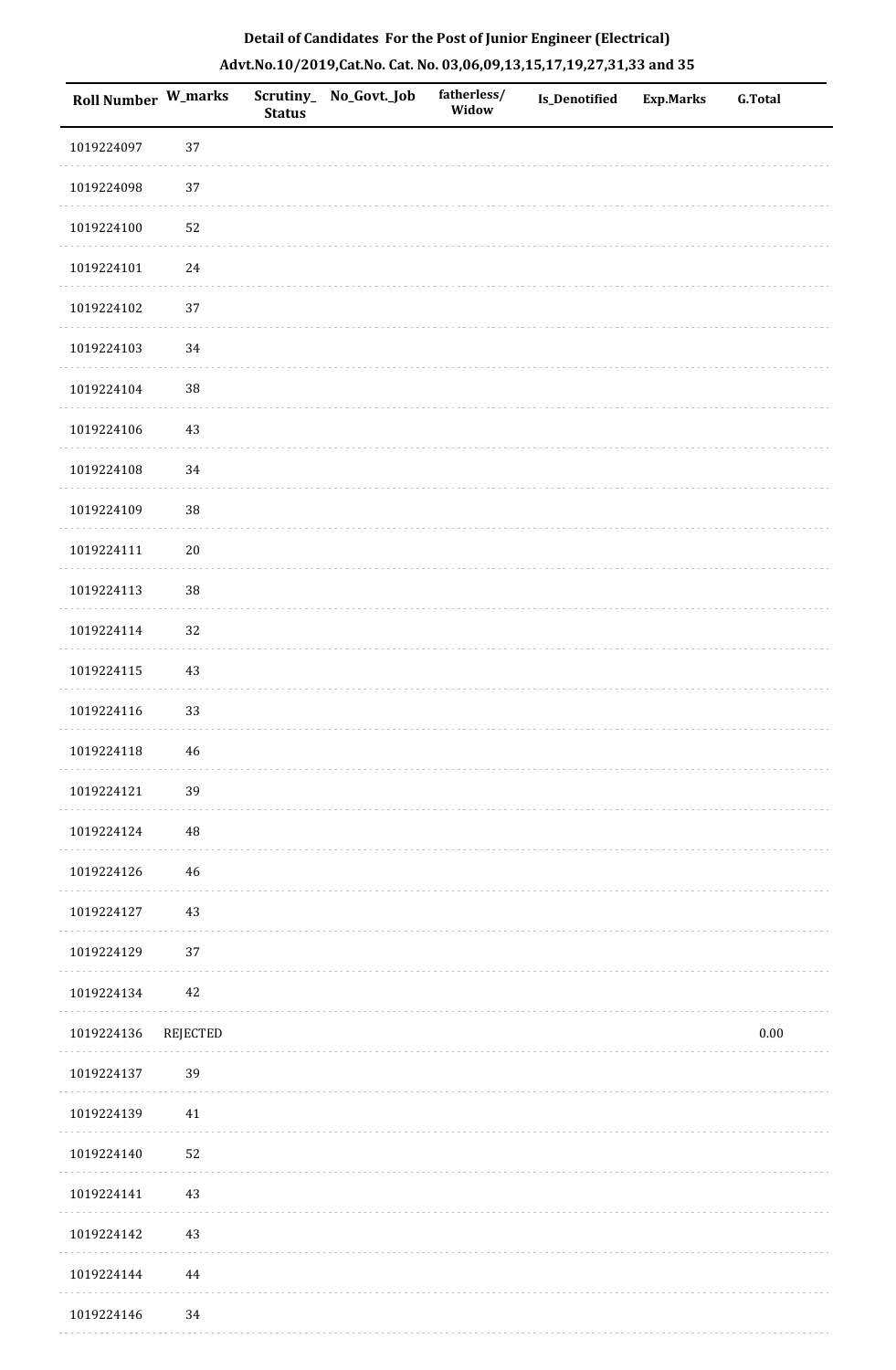**Detail of Candidates For the Post of Junior Engineer (Electrical)**

**Advt.No.10/2019,Cat.No. Cat. No. 03,06,09,13,15,17,19,27,31,33 and 35**

| Roll Number | W_marks | Scrutiny_Status | No_Govt._Job | fatherless/Widow | Is_Denotified | Exp.Marks | G.Total |
|---|---|---|---|---|---|---|---|
| 1019224097 | 37 | | | | | | |
| 1019224098 | 37 | | | | | | |
| 1019224100 | 52 | | | | | | |
| 1019224101 | 24 | | | | | | |
| 1019224102 | 37 | | | | | | |
| 1019224103 | 34 | | | | | | |
| 1019224104 | 38 | | | | | | |
| 1019224106 | 43 | | | | | | |
| 1019224108 | 34 | | | | | | |
| 1019224109 | 38 | | | | | | |
| 1019224111 | 20 | | | | | | |
| 1019224113 | 38 | | | | | | |
| 1019224114 | 32 | | | | | | |
| 1019224115 | 43 | | | | | | |
| 1019224116 | 33 | | | | | | |
| 1019224118 | 46 | | | | | | |
| 1019224121 | 39 | | | | | | |
| 1019224124 | 48 | | | | | | |
| 1019224126 | 46 | | | | | | |
| 1019224127 | 43 | | | | | | |
| 1019224129 | 37 | | | | | | |
| 1019224134 | 42 | | | | | | |
| 1019224136 | REJECTED | | | | | | 0.00 |
| 1019224137 | 39 | | | | | | |
| 1019224139 | 41 | | | | | | |
| 1019224140 | 52 | | | | | | |
| 1019224141 | 43 | | | | | | |
| 1019224142 | 43 | | | | | | |
| 1019224144 | 44 | | | | | | |
| 1019224146 | 34 | | | | | | |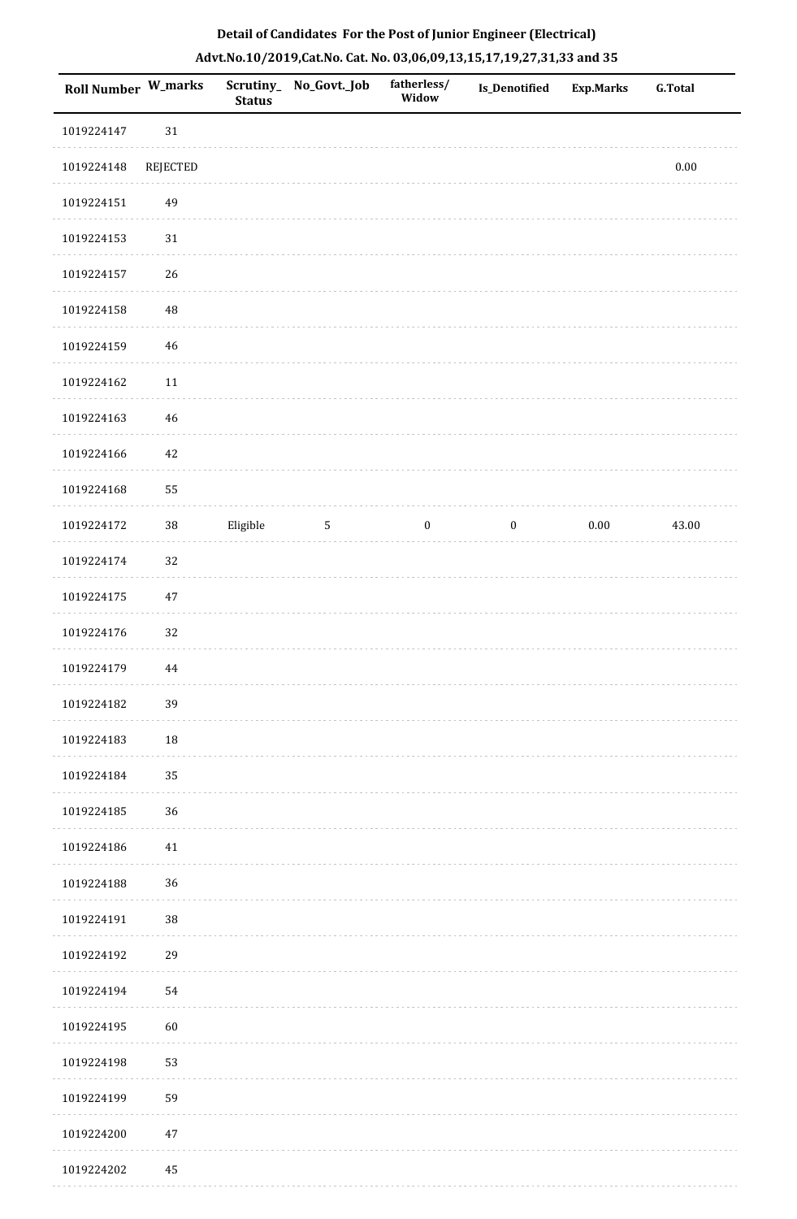**Detail of Candidates For the Post of Junior Engineer (Electrical)**

**Advt.No.10/2019,Cat.No. Cat. No. 03,06,09,13,15,17,19,27,31,33 and 35**

| Roll Number | W_marks | Scrutiny_Status | No_Govt._Job | fatherless/Widow | Is_Denotified | Exp.Marks | G.Total |
|---|---|---|---|---|---|---|---|
| 1019224147 | 31 | | | | | | |
| 1019224148 | REJECTED | | | | | | 0.00 |
| 1019224151 | 49 | | | | | | |
| 1019224153 | 31 | | | | | | |
| 1019224157 | 26 | | | | | | |
| 1019224158 | 48 | | | | | | |
| 1019224159 | 46 | | | | | | |
| 1019224162 | 11 | | | | | | |
| 1019224163 | 46 | | | | | | |
| 1019224166 | 42 | | | | | | |
| 1019224168 | 55 | | | | | | |
| 1019224172 | 38 | Eligible | 5 | 0 | 0 | 0.00 | 43.00 |
| 1019224174 | 32 | | | | | | |
| 1019224175 | 47 | | | | | | |
| 1019224176 | 32 | | | | | | |
| 1019224179 | 44 | | | | | | |
| 1019224182 | 39 | | | | | | |
| 1019224183 | 18 | | | | | | |
| 1019224184 | 35 | | | | | | |
| 1019224185 | 36 | | | | | | |
| 1019224186 | 41 | | | | | | |
| 1019224188 | 36 | | | | | | |
| 1019224191 | 38 | | | | | | |
| 1019224192 | 29 | | | | | | |
| 1019224194 | 54 | | | | | | |
| 1019224195 | 60 | | | | | | |
| 1019224198 | 53 | | | | | | |
| 1019224199 | 59 | | | | | | |
| 1019224200 | 47 | | | | | | |
| 1019224202 | 45 | | | | | | |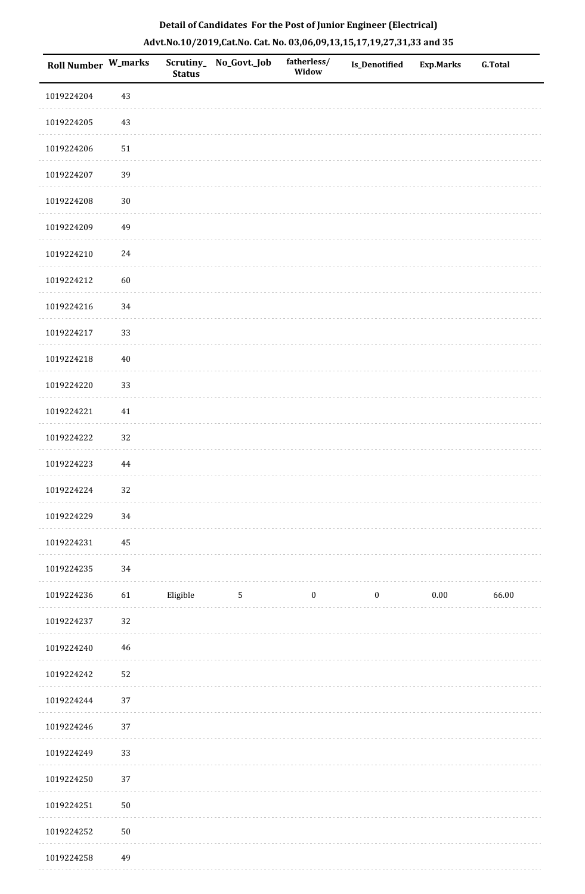# Detail of Candidates For the Post of Junior Engineer (Electrical)

## Advt.No.10/2019,Cat.No. Cat. No. 03,06,09,13,15,17,19,27,31,33 and 35

| Roll Number | W_marks | Scrutiny_Status | No_Govt._Job | fatherless/Widow | Is_Denotified | Exp.Marks | G.Total |
|---|---|---|---|---|---|---|---|
| 1019224204 | 43 | | | | | | |
| 1019224205 | 43 | | | | | | |
| 1019224206 | 51 | | | | | | |
| 1019224207 | 39 | | | | | | |
| 1019224208 | 30 | | | | | | |
| 1019224209 | 49 | | | | | | |
| 1019224210 | 24 | | | | | | |
| 1019224212 | 60 | | | | | | |
| 1019224216 | 34 | | | | | | |
| 1019224217 | 33 | | | | | | |
| 1019224218 | 40 | | | | | | |
| 1019224220 | 33 | | | | | | |
| 1019224221 | 41 | | | | | | |
| 1019224222 | 32 | | | | | | |
| 1019224223 | 44 | | | | | | |
| 1019224224 | 32 | | | | | | |
| 1019224229 | 34 | | | | | | |
| 1019224231 | 45 | | | | | | |
| 1019224235 | 34 | | | | | | |
| 1019224236 | 61 | Eligible | 5 | 0 | 0 | 0.00 | 66.00 |
| 1019224237 | 32 | | | | | | |
| 1019224240 | 46 | | | | | | |
| 1019224242 | 52 | | | | | | |
| 1019224244 | 37 | | | | | | |
| 1019224246 | 37 | | | | | | |
| 1019224249 | 33 | | | | | | |
| 1019224250 | 37 | | | | | | |
| 1019224251 | 50 | | | | | | |
| 1019224252 | 50 | | | | | | |
| 1019224258 | 49 | | | | | | |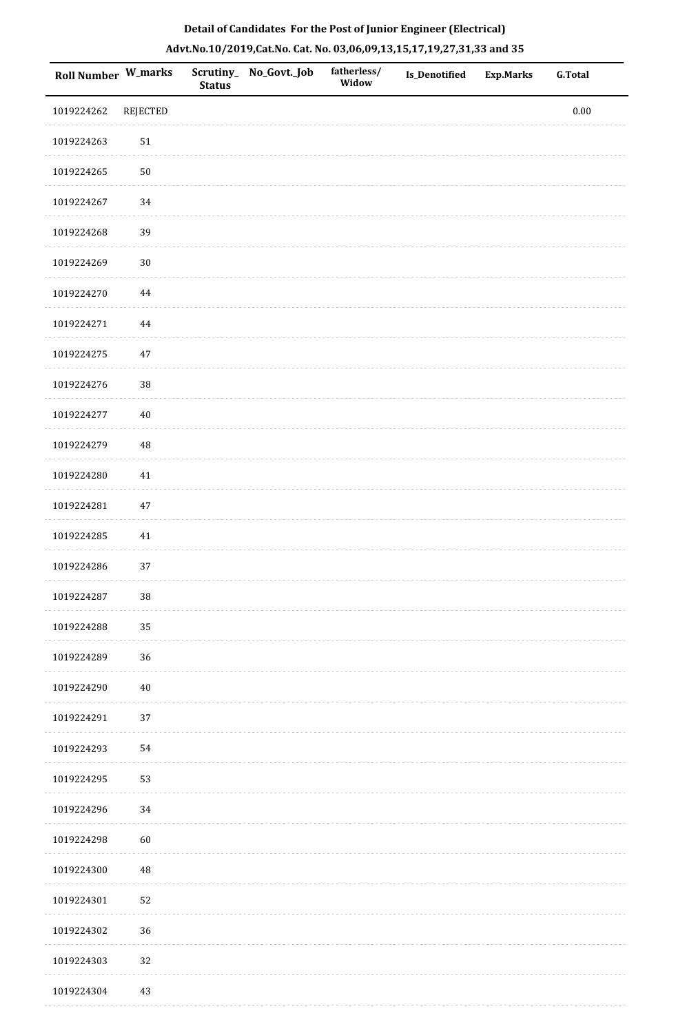**Detail of Candidates For the Post of Junior Engineer (Electrical)**

**Advt.No.10/2019,Cat.No. Cat. No. 03,06,09,13,15,17,19,27,31,33 and 35**

| Roll Number | W_marks | Scrutiny_ Status | No_Govt._Job | fatherless/ Widow | Is_Denotified | Exp.Marks | G.Total |
|---|---|---|---|---|---|---|---|
| 1019224262 | REJECTED | | | | | | 0.00 |
| 1019224263 | 51 | | | | | | |
| 1019224265 | 50 | | | | | | |
| 1019224267 | 34 | | | | | | |
| 1019224268 | 39 | | | | | | |
| 1019224269 | 30 | | | | | | |
| 1019224270 | 44 | | | | | | |
| 1019224271 | 44 | | | | | | |
| 1019224275 | 47 | | | | | | |
| 1019224276 | 38 | | | | | | |
| 1019224277 | 40 | | | | | | |
| 1019224279 | 48 | | | | | | |
| 1019224280 | 41 | | | | | | |
| 1019224281 | 47 | | | | | | |
| 1019224285 | 41 | | | | | | |
| 1019224286 | 37 | | | | | | |
| 1019224287 | 38 | | | | | | |
| 1019224288 | 35 | | | | | | |
| 1019224289 | 36 | | | | | | |
| 1019224290 | 40 | | | | | | |
| 1019224291 | 37 | | | | | | |
| 1019224293 | 54 | | | | | | |
| 1019224295 | 53 | | | | | | |
| 1019224296 | 34 | | | | | | |
| 1019224298 | 60 | | | | | | |
| 1019224300 | 48 | | | | | | |
| 1019224301 | 52 | | | | | | |
| 1019224302 | 36 | | | | | | |
| 1019224303 | 32 | | | | | | |
| 1019224304 | 43 | | | | | | |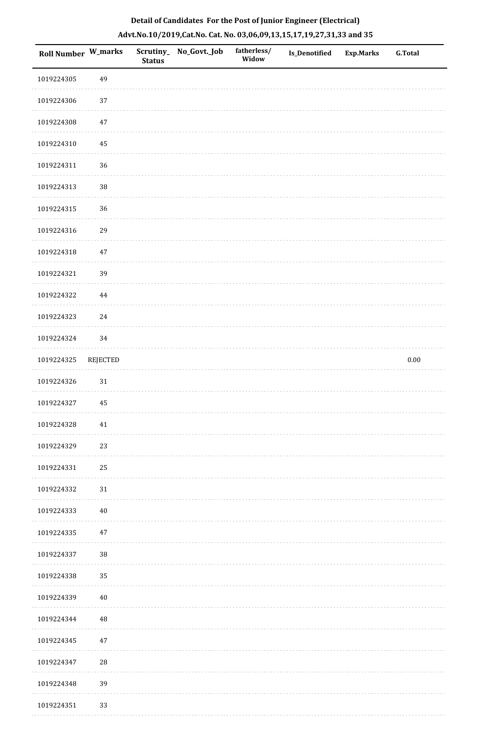**Detail of Candidates For the Post of Junior Engineer (Electrical)**

**Advt.No.10/2019,Cat.No. Cat. No. 03,06,09,13,15,17,19,27,31,33 and 35**

| Roll Number | W_marks | Scrutiny_Status | No_Govt._Job | fatherless/Widow | Is_Denotified | Exp.Marks | G.Total |
|---|---|---|---|---|---|---|---|
| 1019224305 | 49 | | | | | | |
| 1019224306 | 37 | | | | | | |
| 1019224308 | 47 | | | | | | |
| 1019224310 | 45 | | | | | | |
| 1019224311 | 36 | | | | | | |
| 1019224313 | 38 | | | | | | |
| 1019224315 | 36 | | | | | | |
| 1019224316 | 29 | | | | | | |
| 1019224318 | 47 | | | | | | |
| 1019224321 | 39 | | | | | | |
| 1019224322 | 44 | | | | | | |
| 1019224323 | 24 | | | | | | |
| 1019224324 | 34 | | | | | | |
| 1019224325 | REJECTED | | | | | | 0.00 |
| 1019224326 | 31 | | | | | | |
| 1019224327 | 45 | | | | | | |
| 1019224328 | 41 | | | | | | |
| 1019224329 | 23 | | | | | | |
| 1019224331 | 25 | | | | | | |
| 1019224332 | 31 | | | | | | |
| 1019224333 | 40 | | | | | | |
| 1019224335 | 47 | | | | | | |
| 1019224337 | 38 | | | | | | |
| 1019224338 | 35 | | | | | | |
| 1019224339 | 40 | | | | | | |
| 1019224344 | 48 | | | | | | |
| 1019224345 | 47 | | | | | | |
| 1019224347 | 28 | | | | | | |
| 1019224348 | 39 | | | | | | |
| 1019224351 | 33 | | | | | | |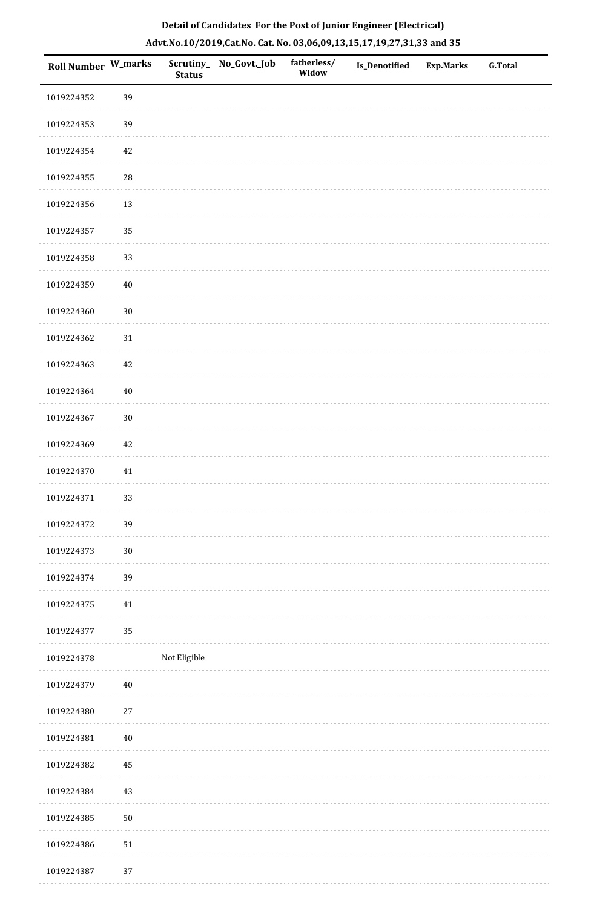**Detail of Candidates For the Post of Junior Engineer (Electrical)**

**Advt.No.10/2019,Cat.No. Cat. No. 03,06,09,13,15,17,19,27,31,33 and 35**

| Roll Number | W_marks | Scrutiny_Status | No_Govt._Job | fatherless/Widow | Is_Denotified | Exp.Marks | G.Total |
|---|---|---|---|---|---|---|---|
| 1019224352 | 39 | | | | | | |
| 1019224353 | 39 | | | | | | |
| 1019224354 | 42 | | | | | | |
| 1019224355 | 28 | | | | | | |
| 1019224356 | 13 | | | | | | |
| 1019224357 | 35 | | | | | | |
| 1019224358 | 33 | | | | | | |
| 1019224359 | 40 | | | | | | |
| 1019224360 | 30 | | | | | | |
| 1019224362 | 31 | | | | | | |
| 1019224363 | 42 | | | | | | |
| 1019224364 | 40 | | | | | | |
| 1019224367 | 30 | | | | | | |
| 1019224369 | 42 | | | | | | |
| 1019224370 | 41 | | | | | | |
| 1019224371 | 33 | | | | | | |
| 1019224372 | 39 | | | | | | |
| 1019224373 | 30 | | | | | | |
| 1019224374 | 39 | | | | | | |
| 1019224375 | 41 | | | | | | |
| 1019224377 | 35 | | | | | | |
| 1019224378 | | Not Eligible | | | | | |
| 1019224379 | 40 | | | | | | |
| 1019224380 | 27 | | | | | | |
| 1019224381 | 40 | | | | | | |
| 1019224382 | 45 | | | | | | |
| 1019224384 | 43 | | | | | | |
| 1019224385 | 50 | | | | | | |
| 1019224386 | 51 | | | | | | |
| 1019224387 | 37 | | | | | | |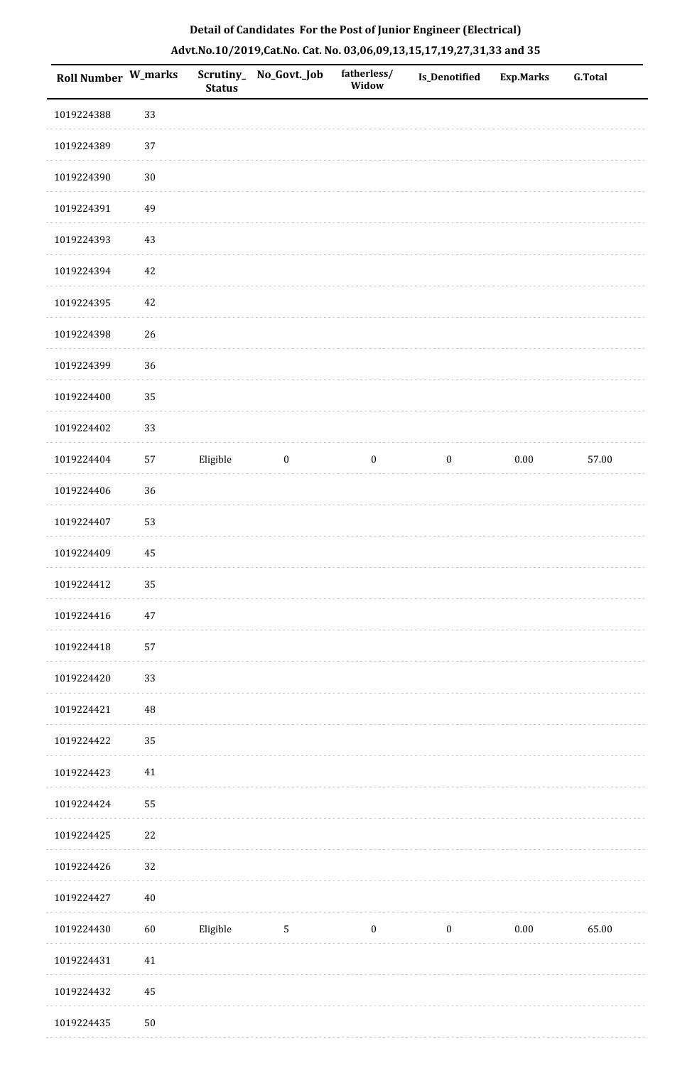**Detail of Candidates For the Post of Junior Engineer (Electrical)**

**Advt.No.10/2019,Cat.No. Cat. No. 03,06,09,13,15,17,19,27,31,33 and 35**

| Roll Number | W_marks | Scrutiny_Status | No_Govt._Job | fatherless/Widow | Is_Denotified | Exp.Marks | G.Total |
|---|---|---|---|---|---|---|---|
| 1019224388 | 33 | | | | | | |
| 1019224389 | 37 | | | | | | |
| 1019224390 | 30 | | | | | | |
| 1019224391 | 49 | | | | | | |
| 1019224393 | 43 | | | | | | |
| 1019224394 | 42 | | | | | | |
| 1019224395 | 42 | | | | | | |
| 1019224398 | 26 | | | | | | |
| 1019224399 | 36 | | | | | | |
| 1019224400 | 35 | | | | | | |
| 1019224402 | 33 | | | | | | |
| 1019224404 | 57 | Eligible | 0 | 0 | 0 | 0.00 | 57.00 |
| 1019224406 | 36 | | | | | | |
| 1019224407 | 53 | | | | | | |
| 1019224409 | 45 | | | | | | |
| 1019224412 | 35 | | | | | | |
| 1019224416 | 47 | | | | | | |
| 1019224418 | 57 | | | | | | |
| 1019224420 | 33 | | | | | | |
| 1019224421 | 48 | | | | | | |
| 1019224422 | 35 | | | | | | |
| 1019224423 | 41 | | | | | | |
| 1019224424 | 55 | | | | | | |
| 1019224425 | 22 | | | | | | |
| 1019224426 | 32 | | | | | | |
| 1019224427 | 40 | | | | | | |
| 1019224430 | 60 | Eligible | 5 | 0 | 0 | 0.00 | 65.00 |
| 1019224431 | 41 | | | | | | |
| 1019224432 | 45 | | | | | | |
| 1019224435 | 50 | | | | | | |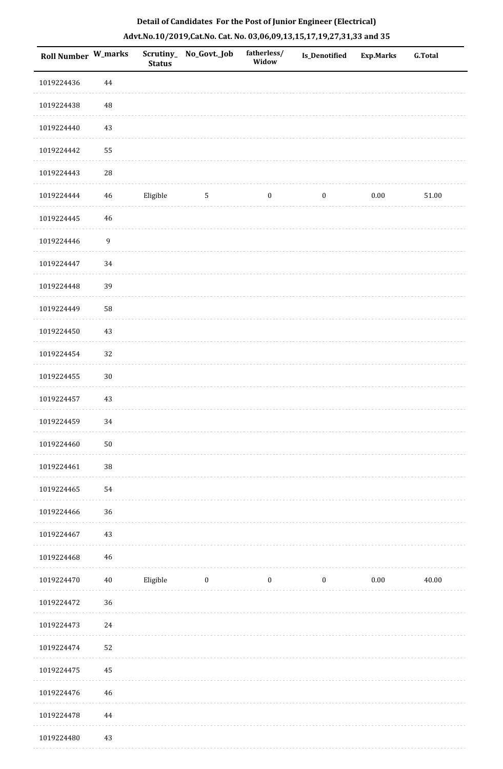## Detail of Candidates For the Post of Junior Engineer (Electrical)

## Advt.No.10/2019,Cat.No. Cat. No. 03,06,09,13,15,17,19,27,31,33 and 35

| Roll Number | W_marks | Scrutiny_Status | No_Govt._Job | fatherless/Widow | Is_Denotified | Exp.Marks | G.Total |
|---|---|---|---|---|---|---|---|
| 1019224436 | 44 | | | | | | |
| 1019224438 | 48 | | | | | | |
| 1019224440 | 43 | | | | | | |
| 1019224442 | 55 | | | | | | |
| 1019224443 | 28 | | | | | | |
| 1019224444 | 46 | Eligible | 5 | 0 | 0 | 0.00 | 51.00 |
| 1019224445 | 46 | | | | | | |
| 1019224446 | 9 | | | | | | |
| 1019224447 | 34 | | | | | | |
| 1019224448 | 39 | | | | | | |
| 1019224449 | 58 | | | | | | |
| 1019224450 | 43 | | | | | | |
| 1019224454 | 32 | | | | | | |
| 1019224455 | 30 | | | | | | |
| 1019224457 | 43 | | | | | | |
| 1019224459 | 34 | | | | | | |
| 1019224460 | 50 | | | | | | |
| 1019224461 | 38 | | | | | | |
| 1019224465 | 54 | | | | | | |
| 1019224466 | 36 | | | | | | |
| 1019224467 | 43 | | | | | | |
| 1019224468 | 46 | | | | | | |
| 1019224470 | 40 | Eligible | 0 | 0 | 0 | 0.00 | 40.00 |
| 1019224472 | 36 | | | | | | |
| 1019224473 | 24 | | | | | | |
| 1019224474 | 52 | | | | | | |
| 1019224475 | 45 | | | | | | |
| 1019224476 | 46 | | | | | | |
| 1019224478 | 44 | | | | | | |
| 1019224480 | 43 | | | | | | |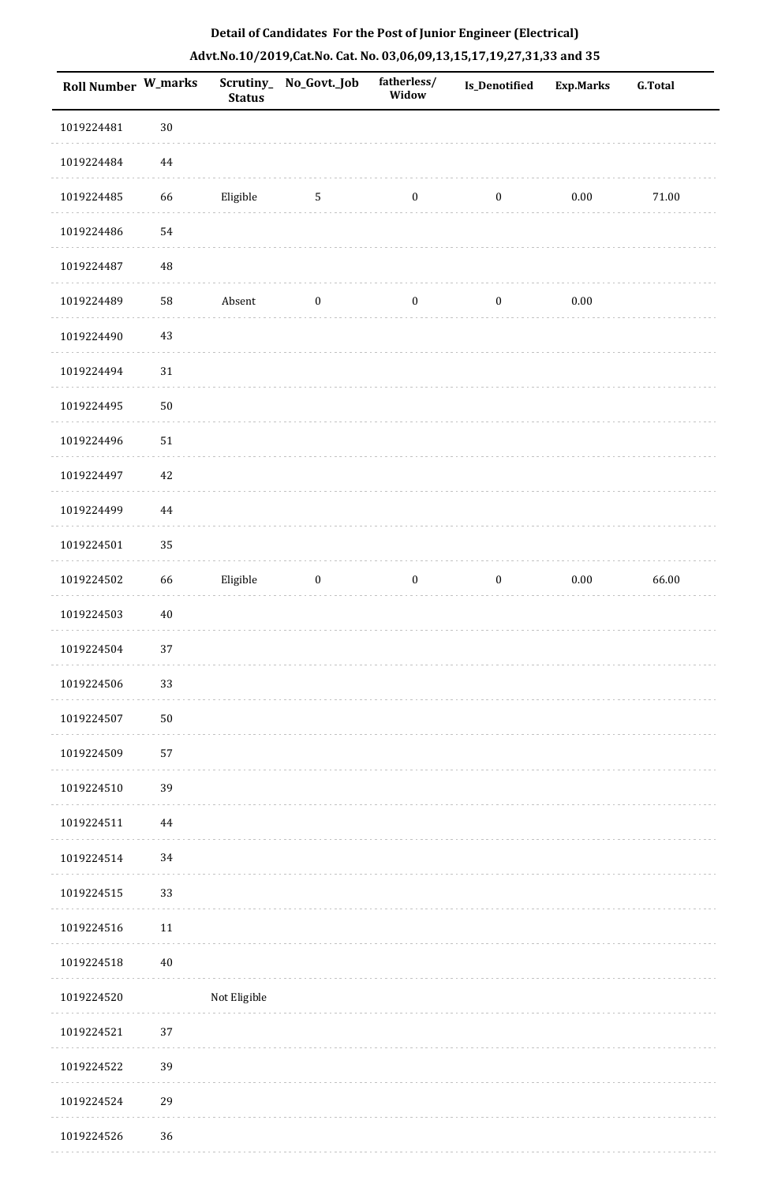**Detail of Candidates For the Post of Junior Engineer (Electrical)**

**Advt.No.10/2019,Cat.No. Cat. No. 03,06,09,13,15,17,19,27,31,33 and 35**

| Roll Number | W_marks | Scrutiny_ Status | No_Govt._Job | fatherless/ Widow | Is_Denotified | Exp.Marks | G.Total |
|---|---|---|---|---|---|---|---|
| 1019224481 | 30 | | | | | | |
| 1019224484 | 44 | | | | | | |
| 1019224485 | 66 | Eligible | 5 | 0 | 0 | 0.00 | 71.00 |
| 1019224486 | 54 | | | | | | |
| 1019224487 | 48 | | | | | | |
| 1019224489 | 58 | Absent | 0 | 0 | 0 | 0.00 | |
| 1019224490 | 43 | | | | | | |
| 1019224494 | 31 | | | | | | |
| 1019224495 | 50 | | | | | | |
| 1019224496 | 51 | | | | | | |
| 1019224497 | 42 | | | | | | |
| 1019224499 | 44 | | | | | | |
| 1019224501 | 35 | | | | | | |
| 1019224502 | 66 | Eligible | 0 | 0 | 0 | 0.00 | 66.00 |
| 1019224503 | 40 | | | | | | |
| 1019224504 | 37 | | | | | | |
| 1019224506 | 33 | | | | | | |
| 1019224507 | 50 | | | | | | |
| 1019224509 | 57 | | | | | | |
| 1019224510 | 39 | | | | | | |
| 1019224511 | 44 | | | | | | |
| 1019224514 | 34 | | | | | | |
| 1019224515 | 33 | | | | | | |
| 1019224516 | 11 | | | | | | |
| 1019224518 | 40 | | | | | | |
| 1019224520 | | Not Eligible | | | | | |
| 1019224521 | 37 | | | | | | |
| 1019224522 | 39 | | | | | | |
| 1019224524 | 29 | | | | | | |
| 1019224526 | 36 | | | | | | |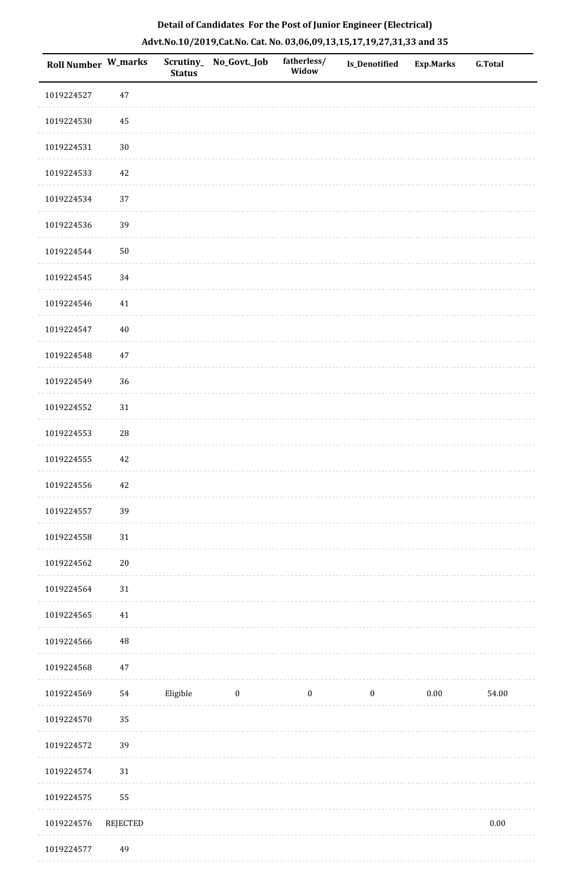**Detail of Candidates For the Post of Junior Engineer (Electrical)**

**Advt.No.10/2019,Cat.No. Cat. No. 03,06,09,13,15,17,19,27,31,33 and 35**

| Roll Number | W_marks | Scrutiny_Status | No_Govt._Job | fatherless/Widow | Is_Denotified | Exp.Marks | G.Total |
|---|---|---|---|---|---|---|---|
| 1019224527 | 47 | | | | | | |
| 1019224530 | 45 | | | | | | |
| 1019224531 | 30 | | | | | | |
| 1019224533 | 42 | | | | | | |
| 1019224534 | 37 | | | | | | |
| 1019224536 | 39 | | | | | | |
| 1019224544 | 50 | | | | | | |
| 1019224545 | 34 | | | | | | |
| 1019224546 | 41 | | | | | | |
| 1019224547 | 40 | | | | | | |
| 1019224548 | 47 | | | | | | |
| 1019224549 | 36 | | | | | | |
| 1019224552 | 31 | | | | | | |
| 1019224553 | 28 | | | | | | |
| 1019224555 | 42 | | | | | | |
| 1019224556 | 42 | | | | | | |
| 1019224557 | 39 | | | | | | |
| 1019224558 | 31 | | | | | | |
| 1019224562 | 20 | | | | | | |
| 1019224564 | 31 | | | | | | |
| 1019224565 | 41 | | | | | | |
| 1019224566 | 48 | | | | | | |
| 1019224568 | 47 | | | | | | |
| 1019224569 | 54 | Eligible | 0 | 0 | 0 | 0.00 | 54.00 |
| 1019224570 | 35 | | | | | | |
| 1019224572 | 39 | | | | | | |
| 1019224574 | 31 | | | | | | |
| 1019224575 | 55 | | | | | | |
| 1019224576 | REJECTED | | | | | | 0.00 |
| 1019224577 | 49 | | | | | | |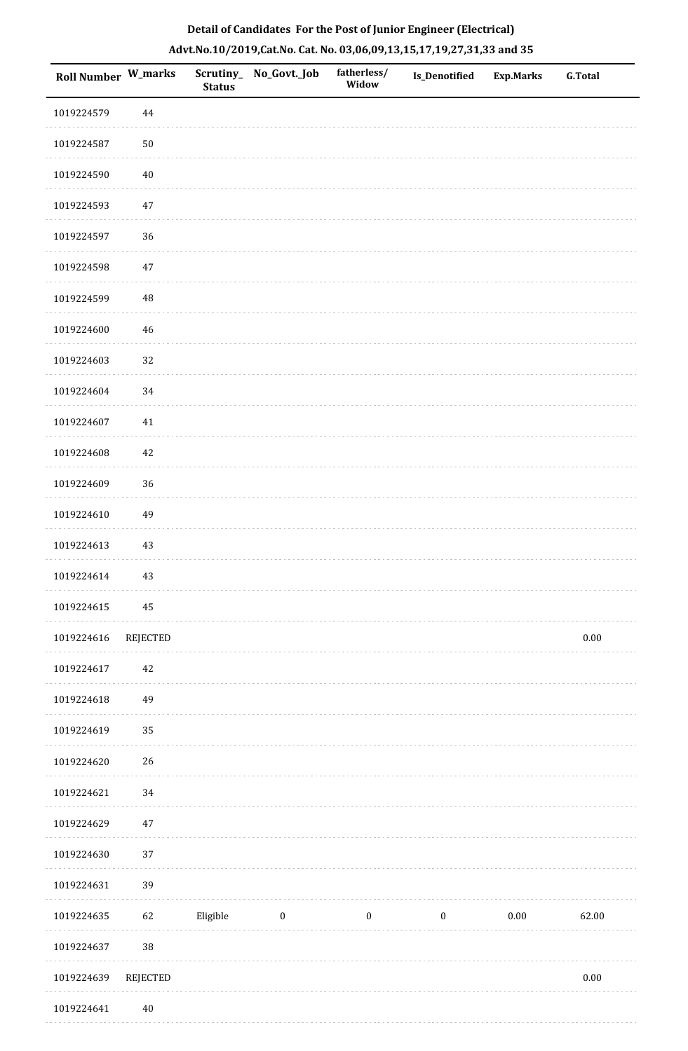**Detail of Candidates For the Post of Junior Engineer (Electrical)**

**Advt.No.10/2019,Cat.No. Cat. No. 03,06,09,13,15,17,19,27,31,33 and 35**

| Roll Number | W_marks | Scrutiny_Status | No_Govt._Job | fatherless/Widow | Is_Denotified | Exp.Marks | G.Total |
|---|---|---|---|---|---|---|---|
| 1019224579 | 44 | | | | | | |
| 1019224587 | 50 | | | | | | |
| 1019224590 | 40 | | | | | | |
| 1019224593 | 47 | | | | | | |
| 1019224597 | 36 | | | | | | |
| 1019224598 | 47 | | | | | | |
| 1019224599 | 48 | | | | | | |
| 1019224600 | 46 | | | | | | |
| 1019224603 | 32 | | | | | | |
| 1019224604 | 34 | | | | | | |
| 1019224607 | 41 | | | | | | |
| 1019224608 | 42 | | | | | | |
| 1019224609 | 36 | | | | | | |
| 1019224610 | 49 | | | | | | |
| 1019224613 | 43 | | | | | | |
| 1019224614 | 43 | | | | | | |
| 1019224615 | 45 | | | | | | |
| 1019224616 | REJECTED | | | | | | 0.00 |
| 1019224617 | 42 | | | | | | |
| 1019224618 | 49 | | | | | | |
| 1019224619 | 35 | | | | | | |
| 1019224620 | 26 | | | | | | |
| 1019224621 | 34 | | | | | | |
| 1019224629 | 47 | | | | | | |
| 1019224630 | 37 | | | | | | |
| 1019224631 | 39 | | | | | | |
| 1019224635 | 62 | Eligible | 0 | 0 | 0 | 0.00 | 62.00 |
| 1019224637 | 38 | | | | | | |
| 1019224639 | REJECTED | | | | | | 0.00 |
| 1019224641 | 40 | | | | | | |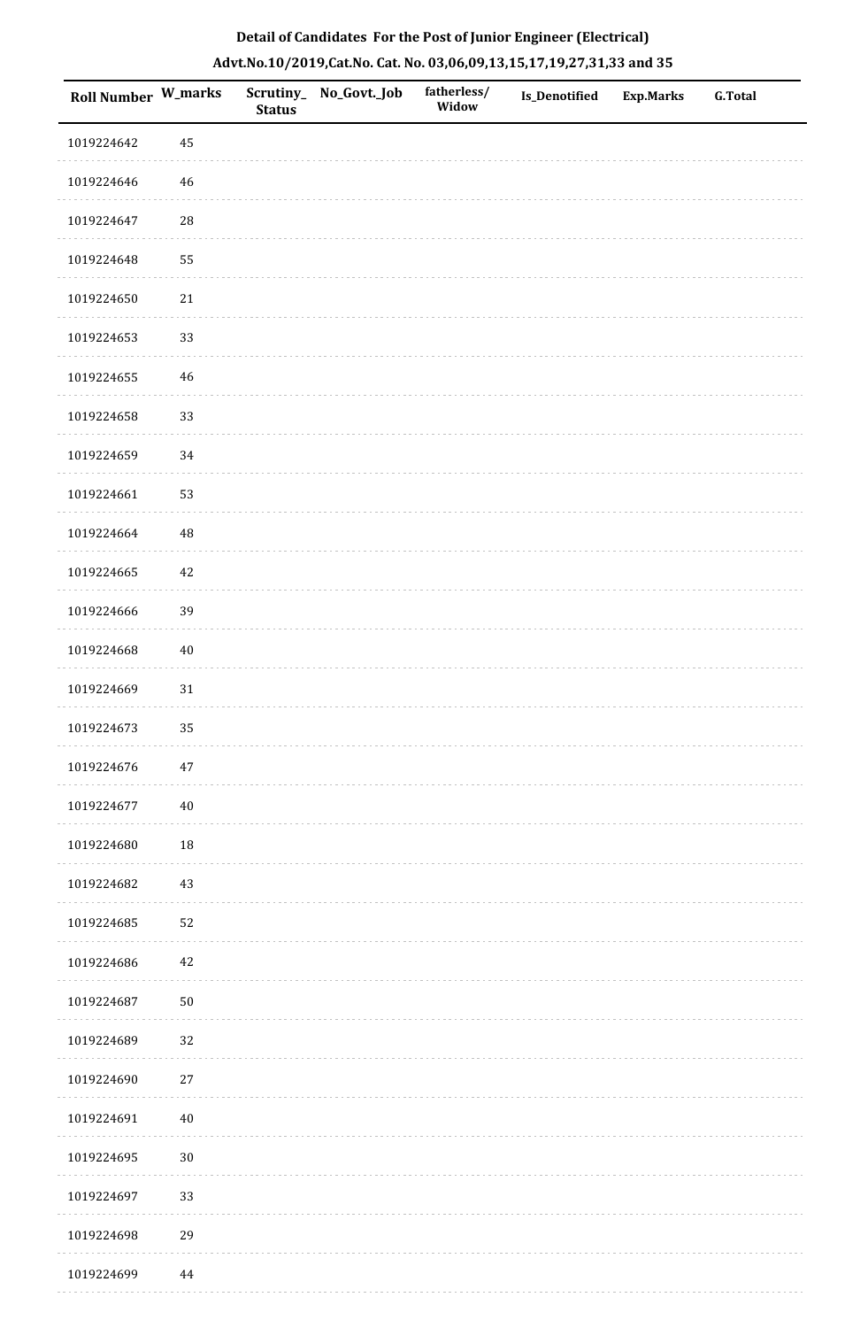**Detail of Candidates For the Post of Junior Engineer (Electrical)**

**Advt.No.10/2019,Cat.No. Cat. No. 03,06,09,13,15,17,19,27,31,33 and 35**

| Roll Number | W_marks | Scrutiny_Status | No_Govt._Job | fatherless/Widow | Is_Denotified | Exp.Marks | G.Total |
|---|---|---|---|---|---|---|---|
| 1019224642 | 45 | | | | | | |
| 1019224646 | 46 | | | | | | |
| 1019224647 | 28 | | | | | | |
| 1019224648 | 55 | | | | | | |
| 1019224650 | 21 | | | | | | |
| 1019224653 | 33 | | | | | | |
| 1019224655 | 46 | | | | | | |
| 1019224658 | 33 | | | | | | |
| 1019224659 | 34 | | | | | | |
| 1019224661 | 53 | | | | | | |
| 1019224664 | 48 | | | | | | |
| 1019224665 | 42 | | | | | | |
| 1019224666 | 39 | | | | | | |
| 1019224668 | 40 | | | | | | |
| 1019224669 | 31 | | | | | | |
| 1019224673 | 35 | | | | | | |
| 1019224676 | 47 | | | | | | |
| 1019224677 | 40 | | | | | | |
| 1019224680 | 18 | | | | | | |
| 1019224682 | 43 | | | | | | |
| 1019224685 | 52 | | | | | | |
| 1019224686 | 42 | | | | | | |
| 1019224687 | 50 | | | | | | |
| 1019224689 | 32 | | | | | | |
| 1019224690 | 27 | | | | | | |
| 1019224691 | 40 | | | | | | |
| 1019224695 | 30 | | | | | | |
| 1019224697 | 33 | | | | | | |
| 1019224698 | 29 | | | | | | |
| 1019224699 | 44 | | | | | | |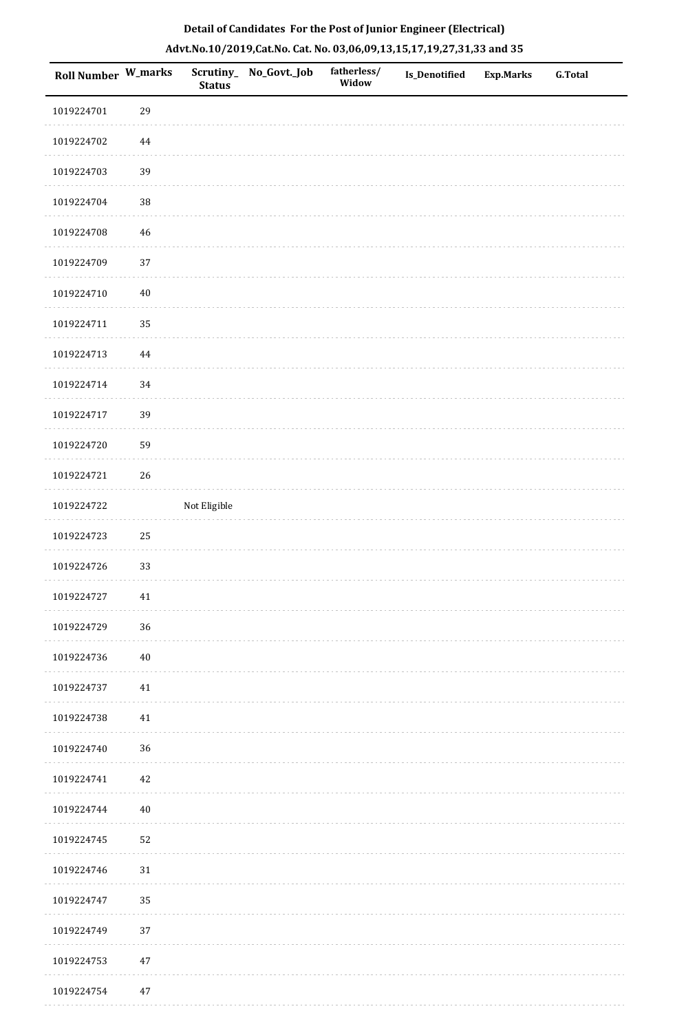**Detail of Candidates For the Post of Junior Engineer (Electrical)**

**Advt.No.10/2019,Cat.No. Cat. No. 03,06,09,13,15,17,19,27,31,33 and 35**

| Roll Number | W_marks | Scrutiny_Status | No_Govt._Job | fatherless/Widow | Is_Denotified | Exp.Marks | G.Total |
|---|---|---|---|---|---|---|---|
| 1019224701 | 29 | | | | | | |
| 1019224702 | 44 | | | | | | |
| 1019224703 | 39 | | | | | | |
| 1019224704 | 38 | | | | | | |
| 1019224708 | 46 | | | | | | |
| 1019224709 | 37 | | | | | | |
| 1019224710 | 40 | | | | | | |
| 1019224711 | 35 | | | | | | |
| 1019224713 | 44 | | | | | | |
| 1019224714 | 34 | | | | | | |
| 1019224717 | 39 | | | | | | |
| 1019224720 | 59 | | | | | | |
| 1019224721 | 26 | | | | | | |
| 1019224722 | | Not Eligible | | | | | |
| 1019224723 | 25 | | | | | | |
| 1019224726 | 33 | | | | | | |
| 1019224727 | 41 | | | | | | |
| 1019224729 | 36 | | | | | | |
| 1019224736 | 40 | | | | | | |
| 1019224737 | 41 | | | | | | |
| 1019224738 | 41 | | | | | | |
| 1019224740 | 36 | | | | | | |
| 1019224741 | 42 | | | | | | |
| 1019224744 | 40 | | | | | | |
| 1019224745 | 52 | | | | | | |
| 1019224746 | 31 | | | | | | |
| 1019224747 | 35 | | | | | | |
| 1019224749 | 37 | | | | | | |
| 1019224753 | 47 | | | | | | |
| 1019224754 | 47 | | | | | | |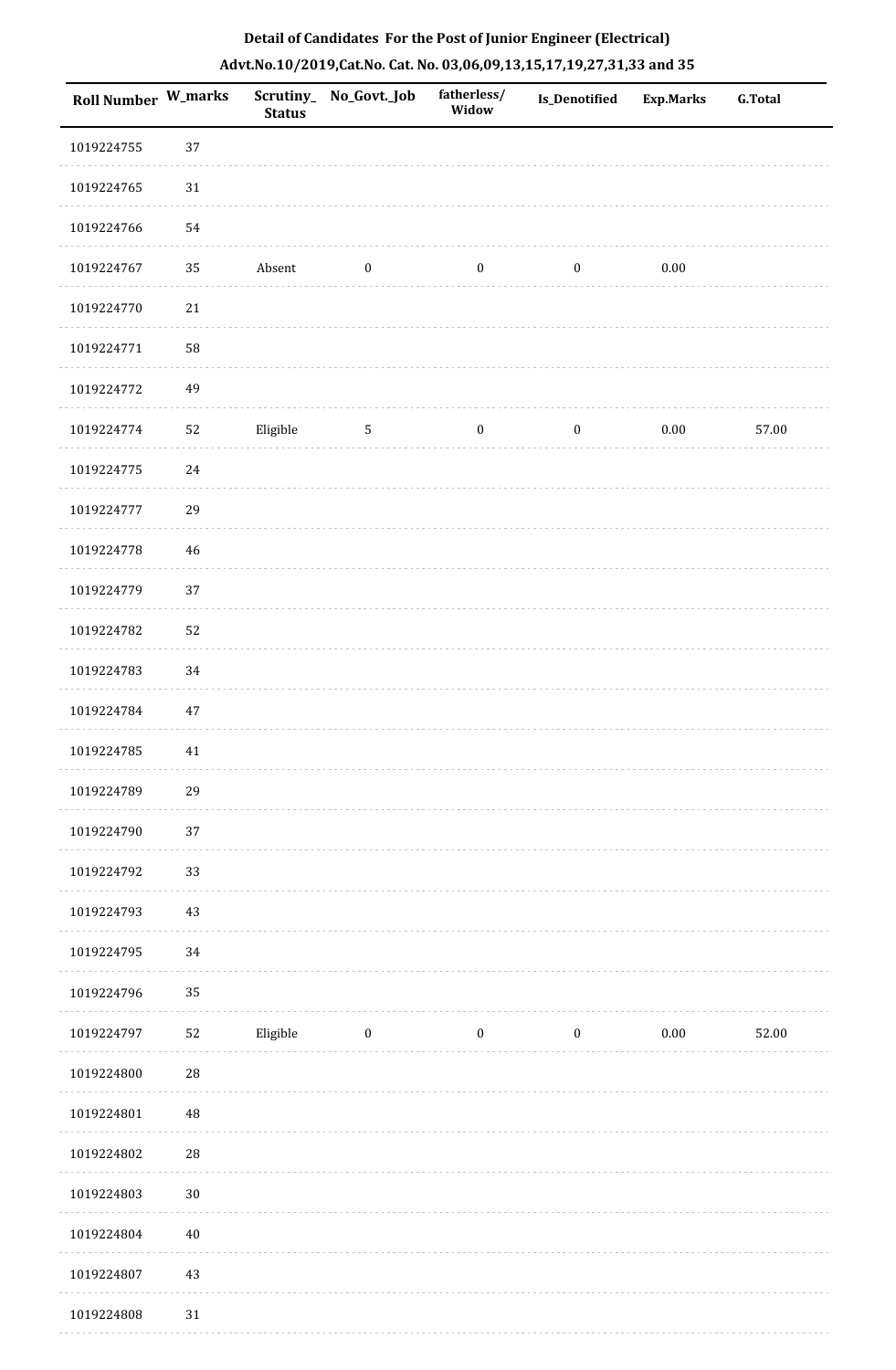**Detail of Candidates For the Post of Junior Engineer (Electrical)**

**Advt.No.10/2019,Cat.No. Cat. No. 03,06,09,13,15,17,19,27,31,33 and 35**

| Roll Number | W_marks | Scrutiny_Status | No_Govt._Job | fatherless/Widow | Is_Denotified | Exp.Marks | G.Total |
|---|---|---|---|---|---|---|---|
| 1019224755 | 37 | | | | | | |
| 1019224765 | 31 | | | | | | |
| 1019224766 | 54 | | | | | | |
| 1019224767 | 35 | Absent | 0 | 0 | 0 | 0.00 | |
| 1019224770 | 21 | | | | | | |
| 1019224771 | 58 | | | | | | |
| 1019224772 | 49 | | | | | | |
| 1019224774 | 52 | Eligible | 5 | 0 | 0 | 0.00 | 57.00 |
| 1019224775 | 24 | | | | | | |
| 1019224777 | 29 | | | | | | |
| 1019224778 | 46 | | | | | | |
| 1019224779 | 37 | | | | | | |
| 1019224782 | 52 | | | | | | |
| 1019224783 | 34 | | | | | | |
| 1019224784 | 47 | | | | | | |
| 1019224785 | 41 | | | | | | |
| 1019224789 | 29 | | | | | | |
| 1019224790 | 37 | | | | | | |
| 1019224792 | 33 | | | | | | |
| 1019224793 | 43 | | | | | | |
| 1019224795 | 34 | | | | | | |
| 1019224796 | 35 | | | | | | |
| 1019224797 | 52 | Eligible | 0 | 0 | 0 | 0.00 | 52.00 |
| 1019224800 | 28 | | | | | | |
| 1019224801 | 48 | | | | | | |
| 1019224802 | 28 | | | | | | |
| 1019224803 | 30 | | | | | | |
| 1019224804 | 40 | | | | | | |
| 1019224807 | 43 | | | | | | |
| 1019224808 | 31 | | | | | | |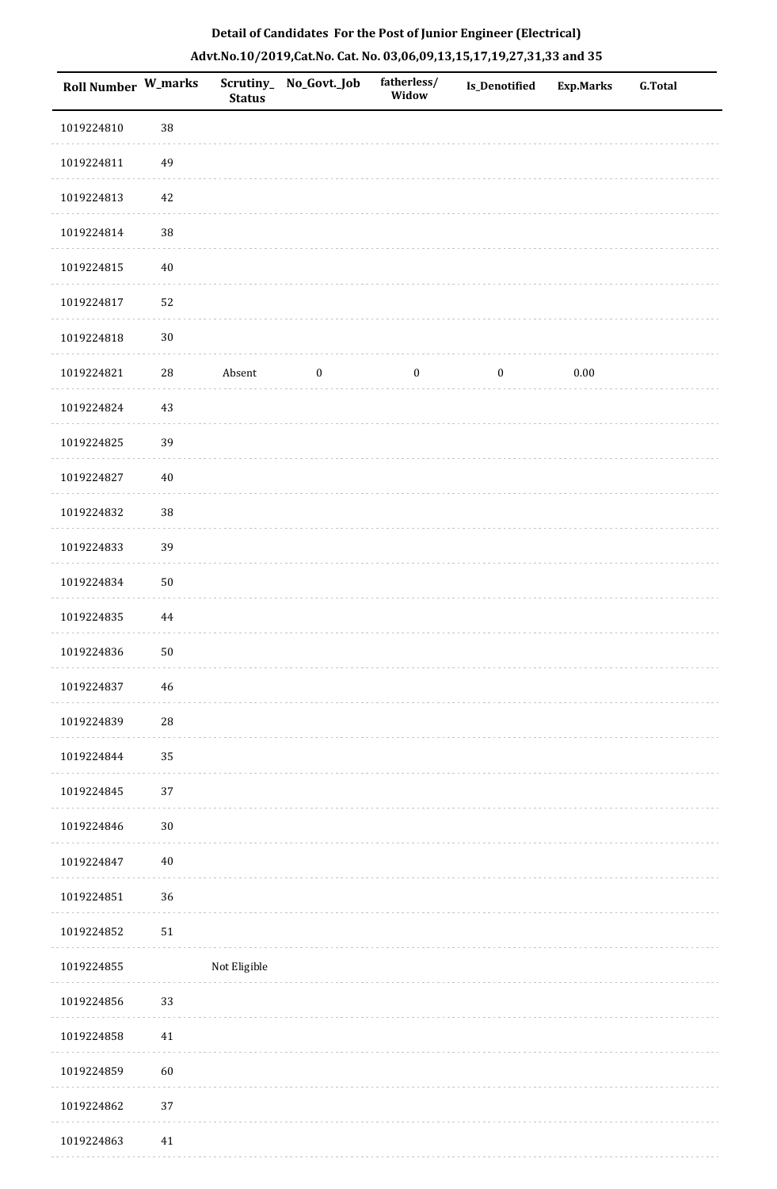**Detail of Candidates For the Post of Junior Engineer (Electrical)**

**Advt.No.10/2019,Cat.No. Cat. No. 03,06,09,13,15,17,19,27,31,33 and 35**

| Roll Number | W_marks | Scrutiny_ Status | No_Govt._Job | fatherless/ Widow | Is_Denotified | Exp.Marks | G.Total |
|---|---|---|---|---|---|---|---|
| 1019224810 | 38 | | | | | | |
| 1019224811 | 49 | | | | | | |
| 1019224813 | 42 | | | | | | |
| 1019224814 | 38 | | | | | | |
| 1019224815 | 40 | | | | | | |
| 1019224817 | 52 | | | | | | |
| 1019224818 | 30 | | | | | | |
| 1019224821 | 28 | Absent | 0 | 0 | 0 | 0.00 | |
| 1019224824 | 43 | | | | | | |
| 1019224825 | 39 | | | | | | |
| 1019224827 | 40 | | | | | | |
| 1019224832 | 38 | | | | | | |
| 1019224833 | 39 | | | | | | |
| 1019224834 | 50 | | | | | | |
| 1019224835 | 44 | | | | | | |
| 1019224836 | 50 | | | | | | |
| 1019224837 | 46 | | | | | | |
| 1019224839 | 28 | | | | | | |
| 1019224844 | 35 | | | | | | |
| 1019224845 | 37 | | | | | | |
| 1019224846 | 30 | | | | | | |
| 1019224847 | 40 | | | | | | |
| 1019224851 | 36 | | | | | | |
| 1019224852 | 51 | | | | | | |
| 1019224855 | | Not Eligible | | | | | |
| 1019224856 | 33 | | | | | | |
| 1019224858 | 41 | | | | | | |
| 1019224859 | 60 | | | | | | |
| 1019224862 | 37 | | | | | | |
| 1019224863 | 41 | | | | | | |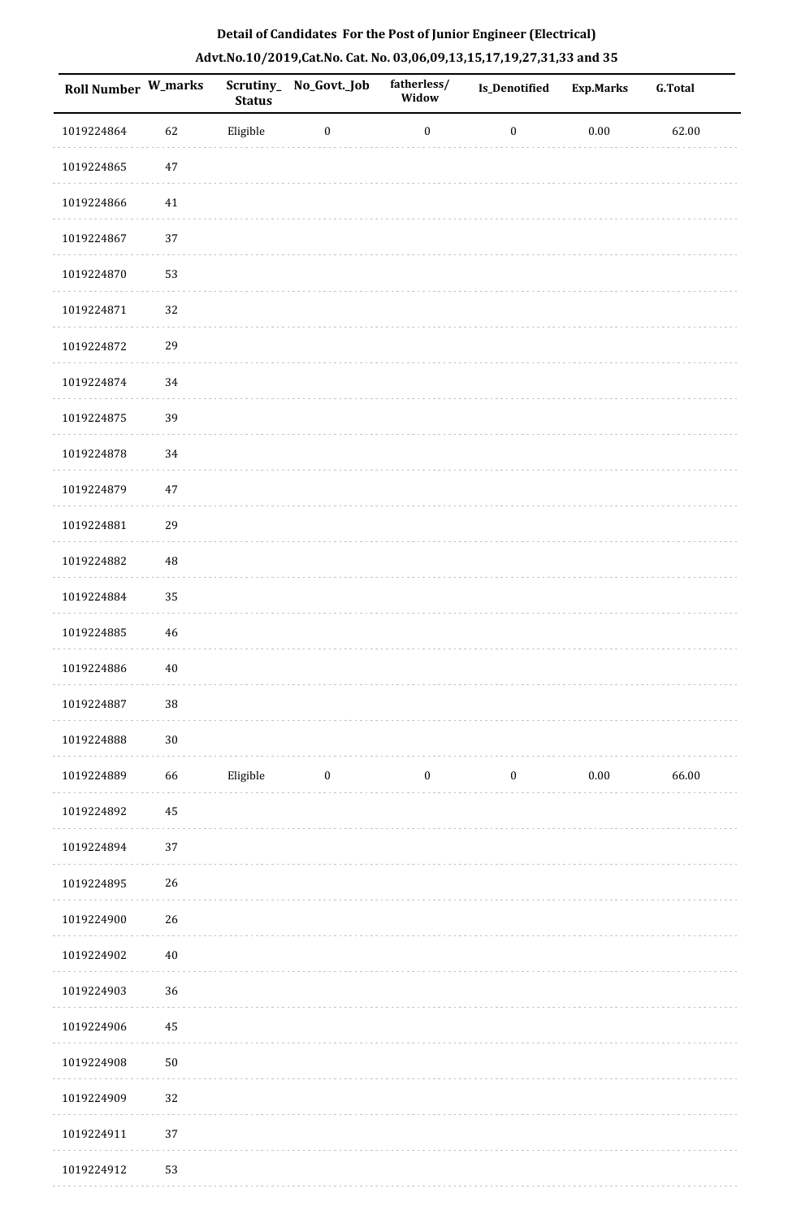**Detail of Candidates For the Post of Junior Engineer (Electrical)**

**Advt.No.10/2019,Cat.No. Cat. No. 03,06,09,13,15,17,19,27,31,33 and 35**

| Roll Number | W_marks | Scrutiny_ Status | No_Govt._Job | fatherless/ Widow | Is_Denotified | Exp.Marks | G.Total |
|---|---|---|---|---|---|---|---|
| 1019224864 | 62 | Eligible | 0 | 0 | 0 | 0.00 | 62.00 |
| 1019224865 | 47 | | | | | | |
| 1019224866 | 41 | | | | | | |
| 1019224867 | 37 | | | | | | |
| 1019224870 | 53 | | | | | | |
| 1019224871 | 32 | | | | | | |
| 1019224872 | 29 | | | | | | |
| 1019224874 | 34 | | | | | | |
| 1019224875 | 39 | | | | | | |
| 1019224878 | 34 | | | | | | |
| 1019224879 | 47 | | | | | | |
| 1019224881 | 29 | | | | | | |
| 1019224882 | 48 | | | | | | |
| 1019224884 | 35 | | | | | | |
| 1019224885 | 46 | | | | | | |
| 1019224886 | 40 | | | | | | |
| 1019224887 | 38 | | | | | | |
| 1019224888 | 30 | | | | | | |
| 1019224889 | 66 | Eligible | 0 | 0 | 0 | 0.00 | 66.00 |
| 1019224892 | 45 | | | | | | |
| 1019224894 | 37 | | | | | | |
| 1019224895 | 26 | | | | | | |
| 1019224900 | 26 | | | | | | |
| 1019224902 | 40 | | | | | | |
| 1019224903 | 36 | | | | | | |
| 1019224906 | 45 | | | | | | |
| 1019224908 | 50 | | | | | | |
| 1019224909 | 32 | | | | | | |
| 1019224911 | 37 | | | | | | |
| 1019224912 | 53 | | | | | | |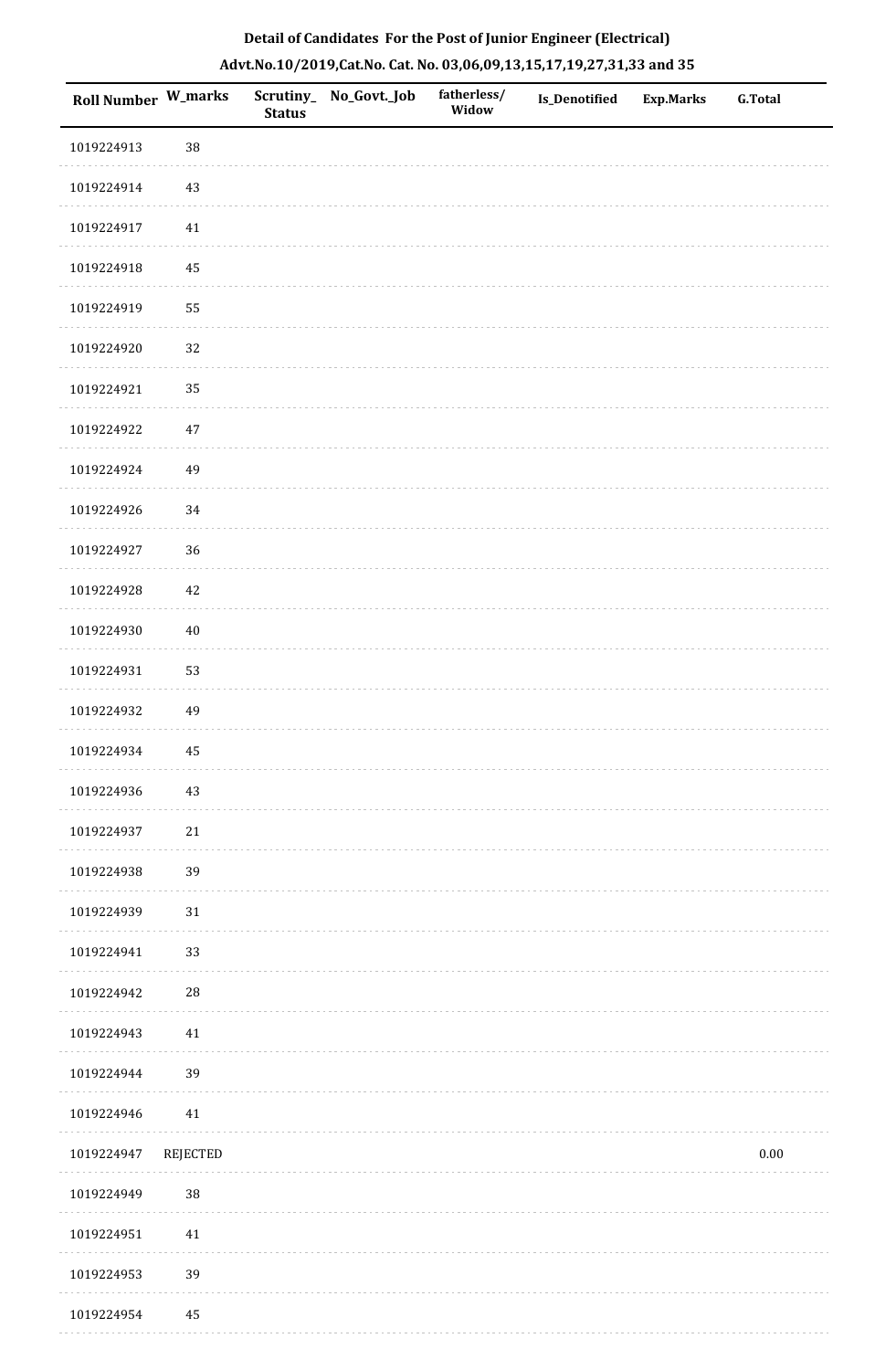**Detail of Candidates For the Post of Junior Engineer (Electrical)**

**Advt.No.10/2019,Cat.No. Cat. No. 03,06,09,13,15,17,19,27,31,33 and 35**

| Roll Number | W_marks | Scrutiny_Status | No_Govt._Job | fatherless/Widow | Is_Denotified | Exp.Marks | G.Total |
|---|---|---|---|---|---|---|---|
| 1019224913 | 38 | | | | | | |
| 1019224914 | 43 | | | | | | |
| 1019224917 | 41 | | | | | | |
| 1019224918 | 45 | | | | | | |
| 1019224919 | 55 | | | | | | |
| 1019224920 | 32 | | | | | | |
| 1019224921 | 35 | | | | | | |
| 1019224922 | 47 | | | | | | |
| 1019224924 | 49 | | | | | | |
| 1019224926 | 34 | | | | | | |
| 1019224927 | 36 | | | | | | |
| 1019224928 | 42 | | | | | | |
| 1019224930 | 40 | | | | | | |
| 1019224931 | 53 | | | | | | |
| 1019224932 | 49 | | | | | | |
| 1019224934 | 45 | | | | | | |
| 1019224936 | 43 | | | | | | |
| 1019224937 | 21 | | | | | | |
| 1019224938 | 39 | | | | | | |
| 1019224939 | 31 | | | | | | |
| 1019224941 | 33 | | | | | | |
| 1019224942 | 28 | | | | | | |
| 1019224943 | 41 | | | | | | |
| 1019224944 | 39 | | | | | | |
| 1019224946 | 41 | | | | | | |
| 1019224947 | REJECTED | | | | | | 0.00 |
| 1019224949 | 38 | | | | | | |
| 1019224951 | 41 | | | | | | |
| 1019224953 | 39 | | | | | | |
| 1019224954 | 45 | | | | | | |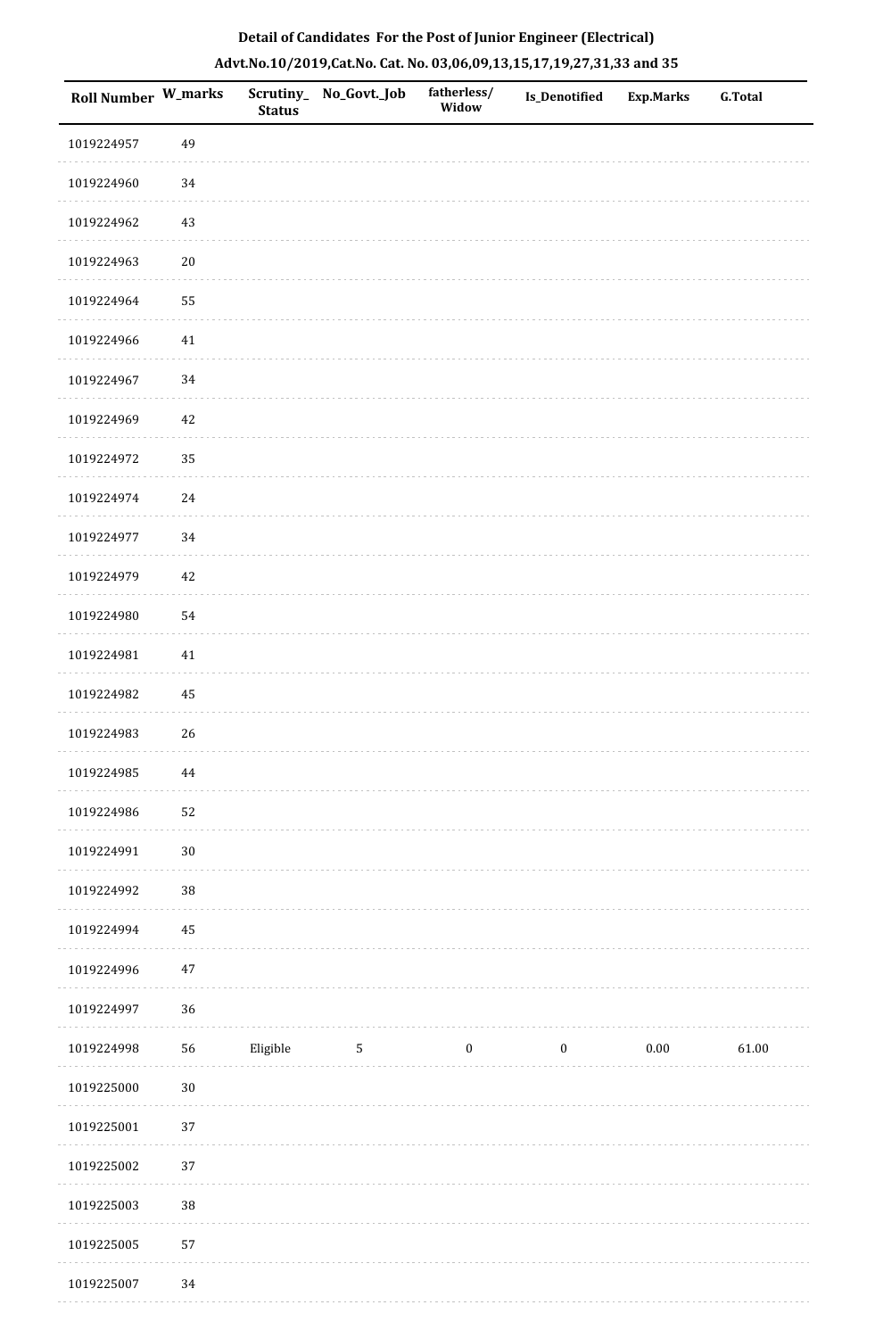**Detail of Candidates For the Post of Junior Engineer (Electrical)**

**Advt.No.10/2019,Cat.No. Cat. No. 03,06,09,13,15,17,19,27,31,33 and 35**

| Roll Number | W_marks | Scrutiny_Status | No_Govt._Job | fatherless/Widow | Is_Denotified | Exp.Marks | G.Total |
|---|---|---|---|---|---|---|---|
| 1019224957 | 49 | | | | | | |
| 1019224960 | 34 | | | | | | |
| 1019224962 | 43 | | | | | | |
| 1019224963 | 20 | | | | | | |
| 1019224964 | 55 | | | | | | |
| 1019224966 | 41 | | | | | | |
| 1019224967 | 34 | | | | | | |
| 1019224969 | 42 | | | | | | |
| 1019224972 | 35 | | | | | | |
| 1019224974 | 24 | | | | | | |
| 1019224977 | 34 | | | | | | |
| 1019224979 | 42 | | | | | | |
| 1019224980 | 54 | | | | | | |
| 1019224981 | 41 | | | | | | |
| 1019224982 | 45 | | | | | | |
| 1019224983 | 26 | | | | | | |
| 1019224985 | 44 | | | | | | |
| 1019224986 | 52 | | | | | | |
| 1019224991 | 30 | | | | | | |
| 1019224992 | 38 | | | | | | |
| 1019224994 | 45 | | | | | | |
| 1019224996 | 47 | | | | | | |
| 1019224997 | 36 | | | | | | |
| 1019224998 | 56 | Eligible | 5 | 0 | 0 | 0.00 | 61.00 |
| 1019225000 | 30 | | | | | | |
| 1019225001 | 37 | | | | | | |
| 1019225002 | 37 | | | | | | |
| 1019225003 | 38 | | | | | | |
| 1019225005 | 57 | | | | | | |
| 1019225007 | 34 | | | | | | |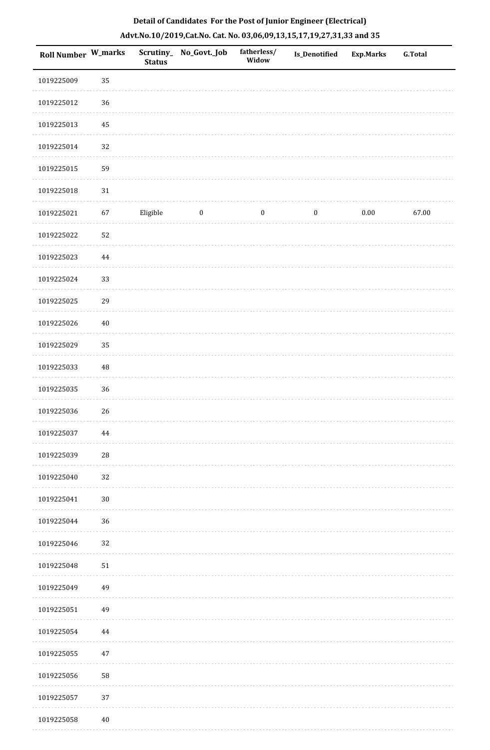**Detail of Candidates For the Post of Junior Engineer (Electrical)**

**Advt.No.10/2019,Cat.No. Cat. No. 03,06,09,13,15,17,19,27,31,33 and 35**

| Roll Number | W_marks | Scrutiny_Status | No_Govt._Job | fatherless/Widow | Is_Denotified | Exp.Marks | G.Total |
|---|---|---|---|---|---|---|---|
| 1019225009 | 35 | | | | | | |
| 1019225012 | 36 | | | | | | |
| 1019225013 | 45 | | | | | | |
| 1019225014 | 32 | | | | | | |
| 1019225015 | 59 | | | | | | |
| 1019225018 | 31 | | | | | | |
| 1019225021 | 67 | Eligible | 0 | 0 | 0 | 0.00 | 67.00 |
| 1019225022 | 52 | | | | | | |
| 1019225023 | 44 | | | | | | |
| 1019225024 | 33 | | | | | | |
| 1019225025 | 29 | | | | | | |
| 1019225026 | 40 | | | | | | |
| 1019225029 | 35 | | | | | | |
| 1019225033 | 48 | | | | | | |
| 1019225035 | 36 | | | | | | |
| 1019225036 | 26 | | | | | | |
| 1019225037 | 44 | | | | | | |
| 1019225039 | 28 | | | | | | |
| 1019225040 | 32 | | | | | | |
| 1019225041 | 30 | | | | | | |
| 1019225044 | 36 | | | | | | |
| 1019225046 | 32 | | | | | | |
| 1019225048 | 51 | | | | | | |
| 1019225049 | 49 | | | | | | |
| 1019225051 | 49 | | | | | | |
| 1019225054 | 44 | | | | | | |
| 1019225055 | 47 | | | | | | |
| 1019225056 | 58 | | | | | | |
| 1019225057 | 37 | | | | | | |
| 1019225058 | 40 | | | | | | |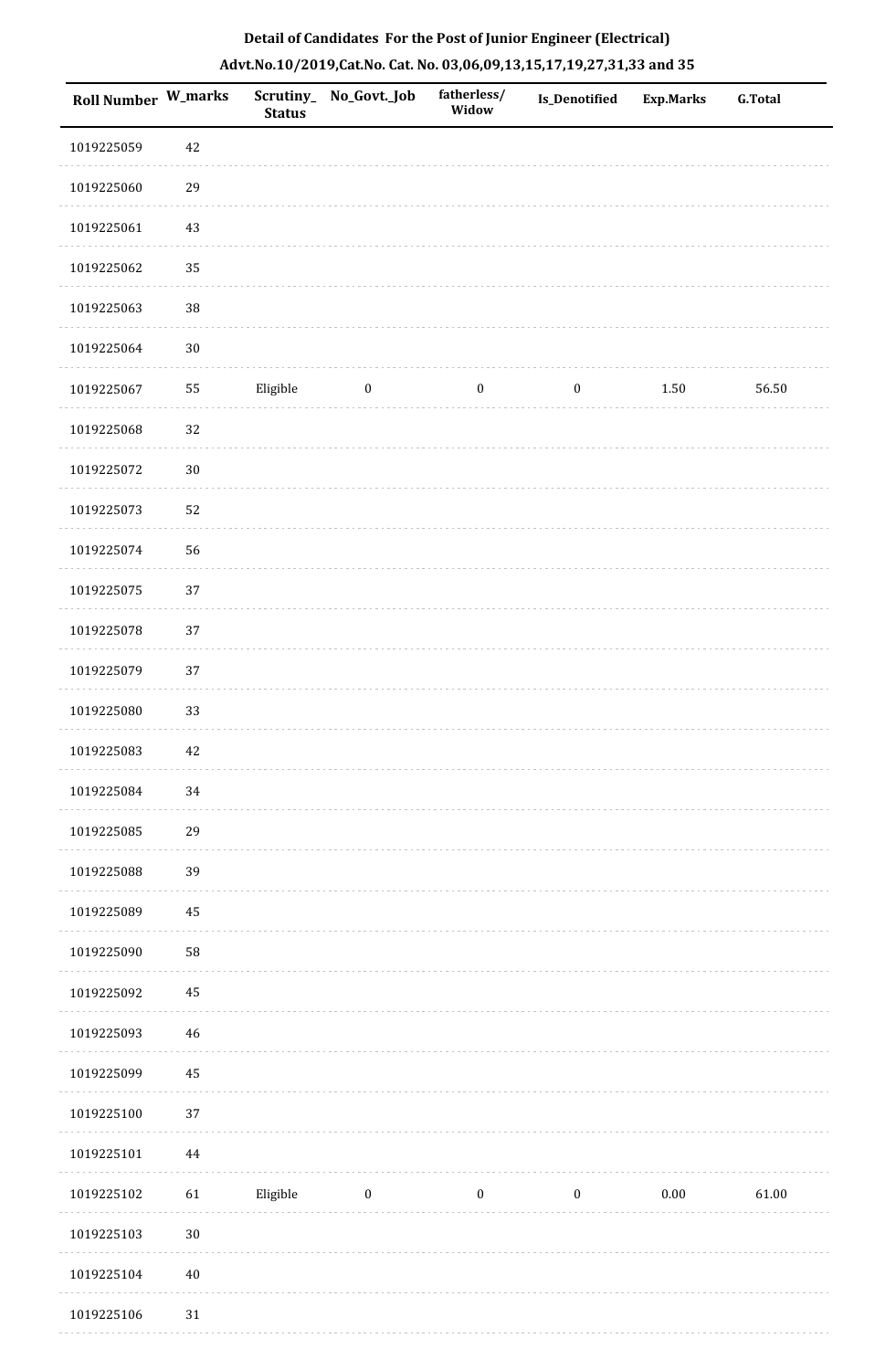# Detail of Candidates For the Post of Junior Engineer (Electrical)

## Advt.No.10/2019,Cat.No. Cat. No. 03,06,09,13,15,17,19,27,31,33 and 35

| Roll Number | W_marks | Scrutiny_ Status | No_Govt._Job | fatherless/ Widow | Is_Denotified | Exp.Marks | G.Total |
|---|---|---|---|---|---|---|---|
| 1019225059 | 42 | | | | | | |
| 1019225060 | 29 | | | | | | |
| 1019225061 | 43 | | | | | | |
| 1019225062 | 35 | | | | | | |
| 1019225063 | 38 | | | | | | |
| 1019225064 | 30 | | | | | | |
| 1019225067 | 55 | Eligible | 0 | 0 | 0 | 1.50 | 56.50 |
| 1019225068 | 32 | | | | | | |
| 1019225072 | 30 | | | | | | |
| 1019225073 | 52 | | | | | | |
| 1019225074 | 56 | | | | | | |
| 1019225075 | 37 | | | | | | |
| 1019225078 | 37 | | | | | | |
| 1019225079 | 37 | | | | | | |
| 1019225080 | 33 | | | | | | |
| 1019225083 | 42 | | | | | | |
| 1019225084 | 34 | | | | | | |
| 1019225085 | 29 | | | | | | |
| 1019225088 | 39 | | | | | | |
| 1019225089 | 45 | | | | | | |
| 1019225090 | 58 | | | | | | |
| 1019225092 | 45 | | | | | | |
| 1019225093 | 46 | | | | | | |
| 1019225099 | 45 | | | | | | |
| 1019225100 | 37 | | | | | | |
| 1019225101 | 44 | | | | | | |
| 1019225102 | 61 | Eligible | 0 | 0 | 0 | 0.00 | 61.00 |
| 1019225103 | 30 | | | | | | |
| 1019225104 | 40 | | | | | | |
| 1019225106 | 31 | | | | | | |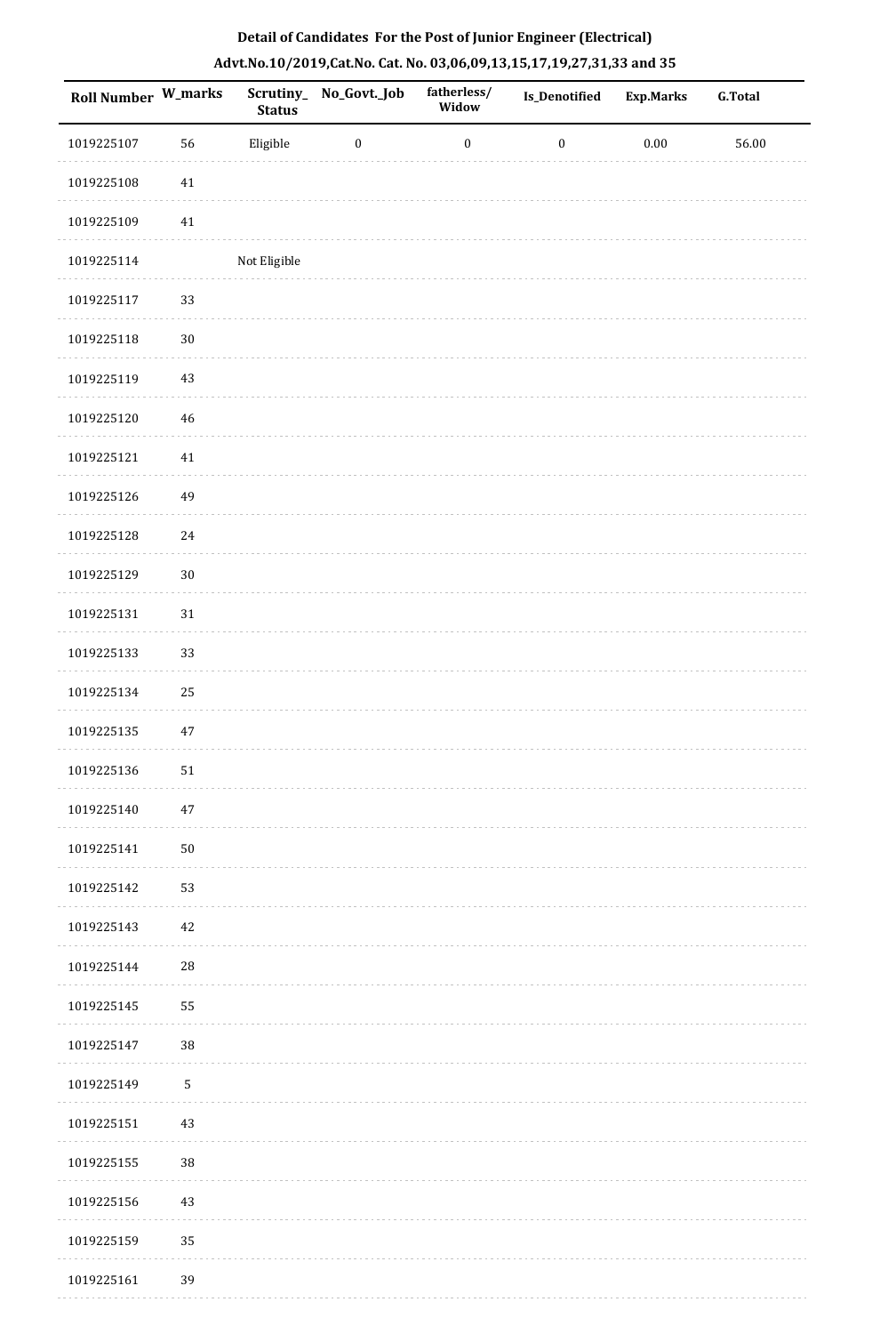**Detail of Candidates For the Post of Junior Engineer (Electrical)**

**Advt.No.10/2019,Cat.No. Cat. No. 03,06,09,13,15,17,19,27,31,33 and 35**

| Roll Number | W_marks | Scrutiny_Status | No_Govt._Job | fatherless/Widow | Is_Denotified | Exp.Marks | G.Total |
|---|---|---|---|---|---|---|---|
| 1019225107 | 56 | Eligible | 0 | 0 | 0 | 0.00 | 56.00 |
| 1019225108 | 41 | | | | | | |
| 1019225109 | 41 | | | | | | |
| 1019225114 | | Not Eligible | | | | | |
| 1019225117 | 33 | | | | | | |
| 1019225118 | 30 | | | | | | |
| 1019225119 | 43 | | | | | | |
| 1019225120 | 46 | | | | | | |
| 1019225121 | 41 | | | | | | |
| 1019225126 | 49 | | | | | | |
| 1019225128 | 24 | | | | | | |
| 1019225129 | 30 | | | | | | |
| 1019225131 | 31 | | | | | | |
| 1019225133 | 33 | | | | | | |
| 1019225134 | 25 | | | | | | |
| 1019225135 | 47 | | | | | | |
| 1019225136 | 51 | | | | | | |
| 1019225140 | 47 | | | | | | |
| 1019225141 | 50 | | | | | | |
| 1019225142 | 53 | | | | | | |
| 1019225143 | 42 | | | | | | |
| 1019225144 | 28 | | | | | | |
| 1019225145 | 55 | | | | | | |
| 1019225147 | 38 | | | | | | |
| 1019225149 | 5 | | | | | | |
| 1019225151 | 43 | | | | | | |
| 1019225155 | 38 | | | | | | |
| 1019225156 | 43 | | | | | | |
| 1019225159 | 35 | | | | | | |
| 1019225161 | 39 | | | | | | |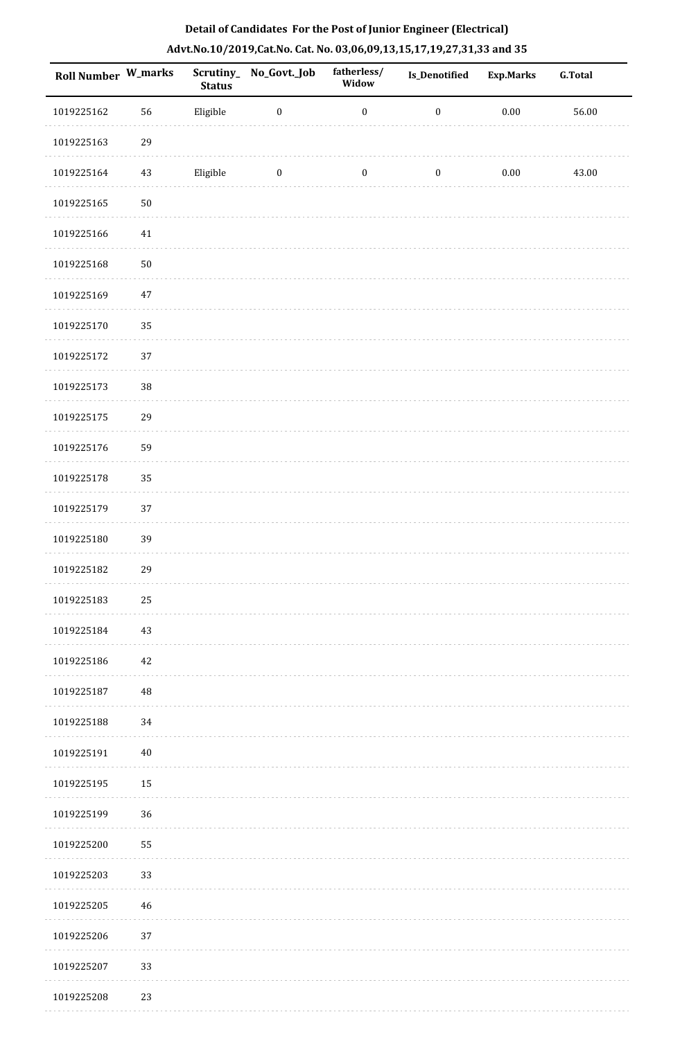**Detail of Candidates For the Post of Junior Engineer (Electrical)**

**Advt.No.10/2019,Cat.No. Cat. No. 03,06,09,13,15,17,19,27,31,33 and 35**

| Roll Number | W_marks | Scrutiny_Status | No_Govt._Job | fatherless/Widow | Is_Denotified | Exp.Marks | G.Total |
|---|---|---|---|---|---|---|---|
| 1019225162 | 56 | Eligible | 0 | 0 | 0 | 0.00 | 56.00 |
| 1019225163 | 29 | | | | | | |
| 1019225164 | 43 | Eligible | 0 | 0 | 0 | 0.00 | 43.00 |
| 1019225165 | 50 | | | | | | |
| 1019225166 | 41 | | | | | | |
| 1019225168 | 50 | | | | | | |
| 1019225169 | 47 | | | | | | |
| 1019225170 | 35 | | | | | | |
| 1019225172 | 37 | | | | | | |
| 1019225173 | 38 | | | | | | |
| 1019225175 | 29 | | | | | | |
| 1019225176 | 59 | | | | | | |
| 1019225178 | 35 | | | | | | |
| 1019225179 | 37 | | | | | | |
| 1019225180 | 39 | | | | | | |
| 1019225182 | 29 | | | | | | |
| 1019225183 | 25 | | | | | | |
| 1019225184 | 43 | | | | | | |
| 1019225186 | 42 | | | | | | |
| 1019225187 | 48 | | | | | | |
| 1019225188 | 34 | | | | | | |
| 1019225191 | 40 | | | | | | |
| 1019225195 | 15 | | | | | | |
| 1019225199 | 36 | | | | | | |
| 1019225200 | 55 | | | | | | |
| 1019225203 | 33 | | | | | | |
| 1019225205 | 46 | | | | | | |
| 1019225206 | 37 | | | | | | |
| 1019225207 | 33 | | | | | | |
| 1019225208 | 23 | | | | | | |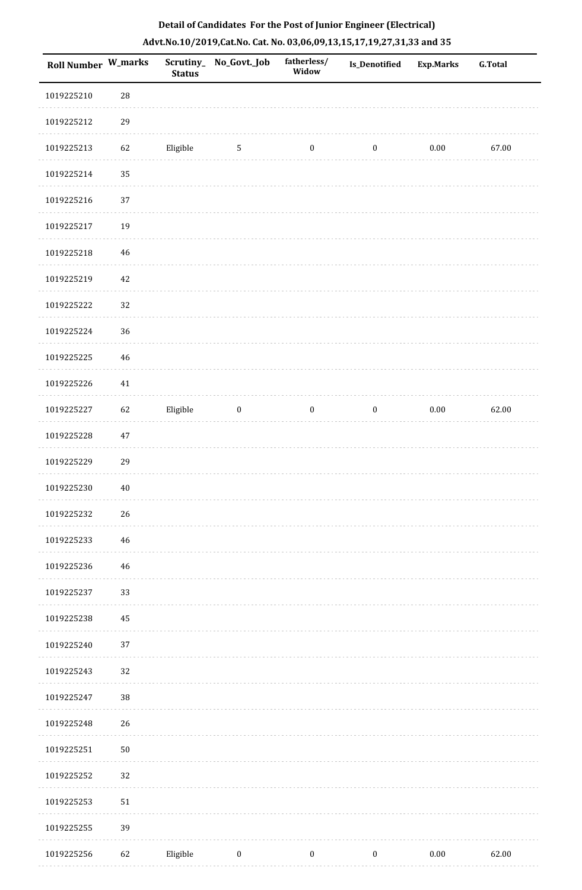**Detail of Candidates For the Post of Junior Engineer (Electrical)**

**Advt.No.10/2019,Cat.No. Cat. No. 03,06,09,13,15,17,19,27,31,33 and 35**

| Roll Number | W_marks | Scrutiny_Status | No_Govt._Job | fatherless/Widow | Is_Denotified | Exp.Marks | G.Total |
|---|---|---|---|---|---|---|---|
| 1019225210 | 28 | | | | | | |
| 1019225212 | 29 | | | | | | |
| 1019225213 | 62 | Eligible | 5 | 0 | 0 | 0.00 | 67.00 |
| 1019225214 | 35 | | | | | | |
| 1019225216 | 37 | | | | | | |
| 1019225217 | 19 | | | | | | |
| 1019225218 | 46 | | | | | | |
| 1019225219 | 42 | | | | | | |
| 1019225222 | 32 | | | | | | |
| 1019225224 | 36 | | | | | | |
| 1019225225 | 46 | | | | | | |
| 1019225226 | 41 | | | | | | |
| 1019225227 | 62 | Eligible | 0 | 0 | 0 | 0.00 | 62.00 |
| 1019225228 | 47 | | | | | | |
| 1019225229 | 29 | | | | | | |
| 1019225230 | 40 | | | | | | |
| 1019225232 | 26 | | | | | | |
| 1019225233 | 46 | | | | | | |
| 1019225236 | 46 | | | | | | |
| 1019225237 | 33 | | | | | | |
| 1019225238 | 45 | | | | | | |
| 1019225240 | 37 | | | | | | |
| 1019225243 | 32 | | | | | | |
| 1019225247 | 38 | | | | | | |
| 1019225248 | 26 | | | | | | |
| 1019225251 | 50 | | | | | | |
| 1019225252 | 32 | | | | | | |
| 1019225253 | 51 | | | | | | |
| 1019225255 | 39 | | | | | | |
| 1019225256 | 62 | Eligible | 0 | 0 | 0 | 0.00 | 62.00 |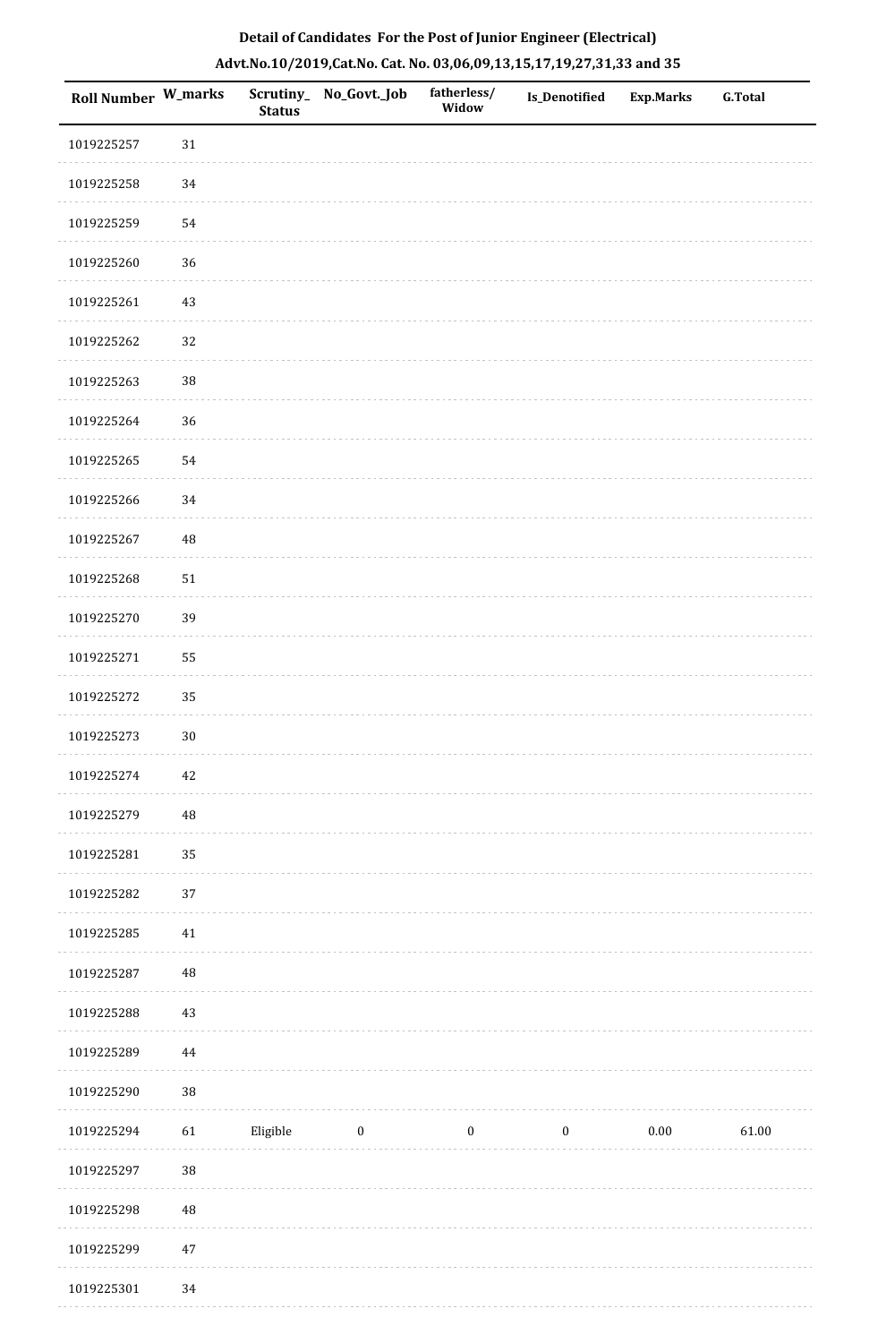**Detail of Candidates For the Post of Junior Engineer (Electrical)**

**Advt.No.10/2019,Cat.No. Cat. No. 03,06,09,13,15,17,19,27,31,33 and 35**

| Roll Number | W_marks | Scrutiny_Status | No_Govt._Job | fatherless/Widow | Is_Denotified | Exp.Marks | G.Total |
|---|---|---|---|---|---|---|---|
| 1019225257 | 31 | | | | | | |
| 1019225258 | 34 | | | | | | |
| 1019225259 | 54 | | | | | | |
| 1019225260 | 36 | | | | | | |
| 1019225261 | 43 | | | | | | |
| 1019225262 | 32 | | | | | | |
| 1019225263 | 38 | | | | | | |
| 1019225264 | 36 | | | | | | |
| 1019225265 | 54 | | | | | | |
| 1019225266 | 34 | | | | | | |
| 1019225267 | 48 | | | | | | |
| 1019225268 | 51 | | | | | | |
| 1019225270 | 39 | | | | | | |
| 1019225271 | 55 | | | | | | |
| 1019225272 | 35 | | | | | | |
| 1019225273 | 30 | | | | | | |
| 1019225274 | 42 | | | | | | |
| 1019225279 | 48 | | | | | | |
| 1019225281 | 35 | | | | | | |
| 1019225282 | 37 | | | | | | |
| 1019225285 | 41 | | | | | | |
| 1019225287 | 48 | | | | | | |
| 1019225288 | 43 | | | | | | |
| 1019225289 | 44 | | | | | | |
| 1019225290 | 38 | | | | | | |
| 1019225294 | 61 | Eligible | 0 | 0 | 0 | 0.00 | 61.00 |
| 1019225297 | 38 | | | | | | |
| 1019225298 | 48 | | | | | | |
| 1019225299 | 47 | | | | | | |
| 1019225301 | 34 | | | | | | |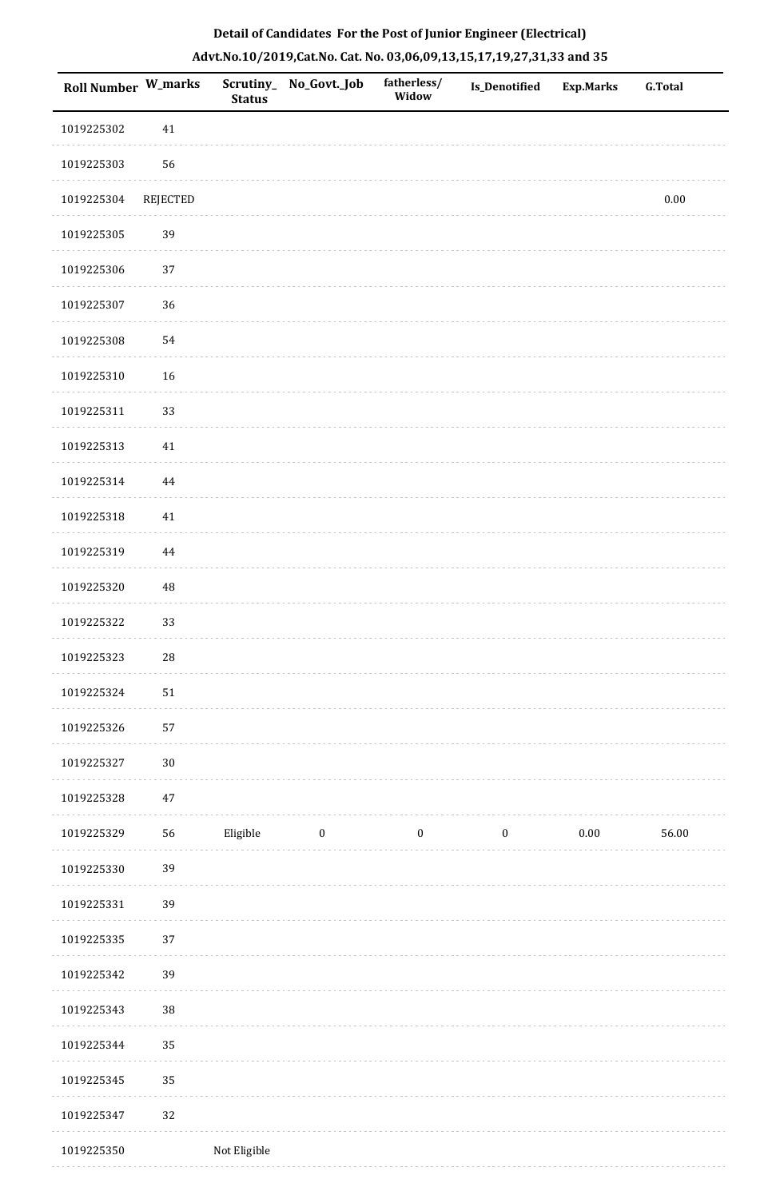**Detail of Candidates For the Post of Junior Engineer (Electrical)**

**Advt.No.10/2019,Cat.No. Cat. No. 03,06,09,13,15,17,19,27,31,33 and 35**

| Roll Number | W_marks | Scrutiny_Status | No_Govt._Job | fatherless/Widow | Is_Denotified | Exp.Marks | G.Total |
|---|---|---|---|---|---|---|---|
| 1019225302 | 41 | | | | | | |
| 1019225303 | 56 | | | | | | |
| 1019225304 | REJECTED | | | | | | 0.00 |
| 1019225305 | 39 | | | | | | |
| 1019225306 | 37 | | | | | | |
| 1019225307 | 36 | | | | | | |
| 1019225308 | 54 | | | | | | |
| 1019225310 | 16 | | | | | | |
| 1019225311 | 33 | | | | | | |
| 1019225313 | 41 | | | | | | |
| 1019225314 | 44 | | | | | | |
| 1019225318 | 41 | | | | | | |
| 1019225319 | 44 | | | | | | |
| 1019225320 | 48 | | | | | | |
| 1019225322 | 33 | | | | | | |
| 1019225323 | 28 | | | | | | |
| 1019225324 | 51 | | | | | | |
| 1019225326 | 57 | | | | | | |
| 1019225327 | 30 | | | | | | |
| 1019225328 | 47 | | | | | | |
| 1019225329 | 56 | Eligible | 0 | 0 | 0 | 0.00 | 56.00 |
| 1019225330 | 39 | | | | | | |
| 1019225331 | 39 | | | | | | |
| 1019225335 | 37 | | | | | | |
| 1019225342 | 39 | | | | | | |
| 1019225343 | 38 | | | | | | |
| 1019225344 | 35 | | | | | | |
| 1019225345 | 35 | | | | | | |
| 1019225347 | 32 | | | | | | |
| 1019225350 | | Not Eligible | | | | | |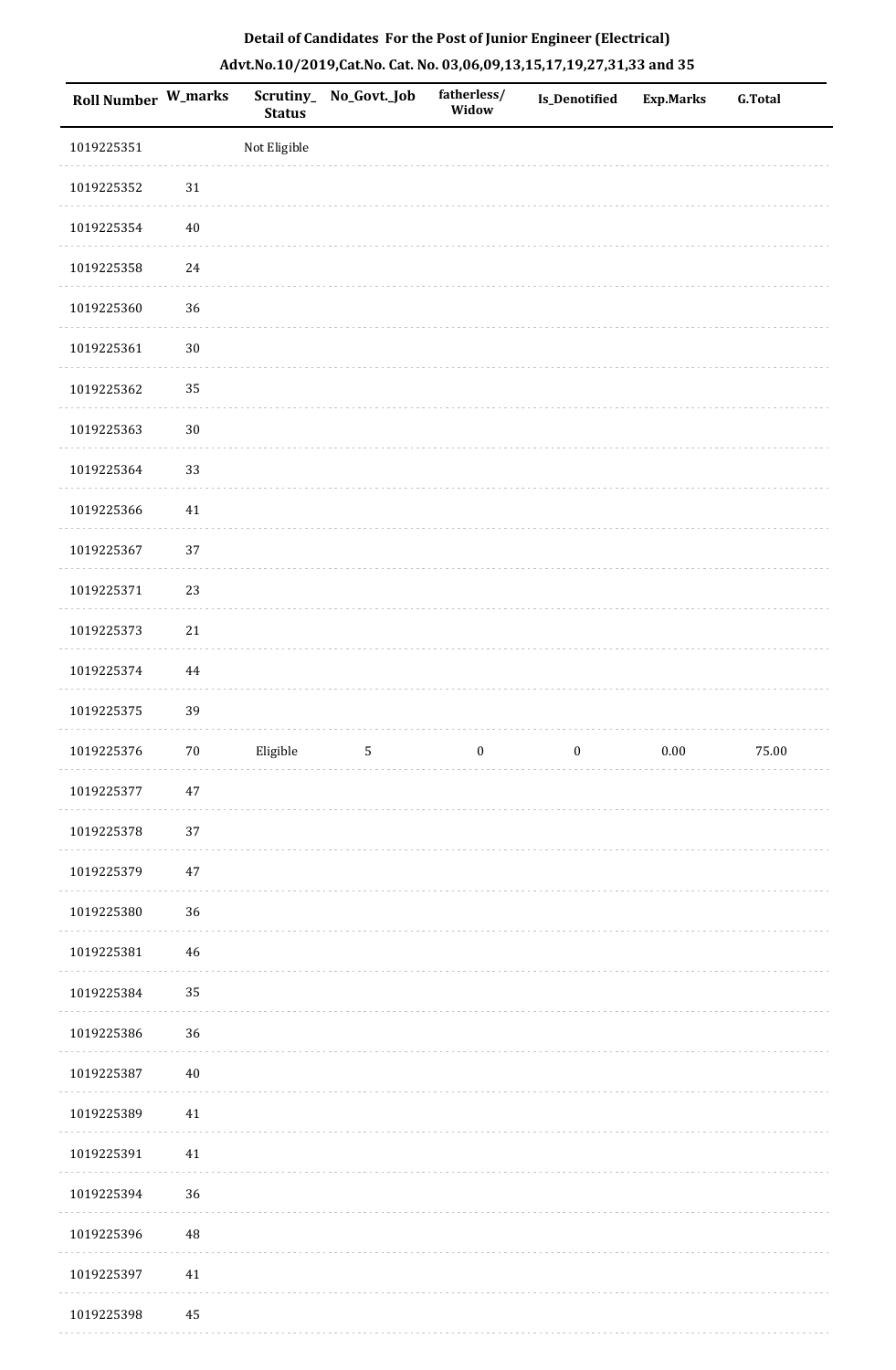## Detail of Candidates For the Post of Junior Engineer (Electrical)

### Advt.No.10/2019,Cat.No. Cat. No. 03,06,09,13,15,17,19,27,31,33 and 35

| Roll Number | W_marks | Scrutiny_ Status | No_Govt._Job | fatherless/ Widow | Is_Denotified | Exp.Marks | G.Total |
|---|---|---|---|---|---|---|---|
| 1019225351 | | Not Eligible | | | | | |
| 1019225352 | 31 | | | | | | |
| 1019225354 | 40 | | | | | | |
| 1019225358 | 24 | | | | | | |
| 1019225360 | 36 | | | | | | |
| 1019225361 | 30 | | | | | | |
| 1019225362 | 35 | | | | | | |
| 1019225363 | 30 | | | | | | |
| 1019225364 | 33 | | | | | | |
| 1019225366 | 41 | | | | | | |
| 1019225367 | 37 | | | | | | |
| 1019225371 | 23 | | | | | | |
| 1019225373 | 21 | | | | | | |
| 1019225374 | 44 | | | | | | |
| 1019225375 | 39 | | | | | | |
| 1019225376 | 70 | Eligible | 5 | 0 | 0 | 0.00 | 75.00 |
| 1019225377 | 47 | | | | | | |
| 1019225378 | 37 | | | | | | |
| 1019225379 | 47 | | | | | | |
| 1019225380 | 36 | | | | | | |
| 1019225381 | 46 | | | | | | |
| 1019225384 | 35 | | | | | | |
| 1019225386 | 36 | | | | | | |
| 1019225387 | 40 | | | | | | |
| 1019225389 | 41 | | | | | | |
| 1019225391 | 41 | | | | | | |
| 1019225394 | 36 | | | | | | |
| 1019225396 | 48 | | | | | | |
| 1019225397 | 41 | | | | | | |
| 1019225398 | 45 | | | | | | |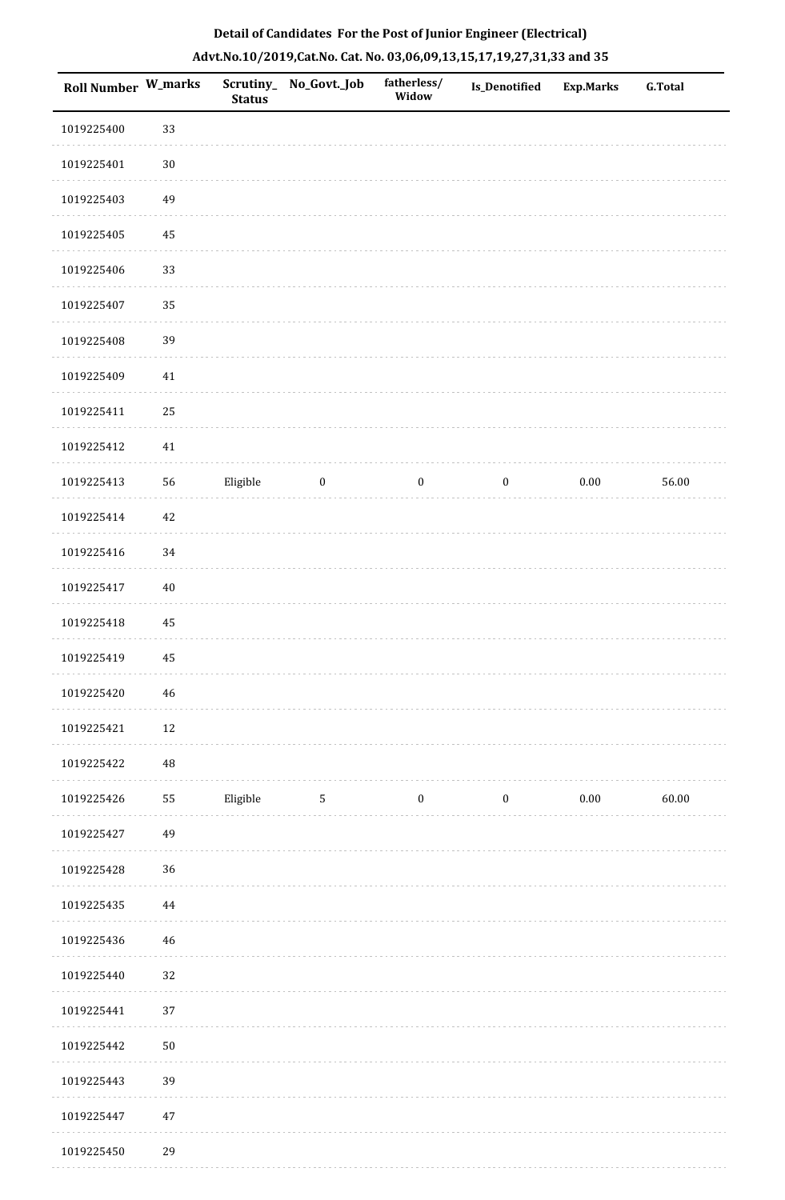## Detail of Candidates For the Post of Junior Engineer (Electrical)

### Advt.No.10/2019,Cat.No. Cat. No. 03,06,09,13,15,17,19,27,31,33 and 35

| Roll Number | W_marks | Scrutiny_Status | No_Govt._Job | fatherless/Widow | Is_Denotified | Exp.Marks | G.Total |
|---|---|---|---|---|---|---|---|
| 1019225400 | 33 | | | | | | |
| 1019225401 | 30 | | | | | | |
| 1019225403 | 49 | | | | | | |
| 1019225405 | 45 | | | | | | |
| 1019225406 | 33 | | | | | | |
| 1019225407 | 35 | | | | | | |
| 1019225408 | 39 | | | | | | |
| 1019225409 | 41 | | | | | | |
| 1019225411 | 25 | | | | | | |
| 1019225412 | 41 | | | | | | |
| 1019225413 | 56 | Eligible | 0 | 0 | 0 | 0.00 | 56.00 |
| 1019225414 | 42 | | | | | | |
| 1019225416 | 34 | | | | | | |
| 1019225417 | 40 | | | | | | |
| 1019225418 | 45 | | | | | | |
| 1019225419 | 45 | | | | | | |
| 1019225420 | 46 | | | | | | |
| 1019225421 | 12 | | | | | | |
| 1019225422 | 48 | | | | | | |
| 1019225426 | 55 | Eligible | 5 | 0 | 0 | 0.00 | 60.00 |
| 1019225427 | 49 | | | | | | |
| 1019225428 | 36 | | | | | | |
| 1019225435 | 44 | | | | | | |
| 1019225436 | 46 | | | | | | |
| 1019225440 | 32 | | | | | | |
| 1019225441 | 37 | | | | | | |
| 1019225442 | 50 | | | | | | |
| 1019225443 | 39 | | | | | | |
| 1019225447 | 47 | | | | | | |
| 1019225450 | 29 | | | | | | |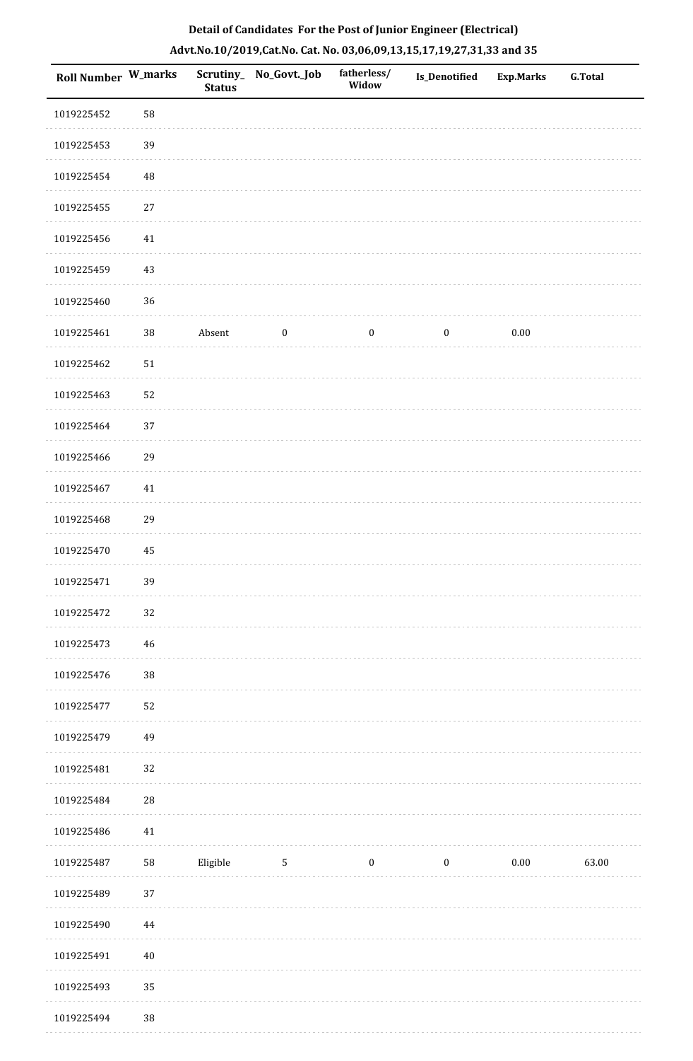**Detail of Candidates For the Post of Junior Engineer (Electrical)**

**Advt.No.10/2019,Cat.No. Cat. No. 03,06,09,13,15,17,19,27,31,33 and 35**

| Roll Number | W_marks | Scrutiny_Status | No_Govt._Job | fatherless/Widow | Is_Denotified | Exp.Marks | G.Total |
|---|---|---|---|---|---|---|---|
| 1019225452 | 58 | | | | | | |
| 1019225453 | 39 | | | | | | |
| 1019225454 | 48 | | | | | | |
| 1019225455 | 27 | | | | | | |
| 1019225456 | 41 | | | | | | |
| 1019225459 | 43 | | | | | | |
| 1019225460 | 36 | | | | | | |
| 1019225461 | 38 | Absent | 0 | 0 | 0 | 0.00 | |
| 1019225462 | 51 | | | | | | |
| 1019225463 | 52 | | | | | | |
| 1019225464 | 37 | | | | | | |
| 1019225466 | 29 | | | | | | |
| 1019225467 | 41 | | | | | | |
| 1019225468 | 29 | | | | | | |
| 1019225470 | 45 | | | | | | |
| 1019225471 | 39 | | | | | | |
| 1019225472 | 32 | | | | | | |
| 1019225473 | 46 | | | | | | |
| 1019225476 | 38 | | | | | | |
| 1019225477 | 52 | | | | | | |
| 1019225479 | 49 | | | | | | |
| 1019225481 | 32 | | | | | | |
| 1019225484 | 28 | | | | | | |
| 1019225486 | 41 | | | | | | |
| 1019225487 | 58 | Eligible | 5 | 0 | 0 | 0.00 | 63.00 |
| 1019225489 | 37 | | | | | | |
| 1019225490 | 44 | | | | | | |
| 1019225491 | 40 | | | | | | |
| 1019225493 | 35 | | | | | | |
| 1019225494 | 38 | | | | | | |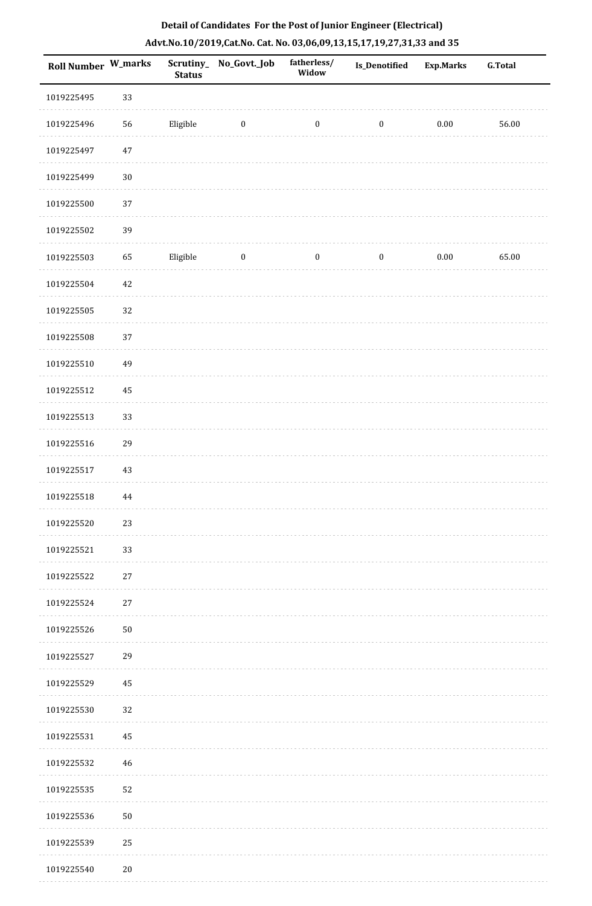## Detail of Candidates For the Post of Junior Engineer (Electrical)

### Advt.No.10/2019,Cat.No. Cat. No. 03,06,09,13,15,17,19,27,31,33 and 35

| Roll Number | W_marks | Scrutiny_ Status | No_Govt._Job | fatherless/ Widow | Is_Denotified | Exp.Marks | G.Total |
|---|---|---|---|---|---|---|---|
| 1019225495 | 33 | | | | | | |
| 1019225496 | 56 | Eligible | 0 | 0 | 0 | 0.00 | 56.00 |
| 1019225497 | 47 | | | | | | |
| 1019225499 | 30 | | | | | | |
| 1019225500 | 37 | | | | | | |
| 1019225502 | 39 | | | | | | |
| 1019225503 | 65 | Eligible | 0 | 0 | 0 | 0.00 | 65.00 |
| 1019225504 | 42 | | | | | | |
| 1019225505 | 32 | | | | | | |
| 1019225508 | 37 | | | | | | |
| 1019225510 | 49 | | | | | | |
| 1019225512 | 45 | | | | | | |
| 1019225513 | 33 | | | | | | |
| 1019225516 | 29 | | | | | | |
| 1019225517 | 43 | | | | | | |
| 1019225518 | 44 | | | | | | |
| 1019225520 | 23 | | | | | | |
| 1019225521 | 33 | | | | | | |
| 1019225522 | 27 | | | | | | |
| 1019225524 | 27 | | | | | | |
| 1019225526 | 50 | | | | | | |
| 1019225527 | 29 | | | | | | |
| 1019225529 | 45 | | | | | | |
| 1019225530 | 32 | | | | | | |
| 1019225531 | 45 | | | | | | |
| 1019225532 | 46 | | | | | | |
| 1019225535 | 52 | | | | | | |
| 1019225536 | 50 | | | | | | |
| 1019225539 | 25 | | | | | | |
| 1019225540 | 20 | | | | | | |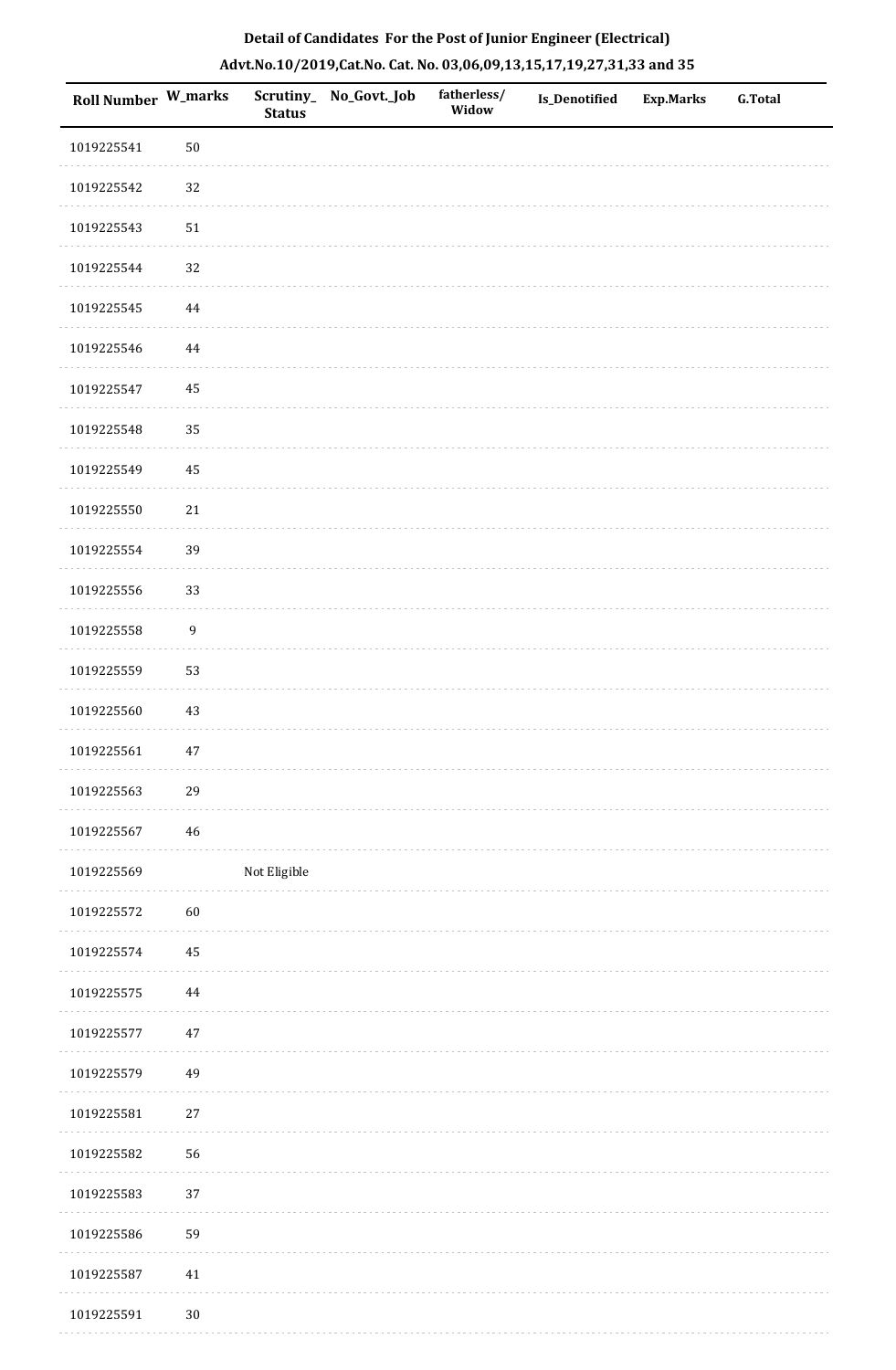## Detail of Candidates For the Post of Junior Engineer (Electrical)

## Advt.No.10/2019,Cat.No. Cat. No. 03,06,09,13,15,17,19,27,31,33 and 35

| Roll Number | W_marks | Scrutiny_ Status | No_Govt._Job | fatherless/ Widow | Is_Denotified | Exp.Marks | G.Total |
|---|---|---|---|---|---|---|---|
| 1019225541 | 50 | | | | | | |
| 1019225542 | 32 | | | | | | |
| 1019225543 | 51 | | | | | | |
| 1019225544 | 32 | | | | | | |
| 1019225545 | 44 | | | | | | |
| 1019225546 | 44 | | | | | | |
| 1019225547 | 45 | | | | | | |
| 1019225548 | 35 | | | | | | |
| 1019225549 | 45 | | | | | | |
| 1019225550 | 21 | | | | | | |
| 1019225554 | 39 | | | | | | |
| 1019225556 | 33 | | | | | | |
| 1019225558 | 9 | | | | | | |
| 1019225559 | 53 | | | | | | |
| 1019225560 | 43 | | | | | | |
| 1019225561 | 47 | | | | | | |
| 1019225563 | 29 | | | | | | |
| 1019225567 | 46 | | | | | | |
| 1019225569 | | Not Eligible | | | | | |
| 1019225572 | 60 | | | | | | |
| 1019225574 | 45 | | | | | | |
| 1019225575 | 44 | | | | | | |
| 1019225577 | 47 | | | | | | |
| 1019225579 | 49 | | | | | | |
| 1019225581 | 27 | | | | | | |
| 1019225582 | 56 | | | | | | |
| 1019225583 | 37 | | | | | | |
| 1019225586 | 59 | | | | | | |
| 1019225587 | 41 | | | | | | |
| 1019225591 | 30 | | | | | | |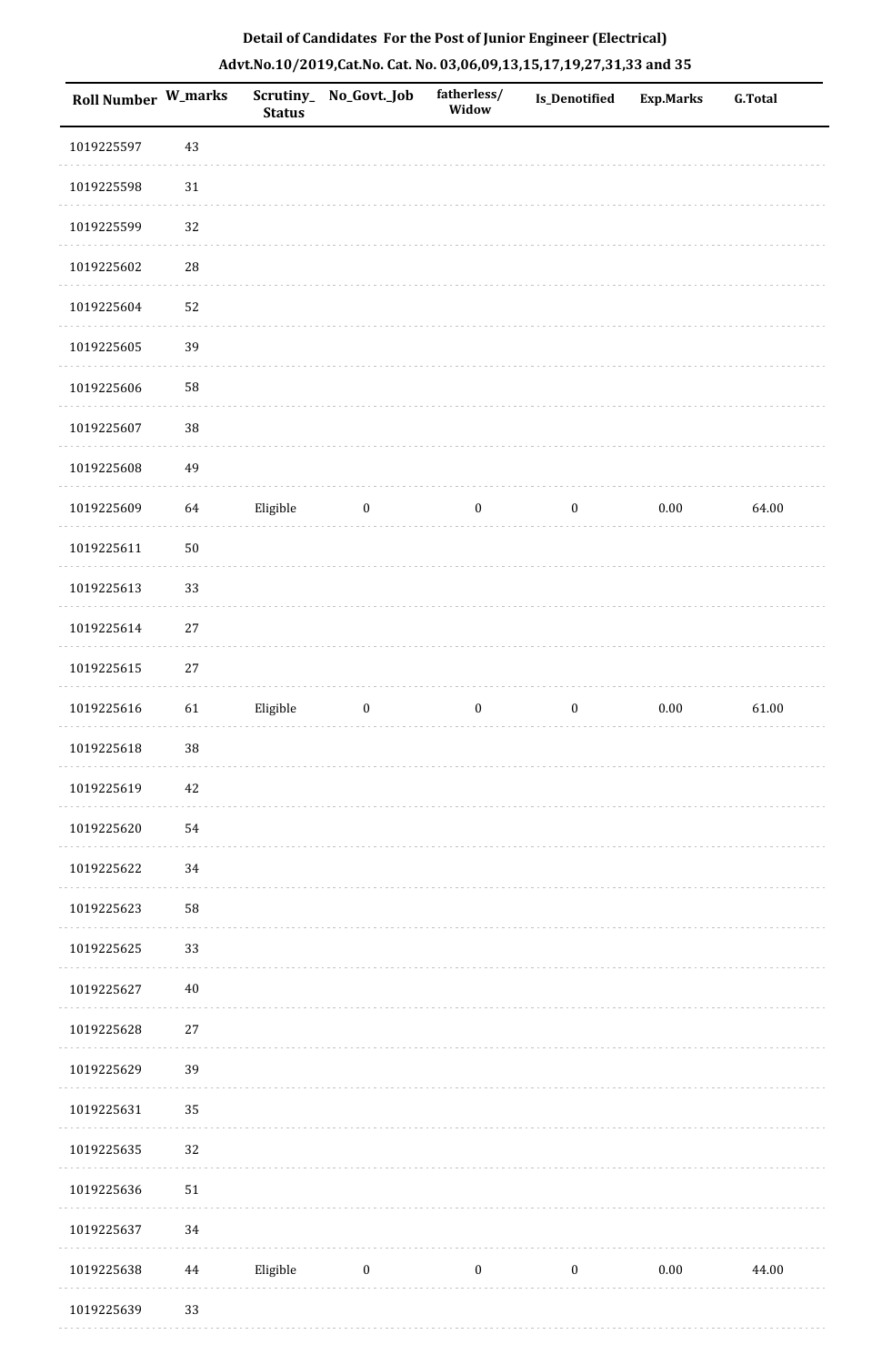**Detail of Candidates For the Post of Junior Engineer (Electrical)**

**Advt.No.10/2019,Cat.No. Cat. No. 03,06,09,13,15,17,19,27,31,33 and 35**

| Roll Number | W_marks | Scrutiny_Status | No_Govt._Job | fatherless/Widow | Is_Denotified | Exp.Marks | G.Total |
|---|---|---|---|---|---|---|---|
| 1019225597 | 43 | | | | | | |
| 1019225598 | 31 | | | | | | |
| 1019225599 | 32 | | | | | | |
| 1019225602 | 28 | | | | | | |
| 1019225604 | 52 | | | | | | |
| 1019225605 | 39 | | | | | | |
| 1019225606 | 58 | | | | | | |
| 1019225607 | 38 | | | | | | |
| 1019225608 | 49 | | | | | | |
| 1019225609 | 64 | Eligible | 0 | 0 | 0 | 0.00 | 64.00 |
| 1019225611 | 50 | | | | | | |
| 1019225613 | 33 | | | | | | |
| 1019225614 | 27 | | | | | | |
| 1019225615 | 27 | | | | | | |
| 1019225616 | 61 | Eligible | 0 | 0 | 0 | 0.00 | 61.00 |
| 1019225618 | 38 | | | | | | |
| 1019225619 | 42 | | | | | | |
| 1019225620 | 54 | | | | | | |
| 1019225622 | 34 | | | | | | |
| 1019225623 | 58 | | | | | | |
| 1019225625 | 33 | | | | | | |
| 1019225627 | 40 | | | | | | |
| 1019225628 | 27 | | | | | | |
| 1019225629 | 39 | | | | | | |
| 1019225631 | 35 | | | | | | |
| 1019225635 | 32 | | | | | | |
| 1019225636 | 51 | | | | | | |
| 1019225637 | 34 | | | | | | |
| 1019225638 | 44 | Eligible | 0 | 0 | 0 | 0.00 | 44.00 |
| 1019225639 | 33 | | | | | | |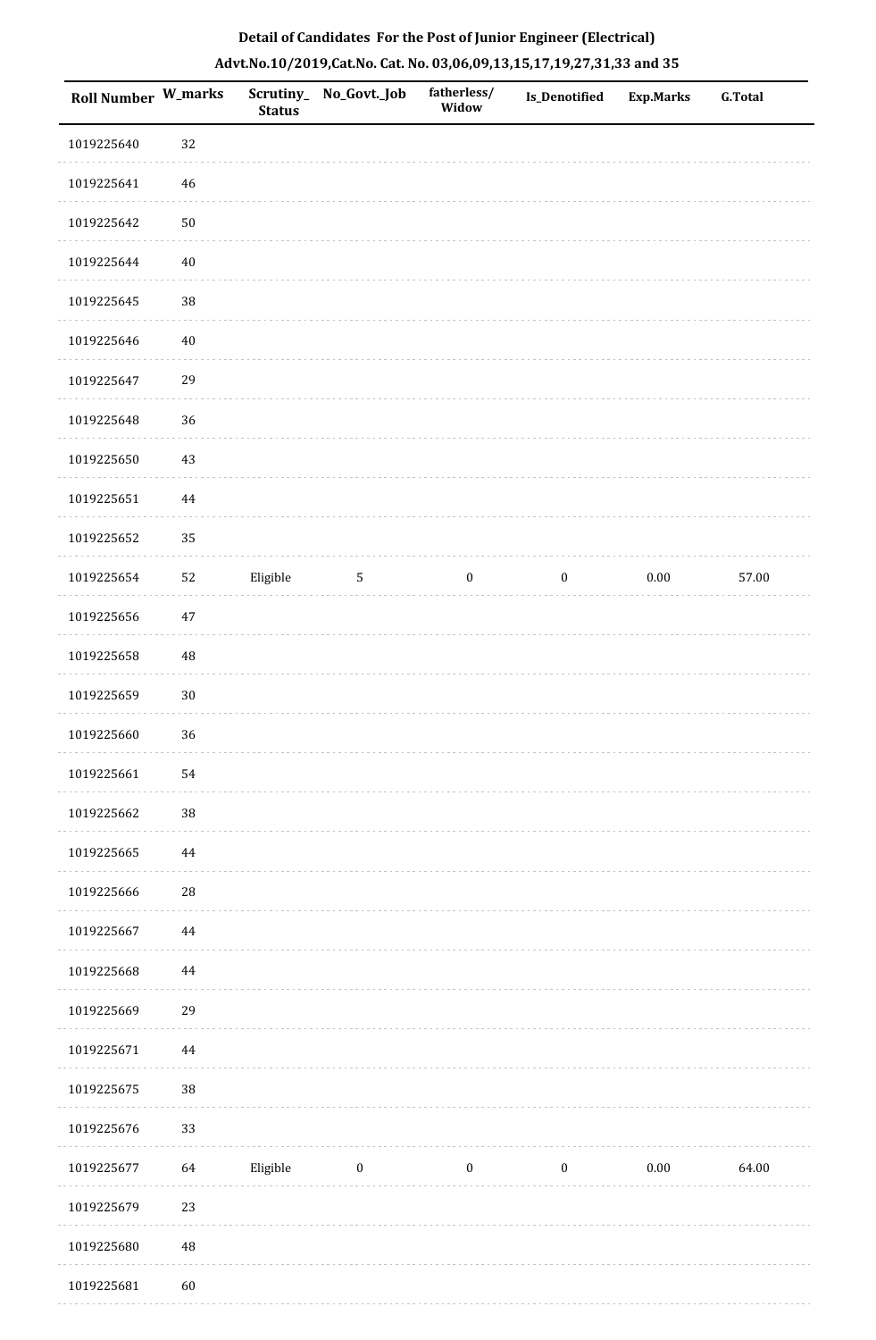# Detail of Candidates For the Post of Junior Engineer (Electrical)

## Advt.No.10/2019,Cat.No. Cat. No. 03,06,09,13,15,17,19,27,31,33 and 35

| Roll Number | W_marks | Scrutiny_ Status | No_Govt._Job | fatherless/ Widow | Is_Denotified | Exp.Marks | G.Total |
|---|---|---|---|---|---|---|---|
| 1019225640 | 32 | | | | | | |
| 1019225641 | 46 | | | | | | |
| 1019225642 | 50 | | | | | | |
| 1019225644 | 40 | | | | | | |
| 1019225645 | 38 | | | | | | |
| 1019225646 | 40 | | | | | | |
| 1019225647 | 29 | | | | | | |
| 1019225648 | 36 | | | | | | |
| 1019225650 | 43 | | | | | | |
| 1019225651 | 44 | | | | | | |
| 1019225652 | 35 | | | | | | |
| 1019225654 | 52 | Eligible | 5 | 0 | 0 | 0.00 | 57.00 |
| 1019225656 | 47 | | | | | | |
| 1019225658 | 48 | | | | | | |
| 1019225659 | 30 | | | | | | |
| 1019225660 | 36 | | | | | | |
| 1019225661 | 54 | | | | | | |
| 1019225662 | 38 | | | | | | |
| 1019225665 | 44 | | | | | | |
| 1019225666 | 28 | | | | | | |
| 1019225667 | 44 | | | | | | |
| 1019225668 | 44 | | | | | | |
| 1019225669 | 29 | | | | | | |
| 1019225671 | 44 | | | | | | |
| 1019225675 | 38 | | | | | | |
| 1019225676 | 33 | | | | | | |
| 1019225677 | 64 | Eligible | 0 | 0 | 0 | 0.00 | 64.00 |
| 1019225679 | 23 | | | | | | |
| 1019225680 | 48 | | | | | | |
| 1019225681 | 60 | | | | | | |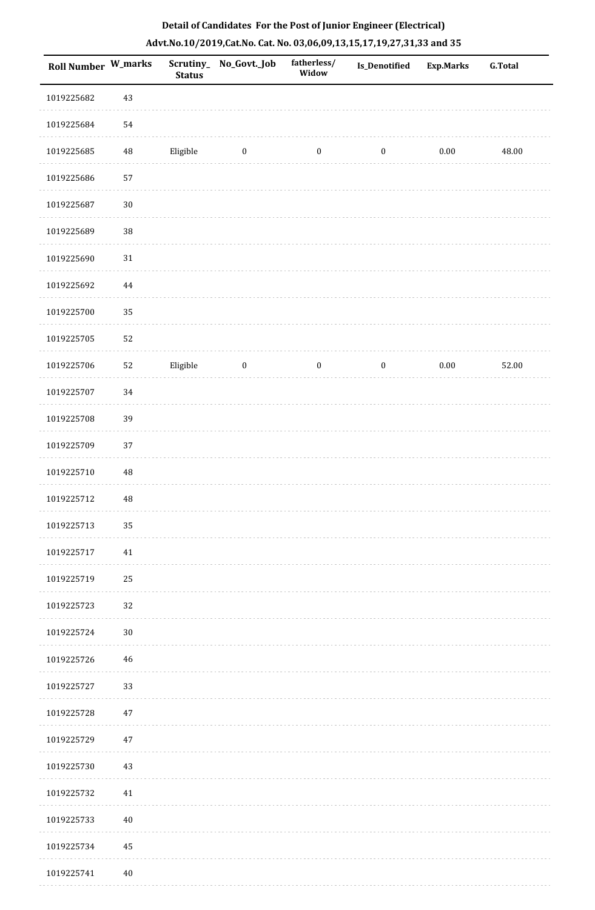**Detail of Candidates For the Post of Junior Engineer (Electrical)**

**Advt.No.10/2019,Cat.No. Cat. No. 03,06,09,13,15,17,19,27,31,33 and 35**

| Roll Number | W_marks | Scrutiny_Status | No_Govt._Job | fatherless/Widow | Is_Denotified | Exp.Marks | G.Total |
|---|---|---|---|---|---|---|---|
| 1019225682 | 43 | | | | | | |
| 1019225684 | 54 | | | | | | |
| 1019225685 | 48 | Eligible | 0 | 0 | 0 | 0.00 | 48.00 |
| 1019225686 | 57 | | | | | | |
| 1019225687 | 30 | | | | | | |
| 1019225689 | 38 | | | | | | |
| 1019225690 | 31 | | | | | | |
| 1019225692 | 44 | | | | | | |
| 1019225700 | 35 | | | | | | |
| 1019225705 | 52 | | | | | | |
| 1019225706 | 52 | Eligible | 0 | 0 | 0 | 0.00 | 52.00 |
| 1019225707 | 34 | | | | | | |
| 1019225708 | 39 | | | | | | |
| 1019225709 | 37 | | | | | | |
| 1019225710 | 48 | | | | | | |
| 1019225712 | 48 | | | | | | |
| 1019225713 | 35 | | | | | | |
| 1019225717 | 41 | | | | | | |
| 1019225719 | 25 | | | | | | |
| 1019225723 | 32 | | | | | | |
| 1019225724 | 30 | | | | | | |
| 1019225726 | 46 | | | | | | |
| 1019225727 | 33 | | | | | | |
| 1019225728 | 47 | | | | | | |
| 1019225729 | 47 | | | | | | |
| 1019225730 | 43 | | | | | | |
| 1019225732 | 41 | | | | | | |
| 1019225733 | 40 | | | | | | |
| 1019225734 | 45 | | | | | | |
| 1019225741 | 40 | | | | | | |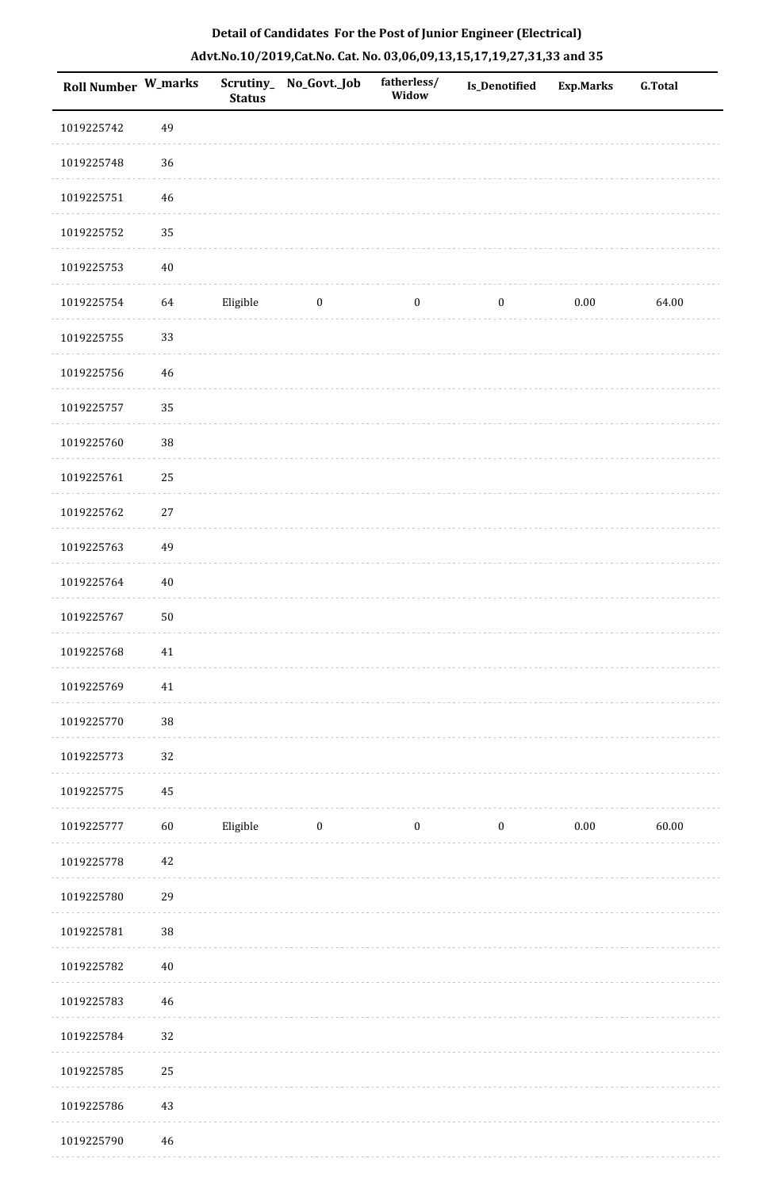**Detail of Candidates For the Post of Junior Engineer (Electrical)**

**Advt.No.10/2019,Cat.No. Cat. No. 03,06,09,13,15,17,19,27,31,33 and 35**

| Roll Number | W_marks | Scrutiny_Status | No_Govt._Job | fatherless/Widow | Is_Denotified | Exp.Marks | G.Total |
|---|---|---|---|---|---|---|---|
| 1019225742 | 49 | | | | | | |
| 1019225748 | 36 | | | | | | |
| 1019225751 | 46 | | | | | | |
| 1019225752 | 35 | | | | | | |
| 1019225753 | 40 | | | | | | |
| 1019225754 | 64 | Eligible | 0 | 0 | 0 | 0.00 | 64.00 |
| 1019225755 | 33 | | | | | | |
| 1019225756 | 46 | | | | | | |
| 1019225757 | 35 | | | | | | |
| 1019225760 | 38 | | | | | | |
| 1019225761 | 25 | | | | | | |
| 1019225762 | 27 | | | | | | |
| 1019225763 | 49 | | | | | | |
| 1019225764 | 40 | | | | | | |
| 1019225767 | 50 | | | | | | |
| 1019225768 | 41 | | | | | | |
| 1019225769 | 41 | | | | | | |
| 1019225770 | 38 | | | | | | |
| 1019225773 | 32 | | | | | | |
| 1019225775 | 45 | | | | | | |
| 1019225777 | 60 | Eligible | 0 | 0 | 0 | 0.00 | 60.00 |
| 1019225778 | 42 | | | | | | |
| 1019225780 | 29 | | | | | | |
| 1019225781 | 38 | | | | | | |
| 1019225782 | 40 | | | | | | |
| 1019225783 | 46 | | | | | | |
| 1019225784 | 32 | | | | | | |
| 1019225785 | 25 | | | | | | |
| 1019225786 | 43 | | | | | | |
| 1019225790 | 46 | | | | | | |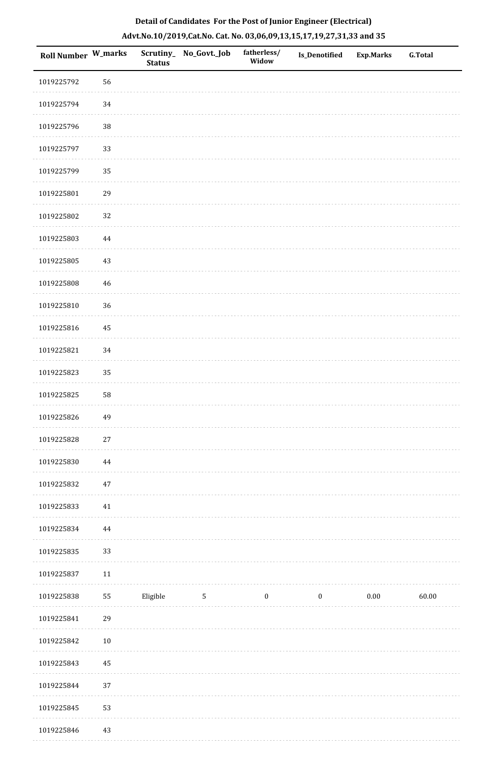**Detail of Candidates For the Post of Junior Engineer (Electrical)**

**Advt.No.10/2019,Cat.No. Cat. No. 03,06,09,13,15,17,19,27,31,33 and 35**

| Roll Number | W_marks | Scrutiny_ Status | No_Govt._Job | fatherless/ Widow | Is_Denotified | Exp.Marks | G.Total |
|---|---|---|---|---|---|---|---|
| 1019225792 | 56 | | | | | | |
| 1019225794 | 34 | | | | | | |
| 1019225796 | 38 | | | | | | |
| 1019225797 | 33 | | | | | | |
| 1019225799 | 35 | | | | | | |
| 1019225801 | 29 | | | | | | |
| 1019225802 | 32 | | | | | | |
| 1019225803 | 44 | | | | | | |
| 1019225805 | 43 | | | | | | |
| 1019225808 | 46 | | | | | | |
| 1019225810 | 36 | | | | | | |
| 1019225816 | 45 | | | | | | |
| 1019225821 | 34 | | | | | | |
| 1019225823 | 35 | | | | | | |
| 1019225825 | 58 | | | | | | |
| 1019225826 | 49 | | | | | | |
| 1019225828 | 27 | | | | | | |
| 1019225830 | 44 | | | | | | |
| 1019225832 | 47 | | | | | | |
| 1019225833 | 41 | | | | | | |
| 1019225834 | 44 | | | | | | |
| 1019225835 | 33 | | | | | | |
| 1019225837 | 11 | | | | | | |
| 1019225838 | 55 | Eligible | 5 | 0 | 0 | 0.00 | 60.00 |
| 1019225841 | 29 | | | | | | |
| 1019225842 | 10 | | | | | | |
| 1019225843 | 45 | | | | | | |
| 1019225844 | 37 | | | | | | |
| 1019225845 | 53 | | | | | | |
| 1019225846 | 43 | | | | | | |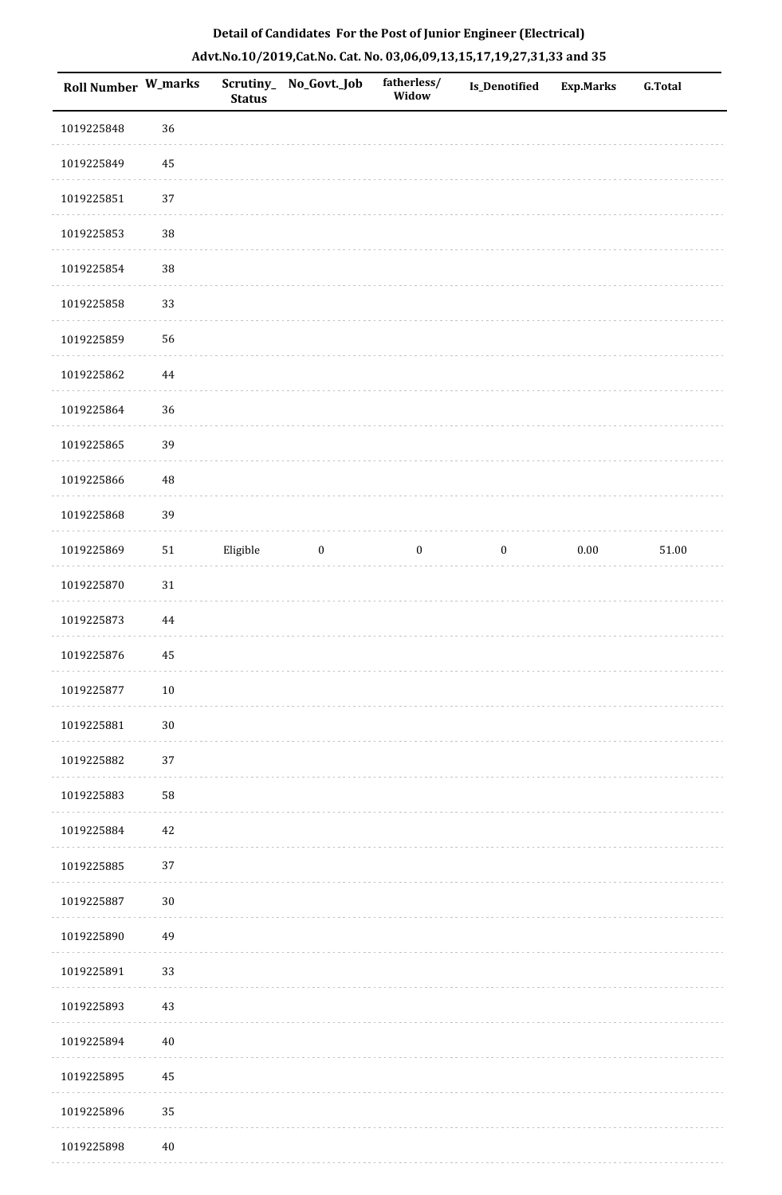**Detail of Candidates For the Post of Junior Engineer (Electrical)**

**Advt.No.10/2019,Cat.No. Cat. No. 03,06,09,13,15,17,19,27,31,33 and 35**

| Roll Number | W_marks | Scrutiny_Status | No_Govt._Job | fatherless/Widow | Is_Denotified | Exp.Marks | G.Total |
|---|---|---|---|---|---|---|---|
| 1019225848 | 36 | | | | | | |
| 1019225849 | 45 | | | | | | |
| 1019225851 | 37 | | | | | | |
| 1019225853 | 38 | | | | | | |
| 1019225854 | 38 | | | | | | |
| 1019225858 | 33 | | | | | | |
| 1019225859 | 56 | | | | | | |
| 1019225862 | 44 | | | | | | |
| 1019225864 | 36 | | | | | | |
| 1019225865 | 39 | | | | | | |
| 1019225866 | 48 | | | | | | |
| 1019225868 | 39 | | | | | | |
| 1019225869 | 51 | Eligible | 0 | 0 | 0 | 0.00 | 51.00 |
| 1019225870 | 31 | | | | | | |
| 1019225873 | 44 | | | | | | |
| 1019225876 | 45 | | | | | | |
| 1019225877 | 10 | | | | | | |
| 1019225881 | 30 | | | | | | |
| 1019225882 | 37 | | | | | | |
| 1019225883 | 58 | | | | | | |
| 1019225884 | 42 | | | | | | |
| 1019225885 | 37 | | | | | | |
| 1019225887 | 30 | | | | | | |
| 1019225890 | 49 | | | | | | |
| 1019225891 | 33 | | | | | | |
| 1019225893 | 43 | | | | | | |
| 1019225894 | 40 | | | | | | |
| 1019225895 | 45 | | | | | | |
| 1019225896 | 35 | | | | | | |
| 1019225898 | 40 | | | | | | |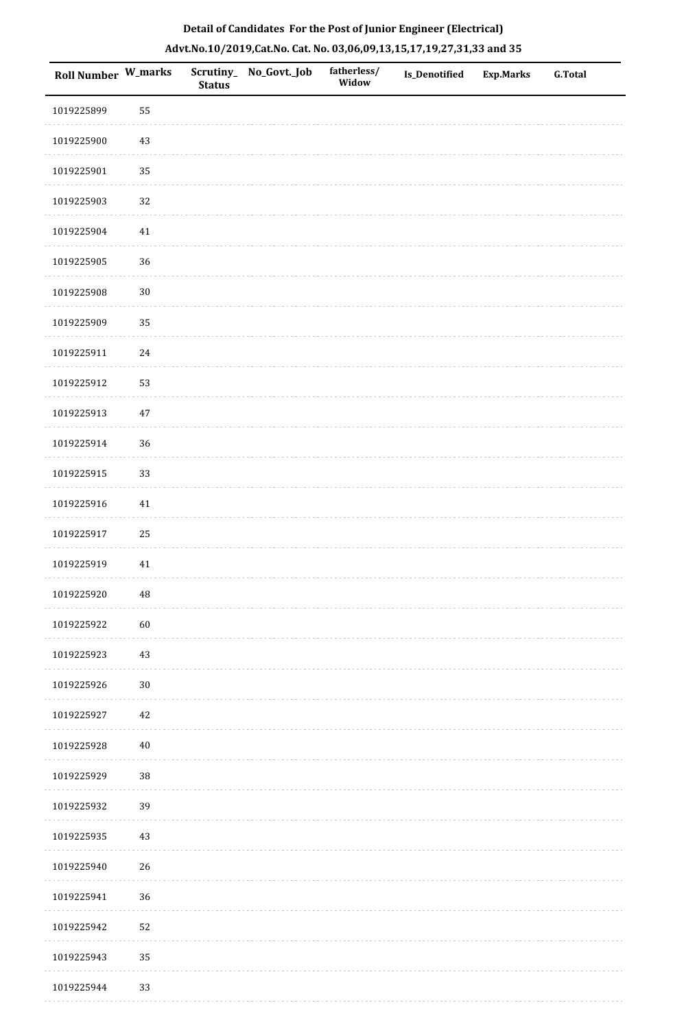**Detail of Candidates For the Post of Junior Engineer (Electrical)**

**Advt.No.10/2019,Cat.No. Cat. No. 03,06,09,13,15,17,19,27,31,33 and 35**

| Roll Number | W_marks | Scrutiny_Status | No_Govt._Job | fatherless/Widow | Is_Denotified | Exp.Marks | G.Total |
|---|---|---|---|---|---|---|---|
| 1019225899 | 55 | | | | | | |
| 1019225900 | 43 | | | | | | |
| 1019225901 | 35 | | | | | | |
| 1019225903 | 32 | | | | | | |
| 1019225904 | 41 | | | | | | |
| 1019225905 | 36 | | | | | | |
| 1019225908 | 30 | | | | | | |
| 1019225909 | 35 | | | | | | |
| 1019225911 | 24 | | | | | | |
| 1019225912 | 53 | | | | | | |
| 1019225913 | 47 | | | | | | |
| 1019225914 | 36 | | | | | | |
| 1019225915 | 33 | | | | | | |
| 1019225916 | 41 | | | | | | |
| 1019225917 | 25 | | | | | | |
| 1019225919 | 41 | | | | | | |
| 1019225920 | 48 | | | | | | |
| 1019225922 | 60 | | | | | | |
| 1019225923 | 43 | | | | | | |
| 1019225926 | 30 | | | | | | |
| 1019225927 | 42 | | | | | | |
| 1019225928 | 40 | | | | | | |
| 1019225929 | 38 | | | | | | |
| 1019225932 | 39 | | | | | | |
| 1019225935 | 43 | | | | | | |
| 1019225940 | 26 | | | | | | |
| 1019225941 | 36 | | | | | | |
| 1019225942 | 52 | | | | | | |
| 1019225943 | 35 | | | | | | |
| 1019225944 | 33 | | | | | | |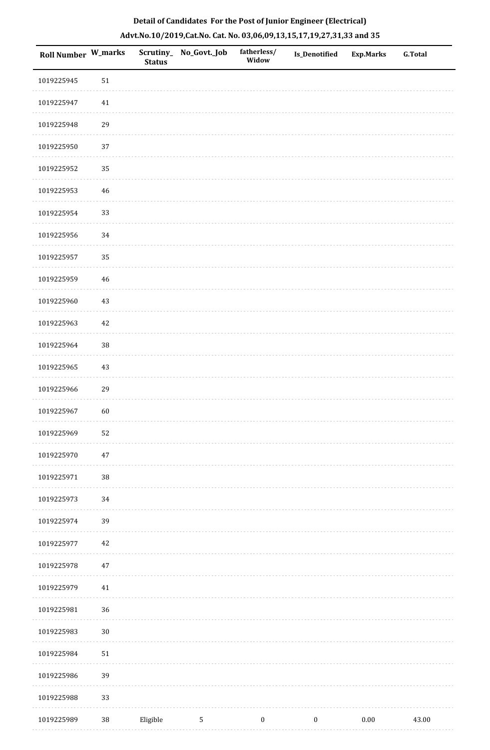**Detail of Candidates For the Post of Junior Engineer (Electrical)**

**Advt.No.10/2019,Cat.No. Cat. No. 03,06,09,13,15,17,19,27,31,33 and 35**

| Roll Number | W_marks | Scrutiny_Status | No_Govt._Job | fatherless/Widow | Is_Denotified | Exp.Marks | G.Total |
|---|---|---|---|---|---|---|---|
| 1019225945 | 51 | | | | | | |
| 1019225947 | 41 | | | | | | |
| 1019225948 | 29 | | | | | | |
| 1019225950 | 37 | | | | | | |
| 1019225952 | 35 | | | | | | |
| 1019225953 | 46 | | | | | | |
| 1019225954 | 33 | | | | | | |
| 1019225956 | 34 | | | | | | |
| 1019225957 | 35 | | | | | | |
| 1019225959 | 46 | | | | | | |
| 1019225960 | 43 | | | | | | |
| 1019225963 | 42 | | | | | | |
| 1019225964 | 38 | | | | | | |
| 1019225965 | 43 | | | | | | |
| 1019225966 | 29 | | | | | | |
| 1019225967 | 60 | | | | | | |
| 1019225969 | 52 | | | | | | |
| 1019225970 | 47 | | | | | | |
| 1019225971 | 38 | | | | | | |
| 1019225973 | 34 | | | | | | |
| 1019225974 | 39 | | | | | | |
| 1019225977 | 42 | | | | | | |
| 1019225978 | 47 | | | | | | |
| 1019225979 | 41 | | | | | | |
| 1019225981 | 36 | | | | | | |
| 1019225983 | 30 | | | | | | |
| 1019225984 | 51 | | | | | | |
| 1019225986 | 39 | | | | | | |
| 1019225988 | 33 | | | | | | |
| 1019225989 | 38 | Eligible | 5 | 0 | 0 | 0.00 | 43.00 |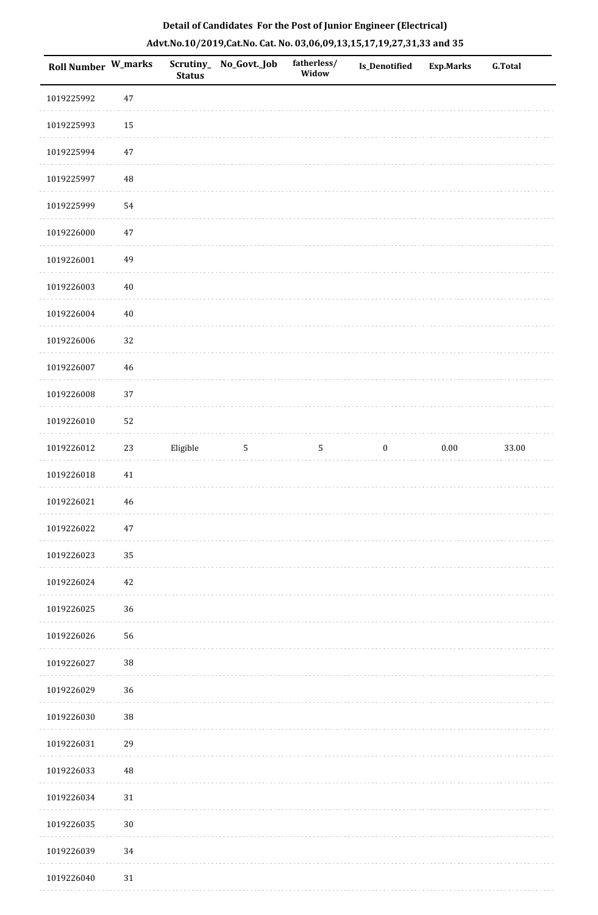**Detail of Candidates For the Post of Junior Engineer (Electrical)**

**Advt.No.10/2019,Cat.No. Cat. No. 03,06,09,13,15,17,19,27,31,33 and 35**

| Roll Number | W_marks | Scrutiny_ Status | No_Govt._Job | fatherless/ Widow | Is_Denotified | Exp.Marks | G.Total |
|---|---|---|---|---|---|---|---|
| 1019225992 | 47 | | | | | | |
| 1019225993 | 15 | | | | | | |
| 1019225994 | 47 | | | | | | |
| 1019225997 | 48 | | | | | | |
| 1019225999 | 54 | | | | | | |
| 1019226000 | 47 | | | | | | |
| 1019226001 | 49 | | | | | | |
| 1019226003 | 40 | | | | | | |
| 1019226004 | 40 | | | | | | |
| 1019226006 | 32 | | | | | | |
| 1019226007 | 46 | | | | | | |
| 1019226008 | 37 | | | | | | |
| 1019226010 | 52 | | | | | | |
| 1019226012 | 23 | Eligible | 5 | 5 | 0 | 0.00 | 33.00 |
| 1019226018 | 41 | | | | | | |
| 1019226021 | 46 | | | | | | |
| 1019226022 | 47 | | | | | | |
| 1019226023 | 35 | | | | | | |
| 1019226024 | 42 | | | | | | |
| 1019226025 | 36 | | | | | | |
| 1019226026 | 56 | | | | | | |
| 1019226027 | 38 | | | | | | |
| 1019226029 | 36 | | | | | | |
| 1019226030 | 38 | | | | | | |
| 1019226031 | 29 | | | | | | |
| 1019226033 | 48 | | | | | | |
| 1019226034 | 31 | | | | | | |
| 1019226035 | 30 | | | | | | |
| 1019226039 | 34 | | | | | | |
| 1019226040 | 31 | | | | | | |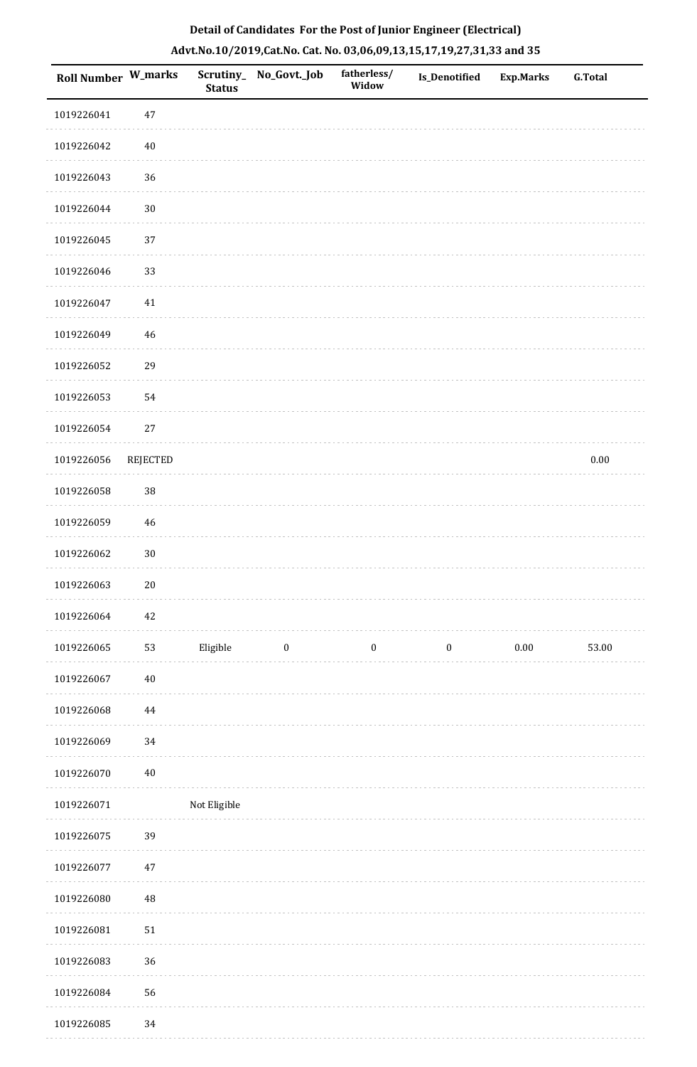**Detail of Candidates For the Post of Junior Engineer (Electrical)**

**Advt.No.10/2019,Cat.No. Cat. No. 03,06,09,13,15,17,19,27,31,33 and 35**

| Roll Number | W_marks | Scrutiny_Status | No_Govt._Job | fatherless/Widow | Is_Denotified | Exp.Marks | G.Total |
|---|---|---|---|---|---|---|---|
| 1019226041 | 47 | | | | | | |
| 1019226042 | 40 | | | | | | |
| 1019226043 | 36 | | | | | | |
| 1019226044 | 30 | | | | | | |
| 1019226045 | 37 | | | | | | |
| 1019226046 | 33 | | | | | | |
| 1019226047 | 41 | | | | | | |
| 1019226049 | 46 | | | | | | |
| 1019226052 | 29 | | | | | | |
| 1019226053 | 54 | | | | | | |
| 1019226054 | 27 | | | | | | |
| 1019226056 | REJECTED | | | | | | 0.00 |
| 1019226058 | 38 | | | | | | |
| 1019226059 | 46 | | | | | | |
| 1019226062 | 30 | | | | | | |
| 1019226063 | 20 | | | | | | |
| 1019226064 | 42 | | | | | | |
| 1019226065 | 53 | Eligible | 0 | 0 | 0 | 0.00 | 53.00 |
| 1019226067 | 40 | | | | | | |
| 1019226068 | 44 | | | | | | |
| 1019226069 | 34 | | | | | | |
| 1019226070 | 40 | | | | | | |
| 1019226071 | | Not Eligible | | | | | |
| 1019226075 | 39 | | | | | | |
| 1019226077 | 47 | | | | | | |
| 1019226080 | 48 | | | | | | |
| 1019226081 | 51 | | | | | | |
| 1019226083 | 36 | | | | | | |
| 1019226084 | 56 | | | | | | |
| 1019226085 | 34 | | | | | | |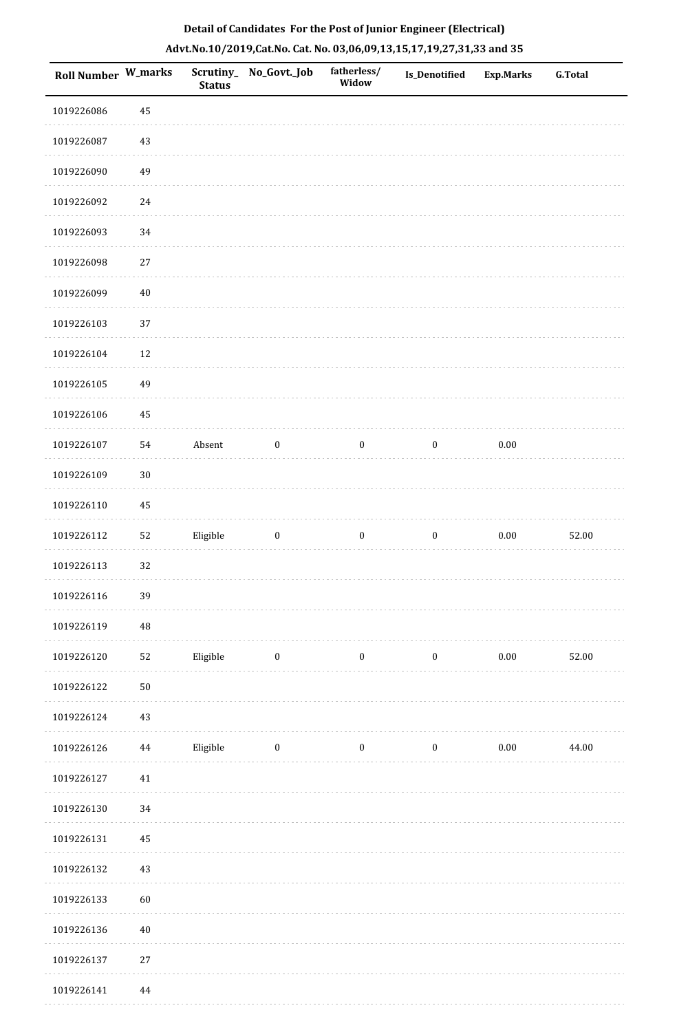**Detail of Candidates For the Post of Junior Engineer (Electrical)**

**Advt.No.10/2019,Cat.No. Cat. No. 03,06,09,13,15,17,19,27,31,33 and 35**

| Roll Number | W_marks | Scrutiny_Status | No_Govt._Job | fatherless/Widow | Is_Denotified | Exp.Marks | G.Total |
|---|---|---|---|---|---|---|---|
| 1019226086 | 45 | | | | | | |
| 1019226087 | 43 | | | | | | |
| 1019226090 | 49 | | | | | | |
| 1019226092 | 24 | | | | | | |
| 1019226093 | 34 | | | | | | |
| 1019226098 | 27 | | | | | | |
| 1019226099 | 40 | | | | | | |
| 1019226103 | 37 | | | | | | |
| 1019226104 | 12 | | | | | | |
| 1019226105 | 49 | | | | | | |
| 1019226106 | 45 | | | | | | |
| 1019226107 | 54 | Absent | 0 | 0 | 0 | 0.00 | |
| 1019226109 | 30 | | | | | | |
| 1019226110 | 45 | | | | | | |
| 1019226112 | 52 | Eligible | 0 | 0 | 0 | 0.00 | 52.00 |
| 1019226113 | 32 | | | | | | |
| 1019226116 | 39 | | | | | | |
| 1019226119 | 48 | | | | | | |
| 1019226120 | 52 | Eligible | 0 | 0 | 0 | 0.00 | 52.00 |
| 1019226122 | 50 | | | | | | |
| 1019226124 | 43 | | | | | | |
| 1019226126 | 44 | Eligible | 0 | 0 | 0 | 0.00 | 44.00 |
| 1019226127 | 41 | | | | | | |
| 1019226130 | 34 | | | | | | |
| 1019226131 | 45 | | | | | | |
| 1019226132 | 43 | | | | | | |
| 1019226133 | 60 | | | | | | |
| 1019226136 | 40 | | | | | | |
| 1019226137 | 27 | | | | | | |
| 1019226141 | 44 | | | | | | |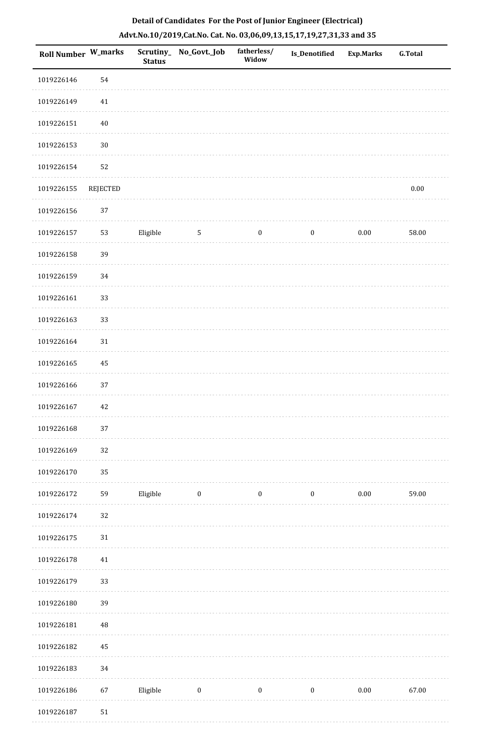**Detail of Candidates For the Post of Junior Engineer (Electrical)**

**Advt.No.10/2019,Cat.No. Cat. No. 03,06,09,13,15,17,19,27,31,33 and 35**

| Roll Number | W_marks | Scrutiny_Status | No_Govt._Job | fatherless/Widow | Is_Denotified | Exp.Marks | G.Total |
|---|---|---|---|---|---|---|---|
| 1019226146 | 54 | | | | | | |
| 1019226149 | 41 | | | | | | |
| 1019226151 | 40 | | | | | | |
| 1019226153 | 30 | | | | | | |
| 1019226154 | 52 | | | | | | |
| 1019226155 | REJECTED | | | | | | 0.00 |
| 1019226156 | 37 | | | | | | |
| 1019226157 | 53 | Eligible | 5 | 0 | 0 | 0.00 | 58.00 |
| 1019226158 | 39 | | | | | | |
| 1019226159 | 34 | | | | | | |
| 1019226161 | 33 | | | | | | |
| 1019226163 | 33 | | | | | | |
| 1019226164 | 31 | | | | | | |
| 1019226165 | 45 | | | | | | |
| 1019226166 | 37 | | | | | | |
| 1019226167 | 42 | | | | | | |
| 1019226168 | 37 | | | | | | |
| 1019226169 | 32 | | | | | | |
| 1019226170 | 35 | | | | | | |
| 1019226172 | 59 | Eligible | 0 | 0 | 0 | 0.00 | 59.00 |
| 1019226174 | 32 | | | | | | |
| 1019226175 | 31 | | | | | | |
| 1019226178 | 41 | | | | | | |
| 1019226179 | 33 | | | | | | |
| 1019226180 | 39 | | | | | | |
| 1019226181 | 48 | | | | | | |
| 1019226182 | 45 | | | | | | |
| 1019226183 | 34 | | | | | | |
| 1019226186 | 67 | Eligible | 0 | 0 | 0 | 0.00 | 67.00 |
| 1019226187 | 51 | | | | | | |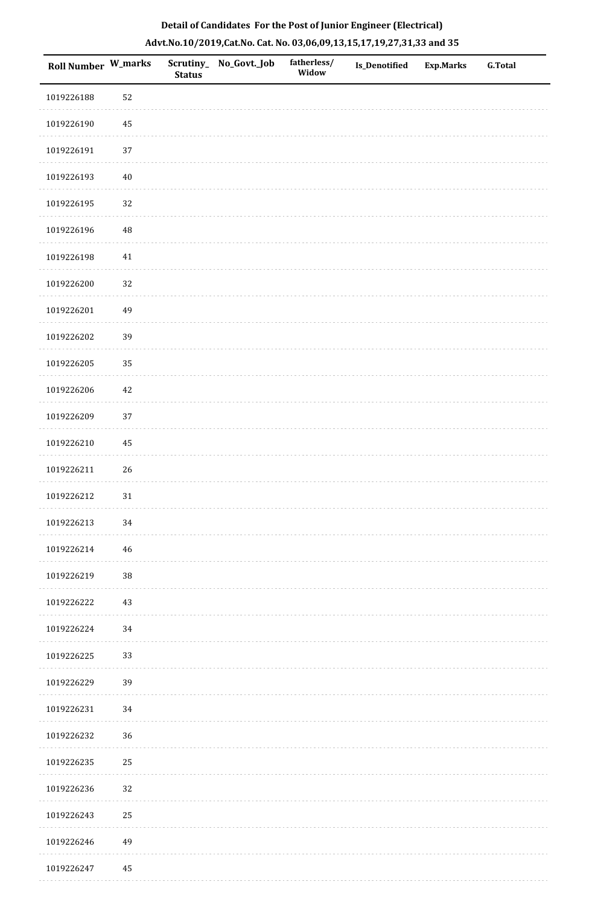**Detail of Candidates For the Post of Junior Engineer (Electrical)**

**Advt.No.10/2019,Cat.No. Cat. No. 03,06,09,13,15,17,19,27,31,33 and 35**

| Roll Number | W_marks | Scrutiny_Status | No_Govt._Job | fatherless/Widow | Is_Denotified | Exp.Marks | G.Total |
|---|---|---|---|---|---|---|---|
| 1019226188 | 52 | | | | | | |
| 1019226190 | 45 | | | | | | |
| 1019226191 | 37 | | | | | | |
| 1019226193 | 40 | | | | | | |
| 1019226195 | 32 | | | | | | |
| 1019226196 | 48 | | | | | | |
| 1019226198 | 41 | | | | | | |
| 1019226200 | 32 | | | | | | |
| 1019226201 | 49 | | | | | | |
| 1019226202 | 39 | | | | | | |
| 1019226205 | 35 | | | | | | |
| 1019226206 | 42 | | | | | | |
| 1019226209 | 37 | | | | | | |
| 1019226210 | 45 | | | | | | |
| 1019226211 | 26 | | | | | | |
| 1019226212 | 31 | | | | | | |
| 1019226213 | 34 | | | | | | |
| 1019226214 | 46 | | | | | | |
| 1019226219 | 38 | | | | | | |
| 1019226222 | 43 | | | | | | |
| 1019226224 | 34 | | | | | | |
| 1019226225 | 33 | | | | | | |
| 1019226229 | 39 | | | | | | |
| 1019226231 | 34 | | | | | | |
| 1019226232 | 36 | | | | | | |
| 1019226235 | 25 | | | | | | |
| 1019226236 | 32 | | | | | | |
| 1019226243 | 25 | | | | | | |
| 1019226246 | 49 | | | | | | |
| 1019226247 | 45 | | | | | | |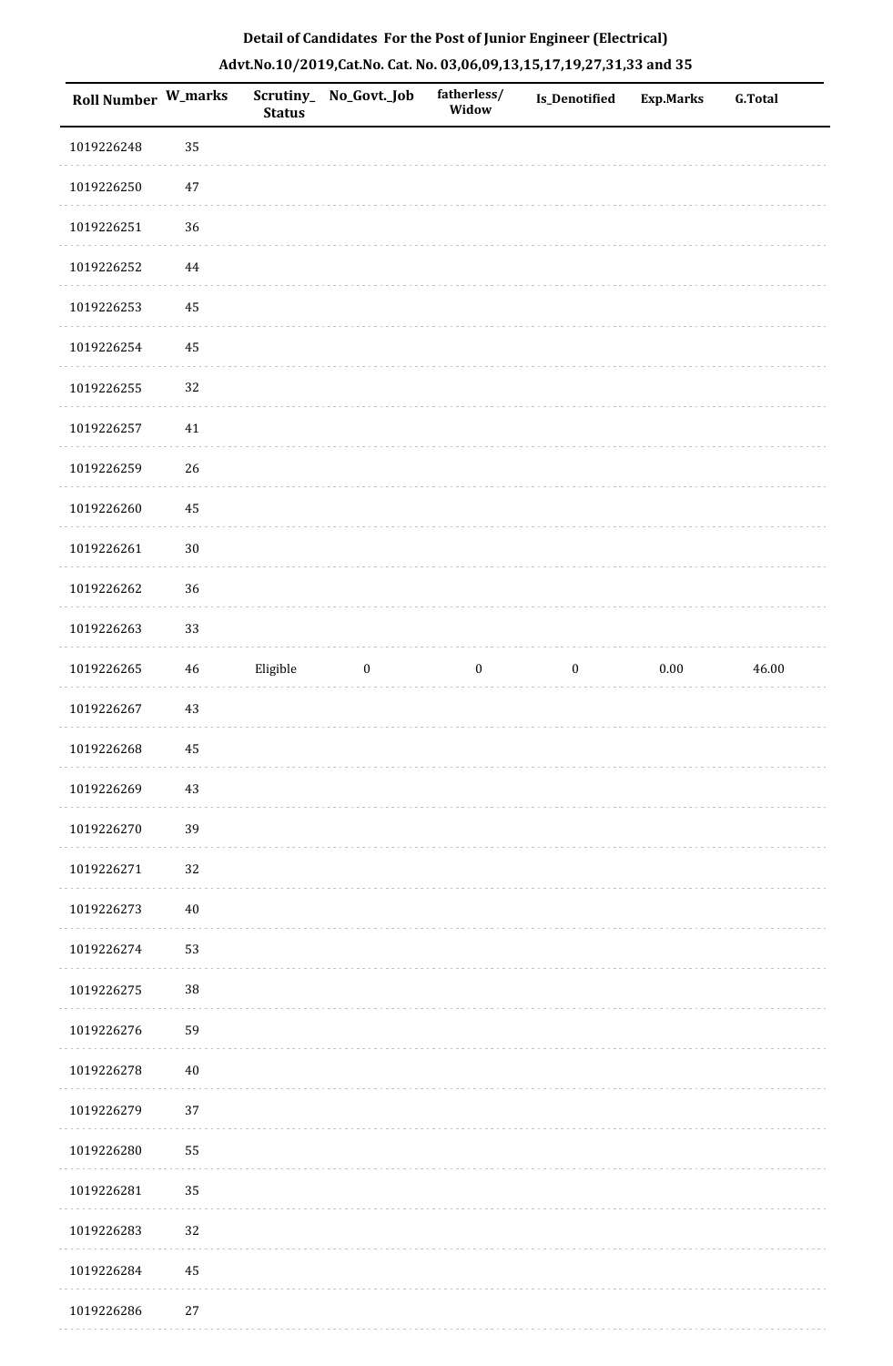**Detail of Candidates For the Post of Junior Engineer (Electrical)**

**Advt.No.10/2019,Cat.No. Cat. No. 03,06,09,13,15,17,19,27,31,33 and 35**

| Roll Number | W_marks | Scrutiny_Status | No_Govt._Job | fatherless/Widow | Is_Denotified | Exp.Marks | G.Total |
|---|---|---|---|---|---|---|---|
| 1019226248 | 35 | | | | | | |
| 1019226250 | 47 | | | | | | |
| 1019226251 | 36 | | | | | | |
| 1019226252 | 44 | | | | | | |
| 1019226253 | 45 | | | | | | |
| 1019226254 | 45 | | | | | | |
| 1019226255 | 32 | | | | | | |
| 1019226257 | 41 | | | | | | |
| 1019226259 | 26 | | | | | | |
| 1019226260 | 45 | | | | | | |
| 1019226261 | 30 | | | | | | |
| 1019226262 | 36 | | | | | | |
| 1019226263 | 33 | | | | | | |
| 1019226265 | 46 | Eligible | 0 | 0 | 0 | 0.00 | 46.00 |
| 1019226267 | 43 | | | | | | |
| 1019226268 | 45 | | | | | | |
| 1019226269 | 43 | | | | | | |
| 1019226270 | 39 | | | | | | |
| 1019226271 | 32 | | | | | | |
| 1019226273 | 40 | | | | | | |
| 1019226274 | 53 | | | | | | |
| 1019226275 | 38 | | | | | | |
| 1019226276 | 59 | | | | | | |
| 1019226278 | 40 | | | | | | |
| 1019226279 | 37 | | | | | | |
| 1019226280 | 55 | | | | | | |
| 1019226281 | 35 | | | | | | |
| 1019226283 | 32 | | | | | | |
| 1019226284 | 45 | | | | | | |
| 1019226286 | 27 | | | | | | |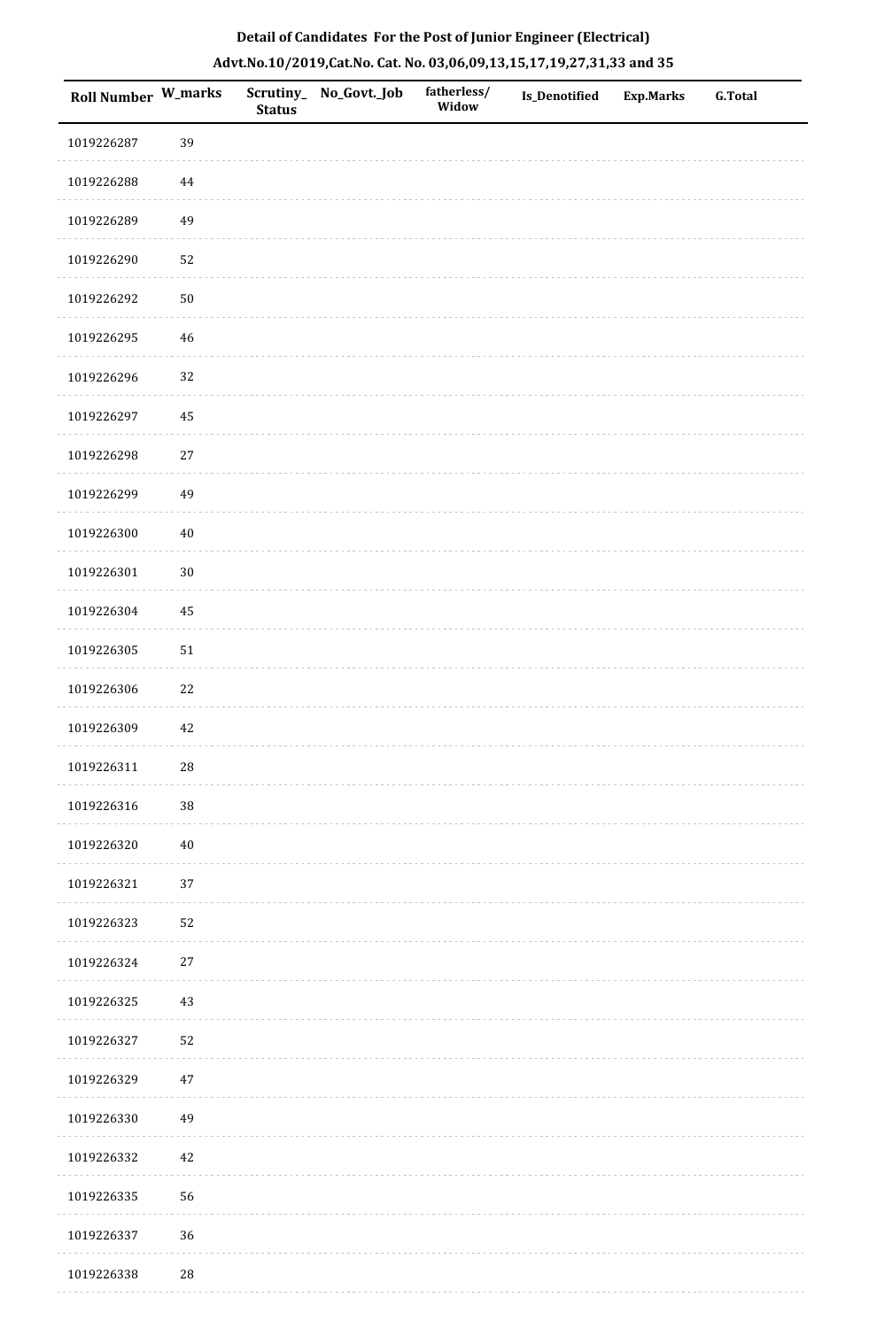**Detail of Candidates For the Post of Junior Engineer (Electrical)**

**Advt.No.10/2019,Cat.No. Cat. No. 03,06,09,13,15,17,19,27,31,33 and 35**

| Roll Number | W_marks | Scrutiny_Status | No_Govt._Job | fatherless/Widow | Is_Denotified | Exp.Marks | G.Total |
|---|---|---|---|---|---|---|---|
| 1019226287 | 39 | | | | | | |
| 1019226288 | 44 | | | | | | |
| 1019226289 | 49 | | | | | | |
| 1019226290 | 52 | | | | | | |
| 1019226292 | 50 | | | | | | |
| 1019226295 | 46 | | | | | | |
| 1019226296 | 32 | | | | | | |
| 1019226297 | 45 | | | | | | |
| 1019226298 | 27 | | | | | | |
| 1019226299 | 49 | | | | | | |
| 1019226300 | 40 | | | | | | |
| 1019226301 | 30 | | | | | | |
| 1019226304 | 45 | | | | | | |
| 1019226305 | 51 | | | | | | |
| 1019226306 | 22 | | | | | | |
| 1019226309 | 42 | | | | | | |
| 1019226311 | 28 | | | | | | |
| 1019226316 | 38 | | | | | | |
| 1019226320 | 40 | | | | | | |
| 1019226321 | 37 | | | | | | |
| 1019226323 | 52 | | | | | | |
| 1019226324 | 27 | | | | | | |
| 1019226325 | 43 | | | | | | |
| 1019226327 | 52 | | | | | | |
| 1019226329 | 47 | | | | | | |
| 1019226330 | 49 | | | | | | |
| 1019226332 | 42 | | | | | | |
| 1019226335 | 56 | | | | | | |
| 1019226337 | 36 | | | | | | |
| 1019226338 | 28 | | | | | | |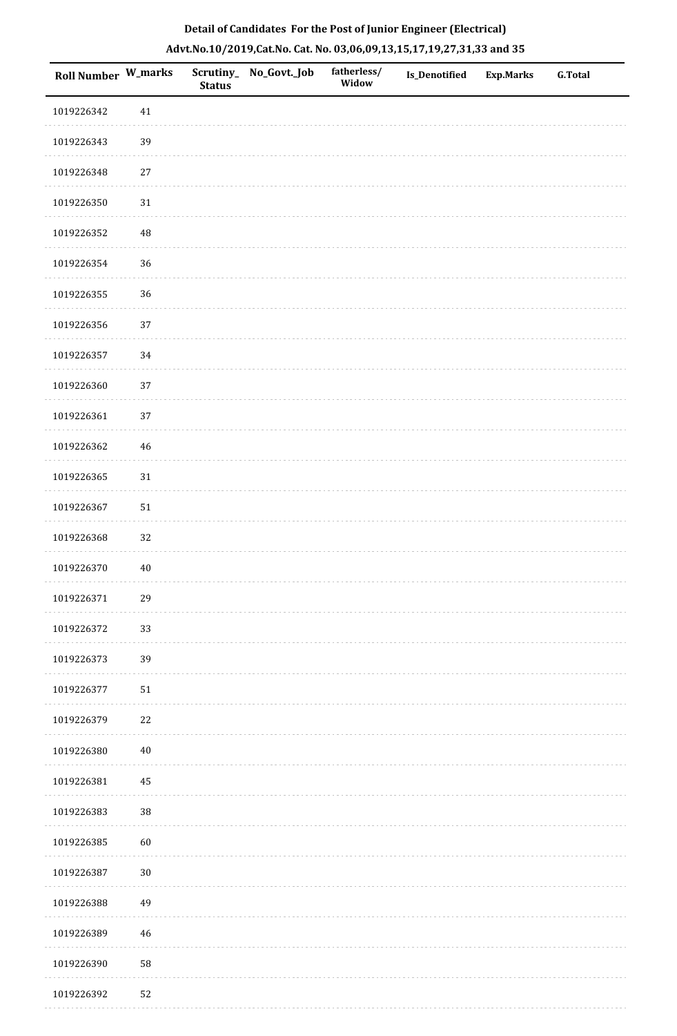**Detail of Candidates For the Post of Junior Engineer (Electrical)**

**Advt.No.10/2019,Cat.No. Cat. No. 03,06,09,13,15,17,19,27,31,33 and 35**

| Roll Number | W_marks | Scrutiny_Status | No_Govt._Job | fatherless/Widow | Is_Denotified | Exp.Marks | G.Total |
|---|---|---|---|---|---|---|---|
| 1019226342 | 41 | | | | | | |
| 1019226343 | 39 | | | | | | |
| 1019226348 | 27 | | | | | | |
| 1019226350 | 31 | | | | | | |
| 1019226352 | 48 | | | | | | |
| 1019226354 | 36 | | | | | | |
| 1019226355 | 36 | | | | | | |
| 1019226356 | 37 | | | | | | |
| 1019226357 | 34 | | | | | | |
| 1019226360 | 37 | | | | | | |
| 1019226361 | 37 | | | | | | |
| 1019226362 | 46 | | | | | | |
| 1019226365 | 31 | | | | | | |
| 1019226367 | 51 | | | | | | |
| 1019226368 | 32 | | | | | | |
| 1019226370 | 40 | | | | | | |
| 1019226371 | 29 | | | | | | |
| 1019226372 | 33 | | | | | | |
| 1019226373 | 39 | | | | | | |
| 1019226377 | 51 | | | | | | |
| 1019226379 | 22 | | | | | | |
| 1019226380 | 40 | | | | | | |
| 1019226381 | 45 | | | | | | |
| 1019226383 | 38 | | | | | | |
| 1019226385 | 60 | | | | | | |
| 1019226387 | 30 | | | | | | |
| 1019226388 | 49 | | | | | | |
| 1019226389 | 46 | | | | | | |
| 1019226390 | 58 | | | | | | |
| 1019226392 | 52 | | | | | | |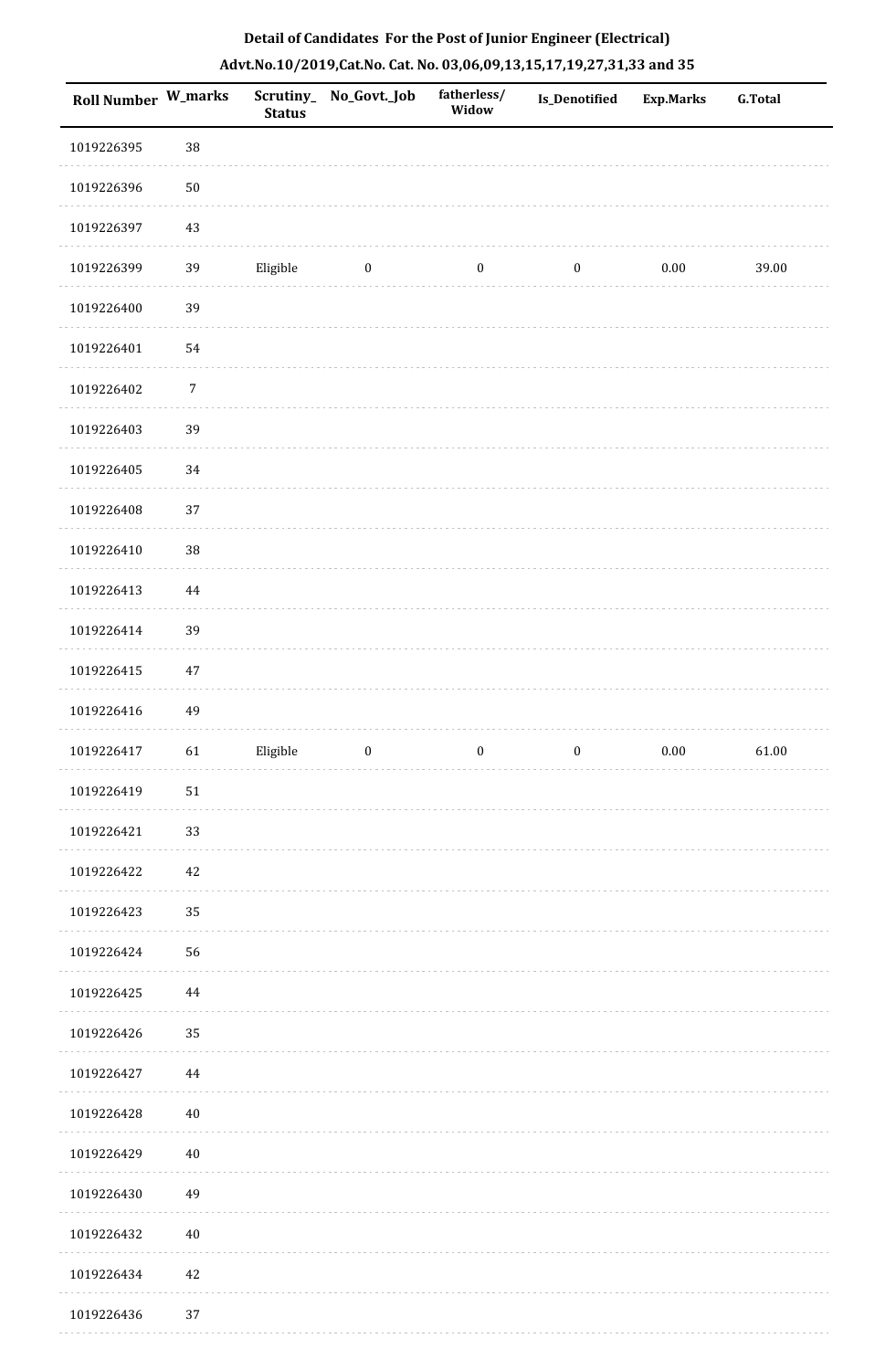**Detail of Candidates For the Post of Junior Engineer (Electrical)**

**Advt.No.10/2019,Cat.No. Cat. No. 03,06,09,13,15,17,19,27,31,33 and 35**

| Roll Number | W_marks | Scrutiny_Status | No_Govt._Job | fatherless/Widow | Is_Denotified | Exp.Marks | G.Total |
|---|---|---|---|---|---|---|---|
| 1019226395 | 38 | | | | | | |
| 1019226396 | 50 | | | | | | |
| 1019226397 | 43 | | | | | | |
| 1019226399 | 39 | Eligible | 0 | 0 | 0 | 0.00 | 39.00 |
| 1019226400 | 39 | | | | | | |
| 1019226401 | 54 | | | | | | |
| 1019226402 | 7 | | | | | | |
| 1019226403 | 39 | | | | | | |
| 1019226405 | 34 | | | | | | |
| 1019226408 | 37 | | | | | | |
| 1019226410 | 38 | | | | | | |
| 1019226413 | 44 | | | | | | |
| 1019226414 | 39 | | | | | | |
| 1019226415 | 47 | | | | | | |
| 1019226416 | 49 | | | | | | |
| 1019226417 | 61 | Eligible | 0 | 0 | 0 | 0.00 | 61.00 |
| 1019226419 | 51 | | | | | | |
| 1019226421 | 33 | | | | | | |
| 1019226422 | 42 | | | | | | |
| 1019226423 | 35 | | | | | | |
| 1019226424 | 56 | | | | | | |
| 1019226425 | 44 | | | | | | |
| 1019226426 | 35 | | | | | | |
| 1019226427 | 44 | | | | | | |
| 1019226428 | 40 | | | | | | |
| 1019226429 | 40 | | | | | | |
| 1019226430 | 49 | | | | | | |
| 1019226432 | 40 | | | | | | |
| 1019226434 | 42 | | | | | | |
| 1019226436 | 37 | | | | | | |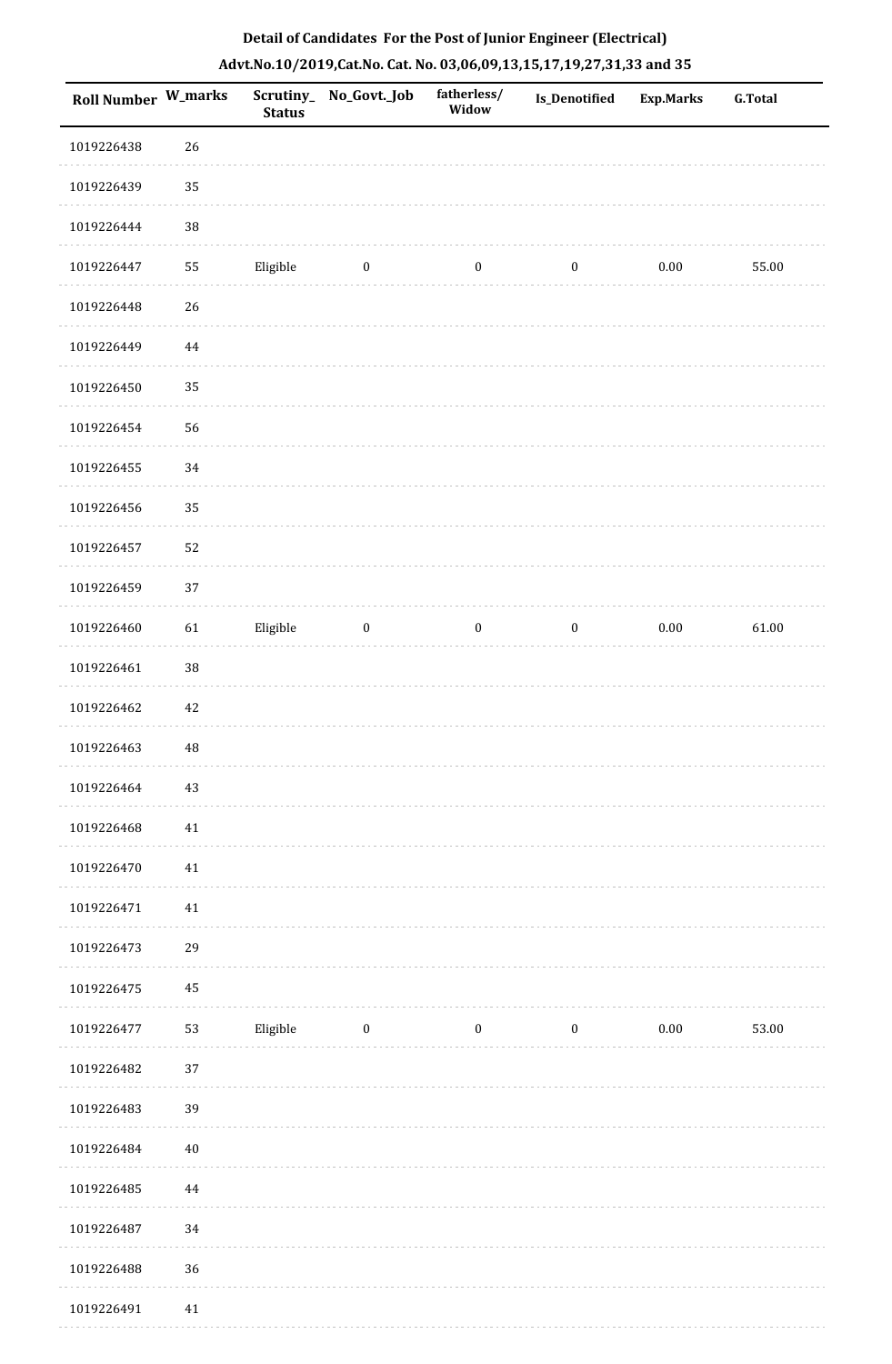**Detail of Candidates For the Post of Junior Engineer (Electrical)**

**Advt.No.10/2019,Cat.No. Cat. No. 03,06,09,13,15,17,19,27,31,33 and 35**

| Roll Number | W_marks | Scrutiny_Status | No_Govt._Job | fatherless/Widow | Is_Denotified | Exp.Marks | G.Total |
|---|---|---|---|---|---|---|---|
| 1019226438 | 26 | | | | | | |
| 1019226439 | 35 | | | | | | |
| 1019226444 | 38 | | | | | | |
| 1019226447 | 55 | Eligible | 0 | 0 | 0 | 0.00 | 55.00 |
| 1019226448 | 26 | | | | | | |
| 1019226449 | 44 | | | | | | |
| 1019226450 | 35 | | | | | | |
| 1019226454 | 56 | | | | | | |
| 1019226455 | 34 | | | | | | |
| 1019226456 | 35 | | | | | | |
| 1019226457 | 52 | | | | | | |
| 1019226459 | 37 | | | | | | |
| 1019226460 | 61 | Eligible | 0 | 0 | 0 | 0.00 | 61.00 |
| 1019226461 | 38 | | | | | | |
| 1019226462 | 42 | | | | | | |
| 1019226463 | 48 | | | | | | |
| 1019226464 | 43 | | | | | | |
| 1019226468 | 41 | | | | | | |
| 1019226470 | 41 | | | | | | |
| 1019226471 | 41 | | | | | | |
| 1019226473 | 29 | | | | | | |
| 1019226475 | 45 | | | | | | |
| 1019226477 | 53 | Eligible | 0 | 0 | 0 | 0.00 | 53.00 |
| 1019226482 | 37 | | | | | | |
| 1019226483 | 39 | | | | | | |
| 1019226484 | 40 | | | | | | |
| 1019226485 | 44 | | | | | | |
| 1019226487 | 34 | | | | | | |
| 1019226488 | 36 | | | | | | |
| 1019226491 | 41 | | | | | | |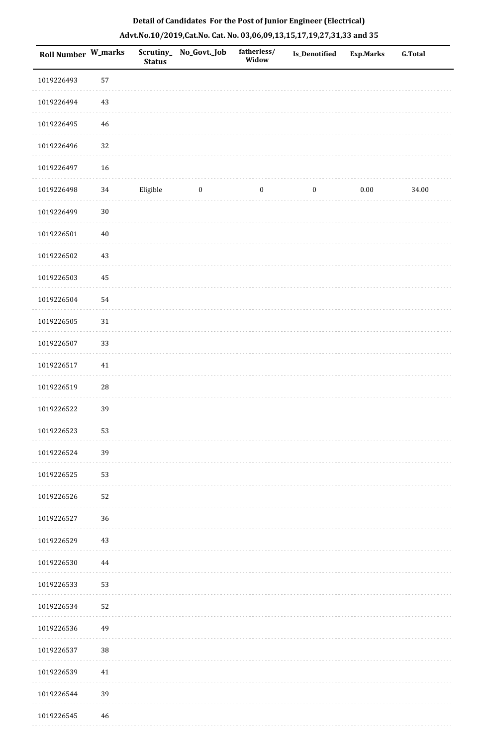**Detail of Candidates For the Post of Junior Engineer (Electrical)**

**Advt.No.10/2019,Cat.No. Cat. No. 03,06,09,13,15,17,19,27,31,33 and 35**

| Roll Number | W_marks | Scrutiny_Status | No_Govt._Job | fatherless/Widow | Is_Denotified | Exp.Marks | G.Total |
|---|---|---|---|---|---|---|---|
| 1019226493 | 57 | | | | | | |
| 1019226494 | 43 | | | | | | |
| 1019226495 | 46 | | | | | | |
| 1019226496 | 32 | | | | | | |
| 1019226497 | 16 | | | | | | |
| 1019226498 | 34 | Eligible | 0 | 0 | 0 | 0.00 | 34.00 |
| 1019226499 | 30 | | | | | | |
| 1019226501 | 40 | | | | | | |
| 1019226502 | 43 | | | | | | |
| 1019226503 | 45 | | | | | | |
| 1019226504 | 54 | | | | | | |
| 1019226505 | 31 | | | | | | |
| 1019226507 | 33 | | | | | | |
| 1019226517 | 41 | | | | | | |
| 1019226519 | 28 | | | | | | |
| 1019226522 | 39 | | | | | | |
| 1019226523 | 53 | | | | | | |
| 1019226524 | 39 | | | | | | |
| 1019226525 | 53 | | | | | | |
| 1019226526 | 52 | | | | | | |
| 1019226527 | 36 | | | | | | |
| 1019226529 | 43 | | | | | | |
| 1019226530 | 44 | | | | | | |
| 1019226533 | 53 | | | | | | |
| 1019226534 | 52 | | | | | | |
| 1019226536 | 49 | | | | | | |
| 1019226537 | 38 | | | | | | |
| 1019226539 | 41 | | | | | | |
| 1019226544 | 39 | | | | | | |
| 1019226545 | 46 | | | | | | |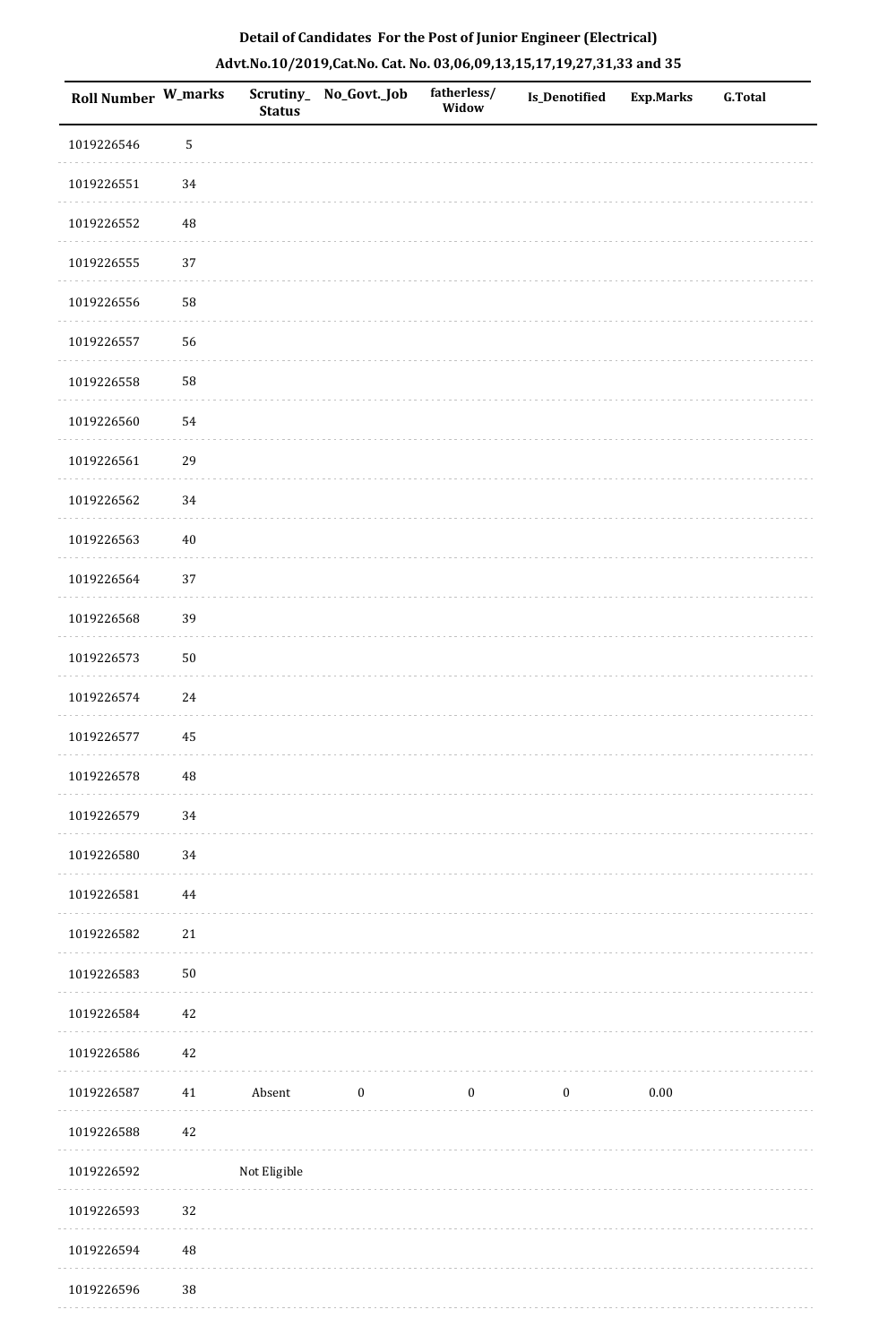## Detail of Candidates For the Post of Junior Engineer (Electrical)

### Advt.No.10/2019,Cat.No. Cat. No. 03,06,09,13,15,17,19,27,31,33 and 35

| Roll Number | W_marks | Scrutiny_Status | No_Govt._Job | fatherless/Widow | Is_Denotified | Exp.Marks | G.Total |
|---|---|---|---|---|---|---|---|
| 1019226546 | 5 | | | | | | |
| 1019226551 | 34 | | | | | | |
| 1019226552 | 48 | | | | | | |
| 1019226555 | 37 | | | | | | |
| 1019226556 | 58 | | | | | | |
| 1019226557 | 56 | | | | | | |
| 1019226558 | 58 | | | | | | |
| 1019226560 | 54 | | | | | | |
| 1019226561 | 29 | | | | | | |
| 1019226562 | 34 | | | | | | |
| 1019226563 | 40 | | | | | | |
| 1019226564 | 37 | | | | | | |
| 1019226568 | 39 | | | | | | |
| 1019226573 | 50 | | | | | | |
| 1019226574 | 24 | | | | | | |
| 1019226577 | 45 | | | | | | |
| 1019226578 | 48 | | | | | | |
| 1019226579 | 34 | | | | | | |
| 1019226580 | 34 | | | | | | |
| 1019226581 | 44 | | | | | | |
| 1019226582 | 21 | | | | | | |
| 1019226583 | 50 | | | | | | |
| 1019226584 | 42 | | | | | | |
| 1019226586 | 42 | | | | | | |
| 1019226587 | 41 | Absent | 0 | 0 | 0 | 0.00 | |
| 1019226588 | 42 | | | | | | |
| 1019226592 | | Not Eligible | | | | | |
| 1019226593 | 32 | | | | | | |
| 1019226594 | 48 | | | | | | |
| 1019226596 | 38 | | | | | | |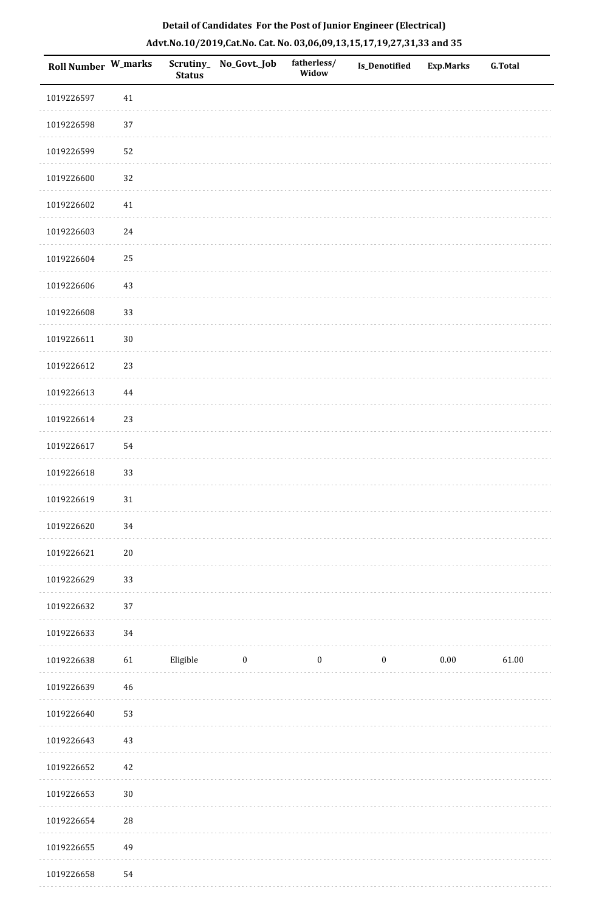**Detail of Candidates For the Post of Junior Engineer (Electrical)**

**Advt.No.10/2019,Cat.No. Cat. No. 03,06,09,13,15,17,19,27,31,33 and 35**

| Roll Number | W_marks | Scrutiny_Status | No_Govt._Job | fatherless/Widow | Is_Denotified | Exp.Marks | G.Total |
|---|---|---|---|---|---|---|---|
| 1019226597 | 41 | | | | | | |
| 1019226598 | 37 | | | | | | |
| 1019226599 | 52 | | | | | | |
| 1019226600 | 32 | | | | | | |
| 1019226602 | 41 | | | | | | |
| 1019226603 | 24 | | | | | | |
| 1019226604 | 25 | | | | | | |
| 1019226606 | 43 | | | | | | |
| 1019226608 | 33 | | | | | | |
| 1019226611 | 30 | | | | | | |
| 1019226612 | 23 | | | | | | |
| 1019226613 | 44 | | | | | | |
| 1019226614 | 23 | | | | | | |
| 1019226617 | 54 | | | | | | |
| 1019226618 | 33 | | | | | | |
| 1019226619 | 31 | | | | | | |
| 1019226620 | 34 | | | | | | |
| 1019226621 | 20 | | | | | | |
| 1019226629 | 33 | | | | | | |
| 1019226632 | 37 | | | | | | |
| 1019226633 | 34 | | | | | | |
| 1019226638 | 61 | Eligible | 0 | 0 | 0 | 0.00 | 61.00 |
| 1019226639 | 46 | | | | | | |
| 1019226640 | 53 | | | | | | |
| 1019226643 | 43 | | | | | | |
| 1019226652 | 42 | | | | | | |
| 1019226653 | 30 | | | | | | |
| 1019226654 | 28 | | | | | | |
| 1019226655 | 49 | | | | | | |
| 1019226658 | 54 | | | | | | |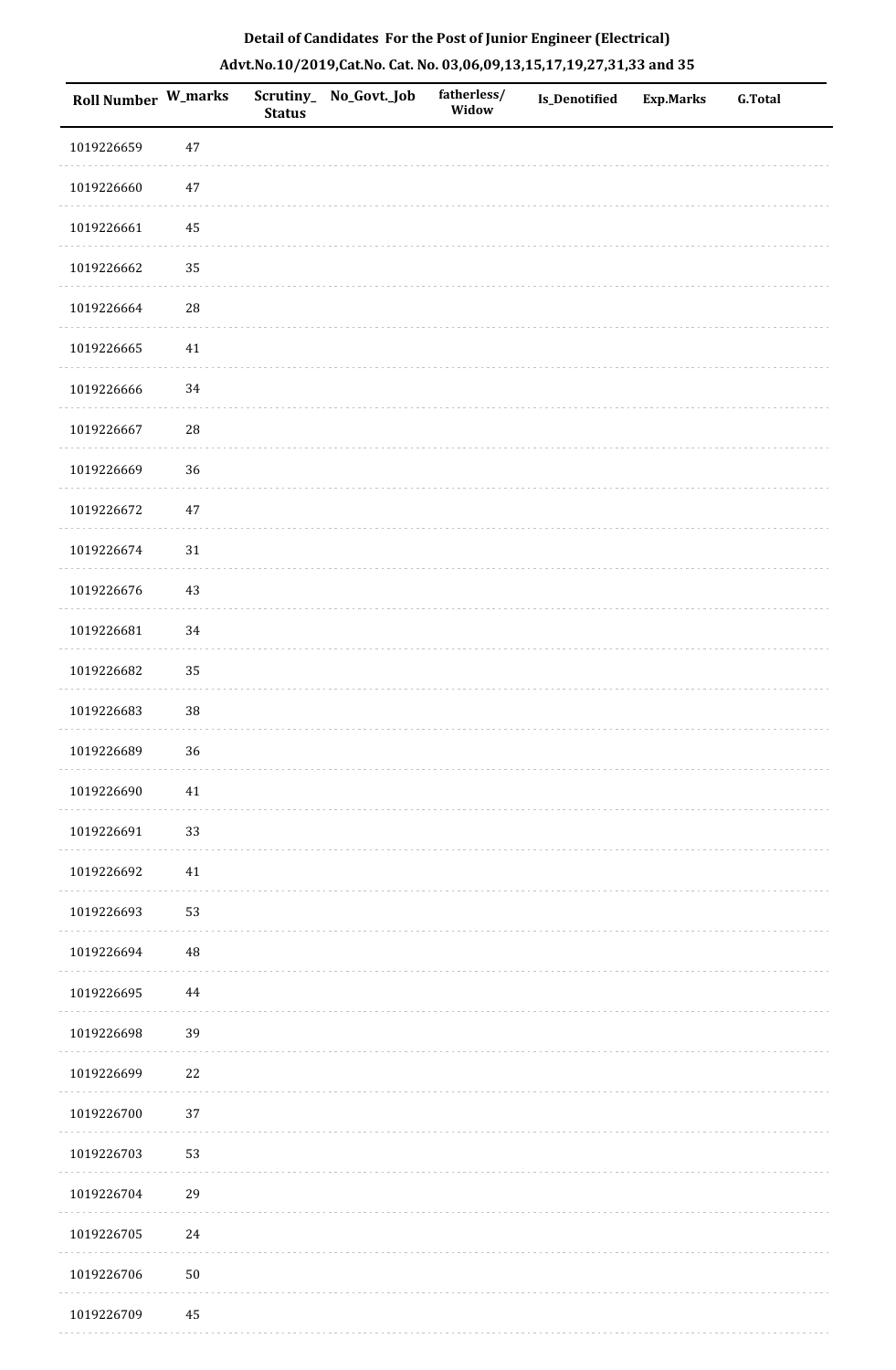**Detail of Candidates For the Post of Junior Engineer (Electrical)**

**Advt.No.10/2019,Cat.No. Cat. No. 03,06,09,13,15,17,19,27,31,33 and 35**

| Roll Number | W_marks | Scrutiny_Status | No_Govt._Job | fatherless/Widow | Is_Denotified | Exp.Marks | G.Total |
|---|---|---|---|---|---|---|---|
| 1019226659 | 47 | | | | | | |
| 1019226660 | 47 | | | | | | |
| 1019226661 | 45 | | | | | | |
| 1019226662 | 35 | | | | | | |
| 1019226664 | 28 | | | | | | |
| 1019226665 | 41 | | | | | | |
| 1019226666 | 34 | | | | | | |
| 1019226667 | 28 | | | | | | |
| 1019226669 | 36 | | | | | | |
| 1019226672 | 47 | | | | | | |
| 1019226674 | 31 | | | | | | |
| 1019226676 | 43 | | | | | | |
| 1019226681 | 34 | | | | | | |
| 1019226682 | 35 | | | | | | |
| 1019226683 | 38 | | | | | | |
| 1019226689 | 36 | | | | | | |
| 1019226690 | 41 | | | | | | |
| 1019226691 | 33 | | | | | | |
| 1019226692 | 41 | | | | | | |
| 1019226693 | 53 | | | | | | |
| 1019226694 | 48 | | | | | | |
| 1019226695 | 44 | | | | | | |
| 1019226698 | 39 | | | | | | |
| 1019226699 | 22 | | | | | | |
| 1019226700 | 37 | | | | | | |
| 1019226703 | 53 | | | | | | |
| 1019226704 | 29 | | | | | | |
| 1019226705 | 24 | | | | | | |
| 1019226706 | 50 | | | | | | |
| 1019226709 | 45 | | | | | | |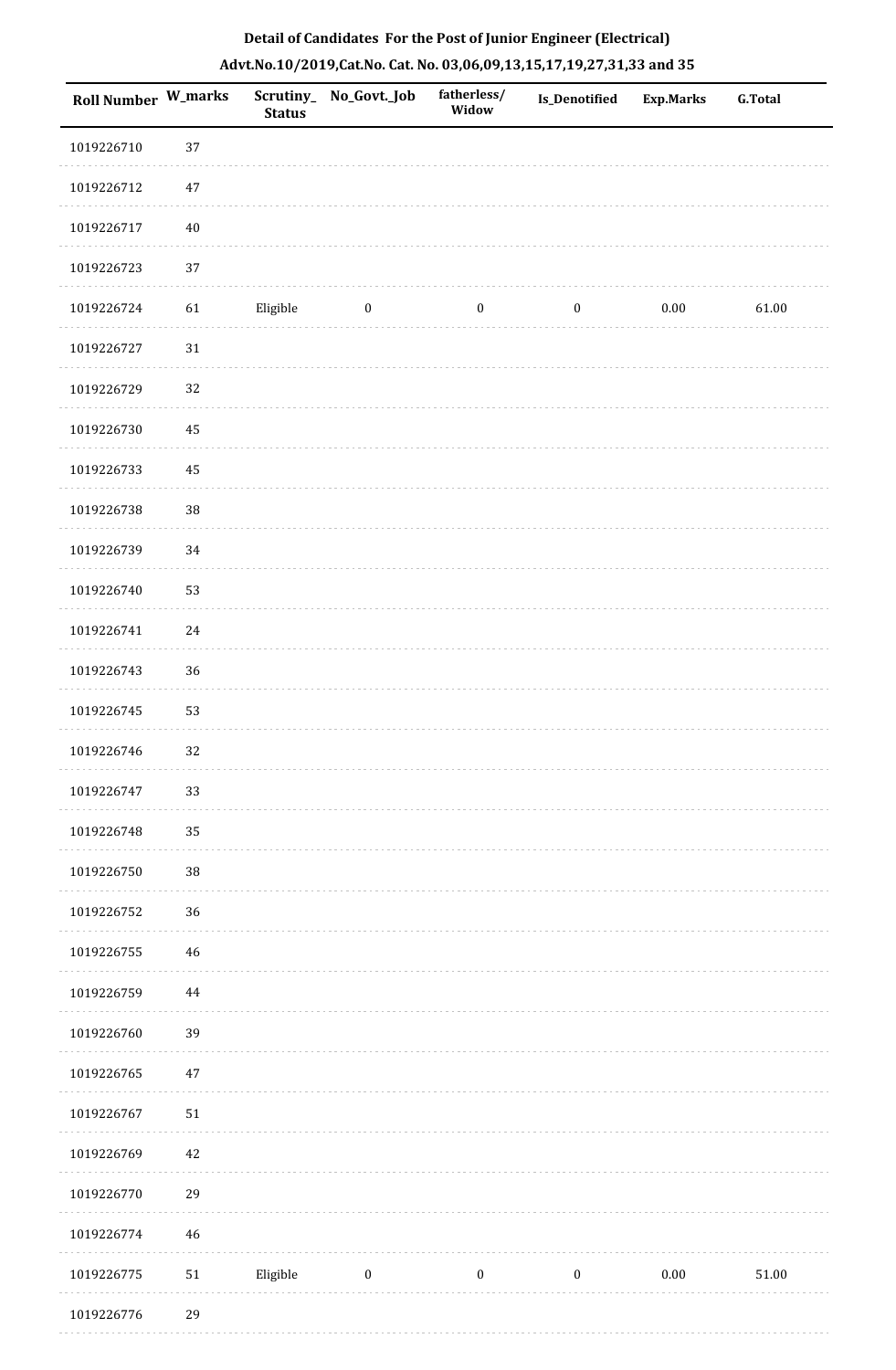**Detail of Candidates For the Post of Junior Engineer (Electrical)**

**Advt.No.10/2019,Cat.No. Cat. No. 03,06,09,13,15,17,19,27,31,33 and 35**

| Roll Number | W_marks | Scrutiny_Status | No_Govt._Job | fatherless/Widow | Is_Denotified | Exp.Marks | G.Total |
|---|---|---|---|---|---|---|---|
| 1019226710 | 37 | | | | | | |
| 1019226712 | 47 | | | | | | |
| 1019226717 | 40 | | | | | | |
| 1019226723 | 37 | | | | | | |
| 1019226724 | 61 | Eligible | 0 | 0 | 0 | 0.00 | 61.00 |
| 1019226727 | 31 | | | | | | |
| 1019226729 | 32 | | | | | | |
| 1019226730 | 45 | | | | | | |
| 1019226733 | 45 | | | | | | |
| 1019226738 | 38 | | | | | | |
| 1019226739 | 34 | | | | | | |
| 1019226740 | 53 | | | | | | |
| 1019226741 | 24 | | | | | | |
| 1019226743 | 36 | | | | | | |
| 1019226745 | 53 | | | | | | |
| 1019226746 | 32 | | | | | | |
| 1019226747 | 33 | | | | | | |
| 1019226748 | 35 | | | | | | |
| 1019226750 | 38 | | | | | | |
| 1019226752 | 36 | | | | | | |
| 1019226755 | 46 | | | | | | |
| 1019226759 | 44 | | | | | | |
| 1019226760 | 39 | | | | | | |
| 1019226765 | 47 | | | | | | |
| 1019226767 | 51 | | | | | | |
| 1019226769 | 42 | | | | | | |
| 1019226770 | 29 | | | | | | |
| 1019226774 | 46 | | | | | | |
| 1019226775 | 51 | Eligible | 0 | 0 | 0 | 0.00 | 51.00 |
| 1019226776 | 29 | | | | | | |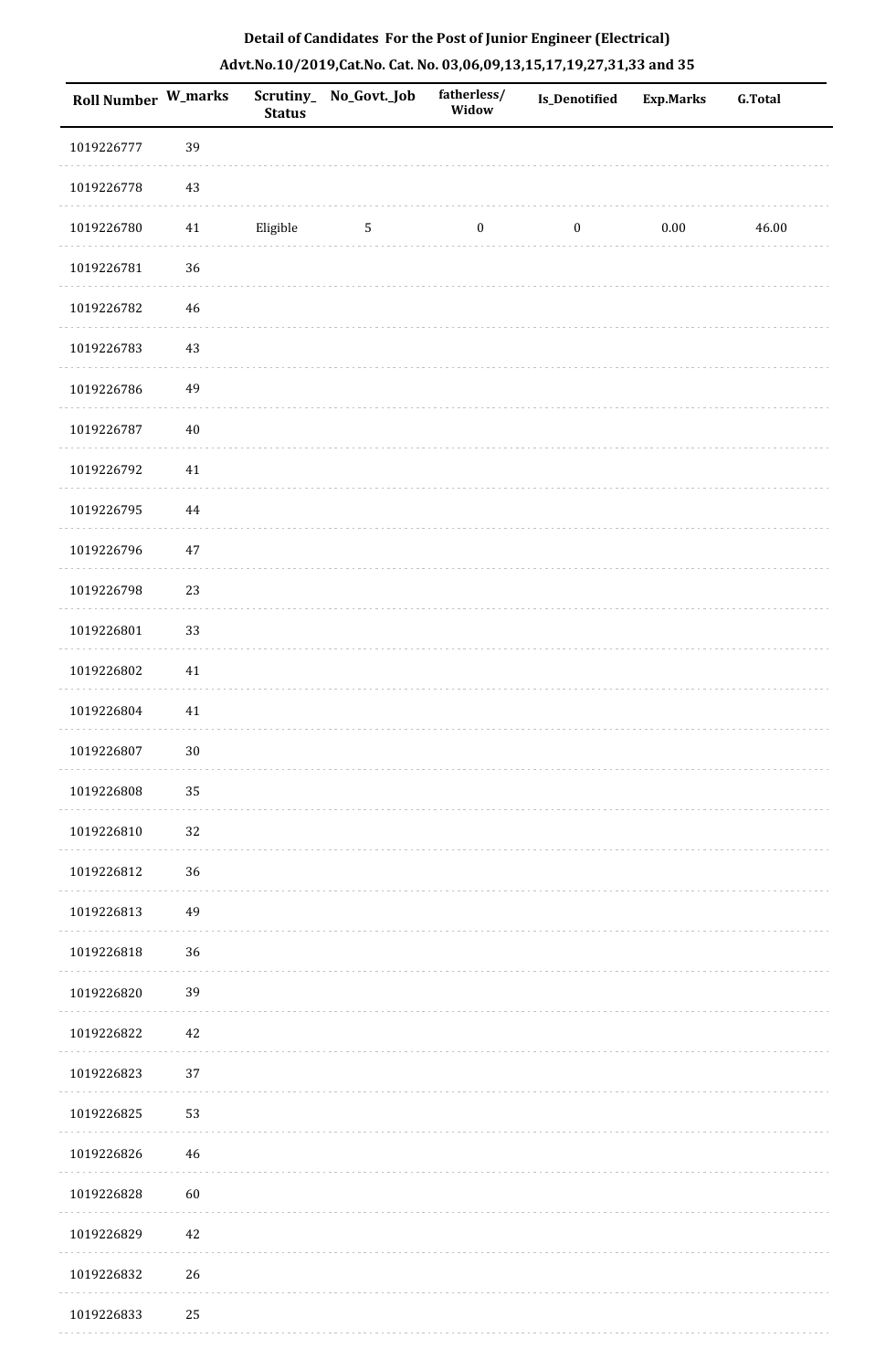**Detail of Candidates For the Post of Junior Engineer (Electrical)**

**Advt.No.10/2019,Cat.No. Cat. No. 03,06,09,13,15,17,19,27,31,33 and 35**

| Roll Number | W_marks | Scrutiny_Status | No_Govt._Job | fatherless/Widow | Is_Denotified | Exp.Marks | G.Total |
|---|---|---|---|---|---|---|---|
| 1019226777 | 39 | | | | | | |
| 1019226778 | 43 | | | | | | |
| 1019226780 | 41 | Eligible | 5 | 0 | 0 | 0.00 | 46.00 |
| 1019226781 | 36 | | | | | | |
| 1019226782 | 46 | | | | | | |
| 1019226783 | 43 | | | | | | |
| 1019226786 | 49 | | | | | | |
| 1019226787 | 40 | | | | | | |
| 1019226792 | 41 | | | | | | |
| 1019226795 | 44 | | | | | | |
| 1019226796 | 47 | | | | | | |
| 1019226798 | 23 | | | | | | |
| 1019226801 | 33 | | | | | | |
| 1019226802 | 41 | | | | | | |
| 1019226804 | 41 | | | | | | |
| 1019226807 | 30 | | | | | | |
| 1019226808 | 35 | | | | | | |
| 1019226810 | 32 | | | | | | |
| 1019226812 | 36 | | | | | | |
| 1019226813 | 49 | | | | | | |
| 1019226818 | 36 | | | | | | |
| 1019226820 | 39 | | | | | | |
| 1019226822 | 42 | | | | | | |
| 1019226823 | 37 | | | | | | |
| 1019226825 | 53 | | | | | | |
| 1019226826 | 46 | | | | | | |
| 1019226828 | 60 | | | | | | |
| 1019226829 | 42 | | | | | | |
| 1019226832 | 26 | | | | | | |
| 1019226833 | 25 | | | | | | |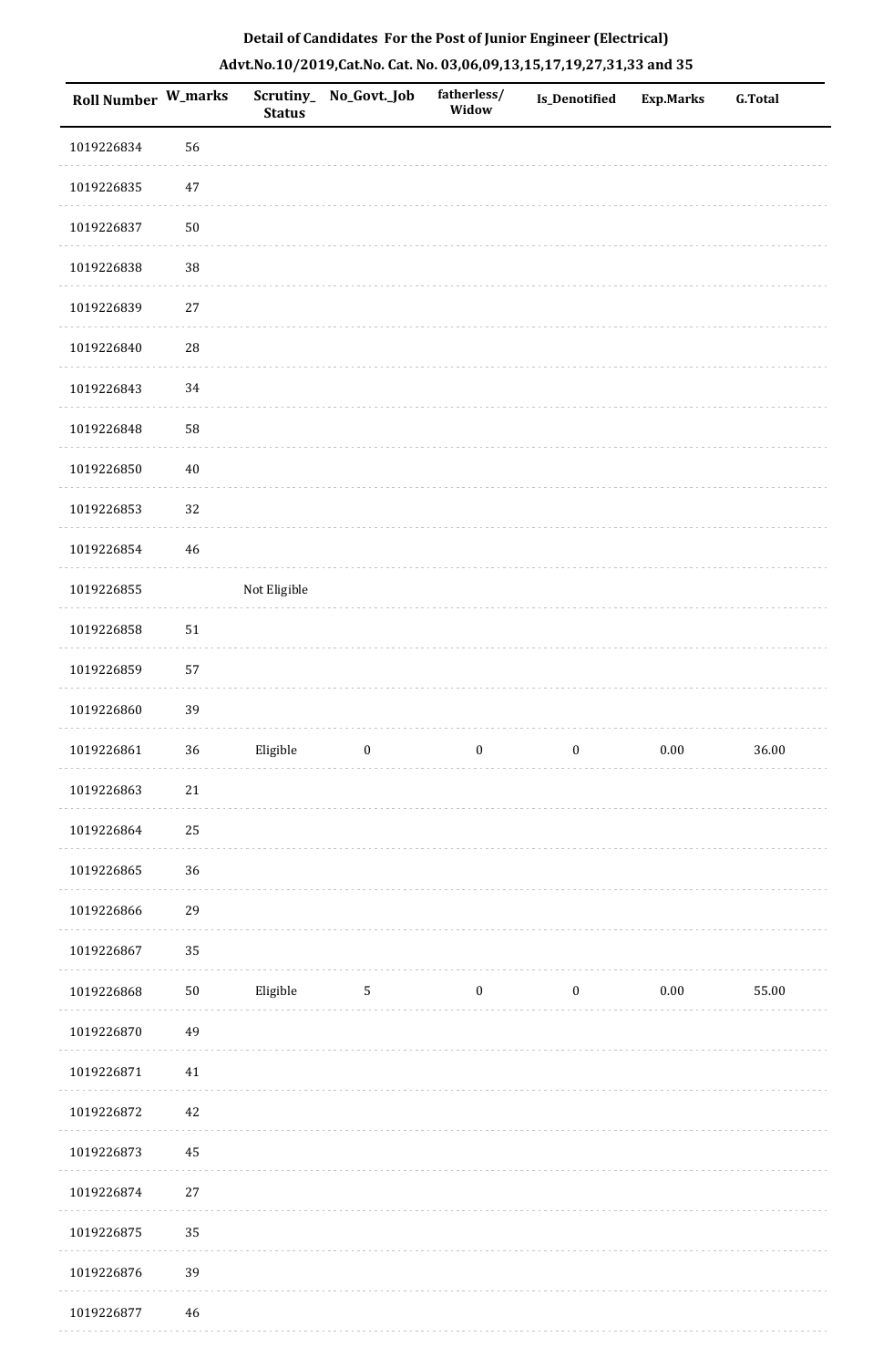**Detail of Candidates For the Post of Junior Engineer (Electrical)**

**Advt.No.10/2019,Cat.No. Cat. No. 03,06,09,13,15,17,19,27,31,33 and 35**

| Roll Number | W_marks | Scrutiny_Status | No_Govt._Job | fatherless/Widow | Is_Denotified | Exp.Marks | G.Total |
|---|---|---|---|---|---|---|---|
| 1019226834 | 56 | | | | | | |
| 1019226835 | 47 | | | | | | |
| 1019226837 | 50 | | | | | | |
| 1019226838 | 38 | | | | | | |
| 1019226839 | 27 | | | | | | |
| 1019226840 | 28 | | | | | | |
| 1019226843 | 34 | | | | | | |
| 1019226848 | 58 | | | | | | |
| 1019226850 | 40 | | | | | | |
| 1019226853 | 32 | | | | | | |
| 1019226854 | 46 | | | | | | |
| 1019226855 | | Not Eligible | | | | | |
| 1019226858 | 51 | | | | | | |
| 1019226859 | 57 | | | | | | |
| 1019226860 | 39 | | | | | | |
| 1019226861 | 36 | Eligible | 0 | 0 | 0 | 0.00 | 36.00 |
| 1019226863 | 21 | | | | | | |
| 1019226864 | 25 | | | | | | |
| 1019226865 | 36 | | | | | | |
| 1019226866 | 29 | | | | | | |
| 1019226867 | 35 | | | | | | |
| 1019226868 | 50 | Eligible | 5 | 0 | 0 | 0.00 | 55.00 |
| 1019226870 | 49 | | | | | | |
| 1019226871 | 41 | | | | | | |
| 1019226872 | 42 | | | | | | |
| 1019226873 | 45 | | | | | | |
| 1019226874 | 27 | | | | | | |
| 1019226875 | 35 | | | | | | |
| 1019226876 | 39 | | | | | | |
| 1019226877 | 46 | | | | | | |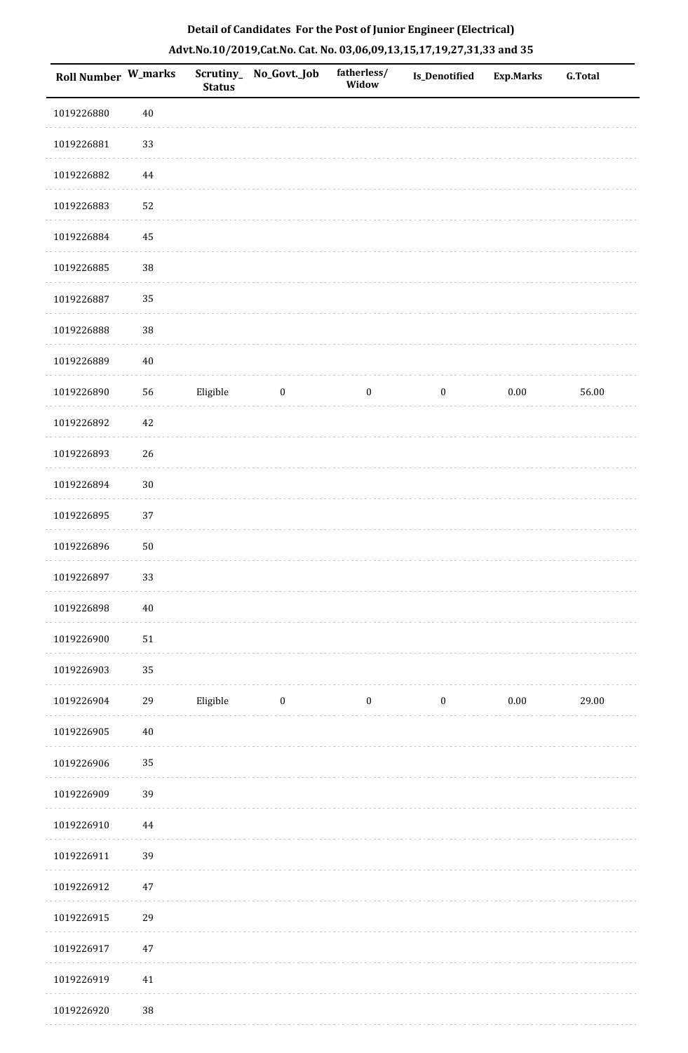**Detail of Candidates For the Post of Junior Engineer (Electrical)**

**Advt.No.10/2019,Cat.No. Cat. No. 03,06,09,13,15,17,19,27,31,33 and 35**

| Roll Number | W_marks | Scrutiny_Status | No_Govt._Job | fatherless/Widow | Is_Denotified | Exp.Marks | G.Total |
|---|---|---|---|---|---|---|---|
| 1019226880 | 40 | | | | | | |
| 1019226881 | 33 | | | | | | |
| 1019226882 | 44 | | | | | | |
| 1019226883 | 52 | | | | | | |
| 1019226884 | 45 | | | | | | |
| 1019226885 | 38 | | | | | | |
| 1019226887 | 35 | | | | | | |
| 1019226888 | 38 | | | | | | |
| 1019226889 | 40 | | | | | | |
| 1019226890 | 56 | Eligible | 0 | 0 | 0 | 0.00 | 56.00 |
| 1019226892 | 42 | | | | | | |
| 1019226893 | 26 | | | | | | |
| 1019226894 | 30 | | | | | | |
| 1019226895 | 37 | | | | | | |
| 1019226896 | 50 | | | | | | |
| 1019226897 | 33 | | | | | | |
| 1019226898 | 40 | | | | | | |
| 1019226900 | 51 | | | | | | |
| 1019226903 | 35 | | | | | | |
| 1019226904 | 29 | Eligible | 0 | 0 | 0 | 0.00 | 29.00 |
| 1019226905 | 40 | | | | | | |
| 1019226906 | 35 | | | | | | |
| 1019226909 | 39 | | | | | | |
| 1019226910 | 44 | | | | | | |
| 1019226911 | 39 | | | | | | |
| 1019226912 | 47 | | | | | | |
| 1019226915 | 29 | | | | | | |
| 1019226917 | 47 | | | | | | |
| 1019226919 | 41 | | | | | | |
| 1019226920 | 38 | | | | | | |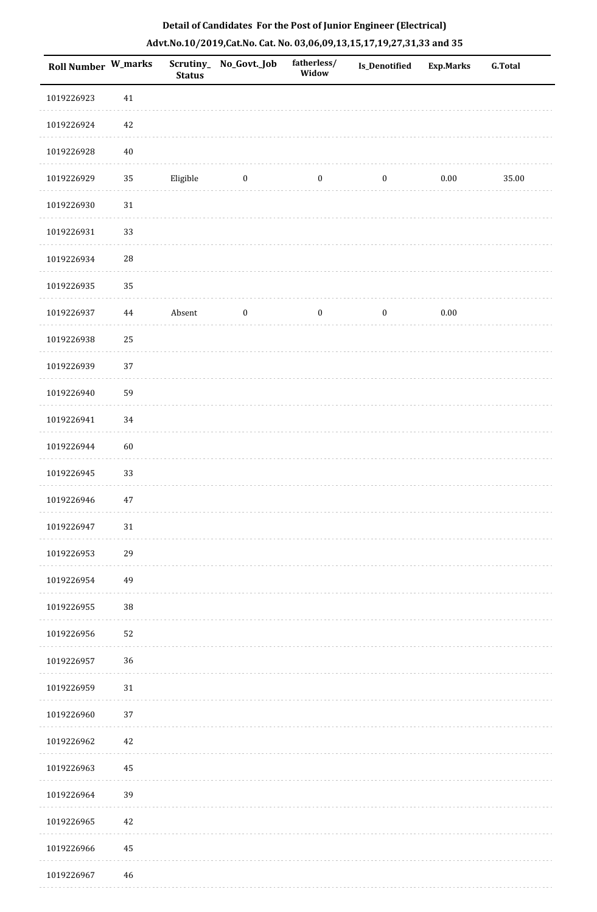**Detail of Candidates For the Post of Junior Engineer (Electrical)**

**Advt.No.10/2019,Cat.No. Cat. No. 03,06,09,13,15,17,19,27,31,33 and 35**

| Roll Number | W_marks | Scrutiny_Status | No_Govt._Job | fatherless/Widow | Is_Denotified | Exp.Marks | G.Total |
|---|---|---|---|---|---|---|---|
| 1019226923 | 41 | | | | | | |
| 1019226924 | 42 | | | | | | |
| 1019226928 | 40 | | | | | | |
| 1019226929 | 35 | Eligible | 0 | 0 | 0 | 0.00 | 35.00 |
| 1019226930 | 31 | | | | | | |
| 1019226931 | 33 | | | | | | |
| 1019226934 | 28 | | | | | | |
| 1019226935 | 35 | | | | | | |
| 1019226937 | 44 | Absent | 0 | 0 | 0 | 0.00 | |
| 1019226938 | 25 | | | | | | |
| 1019226939 | 37 | | | | | | |
| 1019226940 | 59 | | | | | | |
| 1019226941 | 34 | | | | | | |
| 1019226944 | 60 | | | | | | |
| 1019226945 | 33 | | | | | | |
| 1019226946 | 47 | | | | | | |
| 1019226947 | 31 | | | | | | |
| 1019226953 | 29 | | | | | | |
| 1019226954 | 49 | | | | | | |
| 1019226955 | 38 | | | | | | |
| 1019226956 | 52 | | | | | | |
| 1019226957 | 36 | | | | | | |
| 1019226959 | 31 | | | | | | |
| 1019226960 | 37 | | | | | | |
| 1019226962 | 42 | | | | | | |
| 1019226963 | 45 | | | | | | |
| 1019226964 | 39 | | | | | | |
| 1019226965 | 42 | | | | | | |
| 1019226966 | 45 | | | | | | |
| 1019226967 | 46 | | | | | | |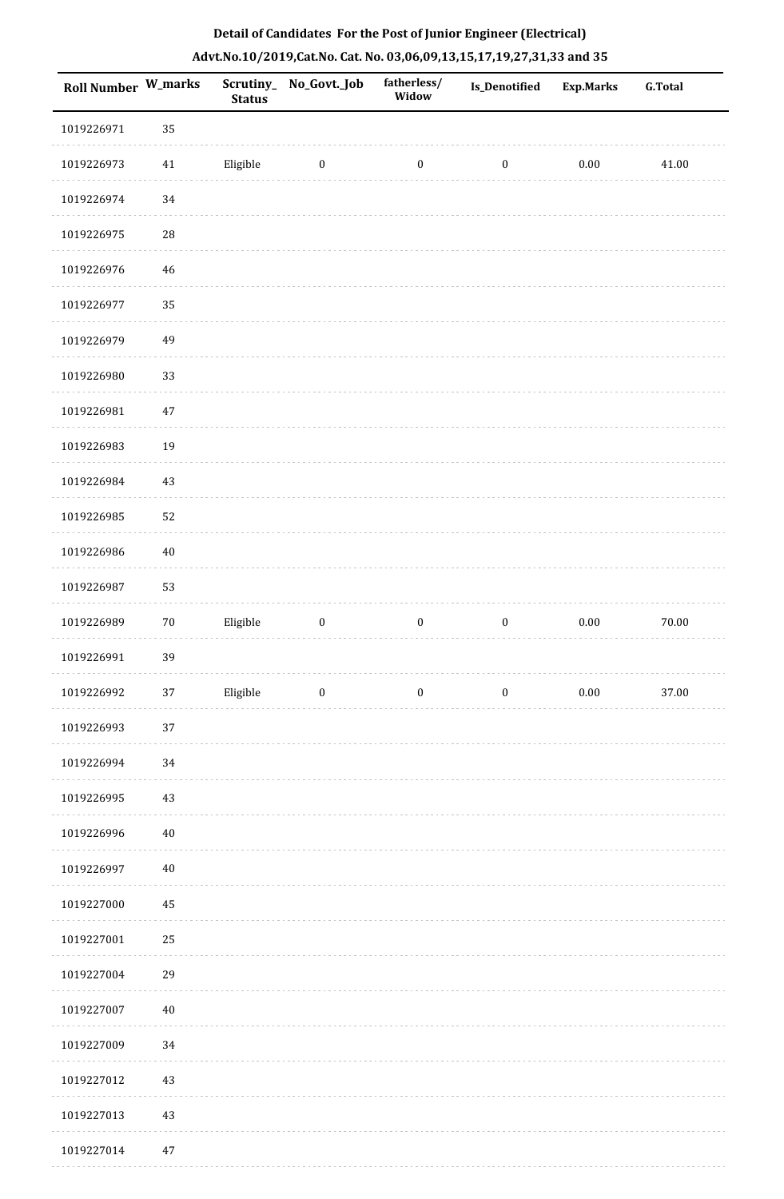## Detail of Candidates For the Post of Junior Engineer (Electrical)

## Advt.No.10/2019,Cat.No. Cat. No. 03,06,09,13,15,17,19,27,31,33 and 35

| Roll Number | W_marks | Scrutiny_ Status | No_Govt._Job | fatherless/ Widow | Is_Denotified | Exp.Marks | G.Total |
|---|---|---|---|---|---|---|---|
| 1019226971 | 35 | | | | | | |
| 1019226973 | 41 | Eligible | 0 | 0 | 0 | 0.00 | 41.00 |
| 1019226974 | 34 | | | | | | |
| 1019226975 | 28 | | | | | | |
| 1019226976 | 46 | | | | | | |
| 1019226977 | 35 | | | | | | |
| 1019226979 | 49 | | | | | | |
| 1019226980 | 33 | | | | | | |
| 1019226981 | 47 | | | | | | |
| 1019226983 | 19 | | | | | | |
| 1019226984 | 43 | | | | | | |
| 1019226985 | 52 | | | | | | |
| 1019226986 | 40 | | | | | | |
| 1019226987 | 53 | | | | | | |
| 1019226989 | 70 | Eligible | 0 | 0 | 0 | 0.00 | 70.00 |
| 1019226991 | 39 | | | | | | |
| 1019226992 | 37 | Eligible | 0 | 0 | 0 | 0.00 | 37.00 |
| 1019226993 | 37 | | | | | | |
| 1019226994 | 34 | | | | | | |
| 1019226995 | 43 | | | | | | |
| 1019226996 | 40 | | | | | | |
| 1019226997 | 40 | | | | | | |
| 1019227000 | 45 | | | | | | |
| 1019227001 | 25 | | | | | | |
| 1019227004 | 29 | | | | | | |
| 1019227007 | 40 | | | | | | |
| 1019227009 | 34 | | | | | | |
| 1019227012 | 43 | | | | | | |
| 1019227013 | 43 | | | | | | |
| 1019227014 | 47 | | | | | | |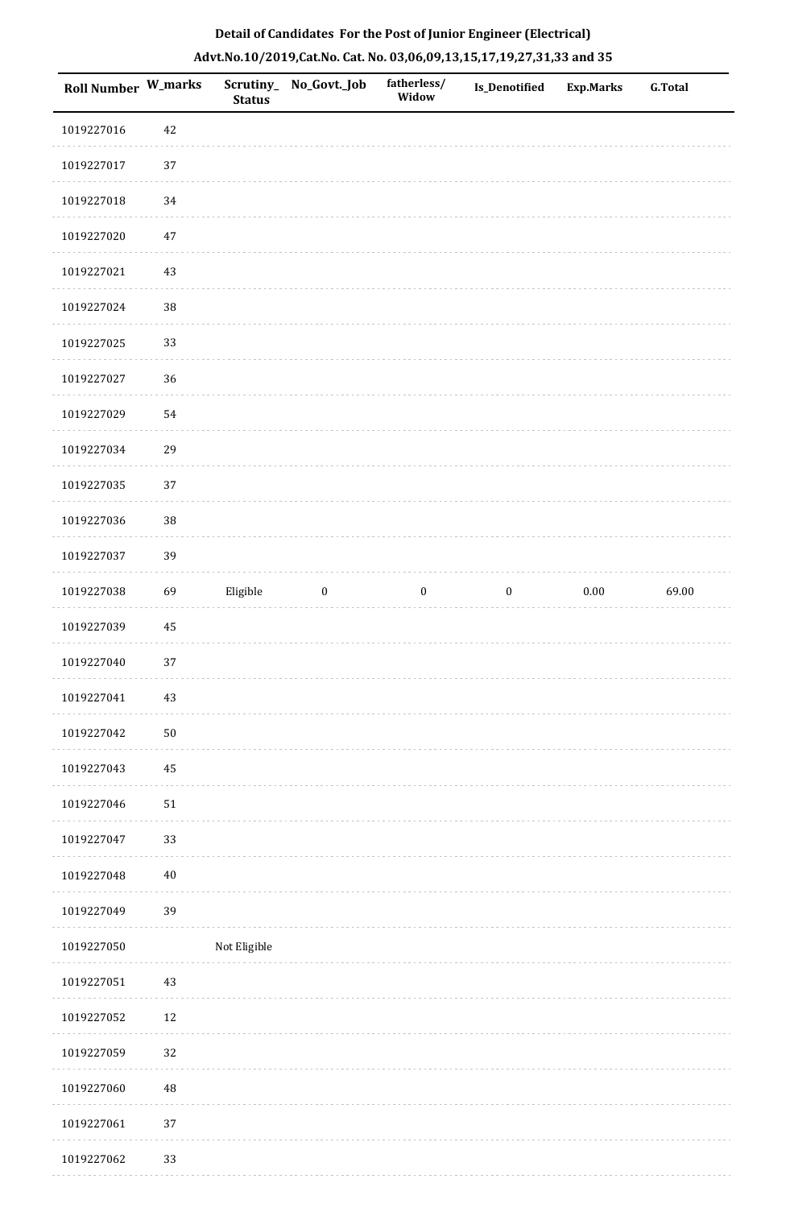**Detail of Candidates For the Post of Junior Engineer (Electrical)**

**Advt.No.10/2019,Cat.No. Cat. No. 03,06,09,13,15,17,19,27,31,33 and 35**

| Roll Number | W_marks | Scrutiny_Status | No_Govt._Job | fatherless/Widow | Is_Denotified | Exp.Marks | G.Total |
|---|---|---|---|---|---|---|---|
| 1019227016 | 42 | | | | | | |
| 1019227017 | 37 | | | | | | |
| 1019227018 | 34 | | | | | | |
| 1019227020 | 47 | | | | | | |
| 1019227021 | 43 | | | | | | |
| 1019227024 | 38 | | | | | | |
| 1019227025 | 33 | | | | | | |
| 1019227027 | 36 | | | | | | |
| 1019227029 | 54 | | | | | | |
| 1019227034 | 29 | | | | | | |
| 1019227035 | 37 | | | | | | |
| 1019227036 | 38 | | | | | | |
| 1019227037 | 39 | | | | | | |
| 1019227038 | 69 | Eligible | 0 | 0 | 0 | 0.00 | 69.00 |
| 1019227039 | 45 | | | | | | |
| 1019227040 | 37 | | | | | | |
| 1019227041 | 43 | | | | | | |
| 1019227042 | 50 | | | | | | |
| 1019227043 | 45 | | | | | | |
| 1019227046 | 51 | | | | | | |
| 1019227047 | 33 | | | | | | |
| 1019227048 | 40 | | | | | | |
| 1019227049 | 39 | | | | | | |
| 1019227050 | | Not Eligible | | | | | |
| 1019227051 | 43 | | | | | | |
| 1019227052 | 12 | | | | | | |
| 1019227059 | 32 | | | | | | |
| 1019227060 | 48 | | | | | | |
| 1019227061 | 37 | | | | | | |
| 1019227062 | 33 | | | | | | |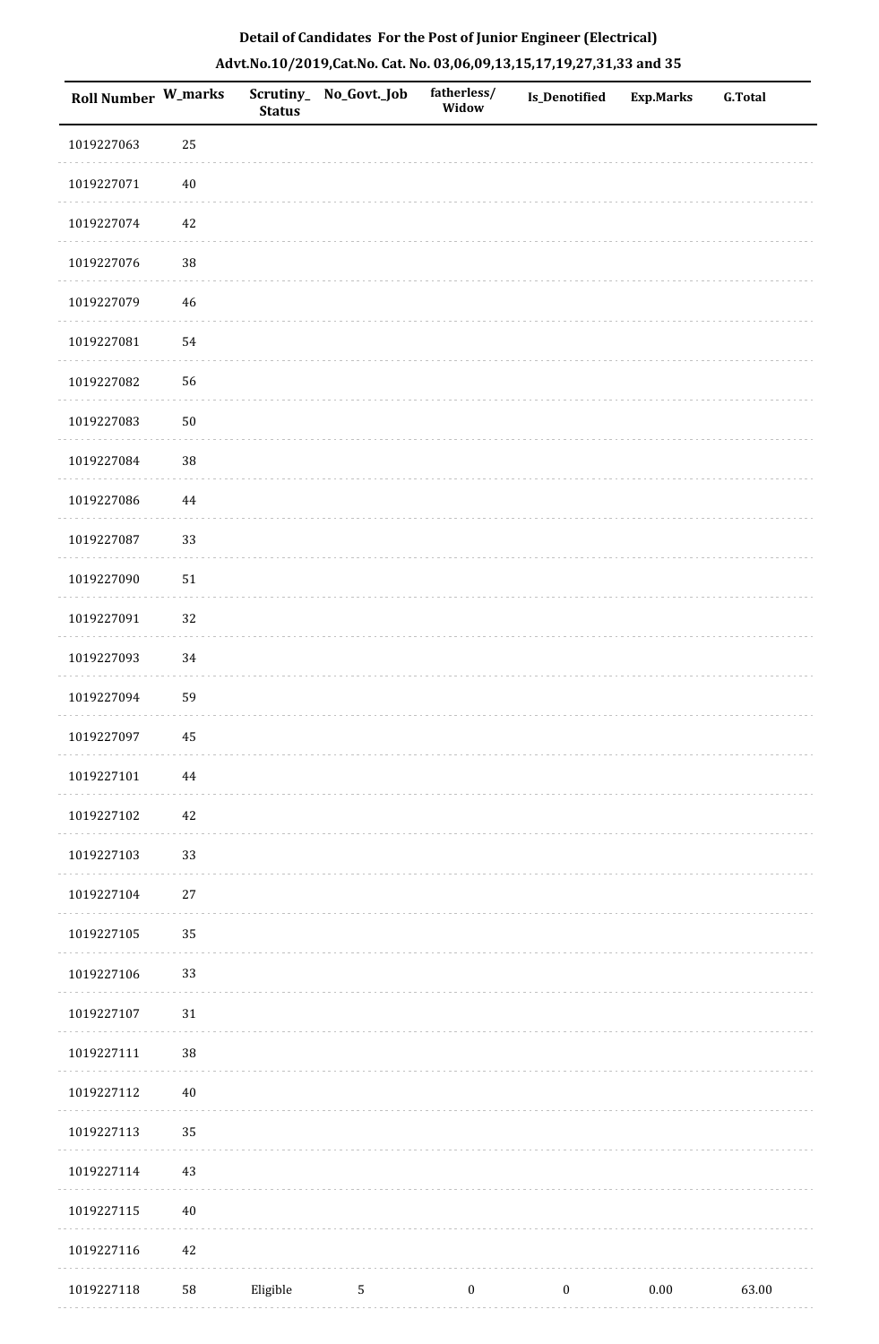**Detail of Candidates For the Post of Junior Engineer (Electrical)**

**Advt.No.10/2019,Cat.No. Cat. No. 03,06,09,13,15,17,19,27,31,33 and 35**

| Roll Number | W_marks | Scrutiny_Status | No_Govt._Job | fatherless/Widow | Is_Denotified | Exp.Marks | G.Total |
|---|---|---|---|---|---|---|---|
| 1019227063 | 25 | | | | | | |
| 1019227071 | 40 | | | | | | |
| 1019227074 | 42 | | | | | | |
| 1019227076 | 38 | | | | | | |
| 1019227079 | 46 | | | | | | |
| 1019227081 | 54 | | | | | | |
| 1019227082 | 56 | | | | | | |
| 1019227083 | 50 | | | | | | |
| 1019227084 | 38 | | | | | | |
| 1019227086 | 44 | | | | | | |
| 1019227087 | 33 | | | | | | |
| 1019227090 | 51 | | | | | | |
| 1019227091 | 32 | | | | | | |
| 1019227093 | 34 | | | | | | |
| 1019227094 | 59 | | | | | | |
| 1019227097 | 45 | | | | | | |
| 1019227101 | 44 | | | | | | |
| 1019227102 | 42 | | | | | | |
| 1019227103 | 33 | | | | | | |
| 1019227104 | 27 | | | | | | |
| 1019227105 | 35 | | | | | | |
| 1019227106 | 33 | | | | | | |
| 1019227107 | 31 | | | | | | |
| 1019227111 | 38 | | | | | | |
| 1019227112 | 40 | | | | | | |
| 1019227113 | 35 | | | | | | |
| 1019227114 | 43 | | | | | | |
| 1019227115 | 40 | | | | | | |
| 1019227116 | 42 | | | | | | |
| 1019227118 | 58 | Eligible | 5 | 0 | 0 | 0.00 | 63.00 |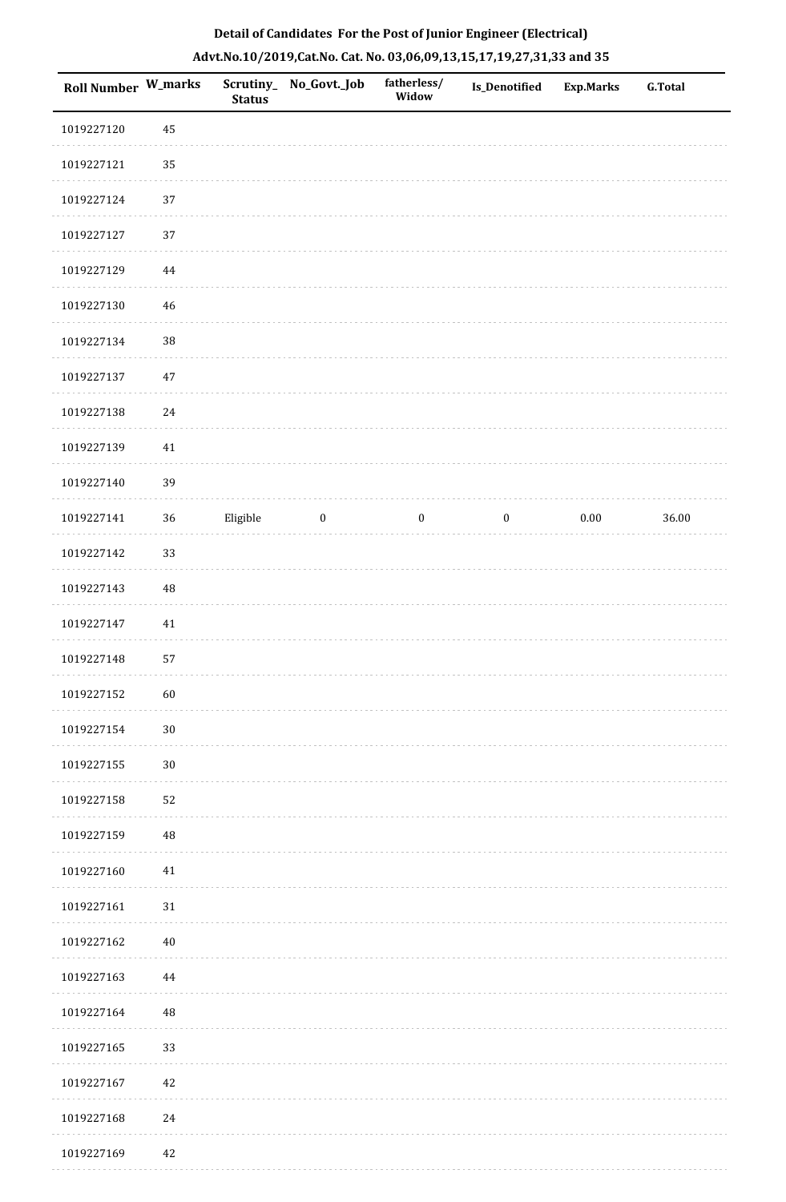**Detail of Candidates For the Post of Junior Engineer (Electrical)**

**Advt.No.10/2019,Cat.No. Cat. No. 03,06,09,13,15,17,19,27,31,33 and 35**

| Roll Number | W_marks | Scrutiny_ Status | No_Govt._Job | fatherless/ Widow | Is_Denotified | Exp.Marks | G.Total |
|---|---|---|---|---|---|---|---|
| 1019227120 | 45 | | | | | | |
| 1019227121 | 35 | | | | | | |
| 1019227124 | 37 | | | | | | |
| 1019227127 | 37 | | | | | | |
| 1019227129 | 44 | | | | | | |
| 1019227130 | 46 | | | | | | |
| 1019227134 | 38 | | | | | | |
| 1019227137 | 47 | | | | | | |
| 1019227138 | 24 | | | | | | |
| 1019227139 | 41 | | | | | | |
| 1019227140 | 39 | | | | | | |
| 1019227141 | 36 | Eligible | 0 | 0 | 0 | 0.00 | 36.00 |
| 1019227142 | 33 | | | | | | |
| 1019227143 | 48 | | | | | | |
| 1019227147 | 41 | | | | | | |
| 1019227148 | 57 | | | | | | |
| 1019227152 | 60 | | | | | | |
| 1019227154 | 30 | | | | | | |
| 1019227155 | 30 | | | | | | |
| 1019227158 | 52 | | | | | | |
| 1019227159 | 48 | | | | | | |
| 1019227160 | 41 | | | | | | |
| 1019227161 | 31 | | | | | | |
| 1019227162 | 40 | | | | | | |
| 1019227163 | 44 | | | | | | |
| 1019227164 | 48 | | | | | | |
| 1019227165 | 33 | | | | | | |
| 1019227167 | 42 | | | | | | |
| 1019227168 | 24 | | | | | | |
| 1019227169 | 42 | | | | | | |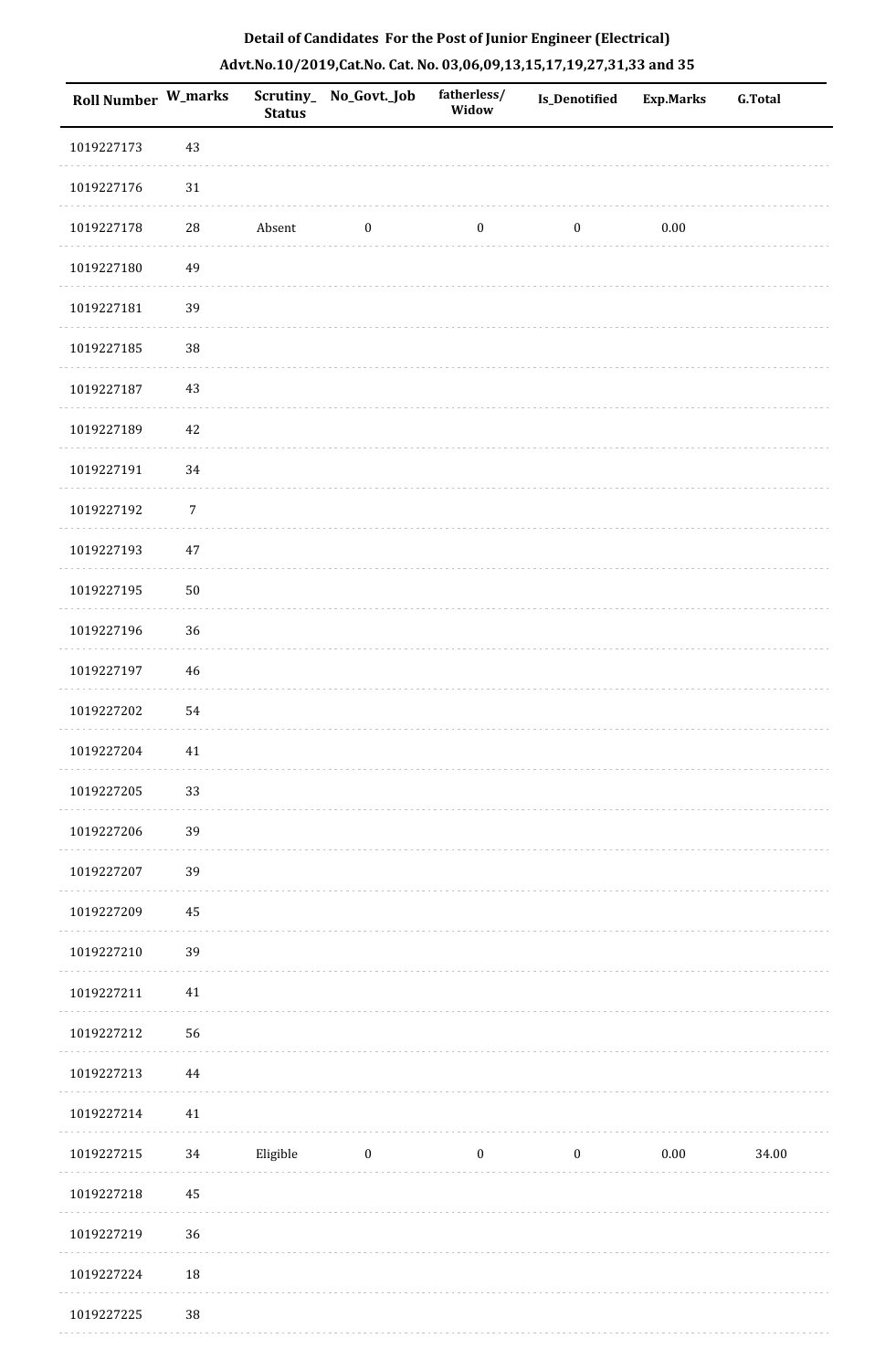## Detail of Candidates For the Post of Junior Engineer (Electrical)

## Advt.No.10/2019,Cat.No. Cat. No. 03,06,09,13,15,17,19,27,31,33 and 35

| Roll Number | W_marks | Scrutiny_ Status | No_Govt._Job | fatherless/ Widow | Is_Denotified | Exp.Marks | G.Total |
|---|---|---|---|---|---|---|---|
| 1019227173 | 43 | | | | | | |
| 1019227176 | 31 | | | | | | |
| 1019227178 | 28 | Absent | 0 | 0 | 0 | 0.00 | |
| 1019227180 | 49 | | | | | | |
| 1019227181 | 39 | | | | | | |
| 1019227185 | 38 | | | | | | |
| 1019227187 | 43 | | | | | | |
| 1019227189 | 42 | | | | | | |
| 1019227191 | 34 | | | | | | |
| 1019227192 | 7 | | | | | | |
| 1019227193 | 47 | | | | | | |
| 1019227195 | 50 | | | | | | |
| 1019227196 | 36 | | | | | | |
| 1019227197 | 46 | | | | | | |
| 1019227202 | 54 | | | | | | |
| 1019227204 | 41 | | | | | | |
| 1019227205 | 33 | | | | | | |
| 1019227206 | 39 | | | | | | |
| 1019227207 | 39 | | | | | | |
| 1019227209 | 45 | | | | | | |
| 1019227210 | 39 | | | | | | |
| 1019227211 | 41 | | | | | | |
| 1019227212 | 56 | | | | | | |
| 1019227213 | 44 | | | | | | |
| 1019227214 | 41 | | | | | | |
| 1019227215 | 34 | Eligible | 0 | 0 | 0 | 0.00 | 34.00 |
| 1019227218 | 45 | | | | | | |
| 1019227219 | 36 | | | | | | |
| 1019227224 | 18 | | | | | | |
| 1019227225 | 38 | | | | | | |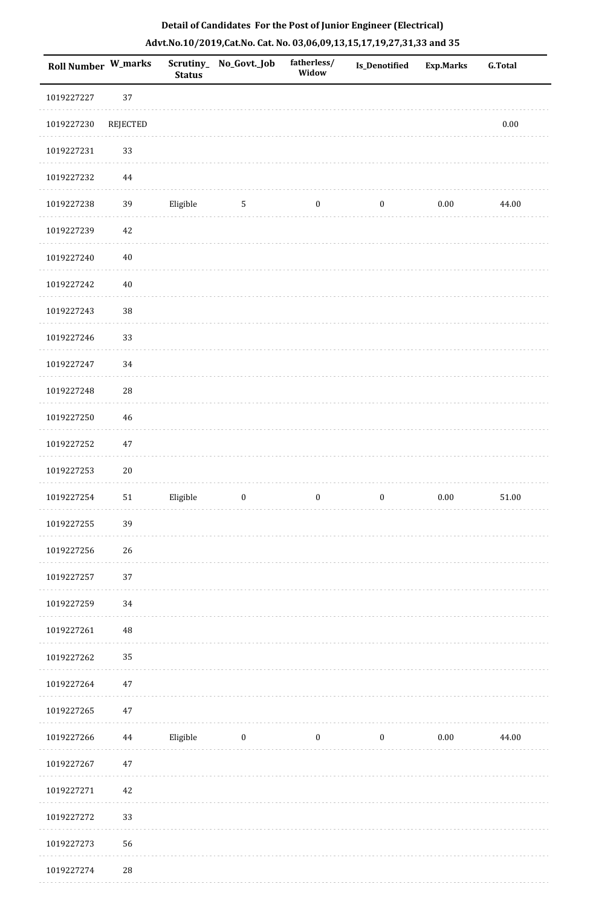## Detail of Candidates For the Post of Junior Engineer (Electrical)

### Advt.No.10/2019,Cat.No. Cat. No. 03,06,09,13,15,17,19,27,31,33 and 35

| Roll Number | W_marks | Scrutiny_Status | No_Govt._Job | fatherless/Widow | Is_Denotified | Exp.Marks | G.Total |
|---|---|---|---|---|---|---|---|
| 1019227227 | 37 | | | | | | |
| 1019227230 | REJECTED | | | | | | 0.00 |
| 1019227231 | 33 | | | | | | |
| 1019227232 | 44 | | | | | | |
| 1019227238 | 39 | Eligible | 5 | 0 | 0 | 0.00 | 44.00 |
| 1019227239 | 42 | | | | | | |
| 1019227240 | 40 | | | | | | |
| 1019227242 | 40 | | | | | | |
| 1019227243 | 38 | | | | | | |
| 1019227246 | 33 | | | | | | |
| 1019227247 | 34 | | | | | | |
| 1019227248 | 28 | | | | | | |
| 1019227250 | 46 | | | | | | |
| 1019227252 | 47 | | | | | | |
| 1019227253 | 20 | | | | | | |
| 1019227254 | 51 | Eligible | 0 | 0 | 0 | 0.00 | 51.00 |
| 1019227255 | 39 | | | | | | |
| 1019227256 | 26 | | | | | | |
| 1019227257 | 37 | | | | | | |
| 1019227259 | 34 | | | | | | |
| 1019227261 | 48 | | | | | | |
| 1019227262 | 35 | | | | | | |
| 1019227264 | 47 | | | | | | |
| 1019227265 | 47 | | | | | | |
| 1019227266 | 44 | Eligible | 0 | 0 | 0 | 0.00 | 44.00 |
| 1019227267 | 47 | | | | | | |
| 1019227271 | 42 | | | | | | |
| 1019227272 | 33 | | | | | | |
| 1019227273 | 56 | | | | | | |
| 1019227274 | 28 | | | | | | |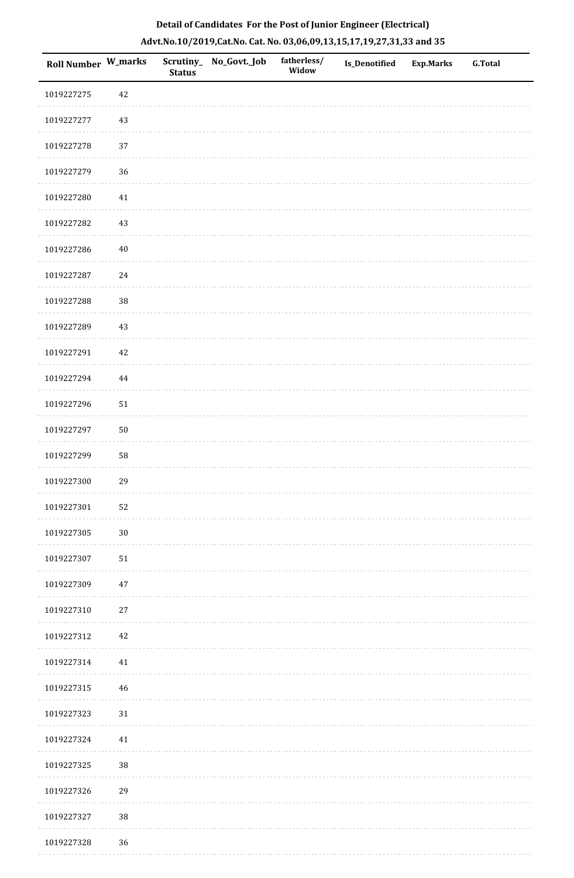**Detail of Candidates For the Post of Junior Engineer (Electrical)**

**Advt.No.10/2019,Cat.No. Cat. No. 03,06,09,13,15,17,19,27,31,33 and 35**

| Roll Number | W_marks | Scrutiny_Status | No_Govt._Job | fatherless/Widow | Is_Denotified | Exp.Marks | G.Total |
|---|---|---|---|---|---|---|---|
| 1019227275 | 42 | | | | | | |
| 1019227277 | 43 | | | | | | |
| 1019227278 | 37 | | | | | | |
| 1019227279 | 36 | | | | | | |
| 1019227280 | 41 | | | | | | |
| 1019227282 | 43 | | | | | | |
| 1019227286 | 40 | | | | | | |
| 1019227287 | 24 | | | | | | |
| 1019227288 | 38 | | | | | | |
| 1019227289 | 43 | | | | | | |
| 1019227291 | 42 | | | | | | |
| 1019227294 | 44 | | | | | | |
| 1019227296 | 51 | | | | | | |
| 1019227297 | 50 | | | | | | |
| 1019227299 | 58 | | | | | | |
| 1019227300 | 29 | | | | | | |
| 1019227301 | 52 | | | | | | |
| 1019227305 | 30 | | | | | | |
| 1019227307 | 51 | | | | | | |
| 1019227309 | 47 | | | | | | |
| 1019227310 | 27 | | | | | | |
| 1019227312 | 42 | | | | | | |
| 1019227314 | 41 | | | | | | |
| 1019227315 | 46 | | | | | | |
| 1019227323 | 31 | | | | | | |
| 1019227324 | 41 | | | | | | |
| 1019227325 | 38 | | | | | | |
| 1019227326 | 29 | | | | | | |
| 1019227327 | 38 | | | | | | |
| 1019227328 | 36 | | | | | | |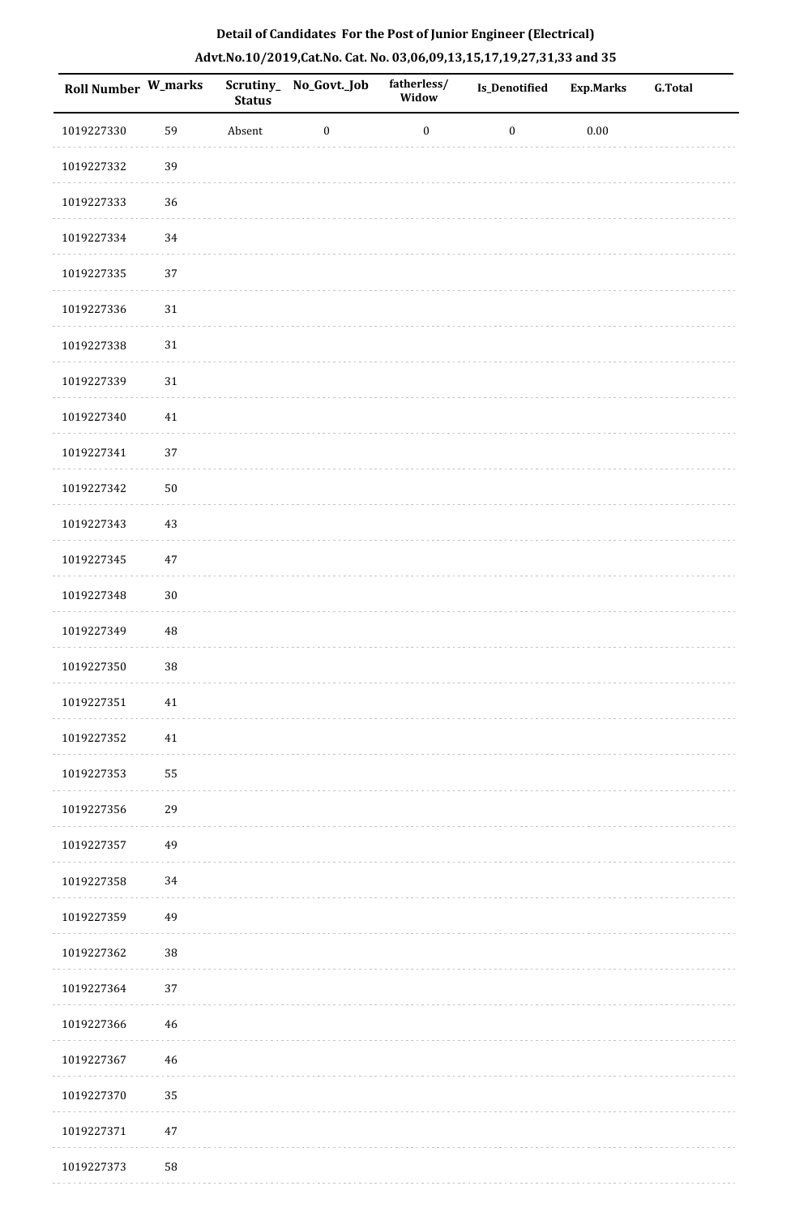**Detail of Candidates For the Post of Junior Engineer (Electrical)**

**Advt.No.10/2019,Cat.No. Cat. No. 03,06,09,13,15,17,19,27,31,33 and 35**

| Roll Number | W_marks | Scrutiny_Status | No_Govt._Job | fatherless/Widow | Is_Denotified | Exp.Marks | G.Total |
|---|---|---|---|---|---|---|---|
| 1019227330 | 59 | Absent | 0 | 0 | 0 | 0.00 | |
| 1019227332 | 39 | | | | | | |
| 1019227333 | 36 | | | | | | |
| 1019227334 | 34 | | | | | | |
| 1019227335 | 37 | | | | | | |
| 1019227336 | 31 | | | | | | |
| 1019227338 | 31 | | | | | | |
| 1019227339 | 31 | | | | | | |
| 1019227340 | 41 | | | | | | |
| 1019227341 | 37 | | | | | | |
| 1019227342 | 50 | | | | | | |
| 1019227343 | 43 | | | | | | |
| 1019227345 | 47 | | | | | | |
| 1019227348 | 30 | | | | | | |
| 1019227349 | 48 | | | | | | |
| 1019227350 | 38 | | | | | | |
| 1019227351 | 41 | | | | | | |
| 1019227352 | 41 | | | | | | |
| 1019227353 | 55 | | | | | | |
| 1019227356 | 29 | | | | | | |
| 1019227357 | 49 | | | | | | |
| 1019227358 | 34 | | | | | | |
| 1019227359 | 49 | | | | | | |
| 1019227362 | 38 | | | | | | |
| 1019227364 | 37 | | | | | | |
| 1019227366 | 46 | | | | | | |
| 1019227367 | 46 | | | | | | |
| 1019227370 | 35 | | | | | | |
| 1019227371 | 47 | | | | | | |
| 1019227373 | 58 | | | | | | |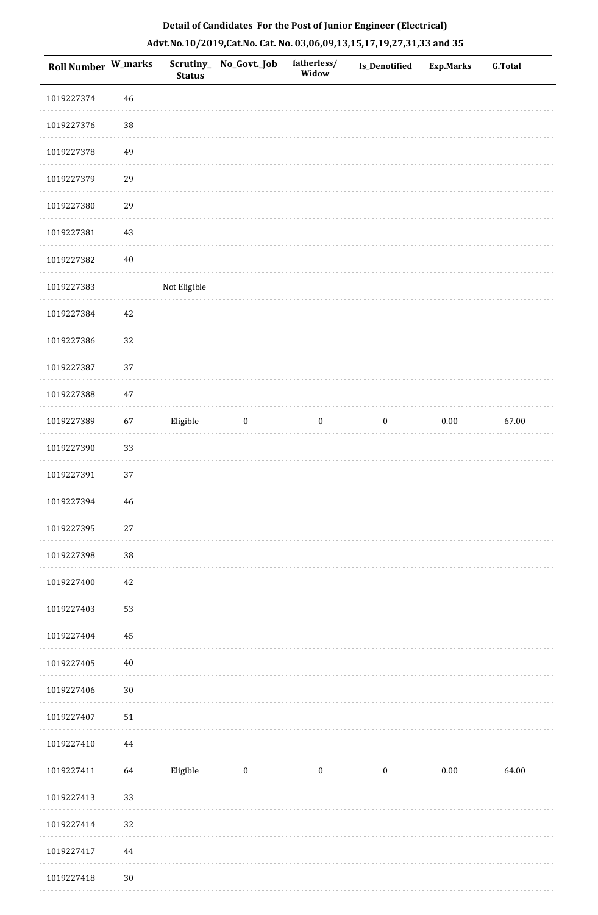**Detail of Candidates For the Post of Junior Engineer (Electrical)**

**Advt.No.10/2019,Cat.No. Cat. No. 03,06,09,13,15,17,19,27,31,33 and 35**

| Roll Number | W_marks | Scrutiny_Status | No_Govt._Job | fatherless/Widow | Is_Denotified | Exp.Marks | G.Total |
|---|---|---|---|---|---|---|---|
| 1019227374 | 46 | | | | | | |
| 1019227376 | 38 | | | | | | |
| 1019227378 | 49 | | | | | | |
| 1019227379 | 29 | | | | | | |
| 1019227380 | 29 | | | | | | |
| 1019227381 | 43 | | | | | | |
| 1019227382 | 40 | | | | | | |
| 1019227383 | | Not Eligible | | | | | |
| 1019227384 | 42 | | | | | | |
| 1019227386 | 32 | | | | | | |
| 1019227387 | 37 | | | | | | |
| 1019227388 | 47 | | | | | | |
| 1019227389 | 67 | Eligible | 0 | 0 | 0 | 0.00 | 67.00 |
| 1019227390 | 33 | | | | | | |
| 1019227391 | 37 | | | | | | |
| 1019227394 | 46 | | | | | | |
| 1019227395 | 27 | | | | | | |
| 1019227398 | 38 | | | | | | |
| 1019227400 | 42 | | | | | | |
| 1019227403 | 53 | | | | | | |
| 1019227404 | 45 | | | | | | |
| 1019227405 | 40 | | | | | | |
| 1019227406 | 30 | | | | | | |
| 1019227407 | 51 | | | | | | |
| 1019227410 | 44 | | | | | | |
| 1019227411 | 64 | Eligible | 0 | 0 | 0 | 0.00 | 64.00 |
| 1019227413 | 33 | | | | | | |
| 1019227414 | 32 | | | | | | |
| 1019227417 | 44 | | | | | | |
| 1019227418 | 30 | | | | | | |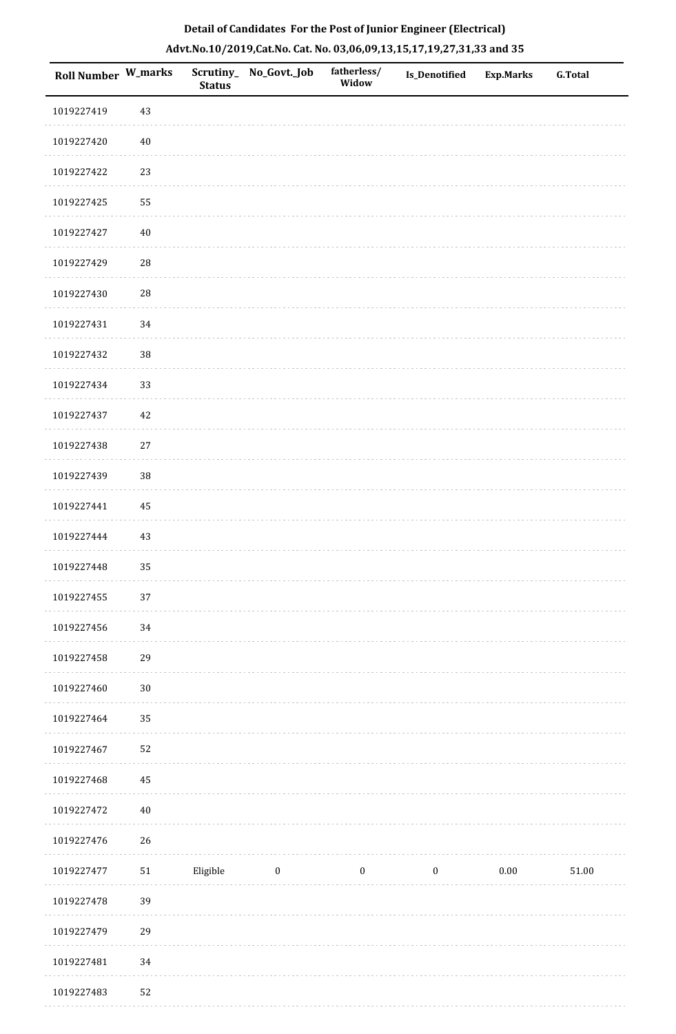**Detail of Candidates For the Post of Junior Engineer (Electrical)**

**Advt.No.10/2019,Cat.No. Cat. No. 03,06,09,13,15,17,19,27,31,33 and 35**

| Roll Number | W_marks | Scrutiny_Status | No_Govt._Job | fatherless/Widow | Is_Denotified | Exp.Marks | G.Total |
|---|---|---|---|---|---|---|---|
| 1019227419 | 43 | | | | | | |
| 1019227420 | 40 | | | | | | |
| 1019227422 | 23 | | | | | | |
| 1019227425 | 55 | | | | | | |
| 1019227427 | 40 | | | | | | |
| 1019227429 | 28 | | | | | | |
| 1019227430 | 28 | | | | | | |
| 1019227431 | 34 | | | | | | |
| 1019227432 | 38 | | | | | | |
| 1019227434 | 33 | | | | | | |
| 1019227437 | 42 | | | | | | |
| 1019227438 | 27 | | | | | | |
| 1019227439 | 38 | | | | | | |
| 1019227441 | 45 | | | | | | |
| 1019227444 | 43 | | | | | | |
| 1019227448 | 35 | | | | | | |
| 1019227455 | 37 | | | | | | |
| 1019227456 | 34 | | | | | | |
| 1019227458 | 29 | | | | | | |
| 1019227460 | 30 | | | | | | |
| 1019227464 | 35 | | | | | | |
| 1019227467 | 52 | | | | | | |
| 1019227468 | 45 | | | | | | |
| 1019227472 | 40 | | | | | | |
| 1019227476 | 26 | | | | | | |
| 1019227477 | 51 | Eligible | 0 | 0 | 0 | 0.00 | 51.00 |
| 1019227478 | 39 | | | | | | |
| 1019227479 | 29 | | | | | | |
| 1019227481 | 34 | | | | | | |
| 1019227483 | 52 | | | | | | |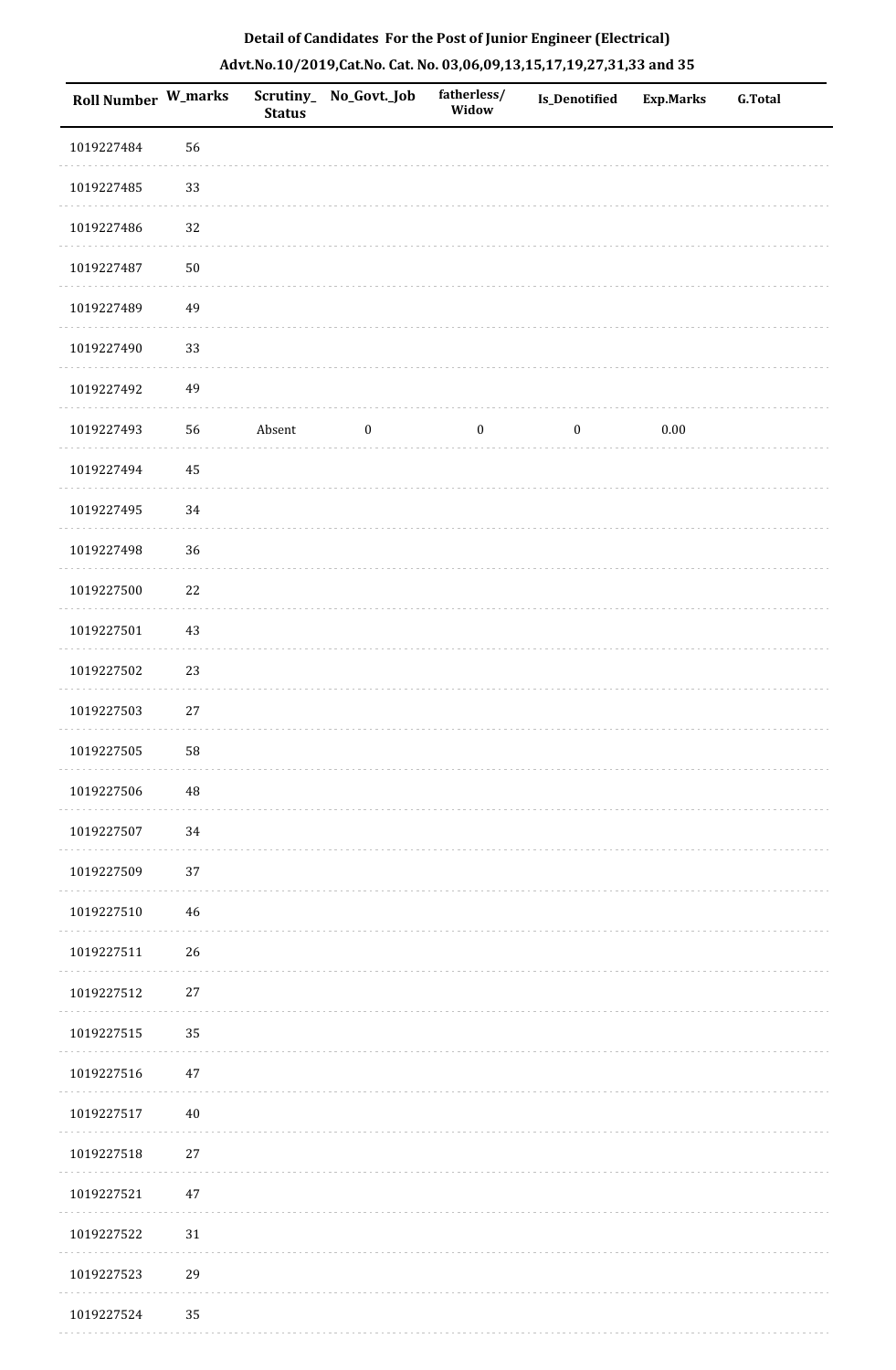## Detail of Candidates For the Post of Junior Engineer (Electrical)

## Advt.No.10/2019,Cat.No. Cat. No. 03,06,09,13,15,17,19,27,31,33 and 35

| Roll Number | W_marks | Scrutiny_ Status | No_Govt._Job | fatherless/ Widow | Is_Denotified | Exp.Marks | G.Total |
|---|---|---|---|---|---|---|---|
| 1019227484 | 56 | | | | | | |
| 1019227485 | 33 | | | | | | |
| 1019227486 | 32 | | | | | | |
| 1019227487 | 50 | | | | | | |
| 1019227489 | 49 | | | | | | |
| 1019227490 | 33 | | | | | | |
| 1019227492 | 49 | | | | | | |
| 1019227493 | 56 | Absent | 0 | 0 | 0 | 0.00 | |
| 1019227494 | 45 | | | | | | |
| 1019227495 | 34 | | | | | | |
| 1019227498 | 36 | | | | | | |
| 1019227500 | 22 | | | | | | |
| 1019227501 | 43 | | | | | | |
| 1019227502 | 23 | | | | | | |
| 1019227503 | 27 | | | | | | |
| 1019227505 | 58 | | | | | | |
| 1019227506 | 48 | | | | | | |
| 1019227507 | 34 | | | | | | |
| 1019227509 | 37 | | | | | | |
| 1019227510 | 46 | | | | | | |
| 1019227511 | 26 | | | | | | |
| 1019227512 | 27 | | | | | | |
| 1019227515 | 35 | | | | | | |
| 1019227516 | 47 | | | | | | |
| 1019227517 | 40 | | | | | | |
| 1019227518 | 27 | | | | | | |
| 1019227521 | 47 | | | | | | |
| 1019227522 | 31 | | | | | | |
| 1019227523 | 29 | | | | | | |
| 1019227524 | 35 | | | | | | |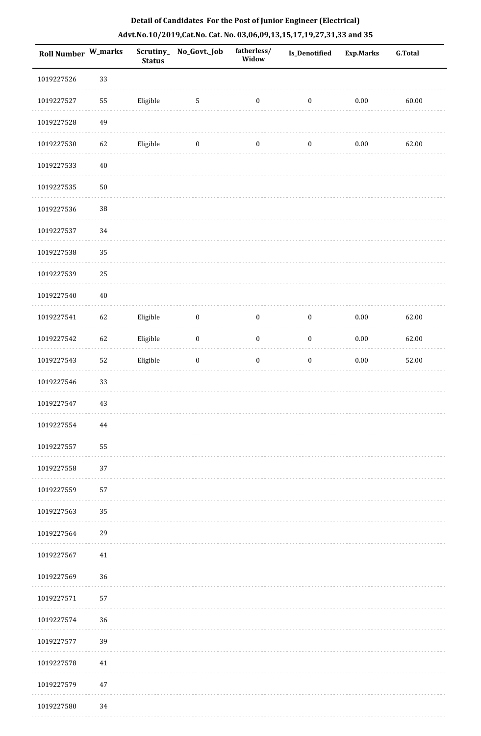**Detail of Candidates For the Post of Junior Engineer (Electrical)**

**Advt.No.10/2019,Cat.No. Cat. No. 03,06,09,13,15,17,19,27,31,33 and 35**

| Roll Number | W_marks | Scrutiny_ Status | No_Govt._Job | fatherless/ Widow | Is_Denotified | Exp.Marks | G.Total |
|---|---|---|---|---|---|---|---|
| 1019227526 | 33 | | | | | | |
| 1019227527 | 55 | Eligible | 5 | 0 | 0 | 0.00 | 60.00 |
| 1019227528 | 49 | | | | | | |
| 1019227530 | 62 | Eligible | 0 | 0 | 0 | 0.00 | 62.00 |
| 1019227533 | 40 | | | | | | |
| 1019227535 | 50 | | | | | | |
| 1019227536 | 38 | | | | | | |
| 1019227537 | 34 | | | | | | |
| 1019227538 | 35 | | | | | | |
| 1019227539 | 25 | | | | | | |
| 1019227540 | 40 | | | | | | |
| 1019227541 | 62 | Eligible | 0 | 0 | 0 | 0.00 | 62.00 |
| 1019227542 | 62 | Eligible | 0 | 0 | 0 | 0.00 | 62.00 |
| 1019227543 | 52 | Eligible | 0 | 0 | 0 | 0.00 | 52.00 |
| 1019227546 | 33 | | | | | | |
| 1019227547 | 43 | | | | | | |
| 1019227554 | 44 | | | | | | |
| 1019227557 | 55 | | | | | | |
| 1019227558 | 37 | | | | | | |
| 1019227559 | 57 | | | | | | |
| 1019227563 | 35 | | | | | | |
| 1019227564 | 29 | | | | | | |
| 1019227567 | 41 | | | | | | |
| 1019227569 | 36 | | | | | | |
| 1019227571 | 57 | | | | | | |
| 1019227574 | 36 | | | | | | |
| 1019227577 | 39 | | | | | | |
| 1019227578 | 41 | | | | | | |
| 1019227579 | 47 | | | | | | |
| 1019227580 | 34 | | | | | | |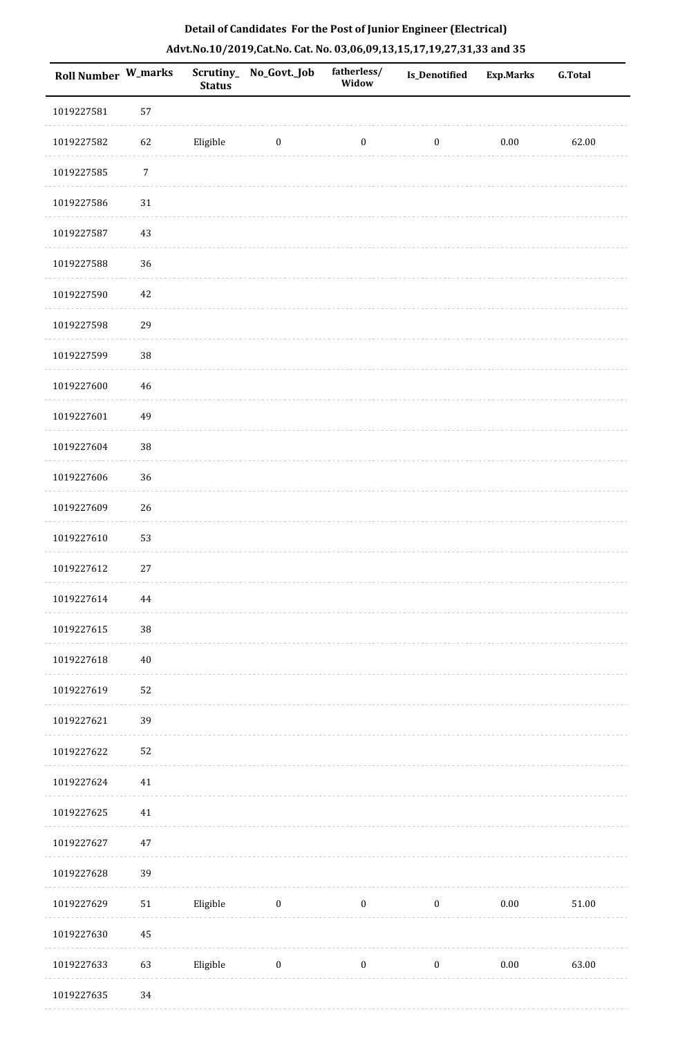**Detail of Candidates For the Post of Junior Engineer (Electrical)**

**Advt.No.10/2019,Cat.No. Cat. No. 03,06,09,13,15,17,19,27,31,33 and 35**

| Roll Number | W_marks | Scrutiny_Status | No_Govt._Job | fatherless/Widow | Is_Denotified | Exp.Marks | G.Total |
|---|---|---|---|---|---|---|---|
| 1019227581 | 57 | | | | | | |
| 1019227582 | 62 | Eligible | 0 | 0 | 0 | 0.00 | 62.00 |
| 1019227585 | 7 | | | | | | |
| 1019227586 | 31 | | | | | | |
| 1019227587 | 43 | | | | | | |
| 1019227588 | 36 | | | | | | |
| 1019227590 | 42 | | | | | | |
| 1019227598 | 29 | | | | | | |
| 1019227599 | 38 | | | | | | |
| 1019227600 | 46 | | | | | | |
| 1019227601 | 49 | | | | | | |
| 1019227604 | 38 | | | | | | |
| 1019227606 | 36 | | | | | | |
| 1019227609 | 26 | | | | | | |
| 1019227610 | 53 | | | | | | |
| 1019227612 | 27 | | | | | | |
| 1019227614 | 44 | | | | | | |
| 1019227615 | 38 | | | | | | |
| 1019227618 | 40 | | | | | | |
| 1019227619 | 52 | | | | | | |
| 1019227621 | 39 | | | | | | |
| 1019227622 | 52 | | | | | | |
| 1019227624 | 41 | | | | | | |
| 1019227625 | 41 | | | | | | |
| 1019227627 | 47 | | | | | | |
| 1019227628 | 39 | | | | | | |
| 1019227629 | 51 | Eligible | 0 | 0 | 0 | 0.00 | 51.00 |
| 1019227630 | 45 | | | | | | |
| 1019227633 | 63 | Eligible | 0 | 0 | 0 | 0.00 | 63.00 |
| 1019227635 | 34 | | | | | | |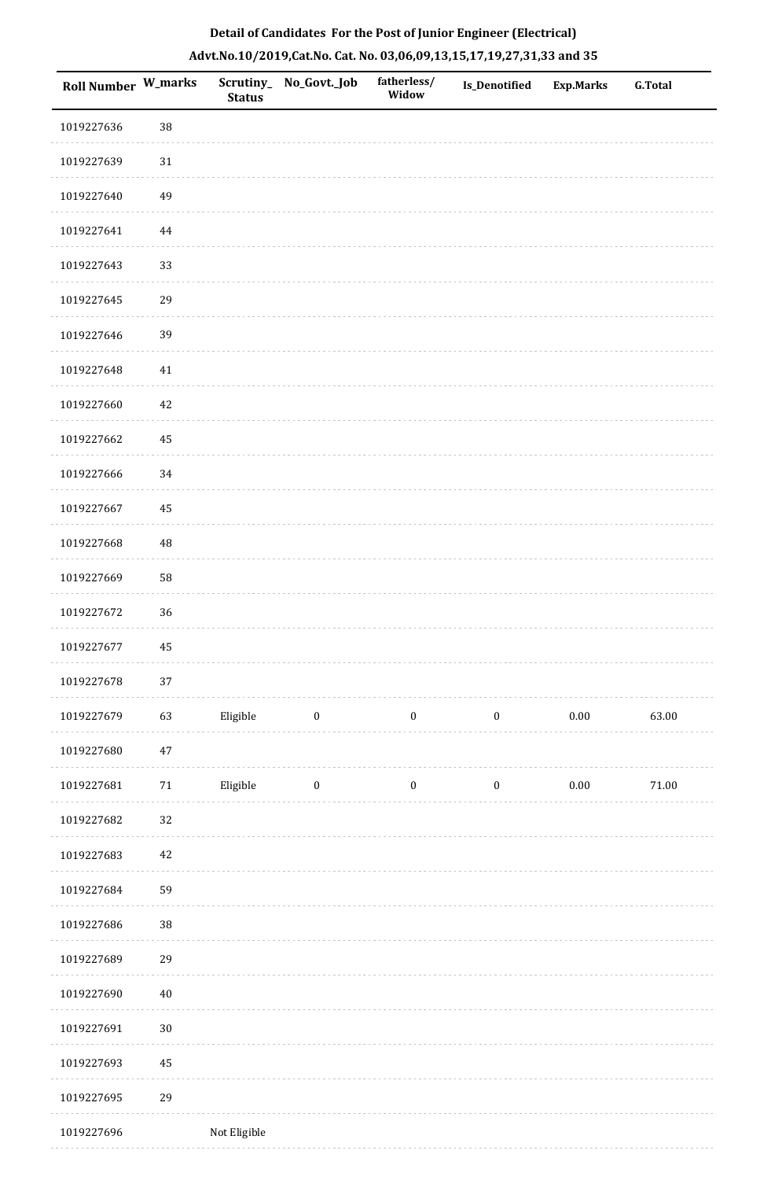**Detail of Candidates For the Post of Junior Engineer (Electrical)**

**Advt.No.10/2019,Cat.No. Cat. No. 03,06,09,13,15,17,19,27,31,33 and 35**

| Roll Number | W_marks | Scrutiny_ Status | No_Govt._Job | fatherless/ Widow | Is_Denotified | Exp.Marks | G.Total |
|---|---|---|---|---|---|---|---|
| 1019227636 | 38 | | | | | | |
| 1019227639 | 31 | | | | | | |
| 1019227640 | 49 | | | | | | |
| 1019227641 | 44 | | | | | | |
| 1019227643 | 33 | | | | | | |
| 1019227645 | 29 | | | | | | |
| 1019227646 | 39 | | | | | | |
| 1019227648 | 41 | | | | | | |
| 1019227660 | 42 | | | | | | |
| 1019227662 | 45 | | | | | | |
| 1019227666 | 34 | | | | | | |
| 1019227667 | 45 | | | | | | |
| 1019227668 | 48 | | | | | | |
| 1019227669 | 58 | | | | | | |
| 1019227672 | 36 | | | | | | |
| 1019227677 | 45 | | | | | | |
| 1019227678 | 37 | | | | | | |
| 1019227679 | 63 | Eligible | 0 | 0 | 0 | 0.00 | 63.00 |
| 1019227680 | 47 | | | | | | |
| 1019227681 | 71 | Eligible | 0 | 0 | 0 | 0.00 | 71.00 |
| 1019227682 | 32 | | | | | | |
| 1019227683 | 42 | | | | | | |
| 1019227684 | 59 | | | | | | |
| 1019227686 | 38 | | | | | | |
| 1019227689 | 29 | | | | | | |
| 1019227690 | 40 | | | | | | |
| 1019227691 | 30 | | | | | | |
| 1019227693 | 45 | | | | | | |
| 1019227695 | 29 | | | | | | |
| 1019227696 | | Not Eligible | | | | | |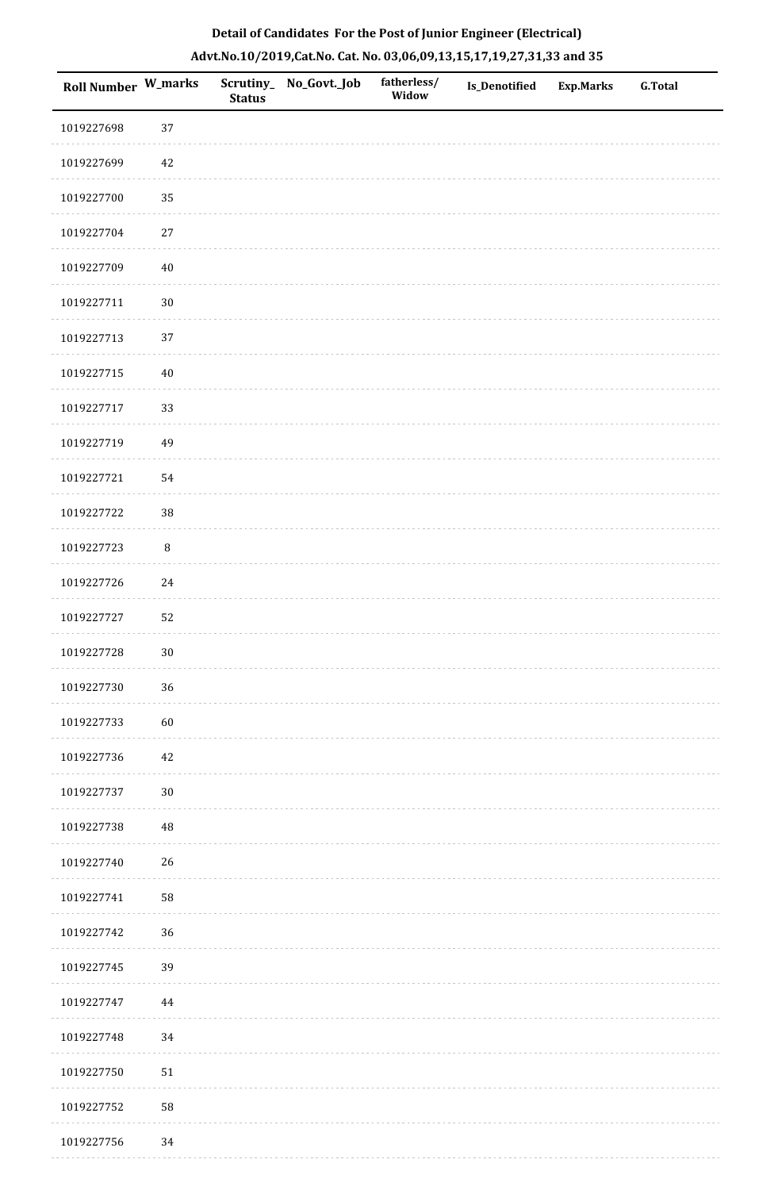**Detail of Candidates For the Post of Junior Engineer (Electrical)**

**Advt.No.10/2019,Cat.No. Cat. No. 03,06,09,13,15,17,19,27,31,33 and 35**

| Roll Number | W_marks | Scrutiny_ Status | No_Govt._Job | fatherless/ Widow | Is_Denotified | Exp.Marks | G.Total |
|---|---|---|---|---|---|---|---|
| 1019227698 | 37 | | | | | | |
| 1019227699 | 42 | | | | | | |
| 1019227700 | 35 | | | | | | |
| 1019227704 | 27 | | | | | | |
| 1019227709 | 40 | | | | | | |
| 1019227711 | 30 | | | | | | |
| 1019227713 | 37 | | | | | | |
| 1019227715 | 40 | | | | | | |
| 1019227717 | 33 | | | | | | |
| 1019227719 | 49 | | | | | | |
| 1019227721 | 54 | | | | | | |
| 1019227722 | 38 | | | | | | |
| 1019227723 | 8 | | | | | | |
| 1019227726 | 24 | | | | | | |
| 1019227727 | 52 | | | | | | |
| 1019227728 | 30 | | | | | | |
| 1019227730 | 36 | | | | | | |
| 1019227733 | 60 | | | | | | |
| 1019227736 | 42 | | | | | | |
| 1019227737 | 30 | | | | | | |
| 1019227738 | 48 | | | | | | |
| 1019227740 | 26 | | | | | | |
| 1019227741 | 58 | | | | | | |
| 1019227742 | 36 | | | | | | |
| 1019227745 | 39 | | | | | | |
| 1019227747 | 44 | | | | | | |
| 1019227748 | 34 | | | | | | |
| 1019227750 | 51 | | | | | | |
| 1019227752 | 58 | | | | | | |
| 1019227756 | 34 | | | | | | |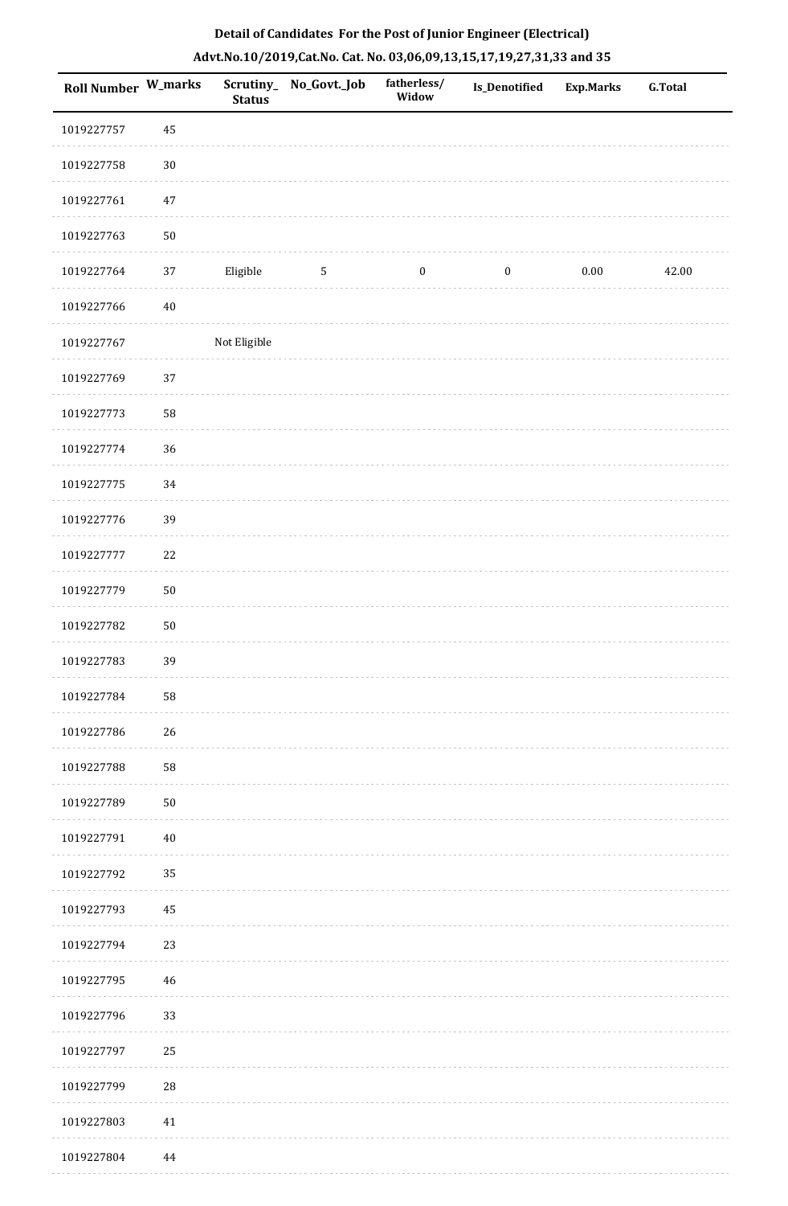# Detail of Candidates For the Post of Junior Engineer (Electrical)

## Advt.No.10/2019,Cat.No. Cat. No. 03,06,09,13,15,17,19,27,31,33 and 35

| Roll Number | W_marks | Scrutiny_Status | No_Govt._Job | fatherless/Widow | Is_Denotified | Exp.Marks | G.Total |
|---|---|---|---|---|---|---|---|
| 1019227757 | 45 | | | | | | |
| 1019227758 | 30 | | | | | | |
| 1019227761 | 47 | | | | | | |
| 1019227763 | 50 | | | | | | |
| 1019227764 | 37 | Eligible | 5 | 0 | 0 | 0.00 | 42.00 |
| 1019227766 | 40 | | | | | | |
| 1019227767 | | Not Eligible | | | | | |
| 1019227769 | 37 | | | | | | |
| 1019227773 | 58 | | | | | | |
| 1019227774 | 36 | | | | | | |
| 1019227775 | 34 | | | | | | |
| 1019227776 | 39 | | | | | | |
| 1019227777 | 22 | | | | | | |
| 1019227779 | 50 | | | | | | |
| 1019227782 | 50 | | | | | | |
| 1019227783 | 39 | | | | | | |
| 1019227784 | 58 | | | | | | |
| 1019227786 | 26 | | | | | | |
| 1019227788 | 58 | | | | | | |
| 1019227789 | 50 | | | | | | |
| 1019227791 | 40 | | | | | | |
| 1019227792 | 35 | | | | | | |
| 1019227793 | 45 | | | | | | |
| 1019227794 | 23 | | | | | | |
| 1019227795 | 46 | | | | | | |
| 1019227796 | 33 | | | | | | |
| 1019227797 | 25 | | | | | | |
| 1019227799 | 28 | | | | | | |
| 1019227803 | 41 | | | | | | |
| 1019227804 | 44 | | | | | | |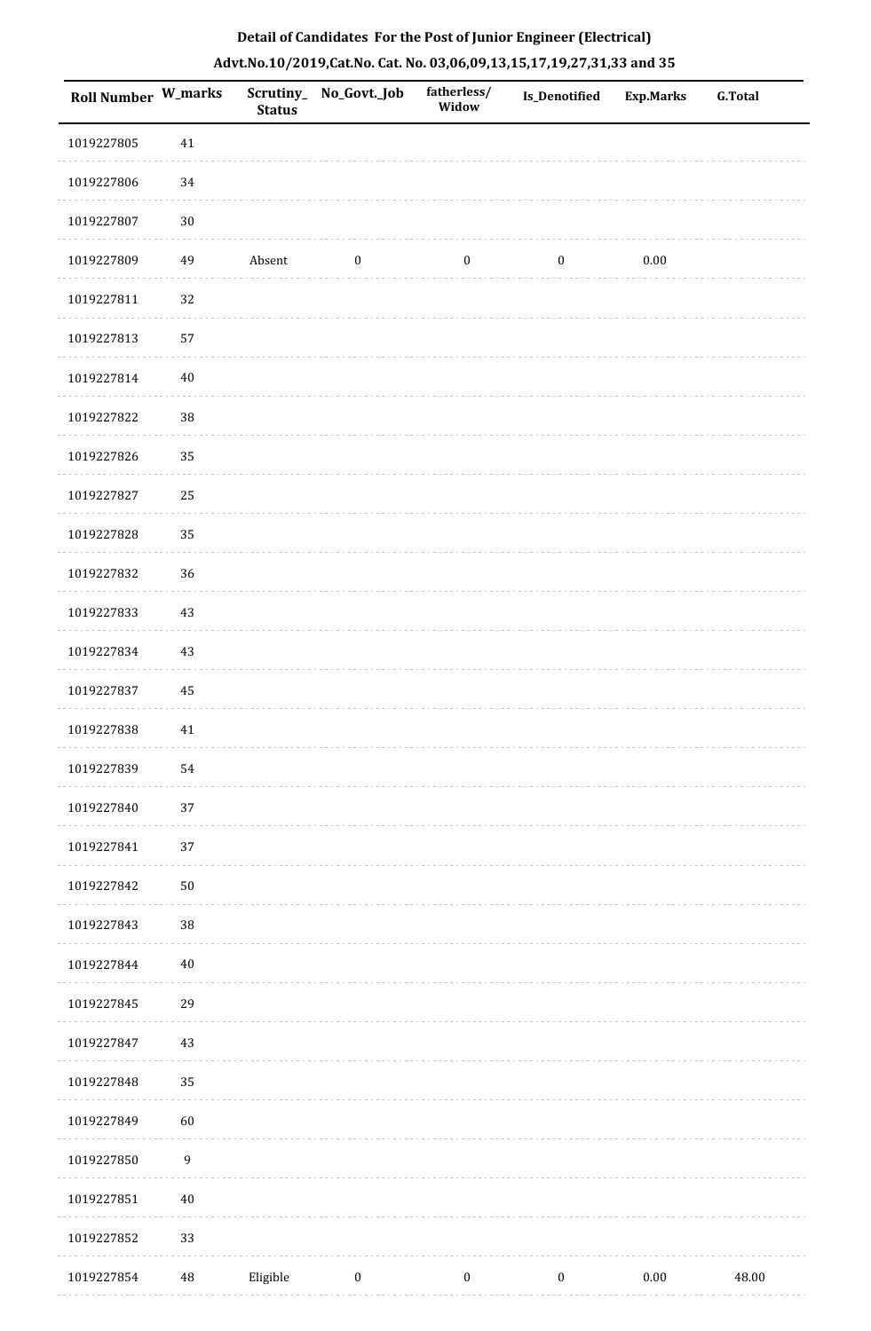**Detail of Candidates For the Post of Junior Engineer (Electrical)**

**Advt.No.10/2019,Cat.No. Cat. No. 03,06,09,13,15,17,19,27,31,33 and 35**

| Roll Number | W_marks | Scrutiny_Status | No_Govt._Job | fatherless/Widow | Is_Denotified | Exp.Marks | G.Total |
|---|---|---|---|---|---|---|---|
| 1019227805 | 41 | | | | | | |
| 1019227806 | 34 | | | | | | |
| 1019227807 | 30 | | | | | | |
| 1019227809 | 49 | Absent | 0 | 0 | 0 | 0.00 | |
| 1019227811 | 32 | | | | | | |
| 1019227813 | 57 | | | | | | |
| 1019227814 | 40 | | | | | | |
| 1019227822 | 38 | | | | | | |
| 1019227826 | 35 | | | | | | |
| 1019227827 | 25 | | | | | | |
| 1019227828 | 35 | | | | | | |
| 1019227832 | 36 | | | | | | |
| 1019227833 | 43 | | | | | | |
| 1019227834 | 43 | | | | | | |
| 1019227837 | 45 | | | | | | |
| 1019227838 | 41 | | | | | | |
| 1019227839 | 54 | | | | | | |
| 1019227840 | 37 | | | | | | |
| 1019227841 | 37 | | | | | | |
| 1019227842 | 50 | | | | | | |
| 1019227843 | 38 | | | | | | |
| 1019227844 | 40 | | | | | | |
| 1019227845 | 29 | | | | | | |
| 1019227847 | 43 | | | | | | |
| 1019227848 | 35 | | | | | | |
| 1019227849 | 60 | | | | | | |
| 1019227850 | 9 | | | | | | |
| 1019227851 | 40 | | | | | | |
| 1019227852 | 33 | | | | | | |
| 1019227854 | 48 | Eligible | 0 | 0 | 0 | 0.00 | 48.00 |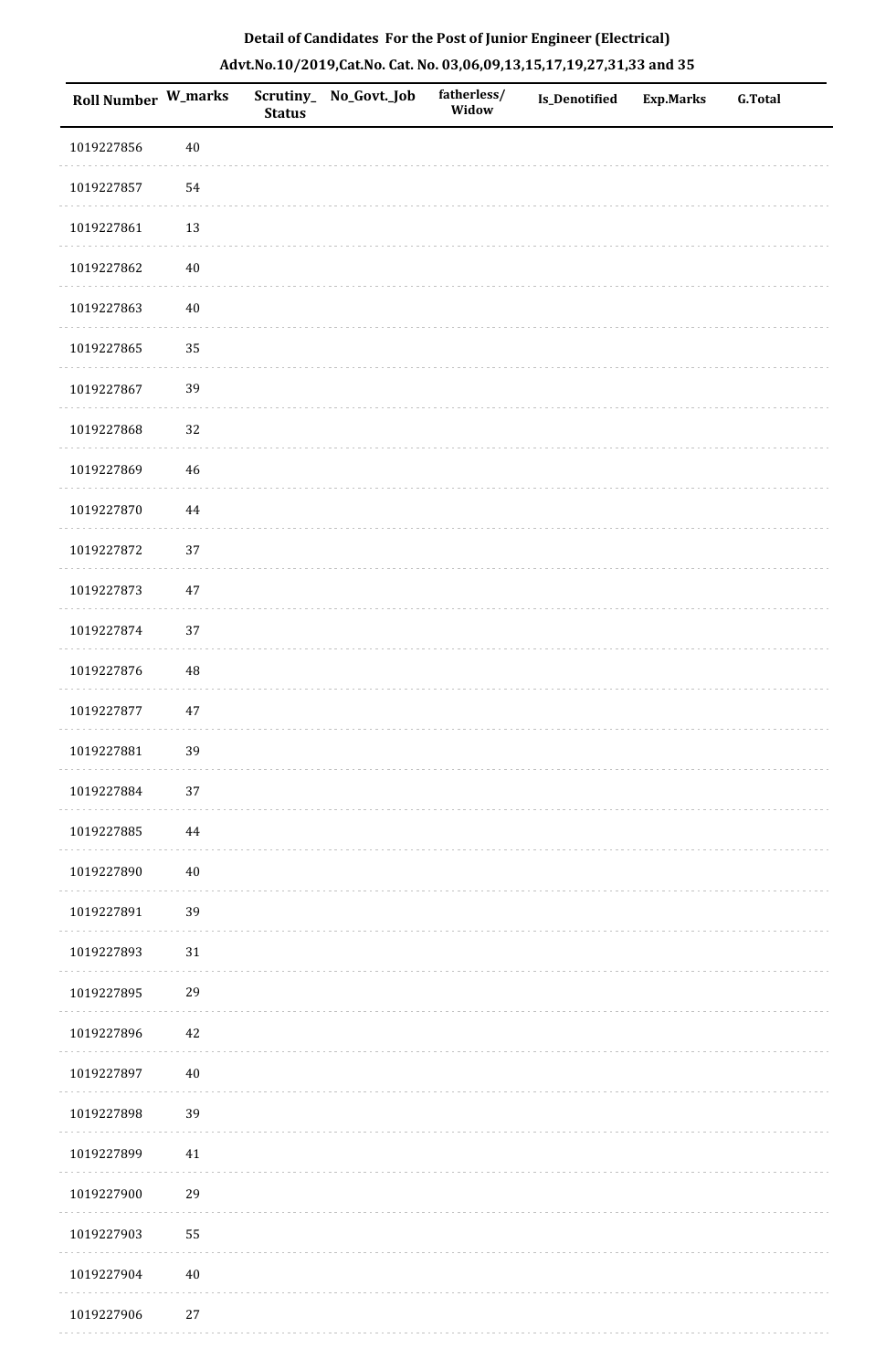**Detail of Candidates For the Post of Junior Engineer (Electrical)**

**Advt.No.10/2019,Cat.No. Cat. No. 03,06,09,13,15,17,19,27,31,33 and 35**

| Roll Number | W_marks | Scrutiny_Status | No_Govt._Job | fatherless/Widow | Is_Denotified | Exp.Marks | G.Total |
|---|---|---|---|---|---|---|---|
| 1019227856 | 40 | | | | | | |
| 1019227857 | 54 | | | | | | |
| 1019227861 | 13 | | | | | | |
| 1019227862 | 40 | | | | | | |
| 1019227863 | 40 | | | | | | |
| 1019227865 | 35 | | | | | | |
| 1019227867 | 39 | | | | | | |
| 1019227868 | 32 | | | | | | |
| 1019227869 | 46 | | | | | | |
| 1019227870 | 44 | | | | | | |
| 1019227872 | 37 | | | | | | |
| 1019227873 | 47 | | | | | | |
| 1019227874 | 37 | | | | | | |
| 1019227876 | 48 | | | | | | |
| 1019227877 | 47 | | | | | | |
| 1019227881 | 39 | | | | | | |
| 1019227884 | 37 | | | | | | |
| 1019227885 | 44 | | | | | | |
| 1019227890 | 40 | | | | | | |
| 1019227891 | 39 | | | | | | |
| 1019227893 | 31 | | | | | | |
| 1019227895 | 29 | | | | | | |
| 1019227896 | 42 | | | | | | |
| 1019227897 | 40 | | | | | | |
| 1019227898 | 39 | | | | | | |
| 1019227899 | 41 | | | | | | |
| 1019227900 | 29 | | | | | | |
| 1019227903 | 55 | | | | | | |
| 1019227904 | 40 | | | | | | |
| 1019227906 | 27 | | | | | | |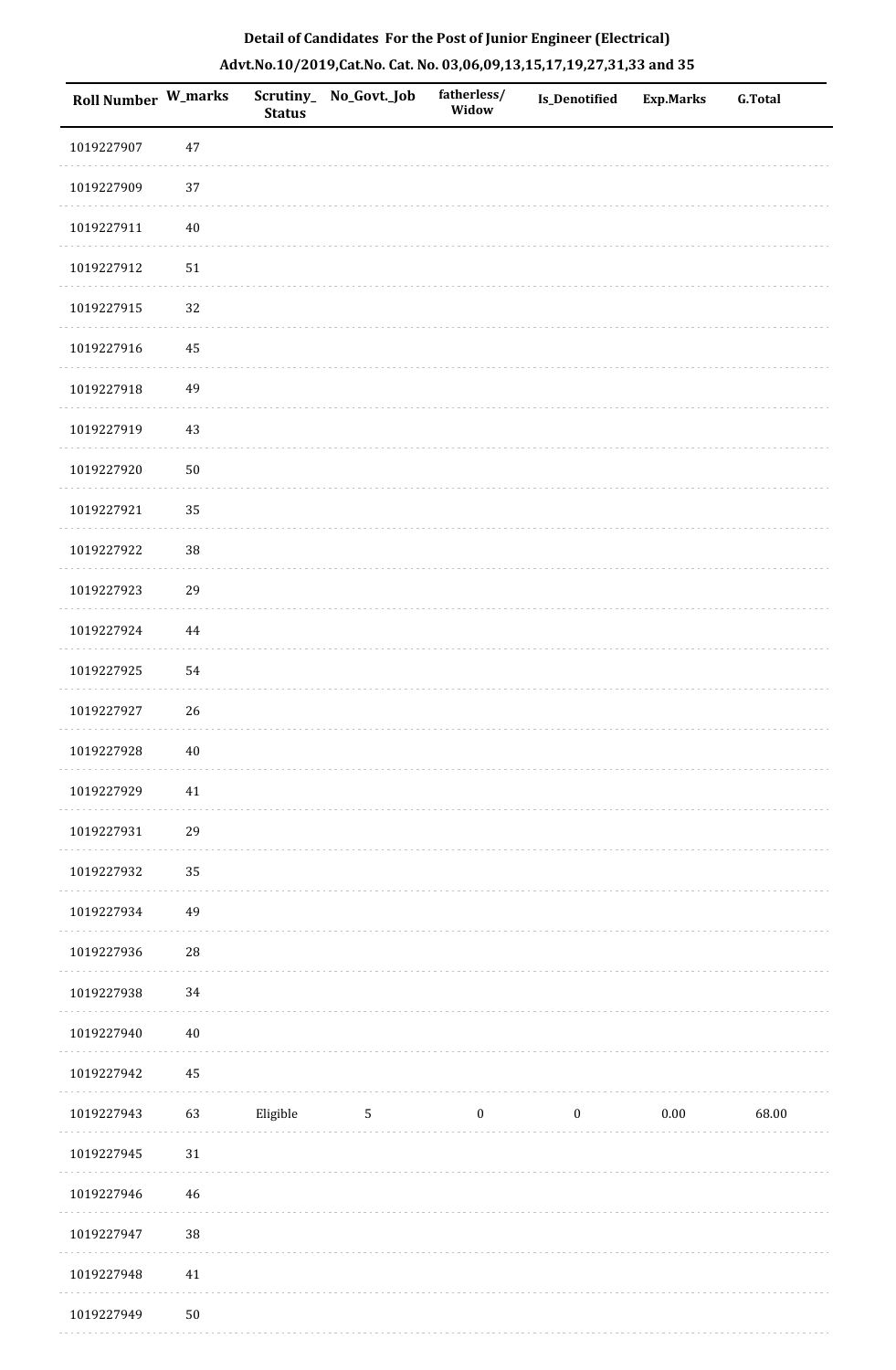**Detail of Candidates For the Post of Junior Engineer (Electrical)**

**Advt.No.10/2019,Cat.No. Cat. No. 03,06,09,13,15,17,19,27,31,33 and 35**

| Roll Number | W_marks | Scrutiny_ Status | No_Govt._Job | fatherless/ Widow | Is_Denotified | Exp.Marks | G.Total |
|---|---|---|---|---|---|---|---|
| 1019227907 | 47 | | | | | | |
| 1019227909 | 37 | | | | | | |
| 1019227911 | 40 | | | | | | |
| 1019227912 | 51 | | | | | | |
| 1019227915 | 32 | | | | | | |
| 1019227916 | 45 | | | | | | |
| 1019227918 | 49 | | | | | | |
| 1019227919 | 43 | | | | | | |
| 1019227920 | 50 | | | | | | |
| 1019227921 | 35 | | | | | | |
| 1019227922 | 38 | | | | | | |
| 1019227923 | 29 | | | | | | |
| 1019227924 | 44 | | | | | | |
| 1019227925 | 54 | | | | | | |
| 1019227927 | 26 | | | | | | |
| 1019227928 | 40 | | | | | | |
| 1019227929 | 41 | | | | | | |
| 1019227931 | 29 | | | | | | |
| 1019227932 | 35 | | | | | | |
| 1019227934 | 49 | | | | | | |
| 1019227936 | 28 | | | | | | |
| 1019227938 | 34 | | | | | | |
| 1019227940 | 40 | | | | | | |
| 1019227942 | 45 | | | | | | |
| 1019227943 | 63 | Eligible | 5 | 0 | 0 | 0.00 | 68.00 |
| 1019227945 | 31 | | | | | | |
| 1019227946 | 46 | | | | | | |
| 1019227947 | 38 | | | | | | |
| 1019227948 | 41 | | | | | | |
| 1019227949 | 50 | | | | | | |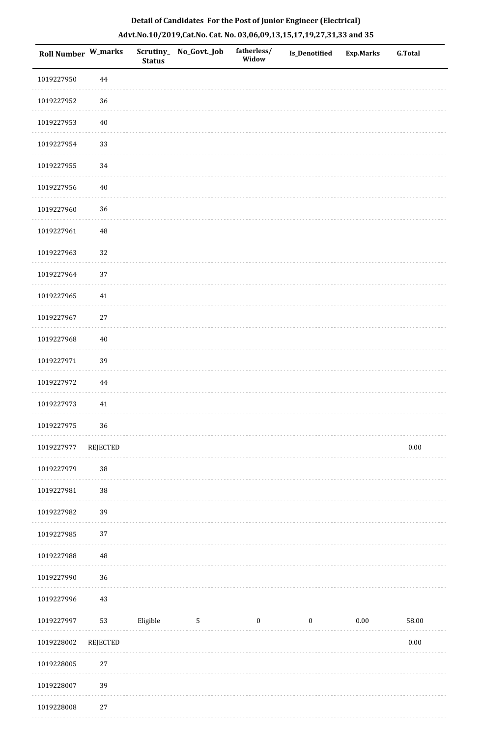**Detail of Candidates For the Post of Junior Engineer (Electrical)**

**Advt.No.10/2019,Cat.No. Cat. No. 03,06,09,13,15,17,19,27,31,33 and 35**

| Roll Number | W_marks | Scrutiny_ Status | No_Govt._Job | fatherless/ Widow | Is_Denotified | Exp.Marks | G.Total |
|---|---|---|---|---|---|---|---|
| 1019227950 | 44 | | | | | | |
| 1019227952 | 36 | | | | | | |
| 1019227953 | 40 | | | | | | |
| 1019227954 | 33 | | | | | | |
| 1019227955 | 34 | | | | | | |
| 1019227956 | 40 | | | | | | |
| 1019227960 | 36 | | | | | | |
| 1019227961 | 48 | | | | | | |
| 1019227963 | 32 | | | | | | |
| 1019227964 | 37 | | | | | | |
| 1019227965 | 41 | | | | | | |
| 1019227967 | 27 | | | | | | |
| 1019227968 | 40 | | | | | | |
| 1019227971 | 39 | | | | | | |
| 1019227972 | 44 | | | | | | |
| 1019227973 | 41 | | | | | | |
| 1019227975 | 36 | | | | | | |
| 1019227977 | REJECTED | | | | | | 0.00 |
| 1019227979 | 38 | | | | | | |
| 1019227981 | 38 | | | | | | |
| 1019227982 | 39 | | | | | | |
| 1019227985 | 37 | | | | | | |
| 1019227988 | 48 | | | | | | |
| 1019227990 | 36 | | | | | | |
| 1019227996 | 43 | | | | | | |
| 1019227997 | 53 | Eligible | 5 | 0 | 0 | 0.00 | 58.00 |
| 1019228002 | REJECTED | | | | | | 0.00 |
| 1019228005 | 27 | | | | | | |
| 1019228007 | 39 | | | | | | |
| 1019228008 | 27 | | | | | | |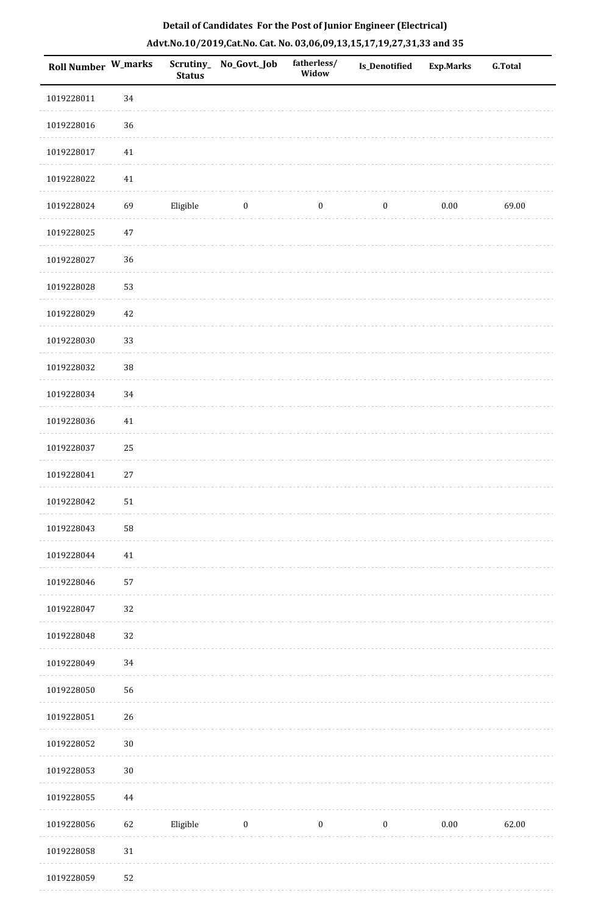**Detail of Candidates For the Post of Junior Engineer (Electrical)**

**Advt.No.10/2019,Cat.No. Cat. No. 03,06,09,13,15,17,19,27,31,33 and 35**

| Roll Number | W_marks | Scrutiny_Status | No_Govt._Job | fatherless/Widow | Is_Denotified | Exp.Marks | G.Total |
|---|---|---|---|---|---|---|---|
| 1019228011 | 34 | | | | | | |
| 1019228016 | 36 | | | | | | |
| 1019228017 | 41 | | | | | | |
| 1019228022 | 41 | | | | | | |
| 1019228024 | 69 | Eligible | 0 | 0 | 0 | 0.00 | 69.00 |
| 1019228025 | 47 | | | | | | |
| 1019228027 | 36 | | | | | | |
| 1019228028 | 53 | | | | | | |
| 1019228029 | 42 | | | | | | |
| 1019228030 | 33 | | | | | | |
| 1019228032 | 38 | | | | | | |
| 1019228034 | 34 | | | | | | |
| 1019228036 | 41 | | | | | | |
| 1019228037 | 25 | | | | | | |
| 1019228041 | 27 | | | | | | |
| 1019228042 | 51 | | | | | | |
| 1019228043 | 58 | | | | | | |
| 1019228044 | 41 | | | | | | |
| 1019228046 | 57 | | | | | | |
| 1019228047 | 32 | | | | | | |
| 1019228048 | 32 | | | | | | |
| 1019228049 | 34 | | | | | | |
| 1019228050 | 56 | | | | | | |
| 1019228051 | 26 | | | | | | |
| 1019228052 | 30 | | | | | | |
| 1019228053 | 30 | | | | | | |
| 1019228055 | 44 | | | | | | |
| 1019228056 | 62 | Eligible | 0 | 0 | 0 | 0.00 | 62.00 |
| 1019228058 | 31 | | | | | | |
| 1019228059 | 52 | | | | | | |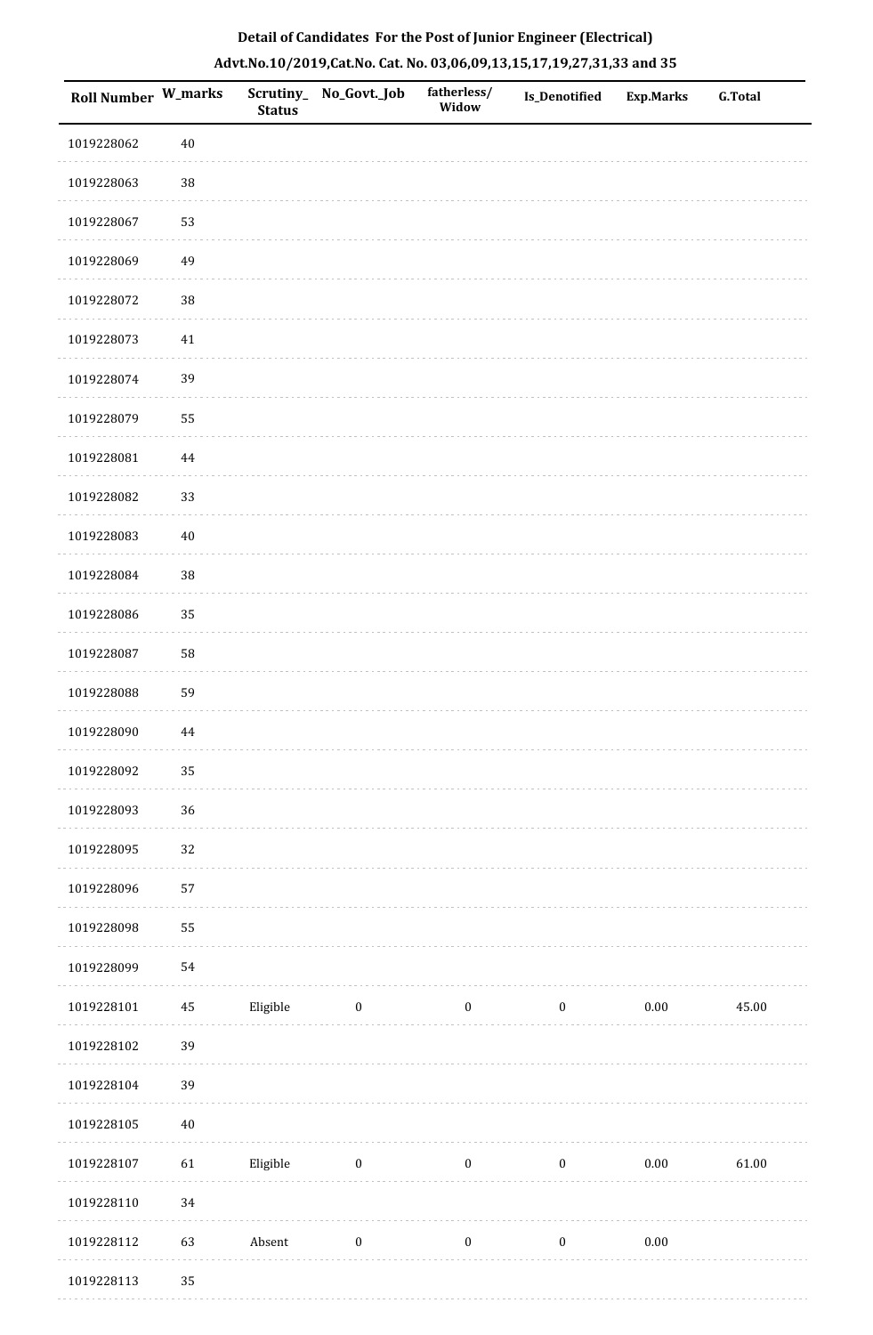**Detail of Candidates For the Post of Junior Engineer (Electrical)**

**Advt.No.10/2019,Cat.No. Cat. No. 03,06,09,13,15,17,19,27,31,33 and 35**

| Roll Number | W_marks | Scrutiny_Status | No_Govt._Job | fatherless/Widow | Is_Denotified | Exp.Marks | G.Total |
|---|---|---|---|---|---|---|---|
| 1019228062 | 40 | | | | | | |
| 1019228063 | 38 | | | | | | |
| 1019228067 | 53 | | | | | | |
| 1019228069 | 49 | | | | | | |
| 1019228072 | 38 | | | | | | |
| 1019228073 | 41 | | | | | | |
| 1019228074 | 39 | | | | | | |
| 1019228079 | 55 | | | | | | |
| 1019228081 | 44 | | | | | | |
| 1019228082 | 33 | | | | | | |
| 1019228083 | 40 | | | | | | |
| 1019228084 | 38 | | | | | | |
| 1019228086 | 35 | | | | | | |
| 1019228087 | 58 | | | | | | |
| 1019228088 | 59 | | | | | | |
| 1019228090 | 44 | | | | | | |
| 1019228092 | 35 | | | | | | |
| 1019228093 | 36 | | | | | | |
| 1019228095 | 32 | | | | | | |
| 1019228096 | 57 | | | | | | |
| 1019228098 | 55 | | | | | | |
| 1019228099 | 54 | | | | | | |
| 1019228101 | 45 | Eligible | 0 | 0 | 0 | 0.00 | 45.00 |
| 1019228102 | 39 | | | | | | |
| 1019228104 | 39 | | | | | | |
| 1019228105 | 40 | | | | | | |
| 1019228107 | 61 | Eligible | 0 | 0 | 0 | 0.00 | 61.00 |
| 1019228110 | 34 | | | | | | |
| 1019228112 | 63 | Absent | 0 | 0 | 0 | 0.00 | |
| 1019228113 | 35 | | | | | | |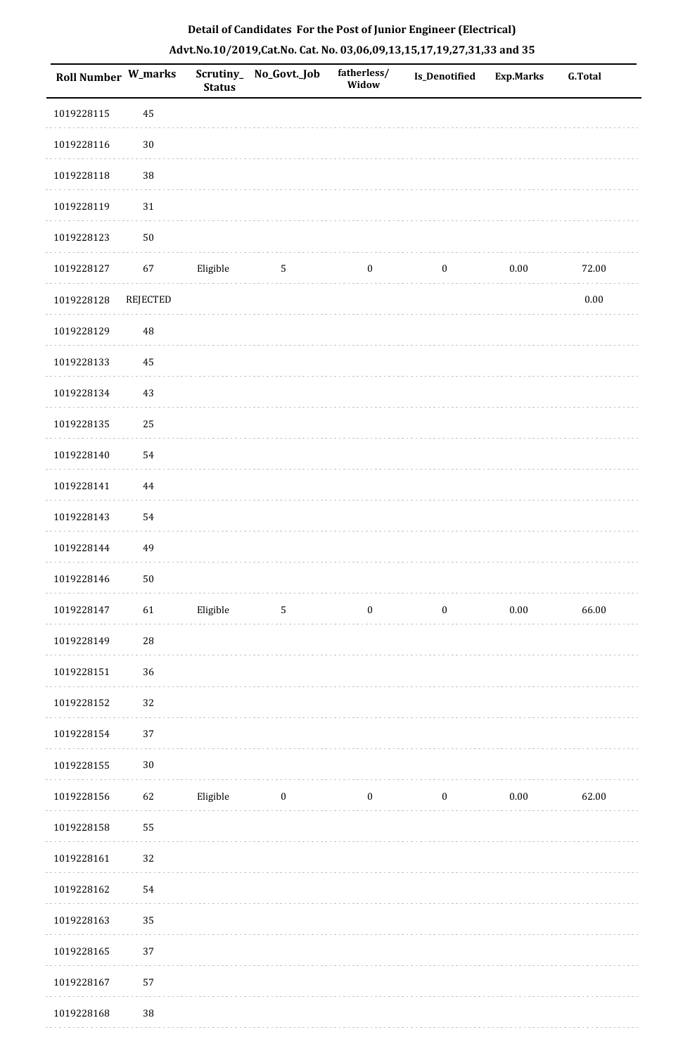**Detail of Candidates For the Post of Junior Engineer (Electrical)**

**Advt.No.10/2019,Cat.No. Cat. No. 03,06,09,13,15,17,19,27,31,33 and 35**

| Roll Number | W_marks | Scrutiny_Status | No_Govt._Job | fatherless/Widow | Is_Denotified | Exp.Marks | G.Total |
|---|---|---|---|---|---|---|---|
| 1019228115 | 45 | | | | | | |
| 1019228116 | 30 | | | | | | |
| 1019228118 | 38 | | | | | | |
| 1019228119 | 31 | | | | | | |
| 1019228123 | 50 | | | | | | |
| 1019228127 | 67 | Eligible | 5 | 0 | 0 | 0.00 | 72.00 |
| 1019228128 | REJECTED | | | | | | 0.00 |
| 1019228129 | 48 | | | | | | |
| 1019228133 | 45 | | | | | | |
| 1019228134 | 43 | | | | | | |
| 1019228135 | 25 | | | | | | |
| 1019228140 | 54 | | | | | | |
| 1019228141 | 44 | | | | | | |
| 1019228143 | 54 | | | | | | |
| 1019228144 | 49 | | | | | | |
| 1019228146 | 50 | | | | | | |
| 1019228147 | 61 | Eligible | 5 | 0 | 0 | 0.00 | 66.00 |
| 1019228149 | 28 | | | | | | |
| 1019228151 | 36 | | | | | | |
| 1019228152 | 32 | | | | | | |
| 1019228154 | 37 | | | | | | |
| 1019228155 | 30 | | | | | | |
| 1019228156 | 62 | Eligible | 0 | 0 | 0 | 0.00 | 62.00 |
| 1019228158 | 55 | | | | | | |
| 1019228161 | 32 | | | | | | |
| 1019228162 | 54 | | | | | | |
| 1019228163 | 35 | | | | | | |
| 1019228165 | 37 | | | | | | |
| 1019228167 | 57 | | | | | | |
| 1019228168 | 38 | | | | | | |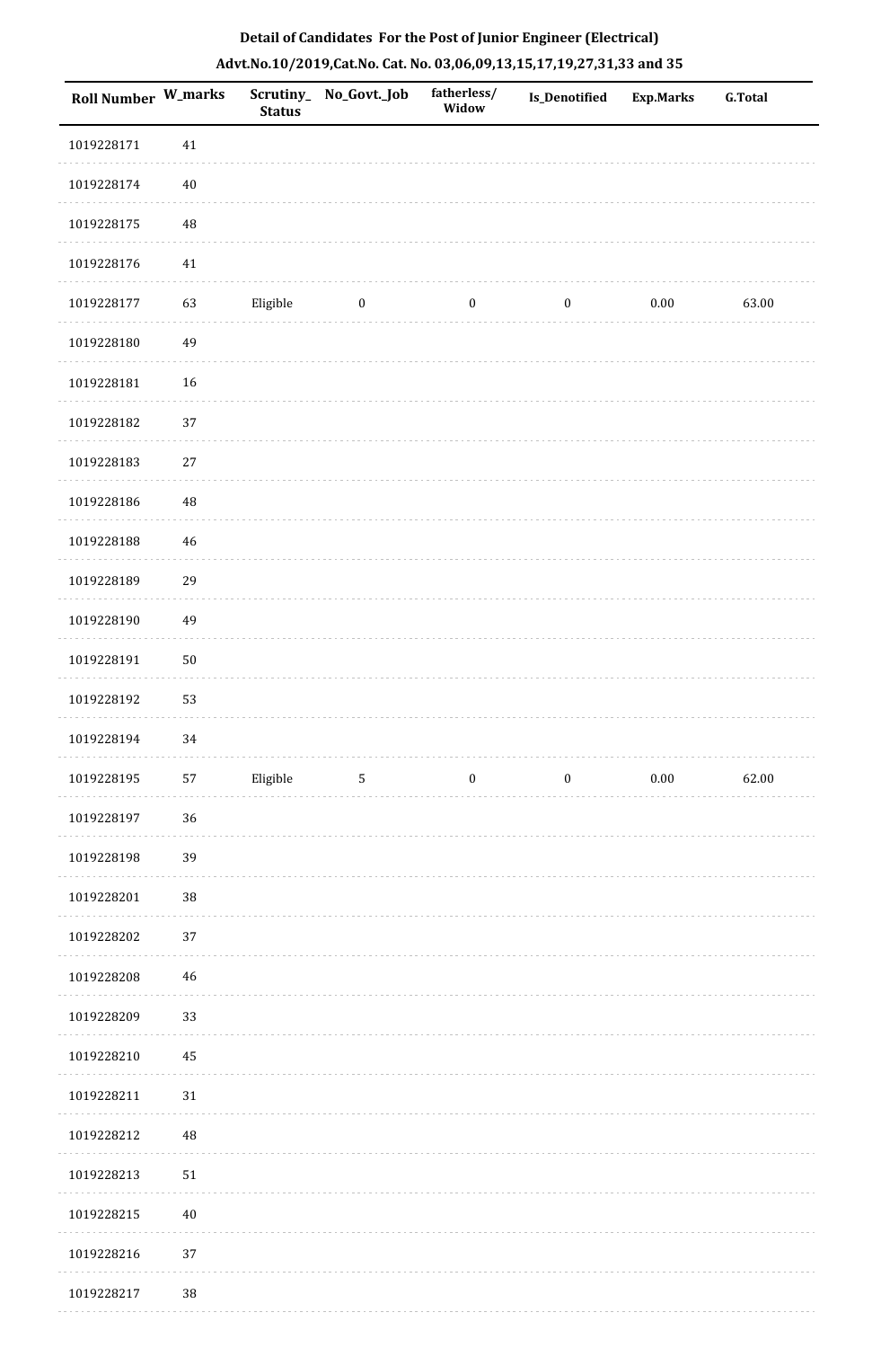**Detail of Candidates For the Post of Junior Engineer (Electrical)**

**Advt.No.10/2019,Cat.No. Cat. No. 03,06,09,13,15,17,19,27,31,33 and 35**

| Roll Number | W_marks | Scrutiny_Status | No_Govt._Job | fatherless/ Widow | Is_Denotified | Exp.Marks | G.Total |
|---|---|---|---|---|---|---|---|
| 1019228171 | 41 | | | | | | |
| 1019228174 | 40 | | | | | | |
| 1019228175 | 48 | | | | | | |
| 1019228176 | 41 | | | | | | |
| 1019228177 | 63 | Eligible | 0 | 0 | 0 | 0.00 | 63.00 |
| 1019228180 | 49 | | | | | | |
| 1019228181 | 16 | | | | | | |
| 1019228182 | 37 | | | | | | |
| 1019228183 | 27 | | | | | | |
| 1019228186 | 48 | | | | | | |
| 1019228188 | 46 | | | | | | |
| 1019228189 | 29 | | | | | | |
| 1019228190 | 49 | | | | | | |
| 1019228191 | 50 | | | | | | |
| 1019228192 | 53 | | | | | | |
| 1019228194 | 34 | | | | | | |
| 1019228195 | 57 | Eligible | 5 | 0 | 0 | 0.00 | 62.00 |
| 1019228197 | 36 | | | | | | |
| 1019228198 | 39 | | | | | | |
| 1019228201 | 38 | | | | | | |
| 1019228202 | 37 | | | | | | |
| 1019228208 | 46 | | | | | | |
| 1019228209 | 33 | | | | | | |
| 1019228210 | 45 | | | | | | |
| 1019228211 | 31 | | | | | | |
| 1019228212 | 48 | | | | | | |
| 1019228213 | 51 | | | | | | |
| 1019228215 | 40 | | | | | | |
| 1019228216 | 37 | | | | | | |
| 1019228217 | 38 | | | | | | |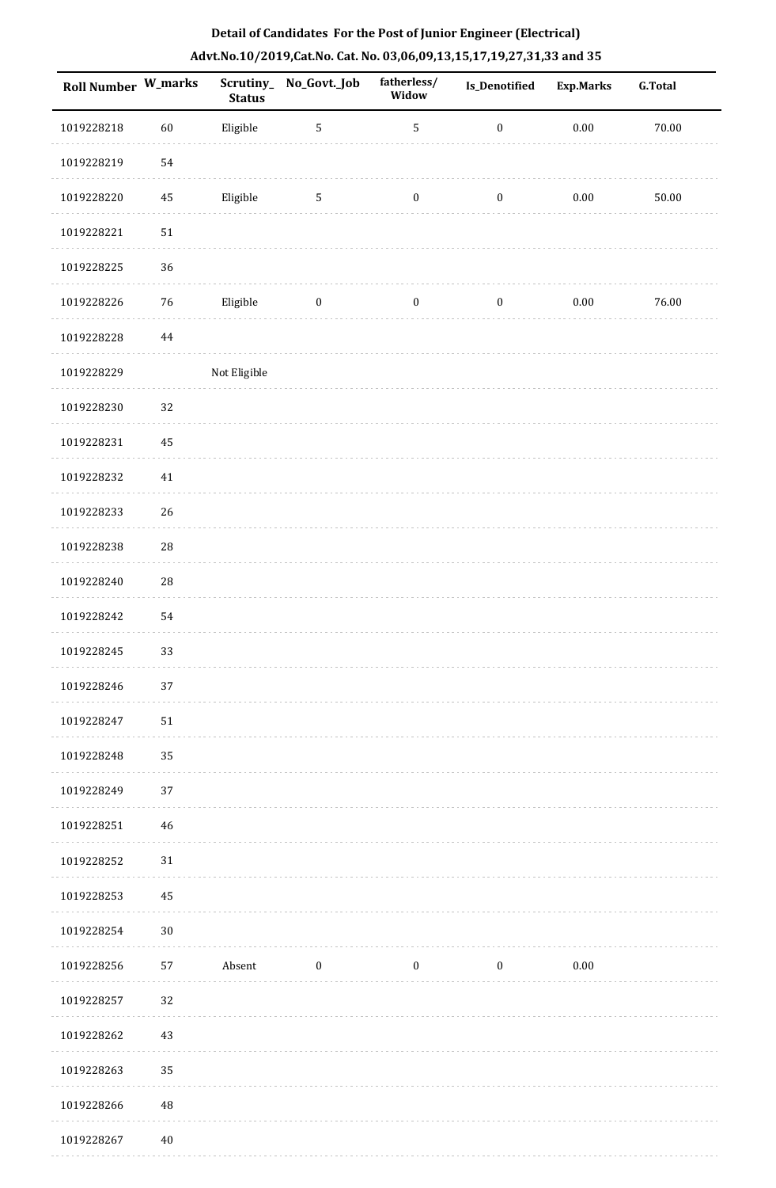**Detail of Candidates For the Post of Junior Engineer (Electrical)**

**Advt.No.10/2019,Cat.No. Cat. No. 03,06,09,13,15,17,19,27,31,33 and 35**

| Roll Number | W_marks | Scrutiny_Status | No_Govt._Job | fatherless/Widow | Is_Denotified | Exp.Marks | G.Total |
|---|---|---|---|---|---|---|---|
| 1019228218 | 60 | Eligible | 5 | 5 | 0 | 0.00 | 70.00 |
| 1019228219 | 54 | | | | | | |
| 1019228220 | 45 | Eligible | 5 | 0 | 0 | 0.00 | 50.00 |
| 1019228221 | 51 | | | | | | |
| 1019228225 | 36 | | | | | | |
| 1019228226 | 76 | Eligible | 0 | 0 | 0 | 0.00 | 76.00 |
| 1019228228 | 44 | | | | | | |
| 1019228229 | | Not Eligible | | | | | |
| 1019228230 | 32 | | | | | | |
| 1019228231 | 45 | | | | | | |
| 1019228232 | 41 | | | | | | |
| 1019228233 | 26 | | | | | | |
| 1019228238 | 28 | | | | | | |
| 1019228240 | 28 | | | | | | |
| 1019228242 | 54 | | | | | | |
| 1019228245 | 33 | | | | | | |
| 1019228246 | 37 | | | | | | |
| 1019228247 | 51 | | | | | | |
| 1019228248 | 35 | | | | | | |
| 1019228249 | 37 | | | | | | |
| 1019228251 | 46 | | | | | | |
| 1019228252 | 31 | | | | | | |
| 1019228253 | 45 | | | | | | |
| 1019228254 | 30 | | | | | | |
| 1019228256 | 57 | Absent | 0 | 0 | 0 | 0.00 | |
| 1019228257 | 32 | | | | | | |
| 1019228262 | 43 | | | | | | |
| 1019228263 | 35 | | | | | | |
| 1019228266 | 48 | | | | | | |
| 1019228267 | 40 | | | | | | |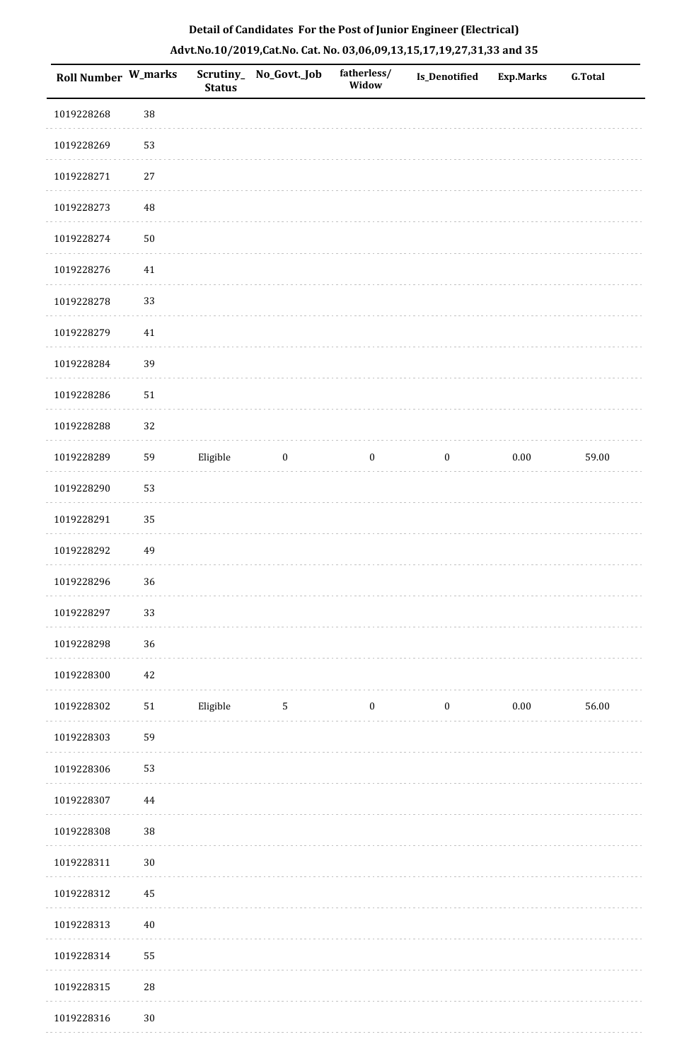**Detail of Candidates For the Post of Junior Engineer (Electrical)**

**Advt.No.10/2019,Cat.No. Cat. No. 03,06,09,13,15,17,19,27,31,33 and 35**

| Roll Number | W_marks | Scrutiny_Status | No_Govt._Job | fatherless/Widow | Is_Denotified | Exp.Marks | G.Total |
|---|---|---|---|---|---|---|---|
| 1019228268 | 38 | | | | | | |
| 1019228269 | 53 | | | | | | |
| 1019228271 | 27 | | | | | | |
| 1019228273 | 48 | | | | | | |
| 1019228274 | 50 | | | | | | |
| 1019228276 | 41 | | | | | | |
| 1019228278 | 33 | | | | | | |
| 1019228279 | 41 | | | | | | |
| 1019228284 | 39 | | | | | | |
| 1019228286 | 51 | | | | | | |
| 1019228288 | 32 | | | | | | |
| 1019228289 | 59 | Eligible | 0 | 0 | 0 | 0.00 | 59.00 |
| 1019228290 | 53 | | | | | | |
| 1019228291 | 35 | | | | | | |
| 1019228292 | 49 | | | | | | |
| 1019228296 | 36 | | | | | | |
| 1019228297 | 33 | | | | | | |
| 1019228298 | 36 | | | | | | |
| 1019228300 | 42 | | | | | | |
| 1019228302 | 51 | Eligible | 5 | 0 | 0 | 0.00 | 56.00 |
| 1019228303 | 59 | | | | | | |
| 1019228306 | 53 | | | | | | |
| 1019228307 | 44 | | | | | | |
| 1019228308 | 38 | | | | | | |
| 1019228311 | 30 | | | | | | |
| 1019228312 | 45 | | | | | | |
| 1019228313 | 40 | | | | | | |
| 1019228314 | 55 | | | | | | |
| 1019228315 | 28 | | | | | | |
| 1019228316 | 30 | | | | | | |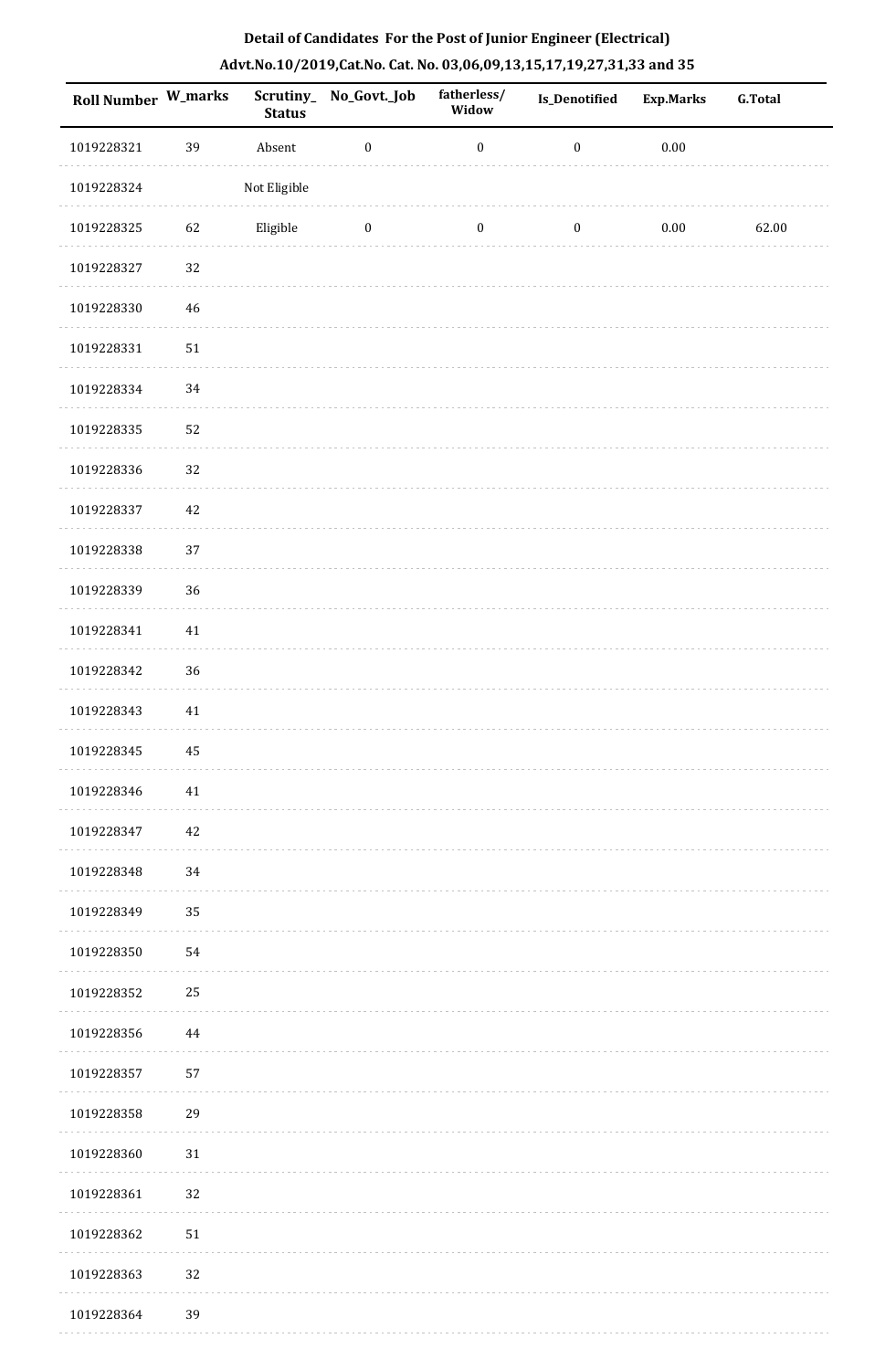**Detail of Candidates For the Post of Junior Engineer (Electrical)**

**Advt.No.10/2019,Cat.No. Cat. No. 03,06,09,13,15,17,19,27,31,33 and 35**

| Roll Number | W_marks | Scrutiny_Status | No_Govt._Job | fatherless/Widow | Is_Denotified | Exp.Marks | G.Total |
|---|---|---|---|---|---|---|---|
| 1019228321 | 39 | Absent | 0 | 0 | 0 | 0.00 | |
| 1019228324 | | Not Eligible | | | | | |
| 1019228325 | 62 | Eligible | 0 | 0 | 0 | 0.00 | 62.00 |
| 1019228327 | 32 | | | | | | |
| 1019228330 | 46 | | | | | | |
| 1019228331 | 51 | | | | | | |
| 1019228334 | 34 | | | | | | |
| 1019228335 | 52 | | | | | | |
| 1019228336 | 32 | | | | | | |
| 1019228337 | 42 | | | | | | |
| 1019228338 | 37 | | | | | | |
| 1019228339 | 36 | | | | | | |
| 1019228341 | 41 | | | | | | |
| 1019228342 | 36 | | | | | | |
| 1019228343 | 41 | | | | | | |
| 1019228345 | 45 | | | | | | |
| 1019228346 | 41 | | | | | | |
| 1019228347 | 42 | | | | | | |
| 1019228348 | 34 | | | | | | |
| 1019228349 | 35 | | | | | | |
| 1019228350 | 54 | | | | | | |
| 1019228352 | 25 | | | | | | |
| 1019228356 | 44 | | | | | | |
| 1019228357 | 57 | | | | | | |
| 1019228358 | 29 | | | | | | |
| 1019228360 | 31 | | | | | | |
| 1019228361 | 32 | | | | | | |
| 1019228362 | 51 | | | | | | |
| 1019228363 | 32 | | | | | | |
| 1019228364 | 39 | | | | | | |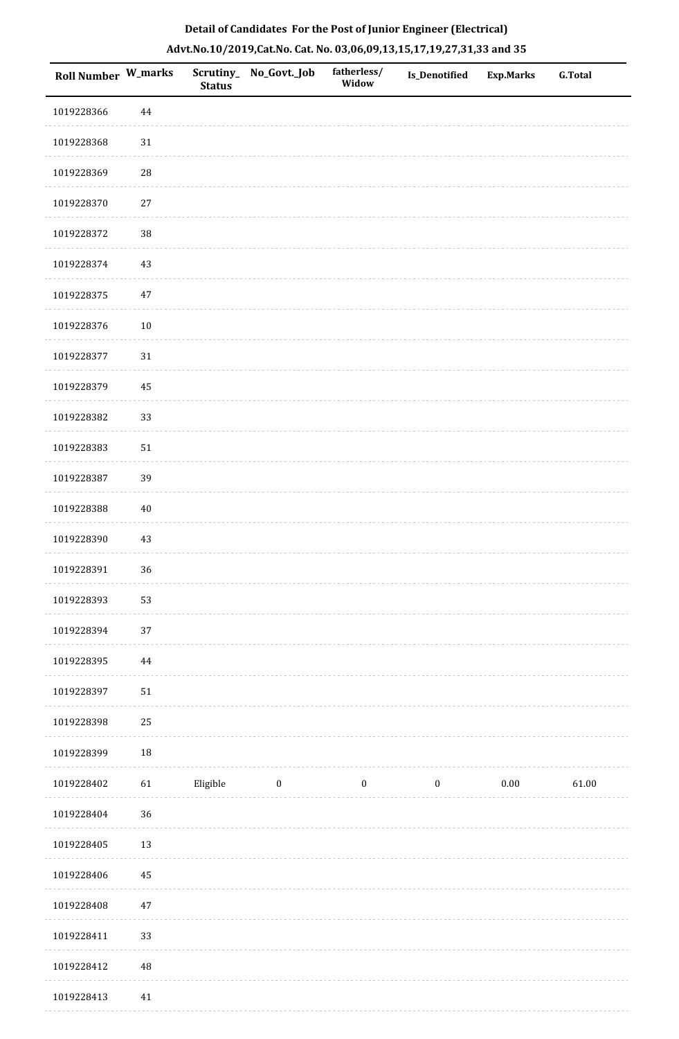**Detail of Candidates For the Post of Junior Engineer (Electrical)**

**Advt.No.10/2019,Cat.No. Cat. No. 03,06,09,13,15,17,19,27,31,33 and 35**

| Roll Number | W_marks | Scrutiny_Status | No_Govt._Job | fatherless/Widow | Is_Denotified | Exp.Marks | G.Total |
|---|---|---|---|---|---|---|---|
| 1019228366 | 44 | | | | | | |
| 1019228368 | 31 | | | | | | |
| 1019228369 | 28 | | | | | | |
| 1019228370 | 27 | | | | | | |
| 1019228372 | 38 | | | | | | |
| 1019228374 | 43 | | | | | | |
| 1019228375 | 47 | | | | | | |
| 1019228376 | 10 | | | | | | |
| 1019228377 | 31 | | | | | | |
| 1019228379 | 45 | | | | | | |
| 1019228382 | 33 | | | | | | |
| 1019228383 | 51 | | | | | | |
| 1019228387 | 39 | | | | | | |
| 1019228388 | 40 | | | | | | |
| 1019228390 | 43 | | | | | | |
| 1019228391 | 36 | | | | | | |
| 1019228393 | 53 | | | | | | |
| 1019228394 | 37 | | | | | | |
| 1019228395 | 44 | | | | | | |
| 1019228397 | 51 | | | | | | |
| 1019228398 | 25 | | | | | | |
| 1019228399 | 18 | | | | | | |
| 1019228402 | 61 | Eligible | 0 | 0 | 0 | 0.00 | 61.00 |
| 1019228404 | 36 | | | | | | |
| 1019228405 | 13 | | | | | | |
| 1019228406 | 45 | | | | | | |
| 1019228408 | 47 | | | | | | |
| 1019228411 | 33 | | | | | | |
| 1019228412 | 48 | | | | | | |
| 1019228413 | 41 | | | | | | |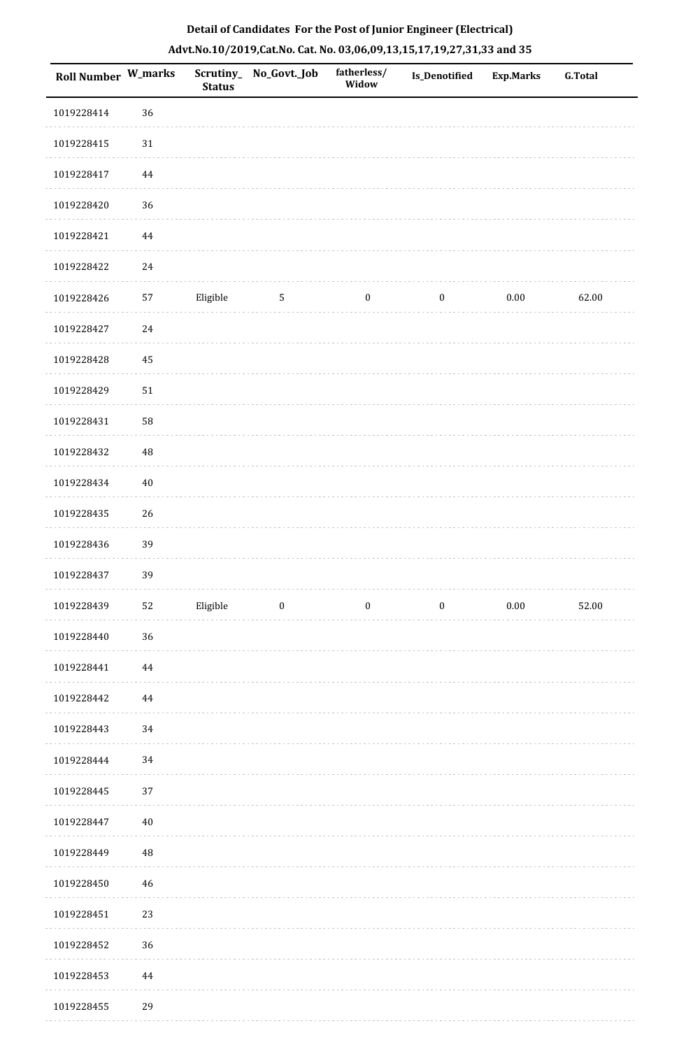**Detail of Candidates For the Post of Junior Engineer (Electrical)**

**Advt.No.10/2019,Cat.No. Cat. No. 03,06,09,13,15,17,19,27,31,33 and 35**

| Roll Number | W_marks | Scrutiny_ Status | No_Govt._Job | fatherless/ Widow | Is_Denotified | Exp.Marks | G.Total |
|---|---|---|---|---|---|---|---|
| 1019228414 | 36 | | | | | | |
| 1019228415 | 31 | | | | | | |
| 1019228417 | 44 | | | | | | |
| 1019228420 | 36 | | | | | | |
| 1019228421 | 44 | | | | | | |
| 1019228422 | 24 | | | | | | |
| 1019228426 | 57 | Eligible | 5 | 0 | 0 | 0.00 | 62.00 |
| 1019228427 | 24 | | | | | | |
| 1019228428 | 45 | | | | | | |
| 1019228429 | 51 | | | | | | |
| 1019228431 | 58 | | | | | | |
| 1019228432 | 48 | | | | | | |
| 1019228434 | 40 | | | | | | |
| 1019228435 | 26 | | | | | | |
| 1019228436 | 39 | | | | | | |
| 1019228437 | 39 | | | | | | |
| 1019228439 | 52 | Eligible | 0 | 0 | 0 | 0.00 | 52.00 |
| 1019228440 | 36 | | | | | | |
| 1019228441 | 44 | | | | | | |
| 1019228442 | 44 | | | | | | |
| 1019228443 | 34 | | | | | | |
| 1019228444 | 34 | | | | | | |
| 1019228445 | 37 | | | | | | |
| 1019228447 | 40 | | | | | | |
| 1019228449 | 48 | | | | | | |
| 1019228450 | 46 | | | | | | |
| 1019228451 | 23 | | | | | | |
| 1019228452 | 36 | | | | | | |
| 1019228453 | 44 | | | | | | |
| 1019228455 | 29 | | | | | | |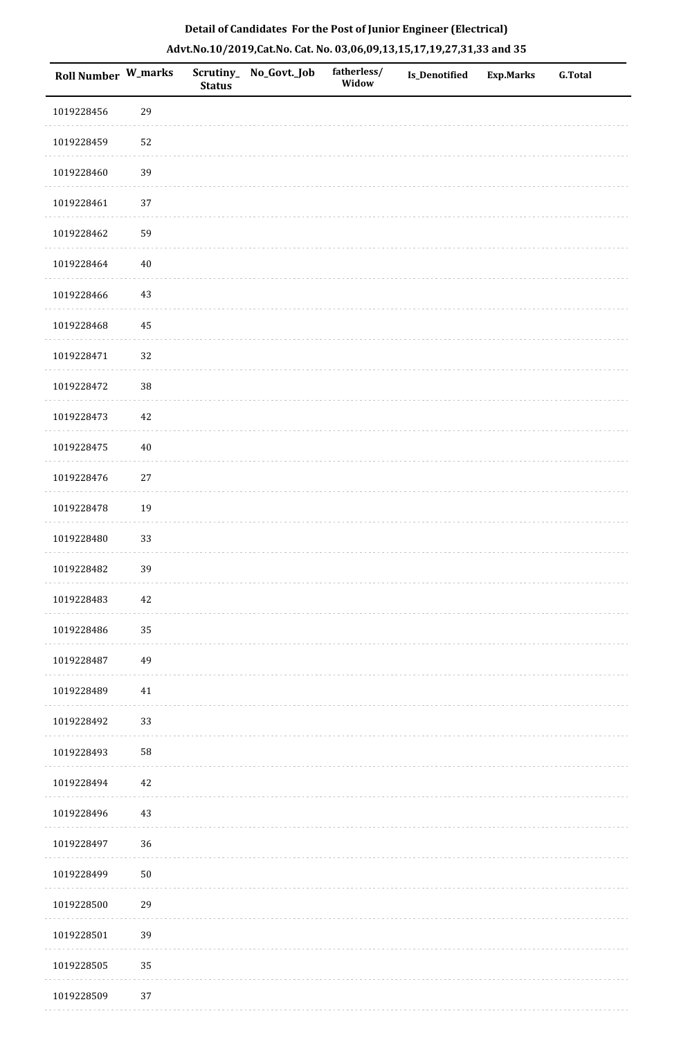**Detail of Candidates For the Post of Junior Engineer (Electrical)**

**Advt.No.10/2019,Cat.No. Cat. No. 03,06,09,13,15,17,19,27,31,33 and 35**

| Roll Number | W_marks | Scrutiny_Status | No_Govt._Job | fatherless/Widow | Is_Denotified | Exp.Marks | G.Total |
|---|---|---|---|---|---|---|---|
| 1019228456 | 29 | | | | | | |
| 1019228459 | 52 | | | | | | |
| 1019228460 | 39 | | | | | | |
| 1019228461 | 37 | | | | | | |
| 1019228462 | 59 | | | | | | |
| 1019228464 | 40 | | | | | | |
| 1019228466 | 43 | | | | | | |
| 1019228468 | 45 | | | | | | |
| 1019228471 | 32 | | | | | | |
| 1019228472 | 38 | | | | | | |
| 1019228473 | 42 | | | | | | |
| 1019228475 | 40 | | | | | | |
| 1019228476 | 27 | | | | | | |
| 1019228478 | 19 | | | | | | |
| 1019228480 | 33 | | | | | | |
| 1019228482 | 39 | | | | | | |
| 1019228483 | 42 | | | | | | |
| 1019228486 | 35 | | | | | | |
| 1019228487 | 49 | | | | | | |
| 1019228489 | 41 | | | | | | |
| 1019228492 | 33 | | | | | | |
| 1019228493 | 58 | | | | | | |
| 1019228494 | 42 | | | | | | |
| 1019228496 | 43 | | | | | | |
| 1019228497 | 36 | | | | | | |
| 1019228499 | 50 | | | | | | |
| 1019228500 | 29 | | | | | | |
| 1019228501 | 39 | | | | | | |
| 1019228505 | 35 | | | | | | |
| 1019228509 | 37 | | | | | | |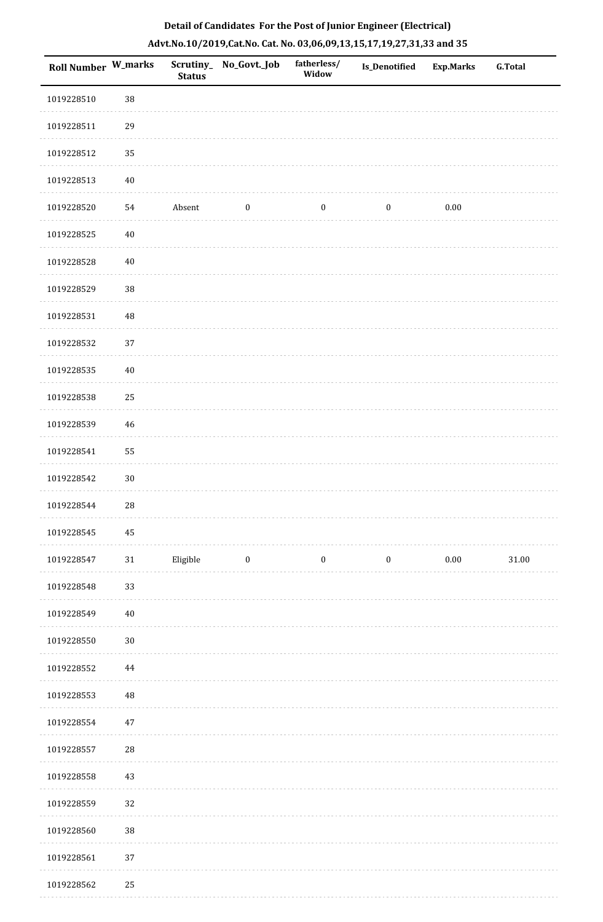**Detail of Candidates For the Post of Junior Engineer (Electrical)**

**Advt.No.10/2019,Cat.No. Cat. No. 03,06,09,13,15,17,19,27,31,33 and 35**

| Roll Number | W_marks | Scrutiny_ Status | No_Govt._Job | fatherless/ Widow | Is_Denotified | Exp.Marks | G.Total |
|---|---|---|---|---|---|---|---|
| 1019228510 | 38 | | | | | | |
| 1019228511 | 29 | | | | | | |
| 1019228512 | 35 | | | | | | |
| 1019228513 | 40 | | | | | | |
| 1019228520 | 54 | Absent | 0 | 0 | 0 | 0.00 | |
| 1019228525 | 40 | | | | | | |
| 1019228528 | 40 | | | | | | |
| 1019228529 | 38 | | | | | | |
| 1019228531 | 48 | | | | | | |
| 1019228532 | 37 | | | | | | |
| 1019228535 | 40 | | | | | | |
| 1019228538 | 25 | | | | | | |
| 1019228539 | 46 | | | | | | |
| 1019228541 | 55 | | | | | | |
| 1019228542 | 30 | | | | | | |
| 1019228544 | 28 | | | | | | |
| 1019228545 | 45 | | | | | | |
| 1019228547 | 31 | Eligible | 0 | 0 | 0 | 0.00 | 31.00 |
| 1019228548 | 33 | | | | | | |
| 1019228549 | 40 | | | | | | |
| 1019228550 | 30 | | | | | | |
| 1019228552 | 44 | | | | | | |
| 1019228553 | 48 | | | | | | |
| 1019228554 | 47 | | | | | | |
| 1019228557 | 28 | | | | | | |
| 1019228558 | 43 | | | | | | |
| 1019228559 | 32 | | | | | | |
| 1019228560 | 38 | | | | | | |
| 1019228561 | 37 | | | | | | |
| 1019228562 | 25 | | | | | | |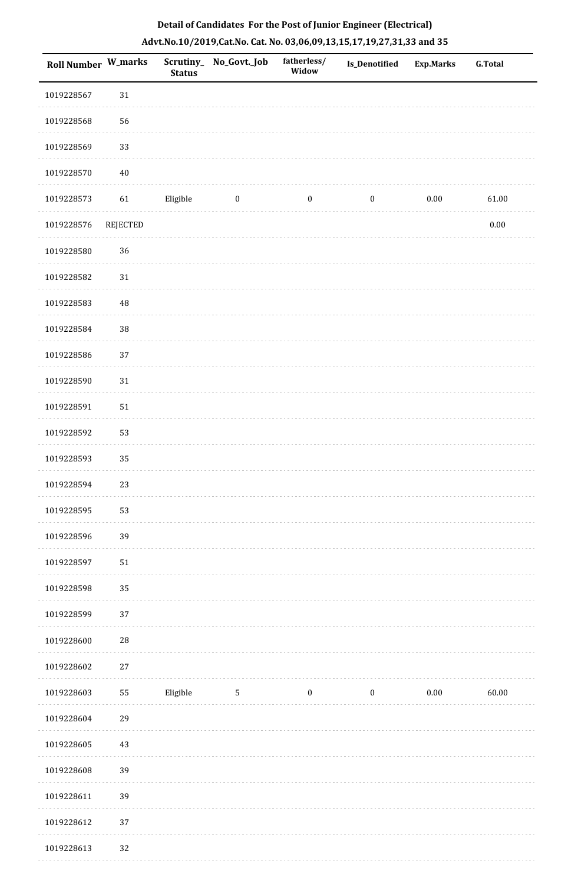**Detail of Candidates For the Post of Junior Engineer (Electrical)**

**Advt.No.10/2019,Cat.No. Cat. No. 03,06,09,13,15,17,19,27,31,33 and 35**

| Roll Number | W_marks | Scrutiny_Status | No_Govt._Job | fatherless/Widow | Is_Denotified | Exp.Marks | G.Total |
|---|---|---|---|---|---|---|---|
| 1019228567 | 31 | | | | | | |
| 1019228568 | 56 | | | | | | |
| 1019228569 | 33 | | | | | | |
| 1019228570 | 40 | | | | | | |
| 1019228573 | 61 | Eligible | 0 | 0 | 0 | 0.00 | 61.00 |
| 1019228576 | REJECTED | | | | | | 0.00 |
| 1019228580 | 36 | | | | | | |
| 1019228582 | 31 | | | | | | |
| 1019228583 | 48 | | | | | | |
| 1019228584 | 38 | | | | | | |
| 1019228586 | 37 | | | | | | |
| 1019228590 | 31 | | | | | | |
| 1019228591 | 51 | | | | | | |
| 1019228592 | 53 | | | | | | |
| 1019228593 | 35 | | | | | | |
| 1019228594 | 23 | | | | | | |
| 1019228595 | 53 | | | | | | |
| 1019228596 | 39 | | | | | | |
| 1019228597 | 51 | | | | | | |
| 1019228598 | 35 | | | | | | |
| 1019228599 | 37 | | | | | | |
| 1019228600 | 28 | | | | | | |
| 1019228602 | 27 | | | | | | |
| 1019228603 | 55 | Eligible | 5 | 0 | 0 | 0.00 | 60.00 |
| 1019228604 | 29 | | | | | | |
| 1019228605 | 43 | | | | | | |
| 1019228608 | 39 | | | | | | |
| 1019228611 | 39 | | | | | | |
| 1019228612 | 37 | | | | | | |
| 1019228613 | 32 | | | | | | |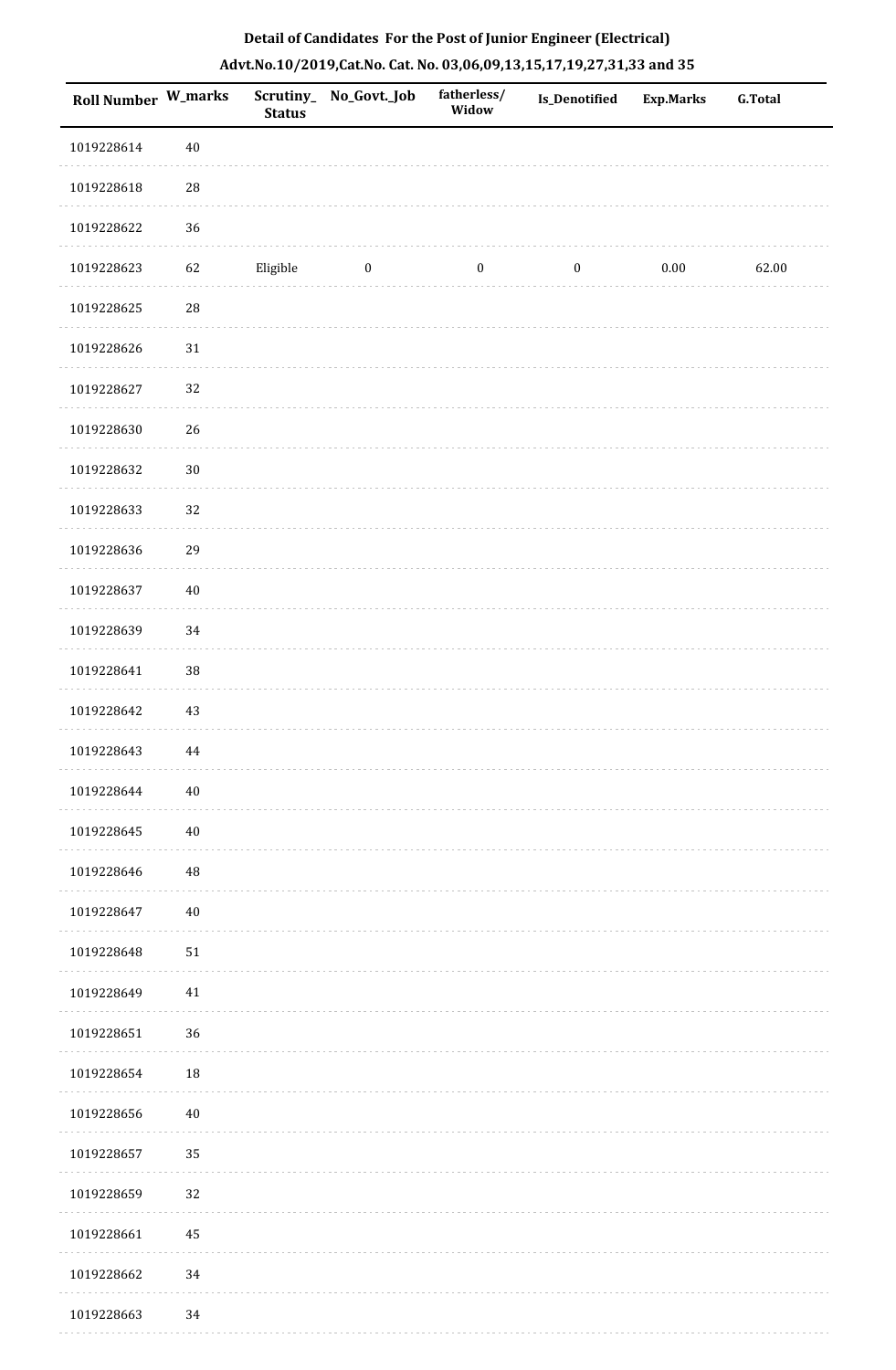## Detail of Candidates For the Post of Junior Engineer (Electrical)

## Advt.No.10/2019,Cat.No. Cat. No. 03,06,09,13,15,17,19,27,31,33 and 35

| Roll Number | W_marks | Scrutiny_ Status | No_Govt._Job | fatherless/ Widow | Is_Denotified | Exp.Marks | G.Total |
|---|---|---|---|---|---|---|---|
| 1019228614 | 40 | | | | | | |
| 1019228618 | 28 | | | | | | |
| 1019228622 | 36 | | | | | | |
| 1019228623 | 62 | Eligible | 0 | 0 | 0 | 0.00 | 62.00 |
| 1019228625 | 28 | | | | | | |
| 1019228626 | 31 | | | | | | |
| 1019228627 | 32 | | | | | | |
| 1019228630 | 26 | | | | | | |
| 1019228632 | 30 | | | | | | |
| 1019228633 | 32 | | | | | | |
| 1019228636 | 29 | | | | | | |
| 1019228637 | 40 | | | | | | |
| 1019228639 | 34 | | | | | | |
| 1019228641 | 38 | | | | | | |
| 1019228642 | 43 | | | | | | |
| 1019228643 | 44 | | | | | | |
| 1019228644 | 40 | | | | | | |
| 1019228645 | 40 | | | | | | |
| 1019228646 | 48 | | | | | | |
| 1019228647 | 40 | | | | | | |
| 1019228648 | 51 | | | | | | |
| 1019228649 | 41 | | | | | | |
| 1019228651 | 36 | | | | | | |
| 1019228654 | 18 | | | | | | |
| 1019228656 | 40 | | | | | | |
| 1019228657 | 35 | | | | | | |
| 1019228659 | 32 | | | | | | |
| 1019228661 | 45 | | | | | | |
| 1019228662 | 34 | | | | | | |
| 1019228663 | 34 | | | | | | |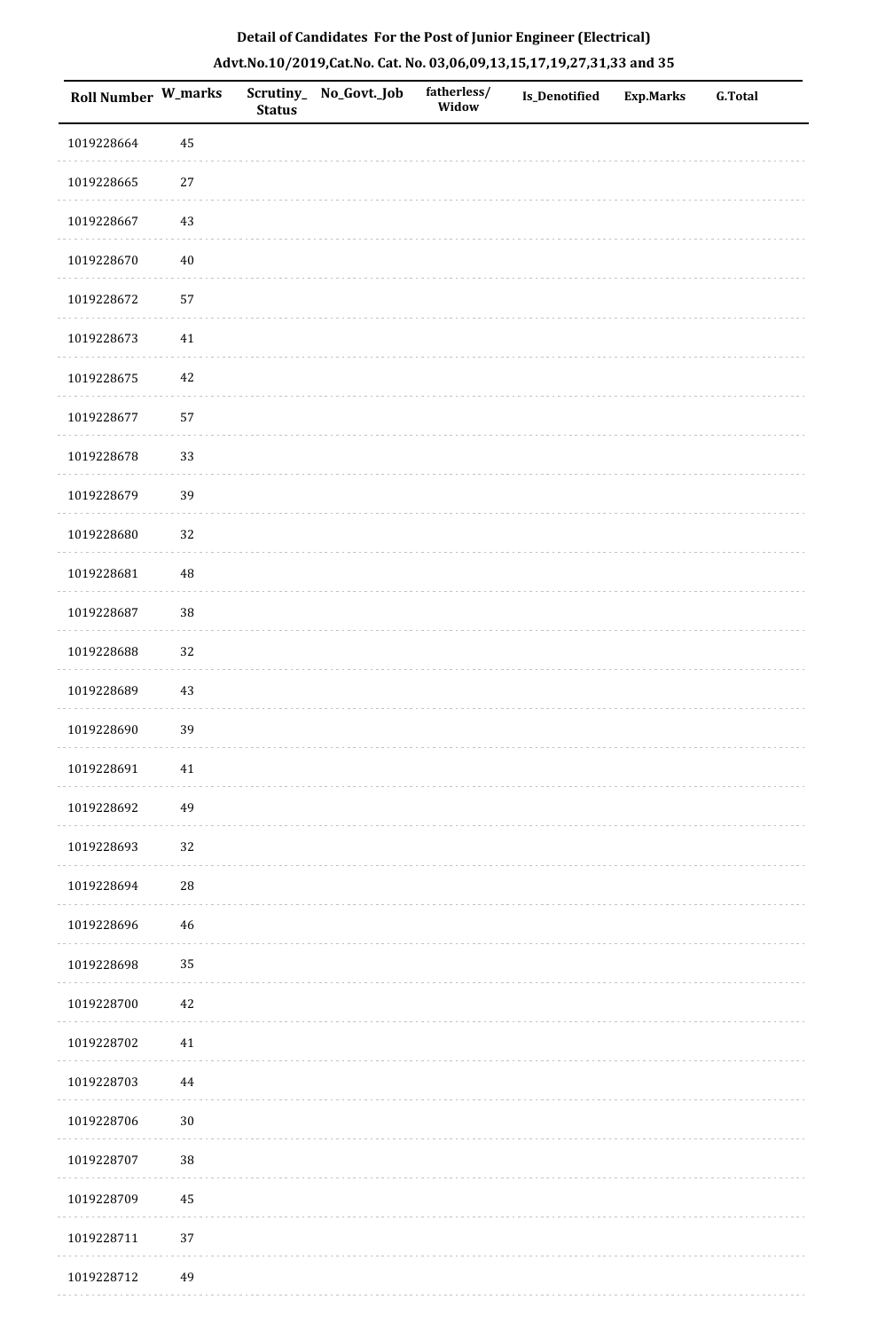**Detail of Candidates For the Post of Junior Engineer (Electrical)**

**Advt.No.10/2019,Cat.No. Cat. No. 03,06,09,13,15,17,19,27,31,33 and 35**

| Roll Number | W_marks | Scrutiny_Status | No_Govt._Job | fatherless/Widow | Is_Denotified | Exp.Marks | G.Total |
|---|---|---|---|---|---|---|---|
| 1019228664 | 45 | | | | | | |
| 1019228665 | 27 | | | | | | |
| 1019228667 | 43 | | | | | | |
| 1019228670 | 40 | | | | | | |
| 1019228672 | 57 | | | | | | |
| 1019228673 | 41 | | | | | | |
| 1019228675 | 42 | | | | | | |
| 1019228677 | 57 | | | | | | |
| 1019228678 | 33 | | | | | | |
| 1019228679 | 39 | | | | | | |
| 1019228680 | 32 | | | | | | |
| 1019228681 | 48 | | | | | | |
| 1019228687 | 38 | | | | | | |
| 1019228688 | 32 | | | | | | |
| 1019228689 | 43 | | | | | | |
| 1019228690 | 39 | | | | | | |
| 1019228691 | 41 | | | | | | |
| 1019228692 | 49 | | | | | | |
| 1019228693 | 32 | | | | | | |
| 1019228694 | 28 | | | | | | |
| 1019228696 | 46 | | | | | | |
| 1019228698 | 35 | | | | | | |
| 1019228700 | 42 | | | | | | |
| 1019228702 | 41 | | | | | | |
| 1019228703 | 44 | | | | | | |
| 1019228706 | 30 | | | | | | |
| 1019228707 | 38 | | | | | | |
| 1019228709 | 45 | | | | | | |
| 1019228711 | 37 | | | | | | |
| 1019228712 | 49 | | | | | | |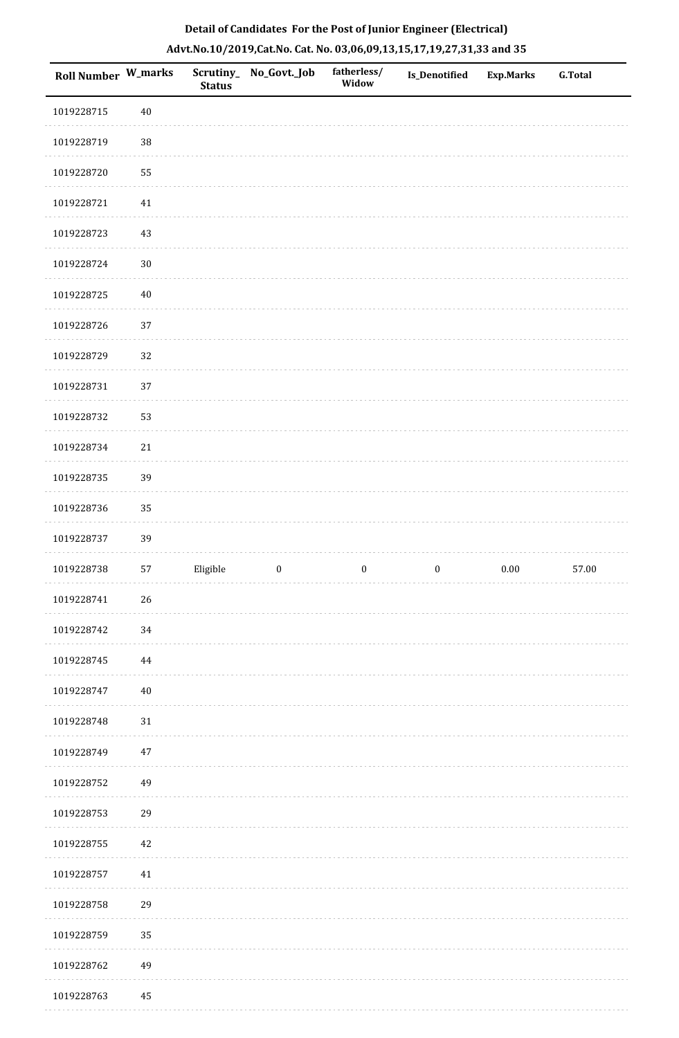**Detail of Candidates For the Post of Junior Engineer (Electrical)**

**Advt.No.10/2019,Cat.No. Cat. No. 03,06,09,13,15,17,19,27,31,33 and 35**

| Roll Number | W_marks | Scrutiny_Status | No_Govt._Job | fatherless/Widow | Is_Denotified | Exp.Marks | G.Total |
|---|---|---|---|---|---|---|---|
| 1019228715 | 40 | | | | | | |
| 1019228719 | 38 | | | | | | |
| 1019228720 | 55 | | | | | | |
| 1019228721 | 41 | | | | | | |
| 1019228723 | 43 | | | | | | |
| 1019228724 | 30 | | | | | | |
| 1019228725 | 40 | | | | | | |
| 1019228726 | 37 | | | | | | |
| 1019228729 | 32 | | | | | | |
| 1019228731 | 37 | | | | | | |
| 1019228732 | 53 | | | | | | |
| 1019228734 | 21 | | | | | | |
| 1019228735 | 39 | | | | | | |
| 1019228736 | 35 | | | | | | |
| 1019228737 | 39 | | | | | | |
| 1019228738 | 57 | Eligible | 0 | 0 | 0 | 0.00 | 57.00 |
| 1019228741 | 26 | | | | | | |
| 1019228742 | 34 | | | | | | |
| 1019228745 | 44 | | | | | | |
| 1019228747 | 40 | | | | | | |
| 1019228748 | 31 | | | | | | |
| 1019228749 | 47 | | | | | | |
| 1019228752 | 49 | | | | | | |
| 1019228753 | 29 | | | | | | |
| 1019228755 | 42 | | | | | | |
| 1019228757 | 41 | | | | | | |
| 1019228758 | 29 | | | | | | |
| 1019228759 | 35 | | | | | | |
| 1019228762 | 49 | | | | | | |
| 1019228763 | 45 | | | | | | |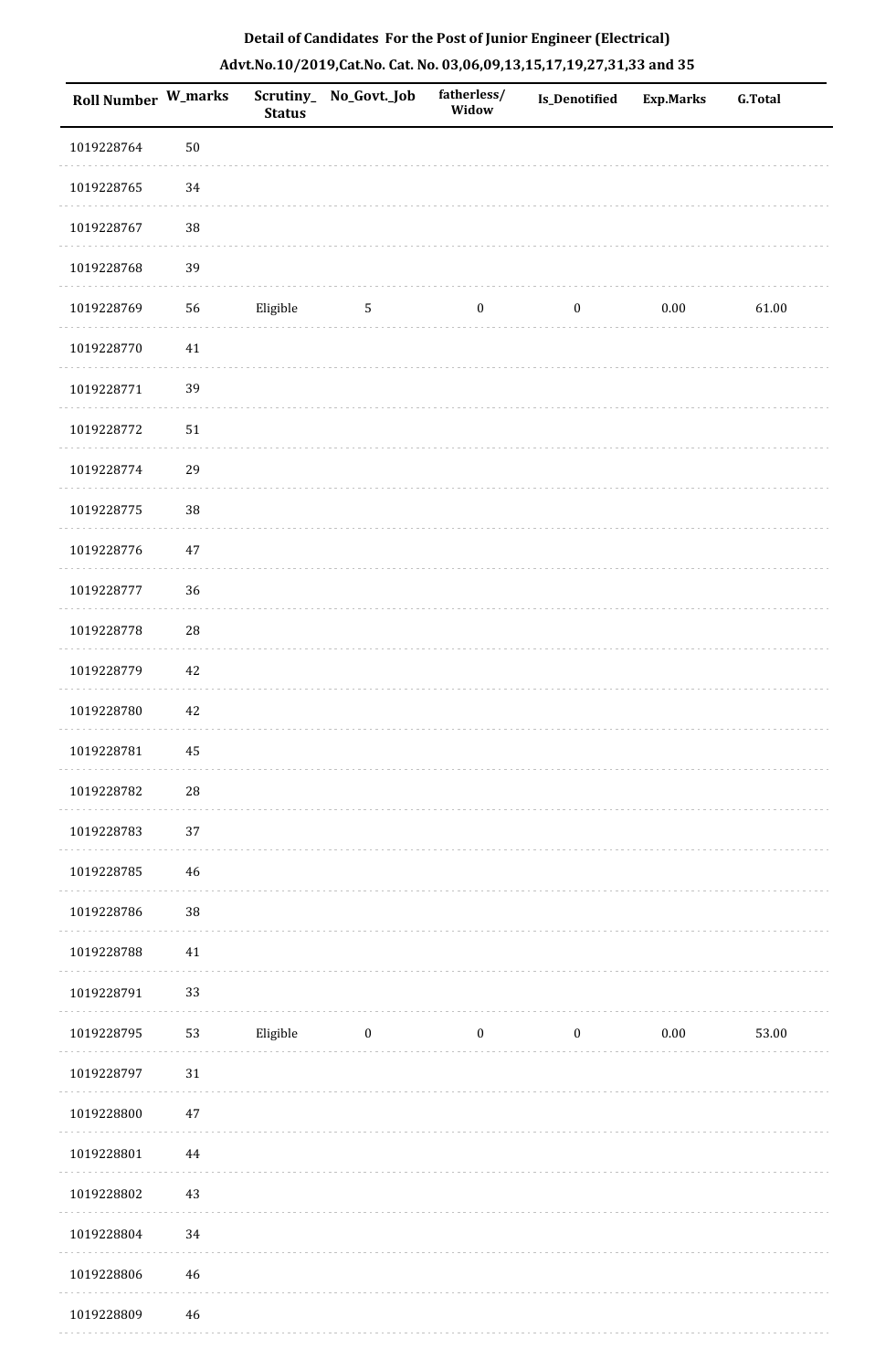**Detail of Candidates For the Post of Junior Engineer (Electrical)**

**Advt.No.10/2019,Cat.No. Cat. No. 03,06,09,13,15,17,19,27,31,33 and 35**

| Roll Number | W_marks | Scrutiny_Status | No_Govt._Job | fatherless/Widow | Is_Denotified | Exp.Marks | G.Total |
|---|---|---|---|---|---|---|---|
| 1019228764 | 50 | | | | | | |
| 1019228765 | 34 | | | | | | |
| 1019228767 | 38 | | | | | | |
| 1019228768 | 39 | | | | | | |
| 1019228769 | 56 | Eligible | 5 | 0 | 0 | 0.00 | 61.00 |
| 1019228770 | 41 | | | | | | |
| 1019228771 | 39 | | | | | | |
| 1019228772 | 51 | | | | | | |
| 1019228774 | 29 | | | | | | |
| 1019228775 | 38 | | | | | | |
| 1019228776 | 47 | | | | | | |
| 1019228777 | 36 | | | | | | |
| 1019228778 | 28 | | | | | | |
| 1019228779 | 42 | | | | | | |
| 1019228780 | 42 | | | | | | |
| 1019228781 | 45 | | | | | | |
| 1019228782 | 28 | | | | | | |
| 1019228783 | 37 | | | | | | |
| 1019228785 | 46 | | | | | | |
| 1019228786 | 38 | | | | | | |
| 1019228788 | 41 | | | | | | |
| 1019228791 | 33 | | | | | | |
| 1019228795 | 53 | Eligible | 0 | 0 | 0 | 0.00 | 53.00 |
| 1019228797 | 31 | | | | | | |
| 1019228800 | 47 | | | | | | |
| 1019228801 | 44 | | | | | | |
| 1019228802 | 43 | | | | | | |
| 1019228804 | 34 | | | | | | |
| 1019228806 | 46 | | | | | | |
| 1019228809 | 46 | | | | | | |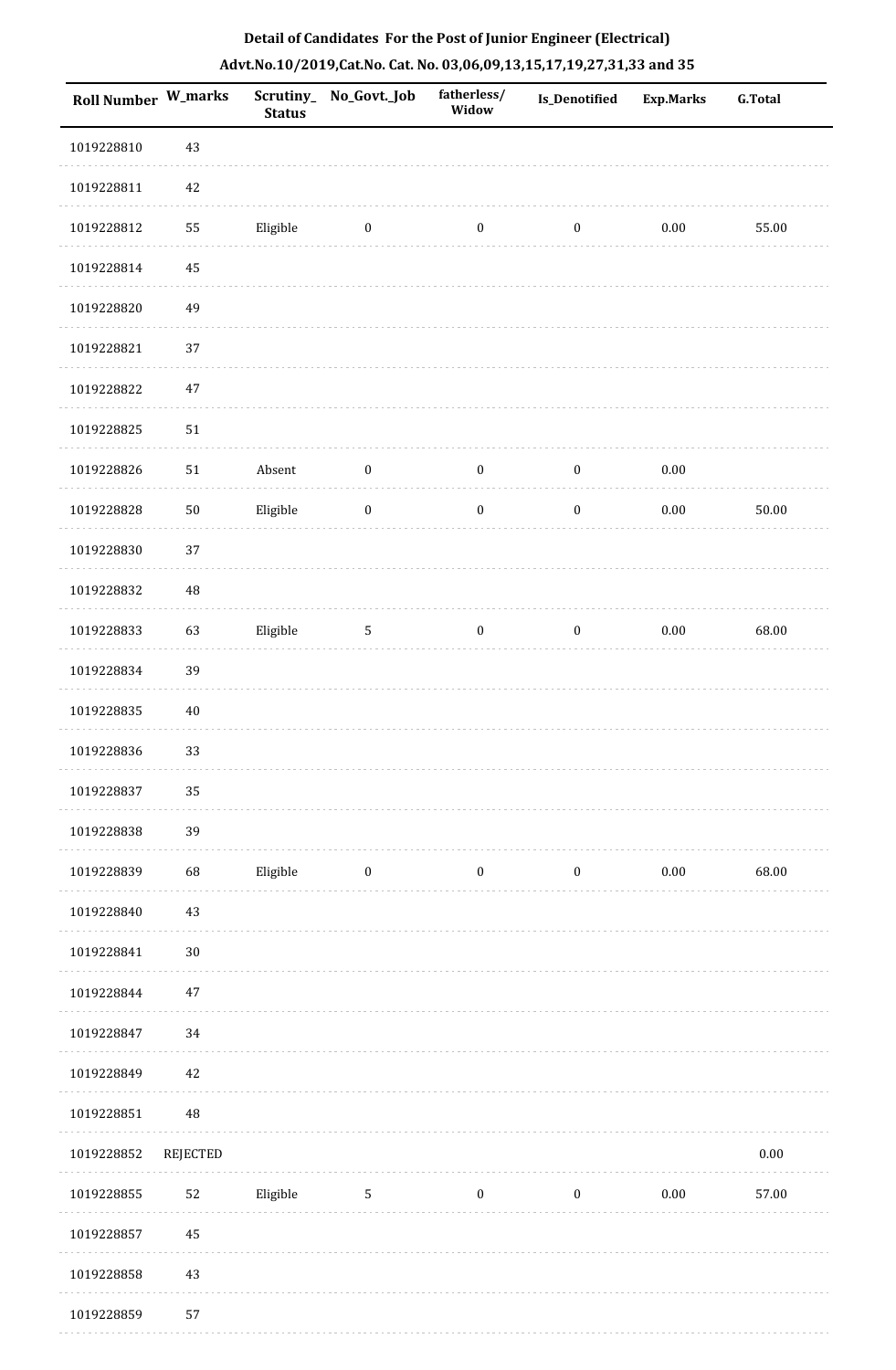**Detail of Candidates For the Post of Junior Engineer (Electrical)**

**Advt.No.10/2019,Cat.No. Cat. No. 03,06,09,13,15,17,19,27,31,33 and 35**

| Roll Number | W_marks | Scrutiny_Status | No_Govt._Job | fatherless/Widow | Is_Denotified | Exp.Marks | G.Total |
|---|---|---|---|---|---|---|---|
| 1019228810 | 43 | | | | | | |
| 1019228811 | 42 | | | | | | |
| 1019228812 | 55 | Eligible | 0 | 0 | 0 | 0.00 | 55.00 |
| 1019228814 | 45 | | | | | | |
| 1019228820 | 49 | | | | | | |
| 1019228821 | 37 | | | | | | |
| 1019228822 | 47 | | | | | | |
| 1019228825 | 51 | | | | | | |
| 1019228826 | 51 | Absent | 0 | 0 | 0 | 0.00 | |
| 1019228828 | 50 | Eligible | 0 | 0 | 0 | 0.00 | 50.00 |
| 1019228830 | 37 | | | | | | |
| 1019228832 | 48 | | | | | | |
| 1019228833 | 63 | Eligible | 5 | 0 | 0 | 0.00 | 68.00 |
| 1019228834 | 39 | | | | | | |
| 1019228835 | 40 | | | | | | |
| 1019228836 | 33 | | | | | | |
| 1019228837 | 35 | | | | | | |
| 1019228838 | 39 | | | | | | |
| 1019228839 | 68 | Eligible | 0 | 0 | 0 | 0.00 | 68.00 |
| 1019228840 | 43 | | | | | | |
| 1019228841 | 30 | | | | | | |
| 1019228844 | 47 | | | | | | |
| 1019228847 | 34 | | | | | | |
| 1019228849 | 42 | | | | | | |
| 1019228851 | 48 | | | | | | |
| 1019228852 | REJECTED | | | | | | 0.00 |
| 1019228855 | 52 | Eligible | 5 | 0 | 0 | 0.00 | 57.00 |
| 1019228857 | 45 | | | | | | |
| 1019228858 | 43 | | | | | | |
| 1019228859 | 57 | | | | | | |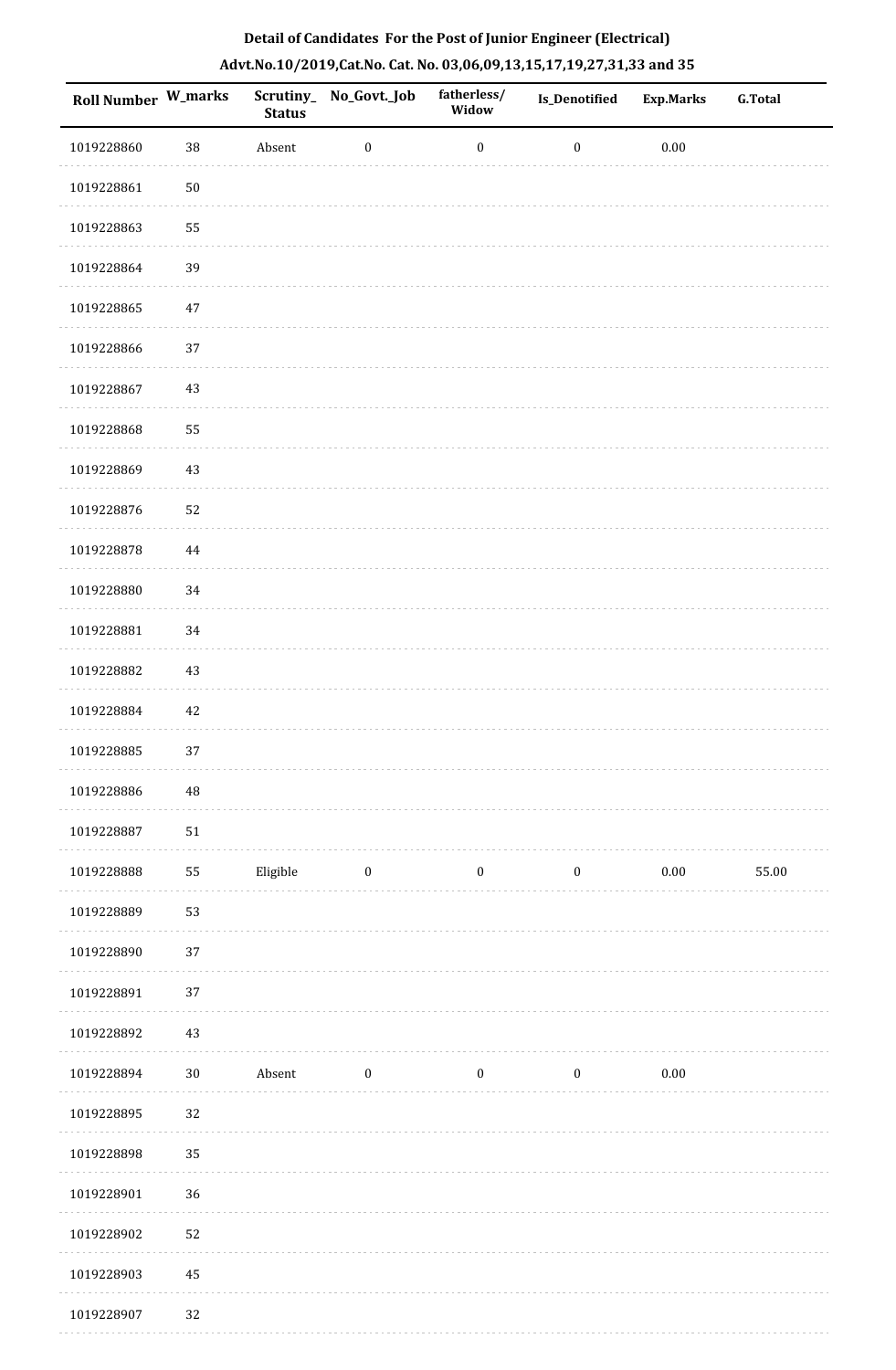**Detail of Candidates For the Post of Junior Engineer (Electrical)**

**Advt.No.10/2019,Cat.No. Cat. No. 03,06,09,13,15,17,19,27,31,33 and 35**

| Roll Number | W_marks | Scrutiny_Status | No_Govt._Job | fatherless/Widow | Is_Denotified | Exp.Marks | G.Total |
|---|---|---|---|---|---|---|---|
| 1019228860 | 38 | Absent | 0 | 0 | 0 | 0.00 | |
| 1019228861 | 50 | | | | | | |
| 1019228863 | 55 | | | | | | |
| 1019228864 | 39 | | | | | | |
| 1019228865 | 47 | | | | | | |
| 1019228866 | 37 | | | | | | |
| 1019228867 | 43 | | | | | | |
| 1019228868 | 55 | | | | | | |
| 1019228869 | 43 | | | | | | |
| 1019228876 | 52 | | | | | | |
| 1019228878 | 44 | | | | | | |
| 1019228880 | 34 | | | | | | |
| 1019228881 | 34 | | | | | | |
| 1019228882 | 43 | | | | | | |
| 1019228884 | 42 | | | | | | |
| 1019228885 | 37 | | | | | | |
| 1019228886 | 48 | | | | | | |
| 1019228887 | 51 | | | | | | |
| 1019228888 | 55 | Eligible | 0 | 0 | 0 | 0.00 | 55.00 |
| 1019228889 | 53 | | | | | | |
| 1019228890 | 37 | | | | | | |
| 1019228891 | 37 | | | | | | |
| 1019228892 | 43 | | | | | | |
| 1019228894 | 30 | Absent | 0 | 0 | 0 | 0.00 | |
| 1019228895 | 32 | | | | | | |
| 1019228898 | 35 | | | | | | |
| 1019228901 | 36 | | | | | | |
| 1019228902 | 52 | | | | | | |
| 1019228903 | 45 | | | | | | |
| 1019228907 | 32 | | | | | | |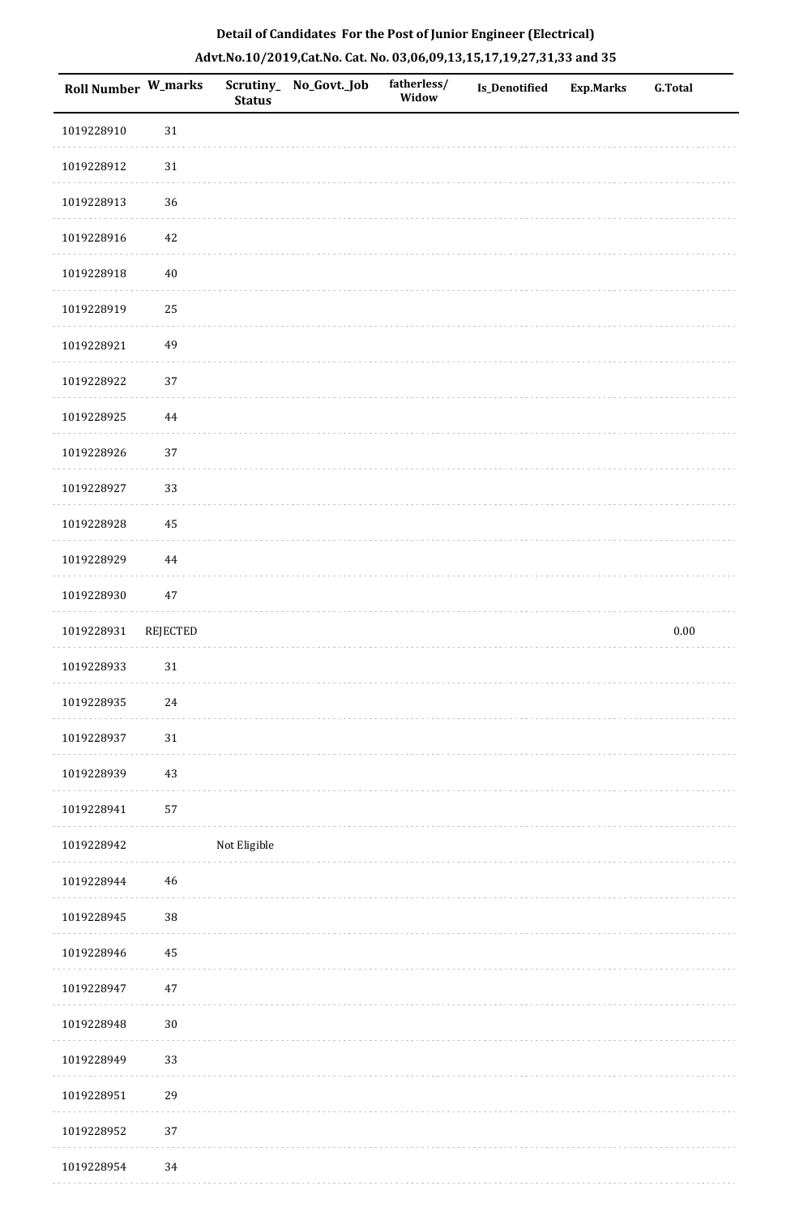**Detail of Candidates For the Post of Junior Engineer (Electrical)**

**Advt.No.10/2019,Cat.No. Cat. No. 03,06,09,13,15,17,19,27,31,33 and 35**

| Roll Number | W_marks | Scrutiny_Status | No_Govt._Job | fatherless/Widow | Is_Denotified | Exp.Marks | G.Total |
|---|---|---|---|---|---|---|---|
| 1019228910 | 31 | | | | | | |
| 1019228912 | 31 | | | | | | |
| 1019228913 | 36 | | | | | | |
| 1019228916 | 42 | | | | | | |
| 1019228918 | 40 | | | | | | |
| 1019228919 | 25 | | | | | | |
| 1019228921 | 49 | | | | | | |
| 1019228922 | 37 | | | | | | |
| 1019228925 | 44 | | | | | | |
| 1019228926 | 37 | | | | | | |
| 1019228927 | 33 | | | | | | |
| 1019228928 | 45 | | | | | | |
| 1019228929 | 44 | | | | | | |
| 1019228930 | 47 | | | | | | |
| 1019228931 | REJECTED | | | | | | 0.00 |
| 1019228933 | 31 | | | | | | |
| 1019228935 | 24 | | | | | | |
| 1019228937 | 31 | | | | | | |
| 1019228939 | 43 | | | | | | |
| 1019228941 | 57 | | | | | | |
| 1019228942 | | Not Eligible | | | | | |
| 1019228944 | 46 | | | | | | |
| 1019228945 | 38 | | | | | | |
| 1019228946 | 45 | | | | | | |
| 1019228947 | 47 | | | | | | |
| 1019228948 | 30 | | | | | | |
| 1019228949 | 33 | | | | | | |
| 1019228951 | 29 | | | | | | |
| 1019228952 | 37 | | | | | | |
| 1019228954 | 34 | | | | | | |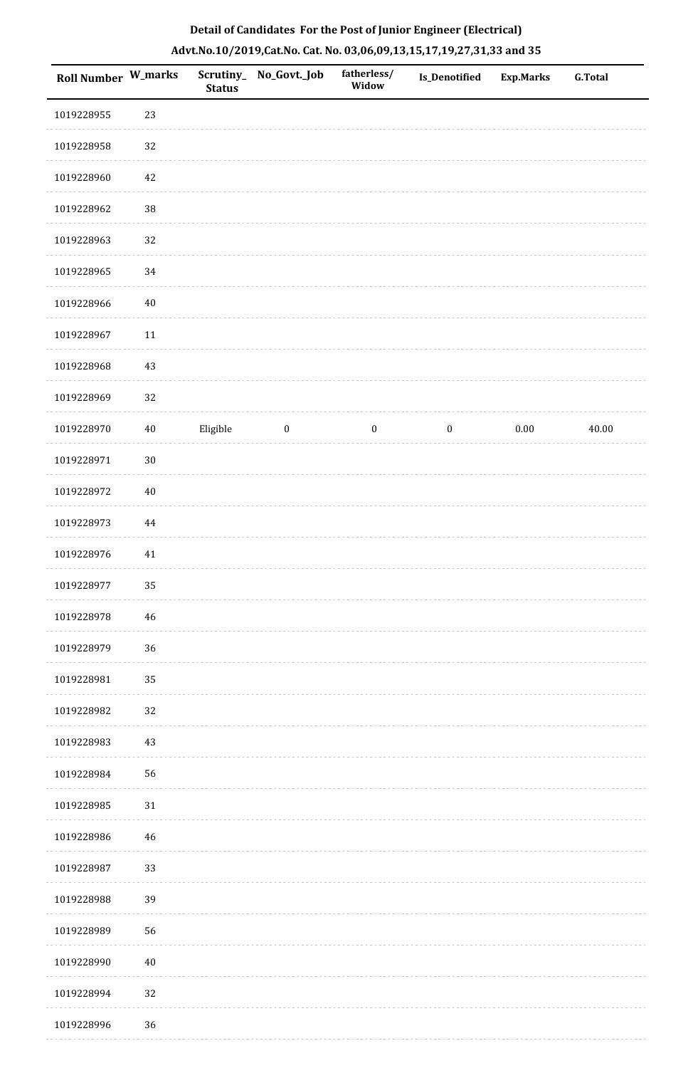**Detail of Candidates For the Post of Junior Engineer (Electrical)**

**Advt.No.10/2019,Cat.No. Cat. No. 03,06,09,13,15,17,19,27,31,33 and 35**

| Roll Number | W_marks | Scrutiny_Status | No_Govt._Job | fatherless/Widow | Is_Denotified | Exp.Marks | G.Total |
|---|---|---|---|---|---|---|---|
| 1019228955 | 23 | | | | | | |
| 1019228958 | 32 | | | | | | |
| 1019228960 | 42 | | | | | | |
| 1019228962 | 38 | | | | | | |
| 1019228963 | 32 | | | | | | |
| 1019228965 | 34 | | | | | | |
| 1019228966 | 40 | | | | | | |
| 1019228967 | 11 | | | | | | |
| 1019228968 | 43 | | | | | | |
| 1019228969 | 32 | | | | | | |
| 1019228970 | 40 | Eligible | 0 | 0 | 0 | 0.00 | 40.00 |
| 1019228971 | 30 | | | | | | |
| 1019228972 | 40 | | | | | | |
| 1019228973 | 44 | | | | | | |
| 1019228976 | 41 | | | | | | |
| 1019228977 | 35 | | | | | | |
| 1019228978 | 46 | | | | | | |
| 1019228979 | 36 | | | | | | |
| 1019228981 | 35 | | | | | | |
| 1019228982 | 32 | | | | | | |
| 1019228983 | 43 | | | | | | |
| 1019228984 | 56 | | | | | | |
| 1019228985 | 31 | | | | | | |
| 1019228986 | 46 | | | | | | |
| 1019228987 | 33 | | | | | | |
| 1019228988 | 39 | | | | | | |
| 1019228989 | 56 | | | | | | |
| 1019228990 | 40 | | | | | | |
| 1019228994 | 32 | | | | | | |
| 1019228996 | 36 | | | | | | |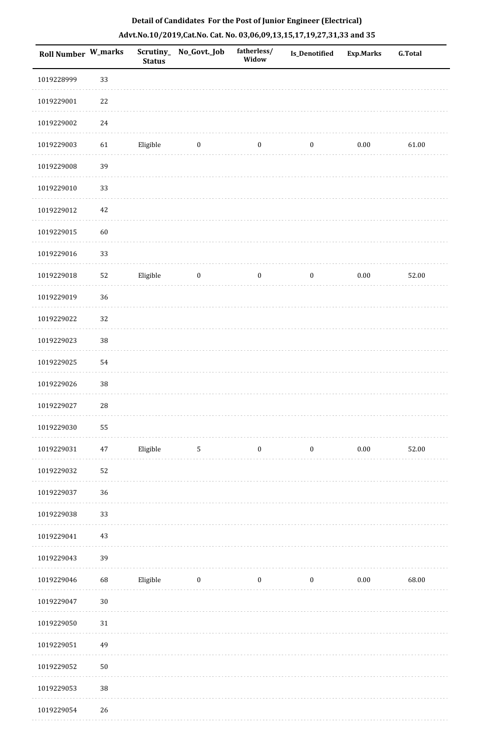**Detail of Candidates For the Post of Junior Engineer (Electrical)**

**Advt.No.10/2019,Cat.No. Cat. No. 03,06,09,13,15,17,19,27,31,33 and 35**

| Roll Number | W_marks | Scrutiny_ Status | No_Govt._Job | fatherless/ Widow | Is_Denotified | Exp.Marks | G.Total |
|---|---|---|---|---|---|---|---|
| 1019228999 | 33 | | | | | | |
| 1019229001 | 22 | | | | | | |
| 1019229002 | 24 | | | | | | |
| 1019229003 | 61 | Eligible | 0 | 0 | 0 | 0.00 | 61.00 |
| 1019229008 | 39 | | | | | | |
| 1019229010 | 33 | | | | | | |
| 1019229012 | 42 | | | | | | |
| 1019229015 | 60 | | | | | | |
| 1019229016 | 33 | | | | | | |
| 1019229018 | 52 | Eligible | 0 | 0 | 0 | 0.00 | 52.00 |
| 1019229019 | 36 | | | | | | |
| 1019229022 | 32 | | | | | | |
| 1019229023 | 38 | | | | | | |
| 1019229025 | 54 | | | | | | |
| 1019229026 | 38 | | | | | | |
| 1019229027 | 28 | | | | | | |
| 1019229030 | 55 | | | | | | |
| 1019229031 | 47 | Eligible | 5 | 0 | 0 | 0.00 | 52.00 |
| 1019229032 | 52 | | | | | | |
| 1019229037 | 36 | | | | | | |
| 1019229038 | 33 | | | | | | |
| 1019229041 | 43 | | | | | | |
| 1019229043 | 39 | | | | | | |
| 1019229046 | 68 | Eligible | 0 | 0 | 0 | 0.00 | 68.00 |
| 1019229047 | 30 | | | | | | |
| 1019229050 | 31 | | | | | | |
| 1019229051 | 49 | | | | | | |
| 1019229052 | 50 | | | | | | |
| 1019229053 | 38 | | | | | | |
| 1019229054 | 26 | | | | | | |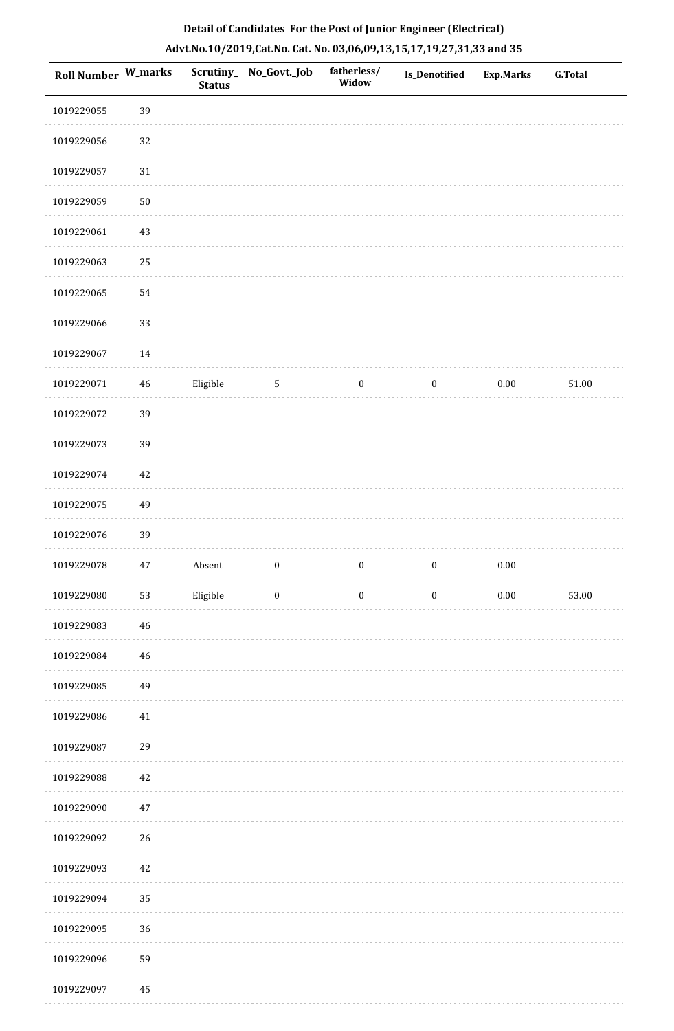## Detail of Candidates For the Post of Junior Engineer (Electrical)

## Advt.No.10/2019,Cat.No. Cat. No. 03,06,09,13,15,17,19,27,31,33 and 35

| Roll Number | W_marks | Scrutiny_Status | No_Govt._Job | fatherless/Widow | Is_Denotified | Exp.Marks | G.Total |
|---|---|---|---|---|---|---|---|
| 1019229055 | 39 | | | | | | |
| 1019229056 | 32 | | | | | | |
| 1019229057 | 31 | | | | | | |
| 1019229059 | 50 | | | | | | |
| 1019229061 | 43 | | | | | | |
| 1019229063 | 25 | | | | | | |
| 1019229065 | 54 | | | | | | |
| 1019229066 | 33 | | | | | | |
| 1019229067 | 14 | | | | | | |
| 1019229071 | 46 | Eligible | 5 | 0 | 0 | 0.00 | 51.00 |
| 1019229072 | 39 | | | | | | |
| 1019229073 | 39 | | | | | | |
| 1019229074 | 42 | | | | | | |
| 1019229075 | 49 | | | | | | |
| 1019229076 | 39 | | | | | | |
| 1019229078 | 47 | Absent | 0 | 0 | 0 | 0.00 | |
| 1019229080 | 53 | Eligible | 0 | 0 | 0 | 0.00 | 53.00 |
| 1019229083 | 46 | | | | | | |
| 1019229084 | 46 | | | | | | |
| 1019229085 | 49 | | | | | | |
| 1019229086 | 41 | | | | | | |
| 1019229087 | 29 | | | | | | |
| 1019229088 | 42 | | | | | | |
| 1019229090 | 47 | | | | | | |
| 1019229092 | 26 | | | | | | |
| 1019229093 | 42 | | | | | | |
| 1019229094 | 35 | | | | | | |
| 1019229095 | 36 | | | | | | |
| 1019229096 | 59 | | | | | | |
| 1019229097 | 45 | | | | | | |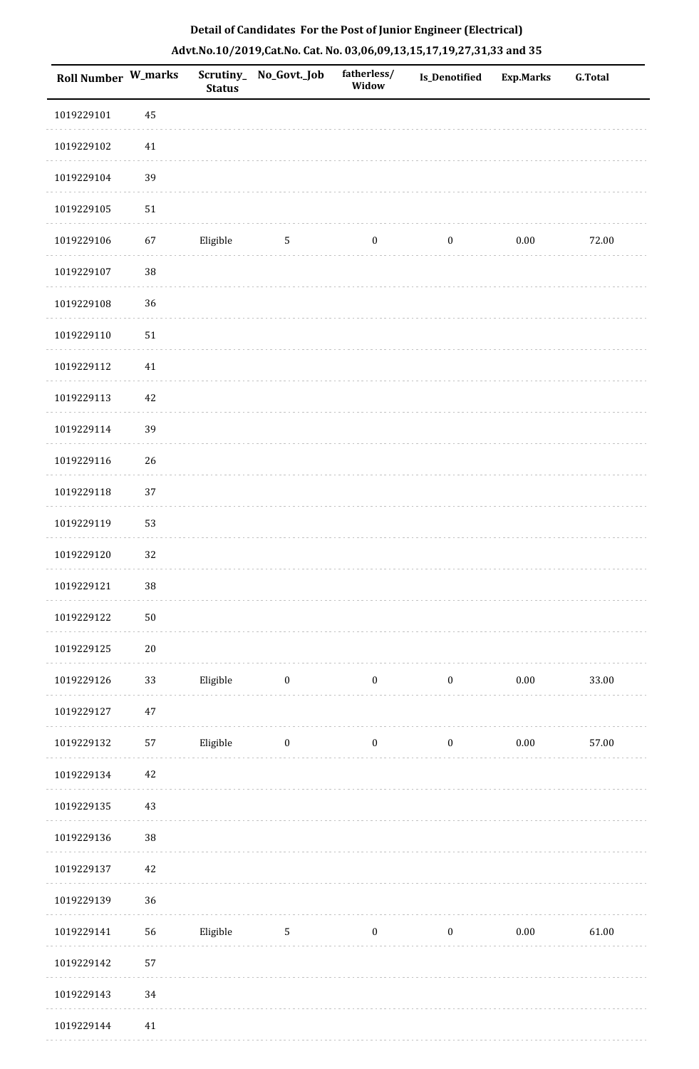**Detail of Candidates For the Post of Junior Engineer (Electrical)**

**Advt.No.10/2019,Cat.No. Cat. No. 03,06,09,13,15,17,19,27,31,33 and 35**

| Roll Number | W_marks | Scrutiny_ Status | No_Govt._Job | fatherless/ Widow | Is_Denotified | Exp.Marks | G.Total |
|---|---|---|---|---|---|---|---|
| 1019229101 | 45 | | | | | | |
| 1019229102 | 41 | | | | | | |
| 1019229104 | 39 | | | | | | |
| 1019229105 | 51 | | | | | | |
| 1019229106 | 67 | Eligible | 5 | 0 | 0 | 0.00 | 72.00 |
| 1019229107 | 38 | | | | | | |
| 1019229108 | 36 | | | | | | |
| 1019229110 | 51 | | | | | | |
| 1019229112 | 41 | | | | | | |
| 1019229113 | 42 | | | | | | |
| 1019229114 | 39 | | | | | | |
| 1019229116 | 26 | | | | | | |
| 1019229118 | 37 | | | | | | |
| 1019229119 | 53 | | | | | | |
| 1019229120 | 32 | | | | | | |
| 1019229121 | 38 | | | | | | |
| 1019229122 | 50 | | | | | | |
| 1019229125 | 20 | | | | | | |
| 1019229126 | 33 | Eligible | 0 | 0 | 0 | 0.00 | 33.00 |
| 1019229127 | 47 | | | | | | |
| 1019229132 | 57 | Eligible | 0 | 0 | 0 | 0.00 | 57.00 |
| 1019229134 | 42 | | | | | | |
| 1019229135 | 43 | | | | | | |
| 1019229136 | 38 | | | | | | |
| 1019229137 | 42 | | | | | | |
| 1019229139 | 36 | | | | | | |
| 1019229141 | 56 | Eligible | 5 | 0 | 0 | 0.00 | 61.00 |
| 1019229142 | 57 | | | | | | |
| 1019229143 | 34 | | | | | | |
| 1019229144 | 41 | | | | | | |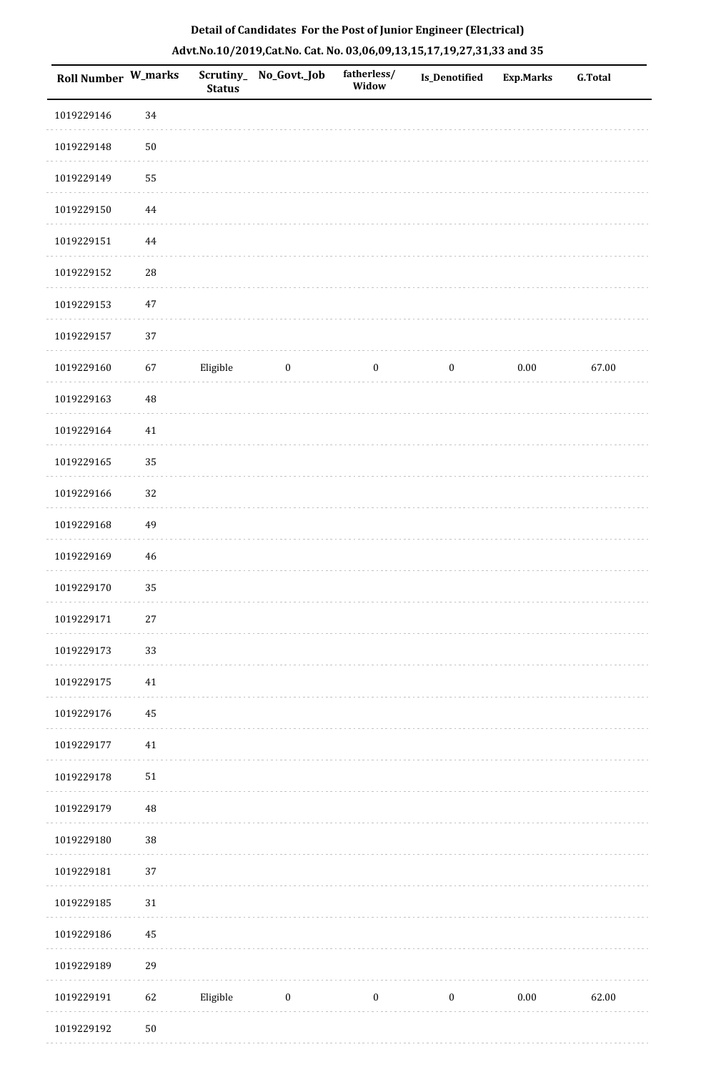# Detail of Candidates For the Post of Junior Engineer (Electrical)

## Advt.No.10/2019,Cat.No. Cat. No. 03,06,09,13,15,17,19,27,31,33 and 35

| Roll Number | W_marks | Scrutiny_Status | No_Govt._Job | fatherless/Widow | Is_Denotified | Exp.Marks | G.Total |
|---|---|---|---|---|---|---|---|
| 1019229146 | 34 | | | | | | |
| 1019229148 | 50 | | | | | | |
| 1019229149 | 55 | | | | | | |
| 1019229150 | 44 | | | | | | |
| 1019229151 | 44 | | | | | | |
| 1019229152 | 28 | | | | | | |
| 1019229153 | 47 | | | | | | |
| 1019229157 | 37 | | | | | | |
| 1019229160 | 67 | Eligible | 0 | 0 | 0 | 0.00 | 67.00 |
| 1019229163 | 48 | | | | | | |
| 1019229164 | 41 | | | | | | |
| 1019229165 | 35 | | | | | | |
| 1019229166 | 32 | | | | | | |
| 1019229168 | 49 | | | | | | |
| 1019229169 | 46 | | | | | | |
| 1019229170 | 35 | | | | | | |
| 1019229171 | 27 | | | | | | |
| 1019229173 | 33 | | | | | | |
| 1019229175 | 41 | | | | | | |
| 1019229176 | 45 | | | | | | |
| 1019229177 | 41 | | | | | | |
| 1019229178 | 51 | | | | | | |
| 1019229179 | 48 | | | | | | |
| 1019229180 | 38 | | | | | | |
| 1019229181 | 37 | | | | | | |
| 1019229185 | 31 | | | | | | |
| 1019229186 | 45 | | | | | | |
| 1019229189 | 29 | | | | | | |
| 1019229191 | 62 | Eligible | 0 | 0 | 0 | 0.00 | 62.00 |
| 1019229192 | 50 | | | | | | |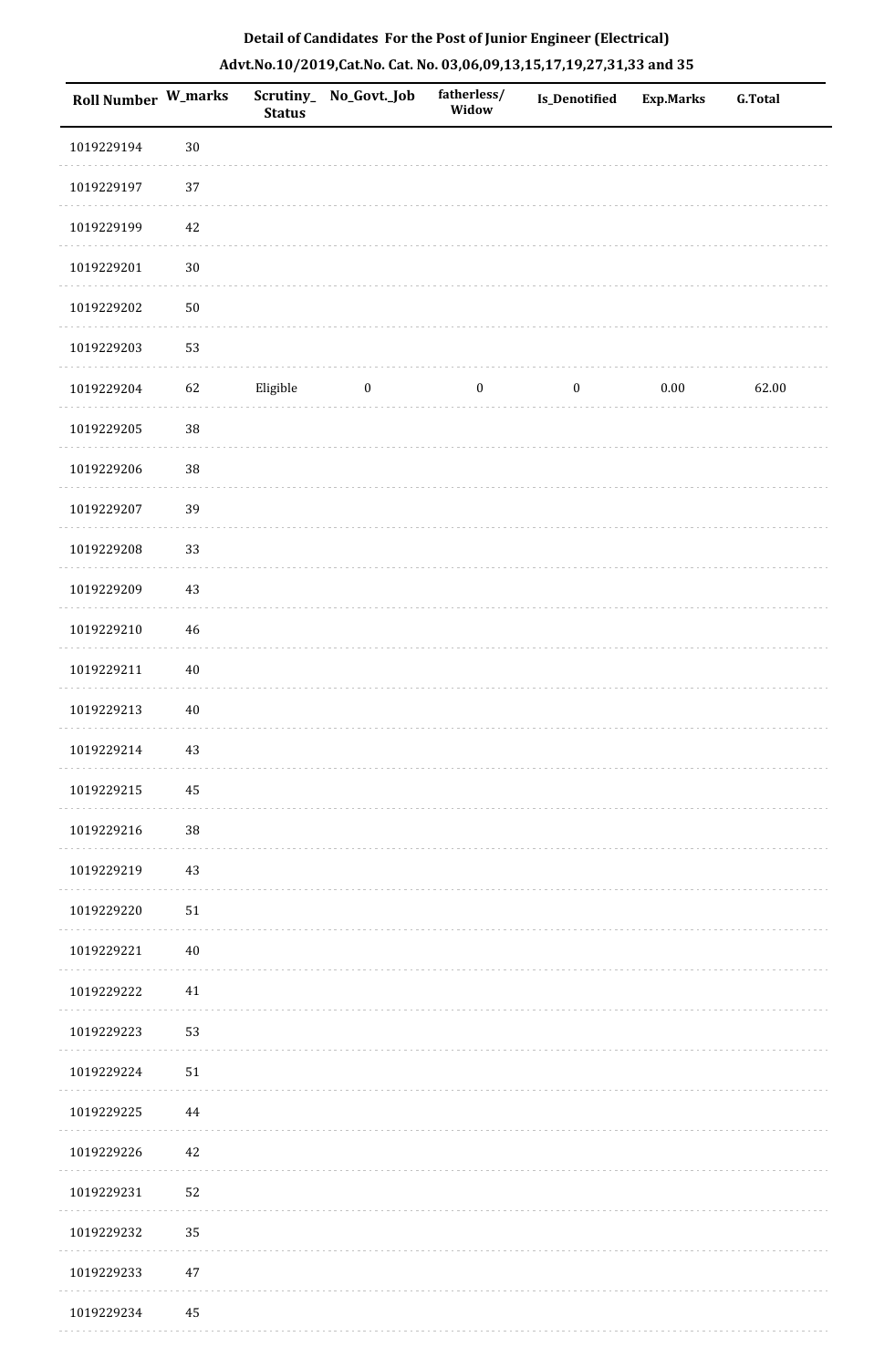**Detail of Candidates For the Post of Junior Engineer (Electrical)**

**Advt.No.10/2019,Cat.No. Cat. No. 03,06,09,13,15,17,19,27,31,33 and 35**

| Roll Number | W_marks | Scrutiny_Status | No_Govt._Job | fatherless/Widow | Is_Denotified | Exp.Marks | G.Total |
|---|---|---|---|---|---|---|---|
| 1019229194 | 30 | | | | | | |
| 1019229197 | 37 | | | | | | |
| 1019229199 | 42 | | | | | | |
| 1019229201 | 30 | | | | | | |
| 1019229202 | 50 | | | | | | |
| 1019229203 | 53 | | | | | | |
| 1019229204 | 62 | Eligible | 0 | 0 | 0 | 0.00 | 62.00 |
| 1019229205 | 38 | | | | | | |
| 1019229206 | 38 | | | | | | |
| 1019229207 | 39 | | | | | | |
| 1019229208 | 33 | | | | | | |
| 1019229209 | 43 | | | | | | |
| 1019229210 | 46 | | | | | | |
| 1019229211 | 40 | | | | | | |
| 1019229213 | 40 | | | | | | |
| 1019229214 | 43 | | | | | | |
| 1019229215 | 45 | | | | | | |
| 1019229216 | 38 | | | | | | |
| 1019229219 | 43 | | | | | | |
| 1019229220 | 51 | | | | | | |
| 1019229221 | 40 | | | | | | |
| 1019229222 | 41 | | | | | | |
| 1019229223 | 53 | | | | | | |
| 1019229224 | 51 | | | | | | |
| 1019229225 | 44 | | | | | | |
| 1019229226 | 42 | | | | | | |
| 1019229231 | 52 | | | | | | |
| 1019229232 | 35 | | | | | | |
| 1019229233 | 47 | | | | | | |
| 1019229234 | 45 | | | | | | |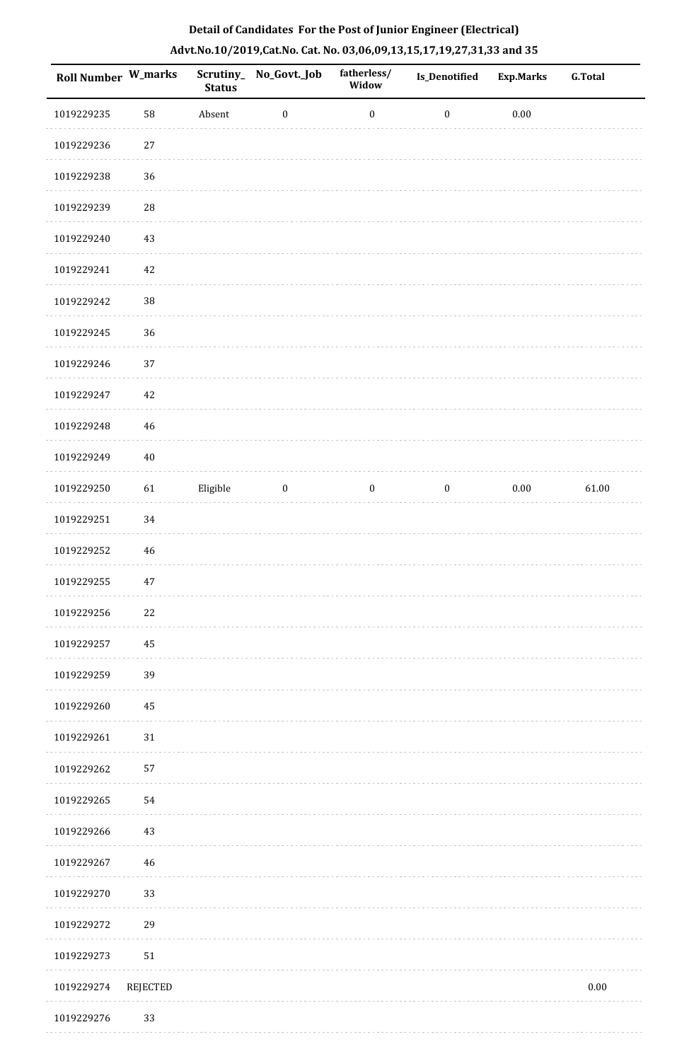**Detail of Candidates For the Post of Junior Engineer (Electrical)**

**Advt.No.10/2019,Cat.No. Cat. No. 03,06,09,13,15,17,19,27,31,33 and 35**

| Roll Number | W_marks | Scrutiny_Status | No_Govt._Job | fatherless/Widow | Is_Denotified | Exp.Marks | G.Total |
|---|---|---|---|---|---|---|---|
| 1019229235 | 58 | Absent | 0 | 0 | 0 | 0.00 | |
| 1019229236 | 27 | | | | | | |
| 1019229238 | 36 | | | | | | |
| 1019229239 | 28 | | | | | | |
| 1019229240 | 43 | | | | | | |
| 1019229241 | 42 | | | | | | |
| 1019229242 | 38 | | | | | | |
| 1019229245 | 36 | | | | | | |
| 1019229246 | 37 | | | | | | |
| 1019229247 | 42 | | | | | | |
| 1019229248 | 46 | | | | | | |
| 1019229249 | 40 | | | | | | |
| 1019229250 | 61 | Eligible | 0 | 0 | 0 | 0.00 | 61.00 |
| 1019229251 | 34 | | | | | | |
| 1019229252 | 46 | | | | | | |
| 1019229255 | 47 | | | | | | |
| 1019229256 | 22 | | | | | | |
| 1019229257 | 45 | | | | | | |
| 1019229259 | 39 | | | | | | |
| 1019229260 | 45 | | | | | | |
| 1019229261 | 31 | | | | | | |
| 1019229262 | 57 | | | | | | |
| 1019229265 | 54 | | | | | | |
| 1019229266 | 43 | | | | | | |
| 1019229267 | 46 | | | | | | |
| 1019229270 | 33 | | | | | | |
| 1019229272 | 29 | | | | | | |
| 1019229273 | 51 | | | | | | |
| 1019229274 | REJECTED | | | | | | 0.00 |
| 1019229276 | 33 | | | | | | |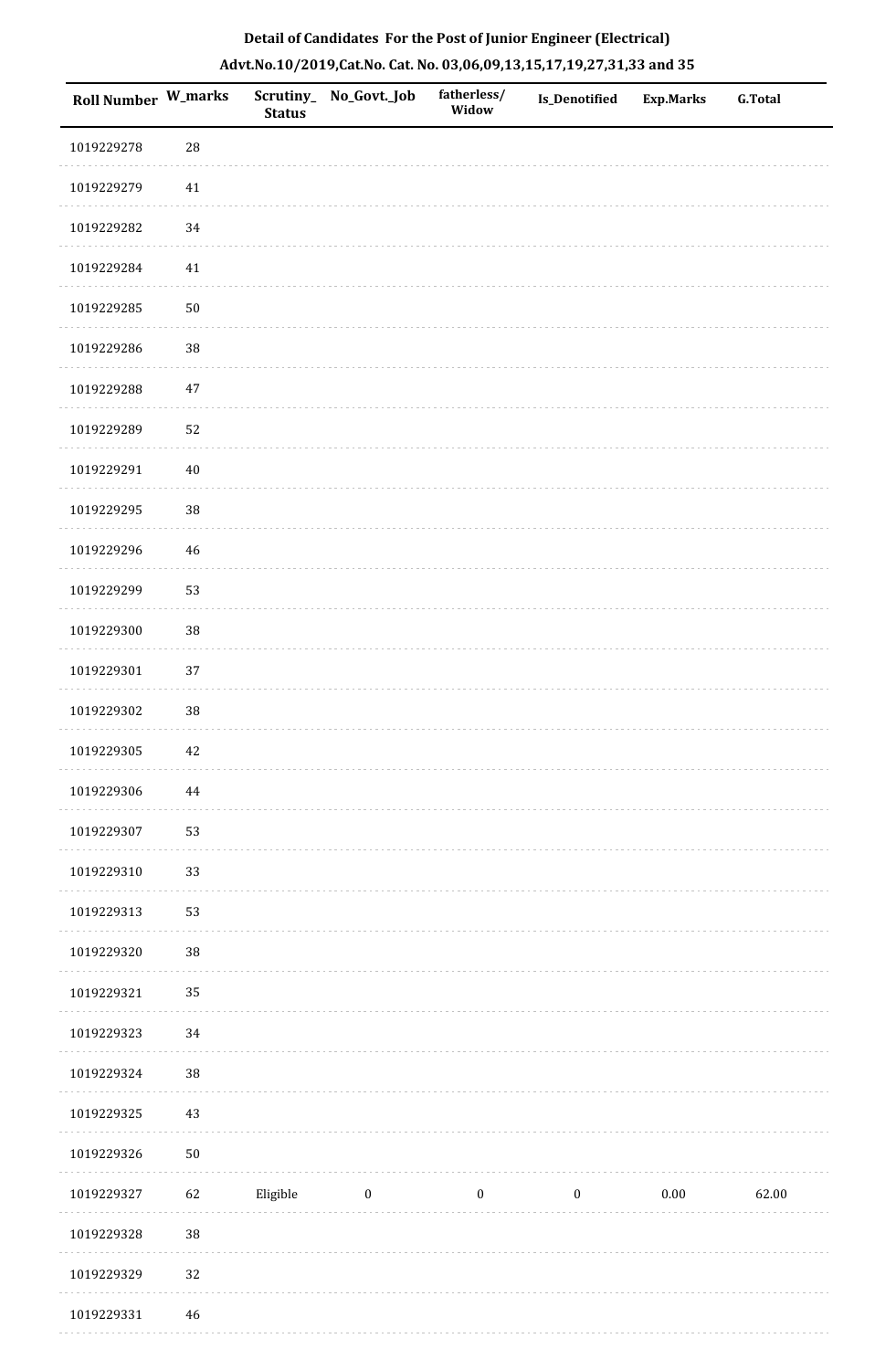**Detail of Candidates For the Post of Junior Engineer (Electrical)**

**Advt.No.10/2019,Cat.No. Cat. No. 03,06,09,13,15,17,19,27,31,33 and 35**

| Roll Number | W_marks | Scrutiny_Status | No_Govt._Job | fatherless/Widow | Is_Denotified | Exp.Marks | G.Total |
|---|---|---|---|---|---|---|---|
| 1019229278 | 28 | | | | | | |
| 1019229279 | 41 | | | | | | |
| 1019229282 | 34 | | | | | | |
| 1019229284 | 41 | | | | | | |
| 1019229285 | 50 | | | | | | |
| 1019229286 | 38 | | | | | | |
| 1019229288 | 47 | | | | | | |
| 1019229289 | 52 | | | | | | |
| 1019229291 | 40 | | | | | | |
| 1019229295 | 38 | | | | | | |
| 1019229296 | 46 | | | | | | |
| 1019229299 | 53 | | | | | | |
| 1019229300 | 38 | | | | | | |
| 1019229301 | 37 | | | | | | |
| 1019229302 | 38 | | | | | | |
| 1019229305 | 42 | | | | | | |
| 1019229306 | 44 | | | | | | |
| 1019229307 | 53 | | | | | | |
| 1019229310 | 33 | | | | | | |
| 1019229313 | 53 | | | | | | |
| 1019229320 | 38 | | | | | | |
| 1019229321 | 35 | | | | | | |
| 1019229323 | 34 | | | | | | |
| 1019229324 | 38 | | | | | | |
| 1019229325 | 43 | | | | | | |
| 1019229326 | 50 | | | | | | |
| 1019229327 | 62 | Eligible | 0 | 0 | 0 | 0.00 | 62.00 |
| 1019229328 | 38 | | | | | | |
| 1019229329 | 32 | | | | | | |
| 1019229331 | 46 | | | | | | |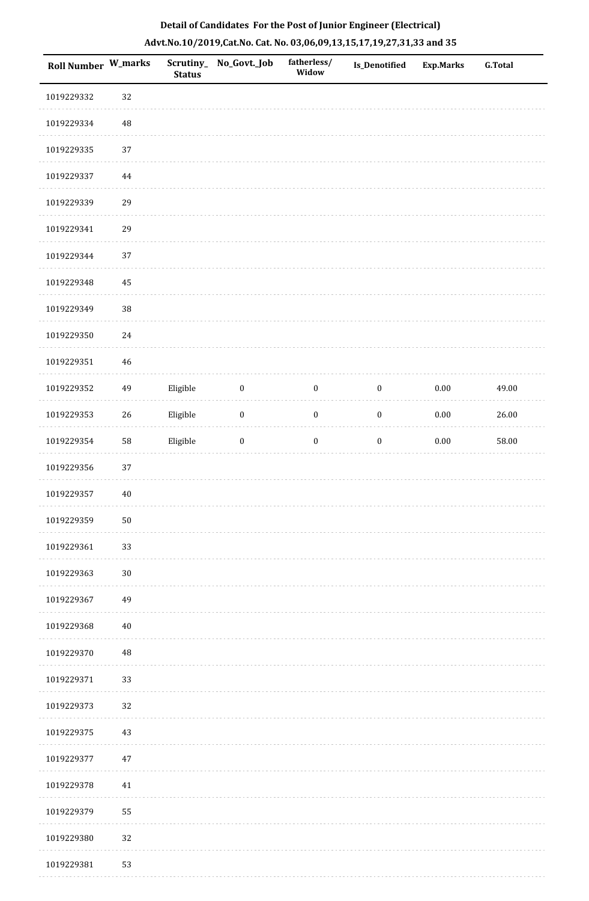**Detail of Candidates For the Post of Junior Engineer (Electrical)**

**Advt.No.10/2019,Cat.No. Cat. No. 03,06,09,13,15,17,19,27,31,33 and 35**

| Roll Number | W_marks | Scrutiny_Status | No_Govt._Job | fatherless/Widow | Is_Denotified | Exp.Marks | G.Total |
|---|---|---|---|---|---|---|---|
| 1019229332 | 32 | | | | | | |
| 1019229334 | 48 | | | | | | |
| 1019229335 | 37 | | | | | | |
| 1019229337 | 44 | | | | | | |
| 1019229339 | 29 | | | | | | |
| 1019229341 | 29 | | | | | | |
| 1019229344 | 37 | | | | | | |
| 1019229348 | 45 | | | | | | |
| 1019229349 | 38 | | | | | | |
| 1019229350 | 24 | | | | | | |
| 1019229351 | 46 | | | | | | |
| 1019229352 | 49 | Eligible | 0 | 0 | 0 | 0.00 | 49.00 |
| 1019229353 | 26 | Eligible | 0 | 0 | 0 | 0.00 | 26.00 |
| 1019229354 | 58 | Eligible | 0 | 0 | 0 | 0.00 | 58.00 |
| 1019229356 | 37 | | | | | | |
| 1019229357 | 40 | | | | | | |
| 1019229359 | 50 | | | | | | |
| 1019229361 | 33 | | | | | | |
| 1019229363 | 30 | | | | | | |
| 1019229367 | 49 | | | | | | |
| 1019229368 | 40 | | | | | | |
| 1019229370 | 48 | | | | | | |
| 1019229371 | 33 | | | | | | |
| 1019229373 | 32 | | | | | | |
| 1019229375 | 43 | | | | | | |
| 1019229377 | 47 | | | | | | |
| 1019229378 | 41 | | | | | | |
| 1019229379 | 55 | | | | | | |
| 1019229380 | 32 | | | | | | |
| 1019229381 | 53 | | | | | | |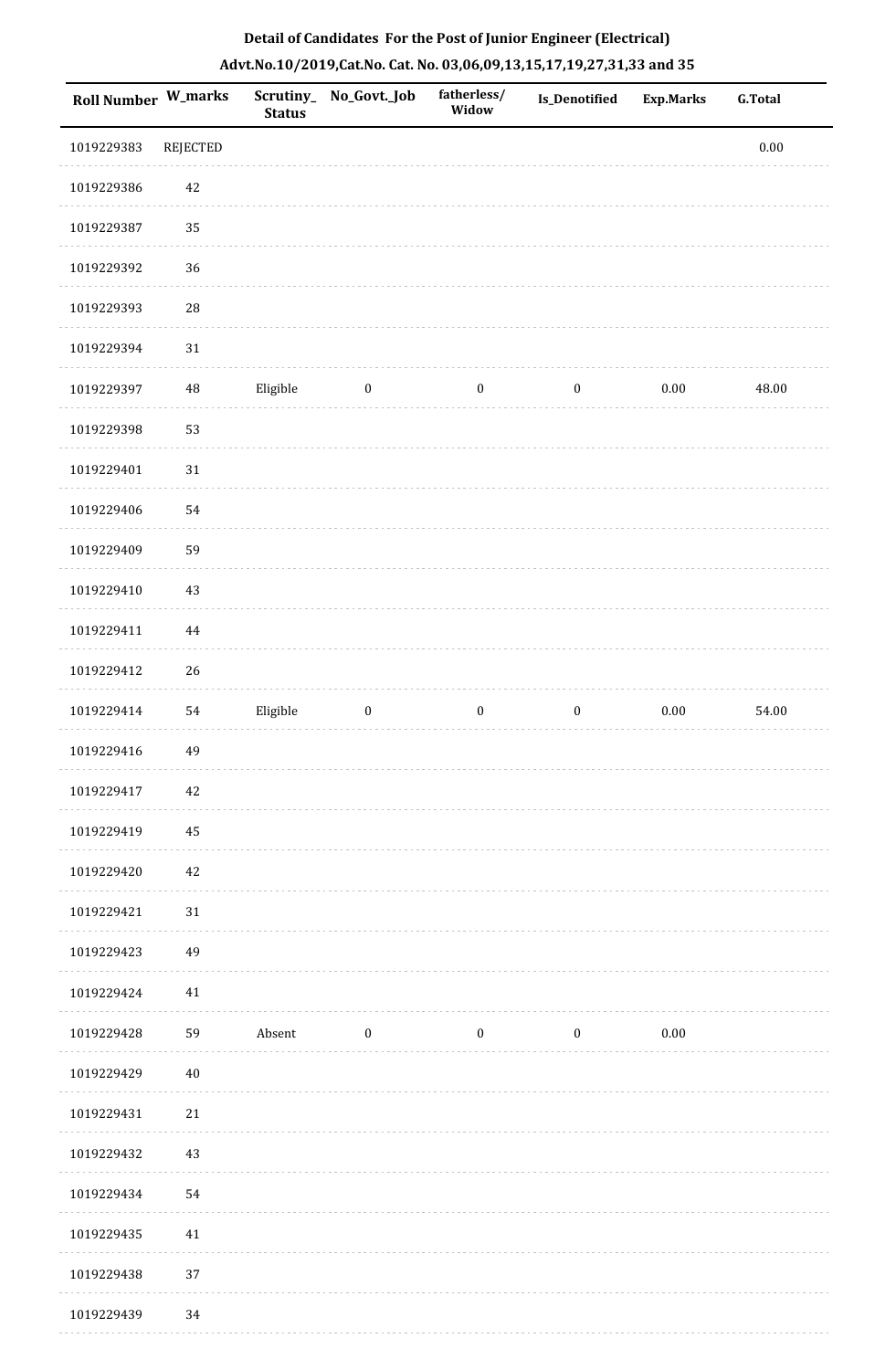## Detail of Candidates For the Post of Junior Engineer (Electrical)

## Advt.No.10/2019,Cat.No. Cat. No. 03,06,09,13,15,17,19,27,31,33 and 35

| Roll Number | W_marks | Scrutiny_ Status | No_Govt._Job | fatherless/ Widow | Is_Denotified | Exp.Marks | G.Total |
|---|---|---|---|---|---|---|---|
| 1019229383 | REJECTED | | | | | | 0.00 |
| 1019229386 | 42 | | | | | | |
| 1019229387 | 35 | | | | | | |
| 1019229392 | 36 | | | | | | |
| 1019229393 | 28 | | | | | | |
| 1019229394 | 31 | | | | | | |
| 1019229397 | 48 | Eligible | 0 | 0 | 0 | 0.00 | 48.00 |
| 1019229398 | 53 | | | | | | |
| 1019229401 | 31 | | | | | | |
| 1019229406 | 54 | | | | | | |
| 1019229409 | 59 | | | | | | |
| 1019229410 | 43 | | | | | | |
| 1019229411 | 44 | | | | | | |
| 1019229412 | 26 | | | | | | |
| 1019229414 | 54 | Eligible | 0 | 0 | 0 | 0.00 | 54.00 |
| 1019229416 | 49 | | | | | | |
| 1019229417 | 42 | | | | | | |
| 1019229419 | 45 | | | | | | |
| 1019229420 | 42 | | | | | | |
| 1019229421 | 31 | | | | | | |
| 1019229423 | 49 | | | | | | |
| 1019229424 | 41 | | | | | | |
| 1019229428 | 59 | Absent | 0 | 0 | 0 | 0.00 | |
| 1019229429 | 40 | | | | | | |
| 1019229431 | 21 | | | | | | |
| 1019229432 | 43 | | | | | | |
| 1019229434 | 54 | | | | | | |
| 1019229435 | 41 | | | | | | |
| 1019229438 | 37 | | | | | | |
| 1019229439 | 34 | | | | | | |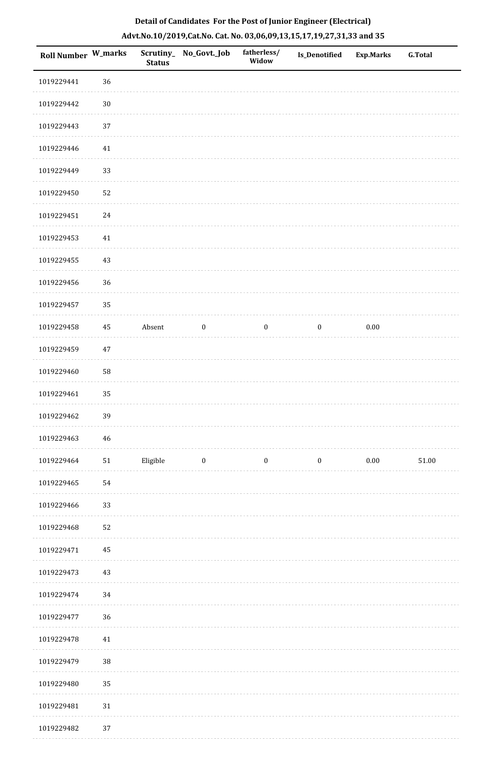**Detail of Candidates For the Post of Junior Engineer (Electrical)**

**Advt.No.10/2019,Cat.No. Cat. No. 03,06,09,13,15,17,19,27,31,33 and 35**

| Roll Number | W_marks | Scrutiny_Status | No_Govt._Job | fatherless/Widow | Is_Denotified | Exp.Marks | G.Total |
|---|---|---|---|---|---|---|---|
| 1019229441 | 36 | | | | | | |
| 1019229442 | 30 | | | | | | |
| 1019229443 | 37 | | | | | | |
| 1019229446 | 41 | | | | | | |
| 1019229449 | 33 | | | | | | |
| 1019229450 | 52 | | | | | | |
| 1019229451 | 24 | | | | | | |
| 1019229453 | 41 | | | | | | |
| 1019229455 | 43 | | | | | | |
| 1019229456 | 36 | | | | | | |
| 1019229457 | 35 | | | | | | |
| 1019229458 | 45 | Absent | 0 | 0 | 0 | 0.00 | |
| 1019229459 | 47 | | | | | | |
| 1019229460 | 58 | | | | | | |
| 1019229461 | 35 | | | | | | |
| 1019229462 | 39 | | | | | | |
| 1019229463 | 46 | | | | | | |
| 1019229464 | 51 | Eligible | 0 | 0 | 0 | 0.00 | 51.00 |
| 1019229465 | 54 | | | | | | |
| 1019229466 | 33 | | | | | | |
| 1019229468 | 52 | | | | | | |
| 1019229471 | 45 | | | | | | |
| 1019229473 | 43 | | | | | | |
| 1019229474 | 34 | | | | | | |
| 1019229477 | 36 | | | | | | |
| 1019229478 | 41 | | | | | | |
| 1019229479 | 38 | | | | | | |
| 1019229480 | 35 | | | | | | |
| 1019229481 | 31 | | | | | | |
| 1019229482 | 37 | | | | | | |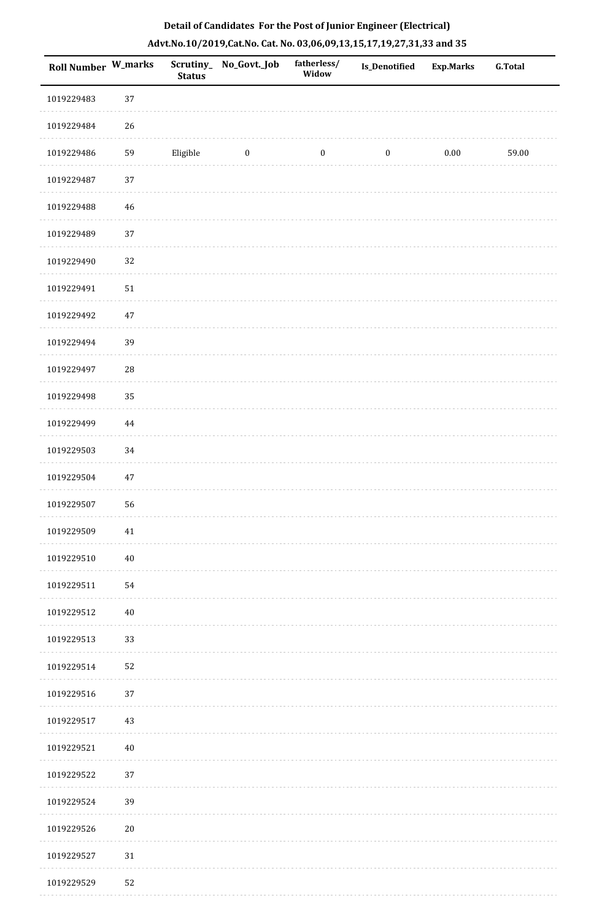**Detail of Candidates For the Post of Junior Engineer (Electrical)**

**Advt.No.10/2019,Cat.No. Cat. No. 03,06,09,13,15,17,19,27,31,33 and 35**

| Roll Number | W_marks | Scrutiny_Status | No_Govt._Job | fatherless/Widow | Is_Denotified | Exp.Marks | G.Total |
|---|---|---|---|---|---|---|---|
| 1019229483 | 37 | | | | | | |
| 1019229484 | 26 | | | | | | |
| 1019229486 | 59 | Eligible | 0 | 0 | 0 | 0.00 | 59.00 |
| 1019229487 | 37 | | | | | | |
| 1019229488 | 46 | | | | | | |
| 1019229489 | 37 | | | | | | |
| 1019229490 | 32 | | | | | | |
| 1019229491 | 51 | | | | | | |
| 1019229492 | 47 | | | | | | |
| 1019229494 | 39 | | | | | | |
| 1019229497 | 28 | | | | | | |
| 1019229498 | 35 | | | | | | |
| 1019229499 | 44 | | | | | | |
| 1019229503 | 34 | | | | | | |
| 1019229504 | 47 | | | | | | |
| 1019229507 | 56 | | | | | | |
| 1019229509 | 41 | | | | | | |
| 1019229510 | 40 | | | | | | |
| 1019229511 | 54 | | | | | | |
| 1019229512 | 40 | | | | | | |
| 1019229513 | 33 | | | | | | |
| 1019229514 | 52 | | | | | | |
| 1019229516 | 37 | | | | | | |
| 1019229517 | 43 | | | | | | |
| 1019229521 | 40 | | | | | | |
| 1019229522 | 37 | | | | | | |
| 1019229524 | 39 | | | | | | |
| 1019229526 | 20 | | | | | | |
| 1019229527 | 31 | | | | | | |
| 1019229529 | 52 | | | | | | |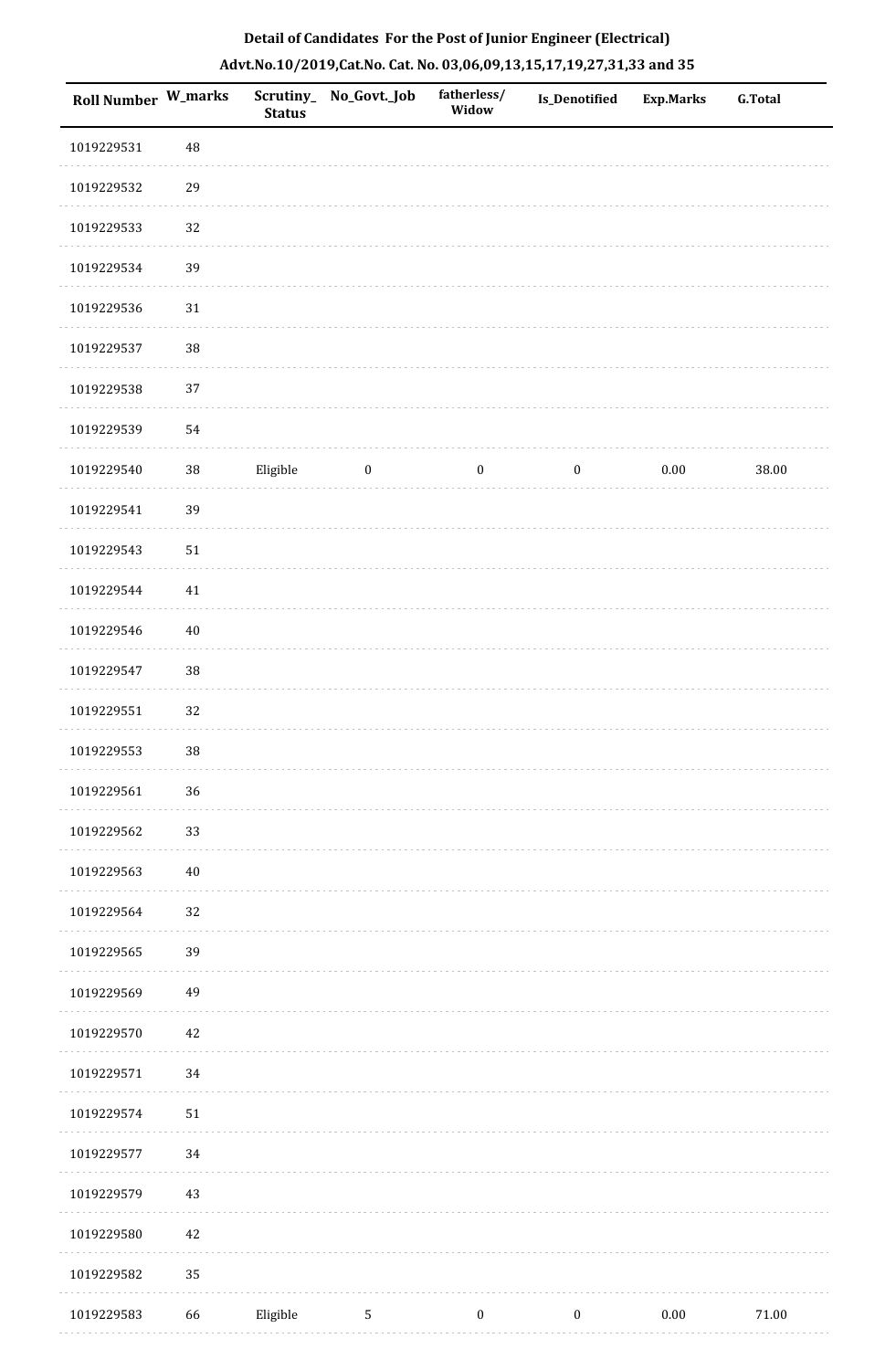**Detail of Candidates For the Post of Junior Engineer (Electrical)**

**Advt.No.10/2019,Cat.No. Cat. No. 03,06,09,13,15,17,19,27,31,33 and 35**

| Roll Number | W_marks | Scrutiny_Status | No_Govt._Job | fatherless/Widow | Is_Denotified | Exp.Marks | G.Total |
|---|---|---|---|---|---|---|---|
| 1019229531 | 48 | | | | | | |
| 1019229532 | 29 | | | | | | |
| 1019229533 | 32 | | | | | | |
| 1019229534 | 39 | | | | | | |
| 1019229536 | 31 | | | | | | |
| 1019229537 | 38 | | | | | | |
| 1019229538 | 37 | | | | | | |
| 1019229539 | 54 | | | | | | |
| 1019229540 | 38 | Eligible | 0 | 0 | 0 | 0.00 | 38.00 |
| 1019229541 | 39 | | | | | | |
| 1019229543 | 51 | | | | | | |
| 1019229544 | 41 | | | | | | |
| 1019229546 | 40 | | | | | | |
| 1019229547 | 38 | | | | | | |
| 1019229551 | 32 | | | | | | |
| 1019229553 | 38 | | | | | | |
| 1019229561 | 36 | | | | | | |
| 1019229562 | 33 | | | | | | |
| 1019229563 | 40 | | | | | | |
| 1019229564 | 32 | | | | | | |
| 1019229565 | 39 | | | | | | |
| 1019229569 | 49 | | | | | | |
| 1019229570 | 42 | | | | | | |
| 1019229571 | 34 | | | | | | |
| 1019229574 | 51 | | | | | | |
| 1019229577 | 34 | | | | | | |
| 1019229579 | 43 | | | | | | |
| 1019229580 | 42 | | | | | | |
| 1019229582 | 35 | | | | | | |
| 1019229583 | 66 | Eligible | 5 | 0 | 0 | 0.00 | 71.00 |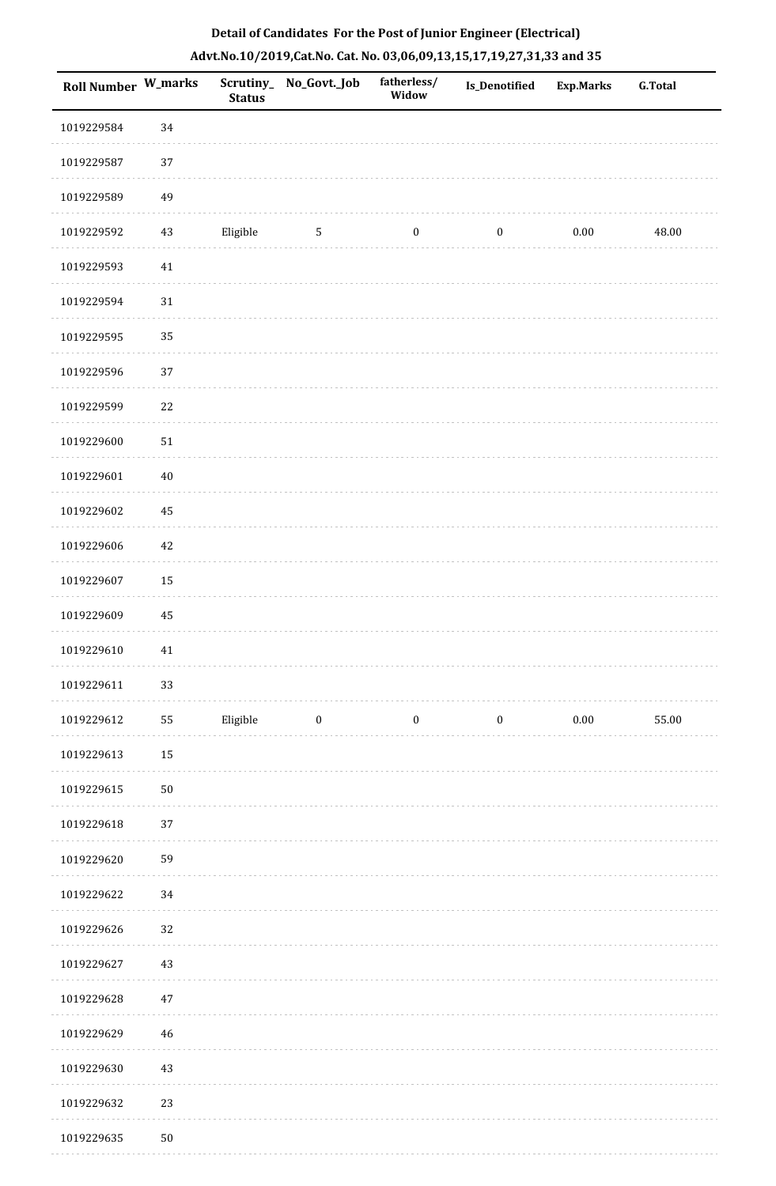**Detail of Candidates For the Post of Junior Engineer (Electrical)**

**Advt.No.10/2019,Cat.No. Cat. No. 03,06,09,13,15,17,19,27,31,33 and 35**

| Roll Number | W_marks | Scrutiny_Status | No_Govt._Job | fatherless/Widow | Is_Denotified | Exp.Marks | G.Total |
|---|---|---|---|---|---|---|---|
| 1019229584 | 34 | | | | | | |
| 1019229587 | 37 | | | | | | |
| 1019229589 | 49 | | | | | | |
| 1019229592 | 43 | Eligible | 5 | 0 | 0 | 0.00 | 48.00 |
| 1019229593 | 41 | | | | | | |
| 1019229594 | 31 | | | | | | |
| 1019229595 | 35 | | | | | | |
| 1019229596 | 37 | | | | | | |
| 1019229599 | 22 | | | | | | |
| 1019229600 | 51 | | | | | | |
| 1019229601 | 40 | | | | | | |
| 1019229602 | 45 | | | | | | |
| 1019229606 | 42 | | | | | | |
| 1019229607 | 15 | | | | | | |
| 1019229609 | 45 | | | | | | |
| 1019229610 | 41 | | | | | | |
| 1019229611 | 33 | | | | | | |
| 1019229612 | 55 | Eligible | 0 | 0 | 0 | 0.00 | 55.00 |
| 1019229613 | 15 | | | | | | |
| 1019229615 | 50 | | | | | | |
| 1019229618 | 37 | | | | | | |
| 1019229620 | 59 | | | | | | |
| 1019229622 | 34 | | | | | | |
| 1019229626 | 32 | | | | | | |
| 1019229627 | 43 | | | | | | |
| 1019229628 | 47 | | | | | | |
| 1019229629 | 46 | | | | | | |
| 1019229630 | 43 | | | | | | |
| 1019229632 | 23 | | | | | | |
| 1019229635 | 50 | | | | | | |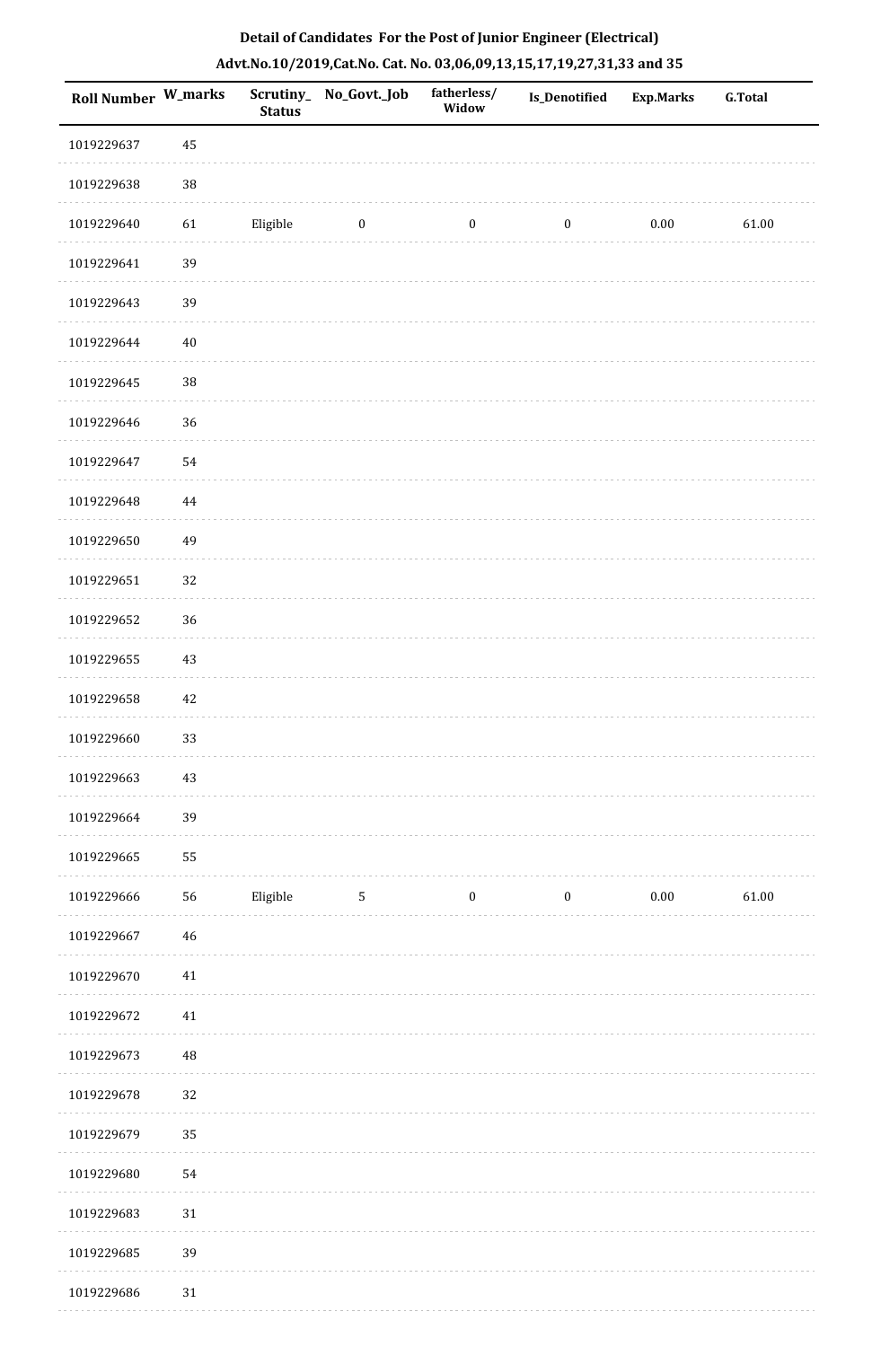**Detail of Candidates For the Post of Junior Engineer (Electrical)**

**Advt.No.10/2019,Cat.No. Cat. No. 03,06,09,13,15,17,19,27,31,33 and 35**

| Roll Number | W_marks | Scrutiny_ Status | No_Govt._Job | fatherless/ Widow | Is_Denotified | Exp.Marks | G.Total |
|---|---|---|---|---|---|---|---|
| 1019229637 | 45 | | | | | | |
| 1019229638 | 38 | | | | | | |
| 1019229640 | 61 | Eligible | 0 | 0 | 0 | 0.00 | 61.00 |
| 1019229641 | 39 | | | | | | |
| 1019229643 | 39 | | | | | | |
| 1019229644 | 40 | | | | | | |
| 1019229645 | 38 | | | | | | |
| 1019229646 | 36 | | | | | | |
| 1019229647 | 54 | | | | | | |
| 1019229648 | 44 | | | | | | |
| 1019229650 | 49 | | | | | | |
| 1019229651 | 32 | | | | | | |
| 1019229652 | 36 | | | | | | |
| 1019229655 | 43 | | | | | | |
| 1019229658 | 42 | | | | | | |
| 1019229660 | 33 | | | | | | |
| 1019229663 | 43 | | | | | | |
| 1019229664 | 39 | | | | | | |
| 1019229665 | 55 | | | | | | |
| 1019229666 | 56 | Eligible | 5 | 0 | 0 | 0.00 | 61.00 |
| 1019229667 | 46 | | | | | | |
| 1019229670 | 41 | | | | | | |
| 1019229672 | 41 | | | | | | |
| 1019229673 | 48 | | | | | | |
| 1019229678 | 32 | | | | | | |
| 1019229679 | 35 | | | | | | |
| 1019229680 | 54 | | | | | | |
| 1019229683 | 31 | | | | | | |
| 1019229685 | 39 | | | | | | |
| 1019229686 | 31 | | | | | | |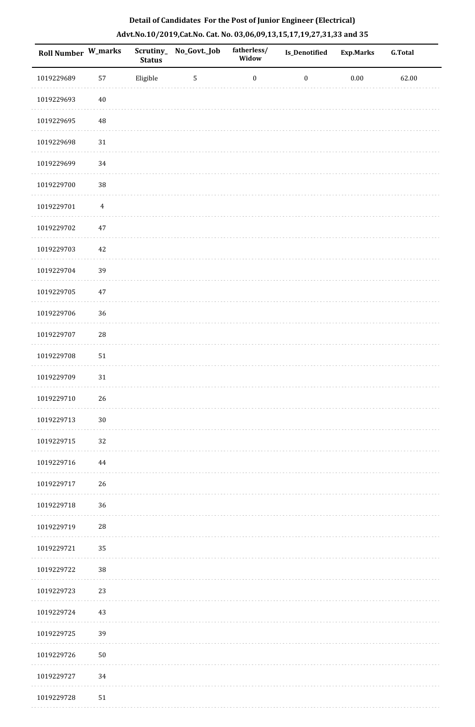**Detail of Candidates For the Post of Junior Engineer (Electrical)**

**Advt.No.10/2019,Cat.No. Cat. No. 03,06,09,13,15,17,19,27,31,33 and 35**

| Roll Number | W_marks | Scrutiny_Status | No_Govt._Job | fatherless/Widow | Is_Denotified | Exp.Marks | G.Total |
|---|---|---|---|---|---|---|---|
| 1019229689 | 57 | Eligible | 5 | 0 | 0 | 0.00 | 62.00 |
| 1019229693 | 40 | | | | | | |
| 1019229695 | 48 | | | | | | |
| 1019229698 | 31 | | | | | | |
| 1019229699 | 34 | | | | | | |
| 1019229700 | 38 | | | | | | |
| 1019229701 | 4 | | | | | | |
| 1019229702 | 47 | | | | | | |
| 1019229703 | 42 | | | | | | |
| 1019229704 | 39 | | | | | | |
| 1019229705 | 47 | | | | | | |
| 1019229706 | 36 | | | | | | |
| 1019229707 | 28 | | | | | | |
| 1019229708 | 51 | | | | | | |
| 1019229709 | 31 | | | | | | |
| 1019229710 | 26 | | | | | | |
| 1019229713 | 30 | | | | | | |
| 1019229715 | 32 | | | | | | |
| 1019229716 | 44 | | | | | | |
| 1019229717 | 26 | | | | | | |
| 1019229718 | 36 | | | | | | |
| 1019229719 | 28 | | | | | | |
| 1019229721 | 35 | | | | | | |
| 1019229722 | 38 | | | | | | |
| 1019229723 | 23 | | | | | | |
| 1019229724 | 43 | | | | | | |
| 1019229725 | 39 | | | | | | |
| 1019229726 | 50 | | | | | | |
| 1019229727 | 34 | | | | | | |
| 1019229728 | 51 | | | | | | |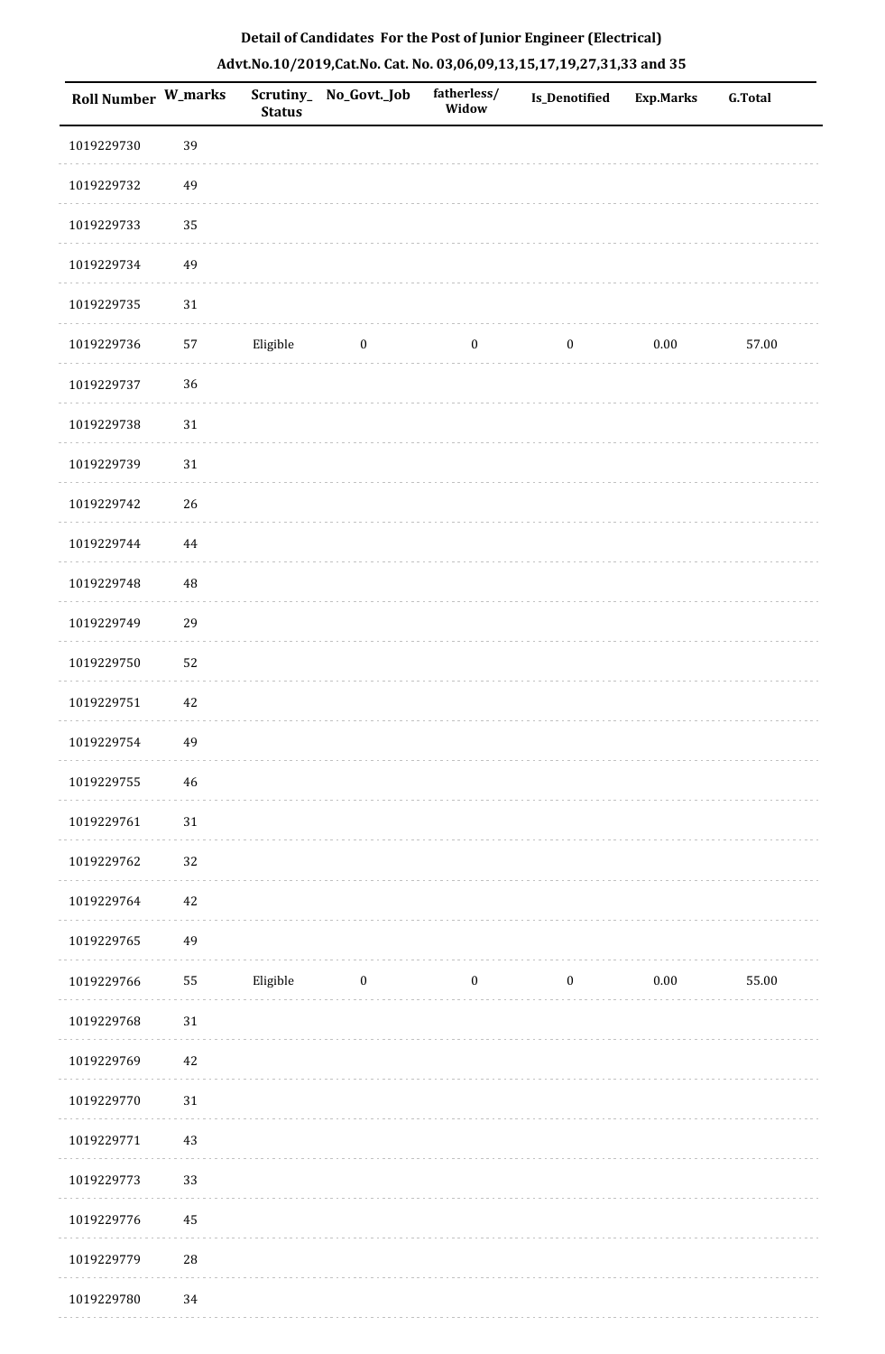# Detail of Candidates For the Post of Junior Engineer (Electrical)

## Advt.No.10/2019,Cat.No. Cat. No. 03,06,09,13,15,17,19,27,31,33 and 35

| Roll Number | W_marks | Scrutiny_Status | No_Govt._Job | fatherless/Widow | Is_Denotified | Exp.Marks | G.Total |
|---|---|---|---|---|---|---|---|
| 1019229730 | 39 | | | | | | |
| 1019229732 | 49 | | | | | | |
| 1019229733 | 35 | | | | | | |
| 1019229734 | 49 | | | | | | |
| 1019229735 | 31 | | | | | | |
| 1019229736 | 57 | Eligible | 0 | 0 | 0 | 0.00 | 57.00 |
| 1019229737 | 36 | | | | | | |
| 1019229738 | 31 | | | | | | |
| 1019229739 | 31 | | | | | | |
| 1019229742 | 26 | | | | | | |
| 1019229744 | 44 | | | | | | |
| 1019229748 | 48 | | | | | | |
| 1019229749 | 29 | | | | | | |
| 1019229750 | 52 | | | | | | |
| 1019229751 | 42 | | | | | | |
| 1019229754 | 49 | | | | | | |
| 1019229755 | 46 | | | | | | |
| 1019229761 | 31 | | | | | | |
| 1019229762 | 32 | | | | | | |
| 1019229764 | 42 | | | | | | |
| 1019229765 | 49 | | | | | | |
| 1019229766 | 55 | Eligible | 0 | 0 | 0 | 0.00 | 55.00 |
| 1019229768 | 31 | | | | | | |
| 1019229769 | 42 | | | | | | |
| 1019229770 | 31 | | | | | | |
| 1019229771 | 43 | | | | | | |
| 1019229773 | 33 | | | | | | |
| 1019229776 | 45 | | | | | | |
| 1019229779 | 28 | | | | | | |
| 1019229780 | 34 | | | | | | |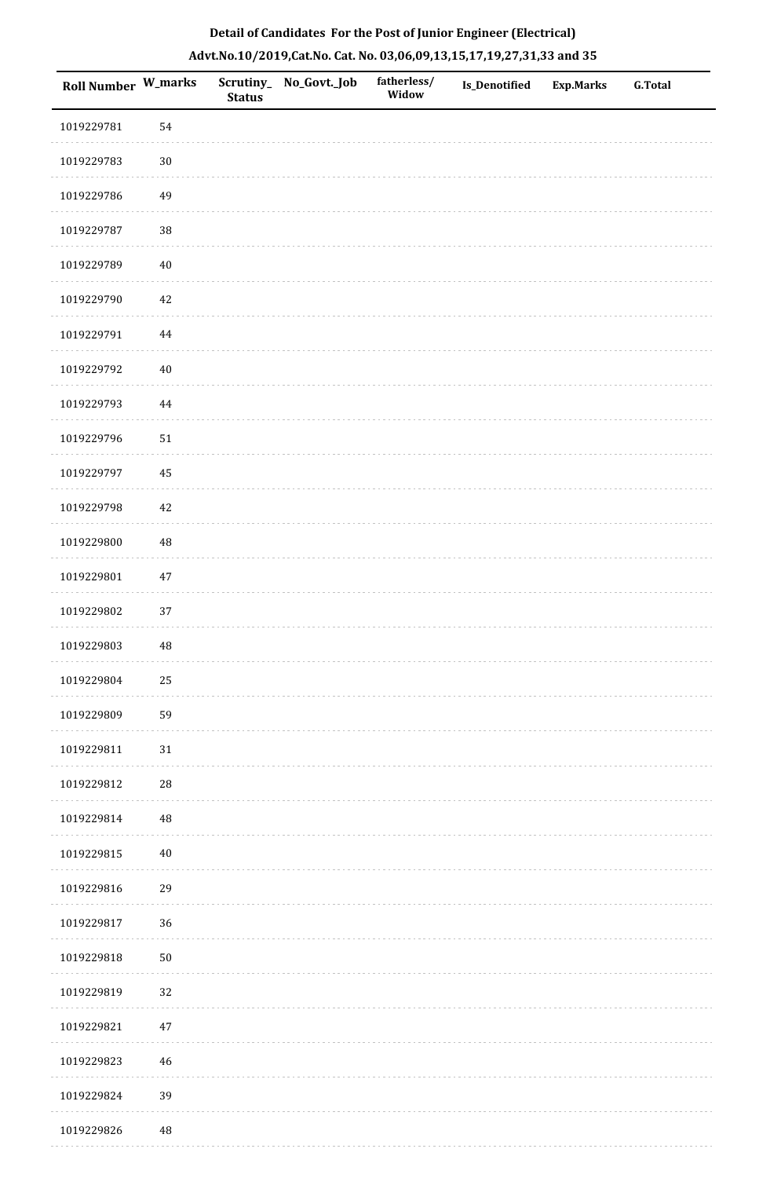**Detail of Candidates For the Post of Junior Engineer (Electrical)**

**Advt.No.10/2019,Cat.No. Cat. No. 03,06,09,13,15,17,19,27,31,33 and 35**

| Roll Number | W_marks | Scrutiny_ Status | No_Govt._Job | fatherless/ Widow | Is_Denotified | Exp.Marks | G.Total |
|---|---|---|---|---|---|---|---|
| 1019229781 | 54 | | | | | | |
| 1019229783 | 30 | | | | | | |
| 1019229786 | 49 | | | | | | |
| 1019229787 | 38 | | | | | | |
| 1019229789 | 40 | | | | | | |
| 1019229790 | 42 | | | | | | |
| 1019229791 | 44 | | | | | | |
| 1019229792 | 40 | | | | | | |
| 1019229793 | 44 | | | | | | |
| 1019229796 | 51 | | | | | | |
| 1019229797 | 45 | | | | | | |
| 1019229798 | 42 | | | | | | |
| 1019229800 | 48 | | | | | | |
| 1019229801 | 47 | | | | | | |
| 1019229802 | 37 | | | | | | |
| 1019229803 | 48 | | | | | | |
| 1019229804 | 25 | | | | | | |
| 1019229809 | 59 | | | | | | |
| 1019229811 | 31 | | | | | | |
| 1019229812 | 28 | | | | | | |
| 1019229814 | 48 | | | | | | |
| 1019229815 | 40 | | | | | | |
| 1019229816 | 29 | | | | | | |
| 1019229817 | 36 | | | | | | |
| 1019229818 | 50 | | | | | | |
| 1019229819 | 32 | | | | | | |
| 1019229821 | 47 | | | | | | |
| 1019229823 | 46 | | | | | | |
| 1019229824 | 39 | | | | | | |
| 1019229826 | 48 | | | | | | |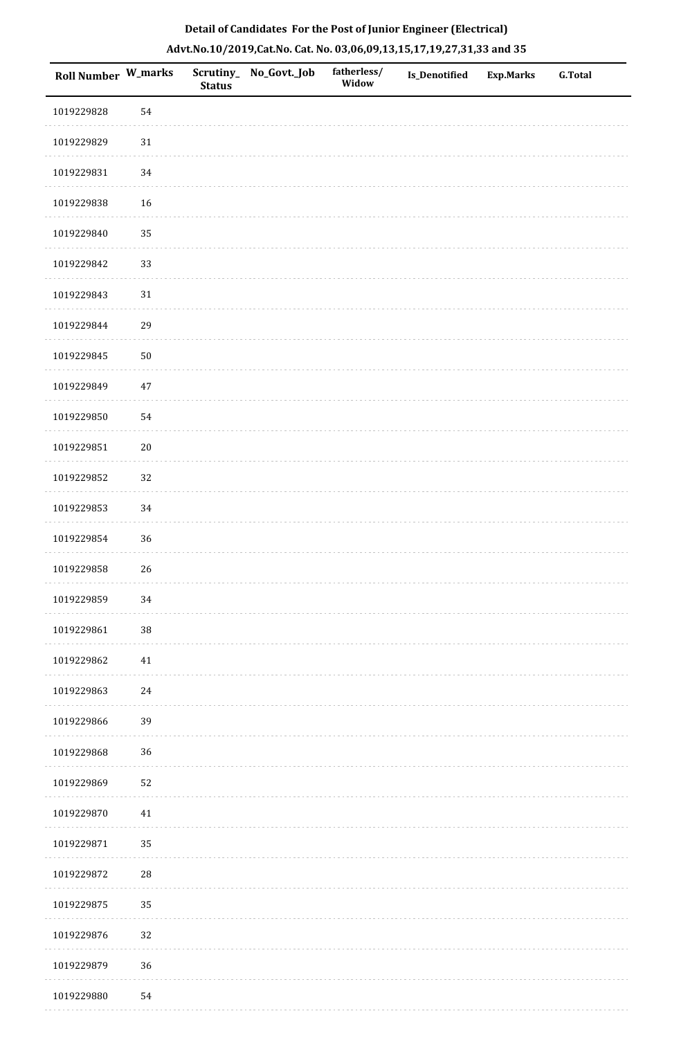**Detail of Candidates For the Post of Junior Engineer (Electrical)**

**Advt.No.10/2019,Cat.No. Cat. No. 03,06,09,13,15,17,19,27,31,33 and 35**

| Roll Number | W_marks | Scrutiny_Status | No_Govt._Job | fatherless/Widow | Is_Denotified | Exp.Marks | G.Total |
|---|---|---|---|---|---|---|---|
| 1019229828 | 54 | | | | | | |
| 1019229829 | 31 | | | | | | |
| 1019229831 | 34 | | | | | | |
| 1019229838 | 16 | | | | | | |
| 1019229840 | 35 | | | | | | |
| 1019229842 | 33 | | | | | | |
| 1019229843 | 31 | | | | | | |
| 1019229844 | 29 | | | | | | |
| 1019229845 | 50 | | | | | | |
| 1019229849 | 47 | | | | | | |
| 1019229850 | 54 | | | | | | |
| 1019229851 | 20 | | | | | | |
| 1019229852 | 32 | | | | | | |
| 1019229853 | 34 | | | | | | |
| 1019229854 | 36 | | | | | | |
| 1019229858 | 26 | | | | | | |
| 1019229859 | 34 | | | | | | |
| 1019229861 | 38 | | | | | | |
| 1019229862 | 41 | | | | | | |
| 1019229863 | 24 | | | | | | |
| 1019229866 | 39 | | | | | | |
| 1019229868 | 36 | | | | | | |
| 1019229869 | 52 | | | | | | |
| 1019229870 | 41 | | | | | | |
| 1019229871 | 35 | | | | | | |
| 1019229872 | 28 | | | | | | |
| 1019229875 | 35 | | | | | | |
| 1019229876 | 32 | | | | | | |
| 1019229879 | 36 | | | | | | |
| 1019229880 | 54 | | | | | | |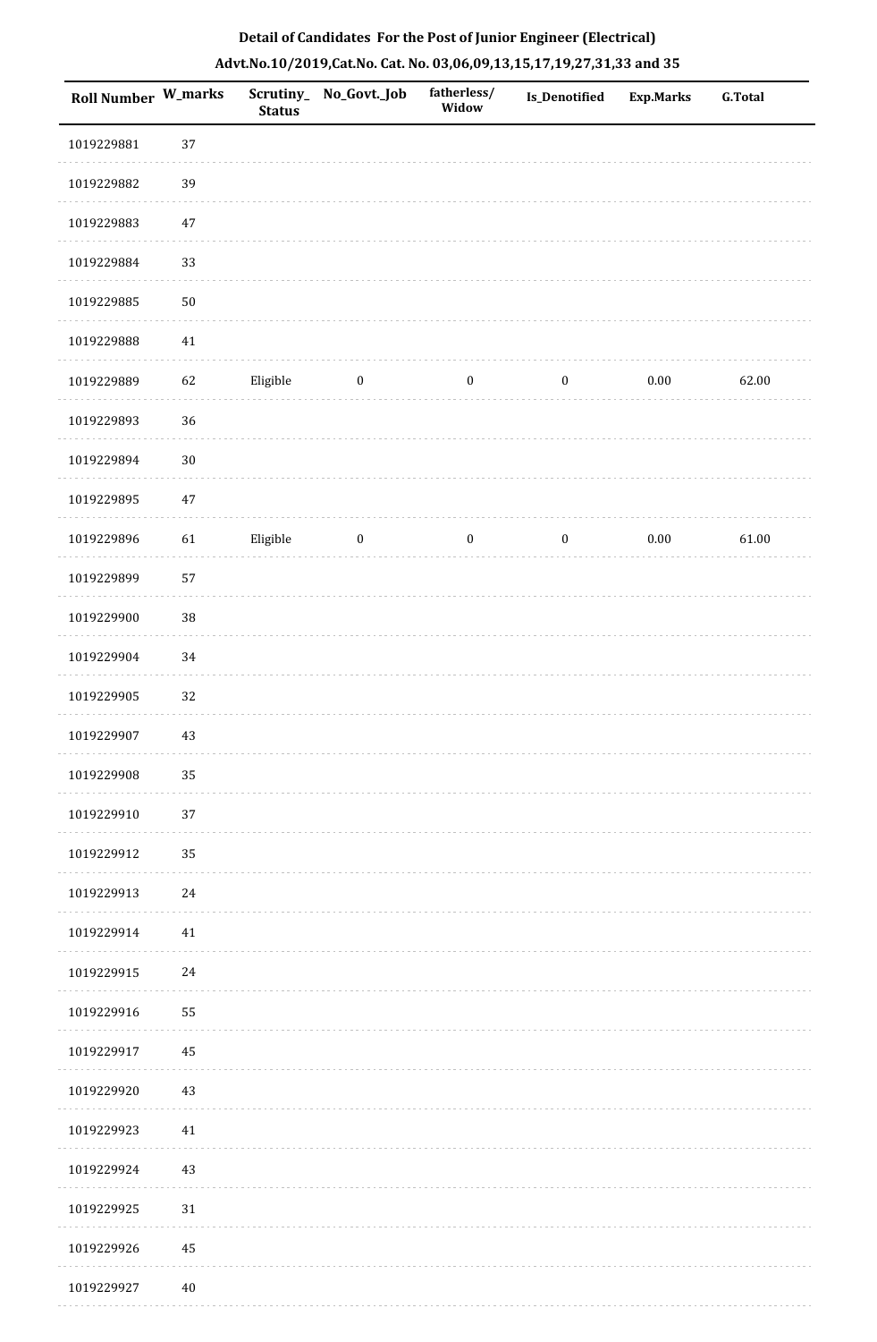**Detail of Candidates For the Post of Junior Engineer (Electrical)**

**Advt.No.10/2019,Cat.No. Cat. No. 03,06,09,13,15,17,19,27,31,33 and 35**

| Roll Number | W_marks | Scrutiny_ Status | No_Govt._Job | fatherless/ Widow | Is_Denotified | Exp.Marks | G.Total |
|---|---|---|---|---|---|---|---|
| 1019229881 | 37 | | | | | | |
| 1019229882 | 39 | | | | | | |
| 1019229883 | 47 | | | | | | |
| 1019229884 | 33 | | | | | | |
| 1019229885 | 50 | | | | | | |
| 1019229888 | 41 | | | | | | |
| 1019229889 | 62 | Eligible | 0 | 0 | 0 | 0.00 | 62.00 |
| 1019229893 | 36 | | | | | | |
| 1019229894 | 30 | | | | | | |
| 1019229895 | 47 | | | | | | |
| 1019229896 | 61 | Eligible | 0 | 0 | 0 | 0.00 | 61.00 |
| 1019229899 | 57 | | | | | | |
| 1019229900 | 38 | | | | | | |
| 1019229904 | 34 | | | | | | |
| 1019229905 | 32 | | | | | | |
| 1019229907 | 43 | | | | | | |
| 1019229908 | 35 | | | | | | |
| 1019229910 | 37 | | | | | | |
| 1019229912 | 35 | | | | | | |
| 1019229913 | 24 | | | | | | |
| 1019229914 | 41 | | | | | | |
| 1019229915 | 24 | | | | | | |
| 1019229916 | 55 | | | | | | |
| 1019229917 | 45 | | | | | | |
| 1019229920 | 43 | | | | | | |
| 1019229923 | 41 | | | | | | |
| 1019229924 | 43 | | | | | | |
| 1019229925 | 31 | | | | | | |
| 1019229926 | 45 | | | | | | |
| 1019229927 | 40 | | | | | | |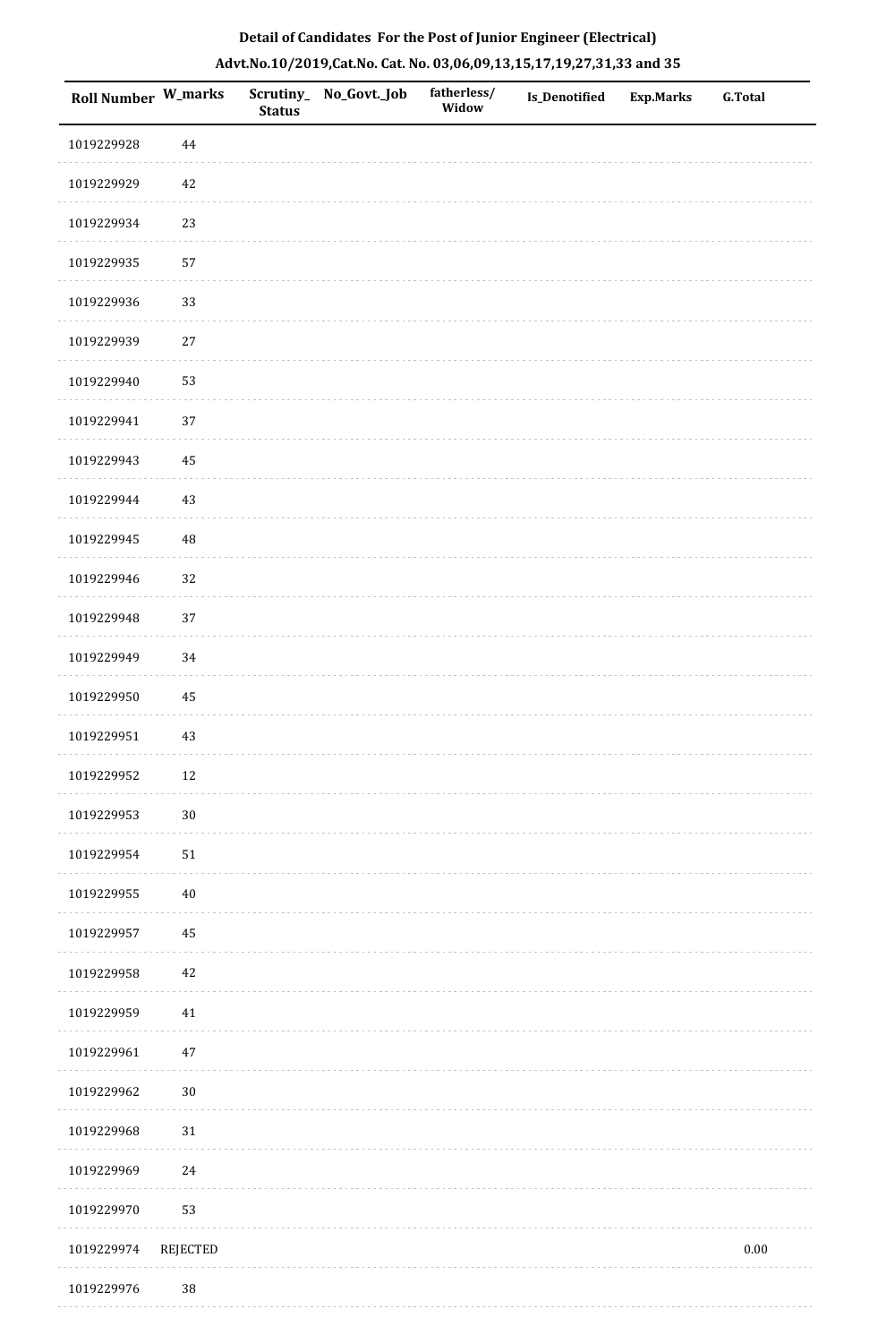**Detail of Candidates For the Post of Junior Engineer (Electrical)**

**Advt.No.10/2019,Cat.No. Cat. No. 03,06,09,13,15,17,19,27,31,33 and 35**

| Roll Number | W_marks | Scrutiny_Status | No_Govt._Job | fatherless/Widow | Is_Denotified | Exp.Marks | G.Total |
|---|---|---|---|---|---|---|---|
| 1019229928 | 44 | | | | | | |
| 1019229929 | 42 | | | | | | |
| 1019229934 | 23 | | | | | | |
| 1019229935 | 57 | | | | | | |
| 1019229936 | 33 | | | | | | |
| 1019229939 | 27 | | | | | | |
| 1019229940 | 53 | | | | | | |
| 1019229941 | 37 | | | | | | |
| 1019229943 | 45 | | | | | | |
| 1019229944 | 43 | | | | | | |
| 1019229945 | 48 | | | | | | |
| 1019229946 | 32 | | | | | | |
| 1019229948 | 37 | | | | | | |
| 1019229949 | 34 | | | | | | |
| 1019229950 | 45 | | | | | | |
| 1019229951 | 43 | | | | | | |
| 1019229952 | 12 | | | | | | |
| 1019229953 | 30 | | | | | | |
| 1019229954 | 51 | | | | | | |
| 1019229955 | 40 | | | | | | |
| 1019229957 | 45 | | | | | | |
| 1019229958 | 42 | | | | | | |
| 1019229959 | 41 | | | | | | |
| 1019229961 | 47 | | | | | | |
| 1019229962 | 30 | | | | | | |
| 1019229968 | 31 | | | | | | |
| 1019229969 | 24 | | | | | | |
| 1019229970 | 53 | | | | | | |
| 1019229974 | REJECTED | | | | | | 0.00 |
| 1019229976 | 38 | | | | | | |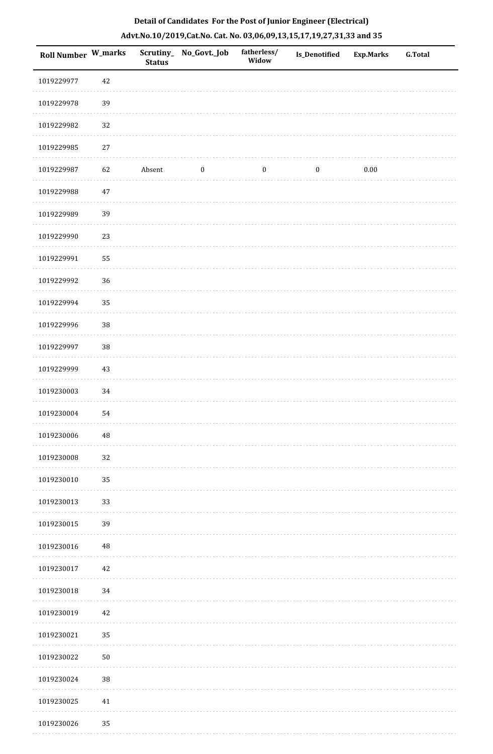**Detail of Candidates For the Post of Junior Engineer (Electrical)**

**Advt.No.10/2019,Cat.No. Cat. No. 03,06,09,13,15,17,19,27,31,33 and 35**

| Roll Number | W_marks | Scrutiny_Status | No_Govt._Job | fatherless/Widow | Is_Denotified | Exp.Marks | G.Total |
|---|---|---|---|---|---|---|---|
| 1019229977 | 42 | | | | | | |
| 1019229978 | 39 | | | | | | |
| 1019229982 | 32 | | | | | | |
| 1019229985 | 27 | | | | | | |
| 1019229987 | 62 | Absent | 0 | 0 | 0 | 0.00 | |
| 1019229988 | 47 | | | | | | |
| 1019229989 | 39 | | | | | | |
| 1019229990 | 23 | | | | | | |
| 1019229991 | 55 | | | | | | |
| 1019229992 | 36 | | | | | | |
| 1019229994 | 35 | | | | | | |
| 1019229996 | 38 | | | | | | |
| 1019229997 | 38 | | | | | | |
| 1019229999 | 43 | | | | | | |
| 1019230003 | 34 | | | | | | |
| 1019230004 | 54 | | | | | | |
| 1019230006 | 48 | | | | | | |
| 1019230008 | 32 | | | | | | |
| 1019230010 | 35 | | | | | | |
| 1019230013 | 33 | | | | | | |
| 1019230015 | 39 | | | | | | |
| 1019230016 | 48 | | | | | | |
| 1019230017 | 42 | | | | | | |
| 1019230018 | 34 | | | | | | |
| 1019230019 | 42 | | | | | | |
| 1019230021 | 35 | | | | | | |
| 1019230022 | 50 | | | | | | |
| 1019230024 | 38 | | | | | | |
| 1019230025 | 41 | | | | | | |
| 1019230026 | 35 | | | | | | |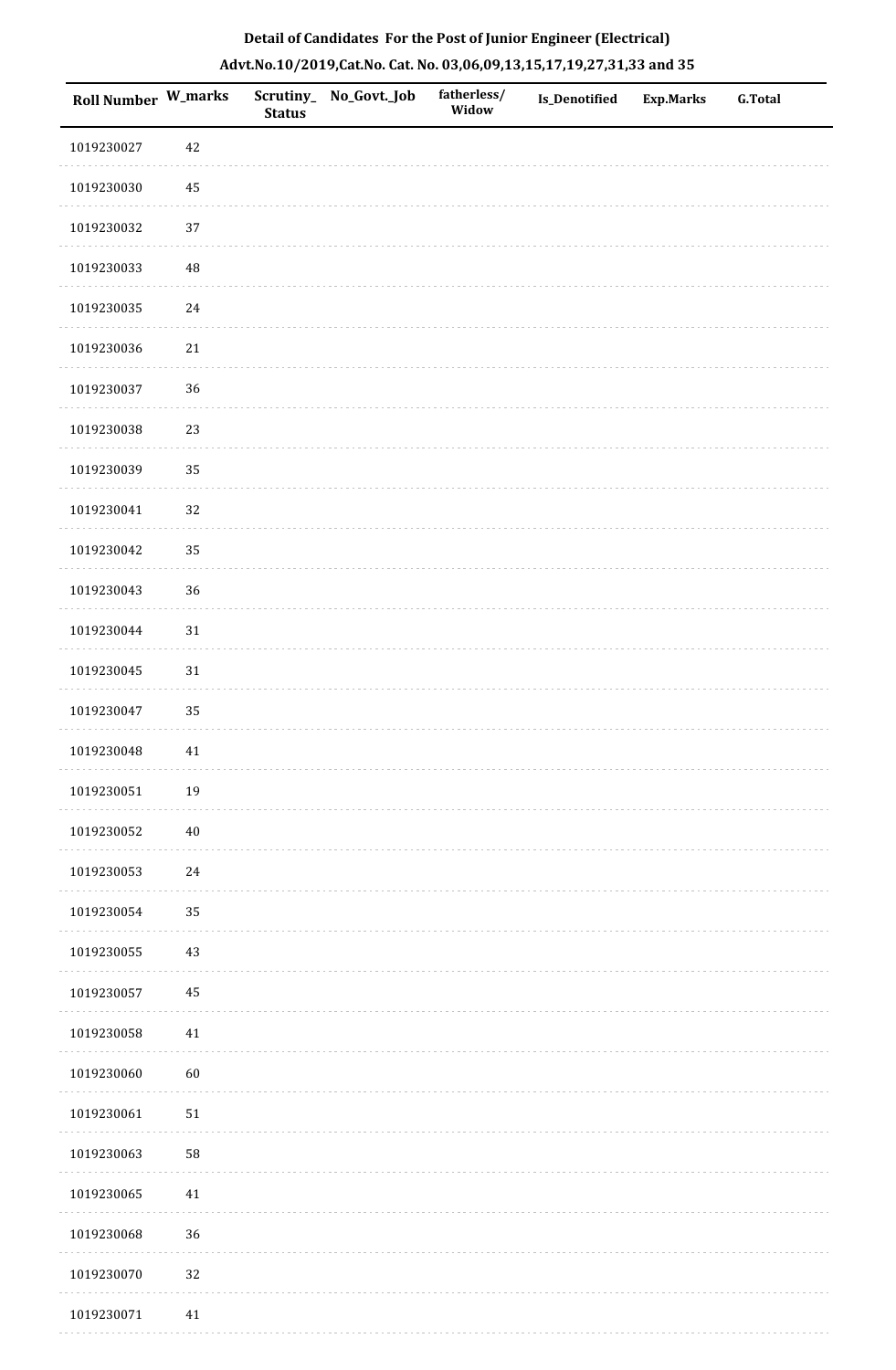**Detail of Candidates For the Post of Junior Engineer (Electrical)**

**Advt.No.10/2019,Cat.No. Cat. No. 03,06,09,13,15,17,19,27,31,33 and 35**

| Roll Number | W_marks | Scrutiny_Status | No_Govt._Job | fatherless/Widow | Is_Denotified | Exp.Marks | G.Total |
|---|---|---|---|---|---|---|---|
| 1019230027 | 42 | | | | | | |
| 1019230030 | 45 | | | | | | |
| 1019230032 | 37 | | | | | | |
| 1019230033 | 48 | | | | | | |
| 1019230035 | 24 | | | | | | |
| 1019230036 | 21 | | | | | | |
| 1019230037 | 36 | | | | | | |
| 1019230038 | 23 | | | | | | |
| 1019230039 | 35 | | | | | | |
| 1019230041 | 32 | | | | | | |
| 1019230042 | 35 | | | | | | |
| 1019230043 | 36 | | | | | | |
| 1019230044 | 31 | | | | | | |
| 1019230045 | 31 | | | | | | |
| 1019230047 | 35 | | | | | | |
| 1019230048 | 41 | | | | | | |
| 1019230051 | 19 | | | | | | |
| 1019230052 | 40 | | | | | | |
| 1019230053 | 24 | | | | | | |
| 1019230054 | 35 | | | | | | |
| 1019230055 | 43 | | | | | | |
| 1019230057 | 45 | | | | | | |
| 1019230058 | 41 | | | | | | |
| 1019230060 | 60 | | | | | | |
| 1019230061 | 51 | | | | | | |
| 1019230063 | 58 | | | | | | |
| 1019230065 | 41 | | | | | | |
| 1019230068 | 36 | | | | | | |
| 1019230070 | 32 | | | | | | |
| 1019230071 | 41 | | | | | | |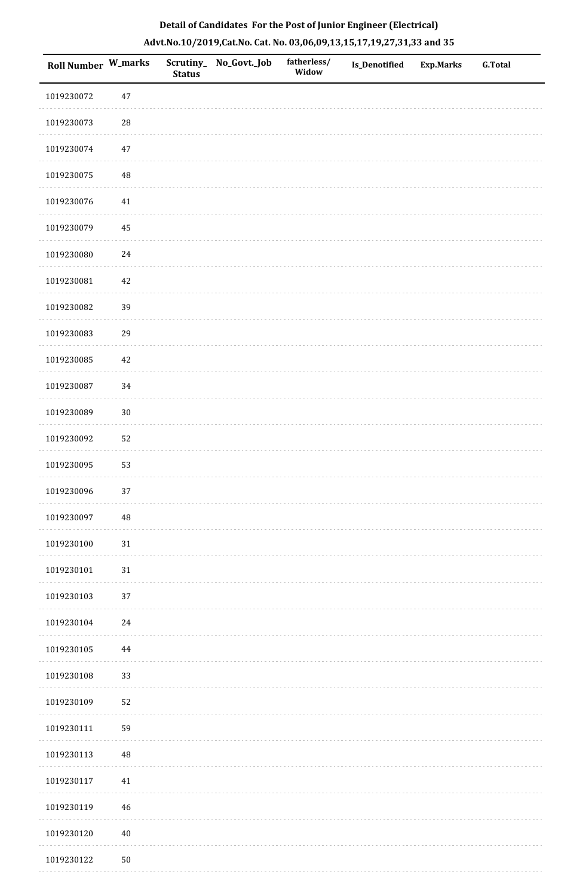**Detail of Candidates For the Post of Junior Engineer (Electrical)**

**Advt.No.10/2019,Cat.No. Cat. No. 03,06,09,13,15,17,19,27,31,33 and 35**

| Roll Number | W_marks | Scrutiny_Status | No_Govt._Job | fatherless/Widow | Is_Denotified | Exp.Marks | G.Total |
|---|---|---|---|---|---|---|---|
| 1019230072 | 47 | | | | | | |
| 1019230073 | 28 | | | | | | |
| 1019230074 | 47 | | | | | | |
| 1019230075 | 48 | | | | | | |
| 1019230076 | 41 | | | | | | |
| 1019230079 | 45 | | | | | | |
| 1019230080 | 24 | | | | | | |
| 1019230081 | 42 | | | | | | |
| 1019230082 | 39 | | | | | | |
| 1019230083 | 29 | | | | | | |
| 1019230085 | 42 | | | | | | |
| 1019230087 | 34 | | | | | | |
| 1019230089 | 30 | | | | | | |
| 1019230092 | 52 | | | | | | |
| 1019230095 | 53 | | | | | | |
| 1019230096 | 37 | | | | | | |
| 1019230097 | 48 | | | | | | |
| 1019230100 | 31 | | | | | | |
| 1019230101 | 31 | | | | | | |
| 1019230103 | 37 | | | | | | |
| 1019230104 | 24 | | | | | | |
| 1019230105 | 44 | | | | | | |
| 1019230108 | 33 | | | | | | |
| 1019230109 | 52 | | | | | | |
| 1019230111 | 59 | | | | | | |
| 1019230113 | 48 | | | | | | |
| 1019230117 | 41 | | | | | | |
| 1019230119 | 46 | | | | | | |
| 1019230120 | 40 | | | | | | |
| 1019230122 | 50 | | | | | | |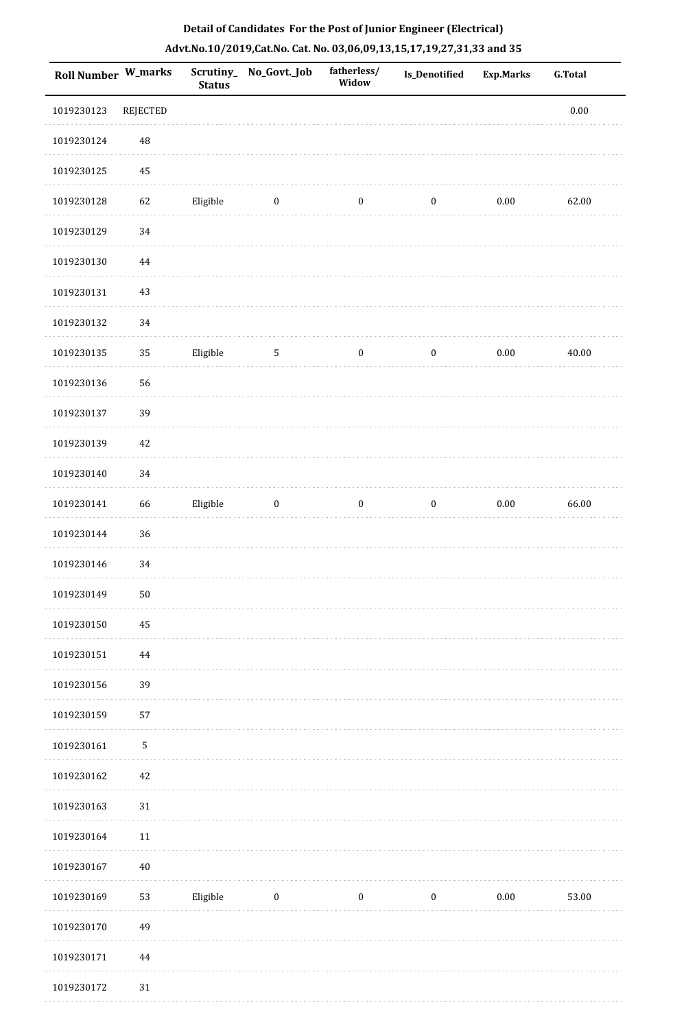**Detail of Candidates For the Post of Junior Engineer (Electrical)**

**Advt.No.10/2019,Cat.No. Cat. No. 03,06,09,13,15,17,19,27,31,33 and 35**

| Roll Number | W_marks | Scrutiny_ Status | No_Govt._Job | fatherless/ Widow | Is_Denotified | Exp.Marks | G.Total |
|---|---|---|---|---|---|---|---|
| 1019230123 | REJECTED | | | | | | 0.00 |
| 1019230124 | 48 | | | | | | |
| 1019230125 | 45 | | | | | | |
| 1019230128 | 62 | Eligible | 0 | 0 | 0 | 0.00 | 62.00 |
| 1019230129 | 34 | | | | | | |
| 1019230130 | 44 | | | | | | |
| 1019230131 | 43 | | | | | | |
| 1019230132 | 34 | | | | | | |
| 1019230135 | 35 | Eligible | 5 | 0 | 0 | 0.00 | 40.00 |
| 1019230136 | 56 | | | | | | |
| 1019230137 | 39 | | | | | | |
| 1019230139 | 42 | | | | | | |
| 1019230140 | 34 | | | | | | |
| 1019230141 | 66 | Eligible | 0 | 0 | 0 | 0.00 | 66.00 |
| 1019230144 | 36 | | | | | | |
| 1019230146 | 34 | | | | | | |
| 1019230149 | 50 | | | | | | |
| 1019230150 | 45 | | | | | | |
| 1019230151 | 44 | | | | | | |
| 1019230156 | 39 | | | | | | |
| 1019230159 | 57 | | | | | | |
| 1019230161 | 5 | | | | | | |
| 1019230162 | 42 | | | | | | |
| 1019230163 | 31 | | | | | | |
| 1019230164 | 11 | | | | | | |
| 1019230167 | 40 | | | | | | |
| 1019230169 | 53 | Eligible | 0 | 0 | 0 | 0.00 | 53.00 |
| 1019230170 | 49 | | | | | | |
| 1019230171 | 44 | | | | | | |
| 1019230172 | 31 | | | | | | |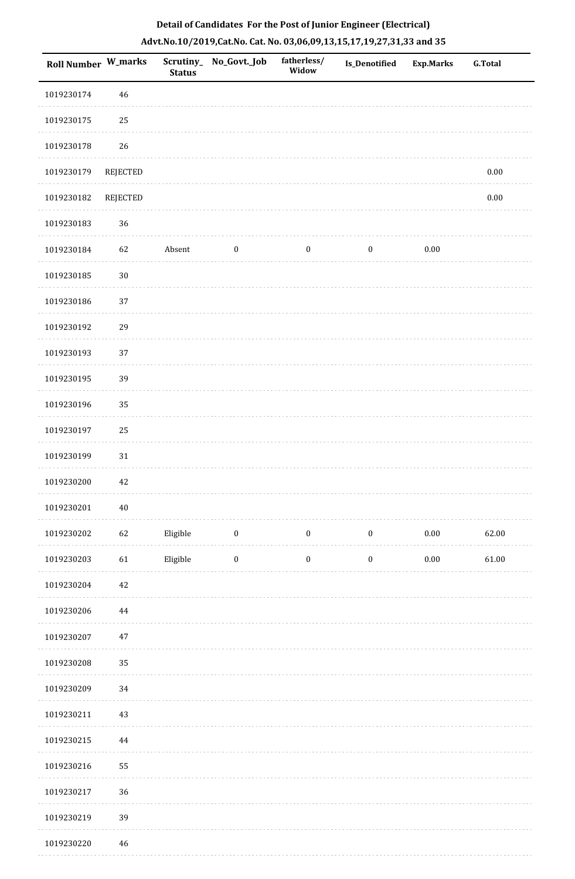**Detail of Candidates For the Post of Junior Engineer (Electrical)**

**Advt.No.10/2019,Cat.No. Cat. No. 03,06,09,13,15,17,19,27,31,33 and 35**

| Roll Number | W_marks | Scrutiny_Status | No_Govt._Job | fatherless/Widow | Is_Denotified | Exp.Marks | G.Total |
|---|---|---|---|---|---|---|---|
| 1019230174 | 46 | | | | | | |
| 1019230175 | 25 | | | | | | |
| 1019230178 | 26 | | | | | | |
| 1019230179 | REJECTED | | | | | | 0.00 |
| 1019230182 | REJECTED | | | | | | 0.00 |
| 1019230183 | 36 | | | | | | |
| 1019230184 | 62 | Absent | 0 | 0 | 0 | 0.00 | |
| 1019230185 | 30 | | | | | | |
| 1019230186 | 37 | | | | | | |
| 1019230192 | 29 | | | | | | |
| 1019230193 | 37 | | | | | | |
| 1019230195 | 39 | | | | | | |
| 1019230196 | 35 | | | | | | |
| 1019230197 | 25 | | | | | | |
| 1019230199 | 31 | | | | | | |
| 1019230200 | 42 | | | | | | |
| 1019230201 | 40 | | | | | | |
| 1019230202 | 62 | Eligible | 0 | 0 | 0 | 0.00 | 62.00 |
| 1019230203 | 61 | Eligible | 0 | 0 | 0 | 0.00 | 61.00 |
| 1019230204 | 42 | | | | | | |
| 1019230206 | 44 | | | | | | |
| 1019230207 | 47 | | | | | | |
| 1019230208 | 35 | | | | | | |
| 1019230209 | 34 | | | | | | |
| 1019230211 | 43 | | | | | | |
| 1019230215 | 44 | | | | | | |
| 1019230216 | 55 | | | | | | |
| 1019230217 | 36 | | | | | | |
| 1019230219 | 39 | | | | | | |
| 1019230220 | 46 | | | | | | |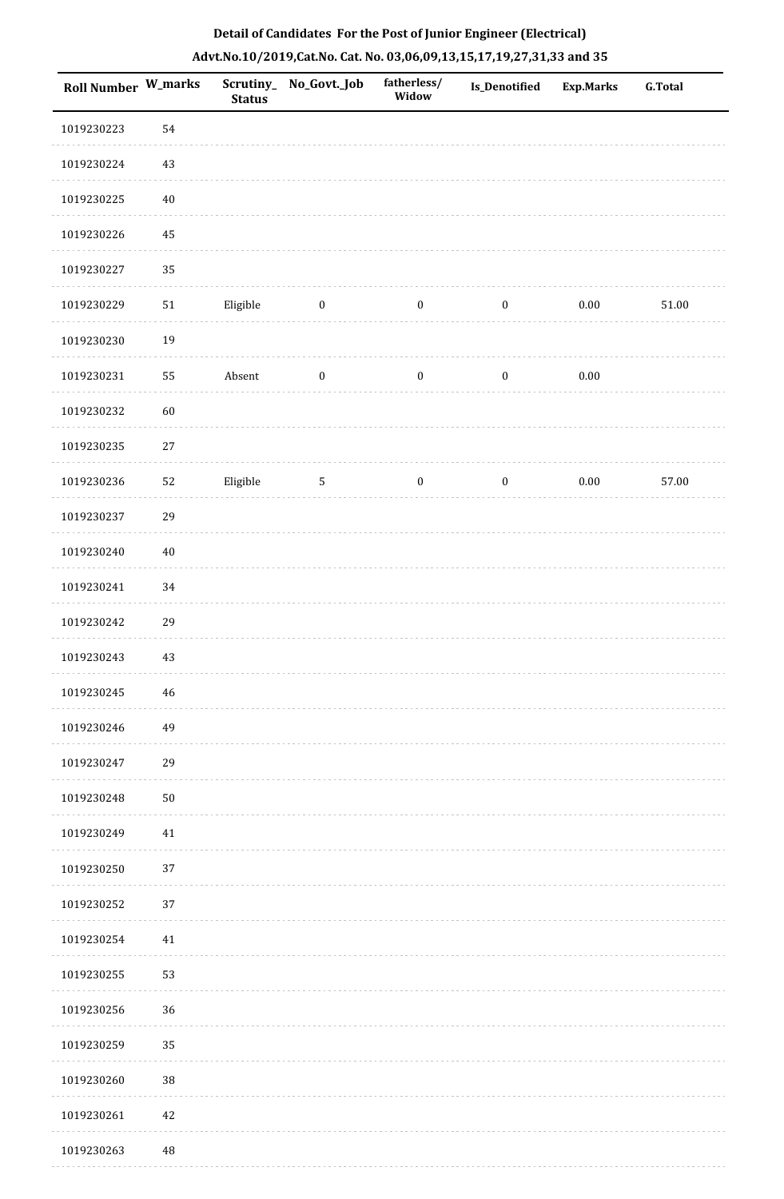**Detail of Candidates For the Post of Junior Engineer (Electrical)**

**Advt.No.10/2019,Cat.No. Cat. No. 03,06,09,13,15,17,19,27,31,33 and 35**

| Roll Number | W_marks | Scrutiny_Status | No_Govt._Job | fatherless/Widow | Is_Denotified | Exp.Marks | G.Total |
|---|---|---|---|---|---|---|---|
| 1019230223 | 54 | | | | | | |
| 1019230224 | 43 | | | | | | |
| 1019230225 | 40 | | | | | | |
| 1019230226 | 45 | | | | | | |
| 1019230227 | 35 | | | | | | |
| 1019230229 | 51 | Eligible | 0 | 0 | 0 | 0.00 | 51.00 |
| 1019230230 | 19 | | | | | | |
| 1019230231 | 55 | Absent | 0 | 0 | 0 | 0.00 | |
| 1019230232 | 60 | | | | | | |
| 1019230235 | 27 | | | | | | |
| 1019230236 | 52 | Eligible | 5 | 0 | 0 | 0.00 | 57.00 |
| 1019230237 | 29 | | | | | | |
| 1019230240 | 40 | | | | | | |
| 1019230241 | 34 | | | | | | |
| 1019230242 | 29 | | | | | | |
| 1019230243 | 43 | | | | | | |
| 1019230245 | 46 | | | | | | |
| 1019230246 | 49 | | | | | | |
| 1019230247 | 29 | | | | | | |
| 1019230248 | 50 | | | | | | |
| 1019230249 | 41 | | | | | | |
| 1019230250 | 37 | | | | | | |
| 1019230252 | 37 | | | | | | |
| 1019230254 | 41 | | | | | | |
| 1019230255 | 53 | | | | | | |
| 1019230256 | 36 | | | | | | |
| 1019230259 | 35 | | | | | | |
| 1019230260 | 38 | | | | | | |
| 1019230261 | 42 | | | | | | |
| 1019230263 | 48 | | | | | | |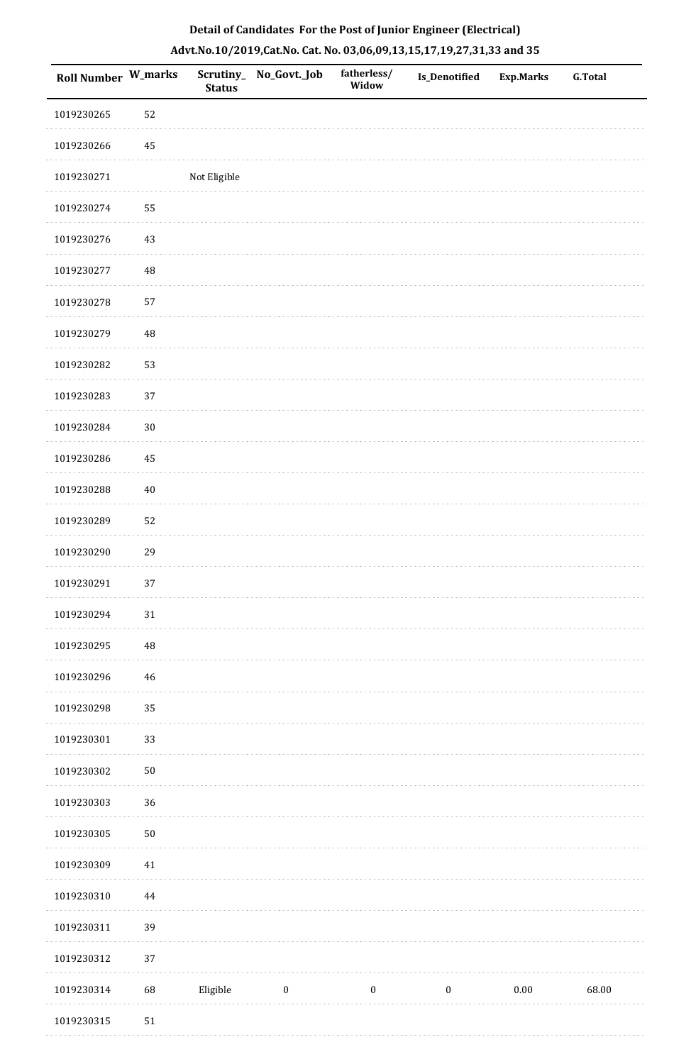**Detail of Candidates For the Post of Junior Engineer (Electrical)**

**Advt.No.10/2019,Cat.No. Cat. No. 03,06,09,13,15,17,19,27,31,33 and 35**

| Roll Number | W_marks | Scrutiny_Status | No_Govt._Job | fatherless/Widow | Is_Denotified | Exp.Marks | G.Total |
|---|---|---|---|---|---|---|---|
| 1019230265 | 52 | | | | | | |
| 1019230266 | 45 | | | | | | |
| 1019230271 | | Not Eligible | | | | | |
| 1019230274 | 55 | | | | | | |
| 1019230276 | 43 | | | | | | |
| 1019230277 | 48 | | | | | | |
| 1019230278 | 57 | | | | | | |
| 1019230279 | 48 | | | | | | |
| 1019230282 | 53 | | | | | | |
| 1019230283 | 37 | | | | | | |
| 1019230284 | 30 | | | | | | |
| 1019230286 | 45 | | | | | | |
| 1019230288 | 40 | | | | | | |
| 1019230289 | 52 | | | | | | |
| 1019230290 | 29 | | | | | | |
| 1019230291 | 37 | | | | | | |
| 1019230294 | 31 | | | | | | |
| 1019230295 | 48 | | | | | | |
| 1019230296 | 46 | | | | | | |
| 1019230298 | 35 | | | | | | |
| 1019230301 | 33 | | | | | | |
| 1019230302 | 50 | | | | | | |
| 1019230303 | 36 | | | | | | |
| 1019230305 | 50 | | | | | | |
| 1019230309 | 41 | | | | | | |
| 1019230310 | 44 | | | | | | |
| 1019230311 | 39 | | | | | | |
| 1019230312 | 37 | | | | | | |
| 1019230314 | 68 | Eligible | 0 | 0 | 0 | 0.00 | 68.00 |
| 1019230315 | 51 | | | | | | |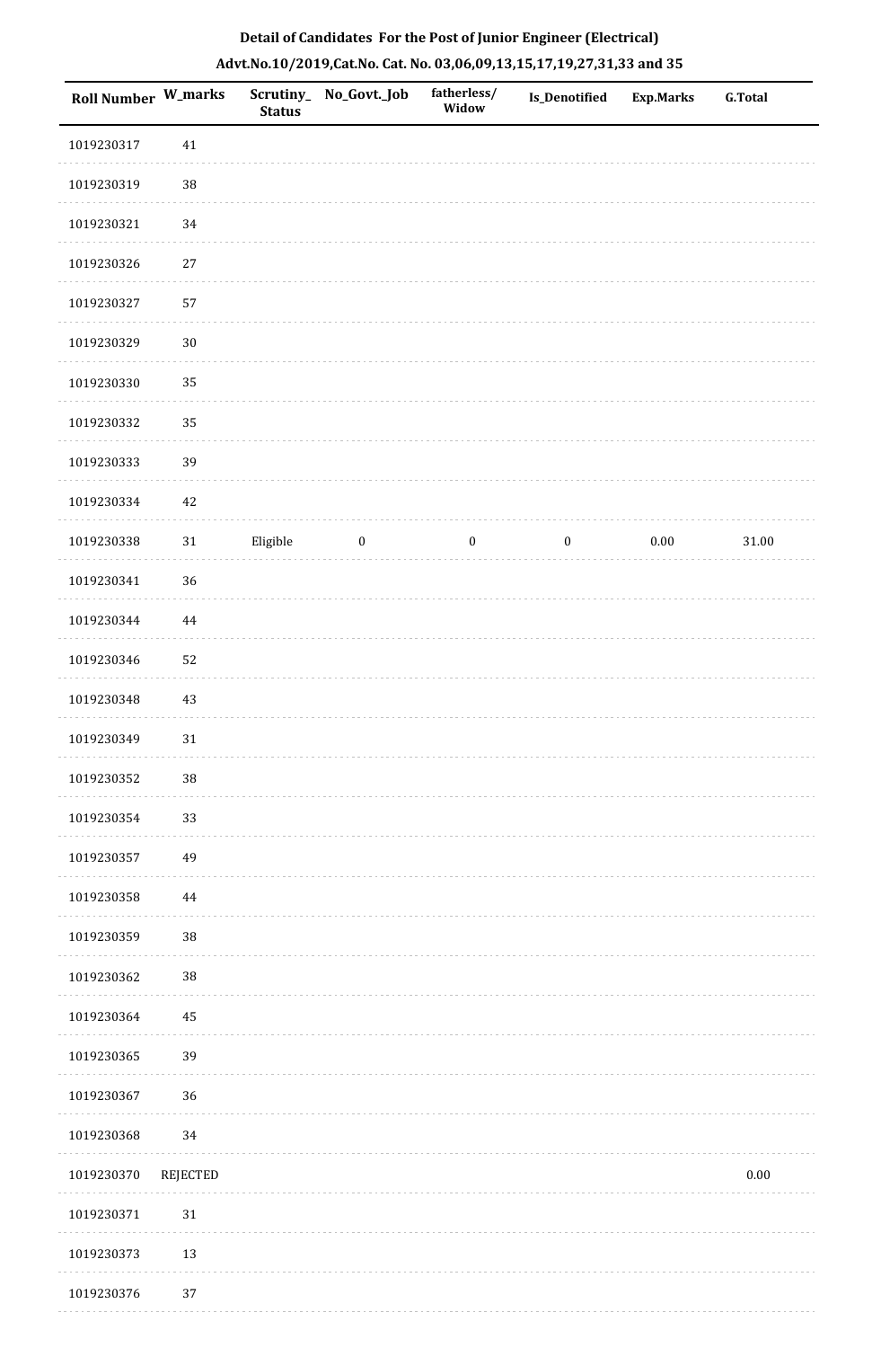## Detail of Candidates For the Post of Junior Engineer (Electrical)

### Advt.No.10/2019,Cat.No. Cat. No. 03,06,09,13,15,17,19,27,31,33 and 35

| Roll Number | W_marks | Scrutiny_ Status | No_Govt._Job | fatherless/ Widow | Is_Denotified | Exp.Marks | G.Total |
|---|---|---|---|---|---|---|---|
| 1019230317 | 41 | | | | | | |
| 1019230319 | 38 | | | | | | |
| 1019230321 | 34 | | | | | | |
| 1019230326 | 27 | | | | | | |
| 1019230327 | 57 | | | | | | |
| 1019230329 | 30 | | | | | | |
| 1019230330 | 35 | | | | | | |
| 1019230332 | 35 | | | | | | |
| 1019230333 | 39 | | | | | | |
| 1019230334 | 42 | | | | | | |
| 1019230338 | 31 | Eligible | 0 | 0 | 0 | 0.00 | 31.00 |
| 1019230341 | 36 | | | | | | |
| 1019230344 | 44 | | | | | | |
| 1019230346 | 52 | | | | | | |
| 1019230348 | 43 | | | | | | |
| 1019230349 | 31 | | | | | | |
| 1019230352 | 38 | | | | | | |
| 1019230354 | 33 | | | | | | |
| 1019230357 | 49 | | | | | | |
| 1019230358 | 44 | | | | | | |
| 1019230359 | 38 | | | | | | |
| 1019230362 | 38 | | | | | | |
| 1019230364 | 45 | | | | | | |
| 1019230365 | 39 | | | | | | |
| 1019230367 | 36 | | | | | | |
| 1019230368 | 34 | | | | | | |
| 1019230370 | REJECTED | | | | | | 0.00 |
| 1019230371 | 31 | | | | | | |
| 1019230373 | 13 | | | | | | |
| 1019230376 | 37 | | | | | | |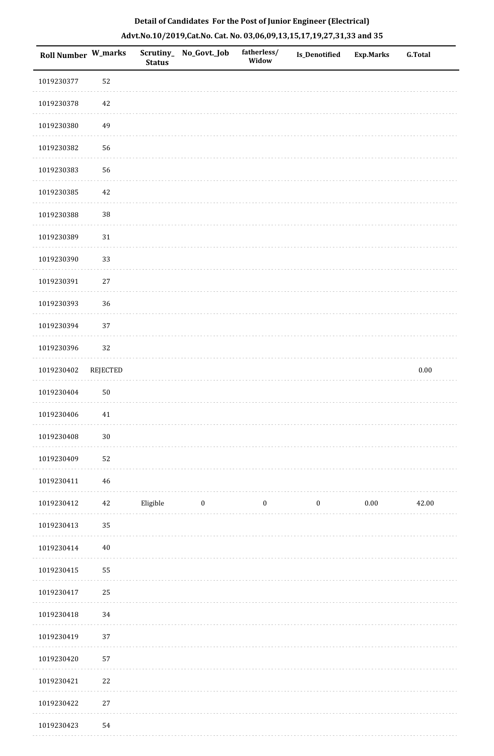## Detail of Candidates For the Post of Junior Engineer (Electrical)

## Advt.No.10/2019,Cat.No. Cat. No. 03,06,09,13,15,17,19,27,31,33 and 35

| Roll Number | W_marks | Scrutiny_Status | No_Govt._Job | fatherless/Widow | Is_Denotified | Exp.Marks | G.Total |
|---|---|---|---|---|---|---|---|
| 1019230377 | 52 | | | | | | |
| 1019230378 | 42 | | | | | | |
| 1019230380 | 49 | | | | | | |
| 1019230382 | 56 | | | | | | |
| 1019230383 | 56 | | | | | | |
| 1019230385 | 42 | | | | | | |
| 1019230388 | 38 | | | | | | |
| 1019230389 | 31 | | | | | | |
| 1019230390 | 33 | | | | | | |
| 1019230391 | 27 | | | | | | |
| 1019230393 | 36 | | | | | | |
| 1019230394 | 37 | | | | | | |
| 1019230396 | 32 | | | | | | |
| 1019230402 | REJECTED | | | | | | 0.00 |
| 1019230404 | 50 | | | | | | |
| 1019230406 | 41 | | | | | | |
| 1019230408 | 30 | | | | | | |
| 1019230409 | 52 | | | | | | |
| 1019230411 | 46 | | | | | | |
| 1019230412 | 42 | Eligible | 0 | 0 | 0 | 0.00 | 42.00 |
| 1019230413 | 35 | | | | | | |
| 1019230414 | 40 | | | | | | |
| 1019230415 | 55 | | | | | | |
| 1019230417 | 25 | | | | | | |
| 1019230418 | 34 | | | | | | |
| 1019230419 | 37 | | | | | | |
| 1019230420 | 57 | | | | | | |
| 1019230421 | 22 | | | | | | |
| 1019230422 | 27 | | | | | | |
| 1019230423 | 54 | | | | | | |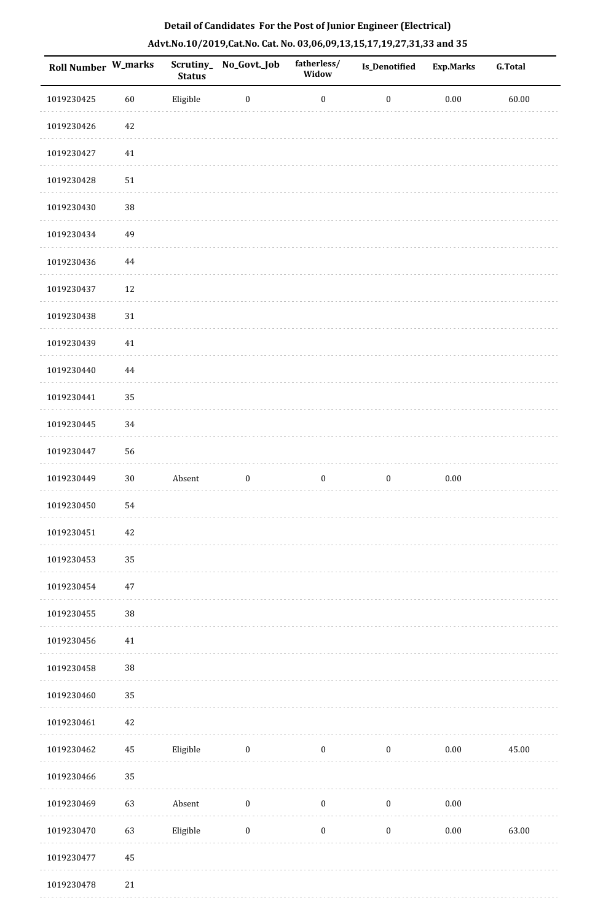**Detail of Candidates For the Post of Junior Engineer (Electrical)**

**Advt.No.10/2019,Cat.No. Cat. No. 03,06,09,13,15,17,19,27,31,33 and 35**

| Roll Number | W_marks | Scrutiny_ Status | No_Govt._Job | fatherless/ Widow | Is_Denotified | Exp.Marks | G.Total |
|---|---|---|---|---|---|---|---|
| 1019230425 | 60 | Eligible | 0 | 0 | 0 | 0.00 | 60.00 |
| 1019230426 | 42 | | | | | | |
| 1019230427 | 41 | | | | | | |
| 1019230428 | 51 | | | | | | |
| 1019230430 | 38 | | | | | | |
| 1019230434 | 49 | | | | | | |
| 1019230436 | 44 | | | | | | |
| 1019230437 | 12 | | | | | | |
| 1019230438 | 31 | | | | | | |
| 1019230439 | 41 | | | | | | |
| 1019230440 | 44 | | | | | | |
| 1019230441 | 35 | | | | | | |
| 1019230445 | 34 | | | | | | |
| 1019230447 | 56 | | | | | | |
| 1019230449 | 30 | Absent | 0 | 0 | 0 | 0.00 | |
| 1019230450 | 54 | | | | | | |
| 1019230451 | 42 | | | | | | |
| 1019230453 | 35 | | | | | | |
| 1019230454 | 47 | | | | | | |
| 1019230455 | 38 | | | | | | |
| 1019230456 | 41 | | | | | | |
| 1019230458 | 38 | | | | | | |
| 1019230460 | 35 | | | | | | |
| 1019230461 | 42 | | | | | | |
| 1019230462 | 45 | Eligible | 0 | 0 | 0 | 0.00 | 45.00 |
| 1019230466 | 35 | | | | | | |
| 1019230469 | 63 | Absent | 0 | 0 | 0 | 0.00 | |
| 1019230470 | 63 | Eligible | 0 | 0 | 0 | 0.00 | 63.00 |
| 1019230477 | 45 | | | | | | |
| 1019230478 | 21 | | | | | | |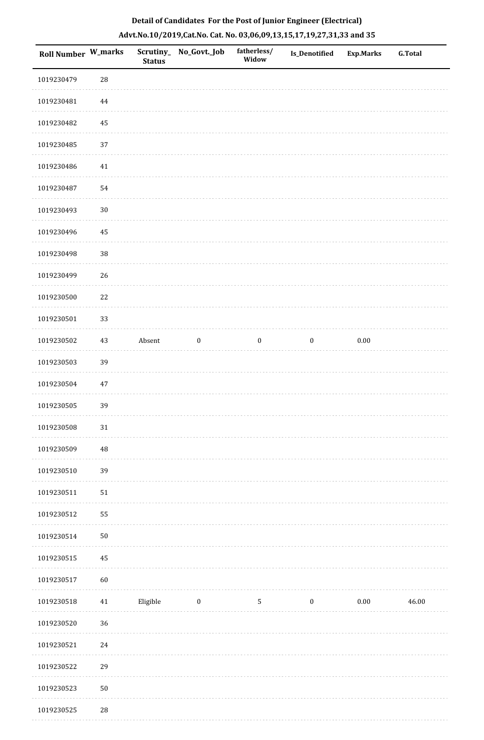## Detail of Candidates For the Post of Junior Engineer (Electrical)

### Advt.No.10/2019,Cat.No. Cat. No. 03,06,09,13,15,17,19,27,31,33 and 35

| Roll Number | W_marks | Scrutiny_Status | No_Govt._Job | fatherless/ Widow | Is_Denotified | Exp.Marks | G.Total |
|---|---|---|---|---|---|---|---|
| 1019230479 | 28 | | | | | | |
| 1019230481 | 44 | | | | | | |
| 1019230482 | 45 | | | | | | |
| 1019230485 | 37 | | | | | | |
| 1019230486 | 41 | | | | | | |
| 1019230487 | 54 | | | | | | |
| 1019230493 | 30 | | | | | | |
| 1019230496 | 45 | | | | | | |
| 1019230498 | 38 | | | | | | |
| 1019230499 | 26 | | | | | | |
| 1019230500 | 22 | | | | | | |
| 1019230501 | 33 | | | | | | |
| 1019230502 | 43 | Absent | 0 | 0 | 0 | 0.00 | |
| 1019230503 | 39 | | | | | | |
| 1019230504 | 47 | | | | | | |
| 1019230505 | 39 | | | | | | |
| 1019230508 | 31 | | | | | | |
| 1019230509 | 48 | | | | | | |
| 1019230510 | 39 | | | | | | |
| 1019230511 | 51 | | | | | | |
| 1019230512 | 55 | | | | | | |
| 1019230514 | 50 | | | | | | |
| 1019230515 | 45 | | | | | | |
| 1019230517 | 60 | | | | | | |
| 1019230518 | 41 | Eligible | 0 | 5 | 0 | 0.00 | 46.00 |
| 1019230520 | 36 | | | | | | |
| 1019230521 | 24 | | | | | | |
| 1019230522 | 29 | | | | | | |
| 1019230523 | 50 | | | | | | |
| 1019230525 | 28 | | | | | | |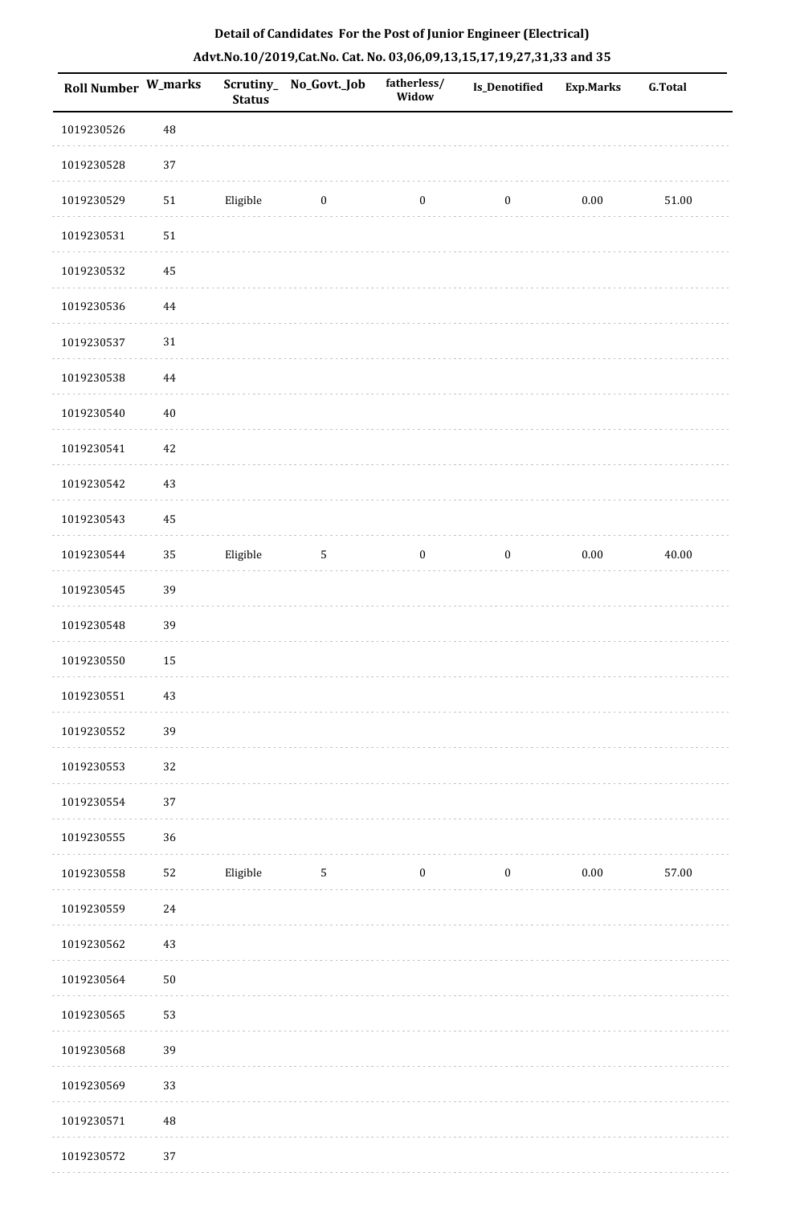## Detail of Candidates For the Post of Junior Engineer (Electrical)

## Advt.No.10/2019,Cat.No. Cat. No. 03,06,09,13,15,17,19,27,31,33 and 35

| Roll Number | W_marks | Scrutiny_ Status | No_Govt._Job | fatherless/ Widow | Is_Denotified | Exp.Marks | G.Total |
|---|---|---|---|---|---|---|---|
| 1019230526 | 48 | | | | | | |
| 1019230528 | 37 | | | | | | |
| 1019230529 | 51 | Eligible | 0 | 0 | 0 | 0.00 | 51.00 |
| 1019230531 | 51 | | | | | | |
| 1019230532 | 45 | | | | | | |
| 1019230536 | 44 | | | | | | |
| 1019230537 | 31 | | | | | | |
| 1019230538 | 44 | | | | | | |
| 1019230540 | 40 | | | | | | |
| 1019230541 | 42 | | | | | | |
| 1019230542 | 43 | | | | | | |
| 1019230543 | 45 | | | | | | |
| 1019230544 | 35 | Eligible | 5 | 0 | 0 | 0.00 | 40.00 |
| 1019230545 | 39 | | | | | | |
| 1019230548 | 39 | | | | | | |
| 1019230550 | 15 | | | | | | |
| 1019230551 | 43 | | | | | | |
| 1019230552 | 39 | | | | | | |
| 1019230553 | 32 | | | | | | |
| 1019230554 | 37 | | | | | | |
| 1019230555 | 36 | | | | | | |
| 1019230558 | 52 | Eligible | 5 | 0 | 0 | 0.00 | 57.00 |
| 1019230559 | 24 | | | | | | |
| 1019230562 | 43 | | | | | | |
| 1019230564 | 50 | | | | | | |
| 1019230565 | 53 | | | | | | |
| 1019230568 | 39 | | | | | | |
| 1019230569 | 33 | | | | | | |
| 1019230571 | 48 | | | | | | |
| 1019230572 | 37 | | | | | | |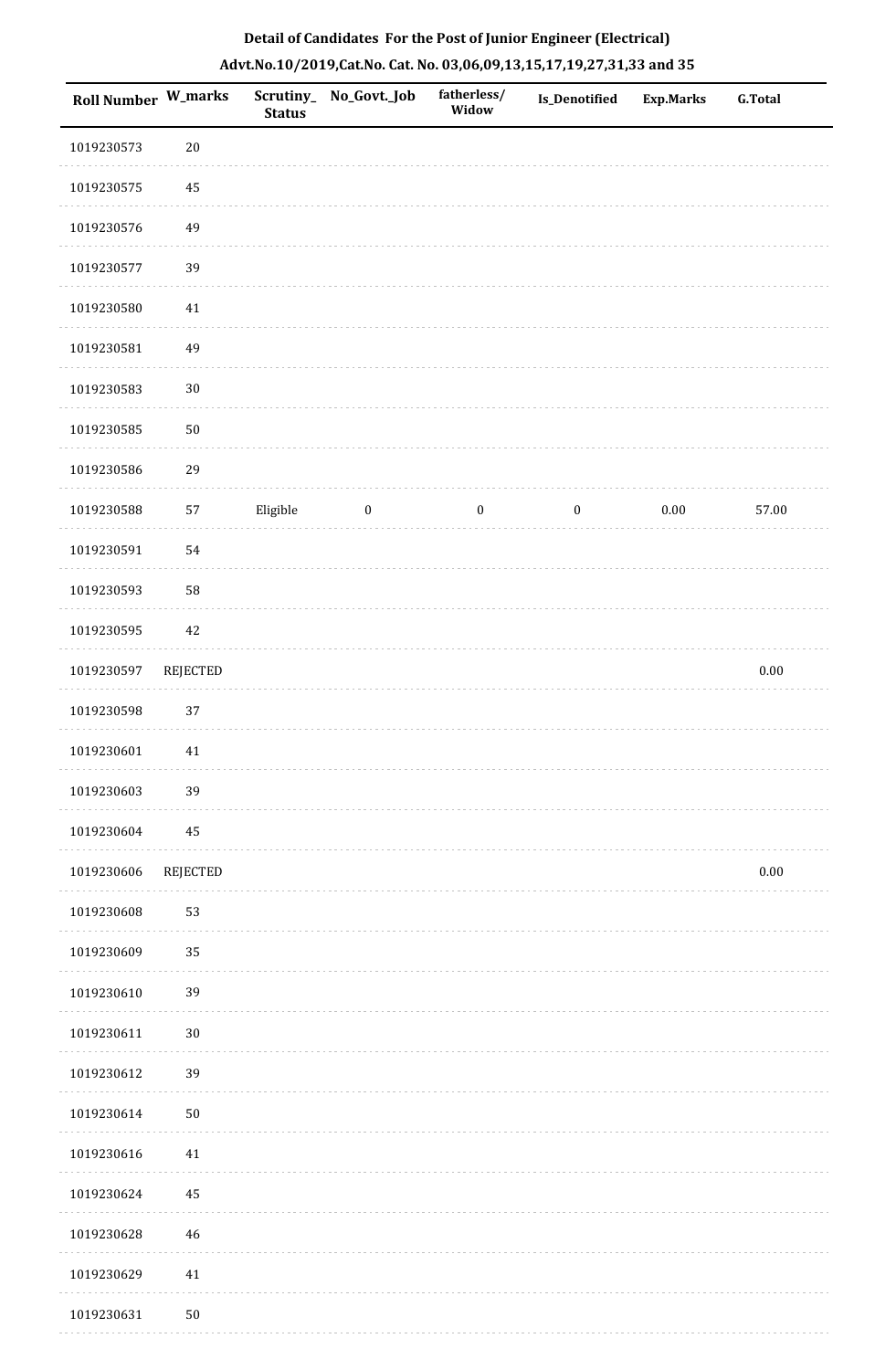**Detail of Candidates For the Post of Junior Engineer (Electrical)**

**Advt.No.10/2019,Cat.No. Cat. No. 03,06,09,13,15,17,19,27,31,33 and 35**

| Roll Number | W_marks | Scrutiny_Status | No_Govt._Job | fatherless/Widow | Is_Denotified | Exp.Marks | G.Total |
|---|---|---|---|---|---|---|---|
| 1019230573 | 20 | | | | | | |
| 1019230575 | 45 | | | | | | |
| 1019230576 | 49 | | | | | | |
| 1019230577 | 39 | | | | | | |
| 1019230580 | 41 | | | | | | |
| 1019230581 | 49 | | | | | | |
| 1019230583 | 30 | | | | | | |
| 1019230585 | 50 | | | | | | |
| 1019230586 | 29 | | | | | | |
| 1019230588 | 57 | Eligible | 0 | 0 | 0 | 0.00 | 57.00 |
| 1019230591 | 54 | | | | | | |
| 1019230593 | 58 | | | | | | |
| 1019230595 | 42 | | | | | | |
| 1019230597 | REJECTED | | | | | | 0.00 |
| 1019230598 | 37 | | | | | | |
| 1019230601 | 41 | | | | | | |
| 1019230603 | 39 | | | | | | |
| 1019230604 | 45 | | | | | | |
| 1019230606 | REJECTED | | | | | | 0.00 |
| 1019230608 | 53 | | | | | | |
| 1019230609 | 35 | | | | | | |
| 1019230610 | 39 | | | | | | |
| 1019230611 | 30 | | | | | | |
| 1019230612 | 39 | | | | | | |
| 1019230614 | 50 | | | | | | |
| 1019230616 | 41 | | | | | | |
| 1019230624 | 45 | | | | | | |
| 1019230628 | 46 | | | | | | |
| 1019230629 | 41 | | | | | | |
| 1019230631 | 50 | | | | | | |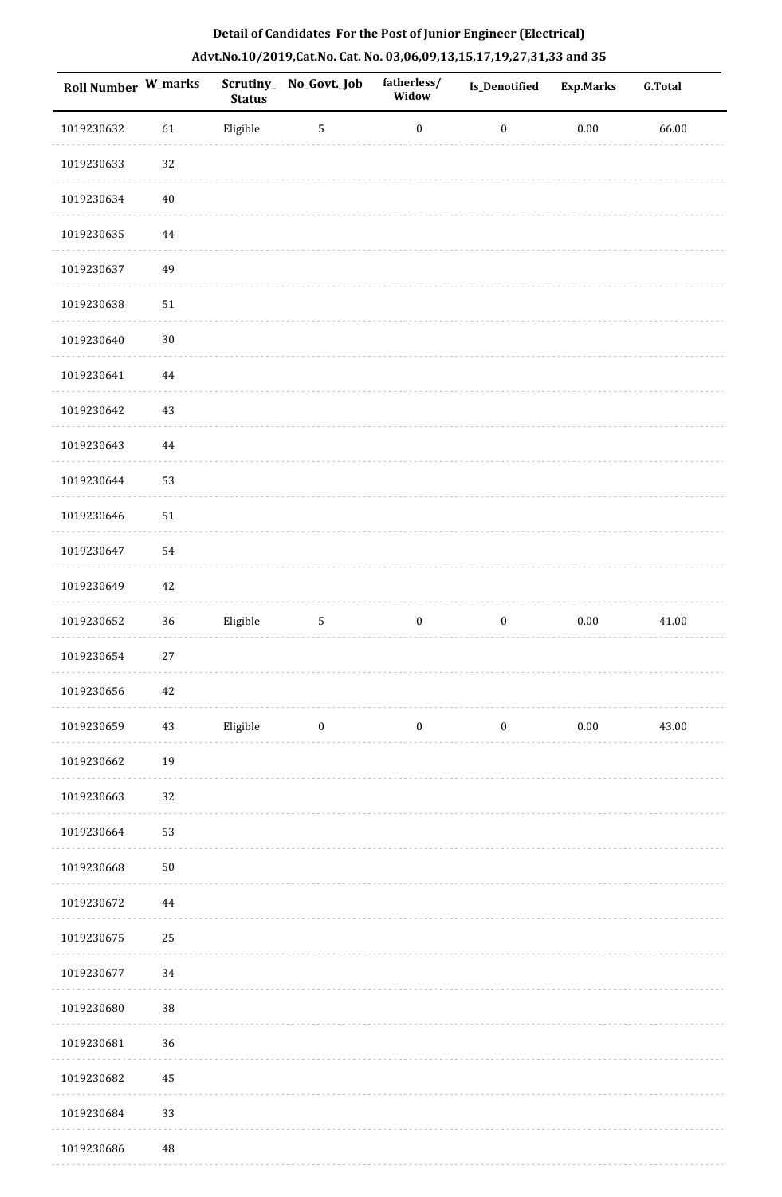# Detail of Candidates For the Post of Junior Engineer (Electrical)

## Advt.No.10/2019,Cat.No. Cat. No. 03,06,09,13,15,17,19,27,31,33 and 35

| Roll Number | W_marks | Scrutiny_ Status | No_Govt._Job | fatherless/ Widow | Is_Denotified | Exp.Marks | G.Total |
|---|---|---|---|---|---|---|---|
| 1019230632 | 61 | Eligible | 5 | 0 | 0 | 0.00 | 66.00 |
| 1019230633 | 32 | | | | | | |
| 1019230634 | 40 | | | | | | |
| 1019230635 | 44 | | | | | | |
| 1019230637 | 49 | | | | | | |
| 1019230638 | 51 | | | | | | |
| 1019230640 | 30 | | | | | | |
| 1019230641 | 44 | | | | | | |
| 1019230642 | 43 | | | | | | |
| 1019230643 | 44 | | | | | | |
| 1019230644 | 53 | | | | | | |
| 1019230646 | 51 | | | | | | |
| 1019230647 | 54 | | | | | | |
| 1019230649 | 42 | | | | | | |
| 1019230652 | 36 | Eligible | 5 | 0 | 0 | 0.00 | 41.00 |
| 1019230654 | 27 | | | | | | |
| 1019230656 | 42 | | | | | | |
| 1019230659 | 43 | Eligible | 0 | 0 | 0 | 0.00 | 43.00 |
| 1019230662 | 19 | | | | | | |
| 1019230663 | 32 | | | | | | |
| 1019230664 | 53 | | | | | | |
| 1019230668 | 50 | | | | | | |
| 1019230672 | 44 | | | | | | |
| 1019230675 | 25 | | | | | | |
| 1019230677 | 34 | | | | | | |
| 1019230680 | 38 | | | | | | |
| 1019230681 | 36 | | | | | | |
| 1019230682 | 45 | | | | | | |
| 1019230684 | 33 | | | | | | |
| 1019230686 | 48 | | | | | | |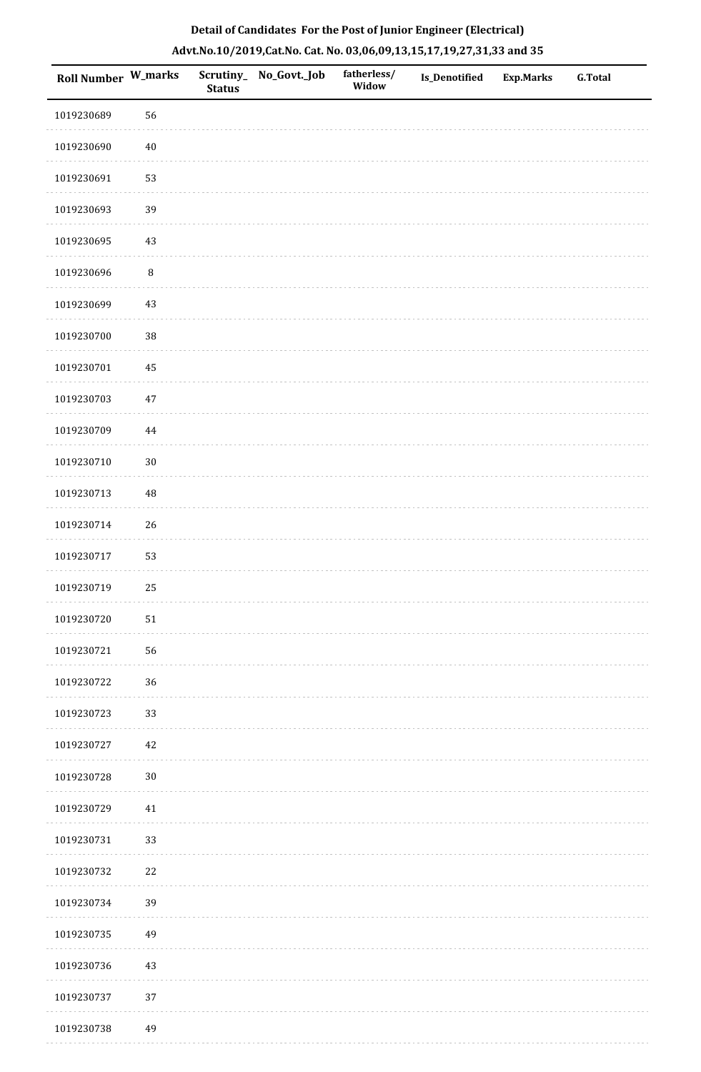**Detail of Candidates For the Post of Junior Engineer (Electrical)**

**Advt.No.10/2019,Cat.No. Cat. No. 03,06,09,13,15,17,19,27,31,33 and 35**

| Roll Number | W_marks | Scrutiny_Status | No_Govt._Job | fatherless/Widow | Is_Denotified | Exp.Marks | G.Total |
|---|---|---|---|---|---|---|---|
| 1019230689 | 56 | | | | | | |
| 1019230690 | 40 | | | | | | |
| 1019230691 | 53 | | | | | | |
| 1019230693 | 39 | | | | | | |
| 1019230695 | 43 | | | | | | |
| 1019230696 | 8 | | | | | | |
| 1019230699 | 43 | | | | | | |
| 1019230700 | 38 | | | | | | |
| 1019230701 | 45 | | | | | | |
| 1019230703 | 47 | | | | | | |
| 1019230709 | 44 | | | | | | |
| 1019230710 | 30 | | | | | | |
| 1019230713 | 48 | | | | | | |
| 1019230714 | 26 | | | | | | |
| 1019230717 | 53 | | | | | | |
| 1019230719 | 25 | | | | | | |
| 1019230720 | 51 | | | | | | |
| 1019230721 | 56 | | | | | | |
| 1019230722 | 36 | | | | | | |
| 1019230723 | 33 | | | | | | |
| 1019230727 | 42 | | | | | | |
| 1019230728 | 30 | | | | | | |
| 1019230729 | 41 | | | | | | |
| 1019230731 | 33 | | | | | | |
| 1019230732 | 22 | | | | | | |
| 1019230734 | 39 | | | | | | |
| 1019230735 | 49 | | | | | | |
| 1019230736 | 43 | | | | | | |
| 1019230737 | 37 | | | | | | |
| 1019230738 | 49 | | | | | | |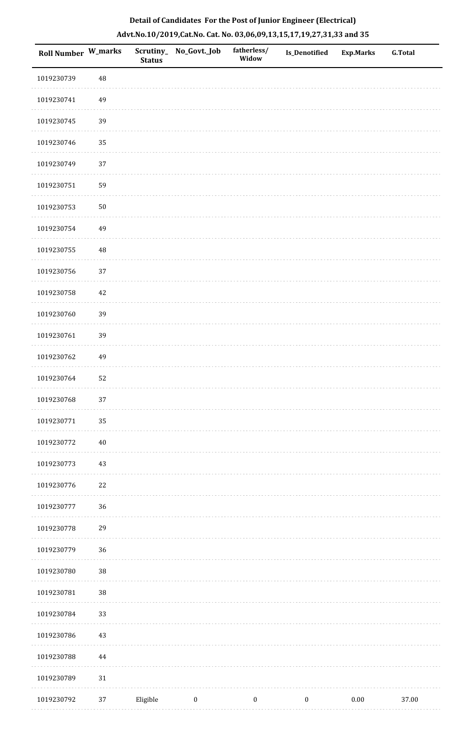**Detail of Candidates For the Post of Junior Engineer (Electrical)**

**Advt.No.10/2019,Cat.No. Cat. No. 03,06,09,13,15,17,19,27,31,33 and 35**

| Roll Number | W_marks | Scrutiny_Status | No_Govt._Job | fatherless/Widow | Is_Denotified | Exp.Marks | G.Total |
|---|---|---|---|---|---|---|---|
| 1019230739 | 48 | | | | | | |
| 1019230741 | 49 | | | | | | |
| 1019230745 | 39 | | | | | | |
| 1019230746 | 35 | | | | | | |
| 1019230749 | 37 | | | | | | |
| 1019230751 | 59 | | | | | | |
| 1019230753 | 50 | | | | | | |
| 1019230754 | 49 | | | | | | |
| 1019230755 | 48 | | | | | | |
| 1019230756 | 37 | | | | | | |
| 1019230758 | 42 | | | | | | |
| 1019230760 | 39 | | | | | | |
| 1019230761 | 39 | | | | | | |
| 1019230762 | 49 | | | | | | |
| 1019230764 | 52 | | | | | | |
| 1019230768 | 37 | | | | | | |
| 1019230771 | 35 | | | | | | |
| 1019230772 | 40 | | | | | | |
| 1019230773 | 43 | | | | | | |
| 1019230776 | 22 | | | | | | |
| 1019230777 | 36 | | | | | | |
| 1019230778 | 29 | | | | | | |
| 1019230779 | 36 | | | | | | |
| 1019230780 | 38 | | | | | | |
| 1019230781 | 38 | | | | | | |
| 1019230784 | 33 | | | | | | |
| 1019230786 | 43 | | | | | | |
| 1019230788 | 44 | | | | | | |
| 1019230789 | 31 | | | | | | |
| 1019230792 | 37 | Eligible | 0 | 0 | 0 | 0.00 | 37.00 |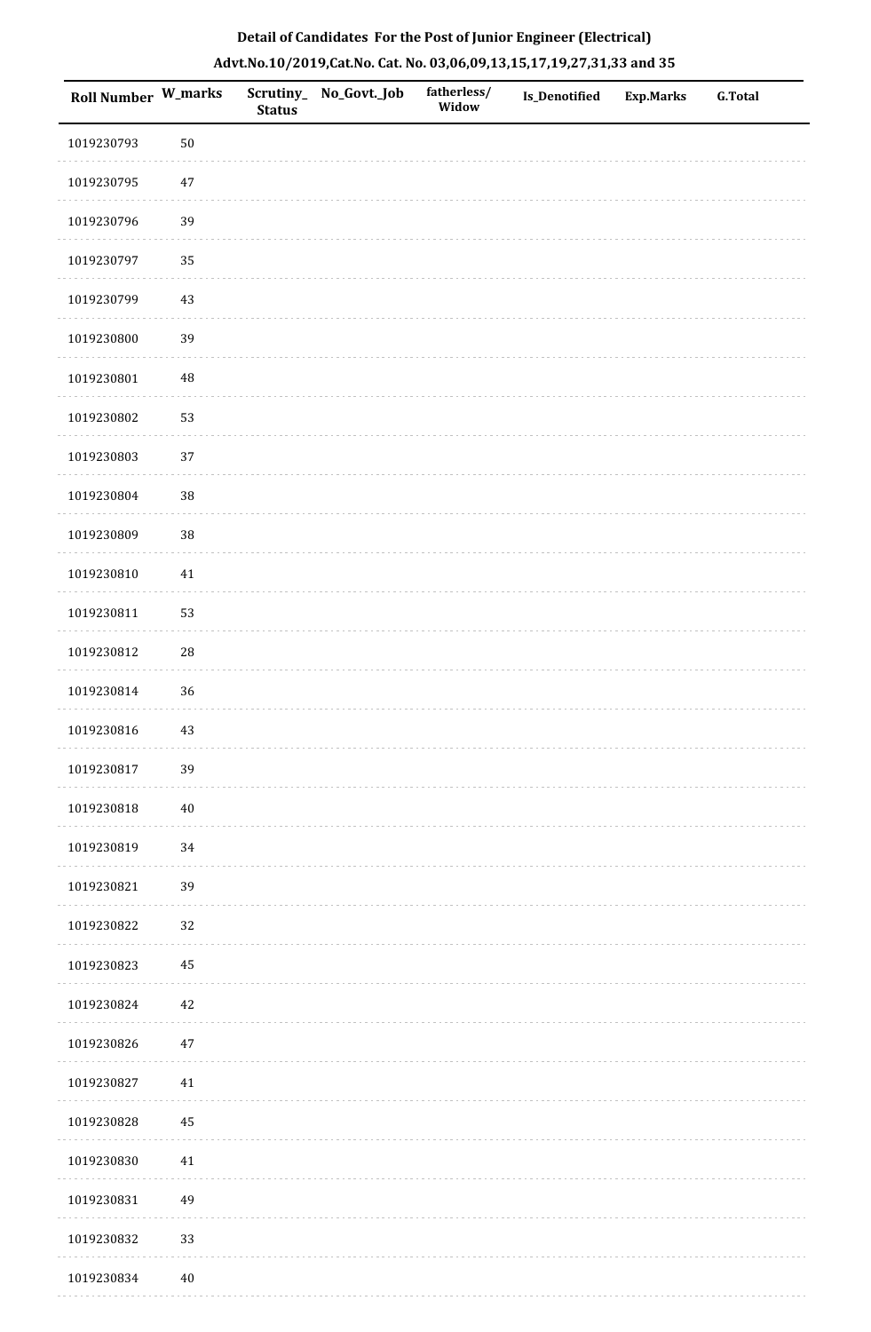**Detail of Candidates For the Post of Junior Engineer (Electrical)**

**Advt.No.10/2019,Cat.No. Cat. No. 03,06,09,13,15,17,19,27,31,33 and 35**

| Roll Number | W_marks | Scrutiny_Status | No_Govt._Job | fatherless/Widow | Is_Denotified | Exp.Marks | G.Total |
|---|---|---|---|---|---|---|---|
| 1019230793 | 50 | | | | | | |
| 1019230795 | 47 | | | | | | |
| 1019230796 | 39 | | | | | | |
| 1019230797 | 35 | | | | | | |
| 1019230799 | 43 | | | | | | |
| 1019230800 | 39 | | | | | | |
| 1019230801 | 48 | | | | | | |
| 1019230802 | 53 | | | | | | |
| 1019230803 | 37 | | | | | | |
| 1019230804 | 38 | | | | | | |
| 1019230809 | 38 | | | | | | |
| 1019230810 | 41 | | | | | | |
| 1019230811 | 53 | | | | | | |
| 1019230812 | 28 | | | | | | |
| 1019230814 | 36 | | | | | | |
| 1019230816 | 43 | | | | | | |
| 1019230817 | 39 | | | | | | |
| 1019230818 | 40 | | | | | | |
| 1019230819 | 34 | | | | | | |
| 1019230821 | 39 | | | | | | |
| 1019230822 | 32 | | | | | | |
| 1019230823 | 45 | | | | | | |
| 1019230824 | 42 | | | | | | |
| 1019230826 | 47 | | | | | | |
| 1019230827 | 41 | | | | | | |
| 1019230828 | 45 | | | | | | |
| 1019230830 | 41 | | | | | | |
| 1019230831 | 49 | | | | | | |
| 1019230832 | 33 | | | | | | |
| 1019230834 | 40 | | | | | | |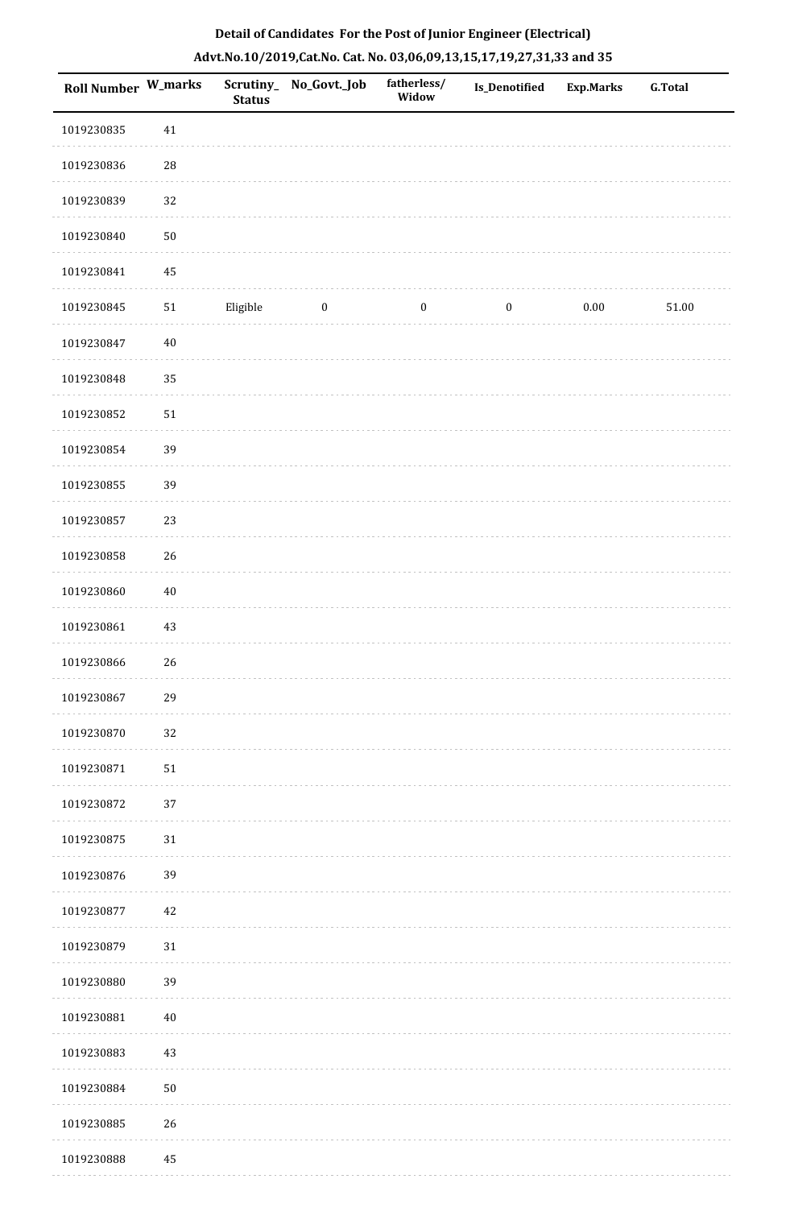**Detail of Candidates For the Post of Junior Engineer (Electrical)**

**Advt.No.10/2019,Cat.No. Cat. No. 03,06,09,13,15,17,19,27,31,33 and 35**

| Roll Number | W_marks | Scrutiny_Status | No_Govt._Job | fatherless/ Widow | Is_Denotified | Exp.Marks | G.Total |
|---|---|---|---|---|---|---|---|
| 1019230835 | 41 | | | | | | |
| 1019230836 | 28 | | | | | | |
| 1019230839 | 32 | | | | | | |
| 1019230840 | 50 | | | | | | |
| 1019230841 | 45 | | | | | | |
| 1019230845 | 51 | Eligible | 0 | 0 | 0 | 0.00 | 51.00 |
| 1019230847 | 40 | | | | | | |
| 1019230848 | 35 | | | | | | |
| 1019230852 | 51 | | | | | | |
| 1019230854 | 39 | | | | | | |
| 1019230855 | 39 | | | | | | |
| 1019230857 | 23 | | | | | | |
| 1019230858 | 26 | | | | | | |
| 1019230860 | 40 | | | | | | |
| 1019230861 | 43 | | | | | | |
| 1019230866 | 26 | | | | | | |
| 1019230867 | 29 | | | | | | |
| 1019230870 | 32 | | | | | | |
| 1019230871 | 51 | | | | | | |
| 1019230872 | 37 | | | | | | |
| 1019230875 | 31 | | | | | | |
| 1019230876 | 39 | | | | | | |
| 1019230877 | 42 | | | | | | |
| 1019230879 | 31 | | | | | | |
| 1019230880 | 39 | | | | | | |
| 1019230881 | 40 | | | | | | |
| 1019230883 | 43 | | | | | | |
| 1019230884 | 50 | | | | | | |
| 1019230885 | 26 | | | | | | |
| 1019230888 | 45 | | | | | | |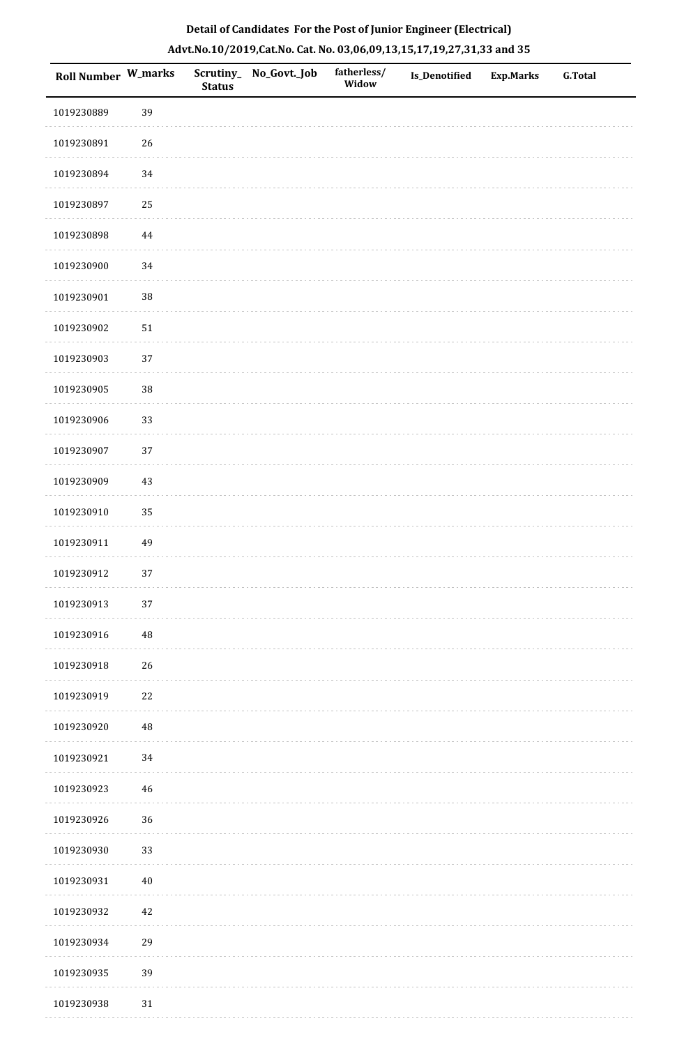## Detail of Candidates For the Post of Junior Engineer (Electrical)

### Advt.No.10/2019,Cat.No. Cat. No. 03,06,09,13,15,17,19,27,31,33 and 35

| Roll Number | W_marks | Scrutiny_Status | No_Govt._Job | fatherless/Widow | Is_Denotified | Exp.Marks | G.Total |
|---|---|---|---|---|---|---|---|
| 1019230889 | 39 | | | | | | |
| 1019230891 | 26 | | | | | | |
| 1019230894 | 34 | | | | | | |
| 1019230897 | 25 | | | | | | |
| 1019230898 | 44 | | | | | | |
| 1019230900 | 34 | | | | | | |
| 1019230901 | 38 | | | | | | |
| 1019230902 | 51 | | | | | | |
| 1019230903 | 37 | | | | | | |
| 1019230905 | 38 | | | | | | |
| 1019230906 | 33 | | | | | | |
| 1019230907 | 37 | | | | | | |
| 1019230909 | 43 | | | | | | |
| 1019230910 | 35 | | | | | | |
| 1019230911 | 49 | | | | | | |
| 1019230912 | 37 | | | | | | |
| 1019230913 | 37 | | | | | | |
| 1019230916 | 48 | | | | | | |
| 1019230918 | 26 | | | | | | |
| 1019230919 | 22 | | | | | | |
| 1019230920 | 48 | | | | | | |
| 1019230921 | 34 | | | | | | |
| 1019230923 | 46 | | | | | | |
| 1019230926 | 36 | | | | | | |
| 1019230930 | 33 | | | | | | |
| 1019230931 | 40 | | | | | | |
| 1019230932 | 42 | | | | | | |
| 1019230934 | 29 | | | | | | |
| 1019230935 | 39 | | | | | | |
| 1019230938 | 31 | | | | | | |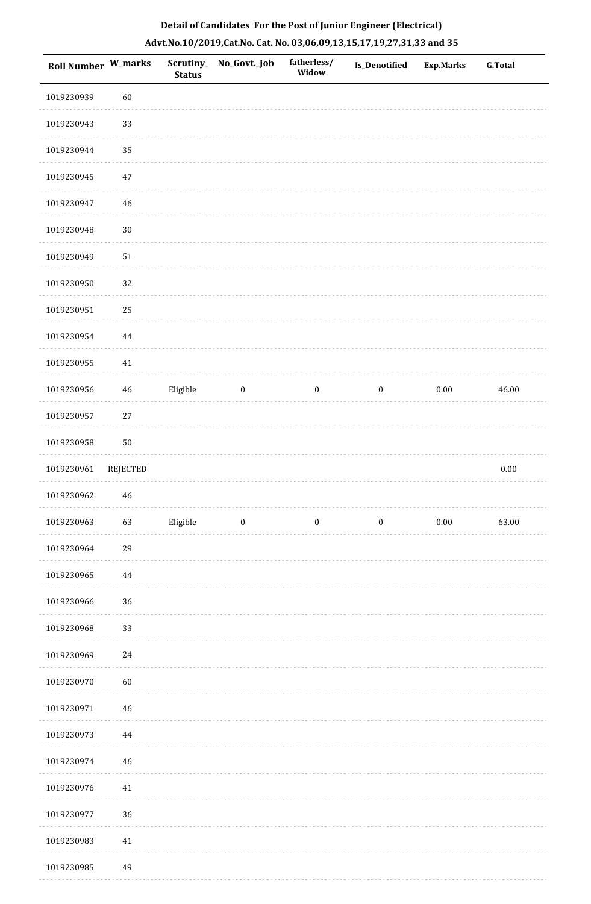**Detail of Candidates For the Post of Junior Engineer (Electrical)**

**Advt.No.10/2019,Cat.No. Cat. No. 03,06,09,13,15,17,19,27,31,33 and 35**

| Roll Number | W_marks | Scrutiny_ Status | No_Govt._Job | fatherless/ Widow | Is_Denotified | Exp.Marks | G.Total |
|---|---|---|---|---|---|---|---|
| 1019230939 | 60 | | | | | | |
| 1019230943 | 33 | | | | | | |
| 1019230944 | 35 | | | | | | |
| 1019230945 | 47 | | | | | | |
| 1019230947 | 46 | | | | | | |
| 1019230948 | 30 | | | | | | |
| 1019230949 | 51 | | | | | | |
| 1019230950 | 32 | | | | | | |
| 1019230951 | 25 | | | | | | |
| 1019230954 | 44 | | | | | | |
| 1019230955 | 41 | | | | | | |
| 1019230956 | 46 | Eligible | 0 | 0 | 0 | 0.00 | 46.00 |
| 1019230957 | 27 | | | | | | |
| 1019230958 | 50 | | | | | | |
| 1019230961 | REJECTED | | | | | | 0.00 |
| 1019230962 | 46 | | | | | | |
| 1019230963 | 63 | Eligible | 0 | 0 | 0 | 0.00 | 63.00 |
| 1019230964 | 29 | | | | | | |
| 1019230965 | 44 | | | | | | |
| 1019230966 | 36 | | | | | | |
| 1019230968 | 33 | | | | | | |
| 1019230969 | 24 | | | | | | |
| 1019230970 | 60 | | | | | | |
| 1019230971 | 46 | | | | | | |
| 1019230973 | 44 | | | | | | |
| 1019230974 | 46 | | | | | | |
| 1019230976 | 41 | | | | | | |
| 1019230977 | 36 | | | | | | |
| 1019230983 | 41 | | | | | | |
| 1019230985 | 49 | | | | | | |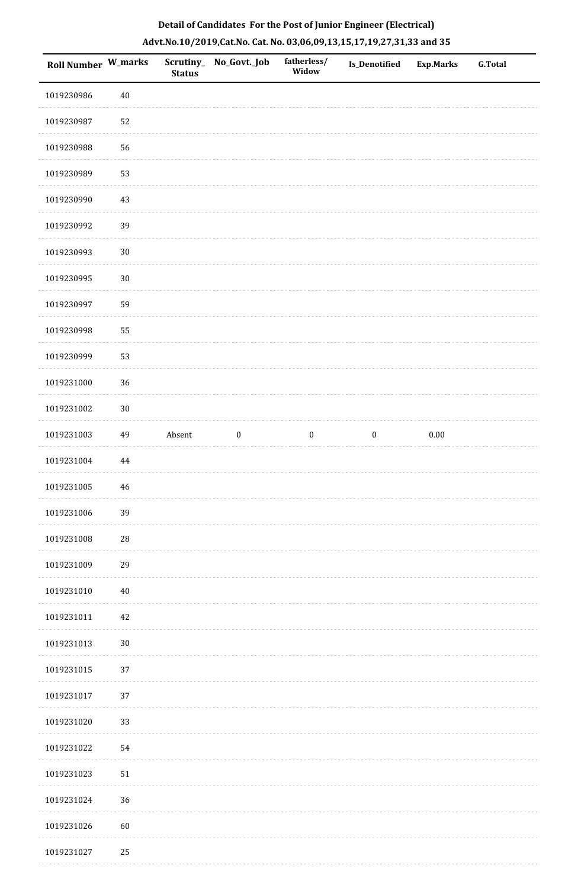# Detail of Candidates For the Post of Junior Engineer (Electrical)

## Advt.No.10/2019,Cat.No. Cat. No. 03,06,09,13,15,17,19,27,31,33 and 35

| Roll Number | W_marks | Scrutiny_Status | No_Govt._Job | fatherless/Widow | Is_Denotified | Exp.Marks | G.Total |
|---|---|---|---|---|---|---|---|
| 1019230986 | 40 | | | | | | |
| 1019230987 | 52 | | | | | | |
| 1019230988 | 56 | | | | | | |
| 1019230989 | 53 | | | | | | |
| 1019230990 | 43 | | | | | | |
| 1019230992 | 39 | | | | | | |
| 1019230993 | 30 | | | | | | |
| 1019230995 | 30 | | | | | | |
| 1019230997 | 59 | | | | | | |
| 1019230998 | 55 | | | | | | |
| 1019230999 | 53 | | | | | | |
| 1019231000 | 36 | | | | | | |
| 1019231002 | 30 | | | | | | |
| 1019231003 | 49 | Absent | 0 | 0 | 0 | 0.00 | |
| 1019231004 | 44 | | | | | | |
| 1019231005 | 46 | | | | | | |
| 1019231006 | 39 | | | | | | |
| 1019231008 | 28 | | | | | | |
| 1019231009 | 29 | | | | | | |
| 1019231010 | 40 | | | | | | |
| 1019231011 | 42 | | | | | | |
| 1019231013 | 30 | | | | | | |
| 1019231015 | 37 | | | | | | |
| 1019231017 | 37 | | | | | | |
| 1019231020 | 33 | | | | | | |
| 1019231022 | 54 | | | | | | |
| 1019231023 | 51 | | | | | | |
| 1019231024 | 36 | | | | | | |
| 1019231026 | 60 | | | | | | |
| 1019231027 | 25 | | | | | | |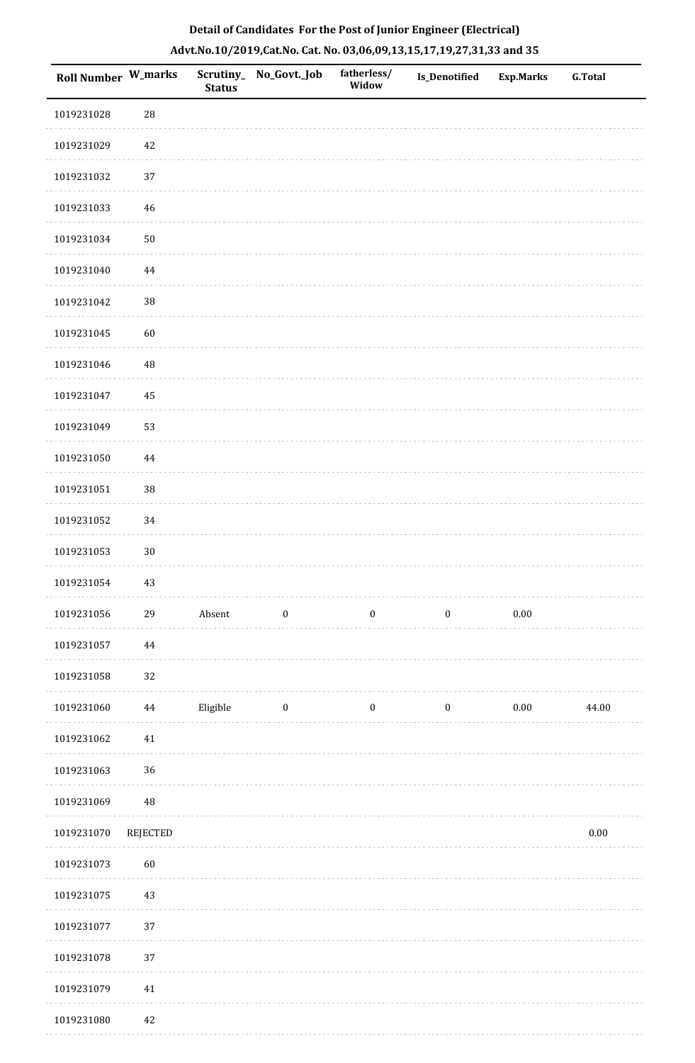**Detail of Candidates For the Post of Junior Engineer (Electrical)**

**Advt.No.10/2019,Cat.No. Cat. No. 03,06,09,13,15,17,19,27,31,33 and 35**

| Roll Number | W_marks | Scrutiny_ Status | No_Govt._Job | fatherless/ Widow | Is_Denotified | Exp.Marks | G.Total |
|---|---|---|---|---|---|---|---|
| 1019231028 | 28 | | | | | | |
| 1019231029 | 42 | | | | | | |
| 1019231032 | 37 | | | | | | |
| 1019231033 | 46 | | | | | | |
| 1019231034 | 50 | | | | | | |
| 1019231040 | 44 | | | | | | |
| 1019231042 | 38 | | | | | | |
| 1019231045 | 60 | | | | | | |
| 1019231046 | 48 | | | | | | |
| 1019231047 | 45 | | | | | | |
| 1019231049 | 53 | | | | | | |
| 1019231050 | 44 | | | | | | |
| 1019231051 | 38 | | | | | | |
| 1019231052 | 34 | | | | | | |
| 1019231053 | 30 | | | | | | |
| 1019231054 | 43 | | | | | | |
| 1019231056 | 29 | Absent | 0 | 0 | 0 | 0.00 | |
| 1019231057 | 44 | | | | | | |
| 1019231058 | 32 | | | | | | |
| 1019231060 | 44 | Eligible | 0 | 0 | 0 | 0.00 | 44.00 |
| 1019231062 | 41 | | | | | | |
| 1019231063 | 36 | | | | | | |
| 1019231069 | 48 | | | | | | |
| 1019231070 | REJECTED | | | | | | 0.00 |
| 1019231073 | 60 | | | | | | |
| 1019231075 | 43 | | | | | | |
| 1019231077 | 37 | | | | | | |
| 1019231078 | 37 | | | | | | |
| 1019231079 | 41 | | | | | | |
| 1019231080 | 42 | | | | | | |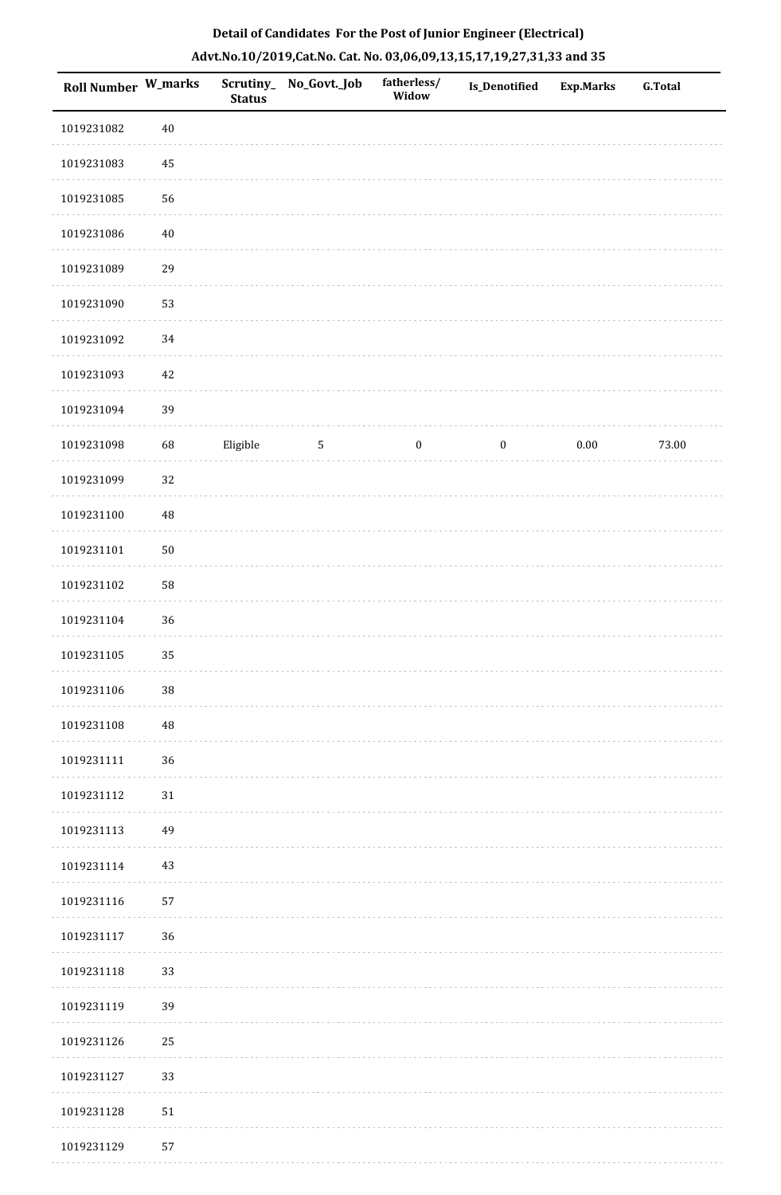**Detail of Candidates For the Post of Junior Engineer (Electrical)**

**Advt.No.10/2019,Cat.No. Cat. No. 03,06,09,13,15,17,19,27,31,33 and 35**

| Roll Number | W_marks | Scrutiny_Status | No_Govt._Job | fatherless/Widow | Is_Denotified | Exp.Marks | G.Total |
|---|---|---|---|---|---|---|---|
| 1019231082 | 40 | | | | | | |
| 1019231083 | 45 | | | | | | |
| 1019231085 | 56 | | | | | | |
| 1019231086 | 40 | | | | | | |
| 1019231089 | 29 | | | | | | |
| 1019231090 | 53 | | | | | | |
| 1019231092 | 34 | | | | | | |
| 1019231093 | 42 | | | | | | |
| 1019231094 | 39 | | | | | | |
| 1019231098 | 68 | Eligible | 5 | 0 | 0 | 0.00 | 73.00 |
| 1019231099 | 32 | | | | | | |
| 1019231100 | 48 | | | | | | |
| 1019231101 | 50 | | | | | | |
| 1019231102 | 58 | | | | | | |
| 1019231104 | 36 | | | | | | |
| 1019231105 | 35 | | | | | | |
| 1019231106 | 38 | | | | | | |
| 1019231108 | 48 | | | | | | |
| 1019231111 | 36 | | | | | | |
| 1019231112 | 31 | | | | | | |
| 1019231113 | 49 | | | | | | |
| 1019231114 | 43 | | | | | | |
| 1019231116 | 57 | | | | | | |
| 1019231117 | 36 | | | | | | |
| 1019231118 | 33 | | | | | | |
| 1019231119 | 39 | | | | | | |
| 1019231126 | 25 | | | | | | |
| 1019231127 | 33 | | | | | | |
| 1019231128 | 51 | | | | | | |
| 1019231129 | 57 | | | | | | |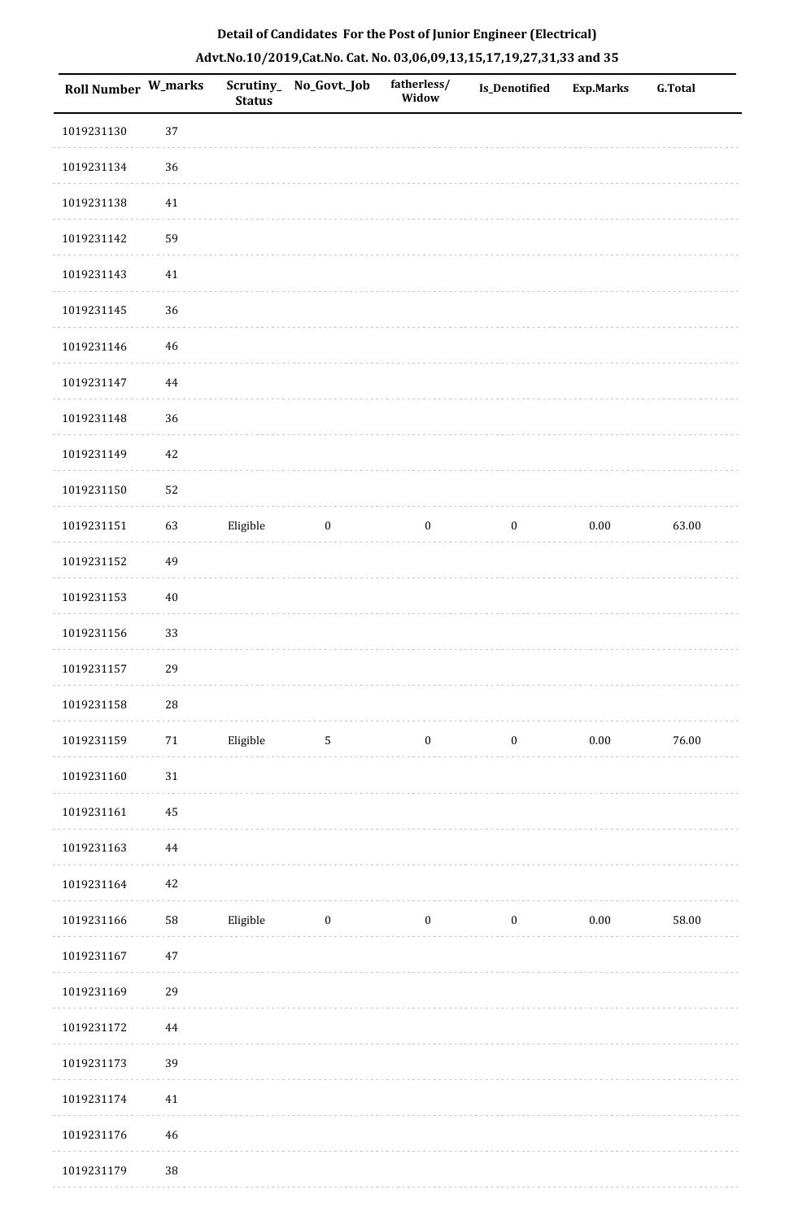**Detail of Candidates For the Post of Junior Engineer (Electrical)**

**Advt.No.10/2019,Cat.No. Cat. No. 03,06,09,13,15,17,19,27,31,33 and 35**

| Roll Number | W_marks | Scrutiny_Status | No_Govt._Job | fatherless/Widow | Is_Denotified | Exp.Marks | G.Total |
|---|---|---|---|---|---|---|---|
| 1019231130 | 37 | | | | | | |
| 1019231134 | 36 | | | | | | |
| 1019231138 | 41 | | | | | | |
| 1019231142 | 59 | | | | | | |
| 1019231143 | 41 | | | | | | |
| 1019231145 | 36 | | | | | | |
| 1019231146 | 46 | | | | | | |
| 1019231147 | 44 | | | | | | |
| 1019231148 | 36 | | | | | | |
| 1019231149 | 42 | | | | | | |
| 1019231150 | 52 | | | | | | |
| 1019231151 | 63 | Eligible | 0 | 0 | 0 | 0.00 | 63.00 |
| 1019231152 | 49 | | | | | | |
| 1019231153 | 40 | | | | | | |
| 1019231156 | 33 | | | | | | |
| 1019231157 | 29 | | | | | | |
| 1019231158 | 28 | | | | | | |
| 1019231159 | 71 | Eligible | 5 | 0 | 0 | 0.00 | 76.00 |
| 1019231160 | 31 | | | | | | |
| 1019231161 | 45 | | | | | | |
| 1019231163 | 44 | | | | | | |
| 1019231164 | 42 | | | | | | |
| 1019231166 | 58 | Eligible | 0 | 0 | 0 | 0.00 | 58.00 |
| 1019231167 | 47 | | | | | | |
| 1019231169 | 29 | | | | | | |
| 1019231172 | 44 | | | | | | |
| 1019231173 | 39 | | | | | | |
| 1019231174 | 41 | | | | | | |
| 1019231176 | 46 | | | | | | |
| 1019231179 | 38 | | | | | | |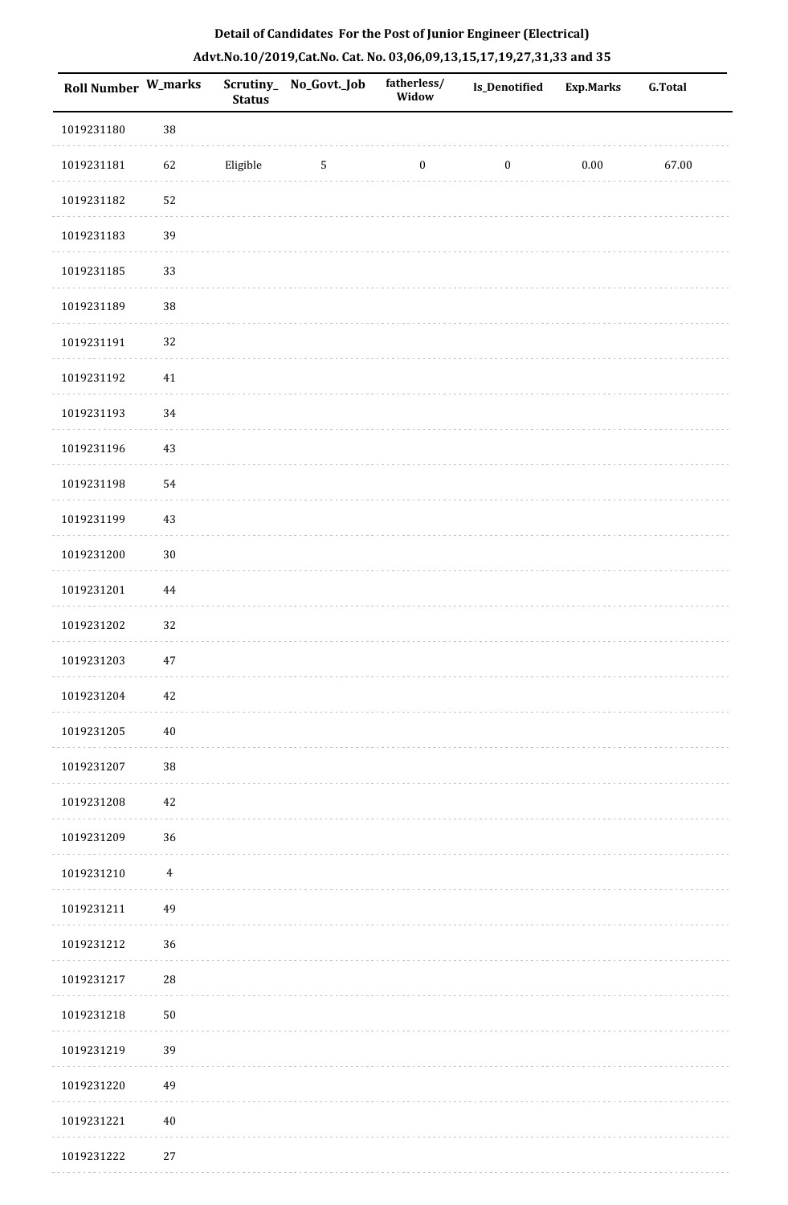**Detail of Candidates For the Post of Junior Engineer (Electrical)**

**Advt.No.10/2019,Cat.No. Cat. No. 03,06,09,13,15,17,19,27,31,33 and 35**

| Roll Number | W_marks | Scrutiny_Status | No_Govt._Job | fatherless/Widow | Is_Denotified | Exp.Marks | G.Total |
|---|---|---|---|---|---|---|---|
| 1019231180 | 38 | | | | | | |
| 1019231181 | 62 | Eligible | 5 | 0 | 0 | 0.00 | 67.00 |
| 1019231182 | 52 | | | | | | |
| 1019231183 | 39 | | | | | | |
| 1019231185 | 33 | | | | | | |
| 1019231189 | 38 | | | | | | |
| 1019231191 | 32 | | | | | | |
| 1019231192 | 41 | | | | | | |
| 1019231193 | 34 | | | | | | |
| 1019231196 | 43 | | | | | | |
| 1019231198 | 54 | | | | | | |
| 1019231199 | 43 | | | | | | |
| 1019231200 | 30 | | | | | | |
| 1019231201 | 44 | | | | | | |
| 1019231202 | 32 | | | | | | |
| 1019231203 | 47 | | | | | | |
| 1019231204 | 42 | | | | | | |
| 1019231205 | 40 | | | | | | |
| 1019231207 | 38 | | | | | | |
| 1019231208 | 42 | | | | | | |
| 1019231209 | 36 | | | | | | |
| 1019231210 | 4 | | | | | | |
| 1019231211 | 49 | | | | | | |
| 1019231212 | 36 | | | | | | |
| 1019231217 | 28 | | | | | | |
| 1019231218 | 50 | | | | | | |
| 1019231219 | 39 | | | | | | |
| 1019231220 | 49 | | | | | | |
| 1019231221 | 40 | | | | | | |
| 1019231222 | 27 | | | | | | |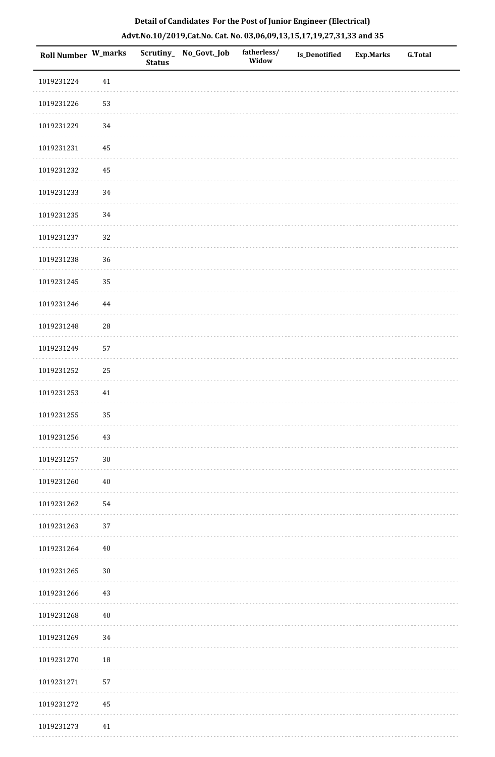**Detail of Candidates For the Post of Junior Engineer (Electrical)**

**Advt.No.10/2019,Cat.No. Cat. No. 03,06,09,13,15,17,19,27,31,33 and 35**

| Roll Number | W_marks | Scrutiny_Status | No_Govt._Job | fatherless/Widow | Is_Denotified | Exp.Marks | G.Total |
|---|---|---|---|---|---|---|---|
| 1019231224 | 41 | | | | | | |
| 1019231226 | 53 | | | | | | |
| 1019231229 | 34 | | | | | | |
| 1019231231 | 45 | | | | | | |
| 1019231232 | 45 | | | | | | |
| 1019231233 | 34 | | | | | | |
| 1019231235 | 34 | | | | | | |
| 1019231237 | 32 | | | | | | |
| 1019231238 | 36 | | | | | | |
| 1019231245 | 35 | | | | | | |
| 1019231246 | 44 | | | | | | |
| 1019231248 | 28 | | | | | | |
| 1019231249 | 57 | | | | | | |
| 1019231252 | 25 | | | | | | |
| 1019231253 | 41 | | | | | | |
| 1019231255 | 35 | | | | | | |
| 1019231256 | 43 | | | | | | |
| 1019231257 | 30 | | | | | | |
| 1019231260 | 40 | | | | | | |
| 1019231262 | 54 | | | | | | |
| 1019231263 | 37 | | | | | | |
| 1019231264 | 40 | | | | | | |
| 1019231265 | 30 | | | | | | |
| 1019231266 | 43 | | | | | | |
| 1019231268 | 40 | | | | | | |
| 1019231269 | 34 | | | | | | |
| 1019231270 | 18 | | | | | | |
| 1019231271 | 57 | | | | | | |
| 1019231272 | 45 | | | | | | |
| 1019231273 | 41 | | | | | | |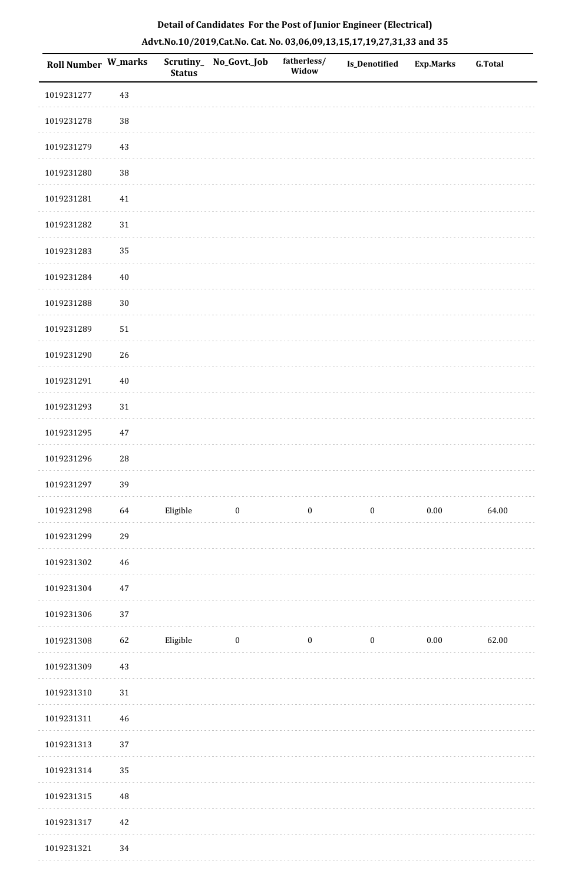**Detail of Candidates For the Post of Junior Engineer (Electrical)**

**Advt.No.10/2019,Cat.No. Cat. No. 03,06,09,13,15,17,19,27,31,33 and 35**

| Roll Number | W_marks | Scrutiny_Status | No_Govt._Job | fatherless/Widow | Is_Denotified | Exp.Marks | G.Total |
|---|---|---|---|---|---|---|---|
| 1019231277 | 43 | | | | | | |
| 1019231278 | 38 | | | | | | |
| 1019231279 | 43 | | | | | | |
| 1019231280 | 38 | | | | | | |
| 1019231281 | 41 | | | | | | |
| 1019231282 | 31 | | | | | | |
| 1019231283 | 35 | | | | | | |
| 1019231284 | 40 | | | | | | |
| 1019231288 | 30 | | | | | | |
| 1019231289 | 51 | | | | | | |
| 1019231290 | 26 | | | | | | |
| 1019231291 | 40 | | | | | | |
| 1019231293 | 31 | | | | | | |
| 1019231295 | 47 | | | | | | |
| 1019231296 | 28 | | | | | | |
| 1019231297 | 39 | | | | | | |
| 1019231298 | 64 | Eligible | 0 | 0 | 0 | 0.00 | 64.00 |
| 1019231299 | 29 | | | | | | |
| 1019231302 | 46 | | | | | | |
| 1019231304 | 47 | | | | | | |
| 1019231306 | 37 | | | | | | |
| 1019231308 | 62 | Eligible | 0 | 0 | 0 | 0.00 | 62.00 |
| 1019231309 | 43 | | | | | | |
| 1019231310 | 31 | | | | | | |
| 1019231311 | 46 | | | | | | |
| 1019231313 | 37 | | | | | | |
| 1019231314 | 35 | | | | | | |
| 1019231315 | 48 | | | | | | |
| 1019231317 | 42 | | | | | | |
| 1019231321 | 34 | | | | | | |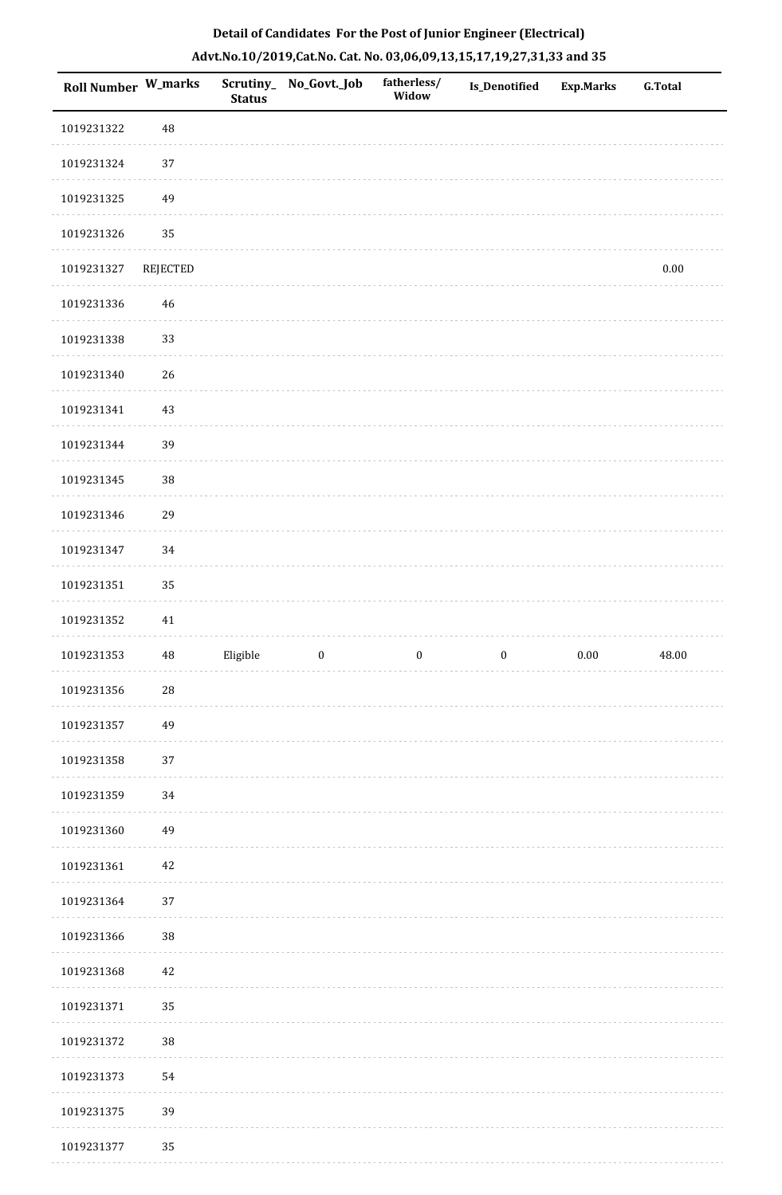**Detail of Candidates For the Post of Junior Engineer (Electrical)**

**Advt.No.10/2019,Cat.No. Cat. No. 03,06,09,13,15,17,19,27,31,33 and 35**

| Roll Number | W_marks | Scrutiny_Status | No_Govt._Job | fatherless/Widow | Is_Denotified | Exp.Marks | G.Total |
|---|---|---|---|---|---|---|---|
| 1019231322 | 48 | | | | | | |
| 1019231324 | 37 | | | | | | |
| 1019231325 | 49 | | | | | | |
| 1019231326 | 35 | | | | | | |
| 1019231327 | REJECTED | | | | | | 0.00 |
| 1019231336 | 46 | | | | | | |
| 1019231338 | 33 | | | | | | |
| 1019231340 | 26 | | | | | | |
| 1019231341 | 43 | | | | | | |
| 1019231344 | 39 | | | | | | |
| 1019231345 | 38 | | | | | | |
| 1019231346 | 29 | | | | | | |
| 1019231347 | 34 | | | | | | |
| 1019231351 | 35 | | | | | | |
| 1019231352 | 41 | | | | | | |
| 1019231353 | 48 | Eligible | 0 | 0 | 0 | 0.00 | 48.00 |
| 1019231356 | 28 | | | | | | |
| 1019231357 | 49 | | | | | | |
| 1019231358 | 37 | | | | | | |
| 1019231359 | 34 | | | | | | |
| 1019231360 | 49 | | | | | | |
| 1019231361 | 42 | | | | | | |
| 1019231364 | 37 | | | | | | |
| 1019231366 | 38 | | | | | | |
| 1019231368 | 42 | | | | | | |
| 1019231371 | 35 | | | | | | |
| 1019231372 | 38 | | | | | | |
| 1019231373 | 54 | | | | | | |
| 1019231375 | 39 | | | | | | |
| 1019231377 | 35 | | | | | | |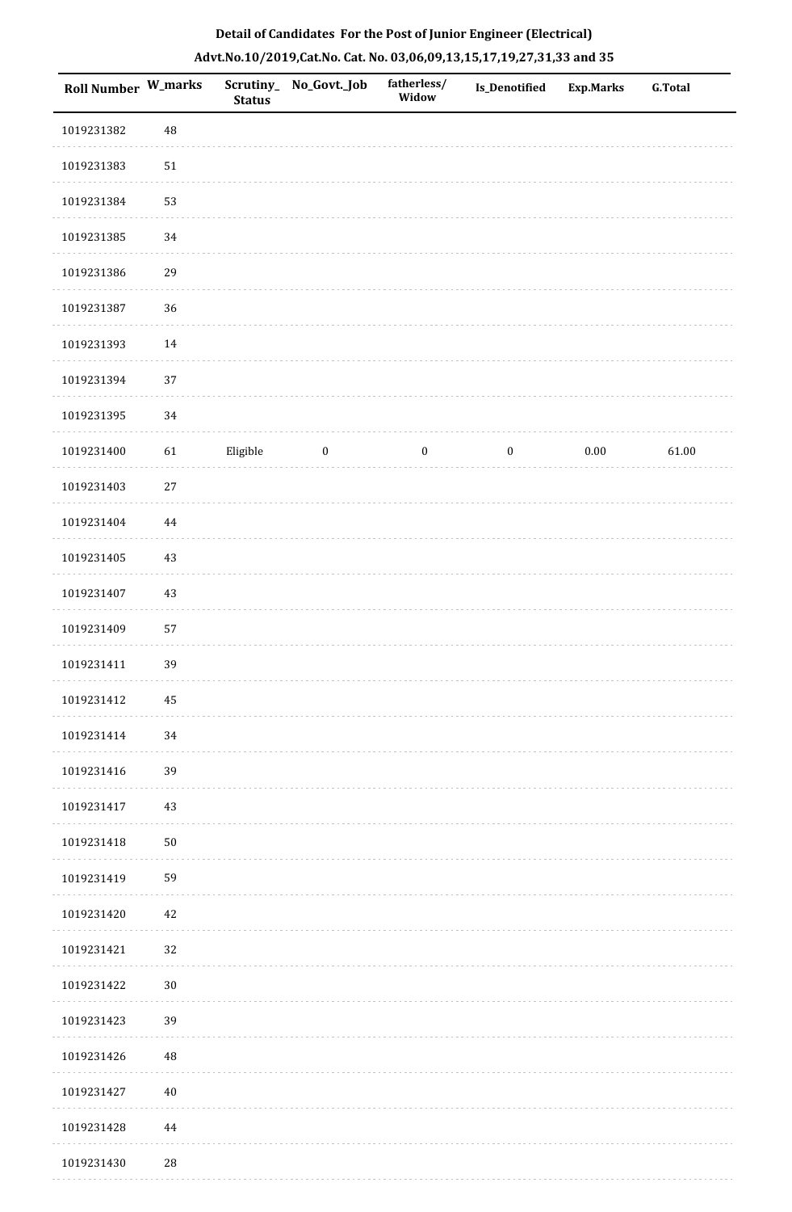**Detail of Candidates For the Post of Junior Engineer (Electrical)**

**Advt.No.10/2019,Cat.No. Cat. No. 03,06,09,13,15,17,19,27,31,33 and 35**

| Roll Number | W_marks | Scrutiny_Status | No_Govt._Job | fatherless/Widow | Is_Denotified | Exp.Marks | G.Total |
|---|---|---|---|---|---|---|---|
| 1019231382 | 48 | | | | | | |
| 1019231383 | 51 | | | | | | |
| 1019231384 | 53 | | | | | | |
| 1019231385 | 34 | | | | | | |
| 1019231386 | 29 | | | | | | |
| 1019231387 | 36 | | | | | | |
| 1019231393 | 14 | | | | | | |
| 1019231394 | 37 | | | | | | |
| 1019231395 | 34 | | | | | | |
| 1019231400 | 61 | Eligible | 0 | 0 | 0 | 0.00 | 61.00 |
| 1019231403 | 27 | | | | | | |
| 1019231404 | 44 | | | | | | |
| 1019231405 | 43 | | | | | | |
| 1019231407 | 43 | | | | | | |
| 1019231409 | 57 | | | | | | |
| 1019231411 | 39 | | | | | | |
| 1019231412 | 45 | | | | | | |
| 1019231414 | 34 | | | | | | |
| 1019231416 | 39 | | | | | | |
| 1019231417 | 43 | | | | | | |
| 1019231418 | 50 | | | | | | |
| 1019231419 | 59 | | | | | | |
| 1019231420 | 42 | | | | | | |
| 1019231421 | 32 | | | | | | |
| 1019231422 | 30 | | | | | | |
| 1019231423 | 39 | | | | | | |
| 1019231426 | 48 | | | | | | |
| 1019231427 | 40 | | | | | | |
| 1019231428 | 44 | | | | | | |
| 1019231430 | 28 | | | | | | |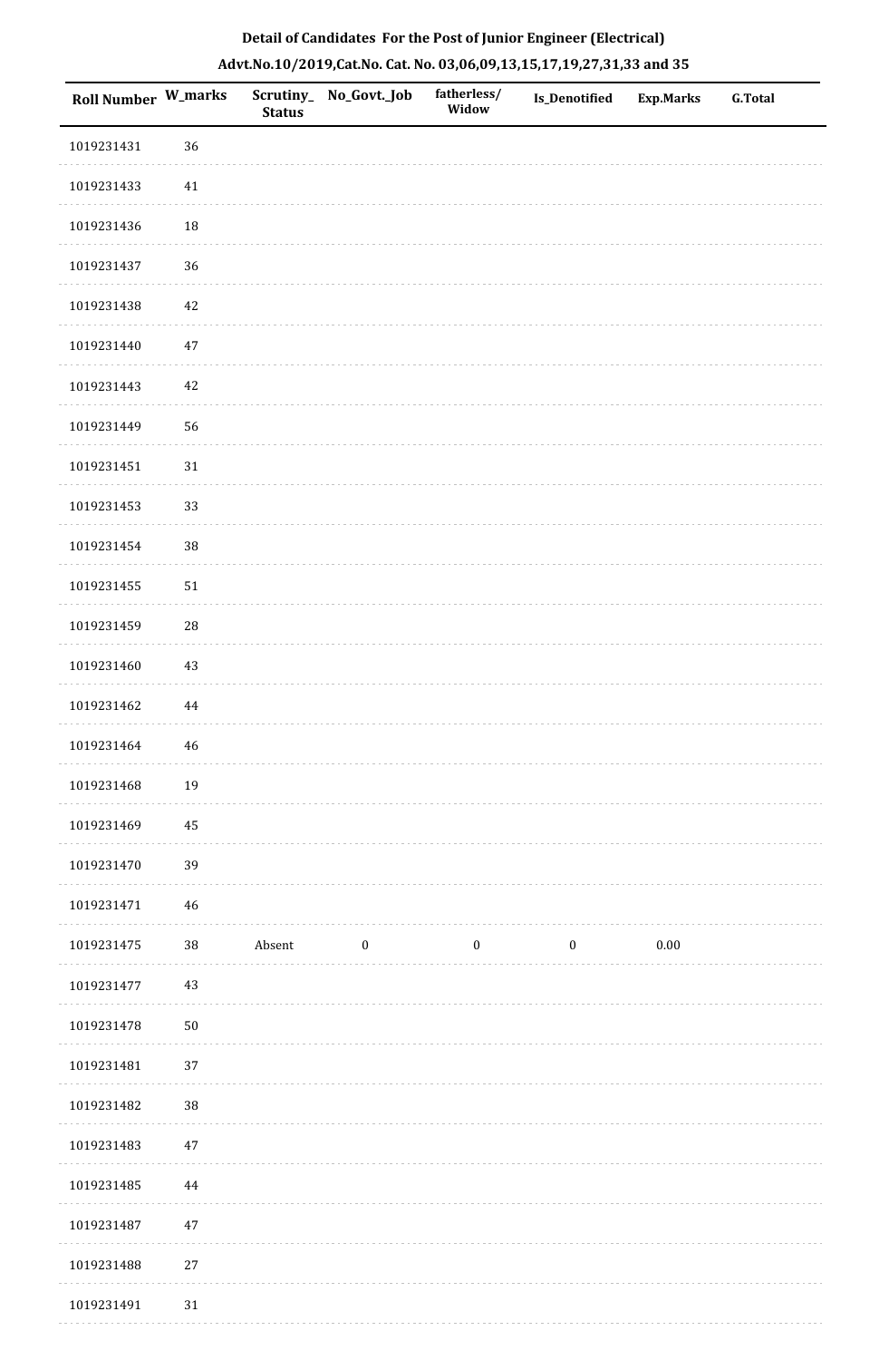**Detail of Candidates For the Post of Junior Engineer (Electrical)**

**Advt.No.10/2019,Cat.No. Cat. No. 03,06,09,13,15,17,19,27,31,33 and 35**

| Roll Number | W_marks | Scrutiny_ Status | No_Govt._Job | fatherless/ Widow | Is_Denotified | Exp.Marks | G.Total |
|---|---|---|---|---|---|---|---|
| 1019231431 | 36 | | | | | | |
| 1019231433 | 41 | | | | | | |
| 1019231436 | 18 | | | | | | |
| 1019231437 | 36 | | | | | | |
| 1019231438 | 42 | | | | | | |
| 1019231440 | 47 | | | | | | |
| 1019231443 | 42 | | | | | | |
| 1019231449 | 56 | | | | | | |
| 1019231451 | 31 | | | | | | |
| 1019231453 | 33 | | | | | | |
| 1019231454 | 38 | | | | | | |
| 1019231455 | 51 | | | | | | |
| 1019231459 | 28 | | | | | | |
| 1019231460 | 43 | | | | | | |
| 1019231462 | 44 | | | | | | |
| 1019231464 | 46 | | | | | | |
| 1019231468 | 19 | | | | | | |
| 1019231469 | 45 | | | | | | |
| 1019231470 | 39 | | | | | | |
| 1019231471 | 46 | | | | | | |
| 1019231475 | 38 | Absent | 0 | 0 | 0 | 0.00 | |
| 1019231477 | 43 | | | | | | |
| 1019231478 | 50 | | | | | | |
| 1019231481 | 37 | | | | | | |
| 1019231482 | 38 | | | | | | |
| 1019231483 | 47 | | | | | | |
| 1019231485 | 44 | | | | | | |
| 1019231487 | 47 | | | | | | |
| 1019231488 | 27 | | | | | | |
| 1019231491 | 31 | | | | | | |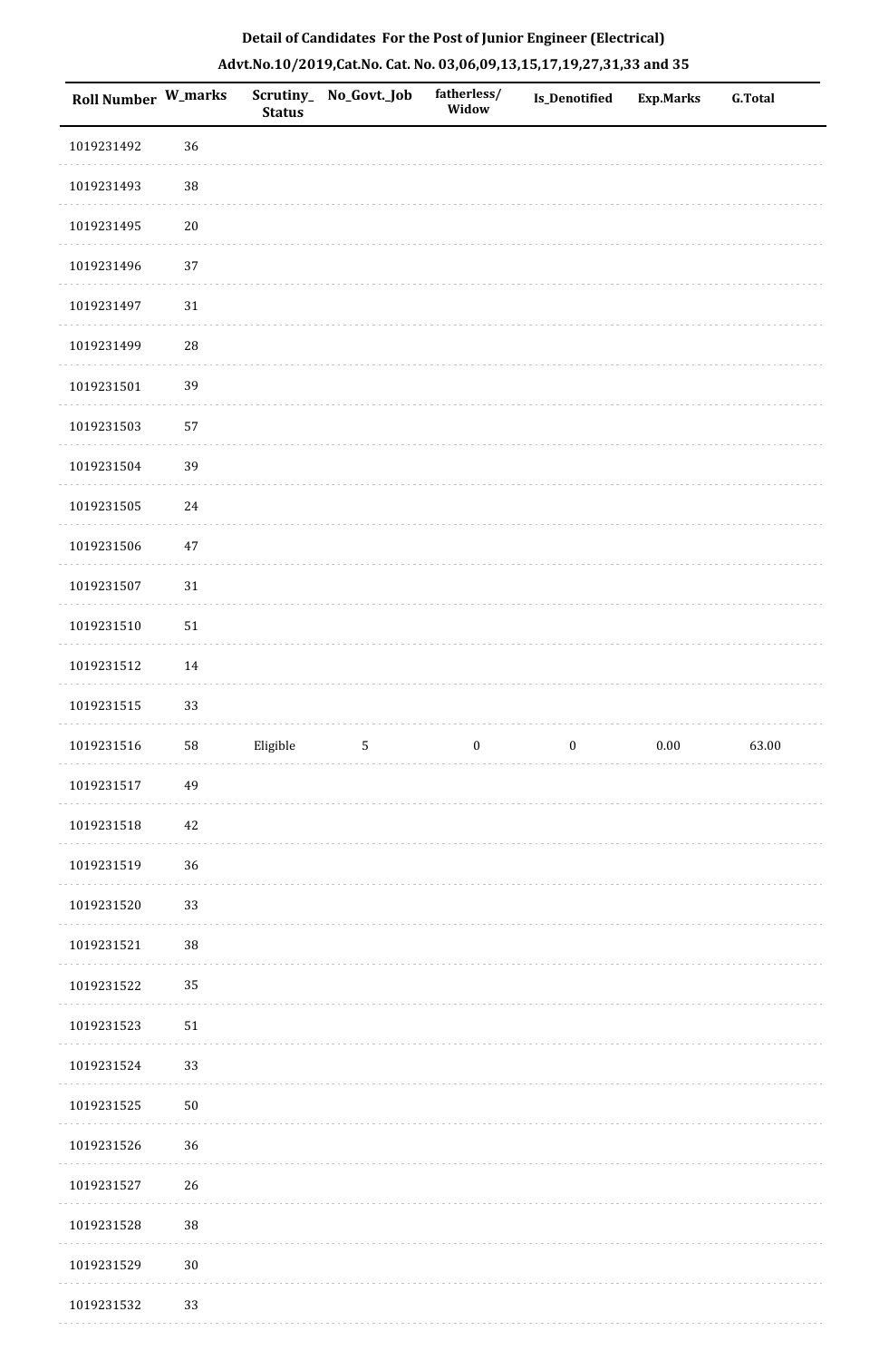## Detail of Candidates For the Post of Junior Engineer (Electrical)

## Advt.No.10/2019,Cat.No. Cat. No. 03,06,09,13,15,17,19,27,31,33 and 35

| Roll Number | W_marks | Scrutiny_Status | No_Govt._Job | fatherless/Widow | Is_Denotified | Exp.Marks | G.Total |
|---|---|---|---|---|---|---|---|
| 1019231492 | 36 | | | | | | |
| 1019231493 | 38 | | | | | | |
| 1019231495 | 20 | | | | | | |
| 1019231496 | 37 | | | | | | |
| 1019231497 | 31 | | | | | | |
| 1019231499 | 28 | | | | | | |
| 1019231501 | 39 | | | | | | |
| 1019231503 | 57 | | | | | | |
| 1019231504 | 39 | | | | | | |
| 1019231505 | 24 | | | | | | |
| 1019231506 | 47 | | | | | | |
| 1019231507 | 31 | | | | | | |
| 1019231510 | 51 | | | | | | |
| 1019231512 | 14 | | | | | | |
| 1019231515 | 33 | | | | | | |
| 1019231516 | 58 | Eligible | 5 | 0 | 0 | 0.00 | 63.00 |
| 1019231517 | 49 | | | | | | |
| 1019231518 | 42 | | | | | | |
| 1019231519 | 36 | | | | | | |
| 1019231520 | 33 | | | | | | |
| 1019231521 | 38 | | | | | | |
| 1019231522 | 35 | | | | | | |
| 1019231523 | 51 | | | | | | |
| 1019231524 | 33 | | | | | | |
| 1019231525 | 50 | | | | | | |
| 1019231526 | 36 | | | | | | |
| 1019231527 | 26 | | | | | | |
| 1019231528 | 38 | | | | | | |
| 1019231529 | 30 | | | | | | |
| 1019231532 | 33 | | | | | | |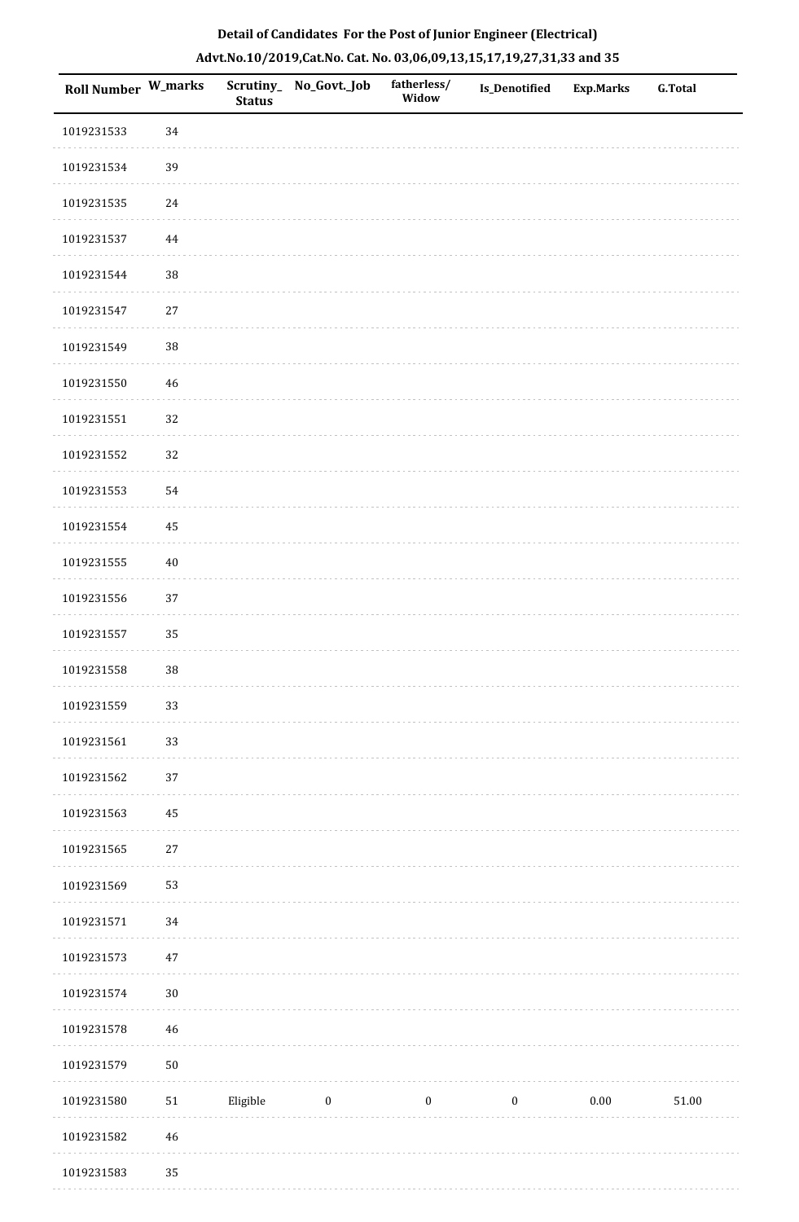**Detail of Candidates For the Post of Junior Engineer (Electrical)**

**Advt.No.10/2019,Cat.No. Cat. No. 03,06,09,13,15,17,19,27,31,33 and 35**

| Roll Number | W_marks | Scrutiny_Status | No_Govt._Job | fatherless/ Widow | Is_Denotified | Exp.Marks | G.Total |
|---|---|---|---|---|---|---|---|
| 1019231533 | 34 | | | | | | |
| 1019231534 | 39 | | | | | | |
| 1019231535 | 24 | | | | | | |
| 1019231537 | 44 | | | | | | |
| 1019231544 | 38 | | | | | | |
| 1019231547 | 27 | | | | | | |
| 1019231549 | 38 | | | | | | |
| 1019231550 | 46 | | | | | | |
| 1019231551 | 32 | | | | | | |
| 1019231552 | 32 | | | | | | |
| 1019231553 | 54 | | | | | | |
| 1019231554 | 45 | | | | | | |
| 1019231555 | 40 | | | | | | |
| 1019231556 | 37 | | | | | | |
| 1019231557 | 35 | | | | | | |
| 1019231558 | 38 | | | | | | |
| 1019231559 | 33 | | | | | | |
| 1019231561 | 33 | | | | | | |
| 1019231562 | 37 | | | | | | |
| 1019231563 | 45 | | | | | | |
| 1019231565 | 27 | | | | | | |
| 1019231569 | 53 | | | | | | |
| 1019231571 | 34 | | | | | | |
| 1019231573 | 47 | | | | | | |
| 1019231574 | 30 | | | | | | |
| 1019231578 | 46 | | | | | | |
| 1019231579 | 50 | | | | | | |
| 1019231580 | 51 | Eligible | 0 | 0 | 0 | 0.00 | 51.00 |
| 1019231582 | 46 | | | | | | |
| 1019231583 | 35 | | | | | | |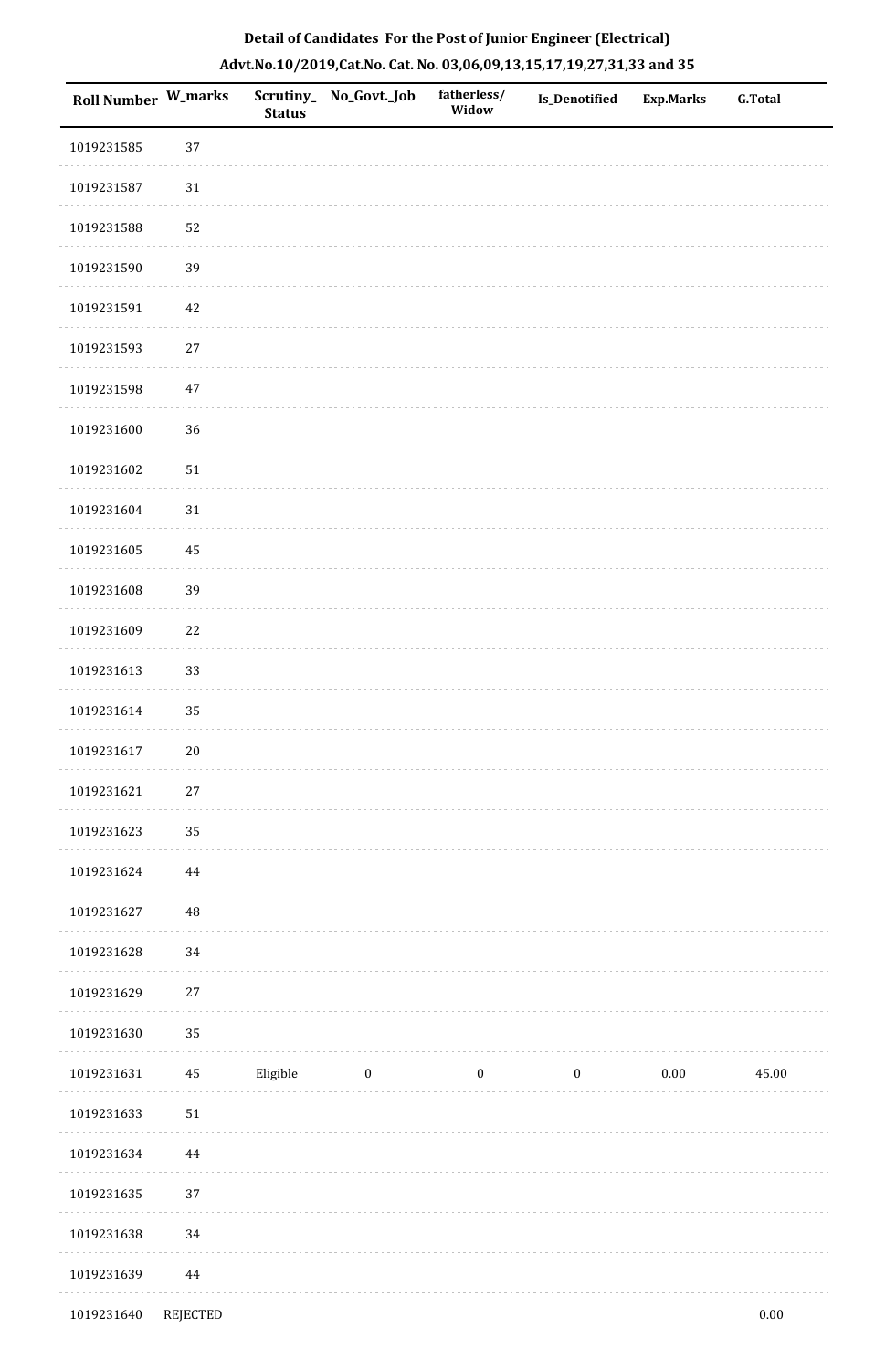**Detail of Candidates For the Post of Junior Engineer (Electrical)**

**Advt.No.10/2019,Cat.No. Cat. No. 03,06,09,13,15,17,19,27,31,33 and 35**

| Roll Number | W_marks | Scrutiny_Status | No_Govt._Job | fatherless/Widow | Is_Denotified | Exp.Marks | G.Total |
|---|---|---|---|---|---|---|---|
| 1019231585 | 37 | | | | | | |
| 1019231587 | 31 | | | | | | |
| 1019231588 | 52 | | | | | | |
| 1019231590 | 39 | | | | | | |
| 1019231591 | 42 | | | | | | |
| 1019231593 | 27 | | | | | | |
| 1019231598 | 47 | | | | | | |
| 1019231600 | 36 | | | | | | |
| 1019231602 | 51 | | | | | | |
| 1019231604 | 31 | | | | | | |
| 1019231605 | 45 | | | | | | |
| 1019231608 | 39 | | | | | | |
| 1019231609 | 22 | | | | | | |
| 1019231613 | 33 | | | | | | |
| 1019231614 | 35 | | | | | | |
| 1019231617 | 20 | | | | | | |
| 1019231621 | 27 | | | | | | |
| 1019231623 | 35 | | | | | | |
| 1019231624 | 44 | | | | | | |
| 1019231627 | 48 | | | | | | |
| 1019231628 | 34 | | | | | | |
| 1019231629 | 27 | | | | | | |
| 1019231630 | 35 | | | | | | |
| 1019231631 | 45 | Eligible | 0 | 0 | 0 | 0.00 | 45.00 |
| 1019231633 | 51 | | | | | | |
| 1019231634 | 44 | | | | | | |
| 1019231635 | 37 | | | | | | |
| 1019231638 | 34 | | | | | | |
| 1019231639 | 44 | | | | | | |
| 1019231640 | REJECTED | | | | | | 0.00 |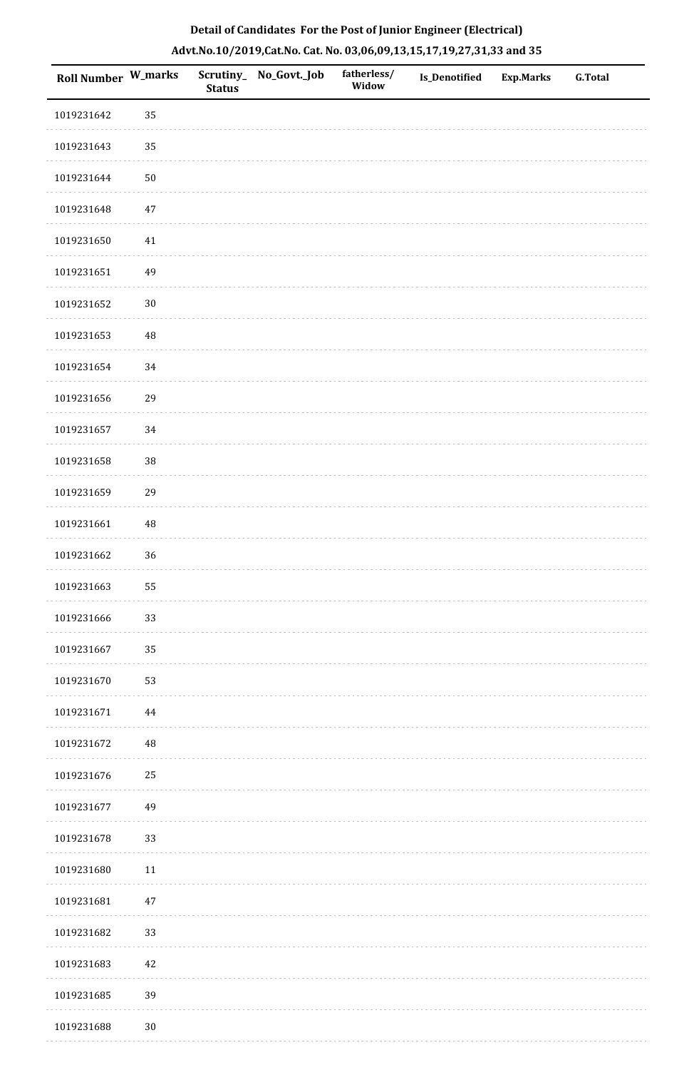**Detail of Candidates For the Post of Junior Engineer (Electrical)**

**Advt.No.10/2019,Cat.No. Cat. No. 03,06,09,13,15,17,19,27,31,33 and 35**

| Roll Number | W_marks | Scrutiny_ Status | No_Govt._Job | fatherless/ Widow | Is_Denotified | Exp.Marks | G.Total |
|---|---|---|---|---|---|---|---|
| 1019231642 | 35 | | | | | | |
| 1019231643 | 35 | | | | | | |
| 1019231644 | 50 | | | | | | |
| 1019231648 | 47 | | | | | | |
| 1019231650 | 41 | | | | | | |
| 1019231651 | 49 | | | | | | |
| 1019231652 | 30 | | | | | | |
| 1019231653 | 48 | | | | | | |
| 1019231654 | 34 | | | | | | |
| 1019231656 | 29 | | | | | | |
| 1019231657 | 34 | | | | | | |
| 1019231658 | 38 | | | | | | |
| 1019231659 | 29 | | | | | | |
| 1019231661 | 48 | | | | | | |
| 1019231662 | 36 | | | | | | |
| 1019231663 | 55 | | | | | | |
| 1019231666 | 33 | | | | | | |
| 1019231667 | 35 | | | | | | |
| 1019231670 | 53 | | | | | | |
| 1019231671 | 44 | | | | | | |
| 1019231672 | 48 | | | | | | |
| 1019231676 | 25 | | | | | | |
| 1019231677 | 49 | | | | | | |
| 1019231678 | 33 | | | | | | |
| 1019231680 | 11 | | | | | | |
| 1019231681 | 47 | | | | | | |
| 1019231682 | 33 | | | | | | |
| 1019231683 | 42 | | | | | | |
| 1019231685 | 39 | | | | | | |
| 1019231688 | 30 | | | | | | |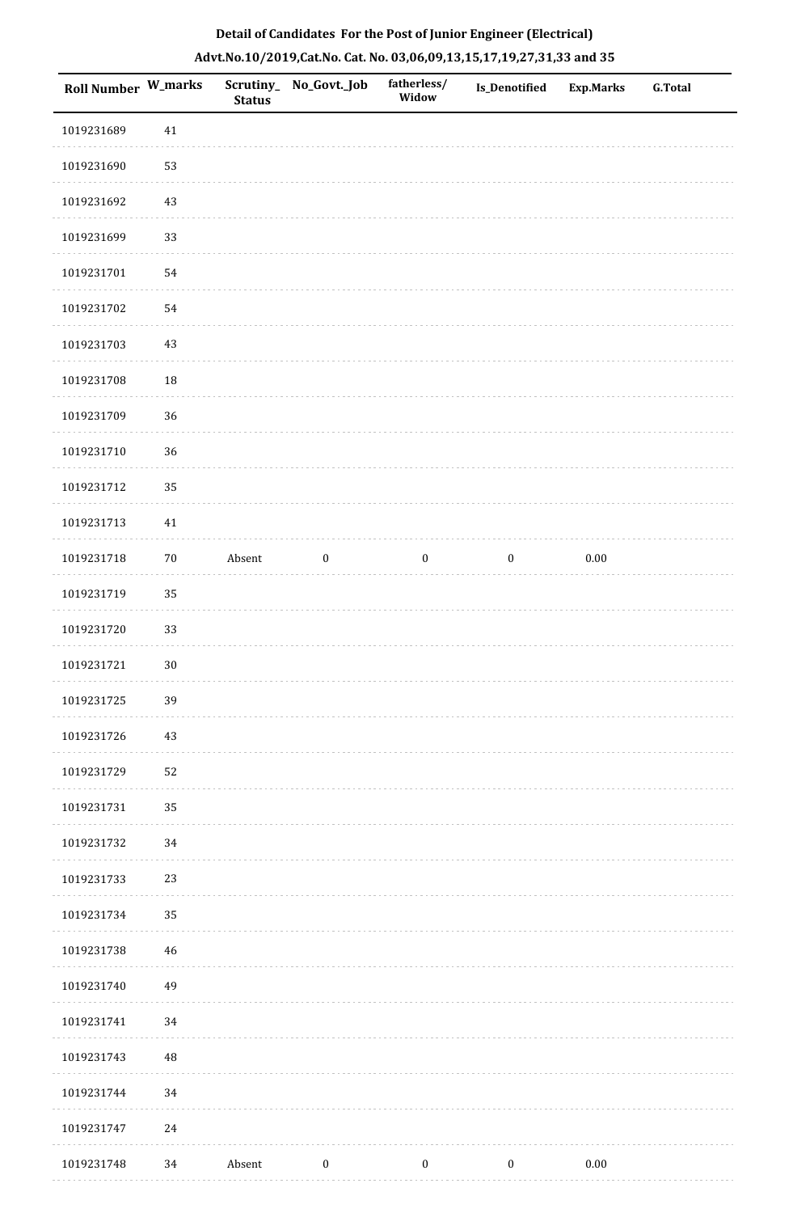**Detail of Candidates For the Post of Junior Engineer (Electrical)**

**Advt.No.10/2019,Cat.No. Cat. No. 03,06,09,13,15,17,19,27,31,33 and 35**

| Roll Number | W_marks | Scrutiny_ Status | No_Govt._Job | fatherless/ Widow | Is_Denotified | Exp.Marks | G.Total |
|---|---|---|---|---|---|---|---|
| 1019231689 | 41 | | | | | | |
| 1019231690 | 53 | | | | | | |
| 1019231692 | 43 | | | | | | |
| 1019231699 | 33 | | | | | | |
| 1019231701 | 54 | | | | | | |
| 1019231702 | 54 | | | | | | |
| 1019231703 | 43 | | | | | | |
| 1019231708 | 18 | | | | | | |
| 1019231709 | 36 | | | | | | |
| 1019231710 | 36 | | | | | | |
| 1019231712 | 35 | | | | | | |
| 1019231713 | 41 | | | | | | |
| 1019231718 | 70 | Absent | 0 | 0 | 0 | 0.00 | |
| 1019231719 | 35 | | | | | | |
| 1019231720 | 33 | | | | | | |
| 1019231721 | 30 | | | | | | |
| 1019231725 | 39 | | | | | | |
| 1019231726 | 43 | | | | | | |
| 1019231729 | 52 | | | | | | |
| 1019231731 | 35 | | | | | | |
| 1019231732 | 34 | | | | | | |
| 1019231733 | 23 | | | | | | |
| 1019231734 | 35 | | | | | | |
| 1019231738 | 46 | | | | | | |
| 1019231740 | 49 | | | | | | |
| 1019231741 | 34 | | | | | | |
| 1019231743 | 48 | | | | | | |
| 1019231744 | 34 | | | | | | |
| 1019231747 | 24 | | | | | | |
| 1019231748 | 34 | Absent | 0 | 0 | 0 | 0.00 | |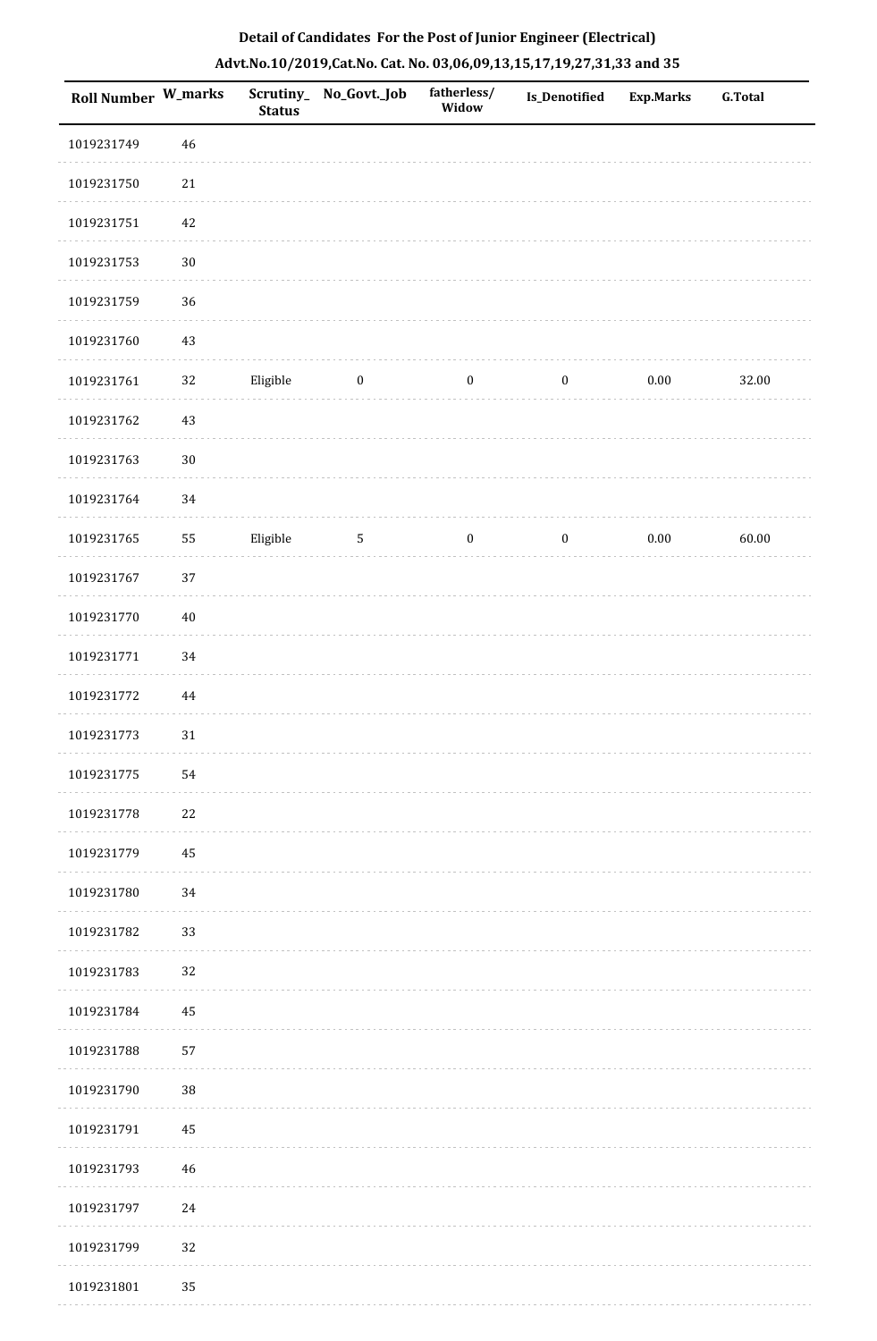# Detail of Candidates For the Post of Junior Engineer (Electrical)

## Advt.No.10/2019,Cat.No. Cat. No. 03,06,09,13,15,17,19,27,31,33 and 35

| Roll Number | W_marks | Scrutiny_Status | No_Govt._Job | fatherless/Widow | Is_Denotified | Exp.Marks | G.Total |
|---|---|---|---|---|---|---|---|
| 1019231749 | 46 | | | | | | |
| 1019231750 | 21 | | | | | | |
| 1019231751 | 42 | | | | | | |
| 1019231753 | 30 | | | | | | |
| 1019231759 | 36 | | | | | | |
| 1019231760 | 43 | | | | | | |
| 1019231761 | 32 | Eligible | 0 | 0 | 0 | 0.00 | 32.00 |
| 1019231762 | 43 | | | | | | |
| 1019231763 | 30 | | | | | | |
| 1019231764 | 34 | | | | | | |
| 1019231765 | 55 | Eligible | 5 | 0 | 0 | 0.00 | 60.00 |
| 1019231767 | 37 | | | | | | |
| 1019231770 | 40 | | | | | | |
| 1019231771 | 34 | | | | | | |
| 1019231772 | 44 | | | | | | |
| 1019231773 | 31 | | | | | | |
| 1019231775 | 54 | | | | | | |
| 1019231778 | 22 | | | | | | |
| 1019231779 | 45 | | | | | | |
| 1019231780 | 34 | | | | | | |
| 1019231782 | 33 | | | | | | |
| 1019231783 | 32 | | | | | | |
| 1019231784 | 45 | | | | | | |
| 1019231788 | 57 | | | | | | |
| 1019231790 | 38 | | | | | | |
| 1019231791 | 45 | | | | | | |
| 1019231793 | 46 | | | | | | |
| 1019231797 | 24 | | | | | | |
| 1019231799 | 32 | | | | | | |
| 1019231801 | 35 | | | | | | |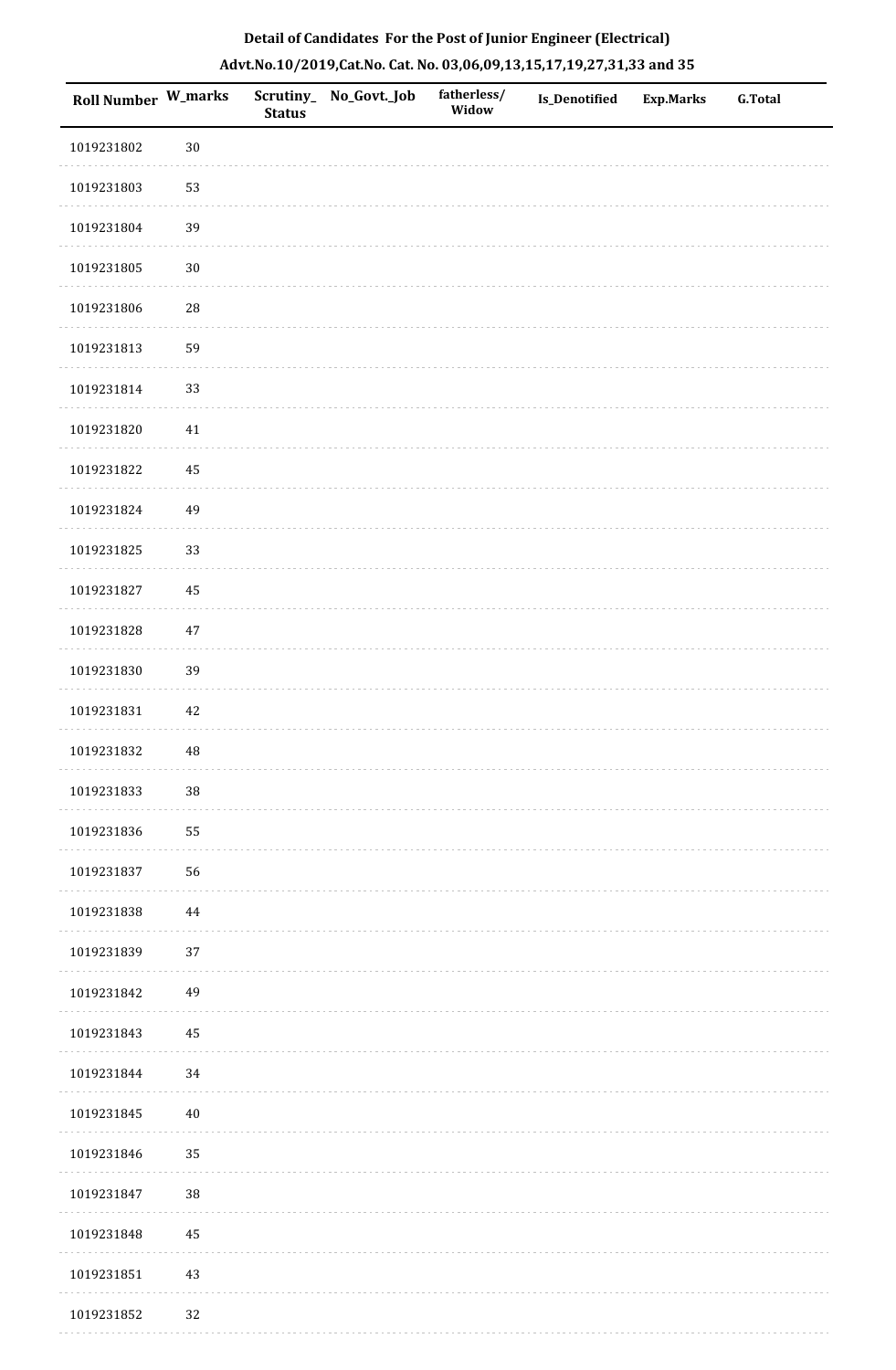**Detail of Candidates For the Post of Junior Engineer (Electrical)**

**Advt.No.10/2019,Cat.No. Cat. No. 03,06,09,13,15,17,19,27,31,33 and 35**

| Roll Number | W_marks | Scrutiny_Status | No_Govt._Job | fatherless/Widow | Is_Denotified | Exp.Marks | G.Total |
|---|---|---|---|---|---|---|---|
| 1019231802 | 30 | | | | | | |
| 1019231803 | 53 | | | | | | |
| 1019231804 | 39 | | | | | | |
| 1019231805 | 30 | | | | | | |
| 1019231806 | 28 | | | | | | |
| 1019231813 | 59 | | | | | | |
| 1019231814 | 33 | | | | | | |
| 1019231820 | 41 | | | | | | |
| 1019231822 | 45 | | | | | | |
| 1019231824 | 49 | | | | | | |
| 1019231825 | 33 | | | | | | |
| 1019231827 | 45 | | | | | | |
| 1019231828 | 47 | | | | | | |
| 1019231830 | 39 | | | | | | |
| 1019231831 | 42 | | | | | | |
| 1019231832 | 48 | | | | | | |
| 1019231833 | 38 | | | | | | |
| 1019231836 | 55 | | | | | | |
| 1019231837 | 56 | | | | | | |
| 1019231838 | 44 | | | | | | |
| 1019231839 | 37 | | | | | | |
| 1019231842 | 49 | | | | | | |
| 1019231843 | 45 | | | | | | |
| 1019231844 | 34 | | | | | | |
| 1019231845 | 40 | | | | | | |
| 1019231846 | 35 | | | | | | |
| 1019231847 | 38 | | | | | | |
| 1019231848 | 45 | | | | | | |
| 1019231851 | 43 | | | | | | |
| 1019231852 | 32 | | | | | | |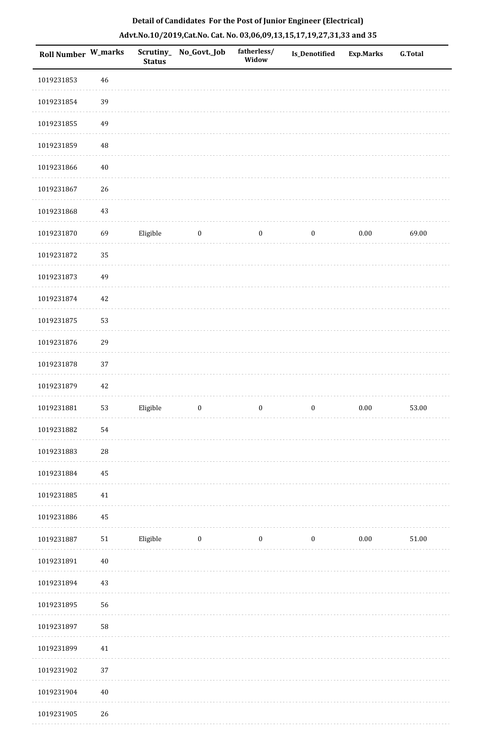**Detail of Candidates For the Post of Junior Engineer (Electrical)**

**Advt.No.10/2019,Cat.No. Cat. No. 03,06,09,13,15,17,19,27,31,33 and 35**

| Roll Number | W_marks | Scrutiny_ Status | No_Govt._Job | fatherless/ Widow | Is_Denotified | Exp.Marks | G.Total |
|---|---|---|---|---|---|---|---|
| 1019231853 | 46 | | | | | | |
| 1019231854 | 39 | | | | | | |
| 1019231855 | 49 | | | | | | |
| 1019231859 | 48 | | | | | | |
| 1019231866 | 40 | | | | | | |
| 1019231867 | 26 | | | | | | |
| 1019231868 | 43 | | | | | | |
| 1019231870 | 69 | Eligible | 0 | 0 | 0 | 0.00 | 69.00 |
| 1019231872 | 35 | | | | | | |
| 1019231873 | 49 | | | | | | |
| 1019231874 | 42 | | | | | | |
| 1019231875 | 53 | | | | | | |
| 1019231876 | 29 | | | | | | |
| 1019231878 | 37 | | | | | | |
| 1019231879 | 42 | | | | | | |
| 1019231881 | 53 | Eligible | 0 | 0 | 0 | 0.00 | 53.00 |
| 1019231882 | 54 | | | | | | |
| 1019231883 | 28 | | | | | | |
| 1019231884 | 45 | | | | | | |
| 1019231885 | 41 | | | | | | |
| 1019231886 | 45 | | | | | | |
| 1019231887 | 51 | Eligible | 0 | 0 | 0 | 0.00 | 51.00 |
| 1019231891 | 40 | | | | | | |
| 1019231894 | 43 | | | | | | |
| 1019231895 | 56 | | | | | | |
| 1019231897 | 58 | | | | | | |
| 1019231899 | 41 | | | | | | |
| 1019231902 | 37 | | | | | | |
| 1019231904 | 40 | | | | | | |
| 1019231905 | 26 | | | | | | |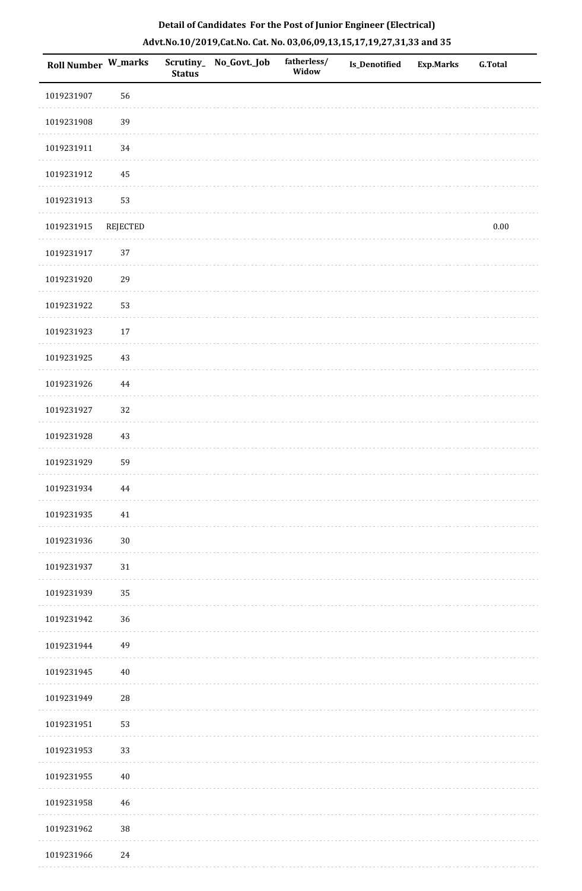**Detail of Candidates For the Post of Junior Engineer (Electrical)**

**Advt.No.10/2019,Cat.No. Cat. No. 03,06,09,13,15,17,19,27,31,33 and 35**

| Roll Number | W_marks | Scrutiny_Status | No_Govt._Job | fatherless/Widow | Is_Denotified | Exp.Marks | G.Total |
|---|---|---|---|---|---|---|---|
| 1019231907 | 56 | | | | | | |
| 1019231908 | 39 | | | | | | |
| 1019231911 | 34 | | | | | | |
| 1019231912 | 45 | | | | | | |
| 1019231913 | 53 | | | | | | |
| 1019231915 | REJECTED | | | | | | 0.00 |
| 1019231917 | 37 | | | | | | |
| 1019231920 | 29 | | | | | | |
| 1019231922 | 53 | | | | | | |
| 1019231923 | 17 | | | | | | |
| 1019231925 | 43 | | | | | | |
| 1019231926 | 44 | | | | | | |
| 1019231927 | 32 | | | | | | |
| 1019231928 | 43 | | | | | | |
| 1019231929 | 59 | | | | | | |
| 1019231934 | 44 | | | | | | |
| 1019231935 | 41 | | | | | | |
| 1019231936 | 30 | | | | | | |
| 1019231937 | 31 | | | | | | |
| 1019231939 | 35 | | | | | | |
| 1019231942 | 36 | | | | | | |
| 1019231944 | 49 | | | | | | |
| 1019231945 | 40 | | | | | | |
| 1019231949 | 28 | | | | | | |
| 1019231951 | 53 | | | | | | |
| 1019231953 | 33 | | | | | | |
| 1019231955 | 40 | | | | | | |
| 1019231958 | 46 | | | | | | |
| 1019231962 | 38 | | | | | | |
| 1019231966 | 24 | | | | | | |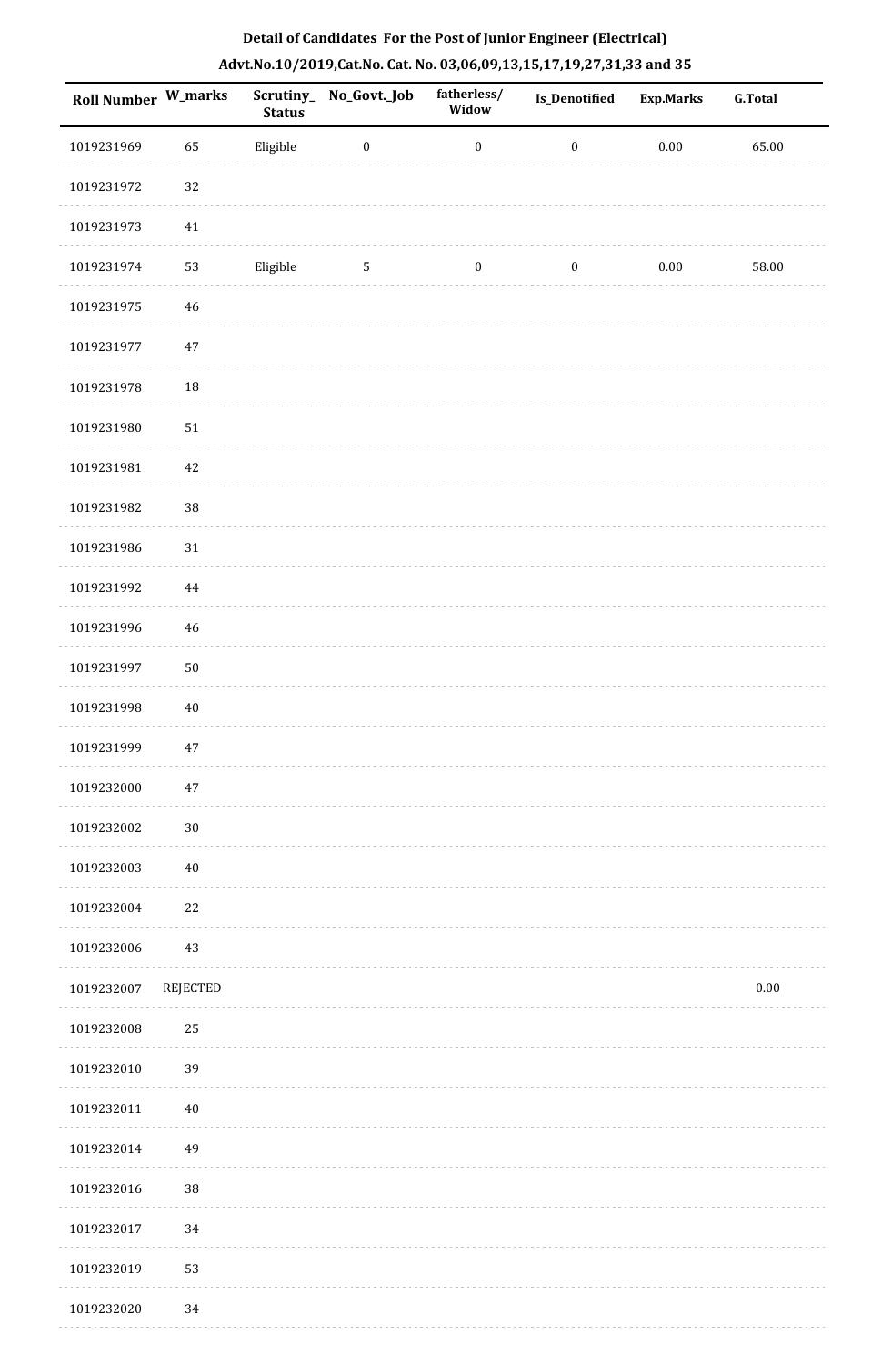**Detail of Candidates For the Post of Junior Engineer (Electrical)**

**Advt.No.10/2019,Cat.No. Cat. No. 03,06,09,13,15,17,19,27,31,33 and 35**

| Roll Number | W_marks | Scrutiny_Status | No_Govt._Job | fatherless/Widow | Is_Denotified | Exp.Marks | G.Total |
|---|---|---|---|---|---|---|---|
| 1019231969 | 65 | Eligible | 0 | 0 | 0 | 0.00 | 65.00 |
| 1019231972 | 32 | | | | | | |
| 1019231973 | 41 | | | | | | |
| 1019231974 | 53 | Eligible | 5 | 0 | 0 | 0.00 | 58.00 |
| 1019231975 | 46 | | | | | | |
| 1019231977 | 47 | | | | | | |
| 1019231978 | 18 | | | | | | |
| 1019231980 | 51 | | | | | | |
| 1019231981 | 42 | | | | | | |
| 1019231982 | 38 | | | | | | |
| 1019231986 | 31 | | | | | | |
| 1019231992 | 44 | | | | | | |
| 1019231996 | 46 | | | | | | |
| 1019231997 | 50 | | | | | | |
| 1019231998 | 40 | | | | | | |
| 1019231999 | 47 | | | | | | |
| 1019232000 | 47 | | | | | | |
| 1019232002 | 30 | | | | | | |
| 1019232003 | 40 | | | | | | |
| 1019232004 | 22 | | | | | | |
| 1019232006 | 43 | | | | | | |
| 1019232007 | REJECTED | | | | | | 0.00 |
| 1019232008 | 25 | | | | | | |
| 1019232010 | 39 | | | | | | |
| 1019232011 | 40 | | | | | | |
| 1019232014 | 49 | | | | | | |
| 1019232016 | 38 | | | | | | |
| 1019232017 | 34 | | | | | | |
| 1019232019 | 53 | | | | | | |
| 1019232020 | 34 | | | | | | |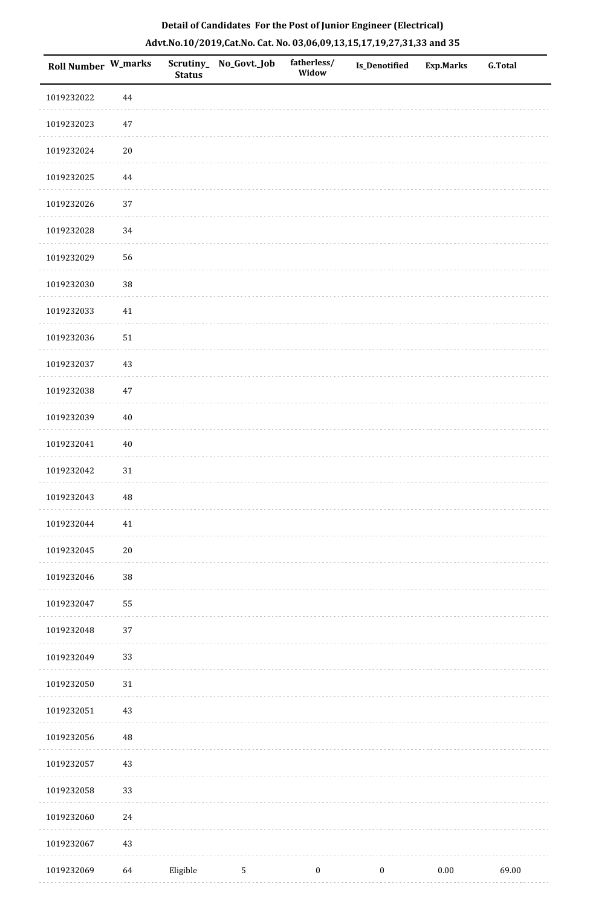## Detail of Candidates For the Post of Junior Engineer (Electrical)

### Advt.No.10/2019,Cat.No. Cat. No. 03,06,09,13,15,17,19,27,31,33 and 35

| Roll Number | W_marks | Scrutiny_Status | No_Govt._Job | fatherless/Widow | Is_Denotified | Exp.Marks | G.Total |
|---|---|---|---|---|---|---|---|
| 1019232022 | 44 | | | | | | |
| 1019232023 | 47 | | | | | | |
| 1019232024 | 20 | | | | | | |
| 1019232025 | 44 | | | | | | |
| 1019232026 | 37 | | | | | | |
| 1019232028 | 34 | | | | | | |
| 1019232029 | 56 | | | | | | |
| 1019232030 | 38 | | | | | | |
| 1019232033 | 41 | | | | | | |
| 1019232036 | 51 | | | | | | |
| 1019232037 | 43 | | | | | | |
| 1019232038 | 47 | | | | | | |
| 1019232039 | 40 | | | | | | |
| 1019232041 | 40 | | | | | | |
| 1019232042 | 31 | | | | | | |
| 1019232043 | 48 | | | | | | |
| 1019232044 | 41 | | | | | | |
| 1019232045 | 20 | | | | | | |
| 1019232046 | 38 | | | | | | |
| 1019232047 | 55 | | | | | | |
| 1019232048 | 37 | | | | | | |
| 1019232049 | 33 | | | | | | |
| 1019232050 | 31 | | | | | | |
| 1019232051 | 43 | | | | | | |
| 1019232056 | 48 | | | | | | |
| 1019232057 | 43 | | | | | | |
| 1019232058 | 33 | | | | | | |
| 1019232060 | 24 | | | | | | |
| 1019232067 | 43 | | | | | | |
| 1019232069 | 64 | Eligible | 5 | 0 | 0 | 0.00 | 69.00 |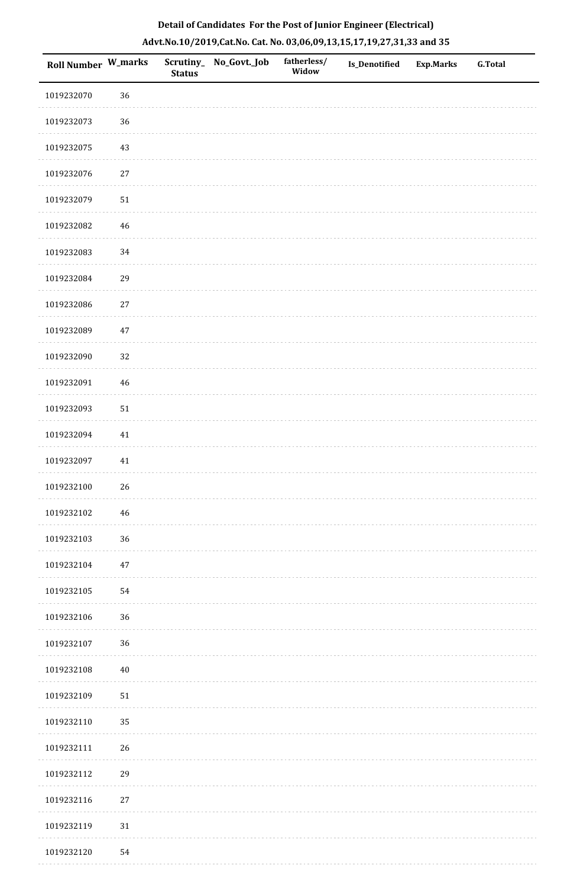**Detail of Candidates For the Post of Junior Engineer (Electrical)**

**Advt.No.10/2019,Cat.No. Cat. No. 03,06,09,13,15,17,19,27,31,33 and 35**

| Roll Number | W_marks | Scrutiny_Status | No_Govt._Job | fatherless/Widow | Is_Denotified | Exp.Marks | G.Total |
|---|---|---|---|---|---|---|---|
| 1019232070 | 36 | | | | | | |
| 1019232073 | 36 | | | | | | |
| 1019232075 | 43 | | | | | | |
| 1019232076 | 27 | | | | | | |
| 1019232079 | 51 | | | | | | |
| 1019232082 | 46 | | | | | | |
| 1019232083 | 34 | | | | | | |
| 1019232084 | 29 | | | | | | |
| 1019232086 | 27 | | | | | | |
| 1019232089 | 47 | | | | | | |
| 1019232090 | 32 | | | | | | |
| 1019232091 | 46 | | | | | | |
| 1019232093 | 51 | | | | | | |
| 1019232094 | 41 | | | | | | |
| 1019232097 | 41 | | | | | | |
| 1019232100 | 26 | | | | | | |
| 1019232102 | 46 | | | | | | |
| 1019232103 | 36 | | | | | | |
| 1019232104 | 47 | | | | | | |
| 1019232105 | 54 | | | | | | |
| 1019232106 | 36 | | | | | | |
| 1019232107 | 36 | | | | | | |
| 1019232108 | 40 | | | | | | |
| 1019232109 | 51 | | | | | | |
| 1019232110 | 35 | | | | | | |
| 1019232111 | 26 | | | | | | |
| 1019232112 | 29 | | | | | | |
| 1019232116 | 27 | | | | | | |
| 1019232119 | 31 | | | | | | |
| 1019232120 | 54 | | | | | | |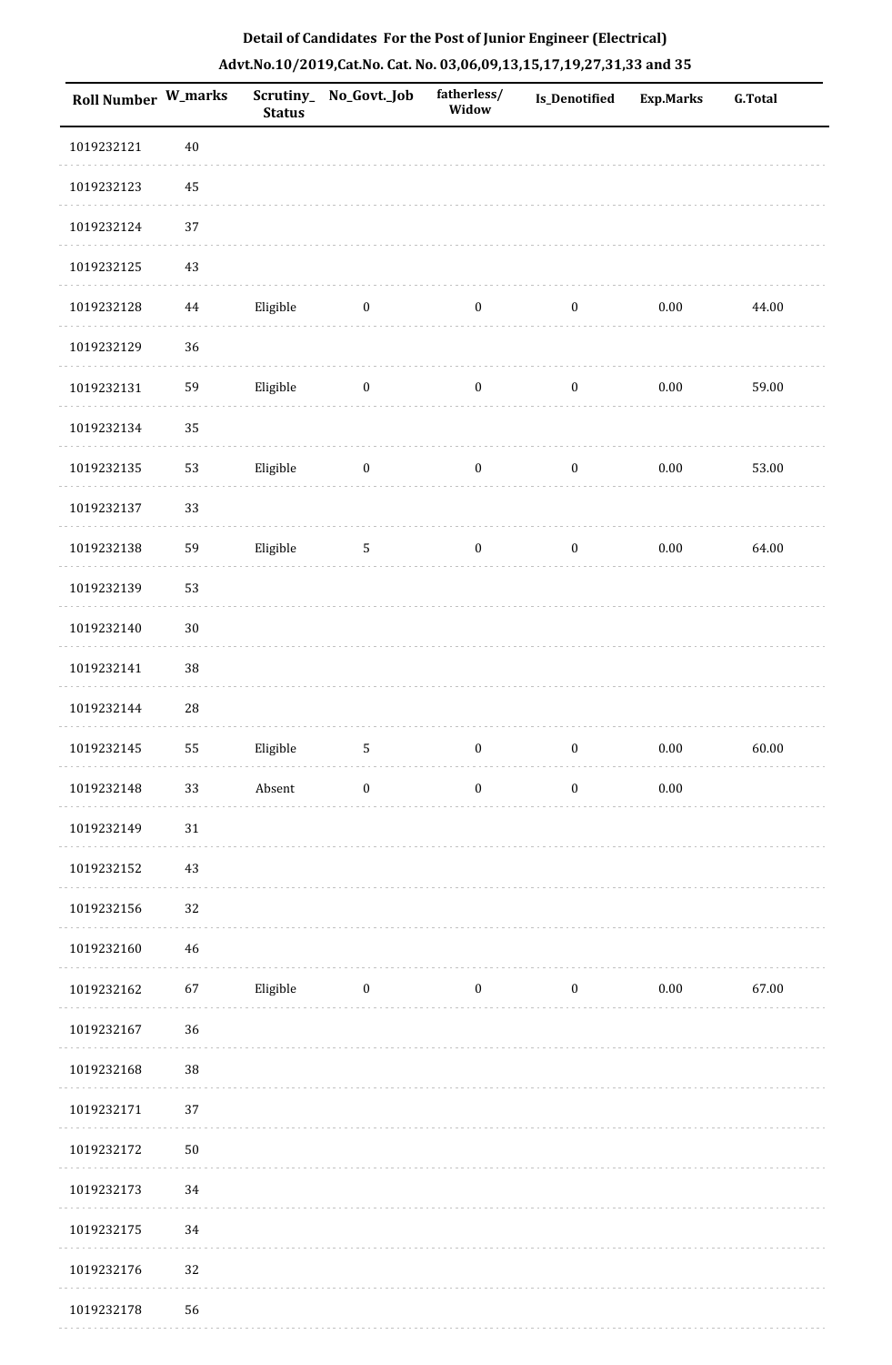**Detail of Candidates For the Post of Junior Engineer (Electrical)**

**Advt.No.10/2019,Cat.No. Cat. No. 03,06,09,13,15,17,19,27,31,33 and 35**

| Roll Number | W_marks | Scrutiny_Status | No_Govt._Job | fatherless/Widow | Is_Denotified | Exp.Marks | G.Total |
|---|---|---|---|---|---|---|---|
| 1019232121 | 40 | | | | | | |
| 1019232123 | 45 | | | | | | |
| 1019232124 | 37 | | | | | | |
| 1019232125 | 43 | | | | | | |
| 1019232128 | 44 | Eligible | 0 | 0 | 0 | 0.00 | 44.00 |
| 1019232129 | 36 | | | | | | |
| 1019232131 | 59 | Eligible | 0 | 0 | 0 | 0.00 | 59.00 |
| 1019232134 | 35 | | | | | | |
| 1019232135 | 53 | Eligible | 0 | 0 | 0 | 0.00 | 53.00 |
| 1019232137 | 33 | | | | | | |
| 1019232138 | 59 | Eligible | 5 | 0 | 0 | 0.00 | 64.00 |
| 1019232139 | 53 | | | | | | |
| 1019232140 | 30 | | | | | | |
| 1019232141 | 38 | | | | | | |
| 1019232144 | 28 | | | | | | |
| 1019232145 | 55 | Eligible | 5 | 0 | 0 | 0.00 | 60.00 |
| 1019232148 | 33 | Absent | 0 | 0 | 0 | 0.00 | |
| 1019232149 | 31 | | | | | | |
| 1019232152 | 43 | | | | | | |
| 1019232156 | 32 | | | | | | |
| 1019232160 | 46 | | | | | | |
| 1019232162 | 67 | Eligible | 0 | 0 | 0 | 0.00 | 67.00 |
| 1019232167 | 36 | | | | | | |
| 1019232168 | 38 | | | | | | |
| 1019232171 | 37 | | | | | | |
| 1019232172 | 50 | | | | | | |
| 1019232173 | 34 | | | | | | |
| 1019232175 | 34 | | | | | | |
| 1019232176 | 32 | | | | | | |
| 1019232178 | 56 | | | | | | |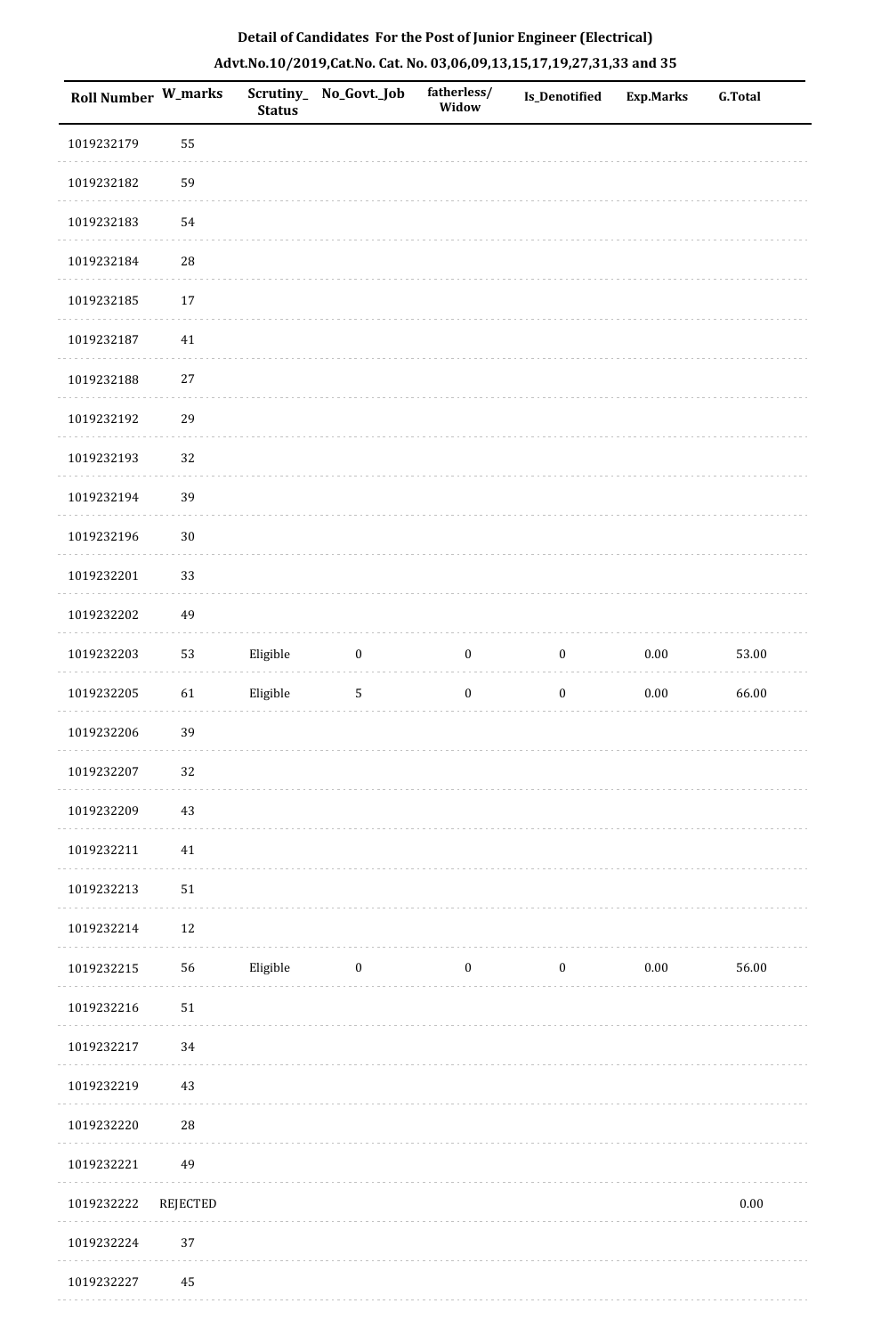**Detail of Candidates For the Post of Junior Engineer (Electrical)**

**Advt.No.10/2019,Cat.No. Cat. No. 03,06,09,13,15,17,19,27,31,33 and 35**

| Roll Number | W_marks | Scrutiny_Status | No_Govt._Job | fatherless/Widow | Is_Denotified | Exp.Marks | G.Total |
|---|---|---|---|---|---|---|---|
| 1019232179 | 55 | | | | | | |
| 1019232182 | 59 | | | | | | |
| 1019232183 | 54 | | | | | | |
| 1019232184 | 28 | | | | | | |
| 1019232185 | 17 | | | | | | |
| 1019232187 | 41 | | | | | | |
| 1019232188 | 27 | | | | | | |
| 1019232192 | 29 | | | | | | |
| 1019232193 | 32 | | | | | | |
| 1019232194 | 39 | | | | | | |
| 1019232196 | 30 | | | | | | |
| 1019232201 | 33 | | | | | | |
| 1019232202 | 49 | | | | | | |
| 1019232203 | 53 | Eligible | 0 | 0 | 0 | 0.00 | 53.00 |
| 1019232205 | 61 | Eligible | 5 | 0 | 0 | 0.00 | 66.00 |
| 1019232206 | 39 | | | | | | |
| 1019232207 | 32 | | | | | | |
| 1019232209 | 43 | | | | | | |
| 1019232211 | 41 | | | | | | |
| 1019232213 | 51 | | | | | | |
| 1019232214 | 12 | | | | | | |
| 1019232215 | 56 | Eligible | 0 | 0 | 0 | 0.00 | 56.00 |
| 1019232216 | 51 | | | | | | |
| 1019232217 | 34 | | | | | | |
| 1019232219 | 43 | | | | | | |
| 1019232220 | 28 | | | | | | |
| 1019232221 | 49 | | | | | | |
| 1019232222 | REJECTED | | | | | | 0.00 |
| 1019232224 | 37 | | | | | | |
| 1019232227 | 45 | | | | | | |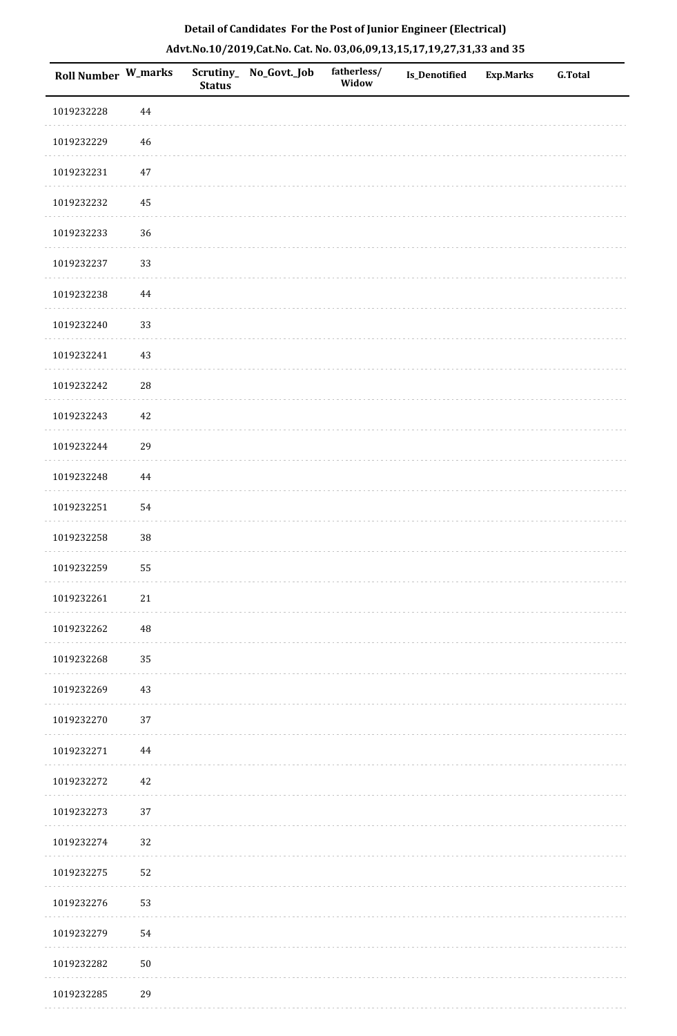**Detail of Candidates For the Post of Junior Engineer (Electrical)**

**Advt.No.10/2019,Cat.No. Cat. No. 03,06,09,13,15,17,19,27,31,33 and 35**

| Roll Number | W_marks | Scrutiny_ Status | No_Govt._Job | fatherless/ Widow | Is_Denotified | Exp.Marks | G.Total |
|---|---|---|---|---|---|---|---|
| 1019232228 | 44 | | | | | | |
| 1019232229 | 46 | | | | | | |
| 1019232231 | 47 | | | | | | |
| 1019232232 | 45 | | | | | | |
| 1019232233 | 36 | | | | | | |
| 1019232237 | 33 | | | | | | |
| 1019232238 | 44 | | | | | | |
| 1019232240 | 33 | | | | | | |
| 1019232241 | 43 | | | | | | |
| 1019232242 | 28 | | | | | | |
| 1019232243 | 42 | | | | | | |
| 1019232244 | 29 | | | | | | |
| 1019232248 | 44 | | | | | | |
| 1019232251 | 54 | | | | | | |
| 1019232258 | 38 | | | | | | |
| 1019232259 | 55 | | | | | | |
| 1019232261 | 21 | | | | | | |
| 1019232262 | 48 | | | | | | |
| 1019232268 | 35 | | | | | | |
| 1019232269 | 43 | | | | | | |
| 1019232270 | 37 | | | | | | |
| 1019232271 | 44 | | | | | | |
| 1019232272 | 42 | | | | | | |
| 1019232273 | 37 | | | | | | |
| 1019232274 | 32 | | | | | | |
| 1019232275 | 52 | | | | | | |
| 1019232276 | 53 | | | | | | |
| 1019232279 | 54 | | | | | | |
| 1019232282 | 50 | | | | | | |
| 1019232285 | 29 | | | | | | |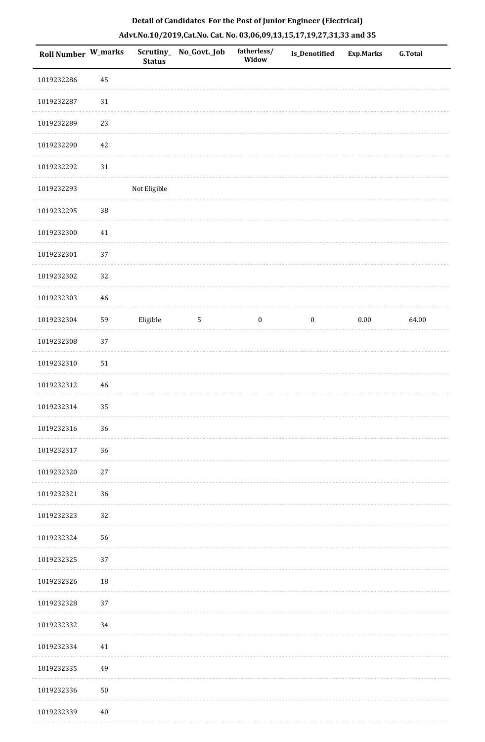**Detail of Candidates For the Post of Junior Engineer (Electrical)**

**Advt.No.10/2019,Cat.No. Cat. No. 03,06,09,13,15,17,19,27,31,33 and 35**

| Roll Number | W_marks | Scrutiny_Status | No_Govt._Job | fatherless/Widow | Is_Denotified | Exp.Marks | G.Total |
|---|---|---|---|---|---|---|---|
| 1019232286 | 45 | | | | | | |
| 1019232287 | 31 | | | | | | |
| 1019232289 | 23 | | | | | | |
| 1019232290 | 42 | | | | | | |
| 1019232292 | 31 | | | | | | |
| 1019232293 | | Not Eligible | | | | | |
| 1019232295 | 38 | | | | | | |
| 1019232300 | 41 | | | | | | |
| 1019232301 | 37 | | | | | | |
| 1019232302 | 32 | | | | | | |
| 1019232303 | 46 | | | | | | |
| 1019232304 | 59 | Eligible | 5 | 0 | 0 | 0.00 | 64.00 |
| 1019232308 | 37 | | | | | | |
| 1019232310 | 51 | | | | | | |
| 1019232312 | 46 | | | | | | |
| 1019232314 | 35 | | | | | | |
| 1019232316 | 36 | | | | | | |
| 1019232317 | 36 | | | | | | |
| 1019232320 | 27 | | | | | | |
| 1019232321 | 36 | | | | | | |
| 1019232323 | 32 | | | | | | |
| 1019232324 | 56 | | | | | | |
| 1019232325 | 37 | | | | | | |
| 1019232326 | 18 | | | | | | |
| 1019232328 | 37 | | | | | | |
| 1019232332 | 34 | | | | | | |
| 1019232334 | 41 | | | | | | |
| 1019232335 | 49 | | | | | | |
| 1019232336 | 50 | | | | | | |
| 1019232339 | 40 | | | | | | |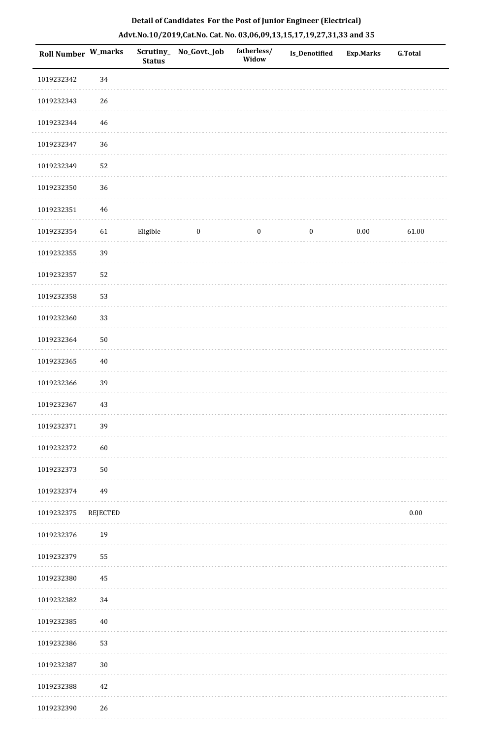**Detail of Candidates For the Post of Junior Engineer (Electrical)**

**Advt.No.10/2019,Cat.No. Cat. No. 03,06,09,13,15,17,19,27,31,33 and 35**

| Roll Number | W_marks | Scrutiny_ Status | No_Govt._Job | fatherless/ Widow | Is_Denotified | Exp.Marks | G.Total |
|---|---|---|---|---|---|---|---|
| 1019232342 | 34 | | | | | | |
| 1019232343 | 26 | | | | | | |
| 1019232344 | 46 | | | | | | |
| 1019232347 | 36 | | | | | | |
| 1019232349 | 52 | | | | | | |
| 1019232350 | 36 | | | | | | |
| 1019232351 | 46 | | | | | | |
| 1019232354 | 61 | Eligible | 0 | 0 | 0 | 0.00 | 61.00 |
| 1019232355 | 39 | | | | | | |
| 1019232357 | 52 | | | | | | |
| 1019232358 | 53 | | | | | | |
| 1019232360 | 33 | | | | | | |
| 1019232364 | 50 | | | | | | |
| 1019232365 | 40 | | | | | | |
| 1019232366 | 39 | | | | | | |
| 1019232367 | 43 | | | | | | |
| 1019232371 | 39 | | | | | | |
| 1019232372 | 60 | | | | | | |
| 1019232373 | 50 | | | | | | |
| 1019232374 | 49 | | | | | | |
| 1019232375 | REJECTED | | | | | | 0.00 |
| 1019232376 | 19 | | | | | | |
| 1019232379 | 55 | | | | | | |
| 1019232380 | 45 | | | | | | |
| 1019232382 | 34 | | | | | | |
| 1019232385 | 40 | | | | | | |
| 1019232386 | 53 | | | | | | |
| 1019232387 | 30 | | | | | | |
| 1019232388 | 42 | | | | | | |
| 1019232390 | 26 | | | | | | |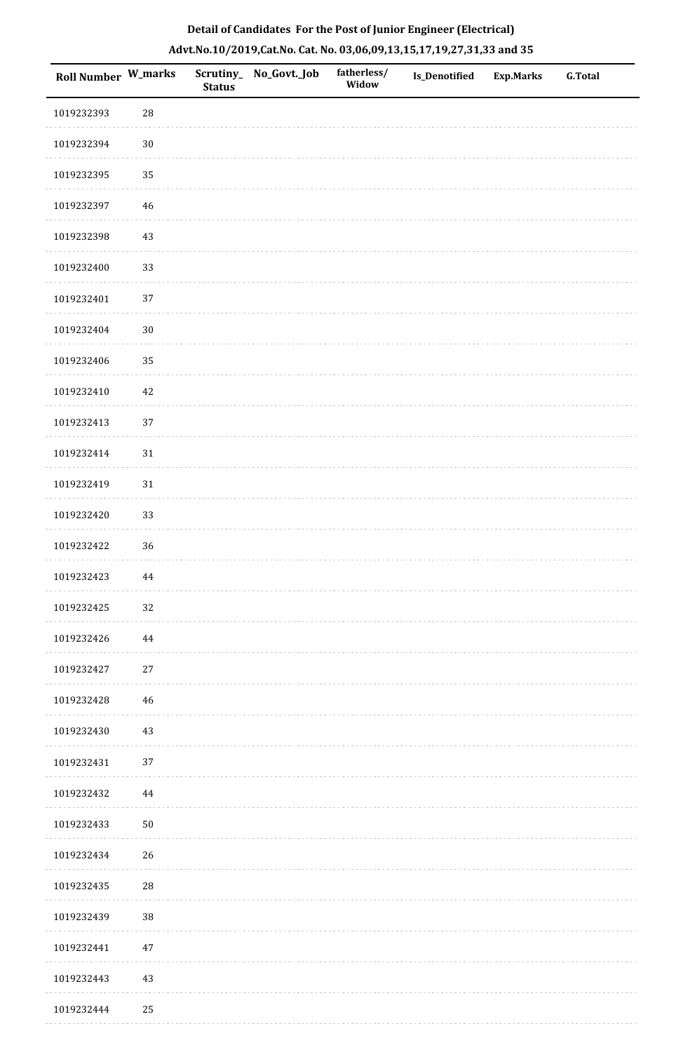**Detail of Candidates For the Post of Junior Engineer (Electrical)**

**Advt.No.10/2019,Cat.No. Cat. No. 03,06,09,13,15,17,19,27,31,33 and 35**

| Roll Number | W_marks | Scrutiny_Status | No_Govt._Job | fatherless/Widow | Is_Denotified | Exp.Marks | G.Total |
|---|---|---|---|---|---|---|---|
| 1019232393 | 28 | | | | | | |
| 1019232394 | 30 | | | | | | |
| 1019232395 | 35 | | | | | | |
| 1019232397 | 46 | | | | | | |
| 1019232398 | 43 | | | | | | |
| 1019232400 | 33 | | | | | | |
| 1019232401 | 37 | | | | | | |
| 1019232404 | 30 | | | | | | |
| 1019232406 | 35 | | | | | | |
| 1019232410 | 42 | | | | | | |
| 1019232413 | 37 | | | | | | |
| 1019232414 | 31 | | | | | | |
| 1019232419 | 31 | | | | | | |
| 1019232420 | 33 | | | | | | |
| 1019232422 | 36 | | | | | | |
| 1019232423 | 44 | | | | | | |
| 1019232425 | 32 | | | | | | |
| 1019232426 | 44 | | | | | | |
| 1019232427 | 27 | | | | | | |
| 1019232428 | 46 | | | | | | |
| 1019232430 | 43 | | | | | | |
| 1019232431 | 37 | | | | | | |
| 1019232432 | 44 | | | | | | |
| 1019232433 | 50 | | | | | | |
| 1019232434 | 26 | | | | | | |
| 1019232435 | 28 | | | | | | |
| 1019232439 | 38 | | | | | | |
| 1019232441 | 47 | | | | | | |
| 1019232443 | 43 | | | | | | |
| 1019232444 | 25 | | | | | | |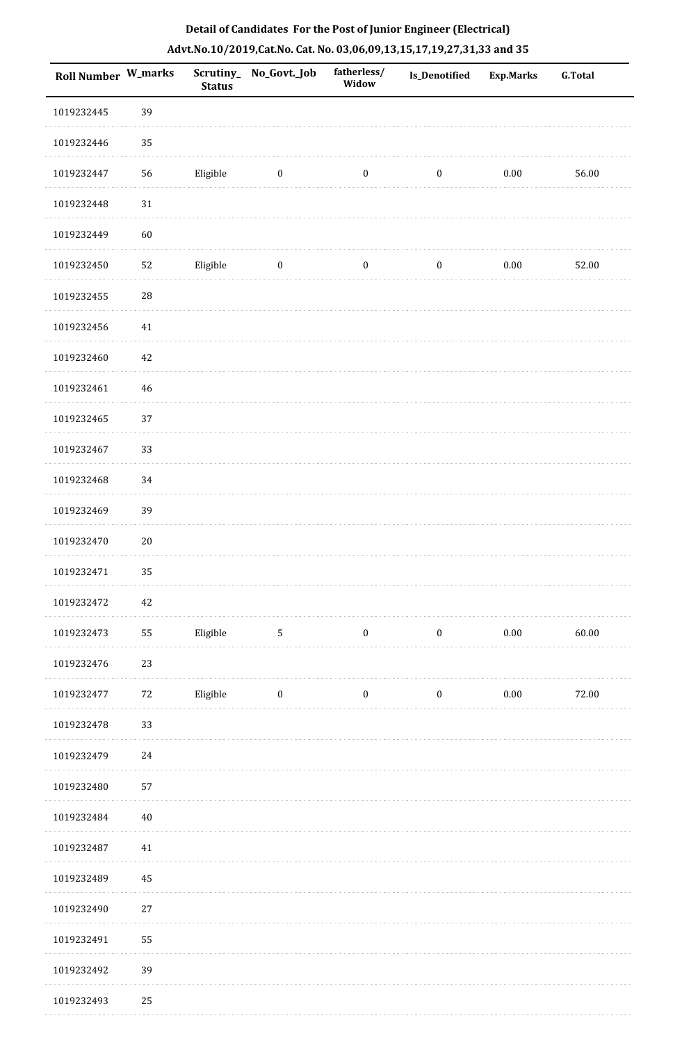**Detail of Candidates For the Post of Junior Engineer (Electrical)**

**Advt.No.10/2019,Cat.No. Cat. No. 03,06,09,13,15,17,19,27,31,33 and 35**

| Roll Number | W_marks | Scrutiny_Status | No_Govt._Job | fatherless/Widow | Is_Denotified | Exp.Marks | G.Total |
|---|---|---|---|---|---|---|---|
| 1019232445 | 39 | | | | | | |
| 1019232446 | 35 | | | | | | |
| 1019232447 | 56 | Eligible | 0 | 0 | 0 | 0.00 | 56.00 |
| 1019232448 | 31 | | | | | | |
| 1019232449 | 60 | | | | | | |
| 1019232450 | 52 | Eligible | 0 | 0 | 0 | 0.00 | 52.00 |
| 1019232455 | 28 | | | | | | |
| 1019232456 | 41 | | | | | | |
| 1019232460 | 42 | | | | | | |
| 1019232461 | 46 | | | | | | |
| 1019232465 | 37 | | | | | | |
| 1019232467 | 33 | | | | | | |
| 1019232468 | 34 | | | | | | |
| 1019232469 | 39 | | | | | | |
| 1019232470 | 20 | | | | | | |
| 1019232471 | 35 | | | | | | |
| 1019232472 | 42 | | | | | | |
| 1019232473 | 55 | Eligible | 5 | 0 | 0 | 0.00 | 60.00 |
| 1019232476 | 23 | | | | | | |
| 1019232477 | 72 | Eligible | 0 | 0 | 0 | 0.00 | 72.00 |
| 1019232478 | 33 | | | | | | |
| 1019232479 | 24 | | | | | | |
| 1019232480 | 57 | | | | | | |
| 1019232484 | 40 | | | | | | |
| 1019232487 | 41 | | | | | | |
| 1019232489 | 45 | | | | | | |
| 1019232490 | 27 | | | | | | |
| 1019232491 | 55 | | | | | | |
| 1019232492 | 39 | | | | | | |
| 1019232493 | 25 | | | | | | |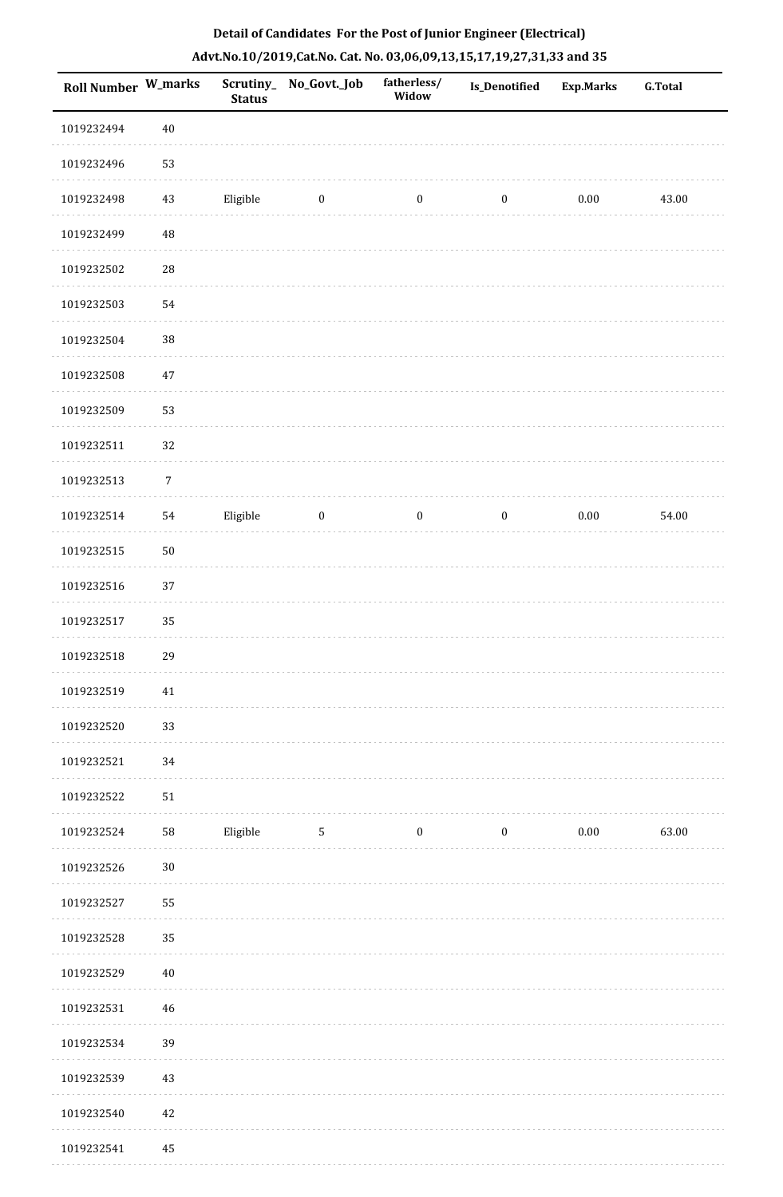## Detail of Candidates For the Post of Junior Engineer (Electrical)

## Advt.No.10/2019,Cat.No. Cat. No. 03,06,09,13,15,17,19,27,31,33 and 35

| Roll Number | W_marks | Scrutiny_Status | No_Govt._Job | fatherless/Widow | Is_Denotified | Exp.Marks | G.Total |
|---|---|---|---|---|---|---|---|
| 1019232494 | 40 | | | | | | |
| 1019232496 | 53 | | | | | | |
| 1019232498 | 43 | Eligible | 0 | 0 | 0 | 0.00 | 43.00 |
| 1019232499 | 48 | | | | | | |
| 1019232502 | 28 | | | | | | |
| 1019232503 | 54 | | | | | | |
| 1019232504 | 38 | | | | | | |
| 1019232508 | 47 | | | | | | |
| 1019232509 | 53 | | | | | | |
| 1019232511 | 32 | | | | | | |
| 1019232513 | 7 | | | | | | |
| 1019232514 | 54 | Eligible | 0 | 0 | 0 | 0.00 | 54.00 |
| 1019232515 | 50 | | | | | | |
| 1019232516 | 37 | | | | | | |
| 1019232517 | 35 | | | | | | |
| 1019232518 | 29 | | | | | | |
| 1019232519 | 41 | | | | | | |
| 1019232520 | 33 | | | | | | |
| 1019232521 | 34 | | | | | | |
| 1019232522 | 51 | | | | | | |
| 1019232524 | 58 | Eligible | 5 | 0 | 0 | 0.00 | 63.00 |
| 1019232526 | 30 | | | | | | |
| 1019232527 | 55 | | | | | | |
| 1019232528 | 35 | | | | | | |
| 1019232529 | 40 | | | | | | |
| 1019232531 | 46 | | | | | | |
| 1019232534 | 39 | | | | | | |
| 1019232539 | 43 | | | | | | |
| 1019232540 | 42 | | | | | | |
| 1019232541 | 45 | | | | | | |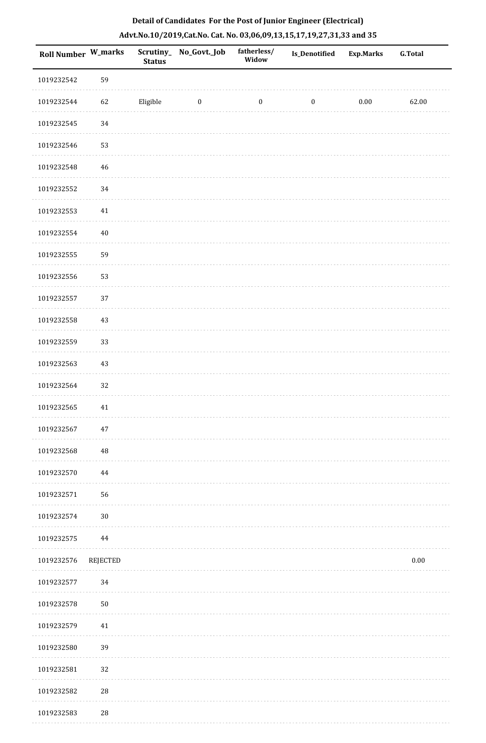**Detail of Candidates For the Post of Junior Engineer (Electrical)**

**Advt.No.10/2019,Cat.No. Cat. No. 03,06,09,13,15,17,19,27,31,33 and 35**

| Roll Number | W_marks | Scrutiny_Status | No_Govt._Job | fatherless/Widow | Is_Denotified | Exp.Marks | G.Total |
|---|---|---|---|---|---|---|---|
| 1019232542 | 59 | | | | | | |
| 1019232544 | 62 | Eligible | 0 | 0 | 0 | 0.00 | 62.00 |
| 1019232545 | 34 | | | | | | |
| 1019232546 | 53 | | | | | | |
| 1019232548 | 46 | | | | | | |
| 1019232552 | 34 | | | | | | |
| 1019232553 | 41 | | | | | | |
| 1019232554 | 40 | | | | | | |
| 1019232555 | 59 | | | | | | |
| 1019232556 | 53 | | | | | | |
| 1019232557 | 37 | | | | | | |
| 1019232558 | 43 | | | | | | |
| 1019232559 | 33 | | | | | | |
| 1019232563 | 43 | | | | | | |
| 1019232564 | 32 | | | | | | |
| 1019232565 | 41 | | | | | | |
| 1019232567 | 47 | | | | | | |
| 1019232568 | 48 | | | | | | |
| 1019232570 | 44 | | | | | | |
| 1019232571 | 56 | | | | | | |
| 1019232574 | 30 | | | | | | |
| 1019232575 | 44 | | | | | | |
| 1019232576 | REJECTED | | | | | | 0.00 |
| 1019232577 | 34 | | | | | | |
| 1019232578 | 50 | | | | | | |
| 1019232579 | 41 | | | | | | |
| 1019232580 | 39 | | | | | | |
| 1019232581 | 32 | | | | | | |
| 1019232582 | 28 | | | | | | |
| 1019232583 | 28 | | | | | | |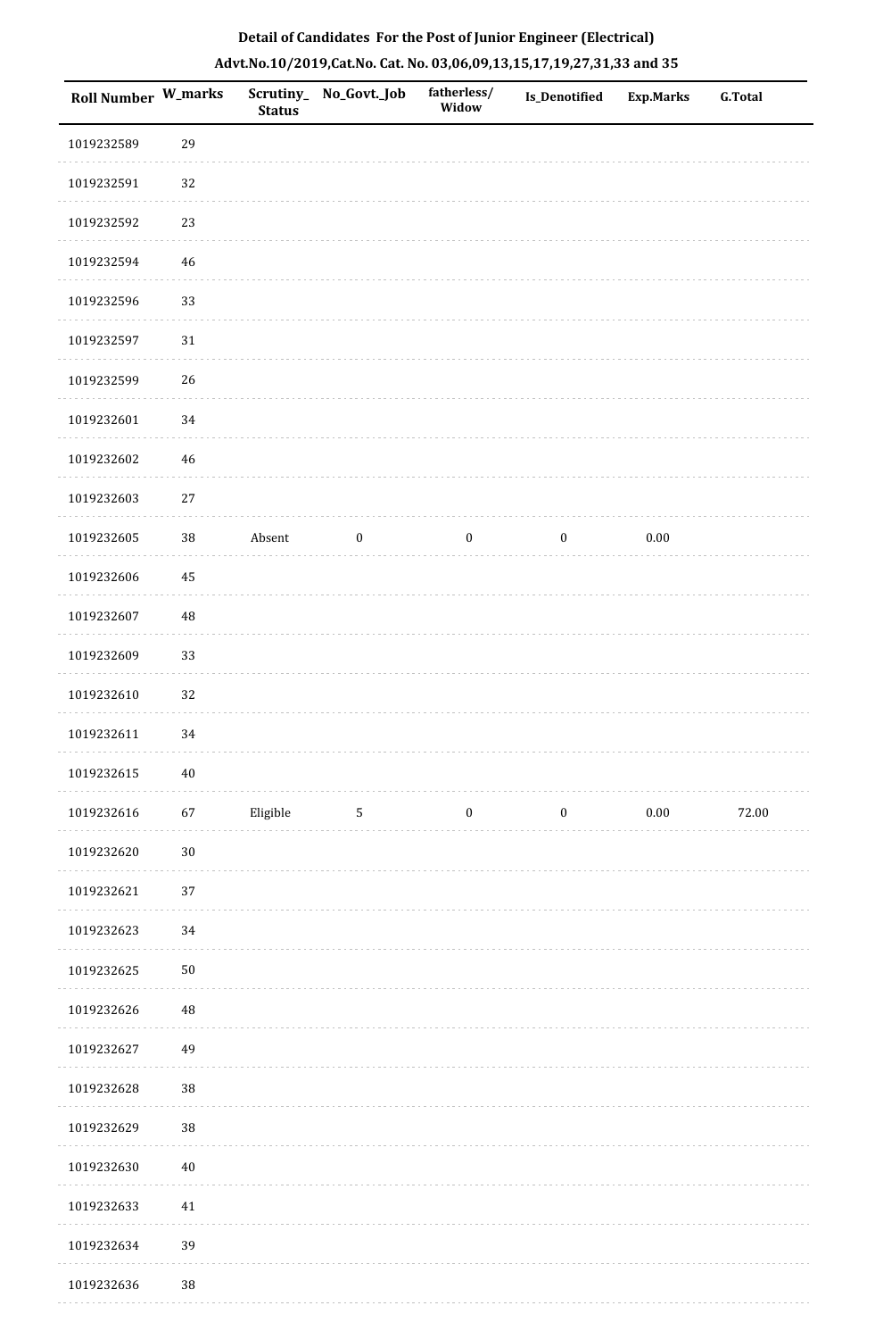**Detail of Candidates For the Post of Junior Engineer (Electrical)**

**Advt.No.10/2019,Cat.No. Cat. No. 03,06,09,13,15,17,19,27,31,33 and 35**

| Roll Number | W_marks | Scrutiny_Status | No_Govt._Job | fatherless/Widow | Is_Denotified | Exp.Marks | G.Total |
|---|---|---|---|---|---|---|---|
| 1019232589 | 29 | | | | | | |
| 1019232591 | 32 | | | | | | |
| 1019232592 | 23 | | | | | | |
| 1019232594 | 46 | | | | | | |
| 1019232596 | 33 | | | | | | |
| 1019232597 | 31 | | | | | | |
| 1019232599 | 26 | | | | | | |
| 1019232601 | 34 | | | | | | |
| 1019232602 | 46 | | | | | | |
| 1019232603 | 27 | | | | | | |
| 1019232605 | 38 | Absent | 0 | 0 | 0 | 0.00 | |
| 1019232606 | 45 | | | | | | |
| 1019232607 | 48 | | | | | | |
| 1019232609 | 33 | | | | | | |
| 1019232610 | 32 | | | | | | |
| 1019232611 | 34 | | | | | | |
| 1019232615 | 40 | | | | | | |
| 1019232616 | 67 | Eligible | 5 | 0 | 0 | 0.00 | 72.00 |
| 1019232620 | 30 | | | | | | |
| 1019232621 | 37 | | | | | | |
| 1019232623 | 34 | | | | | | |
| 1019232625 | 50 | | | | | | |
| 1019232626 | 48 | | | | | | |
| 1019232627 | 49 | | | | | | |
| 1019232628 | 38 | | | | | | |
| 1019232629 | 38 | | | | | | |
| 1019232630 | 40 | | | | | | |
| 1019232633 | 41 | | | | | | |
| 1019232634 | 39 | | | | | | |
| 1019232636 | 38 | | | | | | |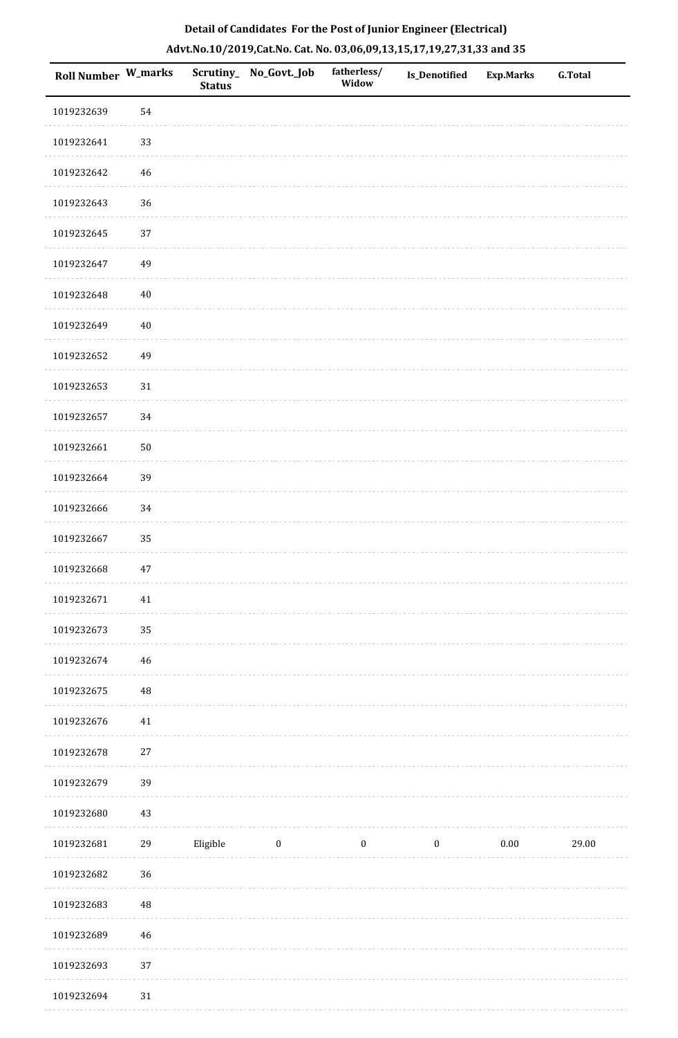**Detail of Candidates For the Post of Junior Engineer (Electrical)**

**Advt.No.10/2019,Cat.No. Cat. No. 03,06,09,13,15,17,19,27,31,33 and 35**

| Roll Number | W_marks | Scrutiny_Status | No_Govt._Job | fatherless/Widow | Is_Denotified | Exp.Marks | G.Total |
|---|---|---|---|---|---|---|---|
| 1019232639 | 54 | | | | | | |
| 1019232641 | 33 | | | | | | |
| 1019232642 | 46 | | | | | | |
| 1019232643 | 36 | | | | | | |
| 1019232645 | 37 | | | | | | |
| 1019232647 | 49 | | | | | | |
| 1019232648 | 40 | | | | | | |
| 1019232649 | 40 | | | | | | |
| 1019232652 | 49 | | | | | | |
| 1019232653 | 31 | | | | | | |
| 1019232657 | 34 | | | | | | |
| 1019232661 | 50 | | | | | | |
| 1019232664 | 39 | | | | | | |
| 1019232666 | 34 | | | | | | |
| 1019232667 | 35 | | | | | | |
| 1019232668 | 47 | | | | | | |
| 1019232671 | 41 | | | | | | |
| 1019232673 | 35 | | | | | | |
| 1019232674 | 46 | | | | | | |
| 1019232675 | 48 | | | | | | |
| 1019232676 | 41 | | | | | | |
| 1019232678 | 27 | | | | | | |
| 1019232679 | 39 | | | | | | |
| 1019232680 | 43 | | | | | | |
| 1019232681 | 29 | Eligible | 0 | 0 | 0 | 0.00 | 29.00 |
| 1019232682 | 36 | | | | | | |
| 1019232683 | 48 | | | | | | |
| 1019232689 | 46 | | | | | | |
| 1019232693 | 37 | | | | | | |
| 1019232694 | 31 | | | | | | |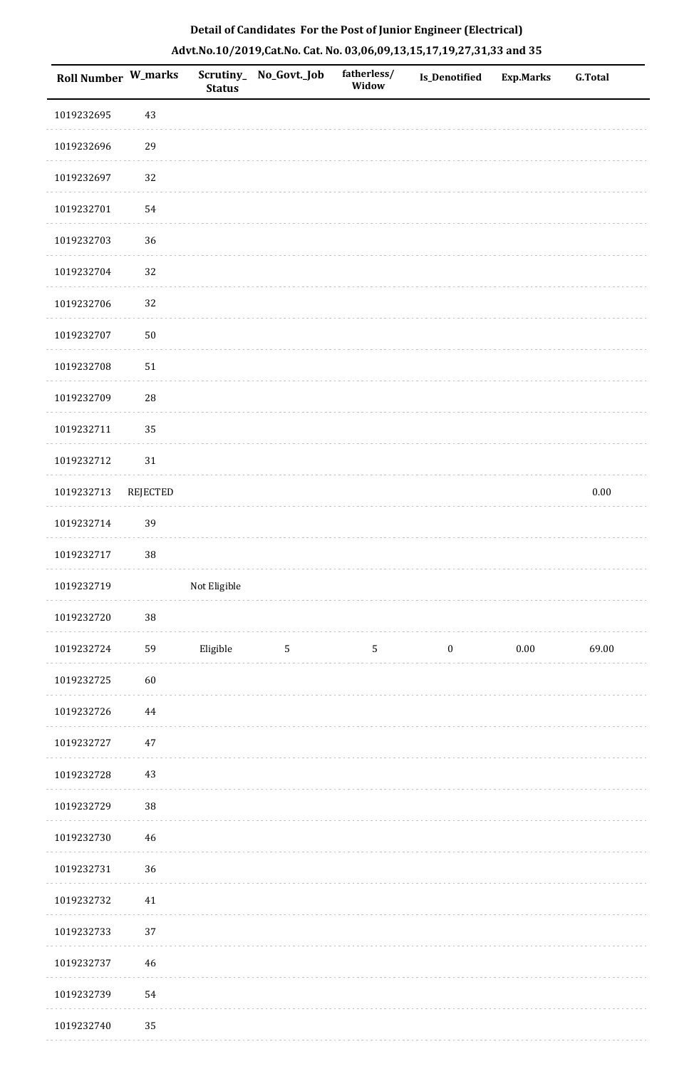**Detail of Candidates For the Post of Junior Engineer (Electrical)**

**Advt.No.10/2019,Cat.No. Cat. No. 03,06,09,13,15,17,19,27,31,33 and 35**

| Roll Number | W_marks | Scrutiny_ Status | No_Govt._Job | fatherless/ Widow | Is_Denotified | Exp.Marks | G.Total |
|---|---|---|---|---|---|---|---|
| 1019232695 | 43 | | | | | | |
| 1019232696 | 29 | | | | | | |
| 1019232697 | 32 | | | | | | |
| 1019232701 | 54 | | | | | | |
| 1019232703 | 36 | | | | | | |
| 1019232704 | 32 | | | | | | |
| 1019232706 | 32 | | | | | | |
| 1019232707 | 50 | | | | | | |
| 1019232708 | 51 | | | | | | |
| 1019232709 | 28 | | | | | | |
| 1019232711 | 35 | | | | | | |
| 1019232712 | 31 | | | | | | |
| 1019232713 | REJECTED | | | | | | 0.00 |
| 1019232714 | 39 | | | | | | |
| 1019232717 | 38 | | | | | | |
| 1019232719 | | Not Eligible | | | | | |
| 1019232720 | 38 | | | | | | |
| 1019232724 | 59 | Eligible | 5 | 5 | 0 | 0.00 | 69.00 |
| 1019232725 | 60 | | | | | | |
| 1019232726 | 44 | | | | | | |
| 1019232727 | 47 | | | | | | |
| 1019232728 | 43 | | | | | | |
| 1019232729 | 38 | | | | | | |
| 1019232730 | 46 | | | | | | |
| 1019232731 | 36 | | | | | | |
| 1019232732 | 41 | | | | | | |
| 1019232733 | 37 | | | | | | |
| 1019232737 | 46 | | | | | | |
| 1019232739 | 54 | | | | | | |
| 1019232740 | 35 | | | | | | |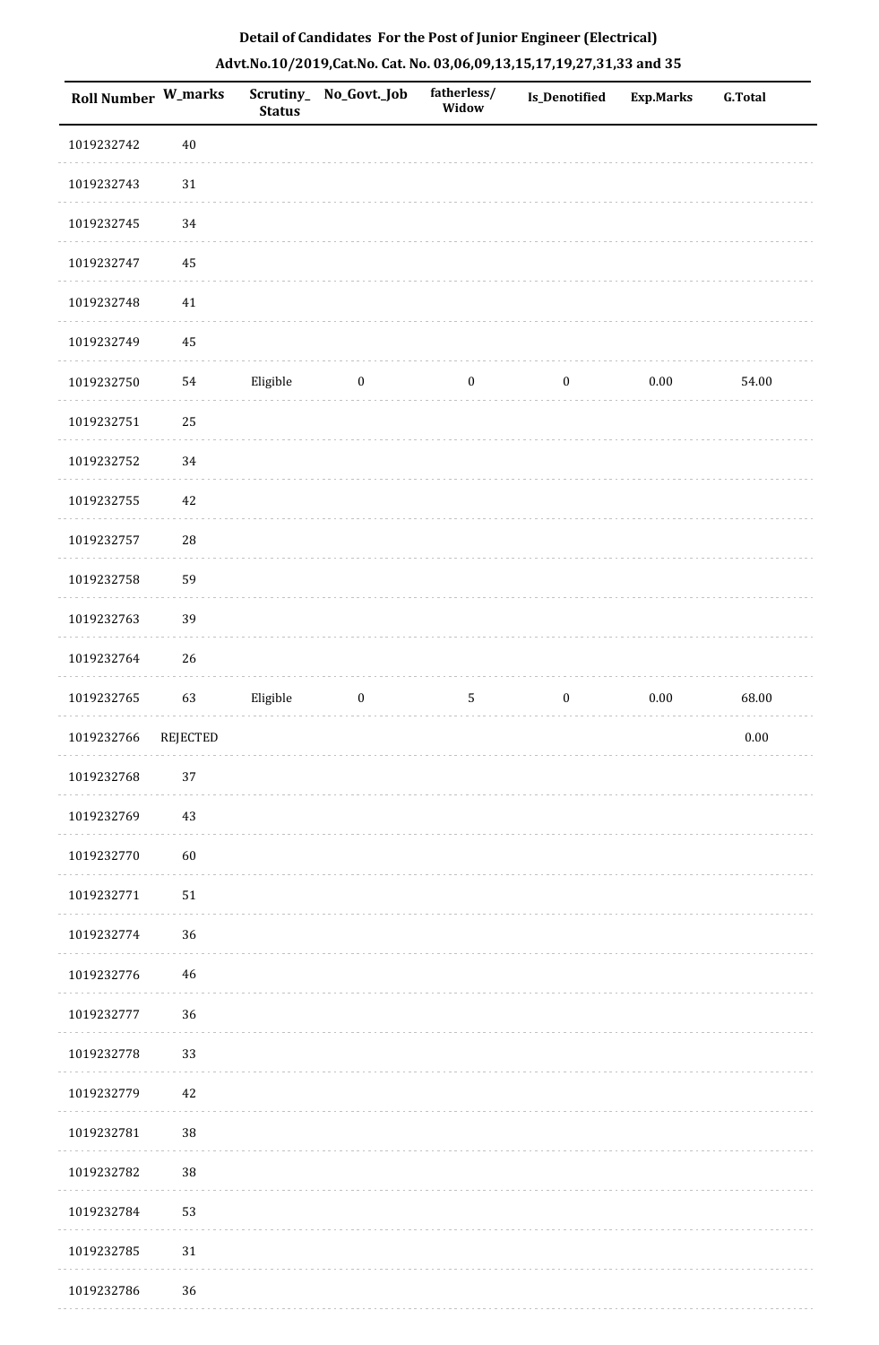## Detail of Candidates For the Post of Junior Engineer (Electrical)

### Advt.No.10/2019,Cat.No. Cat. No. 03,06,09,13,15,17,19,27,31,33 and 35

| Roll Number | W_marks | Scrutiny_Status | No_Govt._Job | fatherless/Widow | Is_Denotified | Exp.Marks | G.Total |
|---|---|---|---|---|---|---|---|
| 1019232742 | 40 | | | | | | |
| 1019232743 | 31 | | | | | | |
| 1019232745 | 34 | | | | | | |
| 1019232747 | 45 | | | | | | |
| 1019232748 | 41 | | | | | | |
| 1019232749 | 45 | | | | | | |
| 1019232750 | 54 | Eligible | 0 | 0 | 0 | 0.00 | 54.00 |
| 1019232751 | 25 | | | | | | |
| 1019232752 | 34 | | | | | | |
| 1019232755 | 42 | | | | | | |
| 1019232757 | 28 | | | | | | |
| 1019232758 | 59 | | | | | | |
| 1019232763 | 39 | | | | | | |
| 1019232764 | 26 | | | | | | |
| 1019232765 | 63 | Eligible | 0 | 5 | 0 | 0.00 | 68.00 |
| 1019232766 | REJECTED | | | | | | 0.00 |
| 1019232768 | 37 | | | | | | |
| 1019232769 | 43 | | | | | | |
| 1019232770 | 60 | | | | | | |
| 1019232771 | 51 | | | | | | |
| 1019232774 | 36 | | | | | | |
| 1019232776 | 46 | | | | | | |
| 1019232777 | 36 | | | | | | |
| 1019232778 | 33 | | | | | | |
| 1019232779 | 42 | | | | | | |
| 1019232781 | 38 | | | | | | |
| 1019232782 | 38 | | | | | | |
| 1019232784 | 53 | | | | | | |
| 1019232785 | 31 | | | | | | |
| 1019232786 | 36 | | | | | | |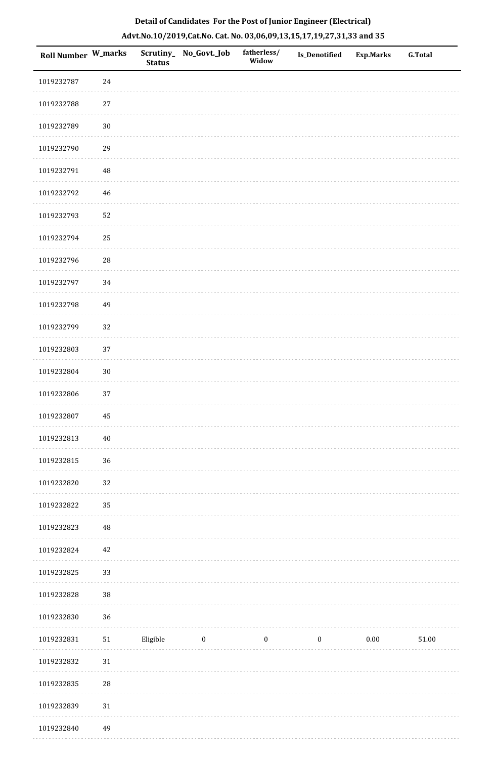**Detail of Candidates For the Post of Junior Engineer (Electrical)**

**Advt.No.10/2019,Cat.No. Cat. No. 03,06,09,13,15,17,19,27,31,33 and 35**

| Roll Number | W_marks | Scrutiny_Status | No_Govt._Job | fatherless/Widow | Is_Denotified | Exp.Marks | G.Total |
|---|---|---|---|---|---|---|---|
| 1019232787 | 24 | | | | | | |
| 1019232788 | 27 | | | | | | |
| 1019232789 | 30 | | | | | | |
| 1019232790 | 29 | | | | | | |
| 1019232791 | 48 | | | | | | |
| 1019232792 | 46 | | | | | | |
| 1019232793 | 52 | | | | | | |
| 1019232794 | 25 | | | | | | |
| 1019232796 | 28 | | | | | | |
| 1019232797 | 34 | | | | | | |
| 1019232798 | 49 | | | | | | |
| 1019232799 | 32 | | | | | | |
| 1019232803 | 37 | | | | | | |
| 1019232804 | 30 | | | | | | |
| 1019232806 | 37 | | | | | | |
| 1019232807 | 45 | | | | | | |
| 1019232813 | 40 | | | | | | |
| 1019232815 | 36 | | | | | | |
| 1019232820 | 32 | | | | | | |
| 1019232822 | 35 | | | | | | |
| 1019232823 | 48 | | | | | | |
| 1019232824 | 42 | | | | | | |
| 1019232825 | 33 | | | | | | |
| 1019232828 | 38 | | | | | | |
| 1019232830 | 36 | | | | | | |
| 1019232831 | 51 | Eligible | 0 | 0 | 0 | 0.00 | 51.00 |
| 1019232832 | 31 | | | | | | |
| 1019232835 | 28 | | | | | | |
| 1019232839 | 31 | | | | | | |
| 1019232840 | 49 | | | | | | |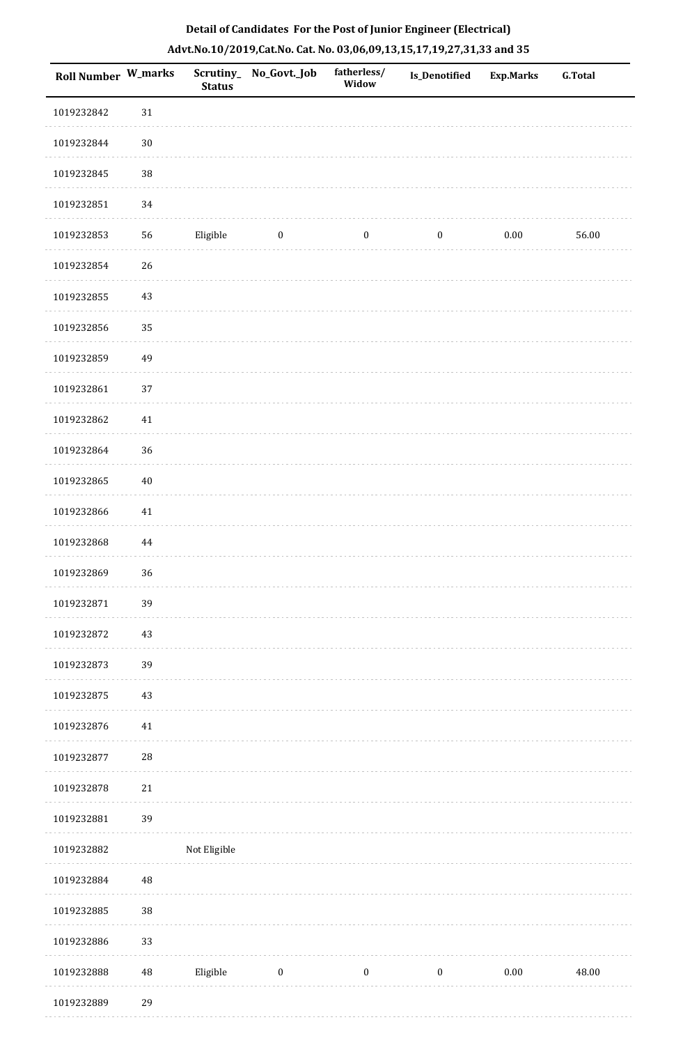**Detail of Candidates For the Post of Junior Engineer (Electrical)**

**Advt.No.10/2019,Cat.No. Cat. No. 03,06,09,13,15,17,19,27,31,33 and 35**

| Roll Number | W_marks | Scrutiny_Status | No_Govt._Job | fatherless/Widow | Is_Denotified | Exp.Marks | G.Total |
|---|---|---|---|---|---|---|---|
| 1019232842 | 31 | | | | | | |
| 1019232844 | 30 | | | | | | |
| 1019232845 | 38 | | | | | | |
| 1019232851 | 34 | | | | | | |
| 1019232853 | 56 | Eligible | 0 | 0 | 0 | 0.00 | 56.00 |
| 1019232854 | 26 | | | | | | |
| 1019232855 | 43 | | | | | | |
| 1019232856 | 35 | | | | | | |
| 1019232859 | 49 | | | | | | |
| 1019232861 | 37 | | | | | | |
| 1019232862 | 41 | | | | | | |
| 1019232864 | 36 | | | | | | |
| 1019232865 | 40 | | | | | | |
| 1019232866 | 41 | | | | | | |
| 1019232868 | 44 | | | | | | |
| 1019232869 | 36 | | | | | | |
| 1019232871 | 39 | | | | | | |
| 1019232872 | 43 | | | | | | |
| 1019232873 | 39 | | | | | | |
| 1019232875 | 43 | | | | | | |
| 1019232876 | 41 | | | | | | |
| 1019232877 | 28 | | | | | | |
| 1019232878 | 21 | | | | | | |
| 1019232881 | 39 | | | | | | |
| 1019232882 | | Not Eligible | | | | | |
| 1019232884 | 48 | | | | | | |
| 1019232885 | 38 | | | | | | |
| 1019232886 | 33 | | | | | | |
| 1019232888 | 48 | Eligible | 0 | 0 | 0 | 0.00 | 48.00 |
| 1019232889 | 29 | | | | | | |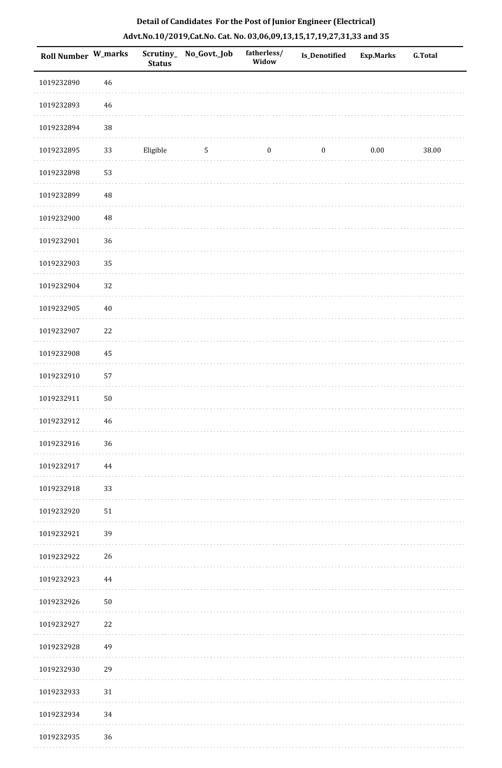**Detail of Candidates For the Post of Junior Engineer (Electrical)**

**Advt.No.10/2019,Cat.No. Cat. No. 03,06,09,13,15,17,19,27,31,33 and 35**

| Roll Number | W_marks | Scrutiny_Status | No_Govt._Job | fatherless/Widow | Is_Denotified | Exp.Marks | G.Total |
|---|---|---|---|---|---|---|---|
| 1019232890 | 46 | | | | | | |
| 1019232893 | 46 | | | | | | |
| 1019232894 | 38 | | | | | | |
| 1019232895 | 33 | Eligible | 5 | 0 | 0 | 0.00 | 38.00 |
| 1019232898 | 53 | | | | | | |
| 1019232899 | 48 | | | | | | |
| 1019232900 | 48 | | | | | | |
| 1019232901 | 36 | | | | | | |
| 1019232903 | 35 | | | | | | |
| 1019232904 | 32 | | | | | | |
| 1019232905 | 40 | | | | | | |
| 1019232907 | 22 | | | | | | |
| 1019232908 | 45 | | | | | | |
| 1019232910 | 57 | | | | | | |
| 1019232911 | 50 | | | | | | |
| 1019232912 | 46 | | | | | | |
| 1019232916 | 36 | | | | | | |
| 1019232917 | 44 | | | | | | |
| 1019232918 | 33 | | | | | | |
| 1019232920 | 51 | | | | | | |
| 1019232921 | 39 | | | | | | |
| 1019232922 | 26 | | | | | | |
| 1019232923 | 44 | | | | | | |
| 1019232926 | 50 | | | | | | |
| 1019232927 | 22 | | | | | | |
| 1019232928 | 49 | | | | | | |
| 1019232930 | 29 | | | | | | |
| 1019232933 | 31 | | | | | | |
| 1019232934 | 34 | | | | | | |
| 1019232935 | 36 | | | | | | |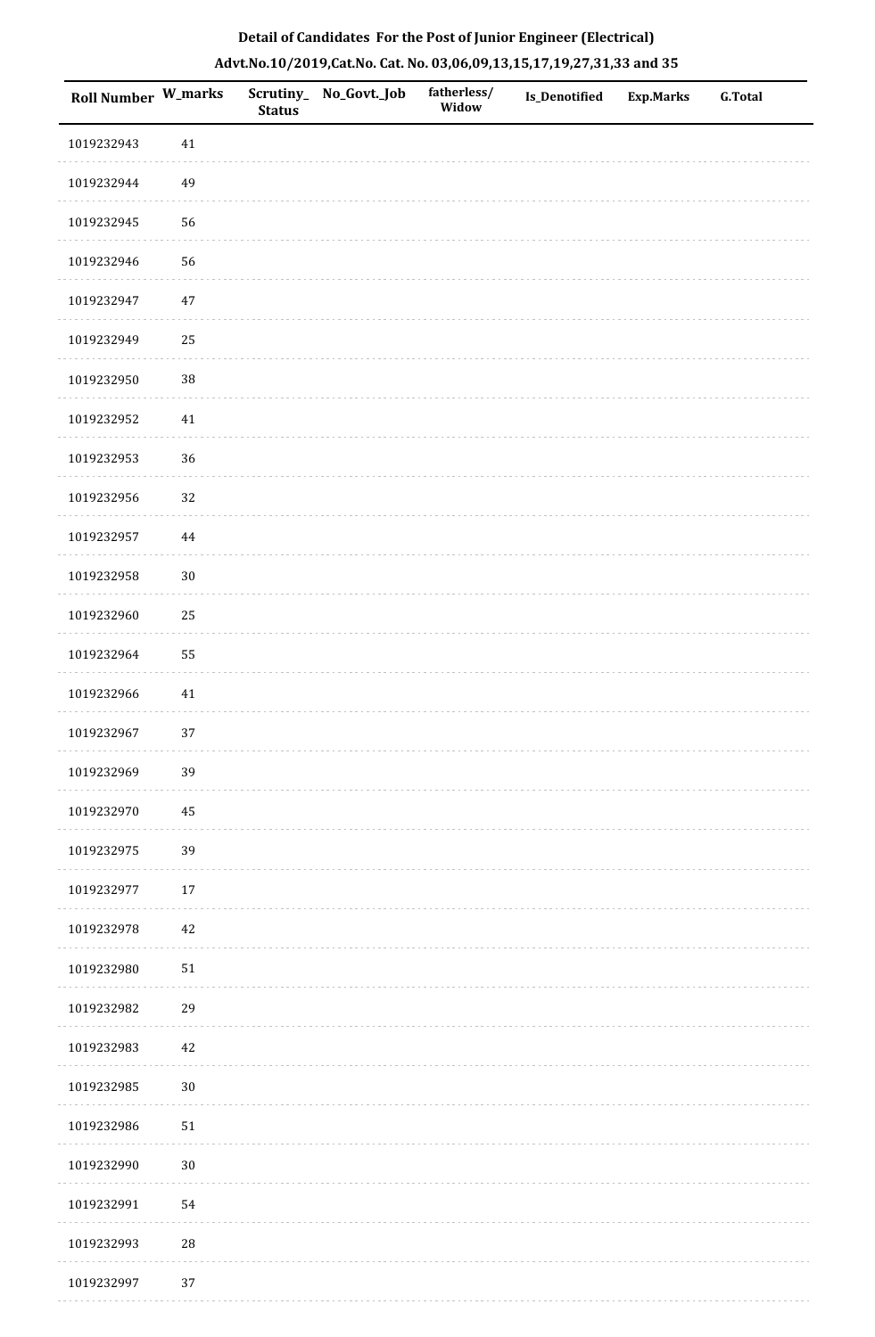**Detail of Candidates For the Post of Junior Engineer (Electrical)**

**Advt.No.10/2019,Cat.No. Cat. No. 03,06,09,13,15,17,19,27,31,33 and 35**

| Roll Number | W_marks | Scrutiny_Status | No_Govt._Job | fatherless/Widow | Is_Denotified | Exp.Marks | G.Total |
|---|---|---|---|---|---|---|---|
| 1019232943 | 41 | | | | | | |
| 1019232944 | 49 | | | | | | |
| 1019232945 | 56 | | | | | | |
| 1019232946 | 56 | | | | | | |
| 1019232947 | 47 | | | | | | |
| 1019232949 | 25 | | | | | | |
| 1019232950 | 38 | | | | | | |
| 1019232952 | 41 | | | | | | |
| 1019232953 | 36 | | | | | | |
| 1019232956 | 32 | | | | | | |
| 1019232957 | 44 | | | | | | |
| 1019232958 | 30 | | | | | | |
| 1019232960 | 25 | | | | | | |
| 1019232964 | 55 | | | | | | |
| 1019232966 | 41 | | | | | | |
| 1019232967 | 37 | | | | | | |
| 1019232969 | 39 | | | | | | |
| 1019232970 | 45 | | | | | | |
| 1019232975 | 39 | | | | | | |
| 1019232977 | 17 | | | | | | |
| 1019232978 | 42 | | | | | | |
| 1019232980 | 51 | | | | | | |
| 1019232982 | 29 | | | | | | |
| 1019232983 | 42 | | | | | | |
| 1019232985 | 30 | | | | | | |
| 1019232986 | 51 | | | | | | |
| 1019232990 | 30 | | | | | | |
| 1019232991 | 54 | | | | | | |
| 1019232993 | 28 | | | | | | |
| 1019232997 | 37 | | | | | | |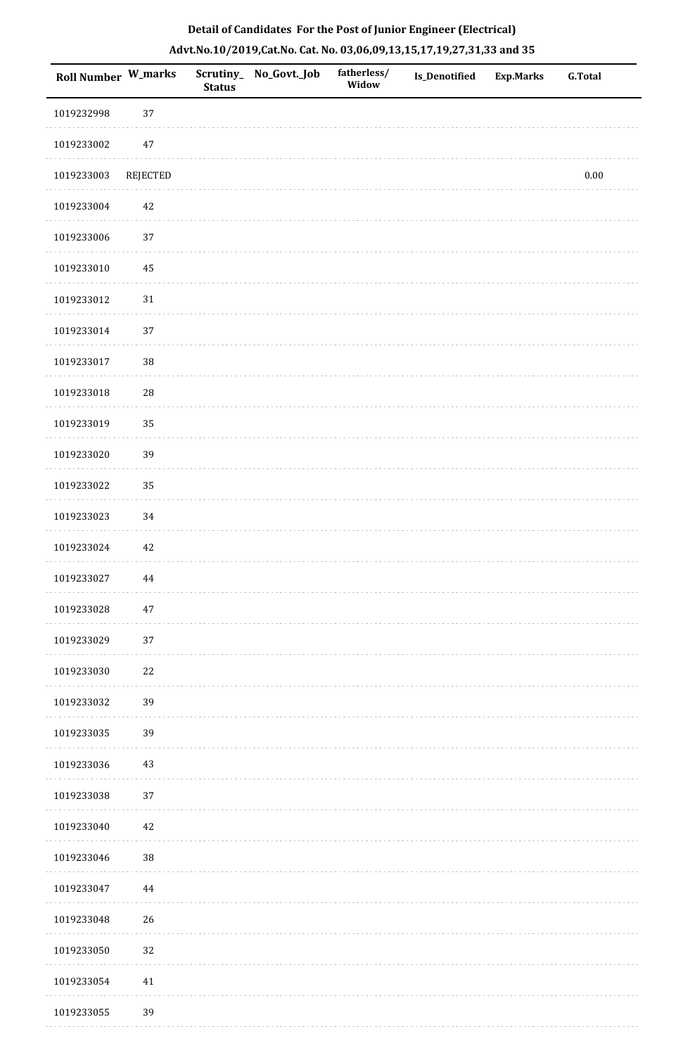**Detail of Candidates For the Post of Junior Engineer (Electrical)**

**Advt.No.10/2019,Cat.No. Cat. No. 03,06,09,13,15,17,19,27,31,33 and 35**

| Roll Number | W_marks | Scrutiny_Status | No_Govt._Job | fatherless/Widow | Is_Denotified | Exp.Marks | G.Total |
|---|---|---|---|---|---|---|---|
| 1019232998 | 37 | | | | | | |
| 1019233002 | 47 | | | | | | |
| 1019233003 | REJECTED | | | | | | 0.00 |
| 1019233004 | 42 | | | | | | |
| 1019233006 | 37 | | | | | | |
| 1019233010 | 45 | | | | | | |
| 1019233012 | 31 | | | | | | |
| 1019233014 | 37 | | | | | | |
| 1019233017 | 38 | | | | | | |
| 1019233018 | 28 | | | | | | |
| 1019233019 | 35 | | | | | | |
| 1019233020 | 39 | | | | | | |
| 1019233022 | 35 | | | | | | |
| 1019233023 | 34 | | | | | | |
| 1019233024 | 42 | | | | | | |
| 1019233027 | 44 | | | | | | |
| 1019233028 | 47 | | | | | | |
| 1019233029 | 37 | | | | | | |
| 1019233030 | 22 | | | | | | |
| 1019233032 | 39 | | | | | | |
| 1019233035 | 39 | | | | | | |
| 1019233036 | 43 | | | | | | |
| 1019233038 | 37 | | | | | | |
| 1019233040 | 42 | | | | | | |
| 1019233046 | 38 | | | | | | |
| 1019233047 | 44 | | | | | | |
| 1019233048 | 26 | | | | | | |
| 1019233050 | 32 | | | | | | |
| 1019233054 | 41 | | | | | | |
| 1019233055 | 39 | | | | | | |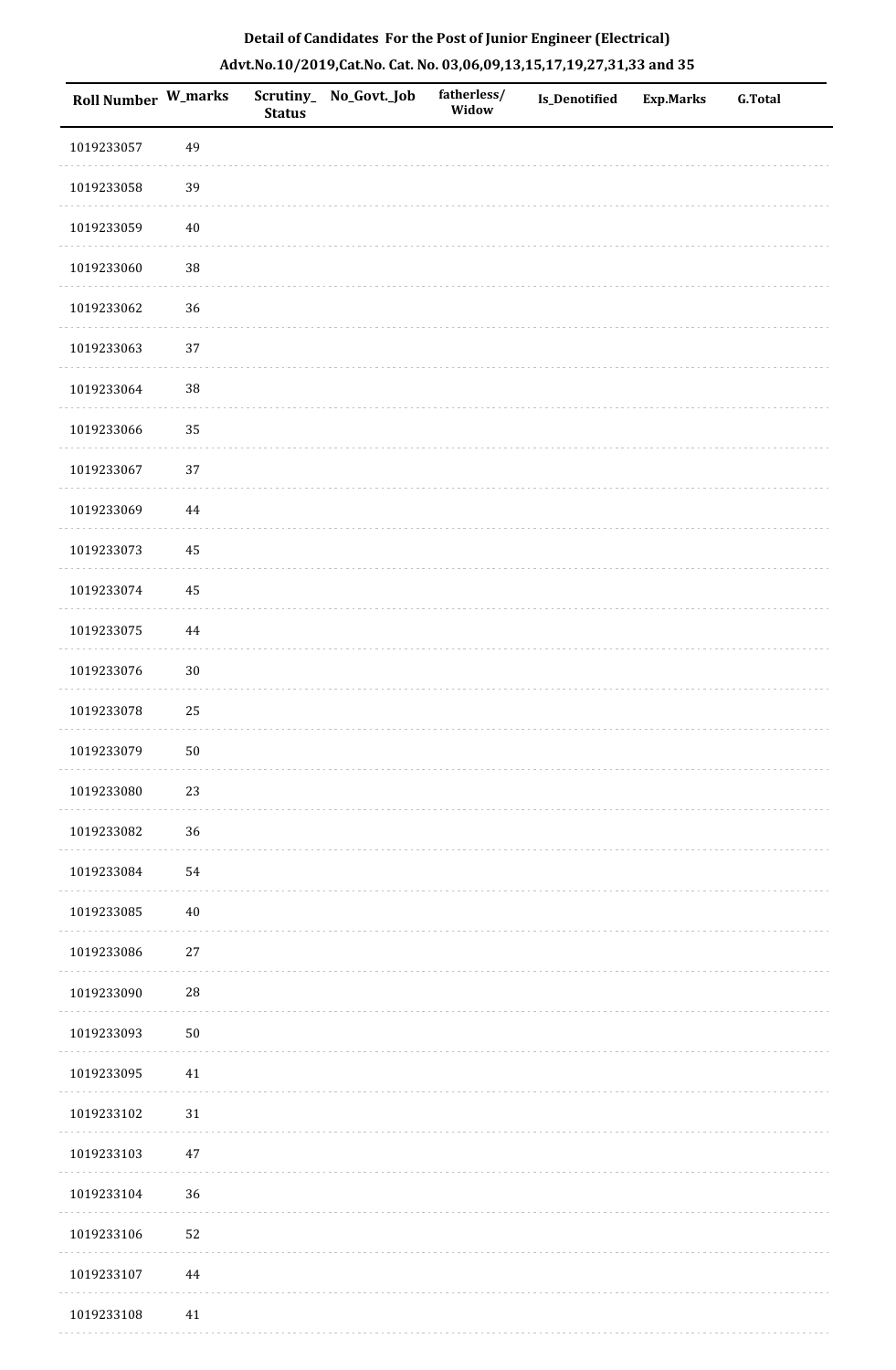**Detail of Candidates For the Post of Junior Engineer (Electrical)**

**Advt.No.10/2019,Cat.No. Cat. No. 03,06,09,13,15,17,19,27,31,33 and 35**

| Roll Number | W_marks | Scrutiny_ Status | No_Govt._Job | fatherless/ Widow | Is_Denotified | Exp.Marks | G.Total |
|---|---|---|---|---|---|---|---|
| 1019233057 | 49 | | | | | | |
| 1019233058 | 39 | | | | | | |
| 1019233059 | 40 | | | | | | |
| 1019233060 | 38 | | | | | | |
| 1019233062 | 36 | | | | | | |
| 1019233063 | 37 | | | | | | |
| 1019233064 | 38 | | | | | | |
| 1019233066 | 35 | | | | | | |
| 1019233067 | 37 | | | | | | |
| 1019233069 | 44 | | | | | | |
| 1019233073 | 45 | | | | | | |
| 1019233074 | 45 | | | | | | |
| 1019233075 | 44 | | | | | | |
| 1019233076 | 30 | | | | | | |
| 1019233078 | 25 | | | | | | |
| 1019233079 | 50 | | | | | | |
| 1019233080 | 23 | | | | | | |
| 1019233082 | 36 | | | | | | |
| 1019233084 | 54 | | | | | | |
| 1019233085 | 40 | | | | | | |
| 1019233086 | 27 | | | | | | |
| 1019233090 | 28 | | | | | | |
| 1019233093 | 50 | | | | | | |
| 1019233095 | 41 | | | | | | |
| 1019233102 | 31 | | | | | | |
| 1019233103 | 47 | | | | | | |
| 1019233104 | 36 | | | | | | |
| 1019233106 | 52 | | | | | | |
| 1019233107 | 44 | | | | | | |
| 1019233108 | 41 | | | | | | |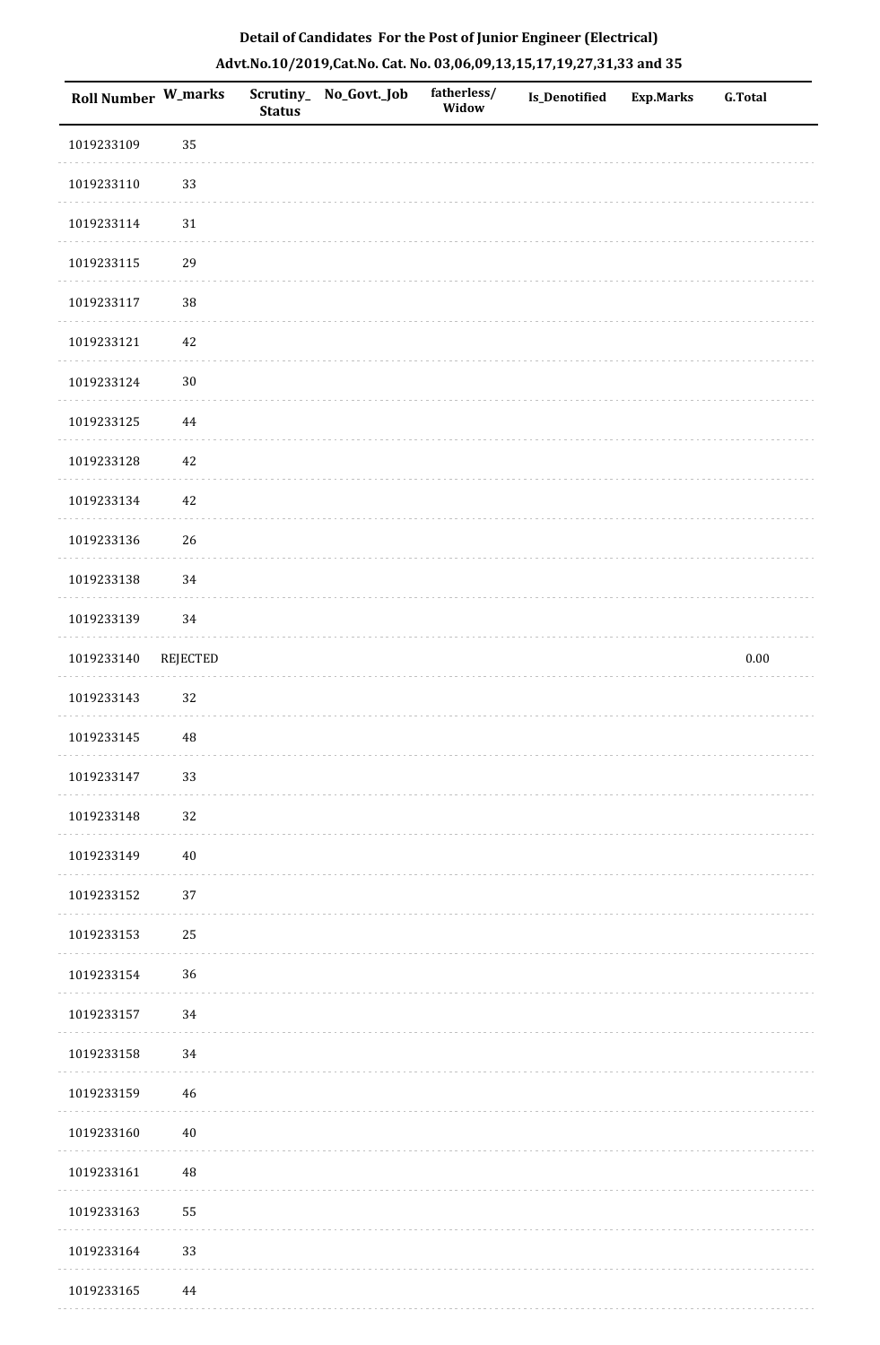**Detail of Candidates For the Post of Junior Engineer (Electrical)**

**Advt.No.10/2019,Cat.No. Cat. No. 03,06,09,13,15,17,19,27,31,33 and 35**

| Roll Number | W_marks | Scrutiny_Status | No_Govt._Job | fatherless/Widow | Is_Denotified | Exp.Marks | G.Total |
|---|---|---|---|---|---|---|---|
| 1019233109 | 35 | | | | | | |
| 1019233110 | 33 | | | | | | |
| 1019233114 | 31 | | | | | | |
| 1019233115 | 29 | | | | | | |
| 1019233117 | 38 | | | | | | |
| 1019233121 | 42 | | | | | | |
| 1019233124 | 30 | | | | | | |
| 1019233125 | 44 | | | | | | |
| 1019233128 | 42 | | | | | | |
| 1019233134 | 42 | | | | | | |
| 1019233136 | 26 | | | | | | |
| 1019233138 | 34 | | | | | | |
| 1019233139 | 34 | | | | | | |
| 1019233140 | REJECTED | | | | | | 0.00 |
| 1019233143 | 32 | | | | | | |
| 1019233145 | 48 | | | | | | |
| 1019233147 | 33 | | | | | | |
| 1019233148 | 32 | | | | | | |
| 1019233149 | 40 | | | | | | |
| 1019233152 | 37 | | | | | | |
| 1019233153 | 25 | | | | | | |
| 1019233154 | 36 | | | | | | |
| 1019233157 | 34 | | | | | | |
| 1019233158 | 34 | | | | | | |
| 1019233159 | 46 | | | | | | |
| 1019233160 | 40 | | | | | | |
| 1019233161 | 48 | | | | | | |
| 1019233163 | 55 | | | | | | |
| 1019233164 | 33 | | | | | | |
| 1019233165 | 44 | | | | | | |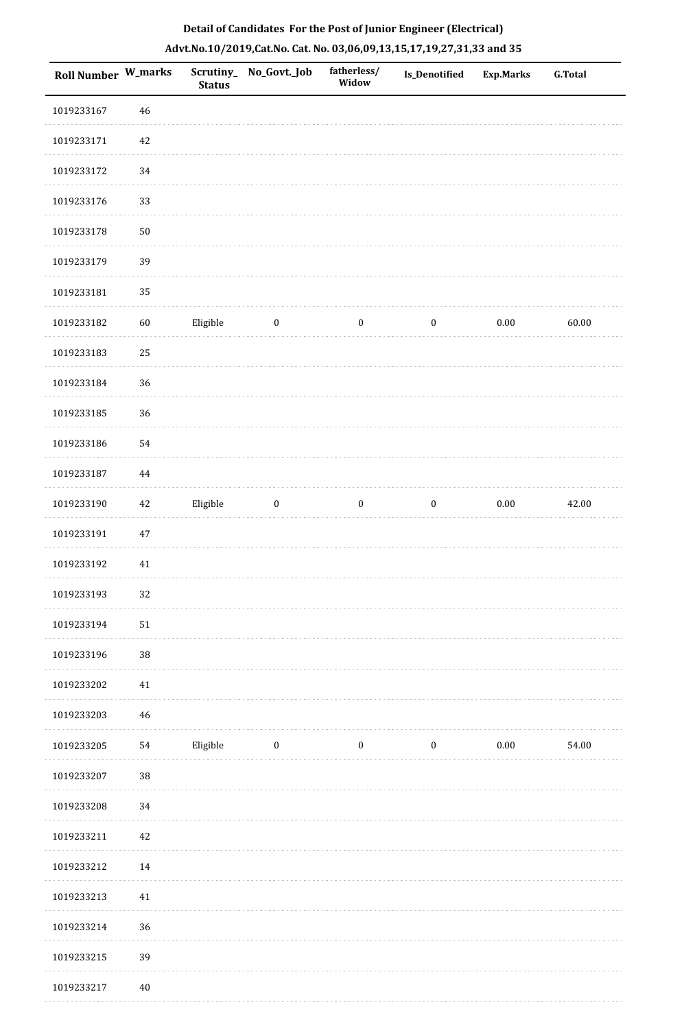## Detail of Candidates For the Post of Junior Engineer (Electrical)

## Advt.No.10/2019,Cat.No. Cat. No. 03,06,09,13,15,17,19,27,31,33 and 35

| Roll Number | W_marks | Scrutiny_ Status | No_Govt._Job | fatherless/ Widow | Is_Denotified | Exp.Marks | G.Total |
|---|---|---|---|---|---|---|---|
| 1019233167 | 46 | | | | | | |
| 1019233171 | 42 | | | | | | |
| 1019233172 | 34 | | | | | | |
| 1019233176 | 33 | | | | | | |
| 1019233178 | 50 | | | | | | |
| 1019233179 | 39 | | | | | | |
| 1019233181 | 35 | | | | | | |
| 1019233182 | 60 | Eligible | 0 | 0 | 0 | 0.00 | 60.00 |
| 1019233183 | 25 | | | | | | |
| 1019233184 | 36 | | | | | | |
| 1019233185 | 36 | | | | | | |
| 1019233186 | 54 | | | | | | |
| 1019233187 | 44 | | | | | | |
| 1019233190 | 42 | Eligible | 0 | 0 | 0 | 0.00 | 42.00 |
| 1019233191 | 47 | | | | | | |
| 1019233192 | 41 | | | | | | |
| 1019233193 | 32 | | | | | | |
| 1019233194 | 51 | | | | | | |
| 1019233196 | 38 | | | | | | |
| 1019233202 | 41 | | | | | | |
| 1019233203 | 46 | | | | | | |
| 1019233205 | 54 | Eligible | 0 | 0 | 0 | 0.00 | 54.00 |
| 1019233207 | 38 | | | | | | |
| 1019233208 | 34 | | | | | | |
| 1019233211 | 42 | | | | | | |
| 1019233212 | 14 | | | | | | |
| 1019233213 | 41 | | | | | | |
| 1019233214 | 36 | | | | | | |
| 1019233215 | 39 | | | | | | |
| 1019233217 | 40 | | | | | | |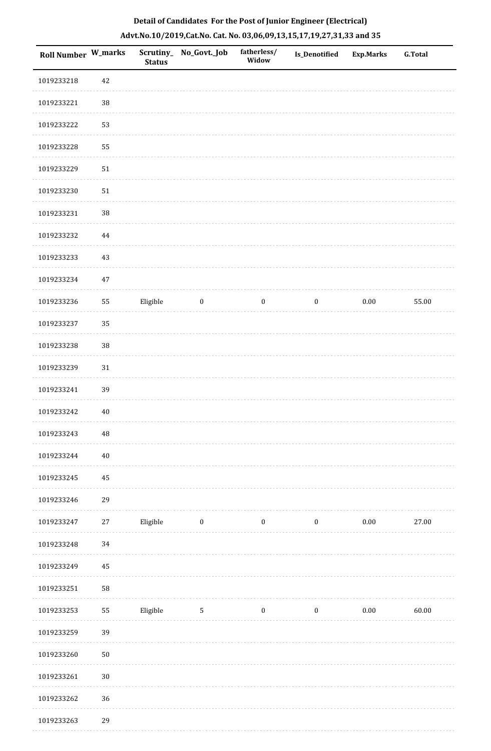**Detail of Candidates For the Post of Junior Engineer (Electrical)**

**Advt.No.10/2019,Cat.No. Cat. No. 03,06,09,13,15,17,19,27,31,33 and 35**

| Roll Number | W_marks | Scrutiny_Status | No_Govt._Job | fatherless/Widow | Is_Denotified | Exp.Marks | G.Total |
|---|---|---|---|---|---|---|---|
| 1019233218 | 42 | | | | | | |
| 1019233221 | 38 | | | | | | |
| 1019233222 | 53 | | | | | | |
| 1019233228 | 55 | | | | | | |
| 1019233229 | 51 | | | | | | |
| 1019233230 | 51 | | | | | | |
| 1019233231 | 38 | | | | | | |
| 1019233232 | 44 | | | | | | |
| 1019233233 | 43 | | | | | | |
| 1019233234 | 47 | | | | | | |
| 1019233236 | 55 | Eligible | 0 | 0 | 0 | 0.00 | 55.00 |
| 1019233237 | 35 | | | | | | |
| 1019233238 | 38 | | | | | | |
| 1019233239 | 31 | | | | | | |
| 1019233241 | 39 | | | | | | |
| 1019233242 | 40 | | | | | | |
| 1019233243 | 48 | | | | | | |
| 1019233244 | 40 | | | | | | |
| 1019233245 | 45 | | | | | | |
| 1019233246 | 29 | | | | | | |
| 1019233247 | 27 | Eligible | 0 | 0 | 0 | 0.00 | 27.00 |
| 1019233248 | 34 | | | | | | |
| 1019233249 | 45 | | | | | | |
| 1019233251 | 58 | | | | | | |
| 1019233253 | 55 | Eligible | 5 | 0 | 0 | 0.00 | 60.00 |
| 1019233259 | 39 | | | | | | |
| 1019233260 | 50 | | | | | | |
| 1019233261 | 30 | | | | | | |
| 1019233262 | 36 | | | | | | |
| 1019233263 | 29 | | | | | | |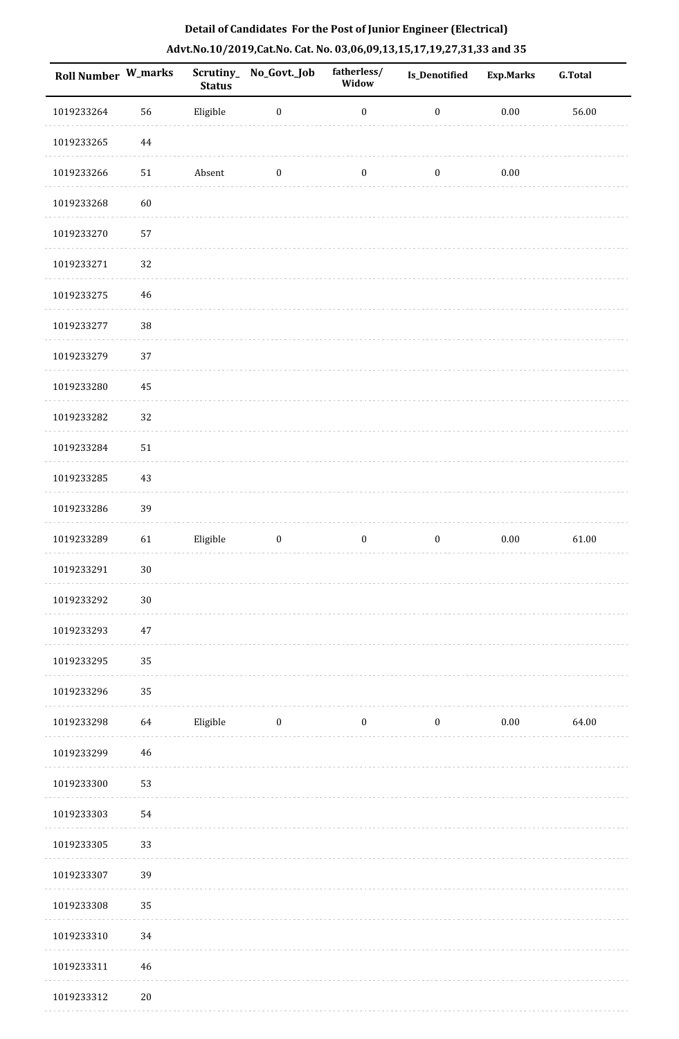**Detail of Candidates For the Post of Junior Engineer (Electrical)**

**Advt.No.10/2019,Cat.No. Cat. No. 03,06,09,13,15,17,19,27,31,33 and 35**

| Roll Number | W_marks | Scrutiny_Status | No_Govt._Job | fatherless/Widow | Is_Denotified | Exp.Marks | G.Total |
|---|---|---|---|---|---|---|---|
| 1019233264 | 56 | Eligible | 0 | 0 | 0 | 0.00 | 56.00 |
| 1019233265 | 44 | | | | | | |
| 1019233266 | 51 | Absent | 0 | 0 | 0 | 0.00 | |
| 1019233268 | 60 | | | | | | |
| 1019233270 | 57 | | | | | | |
| 1019233271 | 32 | | | | | | |
| 1019233275 | 46 | | | | | | |
| 1019233277 | 38 | | | | | | |
| 1019233279 | 37 | | | | | | |
| 1019233280 | 45 | | | | | | |
| 1019233282 | 32 | | | | | | |
| 1019233284 | 51 | | | | | | |
| 1019233285 | 43 | | | | | | |
| 1019233286 | 39 | | | | | | |
| 1019233289 | 61 | Eligible | 0 | 0 | 0 | 0.00 | 61.00 |
| 1019233291 | 30 | | | | | | |
| 1019233292 | 30 | | | | | | |
| 1019233293 | 47 | | | | | | |
| 1019233295 | 35 | | | | | | |
| 1019233296 | 35 | | | | | | |
| 1019233298 | 64 | Eligible | 0 | 0 | 0 | 0.00 | 64.00 |
| 1019233299 | 46 | | | | | | |
| 1019233300 | 53 | | | | | | |
| 1019233303 | 54 | | | | | | |
| 1019233305 | 33 | | | | | | |
| 1019233307 | 39 | | | | | | |
| 1019233308 | 35 | | | | | | |
| 1019233310 | 34 | | | | | | |
| 1019233311 | 46 | | | | | | |
| 1019233312 | 20 | | | | | | |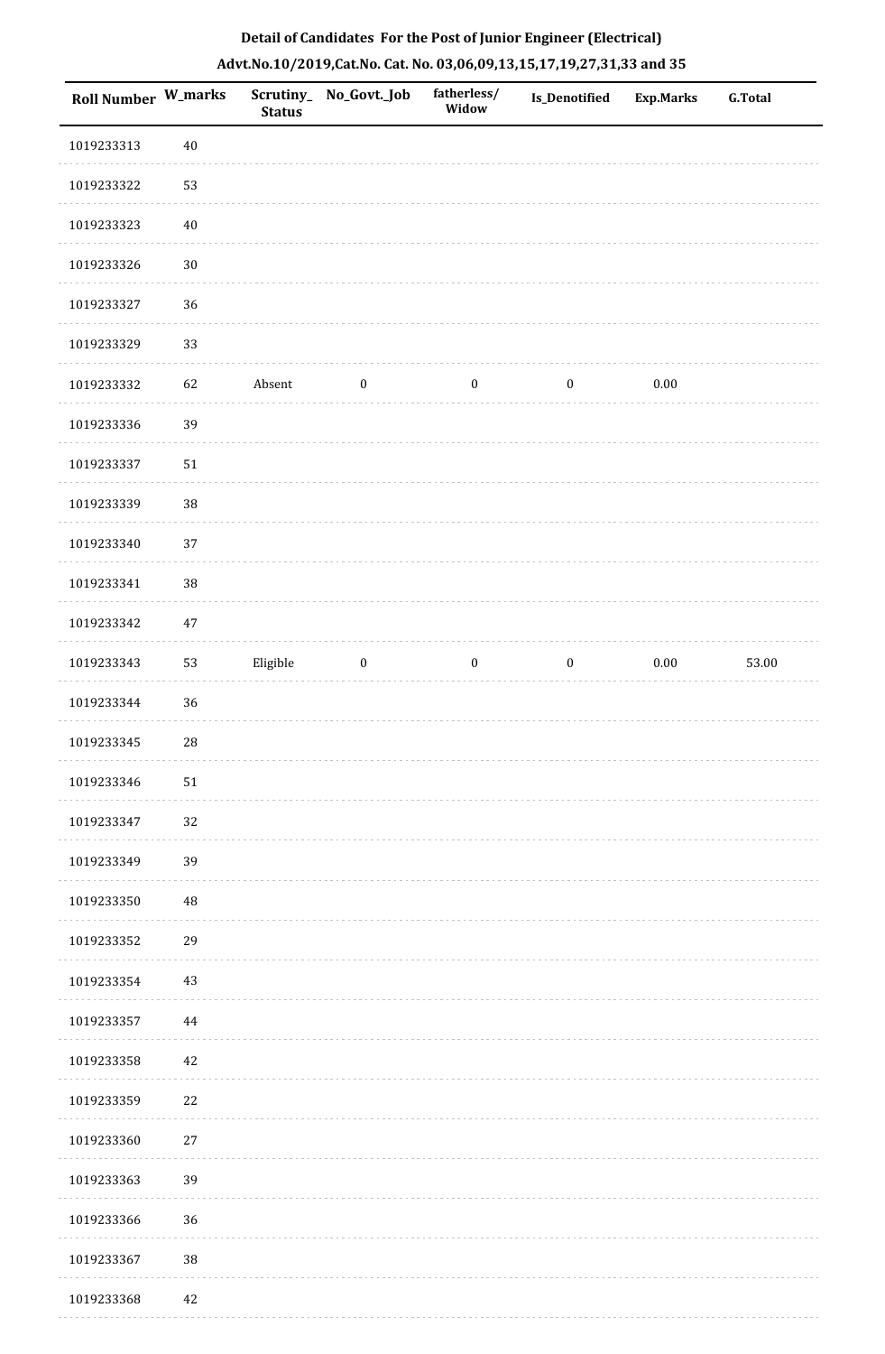**Detail of Candidates For the Post of Junior Engineer (Electrical)**

**Advt.No.10/2019,Cat.No. Cat. No. 03,06,09,13,15,17,19,27,31,33 and 35**

| Roll Number | W_marks | Scrutiny_Status | No_Govt._Job | fatherless/Widow | Is_Denotified | Exp.Marks | G.Total |
|---|---|---|---|---|---|---|---|
| 1019233313 | 40 | | | | | | |
| 1019233322 | 53 | | | | | | |
| 1019233323 | 40 | | | | | | |
| 1019233326 | 30 | | | | | | |
| 1019233327 | 36 | | | | | | |
| 1019233329 | 33 | | | | | | |
| 1019233332 | 62 | Absent | 0 | 0 | 0 | 0.00 | |
| 1019233336 | 39 | | | | | | |
| 1019233337 | 51 | | | | | | |
| 1019233339 | 38 | | | | | | |
| 1019233340 | 37 | | | | | | |
| 1019233341 | 38 | | | | | | |
| 1019233342 | 47 | | | | | | |
| 1019233343 | 53 | Eligible | 0 | 0 | 0 | 0.00 | 53.00 |
| 1019233344 | 36 | | | | | | |
| 1019233345 | 28 | | | | | | |
| 1019233346 | 51 | | | | | | |
| 1019233347 | 32 | | | | | | |
| 1019233349 | 39 | | | | | | |
| 1019233350 | 48 | | | | | | |
| 1019233352 | 29 | | | | | | |
| 1019233354 | 43 | | | | | | |
| 1019233357 | 44 | | | | | | |
| 1019233358 | 42 | | | | | | |
| 1019233359 | 22 | | | | | | |
| 1019233360 | 27 | | | | | | |
| 1019233363 | 39 | | | | | | |
| 1019233366 | 36 | | | | | | |
| 1019233367 | 38 | | | | | | |
| 1019233368 | 42 | | | | | | |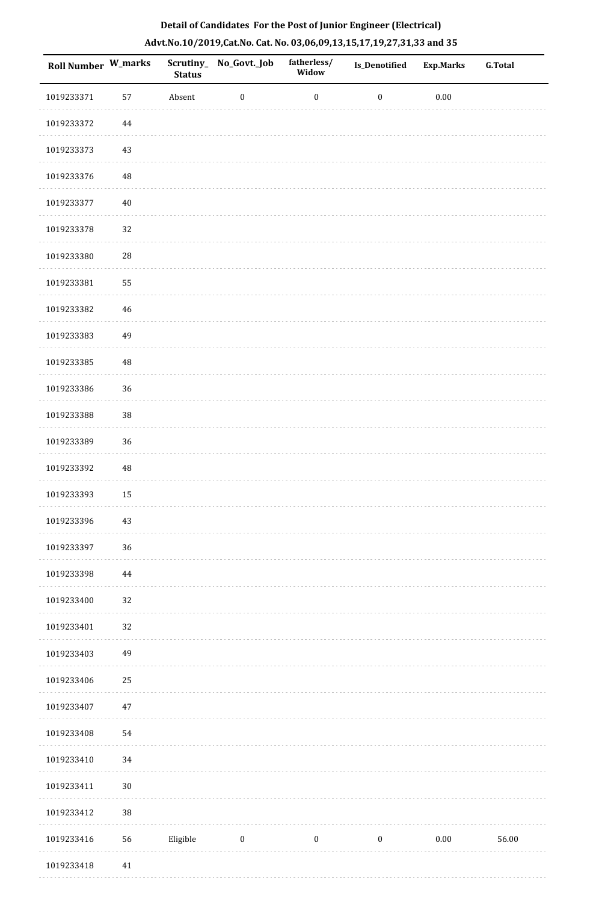**Detail of Candidates For the Post of Junior Engineer (Electrical)**

**Advt.No.10/2019,Cat.No. Cat. No. 03,06,09,13,15,17,19,27,31,33 and 35**

| Roll Number | W_marks | Scrutiny_Status | No_Govt._Job | fatherless/Widow | Is_Denotified | Exp.Marks | G.Total |
|---|---|---|---|---|---|---|---|
| 1019233371 | 57 | Absent | 0 | 0 | 0 | 0.00 | |
| 1019233372 | 44 | | | | | | |
| 1019233373 | 43 | | | | | | |
| 1019233376 | 48 | | | | | | |
| 1019233377 | 40 | | | | | | |
| 1019233378 | 32 | | | | | | |
| 1019233380 | 28 | | | | | | |
| 1019233381 | 55 | | | | | | |
| 1019233382 | 46 | | | | | | |
| 1019233383 | 49 | | | | | | |
| 1019233385 | 48 | | | | | | |
| 1019233386 | 36 | | | | | | |
| 1019233388 | 38 | | | | | | |
| 1019233389 | 36 | | | | | | |
| 1019233392 | 48 | | | | | | |
| 1019233393 | 15 | | | | | | |
| 1019233396 | 43 | | | | | | |
| 1019233397 | 36 | | | | | | |
| 1019233398 | 44 | | | | | | |
| 1019233400 | 32 | | | | | | |
| 1019233401 | 32 | | | | | | |
| 1019233403 | 49 | | | | | | |
| 1019233406 | 25 | | | | | | |
| 1019233407 | 47 | | | | | | |
| 1019233408 | 54 | | | | | | |
| 1019233410 | 34 | | | | | | |
| 1019233411 | 30 | | | | | | |
| 1019233412 | 38 | | | | | | |
| 1019233416 | 56 | Eligible | 0 | 0 | 0 | 0.00 | 56.00 |
| 1019233418 | 41 | | | | | | |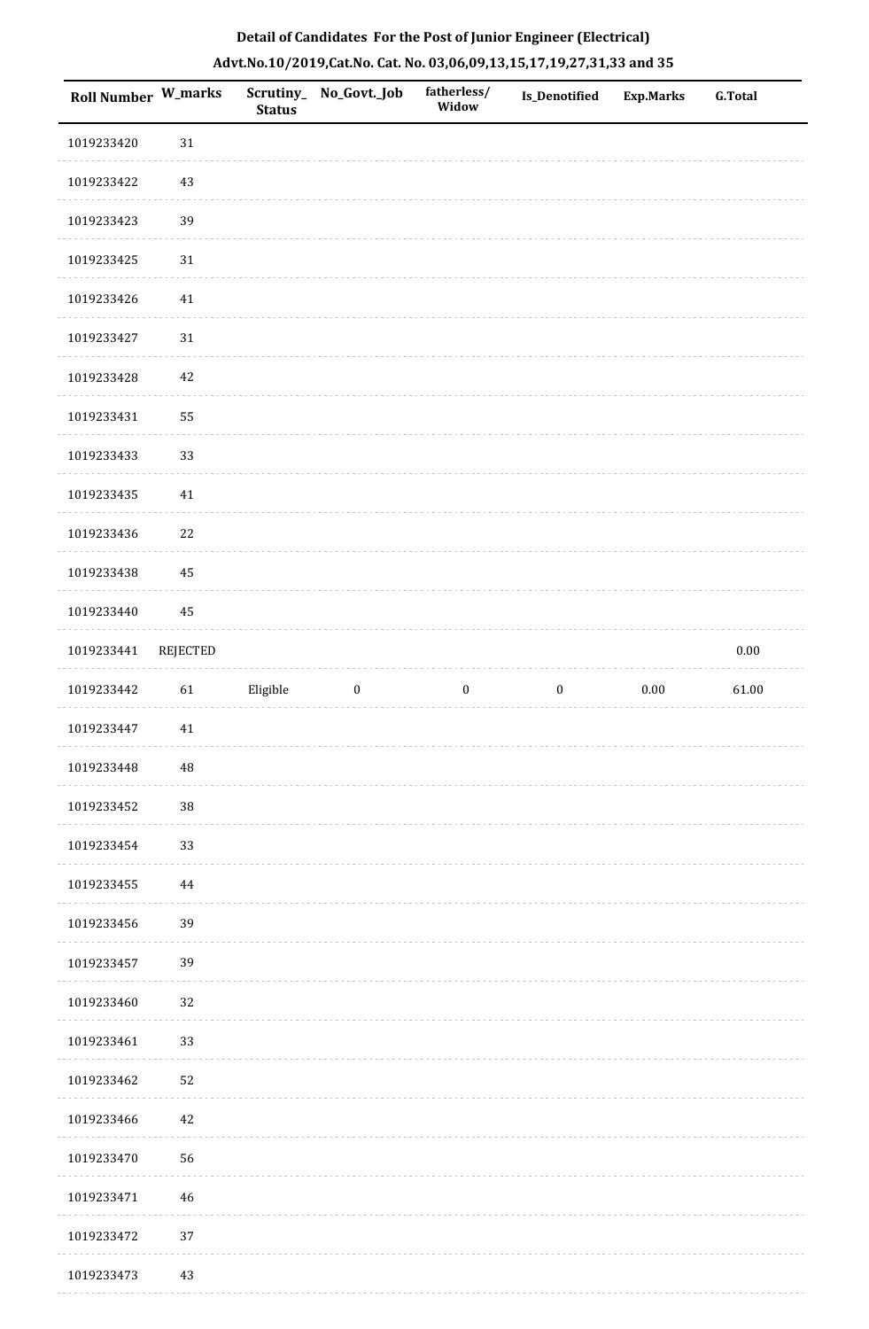**Detail of Candidates For the Post of Junior Engineer (Electrical)**

**Advt.No.10/2019,Cat.No. Cat. No. 03,06,09,13,15,17,19,27,31,33 and 35**

| Roll Number | W_marks | Scrutiny_Status | No_Govt._Job | fatherless/Widow | Is_Denotified | Exp.Marks | G.Total |
|---|---|---|---|---|---|---|---|
| 1019233420 | 31 | | | | | | |
| 1019233422 | 43 | | | | | | |
| 1019233423 | 39 | | | | | | |
| 1019233425 | 31 | | | | | | |
| 1019233426 | 41 | | | | | | |
| 1019233427 | 31 | | | | | | |
| 1019233428 | 42 | | | | | | |
| 1019233431 | 55 | | | | | | |
| 1019233433 | 33 | | | | | | |
| 1019233435 | 41 | | | | | | |
| 1019233436 | 22 | | | | | | |
| 1019233438 | 45 | | | | | | |
| 1019233440 | 45 | | | | | | |
| 1019233441 | REJECTED | | | | | | 0.00 |
| 1019233442 | 61 | Eligible | 0 | 0 | 0 | 0.00 | 61.00 |
| 1019233447 | 41 | | | | | | |
| 1019233448 | 48 | | | | | | |
| 1019233452 | 38 | | | | | | |
| 1019233454 | 33 | | | | | | |
| 1019233455 | 44 | | | | | | |
| 1019233456 | 39 | | | | | | |
| 1019233457 | 39 | | | | | | |
| 1019233460 | 32 | | | | | | |
| 1019233461 | 33 | | | | | | |
| 1019233462 | 52 | | | | | | |
| 1019233466 | 42 | | | | | | |
| 1019233470 | 56 | | | | | | |
| 1019233471 | 46 | | | | | | |
| 1019233472 | 37 | | | | | | |
| 1019233473 | 43 | | | | | | |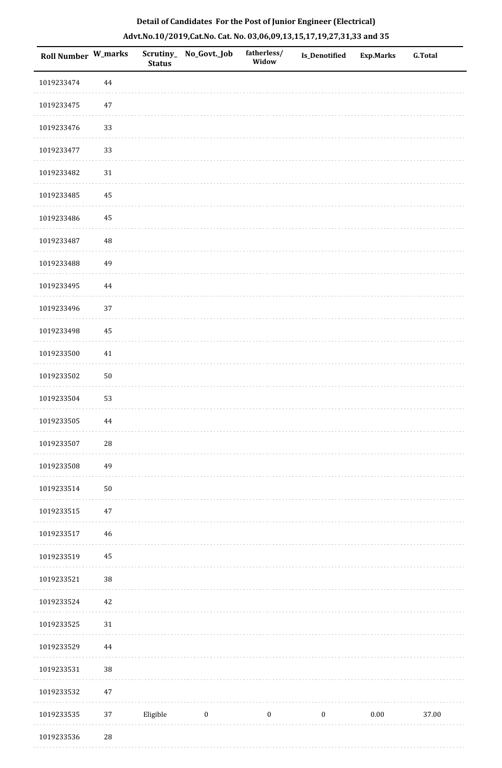## Detail of Candidates For the Post of Junior Engineer (Electrical)

### Advt.No.10/2019,Cat.No. Cat. No. 03,06,09,13,15,17,19,27,31,33 and 35

| Roll Number | W_marks | Scrutiny_Status | No_Govt._Job | fatherless/Widow | Is_Denotified | Exp.Marks | G.Total |
|---|---|---|---|---|---|---|---|
| 1019233474 | 44 | | | | | | |
| 1019233475 | 47 | | | | | | |
| 1019233476 | 33 | | | | | | |
| 1019233477 | 33 | | | | | | |
| 1019233482 | 31 | | | | | | |
| 1019233485 | 45 | | | | | | |
| 1019233486 | 45 | | | | | | |
| 1019233487 | 48 | | | | | | |
| 1019233488 | 49 | | | | | | |
| 1019233495 | 44 | | | | | | |
| 1019233496 | 37 | | | | | | |
| 1019233498 | 45 | | | | | | |
| 1019233500 | 41 | | | | | | |
| 1019233502 | 50 | | | | | | |
| 1019233504 | 53 | | | | | | |
| 1019233505 | 44 | | | | | | |
| 1019233507 | 28 | | | | | | |
| 1019233508 | 49 | | | | | | |
| 1019233514 | 50 | | | | | | |
| 1019233515 | 47 | | | | | | |
| 1019233517 | 46 | | | | | | |
| 1019233519 | 45 | | | | | | |
| 1019233521 | 38 | | | | | | |
| 1019233524 | 42 | | | | | | |
| 1019233525 | 31 | | | | | | |
| 1019233529 | 44 | | | | | | |
| 1019233531 | 38 | | | | | | |
| 1019233532 | 47 | | | | | | |
| 1019233535 | 37 | Eligible | 0 | 0 | 0 | 0.00 | 37.00 |
| 1019233536 | 28 | | | | | | |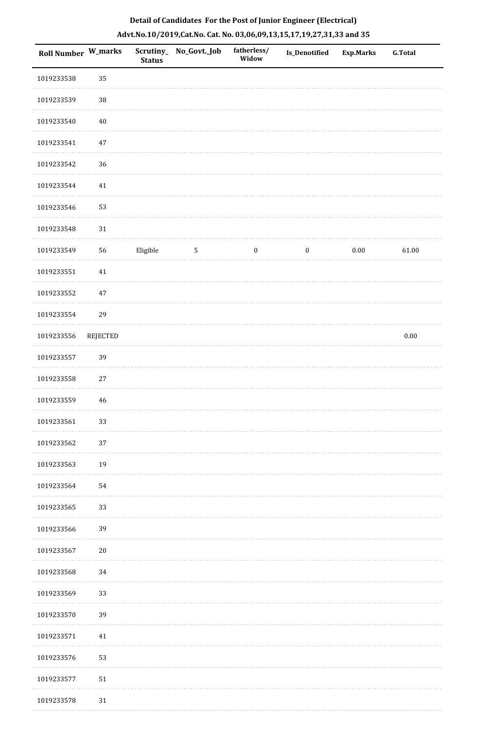**Detail of Candidates For the Post of Junior Engineer (Electrical)**

**Advt.No.10/2019,Cat.No. Cat. No. 03,06,09,13,15,17,19,27,31,33 and 35**

| Roll Number | W_marks | Scrutiny_Status | No_Govt._Job | fatherless/Widow | Is_Denotified | Exp.Marks | G.Total |
|---|---|---|---|---|---|---|---|
| 1019233538 | 35 | | | | | | |
| 1019233539 | 38 | | | | | | |
| 1019233540 | 40 | | | | | | |
| 1019233541 | 47 | | | | | | |
| 1019233542 | 36 | | | | | | |
| 1019233544 | 41 | | | | | | |
| 1019233546 | 53 | | | | | | |
| 1019233548 | 31 | | | | | | |
| 1019233549 | 56 | Eligible | 5 | 0 | 0 | 0.00 | 61.00 |
| 1019233551 | 41 | | | | | | |
| 1019233552 | 47 | | | | | | |
| 1019233554 | 29 | | | | | | |
| 1019233556 | REJECTED | | | | | | 0.00 |
| 1019233557 | 39 | | | | | | |
| 1019233558 | 27 | | | | | | |
| 1019233559 | 46 | | | | | | |
| 1019233561 | 33 | | | | | | |
| 1019233562 | 37 | | | | | | |
| 1019233563 | 19 | | | | | | |
| 1019233564 | 54 | | | | | | |
| 1019233565 | 33 | | | | | | |
| 1019233566 | 39 | | | | | | |
| 1019233567 | 20 | | | | | | |
| 1019233568 | 34 | | | | | | |
| 1019233569 | 33 | | | | | | |
| 1019233570 | 39 | | | | | | |
| 1019233571 | 41 | | | | | | |
| 1019233576 | 53 | | | | | | |
| 1019233577 | 51 | | | | | | |
| 1019233578 | 31 | | | | | | |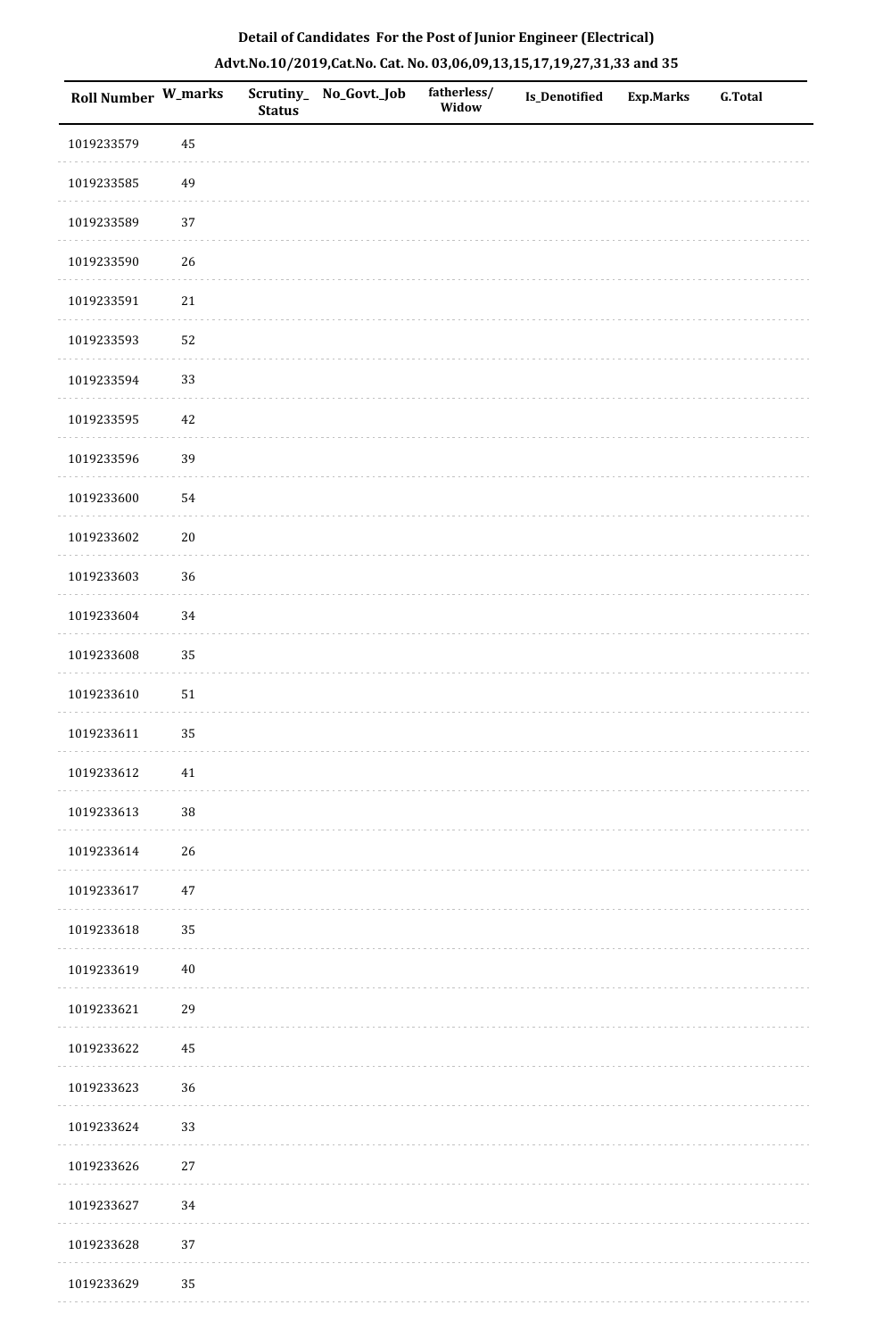**Detail of Candidates For the Post of Junior Engineer (Electrical)**

**Advt.No.10/2019,Cat.No. Cat. No. 03,06,09,13,15,17,19,27,31,33 and 35**

| Roll Number | W_marks | Scrutiny_ Status | No_Govt._Job | fatherless/ Widow | Is_Denotified | Exp.Marks | G.Total |
|---|---|---|---|---|---|---|---|
| 1019233579 | 45 | | | | | | |
| 1019233585 | 49 | | | | | | |
| 1019233589 | 37 | | | | | | |
| 1019233590 | 26 | | | | | | |
| 1019233591 | 21 | | | | | | |
| 1019233593 | 52 | | | | | | |
| 1019233594 | 33 | | | | | | |
| 1019233595 | 42 | | | | | | |
| 1019233596 | 39 | | | | | | |
| 1019233600 | 54 | | | | | | |
| 1019233602 | 20 | | | | | | |
| 1019233603 | 36 | | | | | | |
| 1019233604 | 34 | | | | | | |
| 1019233608 | 35 | | | | | | |
| 1019233610 | 51 | | | | | | |
| 1019233611 | 35 | | | | | | |
| 1019233612 | 41 | | | | | | |
| 1019233613 | 38 | | | | | | |
| 1019233614 | 26 | | | | | | |
| 1019233617 | 47 | | | | | | |
| 1019233618 | 35 | | | | | | |
| 1019233619 | 40 | | | | | | |
| 1019233621 | 29 | | | | | | |
| 1019233622 | 45 | | | | | | |
| 1019233623 | 36 | | | | | | |
| 1019233624 | 33 | | | | | | |
| 1019233626 | 27 | | | | | | |
| 1019233627 | 34 | | | | | | |
| 1019233628 | 37 | | | | | | |
| 1019233629 | 35 | | | | | | |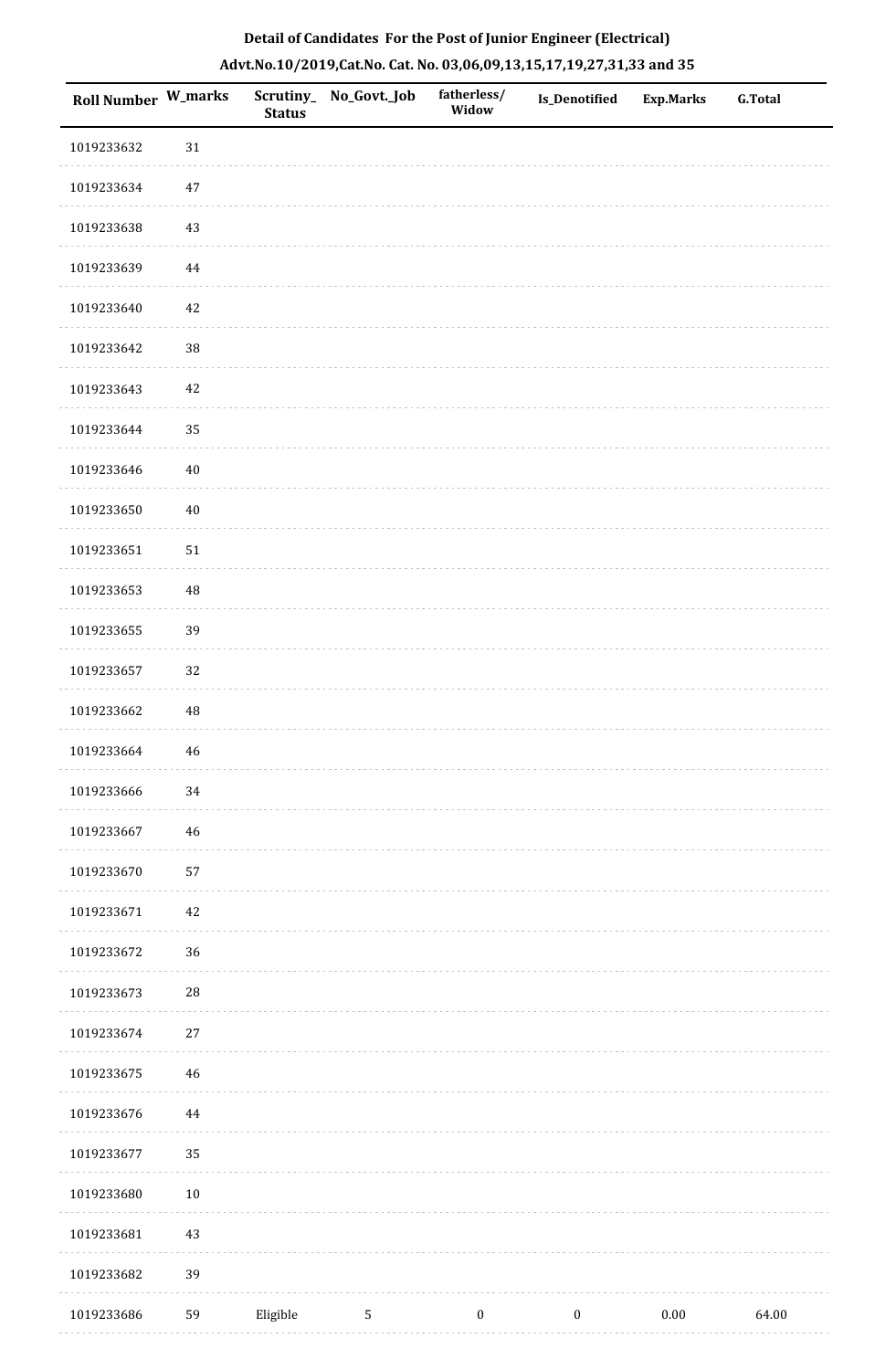**Detail of Candidates For the Post of Junior Engineer (Electrical)**

**Advt.No.10/2019,Cat.No. Cat. No. 03,06,09,13,15,17,19,27,31,33 and 35**

| Roll Number | W_marks | Scrutiny_ Status | No_Govt._Job | fatherless/ Widow | Is_Denotified | Exp.Marks | G.Total |
|---|---|---|---|---|---|---|---|
| 1019233632 | 31 | | | | | | |
| 1019233634 | 47 | | | | | | |
| 1019233638 | 43 | | | | | | |
| 1019233639 | 44 | | | | | | |
| 1019233640 | 42 | | | | | | |
| 1019233642 | 38 | | | | | | |
| 1019233643 | 42 | | | | | | |
| 1019233644 | 35 | | | | | | |
| 1019233646 | 40 | | | | | | |
| 1019233650 | 40 | | | | | | |
| 1019233651 | 51 | | | | | | |
| 1019233653 | 48 | | | | | | |
| 1019233655 | 39 | | | | | | |
| 1019233657 | 32 | | | | | | |
| 1019233662 | 48 | | | | | | |
| 1019233664 | 46 | | | | | | |
| 1019233666 | 34 | | | | | | |
| 1019233667 | 46 | | | | | | |
| 1019233670 | 57 | | | | | | |
| 1019233671 | 42 | | | | | | |
| 1019233672 | 36 | | | | | | |
| 1019233673 | 28 | | | | | | |
| 1019233674 | 27 | | | | | | |
| 1019233675 | 46 | | | | | | |
| 1019233676 | 44 | | | | | | |
| 1019233677 | 35 | | | | | | |
| 1019233680 | 10 | | | | | | |
| 1019233681 | 43 | | | | | | |
| 1019233682 | 39 | | | | | | |
| 1019233686 | 59 | Eligible | 5 | 0 | 0 | 0.00 | 64.00 |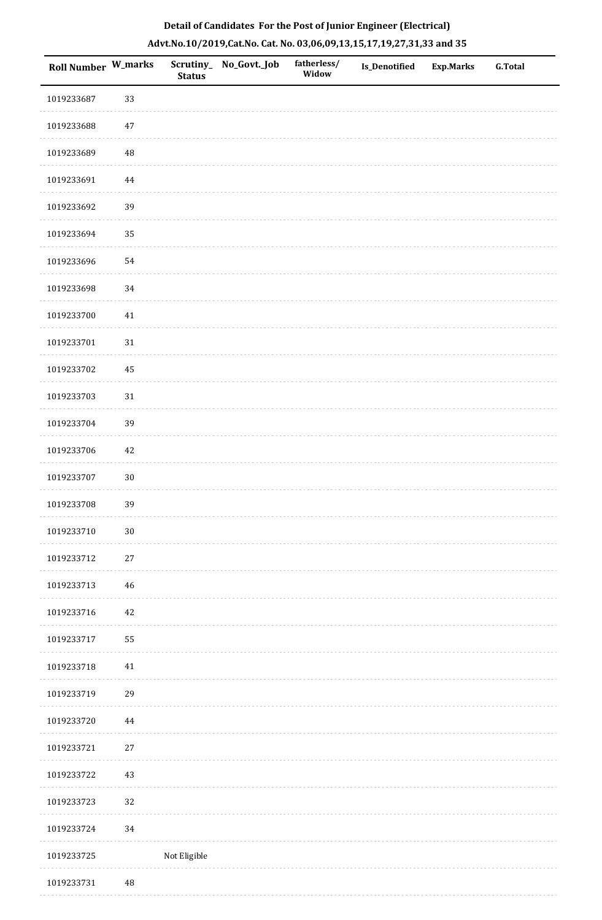**Detail of Candidates For the Post of Junior Engineer (Electrical)**

**Advt.No.10/2019,Cat.No. Cat. No. 03,06,09,13,15,17,19,27,31,33 and 35**

| Roll Number | W_marks | Scrutiny_Status | No_Govt._Job | fatherless/Widow | Is_Denotified | Exp.Marks | G.Total |
|---|---|---|---|---|---|---|---|
| 1019233687 | 33 | | | | | | |
| 1019233688 | 47 | | | | | | |
| 1019233689 | 48 | | | | | | |
| 1019233691 | 44 | | | | | | |
| 1019233692 | 39 | | | | | | |
| 1019233694 | 35 | | | | | | |
| 1019233696 | 54 | | | | | | |
| 1019233698 | 34 | | | | | | |
| 1019233700 | 41 | | | | | | |
| 1019233701 | 31 | | | | | | |
| 1019233702 | 45 | | | | | | |
| 1019233703 | 31 | | | | | | |
| 1019233704 | 39 | | | | | | |
| 1019233706 | 42 | | | | | | |
| 1019233707 | 30 | | | | | | |
| 1019233708 | 39 | | | | | | |
| 1019233710 | 30 | | | | | | |
| 1019233712 | 27 | | | | | | |
| 1019233713 | 46 | | | | | | |
| 1019233716 | 42 | | | | | | |
| 1019233717 | 55 | | | | | | |
| 1019233718 | 41 | | | | | | |
| 1019233719 | 29 | | | | | | |
| 1019233720 | 44 | | | | | | |
| 1019233721 | 27 | | | | | | |
| 1019233722 | 43 | | | | | | |
| 1019233723 | 32 | | | | | | |
| 1019233724 | 34 | | | | | | |
| 1019233725 | | Not Eligible | | | | | |
| 1019233731 | 48 | | | | | | |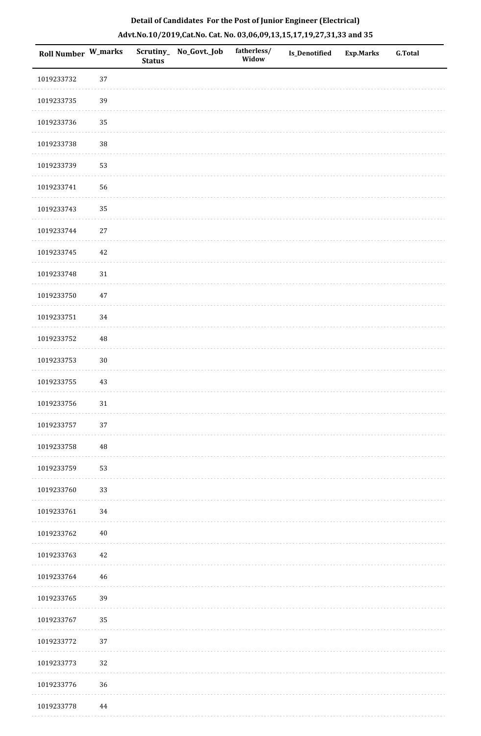**Detail of Candidates For the Post of Junior Engineer (Electrical)**

**Advt.No.10/2019,Cat.No. Cat. No. 03,06,09,13,15,17,19,27,31,33 and 35**

| Roll Number | W_marks | Scrutiny_ Status | No_Govt._Job | fatherless/ Widow | Is_Denotified | Exp.Marks | G.Total |
|---|---|---|---|---|---|---|---|
| 1019233732 | 37 | | | | | | |
| 1019233735 | 39 | | | | | | |
| 1019233736 | 35 | | | | | | |
| 1019233738 | 38 | | | | | | |
| 1019233739 | 53 | | | | | | |
| 1019233741 | 56 | | | | | | |
| 1019233743 | 35 | | | | | | |
| 1019233744 | 27 | | | | | | |
| 1019233745 | 42 | | | | | | |
| 1019233748 | 31 | | | | | | |
| 1019233750 | 47 | | | | | | |
| 1019233751 | 34 | | | | | | |
| 1019233752 | 48 | | | | | | |
| 1019233753 | 30 | | | | | | |
| 1019233755 | 43 | | | | | | |
| 1019233756 | 31 | | | | | | |
| 1019233757 | 37 | | | | | | |
| 1019233758 | 48 | | | | | | |
| 1019233759 | 53 | | | | | | |
| 1019233760 | 33 | | | | | | |
| 1019233761 | 34 | | | | | | |
| 1019233762 | 40 | | | | | | |
| 1019233763 | 42 | | | | | | |
| 1019233764 | 46 | | | | | | |
| 1019233765 | 39 | | | | | | |
| 1019233767 | 35 | | | | | | |
| 1019233772 | 37 | | | | | | |
| 1019233773 | 32 | | | | | | |
| 1019233776 | 36 | | | | | | |
| 1019233778 | 44 | | | | | | |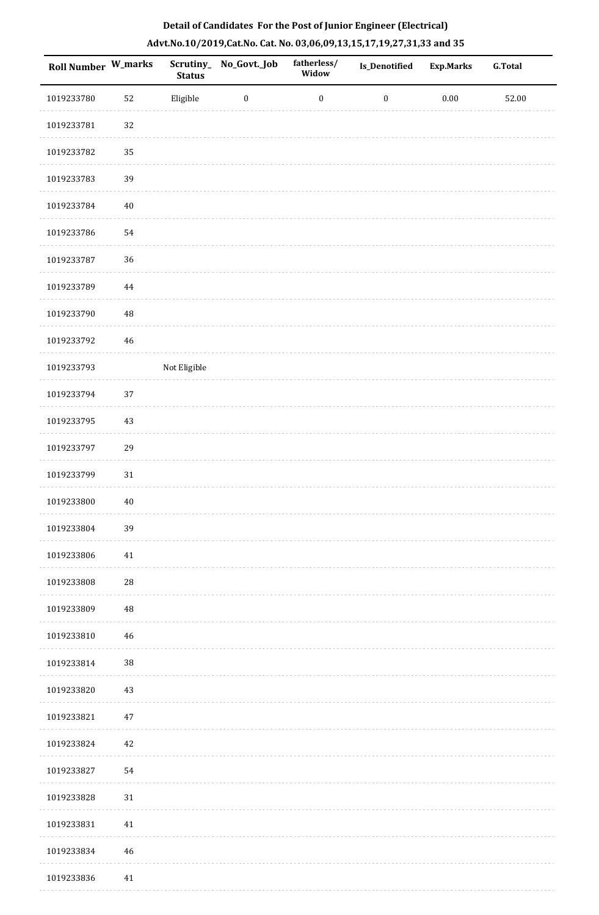**Detail of Candidates For the Post of Junior Engineer (Electrical)**

**Advt.No.10/2019,Cat.No. Cat. No. 03,06,09,13,15,17,19,27,31,33 and 35**

| Roll Number | W_marks | Scrutiny_Status | No_Govt._Job | fatherless/Widow | Is_Denotified | Exp.Marks | G.Total |
|---|---|---|---|---|---|---|---|
| 1019233780 | 52 | Eligible | 0 | 0 | 0 | 0.00 | 52.00 |
| 1019233781 | 32 | | | | | | |
| 1019233782 | 35 | | | | | | |
| 1019233783 | 39 | | | | | | |
| 1019233784 | 40 | | | | | | |
| 1019233786 | 54 | | | | | | |
| 1019233787 | 36 | | | | | | |
| 1019233789 | 44 | | | | | | |
| 1019233790 | 48 | | | | | | |
| 1019233792 | 46 | | | | | | |
| 1019233793 | | Not Eligible | | | | | |
| 1019233794 | 37 | | | | | | |
| 1019233795 | 43 | | | | | | |
| 1019233797 | 29 | | | | | | |
| 1019233799 | 31 | | | | | | |
| 1019233800 | 40 | | | | | | |
| 1019233804 | 39 | | | | | | |
| 1019233806 | 41 | | | | | | |
| 1019233808 | 28 | | | | | | |
| 1019233809 | 48 | | | | | | |
| 1019233810 | 46 | | | | | | |
| 1019233814 | 38 | | | | | | |
| 1019233820 | 43 | | | | | | |
| 1019233821 | 47 | | | | | | |
| 1019233824 | 42 | | | | | | |
| 1019233827 | 54 | | | | | | |
| 1019233828 | 31 | | | | | | |
| 1019233831 | 41 | | | | | | |
| 1019233834 | 46 | | | | | | |
| 1019233836 | 41 | | | | | | |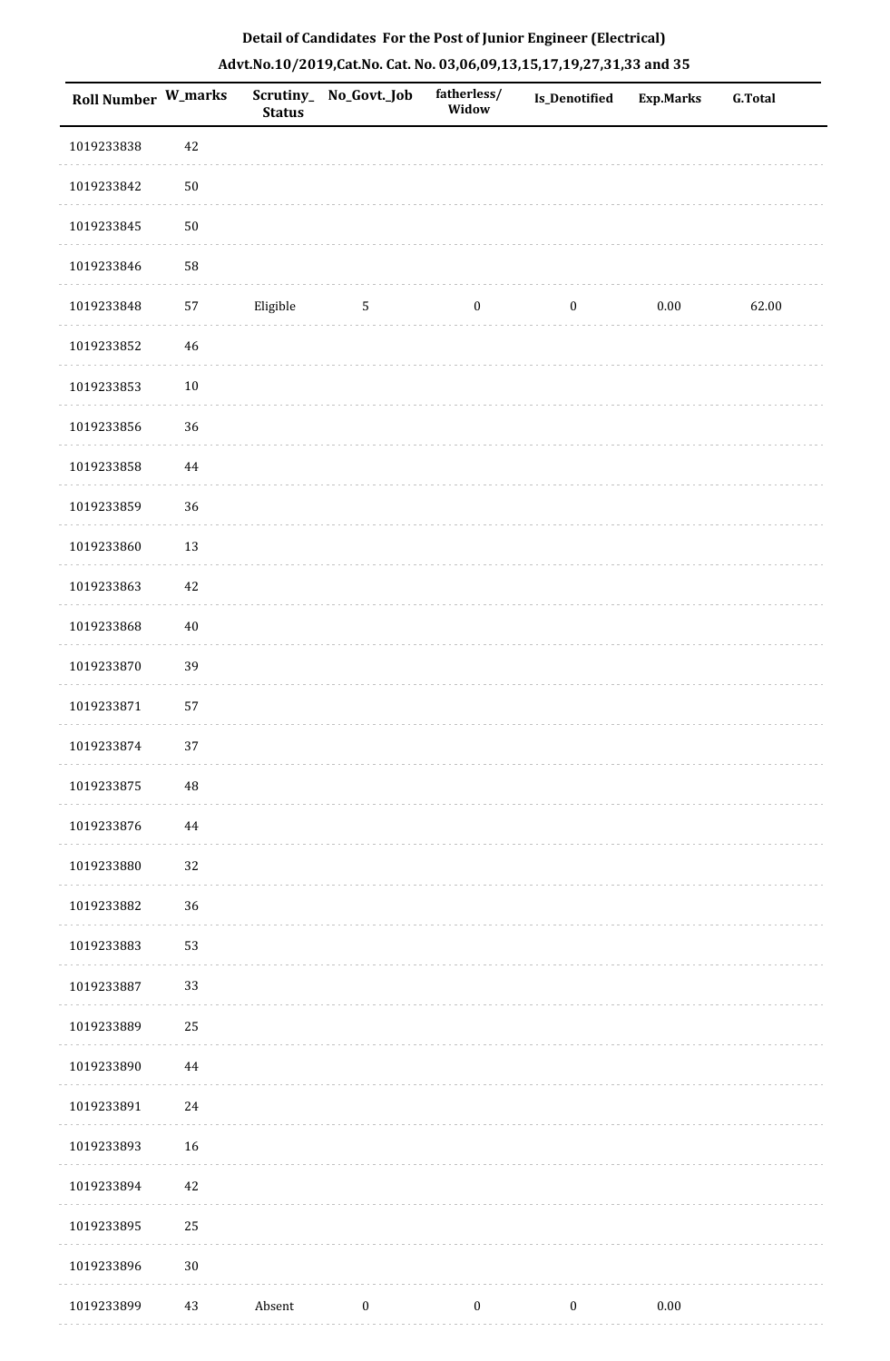**Detail of Candidates For the Post of Junior Engineer (Electrical)**

**Advt.No.10/2019,Cat.No. Cat. No. 03,06,09,13,15,17,19,27,31,33 and 35**

| Roll Number | W_marks | Scrutiny_ Status | No_Govt._Job | fatherless/ Widow | Is_Denotified | Exp.Marks | G.Total |
|---|---|---|---|---|---|---|---|
| 1019233838 | 42 | | | | | | |
| 1019233842 | 50 | | | | | | |
| 1019233845 | 50 | | | | | | |
| 1019233846 | 58 | | | | | | |
| 1019233848 | 57 | Eligible | 5 | 0 | 0 | 0.00 | 62.00 |
| 1019233852 | 46 | | | | | | |
| 1019233853 | 10 | | | | | | |
| 1019233856 | 36 | | | | | | |
| 1019233858 | 44 | | | | | | |
| 1019233859 | 36 | | | | | | |
| 1019233860 | 13 | | | | | | |
| 1019233863 | 42 | | | | | | |
| 1019233868 | 40 | | | | | | |
| 1019233870 | 39 | | | | | | |
| 1019233871 | 57 | | | | | | |
| 1019233874 | 37 | | | | | | |
| 1019233875 | 48 | | | | | | |
| 1019233876 | 44 | | | | | | |
| 1019233880 | 32 | | | | | | |
| 1019233882 | 36 | | | | | | |
| 1019233883 | 53 | | | | | | |
| 1019233887 | 33 | | | | | | |
| 1019233889 | 25 | | | | | | |
| 1019233890 | 44 | | | | | | |
| 1019233891 | 24 | | | | | | |
| 1019233893 | 16 | | | | | | |
| 1019233894 | 42 | | | | | | |
| 1019233895 | 25 | | | | | | |
| 1019233896 | 30 | | | | | | |
| 1019233899 | 43 | Absent | 0 | 0 | 0 | 0.00 | |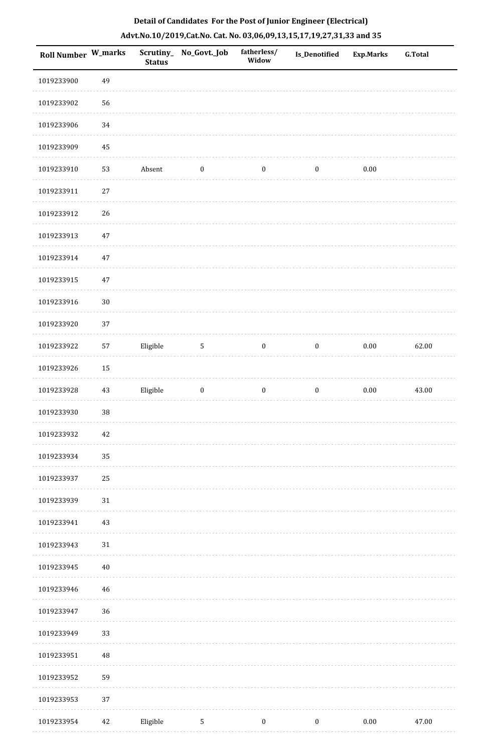**Detail of Candidates For the Post of Junior Engineer (Electrical)**

**Advt.No.10/2019,Cat.No. Cat. No. 03,06,09,13,15,17,19,27,31,33 and 35**

| Roll Number | W_marks | Scrutiny_Status | No_Govt._Job | fatherless/Widow | Is_Denotified | Exp.Marks | G.Total |
|---|---|---|---|---|---|---|---|
| 1019233900 | 49 | | | | | | |
| 1019233902 | 56 | | | | | | |
| 1019233906 | 34 | | | | | | |
| 1019233909 | 45 | | | | | | |
| 1019233910 | 53 | Absent | 0 | 0 | 0 | 0.00 | |
| 1019233911 | 27 | | | | | | |
| 1019233912 | 26 | | | | | | |
| 1019233913 | 47 | | | | | | |
| 1019233914 | 47 | | | | | | |
| 1019233915 | 47 | | | | | | |
| 1019233916 | 30 | | | | | | |
| 1019233920 | 37 | | | | | | |
| 1019233922 | 57 | Eligible | 5 | 0 | 0 | 0.00 | 62.00 |
| 1019233926 | 15 | | | | | | |
| 1019233928 | 43 | Eligible | 0 | 0 | 0 | 0.00 | 43.00 |
| 1019233930 | 38 | | | | | | |
| 1019233932 | 42 | | | | | | |
| 1019233934 | 35 | | | | | | |
| 1019233937 | 25 | | | | | | |
| 1019233939 | 31 | | | | | | |
| 1019233941 | 43 | | | | | | |
| 1019233943 | 31 | | | | | | |
| 1019233945 | 40 | | | | | | |
| 1019233946 | 46 | | | | | | |
| 1019233947 | 36 | | | | | | |
| 1019233949 | 33 | | | | | | |
| 1019233951 | 48 | | | | | | |
| 1019233952 | 59 | | | | | | |
| 1019233953 | 37 | | | | | | |
| 1019233954 | 42 | Eligible | 5 | 0 | 0 | 0.00 | 47.00 |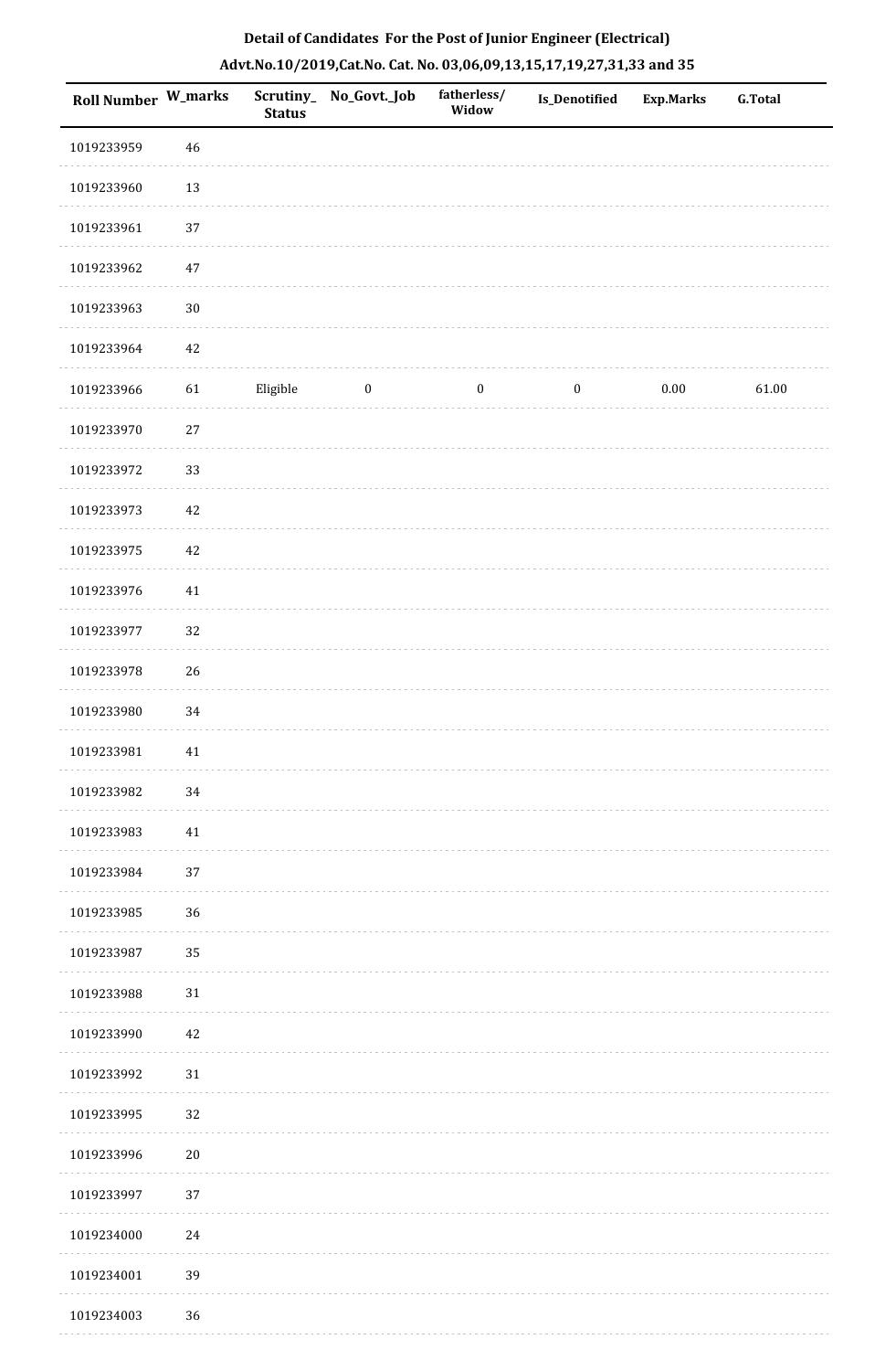**Detail of Candidates For the Post of Junior Engineer (Electrical)**

**Advt.No.10/2019,Cat.No. Cat. No. 03,06,09,13,15,17,19,27,31,33 and 35**

| Roll Number | W_marks | Scrutiny_Status | No_Govt._Job | fatherless/Widow | Is_Denotified | Exp.Marks | G.Total |
|---|---|---|---|---|---|---|---|
| 1019233959 | 46 | | | | | | |
| 1019233960 | 13 | | | | | | |
| 1019233961 | 37 | | | | | | |
| 1019233962 | 47 | | | | | | |
| 1019233963 | 30 | | | | | | |
| 1019233964 | 42 | | | | | | |
| 1019233966 | 61 | Eligible | 0 | 0 | 0 | 0.00 | 61.00 |
| 1019233970 | 27 | | | | | | |
| 1019233972 | 33 | | | | | | |
| 1019233973 | 42 | | | | | | |
| 1019233975 | 42 | | | | | | |
| 1019233976 | 41 | | | | | | |
| 1019233977 | 32 | | | | | | |
| 1019233978 | 26 | | | | | | |
| 1019233980 | 34 | | | | | | |
| 1019233981 | 41 | | | | | | |
| 1019233982 | 34 | | | | | | |
| 1019233983 | 41 | | | | | | |
| 1019233984 | 37 | | | | | | |
| 1019233985 | 36 | | | | | | |
| 1019233987 | 35 | | | | | | |
| 1019233988 | 31 | | | | | | |
| 1019233990 | 42 | | | | | | |
| 1019233992 | 31 | | | | | | |
| 1019233995 | 32 | | | | | | |
| 1019233996 | 20 | | | | | | |
| 1019233997 | 37 | | | | | | |
| 1019234000 | 24 | | | | | | |
| 1019234001 | 39 | | | | | | |
| 1019234003 | 36 | | | | | | |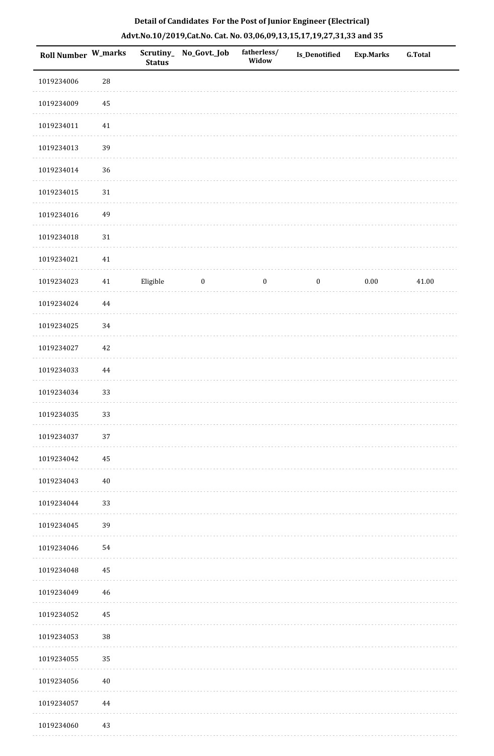**Detail of Candidates For the Post of Junior Engineer (Electrical)**

**Advt.No.10/2019,Cat.No. Cat. No. 03,06,09,13,15,17,19,27,31,33 and 35**

| Roll Number | W_marks | Scrutiny_Status | No_Govt._Job | fatherless/Widow | Is_Denotified | Exp.Marks | G.Total |
|---|---|---|---|---|---|---|---|
| 1019234006 | 28 | | | | | | |
| 1019234009 | 45 | | | | | | |
| 1019234011 | 41 | | | | | | |
| 1019234013 | 39 | | | | | | |
| 1019234014 | 36 | | | | | | |
| 1019234015 | 31 | | | | | | |
| 1019234016 | 49 | | | | | | |
| 1019234018 | 31 | | | | | | |
| 1019234021 | 41 | | | | | | |
| 1019234023 | 41 | Eligible | 0 | 0 | 0 | 0.00 | 41.00 |
| 1019234024 | 44 | | | | | | |
| 1019234025 | 34 | | | | | | |
| 1019234027 | 42 | | | | | | |
| 1019234033 | 44 | | | | | | |
| 1019234034 | 33 | | | | | | |
| 1019234035 | 33 | | | | | | |
| 1019234037 | 37 | | | | | | |
| 1019234042 | 45 | | | | | | |
| 1019234043 | 40 | | | | | | |
| 1019234044 | 33 | | | | | | |
| 1019234045 | 39 | | | | | | |
| 1019234046 | 54 | | | | | | |
| 1019234048 | 45 | | | | | | |
| 1019234049 | 46 | | | | | | |
| 1019234052 | 45 | | | | | | |
| 1019234053 | 38 | | | | | | |
| 1019234055 | 35 | | | | | | |
| 1019234056 | 40 | | | | | | |
| 1019234057 | 44 | | | | | | |
| 1019234060 | 43 | | | | | | |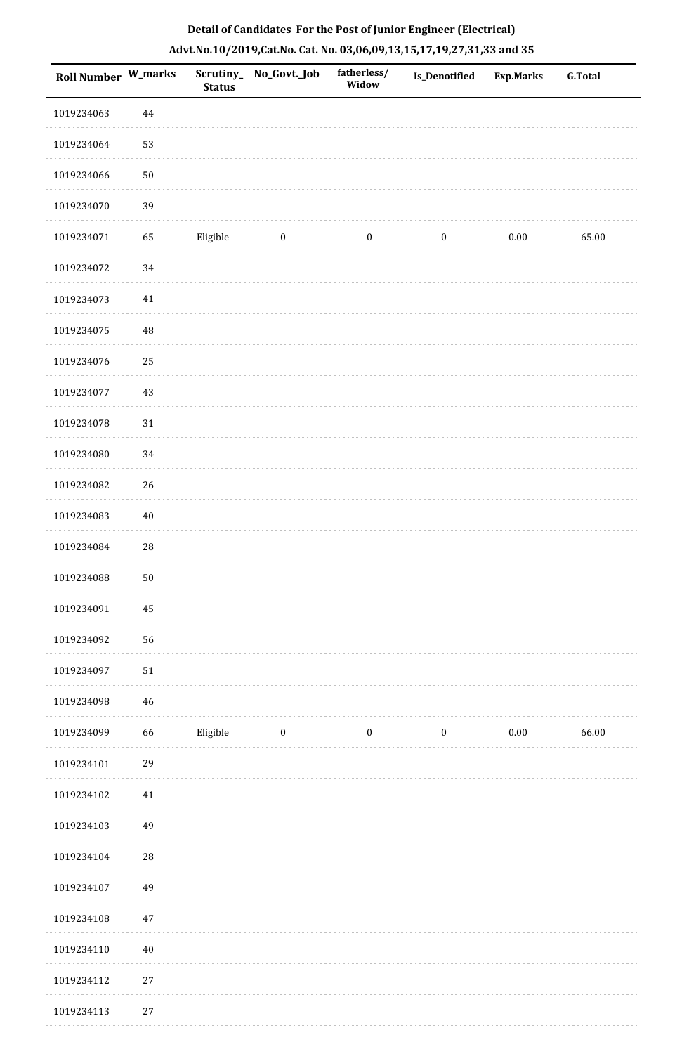## Detail of Candidates For the Post of Junior Engineer (Electrical)

## Advt.No.10/2019,Cat.No. Cat. No. 03,06,09,13,15,17,19,27,31,33 and 35

| Roll Number | W_marks | Scrutiny_Status | No_Govt._Job | fatherless/Widow | Is_Denotified | Exp.Marks | G.Total |
|---|---|---|---|---|---|---|---|
| 1019234063 | 44 | | | | | | |
| 1019234064 | 53 | | | | | | |
| 1019234066 | 50 | | | | | | |
| 1019234070 | 39 | | | | | | |
| 1019234071 | 65 | Eligible | 0 | 0 | 0 | 0.00 | 65.00 |
| 1019234072 | 34 | | | | | | |
| 1019234073 | 41 | | | | | | |
| 1019234075 | 48 | | | | | | |
| 1019234076 | 25 | | | | | | |
| 1019234077 | 43 | | | | | | |
| 1019234078 | 31 | | | | | | |
| 1019234080 | 34 | | | | | | |
| 1019234082 | 26 | | | | | | |
| 1019234083 | 40 | | | | | | |
| 1019234084 | 28 | | | | | | |
| 1019234088 | 50 | | | | | | |
| 1019234091 | 45 | | | | | | |
| 1019234092 | 56 | | | | | | |
| 1019234097 | 51 | | | | | | |
| 1019234098 | 46 | | | | | | |
| 1019234099 | 66 | Eligible | 0 | 0 | 0 | 0.00 | 66.00 |
| 1019234101 | 29 | | | | | | |
| 1019234102 | 41 | | | | | | |
| 1019234103 | 49 | | | | | | |
| 1019234104 | 28 | | | | | | |
| 1019234107 | 49 | | | | | | |
| 1019234108 | 47 | | | | | | |
| 1019234110 | 40 | | | | | | |
| 1019234112 | 27 | | | | | | |
| 1019234113 | 27 | | | | | | |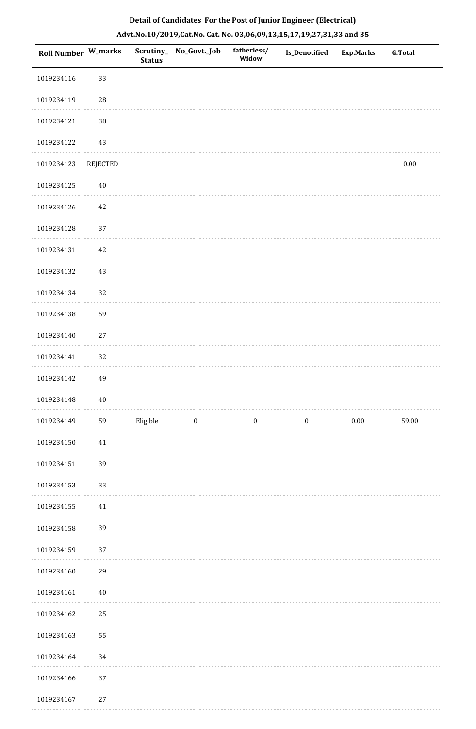**Detail of Candidates For the Post of Junior Engineer (Electrical)**

**Advt.No.10/2019,Cat.No. Cat. No. 03,06,09,13,15,17,19,27,31,33 and 35**

| Roll Number | W_marks | Scrutiny_Status | No_Govt._Job | fatherless/Widow | Is_Denotified | Exp.Marks | G.Total |
|---|---|---|---|---|---|---|---|
| 1019234116 | 33 | | | | | | |
| 1019234119 | 28 | | | | | | |
| 1019234121 | 38 | | | | | | |
| 1019234122 | 43 | | | | | | |
| 1019234123 | REJECTED | | | | | | 0.00 |
| 1019234125 | 40 | | | | | | |
| 1019234126 | 42 | | | | | | |
| 1019234128 | 37 | | | | | | |
| 1019234131 | 42 | | | | | | |
| 1019234132 | 43 | | | | | | |
| 1019234134 | 32 | | | | | | |
| 1019234138 | 59 | | | | | | |
| 1019234140 | 27 | | | | | | |
| 1019234141 | 32 | | | | | | |
| 1019234142 | 49 | | | | | | |
| 1019234148 | 40 | | | | | | |
| 1019234149 | 59 | Eligible | 0 | 0 | 0 | 0.00 | 59.00 |
| 1019234150 | 41 | | | | | | |
| 1019234151 | 39 | | | | | | |
| 1019234153 | 33 | | | | | | |
| 1019234155 | 41 | | | | | | |
| 1019234158 | 39 | | | | | | |
| 1019234159 | 37 | | | | | | |
| 1019234160 | 29 | | | | | | |
| 1019234161 | 40 | | | | | | |
| 1019234162 | 25 | | | | | | |
| 1019234163 | 55 | | | | | | |
| 1019234164 | 34 | | | | | | |
| 1019234166 | 37 | | | | | | |
| 1019234167 | 27 | | | | | | |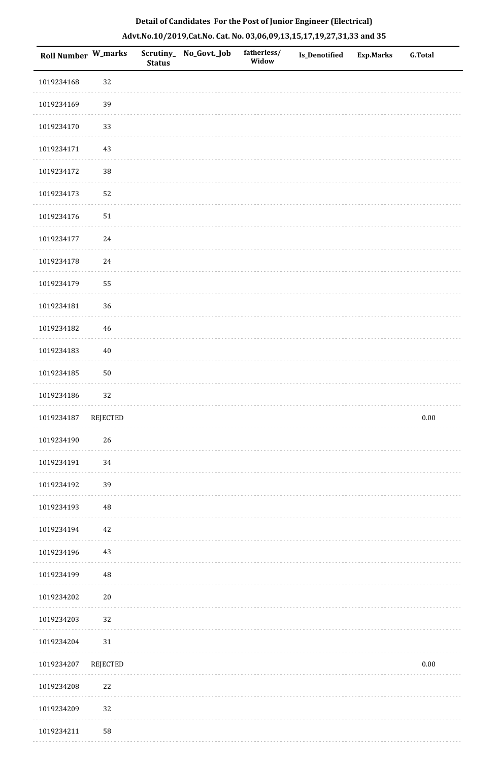**Detail of Candidates For the Post of Junior Engineer (Electrical)**

**Advt.No.10/2019,Cat.No. Cat. No. 03,06,09,13,15,17,19,27,31,33 and 35**

| Roll Number | W_marks | Scrutiny_ Status | No_Govt._Job | fatherless/ Widow | Is_Denotified | Exp.Marks | G.Total |
|---|---|---|---|---|---|---|---|
| 1019234168 | 32 | | | | | | |
| 1019234169 | 39 | | | | | | |
| 1019234170 | 33 | | | | | | |
| 1019234171 | 43 | | | | | | |
| 1019234172 | 38 | | | | | | |
| 1019234173 | 52 | | | | | | |
| 1019234176 | 51 | | | | | | |
| 1019234177 | 24 | | | | | | |
| 1019234178 | 24 | | | | | | |
| 1019234179 | 55 | | | | | | |
| 1019234181 | 36 | | | | | | |
| 1019234182 | 46 | | | | | | |
| 1019234183 | 40 | | | | | | |
| 1019234185 | 50 | | | | | | |
| 1019234186 | 32 | | | | | | |
| 1019234187 | REJECTED | | | | | | 0.00 |
| 1019234190 | 26 | | | | | | |
| 1019234191 | 34 | | | | | | |
| 1019234192 | 39 | | | | | | |
| 1019234193 | 48 | | | | | | |
| 1019234194 | 42 | | | | | | |
| 1019234196 | 43 | | | | | | |
| 1019234199 | 48 | | | | | | |
| 1019234202 | 20 | | | | | | |
| 1019234203 | 32 | | | | | | |
| 1019234204 | 31 | | | | | | |
| 1019234207 | REJECTED | | | | | | 0.00 |
| 1019234208 | 22 | | | | | | |
| 1019234209 | 32 | | | | | | |
| 1019234211 | 58 | | | | | | |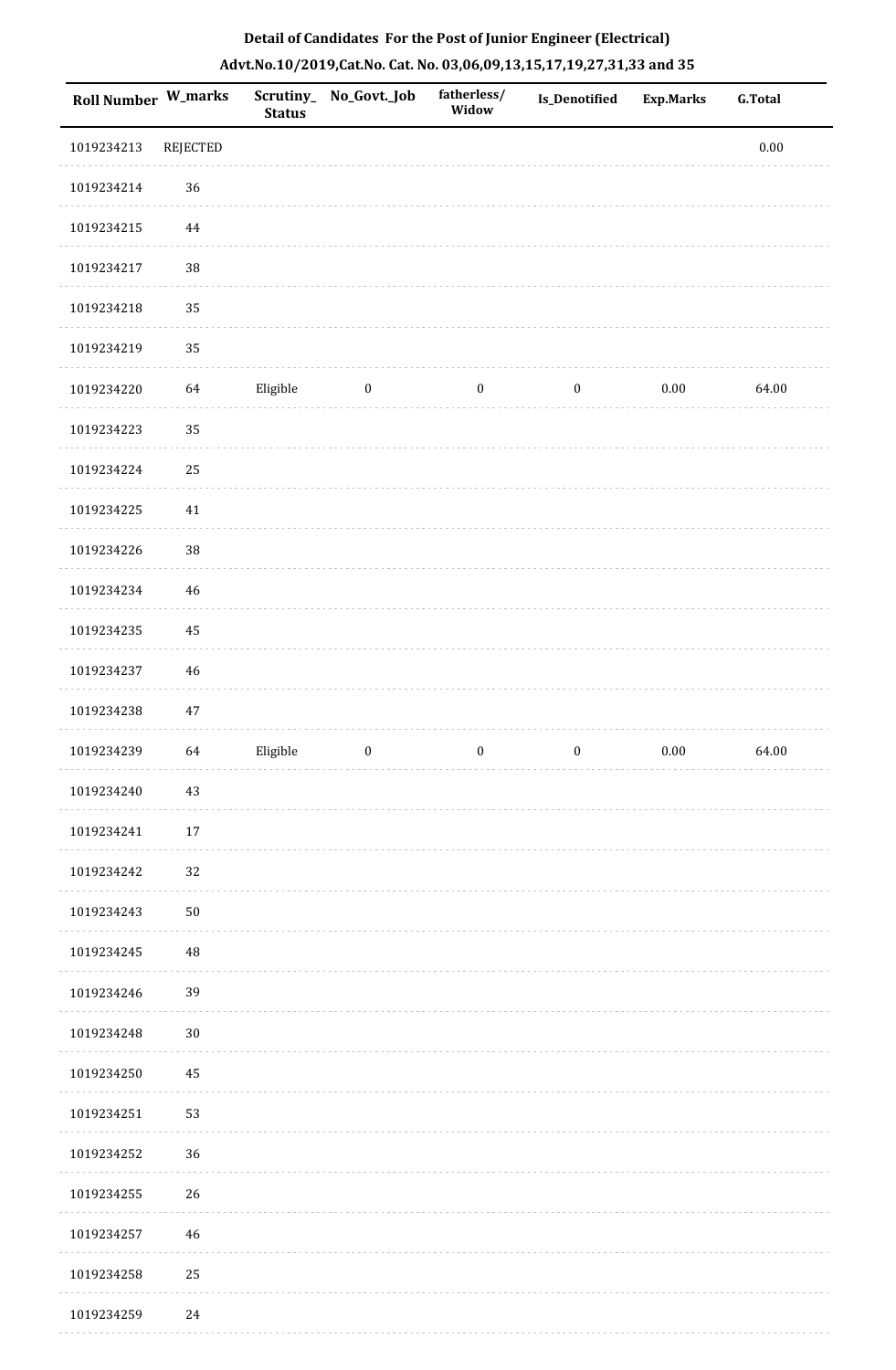## Detail of Candidates For the Post of Junior Engineer (Electrical)

## Advt.No.10/2019,Cat.No. Cat. No. 03,06,09,13,15,17,19,27,31,33 and 35

| Roll Number | W_marks | Scrutiny_ Status | No_Govt._Job | fatherless/ Widow | Is_Denotified | Exp.Marks | G.Total |
|---|---|---|---|---|---|---|---|
| 1019234213 | REJECTED | | | | | | 0.00 |
| 1019234214 | 36 | | | | | | |
| 1019234215 | 44 | | | | | | |
| 1019234217 | 38 | | | | | | |
| 1019234218 | 35 | | | | | | |
| 1019234219 | 35 | | | | | | |
| 1019234220 | 64 | Eligible | 0 | 0 | 0 | 0.00 | 64.00 |
| 1019234223 | 35 | | | | | | |
| 1019234224 | 25 | | | | | | |
| 1019234225 | 41 | | | | | | |
| 1019234226 | 38 | | | | | | |
| 1019234234 | 46 | | | | | | |
| 1019234235 | 45 | | | | | | |
| 1019234237 | 46 | | | | | | |
| 1019234238 | 47 | | | | | | |
| 1019234239 | 64 | Eligible | 0 | 0 | 0 | 0.00 | 64.00 |
| 1019234240 | 43 | | | | | | |
| 1019234241 | 17 | | | | | | |
| 1019234242 | 32 | | | | | | |
| 1019234243 | 50 | | | | | | |
| 1019234245 | 48 | | | | | | |
| 1019234246 | 39 | | | | | | |
| 1019234248 | 30 | | | | | | |
| 1019234250 | 45 | | | | | | |
| 1019234251 | 53 | | | | | | |
| 1019234252 | 36 | | | | | | |
| 1019234255 | 26 | | | | | | |
| 1019234257 | 46 | | | | | | |
| 1019234258 | 25 | | | | | | |
| 1019234259 | 24 | | | | | | |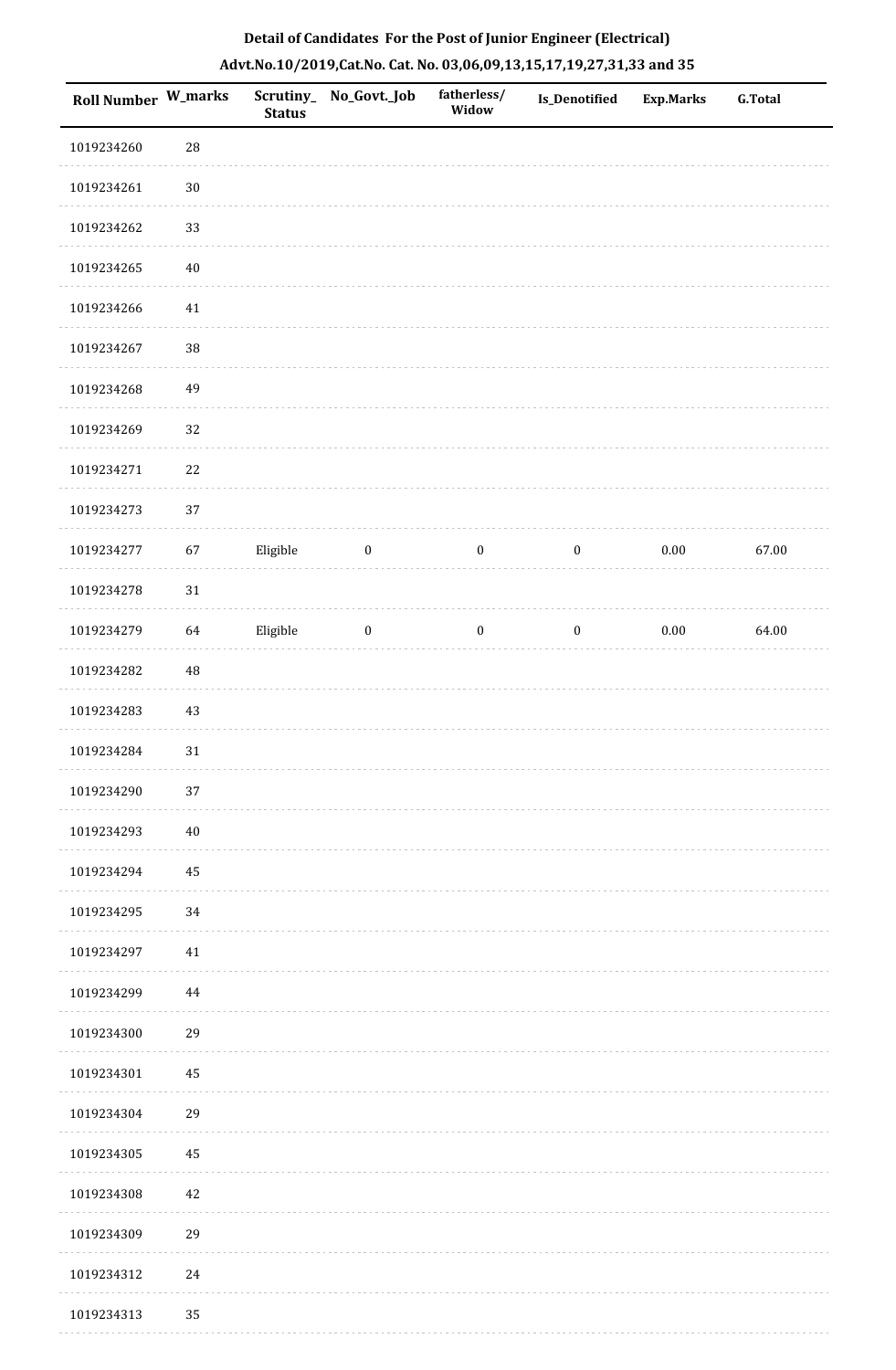**Detail of Candidates For the Post of Junior Engineer (Electrical)**

**Advt.No.10/2019,Cat.No. Cat. No. 03,06,09,13,15,17,19,27,31,33 and 35**

| Roll Number | W_marks | Scrutiny_Status | No_Govt._Job | fatherless/Widow | Is_Denotified | Exp.Marks | G.Total |
|---|---|---|---|---|---|---|---|
| 1019234260 | 28 | | | | | | |
| 1019234261 | 30 | | | | | | |
| 1019234262 | 33 | | | | | | |
| 1019234265 | 40 | | | | | | |
| 1019234266 | 41 | | | | | | |
| 1019234267 | 38 | | | | | | |
| 1019234268 | 49 | | | | | | |
| 1019234269 | 32 | | | | | | |
| 1019234271 | 22 | | | | | | |
| 1019234273 | 37 | | | | | | |
| 1019234277 | 67 | Eligible | 0 | 0 | 0 | 0.00 | 67.00 |
| 1019234278 | 31 | | | | | | |
| 1019234279 | 64 | Eligible | 0 | 0 | 0 | 0.00 | 64.00 |
| 1019234282 | 48 | | | | | | |
| 1019234283 | 43 | | | | | | |
| 1019234284 | 31 | | | | | | |
| 1019234290 | 37 | | | | | | |
| 1019234293 | 40 | | | | | | |
| 1019234294 | 45 | | | | | | |
| 1019234295 | 34 | | | | | | |
| 1019234297 | 41 | | | | | | |
| 1019234299 | 44 | | | | | | |
| 1019234300 | 29 | | | | | | |
| 1019234301 | 45 | | | | | | |
| 1019234304 | 29 | | | | | | |
| 1019234305 | 45 | | | | | | |
| 1019234308 | 42 | | | | | | |
| 1019234309 | 29 | | | | | | |
| 1019234312 | 24 | | | | | | |
| 1019234313 | 35 | | | | | | |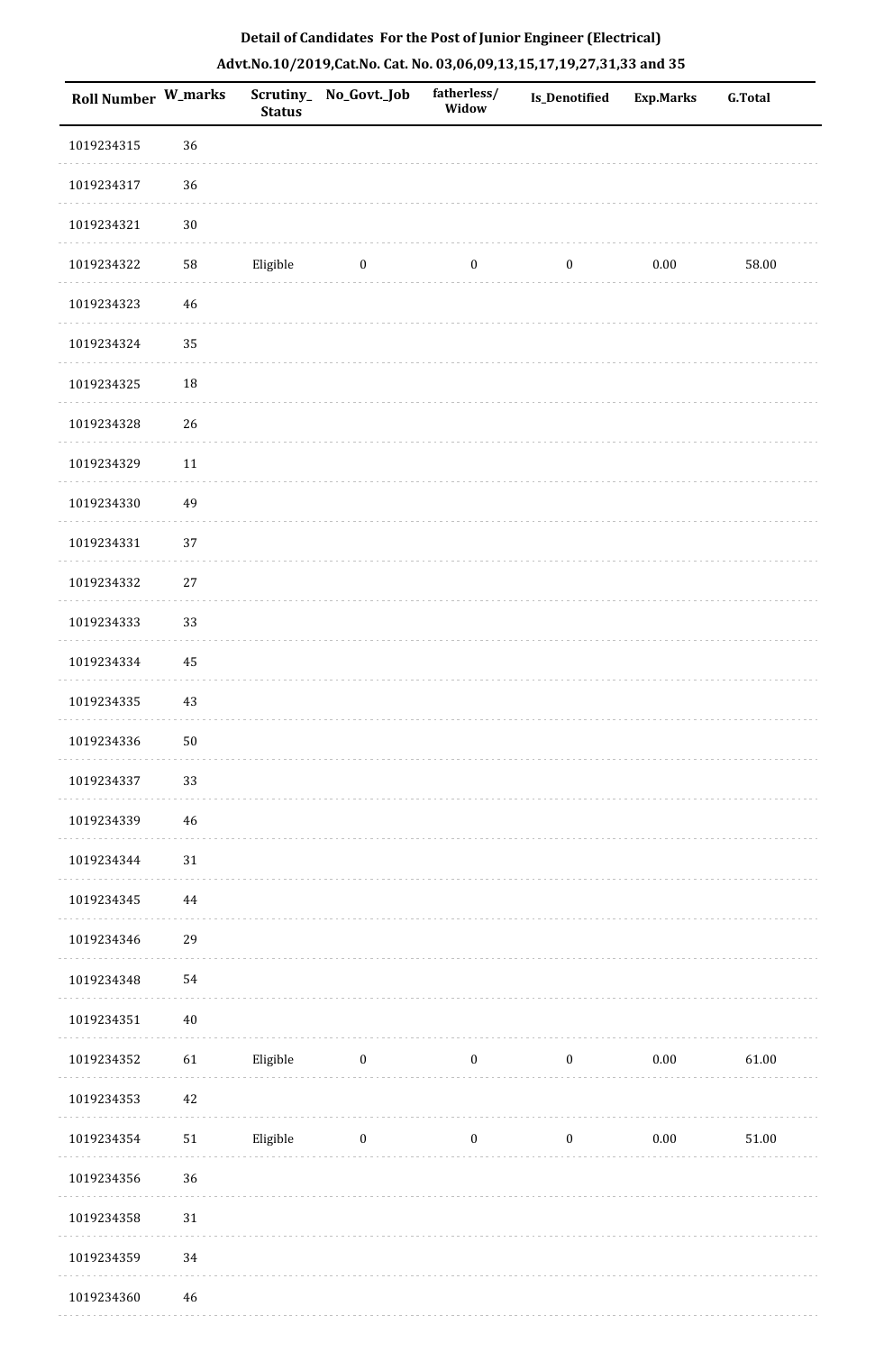**Detail of Candidates For the Post of Junior Engineer (Electrical)**

**Advt.No.10/2019,Cat.No. Cat. No. 03,06,09,13,15,17,19,27,31,33 and 35**

| Roll Number | W_marks | Scrutiny_Status | No_Govt._Job | fatherless/Widow | Is_Denotified | Exp.Marks | G.Total |
|---|---|---|---|---|---|---|---|
| 1019234315 | 36 | | | | | | |
| 1019234317 | 36 | | | | | | |
| 1019234321 | 30 | | | | | | |
| 1019234322 | 58 | Eligible | 0 | 0 | 0 | 0.00 | 58.00 |
| 1019234323 | 46 | | | | | | |
| 1019234324 | 35 | | | | | | |
| 1019234325 | 18 | | | | | | |
| 1019234328 | 26 | | | | | | |
| 1019234329 | 11 | | | | | | |
| 1019234330 | 49 | | | | | | |
| 1019234331 | 37 | | | | | | |
| 1019234332 | 27 | | | | | | |
| 1019234333 | 33 | | | | | | |
| 1019234334 | 45 | | | | | | |
| 1019234335 | 43 | | | | | | |
| 1019234336 | 50 | | | | | | |
| 1019234337 | 33 | | | | | | |
| 1019234339 | 46 | | | | | | |
| 1019234344 | 31 | | | | | | |
| 1019234345 | 44 | | | | | | |
| 1019234346 | 29 | | | | | | |
| 1019234348 | 54 | | | | | | |
| 1019234351 | 40 | | | | | | |
| 1019234352 | 61 | Eligible | 0 | 0 | 0 | 0.00 | 61.00 |
| 1019234353 | 42 | | | | | | |
| 1019234354 | 51 | Eligible | 0 | 0 | 0 | 0.00 | 51.00 |
| 1019234356 | 36 | | | | | | |
| 1019234358 | 31 | | | | | | |
| 1019234359 | 34 | | | | | | |
| 1019234360 | 46 | | | | | | |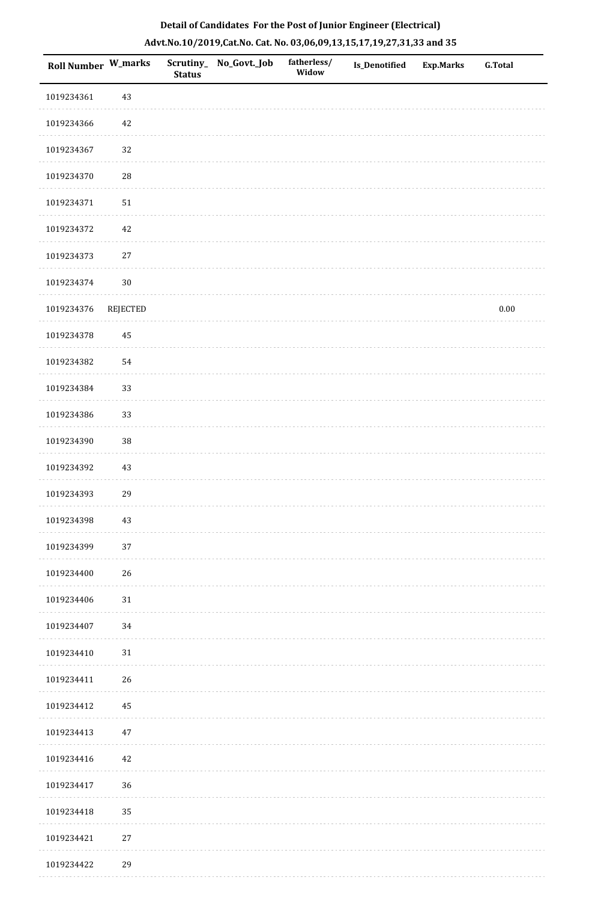**Detail of Candidates For the Post of Junior Engineer (Electrical)**

**Advt.No.10/2019,Cat.No. Cat. No. 03,06,09,13,15,17,19,27,31,33 and 35**

| Roll Number | W_marks | Scrutiny_Status | No_Govt._Job | fatherless/Widow | Is_Denotified | Exp.Marks | G.Total |
|---|---|---|---|---|---|---|---|
| 1019234361 | 43 | | | | | | |
| 1019234366 | 42 | | | | | | |
| 1019234367 | 32 | | | | | | |
| 1019234370 | 28 | | | | | | |
| 1019234371 | 51 | | | | | | |
| 1019234372 | 42 | | | | | | |
| 1019234373 | 27 | | | | | | |
| 1019234374 | 30 | | | | | | |
| 1019234376 | REJECTED | | | | | | 0.00 |
| 1019234378 | 45 | | | | | | |
| 1019234382 | 54 | | | | | | |
| 1019234384 | 33 | | | | | | |
| 1019234386 | 33 | | | | | | |
| 1019234390 | 38 | | | | | | |
| 1019234392 | 43 | | | | | | |
| 1019234393 | 29 | | | | | | |
| 1019234398 | 43 | | | | | | |
| 1019234399 | 37 | | | | | | |
| 1019234400 | 26 | | | | | | |
| 1019234406 | 31 | | | | | | |
| 1019234407 | 34 | | | | | | |
| 1019234410 | 31 | | | | | | |
| 1019234411 | 26 | | | | | | |
| 1019234412 | 45 | | | | | | |
| 1019234413 | 47 | | | | | | |
| 1019234416 | 42 | | | | | | |
| 1019234417 | 36 | | | | | | |
| 1019234418 | 35 | | | | | | |
| 1019234421 | 27 | | | | | | |
| 1019234422 | 29 | | | | | | |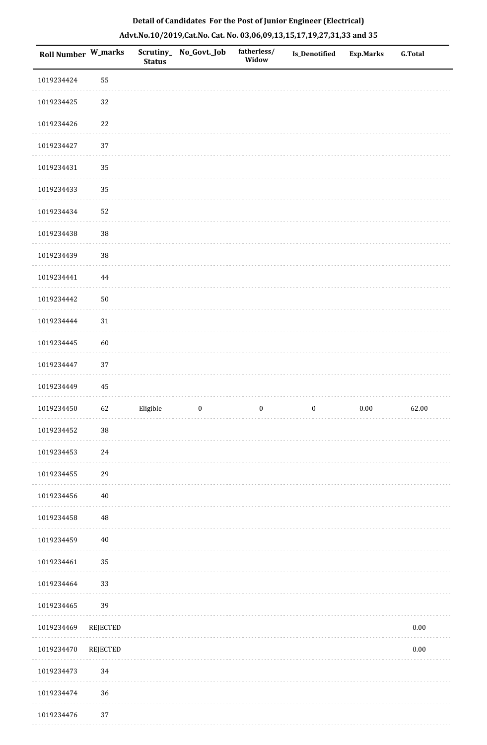**Detail of Candidates For the Post of Junior Engineer (Electrical)**

**Advt.No.10/2019,Cat.No. Cat. No. 03,06,09,13,15,17,19,27,31,33 and 35**

| Roll Number | W_marks | Scrutiny_Status | No_Govt._Job | fatherless/Widow | Is_Denotified | Exp.Marks | G.Total |
|---|---|---|---|---|---|---|---|
| 1019234424 | 55 | | | | | | |
| 1019234425 | 32 | | | | | | |
| 1019234426 | 22 | | | | | | |
| 1019234427 | 37 | | | | | | |
| 1019234431 | 35 | | | | | | |
| 1019234433 | 35 | | | | | | |
| 1019234434 | 52 | | | | | | |
| 1019234438 | 38 | | | | | | |
| 1019234439 | 38 | | | | | | |
| 1019234441 | 44 | | | | | | |
| 1019234442 | 50 | | | | | | |
| 1019234444 | 31 | | | | | | |
| 1019234445 | 60 | | | | | | |
| 1019234447 | 37 | | | | | | |
| 1019234449 | 45 | | | | | | |
| 1019234450 | 62 | Eligible | 0 | 0 | 0 | 0.00 | 62.00 |
| 1019234452 | 38 | | | | | | |
| 1019234453 | 24 | | | | | | |
| 1019234455 | 29 | | | | | | |
| 1019234456 | 40 | | | | | | |
| 1019234458 | 48 | | | | | | |
| 1019234459 | 40 | | | | | | |
| 1019234461 | 35 | | | | | | |
| 1019234464 | 33 | | | | | | |
| 1019234465 | 39 | | | | | | |
| 1019234469 | REJECTED | | | | | | 0.00 |
| 1019234470 | REJECTED | | | | | | 0.00 |
| 1019234473 | 34 | | | | | | |
| 1019234474 | 36 | | | | | | |
| 1019234476 | 37 | | | | | | |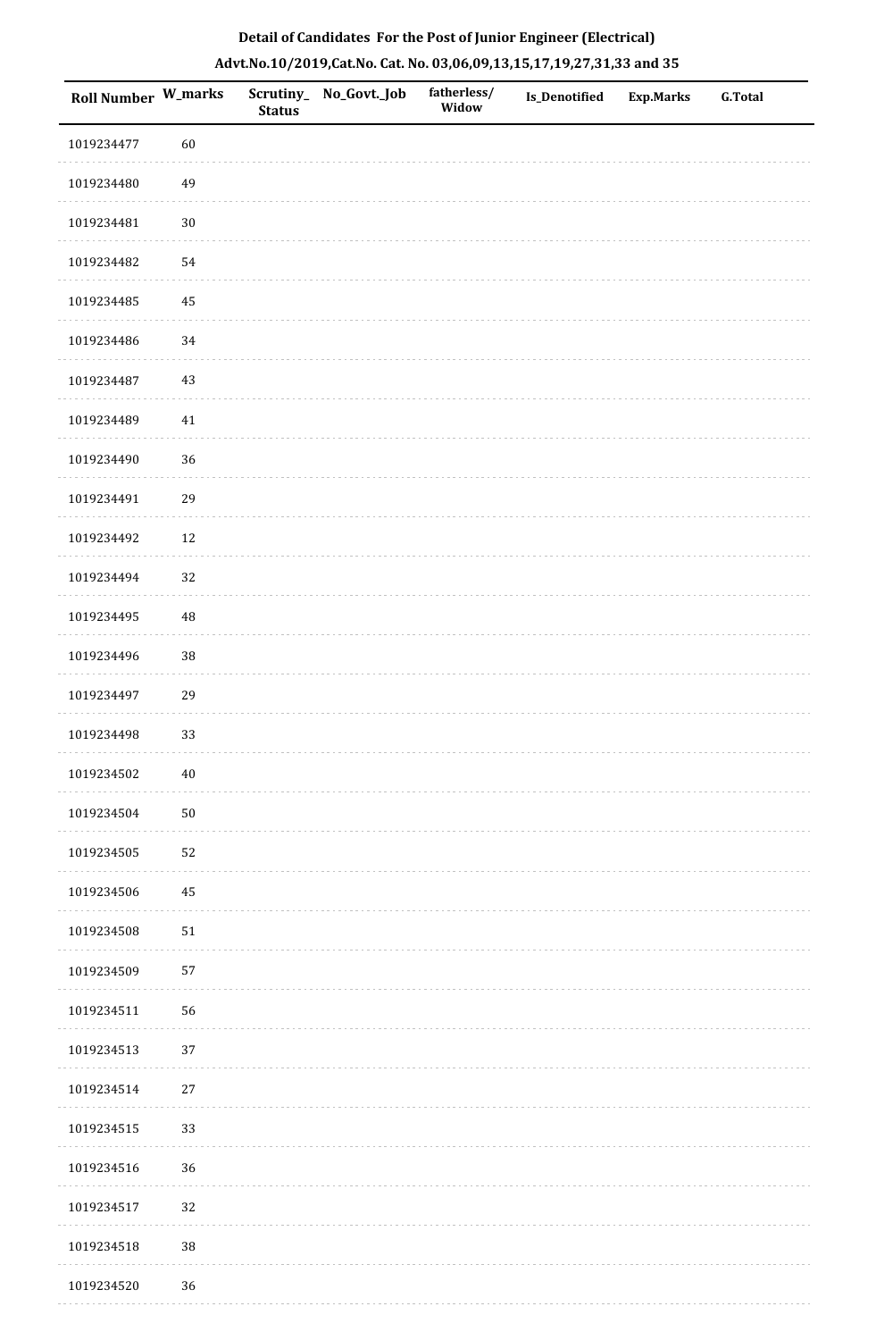**Detail of Candidates For the Post of Junior Engineer (Electrical)**

**Advt.No.10/2019,Cat.No. Cat. No. 03,06,09,13,15,17,19,27,31,33 and 35**

| Roll Number | W_marks | Scrutiny_Status | No_Govt._Job | fatherless/Widow | Is_Denotified | Exp.Marks | G.Total |
|---|---|---|---|---|---|---|---|
| 1019234477 | 60 | | | | | | |
| 1019234480 | 49 | | | | | | |
| 1019234481 | 30 | | | | | | |
| 1019234482 | 54 | | | | | | |
| 1019234485 | 45 | | | | | | |
| 1019234486 | 34 | | | | | | |
| 1019234487 | 43 | | | | | | |
| 1019234489 | 41 | | | | | | |
| 1019234490 | 36 | | | | | | |
| 1019234491 | 29 | | | | | | |
| 1019234492 | 12 | | | | | | |
| 1019234494 | 32 | | | | | | |
| 1019234495 | 48 | | | | | | |
| 1019234496 | 38 | | | | | | |
| 1019234497 | 29 | | | | | | |
| 1019234498 | 33 | | | | | | |
| 1019234502 | 40 | | | | | | |
| 1019234504 | 50 | | | | | | |
| 1019234505 | 52 | | | | | | |
| 1019234506 | 45 | | | | | | |
| 1019234508 | 51 | | | | | | |
| 1019234509 | 57 | | | | | | |
| 1019234511 | 56 | | | | | | |
| 1019234513 | 37 | | | | | | |
| 1019234514 | 27 | | | | | | |
| 1019234515 | 33 | | | | | | |
| 1019234516 | 36 | | | | | | |
| 1019234517 | 32 | | | | | | |
| 1019234518 | 38 | | | | | | |
| 1019234520 | 36 | | | | | | |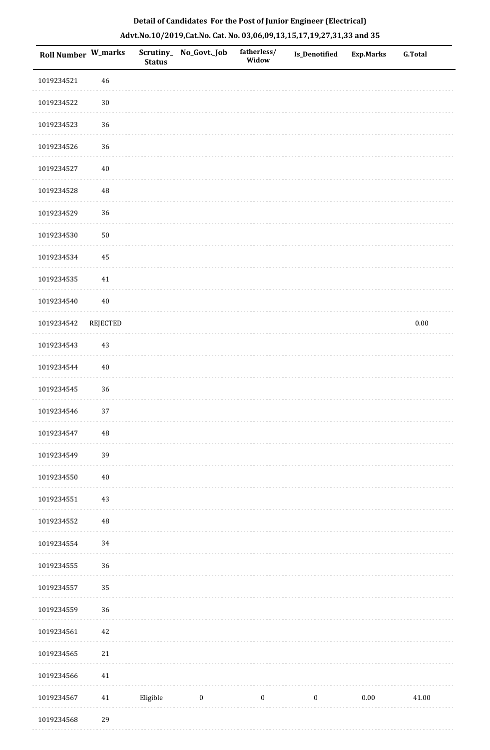## Detail of Candidates For the Post of Junior Engineer (Electrical)

## Advt.No.10/2019,Cat.No. Cat. No. 03,06,09,13,15,17,19,27,31,33 and 35

| Roll Number | W_marks | Scrutiny_Status | No_Govt._Job | fatherless/Widow | Is_Denotified | Exp.Marks | G.Total |
|---|---|---|---|---|---|---|---|
| 1019234521 | 46 | | | | | | |
| 1019234522 | 30 | | | | | | |
| 1019234523 | 36 | | | | | | |
| 1019234526 | 36 | | | | | | |
| 1019234527 | 40 | | | | | | |
| 1019234528 | 48 | | | | | | |
| 1019234529 | 36 | | | | | | |
| 1019234530 | 50 | | | | | | |
| 1019234534 | 45 | | | | | | |
| 1019234535 | 41 | | | | | | |
| 1019234540 | 40 | | | | | | |
| 1019234542 | REJECTED | | | | | | 0.00 |
| 1019234543 | 43 | | | | | | |
| 1019234544 | 40 | | | | | | |
| 1019234545 | 36 | | | | | | |
| 1019234546 | 37 | | | | | | |
| 1019234547 | 48 | | | | | | |
| 1019234549 | 39 | | | | | | |
| 1019234550 | 40 | | | | | | |
| 1019234551 | 43 | | | | | | |
| 1019234552 | 48 | | | | | | |
| 1019234554 | 34 | | | | | | |
| 1019234555 | 36 | | | | | | |
| 1019234557 | 35 | | | | | | |
| 1019234559 | 36 | | | | | | |
| 1019234561 | 42 | | | | | | |
| 1019234565 | 21 | | | | | | |
| 1019234566 | 41 | | | | | | |
| 1019234567 | 41 | Eligible | 0 | 0 | 0 | 0.00 | 41.00 |
| 1019234568 | 29 | | | | | | |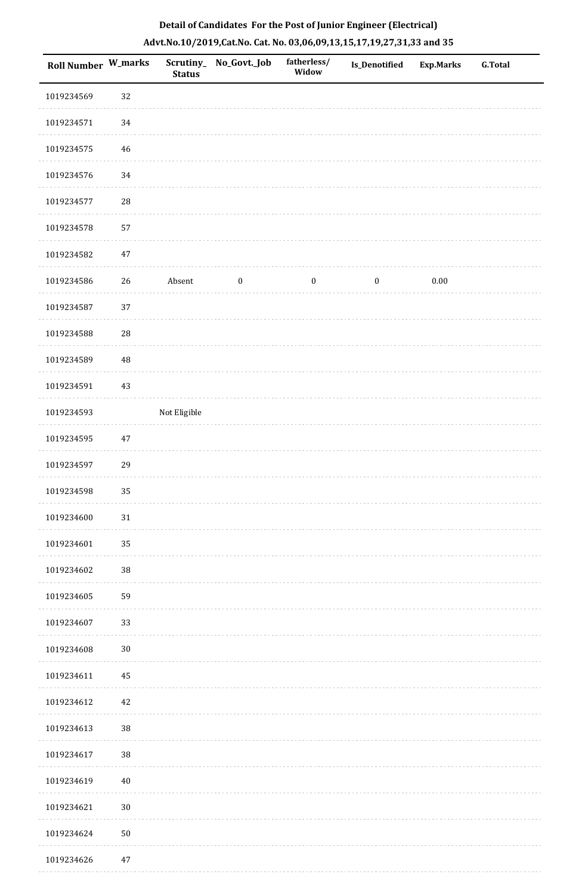**Detail of Candidates For the Post of Junior Engineer (Electrical)**

**Advt.No.10/2019,Cat.No. Cat. No. 03,06,09,13,15,17,19,27,31,33 and 35**

| Roll Number | W_marks | Scrutiny_Status | No_Govt._Job | fatherless/Widow | Is_Denotified | Exp.Marks | G.Total |
|---|---|---|---|---|---|---|---|
| 1019234569 | 32 | | | | | | |
| 1019234571 | 34 | | | | | | |
| 1019234575 | 46 | | | | | | |
| 1019234576 | 34 | | | | | | |
| 1019234577 | 28 | | | | | | |
| 1019234578 | 57 | | | | | | |
| 1019234582 | 47 | | | | | | |
| 1019234586 | 26 | Absent | 0 | 0 | 0 | 0.00 | |
| 1019234587 | 37 | | | | | | |
| 1019234588 | 28 | | | | | | |
| 1019234589 | 48 | | | | | | |
| 1019234591 | 43 | | | | | | |
| 1019234593 | | Not Eligible | | | | | |
| 1019234595 | 47 | | | | | | |
| 1019234597 | 29 | | | | | | |
| 1019234598 | 35 | | | | | | |
| 1019234600 | 31 | | | | | | |
| 1019234601 | 35 | | | | | | |
| 1019234602 | 38 | | | | | | |
| 1019234605 | 59 | | | | | | |
| 1019234607 | 33 | | | | | | |
| 1019234608 | 30 | | | | | | |
| 1019234611 | 45 | | | | | | |
| 1019234612 | 42 | | | | | | |
| 1019234613 | 38 | | | | | | |
| 1019234617 | 38 | | | | | | |
| 1019234619 | 40 | | | | | | |
| 1019234621 | 30 | | | | | | |
| 1019234624 | 50 | | | | | | |
| 1019234626 | 47 | | | | | | |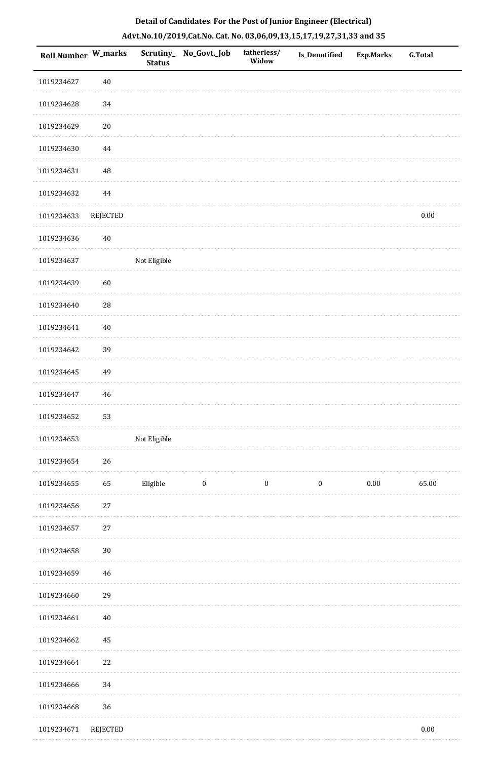**Detail of Candidates For the Post of Junior Engineer (Electrical)**

**Advt.No.10/2019,Cat.No. Cat. No. 03,06,09,13,15,17,19,27,31,33 and 35**

| Roll Number | W_marks | Scrutiny_Status | No_Govt._Job | fatherless/Widow | Is_Denotified | Exp.Marks | G.Total |
|---|---|---|---|---|---|---|---|
| 1019234627 | 40 | | | | | | |
| 1019234628 | 34 | | | | | | |
| 1019234629 | 20 | | | | | | |
| 1019234630 | 44 | | | | | | |
| 1019234631 | 48 | | | | | | |
| 1019234632 | 44 | | | | | | |
| 1019234633 | REJECTED | | | | | | 0.00 |
| 1019234636 | 40 | | | | | | |
| 1019234637 | | Not Eligible | | | | | |
| 1019234639 | 60 | | | | | | |
| 1019234640 | 28 | | | | | | |
| 1019234641 | 40 | | | | | | |
| 1019234642 | 39 | | | | | | |
| 1019234645 | 49 | | | | | | |
| 1019234647 | 46 | | | | | | |
| 1019234652 | 53 | | | | | | |
| 1019234653 | | Not Eligible | | | | | |
| 1019234654 | 26 | | | | | | |
| 1019234655 | 65 | Eligible | 0 | 0 | 0 | 0.00 | 65.00 |
| 1019234656 | 27 | | | | | | |
| 1019234657 | 27 | | | | | | |
| 1019234658 | 30 | | | | | | |
| 1019234659 | 46 | | | | | | |
| 1019234660 | 29 | | | | | | |
| 1019234661 | 40 | | | | | | |
| 1019234662 | 45 | | | | | | |
| 1019234664 | 22 | | | | | | |
| 1019234666 | 34 | | | | | | |
| 1019234668 | 36 | | | | | | |
| 1019234671 | REJECTED | | | | | | 0.00 |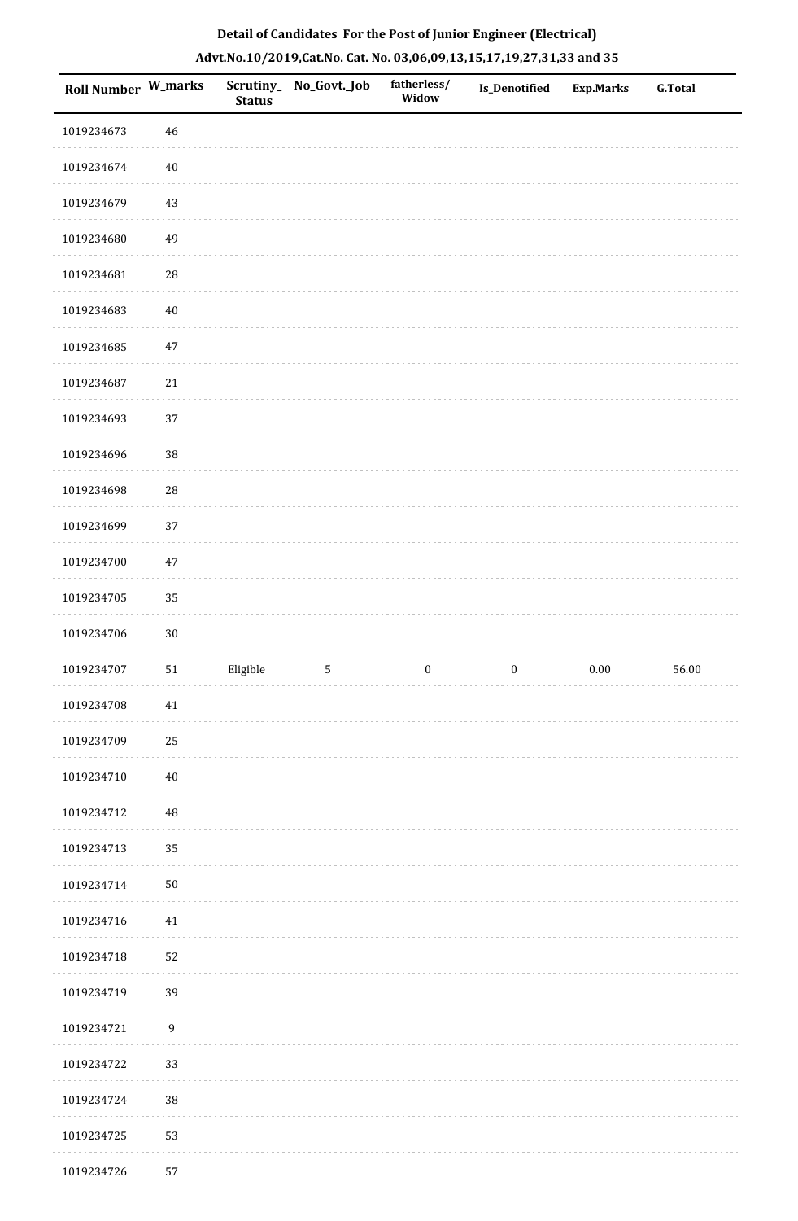**Detail of Candidates For the Post of Junior Engineer (Electrical)**

**Advt.No.10/2019,Cat.No. Cat. No. 03,06,09,13,15,17,19,27,31,33 and 35**

| Roll Number | W_marks | Scrutiny_Status | No_Govt._Job | fatherless/Widow | Is_Denotified | Exp.Marks | G.Total |
|---|---|---|---|---|---|---|---|
| 1019234673 | 46 | | | | | | |
| 1019234674 | 40 | | | | | | |
| 1019234679 | 43 | | | | | | |
| 1019234680 | 49 | | | | | | |
| 1019234681 | 28 | | | | | | |
| 1019234683 | 40 | | | | | | |
| 1019234685 | 47 | | | | | | |
| 1019234687 | 21 | | | | | | |
| 1019234693 | 37 | | | | | | |
| 1019234696 | 38 | | | | | | |
| 1019234698 | 28 | | | | | | |
| 1019234699 | 37 | | | | | | |
| 1019234700 | 47 | | | | | | |
| 1019234705 | 35 | | | | | | |
| 1019234706 | 30 | | | | | | |
| 1019234707 | 51 | Eligible | 5 | 0 | 0 | 0.00 | 56.00 |
| 1019234708 | 41 | | | | | | |
| 1019234709 | 25 | | | | | | |
| 1019234710 | 40 | | | | | | |
| 1019234712 | 48 | | | | | | |
| 1019234713 | 35 | | | | | | |
| 1019234714 | 50 | | | | | | |
| 1019234716 | 41 | | | | | | |
| 1019234718 | 52 | | | | | | |
| 1019234719 | 39 | | | | | | |
| 1019234721 | 9 | | | | | | |
| 1019234722 | 33 | | | | | | |
| 1019234724 | 38 | | | | | | |
| 1019234725 | 53 | | | | | | |
| 1019234726 | 57 | | | | | | |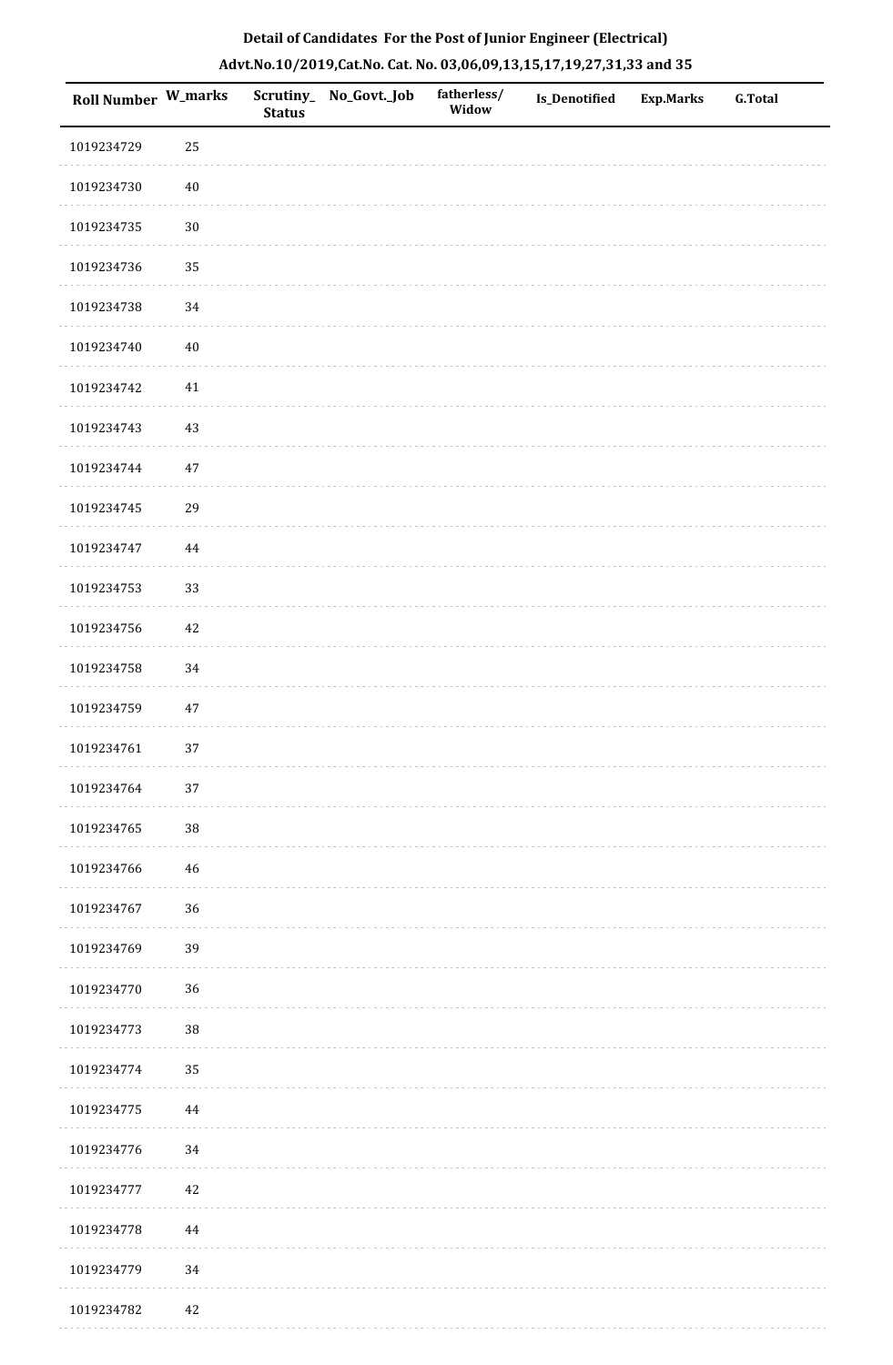**Detail of Candidates For the Post of Junior Engineer (Electrical)**

**Advt.No.10/2019,Cat.No. Cat. No. 03,06,09,13,15,17,19,27,31,33 and 35**

| Roll Number | W_marks | Scrutiny_ Status | No_Govt._Job | fatherless/ Widow | Is_Denotified | Exp.Marks | G.Total |
|---|---|---|---|---|---|---|---|
| 1019234729 | 25 | | | | | | |
| 1019234730 | 40 | | | | | | |
| 1019234735 | 30 | | | | | | |
| 1019234736 | 35 | | | | | | |
| 1019234738 | 34 | | | | | | |
| 1019234740 | 40 | | | | | | |
| 1019234742 | 41 | | | | | | |
| 1019234743 | 43 | | | | | | |
| 1019234744 | 47 | | | | | | |
| 1019234745 | 29 | | | | | | |
| 1019234747 | 44 | | | | | | |
| 1019234753 | 33 | | | | | | |
| 1019234756 | 42 | | | | | | |
| 1019234758 | 34 | | | | | | |
| 1019234759 | 47 | | | | | | |
| 1019234761 | 37 | | | | | | |
| 1019234764 | 37 | | | | | | |
| 1019234765 | 38 | | | | | | |
| 1019234766 | 46 | | | | | | |
| 1019234767 | 36 | | | | | | |
| 1019234769 | 39 | | | | | | |
| 1019234770 | 36 | | | | | | |
| 1019234773 | 38 | | | | | | |
| 1019234774 | 35 | | | | | | |
| 1019234775 | 44 | | | | | | |
| 1019234776 | 34 | | | | | | |
| 1019234777 | 42 | | | | | | |
| 1019234778 | 44 | | | | | | |
| 1019234779 | 34 | | | | | | |
| 1019234782 | 42 | | | | | | |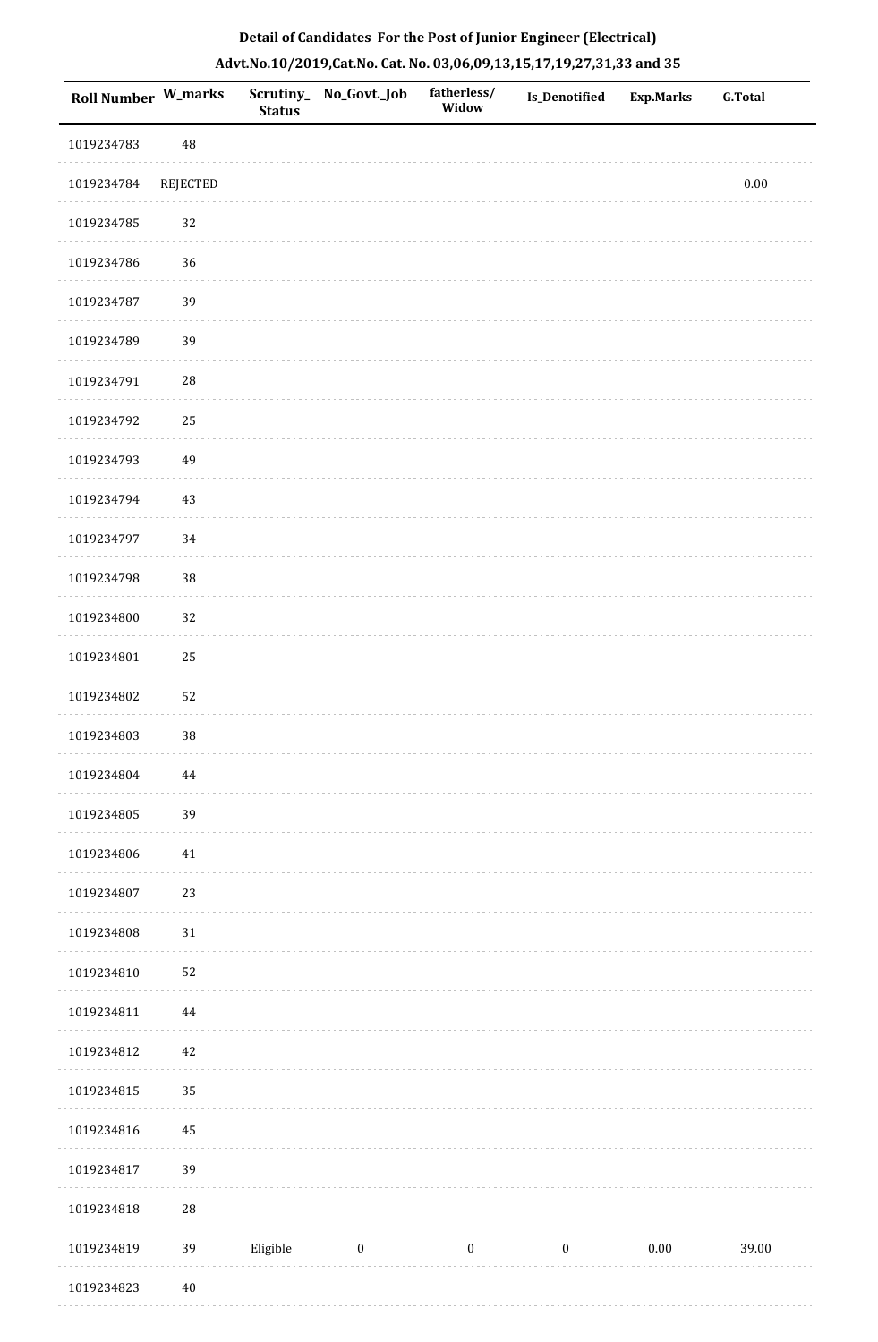**Detail of Candidates For the Post of Junior Engineer (Electrical)**

**Advt.No.10/2019,Cat.No. Cat. No. 03,06,09,13,15,17,19,27,31,33 and 35**

| Roll Number | W_marks | Scrutiny_ Status | No_Govt._Job | fatherless/ Widow | Is_Denotified | Exp.Marks | G.Total |
|---|---|---|---|---|---|---|---|
| 1019234783 | 48 | | | | | | |
| 1019234784 | REJECTED | | | | | | 0.00 |
| 1019234785 | 32 | | | | | | |
| 1019234786 | 36 | | | | | | |
| 1019234787 | 39 | | | | | | |
| 1019234789 | 39 | | | | | | |
| 1019234791 | 28 | | | | | | |
| 1019234792 | 25 | | | | | | |
| 1019234793 | 49 | | | | | | |
| 1019234794 | 43 | | | | | | |
| 1019234797 | 34 | | | | | | |
| 1019234798 | 38 | | | | | | |
| 1019234800 | 32 | | | | | | |
| 1019234801 | 25 | | | | | | |
| 1019234802 | 52 | | | | | | |
| 1019234803 | 38 | | | | | | |
| 1019234804 | 44 | | | | | | |
| 1019234805 | 39 | | | | | | |
| 1019234806 | 41 | | | | | | |
| 1019234807 | 23 | | | | | | |
| 1019234808 | 31 | | | | | | |
| 1019234810 | 52 | | | | | | |
| 1019234811 | 44 | | | | | | |
| 1019234812 | 42 | | | | | | |
| 1019234815 | 35 | | | | | | |
| 1019234816 | 45 | | | | | | |
| 1019234817 | 39 | | | | | | |
| 1019234818 | 28 | | | | | | |
| 1019234819 | 39 | Eligible | 0 | 0 | 0 | 0.00 | 39.00 |
| 1019234823 | 40 | | | | | | |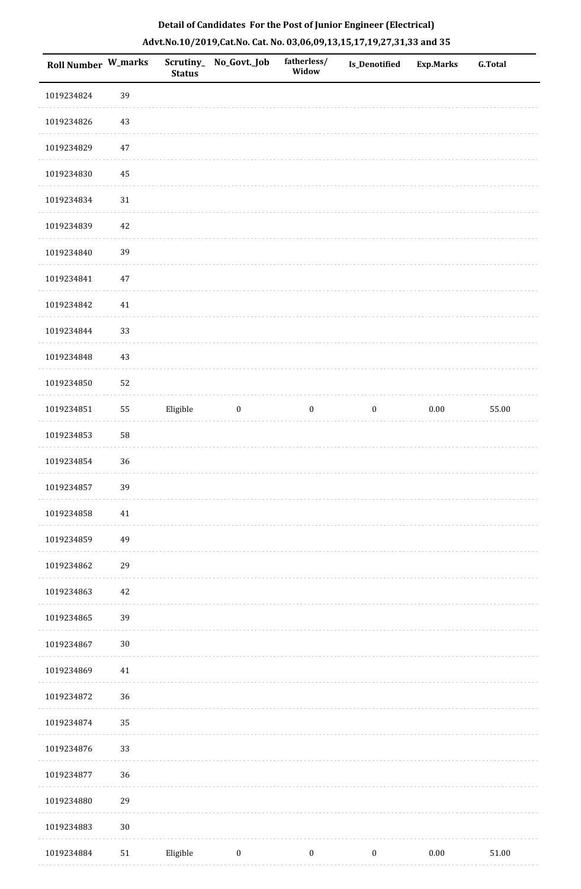## Detail of Candidates For the Post of Junior Engineer (Electrical)

## Advt.No.10/2019,Cat.No. Cat. No. 03,06,09,13,15,17,19,27,31,33 and 35

| Roll Number | W_marks | Scrutiny_Status | No_Govt._Job | fatherless/Widow | Is_Denotified | Exp.Marks | G.Total |
|---|---|---|---|---|---|---|---|
| 1019234824 | 39 | | | | | | |
| 1019234826 | 43 | | | | | | |
| 1019234829 | 47 | | | | | | |
| 1019234830 | 45 | | | | | | |
| 1019234834 | 31 | | | | | | |
| 1019234839 | 42 | | | | | | |
| 1019234840 | 39 | | | | | | |
| 1019234841 | 47 | | | | | | |
| 1019234842 | 41 | | | | | | |
| 1019234844 | 33 | | | | | | |
| 1019234848 | 43 | | | | | | |
| 1019234850 | 52 | | | | | | |
| 1019234851 | 55 | Eligible | 0 | 0 | 0 | 0.00 | 55.00 |
| 1019234853 | 58 | | | | | | |
| 1019234854 | 36 | | | | | | |
| 1019234857 | 39 | | | | | | |
| 1019234858 | 41 | | | | | | |
| 1019234859 | 49 | | | | | | |
| 1019234862 | 29 | | | | | | |
| 1019234863 | 42 | | | | | | |
| 1019234865 | 39 | | | | | | |
| 1019234867 | 30 | | | | | | |
| 1019234869 | 41 | | | | | | |
| 1019234872 | 36 | | | | | | |
| 1019234874 | 35 | | | | | | |
| 1019234876 | 33 | | | | | | |
| 1019234877 | 36 | | | | | | |
| 1019234880 | 29 | | | | | | |
| 1019234883 | 30 | | | | | | |
| 1019234884 | 51 | Eligible | 0 | 0 | 0 | 0.00 | 51.00 |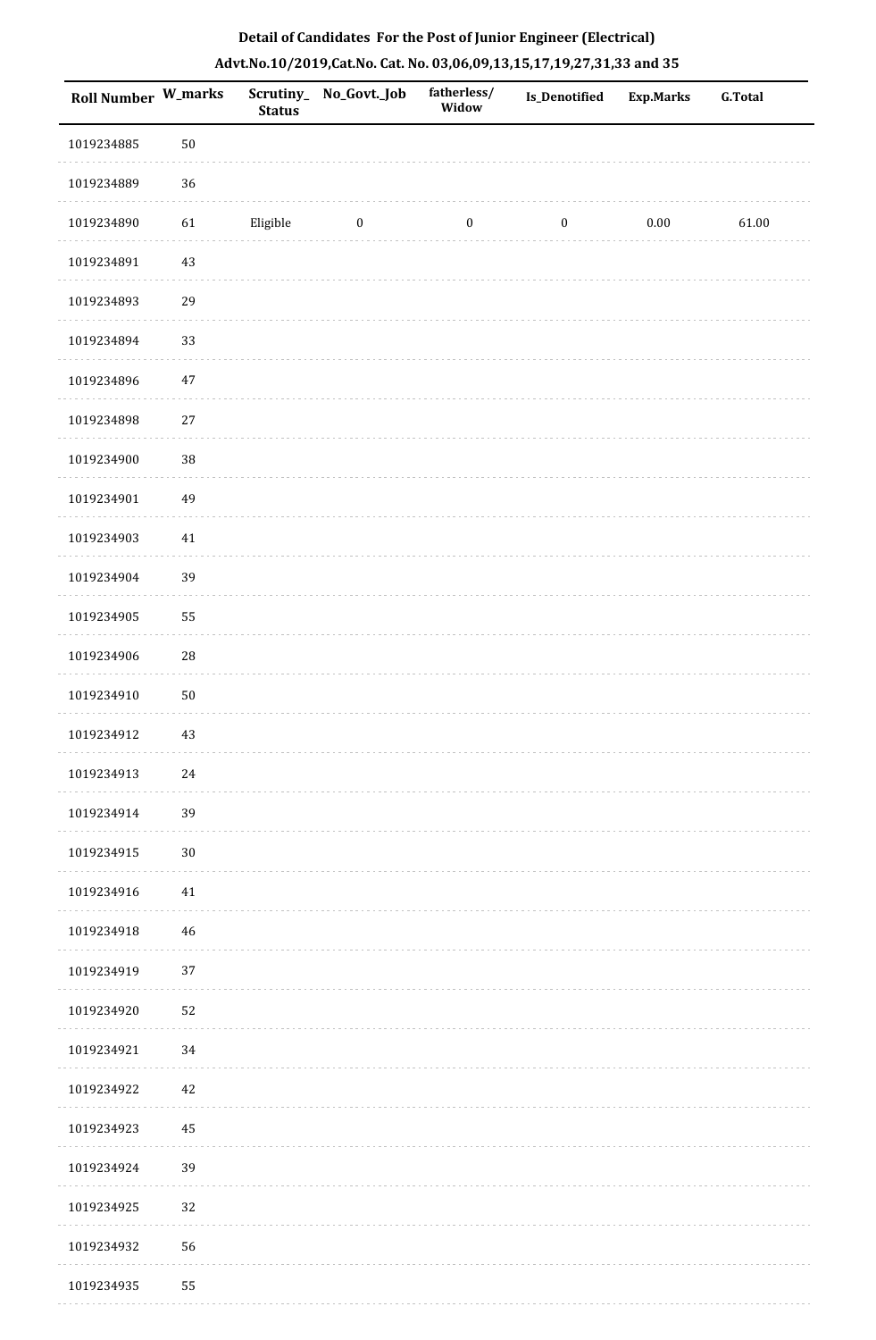**Detail of Candidates For the Post of Junior Engineer (Electrical)**

**Advt.No.10/2019,Cat.No. Cat. No. 03,06,09,13,15,17,19,27,31,33 and 35**

| Roll Number | W_marks | Scrutiny_ Status | No_Govt._Job | fatherless/ Widow | Is_Denotified | Exp.Marks | G.Total |
|---|---|---|---|---|---|---|---|
| 1019234885 | 50 | | | | | | |
| 1019234889 | 36 | | | | | | |
| 1019234890 | 61 | Eligible | 0 | 0 | 0 | 0.00 | 61.00 |
| 1019234891 | 43 | | | | | | |
| 1019234893 | 29 | | | | | | |
| 1019234894 | 33 | | | | | | |
| 1019234896 | 47 | | | | | | |
| 1019234898 | 27 | | | | | | |
| 1019234900 | 38 | | | | | | |
| 1019234901 | 49 | | | | | | |
| 1019234903 | 41 | | | | | | |
| 1019234904 | 39 | | | | | | |
| 1019234905 | 55 | | | | | | |
| 1019234906 | 28 | | | | | | |
| 1019234910 | 50 | | | | | | |
| 1019234912 | 43 | | | | | | |
| 1019234913 | 24 | | | | | | |
| 1019234914 | 39 | | | | | | |
| 1019234915 | 30 | | | | | | |
| 1019234916 | 41 | | | | | | |
| 1019234918 | 46 | | | | | | |
| 1019234919 | 37 | | | | | | |
| 1019234920 | 52 | | | | | | |
| 1019234921 | 34 | | | | | | |
| 1019234922 | 42 | | | | | | |
| 1019234923 | 45 | | | | | | |
| 1019234924 | 39 | | | | | | |
| 1019234925 | 32 | | | | | | |
| 1019234932 | 56 | | | | | | |
| 1019234935 | 55 | | | | | | |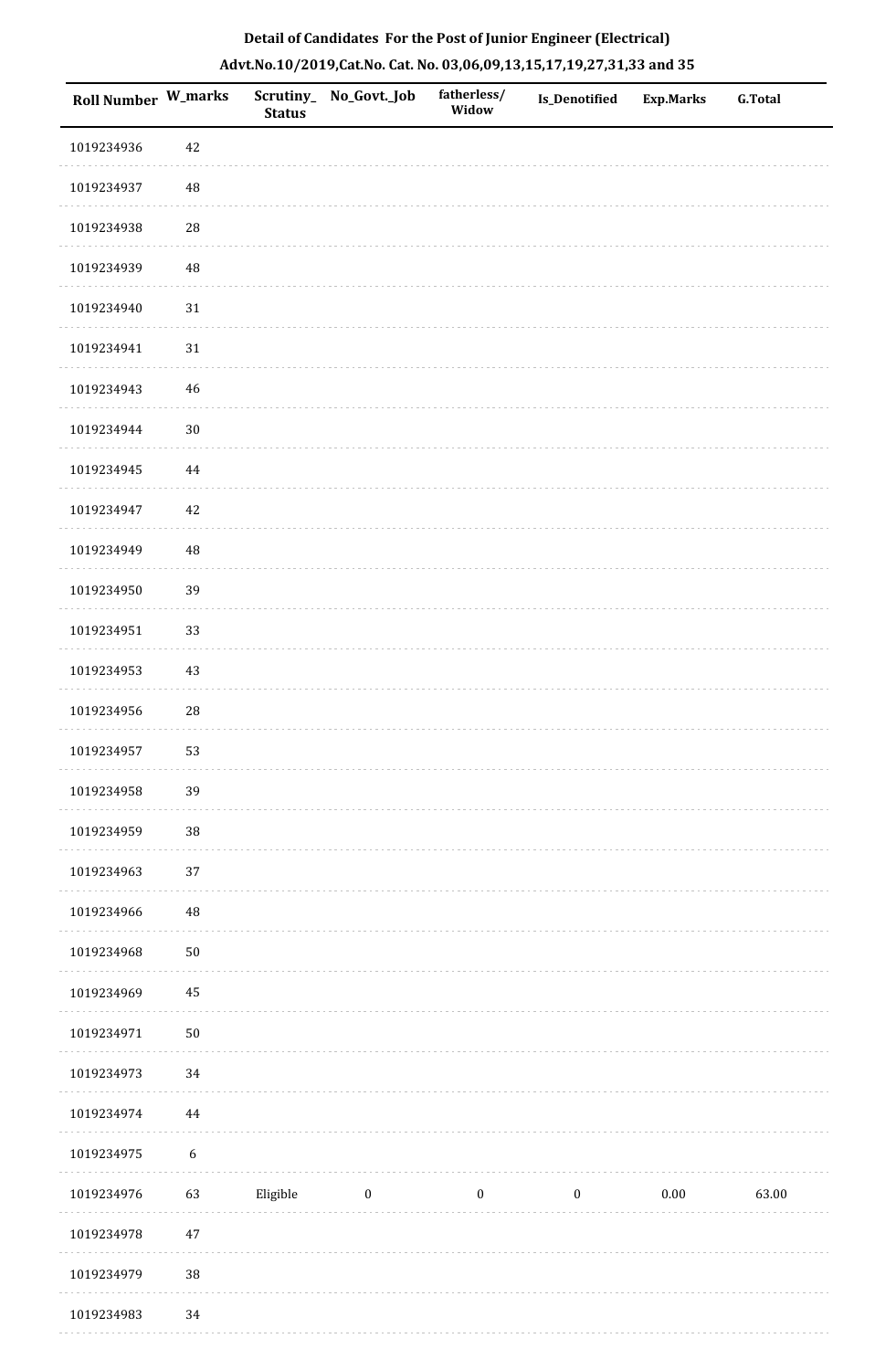**Detail of Candidates For the Post of Junior Engineer (Electrical)**

**Advt.No.10/2019,Cat.No. Cat. No. 03,06,09,13,15,17,19,27,31,33 and 35**

| Roll Number | W_marks | Scrutiny_Status | No_Govt._Job | fatherless/Widow | Is_Denotified | Exp.Marks | G.Total |
|---|---|---|---|---|---|---|---|
| 1019234936 | 42 | | | | | | |
| 1019234937 | 48 | | | | | | |
| 1019234938 | 28 | | | | | | |
| 1019234939 | 48 | | | | | | |
| 1019234940 | 31 | | | | | | |
| 1019234941 | 31 | | | | | | |
| 1019234943 | 46 | | | | | | |
| 1019234944 | 30 | | | | | | |
| 1019234945 | 44 | | | | | | |
| 1019234947 | 42 | | | | | | |
| 1019234949 | 48 | | | | | | |
| 1019234950 | 39 | | | | | | |
| 1019234951 | 33 | | | | | | |
| 1019234953 | 43 | | | | | | |
| 1019234956 | 28 | | | | | | |
| 1019234957 | 53 | | | | | | |
| 1019234958 | 39 | | | | | | |
| 1019234959 | 38 | | | | | | |
| 1019234963 | 37 | | | | | | |
| 1019234966 | 48 | | | | | | |
| 1019234968 | 50 | | | | | | |
| 1019234969 | 45 | | | | | | |
| 1019234971 | 50 | | | | | | |
| 1019234973 | 34 | | | | | | |
| 1019234974 | 44 | | | | | | |
| 1019234975 | 6 | | | | | | |
| 1019234976 | 63 | Eligible | 0 | 0 | 0 | 0.00 | 63.00 |
| 1019234978 | 47 | | | | | | |
| 1019234979 | 38 | | | | | | |
| 1019234983 | 34 | | | | | | |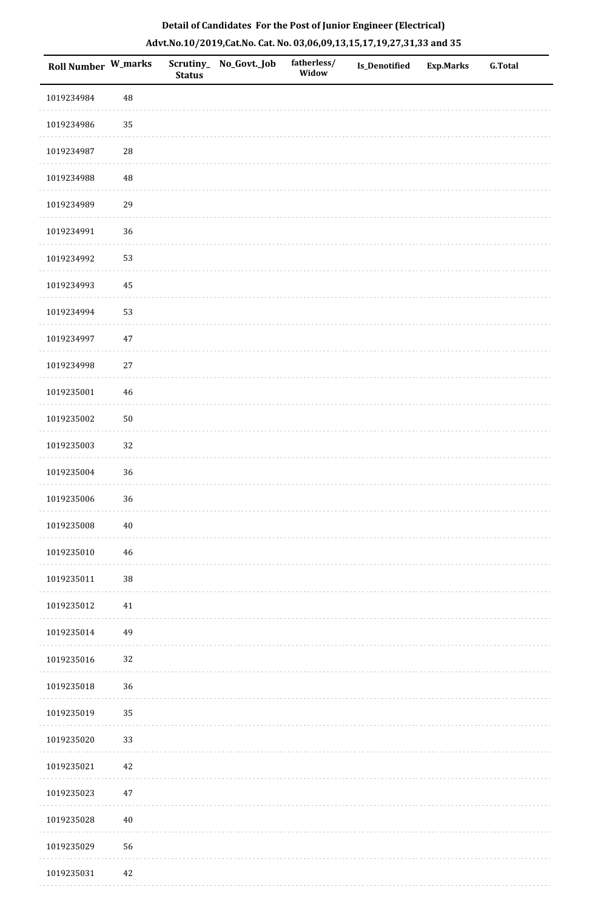**Detail of Candidates For the Post of Junior Engineer (Electrical)**

**Advt.No.10/2019,Cat.No. Cat. No. 03,06,09,13,15,17,19,27,31,33 and 35**

| Roll Number | W_marks | Scrutiny_Status | No_Govt._Job | fatherless/Widow | Is_Denotified | Exp.Marks | G.Total |
|---|---|---|---|---|---|---|---|
| 1019234984 | 48 | | | | | | |
| 1019234986 | 35 | | | | | | |
| 1019234987 | 28 | | | | | | |
| 1019234988 | 48 | | | | | | |
| 1019234989 | 29 | | | | | | |
| 1019234991 | 36 | | | | | | |
| 1019234992 | 53 | | | | | | |
| 1019234993 | 45 | | | | | | |
| 1019234994 | 53 | | | | | | |
| 1019234997 | 47 | | | | | | |
| 1019234998 | 27 | | | | | | |
| 1019235001 | 46 | | | | | | |
| 1019235002 | 50 | | | | | | |
| 1019235003 | 32 | | | | | | |
| 1019235004 | 36 | | | | | | |
| 1019235006 | 36 | | | | | | |
| 1019235008 | 40 | | | | | | |
| 1019235010 | 46 | | | | | | |
| 1019235011 | 38 | | | | | | |
| 1019235012 | 41 | | | | | | |
| 1019235014 | 49 | | | | | | |
| 1019235016 | 32 | | | | | | |
| 1019235018 | 36 | | | | | | |
| 1019235019 | 35 | | | | | | |
| 1019235020 | 33 | | | | | | |
| 1019235021 | 42 | | | | | | |
| 1019235023 | 47 | | | | | | |
| 1019235028 | 40 | | | | | | |
| 1019235029 | 56 | | | | | | |
| 1019235031 | 42 | | | | | | |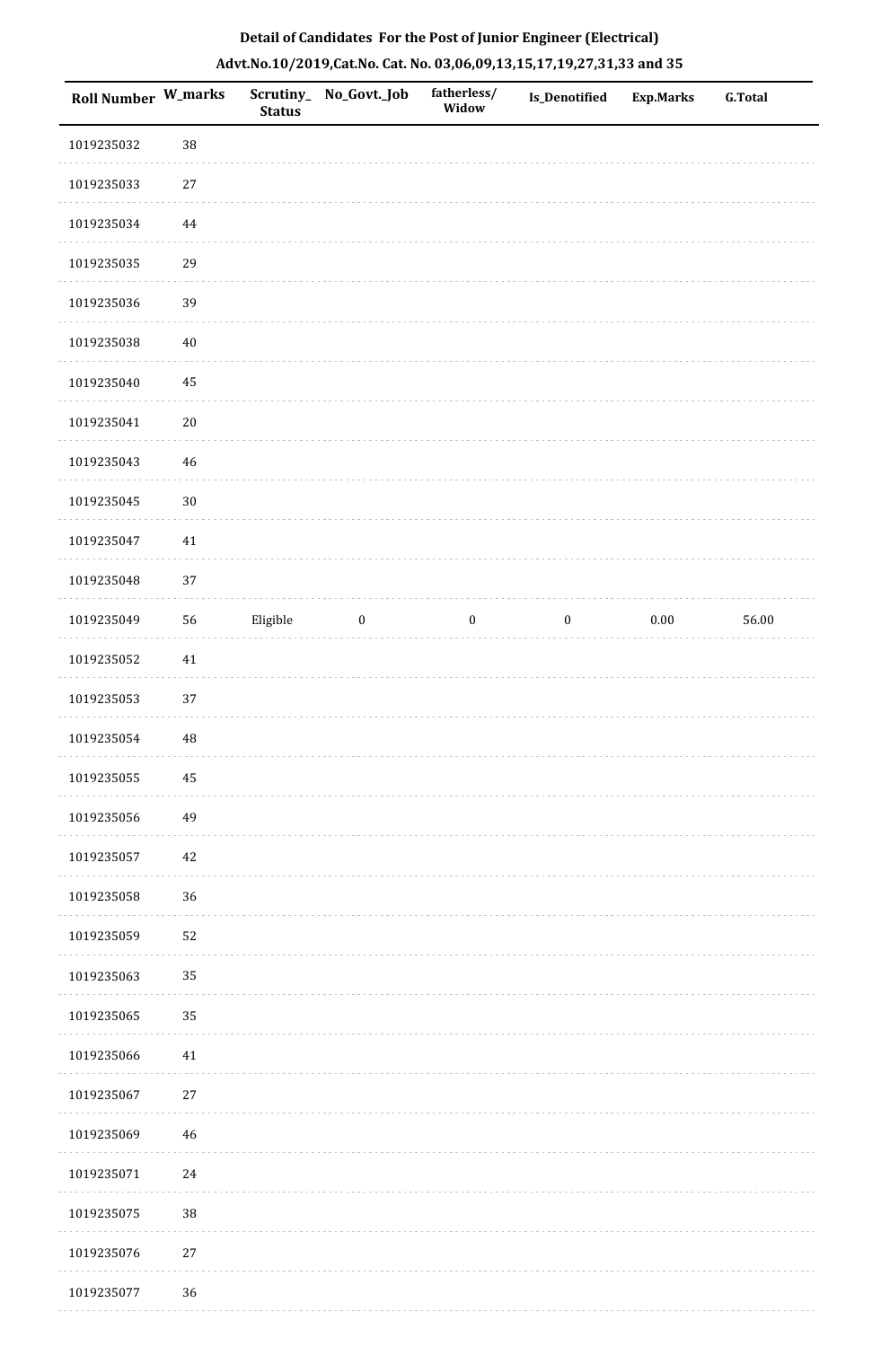**Detail of Candidates For the Post of Junior Engineer (Electrical)**

**Advt.No.10/2019,Cat.No. Cat. No. 03,06,09,13,15,17,19,27,31,33 and 35**

| Roll Number | W_marks | Scrutiny_ Status | No_Govt._Job | fatherless/ Widow | Is_Denotified | Exp.Marks | G.Total |
|---|---|---|---|---|---|---|---|
| 1019235032 | 38 | | | | | | |
| 1019235033 | 27 | | | | | | |
| 1019235034 | 44 | | | | | | |
| 1019235035 | 29 | | | | | | |
| 1019235036 | 39 | | | | | | |
| 1019235038 | 40 | | | | | | |
| 1019235040 | 45 | | | | | | |
| 1019235041 | 20 | | | | | | |
| 1019235043 | 46 | | | | | | |
| 1019235045 | 30 | | | | | | |
| 1019235047 | 41 | | | | | | |
| 1019235048 | 37 | | | | | | |
| 1019235049 | 56 | Eligible | 0 | 0 | 0 | 0.00 | 56.00 |
| 1019235052 | 41 | | | | | | |
| 1019235053 | 37 | | | | | | |
| 1019235054 | 48 | | | | | | |
| 1019235055 | 45 | | | | | | |
| 1019235056 | 49 | | | | | | |
| 1019235057 | 42 | | | | | | |
| 1019235058 | 36 | | | | | | |
| 1019235059 | 52 | | | | | | |
| 1019235063 | 35 | | | | | | |
| 1019235065 | 35 | | | | | | |
| 1019235066 | 41 | | | | | | |
| 1019235067 | 27 | | | | | | |
| 1019235069 | 46 | | | | | | |
| 1019235071 | 24 | | | | | | |
| 1019235075 | 38 | | | | | | |
| 1019235076 | 27 | | | | | | |
| 1019235077 | 36 | | | | | | |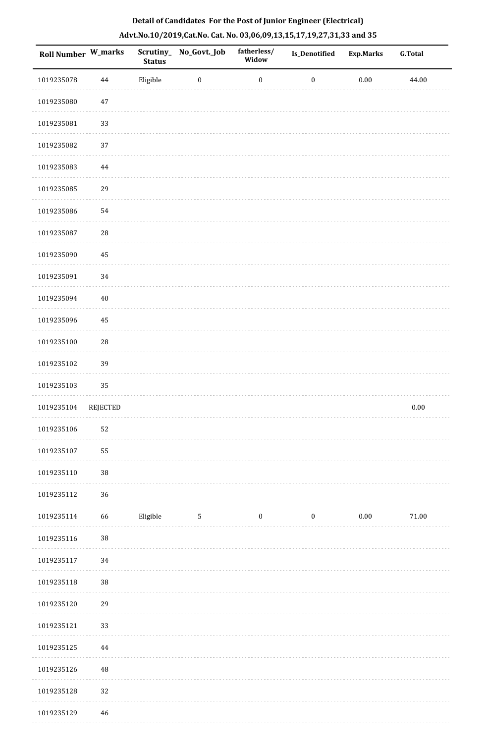**Detail of Candidates For the Post of Junior Engineer (Electrical)**

**Advt.No.10/2019,Cat.No. Cat. No. 03,06,09,13,15,17,19,27,31,33 and 35**

| Roll Number | W_marks | Scrutiny_Status | No_Govt._Job | fatherless/Widow | Is_Denotified | Exp.Marks | G.Total |
|---|---|---|---|---|---|---|---|
| 1019235078 | 44 | Eligible | 0 | 0 | 0 | 0.00 | 44.00 |
| 1019235080 | 47 | | | | | | |
| 1019235081 | 33 | | | | | | |
| 1019235082 | 37 | | | | | | |
| 1019235083 | 44 | | | | | | |
| 1019235085 | 29 | | | | | | |
| 1019235086 | 54 | | | | | | |
| 1019235087 | 28 | | | | | | |
| 1019235090 | 45 | | | | | | |
| 1019235091 | 34 | | | | | | |
| 1019235094 | 40 | | | | | | |
| 1019235096 | 45 | | | | | | |
| 1019235100 | 28 | | | | | | |
| 1019235102 | 39 | | | | | | |
| 1019235103 | 35 | | | | | | |
| 1019235104 | REJECTED | | | | | | 0.00 |
| 1019235106 | 52 | | | | | | |
| 1019235107 | 55 | | | | | | |
| 1019235110 | 38 | | | | | | |
| 1019235112 | 36 | | | | | | |
| 1019235114 | 66 | Eligible | 5 | 0 | 0 | 0.00 | 71.00 |
| 1019235116 | 38 | | | | | | |
| 1019235117 | 34 | | | | | | |
| 1019235118 | 38 | | | | | | |
| 1019235120 | 29 | | | | | | |
| 1019235121 | 33 | | | | | | |
| 1019235125 | 44 | | | | | | |
| 1019235126 | 48 | | | | | | |
| 1019235128 | 32 | | | | | | |
| 1019235129 | 46 | | | | | | |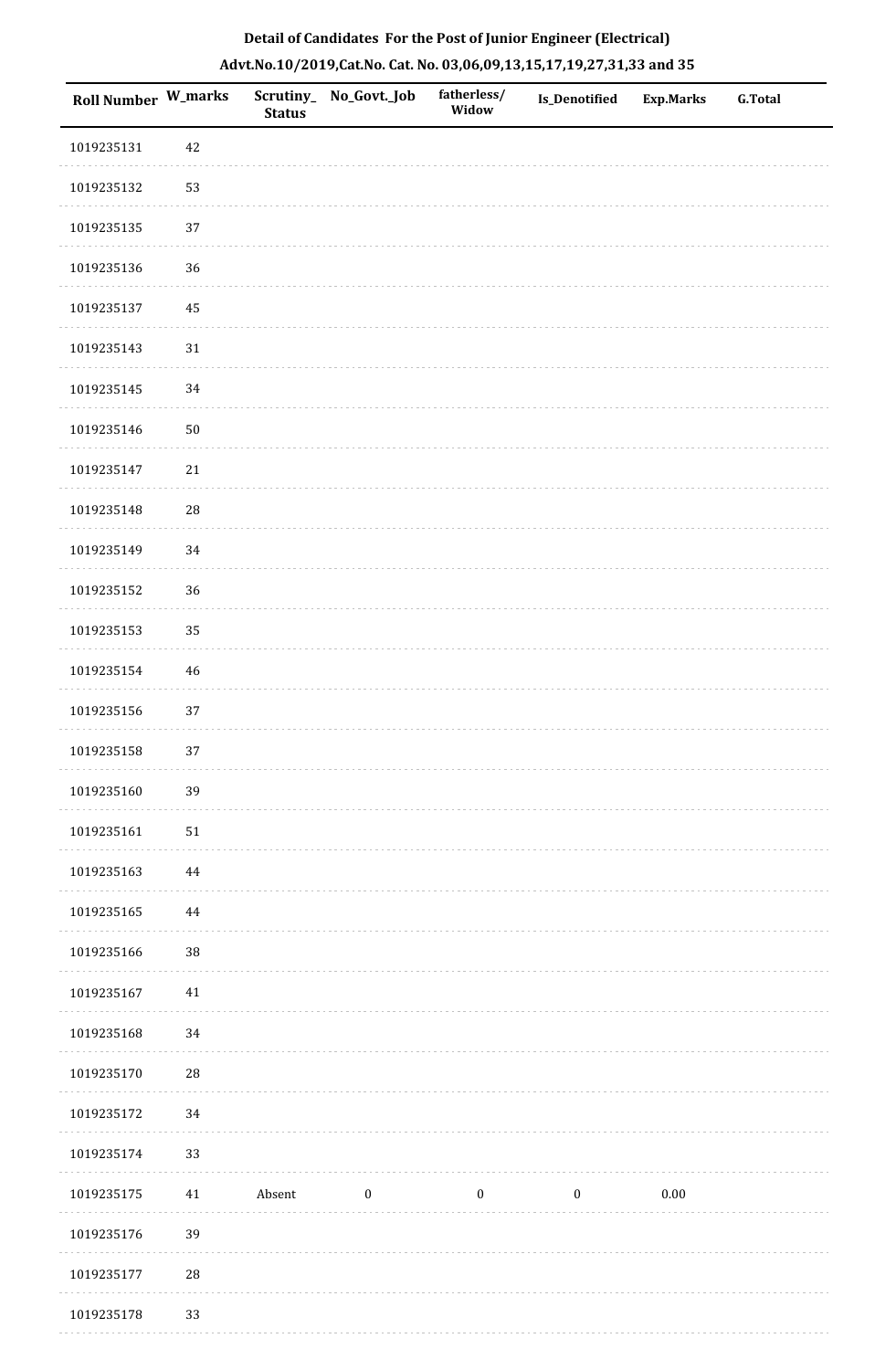**Detail of Candidates For the Post of Junior Engineer (Electrical)**

**Advt.No.10/2019,Cat.No. Cat. No. 03,06,09,13,15,17,19,27,31,33 and 35**

| Roll Number | W_marks | Scrutiny_Status | No_Govt._Job | fatherless/Widow | Is_Denotified | Exp.Marks | G.Total |
|---|---|---|---|---|---|---|---|
| 1019235131 | 42 | | | | | | |
| 1019235132 | 53 | | | | | | |
| 1019235135 | 37 | | | | | | |
| 1019235136 | 36 | | | | | | |
| 1019235137 | 45 | | | | | | |
| 1019235143 | 31 | | | | | | |
| 1019235145 | 34 | | | | | | |
| 1019235146 | 50 | | | | | | |
| 1019235147 | 21 | | | | | | |
| 1019235148 | 28 | | | | | | |
| 1019235149 | 34 | | | | | | |
| 1019235152 | 36 | | | | | | |
| 1019235153 | 35 | | | | | | |
| 1019235154 | 46 | | | | | | |
| 1019235156 | 37 | | | | | | |
| 1019235158 | 37 | | | | | | |
| 1019235160 | 39 | | | | | | |
| 1019235161 | 51 | | | | | | |
| 1019235163 | 44 | | | | | | |
| 1019235165 | 44 | | | | | | |
| 1019235166 | 38 | | | | | | |
| 1019235167 | 41 | | | | | | |
| 1019235168 | 34 | | | | | | |
| 1019235170 | 28 | | | | | | |
| 1019235172 | 34 | | | | | | |
| 1019235174 | 33 | | | | | | |
| 1019235175 | 41 | Absent | 0 | 0 | 0 | 0.00 | |
| 1019235176 | 39 | | | | | | |
| 1019235177 | 28 | | | | | | |
| 1019235178 | 33 | | | | | | |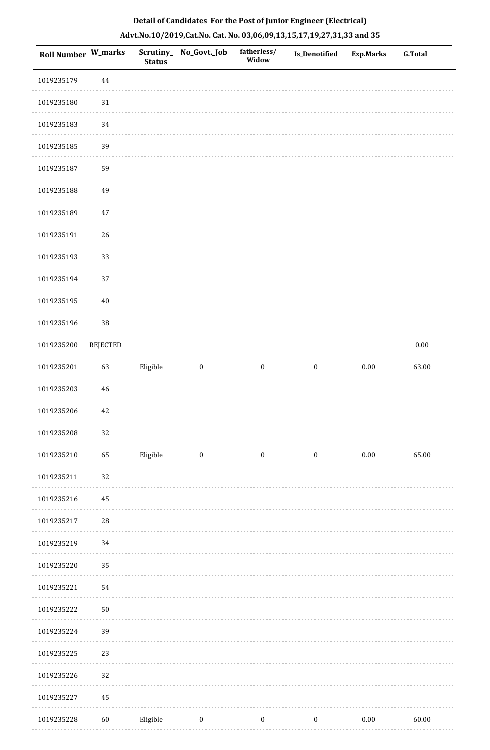**Detail of Candidates For the Post of Junior Engineer (Electrical)**

**Advt.No.10/2019,Cat.No. Cat. No. 03,06,09,13,15,17,19,27,31,33 and 35**

| Roll Number | W_marks | Scrutiny_Status | No_Govt._Job | fatherless/Widow | Is_Denotified | Exp.Marks | G.Total |
|---|---|---|---|---|---|---|---|
| 1019235179 | 44 | | | | | | |
| 1019235180 | 31 | | | | | | |
| 1019235183 | 34 | | | | | | |
| 1019235185 | 39 | | | | | | |
| 1019235187 | 59 | | | | | | |
| 1019235188 | 49 | | | | | | |
| 1019235189 | 47 | | | | | | |
| 1019235191 | 26 | | | | | | |
| 1019235193 | 33 | | | | | | |
| 1019235194 | 37 | | | | | | |
| 1019235195 | 40 | | | | | | |
| 1019235196 | 38 | | | | | | |
| 1019235200 | REJECTED | | | | | | 0.00 |
| 1019235201 | 63 | Eligible | 0 | 0 | 0 | 0.00 | 63.00 |
| 1019235203 | 46 | | | | | | |
| 1019235206 | 42 | | | | | | |
| 1019235208 | 32 | | | | | | |
| 1019235210 | 65 | Eligible | 0 | 0 | 0 | 0.00 | 65.00 |
| 1019235211 | 32 | | | | | | |
| 1019235216 | 45 | | | | | | |
| 1019235217 | 28 | | | | | | |
| 1019235219 | 34 | | | | | | |
| 1019235220 | 35 | | | | | | |
| 1019235221 | 54 | | | | | | |
| 1019235222 | 50 | | | | | | |
| 1019235224 | 39 | | | | | | |
| 1019235225 | 23 | | | | | | |
| 1019235226 | 32 | | | | | | |
| 1019235227 | 45 | | | | | | |
| 1019235228 | 60 | Eligible | 0 | 0 | 0 | 0.00 | 60.00 |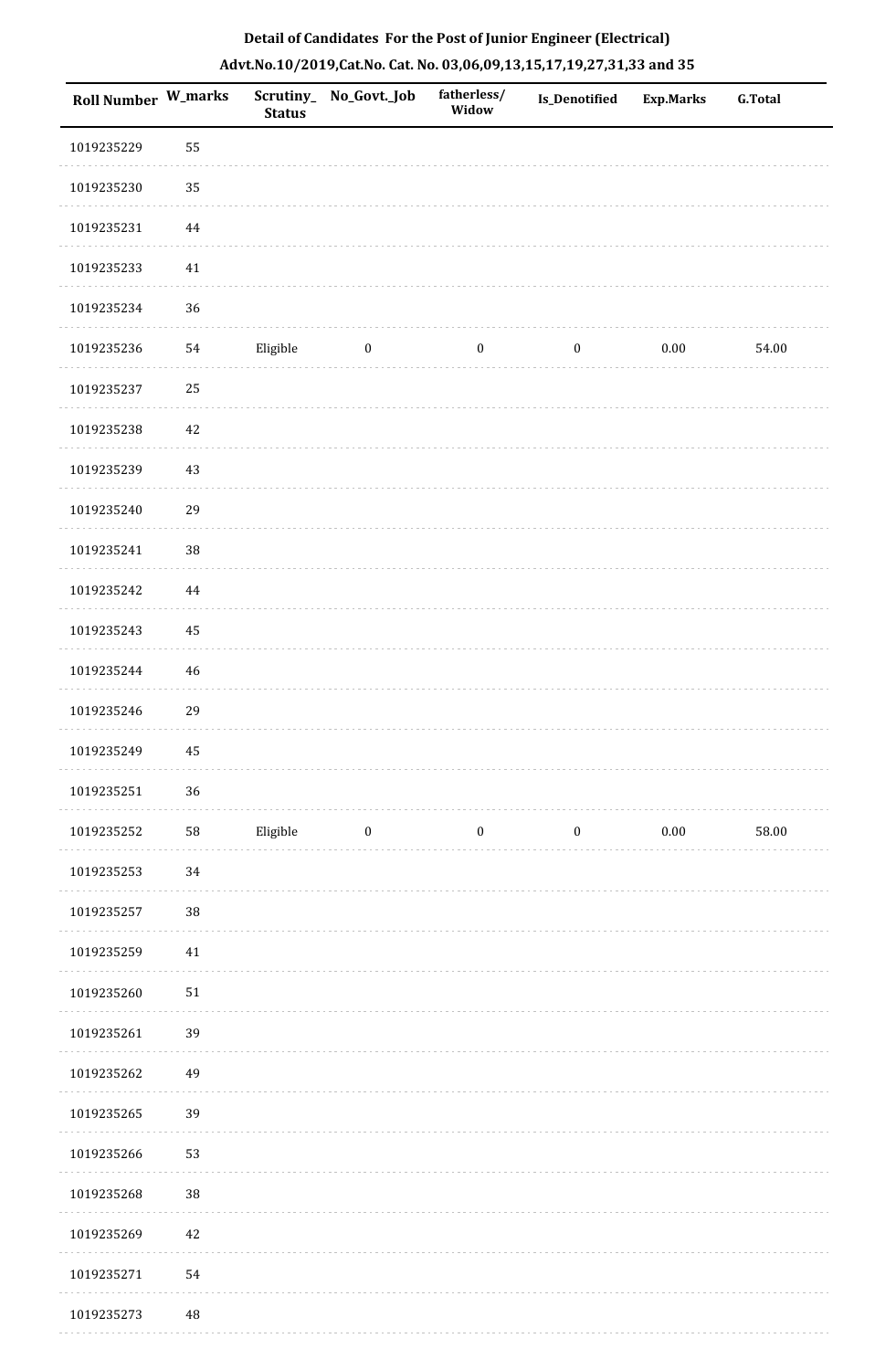**Detail of Candidates For the Post of Junior Engineer (Electrical)**

**Advt.No.10/2019,Cat.No. Cat. No. 03,06,09,13,15,17,19,27,31,33 and 35**

| Roll Number | W_marks | Scrutiny_ Status | No_Govt._Job | fatherless/ Widow | Is_Denotified | Exp.Marks | G.Total |
|---|---|---|---|---|---|---|---|
| 1019235229 | 55 | | | | | | |
| 1019235230 | 35 | | | | | | |
| 1019235231 | 44 | | | | | | |
| 1019235233 | 41 | | | | | | |
| 1019235234 | 36 | | | | | | |
| 1019235236 | 54 | Eligible | 0 | 0 | 0 | 0.00 | 54.00 |
| 1019235237 | 25 | | | | | | |
| 1019235238 | 42 | | | | | | |
| 1019235239 | 43 | | | | | | |
| 1019235240 | 29 | | | | | | |
| 1019235241 | 38 | | | | | | |
| 1019235242 | 44 | | | | | | |
| 1019235243 | 45 | | | | | | |
| 1019235244 | 46 | | | | | | |
| 1019235246 | 29 | | | | | | |
| 1019235249 | 45 | | | | | | |
| 1019235251 | 36 | | | | | | |
| 1019235252 | 58 | Eligible | 0 | 0 | 0 | 0.00 | 58.00 |
| 1019235253 | 34 | | | | | | |
| 1019235257 | 38 | | | | | | |
| 1019235259 | 41 | | | | | | |
| 1019235260 | 51 | | | | | | |
| 1019235261 | 39 | | | | | | |
| 1019235262 | 49 | | | | | | |
| 1019235265 | 39 | | | | | | |
| 1019235266 | 53 | | | | | | |
| 1019235268 | 38 | | | | | | |
| 1019235269 | 42 | | | | | | |
| 1019235271 | 54 | | | | | | |
| 1019235273 | 48 | | | | | | |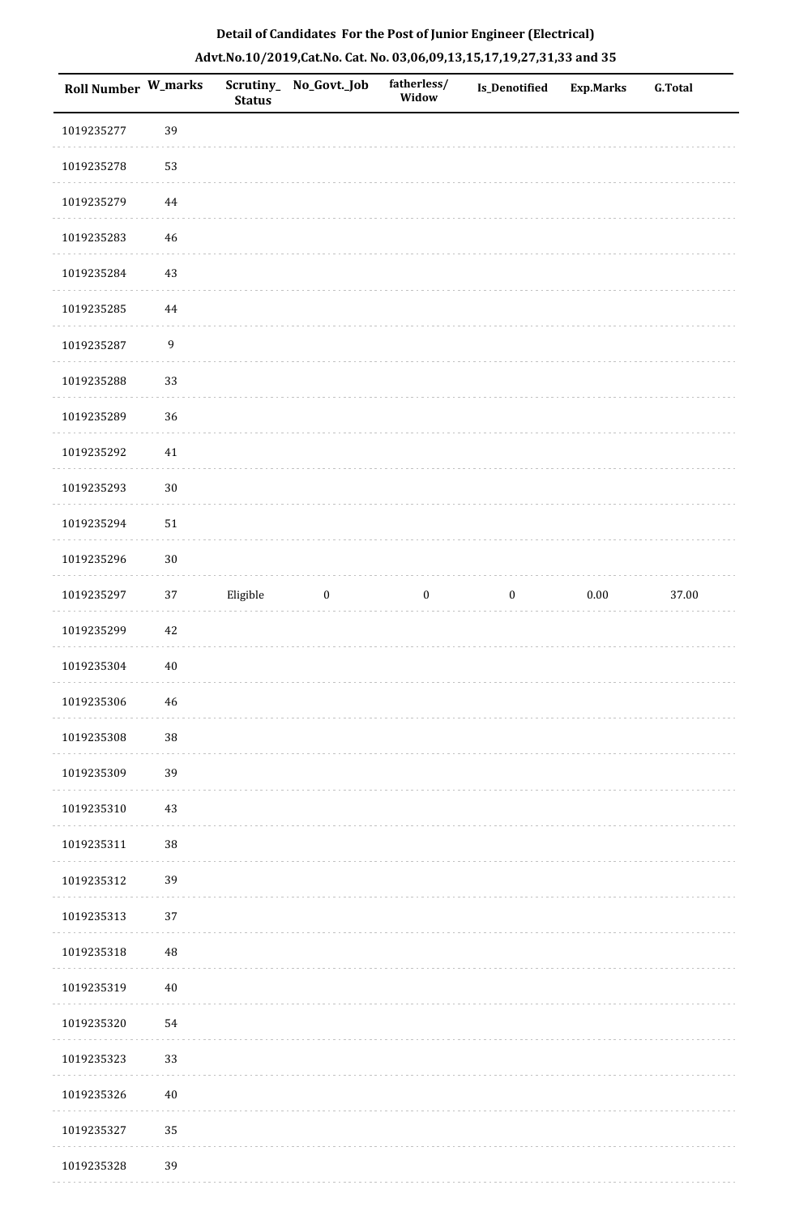**Detail of Candidates For the Post of Junior Engineer (Electrical)**

**Advt.No.10/2019,Cat.No. Cat. No. 03,06,09,13,15,17,19,27,31,33 and 35**

| Roll Number | W_marks | Scrutiny_Status | No_Govt._Job | fatherless/Widow | Is_Denotified | Exp.Marks | G.Total |
|---|---|---|---|---|---|---|---|
| 1019235277 | 39 | | | | | | |
| 1019235278 | 53 | | | | | | |
| 1019235279 | 44 | | | | | | |
| 1019235283 | 46 | | | | | | |
| 1019235284 | 43 | | | | | | |
| 1019235285 | 44 | | | | | | |
| 1019235287 | 9 | | | | | | |
| 1019235288 | 33 | | | | | | |
| 1019235289 | 36 | | | | | | |
| 1019235292 | 41 | | | | | | |
| 1019235293 | 30 | | | | | | |
| 1019235294 | 51 | | | | | | |
| 1019235296 | 30 | | | | | | |
| 1019235297 | 37 | Eligible | 0 | 0 | 0 | 0.00 | 37.00 |
| 1019235299 | 42 | | | | | | |
| 1019235304 | 40 | | | | | | |
| 1019235306 | 46 | | | | | | |
| 1019235308 | 38 | | | | | | |
| 1019235309 | 39 | | | | | | |
| 1019235310 | 43 | | | | | | |
| 1019235311 | 38 | | | | | | |
| 1019235312 | 39 | | | | | | |
| 1019235313 | 37 | | | | | | |
| 1019235318 | 48 | | | | | | |
| 1019235319 | 40 | | | | | | |
| 1019235320 | 54 | | | | | | |
| 1019235323 | 33 | | | | | | |
| 1019235326 | 40 | | | | | | |
| 1019235327 | 35 | | | | | | |
| 1019235328 | 39 | | | | | | |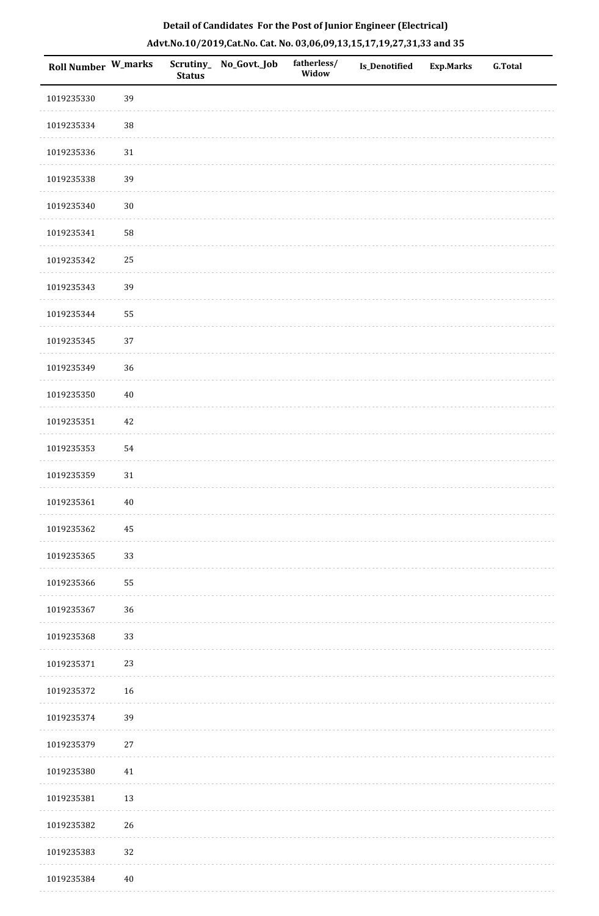**Detail of Candidates For the Post of Junior Engineer (Electrical)**

**Advt.No.10/2019,Cat.No. Cat. No. 03,06,09,13,15,17,19,27,31,33 and 35**

| Roll Number | W_marks | Scrutiny_Status | No_Govt._Job | fatherless/Widow | Is_Denotified | Exp.Marks | G.Total |
|---|---|---|---|---|---|---|---|
| 1019235330 | 39 | | | | | | |
| 1019235334 | 38 | | | | | | |
| 1019235336 | 31 | | | | | | |
| 1019235338 | 39 | | | | | | |
| 1019235340 | 30 | | | | | | |
| 1019235341 | 58 | | | | | | |
| 1019235342 | 25 | | | | | | |
| 1019235343 | 39 | | | | | | |
| 1019235344 | 55 | | | | | | |
| 1019235345 | 37 | | | | | | |
| 1019235349 | 36 | | | | | | |
| 1019235350 | 40 | | | | | | |
| 1019235351 | 42 | | | | | | |
| 1019235353 | 54 | | | | | | |
| 1019235359 | 31 | | | | | | |
| 1019235361 | 40 | | | | | | |
| 1019235362 | 45 | | | | | | |
| 1019235365 | 33 | | | | | | |
| 1019235366 | 55 | | | | | | |
| 1019235367 | 36 | | | | | | |
| 1019235368 | 33 | | | | | | |
| 1019235371 | 23 | | | | | | |
| 1019235372 | 16 | | | | | | |
| 1019235374 | 39 | | | | | | |
| 1019235379 | 27 | | | | | | |
| 1019235380 | 41 | | | | | | |
| 1019235381 | 13 | | | | | | |
| 1019235382 | 26 | | | | | | |
| 1019235383 | 32 | | | | | | |
| 1019235384 | 40 | | | | | | |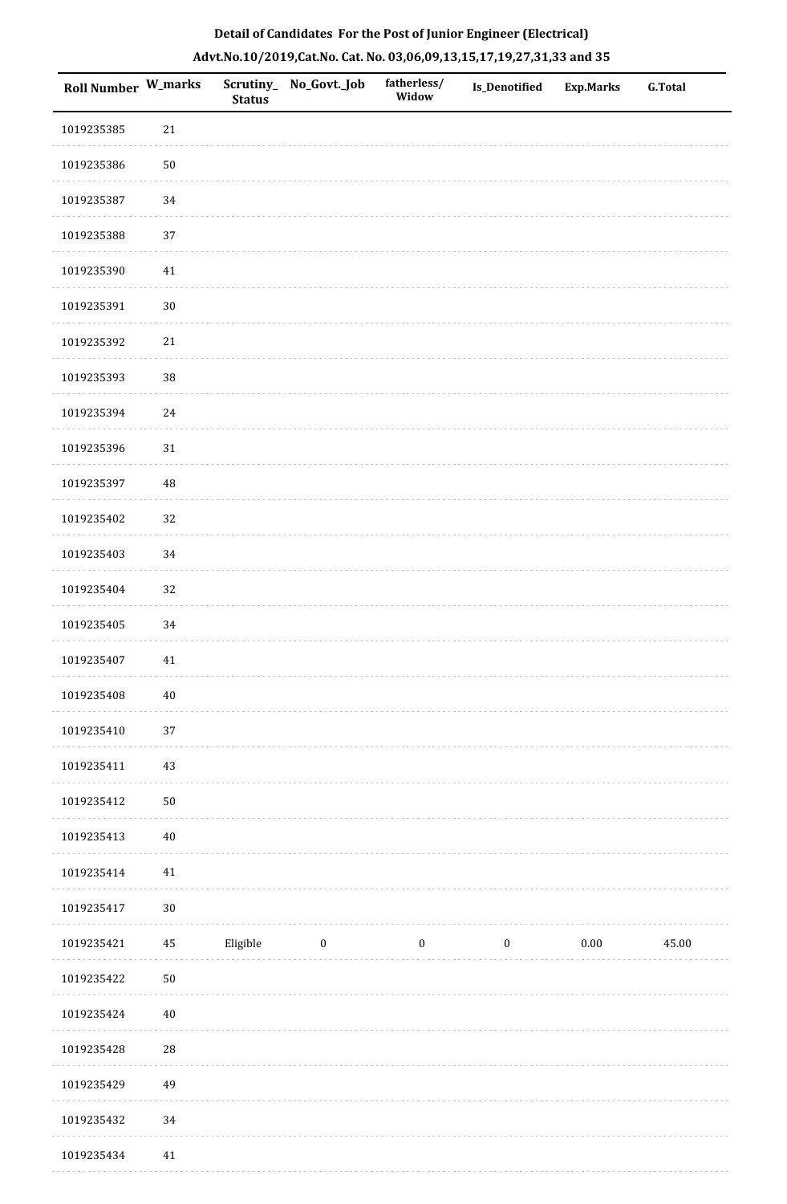**Detail of Candidates For the Post of Junior Engineer (Electrical)**

**Advt.No.10/2019,Cat.No. Cat. No. 03,06,09,13,15,17,19,27,31,33 and 35**

| Roll Number | W_marks | Scrutiny_ Status | No_Govt._Job | fatherless/ Widow | Is_Denotified | Exp.Marks | G.Total |
|---|---|---|---|---|---|---|---|
| 1019235385 | 21 | | | | | | |
| 1019235386 | 50 | | | | | | |
| 1019235387 | 34 | | | | | | |
| 1019235388 | 37 | | | | | | |
| 1019235390 | 41 | | | | | | |
| 1019235391 | 30 | | | | | | |
| 1019235392 | 21 | | | | | | |
| 1019235393 | 38 | | | | | | |
| 1019235394 | 24 | | | | | | |
| 1019235396 | 31 | | | | | | |
| 1019235397 | 48 | | | | | | |
| 1019235402 | 32 | | | | | | |
| 1019235403 | 34 | | | | | | |
| 1019235404 | 32 | | | | | | |
| 1019235405 | 34 | | | | | | |
| 1019235407 | 41 | | | | | | |
| 1019235408 | 40 | | | | | | |
| 1019235410 | 37 | | | | | | |
| 1019235411 | 43 | | | | | | |
| 1019235412 | 50 | | | | | | |
| 1019235413 | 40 | | | | | | |
| 1019235414 | 41 | | | | | | |
| 1019235417 | 30 | | | | | | |
| 1019235421 | 45 | Eligible | 0 | 0 | 0 | 0.00 | 45.00 |
| 1019235422 | 50 | | | | | | |
| 1019235424 | 40 | | | | | | |
| 1019235428 | 28 | | | | | | |
| 1019235429 | 49 | | | | | | |
| 1019235432 | 34 | | | | | | |
| 1019235434 | 41 | | | | | | |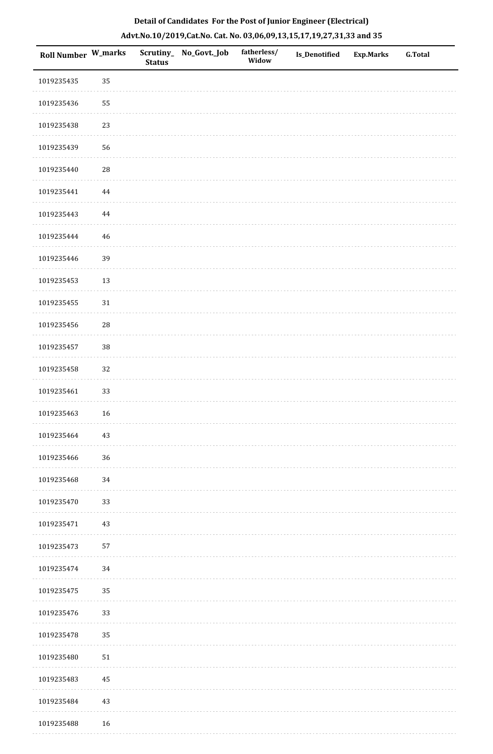**Detail of Candidates For the Post of Junior Engineer (Electrical)**

**Advt.No.10/2019,Cat.No. Cat. No. 03,06,09,13,15,17,19,27,31,33 and 35**

| Roll Number | W_marks | Scrutiny_Status | No_Govt._Job | fatherless/Widow | Is_Denotified | Exp.Marks | G.Total |
|---|---|---|---|---|---|---|---|
| 1019235435 | 35 | | | | | | |
| 1019235436 | 55 | | | | | | |
| 1019235438 | 23 | | | | | | |
| 1019235439 | 56 | | | | | | |
| 1019235440 | 28 | | | | | | |
| 1019235441 | 44 | | | | | | |
| 1019235443 | 44 | | | | | | |
| 1019235444 | 46 | | | | | | |
| 1019235446 | 39 | | | | | | |
| 1019235453 | 13 | | | | | | |
| 1019235455 | 31 | | | | | | |
| 1019235456 | 28 | | | | | | |
| 1019235457 | 38 | | | | | | |
| 1019235458 | 32 | | | | | | |
| 1019235461 | 33 | | | | | | |
| 1019235463 | 16 | | | | | | |
| 1019235464 | 43 | | | | | | |
| 1019235466 | 36 | | | | | | |
| 1019235468 | 34 | | | | | | |
| 1019235470 | 33 | | | | | | |
| 1019235471 | 43 | | | | | | |
| 1019235473 | 57 | | | | | | |
| 1019235474 | 34 | | | | | | |
| 1019235475 | 35 | | | | | | |
| 1019235476 | 33 | | | | | | |
| 1019235478 | 35 | | | | | | |
| 1019235480 | 51 | | | | | | |
| 1019235483 | 45 | | | | | | |
| 1019235484 | 43 | | | | | | |
| 1019235488 | 16 | | | | | | |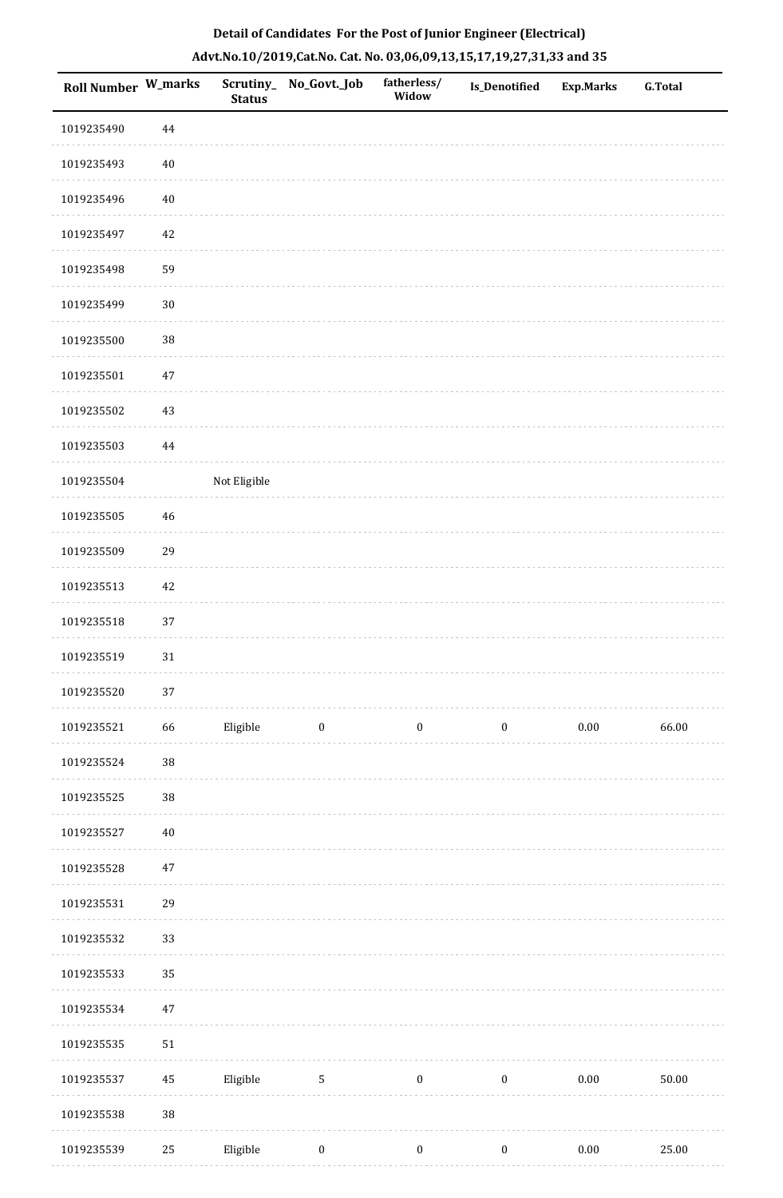**Detail of Candidates For the Post of Junior Engineer (Electrical)**

**Advt.No.10/2019,Cat.No. Cat. No. 03,06,09,13,15,17,19,27,31,33 and 35**

| Roll Number | W_marks | Scrutiny_ Status | No_Govt._Job | fatherless/ Widow | Is_Denotified | Exp.Marks | G.Total |
|---|---|---|---|---|---|---|---|
| 1019235490 | 44 | | | | | | |
| 1019235493 | 40 | | | | | | |
| 1019235496 | 40 | | | | | | |
| 1019235497 | 42 | | | | | | |
| 1019235498 | 59 | | | | | | |
| 1019235499 | 30 | | | | | | |
| 1019235500 | 38 | | | | | | |
| 1019235501 | 47 | | | | | | |
| 1019235502 | 43 | | | | | | |
| 1019235503 | 44 | | | | | | |
| 1019235504 | | Not Eligible | | | | | |
| 1019235505 | 46 | | | | | | |
| 1019235509 | 29 | | | | | | |
| 1019235513 | 42 | | | | | | |
| 1019235518 | 37 | | | | | | |
| 1019235519 | 31 | | | | | | |
| 1019235520 | 37 | | | | | | |
| 1019235521 | 66 | Eligible | 0 | 0 | 0 | 0.00 | 66.00 |
| 1019235524 | 38 | | | | | | |
| 1019235525 | 38 | | | | | | |
| 1019235527 | 40 | | | | | | |
| 1019235528 | 47 | | | | | | |
| 1019235531 | 29 | | | | | | |
| 1019235532 | 33 | | | | | | |
| 1019235533 | 35 | | | | | | |
| 1019235534 | 47 | | | | | | |
| 1019235535 | 51 | | | | | | |
| 1019235537 | 45 | Eligible | 5 | 0 | 0 | 0.00 | 50.00 |
| 1019235538 | 38 | | | | | | |
| 1019235539 | 25 | Eligible | 0 | 0 | 0 | 0.00 | 25.00 |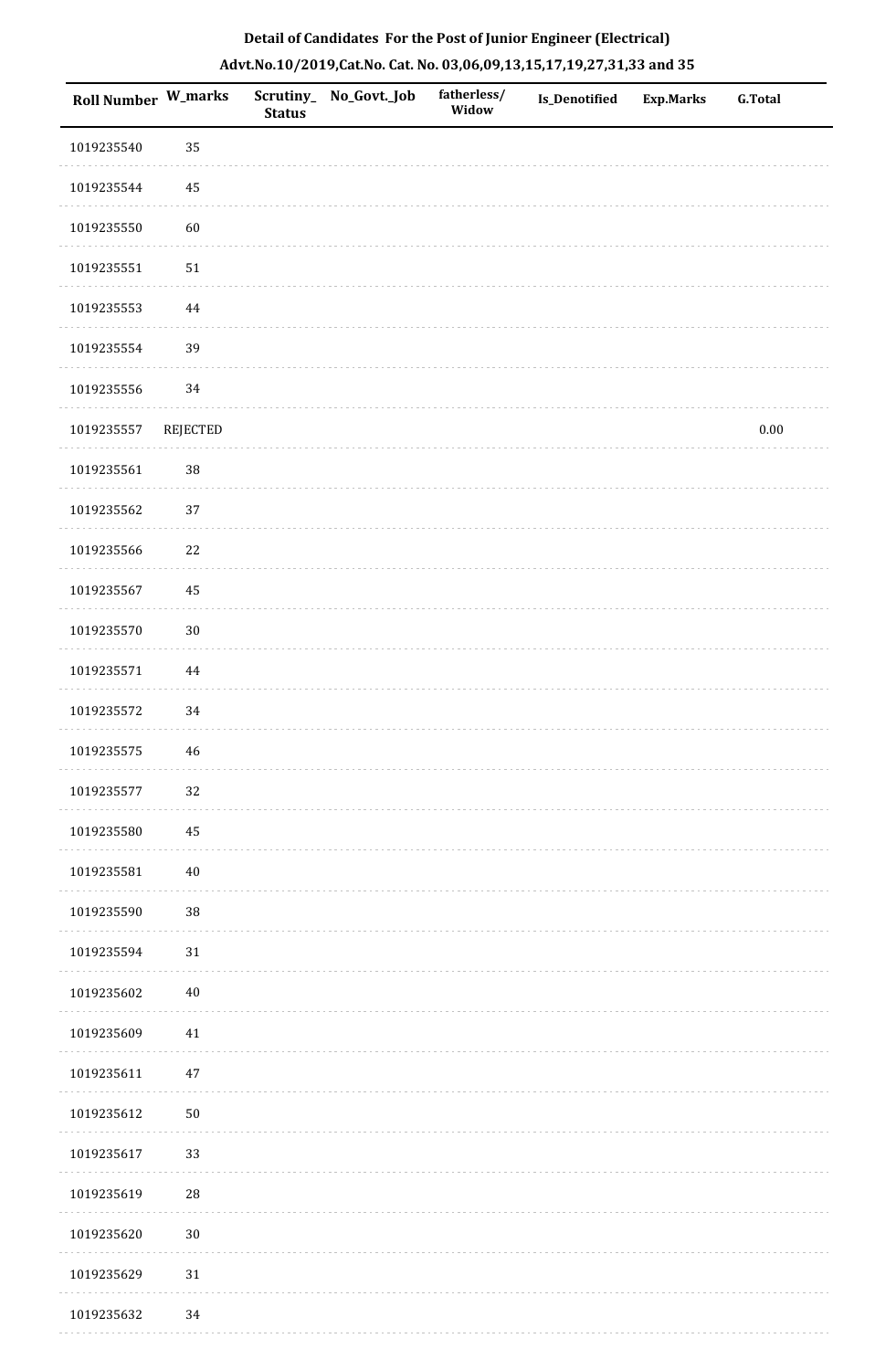**Detail of Candidates For the Post of Junior Engineer (Electrical)**

**Advt.No.10/2019,Cat.No. Cat. No. 03,06,09,13,15,17,19,27,31,33 and 35**

| Roll Number | W_marks | Scrutiny_ Status | No_Govt._Job | fatherless/ Widow | Is_Denotified | Exp.Marks | G.Total |
|---|---|---|---|---|---|---|---|
| 1019235540 | 35 | | | | | | |
| 1019235544 | 45 | | | | | | |
| 1019235550 | 60 | | | | | | |
| 1019235551 | 51 | | | | | | |
| 1019235553 | 44 | | | | | | |
| 1019235554 | 39 | | | | | | |
| 1019235556 | 34 | | | | | | |
| 1019235557 | REJECTED | | | | | | 0.00 |
| 1019235561 | 38 | | | | | | |
| 1019235562 | 37 | | | | | | |
| 1019235566 | 22 | | | | | | |
| 1019235567 | 45 | | | | | | |
| 1019235570 | 30 | | | | | | |
| 1019235571 | 44 | | | | | | |
| 1019235572 | 34 | | | | | | |
| 1019235575 | 46 | | | | | | |
| 1019235577 | 32 | | | | | | |
| 1019235580 | 45 | | | | | | |
| 1019235581 | 40 | | | | | | |
| 1019235590 | 38 | | | | | | |
| 1019235594 | 31 | | | | | | |
| 1019235602 | 40 | | | | | | |
| 1019235609 | 41 | | | | | | |
| 1019235611 | 47 | | | | | | |
| 1019235612 | 50 | | | | | | |
| 1019235617 | 33 | | | | | | |
| 1019235619 | 28 | | | | | | |
| 1019235620 | 30 | | | | | | |
| 1019235629 | 31 | | | | | | |
| 1019235632 | 34 | | | | | | |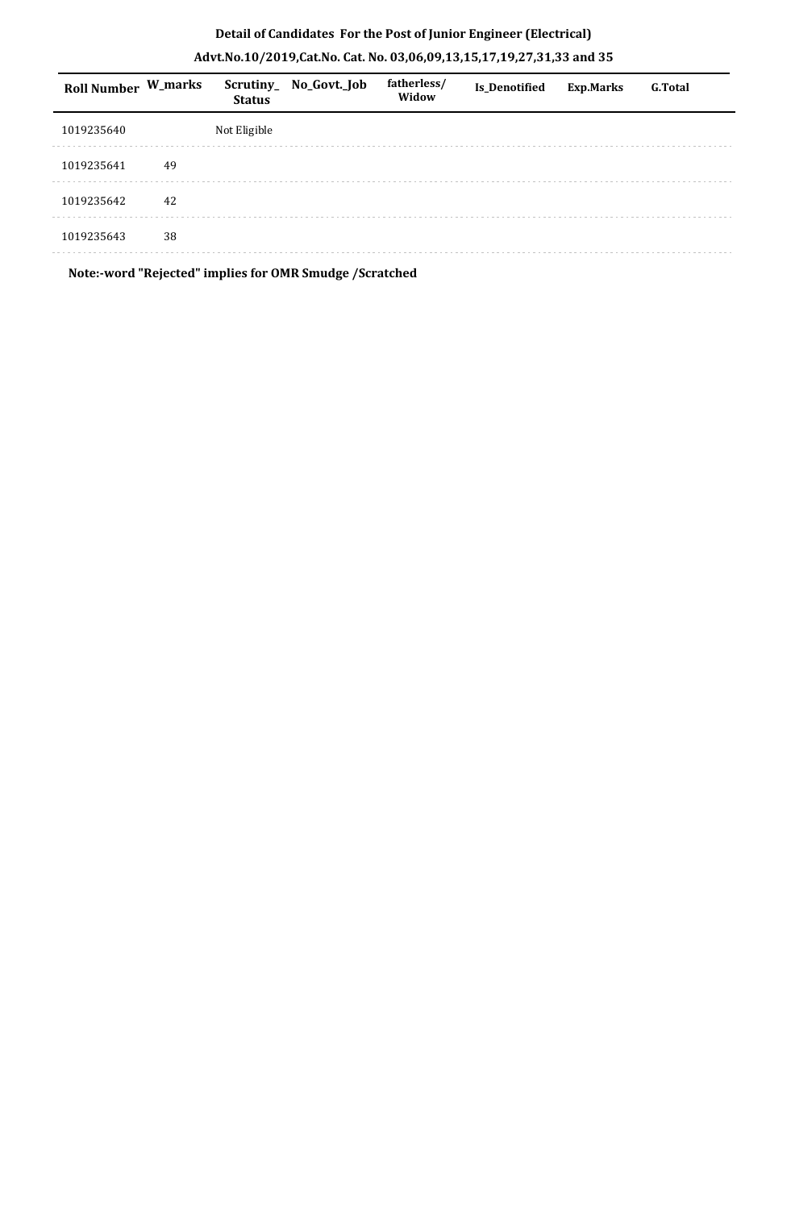**Detail of Candidates For the Post of Junior Engineer (Electrical)**

**Advt.No.10/2019,Cat.No. Cat. No. 03,06,09,13,15,17,19,27,31,33 and 35**

| Roll Number | W_marks | Scrutiny_Status | No_Govt._Job | fatherless/Widow | Is_Denotified | Exp.Marks | G.Total |
|---|---|---|---|---|---|---|---|
| 1019235640 | | Not Eligible | | | | | |
| 1019235641 | 49 | | | | | | |
| 1019235642 | 42 | | | | | | |
| 1019235643 | 38 | | | | | | |

**Note:-word "Rejected" implies for OMR Smudge /Scratched**